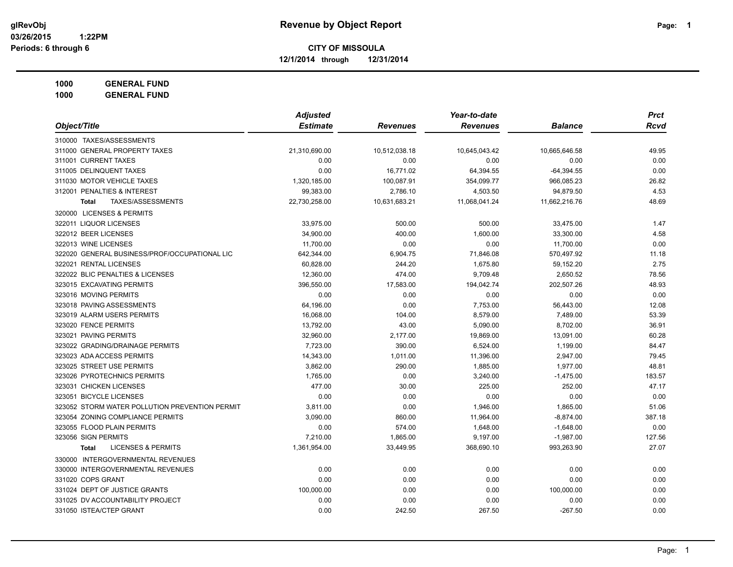# Revenue by Object Report

glRevObj
03/26/2015 1:22PM
Periods: 6 through 6

**CITY OF MISSOULA**
**12/1/2014 through 12/31/2014**

**1000 GENERAL FUND**
**1000 GENERAL FUND**

| Object/Title | Adjusted Estimate | Revenues | Year-to-date Revenues | Balance | Prct Rcvd |
|---|---|---|---|---|---|
| 310000 TAXES/ASSESSMENTS | | | | | |
| 311000 GENERAL PROPERTY TAXES | 21,310,690.00 | 10,512,038.18 | 10,645,043.42 | 10,665,646.58 | 49.95 |
| 311001 CURRENT TAXES | 0.00 | 0.00 | 0.00 | 0.00 | 0.00 |
| 311005 DELINQUENT TAXES | 0.00 | 16,771.02 | 64,394.55 | -64,394.55 | 0.00 |
| 311030 MOTOR VEHICLE TAXES | 1,320,185.00 | 100,087.91 | 354,099.77 | 966,085.23 | 26.82 |
| 312001 PENALTIES & INTEREST | 99,383.00 | 2,786.10 | 4,503.50 | 94,879.50 | 4.53 |
| **Total** TAXES/ASSESSMENTS | 22,730,258.00 | 10,631,683.21 | 11,068,041.24 | 11,662,216.76 | 48.69 |
| 320000 LICENSES & PERMITS | | | | | |
| 322011 LIQUOR LICENSES | 33,975.00 | 500.00 | 500.00 | 33,475.00 | 1.47 |
| 322012 BEER LICENSES | 34,900.00 | 400.00 | 1,600.00 | 33,300.00 | 4.58 |
| 322013 WINE LICENSES | 11,700.00 | 0.00 | 0.00 | 11,700.00 | 0.00 |
| 322020 GENERAL BUSINESS/PROF/OCCUPATIONAL LIC | 642,344.00 | 6,904.75 | 71,846.08 | 570,497.92 | 11.18 |
| 322021 RENTAL LICENSES | 60,828.00 | 244.20 | 1,675.80 | 59,152.20 | 2.75 |
| 322022 BLIC PENALTIES & LICENSES | 12,360.00 | 474.00 | 9,709.48 | 2,650.52 | 78.56 |
| 323015 EXCAVATING PERMITS | 396,550.00 | 17,583.00 | 194,042.74 | 202,507.26 | 48.93 |
| 323016 MOVING PERMITS | 0.00 | 0.00 | 0.00 | 0.00 | 0.00 |
| 323018 PAVING ASSESSMENTS | 64,196.00 | 0.00 | 7,753.00 | 56,443.00 | 12.08 |
| 323019 ALARM USERS PERMITS | 16,068.00 | 104.00 | 8,579.00 | 7,489.00 | 53.39 |
| 323020 FENCE PERMITS | 13,792.00 | 43.00 | 5,090.00 | 8,702.00 | 36.91 |
| 323021 PAVING PERMITS | 32,960.00 | 2,177.00 | 19,869.00 | 13,091.00 | 60.28 |
| 323022 GRADING/DRAINAGE PERMITS | 7,723.00 | 390.00 | 6,524.00 | 1,199.00 | 84.47 |
| 323023 ADA ACCESS PERMITS | 14,343.00 | 1,011.00 | 11,396.00 | 2,947.00 | 79.45 |
| 323025 STREET USE PERMITS | 3,862.00 | 290.00 | 1,885.00 | 1,977.00 | 48.81 |
| 323026 PYROTECHNICS PERMITS | 1,765.00 | 0.00 | 3,240.00 | -1,475.00 | 183.57 |
| 323031 CHICKEN LICENSES | 477.00 | 30.00 | 225.00 | 252.00 | 47.17 |
| 323051 BICYCLE LICENSES | 0.00 | 0.00 | 0.00 | 0.00 | 0.00 |
| 323052 STORM WATER POLLUTION PREVENTION PERMIT | 3,811.00 | 0.00 | 1,946.00 | 1,865.00 | 51.06 |
| 323054 ZONING COMPLIANCE PERMITS | 3,090.00 | 860.00 | 11,964.00 | -8,874.00 | 387.18 |
| 323055 FLOOD PLAIN PERMITS | 0.00 | 574.00 | 1,648.00 | -1,648.00 | 0.00 |
| 323056 SIGN PERMITS | 7,210.00 | 1,865.00 | 9,197.00 | -1,987.00 | 127.56 |
| **Total** LICENSES & PERMITS | 1,361,954.00 | 33,449.95 | 368,690.10 | 993,263.90 | 27.07 |
| 330000 INTERGOVERNMENTAL REVENUES | | | | | |
| 330000 INTERGOVERNMENTAL REVENUES | 0.00 | 0.00 | 0.00 | 0.00 | 0.00 |
| 331020 COPS GRANT | 0.00 | 0.00 | 0.00 | 0.00 | 0.00 |
| 331024 DEPT OF JUSTICE GRANTS | 100,000.00 | 0.00 | 0.00 | 100,000.00 | 0.00 |
| 331025 DV ACCOUNTABILITY PROJECT | 0.00 | 0.00 | 0.00 | 0.00 | 0.00 |
| 331050 ISTEA/CTEP GRANT | 0.00 | 242.50 | 267.50 | -267.50 | 0.00 |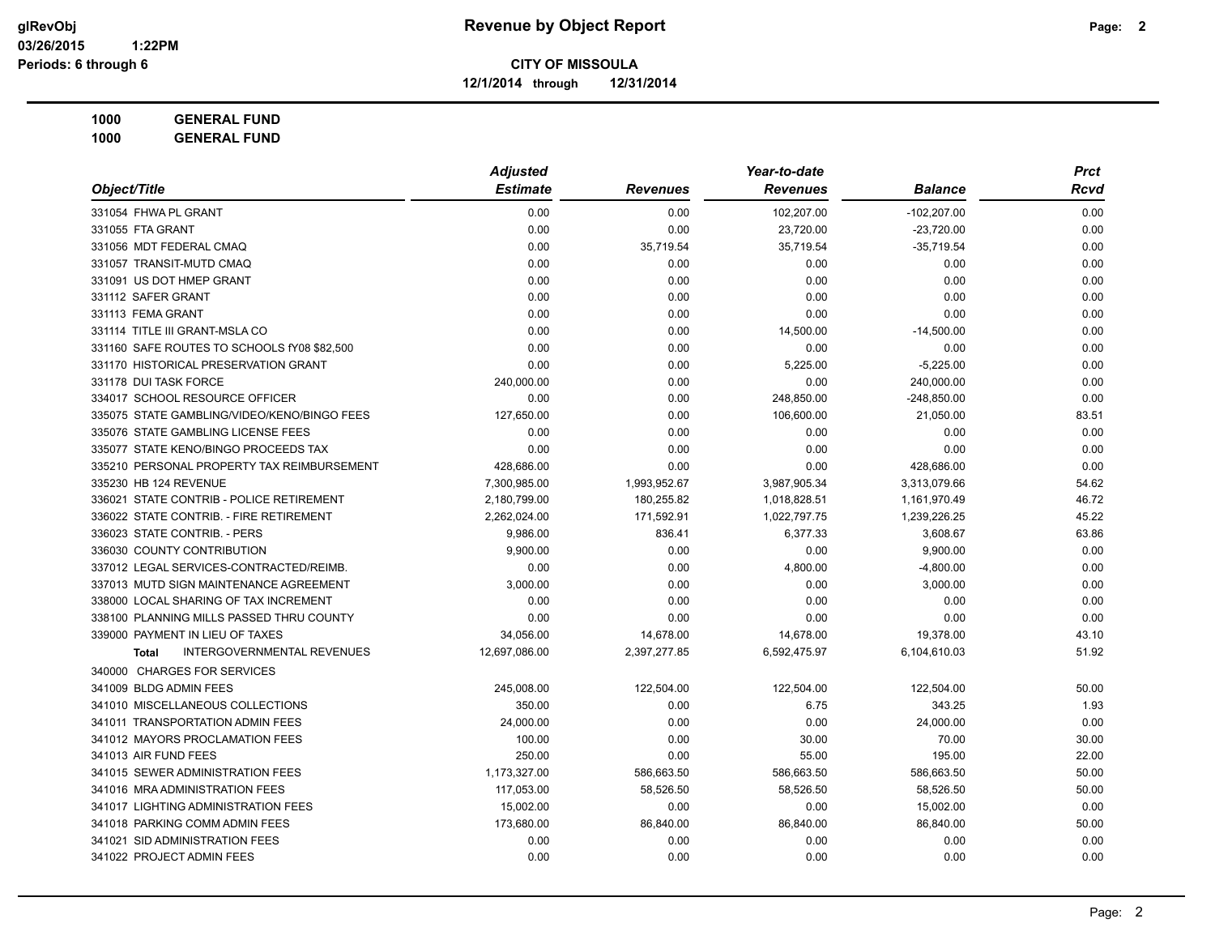**CITY OF MISSOULA**

**12/1/2014 through 12/31/2014**

**1000 GENERAL FUND**

**1000 GENERAL FUND**

| Object/Title | Adjusted Estimate | Revenues | Year-to-date Revenues | Balance | Prct Rcvd |
|---|---|---|---|---|---|
| 331054 FHWA PL GRANT | 0.00 | 0.00 | 102,207.00 | -102,207.00 | 0.00 |
| 331055 FTA GRANT | 0.00 | 0.00 | 23,720.00 | -23,720.00 | 0.00 |
| 331056 MDT FEDERAL CMAQ | 0.00 | 35,719.54 | 35,719.54 | -35,719.54 | 0.00 |
| 331057 TRANSIT-MUTD CMAQ | 0.00 | 0.00 | 0.00 | 0.00 | 0.00 |
| 331091 US DOT HMEP GRANT | 0.00 | 0.00 | 0.00 | 0.00 | 0.00 |
| 331112 SAFER GRANT | 0.00 | 0.00 | 0.00 | 0.00 | 0.00 |
| 331113 FEMA GRANT | 0.00 | 0.00 | 0.00 | 0.00 | 0.00 |
| 331114 TITLE III GRANT-MSLA CO | 0.00 | 0.00 | 14,500.00 | -14,500.00 | 0.00 |
| 331160 SAFE ROUTES TO SCHOOLS fY08 $82,500 | 0.00 | 0.00 | 0.00 | 0.00 | 0.00 |
| 331170 HISTORICAL PRESERVATION GRANT | 0.00 | 0.00 | 5,225.00 | -5,225.00 | 0.00 |
| 331178 DUI TASK FORCE | 240,000.00 | 0.00 | 0.00 | 240,000.00 | 0.00 |
| 334017 SCHOOL RESOURCE OFFICER | 0.00 | 0.00 | 248,850.00 | -248,850.00 | 0.00 |
| 335075 STATE GAMBLING/VIDEO/KENO/BINGO FEES | 127,650.00 | 0.00 | 106,600.00 | 21,050.00 | 83.51 |
| 335076 STATE GAMBLING LICENSE FEES | 0.00 | 0.00 | 0.00 | 0.00 | 0.00 |
| 335077 STATE KENO/BINGO PROCEEDS TAX | 0.00 | 0.00 | 0.00 | 0.00 | 0.00 |
| 335210 PERSONAL PROPERTY TAX REIMBURSEMENT | 428,686.00 | 0.00 | 0.00 | 428,686.00 | 0.00 |
| 335230 HB 124 REVENUE | 7,300,985.00 | 1,993,952.67 | 3,987,905.34 | 3,313,079.66 | 54.62 |
| 336021 STATE CONTRIB - POLICE RETIREMENT | 2,180,799.00 | 180,255.82 | 1,018,828.51 | 1,161,970.49 | 46.72 |
| 336022 STATE CONTRIB. - FIRE RETIREMENT | 2,262,024.00 | 171,592.91 | 1,022,797.75 | 1,239,226.25 | 45.22 |
| 336023 STATE CONTRIB. - PERS | 9,986.00 | 836.41 | 6,377.33 | 3,608.67 | 63.86 |
| 336030 COUNTY CONTRIBUTION | 9,900.00 | 0.00 | 0.00 | 9,900.00 | 0.00 |
| 337012 LEGAL SERVICES-CONTRACTED/REIMB. | 0.00 | 0.00 | 4,800.00 | -4,800.00 | 0.00 |
| 337013 MUTD SIGN MAINTENANCE AGREEMENT | 3,000.00 | 0.00 | 0.00 | 3,000.00 | 0.00 |
| 338000 LOCAL SHARING OF TAX INCREMENT | 0.00 | 0.00 | 0.00 | 0.00 | 0.00 |
| 338100 PLANNING MILLS PASSED THRU COUNTY | 0.00 | 0.00 | 0.00 | 0.00 | 0.00 |
| 339000 PAYMENT IN LIEU OF TAXES | 34,056.00 | 14,678.00 | 14,678.00 | 19,378.00 | 43.10 |
| **Total** INTERGOVERNMENTAL REVENUES | 12,697,086.00 | 2,397,277.85 | 6,592,475.97 | 6,104,610.03 | 51.92 |
| 340000 CHARGES FOR SERVICES | | | | | |
| 341009 BLDG ADMIN FEES | 245,008.00 | 122,504.00 | 122,504.00 | 122,504.00 | 50.00 |
| 341010 MISCELLANEOUS COLLECTIONS | 350.00 | 0.00 | 6.75 | 343.25 | 1.93 |
| 341011 TRANSPORTATION ADMIN FEES | 24,000.00 | 0.00 | 0.00 | 24,000.00 | 0.00 |
| 341012 MAYORS PROCLAMATION FEES | 100.00 | 0.00 | 30.00 | 70.00 | 30.00 |
| 341013 AIR FUND FEES | 250.00 | 0.00 | 55.00 | 195.00 | 22.00 |
| 341015 SEWER ADMINISTRATION FEES | 1,173,327.00 | 586,663.50 | 586,663.50 | 586,663.50 | 50.00 |
| 341016 MRA ADMINISTRATION FEES | 117,053.00 | 58,526.50 | 58,526.50 | 58,526.50 | 50.00 |
| 341017 LIGHTING ADMINISTRATION FEES | 15,002.00 | 0.00 | 0.00 | 15,002.00 | 0.00 |
| 341018 PARKING COMM ADMIN FEES | 173,680.00 | 86,840.00 | 86,840.00 | 86,840.00 | 50.00 |
| 341021 SID ADMINISTRATION FEES | 0.00 | 0.00 | 0.00 | 0.00 | 0.00 |
| 341022 PROJECT ADMIN FEES | 0.00 | 0.00 | 0.00 | 0.00 | 0.00 |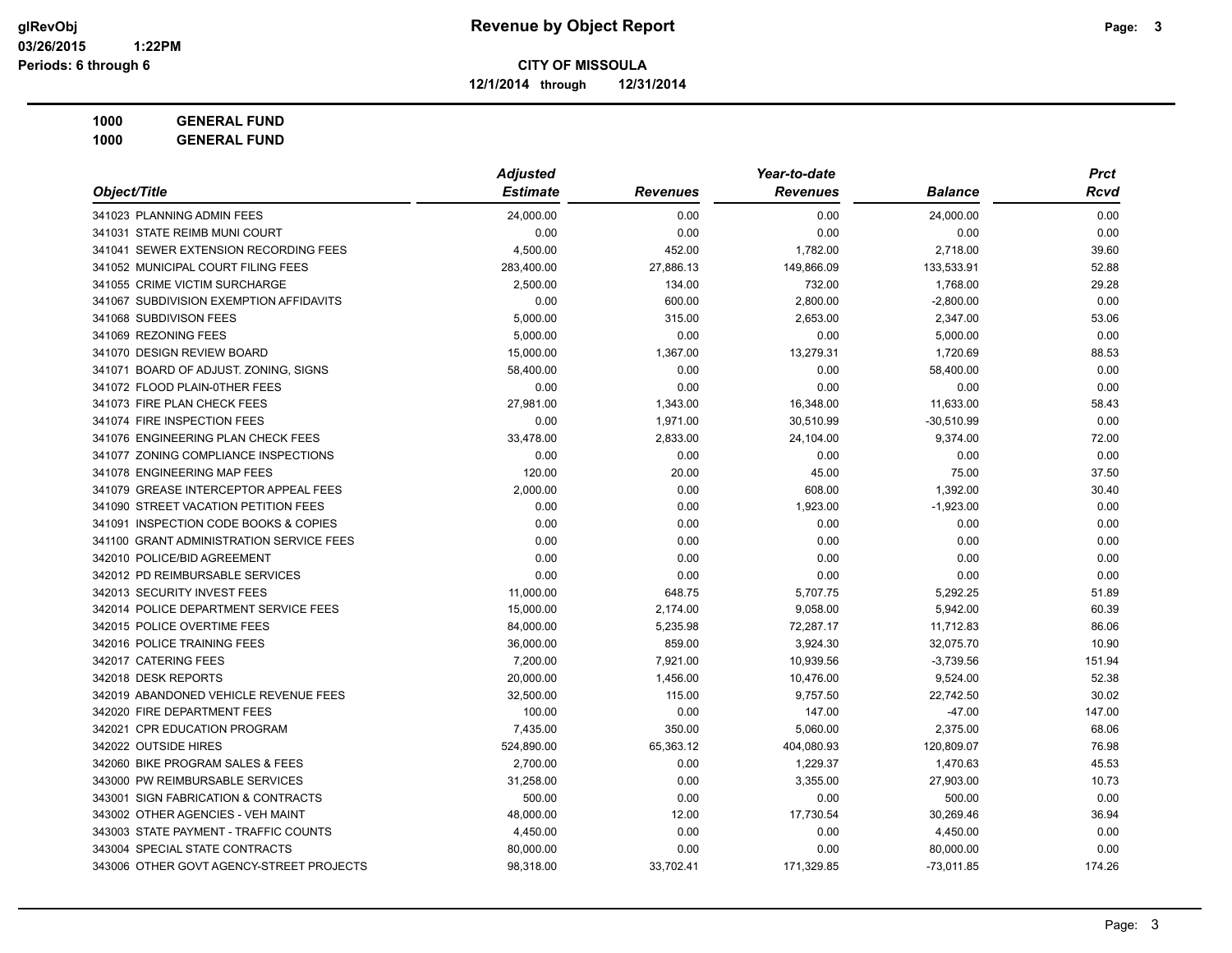# Revenue by Object Report

**CITY OF MISSOULA**

**12/1/2014 through 12/31/2014**

glRevObj
03/26/2015 1:22PM
Periods: 6 through 6

**1000 GENERAL FUND**
**1000 GENERAL FUND**

| Object/Title | Adjusted Estimate | Revenues | Year-to-date Revenues | Balance | Prct Rcvd |
|---|---|---|---|---|---|
| 341023 PLANNING ADMIN FEES | 24,000.00 | 0.00 | 0.00 | 24,000.00 | 0.00 |
| 341031 STATE REIMB MUNI COURT | 0.00 | 0.00 | 0.00 | 0.00 | 0.00 |
| 341041 SEWER EXTENSION RECORDING FEES | 4,500.00 | 452.00 | 1,782.00 | 2,718.00 | 39.60 |
| 341052 MUNICIPAL COURT FILING FEES | 283,400.00 | 27,886.13 | 149,866.09 | 133,533.91 | 52.88 |
| 341055 CRIME VICTIM SURCHARGE | 2,500.00 | 134.00 | 732.00 | 1,768.00 | 29.28 |
| 341067 SUBDIVISION EXEMPTION AFFIDAVITS | 0.00 | 600.00 | 2,800.00 | -2,800.00 | 0.00 |
| 341068 SUBDIVISON FEES | 5,000.00 | 315.00 | 2,653.00 | 2,347.00 | 53.06 |
| 341069 REZONING FEES | 5,000.00 | 0.00 | 0.00 | 5,000.00 | 0.00 |
| 341070 DESIGN REVIEW BOARD | 15,000.00 | 1,367.00 | 13,279.31 | 1,720.69 | 88.53 |
| 341071 BOARD OF ADJUST. ZONING, SIGNS | 58,400.00 | 0.00 | 0.00 | 58,400.00 | 0.00 |
| 341072 FLOOD PLAIN-0THER FEES | 0.00 | 0.00 | 0.00 | 0.00 | 0.00 |
| 341073 FIRE PLAN CHECK FEES | 27,981.00 | 1,343.00 | 16,348.00 | 11,633.00 | 58.43 |
| 341074 FIRE INSPECTION FEES | 0.00 | 1,971.00 | 30,510.99 | -30,510.99 | 0.00 |
| 341076 ENGINEERING PLAN CHECK FEES | 33,478.00 | 2,833.00 | 24,104.00 | 9,374.00 | 72.00 |
| 341077 ZONING COMPLIANCE INSPECTIONS | 0.00 | 0.00 | 0.00 | 0.00 | 0.00 |
| 341078 ENGINEERING MAP FEES | 120.00 | 20.00 | 45.00 | 75.00 | 37.50 |
| 341079 GREASE INTERCEPTOR APPEAL FEES | 2,000.00 | 0.00 | 608.00 | 1,392.00 | 30.40 |
| 341090 STREET VACATION PETITION FEES | 0.00 | 0.00 | 1,923.00 | -1,923.00 | 0.00 |
| 341091 INSPECTION CODE BOOKS & COPIES | 0.00 | 0.00 | 0.00 | 0.00 | 0.00 |
| 341100 GRANT ADMINISTRATION SERVICE FEES | 0.00 | 0.00 | 0.00 | 0.00 | 0.00 |
| 342010 POLICE/BID AGREEMENT | 0.00 | 0.00 | 0.00 | 0.00 | 0.00 |
| 342012 PD REIMBURSABLE SERVICES | 0.00 | 0.00 | 0.00 | 0.00 | 0.00 |
| 342013 SECURITY INVEST FEES | 11,000.00 | 648.75 | 5,707.75 | 5,292.25 | 51.89 |
| 342014 POLICE DEPARTMENT SERVICE FEES | 15,000.00 | 2,174.00 | 9,058.00 | 5,942.00 | 60.39 |
| 342015 POLICE OVERTIME FEES | 84,000.00 | 5,235.98 | 72,287.17 | 11,712.83 | 86.06 |
| 342016 POLICE TRAINING FEES | 36,000.00 | 859.00 | 3,924.30 | 32,075.70 | 10.90 |
| 342017 CATERING FEES | 7,200.00 | 7,921.00 | 10,939.56 | -3,739.56 | 151.94 |
| 342018 DESK REPORTS | 20,000.00 | 1,456.00 | 10,476.00 | 9,524.00 | 52.38 |
| 342019 ABANDONED VEHICLE REVENUE FEES | 32,500.00 | 115.00 | 9,757.50 | 22,742.50 | 30.02 |
| 342020 FIRE DEPARTMENT FEES | 100.00 | 0.00 | 147.00 | -47.00 | 147.00 |
| 342021 CPR EDUCATION PROGRAM | 7,435.00 | 350.00 | 5,060.00 | 2,375.00 | 68.06 |
| 342022 OUTSIDE HIRES | 524,890.00 | 65,363.12 | 404,080.93 | 120,809.07 | 76.98 |
| 342060 BIKE PROGRAM SALES & FEES | 2,700.00 | 0.00 | 1,229.37 | 1,470.63 | 45.53 |
| 343000 PW REIMBURSABLE SERVICES | 31,258.00 | 0.00 | 3,355.00 | 27,903.00 | 10.73 |
| 343001 SIGN FABRICATION & CONTRACTS | 500.00 | 0.00 | 0.00 | 500.00 | 0.00 |
| 343002 OTHER AGENCIES - VEH MAINT | 48,000.00 | 12.00 | 17,730.54 | 30,269.46 | 36.94 |
| 343003 STATE PAYMENT - TRAFFIC COUNTS | 4,450.00 | 0.00 | 0.00 | 4,450.00 | 0.00 |
| 343004 SPECIAL STATE CONTRACTS | 80,000.00 | 0.00 | 0.00 | 80,000.00 | 0.00 |
| 343006 OTHER GOVT AGENCY-STREET PROJECTS | 98,318.00 | 33,702.41 | 171,329.85 | -73,011.85 | 174.26 |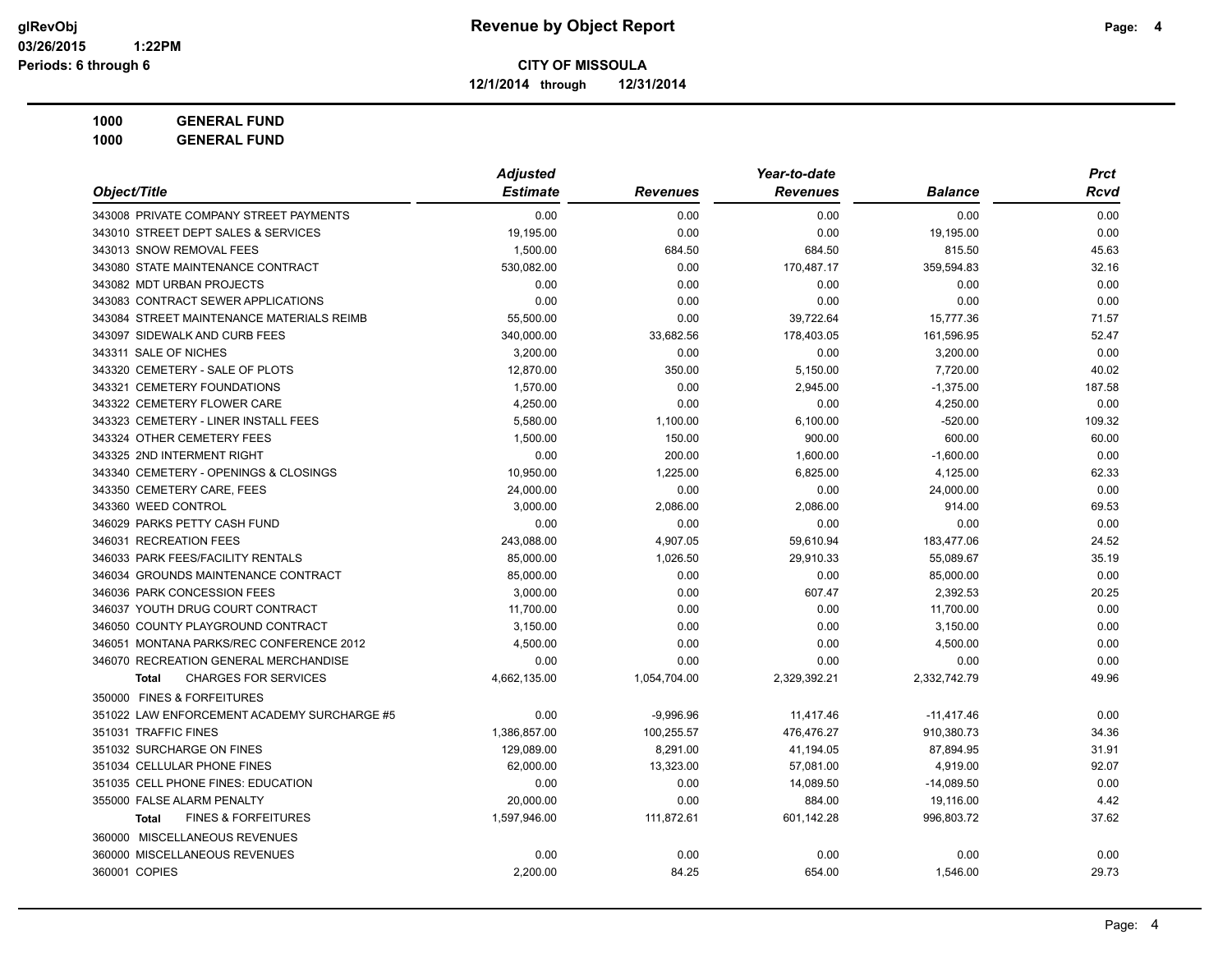# Revenue by Object Report

**CITY OF MISSOULA**

**12/1/2014 through 12/31/2014**

glRevObj
03/26/2015 1:22PM
Periods: 6 through 6

**1000 GENERAL FUND**

**1000 GENERAL FUND**

| Object/Title | Adjusted Estimate | Revenues | Year-to-date Revenues | Balance | Prct Rcvd |
|---|---|---|---|---|---|
| 343008 PRIVATE COMPANY STREET PAYMENTS | 0.00 | 0.00 | 0.00 | 0.00 | 0.00 |
| 343010 STREET DEPT SALES & SERVICES | 19,195.00 | 0.00 | 0.00 | 19,195.00 | 0.00 |
| 343013 SNOW REMOVAL FEES | 1,500.00 | 684.50 | 684.50 | 815.50 | 45.63 |
| 343080 STATE MAINTENANCE CONTRACT | 530,082.00 | 0.00 | 170,487.17 | 359,594.83 | 32.16 |
| 343082 MDT URBAN PROJECTS | 0.00 | 0.00 | 0.00 | 0.00 | 0.00 |
| 343083 CONTRACT SEWER APPLICATIONS | 0.00 | 0.00 | 0.00 | 0.00 | 0.00 |
| 343084 STREET MAINTENANCE MATERIALS REIMB | 55,500.00 | 0.00 | 39,722.64 | 15,777.36 | 71.57 |
| 343097 SIDEWALK AND CURB FEES | 340,000.00 | 33,682.56 | 178,403.05 | 161,596.95 | 52.47 |
| 343311 SALE OF NICHES | 3,200.00 | 0.00 | 0.00 | 3,200.00 | 0.00 |
| 343320 CEMETERY - SALE OF PLOTS | 12,870.00 | 350.00 | 5,150.00 | 7,720.00 | 40.02 |
| 343321 CEMETERY FOUNDATIONS | 1,570.00 | 0.00 | 2,945.00 | -1,375.00 | 187.58 |
| 343322 CEMETERY FLOWER CARE | 4,250.00 | 0.00 | 0.00 | 4,250.00 | 0.00 |
| 343323 CEMETERY - LINER INSTALL FEES | 5,580.00 | 1,100.00 | 6,100.00 | -520.00 | 109.32 |
| 343324 OTHER CEMETERY FEES | 1,500.00 | 150.00 | 900.00 | 600.00 | 60.00 |
| 343325 2ND INTERMENT RIGHT | 0.00 | 200.00 | 1,600.00 | -1,600.00 | 0.00 |
| 343340 CEMETERY - OPENINGS & CLOSINGS | 10,950.00 | 1,225.00 | 6,825.00 | 4,125.00 | 62.33 |
| 343350 CEMETERY CARE, FEES | 24,000.00 | 0.00 | 0.00 | 24,000.00 | 0.00 |
| 343360 WEED CONTROL | 3,000.00 | 2,086.00 | 2,086.00 | 914.00 | 69.53 |
| 346029 PARKS PETTY CASH FUND | 0.00 | 0.00 | 0.00 | 0.00 | 0.00 |
| 346031 RECREATION FEES | 243,088.00 | 4,907.05 | 59,610.94 | 183,477.06 | 24.52 |
| 346033 PARK FEES/FACILITY RENTALS | 85,000.00 | 1,026.50 | 29,910.33 | 55,089.67 | 35.19 |
| 346034 GROUNDS MAINTENANCE CONTRACT | 85,000.00 | 0.00 | 0.00 | 85,000.00 | 0.00 |
| 346036 PARK CONCESSION FEES | 3,000.00 | 0.00 | 607.47 | 2,392.53 | 20.25 |
| 346037 YOUTH DRUG COURT CONTRACT | 11,700.00 | 0.00 | 0.00 | 11,700.00 | 0.00 |
| 346050 COUNTY PLAYGROUND CONTRACT | 3,150.00 | 0.00 | 0.00 | 3,150.00 | 0.00 |
| 346051 MONTANA PARKS/REC CONFERENCE 2012 | 4,500.00 | 0.00 | 0.00 | 4,500.00 | 0.00 |
| 346070 RECREATION GENERAL MERCHANDISE | 0.00 | 0.00 | 0.00 | 0.00 | 0.00 |
| **Total** CHARGES FOR SERVICES | 4,662,135.00 | 1,054,704.00 | 2,329,392.21 | 2,332,742.79 | 49.96 |
| 350000 FINES & FORFEITURES | | | | | |
| 351022 LAW ENFORCEMENT ACADEMY SURCHARGE #5 | 0.00 | -9,996.96 | 11,417.46 | -11,417.46 | 0.00 |
| 351031 TRAFFIC FINES | 1,386,857.00 | 100,255.57 | 476,476.27 | 910,380.73 | 34.36 |
| 351032 SURCHARGE ON FINES | 129,089.00 | 8,291.00 | 41,194.05 | 87,894.95 | 31.91 |
| 351034 CELLULAR PHONE FINES | 62,000.00 | 13,323.00 | 57,081.00 | 4,919.00 | 92.07 |
| 351035 CELL PHONE FINES: EDUCATION | 0.00 | 0.00 | 14,089.50 | -14,089.50 | 0.00 |
| 355000 FALSE ALARM PENALTY | 20,000.00 | 0.00 | 884.00 | 19,116.00 | 4.42 |
| **Total** FINES & FORFEITURES | 1,597,946.00 | 111,872.61 | 601,142.28 | 996,803.72 | 37.62 |
| 360000 MISCELLANEOUS REVENUES | | | | | |
| 360000 MISCELLANEOUS REVENUES | 0.00 | 0.00 | 0.00 | 0.00 | 0.00 |
| 360001 COPIES | 2,200.00 | 84.25 | 654.00 | 1,546.00 | 29.73 |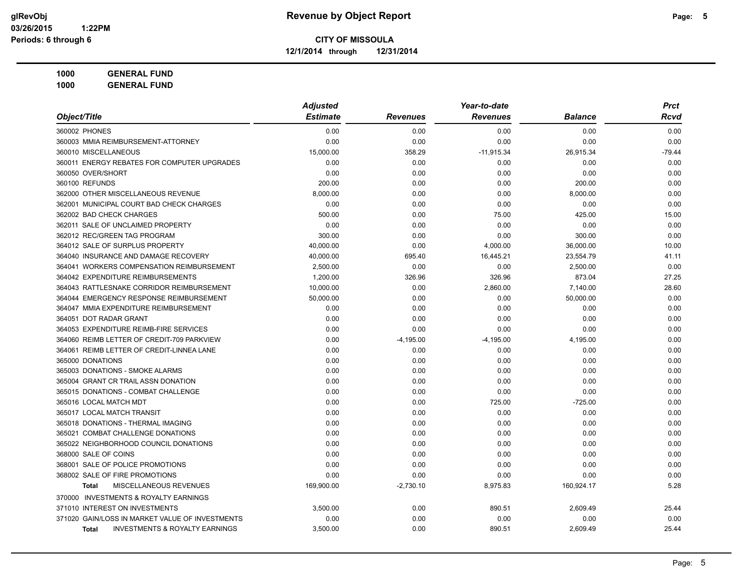**Revenue by Object Report**

**CITY OF MISSOULA**

**12/1/2014 through 12/31/2014**

glRevObj
03/26/2015 1:22PM
Periods: 6 through 6

**1000 GENERAL FUND**

**1000 GENERAL FUND**

| Object/Title | Adjusted Estimate | Revenues | Year-to-date Revenues | Balance | Prct Rcvd |
|---|---|---|---|---|---|
| 360002 PHONES | 0.00 | 0.00 | 0.00 | 0.00 | 0.00 |
| 360003 MMIA REIMBURSEMENT-ATTORNEY | 0.00 | 0.00 | 0.00 | 0.00 | 0.00 |
| 360010 MISCELLANEOUS | 15,000.00 | 358.29 | -11,915.34 | 26,915.34 | -79.44 |
| 360011 ENERGY REBATES FOR COMPUTER UPGRADES | 0.00 | 0.00 | 0.00 | 0.00 | 0.00 |
| 360050 OVER/SHORT | 0.00 | 0.00 | 0.00 | 0.00 | 0.00 |
| 360100 REFUNDS | 200.00 | 0.00 | 0.00 | 200.00 | 0.00 |
| 362000 OTHER MISCELLANEOUS REVENUE | 8,000.00 | 0.00 | 0.00 | 8,000.00 | 0.00 |
| 362001 MUNICIPAL COURT BAD CHECK CHARGES | 0.00 | 0.00 | 0.00 | 0.00 | 0.00 |
| 362002 BAD CHECK CHARGES | 500.00 | 0.00 | 75.00 | 425.00 | 15.00 |
| 362011 SALE OF UNCLAIMED PROPERTY | 0.00 | 0.00 | 0.00 | 0.00 | 0.00 |
| 362012 REC/GREEN TAG PROGRAM | 300.00 | 0.00 | 0.00 | 300.00 | 0.00 |
| 364012 SALE OF SURPLUS PROPERTY | 40,000.00 | 0.00 | 4,000.00 | 36,000.00 | 10.00 |
| 364040 INSURANCE AND DAMAGE RECOVERY | 40,000.00 | 695.40 | 16,445.21 | 23,554.79 | 41.11 |
| 364041 WORKERS COMPENSATION REIMBURSEMENT | 2,500.00 | 0.00 | 0.00 | 2,500.00 | 0.00 |
| 364042 EXPENDITURE REIMBURSEMENTS | 1,200.00 | 326.96 | 326.96 | 873.04 | 27.25 |
| 364043 RATTLESNAKE CORRIDOR REIMBURSEMENT | 10,000.00 | 0.00 | 2,860.00 | 7,140.00 | 28.60 |
| 364044 EMERGENCY RESPONSE REIMBURSEMENT | 50,000.00 | 0.00 | 0.00 | 50,000.00 | 0.00 |
| 364047 MMIA EXPENDITURE REIMBURSEMENT | 0.00 | 0.00 | 0.00 | 0.00 | 0.00 |
| 364051 DOT RADAR GRANT | 0.00 | 0.00 | 0.00 | 0.00 | 0.00 |
| 364053 EXPENDITURE REIMB-FIRE SERVICES | 0.00 | 0.00 | 0.00 | 0.00 | 0.00 |
| 364060 REIMB LETTER OF CREDIT-709 PARKVIEW | 0.00 | -4,195.00 | -4,195.00 | 4,195.00 | 0.00 |
| 364061 REIMB LETTER OF CREDIT-LINNEA LANE | 0.00 | 0.00 | 0.00 | 0.00 | 0.00 |
| 365000 DONATIONS | 0.00 | 0.00 | 0.00 | 0.00 | 0.00 |
| 365003 DONATIONS - SMOKE ALARMS | 0.00 | 0.00 | 0.00 | 0.00 | 0.00 |
| 365004 GRANT CR TRAIL ASSN DONATION | 0.00 | 0.00 | 0.00 | 0.00 | 0.00 |
| 365015 DONATIONS - COMBAT CHALLENGE | 0.00 | 0.00 | 0.00 | 0.00 | 0.00 |
| 365016 LOCAL MATCH MDT | 0.00 | 0.00 | 725.00 | -725.00 | 0.00 |
| 365017 LOCAL MATCH TRANSIT | 0.00 | 0.00 | 0.00 | 0.00 | 0.00 |
| 365018 DONATIONS - THERMAL IMAGING | 0.00 | 0.00 | 0.00 | 0.00 | 0.00 |
| 365021 COMBAT CHALLENGE DONATIONS | 0.00 | 0.00 | 0.00 | 0.00 | 0.00 |
| 365022 NEIGHBORHOOD COUNCIL DONATIONS | 0.00 | 0.00 | 0.00 | 0.00 | 0.00 |
| 368000 SALE OF COINS | 0.00 | 0.00 | 0.00 | 0.00 | 0.00 |
| 368001 SALE OF POLICE PROMOTIONS | 0.00 | 0.00 | 0.00 | 0.00 | 0.00 |
| 368002 SALE OF FIRE PROMOTIONS | 0.00 | 0.00 | 0.00 | 0.00 | 0.00 |
| **Total** MISCELLANEOUS REVENUES | 169,900.00 | -2,730.10 | 8,975.83 | 160,924.17 | 5.28 |
| 370000 INVESTMENTS & ROYALTY EARNINGS | | | | | |
| 371010 INTEREST ON INVESTMENTS | 3,500.00 | 0.00 | 890.51 | 2,609.49 | 25.44 |
| 371020 GAIN/LOSS IN MARKET VALUE OF INVESTMENTS | 0.00 | 0.00 | 0.00 | 0.00 | 0.00 |
| **Total** INVESTMENTS & ROYALTY EARNINGS | 3,500.00 | 0.00 | 890.51 | 2,609.49 | 25.44 |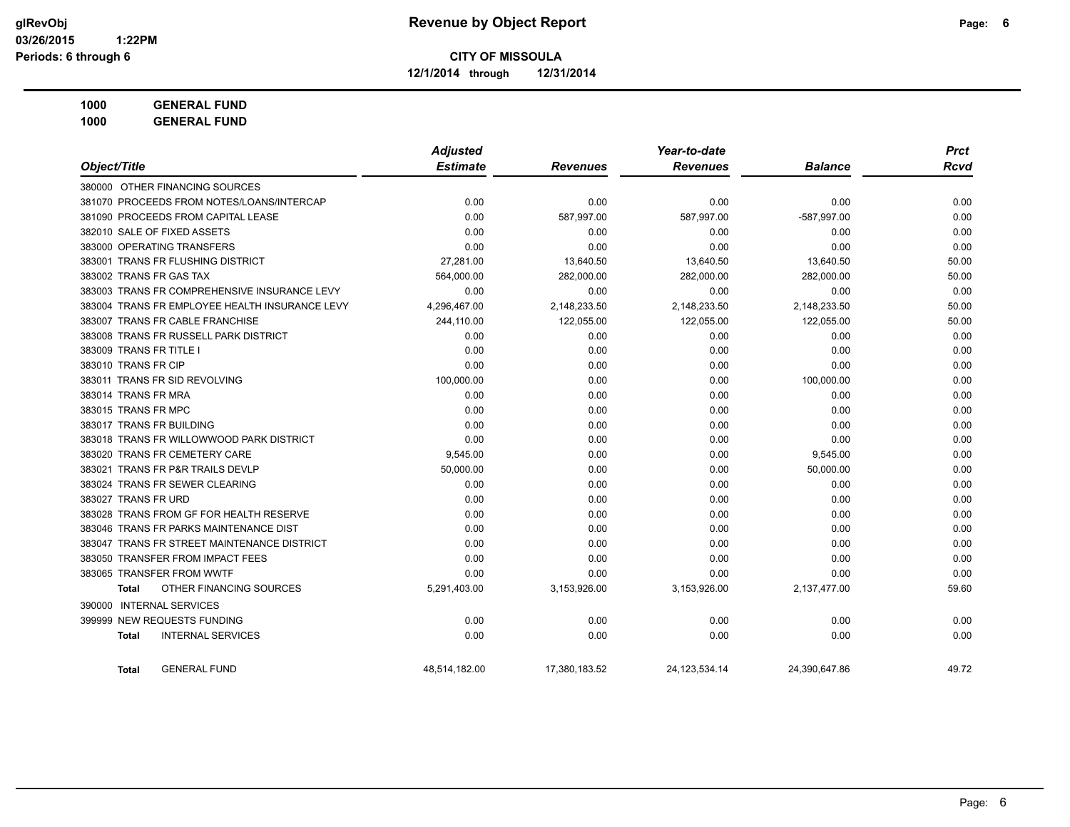# Revenue by Object Report

glRevObj
03/26/2015 1:22PM
Periods: 6 through 6

**CITY OF MISSOULA**

**12/1/2014 through 12/31/2014**

**1000 GENERAL FUND**

**1000 GENERAL FUND**

| Object/Title | Adjusted Estimate | Revenues | Year-to-date Revenues | Balance | Prct Rcvd |
|---|---|---|---|---|---|
| 380000 OTHER FINANCING SOURCES | | | | | |
| 381070 PROCEEDS FROM NOTES/LOANS/INTERCAP | 0.00 | 0.00 | 0.00 | 0.00 | 0.00 |
| 381090 PROCEEDS FROM CAPITAL LEASE | 0.00 | 587,997.00 | 587,997.00 | -587,997.00 | 0.00 |
| 382010 SALE OF FIXED ASSETS | 0.00 | 0.00 | 0.00 | 0.00 | 0.00 |
| 383000 OPERATING TRANSFERS | 0.00 | 0.00 | 0.00 | 0.00 | 0.00 |
| 383001 TRANS FR FLUSHING DISTRICT | 27,281.00 | 13,640.50 | 13,640.50 | 13,640.50 | 50.00 |
| 383002 TRANS FR GAS TAX | 564,000.00 | 282,000.00 | 282,000.00 | 282,000.00 | 50.00 |
| 383003 TRANS FR COMPREHENSIVE INSURANCE LEVY | 0.00 | 0.00 | 0.00 | 0.00 | 0.00 |
| 383004 TRANS FR EMPLOYEE HEALTH INSURANCE LEVY | 4,296,467.00 | 2,148,233.50 | 2,148,233.50 | 2,148,233.50 | 50.00 |
| 383007 TRANS FR CABLE FRANCHISE | 244,110.00 | 122,055.00 | 122,055.00 | 122,055.00 | 50.00 |
| 383008 TRANS FR RUSSELL PARK DISTRICT | 0.00 | 0.00 | 0.00 | 0.00 | 0.00 |
| 383009 TRANS FR TITLE I | 0.00 | 0.00 | 0.00 | 0.00 | 0.00 |
| 383010 TRANS FR CIP | 0.00 | 0.00 | 0.00 | 0.00 | 0.00 |
| 383011 TRANS FR SID REVOLVING | 100,000.00 | 0.00 | 0.00 | 100,000.00 | 0.00 |
| 383014 TRANS FR MRA | 0.00 | 0.00 | 0.00 | 0.00 | 0.00 |
| 383015 TRANS FR MPC | 0.00 | 0.00 | 0.00 | 0.00 | 0.00 |
| 383017 TRANS FR BUILDING | 0.00 | 0.00 | 0.00 | 0.00 | 0.00 |
| 383018 TRANS FR WILLOWWOOD PARK DISTRICT | 0.00 | 0.00 | 0.00 | 0.00 | 0.00 |
| 383020 TRANS FR CEMETERY CARE | 9,545.00 | 0.00 | 0.00 | 9,545.00 | 0.00 |
| 383021 TRANS FR P&R TRAILS DEVLP | 50,000.00 | 0.00 | 0.00 | 50,000.00 | 0.00 |
| 383024 TRANS FR SEWER CLEARING | 0.00 | 0.00 | 0.00 | 0.00 | 0.00 |
| 383027 TRANS FR URD | 0.00 | 0.00 | 0.00 | 0.00 | 0.00 |
| 383028 TRANS FROM GF FOR HEALTH RESERVE | 0.00 | 0.00 | 0.00 | 0.00 | 0.00 |
| 383046 TRANS FR PARKS MAINTENANCE DIST | 0.00 | 0.00 | 0.00 | 0.00 | 0.00 |
| 383047 TRANS FR STREET MAINTENANCE DISTRICT | 0.00 | 0.00 | 0.00 | 0.00 | 0.00 |
| 383050 TRANSFER FROM IMPACT FEES | 0.00 | 0.00 | 0.00 | 0.00 | 0.00 |
| 383065 TRANSFER FROM WWTF | 0.00 | 0.00 | 0.00 | 0.00 | 0.00 |
| **Total** OTHER FINANCING SOURCES | 5,291,403.00 | 3,153,926.00 | 3,153,926.00 | 2,137,477.00 | 59.60 |
| 390000 INTERNAL SERVICES | | | | | |
| 399999 NEW REQUESTS FUNDING | 0.00 | 0.00 | 0.00 | 0.00 | 0.00 |
| **Total** INTERNAL SERVICES | 0.00 | 0.00 | 0.00 | 0.00 | 0.00 |
| **Total** GENERAL FUND | 48,514,182.00 | 17,380,183.52 | 24,123,534.14 | 24,390,647.86 | 49.72 |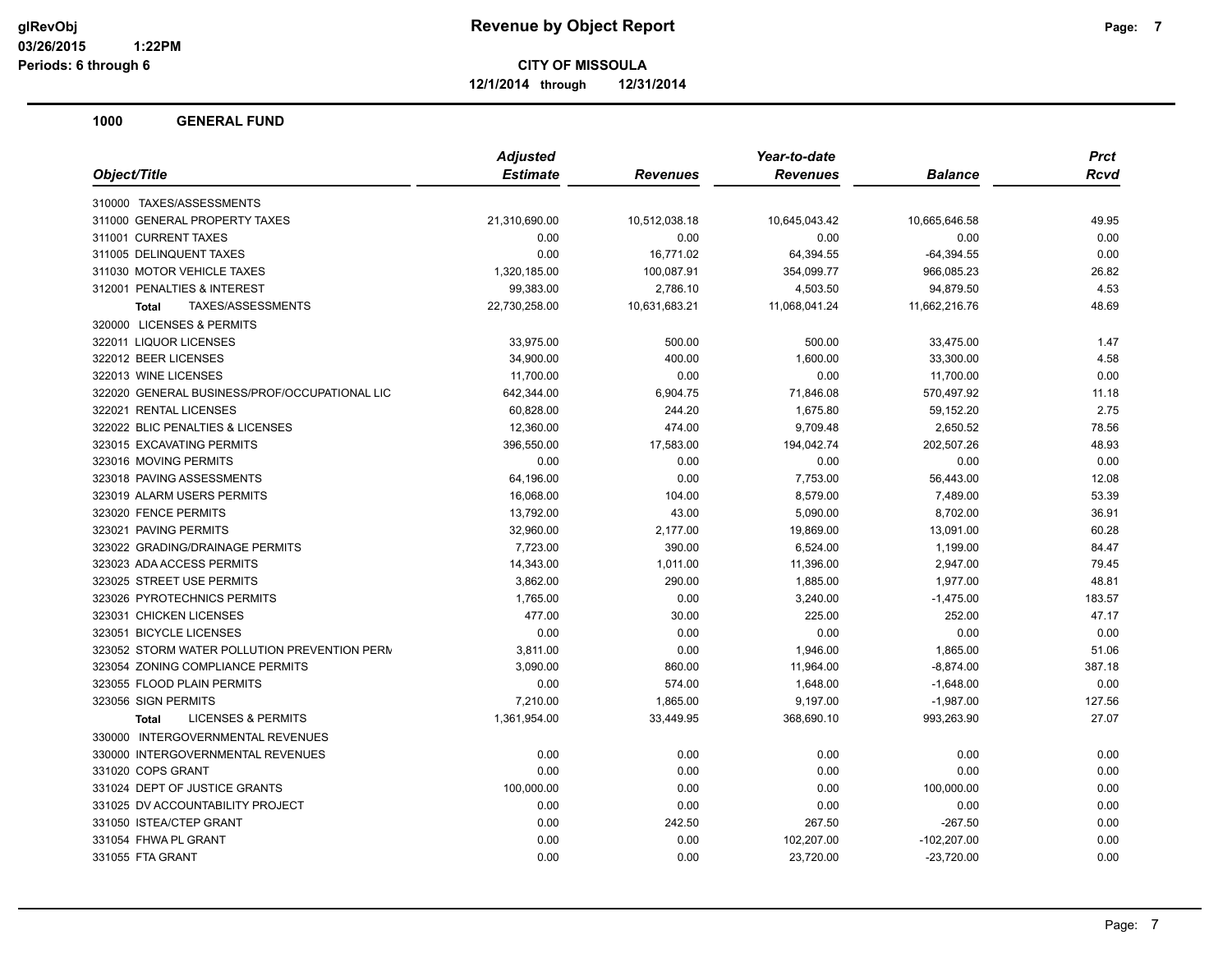# Revenue by Object Report

**CITY OF MISSOULA**

**12/1/2014 through 12/31/2014**

glRevObj
03/26/2015 1:22PM
Periods: 6 through 6

## 1000 GENERAL FUND

| Object/Title | Adjusted Estimate | Revenues | Year-to-date Revenues | Balance | Prct Rcvd |
|---|---|---|---|---|---|
| 310000 TAXES/ASSESSMENTS | | | | | |
| 311000 GENERAL PROPERTY TAXES | 21,310,690.00 | 10,512,038.18 | 10,645,043.42 | 10,665,646.58 | 49.95 |
| 311001 CURRENT TAXES | 0.00 | 0.00 | 0.00 | 0.00 | 0.00 |
| 311005 DELINQUENT TAXES | 0.00 | 16,771.02 | 64,394.55 | -64,394.55 | 0.00 |
| 311030 MOTOR VEHICLE TAXES | 1,320,185.00 | 100,087.91 | 354,099.77 | 966,085.23 | 26.82 |
| 312001 PENALTIES & INTEREST | 99,383.00 | 2,786.10 | 4,503.50 | 94,879.50 | 4.53 |
| **Total** TAXES/ASSESSMENTS | 22,730,258.00 | 10,631,683.21 | 11,068,041.24 | 11,662,216.76 | 48.69 |
| 320000 LICENSES & PERMITS | | | | | |
| 322011 LIQUOR LICENSES | 33,975.00 | 500.00 | 500.00 | 33,475.00 | 1.47 |
| 322012 BEER LICENSES | 34,900.00 | 400.00 | 1,600.00 | 33,300.00 | 4.58 |
| 322013 WINE LICENSES | 11,700.00 | 0.00 | 0.00 | 11,700.00 | 0.00 |
| 322020 GENERAL BUSINESS/PROF/OCCUPATIONAL LIC | 642,344.00 | 6,904.75 | 71,846.08 | 570,497.92 | 11.18 |
| 322021 RENTAL LICENSES | 60,828.00 | 244.20 | 1,675.80 | 59,152.20 | 2.75 |
| 322022 BLIC PENALTIES & LICENSES | 12,360.00 | 474.00 | 9,709.48 | 2,650.52 | 78.56 |
| 323015 EXCAVATING PERMITS | 396,550.00 | 17,583.00 | 194,042.74 | 202,507.26 | 48.93 |
| 323016 MOVING PERMITS | 0.00 | 0.00 | 0.00 | 0.00 | 0.00 |
| 323018 PAVING ASSESSMENTS | 64,196.00 | 0.00 | 7,753.00 | 56,443.00 | 12.08 |
| 323019 ALARM USERS PERMITS | 16,068.00 | 104.00 | 8,579.00 | 7,489.00 | 53.39 |
| 323020 FENCE PERMITS | 13,792.00 | 43.00 | 5,090.00 | 8,702.00 | 36.91 |
| 323021 PAVING PERMITS | 32,960.00 | 2,177.00 | 19,869.00 | 13,091.00 | 60.28 |
| 323022 GRADING/DRAINAGE PERMITS | 7,723.00 | 390.00 | 6,524.00 | 1,199.00 | 84.47 |
| 323023 ADA ACCESS PERMITS | 14,343.00 | 1,011.00 | 11,396.00 | 2,947.00 | 79.45 |
| 323025 STREET USE PERMITS | 3,862.00 | 290.00 | 1,885.00 | 1,977.00 | 48.81 |
| 323026 PYROTECHNICS PERMITS | 1,765.00 | 0.00 | 3,240.00 | -1,475.00 | 183.57 |
| 323031 CHICKEN LICENSES | 477.00 | 30.00 | 225.00 | 252.00 | 47.17 |
| 323051 BICYCLE LICENSES | 0.00 | 0.00 | 0.00 | 0.00 | 0.00 |
| 323052 STORM WATER POLLUTION PREVENTION PERM | 3,811.00 | 0.00 | 1,946.00 | 1,865.00 | 51.06 |
| 323054 ZONING COMPLIANCE PERMITS | 3,090.00 | 860.00 | 11,964.00 | -8,874.00 | 387.18 |
| 323055 FLOOD PLAIN PERMITS | 0.00 | 574.00 | 1,648.00 | -1,648.00 | 0.00 |
| 323056 SIGN PERMITS | 7,210.00 | 1,865.00 | 9,197.00 | -1,987.00 | 127.56 |
| **Total** LICENSES & PERMITS | 1,361,954.00 | 33,449.95 | 368,690.10 | 993,263.90 | 27.07 |
| 330000 INTERGOVERNMENTAL REVENUES | | | | | |
| 330000 INTERGOVERNMENTAL REVENUES | 0.00 | 0.00 | 0.00 | 0.00 | 0.00 |
| 331020 COPS GRANT | 0.00 | 0.00 | 0.00 | 0.00 | 0.00 |
| 331024 DEPT OF JUSTICE GRANTS | 100,000.00 | 0.00 | 0.00 | 100,000.00 | 0.00 |
| 331025 DV ACCOUNTABILITY PROJECT | 0.00 | 0.00 | 0.00 | 0.00 | 0.00 |
| 331050 ISTEA/CTEP GRANT | 0.00 | 242.50 | 267.50 | -267.50 | 0.00 |
| 331054 FHWA PL GRANT | 0.00 | 0.00 | 102,207.00 | -102,207.00 | 0.00 |
| 331055 FTA GRANT | 0.00 | 0.00 | 23,720.00 | -23,720.00 | 0.00 |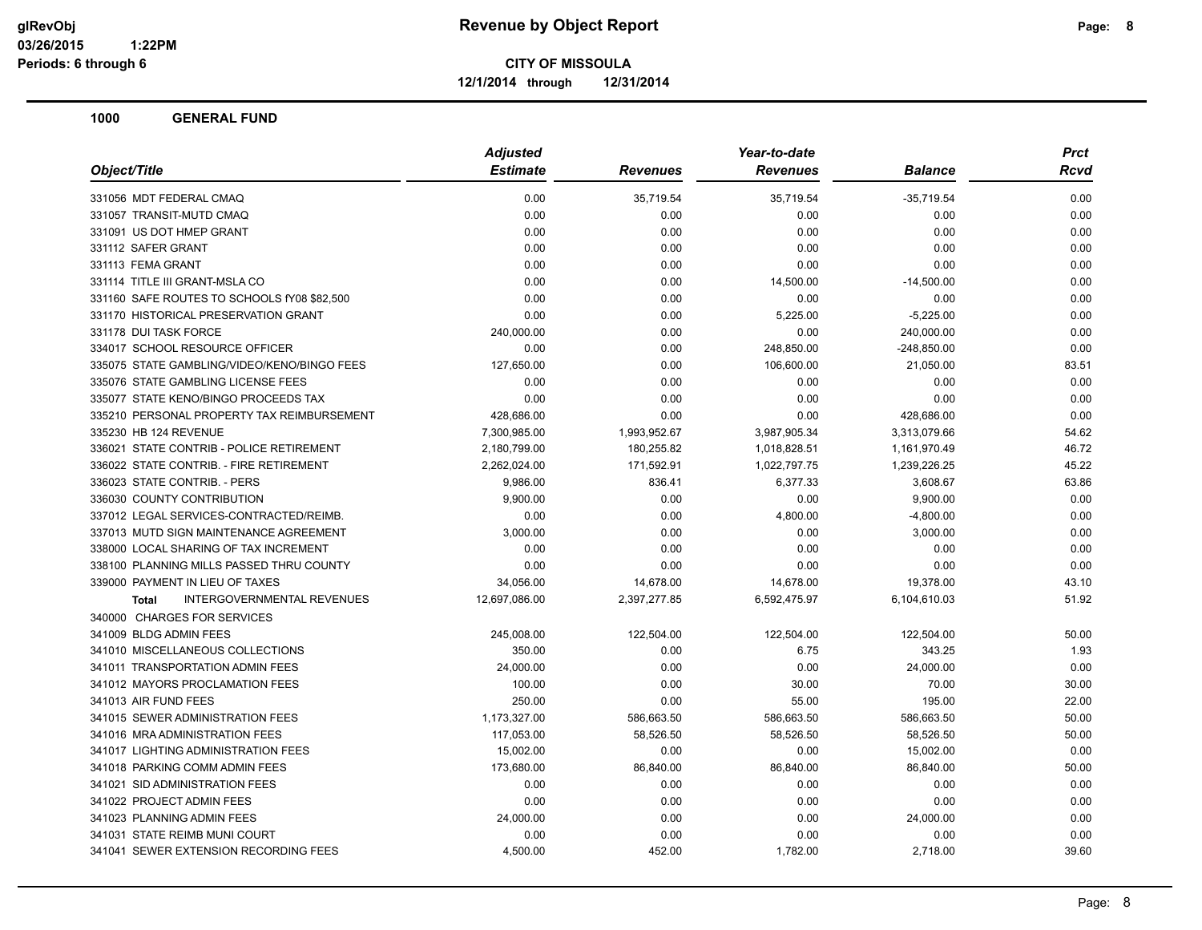**CITY OF MISSOULA**

**12/1/2014 through 12/31/2014**

**1000 GENERAL FUND**

| Object/Title | Adjusted Estimate | Revenues | Year-to-date Revenues | Balance | Prct Rcvd |
|---|---|---|---|---|---|
| 331056 MDT FEDERAL CMAQ | 0.00 | 35,719.54 | 35,719.54 | -35,719.54 | 0.00 |
| 331057 TRANSIT-MUTD CMAQ | 0.00 | 0.00 | 0.00 | 0.00 | 0.00 |
| 331091 US DOT HMEP GRANT | 0.00 | 0.00 | 0.00 | 0.00 | 0.00 |
| 331112 SAFER GRANT | 0.00 | 0.00 | 0.00 | 0.00 | 0.00 |
| 331113 FEMA GRANT | 0.00 | 0.00 | 0.00 | 0.00 | 0.00 |
| 331114 TITLE III GRANT-MSLA CO | 0.00 | 0.00 | 14,500.00 | -14,500.00 | 0.00 |
| 331160 SAFE ROUTES TO SCHOOLS fY08 $82,500 | 0.00 | 0.00 | 0.00 | 0.00 | 0.00 |
| 331170 HISTORICAL PRESERVATION GRANT | 0.00 | 0.00 | 5,225.00 | -5,225.00 | 0.00 |
| 331178 DUI TASK FORCE | 240,000.00 | 0.00 | 0.00 | 240,000.00 | 0.00 |
| 334017 SCHOOL RESOURCE OFFICER | 0.00 | 0.00 | 248,850.00 | -248,850.00 | 0.00 |
| 335075 STATE GAMBLING/VIDEO/KENO/BINGO FEES | 127,650.00 | 0.00 | 106,600.00 | 21,050.00 | 83.51 |
| 335076 STATE GAMBLING LICENSE FEES | 0.00 | 0.00 | 0.00 | 0.00 | 0.00 |
| 335077 STATE KENO/BINGO PROCEEDS TAX | 0.00 | 0.00 | 0.00 | 0.00 | 0.00 |
| 335210 PERSONAL PROPERTY TAX REIMBURSEMENT | 428,686.00 | 0.00 | 0.00 | 428,686.00 | 0.00 |
| 335230 HB 124 REVENUE | 7,300,985.00 | 1,993,952.67 | 3,987,905.34 | 3,313,079.66 | 54.62 |
| 336021 STATE CONTRIB - POLICE RETIREMENT | 2,180,799.00 | 180,255.82 | 1,018,828.51 | 1,161,970.49 | 46.72 |
| 336022 STATE CONTRIB. - FIRE RETIREMENT | 2,262,024.00 | 171,592.91 | 1,022,797.75 | 1,239,226.25 | 45.22 |
| 336023 STATE CONTRIB. - PERS | 9,986.00 | 836.41 | 6,377.33 | 3,608.67 | 63.86 |
| 336030 COUNTY CONTRIBUTION | 9,900.00 | 0.00 | 0.00 | 9,900.00 | 0.00 |
| 337012 LEGAL SERVICES-CONTRACTED/REIMB. | 0.00 | 0.00 | 4,800.00 | -4,800.00 | 0.00 |
| 337013 MUTD SIGN MAINTENANCE AGREEMENT | 3,000.00 | 0.00 | 0.00 | 3,000.00 | 0.00 |
| 338000 LOCAL SHARING OF TAX INCREMENT | 0.00 | 0.00 | 0.00 | 0.00 | 0.00 |
| 338100 PLANNING MILLS PASSED THRU COUNTY | 0.00 | 0.00 | 0.00 | 0.00 | 0.00 |
| 339000 PAYMENT IN LIEU OF TAXES | 34,056.00 | 14,678.00 | 14,678.00 | 19,378.00 | 43.10 |
| **Total** INTERGOVERNMENTAL REVENUES | 12,697,086.00 | 2,397,277.85 | 6,592,475.97 | 6,104,610.03 | 51.92 |
| 340000 CHARGES FOR SERVICES | | | | | |
| 341009 BLDG ADMIN FEES | 245,008.00 | 122,504.00 | 122,504.00 | 122,504.00 | 50.00 |
| 341010 MISCELLANEOUS COLLECTIONS | 350.00 | 0.00 | 6.75 | 343.25 | 1.93 |
| 341011 TRANSPORTATION ADMIN FEES | 24,000.00 | 0.00 | 0.00 | 24,000.00 | 0.00 |
| 341012 MAYORS PROCLAMATION FEES | 100.00 | 0.00 | 30.00 | 70.00 | 30.00 |
| 341013 AIR FUND FEES | 250.00 | 0.00 | 55.00 | 195.00 | 22.00 |
| 341015 SEWER ADMINISTRATION FEES | 1,173,327.00 | 586,663.50 | 586,663.50 | 586,663.50 | 50.00 |
| 341016 MRA ADMINISTRATION FEES | 117,053.00 | 58,526.50 | 58,526.50 | 58,526.50 | 50.00 |
| 341017 LIGHTING ADMINISTRATION FEES | 15,002.00 | 0.00 | 0.00 | 15,002.00 | 0.00 |
| 341018 PARKING COMM ADMIN FEES | 173,680.00 | 86,840.00 | 86,840.00 | 86,840.00 | 50.00 |
| 341021 SID ADMINISTRATION FEES | 0.00 | 0.00 | 0.00 | 0.00 | 0.00 |
| 341022 PROJECT ADMIN FEES | 0.00 | 0.00 | 0.00 | 0.00 | 0.00 |
| 341023 PLANNING ADMIN FEES | 24,000.00 | 0.00 | 0.00 | 24,000.00 | 0.00 |
| 341031 STATE REIMB MUNI COURT | 0.00 | 0.00 | 0.00 | 0.00 | 0.00 |
| 341041 SEWER EXTENSION RECORDING FEES | 4,500.00 | 452.00 | 1,782.00 | 2,718.00 | 39.60 |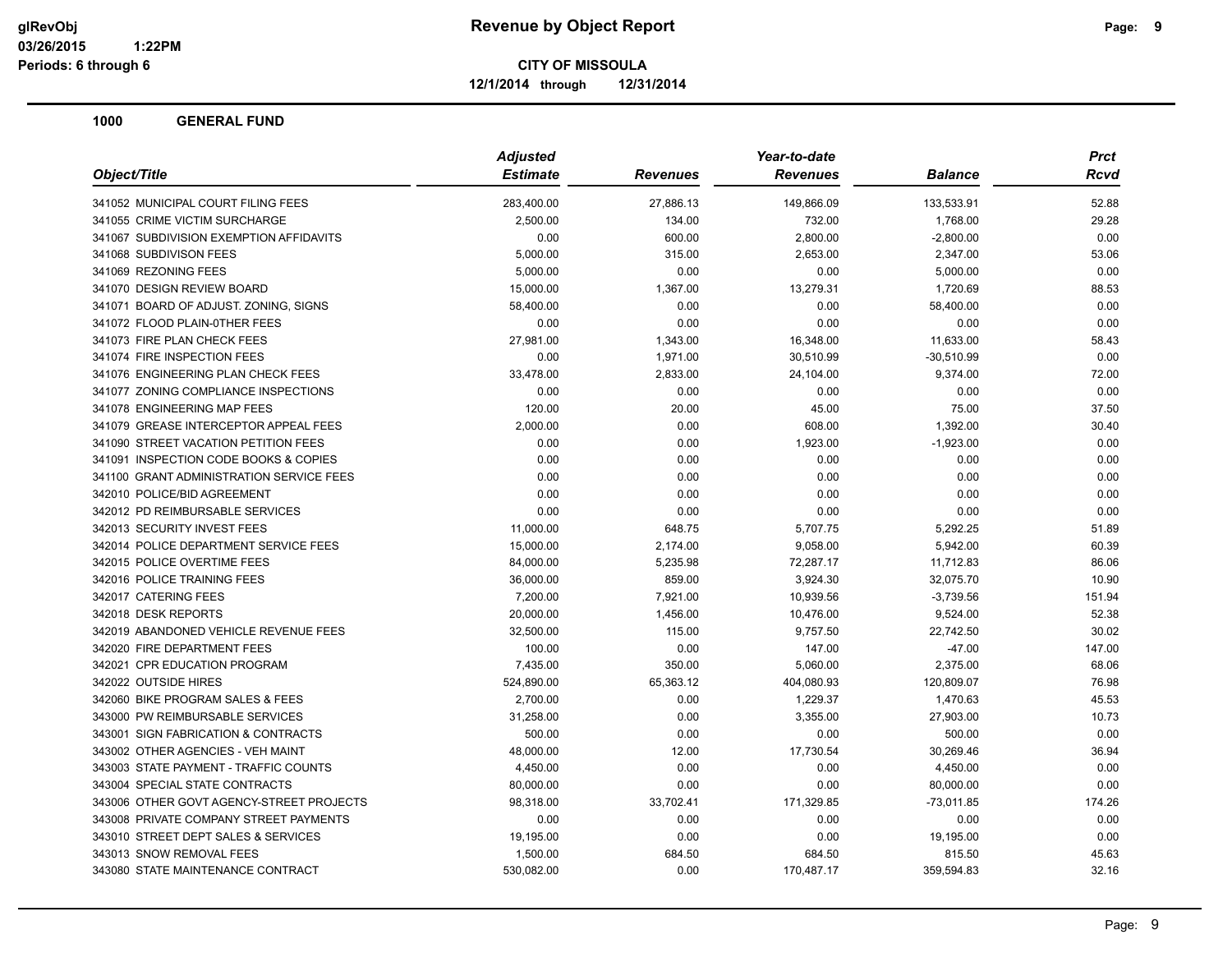# Revenue by Object Report

**CITY OF MISSOULA**

**12/1/2014 through 12/31/2014**

glRevObj
03/26/2015 1:22PM
Periods: 6 through 6

## 1000 GENERAL FUND

| Object/Title | Adjusted Estimate | Revenues | Year-to-date Revenues | Balance | Prct Rcvd |
|---|---|---|---|---|---|
| 341052 MUNICIPAL COURT FILING FEES | 283,400.00 | 27,886.13 | 149,866.09 | 133,533.91 | 52.88 |
| 341055 CRIME VICTIM SURCHARGE | 2,500.00 | 134.00 | 732.00 | 1,768.00 | 29.28 |
| 341067 SUBDIVISION EXEMPTION AFFIDAVITS | 0.00 | 600.00 | 2,800.00 | -2,800.00 | 0.00 |
| 341068 SUBDIVISON FEES | 5,000.00 | 315.00 | 2,653.00 | 2,347.00 | 53.06 |
| 341069 REZONING FEES | 5,000.00 | 0.00 | 0.00 | 5,000.00 | 0.00 |
| 341070 DESIGN REVIEW BOARD | 15,000.00 | 1,367.00 | 13,279.31 | 1,720.69 | 88.53 |
| 341071 BOARD OF ADJUST. ZONING, SIGNS | 58,400.00 | 0.00 | 0.00 | 58,400.00 | 0.00 |
| 341072 FLOOD PLAIN-0THER FEES | 0.00 | 0.00 | 0.00 | 0.00 | 0.00 |
| 341073 FIRE PLAN CHECK FEES | 27,981.00 | 1,343.00 | 16,348.00 | 11,633.00 | 58.43 |
| 341074 FIRE INSPECTION FEES | 0.00 | 1,971.00 | 30,510.99 | -30,510.99 | 0.00 |
| 341076 ENGINEERING PLAN CHECK FEES | 33,478.00 | 2,833.00 | 24,104.00 | 9,374.00 | 72.00 |
| 341077 ZONING COMPLIANCE INSPECTIONS | 0.00 | 0.00 | 0.00 | 0.00 | 0.00 |
| 341078 ENGINEERING MAP FEES | 120.00 | 20.00 | 45.00 | 75.00 | 37.50 |
| 341079 GREASE INTERCEPTOR APPEAL FEES | 2,000.00 | 0.00 | 608.00 | 1,392.00 | 30.40 |
| 341090 STREET VACATION PETITION FEES | 0.00 | 0.00 | 1,923.00 | -1,923.00 | 0.00 |
| 341091 INSPECTION CODE BOOKS & COPIES | 0.00 | 0.00 | 0.00 | 0.00 | 0.00 |
| 341100 GRANT ADMINISTRATION SERVICE FEES | 0.00 | 0.00 | 0.00 | 0.00 | 0.00 |
| 342010 POLICE/BID AGREEMENT | 0.00 | 0.00 | 0.00 | 0.00 | 0.00 |
| 342012 PD REIMBURSABLE SERVICES | 0.00 | 0.00 | 0.00 | 0.00 | 0.00 |
| 342013 SECURITY INVEST FEES | 11,000.00 | 648.75 | 5,707.75 | 5,292.25 | 51.89 |
| 342014 POLICE DEPARTMENT SERVICE FEES | 15,000.00 | 2,174.00 | 9,058.00 | 5,942.00 | 60.39 |
| 342015 POLICE OVERTIME FEES | 84,000.00 | 5,235.98 | 72,287.17 | 11,712.83 | 86.06 |
| 342016 POLICE TRAINING FEES | 36,000.00 | 859.00 | 3,924.30 | 32,075.70 | 10.90 |
| 342017 CATERING FEES | 7,200.00 | 7,921.00 | 10,939.56 | -3,739.56 | 151.94 |
| 342018 DESK REPORTS | 20,000.00 | 1,456.00 | 10,476.00 | 9,524.00 | 52.38 |
| 342019 ABANDONED VEHICLE REVENUE FEES | 32,500.00 | 115.00 | 9,757.50 | 22,742.50 | 30.02 |
| 342020 FIRE DEPARTMENT FEES | 100.00 | 0.00 | 147.00 | -47.00 | 147.00 |
| 342021 CPR EDUCATION PROGRAM | 7,435.00 | 350.00 | 5,060.00 | 2,375.00 | 68.06 |
| 342022 OUTSIDE HIRES | 524,890.00 | 65,363.12 | 404,080.93 | 120,809.07 | 76.98 |
| 342060 BIKE PROGRAM SALES & FEES | 2,700.00 | 0.00 | 1,229.37 | 1,470.63 | 45.53 |
| 343000 PW REIMBURSABLE SERVICES | 31,258.00 | 0.00 | 3,355.00 | 27,903.00 | 10.73 |
| 343001 SIGN FABRICATION & CONTRACTS | 500.00 | 0.00 | 0.00 | 500.00 | 0.00 |
| 343002 OTHER AGENCIES - VEH MAINT | 48,000.00 | 12.00 | 17,730.54 | 30,269.46 | 36.94 |
| 343003 STATE PAYMENT - TRAFFIC COUNTS | 4,450.00 | 0.00 | 0.00 | 4,450.00 | 0.00 |
| 343004 SPECIAL STATE CONTRACTS | 80,000.00 | 0.00 | 0.00 | 80,000.00 | 0.00 |
| 343006 OTHER GOVT AGENCY-STREET PROJECTS | 98,318.00 | 33,702.41 | 171,329.85 | -73,011.85 | 174.26 |
| 343008 PRIVATE COMPANY STREET PAYMENTS | 0.00 | 0.00 | 0.00 | 0.00 | 0.00 |
| 343010 STREET DEPT SALES & SERVICES | 19,195.00 | 0.00 | 0.00 | 19,195.00 | 0.00 |
| 343013 SNOW REMOVAL FEES | 1,500.00 | 684.50 | 684.50 | 815.50 | 45.63 |
| 343080 STATE MAINTENANCE CONTRACT | 530,082.00 | 0.00 | 170,487.17 | 359,594.83 | 32.16 |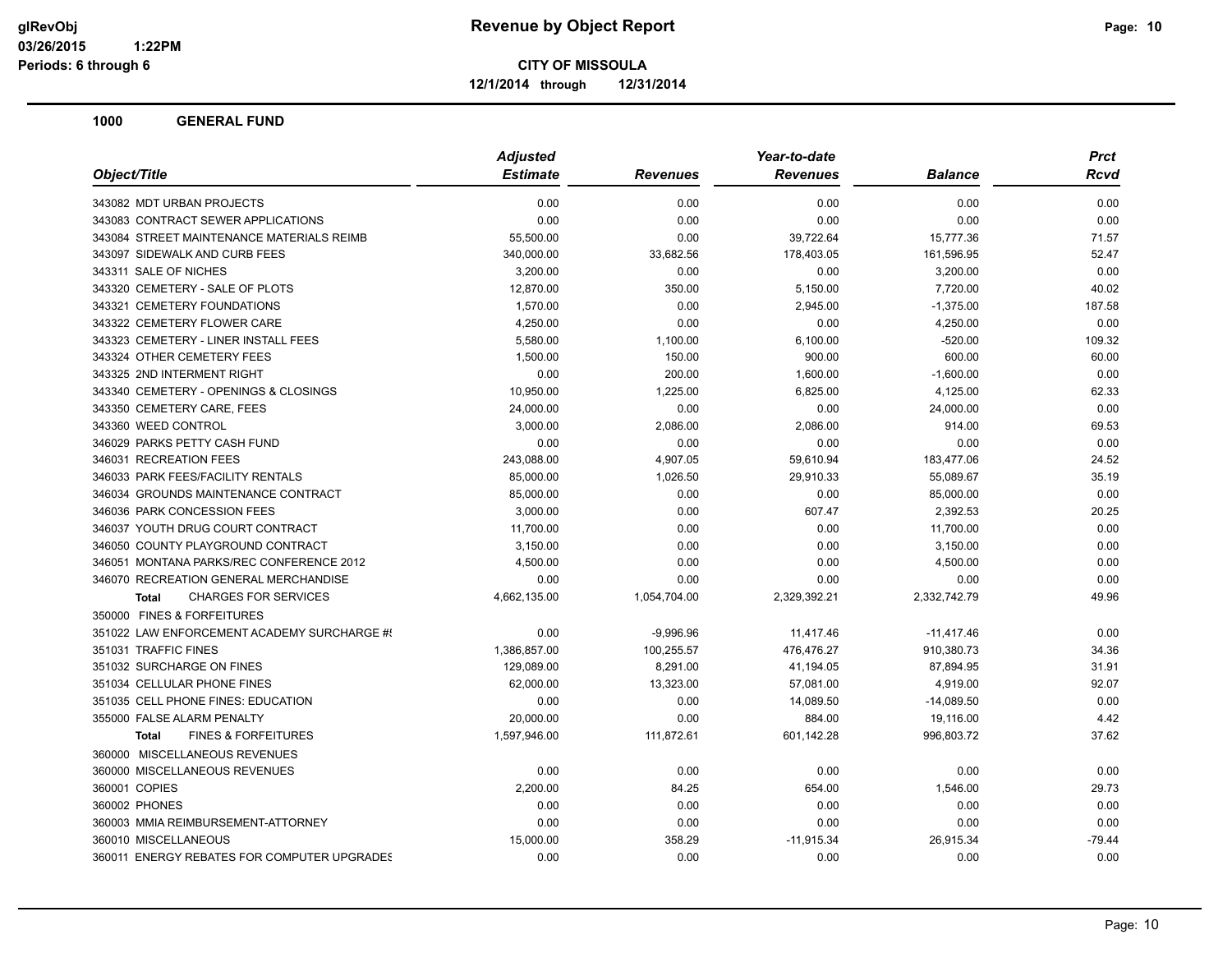**CITY OF MISSOULA**

**12/1/2014 through 12/31/2014**

**1000 GENERAL FUND**

| Object/Title | Adjusted Estimate | Revenues | Year-to-date Revenues | Balance | Prct Rcvd |
|---|---|---|---|---|---|
| 343082 MDT URBAN PROJECTS | 0.00 | 0.00 | 0.00 | 0.00 | 0.00 |
| 343083 CONTRACT SEWER APPLICATIONS | 0.00 | 0.00 | 0.00 | 0.00 | 0.00 |
| 343084 STREET MAINTENANCE MATERIALS REIMB | 55,500.00 | 0.00 | 39,722.64 | 15,777.36 | 71.57 |
| 343097 SIDEWALK AND CURB FEES | 340,000.00 | 33,682.56 | 178,403.05 | 161,596.95 | 52.47 |
| 343311 SALE OF NICHES | 3,200.00 | 0.00 | 0.00 | 3,200.00 | 0.00 |
| 343320 CEMETERY - SALE OF PLOTS | 12,870.00 | 350.00 | 5,150.00 | 7,720.00 | 40.02 |
| 343321 CEMETERY FOUNDATIONS | 1,570.00 | 0.00 | 2,945.00 | -1,375.00 | 187.58 |
| 343322 CEMETERY FLOWER CARE | 4,250.00 | 0.00 | 0.00 | 4,250.00 | 0.00 |
| 343323 CEMETERY - LINER INSTALL FEES | 5,580.00 | 1,100.00 | 6,100.00 | -520.00 | 109.32 |
| 343324 OTHER CEMETERY FEES | 1,500.00 | 150.00 | 900.00 | 600.00 | 60.00 |
| 343325 2ND INTERMENT RIGHT | 0.00 | 200.00 | 1,600.00 | -1,600.00 | 0.00 |
| 343340 CEMETERY - OPENINGS & CLOSINGS | 10,950.00 | 1,225.00 | 6,825.00 | 4,125.00 | 62.33 |
| 343350 CEMETERY CARE, FEES | 24,000.00 | 0.00 | 0.00 | 24,000.00 | 0.00 |
| 343360 WEED CONTROL | 3,000.00 | 2,086.00 | 2,086.00 | 914.00 | 69.53 |
| 346029 PARKS PETTY CASH FUND | 0.00 | 0.00 | 0.00 | 0.00 | 0.00 |
| 346031 RECREATION FEES | 243,088.00 | 4,907.05 | 59,610.94 | 183,477.06 | 24.52 |
| 346033 PARK FEES/FACILITY RENTALS | 85,000.00 | 1,026.50 | 29,910.33 | 55,089.67 | 35.19 |
| 346034 GROUNDS MAINTENANCE CONTRACT | 85,000.00 | 0.00 | 0.00 | 85,000.00 | 0.00 |
| 346036 PARK CONCESSION FEES | 3,000.00 | 0.00 | 607.47 | 2,392.53 | 20.25 |
| 346037 YOUTH DRUG COURT CONTRACT | 11,700.00 | 0.00 | 0.00 | 11,700.00 | 0.00 |
| 346050 COUNTY PLAYGROUND CONTRACT | 3,150.00 | 0.00 | 0.00 | 3,150.00 | 0.00 |
| 346051 MONTANA PARKS/REC CONFERENCE 2012 | 4,500.00 | 0.00 | 0.00 | 4,500.00 | 0.00 |
| 346070 RECREATION GENERAL MERCHANDISE | 0.00 | 0.00 | 0.00 | 0.00 | 0.00 |
| **Total** CHARGES FOR SERVICES | 4,662,135.00 | 1,054,704.00 | 2,329,392.21 | 2,332,742.79 | 49.96 |
| 350000 FINES & FORFEITURES | | | | | |
| 351022 LAW ENFORCEMENT ACADEMY SURCHARGE #! | 0.00 | -9,996.96 | 11,417.46 | -11,417.46 | 0.00 |
| 351031 TRAFFIC FINES | 1,386,857.00 | 100,255.57 | 476,476.27 | 910,380.73 | 34.36 |
| 351032 SURCHARGE ON FINES | 129,089.00 | 8,291.00 | 41,194.05 | 87,894.95 | 31.91 |
| 351034 CELLULAR PHONE FINES | 62,000.00 | 13,323.00 | 57,081.00 | 4,919.00 | 92.07 |
| 351035 CELL PHONE FINES: EDUCATION | 0.00 | 0.00 | 14,089.50 | -14,089.50 | 0.00 |
| 355000 FALSE ALARM PENALTY | 20,000.00 | 0.00 | 884.00 | 19,116.00 | 4.42 |
| **Total** FINES & FORFEITURES | 1,597,946.00 | 111,872.61 | 601,142.28 | 996,803.72 | 37.62 |
| 360000 MISCELLANEOUS REVENUES | | | | | |
| 360000 MISCELLANEOUS REVENUES | 0.00 | 0.00 | 0.00 | 0.00 | 0.00 |
| 360001 COPIES | 2,200.00 | 84.25 | 654.00 | 1,546.00 | 29.73 |
| 360002 PHONES | 0.00 | 0.00 | 0.00 | 0.00 | 0.00 |
| 360003 MMIA REIMBURSEMENT-ATTORNEY | 0.00 | 0.00 | 0.00 | 0.00 | 0.00 |
| 360010 MISCELLANEOUS | 15,000.00 | 358.29 | -11,915.34 | 26,915.34 | -79.44 |
| 360011 ENERGY REBATES FOR COMPUTER UPGRADES | 0.00 | 0.00 | 0.00 | 0.00 | 0.00 |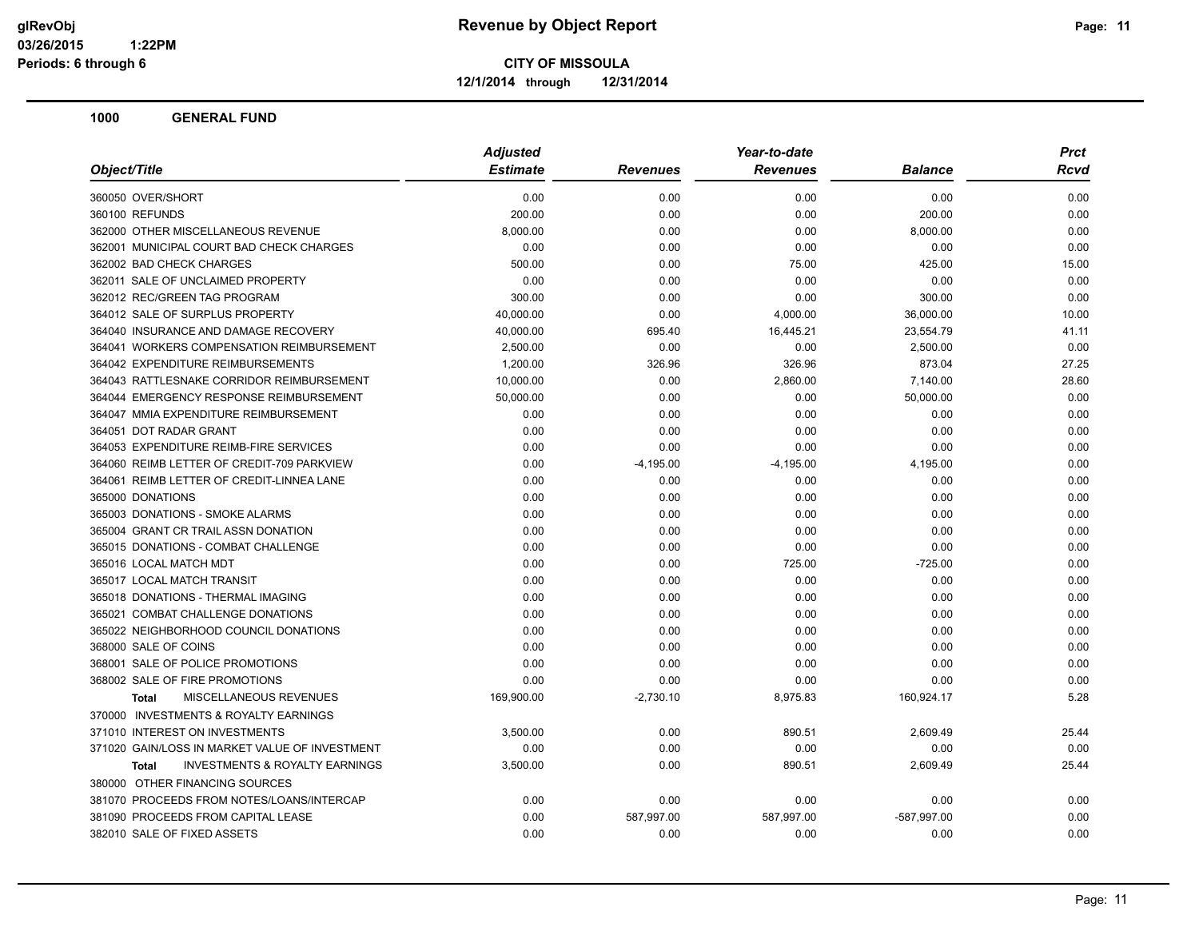**CITY OF MISSOULA**

**12/1/2014 through 12/31/2014**

**1000 GENERAL FUND**

| Object/Title | Adjusted Estimate | Revenues | Year-to-date Revenues | Balance | Prct Rcvd |
|---|---|---|---|---|---|
| 360050 OVER/SHORT | 0.00 | 0.00 | 0.00 | 0.00 | 0.00 |
| 360100 REFUNDS | 200.00 | 0.00 | 0.00 | 200.00 | 0.00 |
| 362000 OTHER MISCELLANEOUS REVENUE | 8,000.00 | 0.00 | 0.00 | 8,000.00 | 0.00 |
| 362001 MUNICIPAL COURT BAD CHECK CHARGES | 0.00 | 0.00 | 0.00 | 0.00 | 0.00 |
| 362002 BAD CHECK CHARGES | 500.00 | 0.00 | 75.00 | 425.00 | 15.00 |
| 362011 SALE OF UNCLAIMED PROPERTY | 0.00 | 0.00 | 0.00 | 0.00 | 0.00 |
| 362012 REC/GREEN TAG PROGRAM | 300.00 | 0.00 | 0.00 | 300.00 | 0.00 |
| 364012 SALE OF SURPLUS PROPERTY | 40,000.00 | 0.00 | 4,000.00 | 36,000.00 | 10.00 |
| 364040 INSURANCE AND DAMAGE RECOVERY | 40,000.00 | 695.40 | 16,445.21 | 23,554.79 | 41.11 |
| 364041 WORKERS COMPENSATION REIMBURSEMENT | 2,500.00 | 0.00 | 0.00 | 2,500.00 | 0.00 |
| 364042 EXPENDITURE REIMBURSEMENTS | 1,200.00 | 326.96 | 326.96 | 873.04 | 27.25 |
| 364043 RATTLESNAKE CORRIDOR REIMBURSEMENT | 10,000.00 | 0.00 | 2,860.00 | 7,140.00 | 28.60 |
| 364044 EMERGENCY RESPONSE REIMBURSEMENT | 50,000.00 | 0.00 | 0.00 | 50,000.00 | 0.00 |
| 364047 MMIA EXPENDITURE REIMBURSEMENT | 0.00 | 0.00 | 0.00 | 0.00 | 0.00 |
| 364051 DOT RADAR GRANT | 0.00 | 0.00 | 0.00 | 0.00 | 0.00 |
| 364053 EXPENDITURE REIMB-FIRE SERVICES | 0.00 | 0.00 | 0.00 | 0.00 | 0.00 |
| 364060 REIMB LETTER OF CREDIT-709 PARKVIEW | 0.00 | -4,195.00 | -4,195.00 | 4,195.00 | 0.00 |
| 364061 REIMB LETTER OF CREDIT-LINNEA LANE | 0.00 | 0.00 | 0.00 | 0.00 | 0.00 |
| 365000 DONATIONS | 0.00 | 0.00 | 0.00 | 0.00 | 0.00 |
| 365003 DONATIONS - SMOKE ALARMS | 0.00 | 0.00 | 0.00 | 0.00 | 0.00 |
| 365004 GRANT CR TRAIL ASSN DONATION | 0.00 | 0.00 | 0.00 | 0.00 | 0.00 |
| 365015 DONATIONS - COMBAT CHALLENGE | 0.00 | 0.00 | 0.00 | 0.00 | 0.00 |
| 365016 LOCAL MATCH MDT | 0.00 | 0.00 | 725.00 | -725.00 | 0.00 |
| 365017 LOCAL MATCH TRANSIT | 0.00 | 0.00 | 0.00 | 0.00 | 0.00 |
| 365018 DONATIONS - THERMAL IMAGING | 0.00 | 0.00 | 0.00 | 0.00 | 0.00 |
| 365021 COMBAT CHALLENGE DONATIONS | 0.00 | 0.00 | 0.00 | 0.00 | 0.00 |
| 365022 NEIGHBORHOOD COUNCIL DONATIONS | 0.00 | 0.00 | 0.00 | 0.00 | 0.00 |
| 368000 SALE OF COINS | 0.00 | 0.00 | 0.00 | 0.00 | 0.00 |
| 368001 SALE OF POLICE PROMOTIONS | 0.00 | 0.00 | 0.00 | 0.00 | 0.00 |
| 368002 SALE OF FIRE PROMOTIONS | 0.00 | 0.00 | 0.00 | 0.00 | 0.00 |
| **Total** MISCELLANEOUS REVENUES | 169,900.00 | -2,730.10 | 8,975.83 | 160,924.17 | 5.28 |
| 370000 INVESTMENTS & ROYALTY EARNINGS | | | | | |
| 371010 INTEREST ON INVESTMENTS | 3,500.00 | 0.00 | 890.51 | 2,609.49 | 25.44 |
| 371020 GAIN/LOSS IN MARKET VALUE OF INVESTMENT | 0.00 | 0.00 | 0.00 | 0.00 | 0.00 |
| **Total** INVESTMENTS & ROYALTY EARNINGS | 3,500.00 | 0.00 | 890.51 | 2,609.49 | 25.44 |
| 380000 OTHER FINANCING SOURCES | | | | | |
| 381070 PROCEEDS FROM NOTES/LOANS/INTERCAP | 0.00 | 0.00 | 0.00 | 0.00 | 0.00 |
| 381090 PROCEEDS FROM CAPITAL LEASE | 0.00 | 587,997.00 | 587,997.00 | -587,997.00 | 0.00 |
| 382010 SALE OF FIXED ASSETS | 0.00 | 0.00 | 0.00 | 0.00 | 0.00 |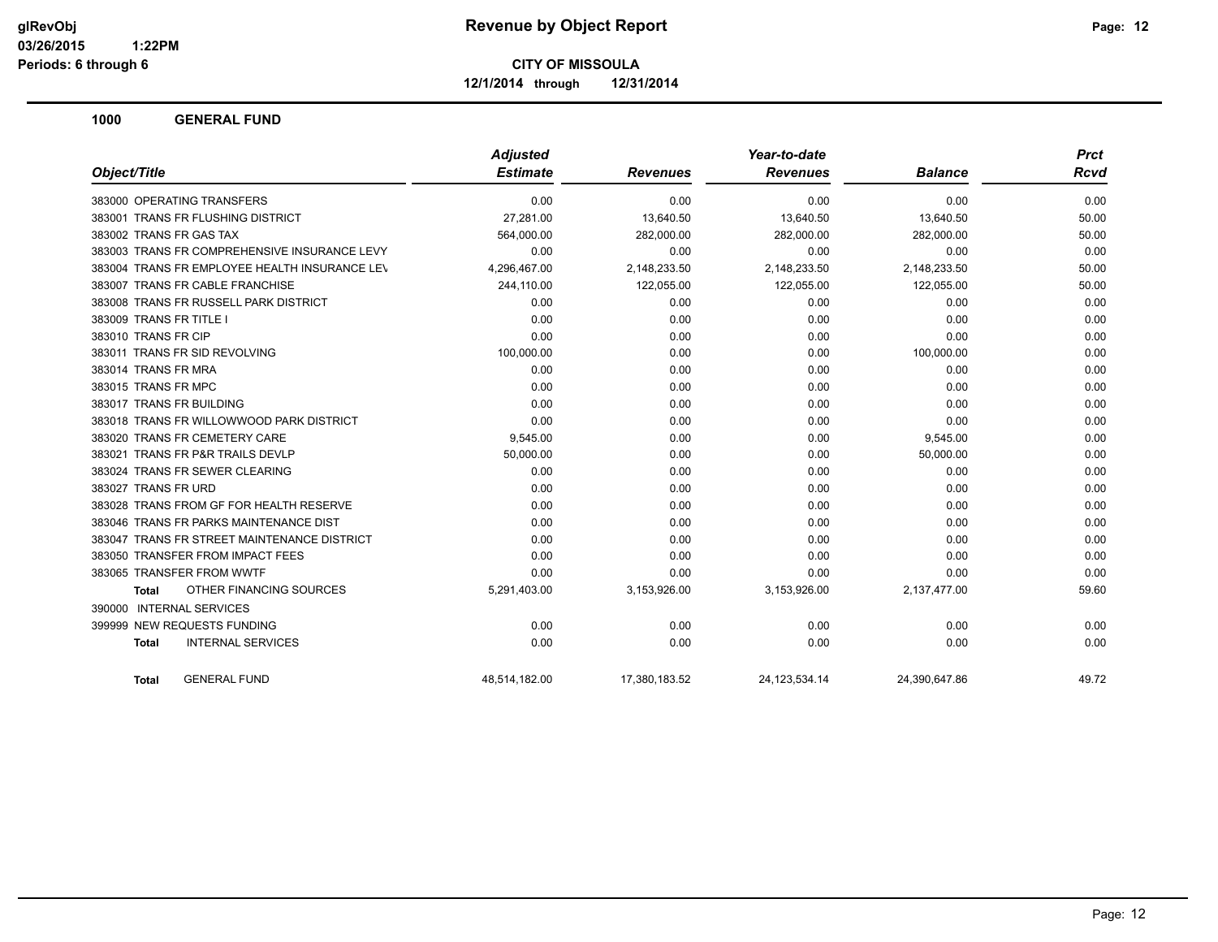**glRevObj**
**03/26/2015 1:22PM**
**Periods: 6 through 6**

# Revenue by Object Report

**CITY OF MISSOULA**
**12/1/2014 through 12/31/2014**

## 1000 GENERAL FUND

| Object/Title | Adjusted Estimate | Revenues | Year-to-date Revenues | Balance | Prct Rcvd |
|---|---|---|---|---|---|
| 383000 OPERATING TRANSFERS | 0.00 | 0.00 | 0.00 | 0.00 | 0.00 |
| 383001 TRANS FR FLUSHING DISTRICT | 27,281.00 | 13,640.50 | 13,640.50 | 13,640.50 | 50.00 |
| 383002 TRANS FR GAS TAX | 564,000.00 | 282,000.00 | 282,000.00 | 282,000.00 | 50.00 |
| 383003 TRANS FR COMPREHENSIVE INSURANCE LEVY | 0.00 | 0.00 | 0.00 | 0.00 | 0.00 |
| 383004 TRANS FR EMPLOYEE HEALTH INSURANCE LEV | 4,296,467.00 | 2,148,233.50 | 2,148,233.50 | 2,148,233.50 | 50.00 |
| 383007 TRANS FR CABLE FRANCHISE | 244,110.00 | 122,055.00 | 122,055.00 | 122,055.00 | 50.00 |
| 383008 TRANS FR RUSSELL PARK DISTRICT | 0.00 | 0.00 | 0.00 | 0.00 | 0.00 |
| 383009 TRANS FR TITLE I | 0.00 | 0.00 | 0.00 | 0.00 | 0.00 |
| 383010 TRANS FR CIP | 0.00 | 0.00 | 0.00 | 0.00 | 0.00 |
| 383011 TRANS FR SID REVOLVING | 100,000.00 | 0.00 | 0.00 | 100,000.00 | 0.00 |
| 383014 TRANS FR MRA | 0.00 | 0.00 | 0.00 | 0.00 | 0.00 |
| 383015 TRANS FR MPC | 0.00 | 0.00 | 0.00 | 0.00 | 0.00 |
| 383017 TRANS FR BUILDING | 0.00 | 0.00 | 0.00 | 0.00 | 0.00 |
| 383018 TRANS FR WILLOWWOOD PARK DISTRICT | 0.00 | 0.00 | 0.00 | 0.00 | 0.00 |
| 383020 TRANS FR CEMETERY CARE | 9,545.00 | 0.00 | 0.00 | 9,545.00 | 0.00 |
| 383021 TRANS FR P&R TRAILS DEVLP | 50,000.00 | 0.00 | 0.00 | 50,000.00 | 0.00 |
| 383024 TRANS FR SEWER CLEARING | 0.00 | 0.00 | 0.00 | 0.00 | 0.00 |
| 383027 TRANS FR URD | 0.00 | 0.00 | 0.00 | 0.00 | 0.00 |
| 383028 TRANS FROM GF FOR HEALTH RESERVE | 0.00 | 0.00 | 0.00 | 0.00 | 0.00 |
| 383046 TRANS FR PARKS MAINTENANCE DIST | 0.00 | 0.00 | 0.00 | 0.00 | 0.00 |
| 383047 TRANS FR STREET MAINTENANCE DISTRICT | 0.00 | 0.00 | 0.00 | 0.00 | 0.00 |
| 383050 TRANSFER FROM IMPACT FEES | 0.00 | 0.00 | 0.00 | 0.00 | 0.00 |
| 383065 TRANSFER FROM WWTF | 0.00 | 0.00 | 0.00 | 0.00 | 0.00 |
| **Total** OTHER FINANCING SOURCES | 5,291,403.00 | 3,153,926.00 | 3,153,926.00 | 2,137,477.00 | 59.60 |
| 390000 INTERNAL SERVICES | | | | | |
| 399999 NEW REQUESTS FUNDING | 0.00 | 0.00 | 0.00 | 0.00 | 0.00 |
| **Total** INTERNAL SERVICES | 0.00 | 0.00 | 0.00 | 0.00 | 0.00 |
| **Total** GENERAL FUND | 48,514,182.00 | 17,380,183.52 | 24,123,534.14 | 24,390,647.86 | 49.72 |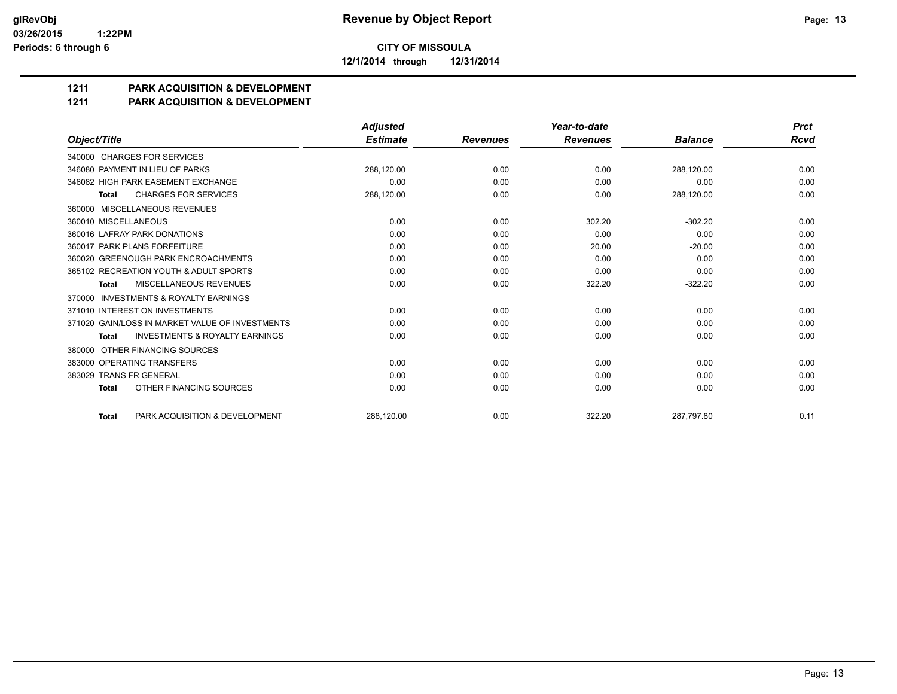**Revenue by Object Report**

**CITY OF MISSOULA**

**12/1/2014 through 12/31/2014**

glRevObj
03/26/2015 1:22PM
Periods: 6 through 6

## 1211 PARK ACQUISITION & DEVELOPMENT

## 1211 PARK ACQUISITION & DEVELOPMENT

| Object/Title | Adjusted Estimate | Revenues | Year-to-date Revenues | Balance | Prct Rcvd |
|---|---|---|---|---|---|
| 340000 CHARGES FOR SERVICES | | | | | |
| 346080 PAYMENT IN LIEU OF PARKS | 288,120.00 | 0.00 | 0.00 | 288,120.00 | 0.00 |
| 346082 HIGH PARK EASEMENT EXCHANGE | 0.00 | 0.00 | 0.00 | 0.00 | 0.00 |
| **Total** CHARGES FOR SERVICES | 288,120.00 | 0.00 | 0.00 | 288,120.00 | 0.00 |
| 360000 MISCELLANEOUS REVENUES | | | | | |
| 360010 MISCELLANEOUS | 0.00 | 0.00 | 302.20 | -302.20 | 0.00 |
| 360016 LAFRAY PARK DONATIONS | 0.00 | 0.00 | 0.00 | 0.00 | 0.00 |
| 360017 PARK PLANS FORFEITURE | 0.00 | 0.00 | 20.00 | -20.00 | 0.00 |
| 360020 GREENOUGH PARK ENCROACHMENTS | 0.00 | 0.00 | 0.00 | 0.00 | 0.00 |
| 365102 RECREATION YOUTH & ADULT SPORTS | 0.00 | 0.00 | 0.00 | 0.00 | 0.00 |
| **Total** MISCELLANEOUS REVENUES | 0.00 | 0.00 | 322.20 | -322.20 | 0.00 |
| 370000 INVESTMENTS & ROYALTY EARNINGS | | | | | |
| 371010 INTEREST ON INVESTMENTS | 0.00 | 0.00 | 0.00 | 0.00 | 0.00 |
| 371020 GAIN/LOSS IN MARKET VALUE OF INVESTMENTS | 0.00 | 0.00 | 0.00 | 0.00 | 0.00 |
| **Total** INVESTMENTS & ROYALTY EARNINGS | 0.00 | 0.00 | 0.00 | 0.00 | 0.00 |
| 380000 OTHER FINANCING SOURCES | | | | | |
| 383000 OPERATING TRANSFERS | 0.00 | 0.00 | 0.00 | 0.00 | 0.00 |
| 383029 TRANS FR GENERAL | 0.00 | 0.00 | 0.00 | 0.00 | 0.00 |
| **Total** OTHER FINANCING SOURCES | 0.00 | 0.00 | 0.00 | 0.00 | 0.00 |
| **Total** PARK ACQUISITION & DEVELOPMENT | 288,120.00 | 0.00 | 322.20 | 287,797.80 | 0.11 |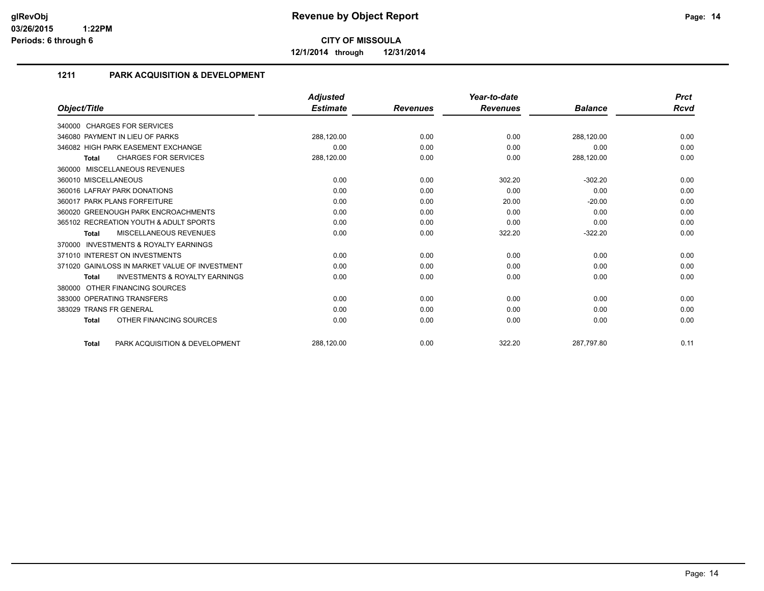# Revenue by Object Report

**CITY OF MISSOULA**

**12/1/2014 through 12/31/2014**

glRevObj
03/26/2015 1:22PM
Periods: 6 through 6

## 1211 PARK ACQUISITION & DEVELOPMENT

| Object/Title | Adjusted Estimate | Revenues | Year-to-date Revenues | Balance | Prct Rcvd |
|---|---|---|---|---|---|
| 340000 CHARGES FOR SERVICES | | | | | |
| 346080 PAYMENT IN LIEU OF PARKS | 288,120.00 | 0.00 | 0.00 | 288,120.00 | 0.00 |
| 346082 HIGH PARK EASEMENT EXCHANGE | 0.00 | 0.00 | 0.00 | 0.00 | 0.00 |
| **Total** CHARGES FOR SERVICES | 288,120.00 | 0.00 | 0.00 | 288,120.00 | 0.00 |
| 360000 MISCELLANEOUS REVENUES | | | | | |
| 360010 MISCELLANEOUS | 0.00 | 0.00 | 302.20 | -302.20 | 0.00 |
| 360016 LAFRAY PARK DONATIONS | 0.00 | 0.00 | 0.00 | 0.00 | 0.00 |
| 360017 PARK PLANS FORFEITURE | 0.00 | 0.00 | 20.00 | -20.00 | 0.00 |
| 360020 GREENOUGH PARK ENCROACHMENTS | 0.00 | 0.00 | 0.00 | 0.00 | 0.00 |
| 365102 RECREATION YOUTH & ADULT SPORTS | 0.00 | 0.00 | 0.00 | 0.00 | 0.00 |
| **Total** MISCELLANEOUS REVENUES | 0.00 | 0.00 | 322.20 | -322.20 | 0.00 |
| 370000 INVESTMENTS & ROYALTY EARNINGS | | | | | |
| 371010 INTEREST ON INVESTMENTS | 0.00 | 0.00 | 0.00 | 0.00 | 0.00 |
| 371020 GAIN/LOSS IN MARKET VALUE OF INVESTMENT | 0.00 | 0.00 | 0.00 | 0.00 | 0.00 |
| **Total** INVESTMENTS & ROYALTY EARNINGS | 0.00 | 0.00 | 0.00 | 0.00 | 0.00 |
| 380000 OTHER FINANCING SOURCES | | | | | |
| 383000 OPERATING TRANSFERS | 0.00 | 0.00 | 0.00 | 0.00 | 0.00 |
| 383029 TRANS FR GENERAL | 0.00 | 0.00 | 0.00 | 0.00 | 0.00 |
| **Total** OTHER FINANCING SOURCES | 0.00 | 0.00 | 0.00 | 0.00 | 0.00 |
| **Total** PARK ACQUISITION & DEVELOPMENT | 288,120.00 | 0.00 | 322.20 | 287,797.80 | 0.11 |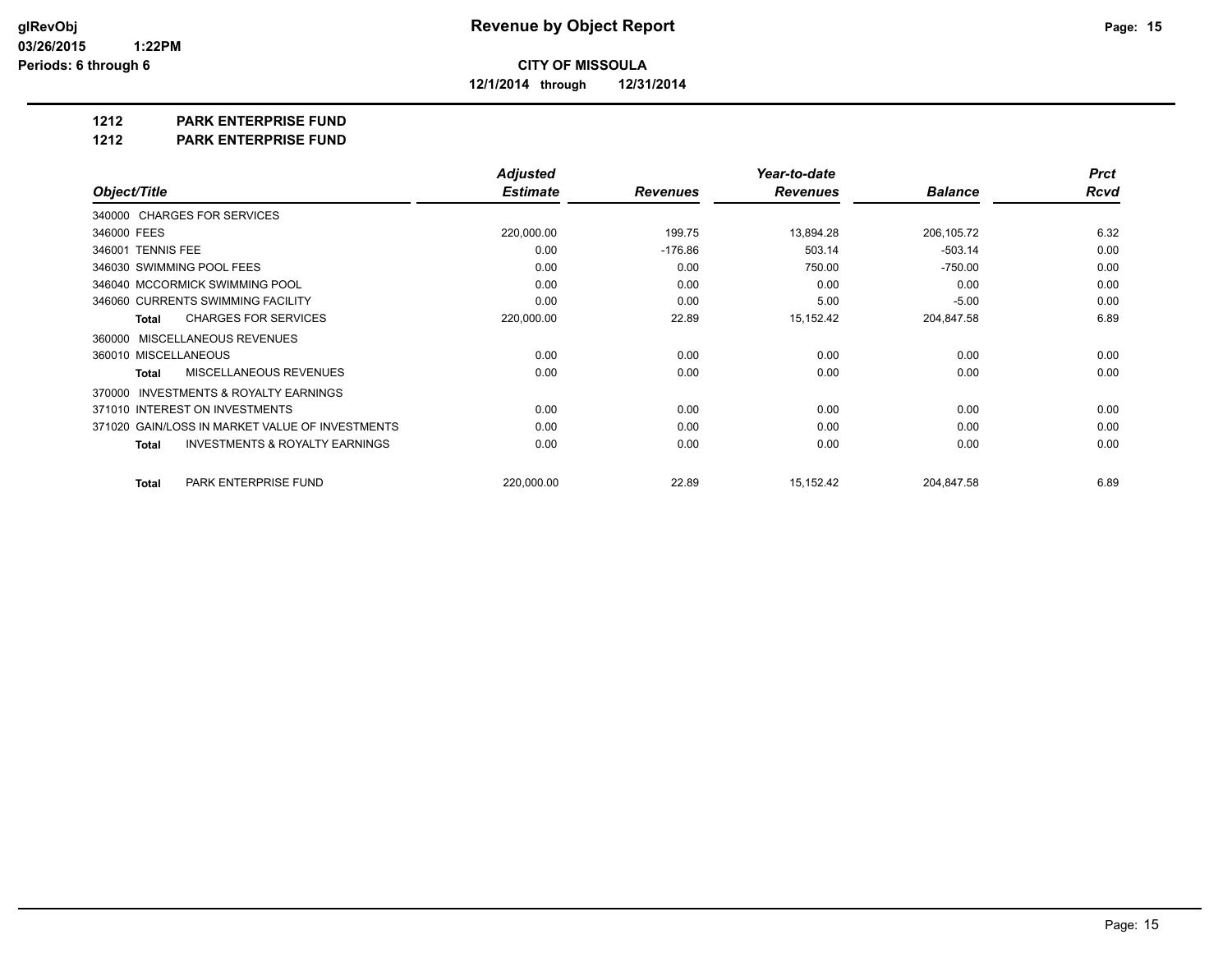**glRevObj**
**03/26/2015 1:22PM**
**Periods: 6 through 6**

# Revenue by Object Report

**CITY OF MISSOULA**

**12/1/2014 through 12/31/2014**

## 1212 PARK ENTERPRISE FUND
## 1212 PARK ENTERPRISE FUND

| Object/Title | Adjusted Estimate | Revenues | Year-to-date Revenues | Balance | Prct Rcvd |
|---|---|---|---|---|---|
| 340000 CHARGES FOR SERVICES | | | | | |
| 346000 FEES | 220,000.00 | 199.75 | 13,894.28 | 206,105.72 | 6.32 |
| 346001 TENNIS FEE | 0.00 | -176.86 | 503.14 | -503.14 | 0.00 |
| 346030 SWIMMING POOL FEES | 0.00 | 0.00 | 750.00 | -750.00 | 0.00 |
| 346040 MCCORMICK SWIMMING POOL | 0.00 | 0.00 | 0.00 | 0.00 | 0.00 |
| 346060 CURRENTS SWIMMING FACILITY | 0.00 | 0.00 | 5.00 | -5.00 | 0.00 |
| **Total** CHARGES FOR SERVICES | 220,000.00 | 22.89 | 15,152.42 | 204,847.58 | 6.89 |
| 360000 MISCELLANEOUS REVENUES | | | | | |
| 360010 MISCELLANEOUS | 0.00 | 0.00 | 0.00 | 0.00 | 0.00 |
| **Total** MISCELLANEOUS REVENUES | 0.00 | 0.00 | 0.00 | 0.00 | 0.00 |
| 370000 INVESTMENTS & ROYALTY EARNINGS | | | | | |
| 371010 INTEREST ON INVESTMENTS | 0.00 | 0.00 | 0.00 | 0.00 | 0.00 |
| 371020 GAIN/LOSS IN MARKET VALUE OF INVESTMENTS | 0.00 | 0.00 | 0.00 | 0.00 | 0.00 |
| **Total** INVESTMENTS & ROYALTY EARNINGS | 0.00 | 0.00 | 0.00 | 0.00 | 0.00 |
| **Total** PARK ENTERPRISE FUND | 220,000.00 | 22.89 | 15,152.42 | 204,847.58 | 6.89 |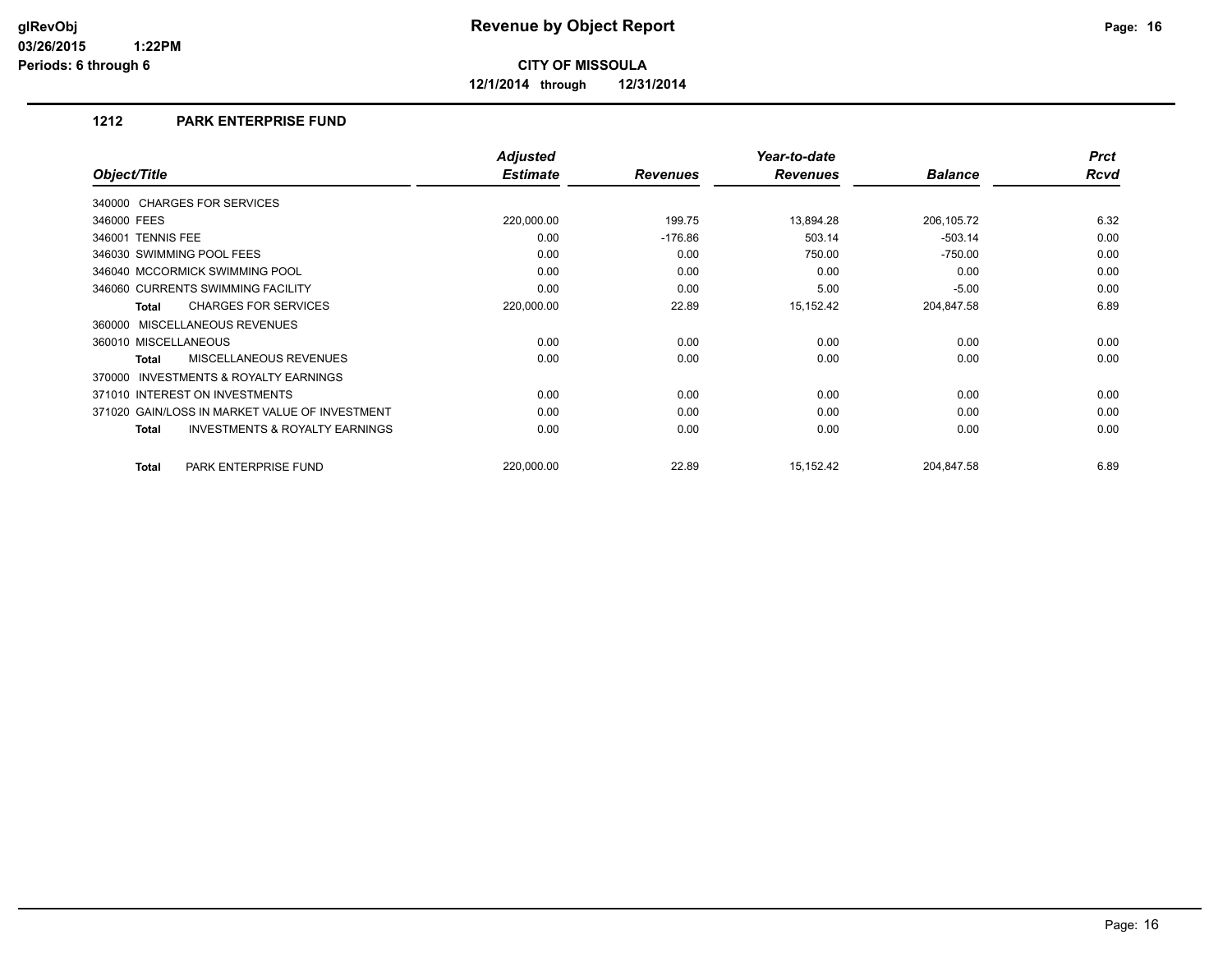# Revenue by Object Report

**CITY OF MISSOULA**

**12/1/2014 through 12/31/2014**

glRevObj
03/26/2015 1:22PM
Periods: 6 through 6

## 1212 PARK ENTERPRISE FUND

| Object/Title | Adjusted Estimate | Revenues | Year-to-date Revenues | Balance | Prct Rcvd |
|---|---|---|---|---|---|
| 340000 CHARGES FOR SERVICES | | | | | |
| 346000 FEES | 220,000.00 | 199.75 | 13,894.28 | 206,105.72 | 6.32 |
| 346001 TENNIS FEE | 0.00 | -176.86 | 503.14 | -503.14 | 0.00 |
| 346030 SWIMMING POOL FEES | 0.00 | 0.00 | 750.00 | -750.00 | 0.00 |
| 346040 MCCORMICK SWIMMING POOL | 0.00 | 0.00 | 0.00 | 0.00 | 0.00 |
| 346060 CURRENTS SWIMMING FACILITY | 0.00 | 0.00 | 5.00 | -5.00 | 0.00 |
| **Total** CHARGES FOR SERVICES | 220,000.00 | 22.89 | 15,152.42 | 204,847.58 | 6.89 |
| 360000 MISCELLANEOUS REVENUES | | | | | |
| 360010 MISCELLANEOUS | 0.00 | 0.00 | 0.00 | 0.00 | 0.00 |
| **Total** MISCELLANEOUS REVENUES | 0.00 | 0.00 | 0.00 | 0.00 | 0.00 |
| 370000 INVESTMENTS & ROYALTY EARNINGS | | | | | |
| 371010 INTEREST ON INVESTMENTS | 0.00 | 0.00 | 0.00 | 0.00 | 0.00 |
| 371020 GAIN/LOSS IN MARKET VALUE OF INVESTMENT | 0.00 | 0.00 | 0.00 | 0.00 | 0.00 |
| **Total** INVESTMENTS & ROYALTY EARNINGS | 0.00 | 0.00 | 0.00 | 0.00 | 0.00 |
| **Total** PARK ENTERPRISE FUND | 220,000.00 | 22.89 | 15,152.42 | 204,847.58 | 6.89 |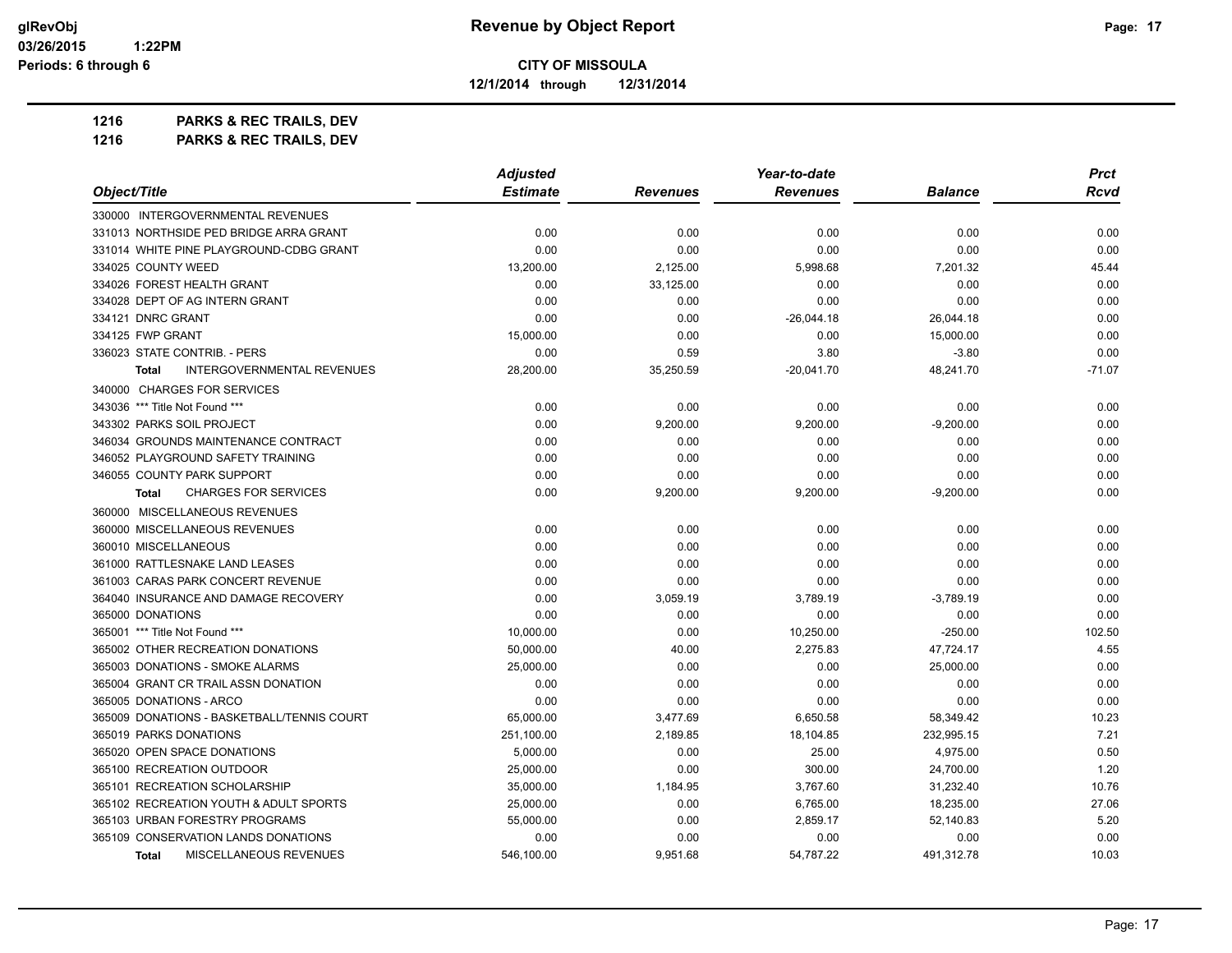**CITY OF MISSOULA**

**12/1/2014 through 12/31/2014**

# 1216 PARKS & REC TRAILS, DEV
## 1216 PARKS & REC TRAILS, DEV

| Object/Title | Adjusted Estimate | Revenues | Year-to-date Revenues | Balance | Prct Rcvd |
|---|---|---|---|---|---|
| 330000 INTERGOVERNMENTAL REVENUES | | | | | |
| 331013 NORTHSIDE PED BRIDGE ARRA GRANT | 0.00 | 0.00 | 0.00 | 0.00 | 0.00 |
| 331014 WHITE PINE PLAYGROUND-CDBG GRANT | 0.00 | 0.00 | 0.00 | 0.00 | 0.00 |
| 334025 COUNTY WEED | 13,200.00 | 2,125.00 | 5,998.68 | 7,201.32 | 45.44 |
| 334026 FOREST HEALTH GRANT | 0.00 | 33,125.00 | 0.00 | 0.00 | 0.00 |
| 334028 DEPT OF AG INTERN GRANT | 0.00 | 0.00 | 0.00 | 0.00 | 0.00 |
| 334121 DNRC GRANT | 0.00 | 0.00 | -26,044.18 | 26,044.18 | 0.00 |
| 334125 FWP GRANT | 15,000.00 | 0.00 | 0.00 | 15,000.00 | 0.00 |
| 336023 STATE CONTRIB. - PERS | 0.00 | 0.59 | 3.80 | -3.80 | 0.00 |
| **Total** INTERGOVERNMENTAL REVENUES | 28,200.00 | 35,250.59 | -20,041.70 | 48,241.70 | -71.07 |
| 340000 CHARGES FOR SERVICES | | | | | |
| 343036 *** Title Not Found *** | 0.00 | 0.00 | 0.00 | 0.00 | 0.00 |
| 343302 PARKS SOIL PROJECT | 0.00 | 9,200.00 | 9,200.00 | -9,200.00 | 0.00 |
| 346034 GROUNDS MAINTENANCE CONTRACT | 0.00 | 0.00 | 0.00 | 0.00 | 0.00 |
| 346052 PLAYGROUND SAFETY TRAINING | 0.00 | 0.00 | 0.00 | 0.00 | 0.00 |
| 346055 COUNTY PARK SUPPORT | 0.00 | 0.00 | 0.00 | 0.00 | 0.00 |
| **Total** CHARGES FOR SERVICES | 0.00 | 9,200.00 | 9,200.00 | -9,200.00 | 0.00 |
| 360000 MISCELLANEOUS REVENUES | | | | | |
| 360000 MISCELLANEOUS REVENUES | 0.00 | 0.00 | 0.00 | 0.00 | 0.00 |
| 360010 MISCELLANEOUS | 0.00 | 0.00 | 0.00 | 0.00 | 0.00 |
| 361000 RATTLESNAKE LAND LEASES | 0.00 | 0.00 | 0.00 | 0.00 | 0.00 |
| 361003 CARAS PARK CONCERT REVENUE | 0.00 | 0.00 | 0.00 | 0.00 | 0.00 |
| 364040 INSURANCE AND DAMAGE RECOVERY | 0.00 | 3,059.19 | 3,789.19 | -3,789.19 | 0.00 |
| 365000 DONATIONS | 0.00 | 0.00 | 0.00 | 0.00 | 0.00 |
| 365001 *** Title Not Found *** | 10,000.00 | 0.00 | 10,250.00 | -250.00 | 102.50 |
| 365002 OTHER RECREATION DONATIONS | 50,000.00 | 40.00 | 2,275.83 | 47,724.17 | 4.55 |
| 365003 DONATIONS - SMOKE ALARMS | 25,000.00 | 0.00 | 0.00 | 25,000.00 | 0.00 |
| 365004 GRANT CR TRAIL ASSN DONATION | 0.00 | 0.00 | 0.00 | 0.00 | 0.00 |
| 365005 DONATIONS - ARCO | 0.00 | 0.00 | 0.00 | 0.00 | 0.00 |
| 365009 DONATIONS - BASKETBALL/TENNIS COURT | 65,000.00 | 3,477.69 | 6,650.58 | 58,349.42 | 10.23 |
| 365019 PARKS DONATIONS | 251,100.00 | 2,189.85 | 18,104.85 | 232,995.15 | 7.21 |
| 365020 OPEN SPACE DONATIONS | 5,000.00 | 0.00 | 25.00 | 4,975.00 | 0.50 |
| 365100 RECREATION OUTDOOR | 25,000.00 | 0.00 | 300.00 | 24,700.00 | 1.20 |
| 365101 RECREATION SCHOLARSHIP | 35,000.00 | 1,184.95 | 3,767.60 | 31,232.40 | 10.76 |
| 365102 RECREATION YOUTH & ADULT SPORTS | 25,000.00 | 0.00 | 6,765.00 | 18,235.00 | 27.06 |
| 365103 URBAN FORESTRY PROGRAMS | 55,000.00 | 0.00 | 2,859.17 | 52,140.83 | 5.20 |
| 365109 CONSERVATION LANDS DONATIONS | 0.00 | 0.00 | 0.00 | 0.00 | 0.00 |
| **Total** MISCELLANEOUS REVENUES | 546,100.00 | 9,951.68 | 54,787.22 | 491,312.78 | 10.03 |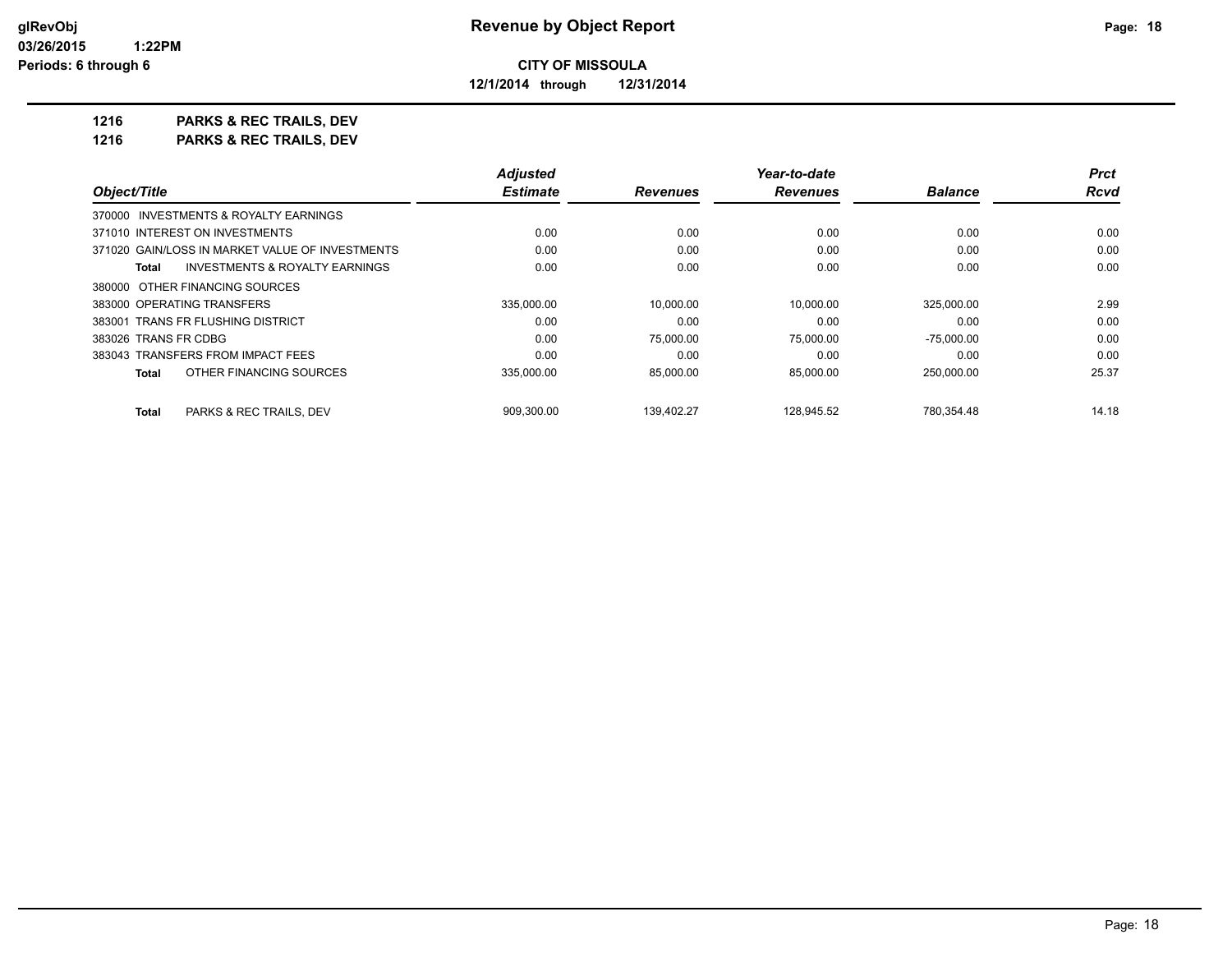# Revenue by Object Report

**CITY OF MISSOULA**

**12/1/2014 through 12/31/2014**

glRevObj
03/26/2015 1:22PM
Periods: 6 through 6

## 1216 PARKS & REC TRAILS, DEV
## 1216 PARKS & REC TRAILS, DEV

| Object/Title | Adjusted Estimate | Revenues | Year-to-date Revenues | Balance | Prct Rcvd |
|---|---|---|---|---|---|
| 370000 INVESTMENTS & ROYALTY EARNINGS | | | | | |
| 371010 INTEREST ON INVESTMENTS | 0.00 | 0.00 | 0.00 | 0.00 | 0.00 |
| 371020 GAIN/LOSS IN MARKET VALUE OF INVESTMENTS | 0.00 | 0.00 | 0.00 | 0.00 | 0.00 |
| **Total** INVESTMENTS & ROYALTY EARNINGS | 0.00 | 0.00 | 0.00 | 0.00 | 0.00 |
| 380000 OTHER FINANCING SOURCES | | | | | |
| 383000 OPERATING TRANSFERS | 335,000.00 | 10,000.00 | 10,000.00 | 325,000.00 | 2.99 |
| 383001 TRANS FR FLUSHING DISTRICT | 0.00 | 0.00 | 0.00 | 0.00 | 0.00 |
| 383026 TRANS FR CDBG | 0.00 | 75,000.00 | 75,000.00 | -75,000.00 | 0.00 |
| 383043 TRANSFERS FROM IMPACT FEES | 0.00 | 0.00 | 0.00 | 0.00 | 0.00 |
| **Total** OTHER FINANCING SOURCES | 335,000.00 | 85,000.00 | 85,000.00 | 250,000.00 | 25.37 |
| **Total** PARKS & REC TRAILS, DEV | 909,300.00 | 139,402.27 | 128,945.52 | 780,354.48 | 14.18 |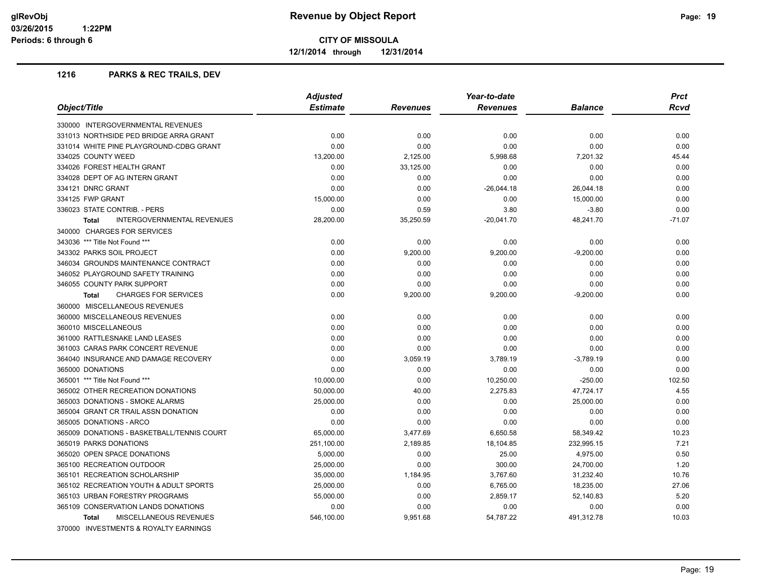# Revenue by Object Report

**CITY OF MISSOULA**

**12/1/2014 through 12/31/2014**

glRevObj
03/26/2015 1:22PM
Periods: 6 through 6

## 1216 PARKS & REC TRAILS, DEV

| Object/Title | Adjusted Estimate | Revenues | Year-to-date Revenues | Balance | Prct Rcvd |
|---|---|---|---|---|---|
| 330000 INTERGOVERNMENTAL REVENUES | | | | | |
| 331013 NORTHSIDE PED BRIDGE ARRA GRANT | 0.00 | 0.00 | 0.00 | 0.00 | 0.00 |
| 331014 WHITE PINE PLAYGROUND-CDBG GRANT | 0.00 | 0.00 | 0.00 | 0.00 | 0.00 |
| 334025 COUNTY WEED | 13,200.00 | 2,125.00 | 5,998.68 | 7,201.32 | 45.44 |
| 334026 FOREST HEALTH GRANT | 0.00 | 33,125.00 | 0.00 | 0.00 | 0.00 |
| 334028 DEPT OF AG INTERN GRANT | 0.00 | 0.00 | 0.00 | 0.00 | 0.00 |
| 334121 DNRC GRANT | 0.00 | 0.00 | -26,044.18 | 26,044.18 | 0.00 |
| 334125 FWP GRANT | 15,000.00 | 0.00 | 0.00 | 15,000.00 | 0.00 |
| 336023 STATE CONTRIB. - PERS | 0.00 | 0.59 | 3.80 | -3.80 | 0.00 |
| **Total** INTERGOVERNMENTAL REVENUES | 28,200.00 | 35,250.59 | -20,041.70 | 48,241.70 | -71.07 |
| 340000 CHARGES FOR SERVICES | | | | | |
| 343036 *** Title Not Found *** | 0.00 | 0.00 | 0.00 | 0.00 | 0.00 |
| 343302 PARKS SOIL PROJECT | 0.00 | 9,200.00 | 9,200.00 | -9,200.00 | 0.00 |
| 346034 GROUNDS MAINTENANCE CONTRACT | 0.00 | 0.00 | 0.00 | 0.00 | 0.00 |
| 346052 PLAYGROUND SAFETY TRAINING | 0.00 | 0.00 | 0.00 | 0.00 | 0.00 |
| 346055 COUNTY PARK SUPPORT | 0.00 | 0.00 | 0.00 | 0.00 | 0.00 |
| **Total** CHARGES FOR SERVICES | 0.00 | 9,200.00 | 9,200.00 | -9,200.00 | 0.00 |
| 360000 MISCELLANEOUS REVENUES | | | | | |
| 360000 MISCELLANEOUS REVENUES | 0.00 | 0.00 | 0.00 | 0.00 | 0.00 |
| 360010 MISCELLANEOUS | 0.00 | 0.00 | 0.00 | 0.00 | 0.00 |
| 361000 RATTLESNAKE LAND LEASES | 0.00 | 0.00 | 0.00 | 0.00 | 0.00 |
| 361003 CARAS PARK CONCERT REVENUE | 0.00 | 0.00 | 0.00 | 0.00 | 0.00 |
| 364040 INSURANCE AND DAMAGE RECOVERY | 0.00 | 3,059.19 | 3,789.19 | -3,789.19 | 0.00 |
| 365000 DONATIONS | 0.00 | 0.00 | 0.00 | 0.00 | 0.00 |
| 365001 *** Title Not Found *** | 10,000.00 | 0.00 | 10,250.00 | -250.00 | 102.50 |
| 365002 OTHER RECREATION DONATIONS | 50,000.00 | 40.00 | 2,275.83 | 47,724.17 | 4.55 |
| 365003 DONATIONS - SMOKE ALARMS | 25,000.00 | 0.00 | 0.00 | 25,000.00 | 0.00 |
| 365004 GRANT CR TRAIL ASSN DONATION | 0.00 | 0.00 | 0.00 | 0.00 | 0.00 |
| 365005 DONATIONS - ARCO | 0.00 | 0.00 | 0.00 | 0.00 | 0.00 |
| 365009 DONATIONS - BASKETBALL/TENNIS COURT | 65,000.00 | 3,477.69 | 6,650.58 | 58,349.42 | 10.23 |
| 365019 PARKS DONATIONS | 251,100.00 | 2,189.85 | 18,104.85 | 232,995.15 | 7.21 |
| 365020 OPEN SPACE DONATIONS | 5,000.00 | 0.00 | 25.00 | 4,975.00 | 0.50 |
| 365100 RECREATION OUTDOOR | 25,000.00 | 0.00 | 300.00 | 24,700.00 | 1.20 |
| 365101 RECREATION SCHOLARSHIP | 35,000.00 | 1,184.95 | 3,767.60 | 31,232.40 | 10.76 |
| 365102 RECREATION YOUTH & ADULT SPORTS | 25,000.00 | 0.00 | 6,765.00 | 18,235.00 | 27.06 |
| 365103 URBAN FORESTRY PROGRAMS | 55,000.00 | 0.00 | 2,859.17 | 52,140.83 | 5.20 |
| 365109 CONSERVATION LANDS DONATIONS | 0.00 | 0.00 | 0.00 | 0.00 | 0.00 |
| **Total** MISCELLANEOUS REVENUES | 546,100.00 | 9,951.68 | 54,787.22 | 491,312.78 | 10.03 |
| 370000 INVESTMENTS & ROYALTY EARNINGS | | | | | |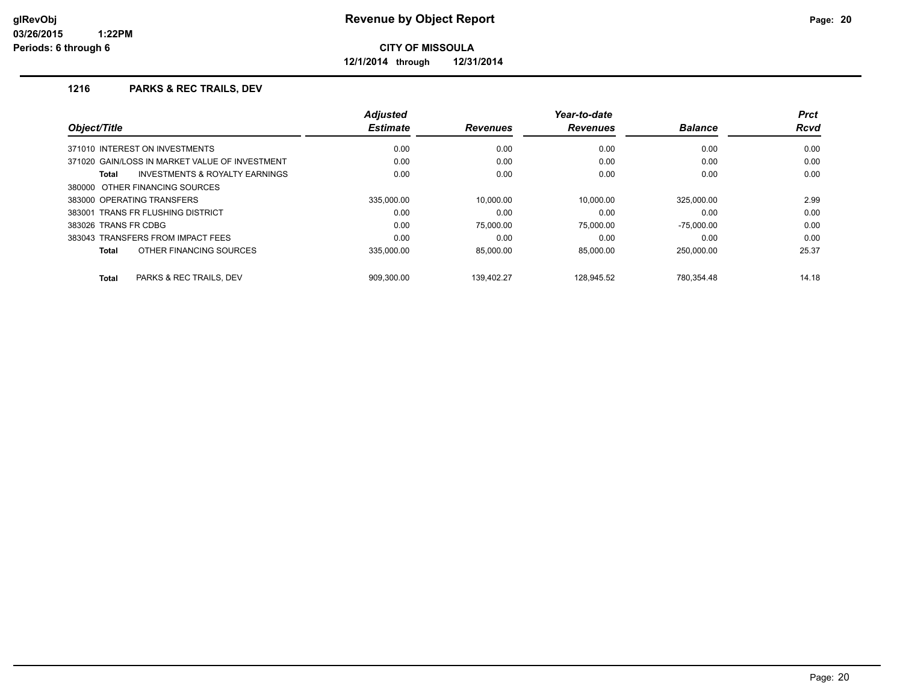# Revenue by Object Report

**CITY OF MISSOULA**

**12/1/2014 through 12/31/2014**

glRevObj
03/26/2015 1:22PM
Periods: 6 through 6

## 1216 PARKS & REC TRAILS, DEV

| Object/Title | Adjusted Estimate | Revenues | Year-to-date Revenues | Balance | Prct Rcvd |
|---|---|---|---|---|---|
| 371010 INTEREST ON INVESTMENTS | 0.00 | 0.00 | 0.00 | 0.00 | 0.00 |
| 371020 GAIN/LOSS IN MARKET VALUE OF INVESTMENT | 0.00 | 0.00 | 0.00 | 0.00 | 0.00 |
| **Total** INVESTMENTS & ROYALTY EARNINGS | 0.00 | 0.00 | 0.00 | 0.00 | 0.00 |
| 380000 OTHER FINANCING SOURCES | | | | | |
| 383000 OPERATING TRANSFERS | 335,000.00 | 10,000.00 | 10,000.00 | 325,000.00 | 2.99 |
| 383001 TRANS FR FLUSHING DISTRICT | 0.00 | 0.00 | 0.00 | 0.00 | 0.00 |
| 383026 TRANS FR CDBG | 0.00 | 75,000.00 | 75,000.00 | -75,000.00 | 0.00 |
| 383043 TRANSFERS FROM IMPACT FEES | 0.00 | 0.00 | 0.00 | 0.00 | 0.00 |
| **Total** OTHER FINANCING SOURCES | 335,000.00 | 85,000.00 | 85,000.00 | 250,000.00 | 25.37 |
| **Total** PARKS & REC TRAILS, DEV | 909,300.00 | 139,402.27 | 128,945.52 | 780,354.48 | 14.18 |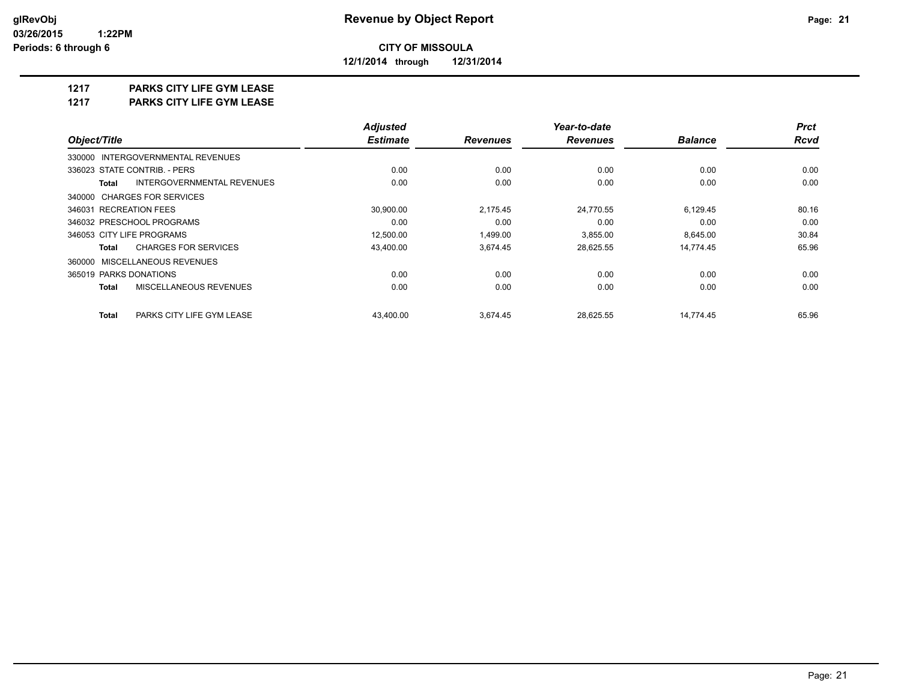# Revenue by Object Report

**CITY OF MISSOULA**

**12/1/2014 through 12/31/2014**

glRevObj
03/26/2015 1:22PM
Periods: 6 through 6

## 1217 PARKS CITY LIFE GYM LEASE
## 1217 PARKS CITY LIFE GYM LEASE

| Object/Title | Adjusted Estimate | Revenues | Year-to-date Revenues | Balance | Prct Rcvd |
|---|---|---|---|---|---|
| 330000 INTERGOVERNMENTAL REVENUES | | | | | |
| 336023 STATE CONTRIB. - PERS | 0.00 | 0.00 | 0.00 | 0.00 | 0.00 |
| **Total** INTERGOVERNMENTAL REVENUES | 0.00 | 0.00 | 0.00 | 0.00 | 0.00 |
| 340000 CHARGES FOR SERVICES | | | | | |
| 346031 RECREATION FEES | 30,900.00 | 2,175.45 | 24,770.55 | 6,129.45 | 80.16 |
| 346032 PRESCHOOL PROGRAMS | 0.00 | 0.00 | 0.00 | 0.00 | 0.00 |
| 346053 CITY LIFE PROGRAMS | 12,500.00 | 1,499.00 | 3,855.00 | 8,645.00 | 30.84 |
| **Total** CHARGES FOR SERVICES | 43,400.00 | 3,674.45 | 28,625.55 | 14,774.45 | 65.96 |
| 360000 MISCELLANEOUS REVENUES | | | | | |
| 365019 PARKS DONATIONS | 0.00 | 0.00 | 0.00 | 0.00 | 0.00 |
| **Total** MISCELLANEOUS REVENUES | 0.00 | 0.00 | 0.00 | 0.00 | 0.00 |
| **Total** PARKS CITY LIFE GYM LEASE | 43,400.00 | 3,674.45 | 28,625.55 | 14,774.45 | 65.96 |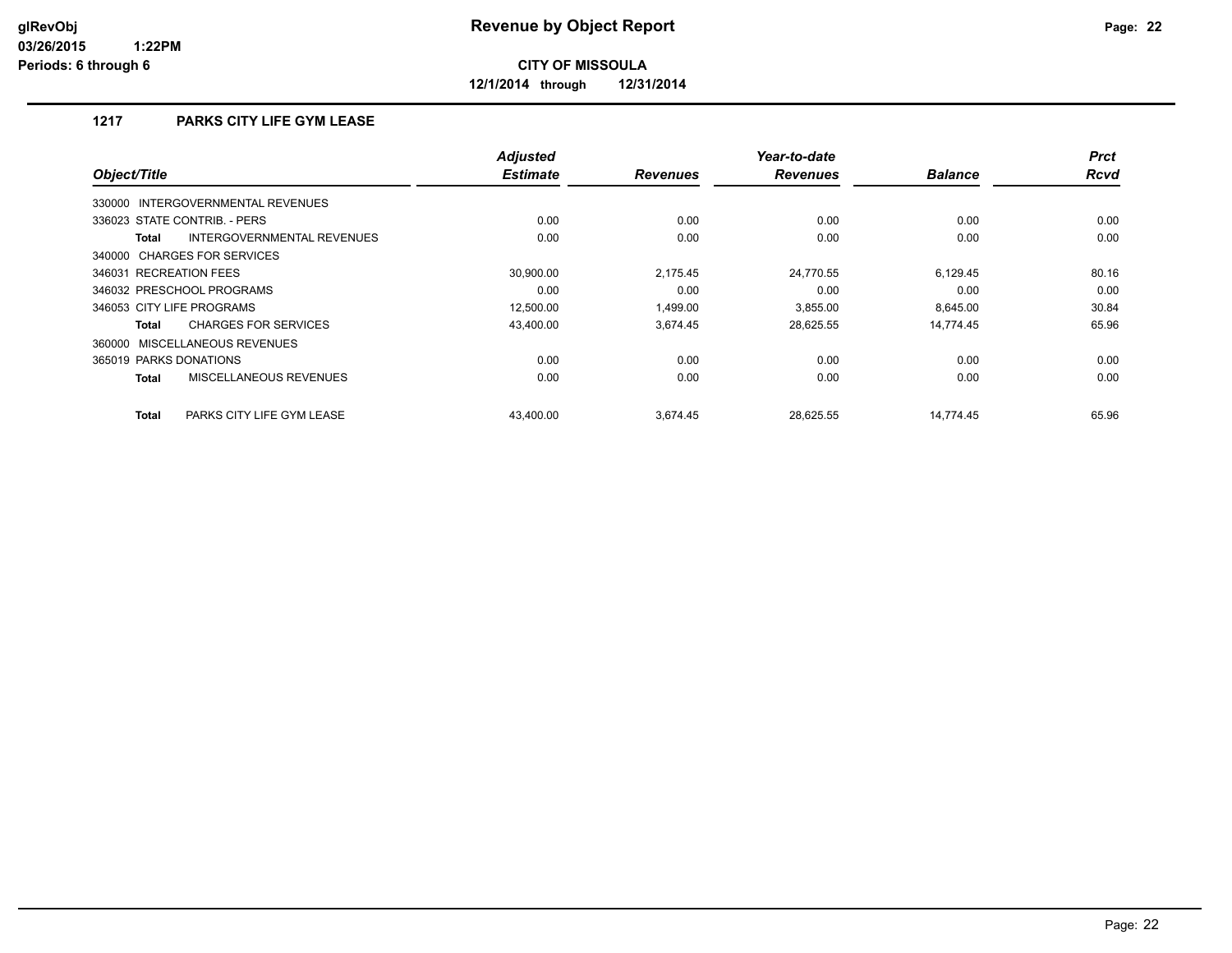**Revenue by Object Report**

**CITY OF MISSOULA**

**12/1/2014 through 12/31/2014**

glRevObj
03/26/2015 1:22PM
Periods: 6 through 6

### 1217 PARKS CITY LIFE GYM LEASE

| Object/Title | Adjusted Estimate | Revenues | Year-to-date Revenues | Balance | Prct Rcvd |
|---|---|---|---|---|---|
| 330000 INTERGOVERNMENTAL REVENUES | | | | | |
| 336023 STATE CONTRIB. - PERS | 0.00 | 0.00 | 0.00 | 0.00 | 0.00 |
| **Total** INTERGOVERNMENTAL REVENUES | 0.00 | 0.00 | 0.00 | 0.00 | 0.00 |
| 340000 CHARGES FOR SERVICES | | | | | |
| 346031 RECREATION FEES | 30,900.00 | 2,175.45 | 24,770.55 | 6,129.45 | 80.16 |
| 346032 PRESCHOOL PROGRAMS | 0.00 | 0.00 | 0.00 | 0.00 | 0.00 |
| 346053 CITY LIFE PROGRAMS | 12,500.00 | 1,499.00 | 3,855.00 | 8,645.00 | 30.84 |
| **Total** CHARGES FOR SERVICES | 43,400.00 | 3,674.45 | 28,625.55 | 14,774.45 | 65.96 |
| 360000 MISCELLANEOUS REVENUES | | | | | |
| 365019 PARKS DONATIONS | 0.00 | 0.00 | 0.00 | 0.00 | 0.00 |
| **Total** MISCELLANEOUS REVENUES | 0.00 | 0.00 | 0.00 | 0.00 | 0.00 |
| **Total** PARKS CITY LIFE GYM LEASE | 43,400.00 | 3,674.45 | 28,625.55 | 14,774.45 | 65.96 |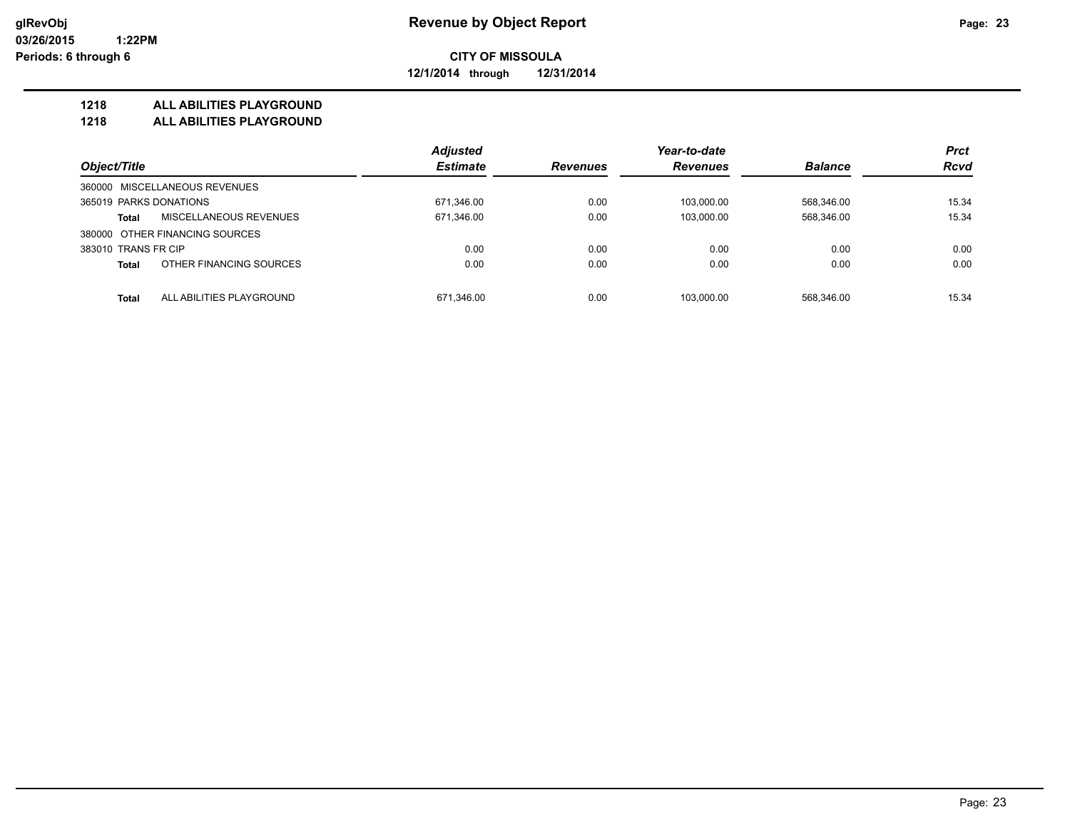# Revenue by Object Report

glRevObj
03/26/2015 1:22PM
Periods: 6 through 6

**CITY OF MISSOULA**
**12/1/2014 through 12/31/2014**

## 1218 ALL ABILITIES PLAYGROUND
## 1218 ALL ABILITIES PLAYGROUND

| Object/Title | Adjusted Estimate | Revenues | Year-to-date Revenues | Balance | Prct Rcvd |
|---|---|---|---|---|---|
| 360000 MISCELLANEOUS REVENUES | | | | | |
| 365019 PARKS DONATIONS | 671,346.00 | 0.00 | 103,000.00 | 568,346.00 | 15.34 |
| **Total** MISCELLANEOUS REVENUES | 671,346.00 | 0.00 | 103,000.00 | 568,346.00 | 15.34 |
| 380000 OTHER FINANCING SOURCES | | | | | |
| 383010 TRANS FR CIP | 0.00 | 0.00 | 0.00 | 0.00 | 0.00 |
| **Total** OTHER FINANCING SOURCES | 0.00 | 0.00 | 0.00 | 0.00 | 0.00 |
| **Total** ALL ABILITIES PLAYGROUND | 671,346.00 | 0.00 | 103,000.00 | 568,346.00 | 15.34 |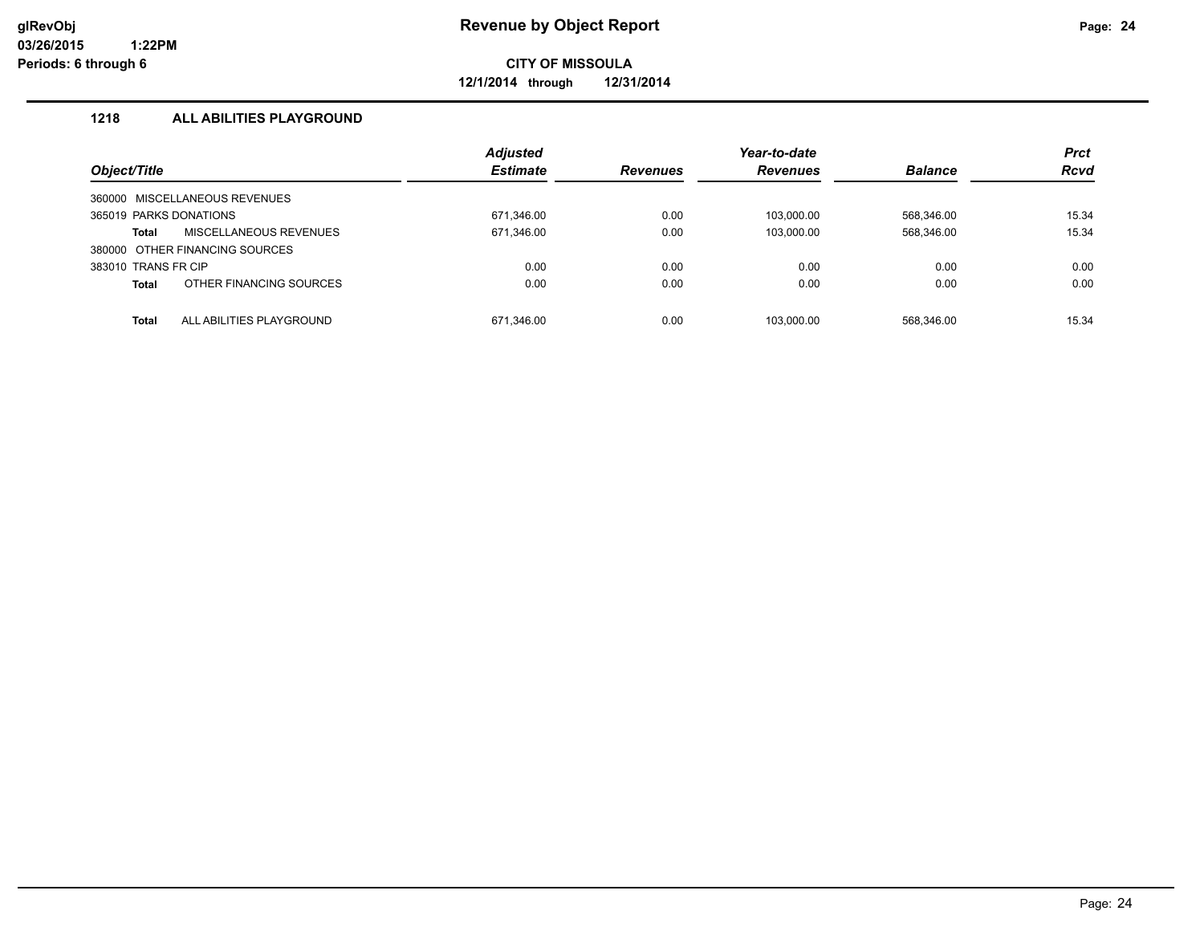# Revenue by Object Report

glRevObj
03/26/2015 1:22PM
Periods: 6 through 6

**CITY OF MISSOULA**

**12/1/2014 through 12/31/2014**

## 1218 ALL ABILITIES PLAYGROUND

| Object/Title | Adjusted Estimate | Revenues | Year-to-date Revenues | Balance | Prct Rcvd |
|---|---|---|---|---|---|
| 360000 MISCELLANEOUS REVENUES | | | | | |
| 365019 PARKS DONATIONS | 671,346.00 | 0.00 | 103,000.00 | 568,346.00 | 15.34 |
| **Total** MISCELLANEOUS REVENUES | 671,346.00 | 0.00 | 103,000.00 | 568,346.00 | 15.34 |
| 380000 OTHER FINANCING SOURCES | | | | | |
| 383010 TRANS FR CIP | 0.00 | 0.00 | 0.00 | 0.00 | 0.00 |
| **Total** OTHER FINANCING SOURCES | 0.00 | 0.00 | 0.00 | 0.00 | 0.00 |
| **Total** ALL ABILITIES PLAYGROUND | 671,346.00 | 0.00 | 103,000.00 | 568,346.00 | 15.34 |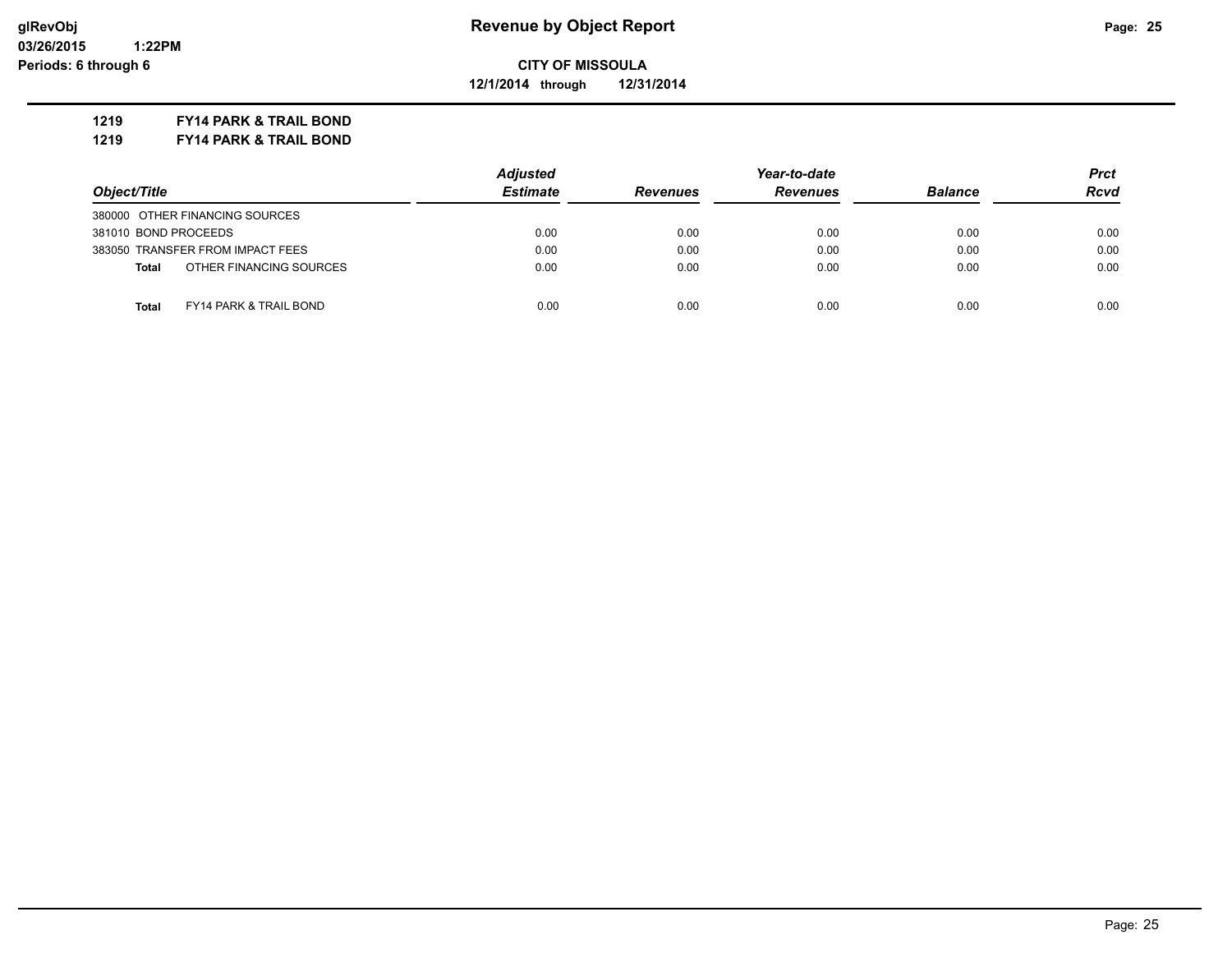# Revenue by Object Report

glRevObj
03/26/2015 1:22PM
Periods: 6 through 6

**CITY OF MISSOULA**

**12/1/2014 through 12/31/2014**

**1219 FY14 PARK & TRAIL BOND**

**1219 FY14 PARK & TRAIL BOND**

| Object/Title | Adjusted Estimate | Revenues | Year-to-date Revenues | Balance | Prct Rcvd |
|---|---|---|---|---|---|
| 380000 OTHER FINANCING SOURCES | | | | | |
| 381010 BOND PROCEEDS | 0.00 | 0.00 | 0.00 | 0.00 | 0.00 |
| 383050 TRANSFER FROM IMPACT FEES | 0.00 | 0.00 | 0.00 | 0.00 | 0.00 |
| **Total** OTHER FINANCING SOURCES | 0.00 | 0.00 | 0.00 | 0.00 | 0.00 |
| **Total** FY14 PARK & TRAIL BOND | 0.00 | 0.00 | 0.00 | 0.00 | 0.00 |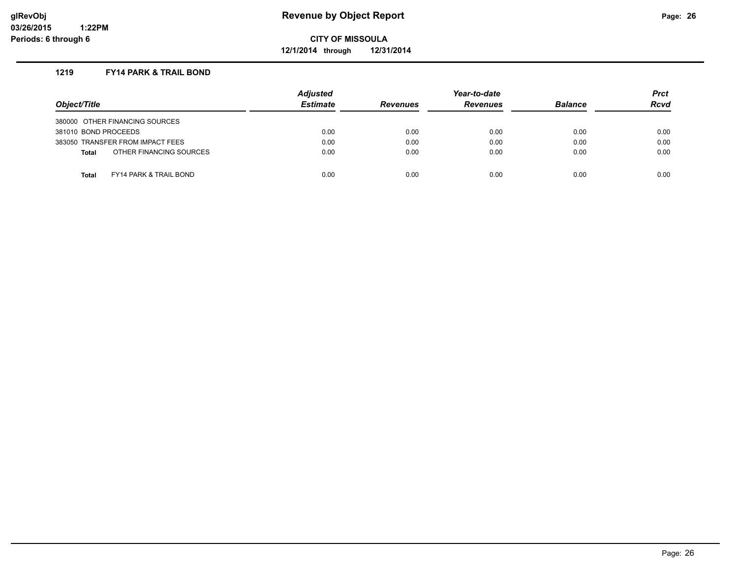# Revenue by Object Report

glRevObj
03/26/2015 1:22PM
Periods: 6 through 6

**CITY OF MISSOULA**

**12/1/2014 through 12/31/2014**

## 1219 FY14 PARK & TRAIL BOND

| Object/Title | Adjusted Estimate | Revenues | Year-to-date Revenues | Balance | Prct Rcvd |
|---|---|---|---|---|---|
| 380000 OTHER FINANCING SOURCES | | | | | |
| 381010 BOND PROCEEDS | 0.00 | 0.00 | 0.00 | 0.00 | 0.00 |
| 383050 TRANSFER FROM IMPACT FEES | 0.00 | 0.00 | 0.00 | 0.00 | 0.00 |
| **Total** OTHER FINANCING SOURCES | 0.00 | 0.00 | 0.00 | 0.00 | 0.00 |
| **Total** FY14 PARK & TRAIL BOND | 0.00 | 0.00 | 0.00 | 0.00 | 0.00 |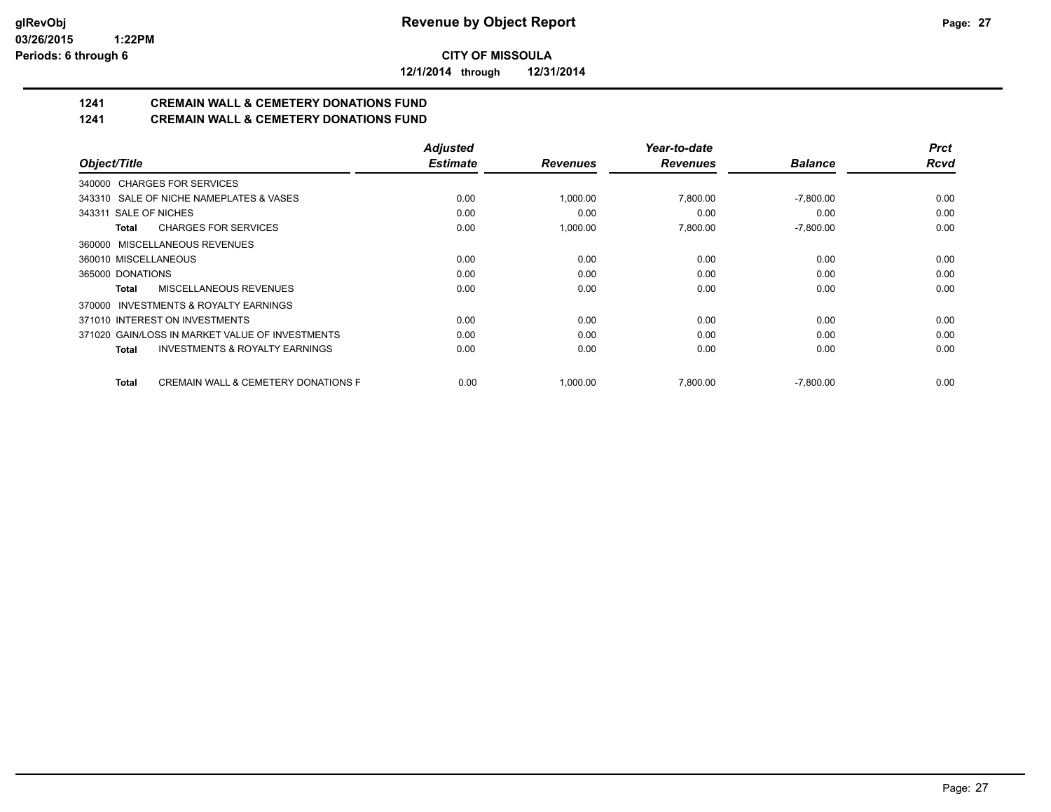**glRevObj**
**03/26/2015 1:22PM**
**Periods: 6 through 6**

# Revenue by Object Report

**CITY OF MISSOULA**

**12/1/2014 through 12/31/2014**

## 1241 CREMAIN WALL & CEMETERY DONATIONS FUND
## 1241 CREMAIN WALL & CEMETERY DONATIONS FUND

| Object/Title | Adjusted Estimate | Revenues | Year-to-date Revenues | Balance | Prct Rcvd |
|---|---|---|---|---|---|
| 340000 CHARGES FOR SERVICES | | | | | |
| 343310 SALE OF NICHE NAMEPLATES & VASES | 0.00 | 1,000.00 | 7,800.00 | -7,800.00 | 0.00 |
| 343311 SALE OF NICHES | 0.00 | 0.00 | 0.00 | 0.00 | 0.00 |
| **Total** CHARGES FOR SERVICES | 0.00 | 1,000.00 | 7,800.00 | -7,800.00 | 0.00 |
| 360000 MISCELLANEOUS REVENUES | | | | | |
| 360010 MISCELLANEOUS | 0.00 | 0.00 | 0.00 | 0.00 | 0.00 |
| 365000 DONATIONS | 0.00 | 0.00 | 0.00 | 0.00 | 0.00 |
| **Total** MISCELLANEOUS REVENUES | 0.00 | 0.00 | 0.00 | 0.00 | 0.00 |
| 370000 INVESTMENTS & ROYALTY EARNINGS | | | | | |
| 371010 INTEREST ON INVESTMENTS | 0.00 | 0.00 | 0.00 | 0.00 | 0.00 |
| 371020 GAIN/LOSS IN MARKET VALUE OF INVESTMENTS | 0.00 | 0.00 | 0.00 | 0.00 | 0.00 |
| **Total** INVESTMENTS & ROYALTY EARNINGS | 0.00 | 0.00 | 0.00 | 0.00 | 0.00 |
| **Total** CREMAIN WALL & CEMETERY DONATIONS F | 0.00 | 1,000.00 | 7,800.00 | -7,800.00 | 0.00 |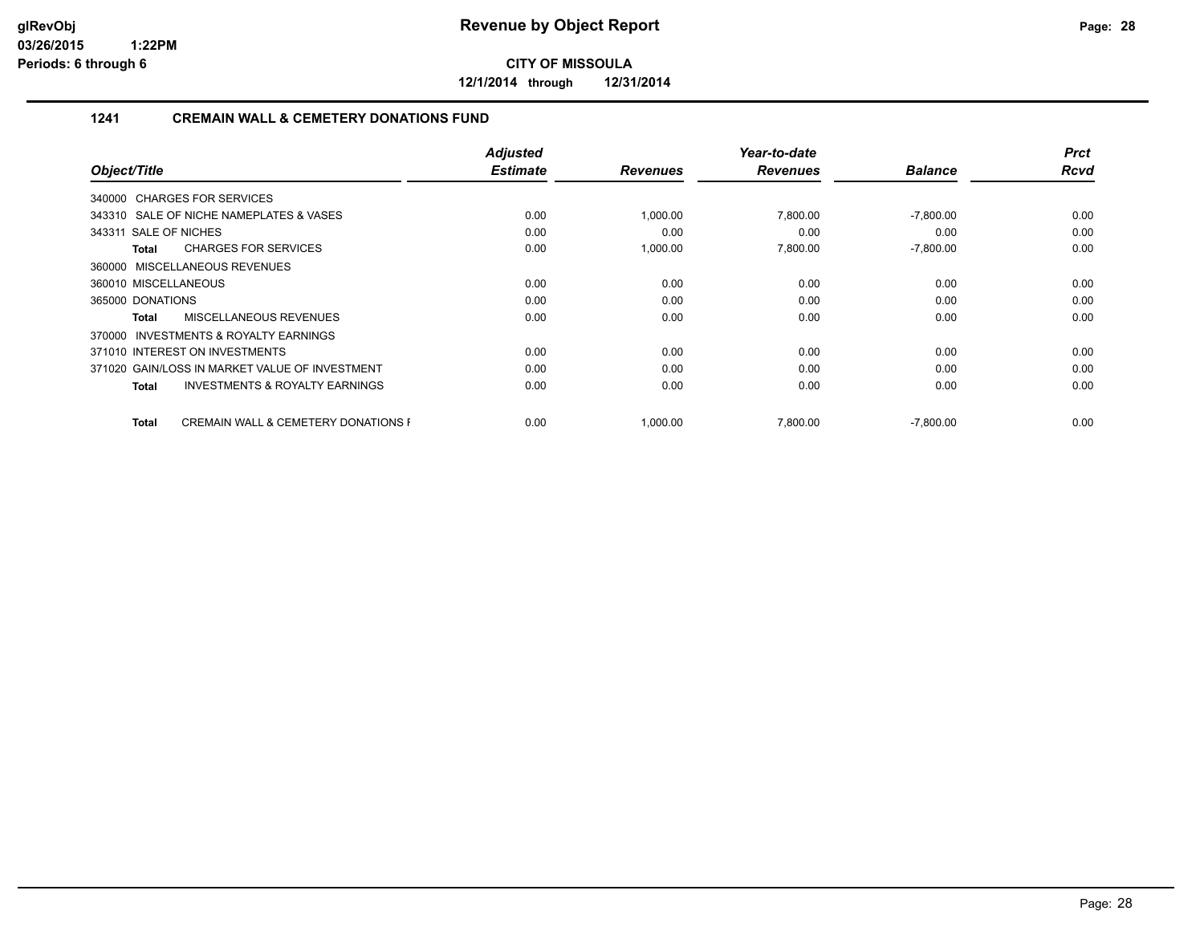**CITY OF MISSOULA**

**12/1/2014 through 12/31/2014**

## 1241 CREMAIN WALL & CEMETERY DONATIONS FUND

| Object/Title | Adjusted Estimate | Revenues | Year-to-date Revenues | Balance | Prct Rcvd |
|---|---|---|---|---|---|
| 340000 CHARGES FOR SERVICES | | | | | |
| 343310 SALE OF NICHE NAMEPLATES & VASES | 0.00 | 1,000.00 | 7,800.00 | -7,800.00 | 0.00 |
| 343311 SALE OF NICHES | 0.00 | 0.00 | 0.00 | 0.00 | 0.00 |
| **Total** CHARGES FOR SERVICES | 0.00 | 1,000.00 | 7,800.00 | -7,800.00 | 0.00 |
| 360000 MISCELLANEOUS REVENUES | | | | | |
| 360010 MISCELLANEOUS | 0.00 | 0.00 | 0.00 | 0.00 | 0.00 |
| 365000 DONATIONS | 0.00 | 0.00 | 0.00 | 0.00 | 0.00 |
| **Total** MISCELLANEOUS REVENUES | 0.00 | 0.00 | 0.00 | 0.00 | 0.00 |
| 370000 INVESTMENTS & ROYALTY EARNINGS | | | | | |
| 371010 INTEREST ON INVESTMENTS | 0.00 | 0.00 | 0.00 | 0.00 | 0.00 |
| 371020 GAIN/LOSS IN MARKET VALUE OF INVESTMENT | 0.00 | 0.00 | 0.00 | 0.00 | 0.00 |
| **Total** INVESTMENTS & ROYALTY EARNINGS | 0.00 | 0.00 | 0.00 | 0.00 | 0.00 |
| **Total** CREMAIN WALL & CEMETERY DONATIONS F | 0.00 | 1,000.00 | 7,800.00 | -7,800.00 | 0.00 |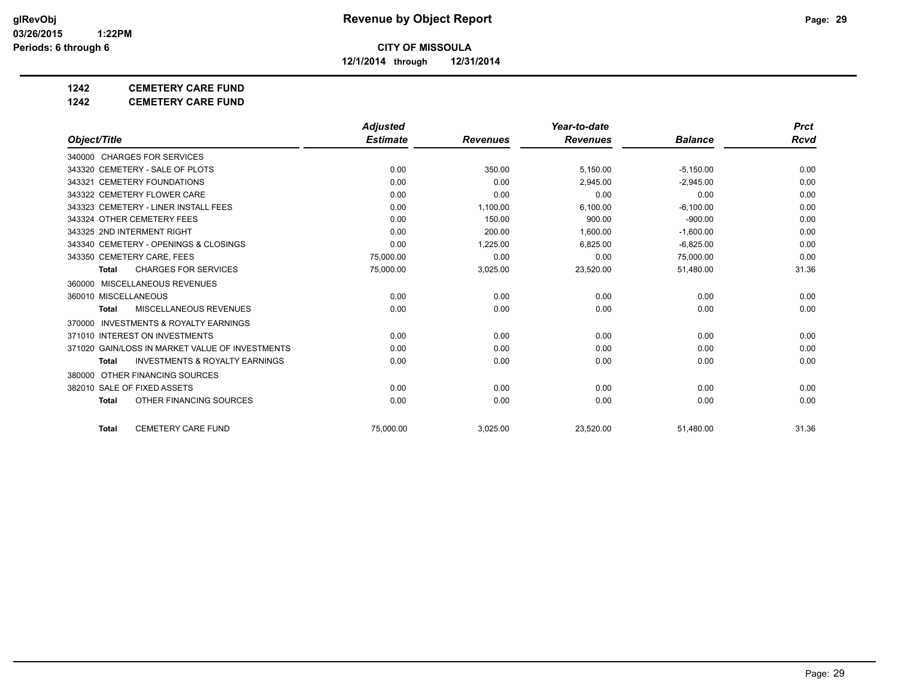# Revenue by Object Report

**CITY OF MISSOULA**

**12/1/2014 through 12/31/2014**

glRevObj
03/26/2015 1:22PM
Periods: 6 through 6

**1242 CEMETERY CARE FUND**

**1242 CEMETERY CARE FUND**

| Object/Title | Adjusted Estimate | Revenues | Year-to-date Revenues | Balance | Prct Rcvd |
|---|---|---|---|---|---|
| 340000 CHARGES FOR SERVICES | | | | | |
| 343320 CEMETERY - SALE OF PLOTS | 0.00 | 350.00 | 5,150.00 | -5,150.00 | 0.00 |
| 343321 CEMETERY FOUNDATIONS | 0.00 | 0.00 | 2,945.00 | -2,945.00 | 0.00 |
| 343322 CEMETERY FLOWER CARE | 0.00 | 0.00 | 0.00 | 0.00 | 0.00 |
| 343323 CEMETERY - LINER INSTALL FEES | 0.00 | 1,100.00 | 6,100.00 | -6,100.00 | 0.00 |
| 343324 OTHER CEMETERY FEES | 0.00 | 150.00 | 900.00 | -900.00 | 0.00 |
| 343325 2ND INTERMENT RIGHT | 0.00 | 200.00 | 1,600.00 | -1,600.00 | 0.00 |
| 343340 CEMETERY - OPENINGS & CLOSINGS | 0.00 | 1,225.00 | 6,825.00 | -6,825.00 | 0.00 |
| 343350 CEMETERY CARE, FEES | 75,000.00 | 0.00 | 0.00 | 75,000.00 | 0.00 |
| **Total** CHARGES FOR SERVICES | 75,000.00 | 3,025.00 | 23,520.00 | 51,480.00 | 31.36 |
| 360000 MISCELLANEOUS REVENUES | | | | | |
| 360010 MISCELLANEOUS | 0.00 | 0.00 | 0.00 | 0.00 | 0.00 |
| **Total** MISCELLANEOUS REVENUES | 0.00 | 0.00 | 0.00 | 0.00 | 0.00 |
| 370000 INVESTMENTS & ROYALTY EARNINGS | | | | | |
| 371010 INTEREST ON INVESTMENTS | 0.00 | 0.00 | 0.00 | 0.00 | 0.00 |
| 371020 GAIN/LOSS IN MARKET VALUE OF INVESTMENTS | 0.00 | 0.00 | 0.00 | 0.00 | 0.00 |
| **Total** INVESTMENTS & ROYALTY EARNINGS | 0.00 | 0.00 | 0.00 | 0.00 | 0.00 |
| 380000 OTHER FINANCING SOURCES | | | | | |
| 382010 SALE OF FIXED ASSETS | 0.00 | 0.00 | 0.00 | 0.00 | 0.00 |
| **Total** OTHER FINANCING SOURCES | 0.00 | 0.00 | 0.00 | 0.00 | 0.00 |
| **Total** CEMETERY CARE FUND | 75,000.00 | 3,025.00 | 23,520.00 | 51,480.00 | 31.36 |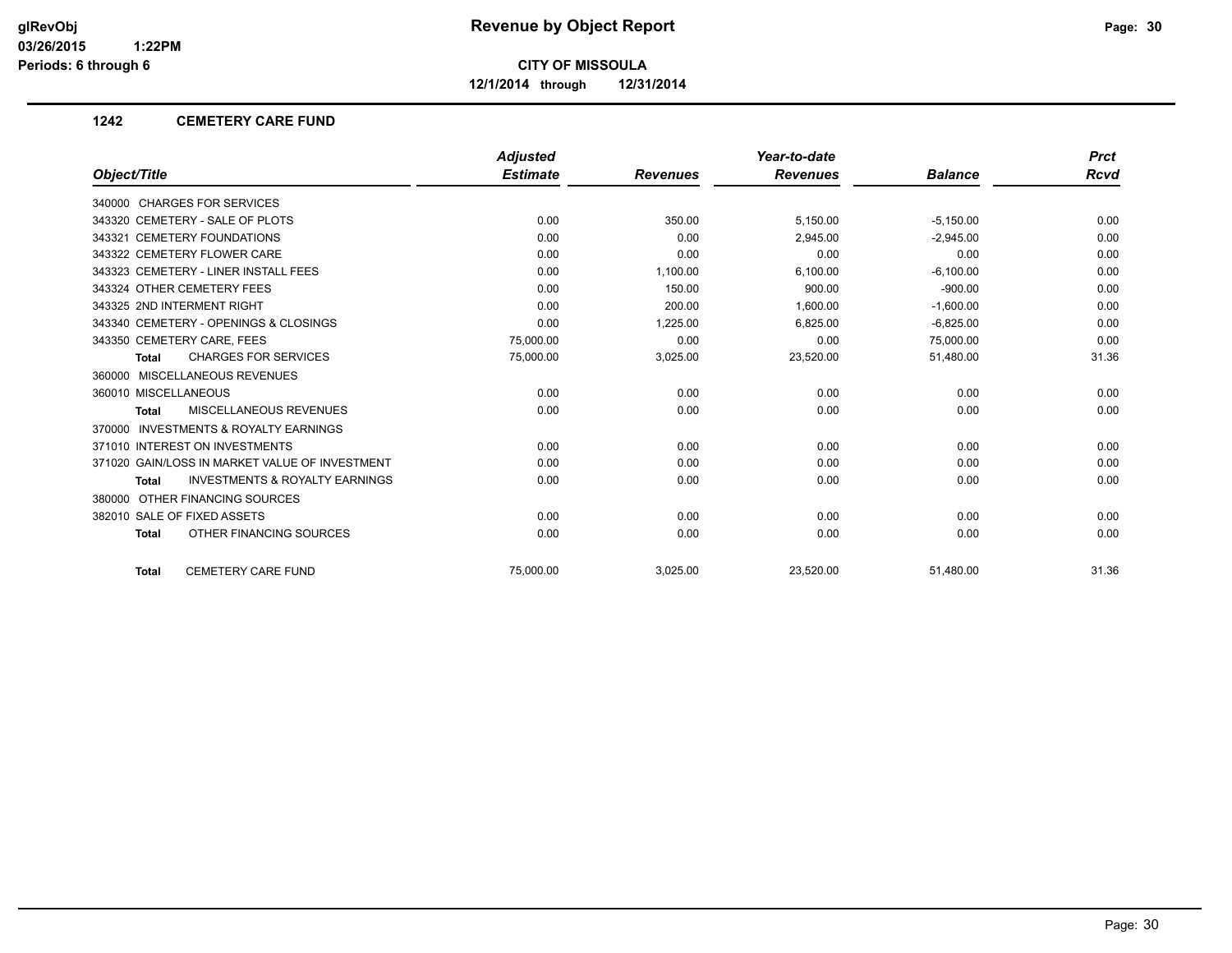**glRevObj**
**03/26/2015 1:22PM**
**Periods: 6 through 6**

# Revenue by Object Report

**CITY OF MISSOULA**

**12/1/2014 through 12/31/2014**

## 1242 CEMETERY CARE FUND

| Object/Title | Adjusted Estimate | Revenues | Year-to-date Revenues | Balance | Prct Rcvd |
|---|---|---|---|---|---|
| 340000 CHARGES FOR SERVICES | | | | | |
| 343320 CEMETERY - SALE OF PLOTS | 0.00 | 350.00 | 5,150.00 | -5,150.00 | 0.00 |
| 343321 CEMETERY FOUNDATIONS | 0.00 | 0.00 | 2,945.00 | -2,945.00 | 0.00 |
| 343322 CEMETERY FLOWER CARE | 0.00 | 0.00 | 0.00 | 0.00 | 0.00 |
| 343323 CEMETERY - LINER INSTALL FEES | 0.00 | 1,100.00 | 6,100.00 | -6,100.00 | 0.00 |
| 343324 OTHER CEMETERY FEES | 0.00 | 150.00 | 900.00 | -900.00 | 0.00 |
| 343325 2ND INTERMENT RIGHT | 0.00 | 200.00 | 1,600.00 | -1,600.00 | 0.00 |
| 343340 CEMETERY - OPENINGS & CLOSINGS | 0.00 | 1,225.00 | 6,825.00 | -6,825.00 | 0.00 |
| 343350 CEMETERY CARE, FEES | 75,000.00 | 0.00 | 0.00 | 75,000.00 | 0.00 |
| **Total** CHARGES FOR SERVICES | 75,000.00 | 3,025.00 | 23,520.00 | 51,480.00 | 31.36 |
| 360000 MISCELLANEOUS REVENUES | | | | | |
| 360010 MISCELLANEOUS | 0.00 | 0.00 | 0.00 | 0.00 | 0.00 |
| **Total** MISCELLANEOUS REVENUES | 0.00 | 0.00 | 0.00 | 0.00 | 0.00 |
| 370000 INVESTMENTS & ROYALTY EARNINGS | | | | | |
| 371010 INTEREST ON INVESTMENTS | 0.00 | 0.00 | 0.00 | 0.00 | 0.00 |
| 371020 GAIN/LOSS IN MARKET VALUE OF INVESTMENT | 0.00 | 0.00 | 0.00 | 0.00 | 0.00 |
| **Total** INVESTMENTS & ROYALTY EARNINGS | 0.00 | 0.00 | 0.00 | 0.00 | 0.00 |
| 380000 OTHER FINANCING SOURCES | | | | | |
| 382010 SALE OF FIXED ASSETS | 0.00 | 0.00 | 0.00 | 0.00 | 0.00 |
| **Total** OTHER FINANCING SOURCES | 0.00 | 0.00 | 0.00 | 0.00 | 0.00 |
| **Total** CEMETERY CARE FUND | 75,000.00 | 3,025.00 | 23,520.00 | 51,480.00 | 31.36 |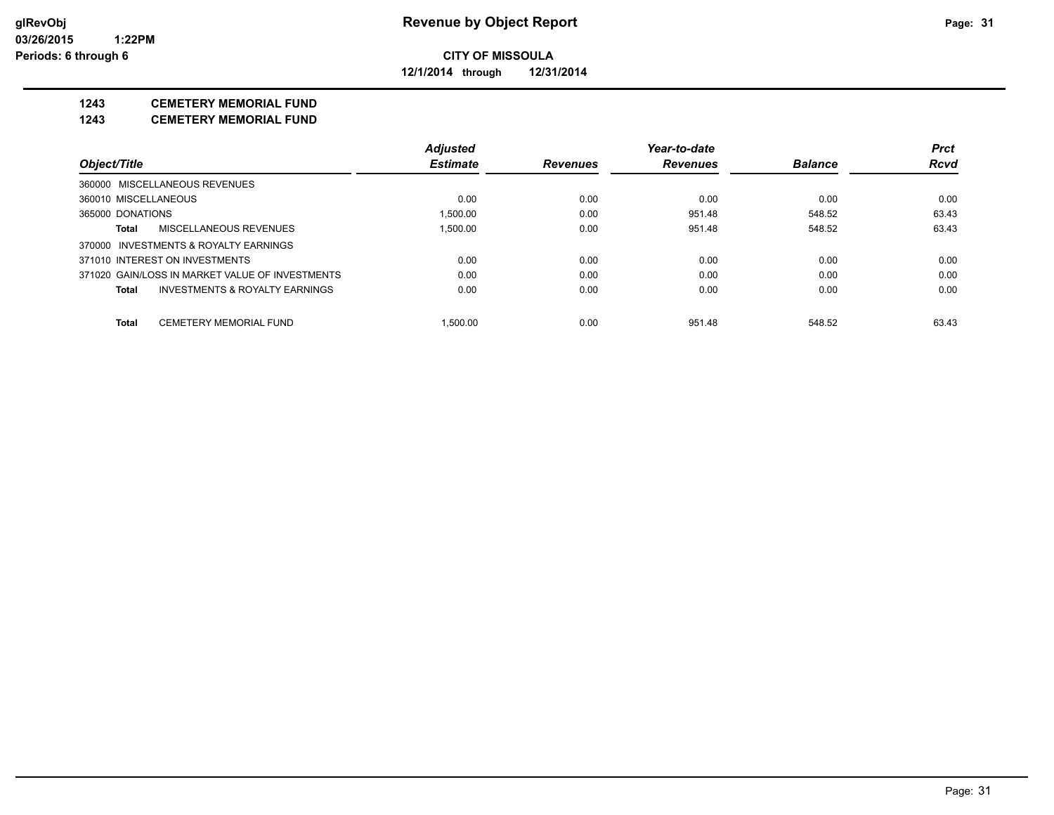**glRevObj**
**03/26/2015 1:22PM**
**Periods: 6 through 6**

# Revenue by Object Report

**CITY OF MISSOULA**

**12/1/2014 through 12/31/2014**

## 1243 CEMETERY MEMORIAL FUND
## 1243 CEMETERY MEMORIAL FUND

| Object/Title | Adjusted Estimate | Revenues | Year-to-date Revenues | Balance | Prct Rcvd |
|---|---|---|---|---|---|
| 360000 MISCELLANEOUS REVENUES | | | | | |
| 360010 MISCELLANEOUS | 0.00 | 0.00 | 0.00 | 0.00 | 0.00 |
| 365000 DONATIONS | 1,500.00 | 0.00 | 951.48 | 548.52 | 63.43 |
| **Total** MISCELLANEOUS REVENUES | 1,500.00 | 0.00 | 951.48 | 548.52 | 63.43 |
| 370000 INVESTMENTS & ROYALTY EARNINGS | | | | | |
| 371010 INTEREST ON INVESTMENTS | 0.00 | 0.00 | 0.00 | 0.00 | 0.00 |
| 371020 GAIN/LOSS IN MARKET VALUE OF INVESTMENTS | 0.00 | 0.00 | 0.00 | 0.00 | 0.00 |
| **Total** INVESTMENTS & ROYALTY EARNINGS | 0.00 | 0.00 | 0.00 | 0.00 | 0.00 |
| **Total** CEMETERY MEMORIAL FUND | 1,500.00 | 0.00 | 951.48 | 548.52 | 63.43 |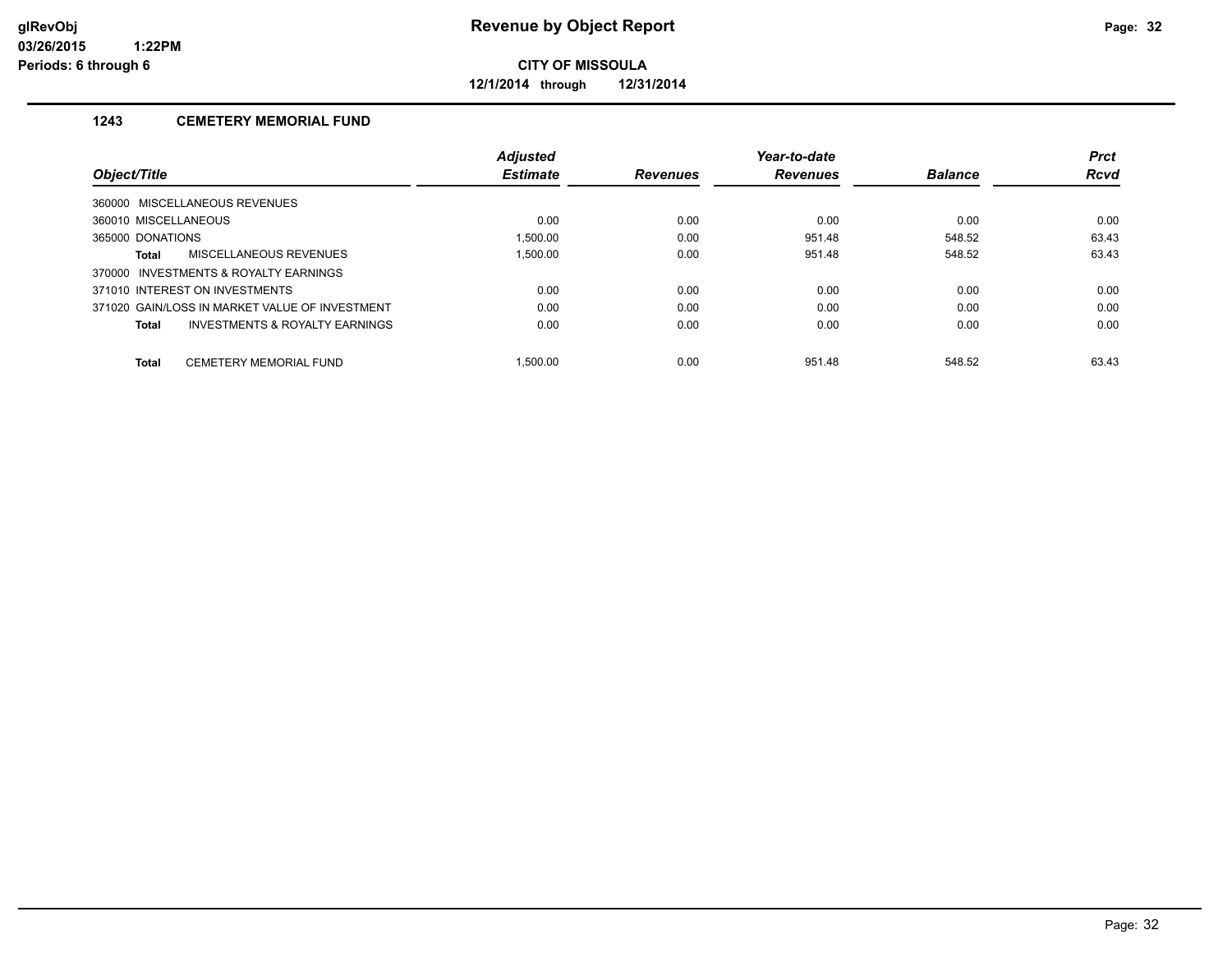# Revenue by Object Report

**CITY OF MISSOULA**

**12/1/2014 through 12/31/2014**

glRevObj
03/26/2015 1:22PM
Periods: 6 through 6

## 1243 CEMETERY MEMORIAL FUND

| Object/Title | Adjusted Estimate | Revenues | Year-to-date Revenues | Balance | Prct Rcvd |
|---|---|---|---|---|---|
| 360000 MISCELLANEOUS REVENUES | | | | | |
| 360010 MISCELLANEOUS | 0.00 | 0.00 | 0.00 | 0.00 | 0.00 |
| 365000 DONATIONS | 1,500.00 | 0.00 | 951.48 | 548.52 | 63.43 |
| **Total** MISCELLANEOUS REVENUES | 1,500.00 | 0.00 | 951.48 | 548.52 | 63.43 |
| 370000 INVESTMENTS & ROYALTY EARNINGS | | | | | |
| 371010 INTEREST ON INVESTMENTS | 0.00 | 0.00 | 0.00 | 0.00 | 0.00 |
| 371020 GAIN/LOSS IN MARKET VALUE OF INVESTMENT | 0.00 | 0.00 | 0.00 | 0.00 | 0.00 |
| **Total** INVESTMENTS & ROYALTY EARNINGS | 0.00 | 0.00 | 0.00 | 0.00 | 0.00 |
| **Total** CEMETERY MEMORIAL FUND | 1,500.00 | 0.00 | 951.48 | 548.52 | 63.43 |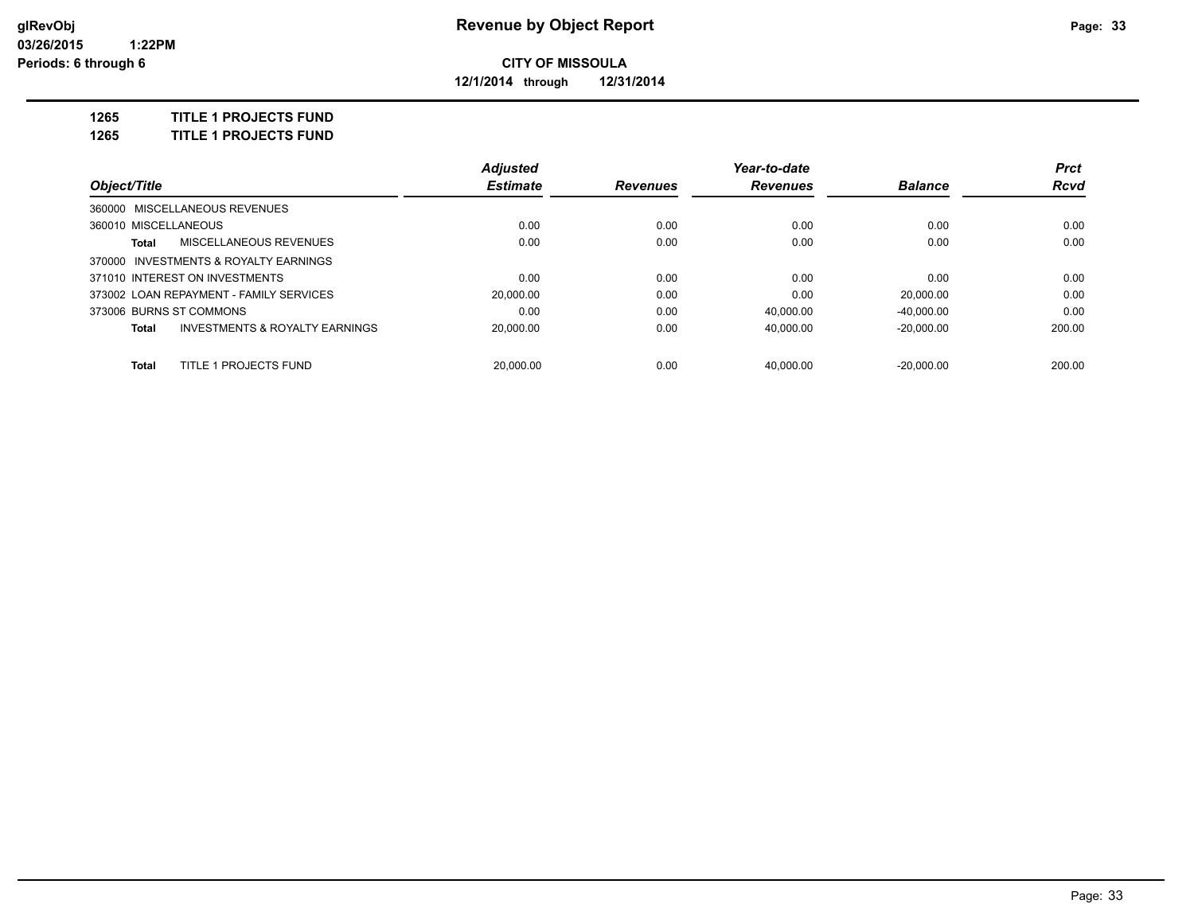# Revenue by Object Report

**CITY OF MISSOULA**

**12/1/2014 through 12/31/2014**

glRevObj
03/26/2015 1:22PM
Periods: 6 through 6

**1265 TITLE 1 PROJECTS FUND**

**1265 TITLE 1 PROJECTS FUND**

| Object/Title | Adjusted Estimate | Revenues | Year-to-date Revenues | Balance | Prct Rcvd |
|---|---|---|---|---|---|
| 360000 MISCELLANEOUS REVENUES | | | | | |
| 360010 MISCELLANEOUS | 0.00 | 0.00 | 0.00 | 0.00 | 0.00 |
| **Total** MISCELLANEOUS REVENUES | 0.00 | 0.00 | 0.00 | 0.00 | 0.00 |
| 370000 INVESTMENTS & ROYALTY EARNINGS | | | | | |
| 371010 INTEREST ON INVESTMENTS | 0.00 | 0.00 | 0.00 | 0.00 | 0.00 |
| 373002 LOAN REPAYMENT - FAMILY SERVICES | 20,000.00 | 0.00 | 0.00 | 20,000.00 | 0.00 |
| 373006 BURNS ST COMMONS | 0.00 | 0.00 | 40,000.00 | -40,000.00 | 0.00 |
| **Total** INVESTMENTS & ROYALTY EARNINGS | 20,000.00 | 0.00 | 40,000.00 | -20,000.00 | 200.00 |
| **Total** TITLE 1 PROJECTS FUND | 20,000.00 | 0.00 | 40,000.00 | -20,000.00 | 200.00 |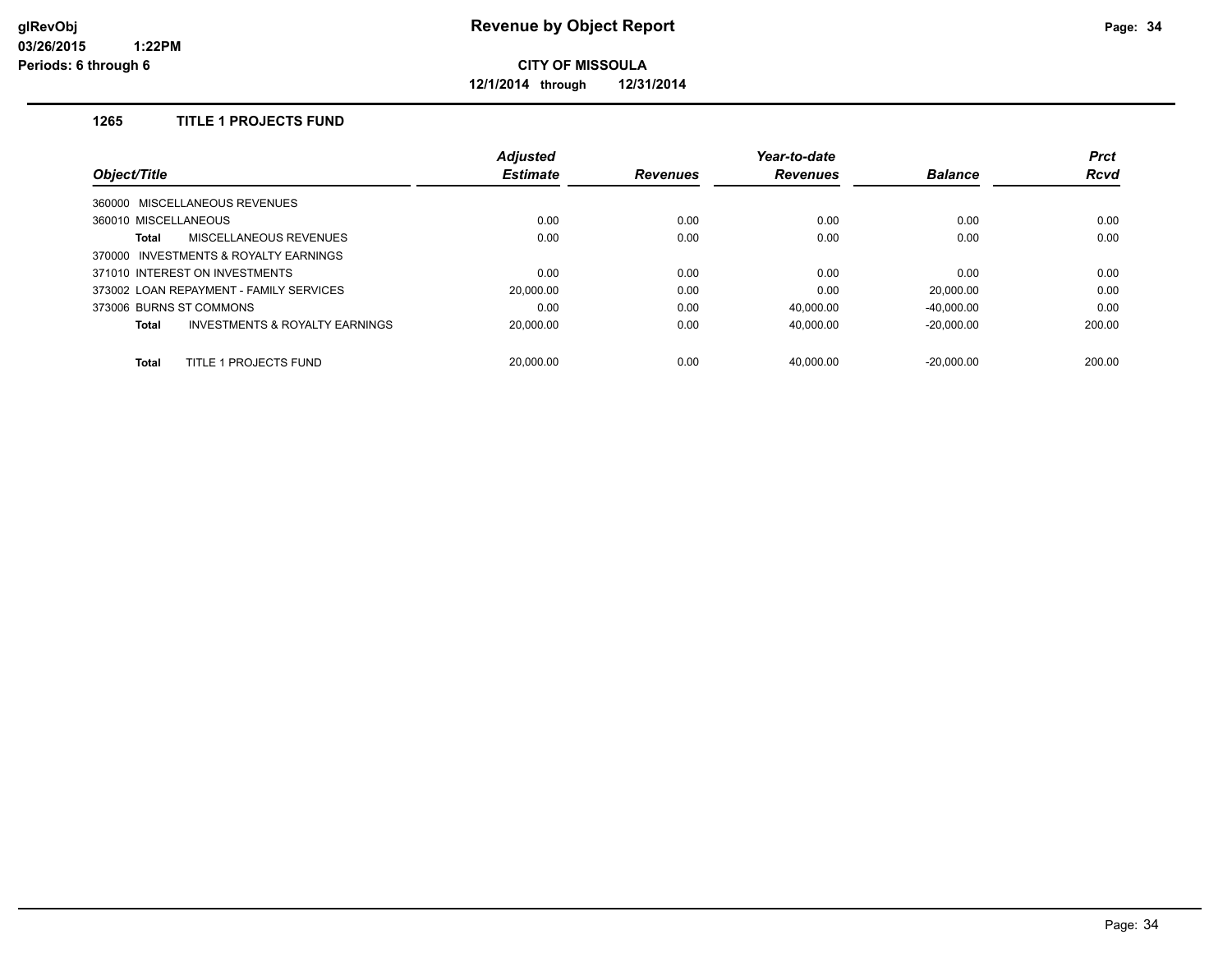**Revenue by Object Report**

**CITY OF MISSOULA**

**12/1/2014 through 12/31/2014**

glRevObj
03/26/2015 1:22PM
Periods: 6 through 6

### 1265 TITLE 1 PROJECTS FUND

| Object/Title | Adjusted Estimate | Revenues | Year-to-date Revenues | Balance | Prct Rcvd |
|---|---|---|---|---|---|
| 360000 MISCELLANEOUS REVENUES | | | | | |
| 360010 MISCELLANEOUS | 0.00 | 0.00 | 0.00 | 0.00 | 0.00 |
| **Total** MISCELLANEOUS REVENUES | 0.00 | 0.00 | 0.00 | 0.00 | 0.00 |
| 370000 INVESTMENTS & ROYALTY EARNINGS | | | | | |
| 371010 INTEREST ON INVESTMENTS | 0.00 | 0.00 | 0.00 | 0.00 | 0.00 |
| 373002 LOAN REPAYMENT - FAMILY SERVICES | 20,000.00 | 0.00 | 0.00 | 20,000.00 | 0.00 |
| 373006 BURNS ST COMMONS | 0.00 | 0.00 | 40,000.00 | -40,000.00 | 0.00 |
| **Total** INVESTMENTS & ROYALTY EARNINGS | 20,000.00 | 0.00 | 40,000.00 | -20,000.00 | 200.00 |
| **Total** TITLE 1 PROJECTS FUND | 20,000.00 | 0.00 | 40,000.00 | -20,000.00 | 200.00 |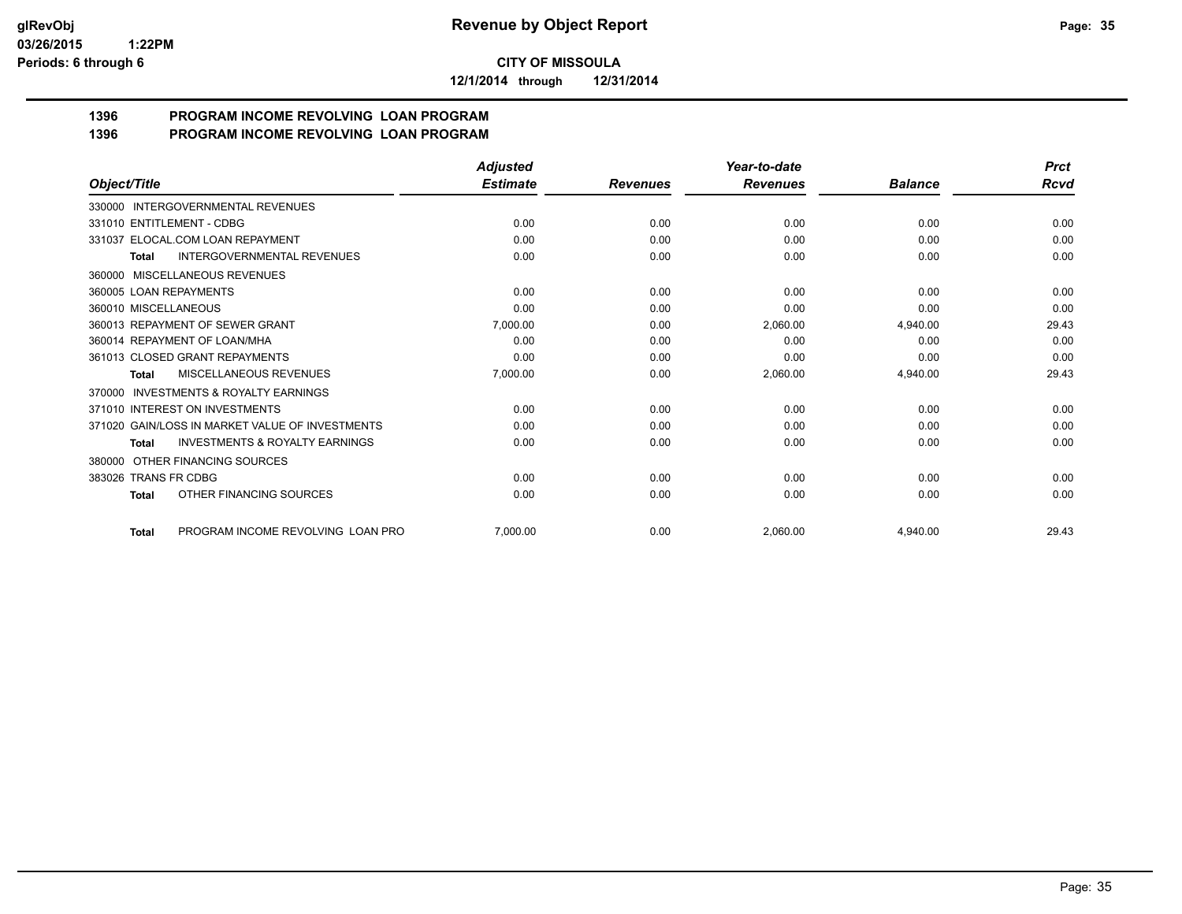glRevObj
03/26/2015 1:22PM
Periods: 6 through 6

# Revenue by Object Report

**CITY OF MISSOULA**

**12/1/2014 through 12/31/2014**

## 1396 PROGRAM INCOME REVOLVING LOAN PROGRAM
## 1396 PROGRAM INCOME REVOLVING LOAN PROGRAM

| Object/Title | Adjusted Estimate | Revenues | Year-to-date Revenues | Balance | Prct Rcvd |
|---|---|---|---|---|---|
| 330000 INTERGOVERNMENTAL REVENUES | | | | | |
| 331010 ENTITLEMENT - CDBG | 0.00 | 0.00 | 0.00 | 0.00 | 0.00 |
| 331037 ELOCAL.COM LOAN REPAYMENT | 0.00 | 0.00 | 0.00 | 0.00 | 0.00 |
| **Total** INTERGOVERNMENTAL REVENUES | 0.00 | 0.00 | 0.00 | 0.00 | 0.00 |
| 360000 MISCELLANEOUS REVENUES | | | | | |
| 360005 LOAN REPAYMENTS | 0.00 | 0.00 | 0.00 | 0.00 | 0.00 |
| 360010 MISCELLANEOUS | 0.00 | 0.00 | 0.00 | 0.00 | 0.00 |
| 360013 REPAYMENT OF SEWER GRANT | 7,000.00 | 0.00 | 2,060.00 | 4,940.00 | 29.43 |
| 360014 REPAYMENT OF LOAN/MHA | 0.00 | 0.00 | 0.00 | 0.00 | 0.00 |
| 361013 CLOSED GRANT REPAYMENTS | 0.00 | 0.00 | 0.00 | 0.00 | 0.00 |
| **Total** MISCELLANEOUS REVENUES | 7,000.00 | 0.00 | 2,060.00 | 4,940.00 | 29.43 |
| 370000 INVESTMENTS & ROYALTY EARNINGS | | | | | |
| 371010 INTEREST ON INVESTMENTS | 0.00 | 0.00 | 0.00 | 0.00 | 0.00 |
| 371020 GAIN/LOSS IN MARKET VALUE OF INVESTMENTS | 0.00 | 0.00 | 0.00 | 0.00 | 0.00 |
| **Total** INVESTMENTS & ROYALTY EARNINGS | 0.00 | 0.00 | 0.00 | 0.00 | 0.00 |
| 380000 OTHER FINANCING SOURCES | | | | | |
| 383026 TRANS FR CDBG | 0.00 | 0.00 | 0.00 | 0.00 | 0.00 |
| **Total** OTHER FINANCING SOURCES | 0.00 | 0.00 | 0.00 | 0.00 | 0.00 |
| **Total** PROGRAM INCOME REVOLVING LOAN PRO | 7,000.00 | 0.00 | 2,060.00 | 4,940.00 | 29.43 |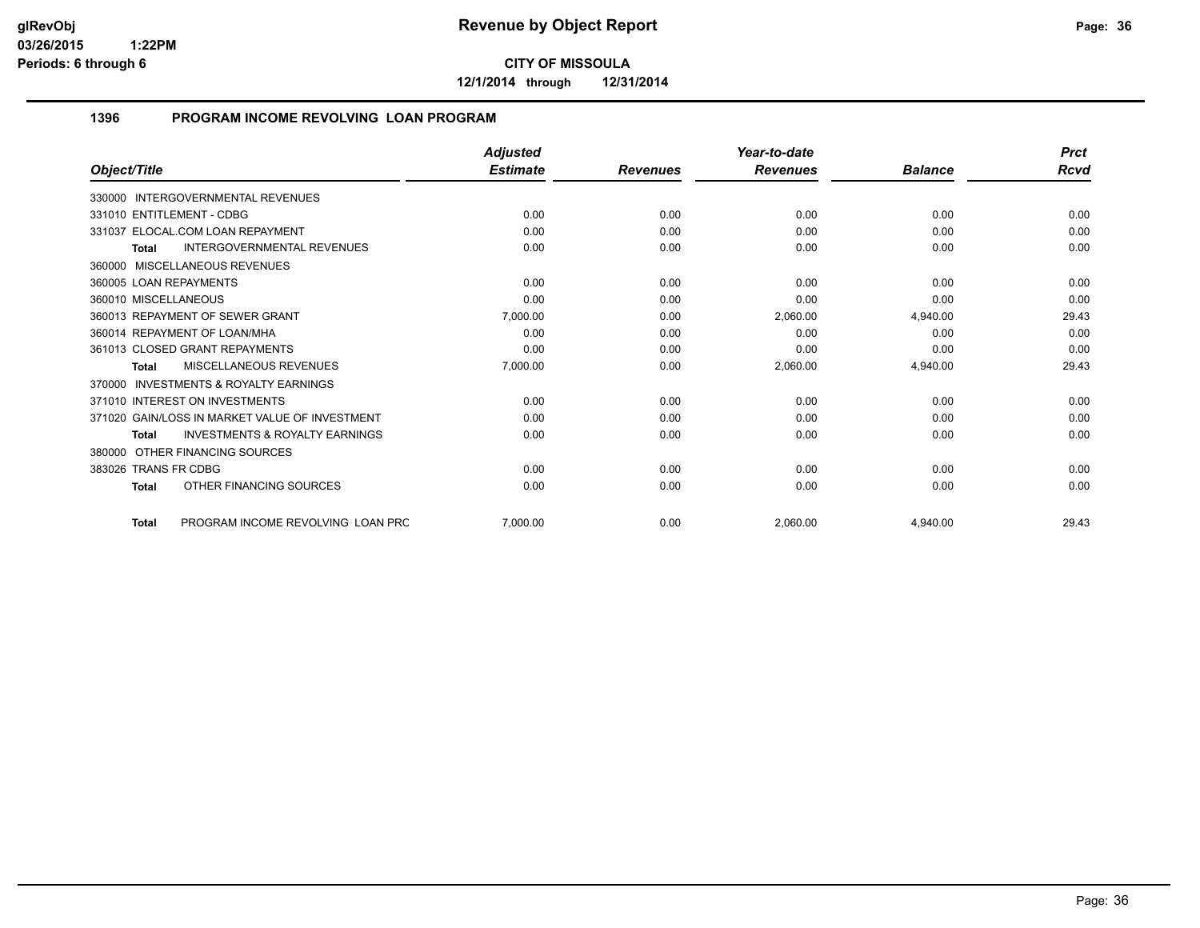**Revenue by Object Report**

**CITY OF MISSOULA**

**12/1/2014 through 12/31/2014**

## 1396 PROGRAM INCOME REVOLVING LOAN PROGRAM

| Object/Title | Adjusted Estimate | Revenues | Year-to-date Revenues | Balance | Prct Rcvd |
|---|---|---|---|---|---|
| 330000 INTERGOVERNMENTAL REVENUES | | | | | |
| 331010 ENTITLEMENT - CDBG | 0.00 | 0.00 | 0.00 | 0.00 | 0.00 |
| 331037 ELOCAL.COM LOAN REPAYMENT | 0.00 | 0.00 | 0.00 | 0.00 | 0.00 |
| **Total** INTERGOVERNMENTAL REVENUES | 0.00 | 0.00 | 0.00 | 0.00 | 0.00 |
| 360000 MISCELLANEOUS REVENUES | | | | | |
| 360005 LOAN REPAYMENTS | 0.00 | 0.00 | 0.00 | 0.00 | 0.00 |
| 360010 MISCELLANEOUS | 0.00 | 0.00 | 0.00 | 0.00 | 0.00 |
| 360013 REPAYMENT OF SEWER GRANT | 7,000.00 | 0.00 | 2,060.00 | 4,940.00 | 29.43 |
| 360014 REPAYMENT OF LOAN/MHA | 0.00 | 0.00 | 0.00 | 0.00 | 0.00 |
| 361013 CLOSED GRANT REPAYMENTS | 0.00 | 0.00 | 0.00 | 0.00 | 0.00 |
| **Total** MISCELLANEOUS REVENUES | 7,000.00 | 0.00 | 2,060.00 | 4,940.00 | 29.43 |
| 370000 INVESTMENTS & ROYALTY EARNINGS | | | | | |
| 371010 INTEREST ON INVESTMENTS | 0.00 | 0.00 | 0.00 | 0.00 | 0.00 |
| 371020 GAIN/LOSS IN MARKET VALUE OF INVESTMENT | 0.00 | 0.00 | 0.00 | 0.00 | 0.00 |
| **Total** INVESTMENTS & ROYALTY EARNINGS | 0.00 | 0.00 | 0.00 | 0.00 | 0.00 |
| 380000 OTHER FINANCING SOURCES | | | | | |
| 383026 TRANS FR CDBG | 0.00 | 0.00 | 0.00 | 0.00 | 0.00 |
| **Total** OTHER FINANCING SOURCES | 0.00 | 0.00 | 0.00 | 0.00 | 0.00 |
| **Total** PROGRAM INCOME REVOLVING LOAN PRC | 7,000.00 | 0.00 | 2,060.00 | 4,940.00 | 29.43 |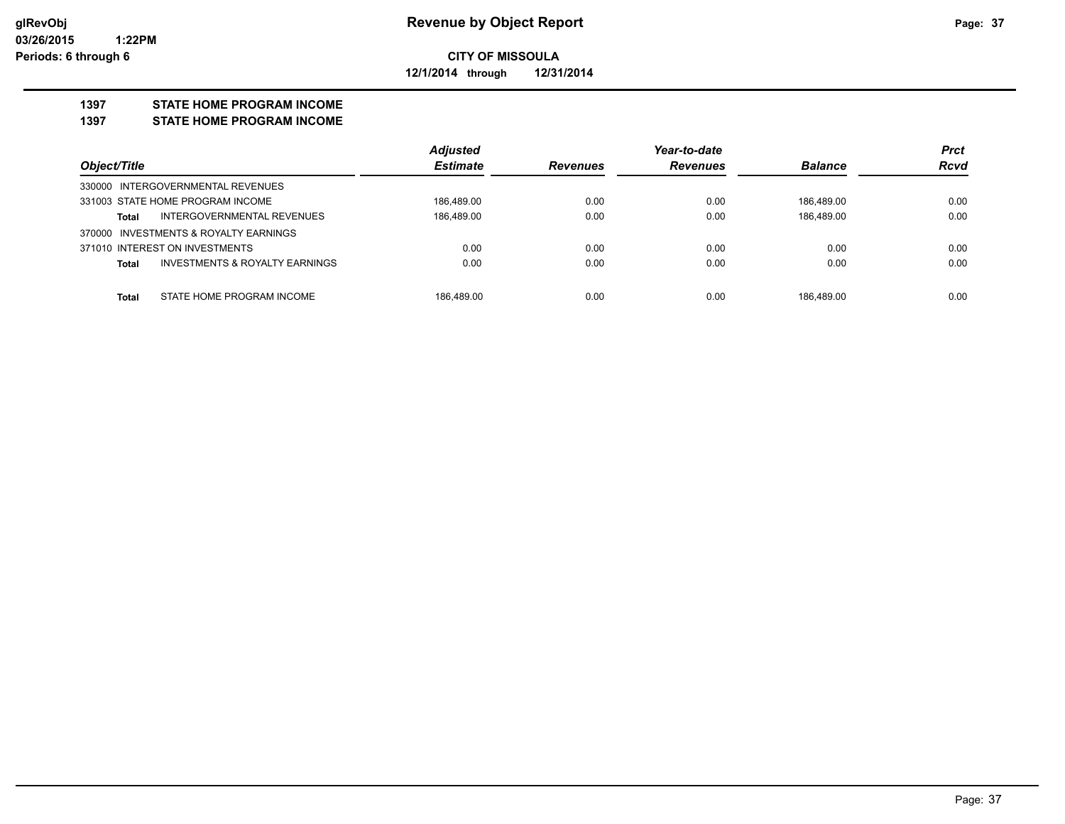**glRevObj**
**03/26/2015 1:22PM**
**Periods: 6 through 6**

# Revenue by Object Report

**CITY OF MISSOULA**

**12/1/2014 through 12/31/2014**

## 1397 STATE HOME PROGRAM INCOME
## 1397 STATE HOME PROGRAM INCOME

| Object/Title | | Adjusted Estimate | Revenues | Year-to-date Revenues | Balance | Prct Rcvd |
|---|---|---|---|---|---|---|
| 330000 INTERGOVERNMENTAL REVENUES | | | | | | |
| 331003 STATE HOME PROGRAM INCOME | | 186,489.00 | 0.00 | 0.00 | 186,489.00 | 0.00 |
| **Total** | INTERGOVERNMENTAL REVENUES | 186,489.00 | 0.00 | 0.00 | 186,489.00 | 0.00 |
| 370000 INVESTMENTS & ROYALTY EARNINGS | | | | | | |
| 371010 INTEREST ON INVESTMENTS | | 0.00 | 0.00 | 0.00 | 0.00 | 0.00 |
| **Total** | INVESTMENTS & ROYALTY EARNINGS | 0.00 | 0.00 | 0.00 | 0.00 | 0.00 |
| **Total** | STATE HOME PROGRAM INCOME | 186,489.00 | 0.00 | 0.00 | 186,489.00 | 0.00 |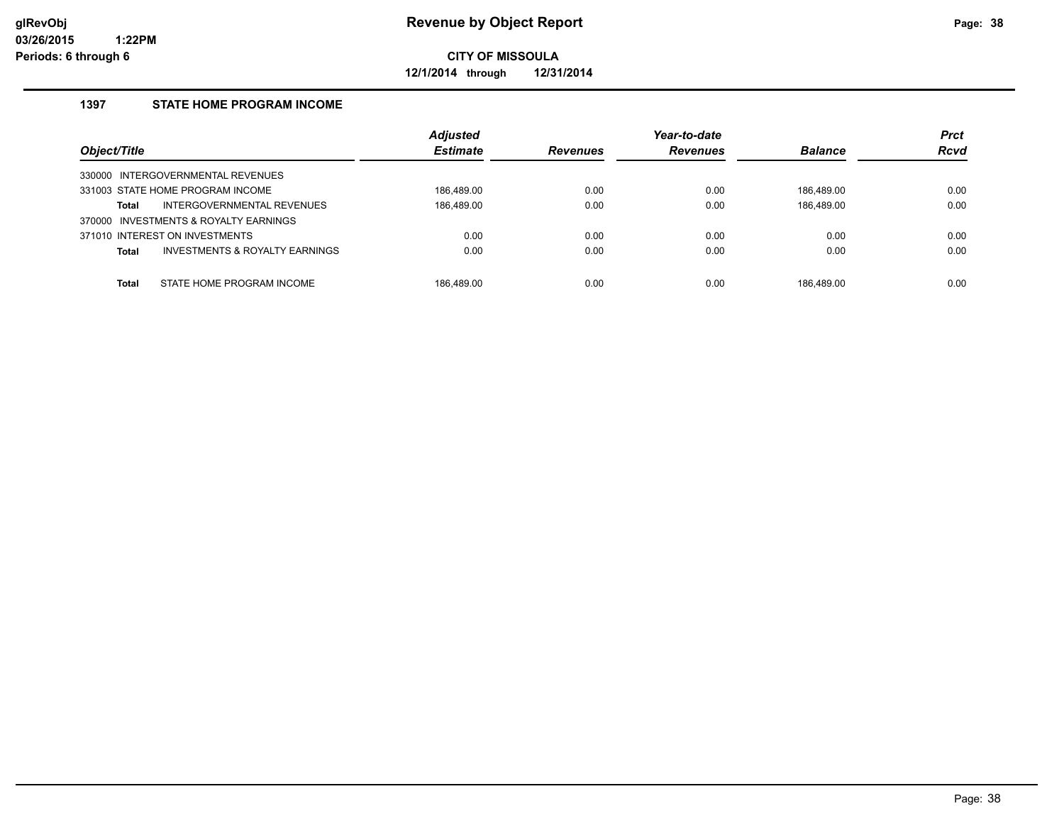**Revenue by Object Report**

**CITY OF MISSOULA**

**12/1/2014 through 12/31/2014**

glRevObj
03/26/2015 1:22PM
Periods: 6 through 6

### 1397 STATE HOME PROGRAM INCOME

| Object/Title | Adjusted Estimate | Revenues | Year-to-date Revenues | Balance | Prct Rcvd |
|---|---|---|---|---|---|
| 330000 INTERGOVERNMENTAL REVENUES | | | | | |
| 331003 STATE HOME PROGRAM INCOME | 186,489.00 | 0.00 | 0.00 | 186,489.00 | 0.00 |
| **Total** INTERGOVERNMENTAL REVENUES | 186,489.00 | 0.00 | 0.00 | 186,489.00 | 0.00 |
| 370000 INVESTMENTS & ROYALTY EARNINGS | | | | | |
| 371010 INTEREST ON INVESTMENTS | 0.00 | 0.00 | 0.00 | 0.00 | 0.00 |
| **Total** INVESTMENTS & ROYALTY EARNINGS | 0.00 | 0.00 | 0.00 | 0.00 | 0.00 |
| **Total** STATE HOME PROGRAM INCOME | 186,489.00 | 0.00 | 0.00 | 186,489.00 | 0.00 |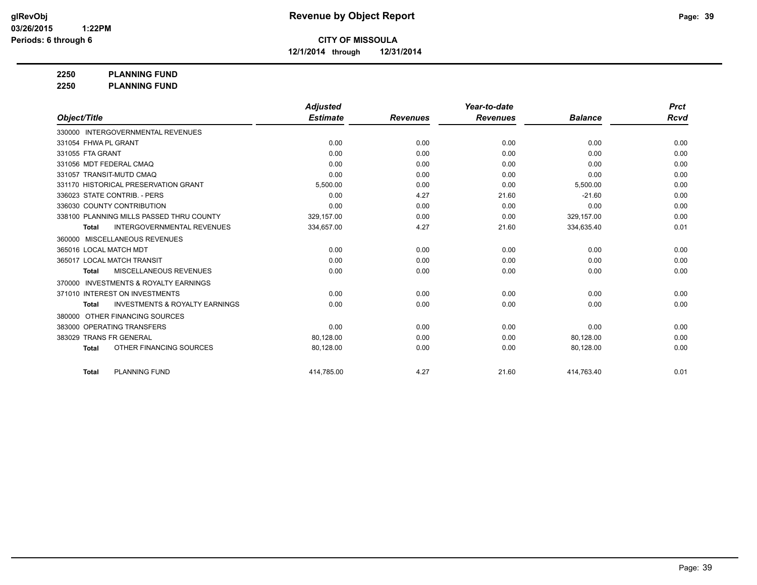**CITY OF MISSOULA**

**12/1/2014 through 12/31/2014**

**2250 PLANNING FUND**

**2250 PLANNING FUND**

| Object/Title | Adjusted Estimate | Revenues | Year-to-date Revenues | Balance | Prct Rcvd |
|---|---|---|---|---|---|
| 330000 INTERGOVERNMENTAL REVENUES | | | | | |
| 331054 FHWA PL GRANT | 0.00 | 0.00 | 0.00 | 0.00 | 0.00 |
| 331055 FTA GRANT | 0.00 | 0.00 | 0.00 | 0.00 | 0.00 |
| 331056 MDT FEDERAL CMAQ | 0.00 | 0.00 | 0.00 | 0.00 | 0.00 |
| 331057 TRANSIT-MUTD CMAQ | 0.00 | 0.00 | 0.00 | 0.00 | 0.00 |
| 331170 HISTORICAL PRESERVATION GRANT | 5,500.00 | 0.00 | 0.00 | 5,500.00 | 0.00 |
| 336023 STATE CONTRIB. - PERS | 0.00 | 4.27 | 21.60 | -21.60 | 0.00 |
| 336030 COUNTY CONTRIBUTION | 0.00 | 0.00 | 0.00 | 0.00 | 0.00 |
| 338100 PLANNING MILLS PASSED THRU COUNTY | 329,157.00 | 0.00 | 0.00 | 329,157.00 | 0.00 |
| **Total** INTERGOVERNMENTAL REVENUES | 334,657.00 | 4.27 | 21.60 | 334,635.40 | 0.01 |
| 360000 MISCELLANEOUS REVENUES | | | | | |
| 365016 LOCAL MATCH MDT | 0.00 | 0.00 | 0.00 | 0.00 | 0.00 |
| 365017 LOCAL MATCH TRANSIT | 0.00 | 0.00 | 0.00 | 0.00 | 0.00 |
| **Total** MISCELLANEOUS REVENUES | 0.00 | 0.00 | 0.00 | 0.00 | 0.00 |
| 370000 INVESTMENTS & ROYALTY EARNINGS | | | | | |
| 371010 INTEREST ON INVESTMENTS | 0.00 | 0.00 | 0.00 | 0.00 | 0.00 |
| **Total** INVESTMENTS & ROYALTY EARNINGS | 0.00 | 0.00 | 0.00 | 0.00 | 0.00 |
| 380000 OTHER FINANCING SOURCES | | | | | |
| 383000 OPERATING TRANSFERS | 0.00 | 0.00 | 0.00 | 0.00 | 0.00 |
| 383029 TRANS FR GENERAL | 80,128.00 | 0.00 | 0.00 | 80,128.00 | 0.00 |
| **Total** OTHER FINANCING SOURCES | 80,128.00 | 0.00 | 0.00 | 80,128.00 | 0.00 |
| **Total** PLANNING FUND | 414,785.00 | 4.27 | 21.60 | 414,763.40 | 0.01 |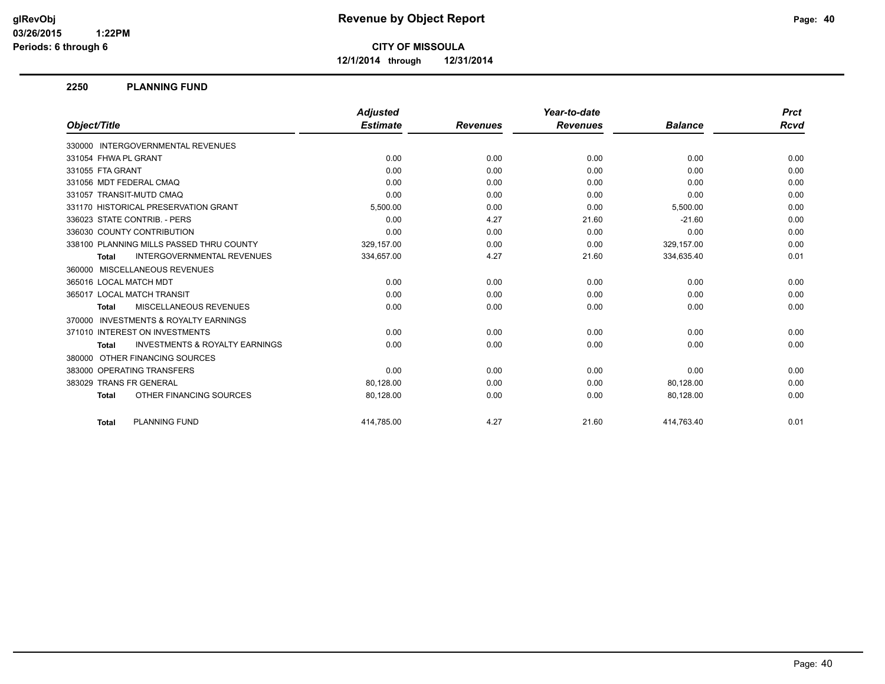# Revenue by Object Report

glRevObj
03/26/2015 1:22PM
Periods: 6 through 6

**CITY OF MISSOULA**

**12/1/2014 through 12/31/2014**

## 2250 PLANNING FUND

| Object/Title | Adjusted Estimate | Revenues | Year-to-date Revenues | Balance | Prct Rcvd |
|---|---|---|---|---|---|
| 330000 INTERGOVERNMENTAL REVENUES | | | | | |
| 331054 FHWA PL GRANT | 0.00 | 0.00 | 0.00 | 0.00 | 0.00 |
| 331055 FTA GRANT | 0.00 | 0.00 | 0.00 | 0.00 | 0.00 |
| 331056 MDT FEDERAL CMAQ | 0.00 | 0.00 | 0.00 | 0.00 | 0.00 |
| 331057 TRANSIT-MUTD CMAQ | 0.00 | 0.00 | 0.00 | 0.00 | 0.00 |
| 331170 HISTORICAL PRESERVATION GRANT | 5,500.00 | 0.00 | 0.00 | 5,500.00 | 0.00 |
| 336023 STATE CONTRIB. - PERS | 0.00 | 4.27 | 21.60 | -21.60 | 0.00 |
| 336030 COUNTY CONTRIBUTION | 0.00 | 0.00 | 0.00 | 0.00 | 0.00 |
| 338100 PLANNING MILLS PASSED THRU COUNTY | 329,157.00 | 0.00 | 0.00 | 329,157.00 | 0.00 |
| **Total** INTERGOVERNMENTAL REVENUES | 334,657.00 | 4.27 | 21.60 | 334,635.40 | 0.01 |
| 360000 MISCELLANEOUS REVENUES | | | | | |
| 365016 LOCAL MATCH MDT | 0.00 | 0.00 | 0.00 | 0.00 | 0.00 |
| 365017 LOCAL MATCH TRANSIT | 0.00 | 0.00 | 0.00 | 0.00 | 0.00 |
| **Total** MISCELLANEOUS REVENUES | 0.00 | 0.00 | 0.00 | 0.00 | 0.00 |
| 370000 INVESTMENTS & ROYALTY EARNINGS | | | | | |
| 371010 INTEREST ON INVESTMENTS | 0.00 | 0.00 | 0.00 | 0.00 | 0.00 |
| **Total** INVESTMENTS & ROYALTY EARNINGS | 0.00 | 0.00 | 0.00 | 0.00 | 0.00 |
| 380000 OTHER FINANCING SOURCES | | | | | |
| 383000 OPERATING TRANSFERS | 0.00 | 0.00 | 0.00 | 0.00 | 0.00 |
| 383029 TRANS FR GENERAL | 80,128.00 | 0.00 | 0.00 | 80,128.00 | 0.00 |
| **Total** OTHER FINANCING SOURCES | 80,128.00 | 0.00 | 0.00 | 80,128.00 | 0.00 |
| **Total** PLANNING FUND | 414,785.00 | 4.27 | 21.60 | 414,763.40 | 0.01 |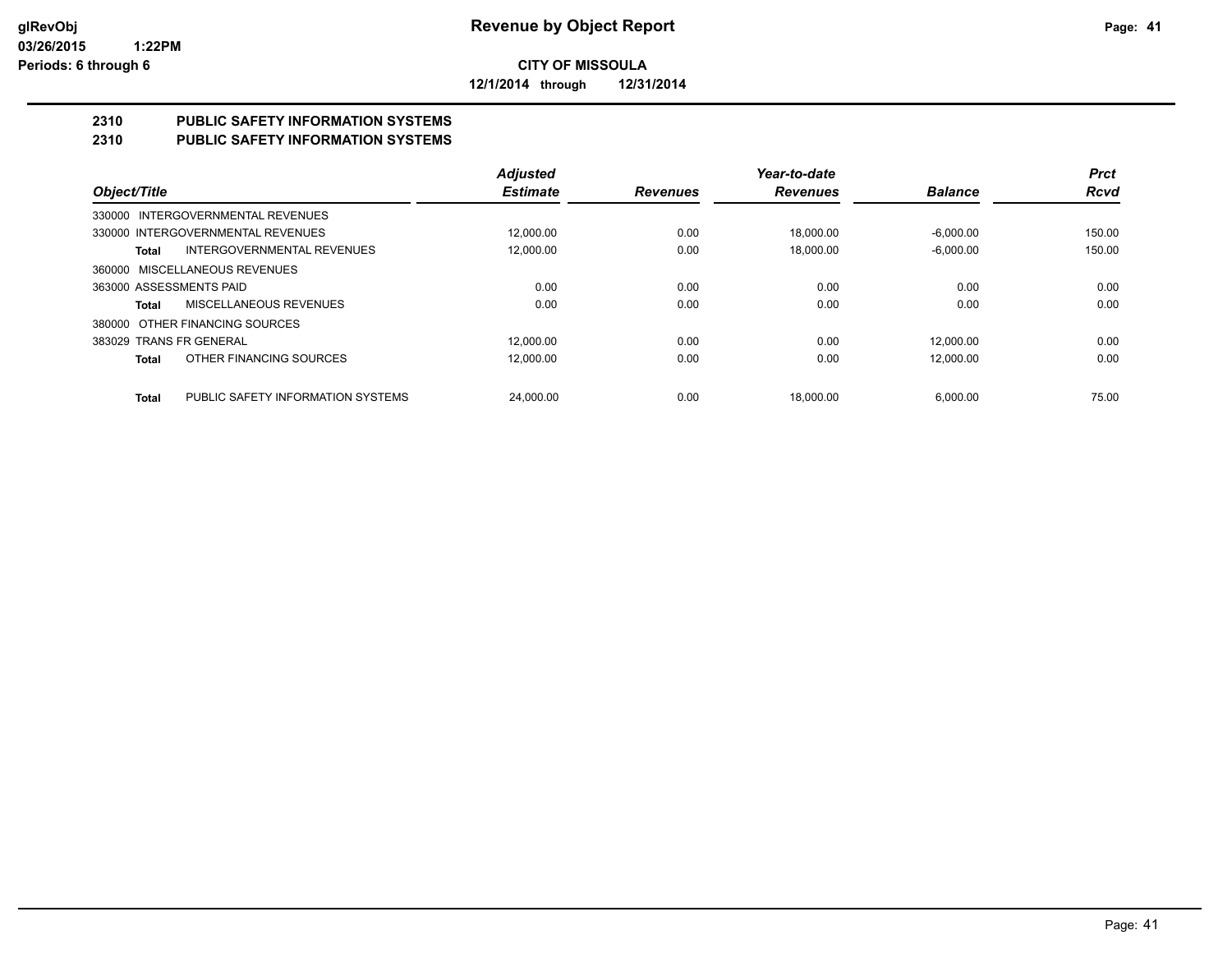# Revenue by Object Report

**CITY OF MISSOULA**

**12/1/2014 through 12/31/2014**

glRevObj
03/26/2015 1:22PM
Periods: 6 through 6

## 2310 PUBLIC SAFETY INFORMATION SYSTEMS
## 2310 PUBLIC SAFETY INFORMATION SYSTEMS

| Object/Title | Adjusted Estimate | Revenues | Year-to-date Revenues | Balance | Prct Rcvd |
|---|---|---|---|---|---|
| 330000 INTERGOVERNMENTAL REVENUES | | | | | |
| 330000 INTERGOVERNMENTAL REVENUES | 12,000.00 | 0.00 | 18,000.00 | -6,000.00 | 150.00 |
| **Total** INTERGOVERNMENTAL REVENUES | 12,000.00 | 0.00 | 18,000.00 | -6,000.00 | 150.00 |
| 360000 MISCELLANEOUS REVENUES | | | | | |
| 363000 ASSESSMENTS PAID | 0.00 | 0.00 | 0.00 | 0.00 | 0.00 |
| **Total** MISCELLANEOUS REVENUES | 0.00 | 0.00 | 0.00 | 0.00 | 0.00 |
| 380000 OTHER FINANCING SOURCES | | | | | |
| 383029 TRANS FR GENERAL | 12,000.00 | 0.00 | 0.00 | 12,000.00 | 0.00 |
| **Total** OTHER FINANCING SOURCES | 12,000.00 | 0.00 | 0.00 | 12,000.00 | 0.00 |
| **Total** PUBLIC SAFETY INFORMATION SYSTEMS | 24,000.00 | 0.00 | 18,000.00 | 6,000.00 | 75.00 |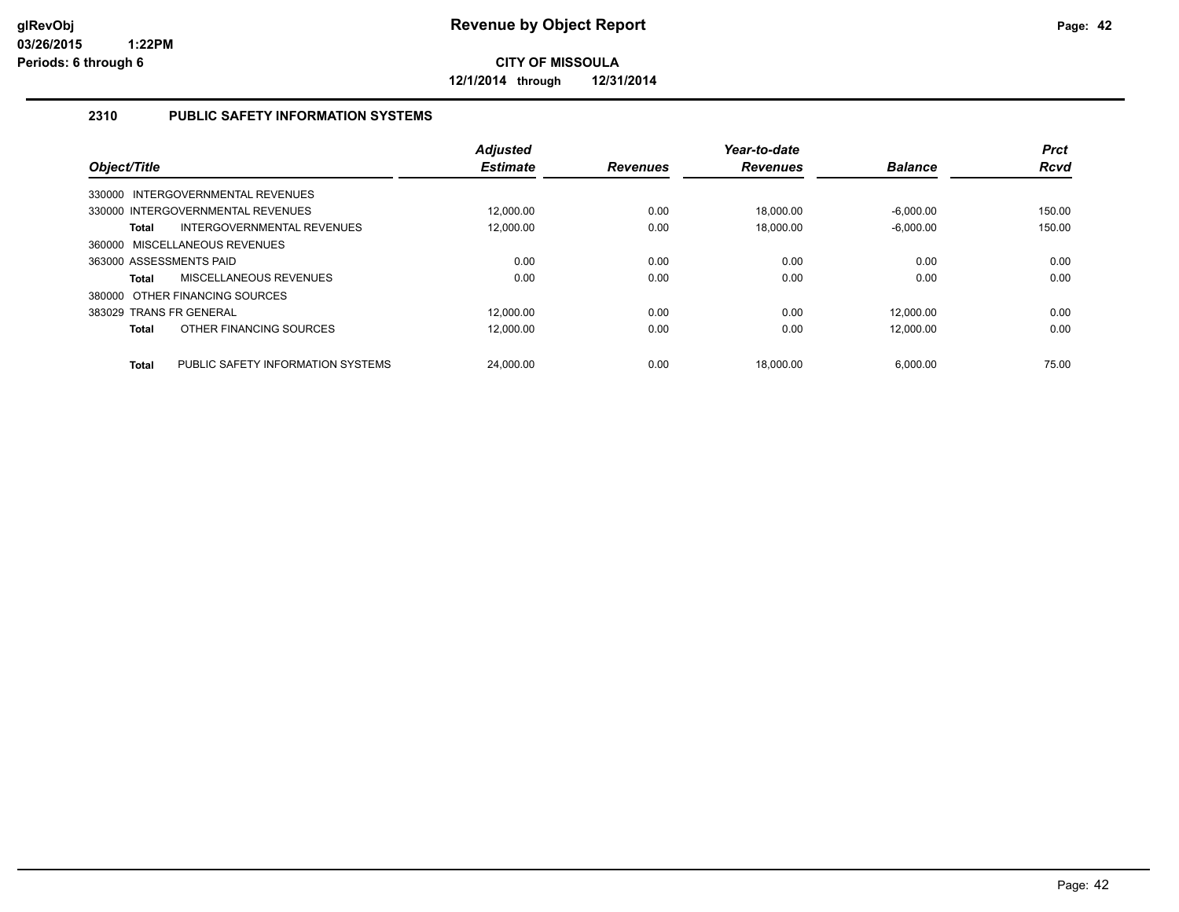**Revenue by Object Report**

**CITY OF MISSOULA**

**12/1/2014 through 12/31/2014**

glRevObj
03/26/2015 1:22PM
Periods: 6 through 6

## 2310 PUBLIC SAFETY INFORMATION SYSTEMS

| Object/Title | Adjusted Estimate | Revenues | Year-to-date Revenues | Balance | Prct Rcvd |
|---|---|---|---|---|---|
| 330000 INTERGOVERNMENTAL REVENUES | | | | | |
| 330000 INTERGOVERNMENTAL REVENUES | 12,000.00 | 0.00 | 18,000.00 | -6,000.00 | 150.00 |
| **Total** INTERGOVERNMENTAL REVENUES | 12,000.00 | 0.00 | 18,000.00 | -6,000.00 | 150.00 |
| 360000 MISCELLANEOUS REVENUES | | | | | |
| 363000 ASSESSMENTS PAID | 0.00 | 0.00 | 0.00 | 0.00 | 0.00 |
| **Total** MISCELLANEOUS REVENUES | 0.00 | 0.00 | 0.00 | 0.00 | 0.00 |
| 380000 OTHER FINANCING SOURCES | | | | | |
| 383029 TRANS FR GENERAL | 12,000.00 | 0.00 | 0.00 | 12,000.00 | 0.00 |
| **Total** OTHER FINANCING SOURCES | 12,000.00 | 0.00 | 0.00 | 12,000.00 | 0.00 |
| **Total** PUBLIC SAFETY INFORMATION SYSTEMS | 24,000.00 | 0.00 | 18,000.00 | 6,000.00 | 75.00 |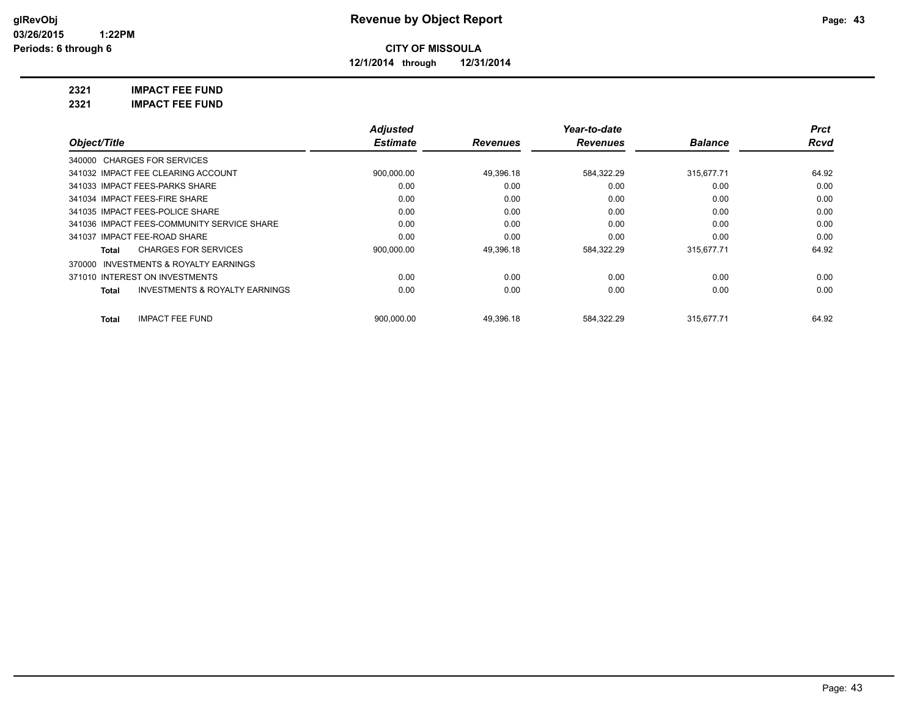**glRevObj** **Revenue by Object Report**

**03/26/2015 1:22PM**

**Periods: 6 through 6**

**CITY OF MISSOULA**

**12/1/2014 through 12/31/2014**

## 2321 IMPACT FEE FUND

## 2321 IMPACT FEE FUND

| Object/Title | Adjusted Estimate | Revenues | Year-to-date Revenues | Balance | Prct Rcvd |
|---|---|---|---|---|---|
| 340000 CHARGES FOR SERVICES | | | | | |
| 341032 IMPACT FEE CLEARING ACCOUNT | 900,000.00 | 49,396.18 | 584,322.29 | 315,677.71 | 64.92 |
| 341033 IMPACT FEES-PARKS SHARE | 0.00 | 0.00 | 0.00 | 0.00 | 0.00 |
| 341034 IMPACT FEES-FIRE SHARE | 0.00 | 0.00 | 0.00 | 0.00 | 0.00 |
| 341035 IMPACT FEES-POLICE SHARE | 0.00 | 0.00 | 0.00 | 0.00 | 0.00 |
| 341036 IMPACT FEES-COMMUNITY SERVICE SHARE | 0.00 | 0.00 | 0.00 | 0.00 | 0.00 |
| 341037 IMPACT FEE-ROAD SHARE | 0.00 | 0.00 | 0.00 | 0.00 | 0.00 |
| **Total** CHARGES FOR SERVICES | 900,000.00 | 49,396.18 | 584,322.29 | 315,677.71 | 64.92 |
| 370000 INVESTMENTS & ROYALTY EARNINGS | | | | | |
| 371010 INTEREST ON INVESTMENTS | 0.00 | 0.00 | 0.00 | 0.00 | 0.00 |
| **Total** INVESTMENTS & ROYALTY EARNINGS | 0.00 | 0.00 | 0.00 | 0.00 | 0.00 |
| **Total** IMPACT FEE FUND | 900,000.00 | 49,396.18 | 584,322.29 | 315,677.71 | 64.92 |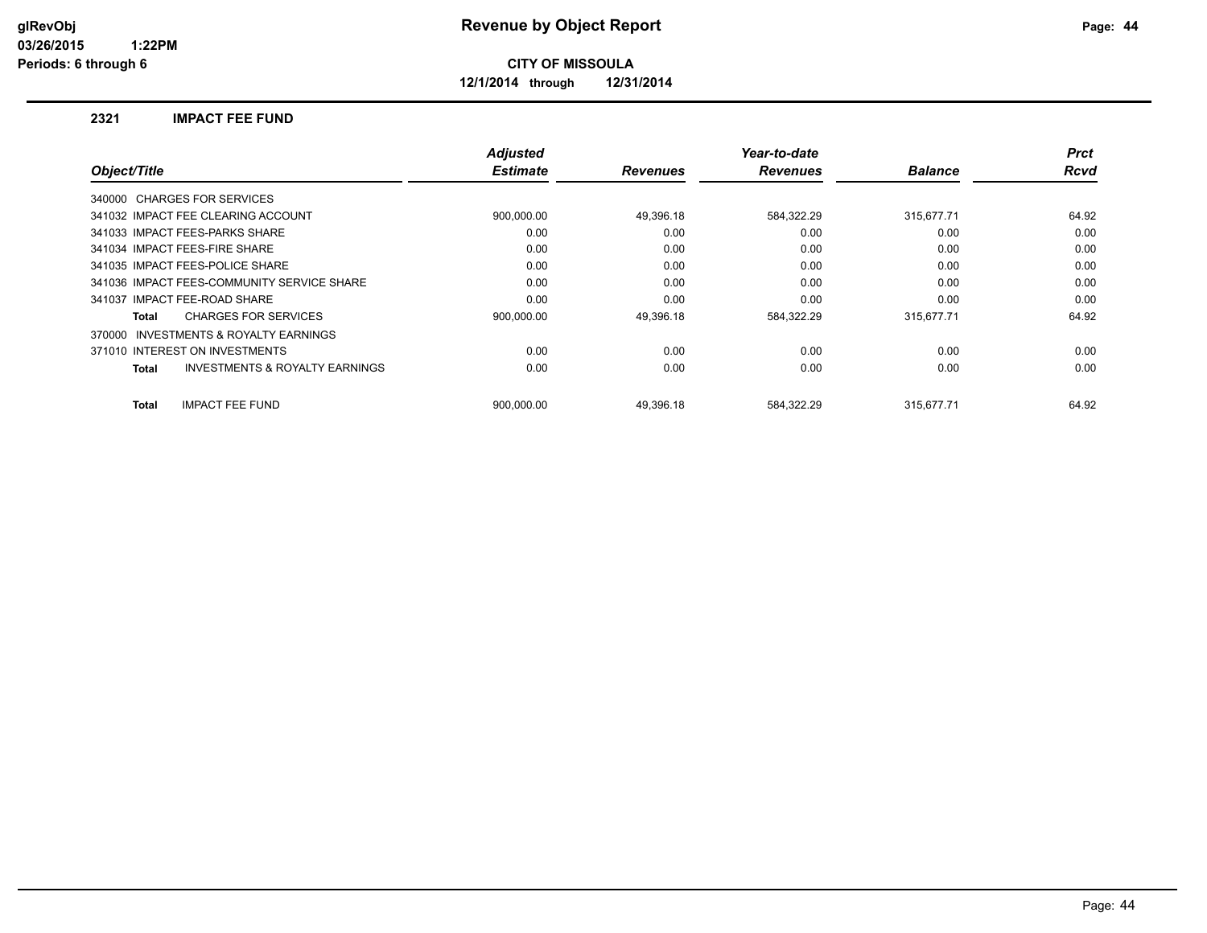# Revenue by Object Report

glRevObj
03/26/2015 1:22PM
Periods: 6 through 6

**CITY OF MISSOULA**

**12/1/2014 through 12/31/2014**

## 2321 IMPACT FEE FUND

| Object/Title | Adjusted Estimate | Revenues | Year-to-date Revenues | Balance | Prct Rcvd |
|---|---|---|---|---|---|
| 340000 CHARGES FOR SERVICES | | | | | |
| 341032 IMPACT FEE CLEARING ACCOUNT | 900,000.00 | 49,396.18 | 584,322.29 | 315,677.71 | 64.92 |
| 341033 IMPACT FEES-PARKS SHARE | 0.00 | 0.00 | 0.00 | 0.00 | 0.00 |
| 341034 IMPACT FEES-FIRE SHARE | 0.00 | 0.00 | 0.00 | 0.00 | 0.00 |
| 341035 IMPACT FEES-POLICE SHARE | 0.00 | 0.00 | 0.00 | 0.00 | 0.00 |
| 341036 IMPACT FEES-COMMUNITY SERVICE SHARE | 0.00 | 0.00 | 0.00 | 0.00 | 0.00 |
| 341037 IMPACT FEE-ROAD SHARE | 0.00 | 0.00 | 0.00 | 0.00 | 0.00 |
| **Total** CHARGES FOR SERVICES | 900,000.00 | 49,396.18 | 584,322.29 | 315,677.71 | 64.92 |
| 370000 INVESTMENTS & ROYALTY EARNINGS | | | | | |
| 371010 INTEREST ON INVESTMENTS | 0.00 | 0.00 | 0.00 | 0.00 | 0.00 |
| **Total** INVESTMENTS & ROYALTY EARNINGS | 0.00 | 0.00 | 0.00 | 0.00 | 0.00 |
| **Total** IMPACT FEE FUND | 900,000.00 | 49,396.18 | 584,322.29 | 315,677.71 | 64.92 |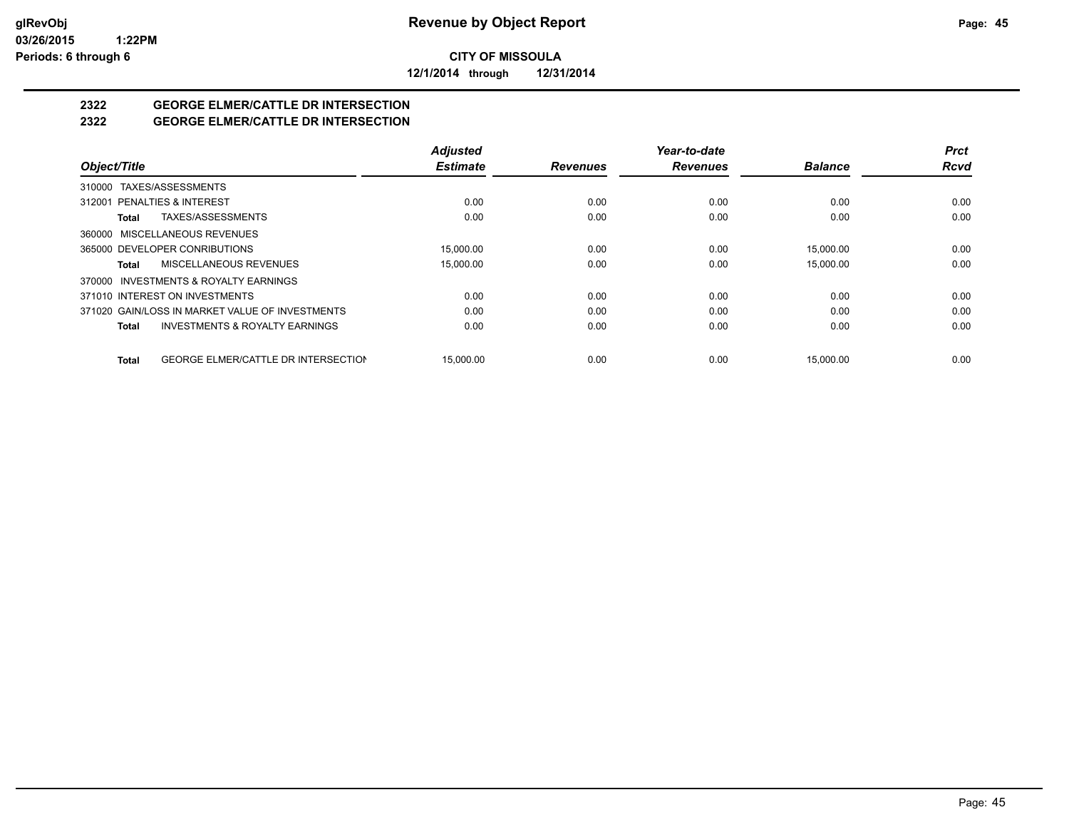**glRevObj**
**03/26/2015 1:22PM**
**Periods: 6 through 6**

# Revenue by Object Report

**CITY OF MISSOULA**

**12/1/2014 through 12/31/2014**

## 2322 GEORGE ELMER/CATTLE DR INTERSECTION
## 2322 GEORGE ELMER/CATTLE DR INTERSECTION

| Object/Title | Adjusted Estimate | Revenues | Year-to-date Revenues | Balance | Prct Rcvd |
|---|---|---|---|---|---|
| 310000 TAXES/ASSESSMENTS | | | | | |
| 312001 PENALTIES & INTEREST | 0.00 | 0.00 | 0.00 | 0.00 | 0.00 |
| **Total** TAXES/ASSESSMENTS | 0.00 | 0.00 | 0.00 | 0.00 | 0.00 |
| 360000 MISCELLANEOUS REVENUES | | | | | |
| 365000 DEVELOPER CONRIBUTIONS | 15,000.00 | 0.00 | 0.00 | 15,000.00 | 0.00 |
| **Total** MISCELLANEOUS REVENUES | 15,000.00 | 0.00 | 0.00 | 15,000.00 | 0.00 |
| 370000 INVESTMENTS & ROYALTY EARNINGS | | | | | |
| 371010 INTEREST ON INVESTMENTS | 0.00 | 0.00 | 0.00 | 0.00 | 0.00 |
| 371020 GAIN/LOSS IN MARKET VALUE OF INVESTMENTS | 0.00 | 0.00 | 0.00 | 0.00 | 0.00 |
| **Total** INVESTMENTS & ROYALTY EARNINGS | 0.00 | 0.00 | 0.00 | 0.00 | 0.00 |
| **Total** GEORGE ELMER/CATTLE DR INTERSECTION | 15,000.00 | 0.00 | 0.00 | 15,000.00 | 0.00 |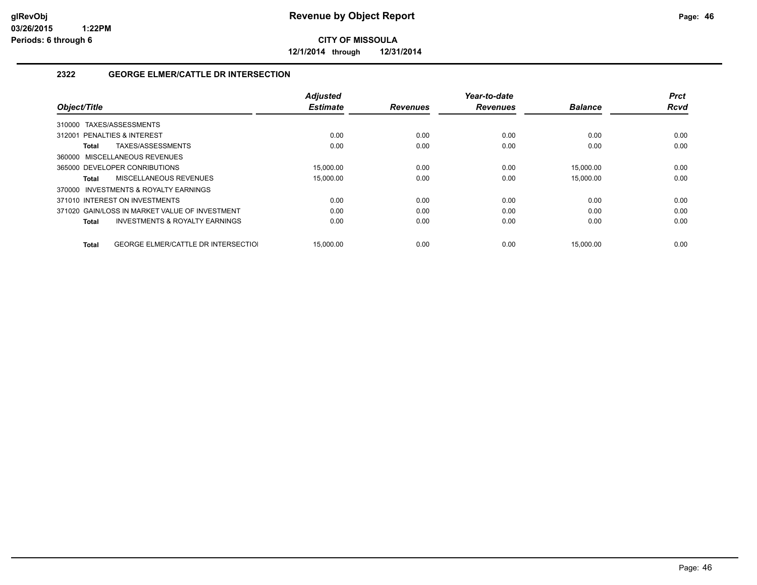glRevObj
03/26/2015 1:22PM
Periods: 6 through 6

# Revenue by Object Report

**CITY OF MISSOULA**

**12/1/2014 through 12/31/2014**

### 2322 GEORGE ELMER/CATTLE DR INTERSECTION

| Object/Title | Adjusted Estimate | Revenues | Year-to-date Revenues | Balance | Prct Rcvd |
|---|---|---|---|---|---|
| 310000 TAXES/ASSESSMENTS | | | | | |
| 312001 PENALTIES & INTEREST | 0.00 | 0.00 | 0.00 | 0.00 | 0.00 |
| **Total** TAXES/ASSESSMENTS | 0.00 | 0.00 | 0.00 | 0.00 | 0.00 |
| 360000 MISCELLANEOUS REVENUES | | | | | |
| 365000 DEVELOPER CONRIBUTIONS | 15,000.00 | 0.00 | 0.00 | 15,000.00 | 0.00 |
| **Total** MISCELLANEOUS REVENUES | 15,000.00 | 0.00 | 0.00 | 15,000.00 | 0.00 |
| 370000 INVESTMENTS & ROYALTY EARNINGS | | | | | |
| 371010 INTEREST ON INVESTMENTS | 0.00 | 0.00 | 0.00 | 0.00 | 0.00 |
| 371020 GAIN/LOSS IN MARKET VALUE OF INVESTMENT | 0.00 | 0.00 | 0.00 | 0.00 | 0.00 |
| **Total** INVESTMENTS & ROYALTY EARNINGS | 0.00 | 0.00 | 0.00 | 0.00 | 0.00 |
| **Total** GEORGE ELMER/CATTLE DR INTERSECTIOI | 15,000.00 | 0.00 | 0.00 | 15,000.00 | 0.00 |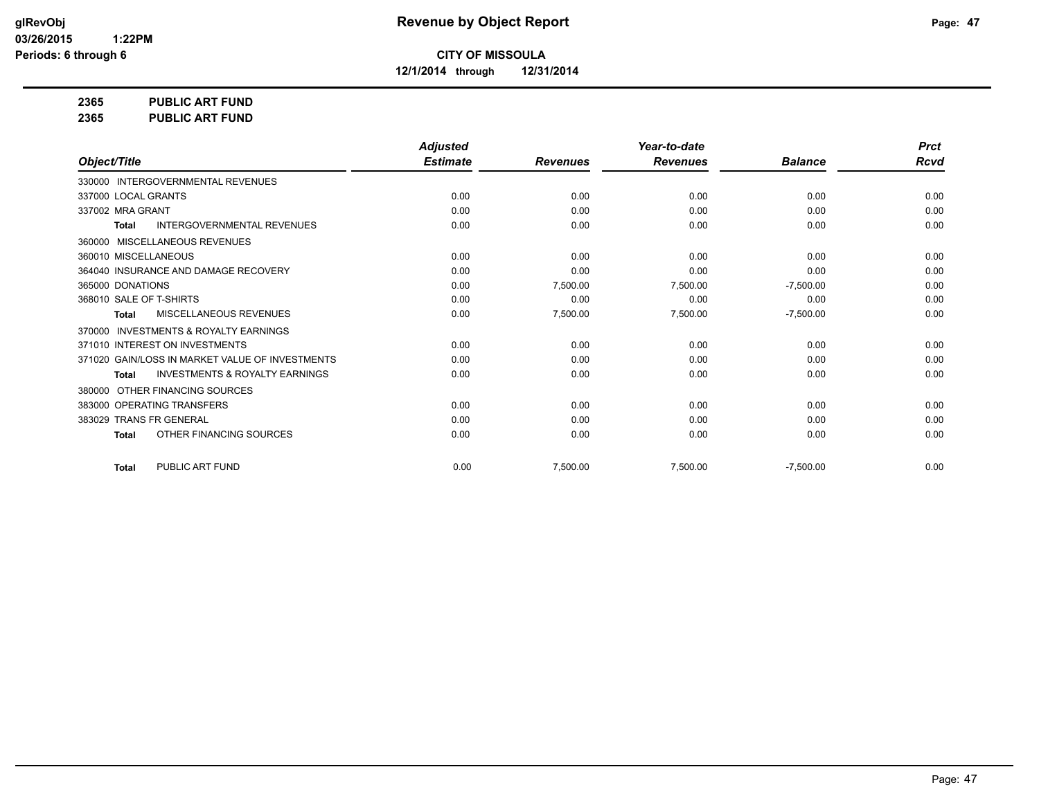**glRevObj** **Revenue by Object Report**

**03/26/2015 1:22PM**

**Periods: 6 through 6**

**CITY OF MISSOULA**

**12/1/2014 through 12/31/2014**

**2365 PUBLIC ART FUND**

**2365 PUBLIC ART FUND**

| Object/Title | Adjusted Estimate | Revenues | Year-to-date Revenues | Balance | Prct Rcvd |
|---|---|---|---|---|---|
| 330000 INTERGOVERNMENTAL REVENUES | | | | | |
| 337000 LOCAL GRANTS | 0.00 | 0.00 | 0.00 | 0.00 | 0.00 |
| 337002 MRA GRANT | 0.00 | 0.00 | 0.00 | 0.00 | 0.00 |
| **Total** INTERGOVERNMENTAL REVENUES | 0.00 | 0.00 | 0.00 | 0.00 | 0.00 |
| 360000 MISCELLANEOUS REVENUES | | | | | |
| 360010 MISCELLANEOUS | 0.00 | 0.00 | 0.00 | 0.00 | 0.00 |
| 364040 INSURANCE AND DAMAGE RECOVERY | 0.00 | 0.00 | 0.00 | 0.00 | 0.00 |
| 365000 DONATIONS | 0.00 | 7,500.00 | 7,500.00 | -7,500.00 | 0.00 |
| 368010 SALE OF T-SHIRTS | 0.00 | 0.00 | 0.00 | 0.00 | 0.00 |
| **Total** MISCELLANEOUS REVENUES | 0.00 | 7,500.00 | 7,500.00 | -7,500.00 | 0.00 |
| 370000 INVESTMENTS & ROYALTY EARNINGS | | | | | |
| 371010 INTEREST ON INVESTMENTS | 0.00 | 0.00 | 0.00 | 0.00 | 0.00 |
| 371020 GAIN/LOSS IN MARKET VALUE OF INVESTMENTS | 0.00 | 0.00 | 0.00 | 0.00 | 0.00 |
| **Total** INVESTMENTS & ROYALTY EARNINGS | 0.00 | 0.00 | 0.00 | 0.00 | 0.00 |
| 380000 OTHER FINANCING SOURCES | | | | | |
| 383000 OPERATING TRANSFERS | 0.00 | 0.00 | 0.00 | 0.00 | 0.00 |
| 383029 TRANS FR GENERAL | 0.00 | 0.00 | 0.00 | 0.00 | 0.00 |
| **Total** OTHER FINANCING SOURCES | 0.00 | 0.00 | 0.00 | 0.00 | 0.00 |
| **Total** PUBLIC ART FUND | 0.00 | 7,500.00 | 7,500.00 | -7,500.00 | 0.00 |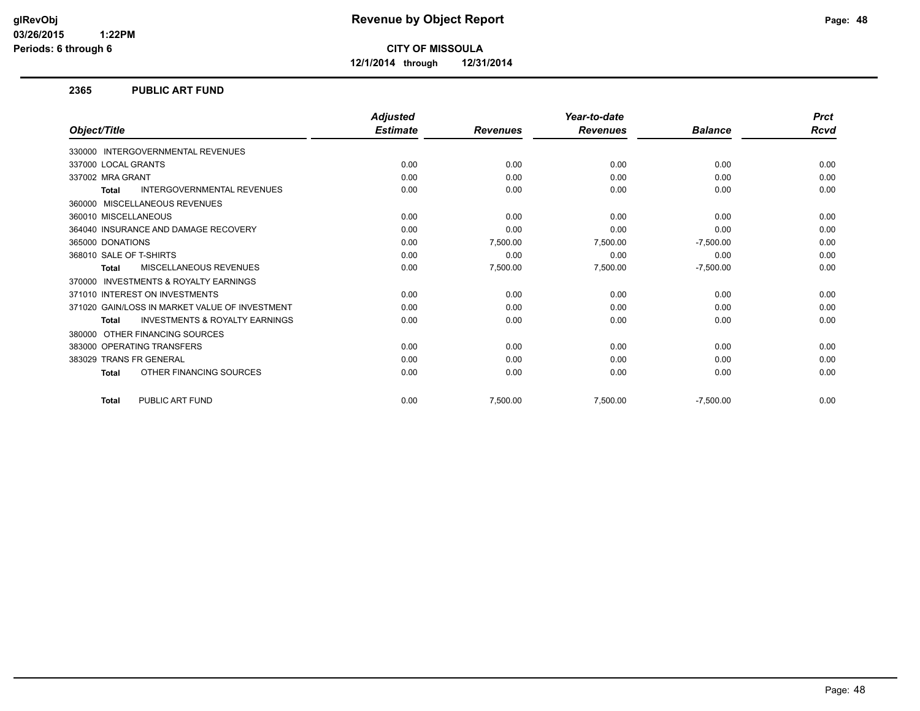# Revenue by Object Report

**CITY OF MISSOULA**

**12/1/2014 through 12/31/2014**

glRevObj
03/26/2015 1:22PM
Periods: 6 through 6

## 2365 PUBLIC ART FUND

| Object/Title | Adjusted Estimate | Revenues | Year-to-date Revenues | Balance | Prct Rcvd |
|---|---|---|---|---|---|
| 330000 INTERGOVERNMENTAL REVENUES | | | | | |
| 337000 LOCAL GRANTS | 0.00 | 0.00 | 0.00 | 0.00 | 0.00 |
| 337002 MRA GRANT | 0.00 | 0.00 | 0.00 | 0.00 | 0.00 |
| **Total** INTERGOVERNMENTAL REVENUES | 0.00 | 0.00 | 0.00 | 0.00 | 0.00 |
| 360000 MISCELLANEOUS REVENUES | | | | | |
| 360010 MISCELLANEOUS | 0.00 | 0.00 | 0.00 | 0.00 | 0.00 |
| 364040 INSURANCE AND DAMAGE RECOVERY | 0.00 | 0.00 | 0.00 | 0.00 | 0.00 |
| 365000 DONATIONS | 0.00 | 7,500.00 | 7,500.00 | -7,500.00 | 0.00 |
| 368010 SALE OF T-SHIRTS | 0.00 | 0.00 | 0.00 | 0.00 | 0.00 |
| **Total** MISCELLANEOUS REVENUES | 0.00 | 7,500.00 | 7,500.00 | -7,500.00 | 0.00 |
| 370000 INVESTMENTS & ROYALTY EARNINGS | | | | | |
| 371010 INTEREST ON INVESTMENTS | 0.00 | 0.00 | 0.00 | 0.00 | 0.00 |
| 371020 GAIN/LOSS IN MARKET VALUE OF INVESTMENT | 0.00 | 0.00 | 0.00 | 0.00 | 0.00 |
| **Total** INVESTMENTS & ROYALTY EARNINGS | 0.00 | 0.00 | 0.00 | 0.00 | 0.00 |
| 380000 OTHER FINANCING SOURCES | | | | | |
| 383000 OPERATING TRANSFERS | 0.00 | 0.00 | 0.00 | 0.00 | 0.00 |
| 383029 TRANS FR GENERAL | 0.00 | 0.00 | 0.00 | 0.00 | 0.00 |
| **Total** OTHER FINANCING SOURCES | 0.00 | 0.00 | 0.00 | 0.00 | 0.00 |
| **Total** PUBLIC ART FUND | 0.00 | 7,500.00 | 7,500.00 | -7,500.00 | 0.00 |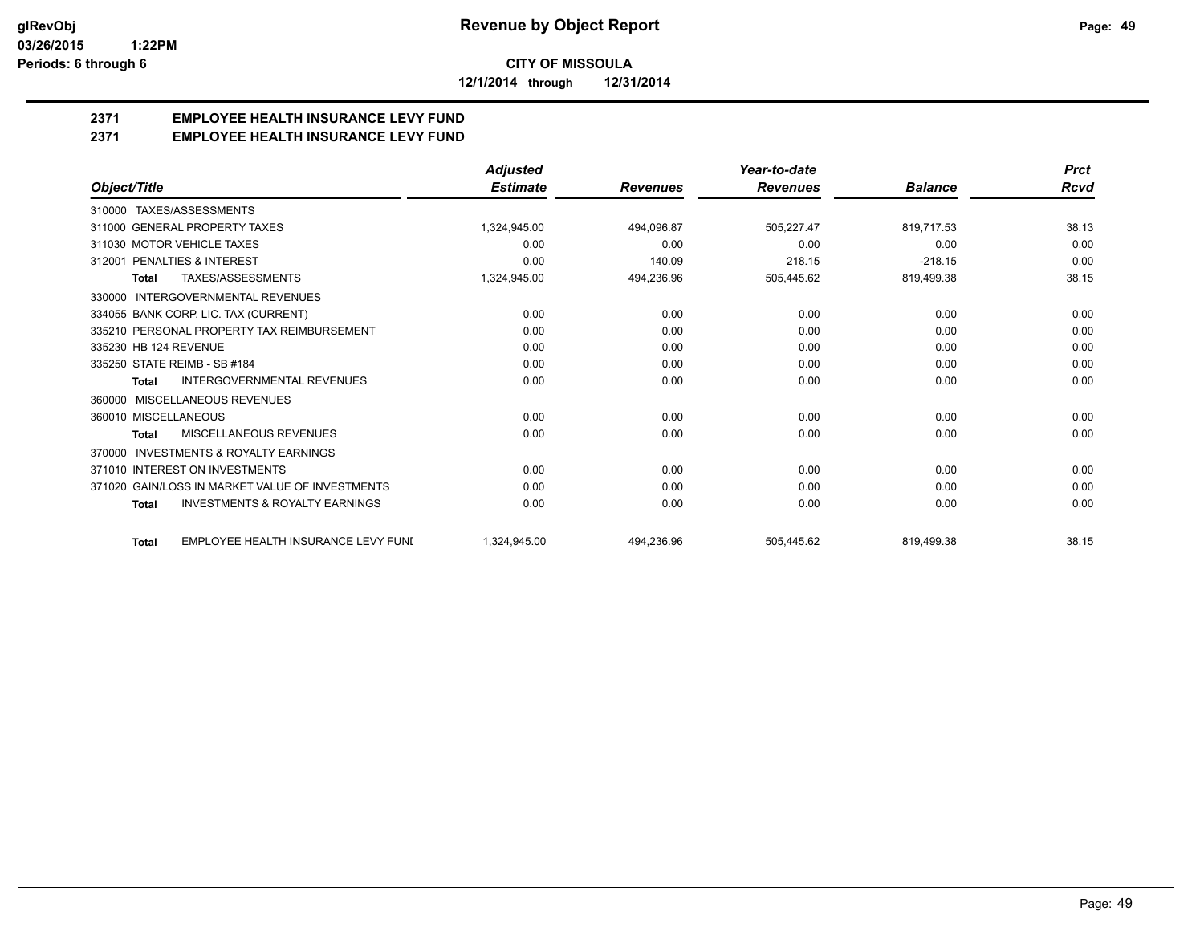**glRevObj**
**03/26/2015 1:22PM**
**Periods: 6 through 6**

# Revenue by Object Report

**CITY OF MISSOULA**

**12/1/2014 through 12/31/2014**

## 2371 EMPLOYEE HEALTH INSURANCE LEVY FUND
## 2371 EMPLOYEE HEALTH INSURANCE LEVY FUND

| Object/Title | Adjusted Estimate | Revenues | Year-to-date Revenues | Balance | Prct Rcvd |
|---|---|---|---|---|---|
| 310000 TAXES/ASSESSMENTS | | | | | |
| 311000 GENERAL PROPERTY TAXES | 1,324,945.00 | 494,096.87 | 505,227.47 | 819,717.53 | 38.13 |
| 311030 MOTOR VEHICLE TAXES | 0.00 | 0.00 | 0.00 | 0.00 | 0.00 |
| 312001 PENALTIES & INTEREST | 0.00 | 140.09 | 218.15 | -218.15 | 0.00 |
| **Total** TAXES/ASSESSMENTS | 1,324,945.00 | 494,236.96 | 505,445.62 | 819,499.38 | 38.15 |
| 330000 INTERGOVERNMENTAL REVENUES | | | | | |
| 334055 BANK CORP. LIC. TAX (CURRENT) | 0.00 | 0.00 | 0.00 | 0.00 | 0.00 |
| 335210 PERSONAL PROPERTY TAX REIMBURSEMENT | 0.00 | 0.00 | 0.00 | 0.00 | 0.00 |
| 335230 HB 124 REVENUE | 0.00 | 0.00 | 0.00 | 0.00 | 0.00 |
| 335250 STATE REIMB - SB #184 | 0.00 | 0.00 | 0.00 | 0.00 | 0.00 |
| **Total** INTERGOVERNMENTAL REVENUES | 0.00 | 0.00 | 0.00 | 0.00 | 0.00 |
| 360000 MISCELLANEOUS REVENUES | | | | | |
| 360010 MISCELLANEOUS | 0.00 | 0.00 | 0.00 | 0.00 | 0.00 |
| **Total** MISCELLANEOUS REVENUES | 0.00 | 0.00 | 0.00 | 0.00 | 0.00 |
| 370000 INVESTMENTS & ROYALTY EARNINGS | | | | | |
| 371010 INTEREST ON INVESTMENTS | 0.00 | 0.00 | 0.00 | 0.00 | 0.00 |
| 371020 GAIN/LOSS IN MARKET VALUE OF INVESTMENTS | 0.00 | 0.00 | 0.00 | 0.00 | 0.00 |
| **Total** INVESTMENTS & ROYALTY EARNINGS | 0.00 | 0.00 | 0.00 | 0.00 | 0.00 |
| **Total** EMPLOYEE HEALTH INSURANCE LEVY FUNI | 1,324,945.00 | 494,236.96 | 505,445.62 | 819,499.38 | 38.15 |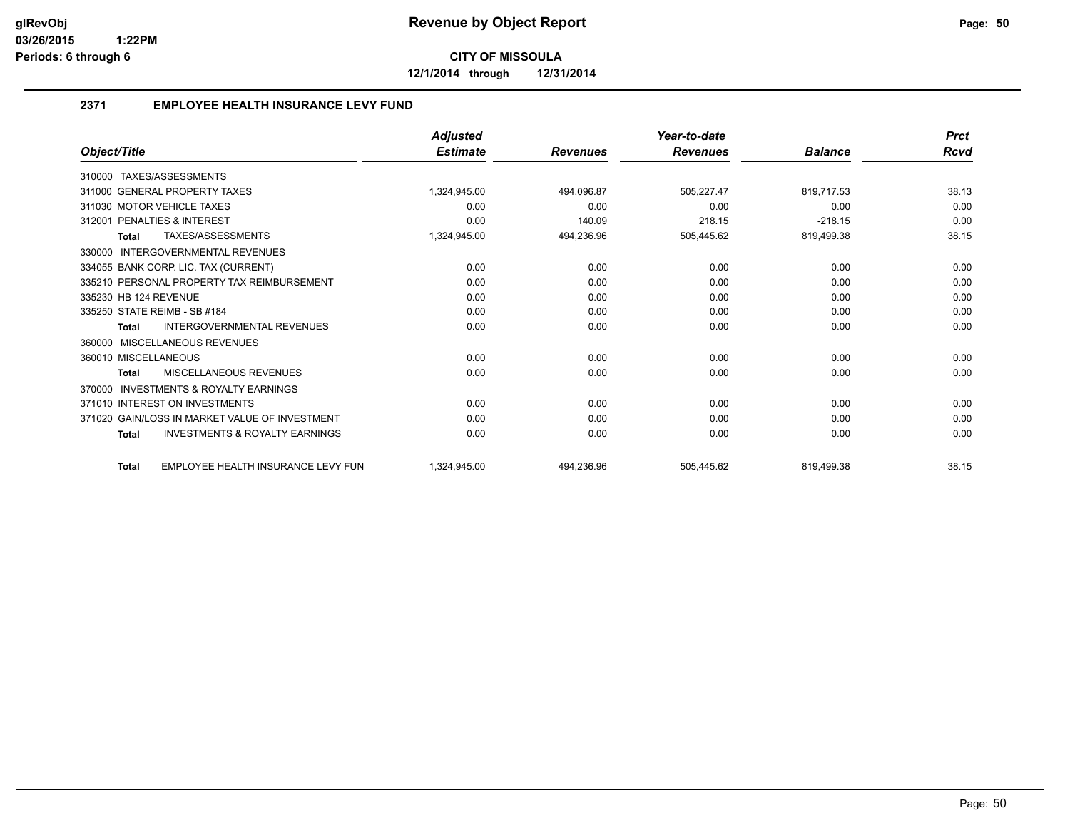# Revenue by Object Report

glRevObj
03/26/2015 1:22PM
Periods: 6 through 6

**CITY OF MISSOULA**

**12/1/2014 through 12/31/2014**

## 2371 EMPLOYEE HEALTH INSURANCE LEVY FUND

| Object/Title | Adjusted Estimate | Revenues | Year-to-date Revenues | Balance | Prct Rcvd |
|---|---|---|---|---|---|
| 310000 TAXES/ASSESSMENTS | | | | | |
| 311000 GENERAL PROPERTY TAXES | 1,324,945.00 | 494,096.87 | 505,227.47 | 819,717.53 | 38.13 |
| 311030 MOTOR VEHICLE TAXES | 0.00 | 0.00 | 0.00 | 0.00 | 0.00 |
| 312001 PENALTIES & INTEREST | 0.00 | 140.09 | 218.15 | -218.15 | 0.00 |
| **Total** TAXES/ASSESSMENTS | 1,324,945.00 | 494,236.96 | 505,445.62 | 819,499.38 | 38.15 |
| 330000 INTERGOVERNMENTAL REVENUES | | | | | |
| 334055 BANK CORP. LIC. TAX (CURRENT) | 0.00 | 0.00 | 0.00 | 0.00 | 0.00 |
| 335210 PERSONAL PROPERTY TAX REIMBURSEMENT | 0.00 | 0.00 | 0.00 | 0.00 | 0.00 |
| 335230 HB 124 REVENUE | 0.00 | 0.00 | 0.00 | 0.00 | 0.00 |
| 335250 STATE REIMB - SB #184 | 0.00 | 0.00 | 0.00 | 0.00 | 0.00 |
| **Total** INTERGOVERNMENTAL REVENUES | 0.00 | 0.00 | 0.00 | 0.00 | 0.00 |
| 360000 MISCELLANEOUS REVENUES | | | | | |
| 360010 MISCELLANEOUS | 0.00 | 0.00 | 0.00 | 0.00 | 0.00 |
| **Total** MISCELLANEOUS REVENUES | 0.00 | 0.00 | 0.00 | 0.00 | 0.00 |
| 370000 INVESTMENTS & ROYALTY EARNINGS | | | | | |
| 371010 INTEREST ON INVESTMENTS | 0.00 | 0.00 | 0.00 | 0.00 | 0.00 |
| 371020 GAIN/LOSS IN MARKET VALUE OF INVESTMENT | 0.00 | 0.00 | 0.00 | 0.00 | 0.00 |
| **Total** INVESTMENTS & ROYALTY EARNINGS | 0.00 | 0.00 | 0.00 | 0.00 | 0.00 |
| **Total** EMPLOYEE HEALTH INSURANCE LEVY FUN | 1,324,945.00 | 494,236.96 | 505,445.62 | 819,499.38 | 38.15 |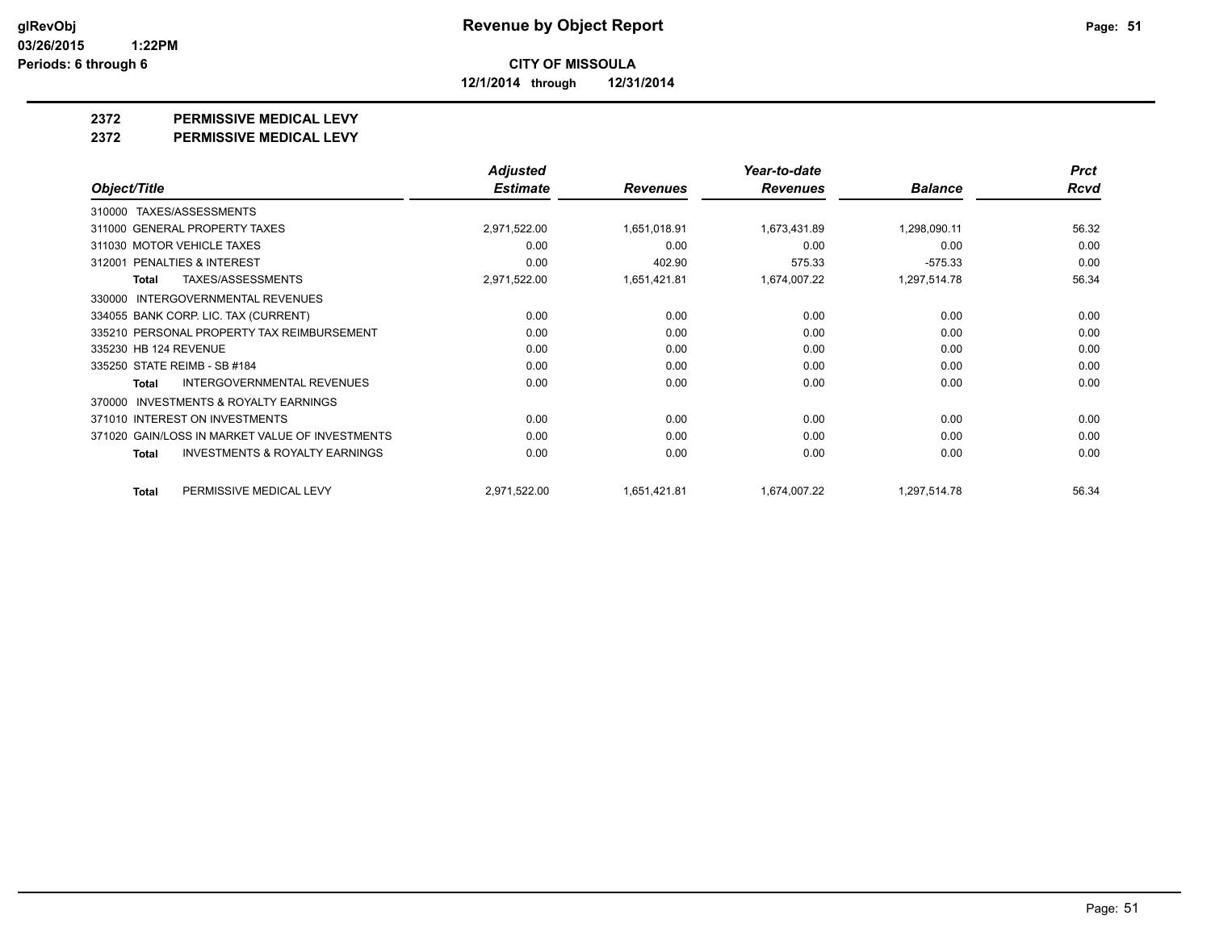**CITY OF MISSOULA**

**12/1/2014 through 12/31/2014**

**2372 PERMISSIVE MEDICAL LEVY**

**2372 PERMISSIVE MEDICAL LEVY**

| Object/Title | Adjusted Estimate | Revenues | Year-to-date Revenues | Balance | Prct Rcvd |
|---|---|---|---|---|---|
| 310000 TAXES/ASSESSMENTS | | | | | |
| 311000 GENERAL PROPERTY TAXES | 2,971,522.00 | 1,651,018.91 | 1,673,431.89 | 1,298,090.11 | 56.32 |
| 311030 MOTOR VEHICLE TAXES | 0.00 | 0.00 | 0.00 | 0.00 | 0.00 |
| 312001 PENALTIES & INTEREST | 0.00 | 402.90 | 575.33 | -575.33 | 0.00 |
| **Total** TAXES/ASSESSMENTS | 2,971,522.00 | 1,651,421.81 | 1,674,007.22 | 1,297,514.78 | 56.34 |
| 330000 INTERGOVERNMENTAL REVENUES | | | | | |
| 334055 BANK CORP. LIC. TAX (CURRENT) | 0.00 | 0.00 | 0.00 | 0.00 | 0.00 |
| 335210 PERSONAL PROPERTY TAX REIMBURSEMENT | 0.00 | 0.00 | 0.00 | 0.00 | 0.00 |
| 335230 HB 124 REVENUE | 0.00 | 0.00 | 0.00 | 0.00 | 0.00 |
| 335250 STATE REIMB - SB #184 | 0.00 | 0.00 | 0.00 | 0.00 | 0.00 |
| **Total** INTERGOVERNMENTAL REVENUES | 0.00 | 0.00 | 0.00 | 0.00 | 0.00 |
| 370000 INVESTMENTS & ROYALTY EARNINGS | | | | | |
| 371010 INTEREST ON INVESTMENTS | 0.00 | 0.00 | 0.00 | 0.00 | 0.00 |
| 371020 GAIN/LOSS IN MARKET VALUE OF INVESTMENTS | 0.00 | 0.00 | 0.00 | 0.00 | 0.00 |
| **Total** INVESTMENTS & ROYALTY EARNINGS | 0.00 | 0.00 | 0.00 | 0.00 | 0.00 |
| **Total** PERMISSIVE MEDICAL LEVY | 2,971,522.00 | 1,651,421.81 | 1,674,007.22 | 1,297,514.78 | 56.34 |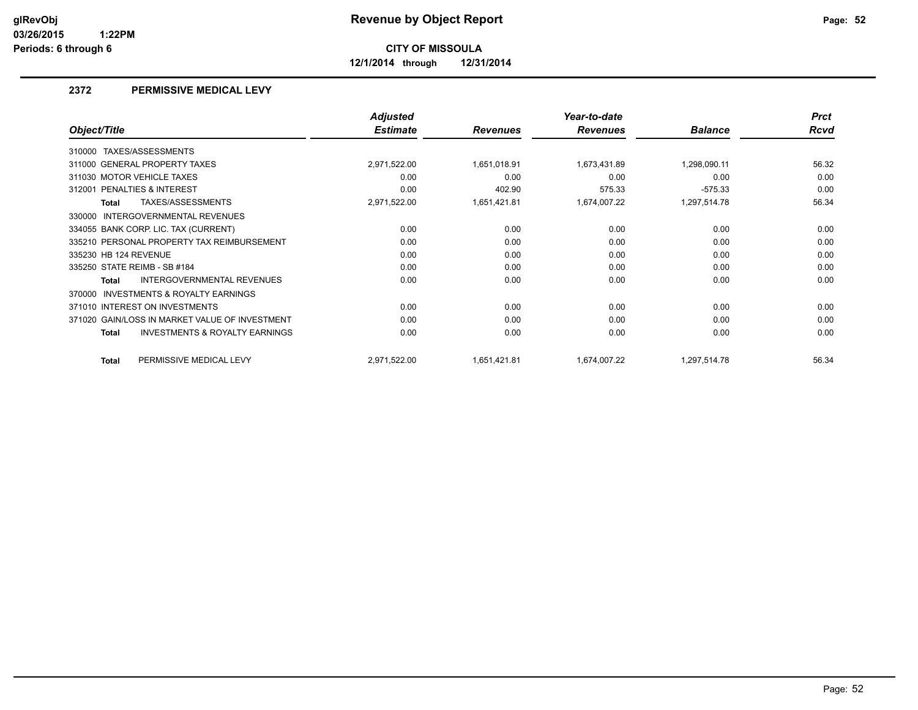**Revenue by Object Report**

**CITY OF MISSOULA**

**12/1/2014 through 12/31/2014**

glRevObj
03/26/2015 1:22PM
Periods: 6 through 6

## 2372 PERMISSIVE MEDICAL LEVY

| Object/Title | Adjusted Estimate | Revenues | Year-to-date Revenues | Balance | Prct Rcvd |
|---|---|---|---|---|---|
| 310000 TAXES/ASSESSMENTS | | | | | |
| 311000 GENERAL PROPERTY TAXES | 2,971,522.00 | 1,651,018.91 | 1,673,431.89 | 1,298,090.11 | 56.32 |
| 311030 MOTOR VEHICLE TAXES | 0.00 | 0.00 | 0.00 | 0.00 | 0.00 |
| 312001 PENALTIES & INTEREST | 0.00 | 402.90 | 575.33 | -575.33 | 0.00 |
| **Total** TAXES/ASSESSMENTS | 2,971,522.00 | 1,651,421.81 | 1,674,007.22 | 1,297,514.78 | 56.34 |
| 330000 INTERGOVERNMENTAL REVENUES | | | | | |
| 334055 BANK CORP. LIC. TAX (CURRENT) | 0.00 | 0.00 | 0.00 | 0.00 | 0.00 |
| 335210 PERSONAL PROPERTY TAX REIMBURSEMENT | 0.00 | 0.00 | 0.00 | 0.00 | 0.00 |
| 335230 HB 124 REVENUE | 0.00 | 0.00 | 0.00 | 0.00 | 0.00 |
| 335250 STATE REIMB - SB #184 | 0.00 | 0.00 | 0.00 | 0.00 | 0.00 |
| **Total** INTERGOVERNMENTAL REVENUES | 0.00 | 0.00 | 0.00 | 0.00 | 0.00 |
| 370000 INVESTMENTS & ROYALTY EARNINGS | | | | | |
| 371010 INTEREST ON INVESTMENTS | 0.00 | 0.00 | 0.00 | 0.00 | 0.00 |
| 371020 GAIN/LOSS IN MARKET VALUE OF INVESTMENT | 0.00 | 0.00 | 0.00 | 0.00 | 0.00 |
| **Total** INVESTMENTS & ROYALTY EARNINGS | 0.00 | 0.00 | 0.00 | 0.00 | 0.00 |
| **Total** PERMISSIVE MEDICAL LEVY | 2,971,522.00 | 1,651,421.81 | 1,674,007.22 | 1,297,514.78 | 56.34 |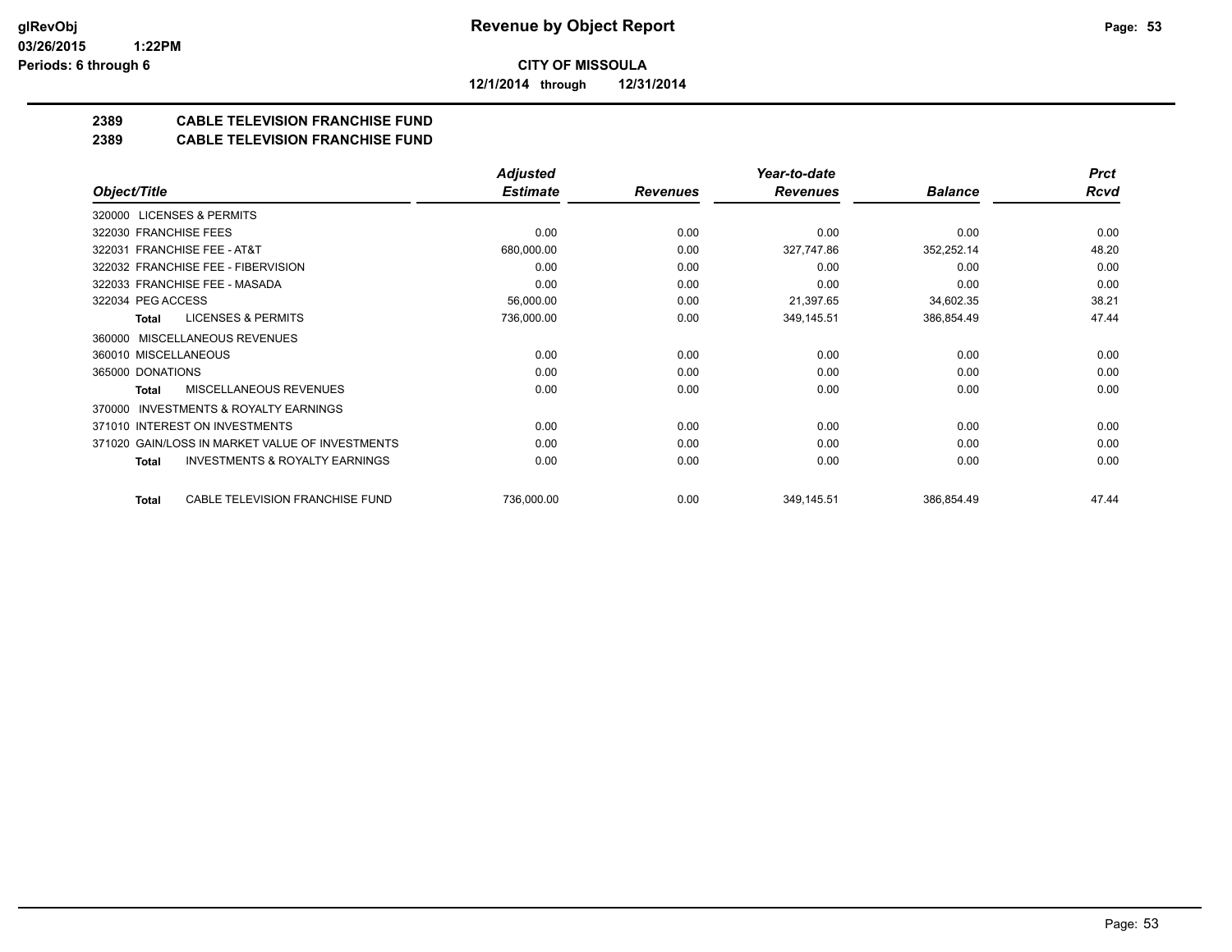**Revenue by Object Report**

**CITY OF MISSOULA**

**12/1/2014 through 12/31/2014**

glRevObj
03/26/2015 1:22PM
Periods: 6 through 6

## 2389 CABLE TELEVISION FRANCHISE FUND
## 2389 CABLE TELEVISION FRANCHISE FUND

| Object/Title | Adjusted Estimate | Revenues | Year-to-date Revenues | Balance | Prct Rcvd |
|---|---|---|---|---|---|
| 320000 LICENSES & PERMITS | | | | | |
| 322030 FRANCHISE FEES | 0.00 | 0.00 | 0.00 | 0.00 | 0.00 |
| 322031 FRANCHISE FEE - AT&T | 680,000.00 | 0.00 | 327,747.86 | 352,252.14 | 48.20 |
| 322032 FRANCHISE FEE - FIBERVISION | 0.00 | 0.00 | 0.00 | 0.00 | 0.00 |
| 322033 FRANCHISE FEE - MASADA | 0.00 | 0.00 | 0.00 | 0.00 | 0.00 |
| 322034 PEG ACCESS | 56,000.00 | 0.00 | 21,397.65 | 34,602.35 | 38.21 |
| **Total** LICENSES & PERMITS | 736,000.00 | 0.00 | 349,145.51 | 386,854.49 | 47.44 |
| 360000 MISCELLANEOUS REVENUES | | | | | |
| 360010 MISCELLANEOUS | 0.00 | 0.00 | 0.00 | 0.00 | 0.00 |
| 365000 DONATIONS | 0.00 | 0.00 | 0.00 | 0.00 | 0.00 |
| **Total** MISCELLANEOUS REVENUES | 0.00 | 0.00 | 0.00 | 0.00 | 0.00 |
| 370000 INVESTMENTS & ROYALTY EARNINGS | | | | | |
| 371010 INTEREST ON INVESTMENTS | 0.00 | 0.00 | 0.00 | 0.00 | 0.00 |
| 371020 GAIN/LOSS IN MARKET VALUE OF INVESTMENTS | 0.00 | 0.00 | 0.00 | 0.00 | 0.00 |
| **Total** INVESTMENTS & ROYALTY EARNINGS | 0.00 | 0.00 | 0.00 | 0.00 | 0.00 |
| **Total** CABLE TELEVISION FRANCHISE FUND | 736,000.00 | 0.00 | 349,145.51 | 386,854.49 | 47.44 |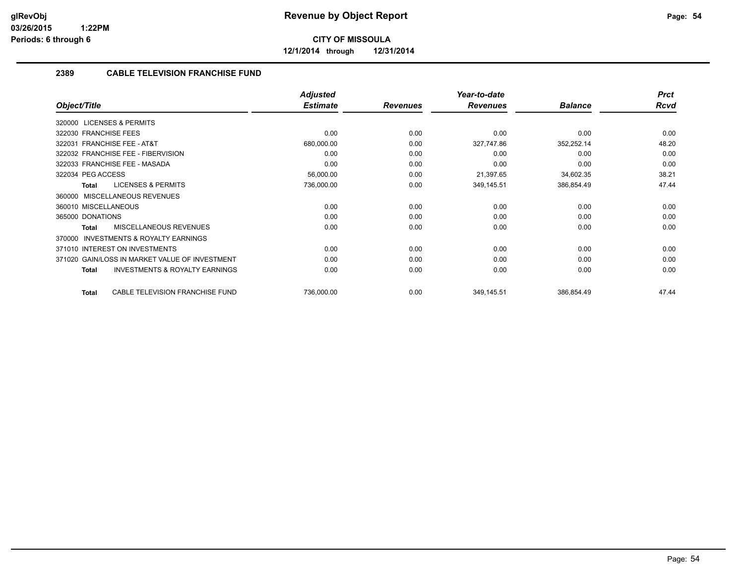# Revenue by Object Report

**CITY OF MISSOULA**

**12/1/2014 through 12/31/2014**

glRevObj
03/26/2015 1:22PM
Periods: 6 through 6

## 2389 CABLE TELEVISION FRANCHISE FUND

| Object/Title | Adjusted Estimate | Revenues | Year-to-date Revenues | Balance | Prct Rcvd |
|---|---|---|---|---|---|
| 320000 LICENSES & PERMITS | | | | | |
| 322030 FRANCHISE FEES | 0.00 | 0.00 | 0.00 | 0.00 | 0.00 |
| 322031 FRANCHISE FEE - AT&T | 680,000.00 | 0.00 | 327,747.86 | 352,252.14 | 48.20 |
| 322032 FRANCHISE FEE - FIBERVISION | 0.00 | 0.00 | 0.00 | 0.00 | 0.00 |
| 322033 FRANCHISE FEE - MASADA | 0.00 | 0.00 | 0.00 | 0.00 | 0.00 |
| 322034 PEG ACCESS | 56,000.00 | 0.00 | 21,397.65 | 34,602.35 | 38.21 |
| **Total** LICENSES & PERMITS | 736,000.00 | 0.00 | 349,145.51 | 386,854.49 | 47.44 |
| 360000 MISCELLANEOUS REVENUES | | | | | |
| 360010 MISCELLANEOUS | 0.00 | 0.00 | 0.00 | 0.00 | 0.00 |
| 365000 DONATIONS | 0.00 | 0.00 | 0.00 | 0.00 | 0.00 |
| **Total** MISCELLANEOUS REVENUES | 0.00 | 0.00 | 0.00 | 0.00 | 0.00 |
| 370000 INVESTMENTS & ROYALTY EARNINGS | | | | | |
| 371010 INTEREST ON INVESTMENTS | 0.00 | 0.00 | 0.00 | 0.00 | 0.00 |
| 371020 GAIN/LOSS IN MARKET VALUE OF INVESTMENT | 0.00 | 0.00 | 0.00 | 0.00 | 0.00 |
| **Total** INVESTMENTS & ROYALTY EARNINGS | 0.00 | 0.00 | 0.00 | 0.00 | 0.00 |
| **Total** CABLE TELEVISION FRANCHISE FUND | 736,000.00 | 0.00 | 349,145.51 | 386,854.49 | 47.44 |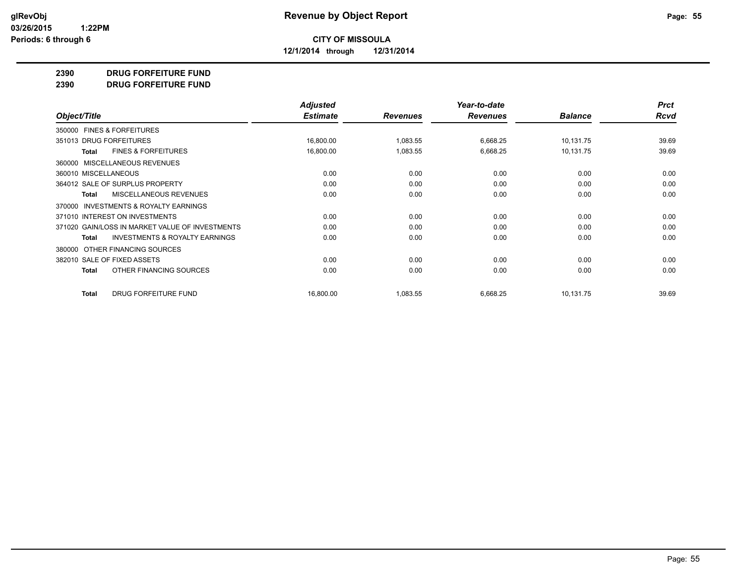glRevObj
03/26/2015 1:22PM
Periods: 6 through 6

# Revenue by Object Report

**CITY OF MISSOULA**

**12/1/2014 through 12/31/2014**

**2390 DRUG FORFEITURE FUND**

**2390 DRUG FORFEITURE FUND**

| Object/Title | Adjusted Estimate | Revenues | Year-to-date Revenues | Balance | Prct Rcvd |
|---|---|---|---|---|---|
| 350000 FINES & FORFEITURES | | | | | |
| 351013 DRUG FORFEITURES | 16,800.00 | 1,083.55 | 6,668.25 | 10,131.75 | 39.69 |
| **Total** FINES & FORFEITURES | 16,800.00 | 1,083.55 | 6,668.25 | 10,131.75 | 39.69 |
| 360000 MISCELLANEOUS REVENUES | | | | | |
| 360010 MISCELLANEOUS | 0.00 | 0.00 | 0.00 | 0.00 | 0.00 |
| 364012 SALE OF SURPLUS PROPERTY | 0.00 | 0.00 | 0.00 | 0.00 | 0.00 |
| **Total** MISCELLANEOUS REVENUES | 0.00 | 0.00 | 0.00 | 0.00 | 0.00 |
| 370000 INVESTMENTS & ROYALTY EARNINGS | | | | | |
| 371010 INTEREST ON INVESTMENTS | 0.00 | 0.00 | 0.00 | 0.00 | 0.00 |
| 371020 GAIN/LOSS IN MARKET VALUE OF INVESTMENTS | 0.00 | 0.00 | 0.00 | 0.00 | 0.00 |
| **Total** INVESTMENTS & ROYALTY EARNINGS | 0.00 | 0.00 | 0.00 | 0.00 | 0.00 |
| 380000 OTHER FINANCING SOURCES | | | | | |
| 382010 SALE OF FIXED ASSETS | 0.00 | 0.00 | 0.00 | 0.00 | 0.00 |
| **Total** OTHER FINANCING SOURCES | 0.00 | 0.00 | 0.00 | 0.00 | 0.00 |
| **Total** DRUG FORFEITURE FUND | 16,800.00 | 1,083.55 | 6,668.25 | 10,131.75 | 39.69 |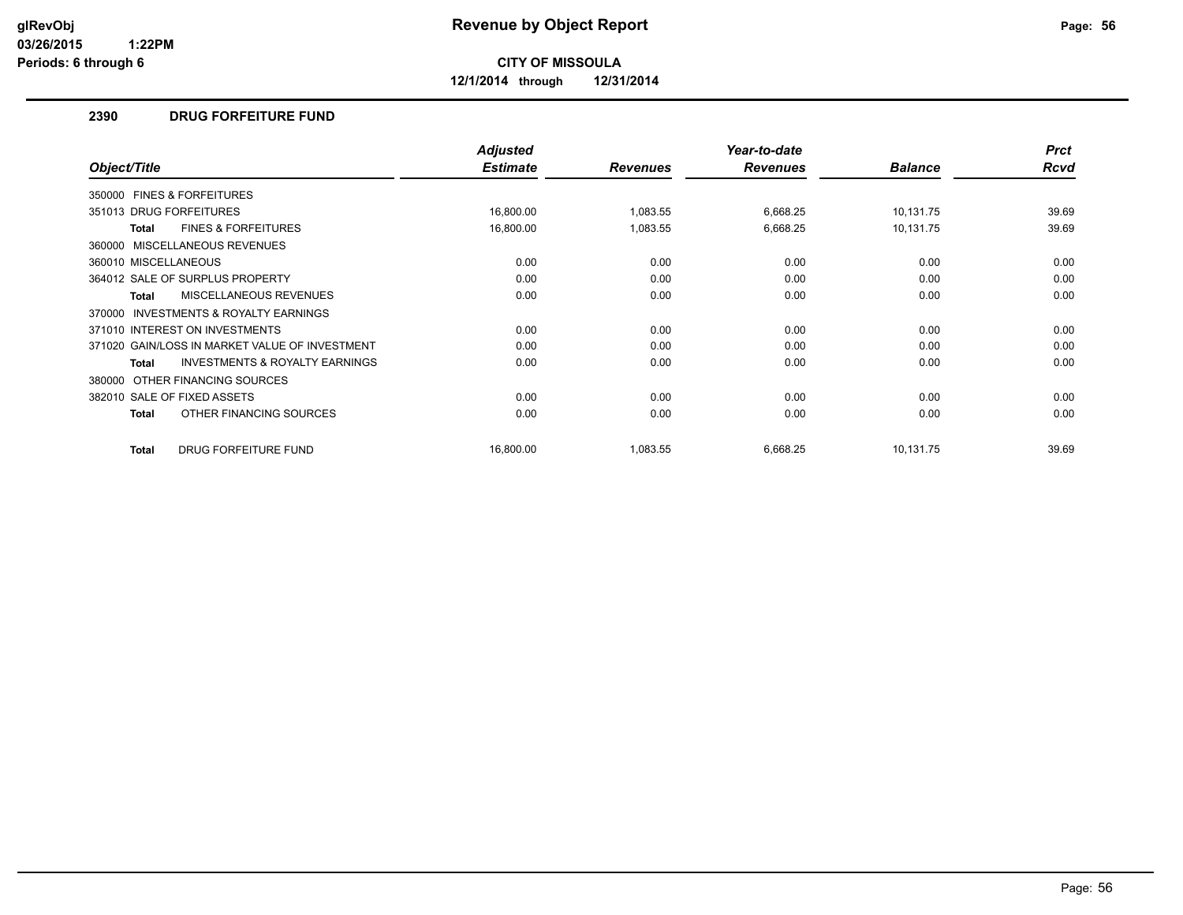**Revenue by Object Report**

**CITY OF MISSOULA**

**12/1/2014 through 12/31/2014**

glRevObj
03/26/2015 1:22PM
Periods: 6 through 6

## 2390 DRUG FORFEITURE FUND

| Object/Title | Adjusted Estimate | Revenues | Year-to-date Revenues | Balance | Prct Rcvd |
|---|---|---|---|---|---|
| 350000 FINES & FORFEITURES | | | | | |
| 351013 DRUG FORFEITURES | 16,800.00 | 1,083.55 | 6,668.25 | 10,131.75 | 39.69 |
| **Total** FINES & FORFEITURES | 16,800.00 | 1,083.55 | 6,668.25 | 10,131.75 | 39.69 |
| 360000 MISCELLANEOUS REVENUES | | | | | |
| 360010 MISCELLANEOUS | 0.00 | 0.00 | 0.00 | 0.00 | 0.00 |
| 364012 SALE OF SURPLUS PROPERTY | 0.00 | 0.00 | 0.00 | 0.00 | 0.00 |
| **Total** MISCELLANEOUS REVENUES | 0.00 | 0.00 | 0.00 | 0.00 | 0.00 |
| 370000 INVESTMENTS & ROYALTY EARNINGS | | | | | |
| 371010 INTEREST ON INVESTMENTS | 0.00 | 0.00 | 0.00 | 0.00 | 0.00 |
| 371020 GAIN/LOSS IN MARKET VALUE OF INVESTMENT | 0.00 | 0.00 | 0.00 | 0.00 | 0.00 |
| **Total** INVESTMENTS & ROYALTY EARNINGS | 0.00 | 0.00 | 0.00 | 0.00 | 0.00 |
| 380000 OTHER FINANCING SOURCES | | | | | |
| 382010 SALE OF FIXED ASSETS | 0.00 | 0.00 | 0.00 | 0.00 | 0.00 |
| **Total** OTHER FINANCING SOURCES | 0.00 | 0.00 | 0.00 | 0.00 | 0.00 |
| **Total** DRUG FORFEITURE FUND | 16,800.00 | 1,083.55 | 6,668.25 | 10,131.75 | 39.69 |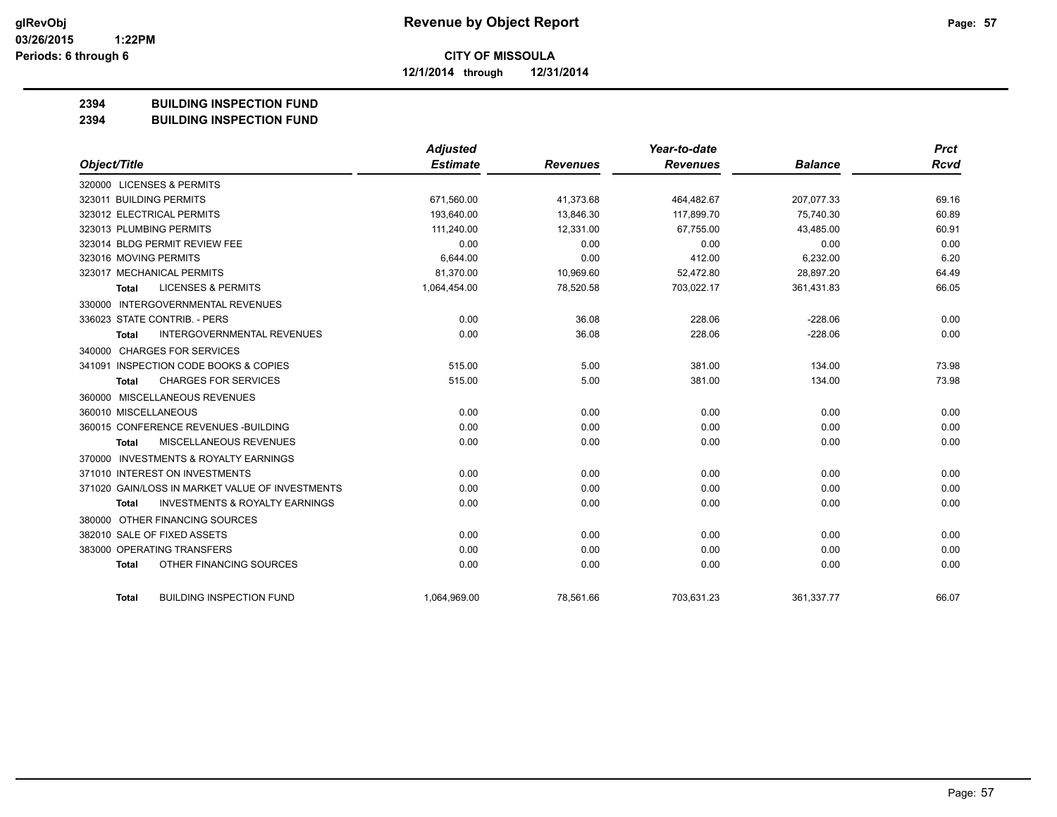**glRevObj**
**03/26/2015 1:22PM**
**Periods: 6 through 6**

# Revenue by Object Report

**CITY OF MISSOULA**

**12/1/2014 through 12/31/2014**

## 2394 BUILDING INSPECTION FUND
## 2394 BUILDING INSPECTION FUND

| Object/Title | Adjusted Estimate | Revenues | Year-to-date Revenues | Balance | Prct Rcvd |
|---|---|---|---|---|---|
| 320000 LICENSES & PERMITS | | | | | |
| 323011 BUILDING PERMITS | 671,560.00 | 41,373.68 | 464,482.67 | 207,077.33 | 69.16 |
| 323012 ELECTRICAL PERMITS | 193,640.00 | 13,846.30 | 117,899.70 | 75,740.30 | 60.89 |
| 323013 PLUMBING PERMITS | 111,240.00 | 12,331.00 | 67,755.00 | 43,485.00 | 60.91 |
| 323014 BLDG PERMIT REVIEW FEE | 0.00 | 0.00 | 0.00 | 0.00 | 0.00 |
| 323016 MOVING PERMITS | 6,644.00 | 0.00 | 412.00 | 6,232.00 | 6.20 |
| 323017 MECHANICAL PERMITS | 81,370.00 | 10,969.60 | 52,472.80 | 28,897.20 | 64.49 |
| **Total** LICENSES & PERMITS | 1,064,454.00 | 78,520.58 | 703,022.17 | 361,431.83 | 66.05 |
| 330000 INTERGOVERNMENTAL REVENUES | | | | | |
| 336023 STATE CONTRIB. - PERS | 0.00 | 36.08 | 228.06 | -228.06 | 0.00 |
| **Total** INTERGOVERNMENTAL REVENUES | 0.00 | 36.08 | 228.06 | -228.06 | 0.00 |
| 340000 CHARGES FOR SERVICES | | | | | |
| 341091 INSPECTION CODE BOOKS & COPIES | 515.00 | 5.00 | 381.00 | 134.00 | 73.98 |
| **Total** CHARGES FOR SERVICES | 515.00 | 5.00 | 381.00 | 134.00 | 73.98 |
| 360000 MISCELLANEOUS REVENUES | | | | | |
| 360010 MISCELLANEOUS | 0.00 | 0.00 | 0.00 | 0.00 | 0.00 |
| 360015 CONFERENCE REVENUES -BUILDING | 0.00 | 0.00 | 0.00 | 0.00 | 0.00 |
| **Total** MISCELLANEOUS REVENUES | 0.00 | 0.00 | 0.00 | 0.00 | 0.00 |
| 370000 INVESTMENTS & ROYALTY EARNINGS | | | | | |
| 371010 INTEREST ON INVESTMENTS | 0.00 | 0.00 | 0.00 | 0.00 | 0.00 |
| 371020 GAIN/LOSS IN MARKET VALUE OF INVESTMENTS | 0.00 | 0.00 | 0.00 | 0.00 | 0.00 |
| **Total** INVESTMENTS & ROYALTY EARNINGS | 0.00 | 0.00 | 0.00 | 0.00 | 0.00 |
| 380000 OTHER FINANCING SOURCES | | | | | |
| 382010 SALE OF FIXED ASSETS | 0.00 | 0.00 | 0.00 | 0.00 | 0.00 |
| 383000 OPERATING TRANSFERS | 0.00 | 0.00 | 0.00 | 0.00 | 0.00 |
| **Total** OTHER FINANCING SOURCES | 0.00 | 0.00 | 0.00 | 0.00 | 0.00 |
| **Total** BUILDING INSPECTION FUND | 1,064,969.00 | 78,561.66 | 703,631.23 | 361,337.77 | 66.07 |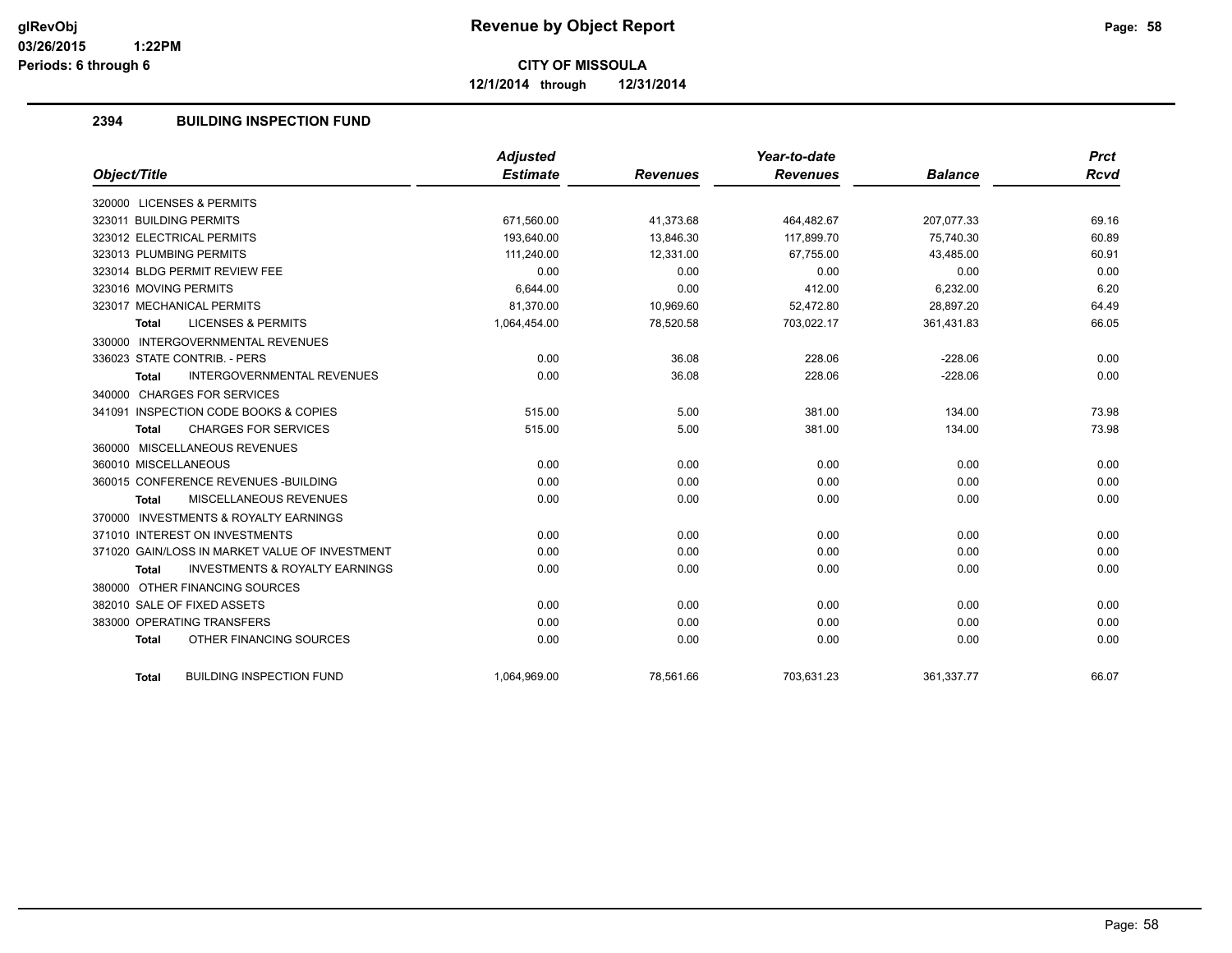# Revenue by Object Report

**CITY OF MISSOULA**

**12/1/2014 through 12/31/2014**

glRevObj
03/26/2015 1:22PM
Periods: 6 through 6

## 2394 BUILDING INSPECTION FUND

| Object/Title | Adjusted Estimate | Revenues | Year-to-date Revenues | Balance | Prct Rcvd |
|---|---|---|---|---|---|
| 320000 LICENSES & PERMITS | | | | | |
| 323011 BUILDING PERMITS | 671,560.00 | 41,373.68 | 464,482.67 | 207,077.33 | 69.16 |
| 323012 ELECTRICAL PERMITS | 193,640.00 | 13,846.30 | 117,899.70 | 75,740.30 | 60.89 |
| 323013 PLUMBING PERMITS | 111,240.00 | 12,331.00 | 67,755.00 | 43,485.00 | 60.91 |
| 323014 BLDG PERMIT REVIEW FEE | 0.00 | 0.00 | 0.00 | 0.00 | 0.00 |
| 323016 MOVING PERMITS | 6,644.00 | 0.00 | 412.00 | 6,232.00 | 6.20 |
| 323017 MECHANICAL PERMITS | 81,370.00 | 10,969.60 | 52,472.80 | 28,897.20 | 64.49 |
| **Total** LICENSES & PERMITS | 1,064,454.00 | 78,520.58 | 703,022.17 | 361,431.83 | 66.05 |
| 330000 INTERGOVERNMENTAL REVENUES | | | | | |
| 336023 STATE CONTRIB. - PERS | 0.00 | 36.08 | 228.06 | -228.06 | 0.00 |
| **Total** INTERGOVERNMENTAL REVENUES | 0.00 | 36.08 | 228.06 | -228.06 | 0.00 |
| 340000 CHARGES FOR SERVICES | | | | | |
| 341091 INSPECTION CODE BOOKS & COPIES | 515.00 | 5.00 | 381.00 | 134.00 | 73.98 |
| **Total** CHARGES FOR SERVICES | 515.00 | 5.00 | 381.00 | 134.00 | 73.98 |
| 360000 MISCELLANEOUS REVENUES | | | | | |
| 360010 MISCELLANEOUS | 0.00 | 0.00 | 0.00 | 0.00 | 0.00 |
| 360015 CONFERENCE REVENUES -BUILDING | 0.00 | 0.00 | 0.00 | 0.00 | 0.00 |
| **Total** MISCELLANEOUS REVENUES | 0.00 | 0.00 | 0.00 | 0.00 | 0.00 |
| 370000 INVESTMENTS & ROYALTY EARNINGS | | | | | |
| 371010 INTEREST ON INVESTMENTS | 0.00 | 0.00 | 0.00 | 0.00 | 0.00 |
| 371020 GAIN/LOSS IN MARKET VALUE OF INVESTMENT | 0.00 | 0.00 | 0.00 | 0.00 | 0.00 |
| **Total** INVESTMENTS & ROYALTY EARNINGS | 0.00 | 0.00 | 0.00 | 0.00 | 0.00 |
| 380000 OTHER FINANCING SOURCES | | | | | |
| 382010 SALE OF FIXED ASSETS | 0.00 | 0.00 | 0.00 | 0.00 | 0.00 |
| 383000 OPERATING TRANSFERS | 0.00 | 0.00 | 0.00 | 0.00 | 0.00 |
| **Total** OTHER FINANCING SOURCES | 0.00 | 0.00 | 0.00 | 0.00 | 0.00 |
| **Total** BUILDING INSPECTION FUND | 1,064,969.00 | 78,561.66 | 703,631.23 | 361,337.77 | 66.07 |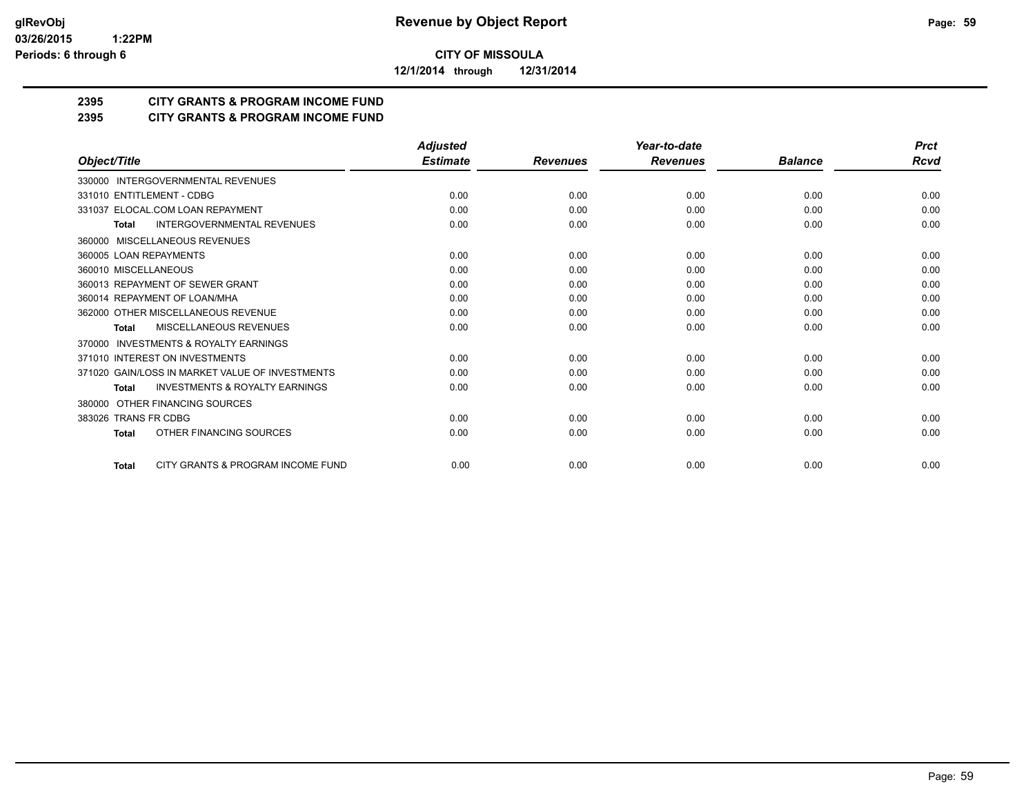**glRevObj**
**03/26/2015 1:22PM**
**Periods: 6 through 6**

# Revenue by Object Report

**CITY OF MISSOULA**

**12/1/2014 through 12/31/2014**

## 2395 CITY GRANTS & PROGRAM INCOME FUND
## 2395 CITY GRANTS & PROGRAM INCOME FUND

| Object/Title | Adjusted Estimate | Revenues | Year-to-date Revenues | Balance | Prct Rcvd |
|---|---|---|---|---|---|
| 330000 INTERGOVERNMENTAL REVENUES | | | | | |
| 331010 ENTITLEMENT - CDBG | 0.00 | 0.00 | 0.00 | 0.00 | 0.00 |
| 331037 ELOCAL.COM LOAN REPAYMENT | 0.00 | 0.00 | 0.00 | 0.00 | 0.00 |
| **Total** INTERGOVERNMENTAL REVENUES | 0.00 | 0.00 | 0.00 | 0.00 | 0.00 |
| 360000 MISCELLANEOUS REVENUES | | | | | |
| 360005 LOAN REPAYMENTS | 0.00 | 0.00 | 0.00 | 0.00 | 0.00 |
| 360010 MISCELLANEOUS | 0.00 | 0.00 | 0.00 | 0.00 | 0.00 |
| 360013 REPAYMENT OF SEWER GRANT | 0.00 | 0.00 | 0.00 | 0.00 | 0.00 |
| 360014 REPAYMENT OF LOAN/MHA | 0.00 | 0.00 | 0.00 | 0.00 | 0.00 |
| 362000 OTHER MISCELLANEOUS REVENUE | 0.00 | 0.00 | 0.00 | 0.00 | 0.00 |
| **Total** MISCELLANEOUS REVENUES | 0.00 | 0.00 | 0.00 | 0.00 | 0.00 |
| 370000 INVESTMENTS & ROYALTY EARNINGS | | | | | |
| 371010 INTEREST ON INVESTMENTS | 0.00 | 0.00 | 0.00 | 0.00 | 0.00 |
| 371020 GAIN/LOSS IN MARKET VALUE OF INVESTMENTS | 0.00 | 0.00 | 0.00 | 0.00 | 0.00 |
| **Total** INVESTMENTS & ROYALTY EARNINGS | 0.00 | 0.00 | 0.00 | 0.00 | 0.00 |
| 380000 OTHER FINANCING SOURCES | | | | | |
| 383026 TRANS FR CDBG | 0.00 | 0.00 | 0.00 | 0.00 | 0.00 |
| **Total** OTHER FINANCING SOURCES | 0.00 | 0.00 | 0.00 | 0.00 | 0.00 |
| **Total** CITY GRANTS & PROGRAM INCOME FUND | 0.00 | 0.00 | 0.00 | 0.00 | 0.00 |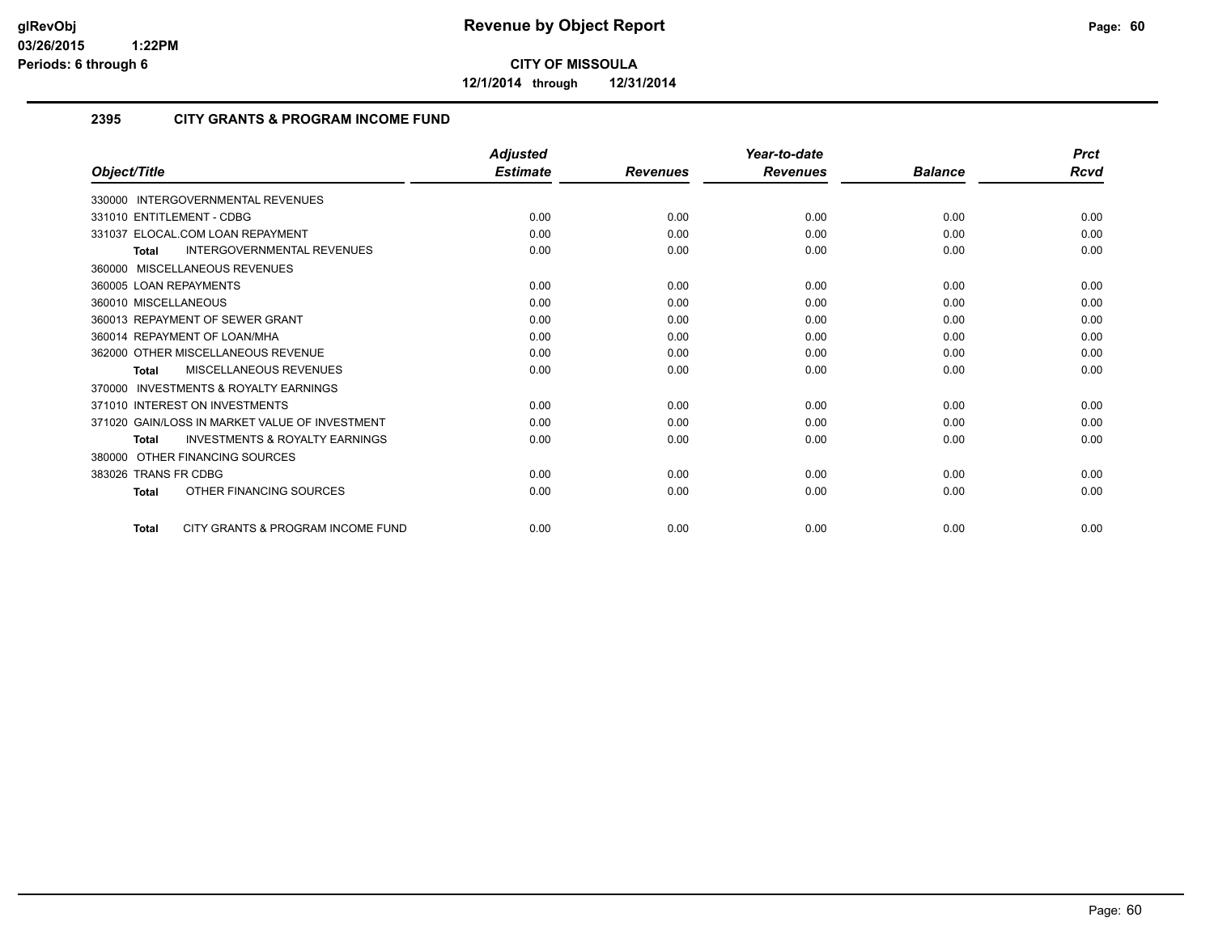**glRevObj** **Revenue by Object Report**
**03/26/2015 1:22PM**
**Periods: 6 through 6**

**CITY OF MISSOULA**

**12/1/2014 through 12/31/2014**

## 2395 CITY GRANTS & PROGRAM INCOME FUND

| Object/Title | Adjusted Estimate | Revenues | Year-to-date Revenues | Balance | Prct Rcvd |
|---|---|---|---|---|---|
| 330000 INTERGOVERNMENTAL REVENUES | | | | | |
| 331010 ENTITLEMENT - CDBG | 0.00 | 0.00 | 0.00 | 0.00 | 0.00 |
| 331037 ELOCAL.COM LOAN REPAYMENT | 0.00 | 0.00 | 0.00 | 0.00 | 0.00 |
| **Total** INTERGOVERNMENTAL REVENUES | 0.00 | 0.00 | 0.00 | 0.00 | 0.00 |
| 360000 MISCELLANEOUS REVENUES | | | | | |
| 360005 LOAN REPAYMENTS | 0.00 | 0.00 | 0.00 | 0.00 | 0.00 |
| 360010 MISCELLANEOUS | 0.00 | 0.00 | 0.00 | 0.00 | 0.00 |
| 360013 REPAYMENT OF SEWER GRANT | 0.00 | 0.00 | 0.00 | 0.00 | 0.00 |
| 360014 REPAYMENT OF LOAN/MHA | 0.00 | 0.00 | 0.00 | 0.00 | 0.00 |
| 362000 OTHER MISCELLANEOUS REVENUE | 0.00 | 0.00 | 0.00 | 0.00 | 0.00 |
| **Total** MISCELLANEOUS REVENUES | 0.00 | 0.00 | 0.00 | 0.00 | 0.00 |
| 370000 INVESTMENTS & ROYALTY EARNINGS | | | | | |
| 371010 INTEREST ON INVESTMENTS | 0.00 | 0.00 | 0.00 | 0.00 | 0.00 |
| 371020 GAIN/LOSS IN MARKET VALUE OF INVESTMENT | 0.00 | 0.00 | 0.00 | 0.00 | 0.00 |
| **Total** INVESTMENTS & ROYALTY EARNINGS | 0.00 | 0.00 | 0.00 | 0.00 | 0.00 |
| 380000 OTHER FINANCING SOURCES | | | | | |
| 383026 TRANS FR CDBG | 0.00 | 0.00 | 0.00 | 0.00 | 0.00 |
| **Total** OTHER FINANCING SOURCES | 0.00 | 0.00 | 0.00 | 0.00 | 0.00 |
| **Total** CITY GRANTS & PROGRAM INCOME FUND | 0.00 | 0.00 | 0.00 | 0.00 | 0.00 |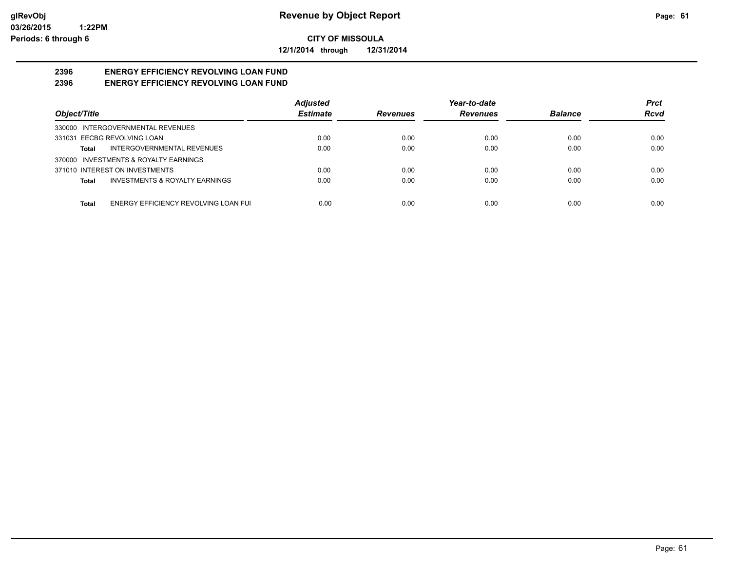**Revenue by Object Report**

**CITY OF MISSOULA**

**12/1/2014 through 12/31/2014**

glRevObj
03/26/2015 1:22PM
Periods: 6 through 6

## 2396 ENERGY EFFICIENCY REVOLVING LOAN FUND
## 2396 ENERGY EFFICIENCY REVOLVING LOAN FUND

| Object/Title | Adjusted Estimate | Revenues | Year-to-date Revenues | Balance | Prct Rcvd |
|---|---|---|---|---|---|
| 330000 INTERGOVERNMENTAL REVENUES | | | | | |
| 331031 EECBG REVOLVING LOAN | 0.00 | 0.00 | 0.00 | 0.00 | 0.00 |
| **Total** INTERGOVERNMENTAL REVENUES | 0.00 | 0.00 | 0.00 | 0.00 | 0.00 |
| 370000 INVESTMENTS & ROYALTY EARNINGS | | | | | |
| 371010 INTEREST ON INVESTMENTS | 0.00 | 0.00 | 0.00 | 0.00 | 0.00 |
| **Total** INVESTMENTS & ROYALTY EARNINGS | 0.00 | 0.00 | 0.00 | 0.00 | 0.00 |
| **Total** ENERGY EFFICIENCY REVOLVING LOAN FUI | 0.00 | 0.00 | 0.00 | 0.00 | 0.00 |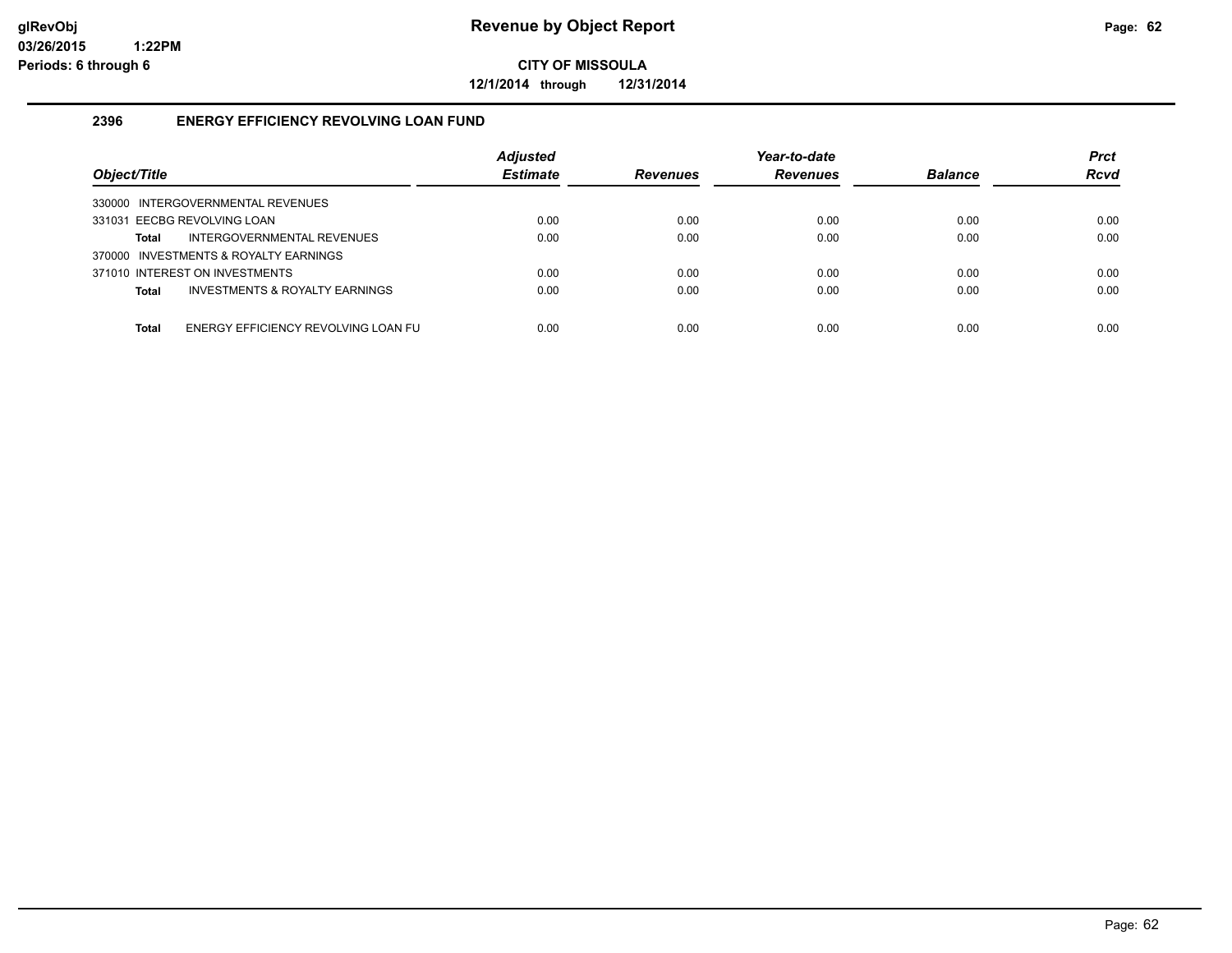# Revenue by Object Report

**CITY OF MISSOULA**

**12/1/2014 through 12/31/2014**

glRevObj
03/26/2015 1:22PM
Periods: 6 through 6

## 2396 ENERGY EFFICIENCY REVOLVING LOAN FUND

| Object/Title | Adjusted Estimate | Revenues | Year-to-date Revenues | Balance | Prct Rcvd |
|---|---|---|---|---|---|
| 330000 INTERGOVERNMENTAL REVENUES | | | | | |
| 331031 EECBG REVOLVING LOAN | 0.00 | 0.00 | 0.00 | 0.00 | 0.00 |
| **Total** INTERGOVERNMENTAL REVENUES | 0.00 | 0.00 | 0.00 | 0.00 | 0.00 |
| 370000 INVESTMENTS & ROYALTY EARNINGS | | | | | |
| 371010 INTEREST ON INVESTMENTS | 0.00 | 0.00 | 0.00 | 0.00 | 0.00 |
| **Total** INVESTMENTS & ROYALTY EARNINGS | 0.00 | 0.00 | 0.00 | 0.00 | 0.00 |
| **Total** ENERGY EFFICIENCY REVOLVING LOAN FU | 0.00 | 0.00 | 0.00 | 0.00 | 0.00 |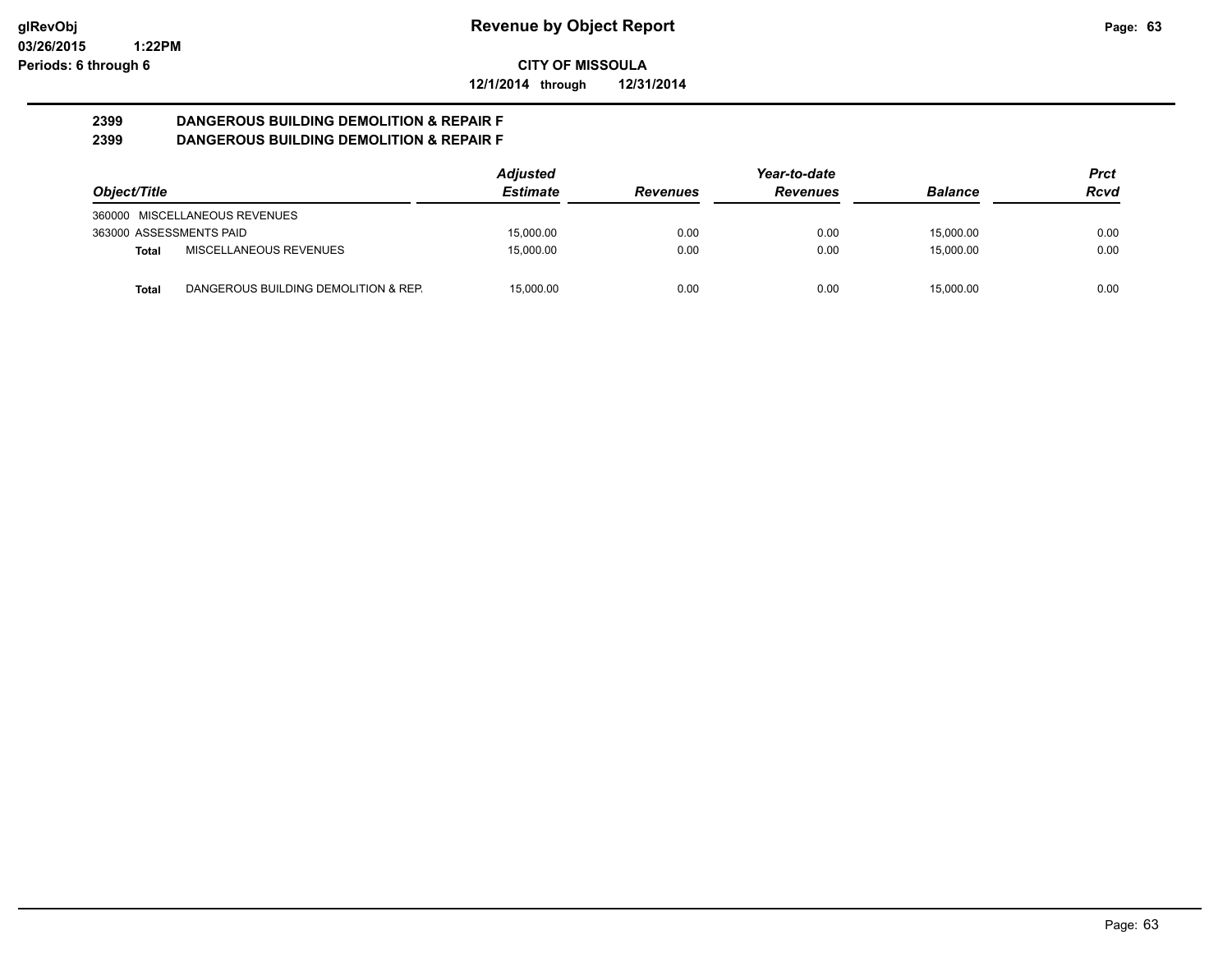# Revenue by Object Report

glRevObj
03/26/2015 1:22PM
Periods: 6 through 6

**CITY OF MISSOULA**

**12/1/2014 through 12/31/2014**

**2399 DANGEROUS BUILDING DEMOLITION & REPAIR F**
**2399 DANGEROUS BUILDING DEMOLITION & REPAIR F**

| Object/Title | | Adjusted Estimate | Revenues | Year-to-date Revenues | Balance | Prct Rcvd |
|---|---|---|---|---|---|---|
| 360000 MISCELLANEOUS REVENUES | | | | | | |
| 363000 ASSESSMENTS PAID | | 15,000.00 | 0.00 | 0.00 | 15,000.00 | 0.00 |
| **Total** | MISCELLANEOUS REVENUES | 15,000.00 | 0.00 | 0.00 | 15,000.00 | 0.00 |
| **Total** | DANGEROUS BUILDING DEMOLITION & REP. | 15,000.00 | 0.00 | 0.00 | 15,000.00 | 0.00 |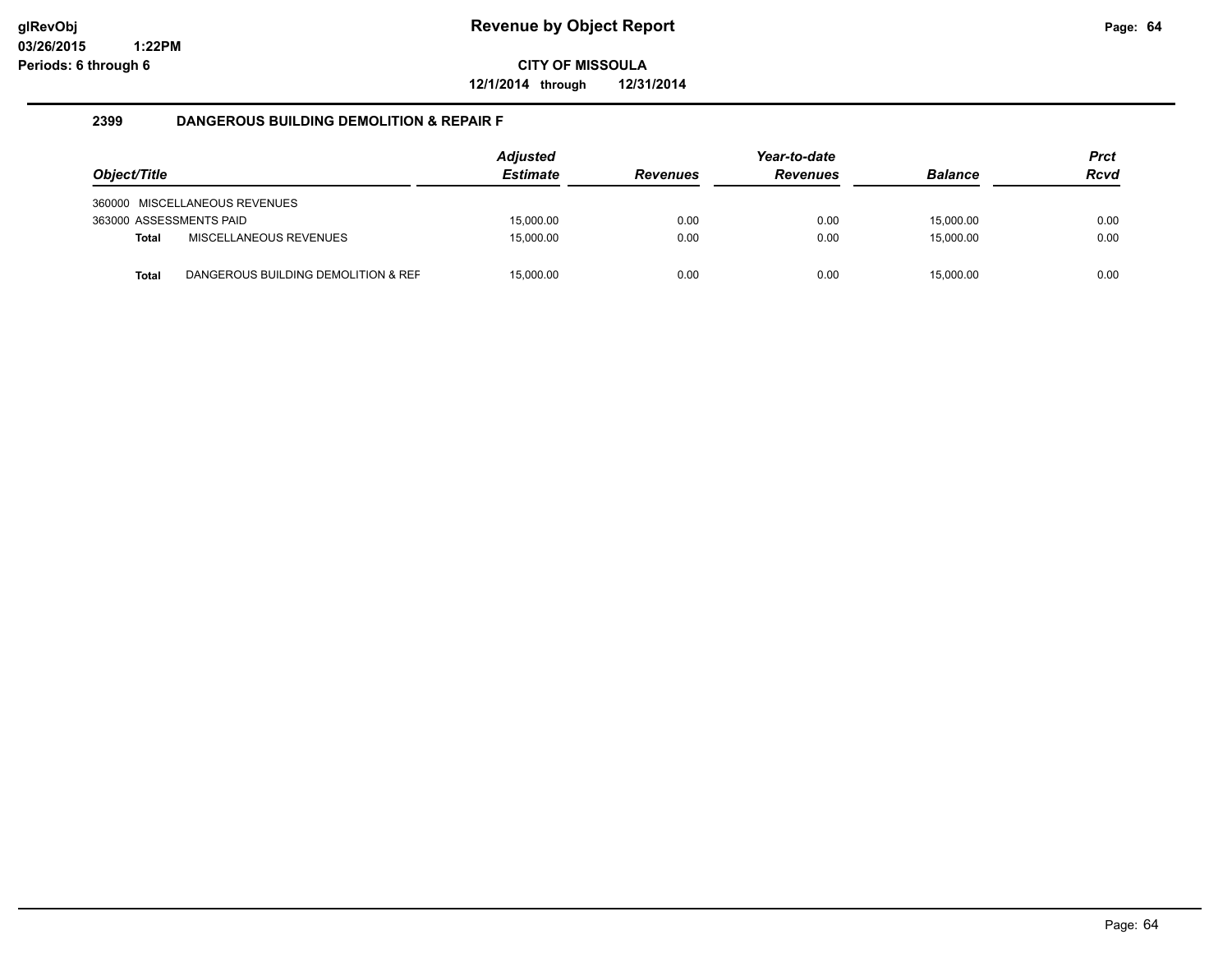# Revenue by Object Report

glRevObj
03/26/2015 1:22PM
Periods: 6 through 6

**CITY OF MISSOULA**

**12/1/2014 through 12/31/2014**

## 2399 DANGEROUS BUILDING DEMOLITION & REPAIR F

| Object/Title | Adjusted Estimate | Revenues | Year-to-date Revenues | Balance | Prct Rcvd |
|---|---|---|---|---|---|
| 360000 MISCELLANEOUS REVENUES | | | | | |
| 363000 ASSESSMENTS PAID | 15,000.00 | 0.00 | 0.00 | 15,000.00 | 0.00 |
| **Total** MISCELLANEOUS REVENUES | 15,000.00 | 0.00 | 0.00 | 15,000.00 | 0.00 |
| **Total** DANGEROUS BUILDING DEMOLITION & REF | 15,000.00 | 0.00 | 0.00 | 15,000.00 | 0.00 |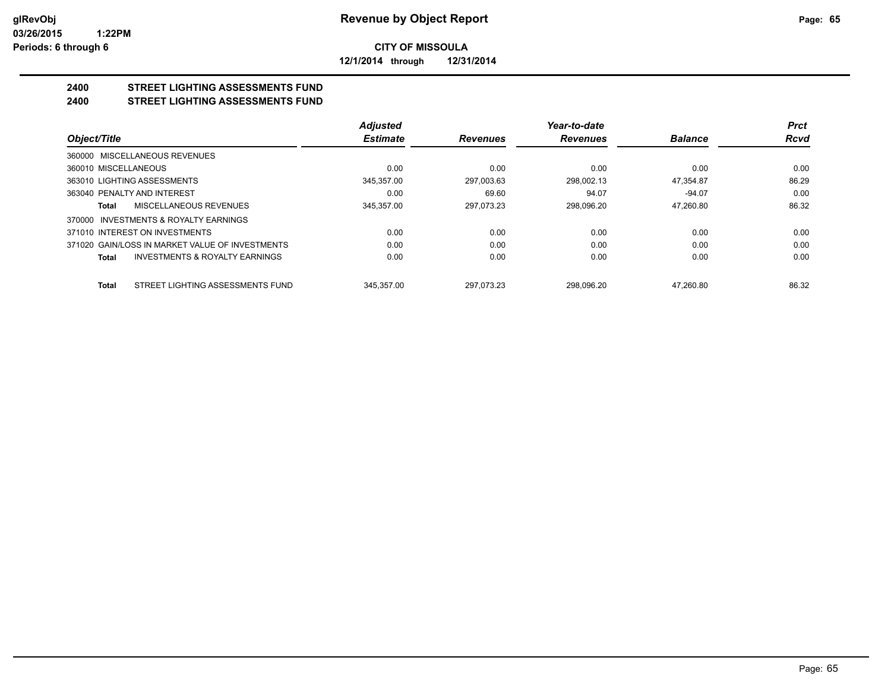glRevObj
03/26/2015 1:22PM
Periods: 6 through 6

# Revenue by Object Report

**CITY OF MISSOULA**

**12/1/2014 through 12/31/2014**

## 2400 STREET LIGHTING ASSESSMENTS FUND
## 2400 STREET LIGHTING ASSESSMENTS FUND

| Object/Title | Adjusted Estimate | Revenues | Year-to-date Revenues | Balance | Prct Rcvd |
|---|---|---|---|---|---|
| 360000 MISCELLANEOUS REVENUES | | | | | |
| 360010 MISCELLANEOUS | 0.00 | 0.00 | 0.00 | 0.00 | 0.00 |
| 363010 LIGHTING ASSESSMENTS | 345,357.00 | 297,003.63 | 298,002.13 | 47,354.87 | 86.29 |
| 363040 PENALTY AND INTEREST | 0.00 | 69.60 | 94.07 | -94.07 | 0.00 |
| **Total** MISCELLANEOUS REVENUES | 345,357.00 | 297,073.23 | 298,096.20 | 47,260.80 | 86.32 |
| 370000 INVESTMENTS & ROYALTY EARNINGS | | | | | |
| 371010 INTEREST ON INVESTMENTS | 0.00 | 0.00 | 0.00 | 0.00 | 0.00 |
| 371020 GAIN/LOSS IN MARKET VALUE OF INVESTMENTS | 0.00 | 0.00 | 0.00 | 0.00 | 0.00 |
| **Total** INVESTMENTS & ROYALTY EARNINGS | 0.00 | 0.00 | 0.00 | 0.00 | 0.00 |
| **Total** STREET LIGHTING ASSESSMENTS FUND | 345,357.00 | 297,073.23 | 298,096.20 | 47,260.80 | 86.32 |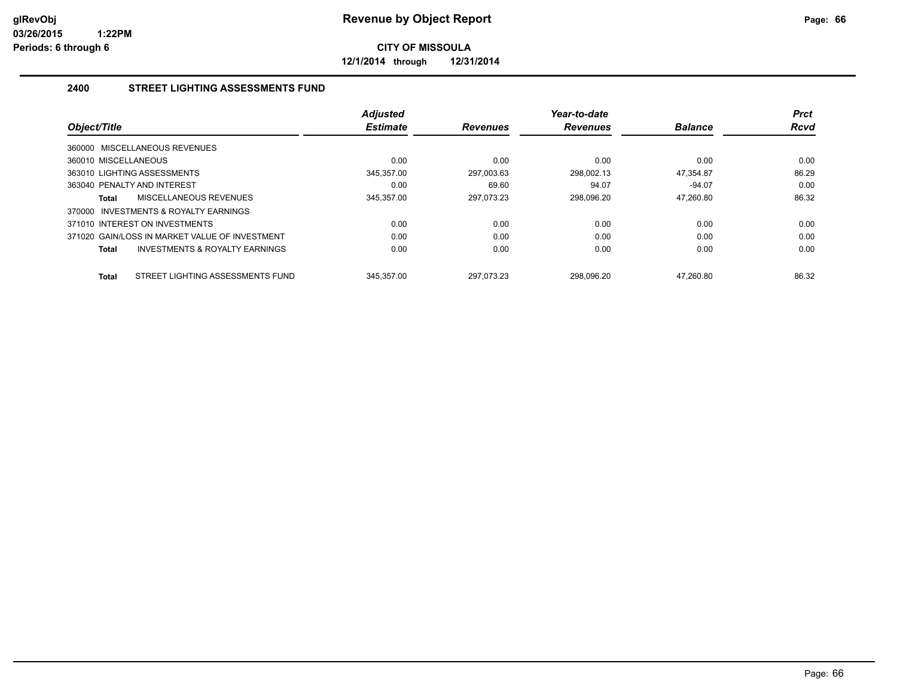**glRevObj** **Revenue by Object Report**
**03/26/2015 1:22PM**
**Periods: 6 through 6**

**CITY OF MISSOULA**

**12/1/2014 through 12/31/2014**

## 2400 STREET LIGHTING ASSESSMENTS FUND

| Object/Title | Adjusted Estimate | Revenues | Year-to-date Revenues | Balance | Prct Rcvd |
|---|---|---|---|---|---|
| 360000 MISCELLANEOUS REVENUES | | | | | |
| 360010 MISCELLANEOUS | 0.00 | 0.00 | 0.00 | 0.00 | 0.00 |
| 363010 LIGHTING ASSESSMENTS | 345,357.00 | 297,003.63 | 298,002.13 | 47,354.87 | 86.29 |
| 363040 PENALTY AND INTEREST | 0.00 | 69.60 | 94.07 | -94.07 | 0.00 |
| **Total** MISCELLANEOUS REVENUES | 345,357.00 | 297,073.23 | 298,096.20 | 47,260.80 | 86.32 |
| 370000 INVESTMENTS & ROYALTY EARNINGS | | | | | |
| 371010 INTEREST ON INVESTMENTS | 0.00 | 0.00 | 0.00 | 0.00 | 0.00 |
| 371020 GAIN/LOSS IN MARKET VALUE OF INVESTMENT | 0.00 | 0.00 | 0.00 | 0.00 | 0.00 |
| **Total** INVESTMENTS & ROYALTY EARNINGS | 0.00 | 0.00 | 0.00 | 0.00 | 0.00 |
| **Total** STREET LIGHTING ASSESSMENTS FUND | 345,357.00 | 297,073.23 | 298,096.20 | 47,260.80 | 86.32 |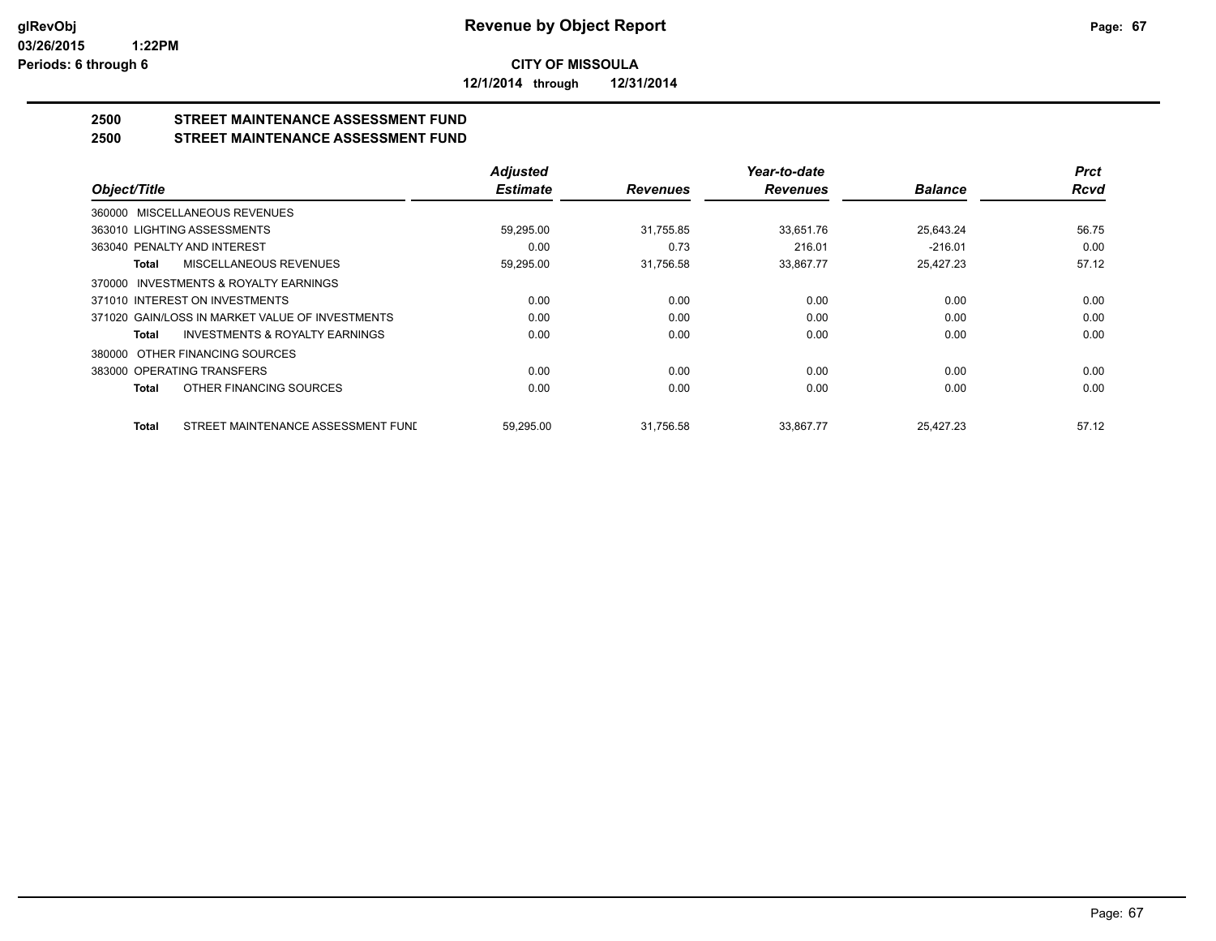**CITY OF MISSOULA**

**12/1/2014 through 12/31/2014**

## 2500 STREET MAINTENANCE ASSESSMENT FUND
## 2500 STREET MAINTENANCE ASSESSMENT FUND

| Object/Title | Adjusted Estimate | Revenues | Year-to-date Revenues | Balance | Prct Rcvd |
|---|---|---|---|---|---|
| 360000 MISCELLANEOUS REVENUES | | | | | |
| 363010 LIGHTING ASSESSMENTS | 59,295.00 | 31,755.85 | 33,651.76 | 25,643.24 | 56.75 |
| 363040 PENALTY AND INTEREST | 0.00 | 0.73 | 216.01 | -216.01 | 0.00 |
| **Total** MISCELLANEOUS REVENUES | 59,295.00 | 31,756.58 | 33,867.77 | 25,427.23 | 57.12 |
| 370000 INVESTMENTS & ROYALTY EARNINGS | | | | | |
| 371010 INTEREST ON INVESTMENTS | 0.00 | 0.00 | 0.00 | 0.00 | 0.00 |
| 371020 GAIN/LOSS IN MARKET VALUE OF INVESTMENTS | 0.00 | 0.00 | 0.00 | 0.00 | 0.00 |
| **Total** INVESTMENTS & ROYALTY EARNINGS | 0.00 | 0.00 | 0.00 | 0.00 | 0.00 |
| 380000 OTHER FINANCING SOURCES | | | | | |
| 383000 OPERATING TRANSFERS | 0.00 | 0.00 | 0.00 | 0.00 | 0.00 |
| **Total** OTHER FINANCING SOURCES | 0.00 | 0.00 | 0.00 | 0.00 | 0.00 |
| **Total** STREET MAINTENANCE ASSESSMENT FUNI | 59,295.00 | 31,756.58 | 33,867.77 | 25,427.23 | 57.12 |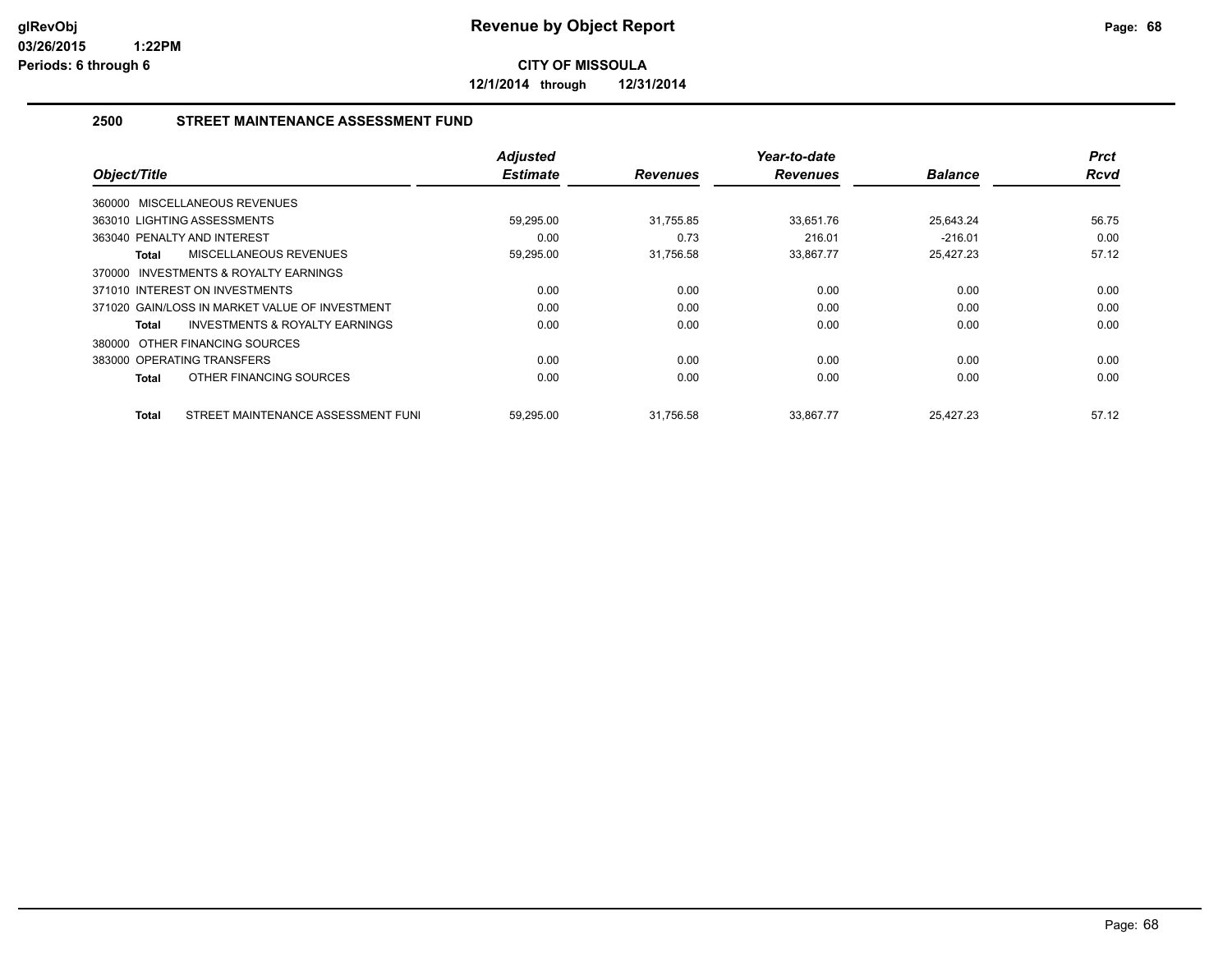# Revenue by Object Report

**CITY OF MISSOULA**

**12/1/2014 through 12/31/2014**

glRevObj
03/26/2015 1:22PM
Periods: 6 through 6

## 2500 STREET MAINTENANCE ASSESSMENT FUND

| Object/Title | Adjusted Estimate | Revenues | Year-to-date Revenues | Balance | Prct Rcvd |
|---|---|---|---|---|---|
| 360000 MISCELLANEOUS REVENUES | | | | | |
| 363010 LIGHTING ASSESSMENTS | 59,295.00 | 31,755.85 | 33,651.76 | 25,643.24 | 56.75 |
| 363040 PENALTY AND INTEREST | 0.00 | 0.73 | 216.01 | -216.01 | 0.00 |
| **Total** MISCELLANEOUS REVENUES | 59,295.00 | 31,756.58 | 33,867.77 | 25,427.23 | 57.12 |
| 370000 INVESTMENTS & ROYALTY EARNINGS | | | | | |
| 371010 INTEREST ON INVESTMENTS | 0.00 | 0.00 | 0.00 | 0.00 | 0.00 |
| 371020 GAIN/LOSS IN MARKET VALUE OF INVESTMENT | 0.00 | 0.00 | 0.00 | 0.00 | 0.00 |
| **Total** INVESTMENTS & ROYALTY EARNINGS | 0.00 | 0.00 | 0.00 | 0.00 | 0.00 |
| 380000 OTHER FINANCING SOURCES | | | | | |
| 383000 OPERATING TRANSFERS | 0.00 | 0.00 | 0.00 | 0.00 | 0.00 |
| **Total** OTHER FINANCING SOURCES | 0.00 | 0.00 | 0.00 | 0.00 | 0.00 |
| **Total** STREET MAINTENANCE ASSESSMENT FUNI | 59,295.00 | 31,756.58 | 33,867.77 | 25,427.23 | 57.12 |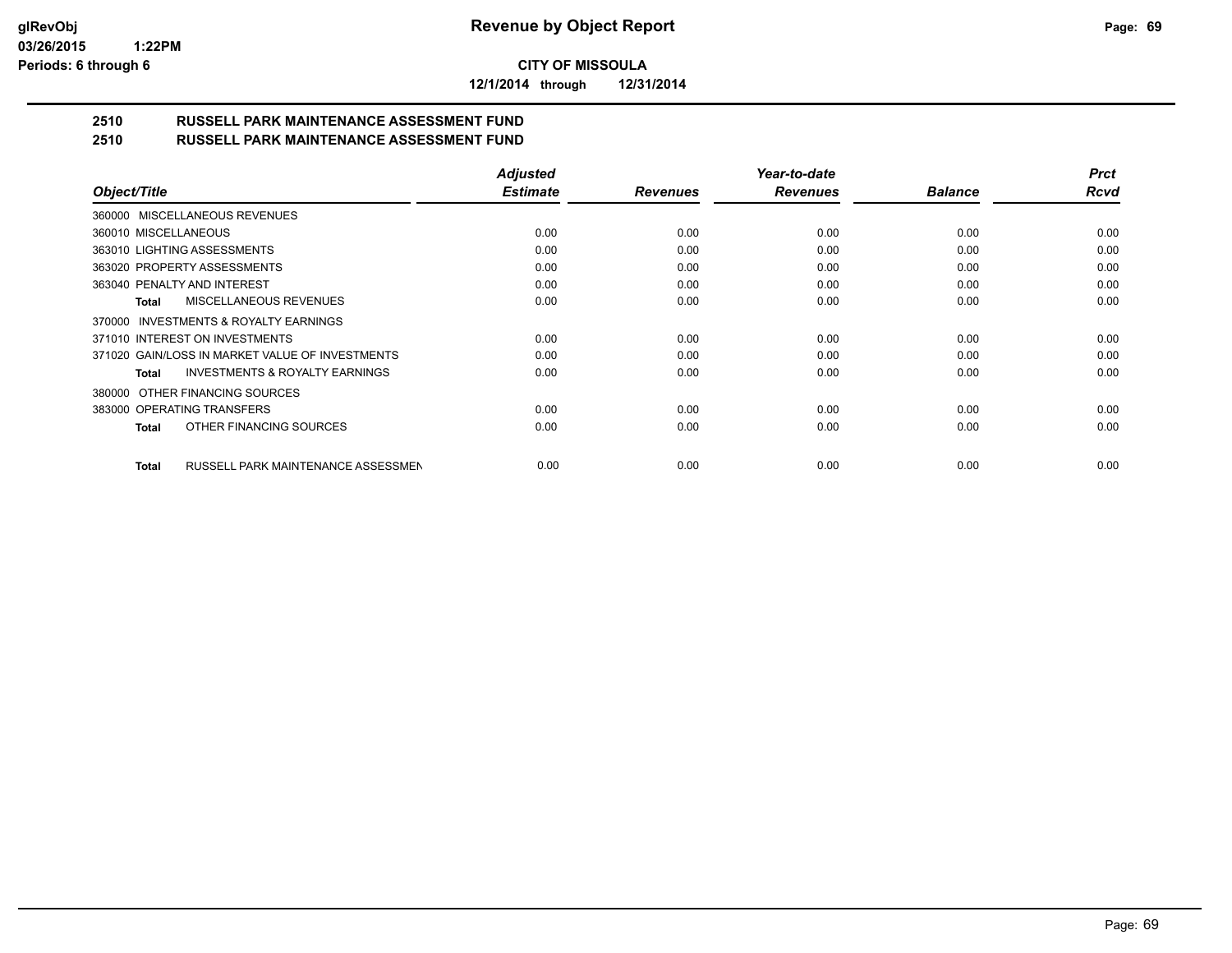**CITY OF MISSOULA**

**12/1/2014 through 12/31/2014**

## 2510 RUSSELL PARK MAINTENANCE ASSESSMENT FUND
## 2510 RUSSELL PARK MAINTENANCE ASSESSMENT FUND

| Object/Title | Adjusted Estimate | Revenues | Year-to-date Revenues | Balance | Prct Rcvd |
|---|---|---|---|---|---|
| 360000 MISCELLANEOUS REVENUES | | | | | |
| 360010 MISCELLANEOUS | 0.00 | 0.00 | 0.00 | 0.00 | 0.00 |
| 363010 LIGHTING ASSESSMENTS | 0.00 | 0.00 | 0.00 | 0.00 | 0.00 |
| 363020 PROPERTY ASSESSMENTS | 0.00 | 0.00 | 0.00 | 0.00 | 0.00 |
| 363040 PENALTY AND INTEREST | 0.00 | 0.00 | 0.00 | 0.00 | 0.00 |
| **Total** MISCELLANEOUS REVENUES | 0.00 | 0.00 | 0.00 | 0.00 | 0.00 |
| 370000 INVESTMENTS & ROYALTY EARNINGS | | | | | |
| 371010 INTEREST ON INVESTMENTS | 0.00 | 0.00 | 0.00 | 0.00 | 0.00 |
| 371020 GAIN/LOSS IN MARKET VALUE OF INVESTMENTS | 0.00 | 0.00 | 0.00 | 0.00 | 0.00 |
| **Total** INVESTMENTS & ROYALTY EARNINGS | 0.00 | 0.00 | 0.00 | 0.00 | 0.00 |
| 380000 OTHER FINANCING SOURCES | | | | | |
| 383000 OPERATING TRANSFERS | 0.00 | 0.00 | 0.00 | 0.00 | 0.00 |
| **Total** OTHER FINANCING SOURCES | 0.00 | 0.00 | 0.00 | 0.00 | 0.00 |
| **Total** RUSSELL PARK MAINTENANCE ASSESSMEN | 0.00 | 0.00 | 0.00 | 0.00 | 0.00 |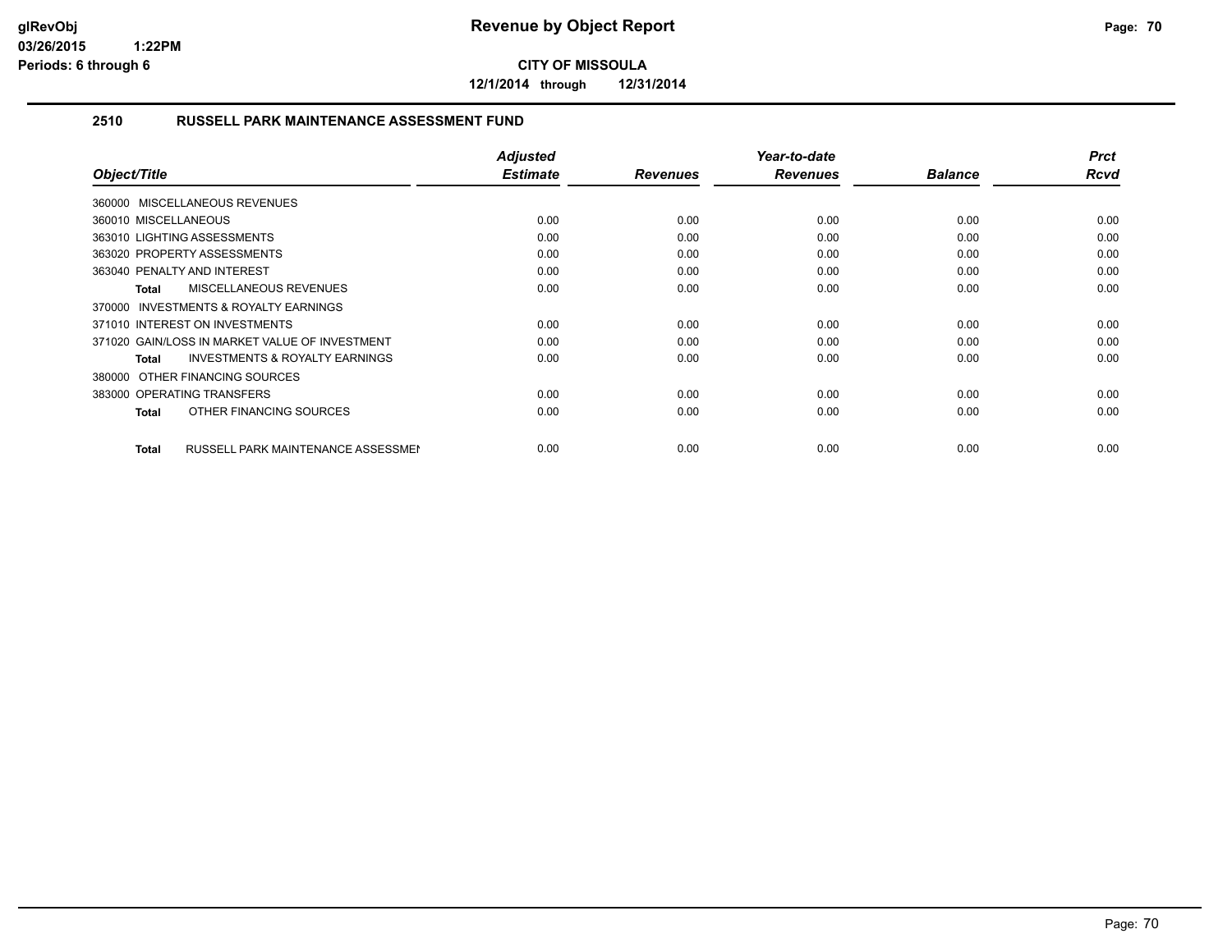# Revenue by Object Report

**CITY OF MISSOULA**

**12/1/2014 through 12/31/2014**

glRevObj
03/26/2015 1:22PM
Periods: 6 through 6

## 2510 RUSSELL PARK MAINTENANCE ASSESSMENT FUND

| Object/Title | Adjusted Estimate | Revenues | Year-to-date Revenues | Balance | Prct Rcvd |
|---|---|---|---|---|---|
| 360000 MISCELLANEOUS REVENUES | | | | | |
| 360010 MISCELLANEOUS | 0.00 | 0.00 | 0.00 | 0.00 | 0.00 |
| 363010 LIGHTING ASSESSMENTS | 0.00 | 0.00 | 0.00 | 0.00 | 0.00 |
| 363020 PROPERTY ASSESSMENTS | 0.00 | 0.00 | 0.00 | 0.00 | 0.00 |
| 363040 PENALTY AND INTEREST | 0.00 | 0.00 | 0.00 | 0.00 | 0.00 |
| **Total** MISCELLANEOUS REVENUES | 0.00 | 0.00 | 0.00 | 0.00 | 0.00 |
| 370000 INVESTMENTS & ROYALTY EARNINGS | | | | | |
| 371010 INTEREST ON INVESTMENTS | 0.00 | 0.00 | 0.00 | 0.00 | 0.00 |
| 371020 GAIN/LOSS IN MARKET VALUE OF INVESTMENT | 0.00 | 0.00 | 0.00 | 0.00 | 0.00 |
| **Total** INVESTMENTS & ROYALTY EARNINGS | 0.00 | 0.00 | 0.00 | 0.00 | 0.00 |
| 380000 OTHER FINANCING SOURCES | | | | | |
| 383000 OPERATING TRANSFERS | 0.00 | 0.00 | 0.00 | 0.00 | 0.00 |
| **Total** OTHER FINANCING SOURCES | 0.00 | 0.00 | 0.00 | 0.00 | 0.00 |
| **Total** RUSSELL PARK MAINTENANCE ASSESSMEN | 0.00 | 0.00 | 0.00 | 0.00 | 0.00 |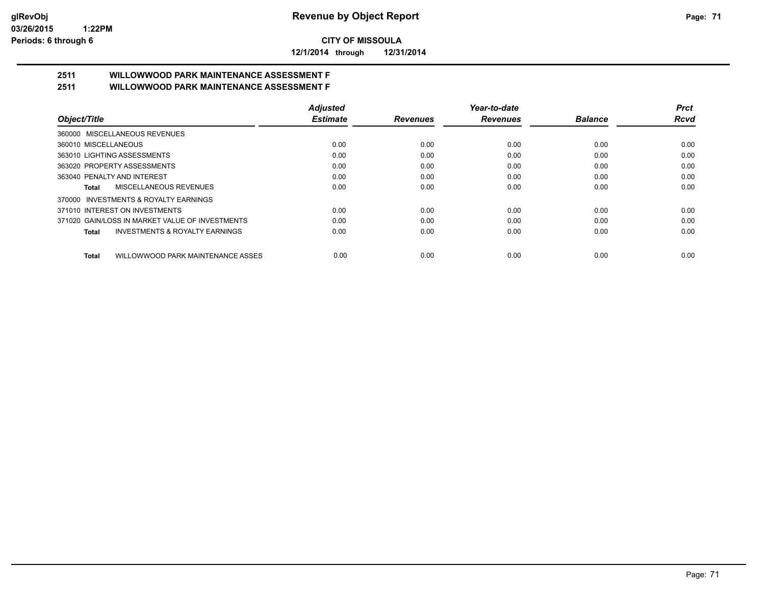# Revenue by Object Report

**CITY OF MISSOULA**

**12/1/2014 through 12/31/2014**

## 2511 WILLOWWOOD PARK MAINTENANCE ASSESSMENT F
## 2511 WILLOWWOOD PARK MAINTENANCE ASSESSMENT F

| Object/Title | Adjusted Estimate | Revenues | Year-to-date Revenues | Balance | Prct Rcvd |
|---|---|---|---|---|---|
| 360000 MISCELLANEOUS REVENUES | | | | | |
| 360010 MISCELLANEOUS | 0.00 | 0.00 | 0.00 | 0.00 | 0.00 |
| 363010 LIGHTING ASSESSMENTS | 0.00 | 0.00 | 0.00 | 0.00 | 0.00 |
| 363020 PROPERTY ASSESSMENTS | 0.00 | 0.00 | 0.00 | 0.00 | 0.00 |
| 363040 PENALTY AND INTEREST | 0.00 | 0.00 | 0.00 | 0.00 | 0.00 |
| **Total** MISCELLANEOUS REVENUES | 0.00 | 0.00 | 0.00 | 0.00 | 0.00 |
| 370000 INVESTMENTS & ROYALTY EARNINGS | | | | | |
| 371010 INTEREST ON INVESTMENTS | 0.00 | 0.00 | 0.00 | 0.00 | 0.00 |
| 371020 GAIN/LOSS IN MARKET VALUE OF INVESTMENTS | 0.00 | 0.00 | 0.00 | 0.00 | 0.00 |
| **Total** INVESTMENTS & ROYALTY EARNINGS | 0.00 | 0.00 | 0.00 | 0.00 | 0.00 |
| **Total** WILLOWWOOD PARK MAINTENANCE ASSES | 0.00 | 0.00 | 0.00 | 0.00 | 0.00 |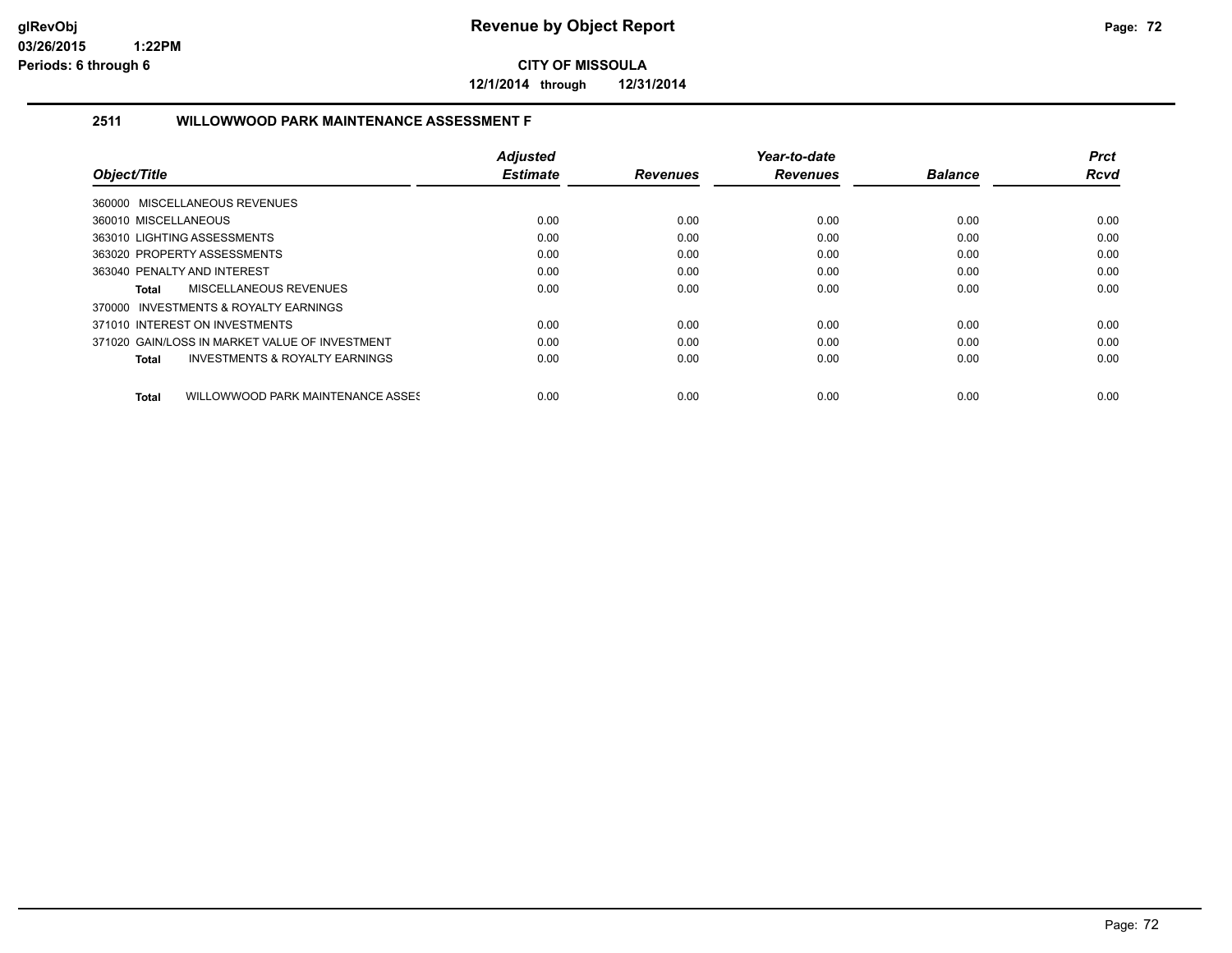# Revenue by Object Report

glRevObj
03/26/2015 1:22PM
Periods: 6 through 6

**CITY OF MISSOULA**

**12/1/2014 through 12/31/2014**

## 2511 WILLOWWOOD PARK MAINTENANCE ASSESSMENT F

| Object/Title | Adjusted Estimate | Revenues | Year-to-date Revenues | Balance | Prct Rcvd |
|---|---|---|---|---|---|
| 360000 MISCELLANEOUS REVENUES | | | | | |
| 360010 MISCELLANEOUS | 0.00 | 0.00 | 0.00 | 0.00 | 0.00 |
| 363010 LIGHTING ASSESSMENTS | 0.00 | 0.00 | 0.00 | 0.00 | 0.00 |
| 363020 PROPERTY ASSESSMENTS | 0.00 | 0.00 | 0.00 | 0.00 | 0.00 |
| 363040 PENALTY AND INTEREST | 0.00 | 0.00 | 0.00 | 0.00 | 0.00 |
| **Total** MISCELLANEOUS REVENUES | 0.00 | 0.00 | 0.00 | 0.00 | 0.00 |
| 370000 INVESTMENTS & ROYALTY EARNINGS | | | | | |
| 371010 INTEREST ON INVESTMENTS | 0.00 | 0.00 | 0.00 | 0.00 | 0.00 |
| 371020 GAIN/LOSS IN MARKET VALUE OF INVESTMENT | 0.00 | 0.00 | 0.00 | 0.00 | 0.00 |
| **Total** INVESTMENTS & ROYALTY EARNINGS | 0.00 | 0.00 | 0.00 | 0.00 | 0.00 |
| **Total** WILLOWWOOD PARK MAINTENANCE ASSES | 0.00 | 0.00 | 0.00 | 0.00 | 0.00 |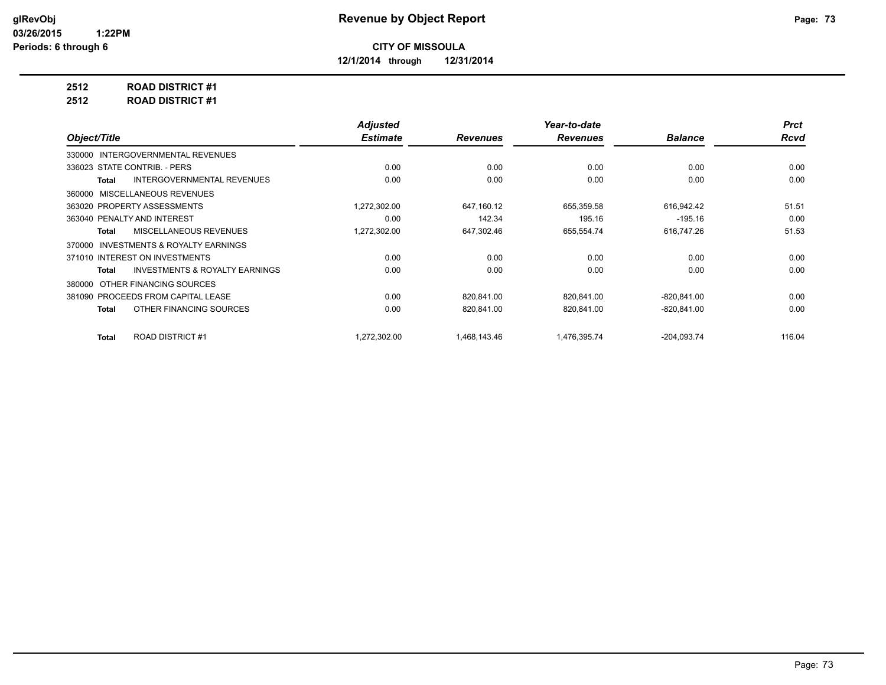# Revenue by Object Report

**CITY OF MISSOULA**

**12/1/2014 through 12/31/2014**

glRevObj
03/26/2015 1:22PM
Periods: 6 through 6

**2512 ROAD DISTRICT #1**

**2512 ROAD DISTRICT #1**

| Object/Title | Adjusted Estimate | Revenues | Year-to-date Revenues | Balance | Prct Rcvd |
|---|---|---|---|---|---|
| 330000 INTERGOVERNMENTAL REVENUES | | | | | |
| 336023 STATE CONTRIB. - PERS | 0.00 | 0.00 | 0.00 | 0.00 | 0.00 |
| **Total** INTERGOVERNMENTAL REVENUES | 0.00 | 0.00 | 0.00 | 0.00 | 0.00 |
| 360000 MISCELLANEOUS REVENUES | | | | | |
| 363020 PROPERTY ASSESSMENTS | 1,272,302.00 | 647,160.12 | 655,359.58 | 616,942.42 | 51.51 |
| 363040 PENALTY AND INTEREST | 0.00 | 142.34 | 195.16 | -195.16 | 0.00 |
| **Total** MISCELLANEOUS REVENUES | 1,272,302.00 | 647,302.46 | 655,554.74 | 616,747.26 | 51.53 |
| 370000 INVESTMENTS & ROYALTY EARNINGS | | | | | |
| 371010 INTEREST ON INVESTMENTS | 0.00 | 0.00 | 0.00 | 0.00 | 0.00 |
| **Total** INVESTMENTS & ROYALTY EARNINGS | 0.00 | 0.00 | 0.00 | 0.00 | 0.00 |
| 380000 OTHER FINANCING SOURCES | | | | | |
| 381090 PROCEEDS FROM CAPITAL LEASE | 0.00 | 820,841.00 | 820,841.00 | -820,841.00 | 0.00 |
| **Total** OTHER FINANCING SOURCES | 0.00 | 820,841.00 | 820,841.00 | -820,841.00 | 0.00 |
| **Total** ROAD DISTRICT #1 | 1,272,302.00 | 1,468,143.46 | 1,476,395.74 | -204,093.74 | 116.04 |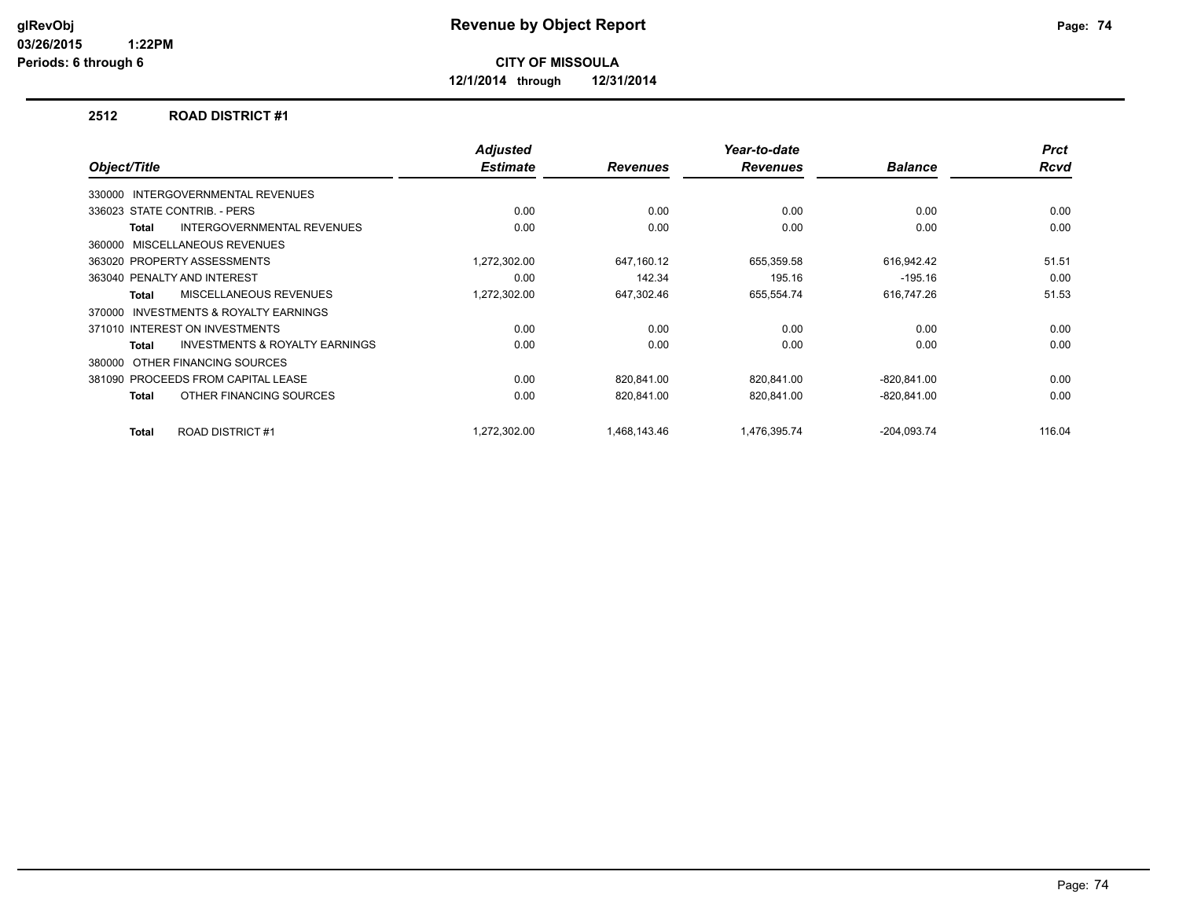# Revenue by Object Report

**CITY OF MISSOULA**

**12/1/2014 through 12/31/2014**

glRevObj
03/26/2015 1:22PM
Periods: 6 through 6

## 2512 ROAD DISTRICT #1

| Object/Title | Adjusted Estimate | Revenues | Year-to-date Revenues | Balance | Prct Rcvd |
|---|---|---|---|---|---|
| 330000 INTERGOVERNMENTAL REVENUES | | | | | |
| 336023 STATE CONTRIB. - PERS | 0.00 | 0.00 | 0.00 | 0.00 | 0.00 |
| **Total** INTERGOVERNMENTAL REVENUES | 0.00 | 0.00 | 0.00 | 0.00 | 0.00 |
| 360000 MISCELLANEOUS REVENUES | | | | | |
| 363020 PROPERTY ASSESSMENTS | 1,272,302.00 | 647,160.12 | 655,359.58 | 616,942.42 | 51.51 |
| 363040 PENALTY AND INTEREST | 0.00 | 142.34 | 195.16 | -195.16 | 0.00 |
| **Total** MISCELLANEOUS REVENUES | 1,272,302.00 | 647,302.46 | 655,554.74 | 616,747.26 | 51.53 |
| 370000 INVESTMENTS & ROYALTY EARNINGS | | | | | |
| 371010 INTEREST ON INVESTMENTS | 0.00 | 0.00 | 0.00 | 0.00 | 0.00 |
| **Total** INVESTMENTS & ROYALTY EARNINGS | 0.00 | 0.00 | 0.00 | 0.00 | 0.00 |
| 380000 OTHER FINANCING SOURCES | | | | | |
| 381090 PROCEEDS FROM CAPITAL LEASE | 0.00 | 820,841.00 | 820,841.00 | -820,841.00 | 0.00 |
| **Total** OTHER FINANCING SOURCES | 0.00 | 820,841.00 | 820,841.00 | -820,841.00 | 0.00 |
| **Total** ROAD DISTRICT #1 | 1,272,302.00 | 1,468,143.46 | 1,476,395.74 | -204,093.74 | 116.04 |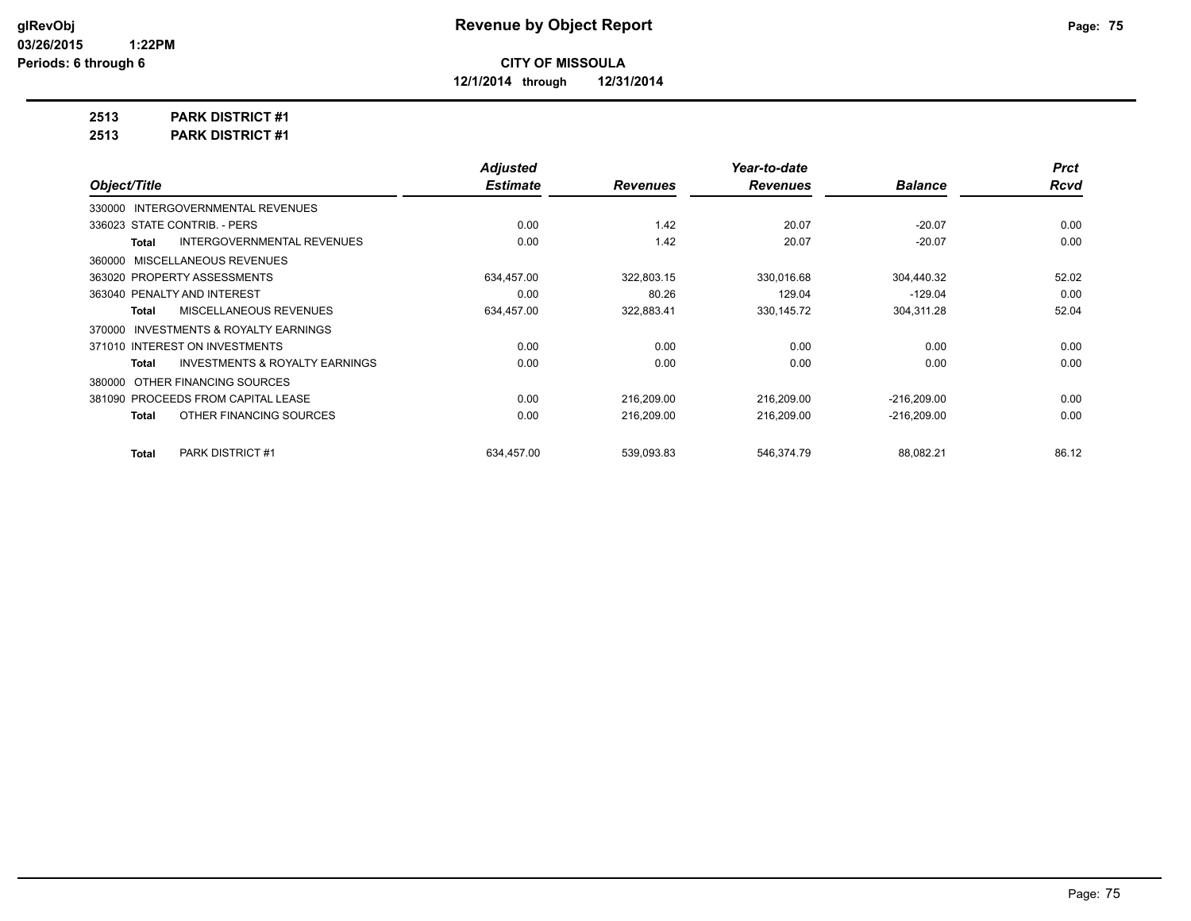**glRevObj**
**03/26/2015 1:22PM**
**Periods: 6 through 6**

# Revenue by Object Report

**CITY OF MISSOULA**
**12/1/2014 through 12/31/2014**

**2513 PARK DISTRICT #1**
**2513 PARK DISTRICT #1**

| Object/Title | Adjusted Estimate | Revenues | Year-to-date Revenues | Balance | Prct Rcvd |
|---|---|---|---|---|---|
| 330000 INTERGOVERNMENTAL REVENUES | | | | | |
| 336023 STATE CONTRIB. - PERS | 0.00 | 1.42 | 20.07 | -20.07 | 0.00 |
| **Total** INTERGOVERNMENTAL REVENUES | 0.00 | 1.42 | 20.07 | -20.07 | 0.00 |
| 360000 MISCELLANEOUS REVENUES | | | | | |
| 363020 PROPERTY ASSESSMENTS | 634,457.00 | 322,803.15 | 330,016.68 | 304,440.32 | 52.02 |
| 363040 PENALTY AND INTEREST | 0.00 | 80.26 | 129.04 | -129.04 | 0.00 |
| **Total** MISCELLANEOUS REVENUES | 634,457.00 | 322,883.41 | 330,145.72 | 304,311.28 | 52.04 |
| 370000 INVESTMENTS & ROYALTY EARNINGS | | | | | |
| 371010 INTEREST ON INVESTMENTS | 0.00 | 0.00 | 0.00 | 0.00 | 0.00 |
| **Total** INVESTMENTS & ROYALTY EARNINGS | 0.00 | 0.00 | 0.00 | 0.00 | 0.00 |
| 380000 OTHER FINANCING SOURCES | | | | | |
| 381090 PROCEEDS FROM CAPITAL LEASE | 0.00 | 216,209.00 | 216,209.00 | -216,209.00 | 0.00 |
| **Total** OTHER FINANCING SOURCES | 0.00 | 216,209.00 | 216,209.00 | -216,209.00 | 0.00 |
| **Total** PARK DISTRICT #1 | 634,457.00 | 539,093.83 | 546,374.79 | 88,082.21 | 86.12 |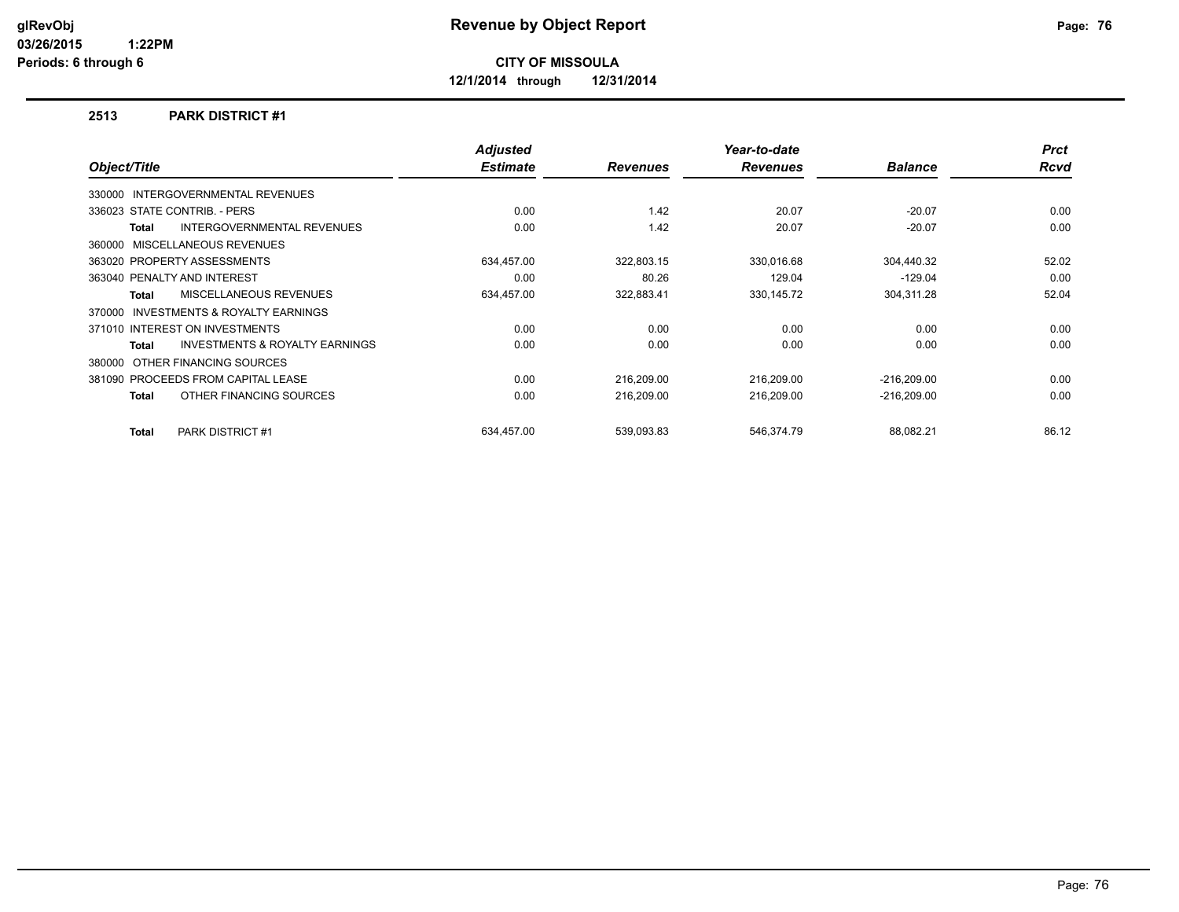# Revenue by Object Report

**CITY OF MISSOULA**

**12/1/2014 through 12/31/2014**

glRevObj
03/26/2015 1:22PM
Periods: 6 through 6

## 2513 PARK DISTRICT #1

| Object/Title | Adjusted Estimate | Revenues | Year-to-date Revenues | Balance | Prct Rcvd |
|---|---|---|---|---|---|
| 330000 INTERGOVERNMENTAL REVENUES | | | | | |
| 336023 STATE CONTRIB. - PERS | 0.00 | 1.42 | 20.07 | -20.07 | 0.00 |
| **Total** INTERGOVERNMENTAL REVENUES | 0.00 | 1.42 | 20.07 | -20.07 | 0.00 |
| 360000 MISCELLANEOUS REVENUES | | | | | |
| 363020 PROPERTY ASSESSMENTS | 634,457.00 | 322,803.15 | 330,016.68 | 304,440.32 | 52.02 |
| 363040 PENALTY AND INTEREST | 0.00 | 80.26 | 129.04 | -129.04 | 0.00 |
| **Total** MISCELLANEOUS REVENUES | 634,457.00 | 322,883.41 | 330,145.72 | 304,311.28 | 52.04 |
| 370000 INVESTMENTS & ROYALTY EARNINGS | | | | | |
| 371010 INTEREST ON INVESTMENTS | 0.00 | 0.00 | 0.00 | 0.00 | 0.00 |
| **Total** INVESTMENTS & ROYALTY EARNINGS | 0.00 | 0.00 | 0.00 | 0.00 | 0.00 |
| 380000 OTHER FINANCING SOURCES | | | | | |
| 381090 PROCEEDS FROM CAPITAL LEASE | 0.00 | 216,209.00 | 216,209.00 | -216,209.00 | 0.00 |
| **Total** OTHER FINANCING SOURCES | 0.00 | 216,209.00 | 216,209.00 | -216,209.00 | 0.00 |
| **Total** PARK DISTRICT #1 | 634,457.00 | 539,093.83 | 546,374.79 | 88,082.21 | 86.12 |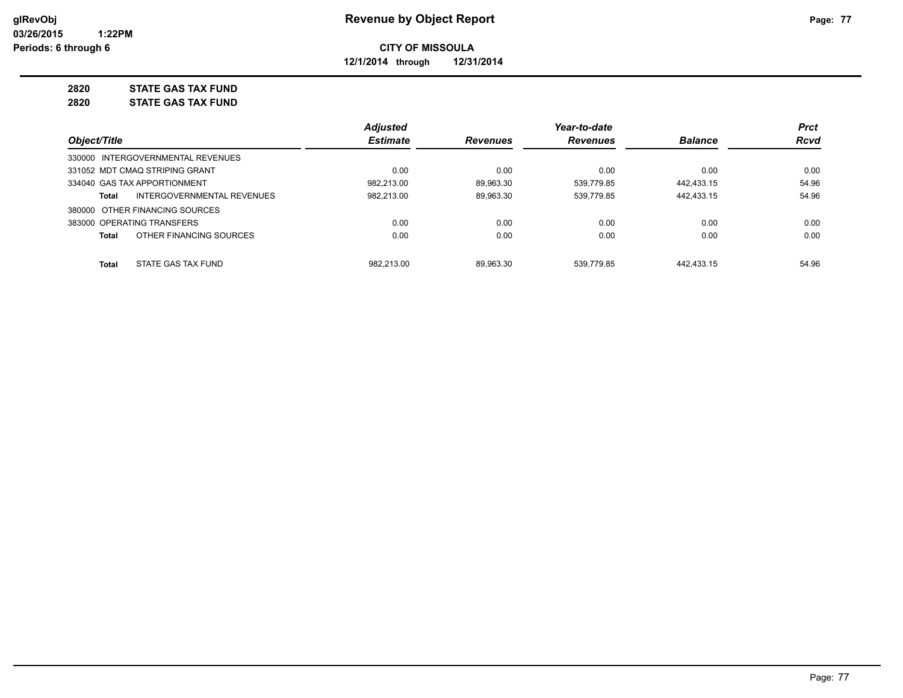# Revenue by Object Report

**glRevObj**
**03/26/2015 1:22PM**
**Periods: 6 through 6**

**CITY OF MISSOULA**
**12/1/2014 through 12/31/2014**

**2820 STATE GAS TAX FUND**
**2820 STATE GAS TAX FUND**

| Object/Title | Adjusted Estimate | Revenues | Year-to-date Revenues | Balance | Prct Rcvd |
|---|---|---|---|---|---|
| 330000 INTERGOVERNMENTAL REVENUES | | | | | |
| 331052 MDT CMAQ STRIPING GRANT | 0.00 | 0.00 | 0.00 | 0.00 | 0.00 |
| 334040 GAS TAX APPORTIONMENT | 982,213.00 | 89,963.30 | 539,779.85 | 442,433.15 | 54.96 |
| **Total** INTERGOVERNMENTAL REVENUES | 982,213.00 | 89,963.30 | 539,779.85 | 442,433.15 | 54.96 |
| 380000 OTHER FINANCING SOURCES | | | | | |
| 383000 OPERATING TRANSFERS | 0.00 | 0.00 | 0.00 | 0.00 | 0.00 |
| **Total** OTHER FINANCING SOURCES | 0.00 | 0.00 | 0.00 | 0.00 | 0.00 |
| **Total** STATE GAS TAX FUND | 982,213.00 | 89,963.30 | 539,779.85 | 442,433.15 | 54.96 |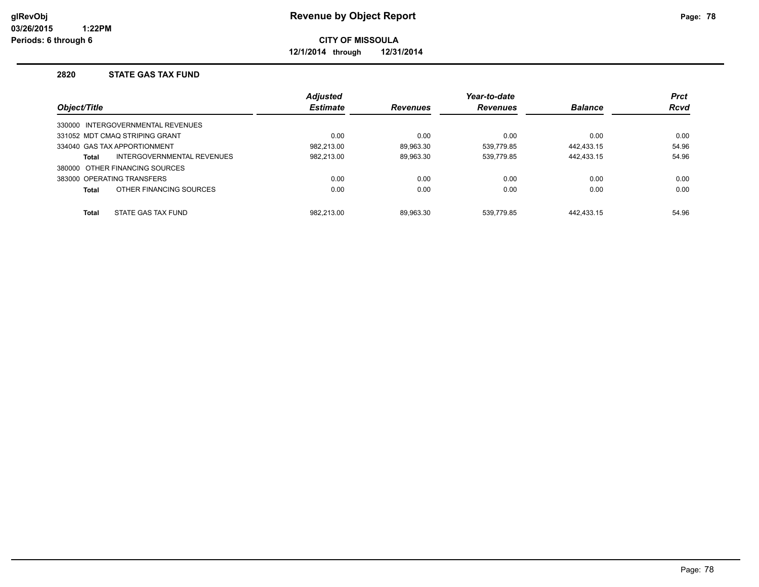# Revenue by Object Report

**CITY OF MISSOULA**

**12/1/2014 through 12/31/2014**

glRevObj
03/26/2015 1:22PM
Periods: 6 through 6

## 2820 STATE GAS TAX FUND

| Object/Title | Adjusted Estimate | Revenues | Year-to-date Revenues | Balance | Prct Rcvd |
|---|---|---|---|---|---|
| 330000 INTERGOVERNMENTAL REVENUES | | | | | |
| 331052 MDT CMAQ STRIPING GRANT | 0.00 | 0.00 | 0.00 | 0.00 | 0.00 |
| 334040 GAS TAX APPORTIONMENT | 982,213.00 | 89,963.30 | 539,779.85 | 442,433.15 | 54.96 |
| **Total** INTERGOVERNMENTAL REVENUES | 982,213.00 | 89,963.30 | 539,779.85 | 442,433.15 | 54.96 |
| 380000 OTHER FINANCING SOURCES | | | | | |
| 383000 OPERATING TRANSFERS | 0.00 | 0.00 | 0.00 | 0.00 | 0.00 |
| **Total** OTHER FINANCING SOURCES | 0.00 | 0.00 | 0.00 | 0.00 | 0.00 |
| **Total** STATE GAS TAX FUND | 982,213.00 | 89,963.30 | 539,779.85 | 442,433.15 | 54.96 |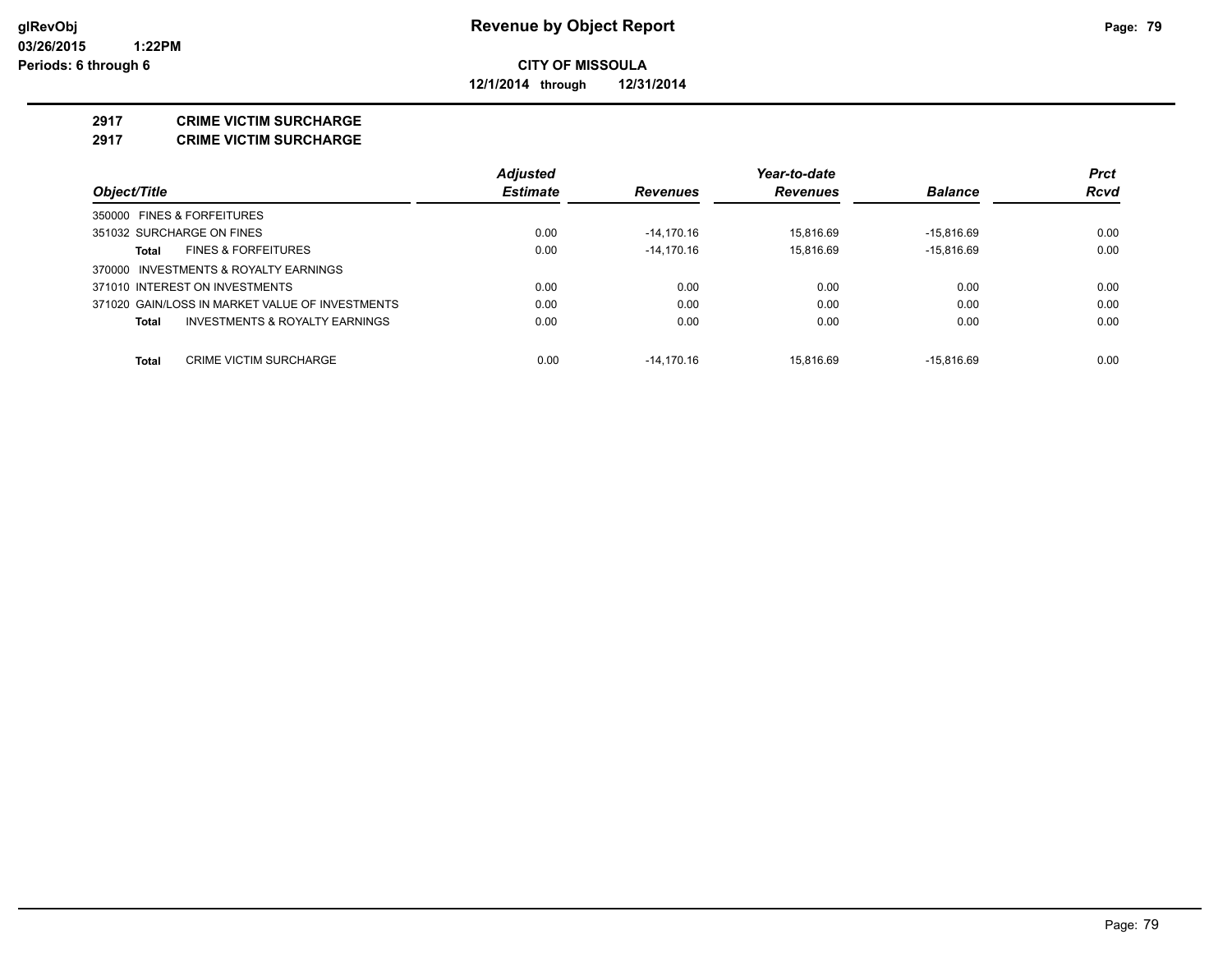**glRevObj** **Revenue by Object Report**

**03/26/2015 1:22PM**

**Periods: 6 through 6**

**CITY OF MISSOULA**

**12/1/2014 through 12/31/2014**

## 2917 CRIME VICTIM SURCHARGE

## 2917 CRIME VICTIM SURCHARGE

| Object/Title | Adjusted Estimate | Revenues | Year-to-date Revenues | Balance | Prct Rcvd |
|---|---|---|---|---|---|
| 350000 FINES & FORFEITURES | | | | | |
| 351032 SURCHARGE ON FINES | 0.00 | -14,170.16 | 15,816.69 | -15,816.69 | 0.00 |
| **Total** FINES & FORFEITURES | 0.00 | -14,170.16 | 15,816.69 | -15,816.69 | 0.00 |
| 370000 INVESTMENTS & ROYALTY EARNINGS | | | | | |
| 371010 INTEREST ON INVESTMENTS | 0.00 | 0.00 | 0.00 | 0.00 | 0.00 |
| 371020 GAIN/LOSS IN MARKET VALUE OF INVESTMENTS | 0.00 | 0.00 | 0.00 | 0.00 | 0.00 |
| **Total** INVESTMENTS & ROYALTY EARNINGS | 0.00 | 0.00 | 0.00 | 0.00 | 0.00 |
| **Total** CRIME VICTIM SURCHARGE | 0.00 | -14,170.16 | 15,816.69 | -15,816.69 | 0.00 |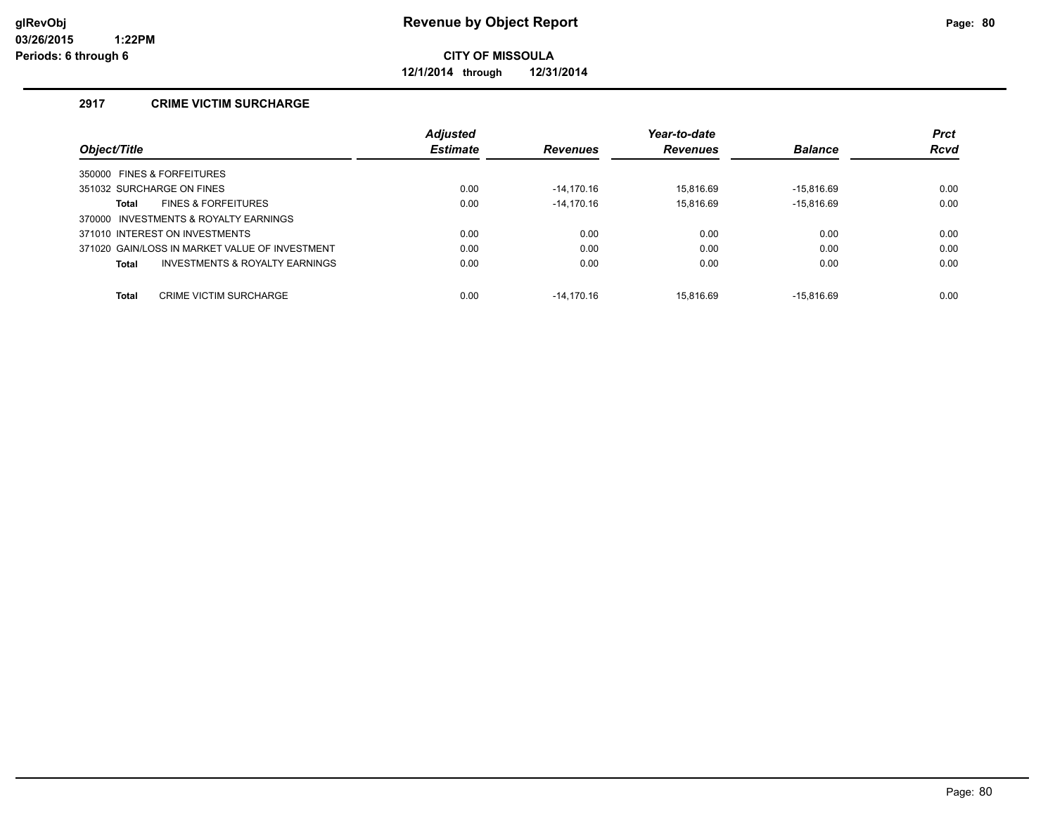# Revenue by Object Report

**CITY OF MISSOULA**

**12/1/2014 through 12/31/2014**

glRevObj
03/26/2015 1:22PM
Periods: 6 through 6

## 2917 CRIME VICTIM SURCHARGE

| Object/Title | Adjusted Estimate | Revenues | Year-to-date Revenues | Balance | Prct Rcvd |
|---|---|---|---|---|---|
| 350000 FINES & FORFEITURES | | | | | |
| 351032 SURCHARGE ON FINES | 0.00 | -14,170.16 | 15,816.69 | -15,816.69 | 0.00 |
| **Total** FINES & FORFEITURES | 0.00 | -14,170.16 | 15,816.69 | -15,816.69 | 0.00 |
| 370000 INVESTMENTS & ROYALTY EARNINGS | | | | | |
| 371010 INTEREST ON INVESTMENTS | 0.00 | 0.00 | 0.00 | 0.00 | 0.00 |
| 371020 GAIN/LOSS IN MARKET VALUE OF INVESTMENT | 0.00 | 0.00 | 0.00 | 0.00 | 0.00 |
| **Total** INVESTMENTS & ROYALTY EARNINGS | 0.00 | 0.00 | 0.00 | 0.00 | 0.00 |
| **Total** CRIME VICTIM SURCHARGE | 0.00 | -14,170.16 | 15,816.69 | -15,816.69 | 0.00 |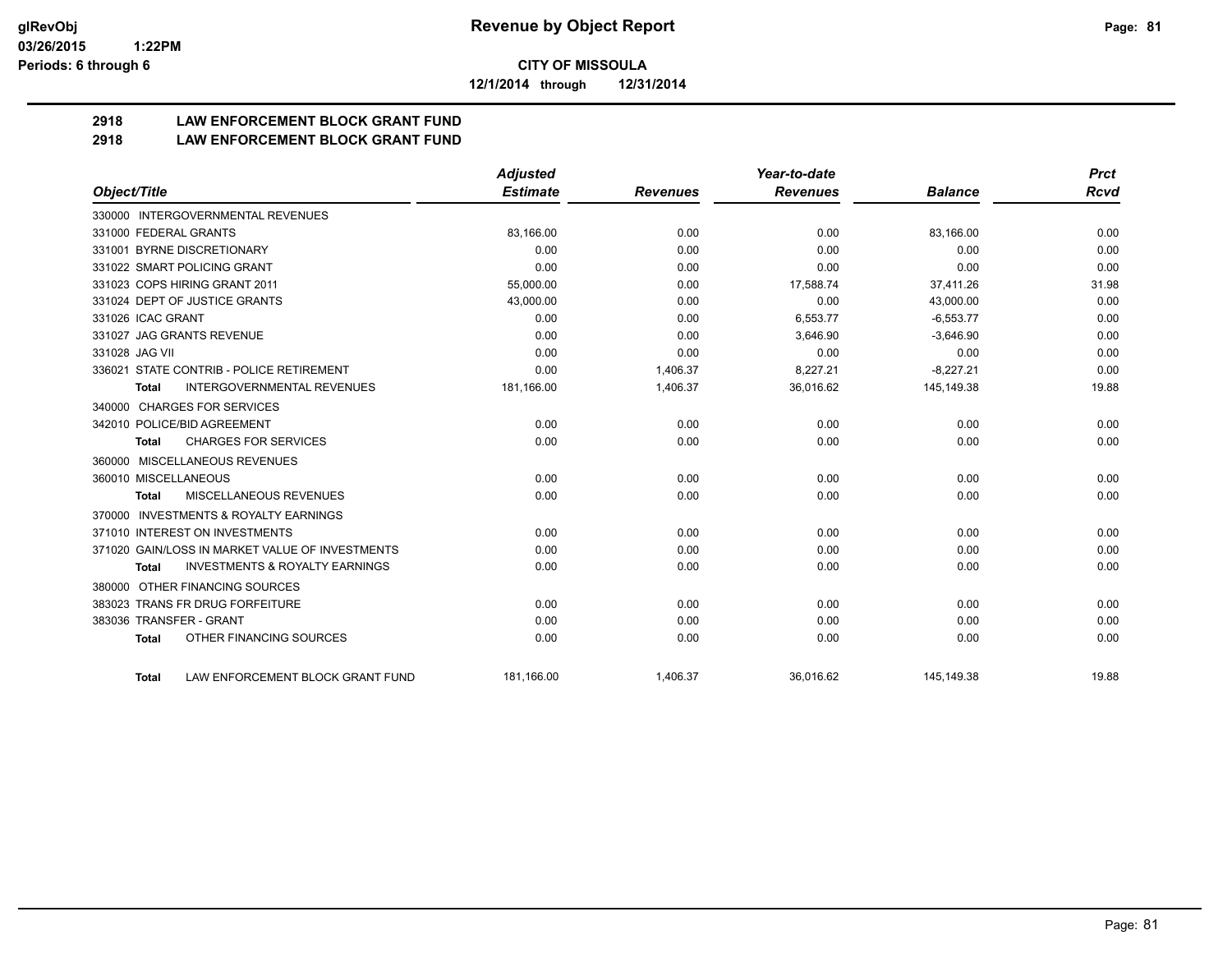**glRevObj**
**03/26/2015 1:22PM**
**Periods: 6 through 6**

# Revenue by Object Report

**CITY OF MISSOULA**

**12/1/2014 through 12/31/2014**

## 2918 LAW ENFORCEMENT BLOCK GRANT FUND
## 2918 LAW ENFORCEMENT BLOCK GRANT FUND

| Object/Title | Adjusted Estimate | Revenues | Year-to-date Revenues | Balance | Prct Rcvd |
|---|---|---|---|---|---|
| 330000 INTERGOVERNMENTAL REVENUES | | | | | |
| 331000 FEDERAL GRANTS | 83,166.00 | 0.00 | 0.00 | 83,166.00 | 0.00 |
| 331001 BYRNE DISCRETIONARY | 0.00 | 0.00 | 0.00 | 0.00 | 0.00 |
| 331022 SMART POLICING GRANT | 0.00 | 0.00 | 0.00 | 0.00 | 0.00 |
| 331023 COPS HIRING GRANT 2011 | 55,000.00 | 0.00 | 17,588.74 | 37,411.26 | 31.98 |
| 331024 DEPT OF JUSTICE GRANTS | 43,000.00 | 0.00 | 0.00 | 43,000.00 | 0.00 |
| 331026 ICAC GRANT | 0.00 | 0.00 | 6,553.77 | -6,553.77 | 0.00 |
| 331027 JAG GRANTS REVENUE | 0.00 | 0.00 | 3,646.90 | -3,646.90 | 0.00 |
| 331028 JAG VII | 0.00 | 0.00 | 0.00 | 0.00 | 0.00 |
| 336021 STATE CONTRIB - POLICE RETIREMENT | 0.00 | 1,406.37 | 8,227.21 | -8,227.21 | 0.00 |
| **Total** INTERGOVERNMENTAL REVENUES | 181,166.00 | 1,406.37 | 36,016.62 | 145,149.38 | 19.88 |
| 340000 CHARGES FOR SERVICES | | | | | |
| 342010 POLICE/BID AGREEMENT | 0.00 | 0.00 | 0.00 | 0.00 | 0.00 |
| **Total** CHARGES FOR SERVICES | 0.00 | 0.00 | 0.00 | 0.00 | 0.00 |
| 360000 MISCELLANEOUS REVENUES | | | | | |
| 360010 MISCELLANEOUS | 0.00 | 0.00 | 0.00 | 0.00 | 0.00 |
| **Total** MISCELLANEOUS REVENUES | 0.00 | 0.00 | 0.00 | 0.00 | 0.00 |
| 370000 INVESTMENTS & ROYALTY EARNINGS | | | | | |
| 371010 INTEREST ON INVESTMENTS | 0.00 | 0.00 | 0.00 | 0.00 | 0.00 |
| 371020 GAIN/LOSS IN MARKET VALUE OF INVESTMENTS | 0.00 | 0.00 | 0.00 | 0.00 | 0.00 |
| **Total** INVESTMENTS & ROYALTY EARNINGS | 0.00 | 0.00 | 0.00 | 0.00 | 0.00 |
| 380000 OTHER FINANCING SOURCES | | | | | |
| 383023 TRANS FR DRUG FORFEITURE | 0.00 | 0.00 | 0.00 | 0.00 | 0.00 |
| 383036 TRANSFER - GRANT | 0.00 | 0.00 | 0.00 | 0.00 | 0.00 |
| **Total** OTHER FINANCING SOURCES | 0.00 | 0.00 | 0.00 | 0.00 | 0.00 |
| **Total** LAW ENFORCEMENT BLOCK GRANT FUND | 181,166.00 | 1,406.37 | 36,016.62 | 145,149.38 | 19.88 |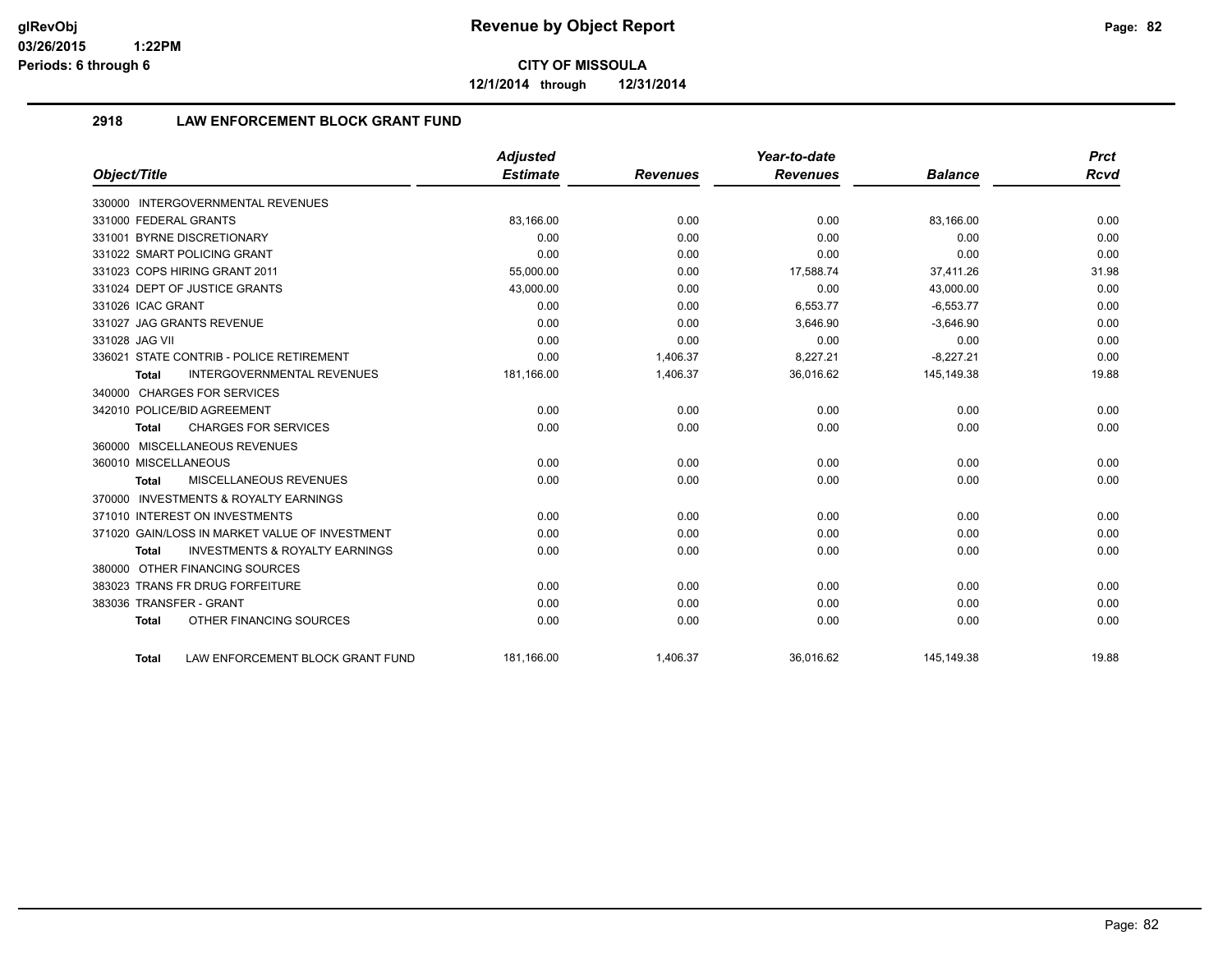# Revenue by Object Report

**CITY OF MISSOULA**

**12/1/2014 through 12/31/2014**

glRevObj
03/26/2015 1:22PM
Periods: 6 through 6

## 2918 LAW ENFORCEMENT BLOCK GRANT FUND

| Object/Title | Adjusted Estimate | Revenues | Year-to-date Revenues | Balance | Prct Rcvd |
|---|---|---|---|---|---|
| 330000 INTERGOVERNMENTAL REVENUES | | | | | |
| 331000 FEDERAL GRANTS | 83,166.00 | 0.00 | 0.00 | 83,166.00 | 0.00 |
| 331001 BYRNE DISCRETIONARY | 0.00 | 0.00 | 0.00 | 0.00 | 0.00 |
| 331022 SMART POLICING GRANT | 0.00 | 0.00 | 0.00 | 0.00 | 0.00 |
| 331023 COPS HIRING GRANT 2011 | 55,000.00 | 0.00 | 17,588.74 | 37,411.26 | 31.98 |
| 331024 DEPT OF JUSTICE GRANTS | 43,000.00 | 0.00 | 0.00 | 43,000.00 | 0.00 |
| 331026 ICAC GRANT | 0.00 | 0.00 | 6,553.77 | -6,553.77 | 0.00 |
| 331027 JAG GRANTS REVENUE | 0.00 | 0.00 | 3,646.90 | -3,646.90 | 0.00 |
| 331028 JAG VII | 0.00 | 0.00 | 0.00 | 0.00 | 0.00 |
| 336021 STATE CONTRIB - POLICE RETIREMENT | 0.00 | 1,406.37 | 8,227.21 | -8,227.21 | 0.00 |
| **Total** INTERGOVERNMENTAL REVENUES | 181,166.00 | 1,406.37 | 36,016.62 | 145,149.38 | 19.88 |
| 340000 CHARGES FOR SERVICES | | | | | |
| 342010 POLICE/BID AGREEMENT | 0.00 | 0.00 | 0.00 | 0.00 | 0.00 |
| **Total** CHARGES FOR SERVICES | 0.00 | 0.00 | 0.00 | 0.00 | 0.00 |
| 360000 MISCELLANEOUS REVENUES | | | | | |
| 360010 MISCELLANEOUS | 0.00 | 0.00 | 0.00 | 0.00 | 0.00 |
| **Total** MISCELLANEOUS REVENUES | 0.00 | 0.00 | 0.00 | 0.00 | 0.00 |
| 370000 INVESTMENTS & ROYALTY EARNINGS | | | | | |
| 371010 INTEREST ON INVESTMENTS | 0.00 | 0.00 | 0.00 | 0.00 | 0.00 |
| 371020 GAIN/LOSS IN MARKET VALUE OF INVESTMENT | 0.00 | 0.00 | 0.00 | 0.00 | 0.00 |
| **Total** INVESTMENTS & ROYALTY EARNINGS | 0.00 | 0.00 | 0.00 | 0.00 | 0.00 |
| 380000 OTHER FINANCING SOURCES | | | | | |
| 383023 TRANS FR DRUG FORFEITURE | 0.00 | 0.00 | 0.00 | 0.00 | 0.00 |
| 383036 TRANSFER - GRANT | 0.00 | 0.00 | 0.00 | 0.00 | 0.00 |
| **Total** OTHER FINANCING SOURCES | 0.00 | 0.00 | 0.00 | 0.00 | 0.00 |
| **Total** LAW ENFORCEMENT BLOCK GRANT FUND | 181,166.00 | 1,406.37 | 36,016.62 | 145,149.38 | 19.88 |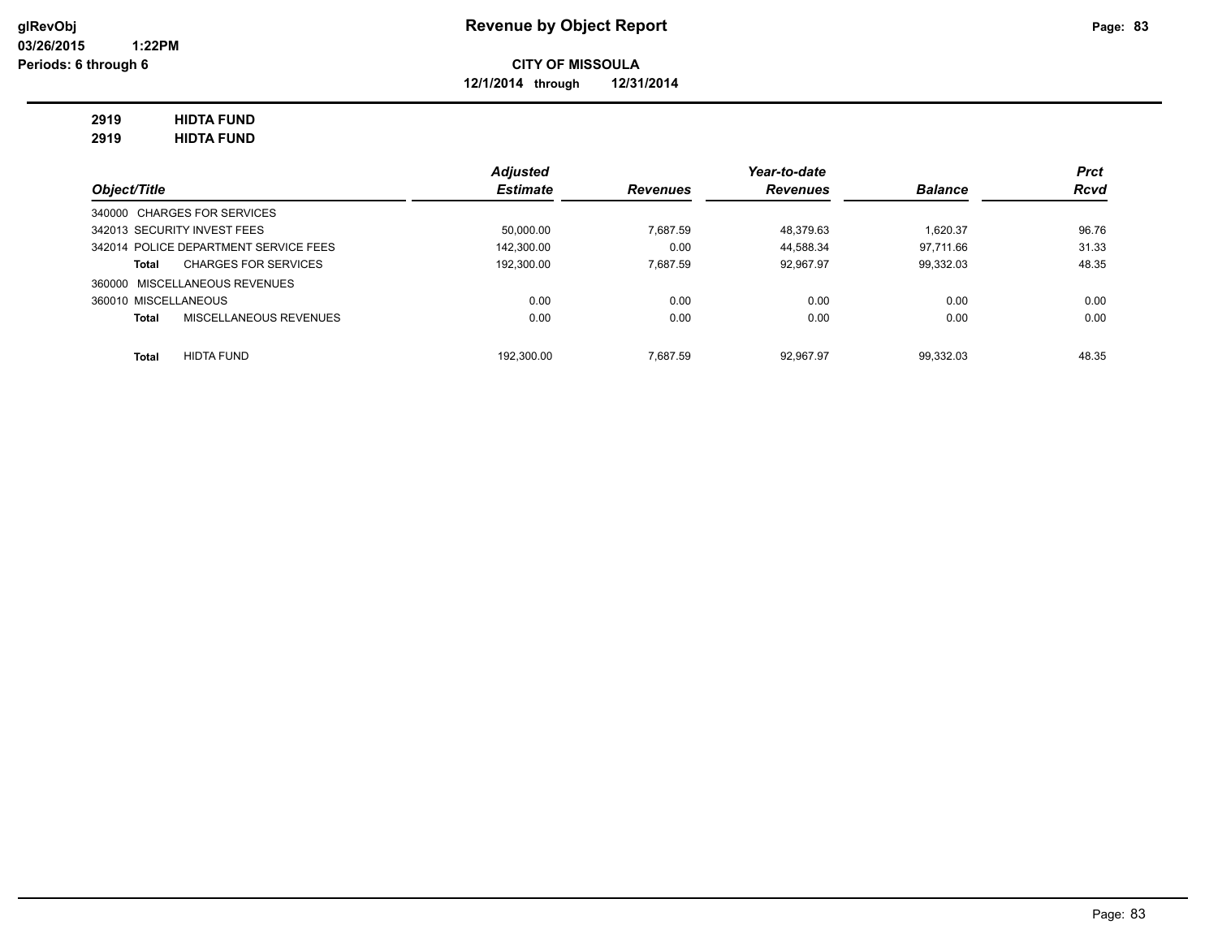glRevObj
03/26/2015 1:22PM
Periods: 6 through 6

# Revenue by Object Report

**CITY OF MISSOULA**

**12/1/2014 through 12/31/2014**

**2919 HIDTA FUND**
**2919 HIDTA FUND**

| Object/Title | Adjusted Estimate | Revenues | Year-to-date Revenues | Balance | Prct Rcvd |
|---|---|---|---|---|---|
| 340000 CHARGES FOR SERVICES | | | | | |
| 342013 SECURITY INVEST FEES | 50,000.00 | 7,687.59 | 48,379.63 | 1,620.37 | 96.76 |
| 342014 POLICE DEPARTMENT SERVICE FEES | 142,300.00 | 0.00 | 44,588.34 | 97,711.66 | 31.33 |
| **Total** CHARGES FOR SERVICES | 192,300.00 | 7,687.59 | 92,967.97 | 99,332.03 | 48.35 |
| 360000 MISCELLANEOUS REVENUES | | | | | |
| 360010 MISCELLANEOUS | 0.00 | 0.00 | 0.00 | 0.00 | 0.00 |
| **Total** MISCELLANEOUS REVENUES | 0.00 | 0.00 | 0.00 | 0.00 | 0.00 |
| **Total** HIDTA FUND | 192,300.00 | 7,687.59 | 92,967.97 | 99,332.03 | 48.35 |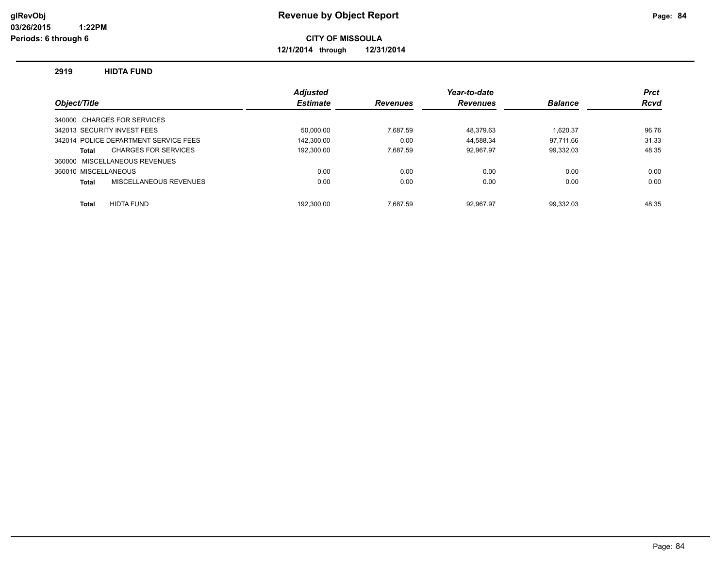# Revenue by Object Report

**CITY OF MISSOULA**

**12/1/2014 through 12/31/2014**

glRevObj
03/26/2015 1:22PM
Periods: 6 through 6

## 2919 HIDTA FUND

| Object/Title | Adjusted Estimate | Revenues | Year-to-date Revenues | Balance | Prct Rcvd |
|---|---|---|---|---|---|
| 340000 CHARGES FOR SERVICES | | | | | |
| 342013 SECURITY INVEST FEES | 50,000.00 | 7,687.59 | 48,379.63 | 1,620.37 | 96.76 |
| 342014 POLICE DEPARTMENT SERVICE FEES | 142,300.00 | 0.00 | 44,588.34 | 97,711.66 | 31.33 |
| **Total** CHARGES FOR SERVICES | 192,300.00 | 7,687.59 | 92,967.97 | 99,332.03 | 48.35 |
| 360000 MISCELLANEOUS REVENUES | | | | | |
| 360010 MISCELLANEOUS | 0.00 | 0.00 | 0.00 | 0.00 | 0.00 |
| **Total** MISCELLANEOUS REVENUES | 0.00 | 0.00 | 0.00 | 0.00 | 0.00 |
| **Total** HIDTA FUND | 192,300.00 | 7,687.59 | 92,967.97 | 99,332.03 | 48.35 |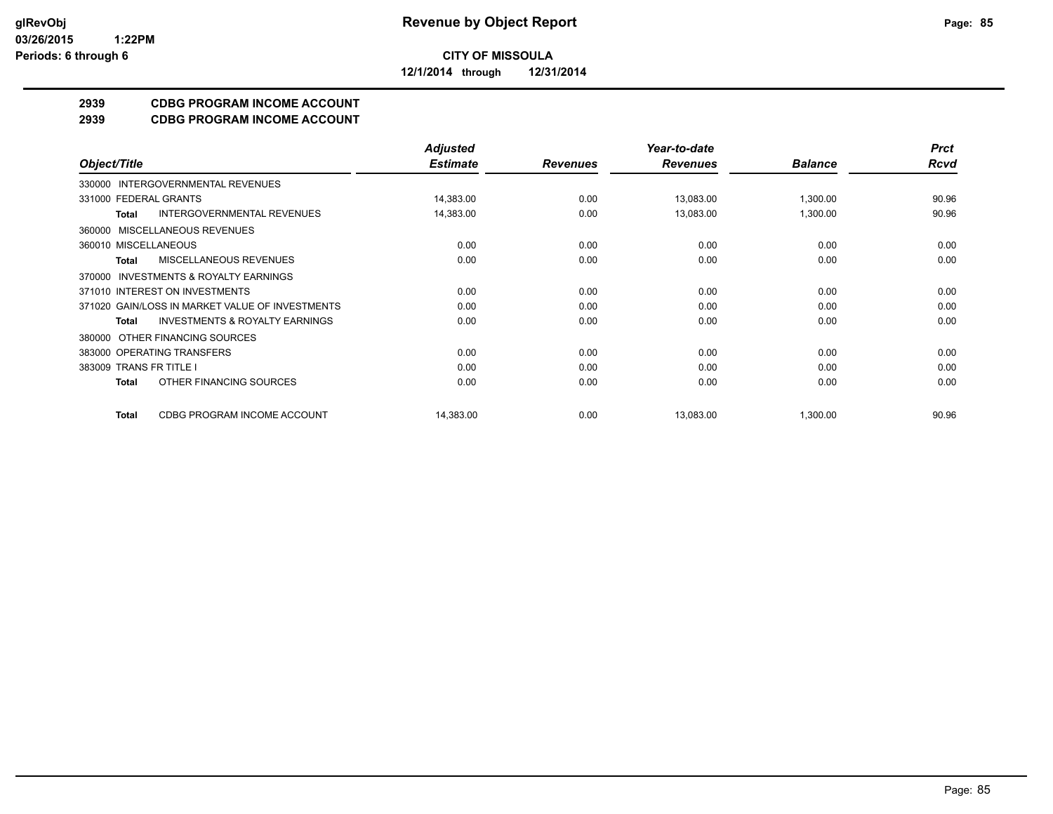**CITY OF MISSOULA**

**12/1/2014 through 12/31/2014**

## 2939 CDBG PROGRAM INCOME ACCOUNT
## 2939 CDBG PROGRAM INCOME ACCOUNT

| Object/Title | Adjusted Estimate | Revenues | Year-to-date Revenues | Balance | Prct Rcvd |
|---|---|---|---|---|---|
| 330000 INTERGOVERNMENTAL REVENUES | | | | | |
| 331000 FEDERAL GRANTS | 14,383.00 | 0.00 | 13,083.00 | 1,300.00 | 90.96 |
| **Total** INTERGOVERNMENTAL REVENUES | 14,383.00 | 0.00 | 13,083.00 | 1,300.00 | 90.96 |
| 360000 MISCELLANEOUS REVENUES | | | | | |
| 360010 MISCELLANEOUS | 0.00 | 0.00 | 0.00 | 0.00 | 0.00 |
| **Total** MISCELLANEOUS REVENUES | 0.00 | 0.00 | 0.00 | 0.00 | 0.00 |
| 370000 INVESTMENTS & ROYALTY EARNINGS | | | | | |
| 371010 INTEREST ON INVESTMENTS | 0.00 | 0.00 | 0.00 | 0.00 | 0.00 |
| 371020 GAIN/LOSS IN MARKET VALUE OF INVESTMENTS | 0.00 | 0.00 | 0.00 | 0.00 | 0.00 |
| **Total** INVESTMENTS & ROYALTY EARNINGS | 0.00 | 0.00 | 0.00 | 0.00 | 0.00 |
| 380000 OTHER FINANCING SOURCES | | | | | |
| 383000 OPERATING TRANSFERS | 0.00 | 0.00 | 0.00 | 0.00 | 0.00 |
| 383009 TRANS FR TITLE I | 0.00 | 0.00 | 0.00 | 0.00 | 0.00 |
| **Total** OTHER FINANCING SOURCES | 0.00 | 0.00 | 0.00 | 0.00 | 0.00 |
| **Total** CDBG PROGRAM INCOME ACCOUNT | 14,383.00 | 0.00 | 13,083.00 | 1,300.00 | 90.96 |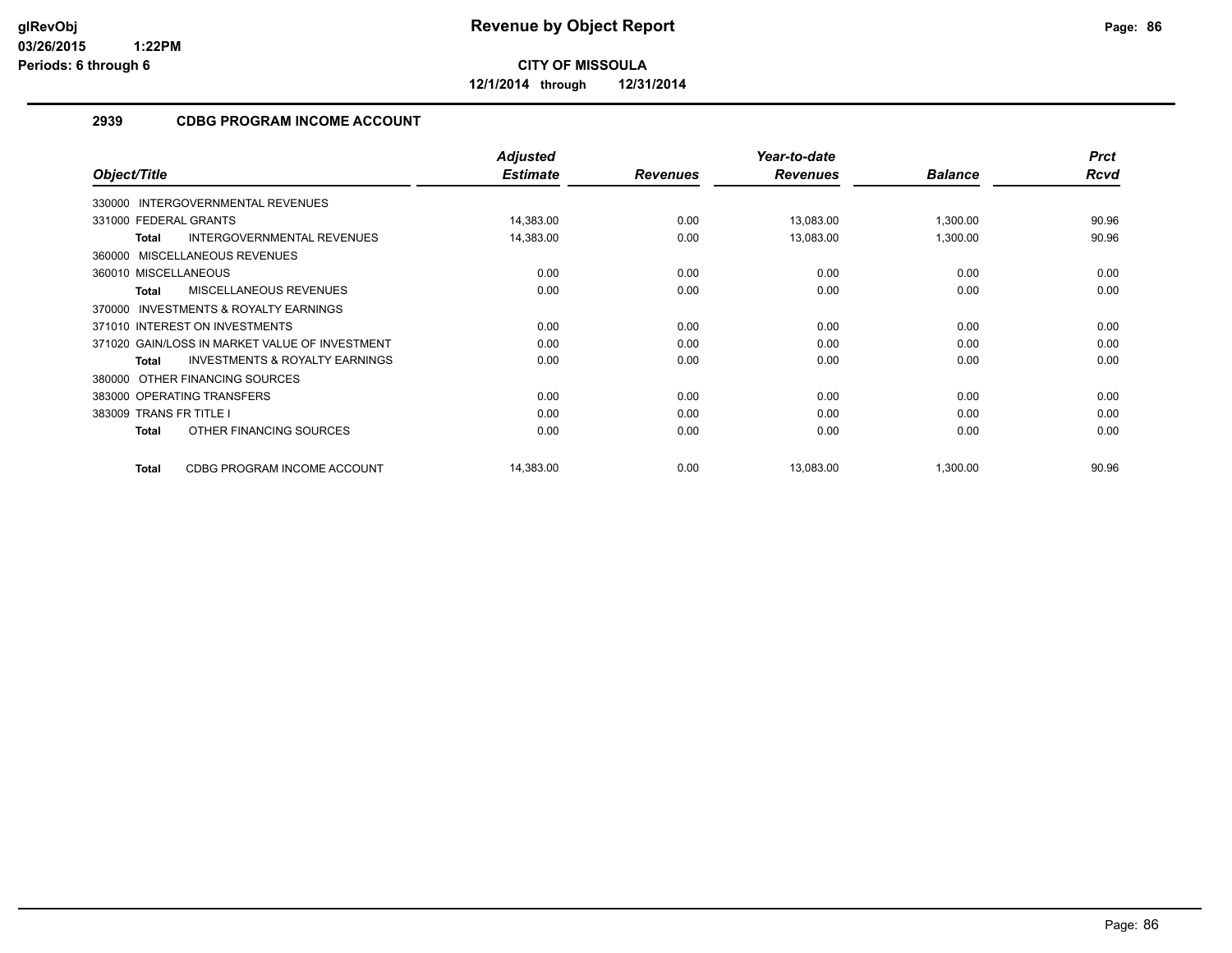**glRevObj**
**03/26/2015 1:22PM**
**Periods: 6 through 6**

# Revenue by Object Report

**CITY OF MISSOULA**

**12/1/2014 through 12/31/2014**

## 2939 CDBG PROGRAM INCOME ACCOUNT

| Object/Title | Adjusted Estimate | Revenues | Year-to-date Revenues | Balance | Prct Rcvd |
|---|---|---|---|---|---|
| 330000 INTERGOVERNMENTAL REVENUES | | | | | |
| 331000 FEDERAL GRANTS | 14,383.00 | 0.00 | 13,083.00 | 1,300.00 | 90.96 |
| **Total** INTERGOVERNMENTAL REVENUES | 14,383.00 | 0.00 | 13,083.00 | 1,300.00 | 90.96 |
| 360000 MISCELLANEOUS REVENUES | | | | | |
| 360010 MISCELLANEOUS | 0.00 | 0.00 | 0.00 | 0.00 | 0.00 |
| **Total** MISCELLANEOUS REVENUES | 0.00 | 0.00 | 0.00 | 0.00 | 0.00 |
| 370000 INVESTMENTS & ROYALTY EARNINGS | | | | | |
| 371010 INTEREST ON INVESTMENTS | 0.00 | 0.00 | 0.00 | 0.00 | 0.00 |
| 371020 GAIN/LOSS IN MARKET VALUE OF INVESTMENT | 0.00 | 0.00 | 0.00 | 0.00 | 0.00 |
| **Total** INVESTMENTS & ROYALTY EARNINGS | 0.00 | 0.00 | 0.00 | 0.00 | 0.00 |
| 380000 OTHER FINANCING SOURCES | | | | | |
| 383000 OPERATING TRANSFERS | 0.00 | 0.00 | 0.00 | 0.00 | 0.00 |
| 383009 TRANS FR TITLE I | 0.00 | 0.00 | 0.00 | 0.00 | 0.00 |
| **Total** OTHER FINANCING SOURCES | 0.00 | 0.00 | 0.00 | 0.00 | 0.00 |
| **Total** CDBG PROGRAM INCOME ACCOUNT | 14,383.00 | 0.00 | 13,083.00 | 1,300.00 | 90.96 |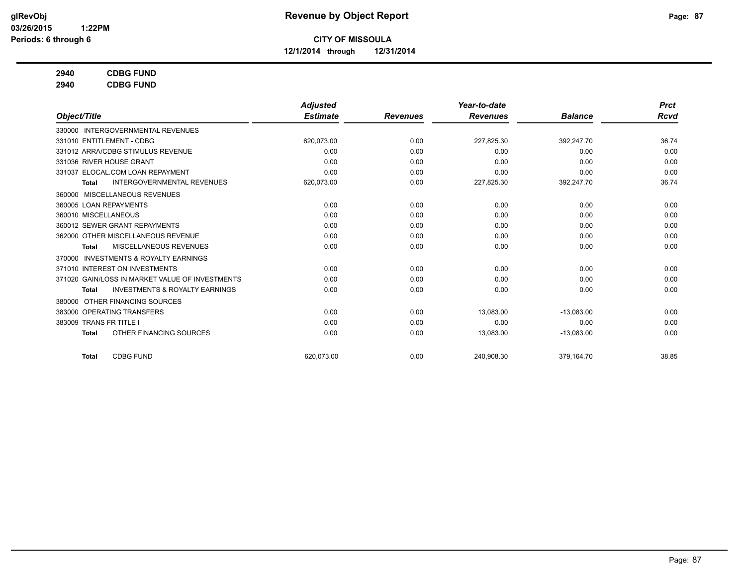**glRevObj**
**03/26/2015 1:22PM**
**Periods: 6 through 6**

# Revenue by Object Report

**CITY OF MISSOULA**
**12/1/2014 through 12/31/2014**

**2940 CDBG FUND**
**2940 CDBG FUND**

| Object/Title | Adjusted Estimate | Revenues | Year-to-date Revenues | Balance | Prct Rcvd |
|---|---|---|---|---|---|
| 330000 INTERGOVERNMENTAL REVENUES | | | | | |
| 331010 ENTITLEMENT - CDBG | 620,073.00 | 0.00 | 227,825.30 | 392,247.70 | 36.74 |
| 331012 ARRA/CDBG STIMULUS REVENUE | 0.00 | 0.00 | 0.00 | 0.00 | 0.00 |
| 331036 RIVER HOUSE GRANT | 0.00 | 0.00 | 0.00 | 0.00 | 0.00 |
| 331037 ELOCAL.COM LOAN REPAYMENT | 0.00 | 0.00 | 0.00 | 0.00 | 0.00 |
| **Total** INTERGOVERNMENTAL REVENUES | 620,073.00 | 0.00 | 227,825.30 | 392,247.70 | 36.74 |
| 360000 MISCELLANEOUS REVENUES | | | | | |
| 360005 LOAN REPAYMENTS | 0.00 | 0.00 | 0.00 | 0.00 | 0.00 |
| 360010 MISCELLANEOUS | 0.00 | 0.00 | 0.00 | 0.00 | 0.00 |
| 360012 SEWER GRANT REPAYMENTS | 0.00 | 0.00 | 0.00 | 0.00 | 0.00 |
| 362000 OTHER MISCELLANEOUS REVENUE | 0.00 | 0.00 | 0.00 | 0.00 | 0.00 |
| **Total** MISCELLANEOUS REVENUES | 0.00 | 0.00 | 0.00 | 0.00 | 0.00 |
| 370000 INVESTMENTS & ROYALTY EARNINGS | | | | | |
| 371010 INTEREST ON INVESTMENTS | 0.00 | 0.00 | 0.00 | 0.00 | 0.00 |
| 371020 GAIN/LOSS IN MARKET VALUE OF INVESTMENTS | 0.00 | 0.00 | 0.00 | 0.00 | 0.00 |
| **Total** INVESTMENTS & ROYALTY EARNINGS | 0.00 | 0.00 | 0.00 | 0.00 | 0.00 |
| 380000 OTHER FINANCING SOURCES | | | | | |
| 383000 OPERATING TRANSFERS | 0.00 | 0.00 | 13,083.00 | -13,083.00 | 0.00 |
| 383009 TRANS FR TITLE I | 0.00 | 0.00 | 0.00 | 0.00 | 0.00 |
| **Total** OTHER FINANCING SOURCES | 0.00 | 0.00 | 13,083.00 | -13,083.00 | 0.00 |
| **Total** CDBG FUND | 620,073.00 | 0.00 | 240,908.30 | 379,164.70 | 38.85 |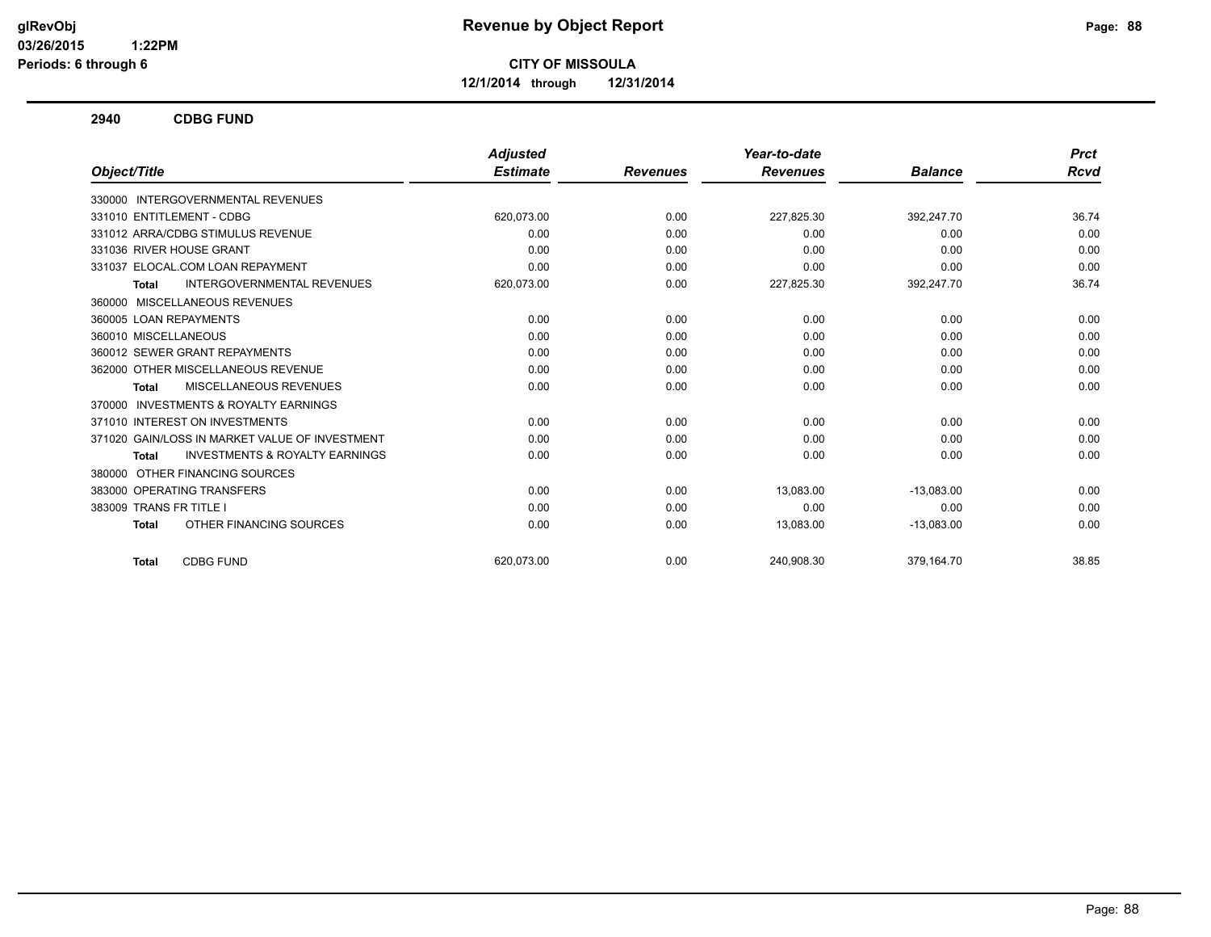**glRevObj**
**03/26/2015 1:22PM**
**Periods: 6 through 6**

# Revenue by Object Report

**CITY OF MISSOULA**

**12/1/2014 through 12/31/2014**

## 2940 CDBG FUND

| Object/Title | Adjusted Estimate | Revenues | Year-to-date Revenues | Balance | Prct Rcvd |
|---|---|---|---|---|---|
| 330000 INTERGOVERNMENTAL REVENUES | | | | | |
| 331010 ENTITLEMENT - CDBG | 620,073.00 | 0.00 | 227,825.30 | 392,247.70 | 36.74 |
| 331012 ARRA/CDBG STIMULUS REVENUE | 0.00 | 0.00 | 0.00 | 0.00 | 0.00 |
| 331036 RIVER HOUSE GRANT | 0.00 | 0.00 | 0.00 | 0.00 | 0.00 |
| 331037 ELOCAL.COM LOAN REPAYMENT | 0.00 | 0.00 | 0.00 | 0.00 | 0.00 |
| **Total** INTERGOVERNMENTAL REVENUES | 620,073.00 | 0.00 | 227,825.30 | 392,247.70 | 36.74 |
| 360000 MISCELLANEOUS REVENUES | | | | | |
| 360005 LOAN REPAYMENTS | 0.00 | 0.00 | 0.00 | 0.00 | 0.00 |
| 360010 MISCELLANEOUS | 0.00 | 0.00 | 0.00 | 0.00 | 0.00 |
| 360012 SEWER GRANT REPAYMENTS | 0.00 | 0.00 | 0.00 | 0.00 | 0.00 |
| 362000 OTHER MISCELLANEOUS REVENUE | 0.00 | 0.00 | 0.00 | 0.00 | 0.00 |
| **Total** MISCELLANEOUS REVENUES | 0.00 | 0.00 | 0.00 | 0.00 | 0.00 |
| 370000 INVESTMENTS & ROYALTY EARNINGS | | | | | |
| 371010 INTEREST ON INVESTMENTS | 0.00 | 0.00 | 0.00 | 0.00 | 0.00 |
| 371020 GAIN/LOSS IN MARKET VALUE OF INVESTMENT | 0.00 | 0.00 | 0.00 | 0.00 | 0.00 |
| **Total** INVESTMENTS & ROYALTY EARNINGS | 0.00 | 0.00 | 0.00 | 0.00 | 0.00 |
| 380000 OTHER FINANCING SOURCES | | | | | |
| 383000 OPERATING TRANSFERS | 0.00 | 0.00 | 13,083.00 | -13,083.00 | 0.00 |
| 383009 TRANS FR TITLE I | 0.00 | 0.00 | 0.00 | 0.00 | 0.00 |
| **Total** OTHER FINANCING SOURCES | 0.00 | 0.00 | 13,083.00 | -13,083.00 | 0.00 |
| **Total** CDBG FUND | 620,073.00 | 0.00 | 240,908.30 | 379,164.70 | 38.85 |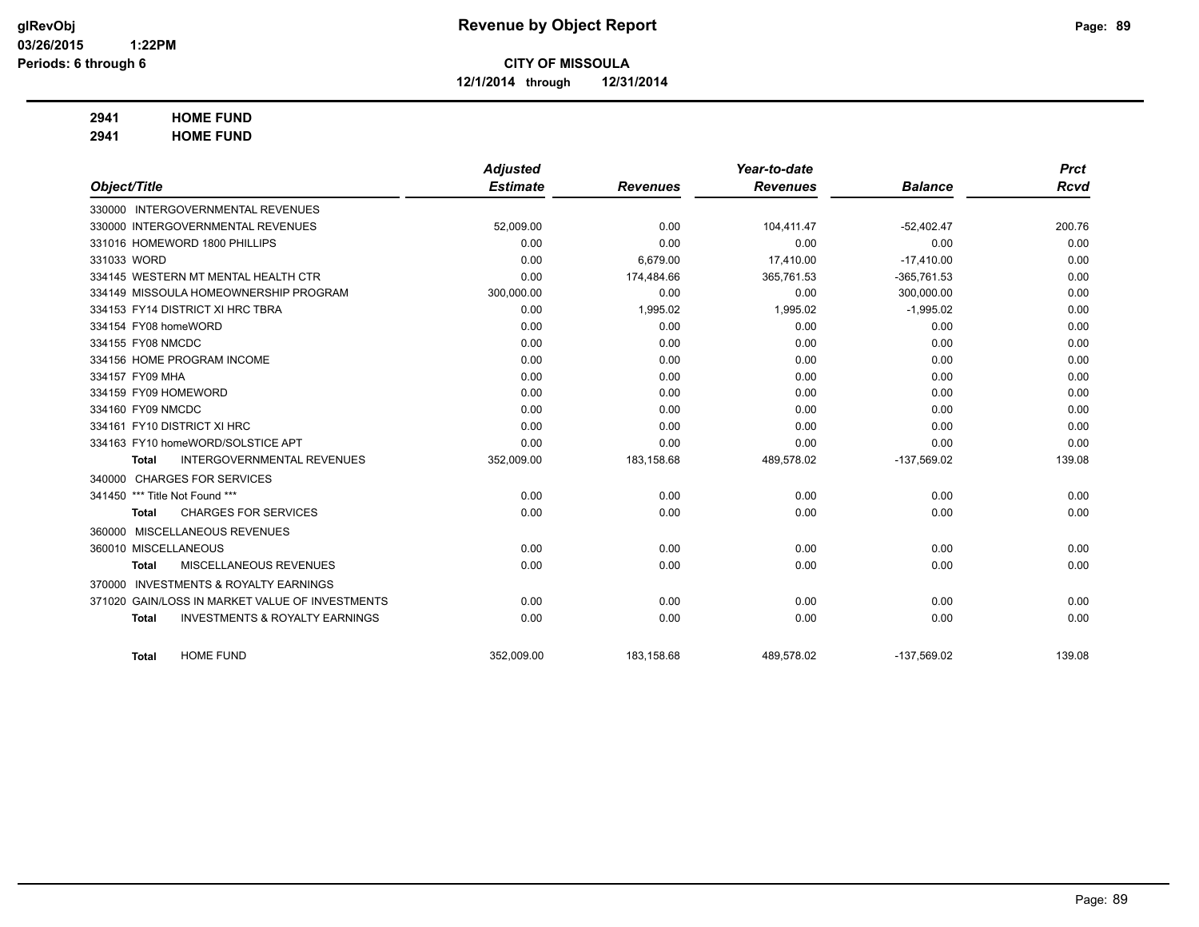# CITY OF MISSOULA

**12/1/2014 through 12/31/2014**

**2941 HOME FUND**

**2941 HOME FUND**

| Object/Title | Adjusted Estimate | Revenues | Year-to-date Revenues | Balance | Prct Rcvd |
|---|---|---|---|---|---|
| 330000 INTERGOVERNMENTAL REVENUES | | | | | |
| 330000 INTERGOVERNMENTAL REVENUES | 52,009.00 | 0.00 | 104,411.47 | -52,402.47 | 200.76 |
| 331016 HOMEWORD 1800 PHILLIPS | 0.00 | 0.00 | 0.00 | 0.00 | 0.00 |
| 331033 WORD | 0.00 | 6,679.00 | 17,410.00 | -17,410.00 | 0.00 |
| 334145 WESTERN MT MENTAL HEALTH CTR | 0.00 | 174,484.66 | 365,761.53 | -365,761.53 | 0.00 |
| 334149 MISSOULA HOMEOWNERSHIP PROGRAM | 300,000.00 | 0.00 | 0.00 | 300,000.00 | 0.00 |
| 334153 FY14 DISTRICT XI HRC TBRA | 0.00 | 1,995.02 | 1,995.02 | -1,995.02 | 0.00 |
| 334154 FY08 homeWORD | 0.00 | 0.00 | 0.00 | 0.00 | 0.00 |
| 334155 FY08 NMCDC | 0.00 | 0.00 | 0.00 | 0.00 | 0.00 |
| 334156 HOME PROGRAM INCOME | 0.00 | 0.00 | 0.00 | 0.00 | 0.00 |
| 334157 FY09 MHA | 0.00 | 0.00 | 0.00 | 0.00 | 0.00 |
| 334159 FY09 HOMEWORD | 0.00 | 0.00 | 0.00 | 0.00 | 0.00 |
| 334160 FY09 NMCDC | 0.00 | 0.00 | 0.00 | 0.00 | 0.00 |
| 334161 FY10 DISTRICT XI HRC | 0.00 | 0.00 | 0.00 | 0.00 | 0.00 |
| 334163 FY10 homeWORD/SOLSTICE APT | 0.00 | 0.00 | 0.00 | 0.00 | 0.00 |
| **Total** INTERGOVERNMENTAL REVENUES | 352,009.00 | 183,158.68 | 489,578.02 | -137,569.02 | 139.08 |
| 340000 CHARGES FOR SERVICES | | | | | |
| 341450 *** Title Not Found *** | 0.00 | 0.00 | 0.00 | 0.00 | 0.00 |
| **Total** CHARGES FOR SERVICES | 0.00 | 0.00 | 0.00 | 0.00 | 0.00 |
| 360000 MISCELLANEOUS REVENUES | | | | | |
| 360010 MISCELLANEOUS | 0.00 | 0.00 | 0.00 | 0.00 | 0.00 |
| **Total** MISCELLANEOUS REVENUES | 0.00 | 0.00 | 0.00 | 0.00 | 0.00 |
| 370000 INVESTMENTS & ROYALTY EARNINGS | | | | | |
| 371020 GAIN/LOSS IN MARKET VALUE OF INVESTMENTS | 0.00 | 0.00 | 0.00 | 0.00 | 0.00 |
| **Total** INVESTMENTS & ROYALTY EARNINGS | 0.00 | 0.00 | 0.00 | 0.00 | 0.00 |
| **Total** HOME FUND | 352,009.00 | 183,158.68 | 489,578.02 | -137,569.02 | 139.08 |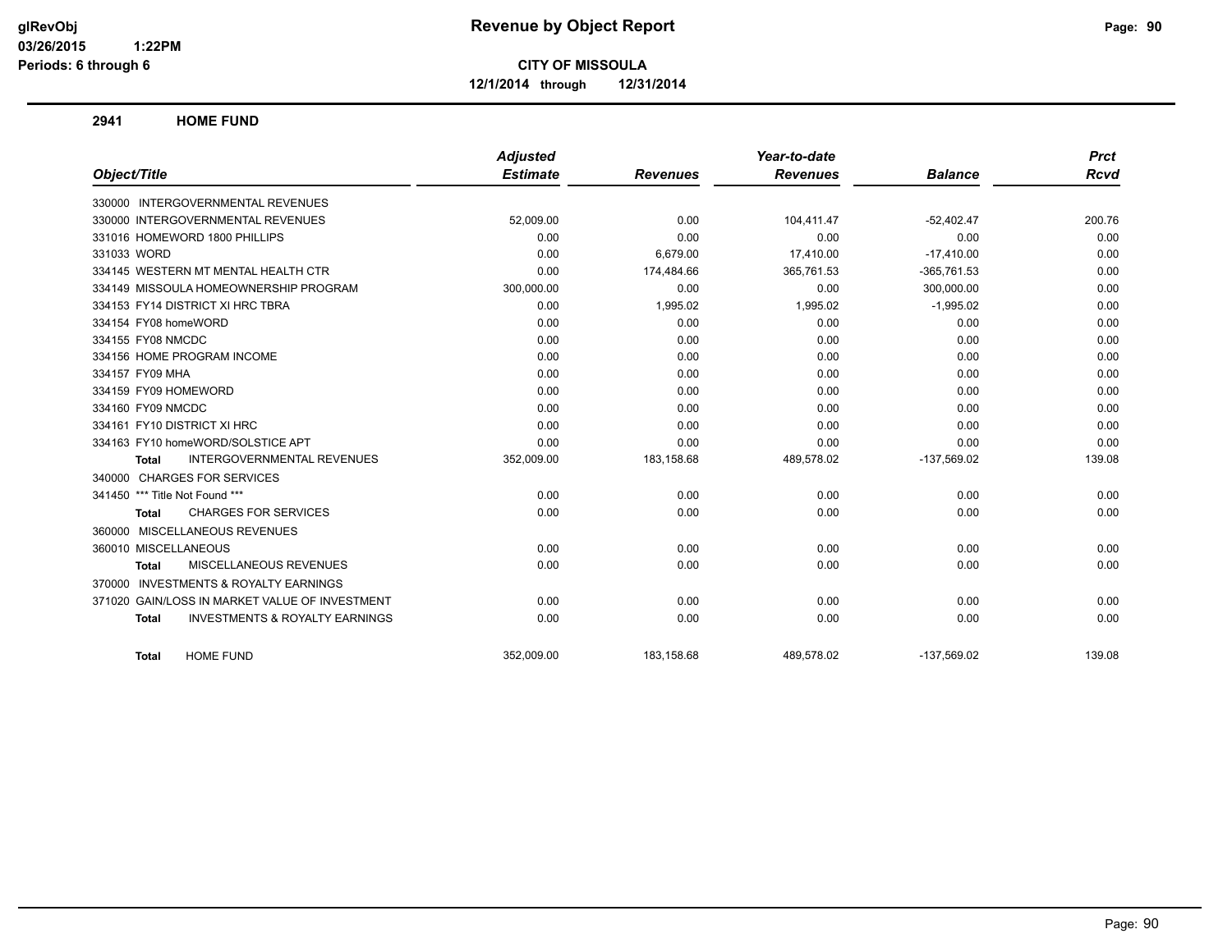**CITY OF MISSOULA**

**12/1/2014 through 12/31/2014**

## 2941 HOME FUND

| Object/Title | Adjusted Estimate | Revenues | Year-to-date Revenues | Balance | Prct Rcvd |
|---|---|---|---|---|---|
| 330000 INTERGOVERNMENTAL REVENUES | | | | | |
| 330000 INTERGOVERNMENTAL REVENUES | 52,009.00 | 0.00 | 104,411.47 | -52,402.47 | 200.76 |
| 331016 HOMEWORD 1800 PHILLIPS | 0.00 | 0.00 | 0.00 | 0.00 | 0.00 |
| 331033 WORD | 0.00 | 6,679.00 | 17,410.00 | -17,410.00 | 0.00 |
| 334145 WESTERN MT MENTAL HEALTH CTR | 0.00 | 174,484.66 | 365,761.53 | -365,761.53 | 0.00 |
| 334149 MISSOULA HOMEOWNERSHIP PROGRAM | 300,000.00 | 0.00 | 0.00 | 300,000.00 | 0.00 |
| 334153 FY14 DISTRICT XI HRC TBRA | 0.00 | 1,995.02 | 1,995.02 | -1,995.02 | 0.00 |
| 334154 FY08 homeWORD | 0.00 | 0.00 | 0.00 | 0.00 | 0.00 |
| 334155 FY08 NMCDC | 0.00 | 0.00 | 0.00 | 0.00 | 0.00 |
| 334156 HOME PROGRAM INCOME | 0.00 | 0.00 | 0.00 | 0.00 | 0.00 |
| 334157 FY09 MHA | 0.00 | 0.00 | 0.00 | 0.00 | 0.00 |
| 334159 FY09 HOMEWORD | 0.00 | 0.00 | 0.00 | 0.00 | 0.00 |
| 334160 FY09 NMCDC | 0.00 | 0.00 | 0.00 | 0.00 | 0.00 |
| 334161 FY10 DISTRICT XI HRC | 0.00 | 0.00 | 0.00 | 0.00 | 0.00 |
| 334163 FY10 homeWORD/SOLSTICE APT | 0.00 | 0.00 | 0.00 | 0.00 | 0.00 |
| **Total** INTERGOVERNMENTAL REVENUES | 352,009.00 | 183,158.68 | 489,578.02 | -137,569.02 | 139.08 |
| 340000 CHARGES FOR SERVICES | | | | | |
| 341450 *** Title Not Found *** | 0.00 | 0.00 | 0.00 | 0.00 | 0.00 |
| **Total** CHARGES FOR SERVICES | 0.00 | 0.00 | 0.00 | 0.00 | 0.00 |
| 360000 MISCELLANEOUS REVENUES | | | | | |
| 360010 MISCELLANEOUS | 0.00 | 0.00 | 0.00 | 0.00 | 0.00 |
| **Total** MISCELLANEOUS REVENUES | 0.00 | 0.00 | 0.00 | 0.00 | 0.00 |
| 370000 INVESTMENTS & ROYALTY EARNINGS | | | | | |
| 371020 GAIN/LOSS IN MARKET VALUE OF INVESTMENT | 0.00 | 0.00 | 0.00 | 0.00 | 0.00 |
| **Total** INVESTMENTS & ROYALTY EARNINGS | 0.00 | 0.00 | 0.00 | 0.00 | 0.00 |
| **Total** HOME FUND | 352,009.00 | 183,158.68 | 489,578.02 | -137,569.02 | 139.08 |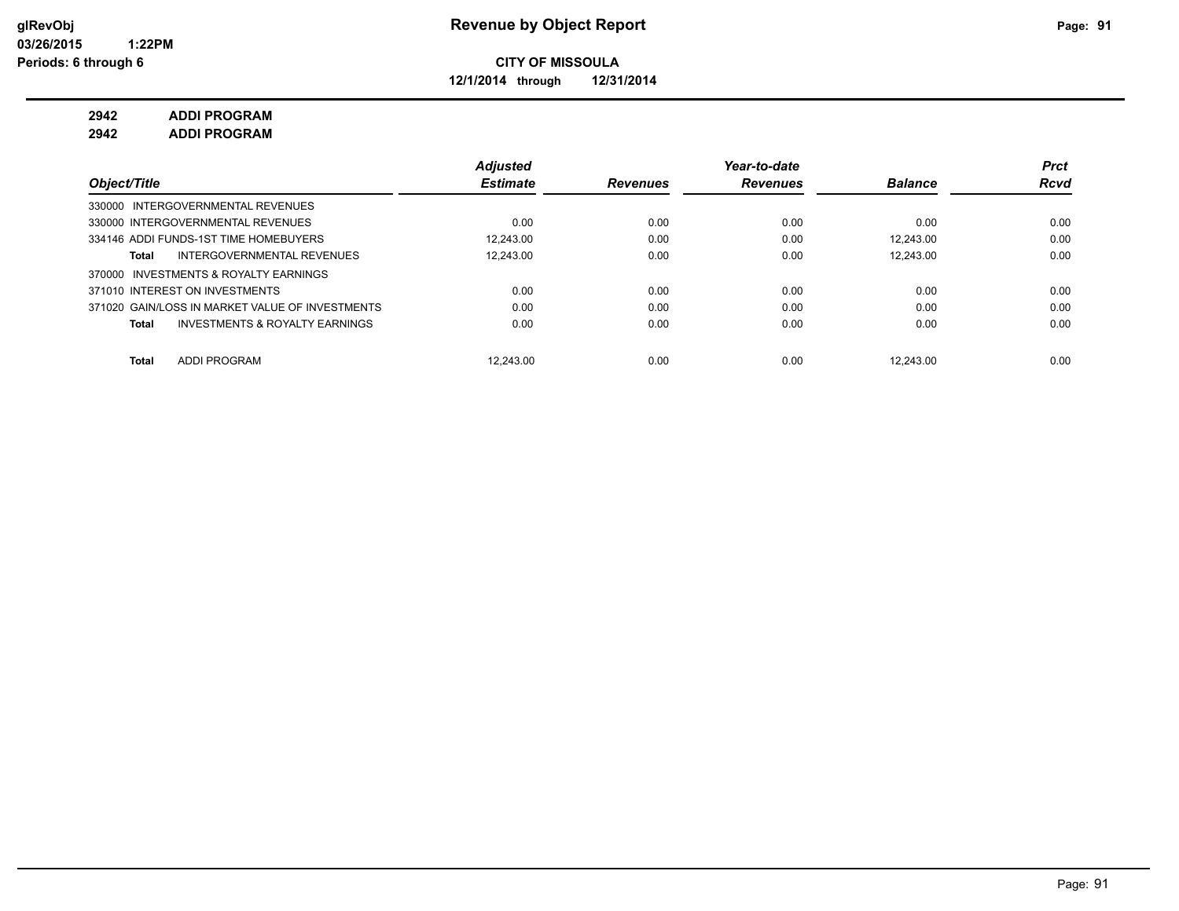# Revenue by Object Report

**CITY OF MISSOULA**

**12/1/2014 through 12/31/2014**

glRevObj
03/26/2015 1:22PM
Periods: 6 through 6

**2942 ADDI PROGRAM**

**2942 ADDI PROGRAM**

| Object/Title | Adjusted Estimate | Revenues | Year-to-date Revenues | Balance | Prct Rcvd |
|---|---|---|---|---|---|
| 330000 INTERGOVERNMENTAL REVENUES | | | | | |
| 330000 INTERGOVERNMENTAL REVENUES | 0.00 | 0.00 | 0.00 | 0.00 | 0.00 |
| 334146 ADDI FUNDS-1ST TIME HOMEBUYERS | 12,243.00 | 0.00 | 0.00 | 12,243.00 | 0.00 |
| **Total** INTERGOVERNMENTAL REVENUES | 12,243.00 | 0.00 | 0.00 | 12,243.00 | 0.00 |
| 370000 INVESTMENTS & ROYALTY EARNINGS | | | | | |
| 371010 INTEREST ON INVESTMENTS | 0.00 | 0.00 | 0.00 | 0.00 | 0.00 |
| 371020 GAIN/LOSS IN MARKET VALUE OF INVESTMENTS | 0.00 | 0.00 | 0.00 | 0.00 | 0.00 |
| **Total** INVESTMENTS & ROYALTY EARNINGS | 0.00 | 0.00 | 0.00 | 0.00 | 0.00 |
| **Total** ADDI PROGRAM | 12,243.00 | 0.00 | 0.00 | 12,243.00 | 0.00 |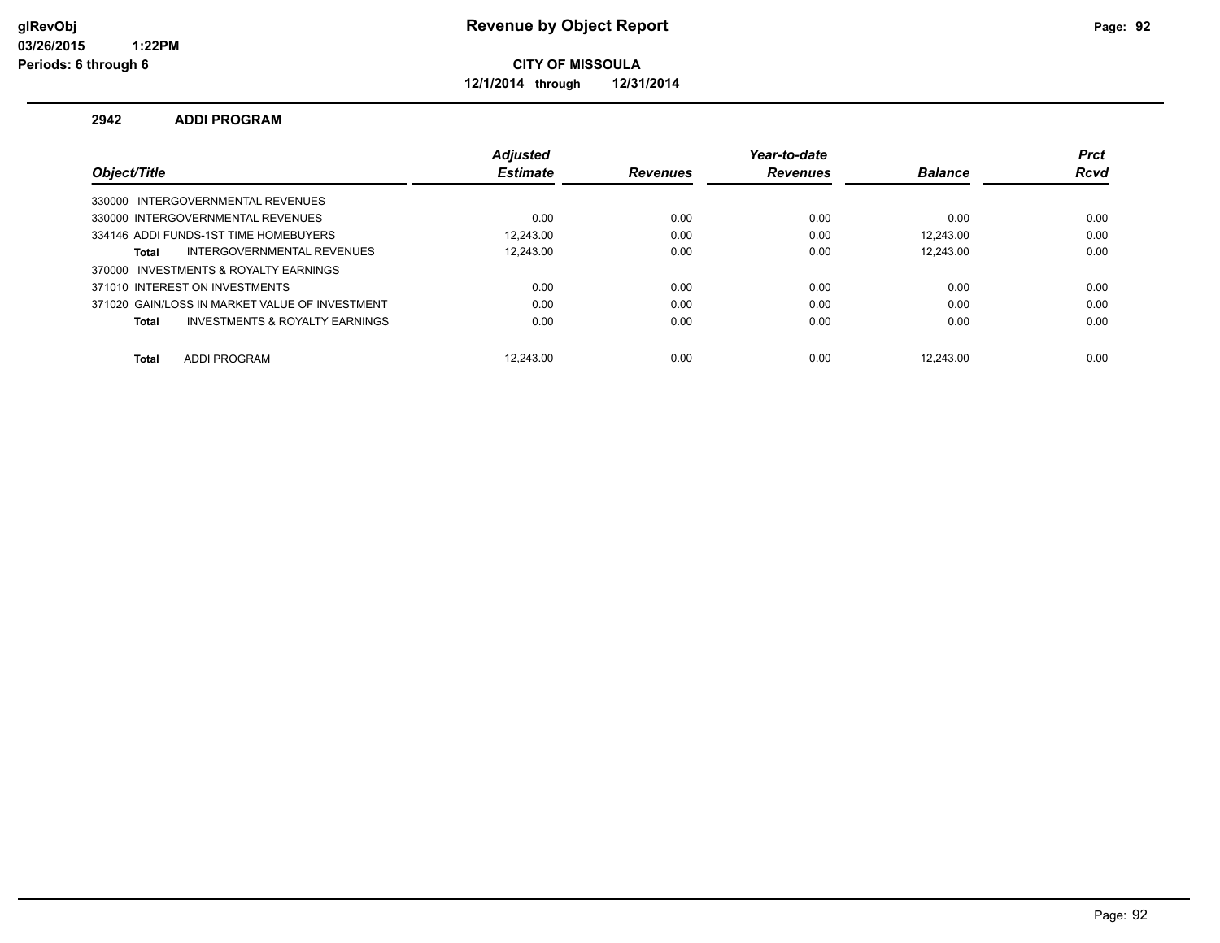# Revenue by Object Report

**CITY OF MISSOULA**

**12/1/2014 through 12/31/2014**

glRevObj
03/26/2015 1:22PM
Periods: 6 through 6

## 2942 ADDI PROGRAM

| Object/Title | Adjusted Estimate | Revenues | Year-to-date Revenues | Balance | Prct Rcvd |
|---|---|---|---|---|---|
| 330000 INTERGOVERNMENTAL REVENUES | | | | | |
| 330000 INTERGOVERNMENTAL REVENUES | 0.00 | 0.00 | 0.00 | 0.00 | 0.00 |
| 334146 ADDI FUNDS-1ST TIME HOMEBUYERS | 12,243.00 | 0.00 | 0.00 | 12,243.00 | 0.00 |
| **Total** INTERGOVERNMENTAL REVENUES | 12,243.00 | 0.00 | 0.00 | 12,243.00 | 0.00 |
| 370000 INVESTMENTS & ROYALTY EARNINGS | | | | | |
| 371010 INTEREST ON INVESTMENTS | 0.00 | 0.00 | 0.00 | 0.00 | 0.00 |
| 371020 GAIN/LOSS IN MARKET VALUE OF INVESTMENT | 0.00 | 0.00 | 0.00 | 0.00 | 0.00 |
| **Total** INVESTMENTS & ROYALTY EARNINGS | 0.00 | 0.00 | 0.00 | 0.00 | 0.00 |
| **Total** ADDI PROGRAM | 12,243.00 | 0.00 | 0.00 | 12,243.00 | 0.00 |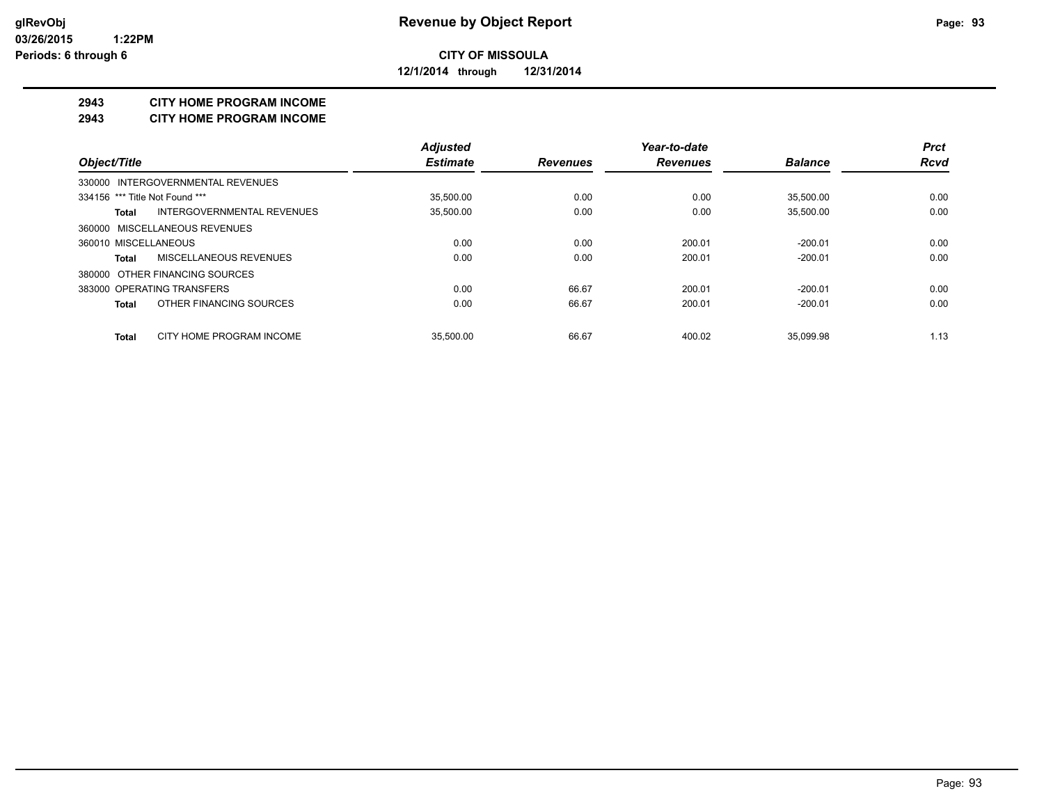# Revenue by Object Report

**CITY OF MISSOULA**

**12/1/2014 through 12/31/2014**

glRevObj
03/26/2015 1:22PM
Periods: 6 through 6

## 2943 CITY HOME PROGRAM INCOME
## 2943 CITY HOME PROGRAM INCOME

| Object/Title | | Adjusted Estimate | Revenues | Year-to-date Revenues | Balance | Prct Rcvd |
|---|---|---|---|---|---|---|
| 330000 INTERGOVERNMENTAL REVENUES | | | | | | |
| 334156 *** Title Not Found *** | | 35,500.00 | 0.00 | 0.00 | 35,500.00 | 0.00 |
| **Total** | INTERGOVERNMENTAL REVENUES | 35,500.00 | 0.00 | 0.00 | 35,500.00 | 0.00 |
| 360000 MISCELLANEOUS REVENUES | | | | | | |
| 360010 MISCELLANEOUS | | 0.00 | 0.00 | 200.01 | -200.01 | 0.00 |
| **Total** | MISCELLANEOUS REVENUES | 0.00 | 0.00 | 200.01 | -200.01 | 0.00 |
| 380000 OTHER FINANCING SOURCES | | | | | | |
| 383000 OPERATING TRANSFERS | | 0.00 | 66.67 | 200.01 | -200.01 | 0.00 |
| **Total** | OTHER FINANCING SOURCES | 0.00 | 66.67 | 200.01 | -200.01 | 0.00 |
| **Total** | CITY HOME PROGRAM INCOME | 35,500.00 | 66.67 | 400.02 | 35,099.98 | 1.13 |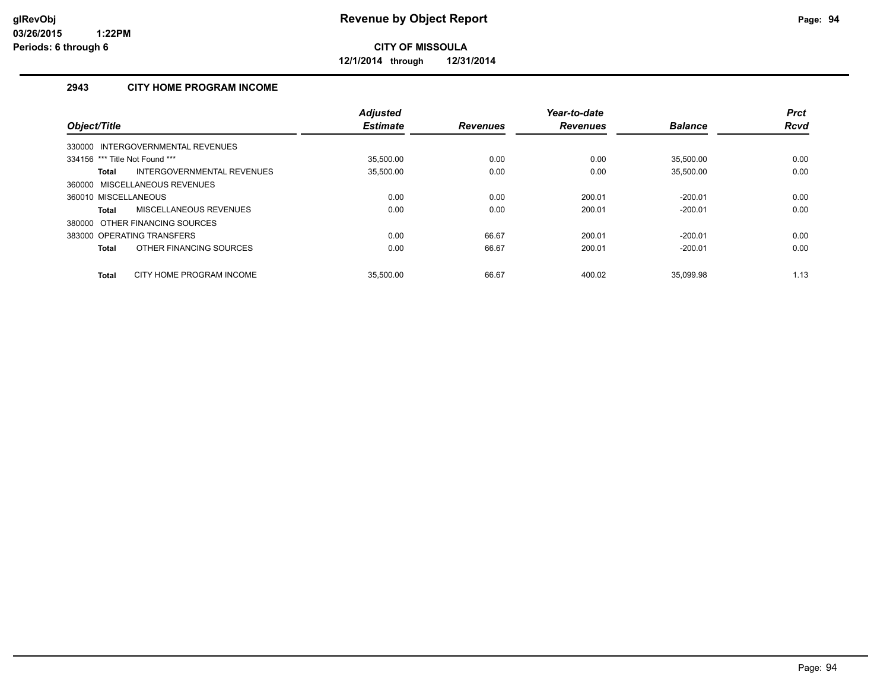**glRevObj**
**03/26/2015 1:22PM**
**Periods: 6 through 6**

# Revenue by Object Report

**CITY OF MISSOULA**

**12/1/2014 through 12/31/2014**

## 2943 CITY HOME PROGRAM INCOME

| Object/Title | Adjusted Estimate | Revenues | Year-to-date Revenues | Balance | Prct Rcvd |
|---|---|---|---|---|---|
| 330000 INTERGOVERNMENTAL REVENUES | | | | | |
| 334156 *** Title Not Found *** | 35,500.00 | 0.00 | 0.00 | 35,500.00 | 0.00 |
| **Total** INTERGOVERNMENTAL REVENUES | 35,500.00 | 0.00 | 0.00 | 35,500.00 | 0.00 |
| 360000 MISCELLANEOUS REVENUES | | | | | |
| 360010 MISCELLANEOUS | 0.00 | 0.00 | 200.01 | -200.01 | 0.00 |
| **Total** MISCELLANEOUS REVENUES | 0.00 | 0.00 | 200.01 | -200.01 | 0.00 |
| 380000 OTHER FINANCING SOURCES | | | | | |
| 383000 OPERATING TRANSFERS | 0.00 | 66.67 | 200.01 | -200.01 | 0.00 |
| **Total** OTHER FINANCING SOURCES | 0.00 | 66.67 | 200.01 | -200.01 | 0.00 |
| **Total** CITY HOME PROGRAM INCOME | 35,500.00 | 66.67 | 400.02 | 35,099.98 | 1.13 |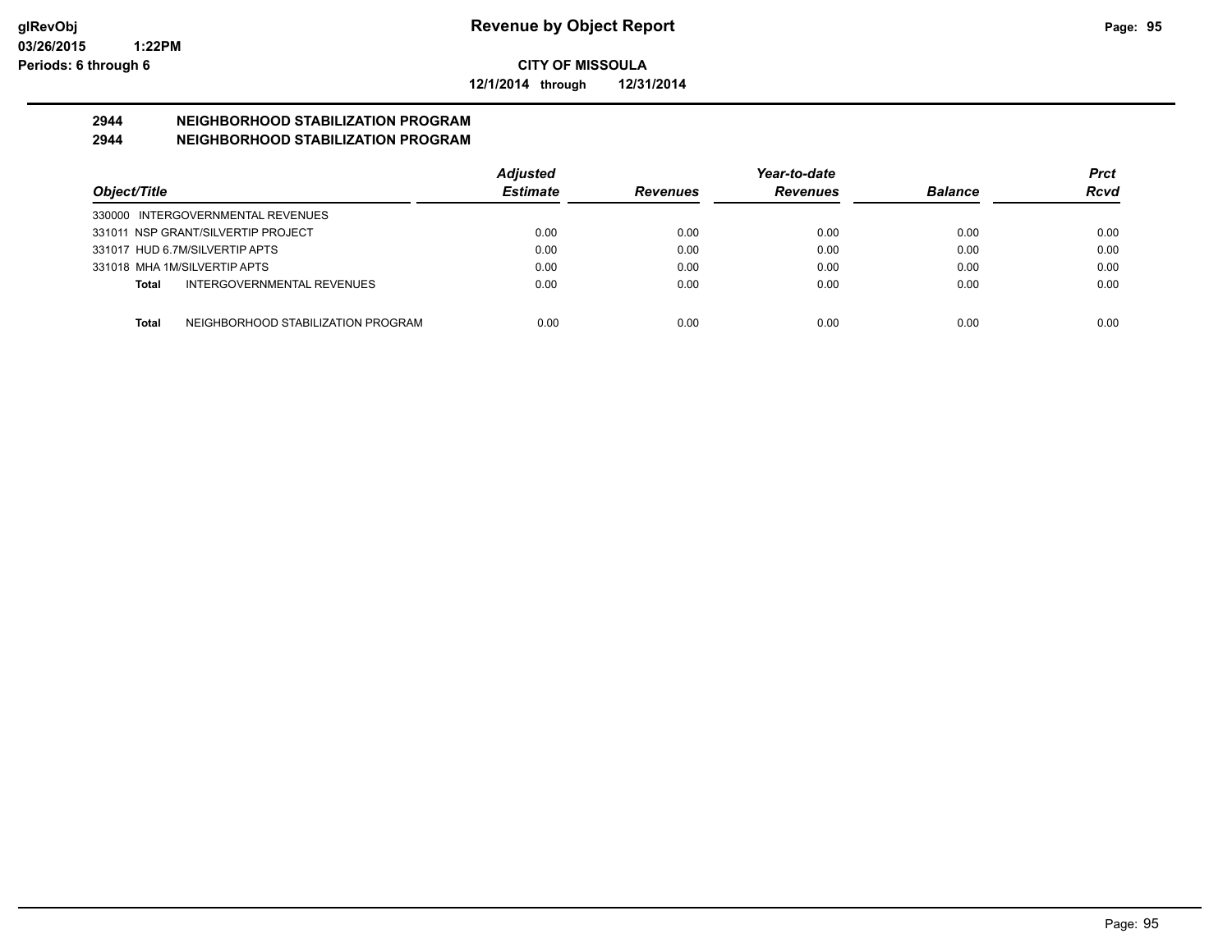# Revenue by Object Report

**CITY OF MISSOULA**

**12/1/2014 through 12/31/2014**

glRevObj
03/26/2015 1:22PM
Periods: 6 through 6

## 2944 NEIGHBORHOOD STABILIZATION PROGRAM
## 2944 NEIGHBORHOOD STABILIZATION PROGRAM

| Object/Title | Adjusted Estimate | Revenues | Year-to-date Revenues | Balance | Prct Rcvd |
|---|---|---|---|---|---|
| 330000 INTERGOVERNMENTAL REVENUES | | | | | |
| 331011 NSP GRANT/SILVERTIP PROJECT | 0.00 | 0.00 | 0.00 | 0.00 | 0.00 |
| 331017 HUD 6.7M/SILVERTIP APTS | 0.00 | 0.00 | 0.00 | 0.00 | 0.00 |
| 331018 MHA 1M/SILVERTIP APTS | 0.00 | 0.00 | 0.00 | 0.00 | 0.00 |
| **Total** INTERGOVERNMENTAL REVENUES | 0.00 | 0.00 | 0.00 | 0.00 | 0.00 |
| | | | | | |
| **Total** NEIGHBORHOOD STABILIZATION PROGRAM | 0.00 | 0.00 | 0.00 | 0.00 | 0.00 |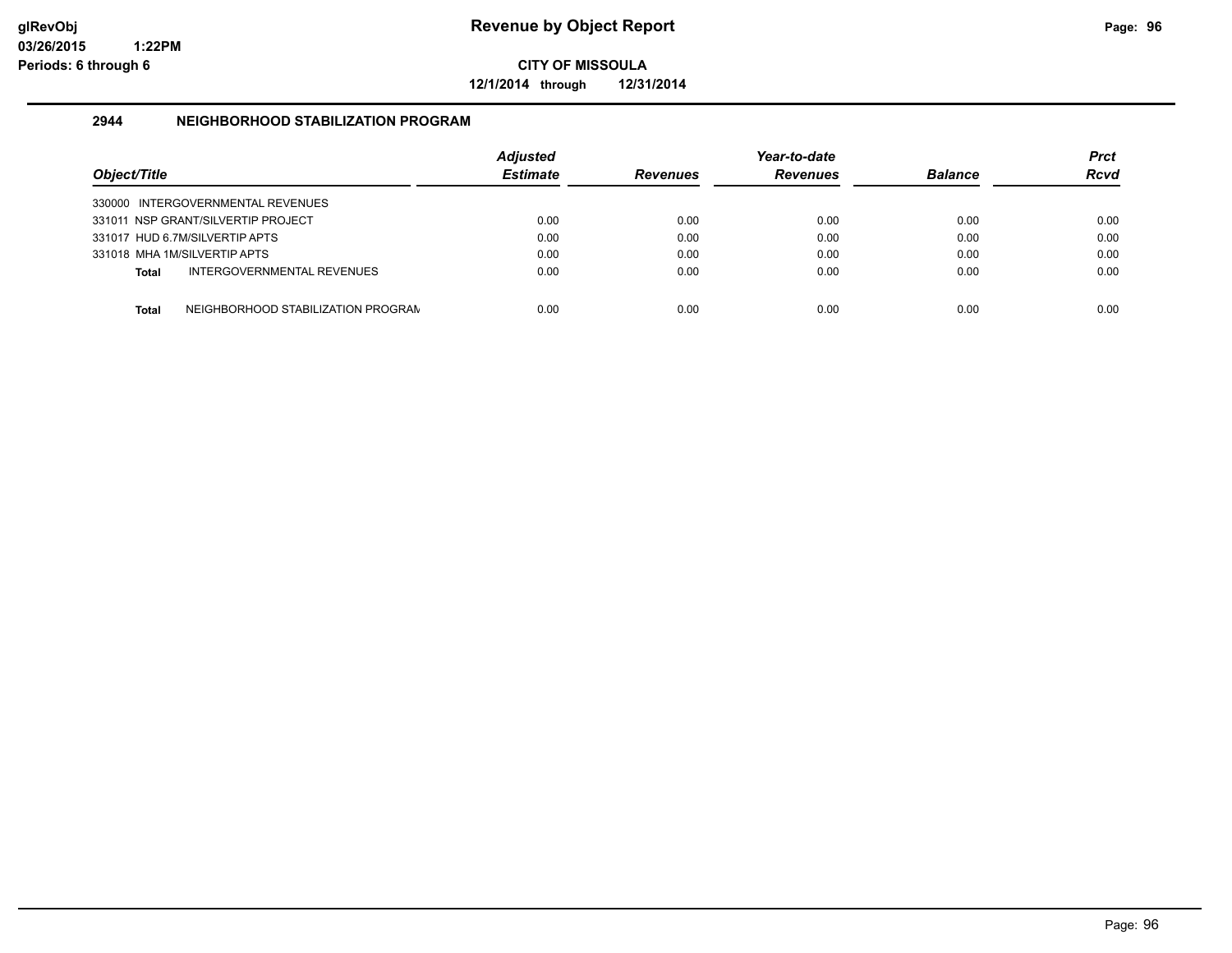**Revenue by Object Report**

**CITY OF MISSOULA**

**12/1/2014 through 12/31/2014**

glRevObj
03/26/2015 1:22PM
Periods: 6 through 6

## 2944 NEIGHBORHOOD STABILIZATION PROGRAM

| Object/Title | Adjusted Estimate | Revenues | Year-to-date Revenues | Balance | Prct Rcvd |
|---|---|---|---|---|---|
| 330000 INTERGOVERNMENTAL REVENUES | | | | | |
| 331011 NSP GRANT/SILVERTIP PROJECT | 0.00 | 0.00 | 0.00 | 0.00 | 0.00 |
| 331017 HUD 6.7M/SILVERTIP APTS | 0.00 | 0.00 | 0.00 | 0.00 | 0.00 |
| 331018 MHA 1M/SILVERTIP APTS | 0.00 | 0.00 | 0.00 | 0.00 | 0.00 |
| **Total** INTERGOVERNMENTAL REVENUES | 0.00 | 0.00 | 0.00 | 0.00 | 0.00 |
| **Total** NEIGHBORHOOD STABILIZATION PROGRAM | 0.00 | 0.00 | 0.00 | 0.00 | 0.00 |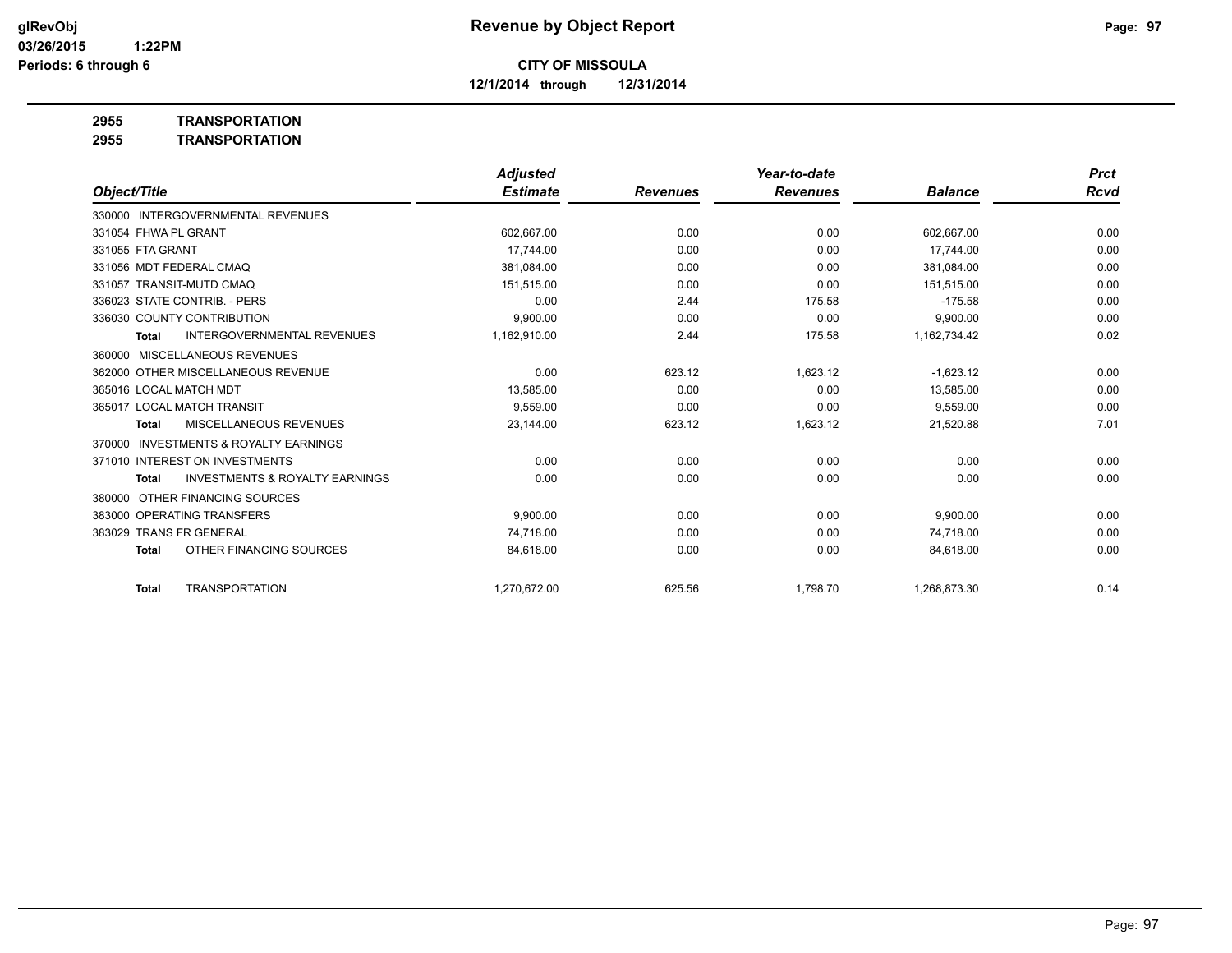# Revenue by Object Report

**CITY OF MISSOULA**

**12/1/2014 through 12/31/2014**

glRevObj
03/26/2015 1:22PM
Periods: 6 through 6

**2955 TRANSPORTATION**
**2955 TRANSPORTATION**

| Object/Title | Adjusted Estimate | Revenues | Year-to-date Revenues | Balance | Prct Rcvd |
|---|---|---|---|---|---|
| 330000 INTERGOVERNMENTAL REVENUES | | | | | |
| 331054 FHWA PL GRANT | 602,667.00 | 0.00 | 0.00 | 602,667.00 | 0.00 |
| 331055 FTA GRANT | 17,744.00 | 0.00 | 0.00 | 17,744.00 | 0.00 |
| 331056 MDT FEDERAL CMAQ | 381,084.00 | 0.00 | 0.00 | 381,084.00 | 0.00 |
| 331057 TRANSIT-MUTD CMAQ | 151,515.00 | 0.00 | 0.00 | 151,515.00 | 0.00 |
| 336023 STATE CONTRIB. - PERS | 0.00 | 2.44 | 175.58 | -175.58 | 0.00 |
| 336030 COUNTY CONTRIBUTION | 9,900.00 | 0.00 | 0.00 | 9,900.00 | 0.00 |
| **Total** INTERGOVERNMENTAL REVENUES | 1,162,910.00 | 2.44 | 175.58 | 1,162,734.42 | 0.02 |
| 360000 MISCELLANEOUS REVENUES | | | | | |
| 362000 OTHER MISCELLANEOUS REVENUE | 0.00 | 623.12 | 1,623.12 | -1,623.12 | 0.00 |
| 365016 LOCAL MATCH MDT | 13,585.00 | 0.00 | 0.00 | 13,585.00 | 0.00 |
| 365017 LOCAL MATCH TRANSIT | 9,559.00 | 0.00 | 0.00 | 9,559.00 | 0.00 |
| **Total** MISCELLANEOUS REVENUES | 23,144.00 | 623.12 | 1,623.12 | 21,520.88 | 7.01 |
| 370000 INVESTMENTS & ROYALTY EARNINGS | | | | | |
| 371010 INTEREST ON INVESTMENTS | 0.00 | 0.00 | 0.00 | 0.00 | 0.00 |
| **Total** INVESTMENTS & ROYALTY EARNINGS | 0.00 | 0.00 | 0.00 | 0.00 | 0.00 |
| 380000 OTHER FINANCING SOURCES | | | | | |
| 383000 OPERATING TRANSFERS | 9,900.00 | 0.00 | 0.00 | 9,900.00 | 0.00 |
| 383029 TRANS FR GENERAL | 74,718.00 | 0.00 | 0.00 | 74,718.00 | 0.00 |
| **Total** OTHER FINANCING SOURCES | 84,618.00 | 0.00 | 0.00 | 84,618.00 | 0.00 |
| **Total** TRANSPORTATION | 1,270,672.00 | 625.56 | 1,798.70 | 1,268,873.30 | 0.14 |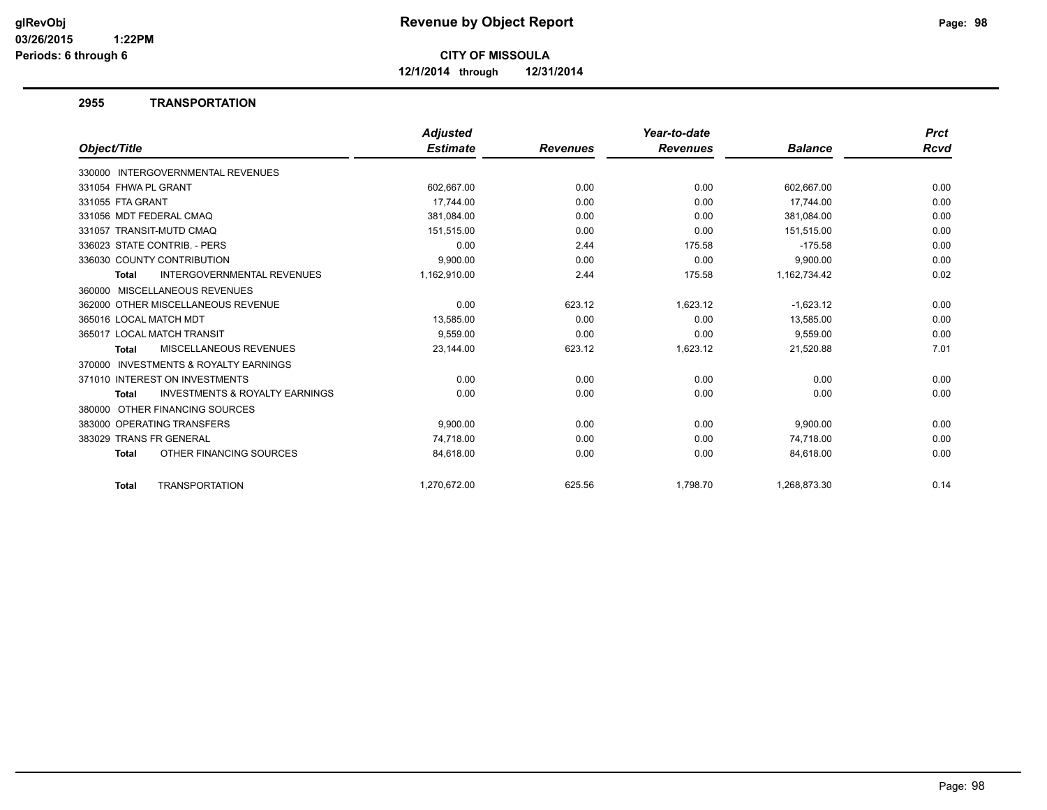glRevObj
03/26/2015 1:22PM
Periods: 6 through 6

# Revenue by Object Report

**CITY OF MISSOULA**

**12/1/2014 through 12/31/2014**

## 2955 TRANSPORTATION

| Object/Title | Adjusted Estimate | Revenues | Year-to-date Revenues | Balance | Prct Rcvd |
|---|---|---|---|---|---|
| 330000 INTERGOVERNMENTAL REVENUES | | | | | |
| 331054 FHWA PL GRANT | 602,667.00 | 0.00 | 0.00 | 602,667.00 | 0.00 |
| 331055 FTA GRANT | 17,744.00 | 0.00 | 0.00 | 17,744.00 | 0.00 |
| 331056 MDT FEDERAL CMAQ | 381,084.00 | 0.00 | 0.00 | 381,084.00 | 0.00 |
| 331057 TRANSIT-MUTD CMAQ | 151,515.00 | 0.00 | 0.00 | 151,515.00 | 0.00 |
| 336023 STATE CONTRIB. - PERS | 0.00 | 2.44 | 175.58 | -175.58 | 0.00 |
| 336030 COUNTY CONTRIBUTION | 9,900.00 | 0.00 | 0.00 | 9,900.00 | 0.00 |
| **Total** INTERGOVERNMENTAL REVENUES | 1,162,910.00 | 2.44 | 175.58 | 1,162,734.42 | 0.02 |
| 360000 MISCELLANEOUS REVENUES | | | | | |
| 362000 OTHER MISCELLANEOUS REVENUE | 0.00 | 623.12 | 1,623.12 | -1,623.12 | 0.00 |
| 365016 LOCAL MATCH MDT | 13,585.00 | 0.00 | 0.00 | 13,585.00 | 0.00 |
| 365017 LOCAL MATCH TRANSIT | 9,559.00 | 0.00 | 0.00 | 9,559.00 | 0.00 |
| **Total** MISCELLANEOUS REVENUES | 23,144.00 | 623.12 | 1,623.12 | 21,520.88 | 7.01 |
| 370000 INVESTMENTS & ROYALTY EARNINGS | | | | | |
| 371010 INTEREST ON INVESTMENTS | 0.00 | 0.00 | 0.00 | 0.00 | 0.00 |
| **Total** INVESTMENTS & ROYALTY EARNINGS | 0.00 | 0.00 | 0.00 | 0.00 | 0.00 |
| 380000 OTHER FINANCING SOURCES | | | | | |
| 383000 OPERATING TRANSFERS | 9,900.00 | 0.00 | 0.00 | 9,900.00 | 0.00 |
| 383029 TRANS FR GENERAL | 74,718.00 | 0.00 | 0.00 | 74,718.00 | 0.00 |
| **Total** OTHER FINANCING SOURCES | 84,618.00 | 0.00 | 0.00 | 84,618.00 | 0.00 |
| **Total** TRANSPORTATION | 1,270,672.00 | 625.56 | 1,798.70 | 1,268,873.30 | 0.14 |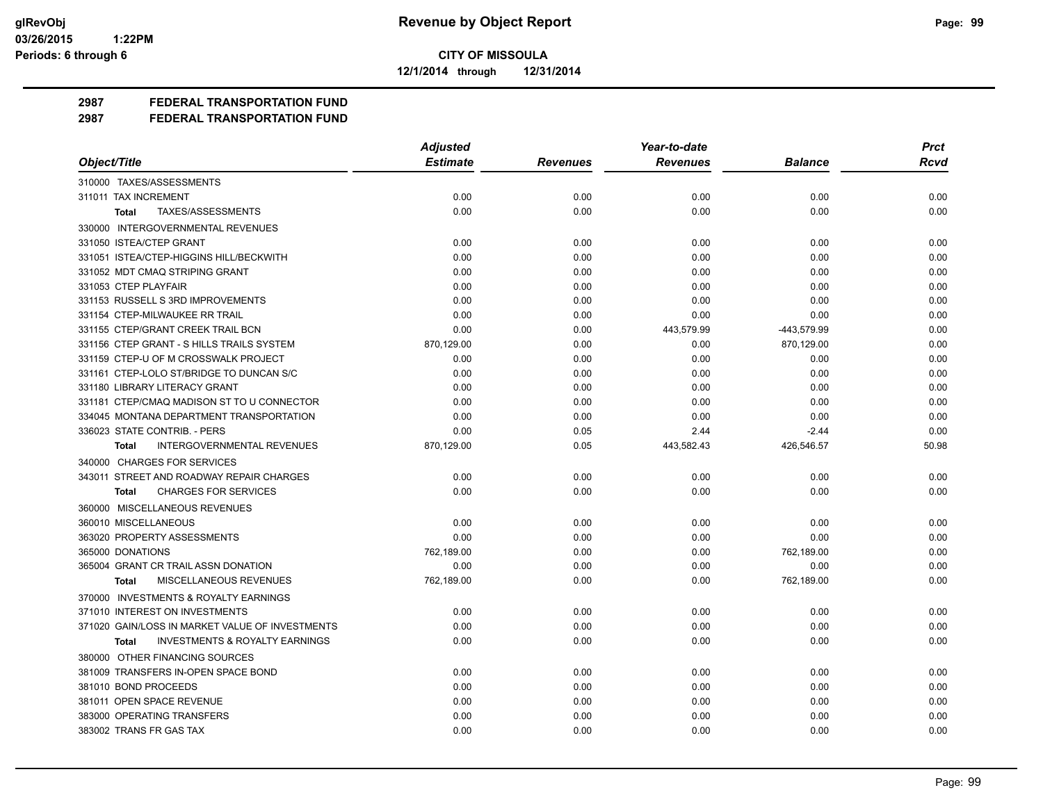**CITY OF MISSOULA**

**12/1/2014 through 12/31/2014**

## 2987 FEDERAL TRANSPORTATION FUND

## 2987 FEDERAL TRANSPORTATION FUND

| Object/Title | Adjusted Estimate | Revenues | Year-to-date Revenues | Balance | Prct Rcvd |
|---|---|---|---|---|---|
| 310000 TAXES/ASSESSMENTS | | | | | |
| 311011 TAX INCREMENT | 0.00 | 0.00 | 0.00 | 0.00 | 0.00 |
| **Total** TAXES/ASSESSMENTS | 0.00 | 0.00 | 0.00 | 0.00 | 0.00 |
| 330000 INTERGOVERNMENTAL REVENUES | | | | | |
| 331050 ISTEA/CTEP GRANT | 0.00 | 0.00 | 0.00 | 0.00 | 0.00 |
| 331051 ISTEA/CTEP-HIGGINS HILL/BECKWITH | 0.00 | 0.00 | 0.00 | 0.00 | 0.00 |
| 331052 MDT CMAQ STRIPING GRANT | 0.00 | 0.00 | 0.00 | 0.00 | 0.00 |
| 331053 CTEP PLAYFAIR | 0.00 | 0.00 | 0.00 | 0.00 | 0.00 |
| 331153 RUSSELL S 3RD IMPROVEMENTS | 0.00 | 0.00 | 0.00 | 0.00 | 0.00 |
| 331154 CTEP-MILWAUKEE RR TRAIL | 0.00 | 0.00 | 0.00 | 0.00 | 0.00 |
| 331155 CTEP/GRANT CREEK TRAIL BCN | 0.00 | 0.00 | 443,579.99 | -443,579.99 | 0.00 |
| 331156 CTEP GRANT - S HILLS TRAILS SYSTEM | 870,129.00 | 0.00 | 0.00 | 870,129.00 | 0.00 |
| 331159 CTEP-U OF M CROSSWALK PROJECT | 0.00 | 0.00 | 0.00 | 0.00 | 0.00 |
| 331161 CTEP-LOLO ST/BRIDGE TO DUNCAN S/C | 0.00 | 0.00 | 0.00 | 0.00 | 0.00 |
| 331180 LIBRARY LITERACY GRANT | 0.00 | 0.00 | 0.00 | 0.00 | 0.00 |
| 331181 CTEP/CMAQ MADISON ST TO U CONNECTOR | 0.00 | 0.00 | 0.00 | 0.00 | 0.00 |
| 334045 MONTANA DEPARTMENT TRANSPORTATION | 0.00 | 0.00 | 0.00 | 0.00 | 0.00 |
| 336023 STATE CONTRIB. - PERS | 0.00 | 0.05 | 2.44 | -2.44 | 0.00 |
| **Total** INTERGOVERNMENTAL REVENUES | 870,129.00 | 0.05 | 443,582.43 | 426,546.57 | 50.98 |
| 340000 CHARGES FOR SERVICES | | | | | |
| 343011 STREET AND ROADWAY REPAIR CHARGES | 0.00 | 0.00 | 0.00 | 0.00 | 0.00 |
| **Total** CHARGES FOR SERVICES | 0.00 | 0.00 | 0.00 | 0.00 | 0.00 |
| 360000 MISCELLANEOUS REVENUES | | | | | |
| 360010 MISCELLANEOUS | 0.00 | 0.00 | 0.00 | 0.00 | 0.00 |
| 363020 PROPERTY ASSESSMENTS | 0.00 | 0.00 | 0.00 | 0.00 | 0.00 |
| 365000 DONATIONS | 762,189.00 | 0.00 | 0.00 | 762,189.00 | 0.00 |
| 365004 GRANT CR TRAIL ASSN DONATION | 0.00 | 0.00 | 0.00 | 0.00 | 0.00 |
| **Total** MISCELLANEOUS REVENUES | 762,189.00 | 0.00 | 0.00 | 762,189.00 | 0.00 |
| 370000 INVESTMENTS & ROYALTY EARNINGS | | | | | |
| 371010 INTEREST ON INVESTMENTS | 0.00 | 0.00 | 0.00 | 0.00 | 0.00 |
| 371020 GAIN/LOSS IN MARKET VALUE OF INVESTMENTS | 0.00 | 0.00 | 0.00 | 0.00 | 0.00 |
| **Total** INVESTMENTS & ROYALTY EARNINGS | 0.00 | 0.00 | 0.00 | 0.00 | 0.00 |
| 380000 OTHER FINANCING SOURCES | | | | | |
| 381009 TRANSFERS IN-OPEN SPACE BOND | 0.00 | 0.00 | 0.00 | 0.00 | 0.00 |
| 381010 BOND PROCEEDS | 0.00 | 0.00 | 0.00 | 0.00 | 0.00 |
| 381011 OPEN SPACE REVENUE | 0.00 | 0.00 | 0.00 | 0.00 | 0.00 |
| 383000 OPERATING TRANSFERS | 0.00 | 0.00 | 0.00 | 0.00 | 0.00 |
| 383002 TRANS FR GAS TAX | 0.00 | 0.00 | 0.00 | 0.00 | 0.00 |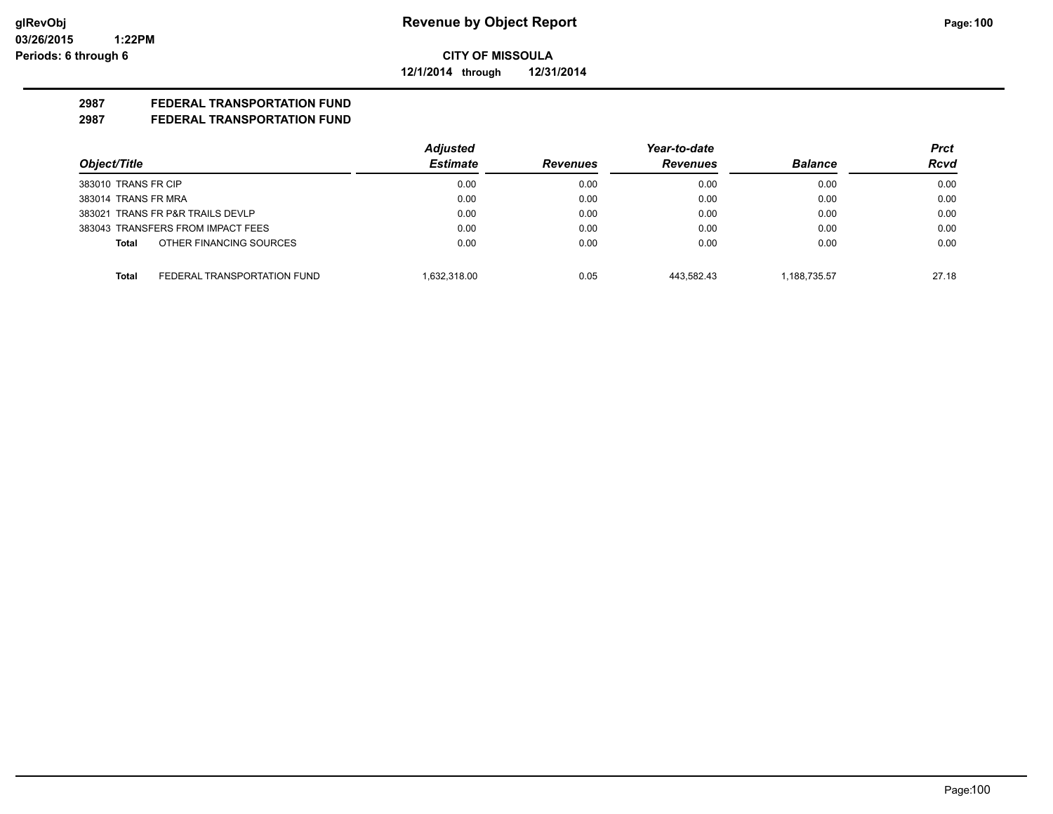# CITY OF MISSOULA

**12/1/2014 through 12/31/2014**

## 2987 FEDERAL TRANSPORTATION FUND

## 2987 FEDERAL TRANSPORTATION FUND

| Object/Title | Adjusted Estimate | Revenues | Year-to-date Revenues | Balance | Prct Rcvd |
|---|---|---|---|---|---|
| 383010 TRANS FR CIP | 0.00 | 0.00 | 0.00 | 0.00 | 0.00 |
| 383014 TRANS FR MRA | 0.00 | 0.00 | 0.00 | 0.00 | 0.00 |
| 383021 TRANS FR P&R TRAILS DEVLP | 0.00 | 0.00 | 0.00 | 0.00 | 0.00 |
| 383043 TRANSFERS FROM IMPACT FEES | 0.00 | 0.00 | 0.00 | 0.00 | 0.00 |
| **Total** OTHER FINANCING SOURCES | 0.00 | 0.00 | 0.00 | 0.00 | 0.00 |
| **Total** FEDERAL TRANSPORTATION FUND | 1,632,318.00 | 0.05 | 443,582.43 | 1,188,735.57 | 27.18 |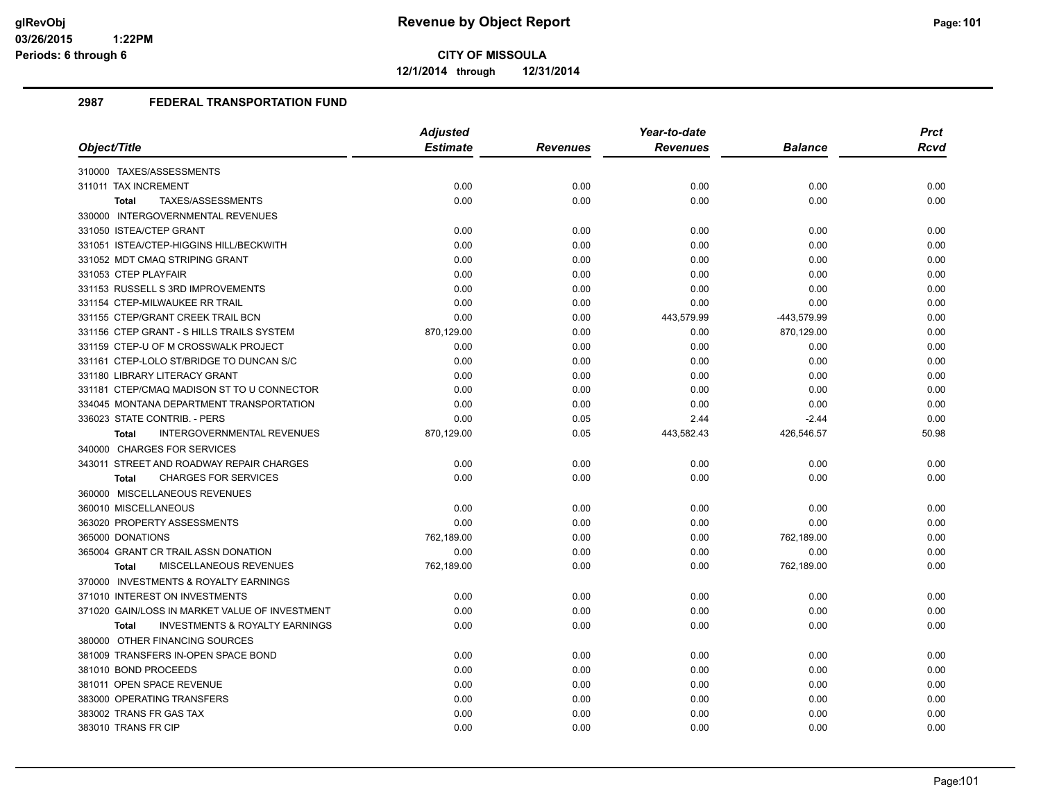**Revenue by Object Report**

**CITY OF MISSOULA**

**12/1/2014 through 12/31/2014**

glRevObj
03/26/2015 1:22PM
Periods: 6 through 6

## 2987 FEDERAL TRANSPORTATION FUND

| Object/Title | Adjusted Estimate | Revenues | Year-to-date Revenues | Balance | Prct Rcvd |
|---|---|---|---|---|---|
| 310000 TAXES/ASSESSMENTS | | | | | |
| 311011 TAX INCREMENT | 0.00 | 0.00 | 0.00 | 0.00 | 0.00 |
| **Total** TAXES/ASSESSMENTS | 0.00 | 0.00 | 0.00 | 0.00 | 0.00 |
| 330000 INTERGOVERNMENTAL REVENUES | | | | | |
| 331050 ISTEA/CTEP GRANT | 0.00 | 0.00 | 0.00 | 0.00 | 0.00 |
| 331051 ISTEA/CTEP-HIGGINS HILL/BECKWITH | 0.00 | 0.00 | 0.00 | 0.00 | 0.00 |
| 331052 MDT CMAQ STRIPING GRANT | 0.00 | 0.00 | 0.00 | 0.00 | 0.00 |
| 331053 CTEP PLAYFAIR | 0.00 | 0.00 | 0.00 | 0.00 | 0.00 |
| 331153 RUSSELL S 3RD IMPROVEMENTS | 0.00 | 0.00 | 0.00 | 0.00 | 0.00 |
| 331154 CTEP-MILWAUKEE RR TRAIL | 0.00 | 0.00 | 0.00 | 0.00 | 0.00 |
| 331155 CTEP/GRANT CREEK TRAIL BCN | 0.00 | 0.00 | 443,579.99 | -443,579.99 | 0.00 |
| 331156 CTEP GRANT - S HILLS TRAILS SYSTEM | 870,129.00 | 0.00 | 0.00 | 870,129.00 | 0.00 |
| 331159 CTEP-U OF M CROSSWALK PROJECT | 0.00 | 0.00 | 0.00 | 0.00 | 0.00 |
| 331161 CTEP-LOLO ST/BRIDGE TO DUNCAN S/C | 0.00 | 0.00 | 0.00 | 0.00 | 0.00 |
| 331180 LIBRARY LITERACY GRANT | 0.00 | 0.00 | 0.00 | 0.00 | 0.00 |
| 331181 CTEP/CMAQ MADISON ST TO U CONNECTOR | 0.00 | 0.00 | 0.00 | 0.00 | 0.00 |
| 334045 MONTANA DEPARTMENT TRANSPORTATION | 0.00 | 0.00 | 0.00 | 0.00 | 0.00 |
| 336023 STATE CONTRIB. - PERS | 0.00 | 0.05 | 2.44 | -2.44 | 0.00 |
| **Total** INTERGOVERNMENTAL REVENUES | 870,129.00 | 0.05 | 443,582.43 | 426,546.57 | 50.98 |
| 340000 CHARGES FOR SERVICES | | | | | |
| 343011 STREET AND ROADWAY REPAIR CHARGES | 0.00 | 0.00 | 0.00 | 0.00 | 0.00 |
| **Total** CHARGES FOR SERVICES | 0.00 | 0.00 | 0.00 | 0.00 | 0.00 |
| 360000 MISCELLANEOUS REVENUES | | | | | |
| 360010 MISCELLANEOUS | 0.00 | 0.00 | 0.00 | 0.00 | 0.00 |
| 363020 PROPERTY ASSESSMENTS | 0.00 | 0.00 | 0.00 | 0.00 | 0.00 |
| 365000 DONATIONS | 762,189.00 | 0.00 | 0.00 | 762,189.00 | 0.00 |
| 365004 GRANT CR TRAIL ASSN DONATION | 0.00 | 0.00 | 0.00 | 0.00 | 0.00 |
| **Total** MISCELLANEOUS REVENUES | 762,189.00 | 0.00 | 0.00 | 762,189.00 | 0.00 |
| 370000 INVESTMENTS & ROYALTY EARNINGS | | | | | |
| 371010 INTEREST ON INVESTMENTS | 0.00 | 0.00 | 0.00 | 0.00 | 0.00 |
| 371020 GAIN/LOSS IN MARKET VALUE OF INVESTMENT | 0.00 | 0.00 | 0.00 | 0.00 | 0.00 |
| **Total** INVESTMENTS & ROYALTY EARNINGS | 0.00 | 0.00 | 0.00 | 0.00 | 0.00 |
| 380000 OTHER FINANCING SOURCES | | | | | |
| 381009 TRANSFERS IN-OPEN SPACE BOND | 0.00 | 0.00 | 0.00 | 0.00 | 0.00 |
| 381010 BOND PROCEEDS | 0.00 | 0.00 | 0.00 | 0.00 | 0.00 |
| 381011 OPEN SPACE REVENUE | 0.00 | 0.00 | 0.00 | 0.00 | 0.00 |
| 383000 OPERATING TRANSFERS | 0.00 | 0.00 | 0.00 | 0.00 | 0.00 |
| 383002 TRANS FR GAS TAX | 0.00 | 0.00 | 0.00 | 0.00 | 0.00 |
| 383010 TRANS FR CIP | 0.00 | 0.00 | 0.00 | 0.00 | 0.00 |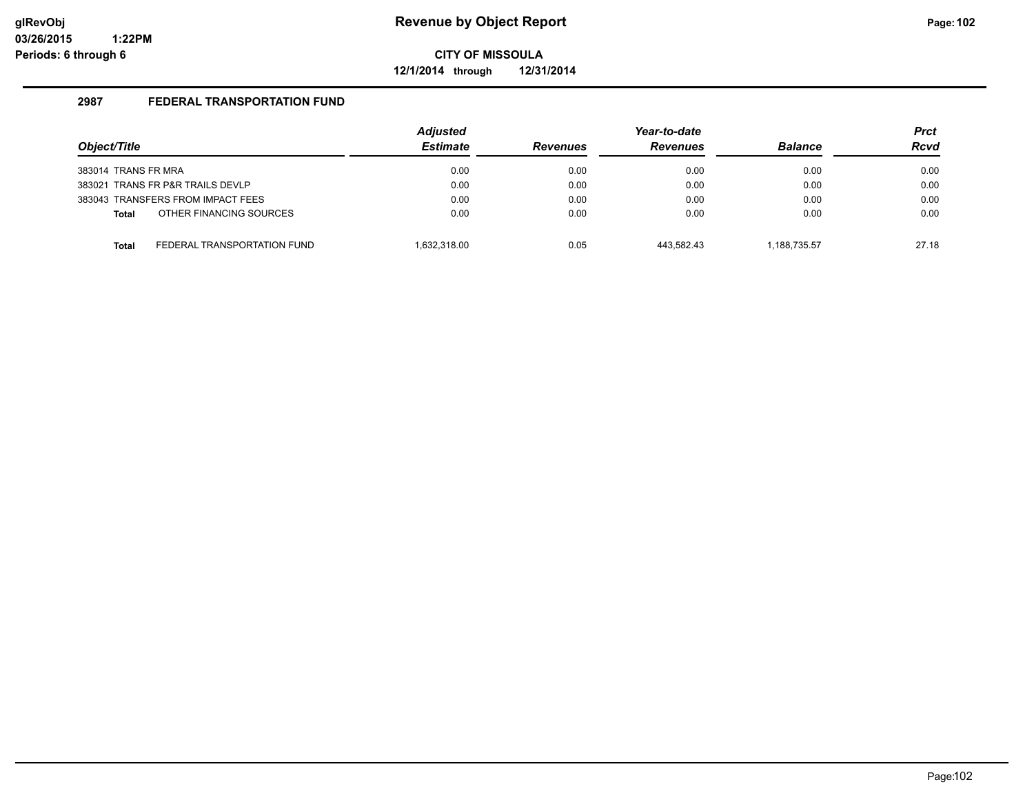# Revenue by Object Report

**CITY OF MISSOULA**

**12/1/2014 through 12/31/2014**

glRevObj
03/26/2015 1:22PM
Periods: 6 through 6

## 2987 FEDERAL TRANSPORTATION FUND

| Object/Title | | Adjusted Estimate | Revenues | Year-to-date Revenues | Balance | Prct Rcvd |
|---|---|---|---|---|---|---|
| 383014 TRANS FR MRA | | 0.00 | 0.00 | 0.00 | 0.00 | 0.00 |
| 383021 TRANS FR P&R TRAILS DEVLP | | 0.00 | 0.00 | 0.00 | 0.00 | 0.00 |
| 383043 TRANSFERS FROM IMPACT FEES | | 0.00 | 0.00 | 0.00 | 0.00 | 0.00 |
| **Total** | OTHER FINANCING SOURCES | 0.00 | 0.00 | 0.00 | 0.00 | 0.00 |
| **Total** | FEDERAL TRANSPORTATION FUND | 1,632,318.00 | 0.05 | 443,582.43 | 1,188,735.57 | 27.18 |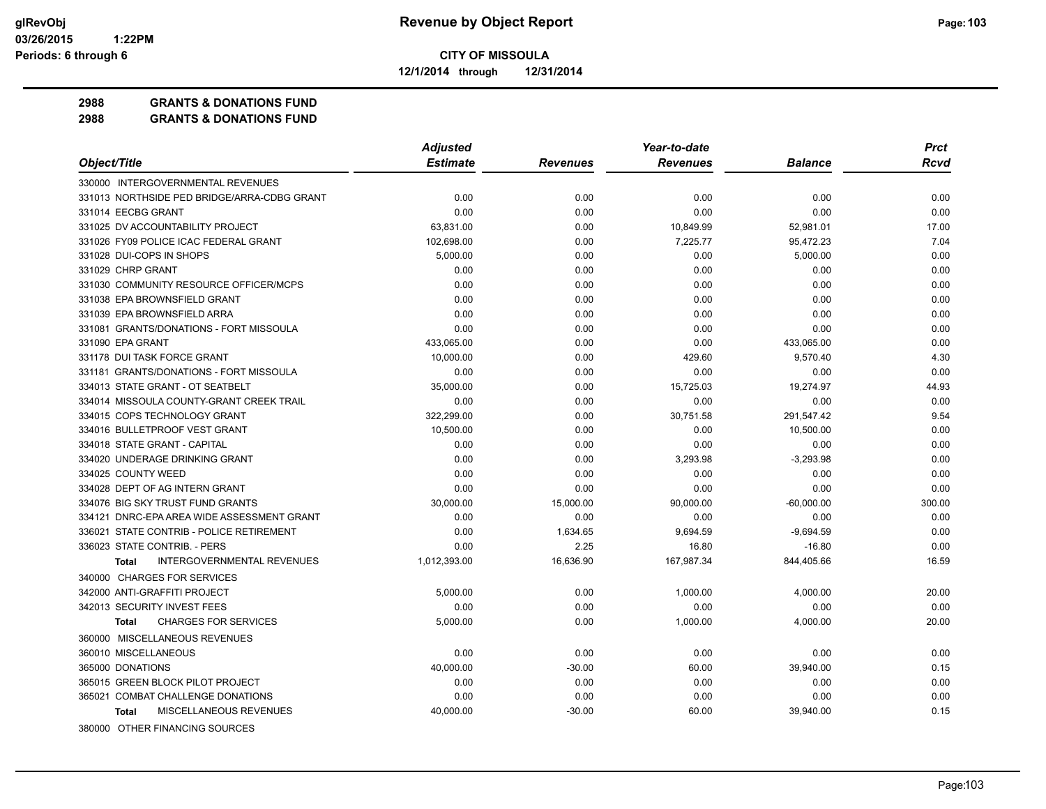**Revenue by Object Report**

**CITY OF MISSOULA**

**12/1/2014 through 12/31/2014**

glRevObj
03/26/2015 1:22PM
Periods: 6 through 6

## 2988 GRANTS & DONATIONS FUND
## 2988 GRANTS & DONATIONS FUND

| Object/Title | Adjusted Estimate | Revenues | Year-to-date Revenues | Balance | Prct Rcvd |
|---|---|---|---|---|---|
| 330000 INTERGOVERNMENTAL REVENUES | | | | | |
| 331013 NORTHSIDE PED BRIDGE/ARRA-CDBG GRANT | 0.00 | 0.00 | 0.00 | 0.00 | 0.00 |
| 331014 EECBG GRANT | 0.00 | 0.00 | 0.00 | 0.00 | 0.00 |
| 331025 DV ACCOUNTABILITY PROJECT | 63,831.00 | 0.00 | 10,849.99 | 52,981.01 | 17.00 |
| 331026 FY09 POLICE ICAC FEDERAL GRANT | 102,698.00 | 0.00 | 7,225.77 | 95,472.23 | 7.04 |
| 331028 DUI-COPS IN SHOPS | 5,000.00 | 0.00 | 0.00 | 5,000.00 | 0.00 |
| 331029 CHRP GRANT | 0.00 | 0.00 | 0.00 | 0.00 | 0.00 |
| 331030 COMMUNITY RESOURCE OFFICER/MCPS | 0.00 | 0.00 | 0.00 | 0.00 | 0.00 |
| 331038 EPA BROWNSFIELD GRANT | 0.00 | 0.00 | 0.00 | 0.00 | 0.00 |
| 331039 EPA BROWNSFIELD ARRA | 0.00 | 0.00 | 0.00 | 0.00 | 0.00 |
| 331081 GRANTS/DONATIONS - FORT MISSOULA | 0.00 | 0.00 | 0.00 | 0.00 | 0.00 |
| 331090 EPA GRANT | 433,065.00 | 0.00 | 0.00 | 433,065.00 | 0.00 |
| 331178 DUI TASK FORCE GRANT | 10,000.00 | 0.00 | 429.60 | 9,570.40 | 4.30 |
| 331181 GRANTS/DONATIONS - FORT MISSOULA | 0.00 | 0.00 | 0.00 | 0.00 | 0.00 |
| 334013 STATE GRANT - OT SEATBELT | 35,000.00 | 0.00 | 15,725.03 | 19,274.97 | 44.93 |
| 334014 MISSOULA COUNTY-GRANT CREEK TRAIL | 0.00 | 0.00 | 0.00 | 0.00 | 0.00 |
| 334015 COPS TECHNOLOGY GRANT | 322,299.00 | 0.00 | 30,751.58 | 291,547.42 | 9.54 |
| 334016 BULLETPROOF VEST GRANT | 10,500.00 | 0.00 | 0.00 | 10,500.00 | 0.00 |
| 334018 STATE GRANT - CAPITAL | 0.00 | 0.00 | 0.00 | 0.00 | 0.00 |
| 334020 UNDERAGE DRINKING GRANT | 0.00 | 0.00 | 3,293.98 | -3,293.98 | 0.00 |
| 334025 COUNTY WEED | 0.00 | 0.00 | 0.00 | 0.00 | 0.00 |
| 334028 DEPT OF AG INTERN GRANT | 0.00 | 0.00 | 0.00 | 0.00 | 0.00 |
| 334076 BIG SKY TRUST FUND GRANTS | 30,000.00 | 15,000.00 | 90,000.00 | -60,000.00 | 300.00 |
| 334121 DNRC-EPA AREA WIDE ASSESSMENT GRANT | 0.00 | 0.00 | 0.00 | 0.00 | 0.00 |
| 336021 STATE CONTRIB - POLICE RETIREMENT | 0.00 | 1,634.65 | 9,694.59 | -9,694.59 | 0.00 |
| 336023 STATE CONTRIB. - PERS | 0.00 | 2.25 | 16.80 | -16.80 | 0.00 |
| **Total** INTERGOVERNMENTAL REVENUES | 1,012,393.00 | 16,636.90 | 167,987.34 | 844,405.66 | 16.59 |
| 340000 CHARGES FOR SERVICES | | | | | |
| 342000 ANTI-GRAFFITI PROJECT | 5,000.00 | 0.00 | 1,000.00 | 4,000.00 | 20.00 |
| 342013 SECURITY INVEST FEES | 0.00 | 0.00 | 0.00 | 0.00 | 0.00 |
| **Total** CHARGES FOR SERVICES | 5,000.00 | 0.00 | 1,000.00 | 4,000.00 | 20.00 |
| 360000 MISCELLANEOUS REVENUES | | | | | |
| 360010 MISCELLANEOUS | 0.00 | 0.00 | 0.00 | 0.00 | 0.00 |
| 365000 DONATIONS | 40,000.00 | -30.00 | 60.00 | 39,940.00 | 0.15 |
| 365015 GREEN BLOCK PILOT PROJECT | 0.00 | 0.00 | 0.00 | 0.00 | 0.00 |
| 365021 COMBAT CHALLENGE DONATIONS | 0.00 | 0.00 | 0.00 | 0.00 | 0.00 |
| **Total** MISCELLANEOUS REVENUES | 40,000.00 | -30.00 | 60.00 | 39,940.00 | 0.15 |
| 380000 OTHER FINANCING SOURCES | | | | | |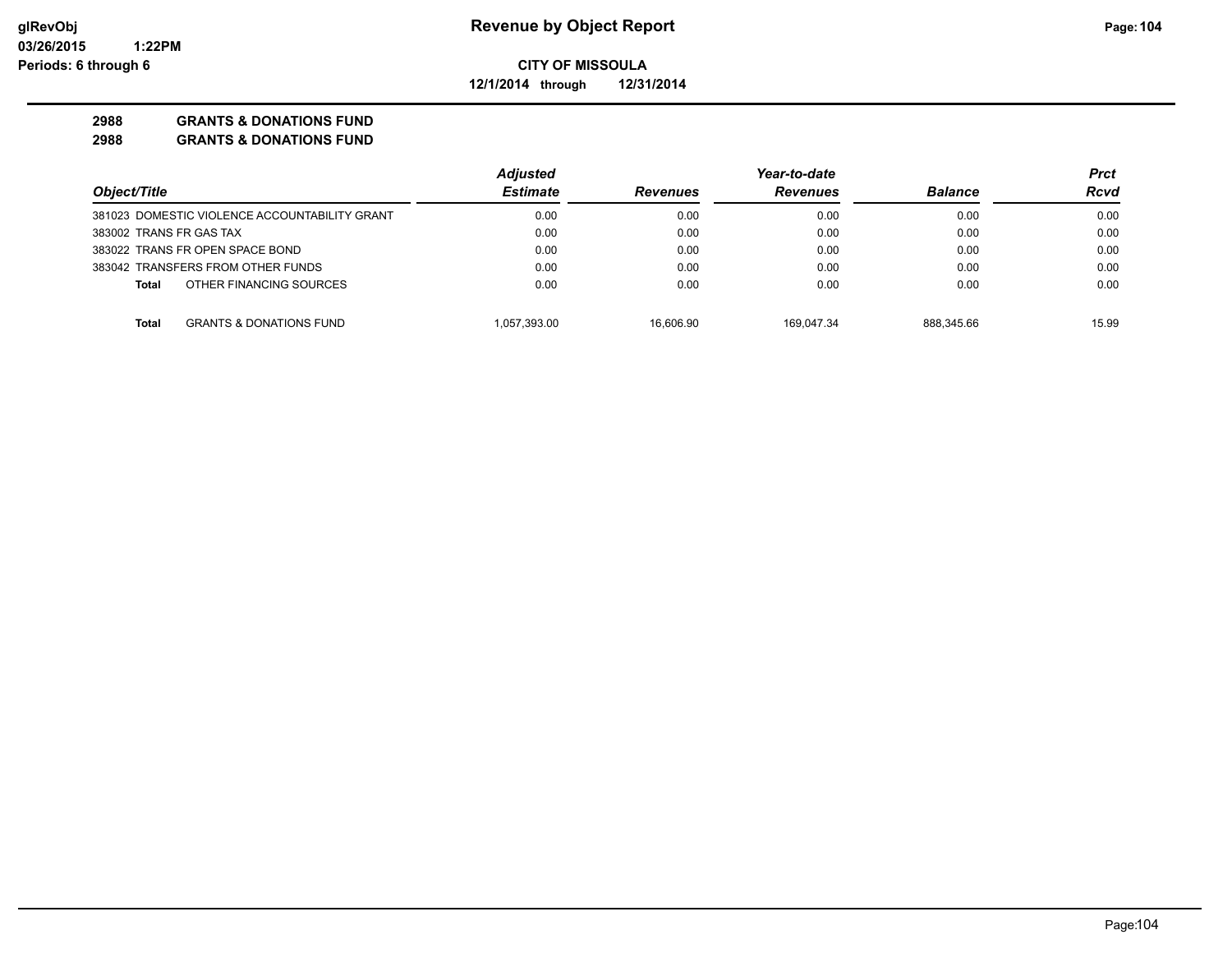# Revenue by Object Report

**CITY OF MISSOULA**

**12/1/2014 through 12/31/2014**

glRevObj
03/26/2015 1:22PM
Periods: 6 through 6

**2988 GRANTS & DONATIONS FUND**
**2988 GRANTS & DONATIONS FUND**

| Object/Title | Adjusted Estimate | Revenues | Year-to-date Revenues | Balance | Prct Rcvd |
|---|---|---|---|---|---|
| 381023 DOMESTIC VIOLENCE ACCOUNTABILITY GRANT | 0.00 | 0.00 | 0.00 | 0.00 | 0.00 |
| 383002 TRANS FR GAS TAX | 0.00 | 0.00 | 0.00 | 0.00 | 0.00 |
| 383022 TRANS FR OPEN SPACE BOND | 0.00 | 0.00 | 0.00 | 0.00 | 0.00 |
| 383042 TRANSFERS FROM OTHER FUNDS | 0.00 | 0.00 | 0.00 | 0.00 | 0.00 |
| **Total** OTHER FINANCING SOURCES | 0.00 | 0.00 | 0.00 | 0.00 | 0.00 |
| **Total** GRANTS & DONATIONS FUND | 1,057,393.00 | 16,606.90 | 169,047.34 | 888,345.66 | 15.99 |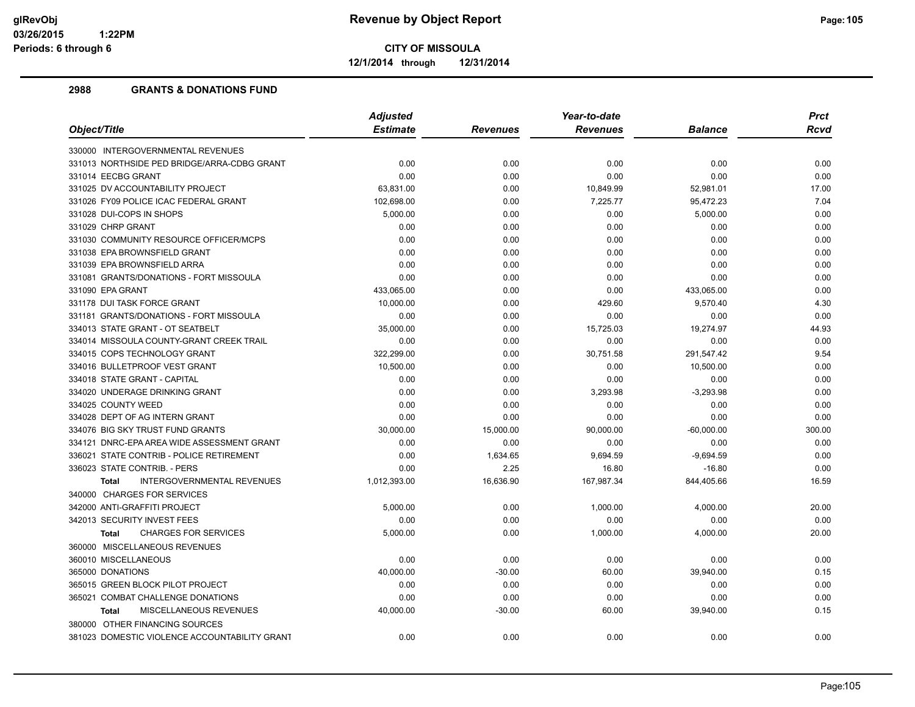**Revenue by Object Report**

**CITY OF MISSOULA**

**12/1/2014 through 12/31/2014**

glRevObj
03/26/2015 1:22PM
Periods: 6 through 6

## 2988 GRANTS & DONATIONS FUND

| Object/Title | Adjusted Estimate | Revenues | Year-to-date Revenues | Balance | Prct Rcvd |
|---|---|---|---|---|---|
| 330000 INTERGOVERNMENTAL REVENUES | | | | | |
| 331013 NORTHSIDE PED BRIDGE/ARRA-CDBG GRANT | 0.00 | 0.00 | 0.00 | 0.00 | 0.00 |
| 331014 EECBG GRANT | 0.00 | 0.00 | 0.00 | 0.00 | 0.00 |
| 331025 DV ACCOUNTABILITY PROJECT | 63,831.00 | 0.00 | 10,849.99 | 52,981.01 | 17.00 |
| 331026 FY09 POLICE ICAC FEDERAL GRANT | 102,698.00 | 0.00 | 7,225.77 | 95,472.23 | 7.04 |
| 331028 DUI-COPS IN SHOPS | 5,000.00 | 0.00 | 0.00 | 5,000.00 | 0.00 |
| 331029 CHRP GRANT | 0.00 | 0.00 | 0.00 | 0.00 | 0.00 |
| 331030 COMMUNITY RESOURCE OFFICER/MCPS | 0.00 | 0.00 | 0.00 | 0.00 | 0.00 |
| 331038 EPA BROWNSFIELD GRANT | 0.00 | 0.00 | 0.00 | 0.00 | 0.00 |
| 331039 EPA BROWNSFIELD ARRA | 0.00 | 0.00 | 0.00 | 0.00 | 0.00 |
| 331081 GRANTS/DONATIONS - FORT MISSOULA | 0.00 | 0.00 | 0.00 | 0.00 | 0.00 |
| 331090 EPA GRANT | 433,065.00 | 0.00 | 0.00 | 433,065.00 | 0.00 |
| 331178 DUI TASK FORCE GRANT | 10,000.00 | 0.00 | 429.60 | 9,570.40 | 4.30 |
| 331181 GRANTS/DONATIONS - FORT MISSOULA | 0.00 | 0.00 | 0.00 | 0.00 | 0.00 |
| 334013 STATE GRANT - OT SEATBELT | 35,000.00 | 0.00 | 15,725.03 | 19,274.97 | 44.93 |
| 334014 MISSOULA COUNTY-GRANT CREEK TRAIL | 0.00 | 0.00 | 0.00 | 0.00 | 0.00 |
| 334015 COPS TECHNOLOGY GRANT | 322,299.00 | 0.00 | 30,751.58 | 291,547.42 | 9.54 |
| 334016 BULLETPROOF VEST GRANT | 10,500.00 | 0.00 | 0.00 | 10,500.00 | 0.00 |
| 334018 STATE GRANT - CAPITAL | 0.00 | 0.00 | 0.00 | 0.00 | 0.00 |
| 334020 UNDERAGE DRINKING GRANT | 0.00 | 0.00 | 3,293.98 | -3,293.98 | 0.00 |
| 334025 COUNTY WEED | 0.00 | 0.00 | 0.00 | 0.00 | 0.00 |
| 334028 DEPT OF AG INTERN GRANT | 0.00 | 0.00 | 0.00 | 0.00 | 0.00 |
| 334076 BIG SKY TRUST FUND GRANTS | 30,000.00 | 15,000.00 | 90,000.00 | -60,000.00 | 300.00 |
| 334121 DNRC-EPA AREA WIDE ASSESSMENT GRANT | 0.00 | 0.00 | 0.00 | 0.00 | 0.00 |
| 336021 STATE CONTRIB - POLICE RETIREMENT | 0.00 | 1,634.65 | 9,694.59 | -9,694.59 | 0.00 |
| 336023 STATE CONTRIB. - PERS | 0.00 | 2.25 | 16.80 | -16.80 | 0.00 |
| **Total** INTERGOVERNMENTAL REVENUES | 1,012,393.00 | 16,636.90 | 167,987.34 | 844,405.66 | 16.59 |
| 340000 CHARGES FOR SERVICES | | | | | |
| 342000 ANTI-GRAFFITI PROJECT | 5,000.00 | 0.00 | 1,000.00 | 4,000.00 | 20.00 |
| 342013 SECURITY INVEST FEES | 0.00 | 0.00 | 0.00 | 0.00 | 0.00 |
| **Total** CHARGES FOR SERVICES | 5,000.00 | 0.00 | 1,000.00 | 4,000.00 | 20.00 |
| 360000 MISCELLANEOUS REVENUES | | | | | |
| 360010 MISCELLANEOUS | 0.00 | 0.00 | 0.00 | 0.00 | 0.00 |
| 365000 DONATIONS | 40,000.00 | -30.00 | 60.00 | 39,940.00 | 0.15 |
| 365015 GREEN BLOCK PILOT PROJECT | 0.00 | 0.00 | 0.00 | 0.00 | 0.00 |
| 365021 COMBAT CHALLENGE DONATIONS | 0.00 | 0.00 | 0.00 | 0.00 | 0.00 |
| **Total** MISCELLANEOUS REVENUES | 40,000.00 | -30.00 | 60.00 | 39,940.00 | 0.15 |
| 380000 OTHER FINANCING SOURCES | | | | | |
| 381023 DOMESTIC VIOLENCE ACCOUNTABILITY GRANT | 0.00 | 0.00 | 0.00 | 0.00 | 0.00 |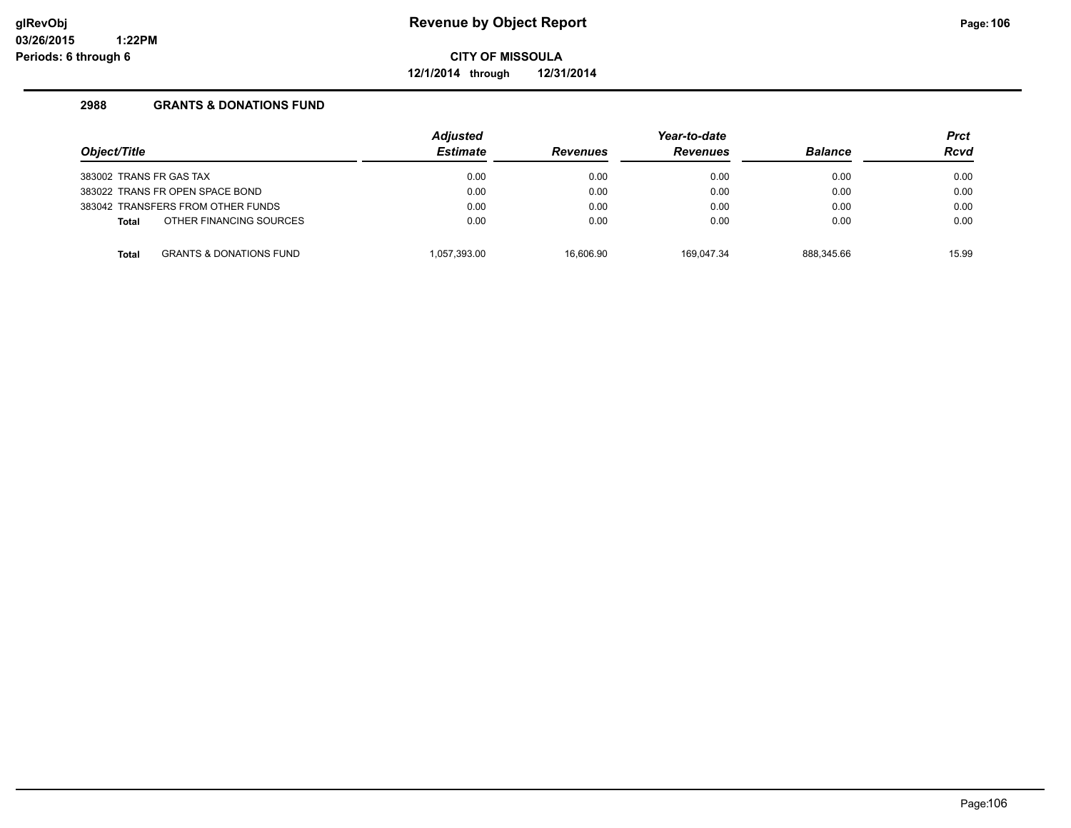# Revenue by Object Report

**CITY OF MISSOULA**

**12/1/2014 through 12/31/2014**

glRevObj
03/26/2015 1:22PM
Periods: 6 through 6

## 2988 GRANTS & DONATIONS FUND

| Object/Title | Adjusted Estimate | Revenues | Year-to-date Revenues | Balance | Prct Rcvd |
|---|---|---|---|---|---|
| 383002 TRANS FR GAS TAX | 0.00 | 0.00 | 0.00 | 0.00 | 0.00 |
| 383022 TRANS FR OPEN SPACE BOND | 0.00 | 0.00 | 0.00 | 0.00 | 0.00 |
| 383042 TRANSFERS FROM OTHER FUNDS | 0.00 | 0.00 | 0.00 | 0.00 | 0.00 |
| **Total** OTHER FINANCING SOURCES | 0.00 | 0.00 | 0.00 | 0.00 | 0.00 |
| **Total** GRANTS & DONATIONS FUND | 1,057,393.00 | 16,606.90 | 169,047.34 | 888,345.66 | 15.99 |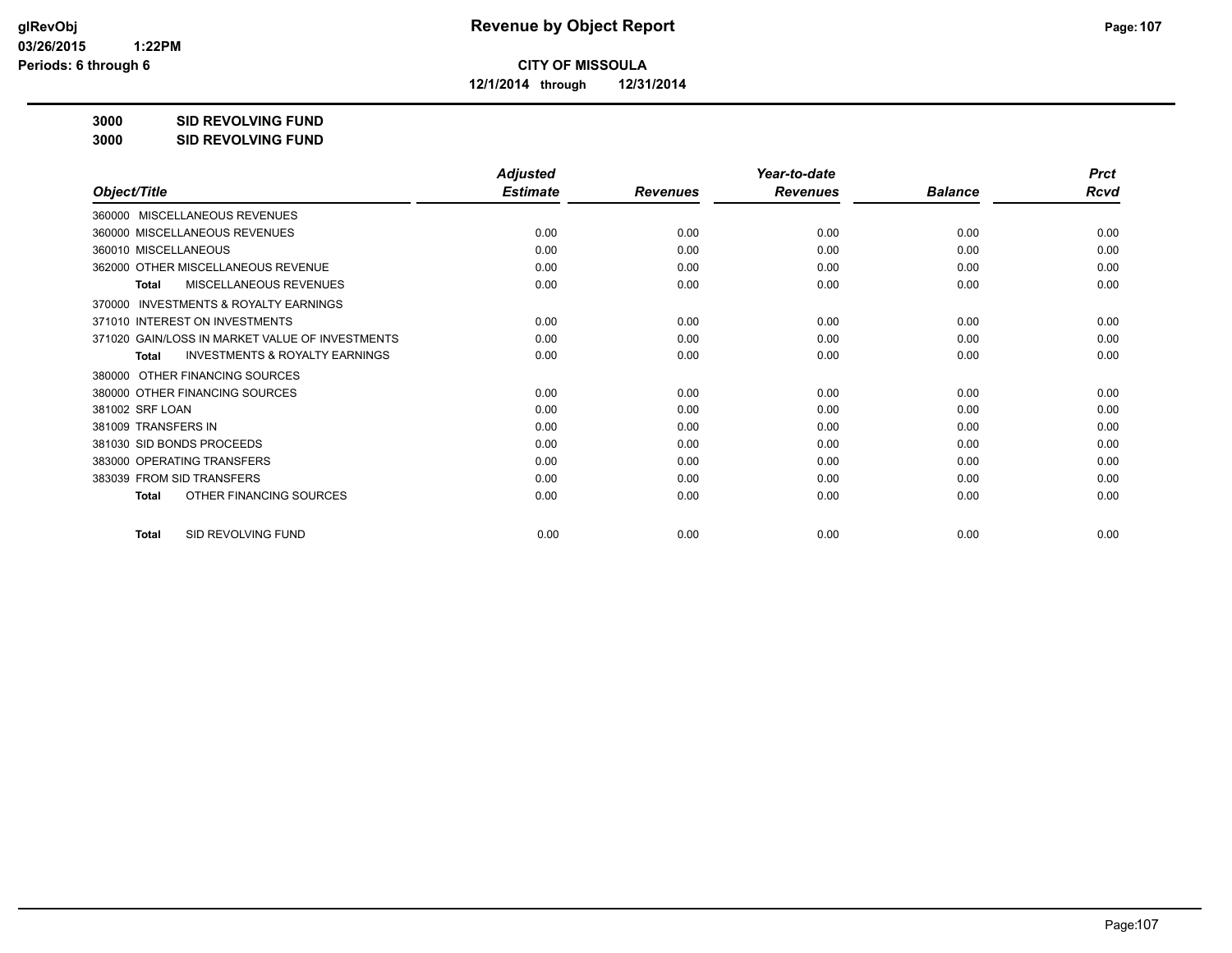# Revenue by Object Report

**CITY OF MISSOULA**

**12/1/2014 through 12/31/2014**

glRevObj
03/26/2015 1:22PM
Periods: 6 through 6

**3000 SID REVOLVING FUND**

**3000 SID REVOLVING FUND**

| Object/Title | Adjusted Estimate | Revenues | Year-to-date Revenues | Balance | Prct Rcvd |
|---|---|---|---|---|---|
| 360000 MISCELLANEOUS REVENUES | | | | | |
| 360000 MISCELLANEOUS REVENUES | 0.00 | 0.00 | 0.00 | 0.00 | 0.00 |
| 360010 MISCELLANEOUS | 0.00 | 0.00 | 0.00 | 0.00 | 0.00 |
| 362000 OTHER MISCELLANEOUS REVENUE | 0.00 | 0.00 | 0.00 | 0.00 | 0.00 |
| **Total** MISCELLANEOUS REVENUES | 0.00 | 0.00 | 0.00 | 0.00 | 0.00 |
| 370000 INVESTMENTS & ROYALTY EARNINGS | | | | | |
| 371010 INTEREST ON INVESTMENTS | 0.00 | 0.00 | 0.00 | 0.00 | 0.00 |
| 371020 GAIN/LOSS IN MARKET VALUE OF INVESTMENTS | 0.00 | 0.00 | 0.00 | 0.00 | 0.00 |
| **Total** INVESTMENTS & ROYALTY EARNINGS | 0.00 | 0.00 | 0.00 | 0.00 | 0.00 |
| 380000 OTHER FINANCING SOURCES | | | | | |
| 380000 OTHER FINANCING SOURCES | 0.00 | 0.00 | 0.00 | 0.00 | 0.00 |
| 381002 SRF LOAN | 0.00 | 0.00 | 0.00 | 0.00 | 0.00 |
| 381009 TRANSFERS IN | 0.00 | 0.00 | 0.00 | 0.00 | 0.00 |
| 381030 SID BONDS PROCEEDS | 0.00 | 0.00 | 0.00 | 0.00 | 0.00 |
| 383000 OPERATING TRANSFERS | 0.00 | 0.00 | 0.00 | 0.00 | 0.00 |
| 383039 FROM SID TRANSFERS | 0.00 | 0.00 | 0.00 | 0.00 | 0.00 |
| **Total** OTHER FINANCING SOURCES | 0.00 | 0.00 | 0.00 | 0.00 | 0.00 |
| **Total** SID REVOLVING FUND | 0.00 | 0.00 | 0.00 | 0.00 | 0.00 |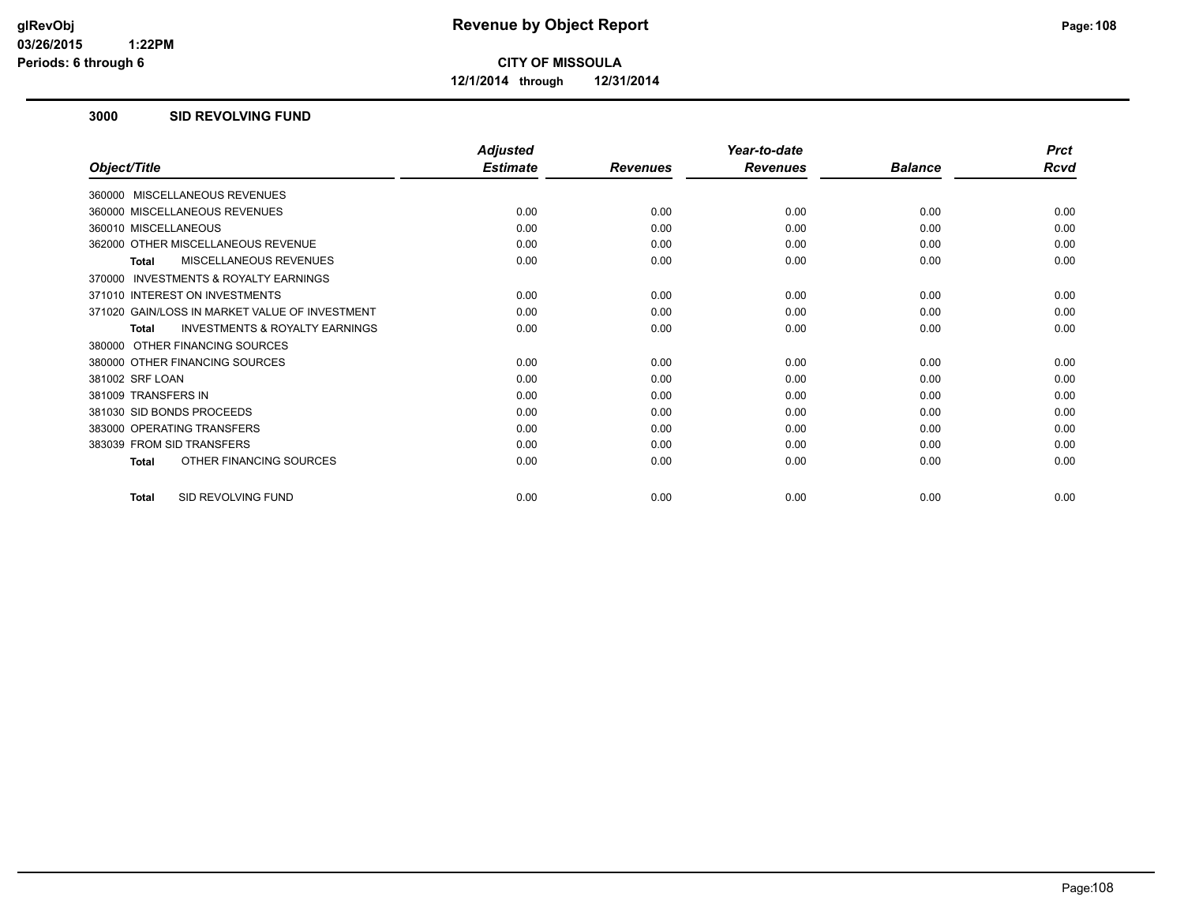# Revenue by Object Report

**CITY OF MISSOULA**

**12/1/2014 through 12/31/2014**

glRevObj
03/26/2015 1:22PM
Periods: 6 through 6

## 3000 SID REVOLVING FUND

| Object/Title | Adjusted Estimate | Revenues | Year-to-date Revenues | Balance | Prct Rcvd |
|---|---|---|---|---|---|
| 360000 MISCELLANEOUS REVENUES | | | | | |
| 360000 MISCELLANEOUS REVENUES | 0.00 | 0.00 | 0.00 | 0.00 | 0.00 |
| 360010 MISCELLANEOUS | 0.00 | 0.00 | 0.00 | 0.00 | 0.00 |
| 362000 OTHER MISCELLANEOUS REVENUE | 0.00 | 0.00 | 0.00 | 0.00 | 0.00 |
| **Total** MISCELLANEOUS REVENUES | 0.00 | 0.00 | 0.00 | 0.00 | 0.00 |
| 370000 INVESTMENTS & ROYALTY EARNINGS | | | | | |
| 371010 INTEREST ON INVESTMENTS | 0.00 | 0.00 | 0.00 | 0.00 | 0.00 |
| 371020 GAIN/LOSS IN MARKET VALUE OF INVESTMENT | 0.00 | 0.00 | 0.00 | 0.00 | 0.00 |
| **Total** INVESTMENTS & ROYALTY EARNINGS | 0.00 | 0.00 | 0.00 | 0.00 | 0.00 |
| 380000 OTHER FINANCING SOURCES | | | | | |
| 380000 OTHER FINANCING SOURCES | 0.00 | 0.00 | 0.00 | 0.00 | 0.00 |
| 381002 SRF LOAN | 0.00 | 0.00 | 0.00 | 0.00 | 0.00 |
| 381009 TRANSFERS IN | 0.00 | 0.00 | 0.00 | 0.00 | 0.00 |
| 381030 SID BONDS PROCEEDS | 0.00 | 0.00 | 0.00 | 0.00 | 0.00 |
| 383000 OPERATING TRANSFERS | 0.00 | 0.00 | 0.00 | 0.00 | 0.00 |
| 383039 FROM SID TRANSFERS | 0.00 | 0.00 | 0.00 | 0.00 | 0.00 |
| **Total** OTHER FINANCING SOURCES | 0.00 | 0.00 | 0.00 | 0.00 | 0.00 |
| **Total** SID REVOLVING FUND | 0.00 | 0.00 | 0.00 | 0.00 | 0.00 |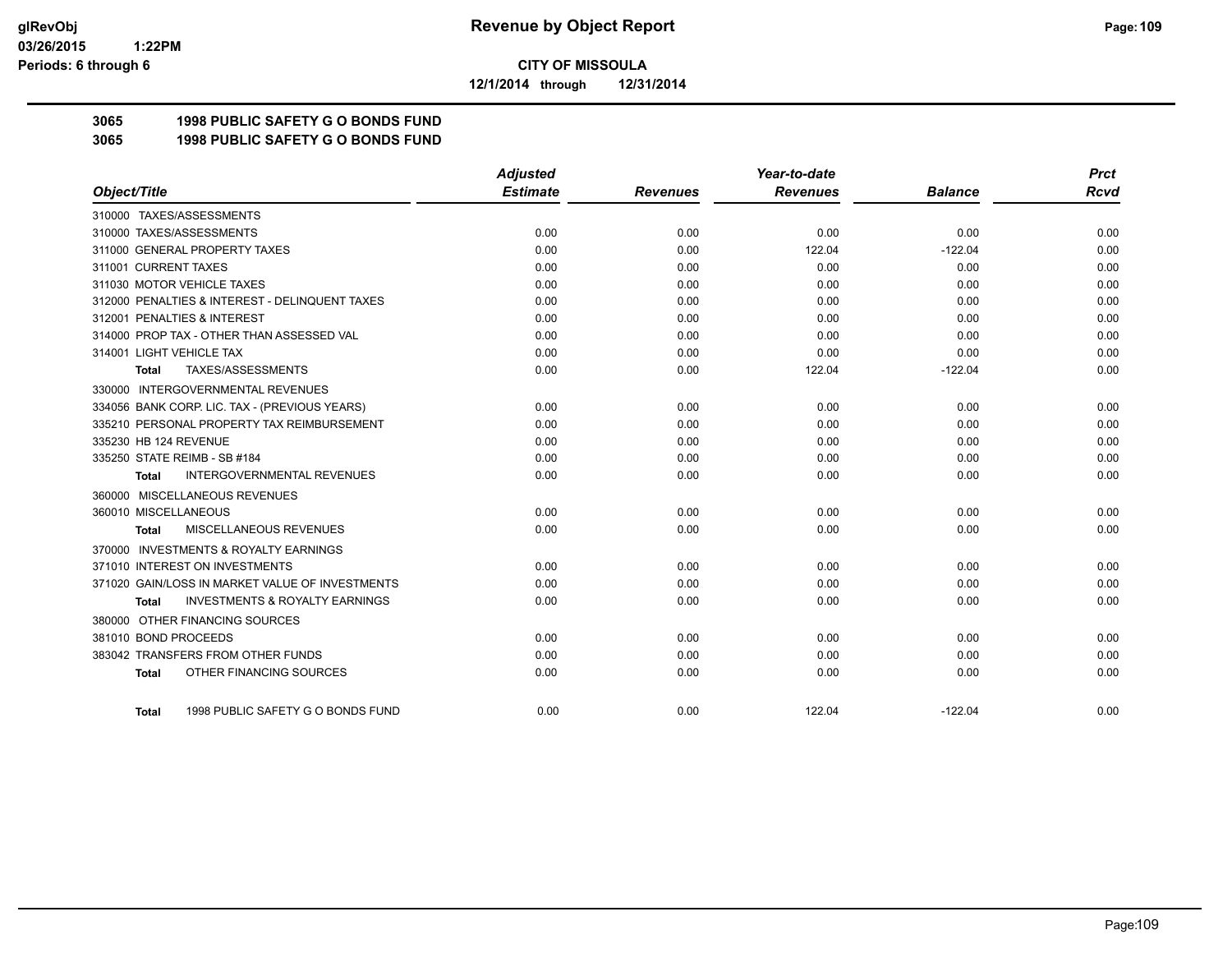**glRevObj**
**03/26/2015 1:22PM**
**Periods: 6 through 6**

# Revenue by Object Report

**CITY OF MISSOULA**
**12/1/2014 through 12/31/2014**

## 3065 1998 PUBLIC SAFETY G O BONDS FUND
## 3065 1998 PUBLIC SAFETY G O BONDS FUND

| Object/Title | Adjusted Estimate | Revenues | Year-to-date Revenues | Balance | Prct Rcvd |
|---|---|---|---|---|---|
| 310000 TAXES/ASSESSMENTS | | | | | |
| 310000 TAXES/ASSESSMENTS | 0.00 | 0.00 | 0.00 | 0.00 | 0.00 |
| 311000 GENERAL PROPERTY TAXES | 0.00 | 0.00 | 122.04 | -122.04 | 0.00 |
| 311001 CURRENT TAXES | 0.00 | 0.00 | 0.00 | 0.00 | 0.00 |
| 311030 MOTOR VEHICLE TAXES | 0.00 | 0.00 | 0.00 | 0.00 | 0.00 |
| 312000 PENALTIES & INTEREST - DELINQUENT TAXES | 0.00 | 0.00 | 0.00 | 0.00 | 0.00 |
| 312001 PENALTIES & INTEREST | 0.00 | 0.00 | 0.00 | 0.00 | 0.00 |
| 314000 PROP TAX - OTHER THAN ASSESSED VAL | 0.00 | 0.00 | 0.00 | 0.00 | 0.00 |
| 314001 LIGHT VEHICLE TAX | 0.00 | 0.00 | 0.00 | 0.00 | 0.00 |
| **Total** TAXES/ASSESSMENTS | 0.00 | 0.00 | 122.04 | -122.04 | 0.00 |
| 330000 INTERGOVERNMENTAL REVENUES | | | | | |
| 334056 BANK CORP. LIC. TAX - (PREVIOUS YEARS) | 0.00 | 0.00 | 0.00 | 0.00 | 0.00 |
| 335210 PERSONAL PROPERTY TAX REIMBURSEMENT | 0.00 | 0.00 | 0.00 | 0.00 | 0.00 |
| 335230 HB 124 REVENUE | 0.00 | 0.00 | 0.00 | 0.00 | 0.00 |
| 335250 STATE REIMB - SB #184 | 0.00 | 0.00 | 0.00 | 0.00 | 0.00 |
| **Total** INTERGOVERNMENTAL REVENUES | 0.00 | 0.00 | 0.00 | 0.00 | 0.00 |
| 360000 MISCELLANEOUS REVENUES | | | | | |
| 360010 MISCELLANEOUS | 0.00 | 0.00 | 0.00 | 0.00 | 0.00 |
| **Total** MISCELLANEOUS REVENUES | 0.00 | 0.00 | 0.00 | 0.00 | 0.00 |
| 370000 INVESTMENTS & ROYALTY EARNINGS | | | | | |
| 371010 INTEREST ON INVESTMENTS | 0.00 | 0.00 | 0.00 | 0.00 | 0.00 |
| 371020 GAIN/LOSS IN MARKET VALUE OF INVESTMENTS | 0.00 | 0.00 | 0.00 | 0.00 | 0.00 |
| **Total** INVESTMENTS & ROYALTY EARNINGS | 0.00 | 0.00 | 0.00 | 0.00 | 0.00 |
| 380000 OTHER FINANCING SOURCES | | | | | |
| 381010 BOND PROCEEDS | 0.00 | 0.00 | 0.00 | 0.00 | 0.00 |
| 383042 TRANSFERS FROM OTHER FUNDS | 0.00 | 0.00 | 0.00 | 0.00 | 0.00 |
| **Total** OTHER FINANCING SOURCES | 0.00 | 0.00 | 0.00 | 0.00 | 0.00 |
| **Total** 1998 PUBLIC SAFETY G O BONDS FUND | 0.00 | 0.00 | 122.04 | -122.04 | 0.00 |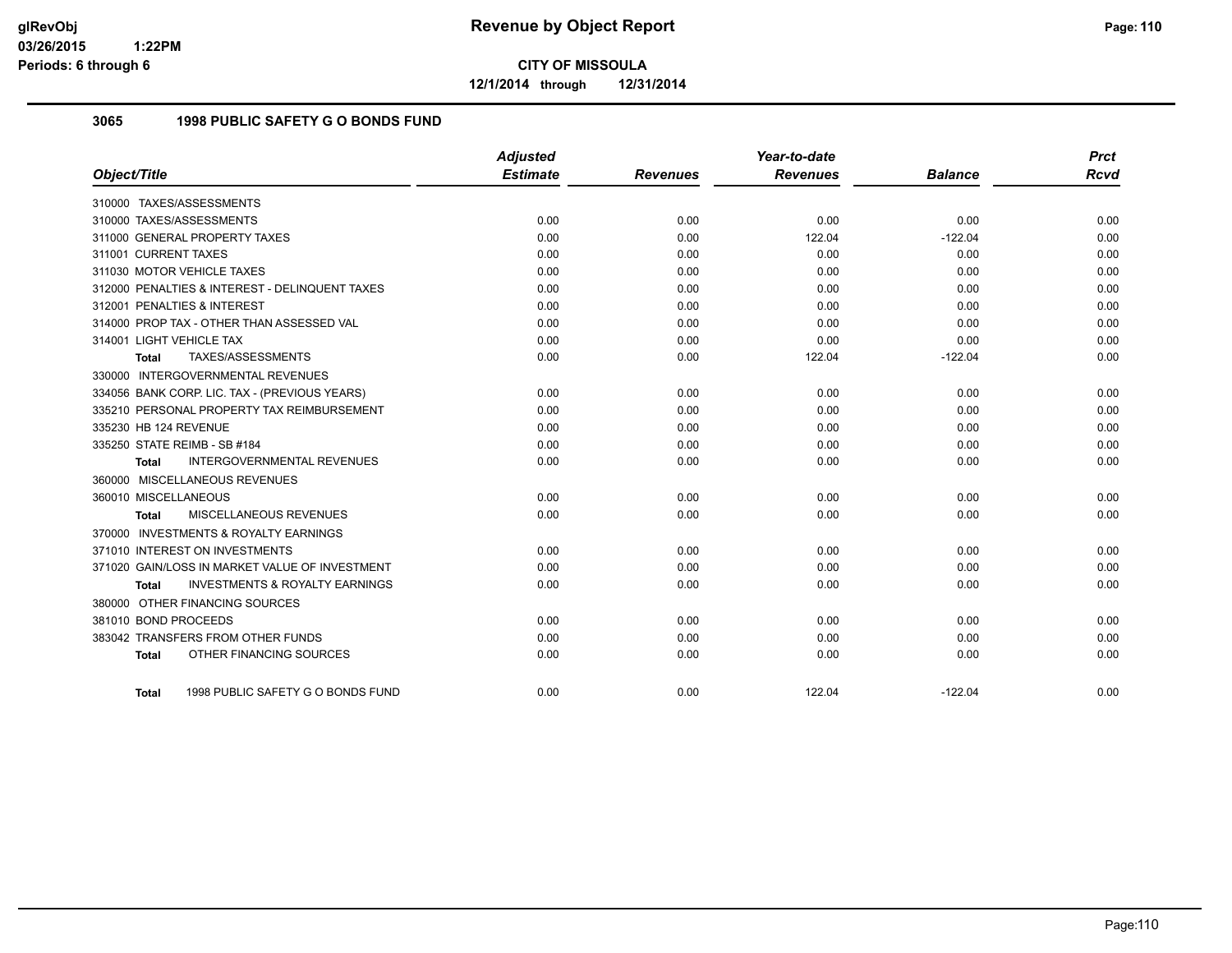**glRevObj**
**03/26/2015 1:22PM**
**Periods: 6 through 6**

# Revenue by Object Report

**CITY OF MISSOULA**

**12/1/2014 through 12/31/2014**

## 3065 1998 PUBLIC SAFETY G O BONDS FUND

| Object/Title | Adjusted Estimate | Revenues | Year-to-date Revenues | Balance | Prct Rcvd |
|---|---|---|---|---|---|
| 310000 TAXES/ASSESSMENTS | | | | | |
| 310000 TAXES/ASSESSMENTS | 0.00 | 0.00 | 0.00 | 0.00 | 0.00 |
| 311000 GENERAL PROPERTY TAXES | 0.00 | 0.00 | 122.04 | -122.04 | 0.00 |
| 311001 CURRENT TAXES | 0.00 | 0.00 | 0.00 | 0.00 | 0.00 |
| 311030 MOTOR VEHICLE TAXES | 0.00 | 0.00 | 0.00 | 0.00 | 0.00 |
| 312000 PENALTIES & INTEREST - DELINQUENT TAXES | 0.00 | 0.00 | 0.00 | 0.00 | 0.00 |
| 312001 PENALTIES & INTEREST | 0.00 | 0.00 | 0.00 | 0.00 | 0.00 |
| 314000 PROP TAX - OTHER THAN ASSESSED VAL | 0.00 | 0.00 | 0.00 | 0.00 | 0.00 |
| 314001 LIGHT VEHICLE TAX | 0.00 | 0.00 | 0.00 | 0.00 | 0.00 |
| **Total** TAXES/ASSESSMENTS | 0.00 | 0.00 | 122.04 | -122.04 | 0.00 |
| 330000 INTERGOVERNMENTAL REVENUES | | | | | |
| 334056 BANK CORP. LIC. TAX - (PREVIOUS YEARS) | 0.00 | 0.00 | 0.00 | 0.00 | 0.00 |
| 335210 PERSONAL PROPERTY TAX REIMBURSEMENT | 0.00 | 0.00 | 0.00 | 0.00 | 0.00 |
| 335230 HB 124 REVENUE | 0.00 | 0.00 | 0.00 | 0.00 | 0.00 |
| 335250 STATE REIMB - SB #184 | 0.00 | 0.00 | 0.00 | 0.00 | 0.00 |
| **Total** INTERGOVERNMENTAL REVENUES | 0.00 | 0.00 | 0.00 | 0.00 | 0.00 |
| 360000 MISCELLANEOUS REVENUES | | | | | |
| 360010 MISCELLANEOUS | 0.00 | 0.00 | 0.00 | 0.00 | 0.00 |
| **Total** MISCELLANEOUS REVENUES | 0.00 | 0.00 | 0.00 | 0.00 | 0.00 |
| 370000 INVESTMENTS & ROYALTY EARNINGS | | | | | |
| 371010 INTEREST ON INVESTMENTS | 0.00 | 0.00 | 0.00 | 0.00 | 0.00 |
| 371020 GAIN/LOSS IN MARKET VALUE OF INVESTMENT | 0.00 | 0.00 | 0.00 | 0.00 | 0.00 |
| **Total** INVESTMENTS & ROYALTY EARNINGS | 0.00 | 0.00 | 0.00 | 0.00 | 0.00 |
| 380000 OTHER FINANCING SOURCES | | | | | |
| 381010 BOND PROCEEDS | 0.00 | 0.00 | 0.00 | 0.00 | 0.00 |
| 383042 TRANSFERS FROM OTHER FUNDS | 0.00 | 0.00 | 0.00 | 0.00 | 0.00 |
| **Total** OTHER FINANCING SOURCES | 0.00 | 0.00 | 0.00 | 0.00 | 0.00 |
| **Total** 1998 PUBLIC SAFETY G O BONDS FUND | 0.00 | 0.00 | 122.04 | -122.04 | 0.00 |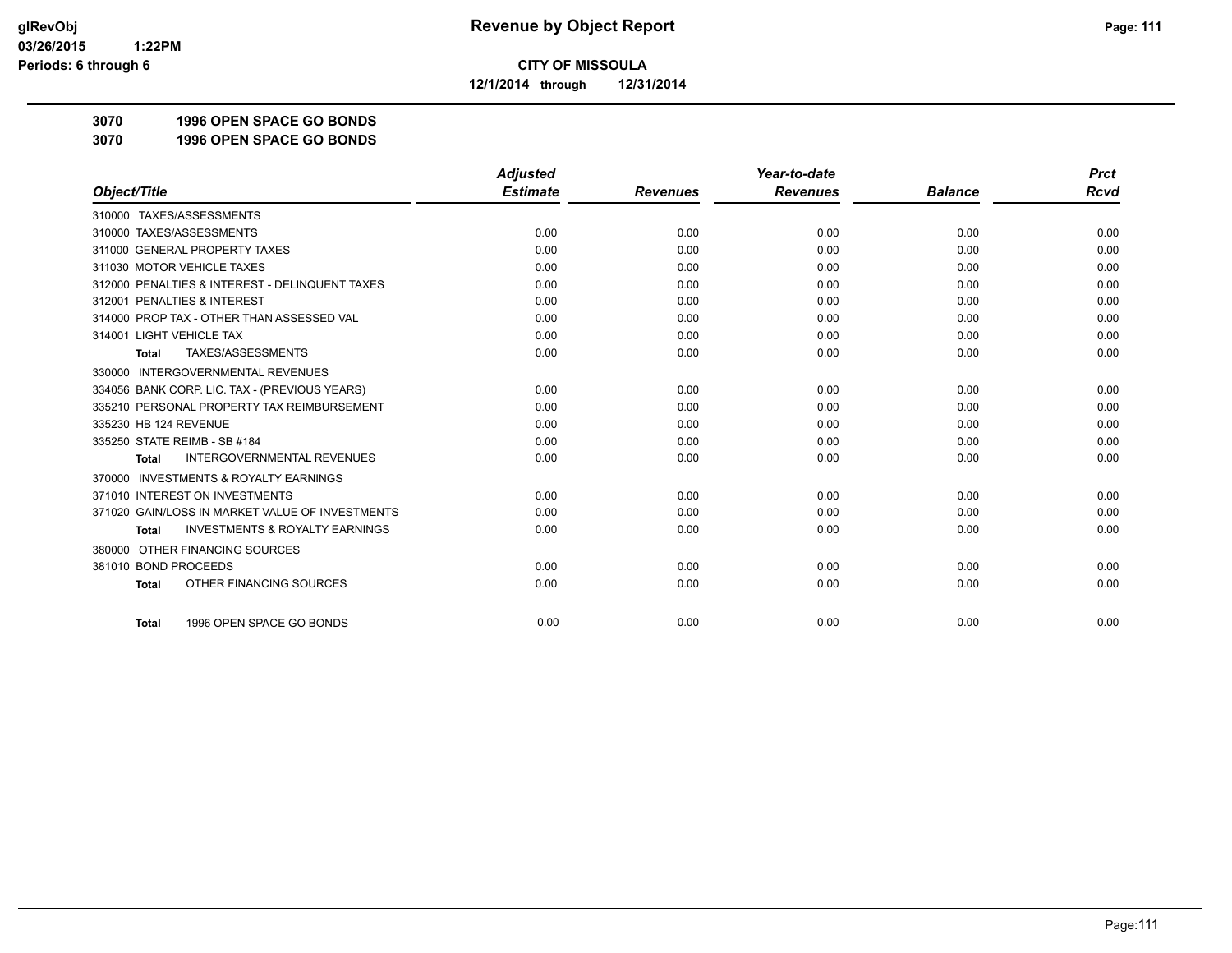**Revenue by Object Report**

**CITY OF MISSOULA**

**12/1/2014 through 12/31/2014**

glRevObj
03/26/2015 1:22PM
Periods: 6 through 6

## 3070 1996 OPEN SPACE GO BONDS

## 3070 1996 OPEN SPACE GO BONDS

| Object/Title | Adjusted Estimate | Revenues | Year-to-date Revenues | Balance | Prct Rcvd |
|---|---|---|---|---|---|
| 310000 TAXES/ASSESSMENTS | | | | | |
| 310000 TAXES/ASSESSMENTS | 0.00 | 0.00 | 0.00 | 0.00 | 0.00 |
| 311000 GENERAL PROPERTY TAXES | 0.00 | 0.00 | 0.00 | 0.00 | 0.00 |
| 311030 MOTOR VEHICLE TAXES | 0.00 | 0.00 | 0.00 | 0.00 | 0.00 |
| 312000 PENALTIES & INTEREST - DELINQUENT TAXES | 0.00 | 0.00 | 0.00 | 0.00 | 0.00 |
| 312001 PENALTIES & INTEREST | 0.00 | 0.00 | 0.00 | 0.00 | 0.00 |
| 314000 PROP TAX - OTHER THAN ASSESSED VAL | 0.00 | 0.00 | 0.00 | 0.00 | 0.00 |
| 314001 LIGHT VEHICLE TAX | 0.00 | 0.00 | 0.00 | 0.00 | 0.00 |
| **Total** TAXES/ASSESSMENTS | 0.00 | 0.00 | 0.00 | 0.00 | 0.00 |
| 330000 INTERGOVERNMENTAL REVENUES | | | | | |
| 334056 BANK CORP. LIC. TAX - (PREVIOUS YEARS) | 0.00 | 0.00 | 0.00 | 0.00 | 0.00 |
| 335210 PERSONAL PROPERTY TAX REIMBURSEMENT | 0.00 | 0.00 | 0.00 | 0.00 | 0.00 |
| 335230 HB 124 REVENUE | 0.00 | 0.00 | 0.00 | 0.00 | 0.00 |
| 335250 STATE REIMB - SB #184 | 0.00 | 0.00 | 0.00 | 0.00 | 0.00 |
| **Total** INTERGOVERNMENTAL REVENUES | 0.00 | 0.00 | 0.00 | 0.00 | 0.00 |
| 370000 INVESTMENTS & ROYALTY EARNINGS | | | | | |
| 371010 INTEREST ON INVESTMENTS | 0.00 | 0.00 | 0.00 | 0.00 | 0.00 |
| 371020 GAIN/LOSS IN MARKET VALUE OF INVESTMENTS | 0.00 | 0.00 | 0.00 | 0.00 | 0.00 |
| **Total** INVESTMENTS & ROYALTY EARNINGS | 0.00 | 0.00 | 0.00 | 0.00 | 0.00 |
| 380000 OTHER FINANCING SOURCES | | | | | |
| 381010 BOND PROCEEDS | 0.00 | 0.00 | 0.00 | 0.00 | 0.00 |
| **Total** OTHER FINANCING SOURCES | 0.00 | 0.00 | 0.00 | 0.00 | 0.00 |
| **Total** 1996 OPEN SPACE GO BONDS | 0.00 | 0.00 | 0.00 | 0.00 | 0.00 |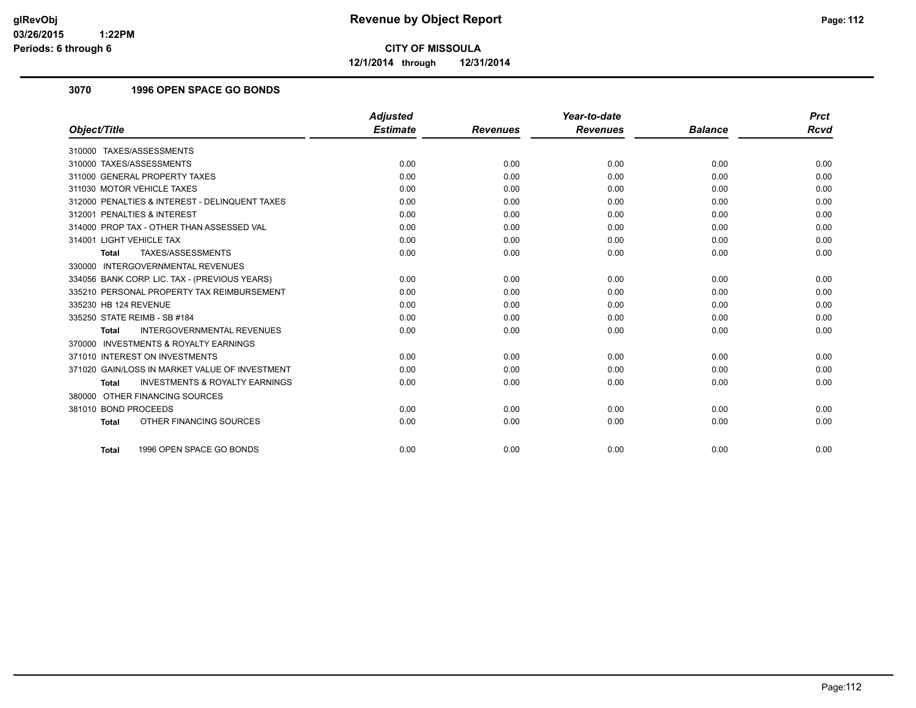**glRevObj**
**03/26/2015 1:22PM**
**Periods: 6 through 6**

# Revenue by Object Report

**CITY OF MISSOULA**

**12/1/2014 through 12/31/2014**

## 3070 1996 OPEN SPACE GO BONDS

| *Object/Title* | *Adjusted Estimate* | *Revenues* | *Year-to-date Revenues* | *Balance* | *Prct Rcvd* |
|---|---|---|---|---|---|
| 310000 TAXES/ASSESSMENTS | | | | | |
| 310000 TAXES/ASSESSMENTS | 0.00 | 0.00 | 0.00 | 0.00 | 0.00 |
| 311000 GENERAL PROPERTY TAXES | 0.00 | 0.00 | 0.00 | 0.00 | 0.00 |
| 311030 MOTOR VEHICLE TAXES | 0.00 | 0.00 | 0.00 | 0.00 | 0.00 |
| 312000 PENALTIES & INTEREST - DELINQUENT TAXES | 0.00 | 0.00 | 0.00 | 0.00 | 0.00 |
| 312001 PENALTIES & INTEREST | 0.00 | 0.00 | 0.00 | 0.00 | 0.00 |
| 314000 PROP TAX - OTHER THAN ASSESSED VAL | 0.00 | 0.00 | 0.00 | 0.00 | 0.00 |
| 314001 LIGHT VEHICLE TAX | 0.00 | 0.00 | 0.00 | 0.00 | 0.00 |
| **Total** TAXES/ASSESSMENTS | 0.00 | 0.00 | 0.00 | 0.00 | 0.00 |
| 330000 INTERGOVERNMENTAL REVENUES | | | | | |
| 334056 BANK CORP. LIC. TAX - (PREVIOUS YEARS) | 0.00 | 0.00 | 0.00 | 0.00 | 0.00 |
| 335210 PERSONAL PROPERTY TAX REIMBURSEMENT | 0.00 | 0.00 | 0.00 | 0.00 | 0.00 |
| 335230 HB 124 REVENUE | 0.00 | 0.00 | 0.00 | 0.00 | 0.00 |
| 335250 STATE REIMB - SB #184 | 0.00 | 0.00 | 0.00 | 0.00 | 0.00 |
| **Total** INTERGOVERNMENTAL REVENUES | 0.00 | 0.00 | 0.00 | 0.00 | 0.00 |
| 370000 INVESTMENTS & ROYALTY EARNINGS | | | | | |
| 371010 INTEREST ON INVESTMENTS | 0.00 | 0.00 | 0.00 | 0.00 | 0.00 |
| 371020 GAIN/LOSS IN MARKET VALUE OF INVESTMENT | 0.00 | 0.00 | 0.00 | 0.00 | 0.00 |
| **Total** INVESTMENTS & ROYALTY EARNINGS | 0.00 | 0.00 | 0.00 | 0.00 | 0.00 |
| 380000 OTHER FINANCING SOURCES | | | | | |
| 381010 BOND PROCEEDS | 0.00 | 0.00 | 0.00 | 0.00 | 0.00 |
| **Total** OTHER FINANCING SOURCES | 0.00 | 0.00 | 0.00 | 0.00 | 0.00 |
| **Total** 1996 OPEN SPACE GO BONDS | 0.00 | 0.00 | 0.00 | 0.00 | 0.00 |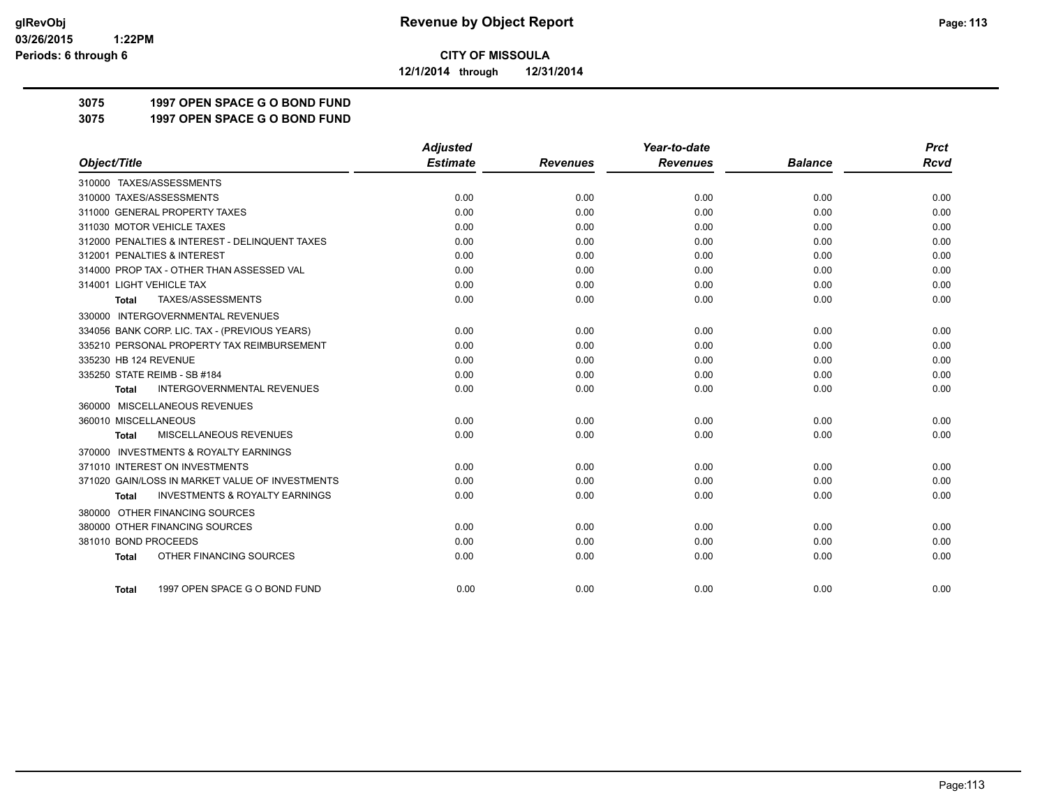**CITY OF MISSOULA**

**12/1/2014 through 12/31/2014**

**3075 1997 OPEN SPACE G O BOND FUND**

**3075 1997 OPEN SPACE G O BOND FUND**

| Object/Title | Adjusted Estimate | Revenues | Year-to-date Revenues | Balance | Prct Rcvd |
|---|---|---|---|---|---|
| 310000 TAXES/ASSESSMENTS | | | | | |
| 310000 TAXES/ASSESSMENTS | 0.00 | 0.00 | 0.00 | 0.00 | 0.00 |
| 311000 GENERAL PROPERTY TAXES | 0.00 | 0.00 | 0.00 | 0.00 | 0.00 |
| 311030 MOTOR VEHICLE TAXES | 0.00 | 0.00 | 0.00 | 0.00 | 0.00 |
| 312000 PENALTIES & INTEREST - DELINQUENT TAXES | 0.00 | 0.00 | 0.00 | 0.00 | 0.00 |
| 312001 PENALTIES & INTEREST | 0.00 | 0.00 | 0.00 | 0.00 | 0.00 |
| 314000 PROP TAX - OTHER THAN ASSESSED VAL | 0.00 | 0.00 | 0.00 | 0.00 | 0.00 |
| 314001 LIGHT VEHICLE TAX | 0.00 | 0.00 | 0.00 | 0.00 | 0.00 |
| **Total** TAXES/ASSESSMENTS | 0.00 | 0.00 | 0.00 | 0.00 | 0.00 |
| 330000 INTERGOVERNMENTAL REVENUES | | | | | |
| 334056 BANK CORP. LIC. TAX - (PREVIOUS YEARS) | 0.00 | 0.00 | 0.00 | 0.00 | 0.00 |
| 335210 PERSONAL PROPERTY TAX REIMBURSEMENT | 0.00 | 0.00 | 0.00 | 0.00 | 0.00 |
| 335230 HB 124 REVENUE | 0.00 | 0.00 | 0.00 | 0.00 | 0.00 |
| 335250 STATE REIMB - SB #184 | 0.00 | 0.00 | 0.00 | 0.00 | 0.00 |
| **Total** INTERGOVERNMENTAL REVENUES | 0.00 | 0.00 | 0.00 | 0.00 | 0.00 |
| 360000 MISCELLANEOUS REVENUES | | | | | |
| 360010 MISCELLANEOUS | 0.00 | 0.00 | 0.00 | 0.00 | 0.00 |
| **Total** MISCELLANEOUS REVENUES | 0.00 | 0.00 | 0.00 | 0.00 | 0.00 |
| 370000 INVESTMENTS & ROYALTY EARNINGS | | | | | |
| 371010 INTEREST ON INVESTMENTS | 0.00 | 0.00 | 0.00 | 0.00 | 0.00 |
| 371020 GAIN/LOSS IN MARKET VALUE OF INVESTMENTS | 0.00 | 0.00 | 0.00 | 0.00 | 0.00 |
| **Total** INVESTMENTS & ROYALTY EARNINGS | 0.00 | 0.00 | 0.00 | 0.00 | 0.00 |
| 380000 OTHER FINANCING SOURCES | | | | | |
| 380000 OTHER FINANCING SOURCES | 0.00 | 0.00 | 0.00 | 0.00 | 0.00 |
| 381010 BOND PROCEEDS | 0.00 | 0.00 | 0.00 | 0.00 | 0.00 |
| **Total** OTHER FINANCING SOURCES | 0.00 | 0.00 | 0.00 | 0.00 | 0.00 |
| **Total** 1997 OPEN SPACE G O BOND FUND | 0.00 | 0.00 | 0.00 | 0.00 | 0.00 |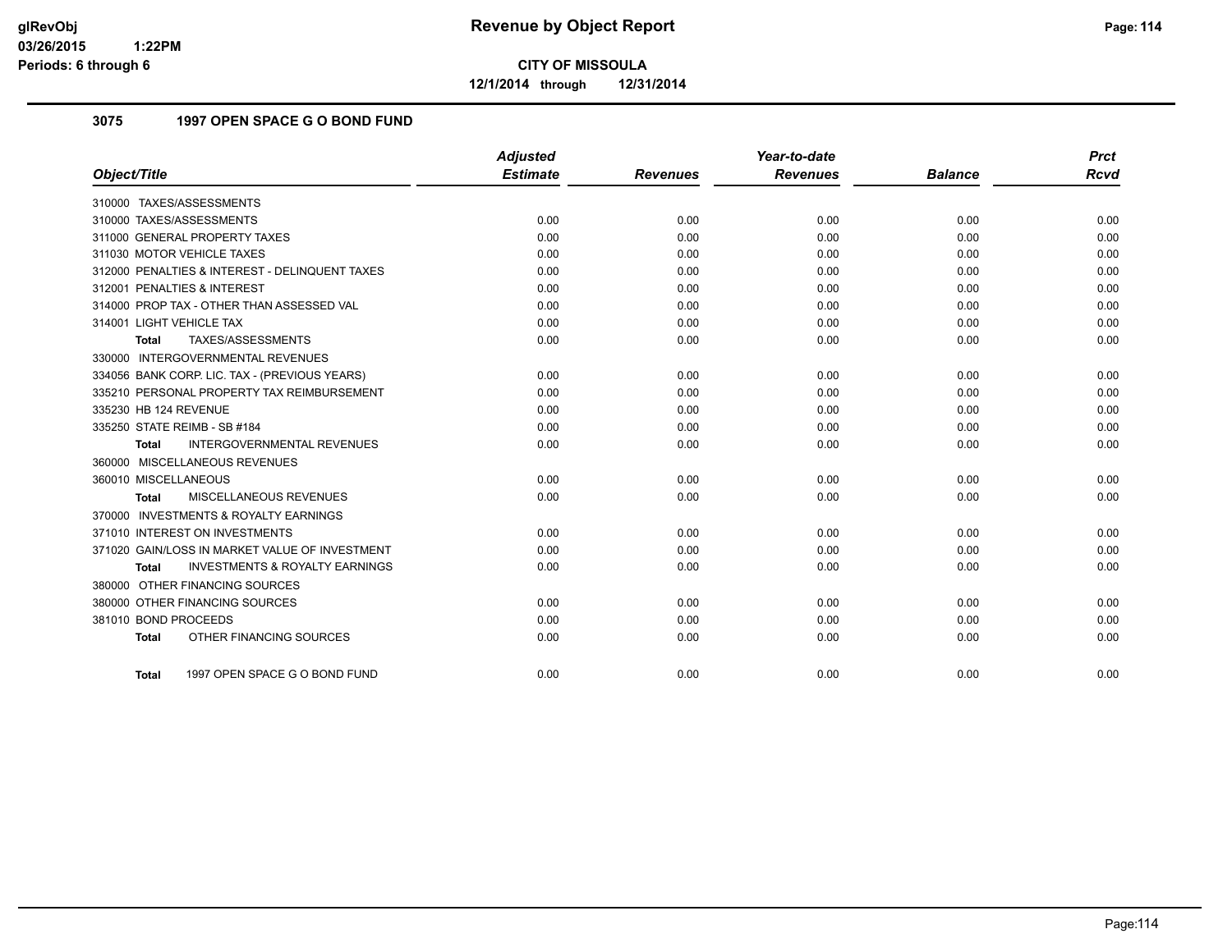# CITY OF MISSOULA

**12/1/2014 through 12/31/2014**

## 3075 1997 OPEN SPACE G O BOND FUND

| Object/Title | Adjusted Estimate | Revenues | Year-to-date Revenues | Balance | Prct Rcvd |
|---|---|---|---|---|---|
| 310000 TAXES/ASSESSMENTS | | | | | |
| 310000 TAXES/ASSESSMENTS | 0.00 | 0.00 | 0.00 | 0.00 | 0.00 |
| 311000 GENERAL PROPERTY TAXES | 0.00 | 0.00 | 0.00 | 0.00 | 0.00 |
| 311030 MOTOR VEHICLE TAXES | 0.00 | 0.00 | 0.00 | 0.00 | 0.00 |
| 312000 PENALTIES & INTEREST - DELINQUENT TAXES | 0.00 | 0.00 | 0.00 | 0.00 | 0.00 |
| 312001 PENALTIES & INTEREST | 0.00 | 0.00 | 0.00 | 0.00 | 0.00 |
| 314000 PROP TAX - OTHER THAN ASSESSED VAL | 0.00 | 0.00 | 0.00 | 0.00 | 0.00 |
| 314001 LIGHT VEHICLE TAX | 0.00 | 0.00 | 0.00 | 0.00 | 0.00 |
| **Total** TAXES/ASSESSMENTS | 0.00 | 0.00 | 0.00 | 0.00 | 0.00 |
| 330000 INTERGOVERNMENTAL REVENUES | | | | | |
| 334056 BANK CORP. LIC. TAX - (PREVIOUS YEARS) | 0.00 | 0.00 | 0.00 | 0.00 | 0.00 |
| 335210 PERSONAL PROPERTY TAX REIMBURSEMENT | 0.00 | 0.00 | 0.00 | 0.00 | 0.00 |
| 335230 HB 124 REVENUE | 0.00 | 0.00 | 0.00 | 0.00 | 0.00 |
| 335250 STATE REIMB - SB #184 | 0.00 | 0.00 | 0.00 | 0.00 | 0.00 |
| **Total** INTERGOVERNMENTAL REVENUES | 0.00 | 0.00 | 0.00 | 0.00 | 0.00 |
| 360000 MISCELLANEOUS REVENUES | | | | | |
| 360010 MISCELLANEOUS | 0.00 | 0.00 | 0.00 | 0.00 | 0.00 |
| **Total** MISCELLANEOUS REVENUES | 0.00 | 0.00 | 0.00 | 0.00 | 0.00 |
| 370000 INVESTMENTS & ROYALTY EARNINGS | | | | | |
| 371010 INTEREST ON INVESTMENTS | 0.00 | 0.00 | 0.00 | 0.00 | 0.00 |
| 371020 GAIN/LOSS IN MARKET VALUE OF INVESTMENT | 0.00 | 0.00 | 0.00 | 0.00 | 0.00 |
| **Total** INVESTMENTS & ROYALTY EARNINGS | 0.00 | 0.00 | 0.00 | 0.00 | 0.00 |
| 380000 OTHER FINANCING SOURCES | | | | | |
| 380000 OTHER FINANCING SOURCES | 0.00 | 0.00 | 0.00 | 0.00 | 0.00 |
| 381010 BOND PROCEEDS | 0.00 | 0.00 | 0.00 | 0.00 | 0.00 |
| **Total** OTHER FINANCING SOURCES | 0.00 | 0.00 | 0.00 | 0.00 | 0.00 |
| **Total** 1997 OPEN SPACE G O BOND FUND | 0.00 | 0.00 | 0.00 | 0.00 | 0.00 |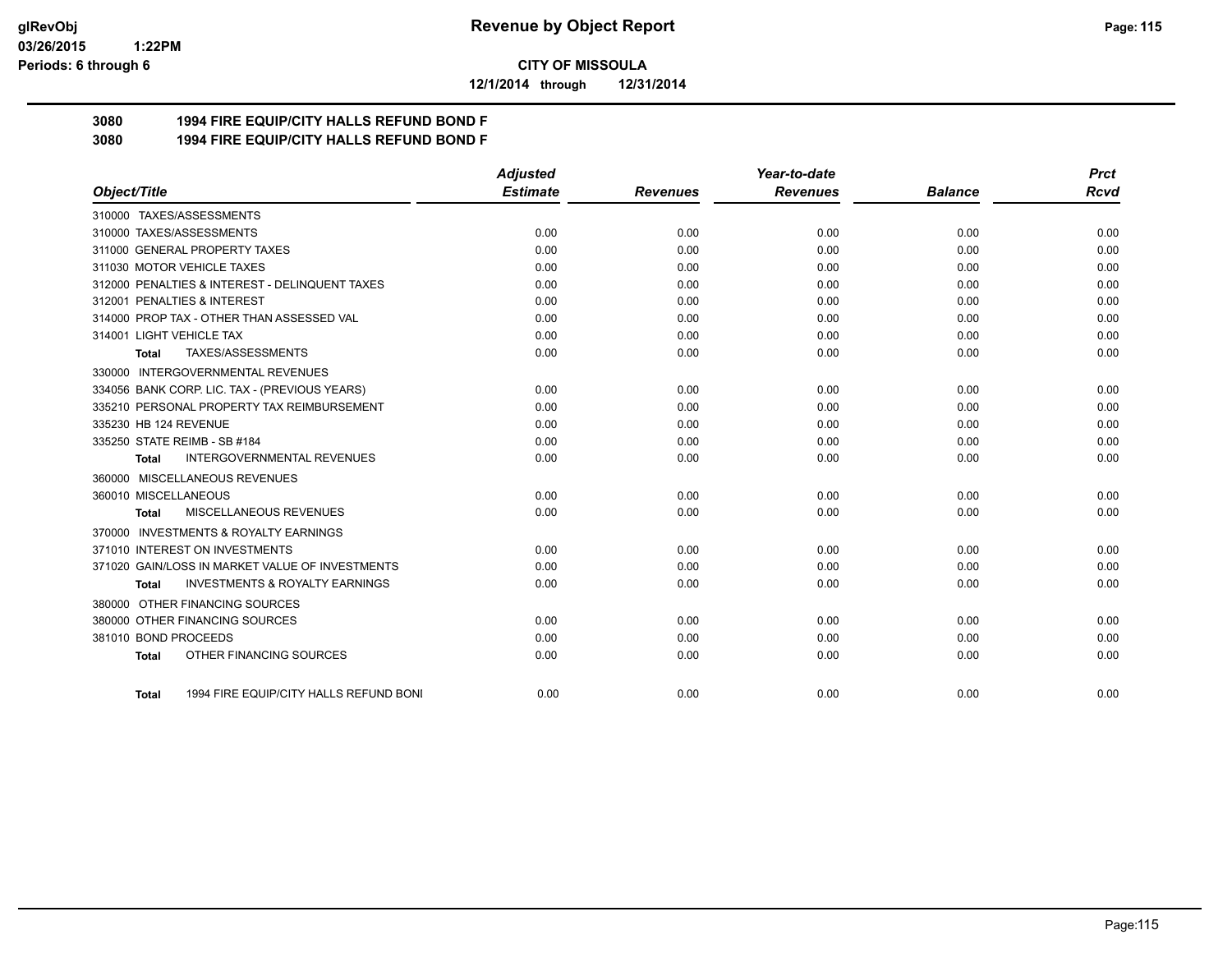# CITY OF MISSOULA

**12/1/2014 through 12/31/2014**

## 3080 1994 FIRE EQUIP/CITY HALLS REFUND BOND F
## 3080 1994 FIRE EQUIP/CITY HALLS REFUND BOND F

| Object/Title | Adjusted Estimate | Revenues | Year-to-date Revenues | Balance | Prct Rcvd |
|---|---|---|---|---|---|
| 310000 TAXES/ASSESSMENTS | | | | | |
| 310000 TAXES/ASSESSMENTS | 0.00 | 0.00 | 0.00 | 0.00 | 0.00 |
| 311000 GENERAL PROPERTY TAXES | 0.00 | 0.00 | 0.00 | 0.00 | 0.00 |
| 311030 MOTOR VEHICLE TAXES | 0.00 | 0.00 | 0.00 | 0.00 | 0.00 |
| 312000 PENALTIES & INTEREST - DELINQUENT TAXES | 0.00 | 0.00 | 0.00 | 0.00 | 0.00 |
| 312001 PENALTIES & INTEREST | 0.00 | 0.00 | 0.00 | 0.00 | 0.00 |
| 314000 PROP TAX - OTHER THAN ASSESSED VAL | 0.00 | 0.00 | 0.00 | 0.00 | 0.00 |
| 314001 LIGHT VEHICLE TAX | 0.00 | 0.00 | 0.00 | 0.00 | 0.00 |
| **Total** TAXES/ASSESSMENTS | 0.00 | 0.00 | 0.00 | 0.00 | 0.00 |
| 330000 INTERGOVERNMENTAL REVENUES | | | | | |
| 334056 BANK CORP. LIC. TAX - (PREVIOUS YEARS) | 0.00 | 0.00 | 0.00 | 0.00 | 0.00 |
| 335210 PERSONAL PROPERTY TAX REIMBURSEMENT | 0.00 | 0.00 | 0.00 | 0.00 | 0.00 |
| 335230 HB 124 REVENUE | 0.00 | 0.00 | 0.00 | 0.00 | 0.00 |
| 335250 STATE REIMB - SB #184 | 0.00 | 0.00 | 0.00 | 0.00 | 0.00 |
| **Total** INTERGOVERNMENTAL REVENUES | 0.00 | 0.00 | 0.00 | 0.00 | 0.00 |
| 360000 MISCELLANEOUS REVENUES | | | | | |
| 360010 MISCELLANEOUS | 0.00 | 0.00 | 0.00 | 0.00 | 0.00 |
| **Total** MISCELLANEOUS REVENUES | 0.00 | 0.00 | 0.00 | 0.00 | 0.00 |
| 370000 INVESTMENTS & ROYALTY EARNINGS | | | | | |
| 371010 INTEREST ON INVESTMENTS | 0.00 | 0.00 | 0.00 | 0.00 | 0.00 |
| 371020 GAIN/LOSS IN MARKET VALUE OF INVESTMENTS | 0.00 | 0.00 | 0.00 | 0.00 | 0.00 |
| **Total** INVESTMENTS & ROYALTY EARNINGS | 0.00 | 0.00 | 0.00 | 0.00 | 0.00 |
| 380000 OTHER FINANCING SOURCES | | | | | |
| 380000 OTHER FINANCING SOURCES | 0.00 | 0.00 | 0.00 | 0.00 | 0.00 |
| 381010 BOND PROCEEDS | 0.00 | 0.00 | 0.00 | 0.00 | 0.00 |
| **Total** OTHER FINANCING SOURCES | 0.00 | 0.00 | 0.00 | 0.00 | 0.00 |
| **Total** 1994 FIRE EQUIP/CITY HALLS REFUND BONI | 0.00 | 0.00 | 0.00 | 0.00 | 0.00 |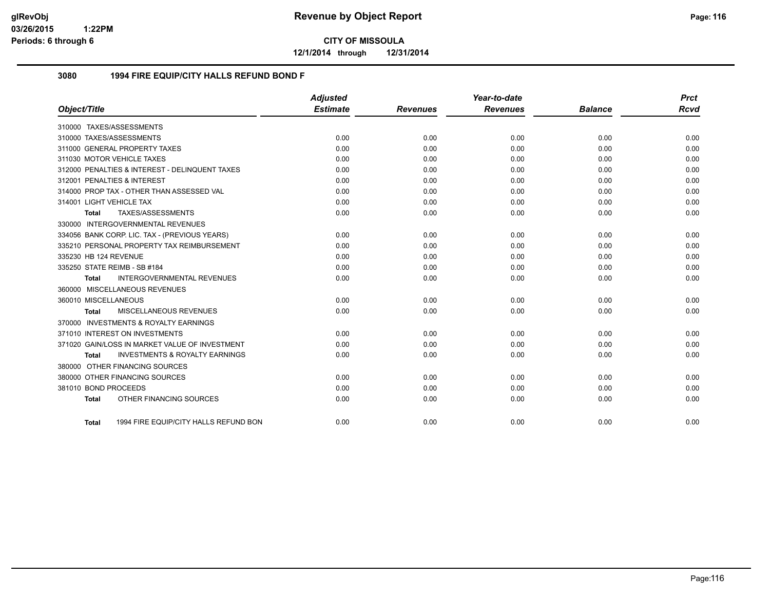**CITY OF MISSOULA**

**12/1/2014 through 12/31/2014**

### 3080 1994 FIRE EQUIP/CITY HALLS REFUND BOND F

| Object/Title | Adjusted Estimate | Revenues | Year-to-date Revenues | Balance | Prct Rcvd |
|---|---|---|---|---|---|
| 310000 TAXES/ASSESSMENTS | | | | | |
| 310000 TAXES/ASSESSMENTS | 0.00 | 0.00 | 0.00 | 0.00 | 0.00 |
| 311000 GENERAL PROPERTY TAXES | 0.00 | 0.00 | 0.00 | 0.00 | 0.00 |
| 311030 MOTOR VEHICLE TAXES | 0.00 | 0.00 | 0.00 | 0.00 | 0.00 |
| 312000 PENALTIES & INTEREST - DELINQUENT TAXES | 0.00 | 0.00 | 0.00 | 0.00 | 0.00 |
| 312001 PENALTIES & INTEREST | 0.00 | 0.00 | 0.00 | 0.00 | 0.00 |
| 314000 PROP TAX - OTHER THAN ASSESSED VAL | 0.00 | 0.00 | 0.00 | 0.00 | 0.00 |
| 314001 LIGHT VEHICLE TAX | 0.00 | 0.00 | 0.00 | 0.00 | 0.00 |
| **Total** TAXES/ASSESSMENTS | 0.00 | 0.00 | 0.00 | 0.00 | 0.00 |
| 330000 INTERGOVERNMENTAL REVENUES | | | | | |
| 334056 BANK CORP. LIC. TAX - (PREVIOUS YEARS) | 0.00 | 0.00 | 0.00 | 0.00 | 0.00 |
| 335210 PERSONAL PROPERTY TAX REIMBURSEMENT | 0.00 | 0.00 | 0.00 | 0.00 | 0.00 |
| 335230 HB 124 REVENUE | 0.00 | 0.00 | 0.00 | 0.00 | 0.00 |
| 335250 STATE REIMB - SB #184 | 0.00 | 0.00 | 0.00 | 0.00 | 0.00 |
| **Total** INTERGOVERNMENTAL REVENUES | 0.00 | 0.00 | 0.00 | 0.00 | 0.00 |
| 360000 MISCELLANEOUS REVENUES | | | | | |
| 360010 MISCELLANEOUS | 0.00 | 0.00 | 0.00 | 0.00 | 0.00 |
| **Total** MISCELLANEOUS REVENUES | 0.00 | 0.00 | 0.00 | 0.00 | 0.00 |
| 370000 INVESTMENTS & ROYALTY EARNINGS | | | | | |
| 371010 INTEREST ON INVESTMENTS | 0.00 | 0.00 | 0.00 | 0.00 | 0.00 |
| 371020 GAIN/LOSS IN MARKET VALUE OF INVESTMENT | 0.00 | 0.00 | 0.00 | 0.00 | 0.00 |
| **Total** INVESTMENTS & ROYALTY EARNINGS | 0.00 | 0.00 | 0.00 | 0.00 | 0.00 |
| 380000 OTHER FINANCING SOURCES | | | | | |
| 380000 OTHER FINANCING SOURCES | 0.00 | 0.00 | 0.00 | 0.00 | 0.00 |
| 381010 BOND PROCEEDS | 0.00 | 0.00 | 0.00 | 0.00 | 0.00 |
| **Total** OTHER FINANCING SOURCES | 0.00 | 0.00 | 0.00 | 0.00 | 0.00 |
| **Total** 1994 FIRE EQUIP/CITY HALLS REFUND BON | 0.00 | 0.00 | 0.00 | 0.00 | 0.00 |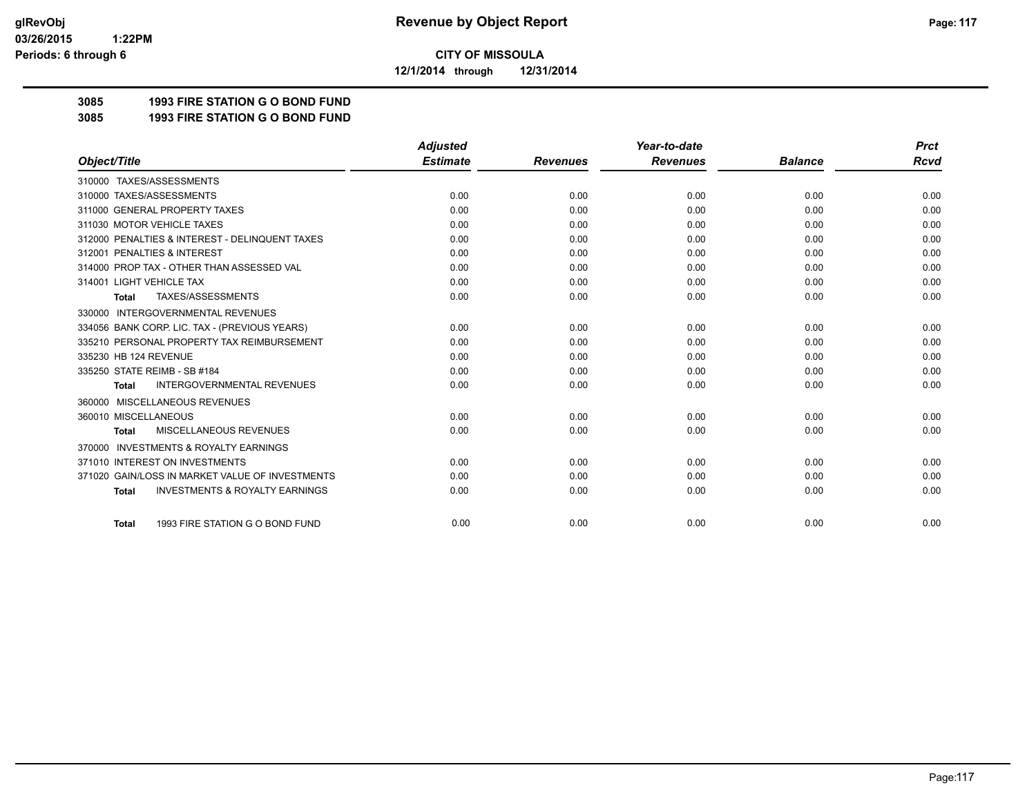**CITY OF MISSOULA**

**12/1/2014 through 12/31/2014**

**3085 1993 FIRE STATION G O BOND FUND**

**3085 1993 FIRE STATION G O BOND FUND**

| Object/Title | Adjusted Estimate | Revenues | Year-to-date Revenues | Balance | Prct Rcvd |
|---|---|---|---|---|---|
| 310000 TAXES/ASSESSMENTS | | | | | |
| 310000 TAXES/ASSESSMENTS | 0.00 | 0.00 | 0.00 | 0.00 | 0.00 |
| 311000 GENERAL PROPERTY TAXES | 0.00 | 0.00 | 0.00 | 0.00 | 0.00 |
| 311030 MOTOR VEHICLE TAXES | 0.00 | 0.00 | 0.00 | 0.00 | 0.00 |
| 312000 PENALTIES & INTEREST - DELINQUENT TAXES | 0.00 | 0.00 | 0.00 | 0.00 | 0.00 |
| 312001 PENALTIES & INTEREST | 0.00 | 0.00 | 0.00 | 0.00 | 0.00 |
| 314000 PROP TAX - OTHER THAN ASSESSED VAL | 0.00 | 0.00 | 0.00 | 0.00 | 0.00 |
| 314001 LIGHT VEHICLE TAX | 0.00 | 0.00 | 0.00 | 0.00 | 0.00 |
| **Total** TAXES/ASSESSMENTS | 0.00 | 0.00 | 0.00 | 0.00 | 0.00 |
| 330000 INTERGOVERNMENTAL REVENUES | | | | | |
| 334056 BANK CORP. LIC. TAX - (PREVIOUS YEARS) | 0.00 | 0.00 | 0.00 | 0.00 | 0.00 |
| 335210 PERSONAL PROPERTY TAX REIMBURSEMENT | 0.00 | 0.00 | 0.00 | 0.00 | 0.00 |
| 335230 HB 124 REVENUE | 0.00 | 0.00 | 0.00 | 0.00 | 0.00 |
| 335250 STATE REIMB - SB #184 | 0.00 | 0.00 | 0.00 | 0.00 | 0.00 |
| **Total** INTERGOVERNMENTAL REVENUES | 0.00 | 0.00 | 0.00 | 0.00 | 0.00 |
| 360000 MISCELLANEOUS REVENUES | | | | | |
| 360010 MISCELLANEOUS | 0.00 | 0.00 | 0.00 | 0.00 | 0.00 |
| **Total** MISCELLANEOUS REVENUES | 0.00 | 0.00 | 0.00 | 0.00 | 0.00 |
| 370000 INVESTMENTS & ROYALTY EARNINGS | | | | | |
| 371010 INTEREST ON INVESTMENTS | 0.00 | 0.00 | 0.00 | 0.00 | 0.00 |
| 371020 GAIN/LOSS IN MARKET VALUE OF INVESTMENTS | 0.00 | 0.00 | 0.00 | 0.00 | 0.00 |
| **Total** INVESTMENTS & ROYALTY EARNINGS | 0.00 | 0.00 | 0.00 | 0.00 | 0.00 |
| **Total** 1993 FIRE STATION G O BOND FUND | 0.00 | 0.00 | 0.00 | 0.00 | 0.00 |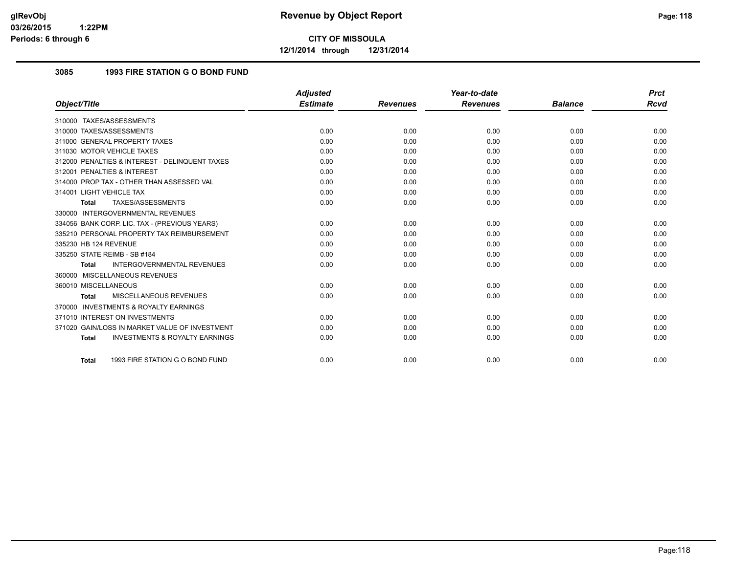**CITY OF MISSOULA**

**12/1/2014 through 12/31/2014**

### 3085 1993 FIRE STATION G O BOND FUND

| Object/Title | Adjusted Estimate | Revenues | Year-to-date Revenues | Balance | Prct Rcvd |
|---|---|---|---|---|---|
| 310000 TAXES/ASSESSMENTS | | | | | |
| 310000 TAXES/ASSESSMENTS | 0.00 | 0.00 | 0.00 | 0.00 | 0.00 |
| 311000 GENERAL PROPERTY TAXES | 0.00 | 0.00 | 0.00 | 0.00 | 0.00 |
| 311030 MOTOR VEHICLE TAXES | 0.00 | 0.00 | 0.00 | 0.00 | 0.00 |
| 312000 PENALTIES & INTEREST - DELINQUENT TAXES | 0.00 | 0.00 | 0.00 | 0.00 | 0.00 |
| 312001 PENALTIES & INTEREST | 0.00 | 0.00 | 0.00 | 0.00 | 0.00 |
| 314000 PROP TAX - OTHER THAN ASSESSED VAL | 0.00 | 0.00 | 0.00 | 0.00 | 0.00 |
| 314001 LIGHT VEHICLE TAX | 0.00 | 0.00 | 0.00 | 0.00 | 0.00 |
| **Total** TAXES/ASSESSMENTS | 0.00 | 0.00 | 0.00 | 0.00 | 0.00 |
| 330000 INTERGOVERNMENTAL REVENUES | | | | | |
| 334056 BANK CORP. LIC. TAX - (PREVIOUS YEARS) | 0.00 | 0.00 | 0.00 | 0.00 | 0.00 |
| 335210 PERSONAL PROPERTY TAX REIMBURSEMENT | 0.00 | 0.00 | 0.00 | 0.00 | 0.00 |
| 335230 HB 124 REVENUE | 0.00 | 0.00 | 0.00 | 0.00 | 0.00 |
| 335250 STATE REIMB - SB #184 | 0.00 | 0.00 | 0.00 | 0.00 | 0.00 |
| **Total** INTERGOVERNMENTAL REVENUES | 0.00 | 0.00 | 0.00 | 0.00 | 0.00 |
| 360000 MISCELLANEOUS REVENUES | | | | | |
| 360010 MISCELLANEOUS | 0.00 | 0.00 | 0.00 | 0.00 | 0.00 |
| **Total** MISCELLANEOUS REVENUES | 0.00 | 0.00 | 0.00 | 0.00 | 0.00 |
| 370000 INVESTMENTS & ROYALTY EARNINGS | | | | | |
| 371010 INTEREST ON INVESTMENTS | 0.00 | 0.00 | 0.00 | 0.00 | 0.00 |
| 371020 GAIN/LOSS IN MARKET VALUE OF INVESTMENT | 0.00 | 0.00 | 0.00 | 0.00 | 0.00 |
| **Total** INVESTMENTS & ROYALTY EARNINGS | 0.00 | 0.00 | 0.00 | 0.00 | 0.00 |
| **Total** 1993 FIRE STATION G O BOND FUND | 0.00 | 0.00 | 0.00 | 0.00 | 0.00 |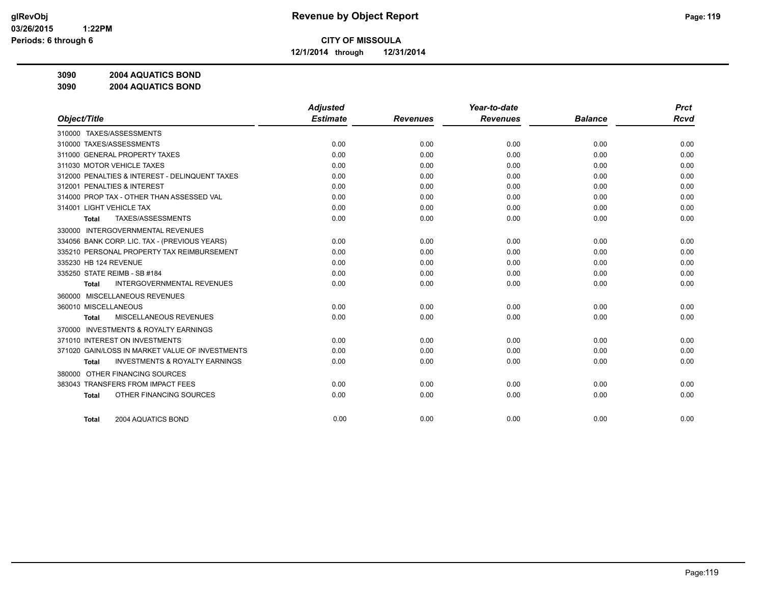# Revenue by Object Report

**CITY OF MISSOULA**

**12/1/2014 through 12/31/2014**

glRevObj
03/26/2015 1:22PM
Periods: 6 through 6

**3090 2004 AQUATICS BOND**

**3090 2004 AQUATICS BOND**

| Object/Title | Adjusted Estimate | Revenues | Year-to-date Revenues | Balance | Prct Rcvd |
|---|---|---|---|---|---|
| 310000 TAXES/ASSESSMENTS | | | | | |
| 310000 TAXES/ASSESSMENTS | 0.00 | 0.00 | 0.00 | 0.00 | 0.00 |
| 311000 GENERAL PROPERTY TAXES | 0.00 | 0.00 | 0.00 | 0.00 | 0.00 |
| 311030 MOTOR VEHICLE TAXES | 0.00 | 0.00 | 0.00 | 0.00 | 0.00 |
| 312000 PENALTIES & INTEREST - DELINQUENT TAXES | 0.00 | 0.00 | 0.00 | 0.00 | 0.00 |
| 312001 PENALTIES & INTEREST | 0.00 | 0.00 | 0.00 | 0.00 | 0.00 |
| 314000 PROP TAX - OTHER THAN ASSESSED VAL | 0.00 | 0.00 | 0.00 | 0.00 | 0.00 |
| 314001 LIGHT VEHICLE TAX | 0.00 | 0.00 | 0.00 | 0.00 | 0.00 |
| **Total** TAXES/ASSESSMENTS | 0.00 | 0.00 | 0.00 | 0.00 | 0.00 |
| 330000 INTERGOVERNMENTAL REVENUES | | | | | |
| 334056 BANK CORP. LIC. TAX - (PREVIOUS YEARS) | 0.00 | 0.00 | 0.00 | 0.00 | 0.00 |
| 335210 PERSONAL PROPERTY TAX REIMBURSEMENT | 0.00 | 0.00 | 0.00 | 0.00 | 0.00 |
| 335230 HB 124 REVENUE | 0.00 | 0.00 | 0.00 | 0.00 | 0.00 |
| 335250 STATE REIMB - SB #184 | 0.00 | 0.00 | 0.00 | 0.00 | 0.00 |
| **Total** INTERGOVERNMENTAL REVENUES | 0.00 | 0.00 | 0.00 | 0.00 | 0.00 |
| 360000 MISCELLANEOUS REVENUES | | | | | |
| 360010 MISCELLANEOUS | 0.00 | 0.00 | 0.00 | 0.00 | 0.00 |
| **Total** MISCELLANEOUS REVENUES | 0.00 | 0.00 | 0.00 | 0.00 | 0.00 |
| 370000 INVESTMENTS & ROYALTY EARNINGS | | | | | |
| 371010 INTEREST ON INVESTMENTS | 0.00 | 0.00 | 0.00 | 0.00 | 0.00 |
| 371020 GAIN/LOSS IN MARKET VALUE OF INVESTMENTS | 0.00 | 0.00 | 0.00 | 0.00 | 0.00 |
| **Total** INVESTMENTS & ROYALTY EARNINGS | 0.00 | 0.00 | 0.00 | 0.00 | 0.00 |
| 380000 OTHER FINANCING SOURCES | | | | | |
| 383043 TRANSFERS FROM IMPACT FEES | 0.00 | 0.00 | 0.00 | 0.00 | 0.00 |
| **Total** OTHER FINANCING SOURCES | 0.00 | 0.00 | 0.00 | 0.00 | 0.00 |
| **Total** 2004 AQUATICS BOND | 0.00 | 0.00 | 0.00 | 0.00 | 0.00 |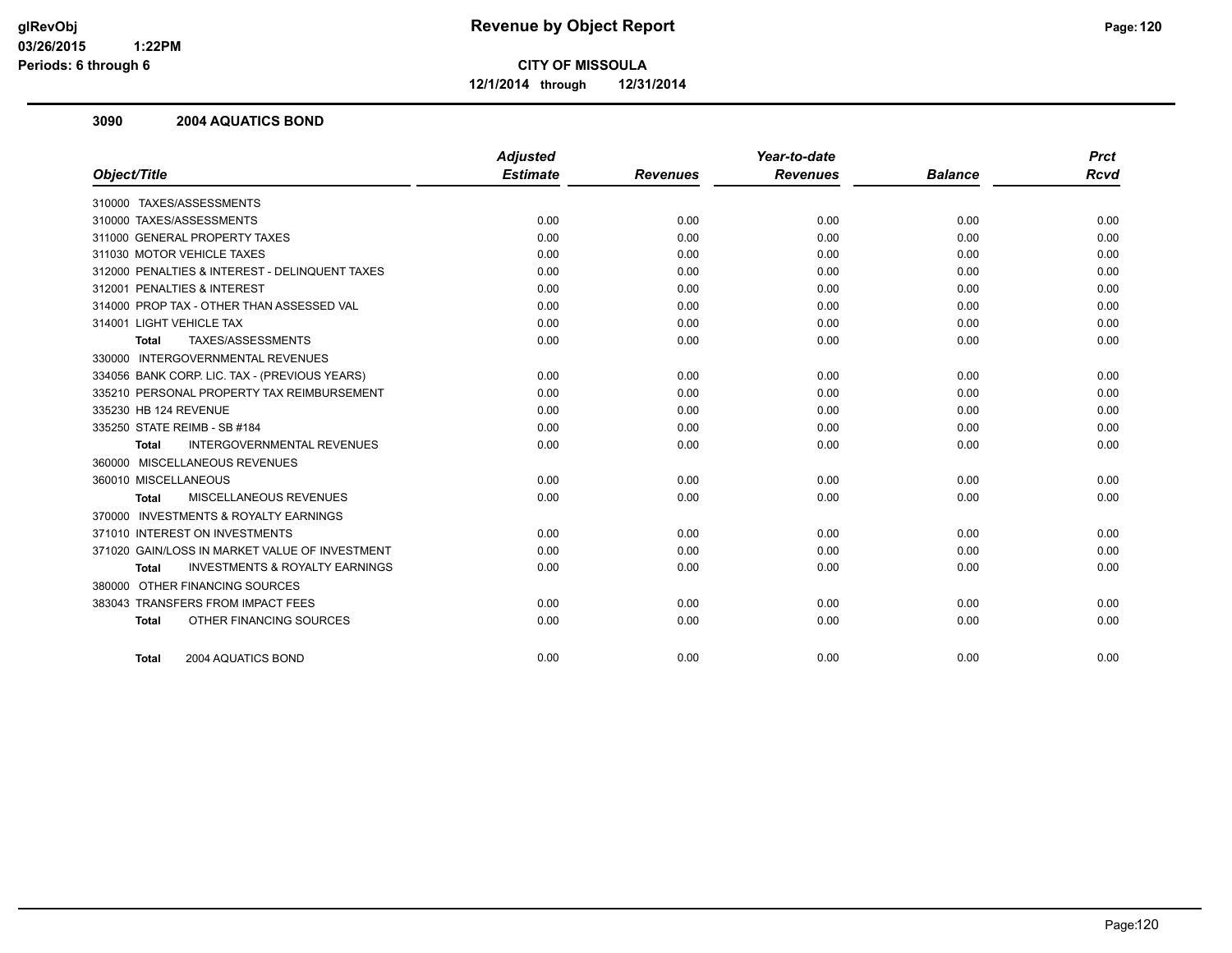**Revenue by Object Report**

**CITY OF MISSOULA**

**12/1/2014 through 12/31/2014**

glRevObj
03/26/2015 1:22PM
Periods: 6 through 6

### 3090 2004 AQUATICS BOND

| Object/Title | Adjusted Estimate | Revenues | Year-to-date Revenues | Balance | Prct Rcvd |
|---|---|---|---|---|---|
| 310000 TAXES/ASSESSMENTS | | | | | |
| 310000 TAXES/ASSESSMENTS | 0.00 | 0.00 | 0.00 | 0.00 | 0.00 |
| 311000 GENERAL PROPERTY TAXES | 0.00 | 0.00 | 0.00 | 0.00 | 0.00 |
| 311030 MOTOR VEHICLE TAXES | 0.00 | 0.00 | 0.00 | 0.00 | 0.00 |
| 312000 PENALTIES & INTEREST - DELINQUENT TAXES | 0.00 | 0.00 | 0.00 | 0.00 | 0.00 |
| 312001 PENALTIES & INTEREST | 0.00 | 0.00 | 0.00 | 0.00 | 0.00 |
| 314000 PROP TAX - OTHER THAN ASSESSED VAL | 0.00 | 0.00 | 0.00 | 0.00 | 0.00 |
| 314001 LIGHT VEHICLE TAX | 0.00 | 0.00 | 0.00 | 0.00 | 0.00 |
| **Total** TAXES/ASSESSMENTS | 0.00 | 0.00 | 0.00 | 0.00 | 0.00 |
| 330000 INTERGOVERNMENTAL REVENUES | | | | | |
| 334056 BANK CORP. LIC. TAX - (PREVIOUS YEARS) | 0.00 | 0.00 | 0.00 | 0.00 | 0.00 |
| 335210 PERSONAL PROPERTY TAX REIMBURSEMENT | 0.00 | 0.00 | 0.00 | 0.00 | 0.00 |
| 335230 HB 124 REVENUE | 0.00 | 0.00 | 0.00 | 0.00 | 0.00 |
| 335250 STATE REIMB - SB #184 | 0.00 | 0.00 | 0.00 | 0.00 | 0.00 |
| **Total** INTERGOVERNMENTAL REVENUES | 0.00 | 0.00 | 0.00 | 0.00 | 0.00 |
| 360000 MISCELLANEOUS REVENUES | | | | | |
| 360010 MISCELLANEOUS | 0.00 | 0.00 | 0.00 | 0.00 | 0.00 |
| **Total** MISCELLANEOUS REVENUES | 0.00 | 0.00 | 0.00 | 0.00 | 0.00 |
| 370000 INVESTMENTS & ROYALTY EARNINGS | | | | | |
| 371010 INTEREST ON INVESTMENTS | 0.00 | 0.00 | 0.00 | 0.00 | 0.00 |
| 371020 GAIN/LOSS IN MARKET VALUE OF INVESTMENT | 0.00 | 0.00 | 0.00 | 0.00 | 0.00 |
| **Total** INVESTMENTS & ROYALTY EARNINGS | 0.00 | 0.00 | 0.00 | 0.00 | 0.00 |
| 380000 OTHER FINANCING SOURCES | | | | | |
| 383043 TRANSFERS FROM IMPACT FEES | 0.00 | 0.00 | 0.00 | 0.00 | 0.00 |
| **Total** OTHER FINANCING SOURCES | 0.00 | 0.00 | 0.00 | 0.00 | 0.00 |
| **Total** 2004 AQUATICS BOND | 0.00 | 0.00 | 0.00 | 0.00 | 0.00 |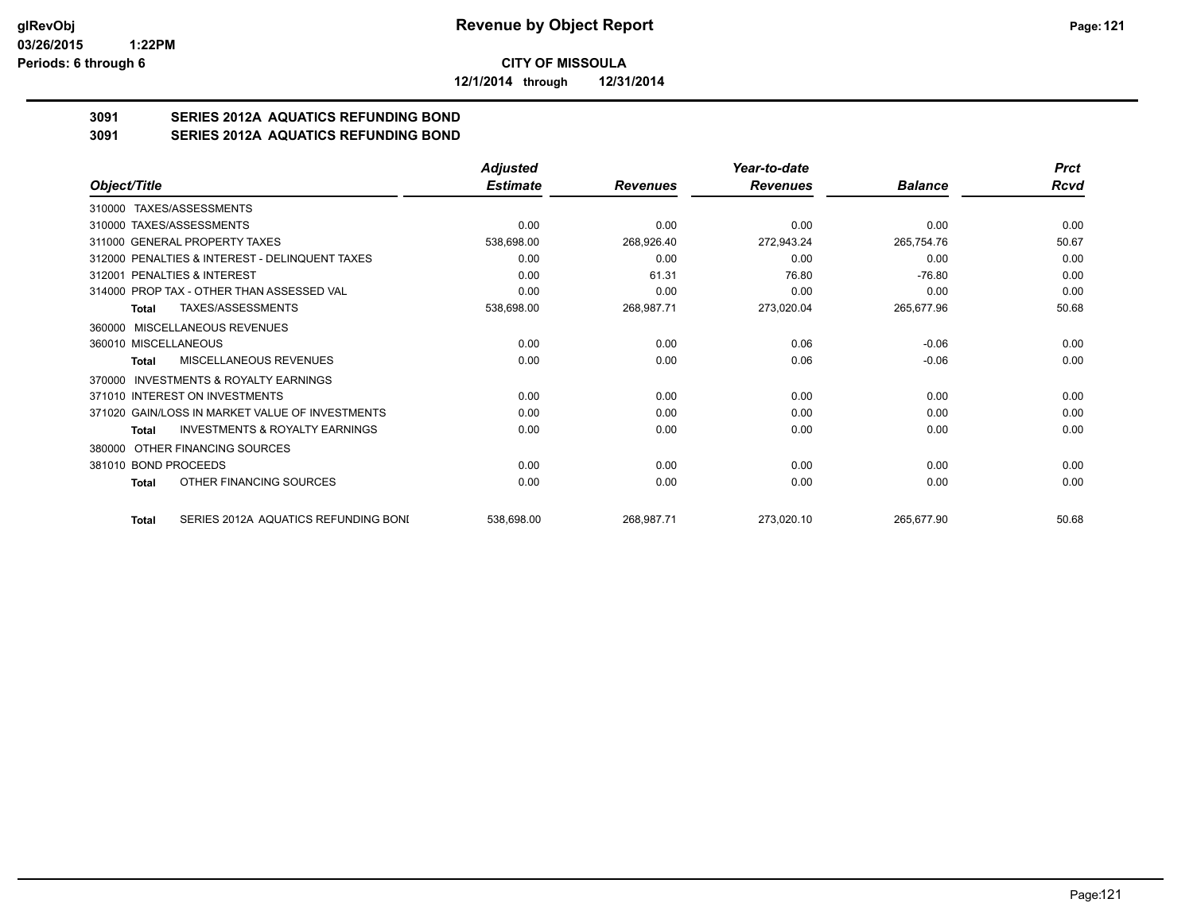**CITY OF MISSOULA**

**12/1/2014 through 12/31/2014**

## 3091 SERIES 2012A AQUATICS REFUNDING BOND

## 3091 SERIES 2012A AQUATICS REFUNDING BOND

| Object/Title | Adjusted Estimate | Revenues | Year-to-date Revenues | Balance | Prct Rcvd |
|---|---|---|---|---|---|
| 310000 TAXES/ASSESSMENTS | | | | | |
| 310000 TAXES/ASSESSMENTS | 0.00 | 0.00 | 0.00 | 0.00 | 0.00 |
| 311000 GENERAL PROPERTY TAXES | 538,698.00 | 268,926.40 | 272,943.24 | 265,754.76 | 50.67 |
| 312000 PENALTIES & INTEREST - DELINQUENT TAXES | 0.00 | 0.00 | 0.00 | 0.00 | 0.00 |
| 312001 PENALTIES & INTEREST | 0.00 | 61.31 | 76.80 | -76.80 | 0.00 |
| 314000 PROP TAX - OTHER THAN ASSESSED VAL | 0.00 | 0.00 | 0.00 | 0.00 | 0.00 |
| **Total** TAXES/ASSESSMENTS | 538,698.00 | 268,987.71 | 273,020.04 | 265,677.96 | 50.68 |
| 360000 MISCELLANEOUS REVENUES | | | | | |
| 360010 MISCELLANEOUS | 0.00 | 0.00 | 0.06 | -0.06 | 0.00 |
| **Total** MISCELLANEOUS REVENUES | 0.00 | 0.00 | 0.06 | -0.06 | 0.00 |
| 370000 INVESTMENTS & ROYALTY EARNINGS | | | | | |
| 371010 INTEREST ON INVESTMENTS | 0.00 | 0.00 | 0.00 | 0.00 | 0.00 |
| 371020 GAIN/LOSS IN MARKET VALUE OF INVESTMENTS | 0.00 | 0.00 | 0.00 | 0.00 | 0.00 |
| **Total** INVESTMENTS & ROYALTY EARNINGS | 0.00 | 0.00 | 0.00 | 0.00 | 0.00 |
| 380000 OTHER FINANCING SOURCES | | | | | |
| 381010 BOND PROCEEDS | 0.00 | 0.00 | 0.00 | 0.00 | 0.00 |
| **Total** OTHER FINANCING SOURCES | 0.00 | 0.00 | 0.00 | 0.00 | 0.00 |
| **Total** SERIES 2012A AQUATICS REFUNDING BONI | 538,698.00 | 268,987.71 | 273,020.10 | 265,677.90 | 50.68 |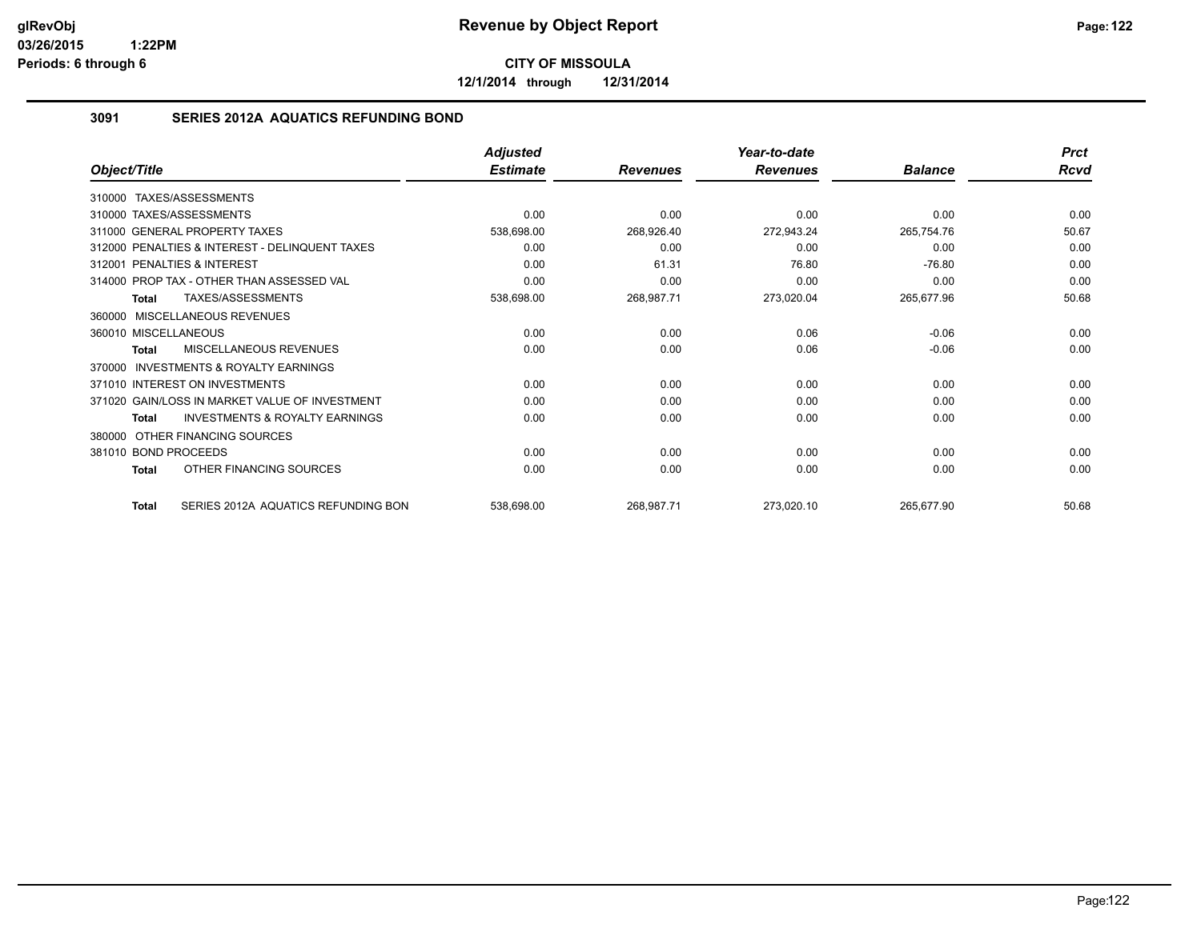**CITY OF MISSOULA**

**12/1/2014 through 12/31/2014**

### 3091 SERIES 2012A AQUATICS REFUNDING BOND

| Object/Title | Adjusted Estimate | Revenues | Year-to-date Revenues | Balance | Prct Rcvd |
|---|---|---|---|---|---|
| 310000 TAXES/ASSESSMENTS | | | | | |
| 310000 TAXES/ASSESSMENTS | 0.00 | 0.00 | 0.00 | 0.00 | 0.00 |
| 311000 GENERAL PROPERTY TAXES | 538,698.00 | 268,926.40 | 272,943.24 | 265,754.76 | 50.67 |
| 312000 PENALTIES & INTEREST - DELINQUENT TAXES | 0.00 | 0.00 | 0.00 | 0.00 | 0.00 |
| 312001 PENALTIES & INTEREST | 0.00 | 61.31 | 76.80 | -76.80 | 0.00 |
| 314000 PROP TAX - OTHER THAN ASSESSED VAL | 0.00 | 0.00 | 0.00 | 0.00 | 0.00 |
| **Total** TAXES/ASSESSMENTS | 538,698.00 | 268,987.71 | 273,020.04 | 265,677.96 | 50.68 |
| 360000 MISCELLANEOUS REVENUES | | | | | |
| 360010 MISCELLANEOUS | 0.00 | 0.00 | 0.06 | -0.06 | 0.00 |
| **Total** MISCELLANEOUS REVENUES | 0.00 | 0.00 | 0.06 | -0.06 | 0.00 |
| 370000 INVESTMENTS & ROYALTY EARNINGS | | | | | |
| 371010 INTEREST ON INVESTMENTS | 0.00 | 0.00 | 0.00 | 0.00 | 0.00 |
| 371020 GAIN/LOSS IN MARKET VALUE OF INVESTMENT | 0.00 | 0.00 | 0.00 | 0.00 | 0.00 |
| **Total** INVESTMENTS & ROYALTY EARNINGS | 0.00 | 0.00 | 0.00 | 0.00 | 0.00 |
| 380000 OTHER FINANCING SOURCES | | | | | |
| 381010 BOND PROCEEDS | 0.00 | 0.00 | 0.00 | 0.00 | 0.00 |
| **Total** OTHER FINANCING SOURCES | 0.00 | 0.00 | 0.00 | 0.00 | 0.00 |
| **Total** SERIES 2012A AQUATICS REFUNDING BON | 538,698.00 | 268,987.71 | 273,020.10 | 265,677.90 | 50.68 |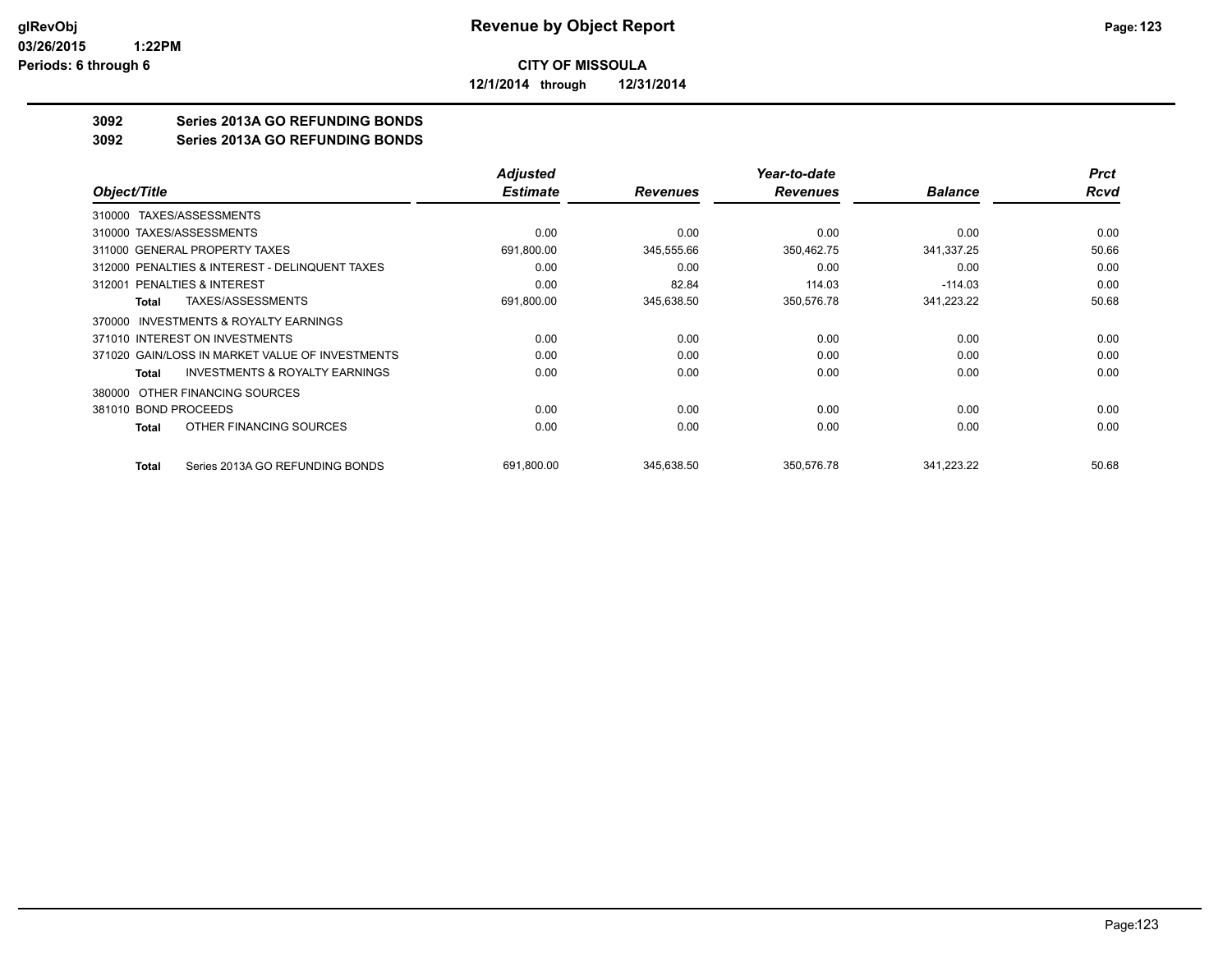**CITY OF MISSOULA**

**12/1/2014 through 12/31/2014**

## 3092 Series 2013A GO REFUNDING BONDS
## 3092 Series 2013A GO REFUNDING BONDS

| Object/Title | Adjusted Estimate | Revenues | Year-to-date Revenues | Balance | Prct Rcvd |
|---|---|---|---|---|---|
| 310000 TAXES/ASSESSMENTS | | | | | |
| 310000 TAXES/ASSESSMENTS | 0.00 | 0.00 | 0.00 | 0.00 | 0.00 |
| 311000 GENERAL PROPERTY TAXES | 691,800.00 | 345,555.66 | 350,462.75 | 341,337.25 | 50.66 |
| 312000 PENALTIES & INTEREST - DELINQUENT TAXES | 0.00 | 0.00 | 0.00 | 0.00 | 0.00 |
| 312001 PENALTIES & INTEREST | 0.00 | 82.84 | 114.03 | -114.03 | 0.00 |
| **Total** TAXES/ASSESSMENTS | 691,800.00 | 345,638.50 | 350,576.78 | 341,223.22 | 50.68 |
| 370000 INVESTMENTS & ROYALTY EARNINGS | | | | | |
| 371010 INTEREST ON INVESTMENTS | 0.00 | 0.00 | 0.00 | 0.00 | 0.00 |
| 371020 GAIN/LOSS IN MARKET VALUE OF INVESTMENTS | 0.00 | 0.00 | 0.00 | 0.00 | 0.00 |
| **Total** INVESTMENTS & ROYALTY EARNINGS | 0.00 | 0.00 | 0.00 | 0.00 | 0.00 |
| 380000 OTHER FINANCING SOURCES | | | | | |
| 381010 BOND PROCEEDS | 0.00 | 0.00 | 0.00 | 0.00 | 0.00 |
| **Total** OTHER FINANCING SOURCES | 0.00 | 0.00 | 0.00 | 0.00 | 0.00 |
| **Total** Series 2013A GO REFUNDING BONDS | 691,800.00 | 345,638.50 | 350,576.78 | 341,223.22 | 50.68 |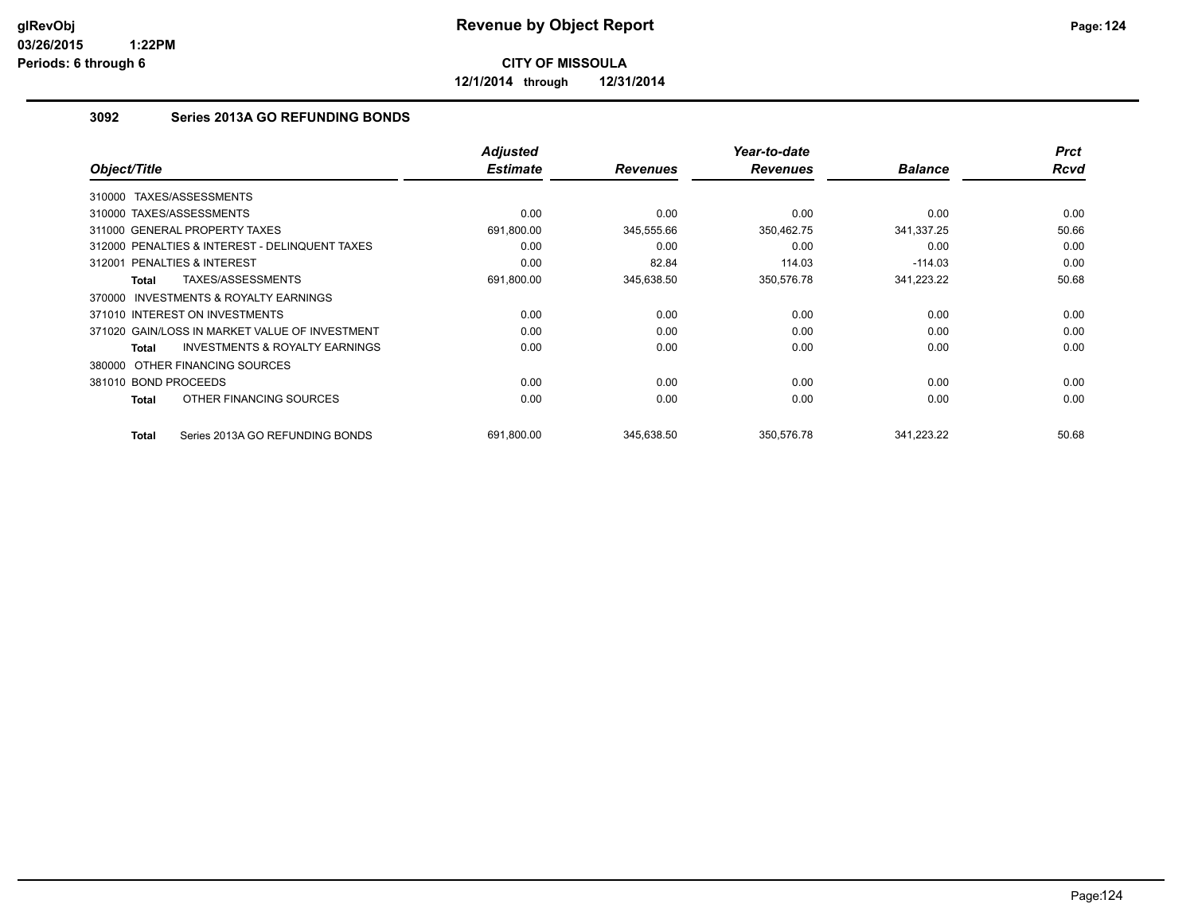glRevObj
03/26/2015 1:22PM
Periods: 6 through 6

# Revenue by Object Report

**CITY OF MISSOULA**

**12/1/2014 through 12/31/2014**

## 3092 Series 2013A GO REFUNDING BONDS

| Object/Title | Adjusted Estimate | Revenues | Year-to-date Revenues | Balance | Prct Rcvd |
|---|---|---|---|---|---|
| 310000 TAXES/ASSESSMENTS | | | | | |
| 310000 TAXES/ASSESSMENTS | 0.00 | 0.00 | 0.00 | 0.00 | 0.00 |
| 311000 GENERAL PROPERTY TAXES | 691,800.00 | 345,555.66 | 350,462.75 | 341,337.25 | 50.66 |
| 312000 PENALTIES & INTEREST - DELINQUENT TAXES | 0.00 | 0.00 | 0.00 | 0.00 | 0.00 |
| 312001 PENALTIES & INTEREST | 0.00 | 82.84 | 114.03 | -114.03 | 0.00 |
| **Total** TAXES/ASSESSMENTS | 691,800.00 | 345,638.50 | 350,576.78 | 341,223.22 | 50.68 |
| 370000 INVESTMENTS & ROYALTY EARNINGS | | | | | |
| 371010 INTEREST ON INVESTMENTS | 0.00 | 0.00 | 0.00 | 0.00 | 0.00 |
| 371020 GAIN/LOSS IN MARKET VALUE OF INVESTMENT | 0.00 | 0.00 | 0.00 | 0.00 | 0.00 |
| **Total** INVESTMENTS & ROYALTY EARNINGS | 0.00 | 0.00 | 0.00 | 0.00 | 0.00 |
| 380000 OTHER FINANCING SOURCES | | | | | |
| 381010 BOND PROCEEDS | 0.00 | 0.00 | 0.00 | 0.00 | 0.00 |
| **Total** OTHER FINANCING SOURCES | 0.00 | 0.00 | 0.00 | 0.00 | 0.00 |
| **Total** Series 2013A GO REFUNDING BONDS | 691,800.00 | 345,638.50 | 350,576.78 | 341,223.22 | 50.68 |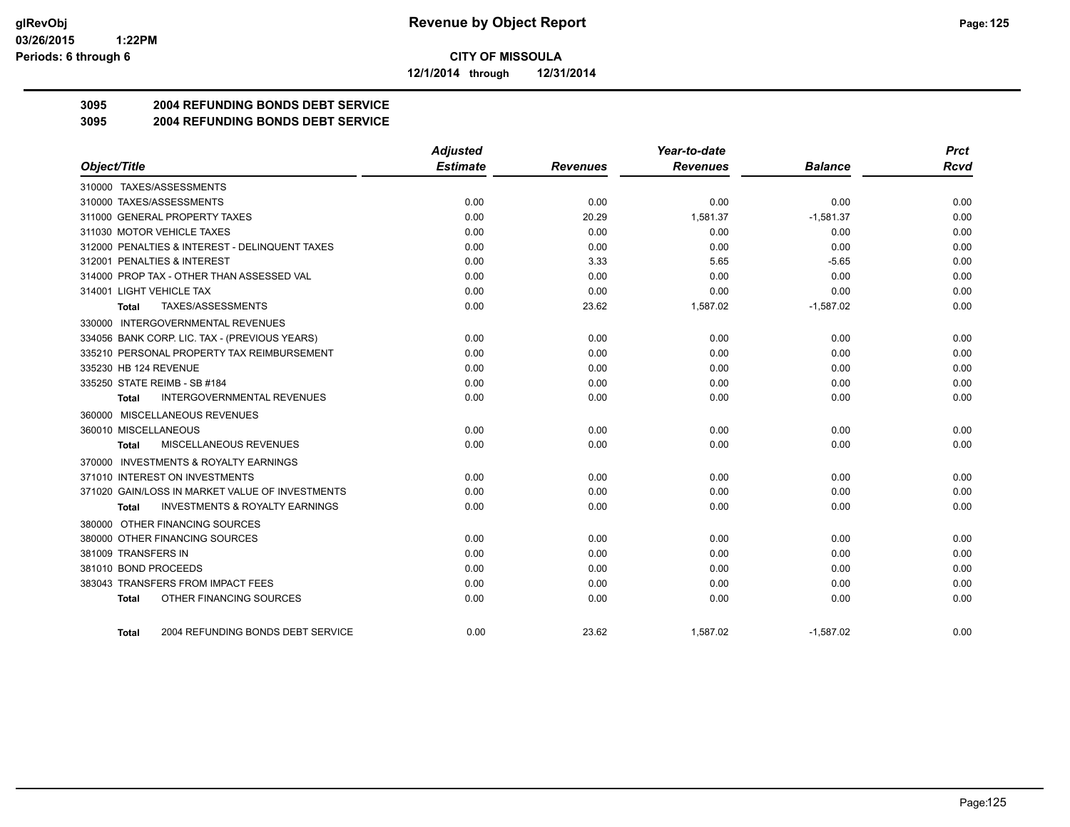**CITY OF MISSOULA**

**12/1/2014 through 12/31/2014**

## 3095 2004 REFUNDING BONDS DEBT SERVICE

## 3095 2004 REFUNDING BONDS DEBT SERVICE

| Object/Title | Adjusted Estimate | Revenues | Year-to-date Revenues | Balance | Prct Rcvd |
|---|---|---|---|---|---|
| 310000 TAXES/ASSESSMENTS | | | | | |
| 310000 TAXES/ASSESSMENTS | 0.00 | 0.00 | 0.00 | 0.00 | 0.00 |
| 311000 GENERAL PROPERTY TAXES | 0.00 | 20.29 | 1,581.37 | -1,581.37 | 0.00 |
| 311030 MOTOR VEHICLE TAXES | 0.00 | 0.00 | 0.00 | 0.00 | 0.00 |
| 312000 PENALTIES & INTEREST - DELINQUENT TAXES | 0.00 | 0.00 | 0.00 | 0.00 | 0.00 |
| 312001 PENALTIES & INTEREST | 0.00 | 3.33 | 5.65 | -5.65 | 0.00 |
| 314000 PROP TAX - OTHER THAN ASSESSED VAL | 0.00 | 0.00 | 0.00 | 0.00 | 0.00 |
| 314001 LIGHT VEHICLE TAX | 0.00 | 0.00 | 0.00 | 0.00 | 0.00 |
| **Total** TAXES/ASSESSMENTS | 0.00 | 23.62 | 1,587.02 | -1,587.02 | 0.00 |
| 330000 INTERGOVERNMENTAL REVENUES | | | | | |
| 334056 BANK CORP. LIC. TAX - (PREVIOUS YEARS) | 0.00 | 0.00 | 0.00 | 0.00 | 0.00 |
| 335210 PERSONAL PROPERTY TAX REIMBURSEMENT | 0.00 | 0.00 | 0.00 | 0.00 | 0.00 |
| 335230 HB 124 REVENUE | 0.00 | 0.00 | 0.00 | 0.00 | 0.00 |
| 335250 STATE REIMB - SB #184 | 0.00 | 0.00 | 0.00 | 0.00 | 0.00 |
| **Total** INTERGOVERNMENTAL REVENUES | 0.00 | 0.00 | 0.00 | 0.00 | 0.00 |
| 360000 MISCELLANEOUS REVENUES | | | | | |
| 360010 MISCELLANEOUS | 0.00 | 0.00 | 0.00 | 0.00 | 0.00 |
| **Total** MISCELLANEOUS REVENUES | 0.00 | 0.00 | 0.00 | 0.00 | 0.00 |
| 370000 INVESTMENTS & ROYALTY EARNINGS | | | | | |
| 371010 INTEREST ON INVESTMENTS | 0.00 | 0.00 | 0.00 | 0.00 | 0.00 |
| 371020 GAIN/LOSS IN MARKET VALUE OF INVESTMENTS | 0.00 | 0.00 | 0.00 | 0.00 | 0.00 |
| **Total** INVESTMENTS & ROYALTY EARNINGS | 0.00 | 0.00 | 0.00 | 0.00 | 0.00 |
| 380000 OTHER FINANCING SOURCES | | | | | |
| 380000 OTHER FINANCING SOURCES | 0.00 | 0.00 | 0.00 | 0.00 | 0.00 |
| 381009 TRANSFERS IN | 0.00 | 0.00 | 0.00 | 0.00 | 0.00 |
| 381010 BOND PROCEEDS | 0.00 | 0.00 | 0.00 | 0.00 | 0.00 |
| 383043 TRANSFERS FROM IMPACT FEES | 0.00 | 0.00 | 0.00 | 0.00 | 0.00 |
| **Total** OTHER FINANCING SOURCES | 0.00 | 0.00 | 0.00 | 0.00 | 0.00 |
| **Total** 2004 REFUNDING BONDS DEBT SERVICE | 0.00 | 23.62 | 1,587.02 | -1,587.02 | 0.00 |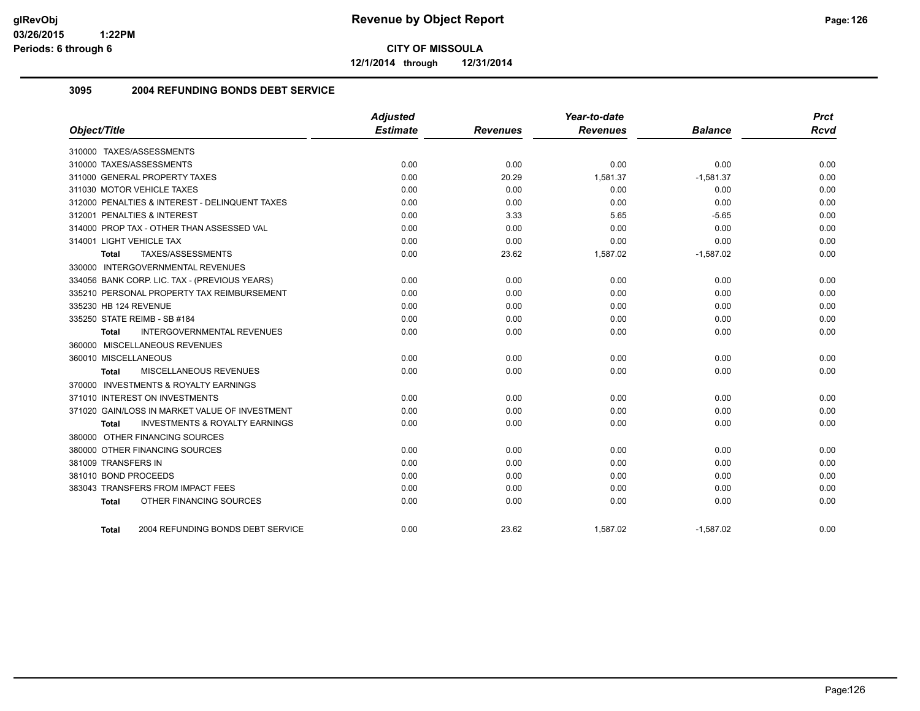# Revenue by Object Report

**CITY OF MISSOULA**

**12/1/2014 through 12/31/2014**

glRevObj
03/26/2015 1:22PM
Periods: 6 through 6

## 3095 2004 REFUNDING BONDS DEBT SERVICE

| Object/Title | Adjusted Estimate | Revenues | Year-to-date Revenues | Balance | Prct Rcvd |
|---|---|---|---|---|---|
| 310000 TAXES/ASSESSMENTS | | | | | |
| 310000 TAXES/ASSESSMENTS | 0.00 | 0.00 | 0.00 | 0.00 | 0.00 |
| 311000 GENERAL PROPERTY TAXES | 0.00 | 20.29 | 1,581.37 | -1,581.37 | 0.00 |
| 311030 MOTOR VEHICLE TAXES | 0.00 | 0.00 | 0.00 | 0.00 | 0.00 |
| 312000 PENALTIES & INTEREST - DELINQUENT TAXES | 0.00 | 0.00 | 0.00 | 0.00 | 0.00 |
| 312001 PENALTIES & INTEREST | 0.00 | 3.33 | 5.65 | -5.65 | 0.00 |
| 314000 PROP TAX - OTHER THAN ASSESSED VAL | 0.00 | 0.00 | 0.00 | 0.00 | 0.00 |
| 314001 LIGHT VEHICLE TAX | 0.00 | 0.00 | 0.00 | 0.00 | 0.00 |
| **Total** TAXES/ASSESSMENTS | 0.00 | 23.62 | 1,587.02 | -1,587.02 | 0.00 |
| 330000 INTERGOVERNMENTAL REVENUES | | | | | |
| 334056 BANK CORP. LIC. TAX - (PREVIOUS YEARS) | 0.00 | 0.00 | 0.00 | 0.00 | 0.00 |
| 335210 PERSONAL PROPERTY TAX REIMBURSEMENT | 0.00 | 0.00 | 0.00 | 0.00 | 0.00 |
| 335230 HB 124 REVENUE | 0.00 | 0.00 | 0.00 | 0.00 | 0.00 |
| 335250 STATE REIMB - SB #184 | 0.00 | 0.00 | 0.00 | 0.00 | 0.00 |
| **Total** INTERGOVERNMENTAL REVENUES | 0.00 | 0.00 | 0.00 | 0.00 | 0.00 |
| 360000 MISCELLANEOUS REVENUES | | | | | |
| 360010 MISCELLANEOUS | 0.00 | 0.00 | 0.00 | 0.00 | 0.00 |
| **Total** MISCELLANEOUS REVENUES | 0.00 | 0.00 | 0.00 | 0.00 | 0.00 |
| 370000 INVESTMENTS & ROYALTY EARNINGS | | | | | |
| 371010 INTEREST ON INVESTMENTS | 0.00 | 0.00 | 0.00 | 0.00 | 0.00 |
| 371020 GAIN/LOSS IN MARKET VALUE OF INVESTMENT | 0.00 | 0.00 | 0.00 | 0.00 | 0.00 |
| **Total** INVESTMENTS & ROYALTY EARNINGS | 0.00 | 0.00 | 0.00 | 0.00 | 0.00 |
| 380000 OTHER FINANCING SOURCES | | | | | |
| 380000 OTHER FINANCING SOURCES | 0.00 | 0.00 | 0.00 | 0.00 | 0.00 |
| 381009 TRANSFERS IN | 0.00 | 0.00 | 0.00 | 0.00 | 0.00 |
| 381010 BOND PROCEEDS | 0.00 | 0.00 | 0.00 | 0.00 | 0.00 |
| 383043 TRANSFERS FROM IMPACT FEES | 0.00 | 0.00 | 0.00 | 0.00 | 0.00 |
| **Total** OTHER FINANCING SOURCES | 0.00 | 0.00 | 0.00 | 0.00 | 0.00 |
| **Total** 2004 REFUNDING BONDS DEBT SERVICE | 0.00 | 23.62 | 1,587.02 | -1,587.02 | 0.00 |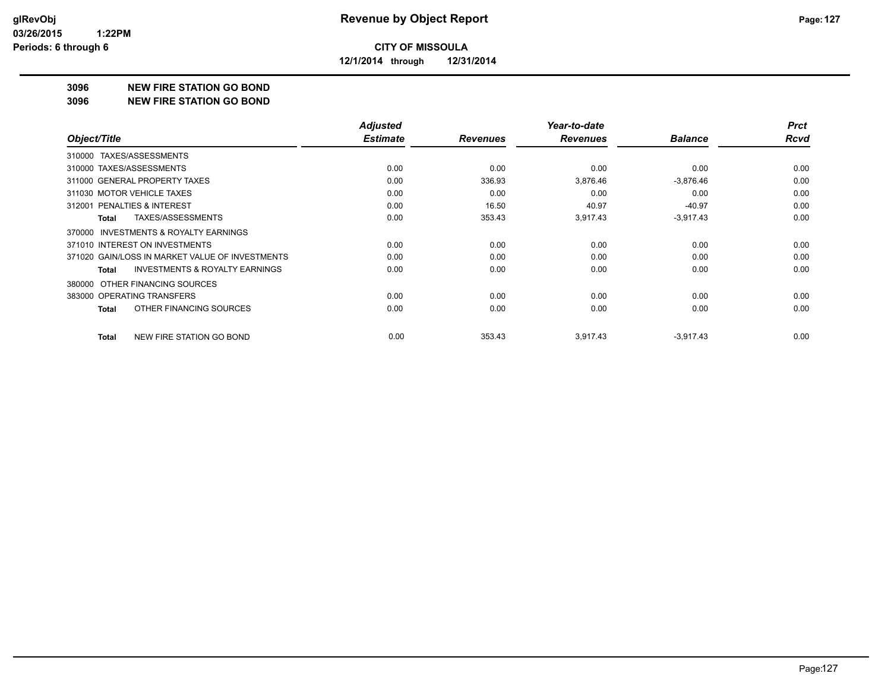**CITY OF MISSOULA**

**12/1/2014 through 12/31/2014**

# Revenue by Object Report

glRevObj
03/26/2015 1:22PM
Periods: 6 through 6

## 3096 NEW FIRE STATION GO BOND

## 3096 NEW FIRE STATION GO BOND

| Object/Title | Adjusted Estimate | Revenues | Year-to-date Revenues | Balance | Prct Rcvd |
|---|---|---|---|---|---|
| 310000 TAXES/ASSESSMENTS | | | | | |
| 310000 TAXES/ASSESSMENTS | 0.00 | 0.00 | 0.00 | 0.00 | 0.00 |
| 311000 GENERAL PROPERTY TAXES | 0.00 | 336.93 | 3,876.46 | -3,876.46 | 0.00 |
| 311030 MOTOR VEHICLE TAXES | 0.00 | 0.00 | 0.00 | 0.00 | 0.00 |
| 312001 PENALTIES & INTEREST | 0.00 | 16.50 | 40.97 | -40.97 | 0.00 |
| **Total** TAXES/ASSESSMENTS | 0.00 | 353.43 | 3,917.43 | -3,917.43 | 0.00 |
| 370000 INVESTMENTS & ROYALTY EARNINGS | | | | | |
| 371010 INTEREST ON INVESTMENTS | 0.00 | 0.00 | 0.00 | 0.00 | 0.00 |
| 371020 GAIN/LOSS IN MARKET VALUE OF INVESTMENTS | 0.00 | 0.00 | 0.00 | 0.00 | 0.00 |
| **Total** INVESTMENTS & ROYALTY EARNINGS | 0.00 | 0.00 | 0.00 | 0.00 | 0.00 |
| 380000 OTHER FINANCING SOURCES | | | | | |
| 383000 OPERATING TRANSFERS | 0.00 | 0.00 | 0.00 | 0.00 | 0.00 |
| **Total** OTHER FINANCING SOURCES | 0.00 | 0.00 | 0.00 | 0.00 | 0.00 |
| **Total** NEW FIRE STATION GO BOND | 0.00 | 353.43 | 3,917.43 | -3,917.43 | 0.00 |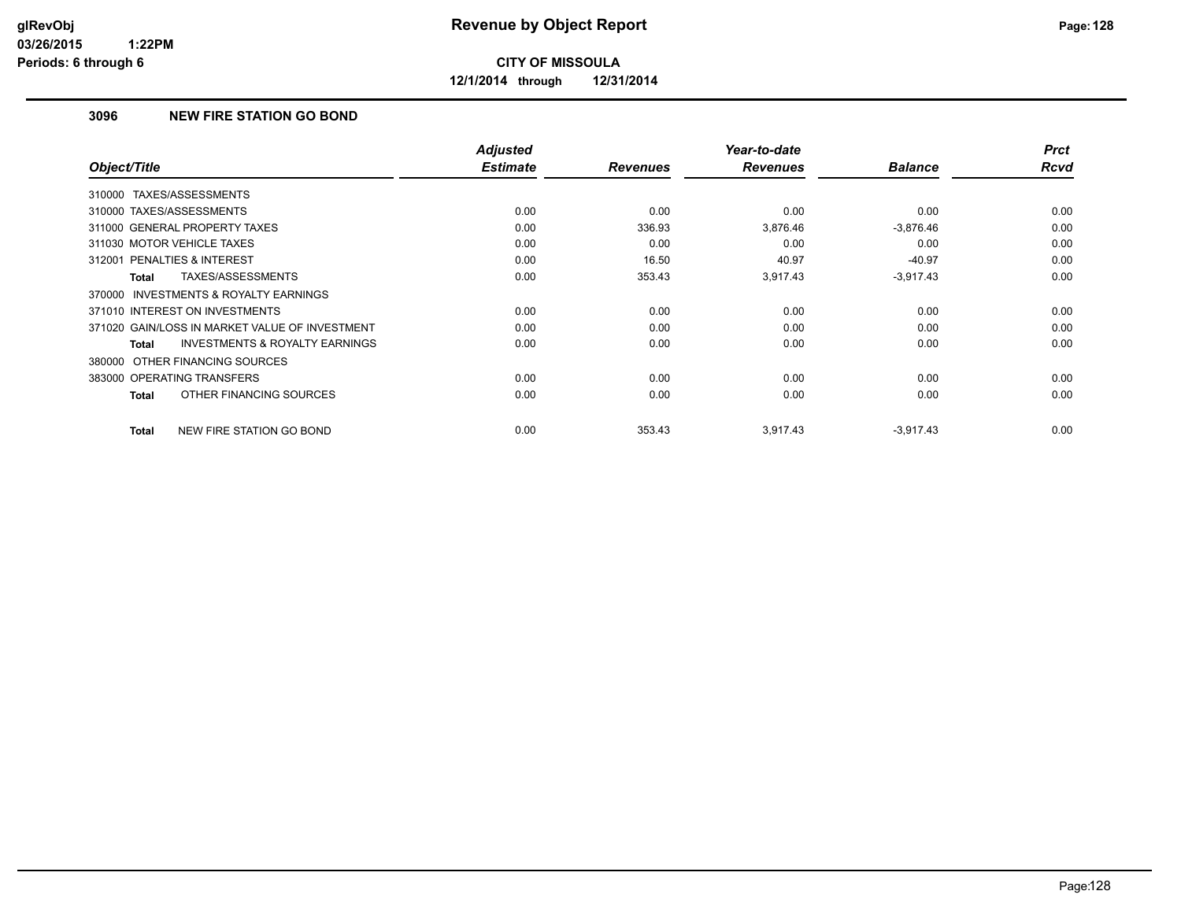# Revenue by Object Report

glRevObj
03/26/2015 1:22PM
Periods: 6 through 6

**CITY OF MISSOULA**

**12/1/2014 through 12/31/2014**

### 3096 NEW FIRE STATION GO BOND

| Object/Title | Adjusted Estimate | Revenues | Year-to-date Revenues | Balance | Prct Rcvd |
|---|---|---|---|---|---|
| 310000 TAXES/ASSESSMENTS | | | | | |
| 310000 TAXES/ASSESSMENTS | 0.00 | 0.00 | 0.00 | 0.00 | 0.00 |
| 311000 GENERAL PROPERTY TAXES | 0.00 | 336.93 | 3,876.46 | -3,876.46 | 0.00 |
| 311030 MOTOR VEHICLE TAXES | 0.00 | 0.00 | 0.00 | 0.00 | 0.00 |
| 312001 PENALTIES & INTEREST | 0.00 | 16.50 | 40.97 | -40.97 | 0.00 |
| **Total** TAXES/ASSESSMENTS | 0.00 | 353.43 | 3,917.43 | -3,917.43 | 0.00 |
| 370000 INVESTMENTS & ROYALTY EARNINGS | | | | | |
| 371010 INTEREST ON INVESTMENTS | 0.00 | 0.00 | 0.00 | 0.00 | 0.00 |
| 371020 GAIN/LOSS IN MARKET VALUE OF INVESTMENT | 0.00 | 0.00 | 0.00 | 0.00 | 0.00 |
| **Total** INVESTMENTS & ROYALTY EARNINGS | 0.00 | 0.00 | 0.00 | 0.00 | 0.00 |
| 380000 OTHER FINANCING SOURCES | | | | | |
| 383000 OPERATING TRANSFERS | 0.00 | 0.00 | 0.00 | 0.00 | 0.00 |
| **Total** OTHER FINANCING SOURCES | 0.00 | 0.00 | 0.00 | 0.00 | 0.00 |
| **Total** NEW FIRE STATION GO BOND | 0.00 | 353.43 | 3,917.43 | -3,917.43 | 0.00 |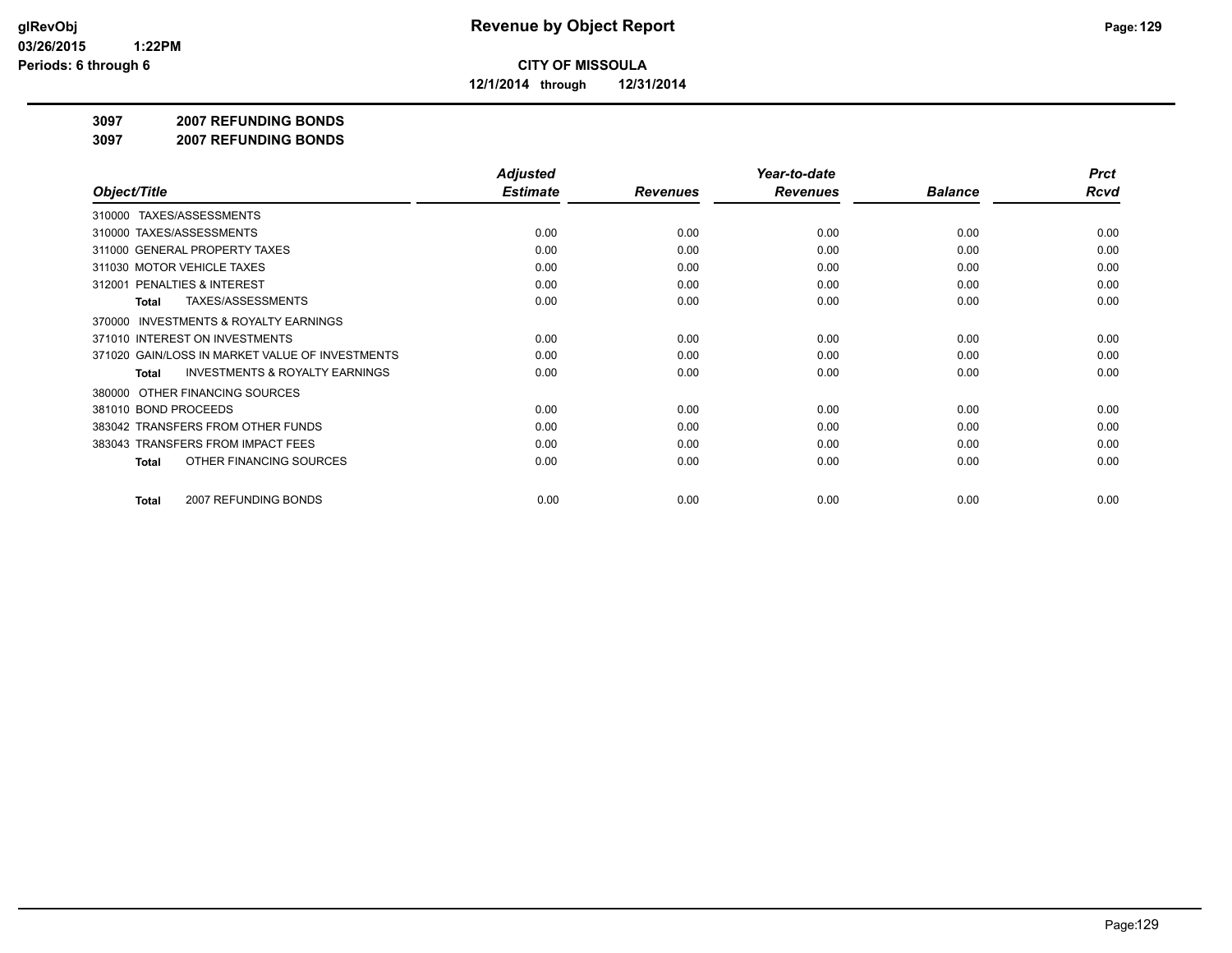# Revenue by Object Report

**CITY OF MISSOULA**

**12/1/2014 through 12/31/2014**

glRevObj
03/26/2015 1:22PM
Periods: 6 through 6

**3097 2007 REFUNDING BONDS**

**3097 2007 REFUNDING BONDS**

| Object/Title | Adjusted Estimate | Revenues | Year-to-date Revenues | Balance | Prct Rcvd |
|---|---|---|---|---|---|
| 310000 TAXES/ASSESSMENTS | | | | | |
| 310000 TAXES/ASSESSMENTS | 0.00 | 0.00 | 0.00 | 0.00 | 0.00 |
| 311000 GENERAL PROPERTY TAXES | 0.00 | 0.00 | 0.00 | 0.00 | 0.00 |
| 311030 MOTOR VEHICLE TAXES | 0.00 | 0.00 | 0.00 | 0.00 | 0.00 |
| 312001 PENALTIES & INTEREST | 0.00 | 0.00 | 0.00 | 0.00 | 0.00 |
| **Total** TAXES/ASSESSMENTS | 0.00 | 0.00 | 0.00 | 0.00 | 0.00 |
| 370000 INVESTMENTS & ROYALTY EARNINGS | | | | | |
| 371010 INTEREST ON INVESTMENTS | 0.00 | 0.00 | 0.00 | 0.00 | 0.00 |
| 371020 GAIN/LOSS IN MARKET VALUE OF INVESTMENTS | 0.00 | 0.00 | 0.00 | 0.00 | 0.00 |
| **Total** INVESTMENTS & ROYALTY EARNINGS | 0.00 | 0.00 | 0.00 | 0.00 | 0.00 |
| 380000 OTHER FINANCING SOURCES | | | | | |
| 381010 BOND PROCEEDS | 0.00 | 0.00 | 0.00 | 0.00 | 0.00 |
| 383042 TRANSFERS FROM OTHER FUNDS | 0.00 | 0.00 | 0.00 | 0.00 | 0.00 |
| 383043 TRANSFERS FROM IMPACT FEES | 0.00 | 0.00 | 0.00 | 0.00 | 0.00 |
| **Total** OTHER FINANCING SOURCES | 0.00 | 0.00 | 0.00 | 0.00 | 0.00 |
| **Total** 2007 REFUNDING BONDS | 0.00 | 0.00 | 0.00 | 0.00 | 0.00 |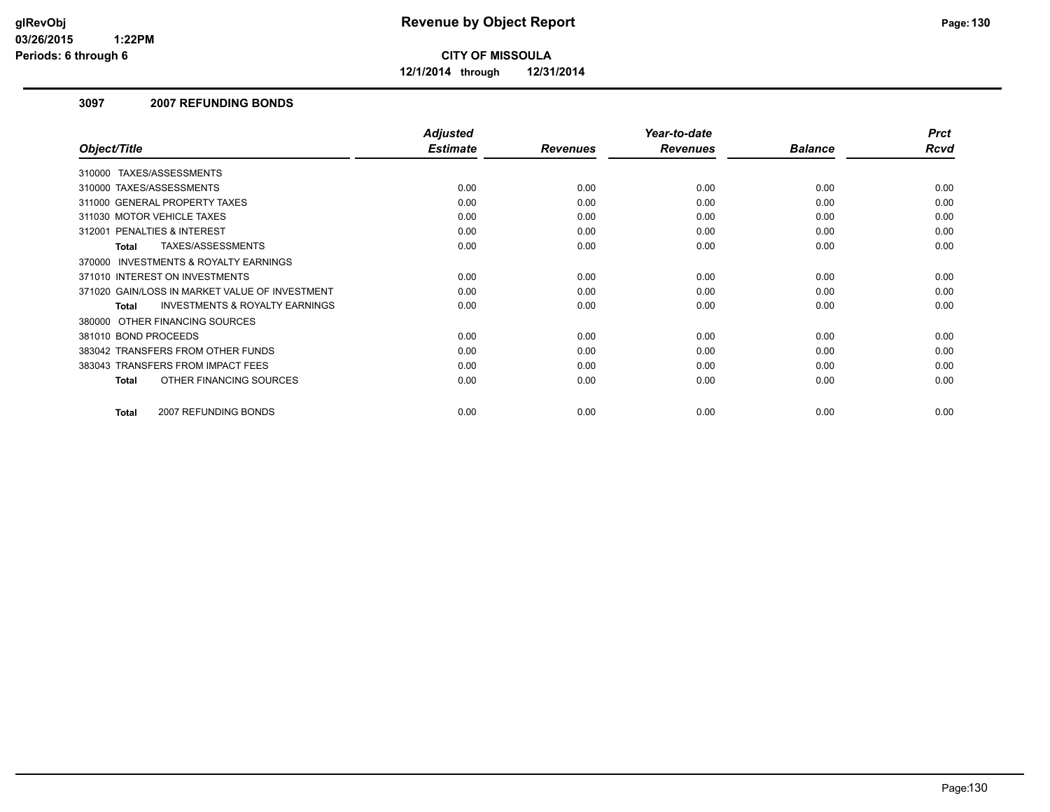**CITY OF MISSOULA**

**12/1/2014 through 12/31/2014**

### 3097 2007 REFUNDING BONDS

| Object/Title | Adjusted Estimate | Revenues | Year-to-date Revenues | Balance | Prct Rcvd |
|---|---|---|---|---|---|
| 310000 TAXES/ASSESSMENTS | | | | | |
| 310000 TAXES/ASSESSMENTS | 0.00 | 0.00 | 0.00 | 0.00 | 0.00 |
| 311000 GENERAL PROPERTY TAXES | 0.00 | 0.00 | 0.00 | 0.00 | 0.00 |
| 311030 MOTOR VEHICLE TAXES | 0.00 | 0.00 | 0.00 | 0.00 | 0.00 |
| 312001 PENALTIES & INTEREST | 0.00 | 0.00 | 0.00 | 0.00 | 0.00 |
| **Total** TAXES/ASSESSMENTS | 0.00 | 0.00 | 0.00 | 0.00 | 0.00 |
| 370000 INVESTMENTS & ROYALTY EARNINGS | | | | | |
| 371010 INTEREST ON INVESTMENTS | 0.00 | 0.00 | 0.00 | 0.00 | 0.00 |
| 371020 GAIN/LOSS IN MARKET VALUE OF INVESTMENT | 0.00 | 0.00 | 0.00 | 0.00 | 0.00 |
| **Total** INVESTMENTS & ROYALTY EARNINGS | 0.00 | 0.00 | 0.00 | 0.00 | 0.00 |
| 380000 OTHER FINANCING SOURCES | | | | | |
| 381010 BOND PROCEEDS | 0.00 | 0.00 | 0.00 | 0.00 | 0.00 |
| 383042 TRANSFERS FROM OTHER FUNDS | 0.00 | 0.00 | 0.00 | 0.00 | 0.00 |
| 383043 TRANSFERS FROM IMPACT FEES | 0.00 | 0.00 | 0.00 | 0.00 | 0.00 |
| **Total** OTHER FINANCING SOURCES | 0.00 | 0.00 | 0.00 | 0.00 | 0.00 |
| **Total** 2007 REFUNDING BONDS | 0.00 | 0.00 | 0.00 | 0.00 | 0.00 |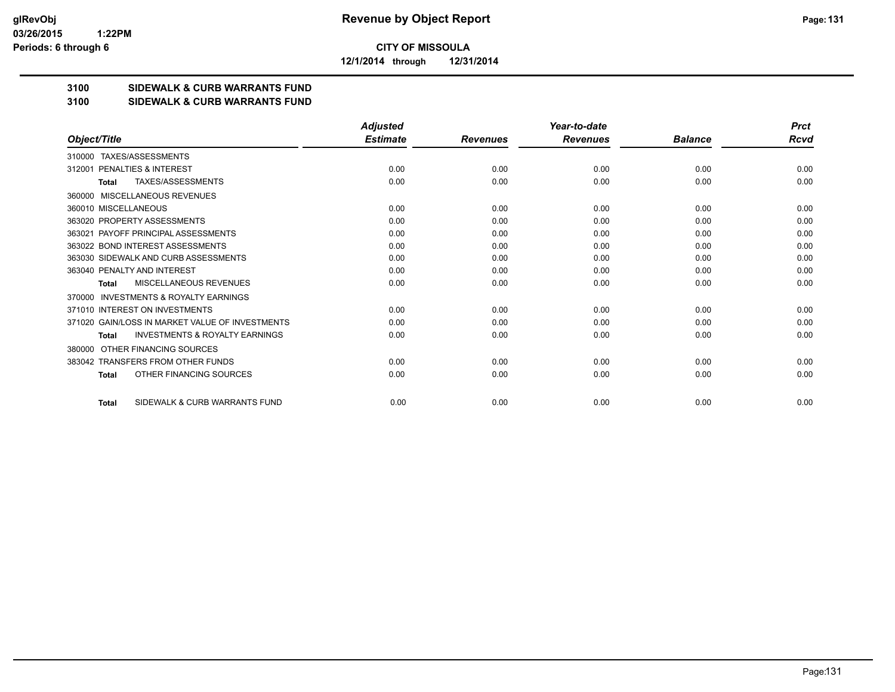**glRevObj**
**03/26/2015 1:22PM**
**Periods: 6 through 6**

# Revenue by Object Report

**CITY OF MISSOULA**

**12/1/2014 through 12/31/2014**

## 3100 SIDEWALK & CURB WARRANTS FUND
## 3100 SIDEWALK & CURB WARRANTS FUND

| Object/Title | Adjusted Estimate | Revenues | Year-to-date Revenues | Balance | Prct Rcvd |
|---|---|---|---|---|---|
| 310000 TAXES/ASSESSMENTS | | | | | |
| 312001 PENALTIES & INTEREST | 0.00 | 0.00 | 0.00 | 0.00 | 0.00 |
| **Total** TAXES/ASSESSMENTS | 0.00 | 0.00 | 0.00 | 0.00 | 0.00 |
| 360000 MISCELLANEOUS REVENUES | | | | | |
| 360010 MISCELLANEOUS | 0.00 | 0.00 | 0.00 | 0.00 | 0.00 |
| 363020 PROPERTY ASSESSMENTS | 0.00 | 0.00 | 0.00 | 0.00 | 0.00 |
| 363021 PAYOFF PRINCIPAL ASSESSMENTS | 0.00 | 0.00 | 0.00 | 0.00 | 0.00 |
| 363022 BOND INTEREST ASSESSMENTS | 0.00 | 0.00 | 0.00 | 0.00 | 0.00 |
| 363030 SIDEWALK AND CURB ASSESSMENTS | 0.00 | 0.00 | 0.00 | 0.00 | 0.00 |
| 363040 PENALTY AND INTEREST | 0.00 | 0.00 | 0.00 | 0.00 | 0.00 |
| **Total** MISCELLANEOUS REVENUES | 0.00 | 0.00 | 0.00 | 0.00 | 0.00 |
| 370000 INVESTMENTS & ROYALTY EARNINGS | | | | | |
| 371010 INTEREST ON INVESTMENTS | 0.00 | 0.00 | 0.00 | 0.00 | 0.00 |
| 371020 GAIN/LOSS IN MARKET VALUE OF INVESTMENTS | 0.00 | 0.00 | 0.00 | 0.00 | 0.00 |
| **Total** INVESTMENTS & ROYALTY EARNINGS | 0.00 | 0.00 | 0.00 | 0.00 | 0.00 |
| 380000 OTHER FINANCING SOURCES | | | | | |
| 383042 TRANSFERS FROM OTHER FUNDS | 0.00 | 0.00 | 0.00 | 0.00 | 0.00 |
| **Total** OTHER FINANCING SOURCES | 0.00 | 0.00 | 0.00 | 0.00 | 0.00 |
| **Total** SIDEWALK & CURB WARRANTS FUND | 0.00 | 0.00 | 0.00 | 0.00 | 0.00 |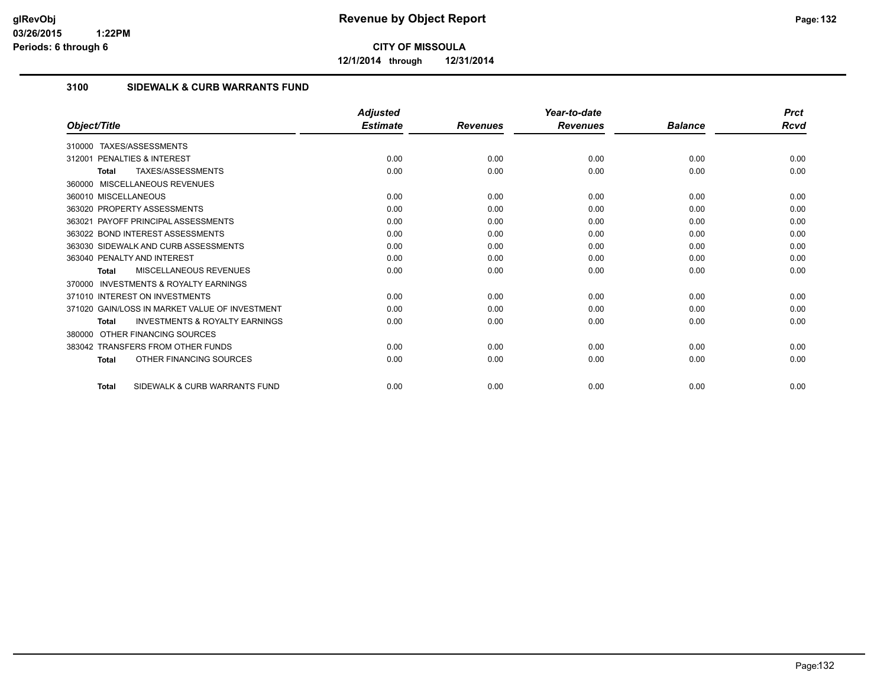**CITY OF MISSOULA**

**12/1/2014 through 12/31/2014**

## 3100 SIDEWALK & CURB WARRANTS FUND

| Object/Title | Adjusted Estimate | Revenues | Year-to-date Revenues | Balance | Prct Rcvd |
|---|---|---|---|---|---|
| 310000 TAXES/ASSESSMENTS | | | | | |
| 312001 PENALTIES & INTEREST | 0.00 | 0.00 | 0.00 | 0.00 | 0.00 |
| **Total** TAXES/ASSESSMENTS | 0.00 | 0.00 | 0.00 | 0.00 | 0.00 |
| 360000 MISCELLANEOUS REVENUES | | | | | |
| 360010 MISCELLANEOUS | 0.00 | 0.00 | 0.00 | 0.00 | 0.00 |
| 363020 PROPERTY ASSESSMENTS | 0.00 | 0.00 | 0.00 | 0.00 | 0.00 |
| 363021 PAYOFF PRINCIPAL ASSESSMENTS | 0.00 | 0.00 | 0.00 | 0.00 | 0.00 |
| 363022 BOND INTEREST ASSESSMENTS | 0.00 | 0.00 | 0.00 | 0.00 | 0.00 |
| 363030 SIDEWALK AND CURB ASSESSMENTS | 0.00 | 0.00 | 0.00 | 0.00 | 0.00 |
| 363040 PENALTY AND INTEREST | 0.00 | 0.00 | 0.00 | 0.00 | 0.00 |
| **Total** MISCELLANEOUS REVENUES | 0.00 | 0.00 | 0.00 | 0.00 | 0.00 |
| 370000 INVESTMENTS & ROYALTY EARNINGS | | | | | |
| 371010 INTEREST ON INVESTMENTS | 0.00 | 0.00 | 0.00 | 0.00 | 0.00 |
| 371020 GAIN/LOSS IN MARKET VALUE OF INVESTMENT | 0.00 | 0.00 | 0.00 | 0.00 | 0.00 |
| **Total** INVESTMENTS & ROYALTY EARNINGS | 0.00 | 0.00 | 0.00 | 0.00 | 0.00 |
| 380000 OTHER FINANCING SOURCES | | | | | |
| 383042 TRANSFERS FROM OTHER FUNDS | 0.00 | 0.00 | 0.00 | 0.00 | 0.00 |
| **Total** OTHER FINANCING SOURCES | 0.00 | 0.00 | 0.00 | 0.00 | 0.00 |
| **Total** SIDEWALK & CURB WARRANTS FUND | 0.00 | 0.00 | 0.00 | 0.00 | 0.00 |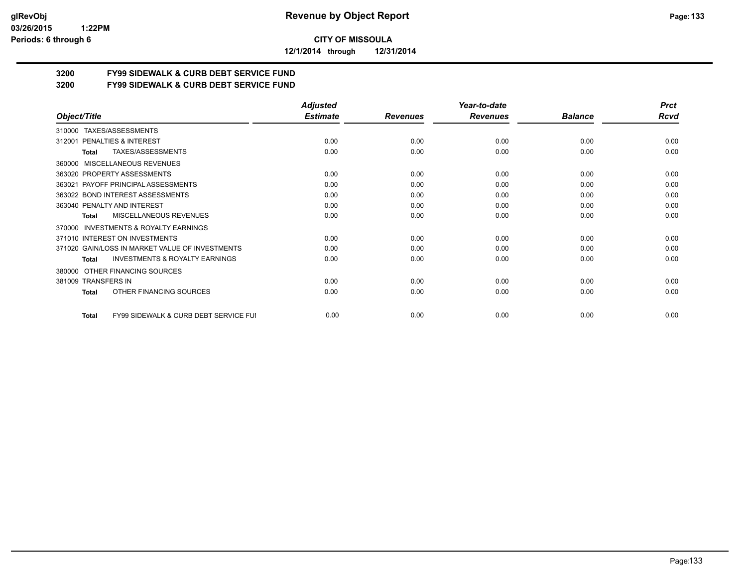**Revenue by Object Report**

**CITY OF MISSOULA**

**12/1/2014 through 12/31/2014**

glRevObj
03/26/2015 1:22PM
Periods: 6 through 6

## 3200 FY99 SIDEWALK & CURB DEBT SERVICE FUND
## 3200 FY99 SIDEWALK & CURB DEBT SERVICE FUND

| Object/Title | | Adjusted Estimate | Revenues | Year-to-date Revenues | Balance | Prct Rcvd |
|---|---|---|---|---|---|---|
| 310000 TAXES/ASSESSMENTS | | | | | | |
| 312001 PENALTIES & INTEREST | | 0.00 | 0.00 | 0.00 | 0.00 | 0.00 |
| Total | TAXES/ASSESSMENTS | 0.00 | 0.00 | 0.00 | 0.00 | 0.00 |
| 360000 MISCELLANEOUS REVENUES | | | | | | |
| 363020 PROPERTY ASSESSMENTS | | 0.00 | 0.00 | 0.00 | 0.00 | 0.00 |
| 363021 PAYOFF PRINCIPAL ASSESSMENTS | | 0.00 | 0.00 | 0.00 | 0.00 | 0.00 |
| 363022 BOND INTEREST ASSESSMENTS | | 0.00 | 0.00 | 0.00 | 0.00 | 0.00 |
| 363040 PENALTY AND INTEREST | | 0.00 | 0.00 | 0.00 | 0.00 | 0.00 |
| Total | MISCELLANEOUS REVENUES | 0.00 | 0.00 | 0.00 | 0.00 | 0.00 |
| 370000 INVESTMENTS & ROYALTY EARNINGS | | | | | | |
| 371010 INTEREST ON INVESTMENTS | | 0.00 | 0.00 | 0.00 | 0.00 | 0.00 |
| 371020 GAIN/LOSS IN MARKET VALUE OF INVESTMENTS | | 0.00 | 0.00 | 0.00 | 0.00 | 0.00 |
| Total | INVESTMENTS & ROYALTY EARNINGS | 0.00 | 0.00 | 0.00 | 0.00 | 0.00 |
| 380000 OTHER FINANCING SOURCES | | | | | | |
| 381009 TRANSFERS IN | | 0.00 | 0.00 | 0.00 | 0.00 | 0.00 |
| Total | OTHER FINANCING SOURCES | 0.00 | 0.00 | 0.00 | 0.00 | 0.00 |
| Total | FY99 SIDEWALK & CURB DEBT SERVICE FUI | 0.00 | 0.00 | 0.00 | 0.00 | 0.00 |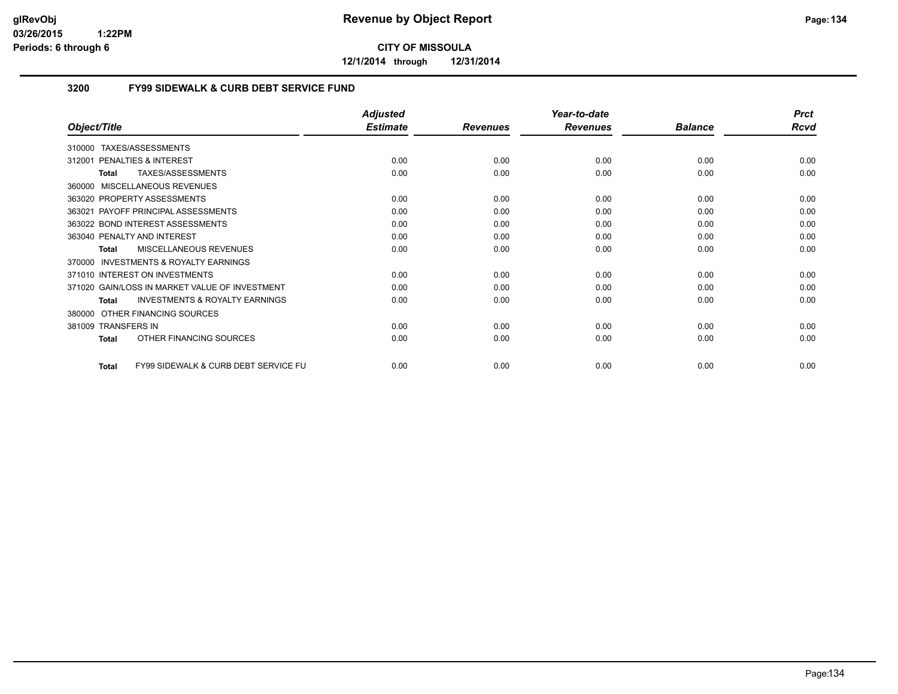**CITY OF MISSOULA**

**12/1/2014 through 12/31/2014**

### 3200 FY99 SIDEWALK & CURB DEBT SERVICE FUND

| Object/Title | Adjusted Estimate | Revenues | Year-to-date Revenues | Balance | Prct Rcvd |
|---|---|---|---|---|---|
| 310000 TAXES/ASSESSMENTS | | | | | |
| 312001 PENALTIES & INTEREST | 0.00 | 0.00 | 0.00 | 0.00 | 0.00 |
| **Total** TAXES/ASSESSMENTS | 0.00 | 0.00 | 0.00 | 0.00 | 0.00 |
| 360000 MISCELLANEOUS REVENUES | | | | | |
| 363020 PROPERTY ASSESSMENTS | 0.00 | 0.00 | 0.00 | 0.00 | 0.00 |
| 363021 PAYOFF PRINCIPAL ASSESSMENTS | 0.00 | 0.00 | 0.00 | 0.00 | 0.00 |
| 363022 BOND INTEREST ASSESSMENTS | 0.00 | 0.00 | 0.00 | 0.00 | 0.00 |
| 363040 PENALTY AND INTEREST | 0.00 | 0.00 | 0.00 | 0.00 | 0.00 |
| **Total** MISCELLANEOUS REVENUES | 0.00 | 0.00 | 0.00 | 0.00 | 0.00 |
| 370000 INVESTMENTS & ROYALTY EARNINGS | | | | | |
| 371010 INTEREST ON INVESTMENTS | 0.00 | 0.00 | 0.00 | 0.00 | 0.00 |
| 371020 GAIN/LOSS IN MARKET VALUE OF INVESTMENT | 0.00 | 0.00 | 0.00 | 0.00 | 0.00 |
| **Total** INVESTMENTS & ROYALTY EARNINGS | 0.00 | 0.00 | 0.00 | 0.00 | 0.00 |
| 380000 OTHER FINANCING SOURCES | | | | | |
| 381009 TRANSFERS IN | 0.00 | 0.00 | 0.00 | 0.00 | 0.00 |
| **Total** OTHER FINANCING SOURCES | 0.00 | 0.00 | 0.00 | 0.00 | 0.00 |
| **Total** FY99 SIDEWALK & CURB DEBT SERVICE FU | 0.00 | 0.00 | 0.00 | 0.00 | 0.00 |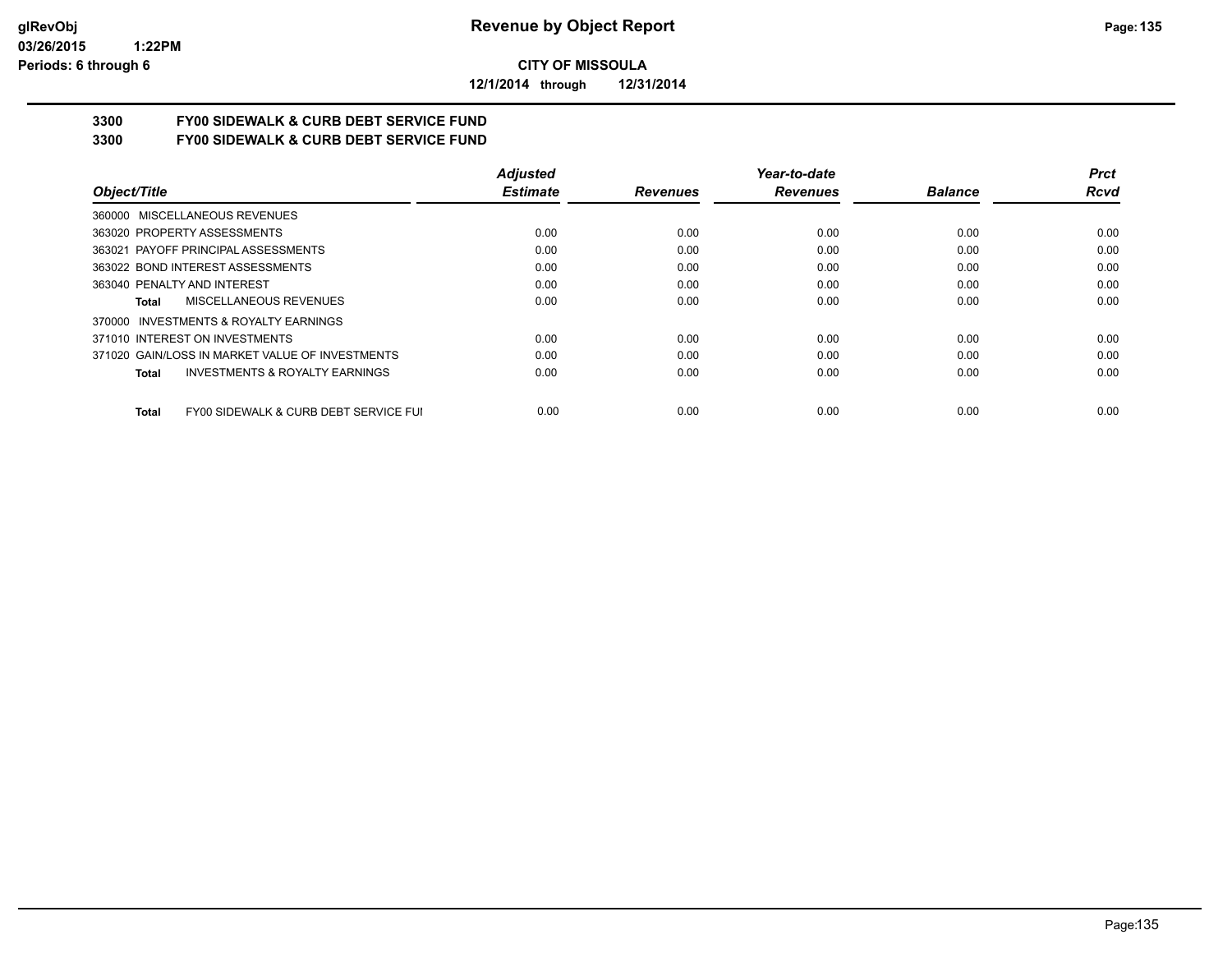**CITY OF MISSOULA**

**12/1/2014 through 12/31/2014**

**3300 FY00 SIDEWALK & CURB DEBT SERVICE FUND**

**3300 FY00 SIDEWALK & CURB DEBT SERVICE FUND**

| Object/Title | Adjusted Estimate | Revenues | Year-to-date Revenues | Balance | Prct Rcvd |
|---|---|---|---|---|---|
| 360000 MISCELLANEOUS REVENUES | | | | | |
| 363020 PROPERTY ASSESSMENTS | 0.00 | 0.00 | 0.00 | 0.00 | 0.00 |
| 363021 PAYOFF PRINCIPAL ASSESSMENTS | 0.00 | 0.00 | 0.00 | 0.00 | 0.00 |
| 363022 BOND INTEREST ASSESSMENTS | 0.00 | 0.00 | 0.00 | 0.00 | 0.00 |
| 363040 PENALTY AND INTEREST | 0.00 | 0.00 | 0.00 | 0.00 | 0.00 |
| **Total** MISCELLANEOUS REVENUES | 0.00 | 0.00 | 0.00 | 0.00 | 0.00 |
| 370000 INVESTMENTS & ROYALTY EARNINGS | | | | | |
| 371010 INTEREST ON INVESTMENTS | 0.00 | 0.00 | 0.00 | 0.00 | 0.00 |
| 371020 GAIN/LOSS IN MARKET VALUE OF INVESTMENTS | 0.00 | 0.00 | 0.00 | 0.00 | 0.00 |
| **Total** INVESTMENTS & ROYALTY EARNINGS | 0.00 | 0.00 | 0.00 | 0.00 | 0.00 |
| **Total** FY00 SIDEWALK & CURB DEBT SERVICE FUI | 0.00 | 0.00 | 0.00 | 0.00 | 0.00 |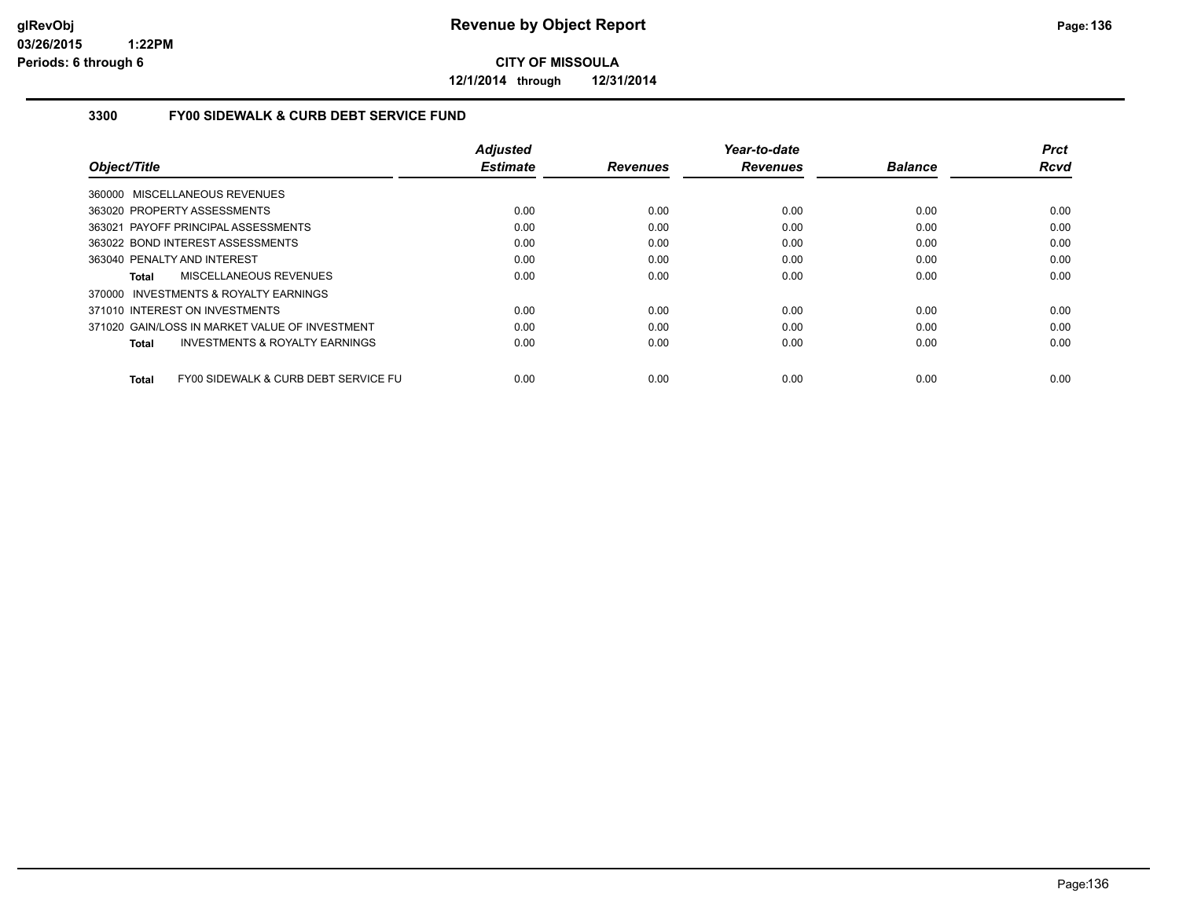**CITY OF MISSOULA**

**12/1/2014 through 12/31/2014**

### 3300 FY00 SIDEWALK & CURB DEBT SERVICE FUND

| Object/Title | Adjusted Estimate | Revenues | Year-to-date Revenues | Balance | Prct Rcvd |
|---|---|---|---|---|---|
| 360000 MISCELLANEOUS REVENUES | | | | | |
| 363020 PROPERTY ASSESSMENTS | 0.00 | 0.00 | 0.00 | 0.00 | 0.00 |
| 363021 PAYOFF PRINCIPAL ASSESSMENTS | 0.00 | 0.00 | 0.00 | 0.00 | 0.00 |
| 363022 BOND INTEREST ASSESSMENTS | 0.00 | 0.00 | 0.00 | 0.00 | 0.00 |
| 363040 PENALTY AND INTEREST | 0.00 | 0.00 | 0.00 | 0.00 | 0.00 |
| **Total** MISCELLANEOUS REVENUES | 0.00 | 0.00 | 0.00 | 0.00 | 0.00 |
| 370000 INVESTMENTS & ROYALTY EARNINGS | | | | | |
| 371010 INTEREST ON INVESTMENTS | 0.00 | 0.00 | 0.00 | 0.00 | 0.00 |
| 371020 GAIN/LOSS IN MARKET VALUE OF INVESTMENT | 0.00 | 0.00 | 0.00 | 0.00 | 0.00 |
| **Total** INVESTMENTS & ROYALTY EARNINGS | 0.00 | 0.00 | 0.00 | 0.00 | 0.00 |
| **Total** FY00 SIDEWALK & CURB DEBT SERVICE FU | 0.00 | 0.00 | 0.00 | 0.00 | 0.00 |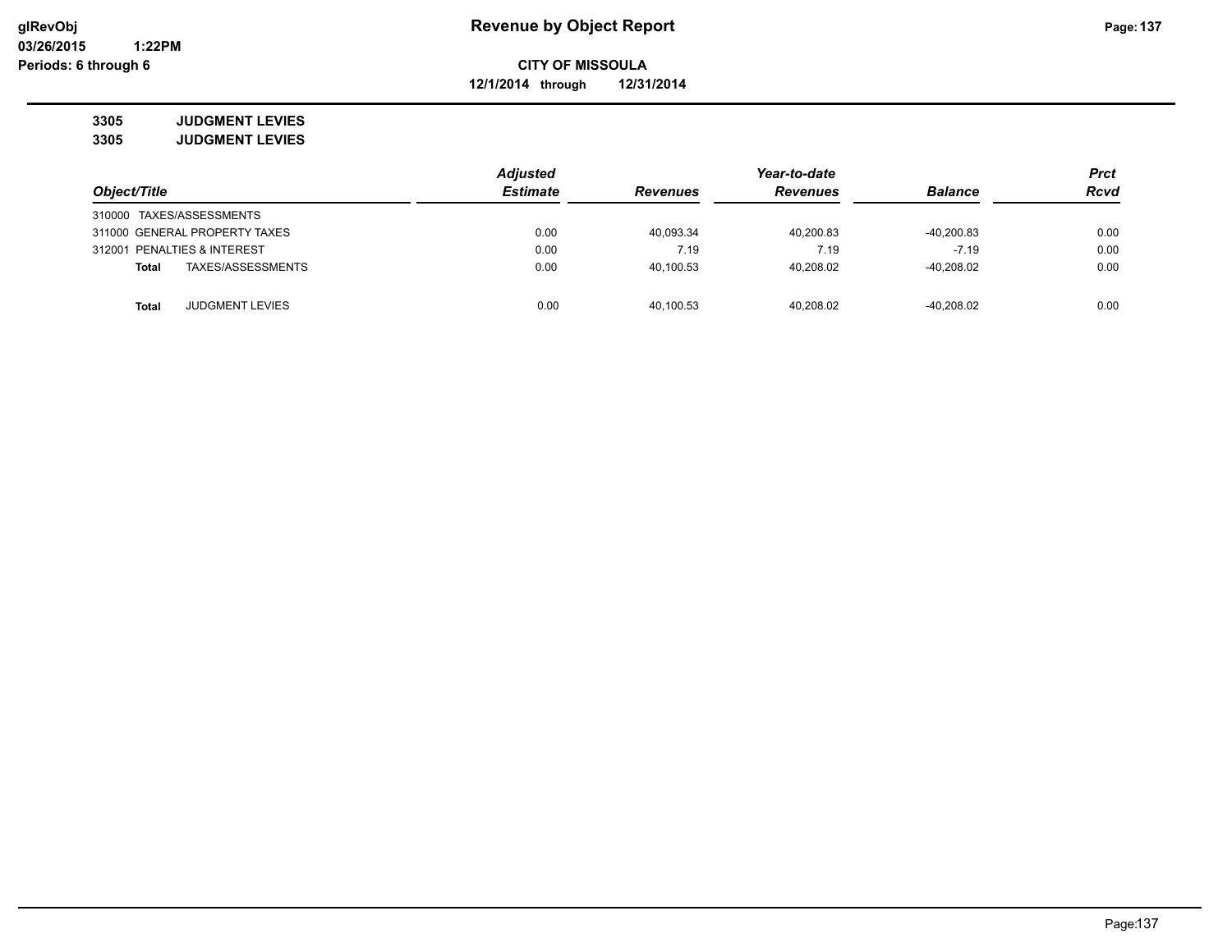# Revenue by Object Report

**CITY OF MISSOULA**

**12/1/2014 through 12/31/2014**

**3305 JUDGMENT LEVIES**

**3305 JUDGMENT LEVIES**

| Object/Title | Adjusted Estimate | Revenues | Year-to-date Revenues | Balance | Prct Rcvd |
|---|---|---|---|---|---|
| 310000 TAXES/ASSESSMENTS | | | | | |
| 311000 GENERAL PROPERTY TAXES | 0.00 | 40,093.34 | 40,200.83 | -40,200.83 | 0.00 |
| 312001 PENALTIES & INTEREST | 0.00 | 7.19 | 7.19 | -7.19 | 0.00 |
| **Total** TAXES/ASSESSMENTS | 0.00 | 40,100.53 | 40,208.02 | -40,208.02 | 0.00 |
| **Total** JUDGMENT LEVIES | 0.00 | 40,100.53 | 40,208.02 | -40,208.02 | 0.00 |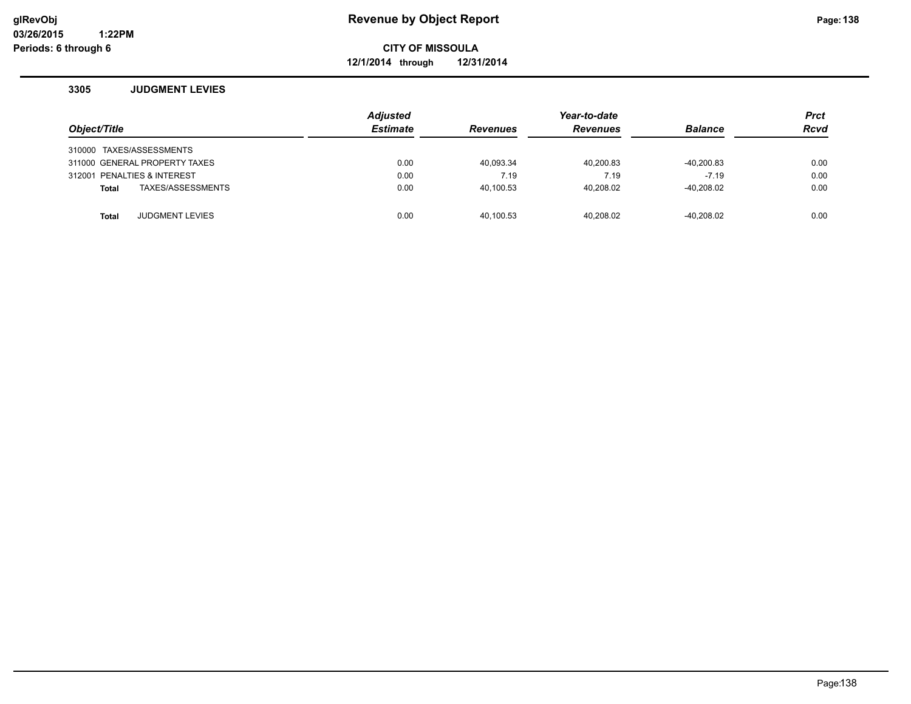# Revenue by Object Report

**CITY OF MISSOULA**

**12/1/2014 through 12/31/2014**

glRevObj
03/26/2015 1:22PM
Periods: 6 through 6

## 3305 JUDGMENT LEVIES

| Object/Title | Adjusted Estimate | Revenues | Year-to-date Revenues | Balance | Prct Rcvd |
|---|---|---|---|---|---|
| 310000 TAXES/ASSESSMENTS | | | | | |
| 311000 GENERAL PROPERTY TAXES | 0.00 | 40,093.34 | 40,200.83 | -40,200.83 | 0.00 |
| 312001 PENALTIES & INTEREST | 0.00 | 7.19 | 7.19 | -7.19 | 0.00 |
| **Total** TAXES/ASSESSMENTS | 0.00 | 40,100.53 | 40,208.02 | -40,208.02 | 0.00 |
| | | | | | |
| **Total** JUDGMENT LEVIES | 0.00 | 40,100.53 | 40,208.02 | -40,208.02 | 0.00 |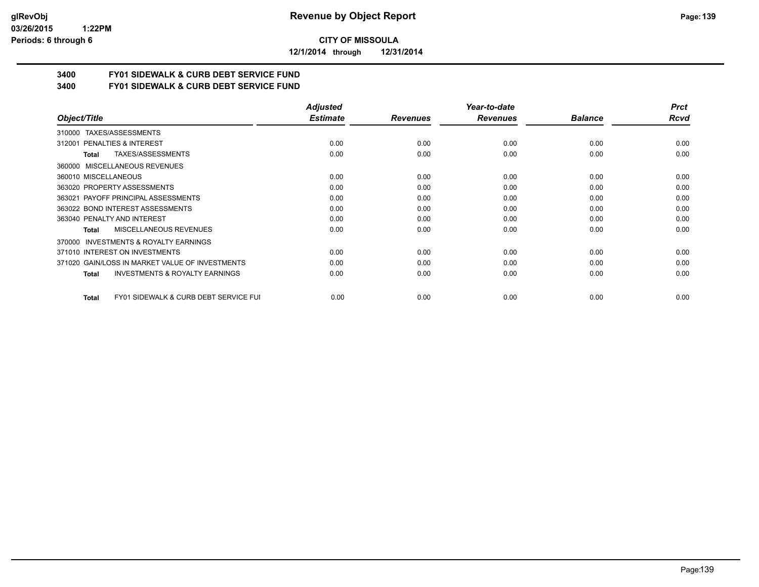**CITY OF MISSOULA**

**12/1/2014 through 12/31/2014**

## 3400 FY01 SIDEWALK & CURB DEBT SERVICE FUND

## 3400 FY01 SIDEWALK & CURB DEBT SERVICE FUND

| Object/Title | Adjusted Estimate | Revenues | Year-to-date Revenues | Balance | Prct Rcvd |
|---|---|---|---|---|---|
| 310000 TAXES/ASSESSMENTS | | | | | |
| 312001 PENALTIES & INTEREST | 0.00 | 0.00 | 0.00 | 0.00 | 0.00 |
| **Total** TAXES/ASSESSMENTS | 0.00 | 0.00 | 0.00 | 0.00 | 0.00 |
| 360000 MISCELLANEOUS REVENUES | | | | | |
| 360010 MISCELLANEOUS | 0.00 | 0.00 | 0.00 | 0.00 | 0.00 |
| 363020 PROPERTY ASSESSMENTS | 0.00 | 0.00 | 0.00 | 0.00 | 0.00 |
| 363021 PAYOFF PRINCIPAL ASSESSMENTS | 0.00 | 0.00 | 0.00 | 0.00 | 0.00 |
| 363022 BOND INTEREST ASSESSMENTS | 0.00 | 0.00 | 0.00 | 0.00 | 0.00 |
| 363040 PENALTY AND INTEREST | 0.00 | 0.00 | 0.00 | 0.00 | 0.00 |
| **Total** MISCELLANEOUS REVENUES | 0.00 | 0.00 | 0.00 | 0.00 | 0.00 |
| 370000 INVESTMENTS & ROYALTY EARNINGS | | | | | |
| 371010 INTEREST ON INVESTMENTS | 0.00 | 0.00 | 0.00 | 0.00 | 0.00 |
| 371020 GAIN/LOSS IN MARKET VALUE OF INVESTMENTS | 0.00 | 0.00 | 0.00 | 0.00 | 0.00 |
| **Total** INVESTMENTS & ROYALTY EARNINGS | 0.00 | 0.00 | 0.00 | 0.00 | 0.00 |
| **Total** FY01 SIDEWALK & CURB DEBT SERVICE FUI | 0.00 | 0.00 | 0.00 | 0.00 | 0.00 |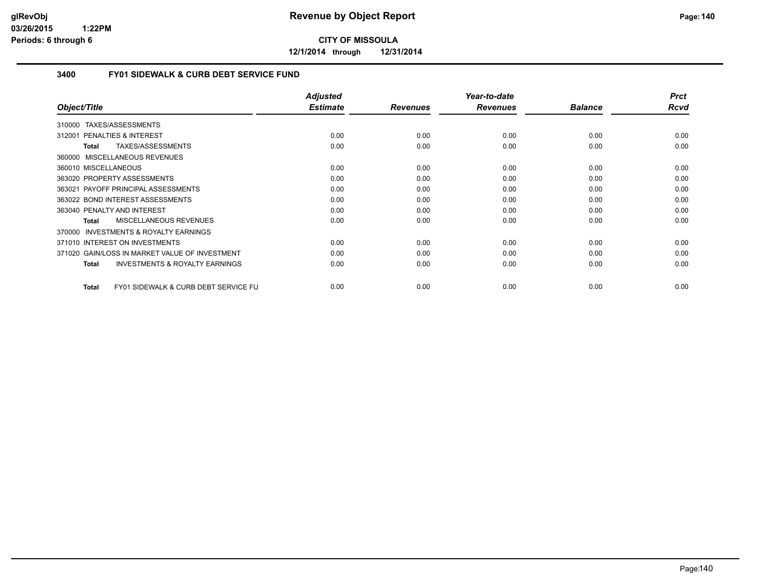# Revenue by Object Report

**CITY OF MISSOULA**

**12/1/2014 through 12/31/2014**

glRevObj
03/26/2015 1:22PM
Periods: 6 through 6

## 3400 FY01 SIDEWALK & CURB DEBT SERVICE FUND

| Object/Title | Adjusted Estimate | Revenues | Year-to-date Revenues | Balance | Prct Rcvd |
|---|---|---|---|---|---|
| 310000 TAXES/ASSESSMENTS | | | | | |
| 312001 PENALTIES & INTEREST | 0.00 | 0.00 | 0.00 | 0.00 | 0.00 |
| **Total** TAXES/ASSESSMENTS | 0.00 | 0.00 | 0.00 | 0.00 | 0.00 |
| 360000 MISCELLANEOUS REVENUES | | | | | |
| 360010 MISCELLANEOUS | 0.00 | 0.00 | 0.00 | 0.00 | 0.00 |
| 363020 PROPERTY ASSESSMENTS | 0.00 | 0.00 | 0.00 | 0.00 | 0.00 |
| 363021 PAYOFF PRINCIPAL ASSESSMENTS | 0.00 | 0.00 | 0.00 | 0.00 | 0.00 |
| 363022 BOND INTEREST ASSESSMENTS | 0.00 | 0.00 | 0.00 | 0.00 | 0.00 |
| 363040 PENALTY AND INTEREST | 0.00 | 0.00 | 0.00 | 0.00 | 0.00 |
| **Total** MISCELLANEOUS REVENUES | 0.00 | 0.00 | 0.00 | 0.00 | 0.00 |
| 370000 INVESTMENTS & ROYALTY EARNINGS | | | | | |
| 371010 INTEREST ON INVESTMENTS | 0.00 | 0.00 | 0.00 | 0.00 | 0.00 |
| 371020 GAIN/LOSS IN MARKET VALUE OF INVESTMENT | 0.00 | 0.00 | 0.00 | 0.00 | 0.00 |
| **Total** INVESTMENTS & ROYALTY EARNINGS | 0.00 | 0.00 | 0.00 | 0.00 | 0.00 |
| **Total** FY01 SIDEWALK & CURB DEBT SERVICE FU | 0.00 | 0.00 | 0.00 | 0.00 | 0.00 |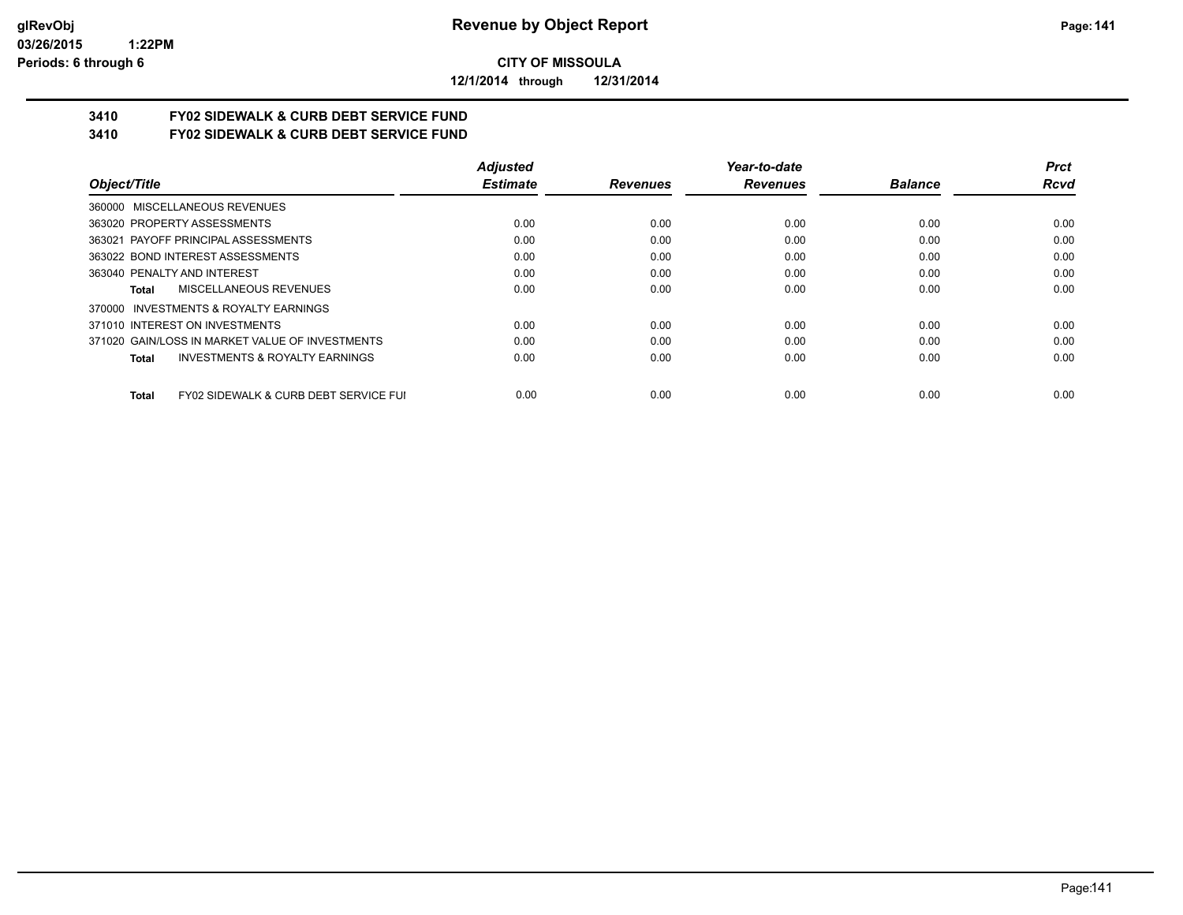glRevObj
03/26/2015 1:22PM
Periods: 6 through 6

# Revenue by Object Report

**CITY OF MISSOULA**

**12/1/2014 through 12/31/2014**

## 3410 FY02 SIDEWALK & CURB DEBT SERVICE FUND
## 3410 FY02 SIDEWALK & CURB DEBT SERVICE FUND

| Object/Title | Adjusted Estimate | Revenues | Year-to-date Revenues | Balance | Prct Rcvd |
|---|---|---|---|---|---|
| 360000 MISCELLANEOUS REVENUES | | | | | |
| 363020 PROPERTY ASSESSMENTS | 0.00 | 0.00 | 0.00 | 0.00 | 0.00 |
| 363021 PAYOFF PRINCIPAL ASSESSMENTS | 0.00 | 0.00 | 0.00 | 0.00 | 0.00 |
| 363022 BOND INTEREST ASSESSMENTS | 0.00 | 0.00 | 0.00 | 0.00 | 0.00 |
| 363040 PENALTY AND INTEREST | 0.00 | 0.00 | 0.00 | 0.00 | 0.00 |
| **Total** MISCELLANEOUS REVENUES | 0.00 | 0.00 | 0.00 | 0.00 | 0.00 |
| 370000 INVESTMENTS & ROYALTY EARNINGS | | | | | |
| 371010 INTEREST ON INVESTMENTS | 0.00 | 0.00 | 0.00 | 0.00 | 0.00 |
| 371020 GAIN/LOSS IN MARKET VALUE OF INVESTMENTS | 0.00 | 0.00 | 0.00 | 0.00 | 0.00 |
| **Total** INVESTMENTS & ROYALTY EARNINGS | 0.00 | 0.00 | 0.00 | 0.00 | 0.00 |
| **Total** FY02 SIDEWALK & CURB DEBT SERVICE FUI | 0.00 | 0.00 | 0.00 | 0.00 | 0.00 |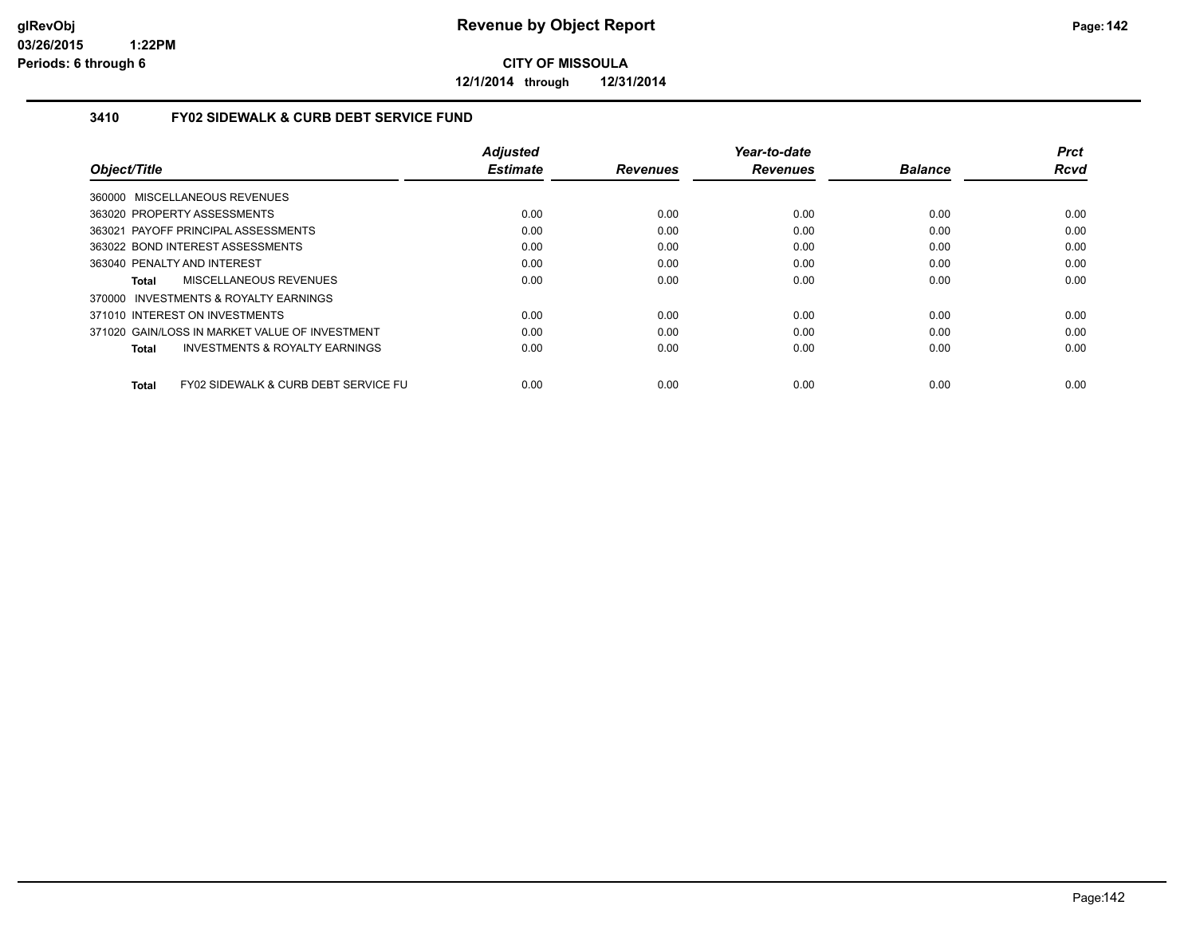# Revenue by Object Report

glRevObj
03/26/2015 1:22PM
Periods: 6 through 6

**CITY OF MISSOULA**

12/1/2014 through 12/31/2014

### 3410 FY02 SIDEWALK & CURB DEBT SERVICE FUND

| Object/Title | Adjusted Estimate | Revenues | Year-to-date Revenues | Balance | Prct Rcvd |
|---|---|---|---|---|---|
| 360000 MISCELLANEOUS REVENUES | | | | | |
| 363020 PROPERTY ASSESSMENTS | 0.00 | 0.00 | 0.00 | 0.00 | 0.00 |
| 363021 PAYOFF PRINCIPAL ASSESSMENTS | 0.00 | 0.00 | 0.00 | 0.00 | 0.00 |
| 363022 BOND INTEREST ASSESSMENTS | 0.00 | 0.00 | 0.00 | 0.00 | 0.00 |
| 363040 PENALTY AND INTEREST | 0.00 | 0.00 | 0.00 | 0.00 | 0.00 |
| Total MISCELLANEOUS REVENUES | 0.00 | 0.00 | 0.00 | 0.00 | 0.00 |
| 370000 INVESTMENTS & ROYALTY EARNINGS | | | | | |
| 371010 INTEREST ON INVESTMENTS | 0.00 | 0.00 | 0.00 | 0.00 | 0.00 |
| 371020 GAIN/LOSS IN MARKET VALUE OF INVESTMENT | 0.00 | 0.00 | 0.00 | 0.00 | 0.00 |
| Total INVESTMENTS & ROYALTY EARNINGS | 0.00 | 0.00 | 0.00 | 0.00 | 0.00 |
| Total FY02 SIDEWALK & CURB DEBT SERVICE FU | 0.00 | 0.00 | 0.00 | 0.00 | 0.00 |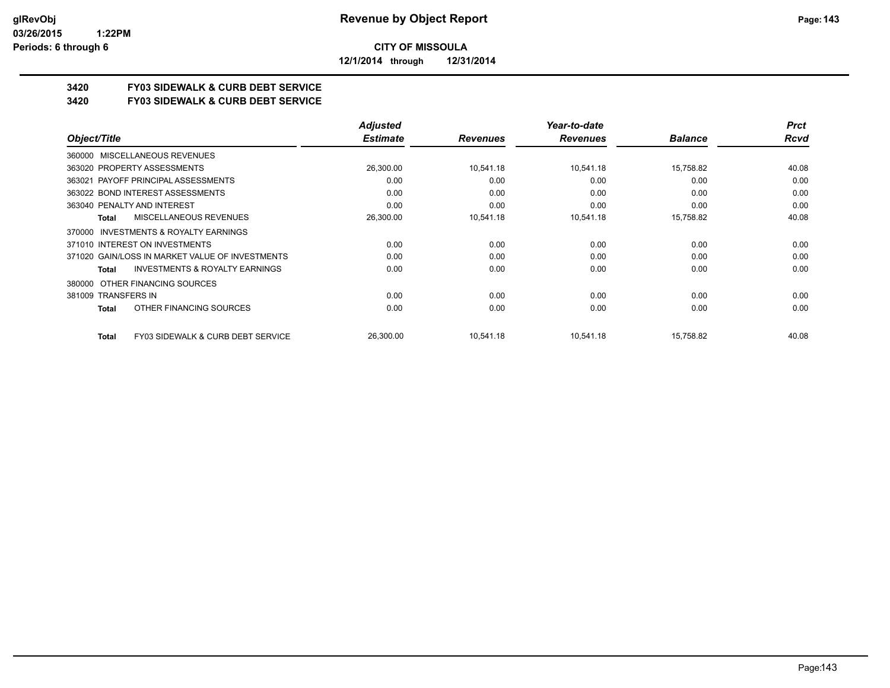**CITY OF MISSOULA**

**12/1/2014 through 12/31/2014**

## 3420 FY03 SIDEWALK & CURB DEBT SERVICE
## 3420 FY03 SIDEWALK & CURB DEBT SERVICE

| Object/Title | Adjusted Estimate | Revenues | Year-to-date Revenues | Balance | Prct Rcvd |
|---|---|---|---|---|---|
| 360000 MISCELLANEOUS REVENUES | | | | | |
| 363020 PROPERTY ASSESSMENTS | 26,300.00 | 10,541.18 | 10,541.18 | 15,758.82 | 40.08 |
| 363021 PAYOFF PRINCIPAL ASSESSMENTS | 0.00 | 0.00 | 0.00 | 0.00 | 0.00 |
| 363022 BOND INTEREST ASSESSMENTS | 0.00 | 0.00 | 0.00 | 0.00 | 0.00 |
| 363040 PENALTY AND INTEREST | 0.00 | 0.00 | 0.00 | 0.00 | 0.00 |
| **Total** MISCELLANEOUS REVENUES | 26,300.00 | 10,541.18 | 10,541.18 | 15,758.82 | 40.08 |
| 370000 INVESTMENTS & ROYALTY EARNINGS | | | | | |
| 371010 INTEREST ON INVESTMENTS | 0.00 | 0.00 | 0.00 | 0.00 | 0.00 |
| 371020 GAIN/LOSS IN MARKET VALUE OF INVESTMENTS | 0.00 | 0.00 | 0.00 | 0.00 | 0.00 |
| **Total** INVESTMENTS & ROYALTY EARNINGS | 0.00 | 0.00 | 0.00 | 0.00 | 0.00 |
| 380000 OTHER FINANCING SOURCES | | | | | |
| 381009 TRANSFERS IN | 0.00 | 0.00 | 0.00 | 0.00 | 0.00 |
| **Total** OTHER FINANCING SOURCES | 0.00 | 0.00 | 0.00 | 0.00 | 0.00 |
| **Total** FY03 SIDEWALK & CURB DEBT SERVICE | 26,300.00 | 10,541.18 | 10,541.18 | 15,758.82 | 40.08 |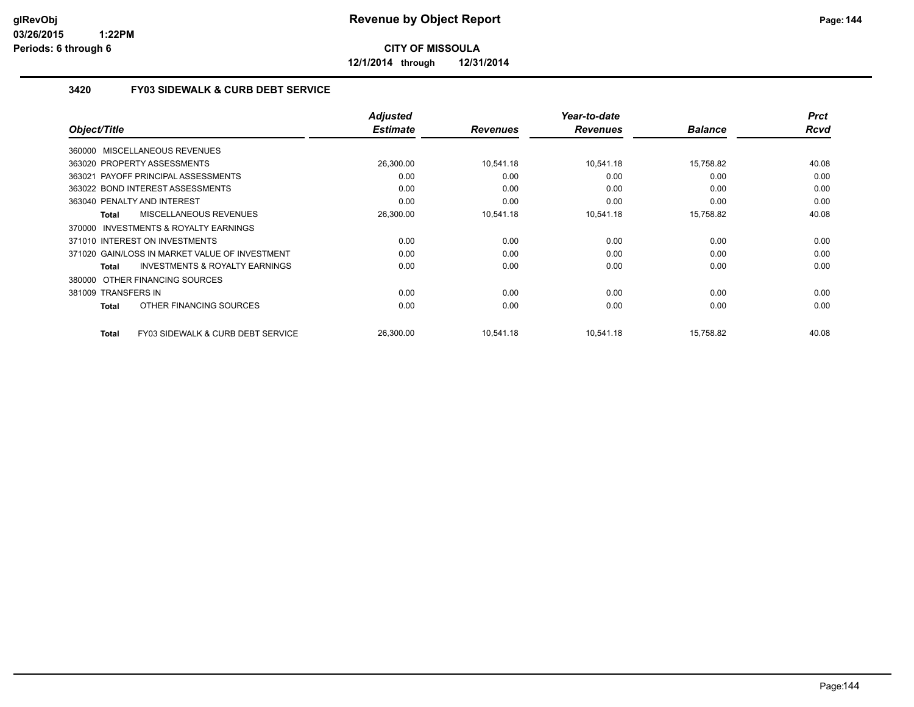glRevObj
03/26/2015 1:22PM
Periods: 6 through 6

# Revenue by Object Report

**CITY OF MISSOULA**

**12/1/2014 through 12/31/2014**

## 3420 FY03 SIDEWALK & CURB DEBT SERVICE

| Object/Title | Adjusted Estimate | Revenues | Year-to-date Revenues | Balance | Prct Rcvd |
|---|---|---|---|---|---|
| 360000 MISCELLANEOUS REVENUES | | | | | |
| 363020 PROPERTY ASSESSMENTS | 26,300.00 | 10,541.18 | 10,541.18 | 15,758.82 | 40.08 |
| 363021 PAYOFF PRINCIPAL ASSESSMENTS | 0.00 | 0.00 | 0.00 | 0.00 | 0.00 |
| 363022 BOND INTEREST ASSESSMENTS | 0.00 | 0.00 | 0.00 | 0.00 | 0.00 |
| 363040 PENALTY AND INTEREST | 0.00 | 0.00 | 0.00 | 0.00 | 0.00 |
| **Total** MISCELLANEOUS REVENUES | 26,300.00 | 10,541.18 | 10,541.18 | 15,758.82 | 40.08 |
| 370000 INVESTMENTS & ROYALTY EARNINGS | | | | | |
| 371010 INTEREST ON INVESTMENTS | 0.00 | 0.00 | 0.00 | 0.00 | 0.00 |
| 371020 GAIN/LOSS IN MARKET VALUE OF INVESTMENT | 0.00 | 0.00 | 0.00 | 0.00 | 0.00 |
| **Total** INVESTMENTS & ROYALTY EARNINGS | 0.00 | 0.00 | 0.00 | 0.00 | 0.00 |
| 380000 OTHER FINANCING SOURCES | | | | | |
| 381009 TRANSFERS IN | 0.00 | 0.00 | 0.00 | 0.00 | 0.00 |
| **Total** OTHER FINANCING SOURCES | 0.00 | 0.00 | 0.00 | 0.00 | 0.00 |
| **Total** FY03 SIDEWALK & CURB DEBT SERVICE | 26,300.00 | 10,541.18 | 10,541.18 | 15,758.82 | 40.08 |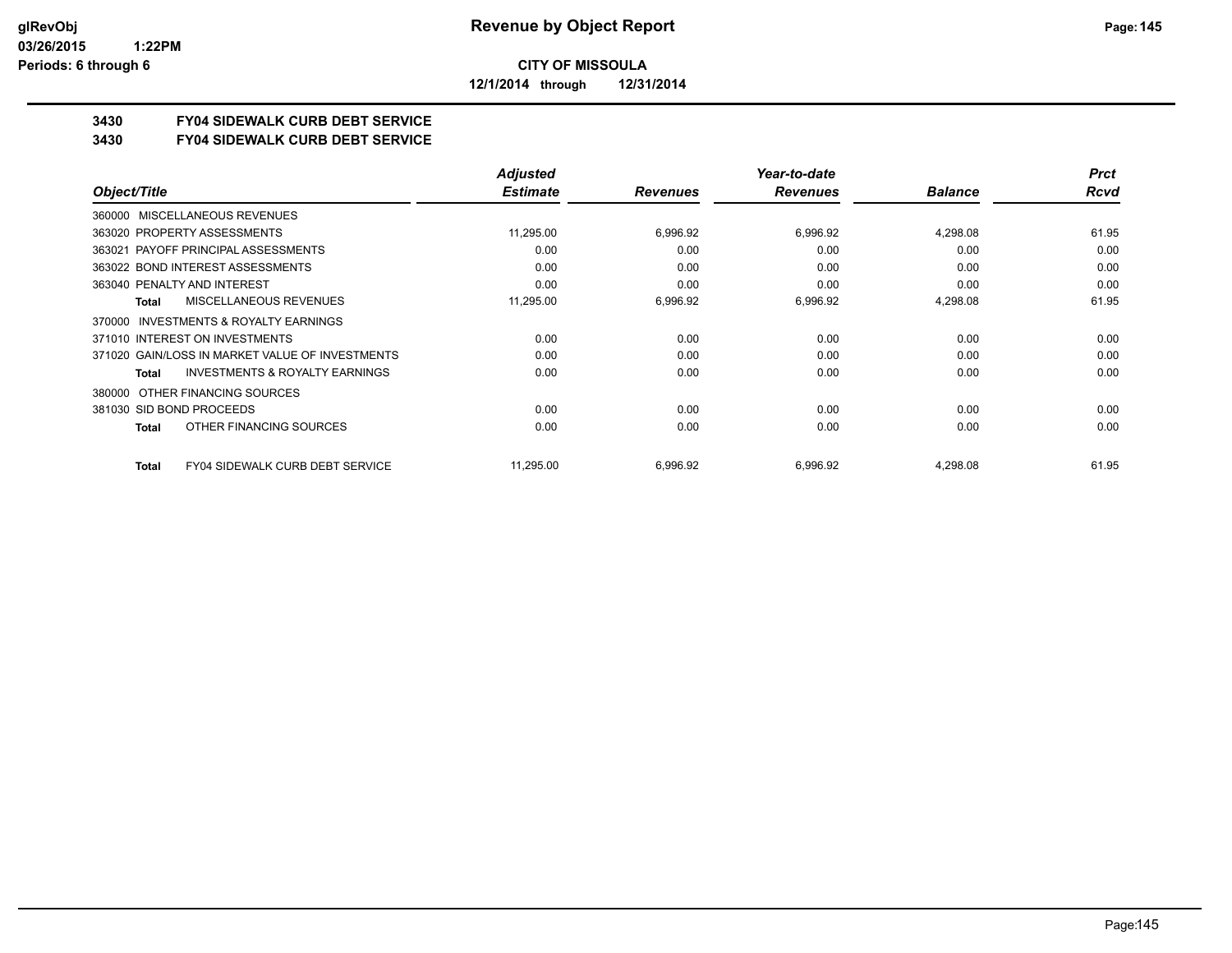**CITY OF MISSOULA**

**12/1/2014 through 12/31/2014**

## 3430 FY04 SIDEWALK CURB DEBT SERVICE

## 3430 FY04 SIDEWALK CURB DEBT SERVICE

| Object/Title | Adjusted Estimate | Revenues | Year-to-date Revenues | Balance | Prct Rcvd |
|---|---|---|---|---|---|
| 360000 MISCELLANEOUS REVENUES | | | | | |
| 363020 PROPERTY ASSESSMENTS | 11,295.00 | 6,996.92 | 6,996.92 | 4,298.08 | 61.95 |
| 363021 PAYOFF PRINCIPAL ASSESSMENTS | 0.00 | 0.00 | 0.00 | 0.00 | 0.00 |
| 363022 BOND INTEREST ASSESSMENTS | 0.00 | 0.00 | 0.00 | 0.00 | 0.00 |
| 363040 PENALTY AND INTEREST | 0.00 | 0.00 | 0.00 | 0.00 | 0.00 |
| **Total** MISCELLANEOUS REVENUES | 11,295.00 | 6,996.92 | 6,996.92 | 4,298.08 | 61.95 |
| 370000 INVESTMENTS & ROYALTY EARNINGS | | | | | |
| 371010 INTEREST ON INVESTMENTS | 0.00 | 0.00 | 0.00 | 0.00 | 0.00 |
| 371020 GAIN/LOSS IN MARKET VALUE OF INVESTMENTS | 0.00 | 0.00 | 0.00 | 0.00 | 0.00 |
| **Total** INVESTMENTS & ROYALTY EARNINGS | 0.00 | 0.00 | 0.00 | 0.00 | 0.00 |
| 380000 OTHER FINANCING SOURCES | | | | | |
| 381030 SID BOND PROCEEDS | 0.00 | 0.00 | 0.00 | 0.00 | 0.00 |
| **Total** OTHER FINANCING SOURCES | 0.00 | 0.00 | 0.00 | 0.00 | 0.00 |
| **Total** FY04 SIDEWALK CURB DEBT SERVICE | 11,295.00 | 6,996.92 | 6,996.92 | 4,298.08 | 61.95 |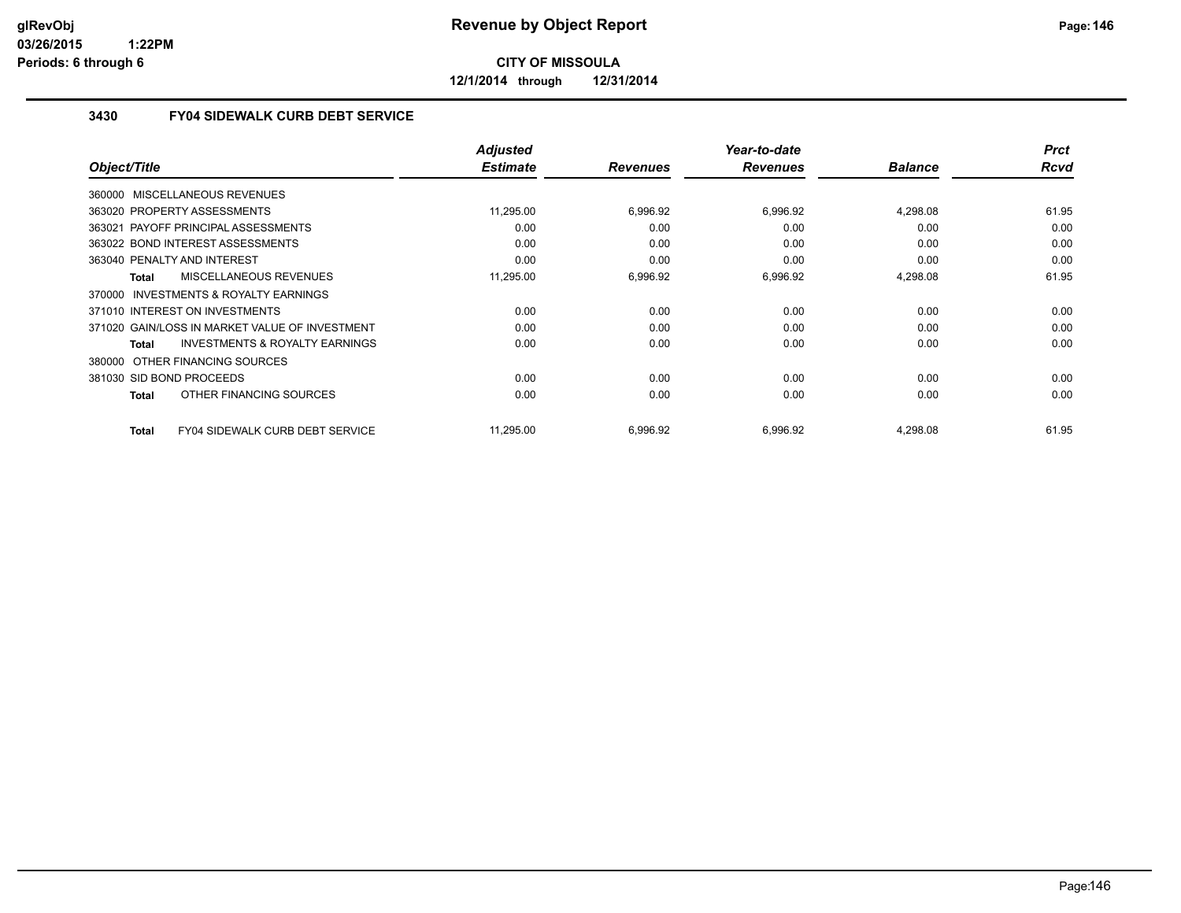# Revenue by Object Report

**CITY OF MISSOULA**

**12/1/2014 through 12/31/2014**

glRevObj
03/26/2015 1:22PM
Periods: 6 through 6

### 3430 FY04 SIDEWALK CURB DEBT SERVICE

| Object/Title | Adjusted Estimate | Revenues | Year-to-date Revenues | Balance | Prct Rcvd |
|---|---|---|---|---|---|
| 360000 MISCELLANEOUS REVENUES | | | | | |
| 363020 PROPERTY ASSESSMENTS | 11,295.00 | 6,996.92 | 6,996.92 | 4,298.08 | 61.95 |
| 363021 PAYOFF PRINCIPAL ASSESSMENTS | 0.00 | 0.00 | 0.00 | 0.00 | 0.00 |
| 363022 BOND INTEREST ASSESSMENTS | 0.00 | 0.00 | 0.00 | 0.00 | 0.00 |
| 363040 PENALTY AND INTEREST | 0.00 | 0.00 | 0.00 | 0.00 | 0.00 |
| **Total** MISCELLANEOUS REVENUES | 11,295.00 | 6,996.92 | 6,996.92 | 4,298.08 | 61.95 |
| 370000 INVESTMENTS & ROYALTY EARNINGS | | | | | |
| 371010 INTEREST ON INVESTMENTS | 0.00 | 0.00 | 0.00 | 0.00 | 0.00 |
| 371020 GAIN/LOSS IN MARKET VALUE OF INVESTMENT | 0.00 | 0.00 | 0.00 | 0.00 | 0.00 |
| **Total** INVESTMENTS & ROYALTY EARNINGS | 0.00 | 0.00 | 0.00 | 0.00 | 0.00 |
| 380000 OTHER FINANCING SOURCES | | | | | |
| 381030 SID BOND PROCEEDS | 0.00 | 0.00 | 0.00 | 0.00 | 0.00 |
| **Total** OTHER FINANCING SOURCES | 0.00 | 0.00 | 0.00 | 0.00 | 0.00 |
| **Total** FY04 SIDEWALK CURB DEBT SERVICE | 11,295.00 | 6,996.92 | 6,996.92 | 4,298.08 | 61.95 |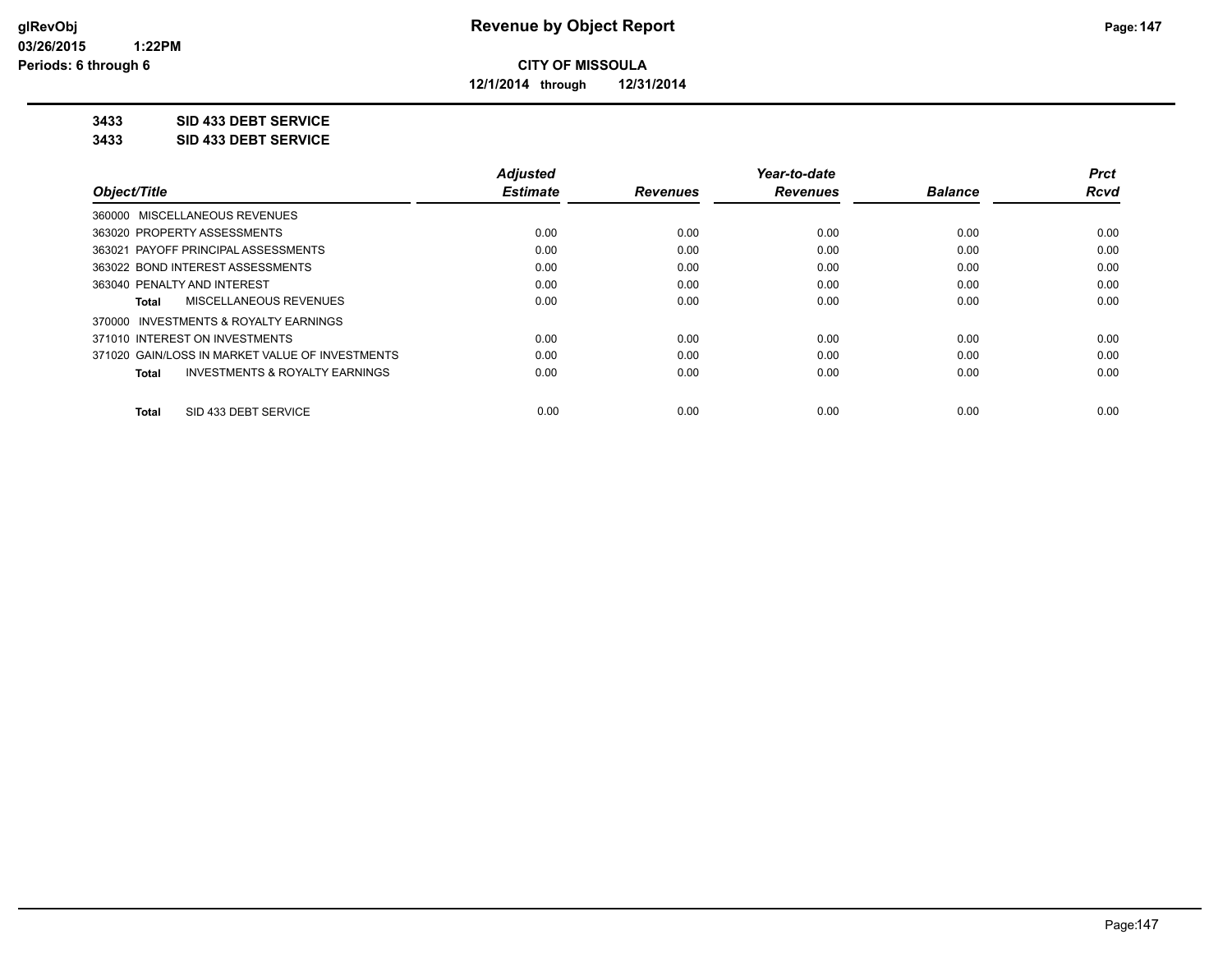**CITY OF MISSOULA**

**12/1/2014 through 12/31/2014**

**3433 SID 433 DEBT SERVICE**

**3433 SID 433 DEBT SERVICE**

| Object/Title | Adjusted Estimate | Revenues | Year-to-date Revenues | Balance | Prct Rcvd |
|---|---|---|---|---|---|
| 360000 MISCELLANEOUS REVENUES | | | | | |
| 363020 PROPERTY ASSESSMENTS | 0.00 | 0.00 | 0.00 | 0.00 | 0.00 |
| 363021 PAYOFF PRINCIPAL ASSESSMENTS | 0.00 | 0.00 | 0.00 | 0.00 | 0.00 |
| 363022 BOND INTEREST ASSESSMENTS | 0.00 | 0.00 | 0.00 | 0.00 | 0.00 |
| 363040 PENALTY AND INTEREST | 0.00 | 0.00 | 0.00 | 0.00 | 0.00 |
| **Total** MISCELLANEOUS REVENUES | 0.00 | 0.00 | 0.00 | 0.00 | 0.00 |
| 370000 INVESTMENTS & ROYALTY EARNINGS | | | | | |
| 371010 INTEREST ON INVESTMENTS | 0.00 | 0.00 | 0.00 | 0.00 | 0.00 |
| 371020 GAIN/LOSS IN MARKET VALUE OF INVESTMENTS | 0.00 | 0.00 | 0.00 | 0.00 | 0.00 |
| **Total** INVESTMENTS & ROYALTY EARNINGS | 0.00 | 0.00 | 0.00 | 0.00 | 0.00 |
| **Total** SID 433 DEBT SERVICE | 0.00 | 0.00 | 0.00 | 0.00 | 0.00 |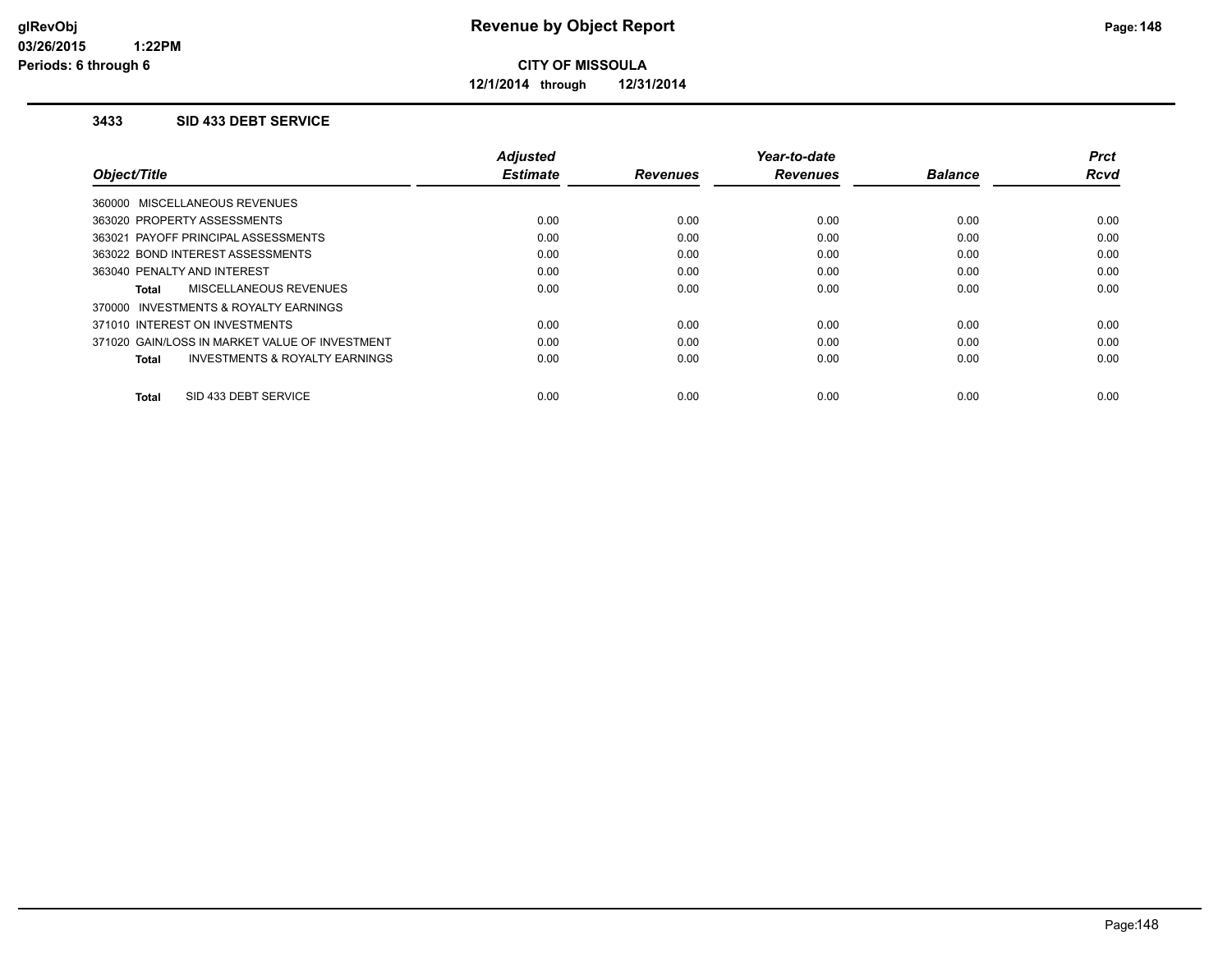# Revenue by Object Report

glRevObj
03/26/2015 1:22PM
Periods: 6 through 6

**CITY OF MISSOULA**

**12/1/2014 through 12/31/2014**

### 3433 SID 433 DEBT SERVICE

| Object/Title | Adjusted Estimate | Revenues | Year-to-date Revenues | Balance | Prct Rcvd |
|---|---|---|---|---|---|
| 360000 MISCELLANEOUS REVENUES | | | | | |
| 363020 PROPERTY ASSESSMENTS | 0.00 | 0.00 | 0.00 | 0.00 | 0.00 |
| 363021 PAYOFF PRINCIPAL ASSESSMENTS | 0.00 | 0.00 | 0.00 | 0.00 | 0.00 |
| 363022 BOND INTEREST ASSESSMENTS | 0.00 | 0.00 | 0.00 | 0.00 | 0.00 |
| 363040 PENALTY AND INTEREST | 0.00 | 0.00 | 0.00 | 0.00 | 0.00 |
| **Total** MISCELLANEOUS REVENUES | 0.00 | 0.00 | 0.00 | 0.00 | 0.00 |
| 370000 INVESTMENTS & ROYALTY EARNINGS | | | | | |
| 371010 INTEREST ON INVESTMENTS | 0.00 | 0.00 | 0.00 | 0.00 | 0.00 |
| 371020 GAIN/LOSS IN MARKET VALUE OF INVESTMENT | 0.00 | 0.00 | 0.00 | 0.00 | 0.00 |
| **Total** INVESTMENTS & ROYALTY EARNINGS | 0.00 | 0.00 | 0.00 | 0.00 | 0.00 |
| **Total** SID 433 DEBT SERVICE | 0.00 | 0.00 | 0.00 | 0.00 | 0.00 |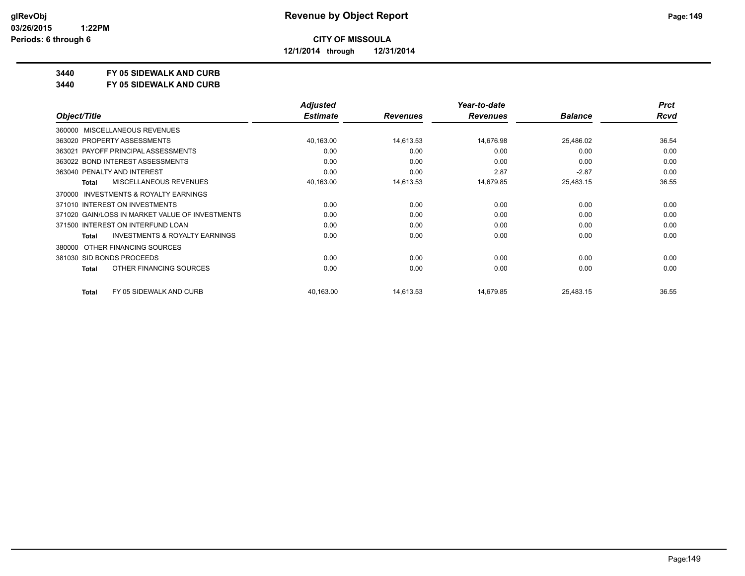# Revenue by Object Report

**CITY OF MISSOULA**

**12/1/2014 through 12/31/2014**

glRevObj
03/26/2015 1:22PM
Periods: 6 through 6

**3440 FY 05 SIDEWALK AND CURB**

**3440 FY 05 SIDEWALK AND CURB**

| Object/Title | Adjusted Estimate | Revenues | Year-to-date Revenues | Balance | Prct Rcvd |
|---|---|---|---|---|---|
| 360000 MISCELLANEOUS REVENUES | | | | | |
| 363020 PROPERTY ASSESSMENTS | 40,163.00 | 14,613.53 | 14,676.98 | 25,486.02 | 36.54 |
| 363021 PAYOFF PRINCIPAL ASSESSMENTS | 0.00 | 0.00 | 0.00 | 0.00 | 0.00 |
| 363022 BOND INTEREST ASSESSMENTS | 0.00 | 0.00 | 0.00 | 0.00 | 0.00 |
| 363040 PENALTY AND INTEREST | 0.00 | 0.00 | 2.87 | -2.87 | 0.00 |
| **Total** MISCELLANEOUS REVENUES | 40,163.00 | 14,613.53 | 14,679.85 | 25,483.15 | 36.55 |
| 370000 INVESTMENTS & ROYALTY EARNINGS | | | | | |
| 371010 INTEREST ON INVESTMENTS | 0.00 | 0.00 | 0.00 | 0.00 | 0.00 |
| 371020 GAIN/LOSS IN MARKET VALUE OF INVESTMENTS | 0.00 | 0.00 | 0.00 | 0.00 | 0.00 |
| 371500 INTEREST ON INTERFUND LOAN | 0.00 | 0.00 | 0.00 | 0.00 | 0.00 |
| **Total** INVESTMENTS & ROYALTY EARNINGS | 0.00 | 0.00 | 0.00 | 0.00 | 0.00 |
| 380000 OTHER FINANCING SOURCES | | | | | |
| 381030 SID BONDS PROCEEDS | 0.00 | 0.00 | 0.00 | 0.00 | 0.00 |
| **Total** OTHER FINANCING SOURCES | 0.00 | 0.00 | 0.00 | 0.00 | 0.00 |
| **Total** FY 05 SIDEWALK AND CURB | 40,163.00 | 14,613.53 | 14,679.85 | 25,483.15 | 36.55 |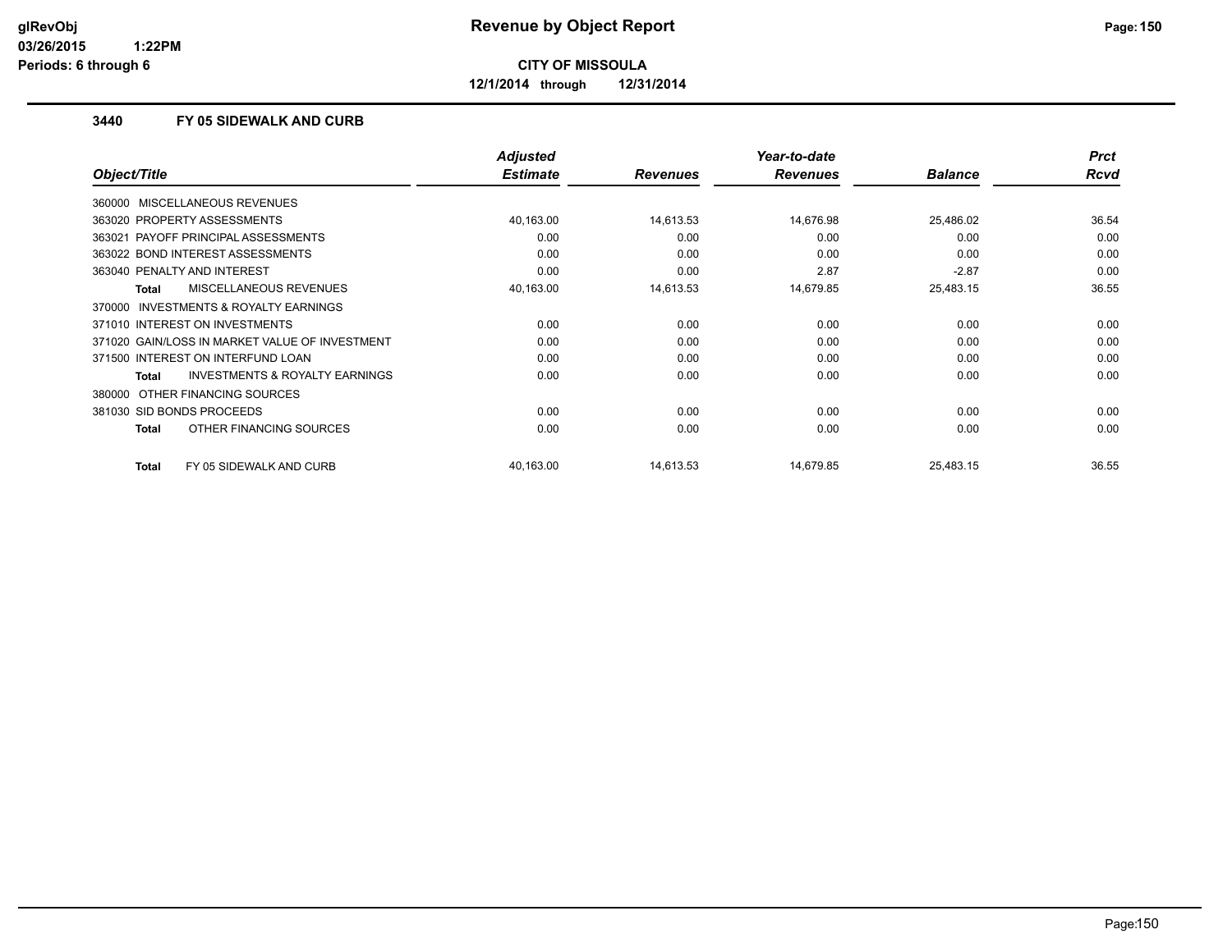# Revenue by Object Report

**CITY OF MISSOULA**

**12/1/2014 through 12/31/2014**

glRevObj
03/26/2015 1:22PM
Periods: 6 through 6

## 3440 FY 05 SIDEWALK AND CURB

| Object/Title | Adjusted Estimate | Revenues | Year-to-date Revenues | Balance | Prct Rcvd |
|---|---|---|---|---|---|
| 360000 MISCELLANEOUS REVENUES | | | | | |
| 363020 PROPERTY ASSESSMENTS | 40,163.00 | 14,613.53 | 14,676.98 | 25,486.02 | 36.54 |
| 363021 PAYOFF PRINCIPAL ASSESSMENTS | 0.00 | 0.00 | 0.00 | 0.00 | 0.00 |
| 363022 BOND INTEREST ASSESSMENTS | 0.00 | 0.00 | 0.00 | 0.00 | 0.00 |
| 363040 PENALTY AND INTEREST | 0.00 | 0.00 | 2.87 | -2.87 | 0.00 |
| **Total** MISCELLANEOUS REVENUES | 40,163.00 | 14,613.53 | 14,679.85 | 25,483.15 | 36.55 |
| 370000 INVESTMENTS & ROYALTY EARNINGS | | | | | |
| 371010 INTEREST ON INVESTMENTS | 0.00 | 0.00 | 0.00 | 0.00 | 0.00 |
| 371020 GAIN/LOSS IN MARKET VALUE OF INVESTMENT | 0.00 | 0.00 | 0.00 | 0.00 | 0.00 |
| 371500 INTEREST ON INTERFUND LOAN | 0.00 | 0.00 | 0.00 | 0.00 | 0.00 |
| **Total** INVESTMENTS & ROYALTY EARNINGS | 0.00 | 0.00 | 0.00 | 0.00 | 0.00 |
| 380000 OTHER FINANCING SOURCES | | | | | |
| 381030 SID BONDS PROCEEDS | 0.00 | 0.00 | 0.00 | 0.00 | 0.00 |
| **Total** OTHER FINANCING SOURCES | 0.00 | 0.00 | 0.00 | 0.00 | 0.00 |
| **Total** FY 05 SIDEWALK AND CURB | 40,163.00 | 14,613.53 | 14,679.85 | 25,483.15 | 36.55 |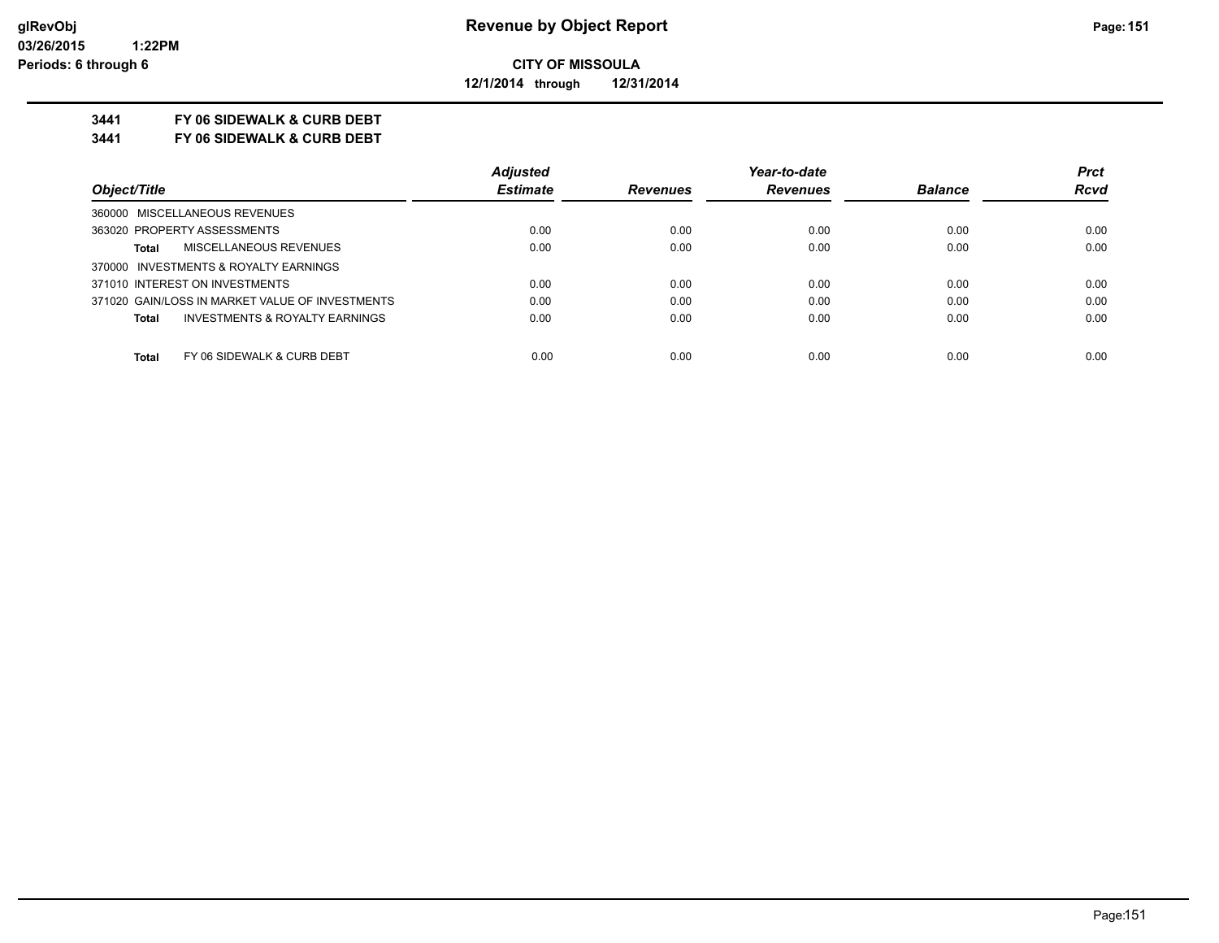**CITY OF MISSOULA**

**12/1/2014 through 12/31/2014**

**3441 FY 06 SIDEWALK & CURB DEBT**

**3441 FY 06 SIDEWALK & CURB DEBT**

| Object/Title | Adjusted Estimate | Revenues | Year-to-date Revenues | Balance | Prct Rcvd |
|---|---|---|---|---|---|
| 360000 MISCELLANEOUS REVENUES | | | | | |
| 363020 PROPERTY ASSESSMENTS | 0.00 | 0.00 | 0.00 | 0.00 | 0.00 |
| **Total** MISCELLANEOUS REVENUES | 0.00 | 0.00 | 0.00 | 0.00 | 0.00 |
| 370000 INVESTMENTS & ROYALTY EARNINGS | | | | | |
| 371010 INTEREST ON INVESTMENTS | 0.00 | 0.00 | 0.00 | 0.00 | 0.00 |
| 371020 GAIN/LOSS IN MARKET VALUE OF INVESTMENTS | 0.00 | 0.00 | 0.00 | 0.00 | 0.00 |
| **Total** INVESTMENTS & ROYALTY EARNINGS | 0.00 | 0.00 | 0.00 | 0.00 | 0.00 |
| **Total** FY 06 SIDEWALK & CURB DEBT | 0.00 | 0.00 | 0.00 | 0.00 | 0.00 |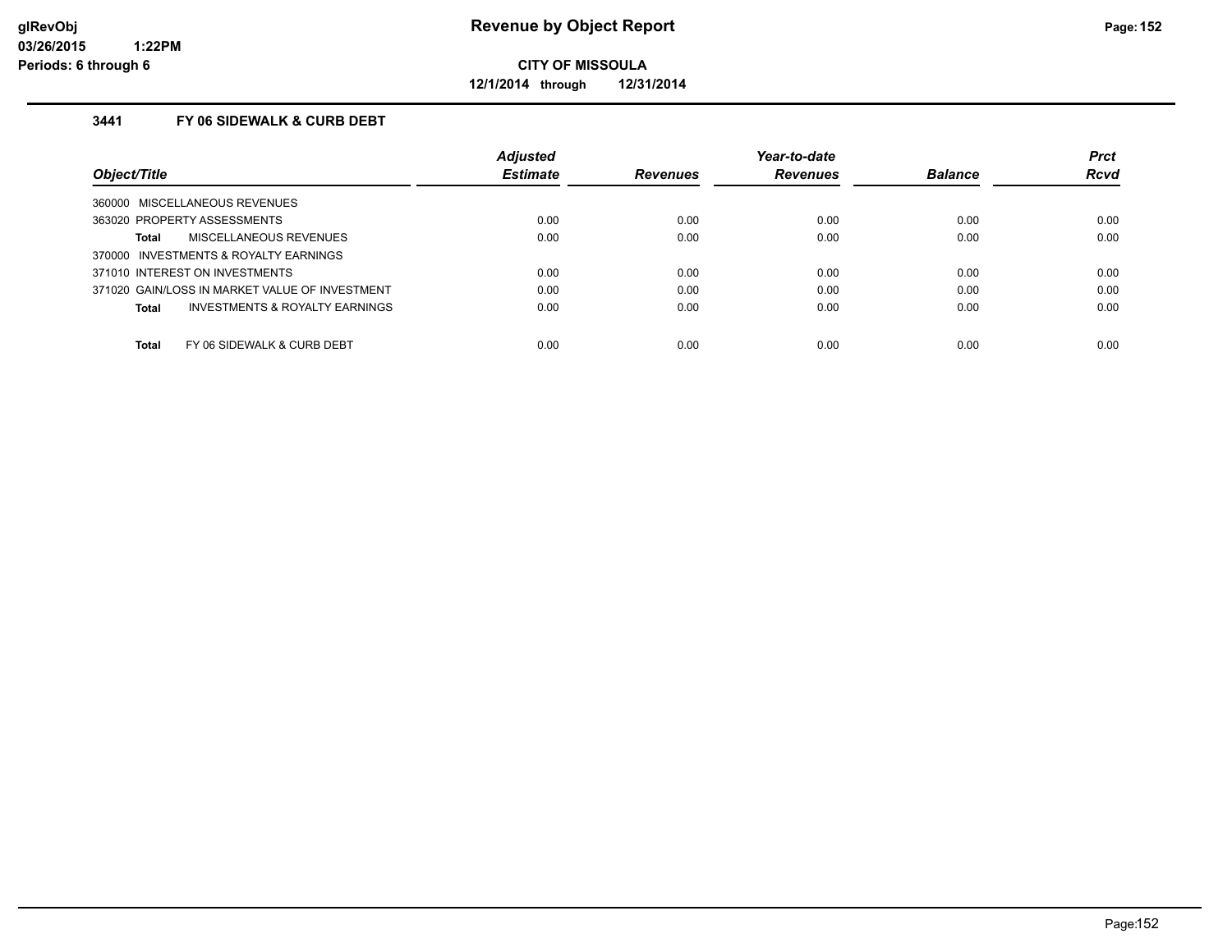# Revenue by Object Report

glRevObj
03/26/2015 1:22PM
Periods: 6 through 6

**CITY OF MISSOULA**

**12/1/2014 through 12/31/2014**

### 3441 FY 06 SIDEWALK & CURB DEBT

| Object/Title | Adjusted Estimate | Revenues | Year-to-date Revenues | Balance | Prct Rcvd |
|---|---|---|---|---|---|
| 360000 MISCELLANEOUS REVENUES | | | | | |
| 363020 PROPERTY ASSESSMENTS | 0.00 | 0.00 | 0.00 | 0.00 | 0.00 |
| **Total** MISCELLANEOUS REVENUES | 0.00 | 0.00 | 0.00 | 0.00 | 0.00 |
| 370000 INVESTMENTS & ROYALTY EARNINGS | | | | | |
| 371010 INTEREST ON INVESTMENTS | 0.00 | 0.00 | 0.00 | 0.00 | 0.00 |
| 371020 GAIN/LOSS IN MARKET VALUE OF INVESTMENT | 0.00 | 0.00 | 0.00 | 0.00 | 0.00 |
| **Total** INVESTMENTS & ROYALTY EARNINGS | 0.00 | 0.00 | 0.00 | 0.00 | 0.00 |
| **Total** FY 06 SIDEWALK & CURB DEBT | 0.00 | 0.00 | 0.00 | 0.00 | 0.00 |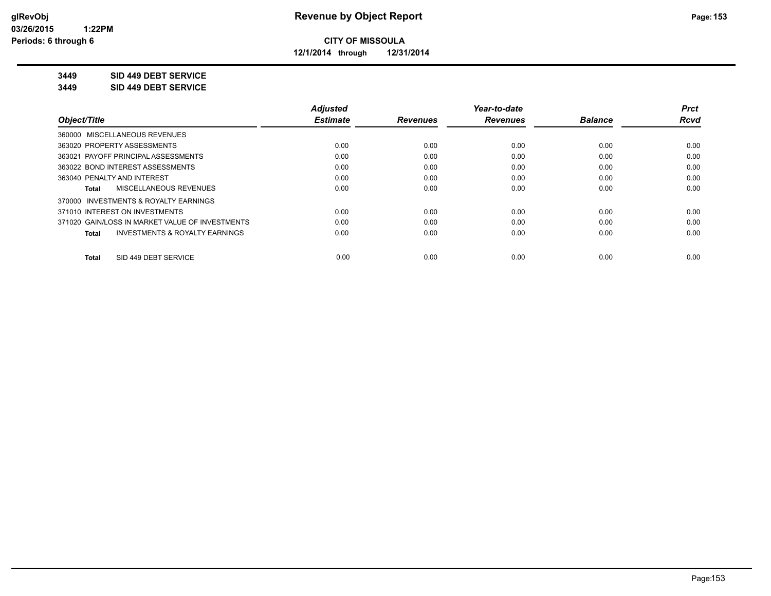**CITY OF MISSOULA**

**12/1/2014 through 12/31/2014**

**3449 SID 449 DEBT SERVICE**

**3449 SID 449 DEBT SERVICE**

| Object/Title | Adjusted Estimate | Revenues | Year-to-date Revenues | Balance | Prct Rcvd |
|---|---|---|---|---|---|
| 360000 MISCELLANEOUS REVENUES | | | | | |
| 363020 PROPERTY ASSESSMENTS | 0.00 | 0.00 | 0.00 | 0.00 | 0.00 |
| 363021 PAYOFF PRINCIPAL ASSESSMENTS | 0.00 | 0.00 | 0.00 | 0.00 | 0.00 |
| 363022 BOND INTEREST ASSESSMENTS | 0.00 | 0.00 | 0.00 | 0.00 | 0.00 |
| 363040 PENALTY AND INTEREST | 0.00 | 0.00 | 0.00 | 0.00 | 0.00 |
| **Total** MISCELLANEOUS REVENUES | 0.00 | 0.00 | 0.00 | 0.00 | 0.00 |
| 370000 INVESTMENTS & ROYALTY EARNINGS | | | | | |
| 371010 INTEREST ON INVESTMENTS | 0.00 | 0.00 | 0.00 | 0.00 | 0.00 |
| 371020 GAIN/LOSS IN MARKET VALUE OF INVESTMENTS | 0.00 | 0.00 | 0.00 | 0.00 | 0.00 |
| **Total** INVESTMENTS & ROYALTY EARNINGS | 0.00 | 0.00 | 0.00 | 0.00 | 0.00 |
| **Total** SID 449 DEBT SERVICE | 0.00 | 0.00 | 0.00 | 0.00 | 0.00 |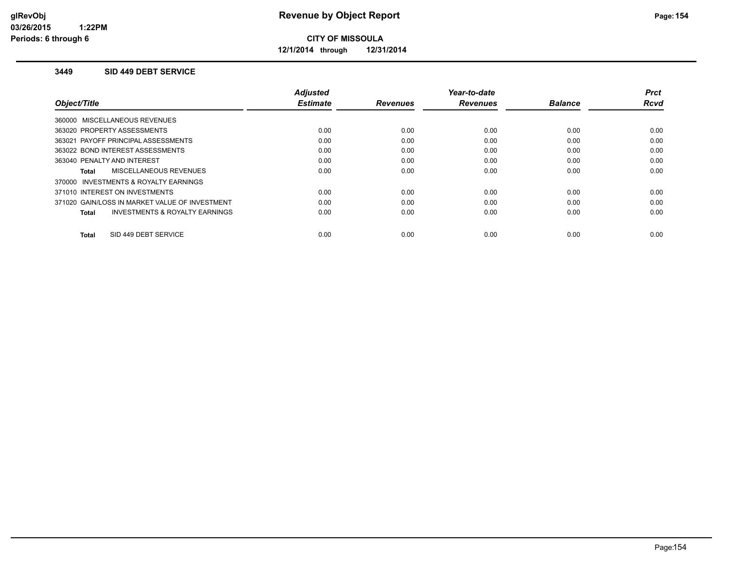# Revenue by Object Report

**CITY OF MISSOULA**
**12/1/2014 through 12/31/2014**

glRevObj
03/26/2015 1:22PM
Periods: 6 through 6

## 3449 SID 449 DEBT SERVICE

| Object/Title | Adjusted Estimate | Revenues | Year-to-date Revenues | Balance | Prct Rcvd |
|---|---|---|---|---|---|
| 360000 MISCELLANEOUS REVENUES | | | | | |
| 363020 PROPERTY ASSESSMENTS | 0.00 | 0.00 | 0.00 | 0.00 | 0.00 |
| 363021 PAYOFF PRINCIPAL ASSESSMENTS | 0.00 | 0.00 | 0.00 | 0.00 | 0.00 |
| 363022 BOND INTEREST ASSESSMENTS | 0.00 | 0.00 | 0.00 | 0.00 | 0.00 |
| 363040 PENALTY AND INTEREST | 0.00 | 0.00 | 0.00 | 0.00 | 0.00 |
| **Total** MISCELLANEOUS REVENUES | 0.00 | 0.00 | 0.00 | 0.00 | 0.00 |
| 370000 INVESTMENTS & ROYALTY EARNINGS | | | | | |
| 371010 INTEREST ON INVESTMENTS | 0.00 | 0.00 | 0.00 | 0.00 | 0.00 |
| 371020 GAIN/LOSS IN MARKET VALUE OF INVESTMENT | 0.00 | 0.00 | 0.00 | 0.00 | 0.00 |
| **Total** INVESTMENTS & ROYALTY EARNINGS | 0.00 | 0.00 | 0.00 | 0.00 | 0.00 |
| **Total** SID 449 DEBT SERVICE | 0.00 | 0.00 | 0.00 | 0.00 | 0.00 |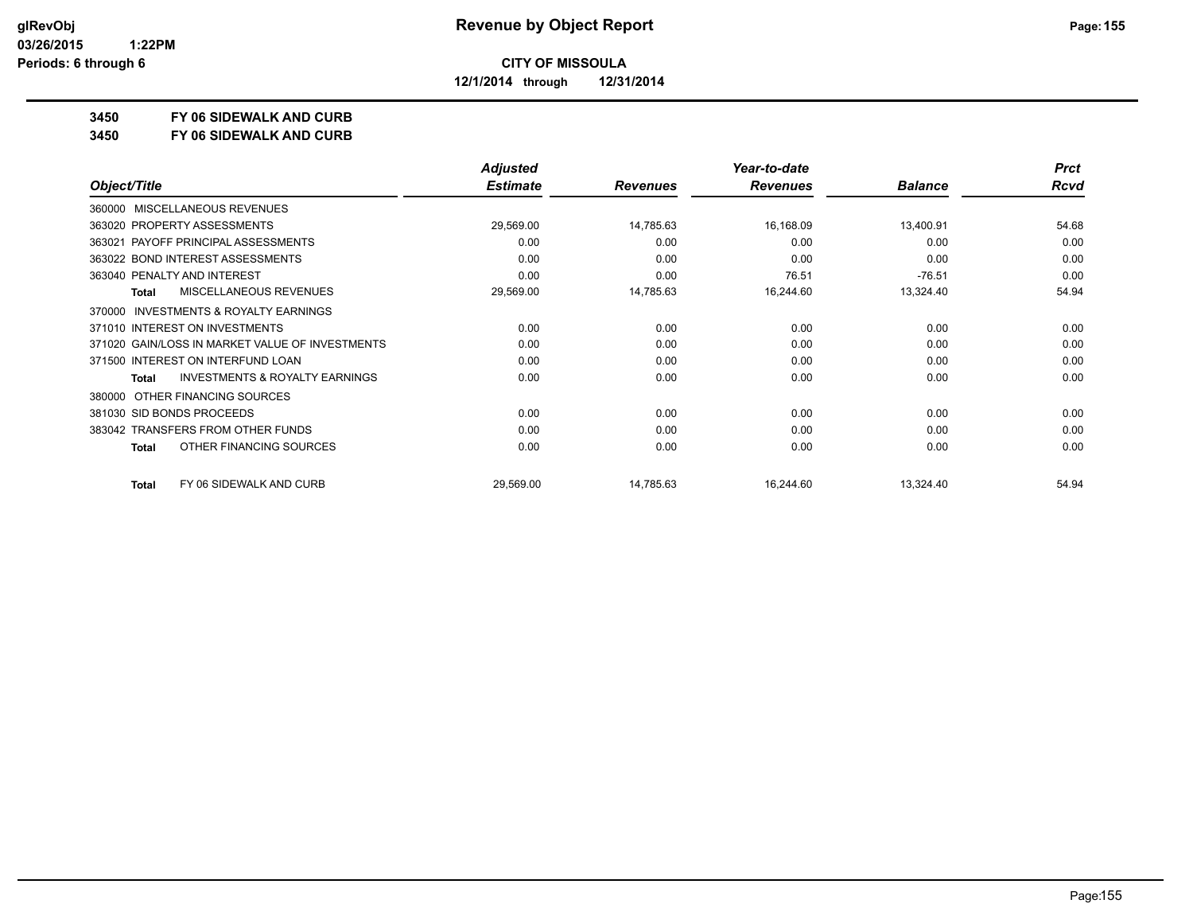**CITY OF MISSOULA**

**12/1/2014 through 12/31/2014**

**3450 FY 06 SIDEWALK AND CURB**

**3450 FY 06 SIDEWALK AND CURB**

| Object/Title | Adjusted Estimate | Revenues | Year-to-date Revenues | Balance | Prct Rcvd |
|---|---|---|---|---|---|
| 360000 MISCELLANEOUS REVENUES | | | | | |
| 363020 PROPERTY ASSESSMENTS | 29,569.00 | 14,785.63 | 16,168.09 | 13,400.91 | 54.68 |
| 363021 PAYOFF PRINCIPAL ASSESSMENTS | 0.00 | 0.00 | 0.00 | 0.00 | 0.00 |
| 363022 BOND INTEREST ASSESSMENTS | 0.00 | 0.00 | 0.00 | 0.00 | 0.00 |
| 363040 PENALTY AND INTEREST | 0.00 | 0.00 | 76.51 | -76.51 | 0.00 |
| **Total** MISCELLANEOUS REVENUES | 29,569.00 | 14,785.63 | 16,244.60 | 13,324.40 | 54.94 |
| 370000 INVESTMENTS & ROYALTY EARNINGS | | | | | |
| 371010 INTEREST ON INVESTMENTS | 0.00 | 0.00 | 0.00 | 0.00 | 0.00 |
| 371020 GAIN/LOSS IN MARKET VALUE OF INVESTMENTS | 0.00 | 0.00 | 0.00 | 0.00 | 0.00 |
| 371500 INTEREST ON INTERFUND LOAN | 0.00 | 0.00 | 0.00 | 0.00 | 0.00 |
| **Total** INVESTMENTS & ROYALTY EARNINGS | 0.00 | 0.00 | 0.00 | 0.00 | 0.00 |
| 380000 OTHER FINANCING SOURCES | | | | | |
| 381030 SID BONDS PROCEEDS | 0.00 | 0.00 | 0.00 | 0.00 | 0.00 |
| 383042 TRANSFERS FROM OTHER FUNDS | 0.00 | 0.00 | 0.00 | 0.00 | 0.00 |
| **Total** OTHER FINANCING SOURCES | 0.00 | 0.00 | 0.00 | 0.00 | 0.00 |
| **Total** FY 06 SIDEWALK AND CURB | 29,569.00 | 14,785.63 | 16,244.60 | 13,324.40 | 54.94 |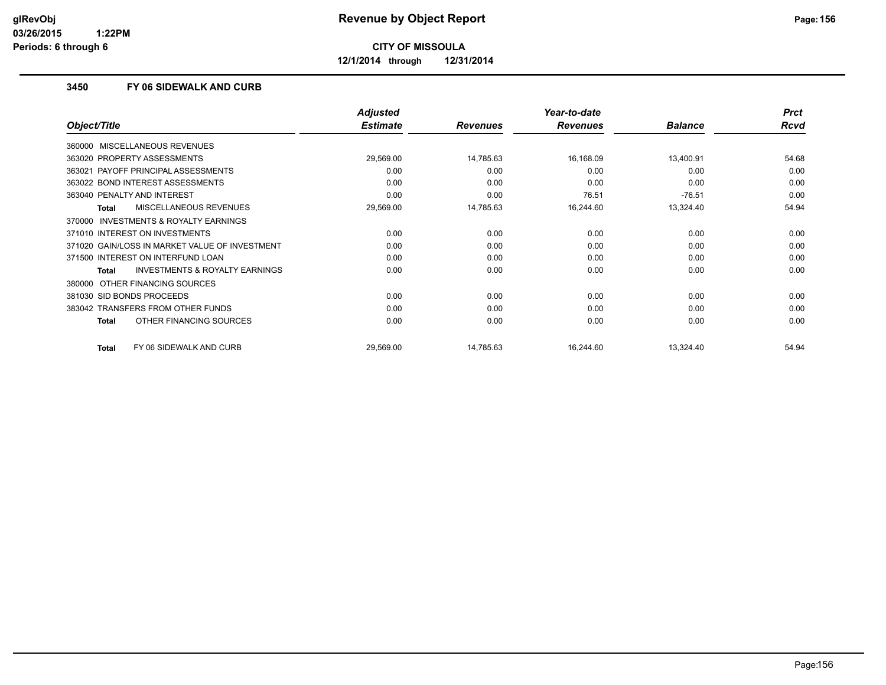# Revenue by Object Report

**CITY OF MISSOULA**

**12/1/2014 through 12/31/2014**

glRevObj
03/26/2015 1:22PM
Periods: 6 through 6

### 3450 FY 06 SIDEWALK AND CURB

| Object/Title | Adjusted Estimate | Revenues | Year-to-date Revenues | Balance | Prct Rcvd |
|---|---|---|---|---|---|
| 360000 MISCELLANEOUS REVENUES | | | | | |
| 363020 PROPERTY ASSESSMENTS | 29,569.00 | 14,785.63 | 16,168.09 | 13,400.91 | 54.68 |
| 363021 PAYOFF PRINCIPAL ASSESSMENTS | 0.00 | 0.00 | 0.00 | 0.00 | 0.00 |
| 363022 BOND INTEREST ASSESSMENTS | 0.00 | 0.00 | 0.00 | 0.00 | 0.00 |
| 363040 PENALTY AND INTEREST | 0.00 | 0.00 | 76.51 | -76.51 | 0.00 |
| **Total** MISCELLANEOUS REVENUES | 29,569.00 | 14,785.63 | 16,244.60 | 13,324.40 | 54.94 |
| 370000 INVESTMENTS & ROYALTY EARNINGS | | | | | |
| 371010 INTEREST ON INVESTMENTS | 0.00 | 0.00 | 0.00 | 0.00 | 0.00 |
| 371020 GAIN/LOSS IN MARKET VALUE OF INVESTMENT | 0.00 | 0.00 | 0.00 | 0.00 | 0.00 |
| 371500 INTEREST ON INTERFUND LOAN | 0.00 | 0.00 | 0.00 | 0.00 | 0.00 |
| **Total** INVESTMENTS & ROYALTY EARNINGS | 0.00 | 0.00 | 0.00 | 0.00 | 0.00 |
| 380000 OTHER FINANCING SOURCES | | | | | |
| 381030 SID BONDS PROCEEDS | 0.00 | 0.00 | 0.00 | 0.00 | 0.00 |
| 383042 TRANSFERS FROM OTHER FUNDS | 0.00 | 0.00 | 0.00 | 0.00 | 0.00 |
| **Total** OTHER FINANCING SOURCES | 0.00 | 0.00 | 0.00 | 0.00 | 0.00 |
| **Total** FY 06 SIDEWALK AND CURB | 29,569.00 | 14,785.63 | 16,244.60 | 13,324.40 | 54.94 |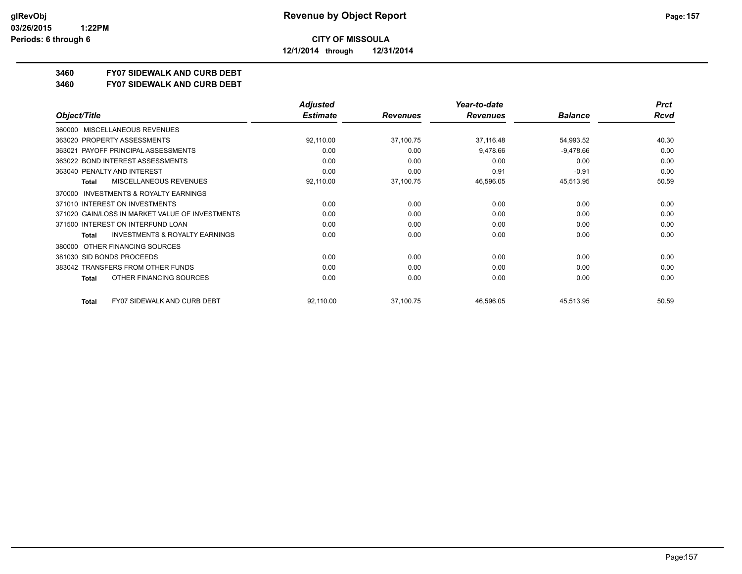**CITY OF MISSOULA**

**12/1/2014 through 12/31/2014**

**3460 FY07 SIDEWALK AND CURB DEBT**

**3460 FY07 SIDEWALK AND CURB DEBT**

| Object/Title | Adjusted Estimate | Revenues | Year-to-date Revenues | Balance | Prct Rcvd |
|---|---|---|---|---|---|
| 360000 MISCELLANEOUS REVENUES | | | | | |
| 363020 PROPERTY ASSESSMENTS | 92,110.00 | 37,100.75 | 37,116.48 | 54,993.52 | 40.30 |
| 363021 PAYOFF PRINCIPAL ASSESSMENTS | 0.00 | 0.00 | 9,478.66 | -9,478.66 | 0.00 |
| 363022 BOND INTEREST ASSESSMENTS | 0.00 | 0.00 | 0.00 | 0.00 | 0.00 |
| 363040 PENALTY AND INTEREST | 0.00 | 0.00 | 0.91 | -0.91 | 0.00 |
| **Total** MISCELLANEOUS REVENUES | 92,110.00 | 37,100.75 | 46,596.05 | 45,513.95 | 50.59 |
| 370000 INVESTMENTS & ROYALTY EARNINGS | | | | | |
| 371010 INTEREST ON INVESTMENTS | 0.00 | 0.00 | 0.00 | 0.00 | 0.00 |
| 371020 GAIN/LOSS IN MARKET VALUE OF INVESTMENTS | 0.00 | 0.00 | 0.00 | 0.00 | 0.00 |
| 371500 INTEREST ON INTERFUND LOAN | 0.00 | 0.00 | 0.00 | 0.00 | 0.00 |
| **Total** INVESTMENTS & ROYALTY EARNINGS | 0.00 | 0.00 | 0.00 | 0.00 | 0.00 |
| 380000 OTHER FINANCING SOURCES | | | | | |
| 381030 SID BONDS PROCEEDS | 0.00 | 0.00 | 0.00 | 0.00 | 0.00 |
| 383042 TRANSFERS FROM OTHER FUNDS | 0.00 | 0.00 | 0.00 | 0.00 | 0.00 |
| **Total** OTHER FINANCING SOURCES | 0.00 | 0.00 | 0.00 | 0.00 | 0.00 |
| **Total** FY07 SIDEWALK AND CURB DEBT | 92,110.00 | 37,100.75 | 46,596.05 | 45,513.95 | 50.59 |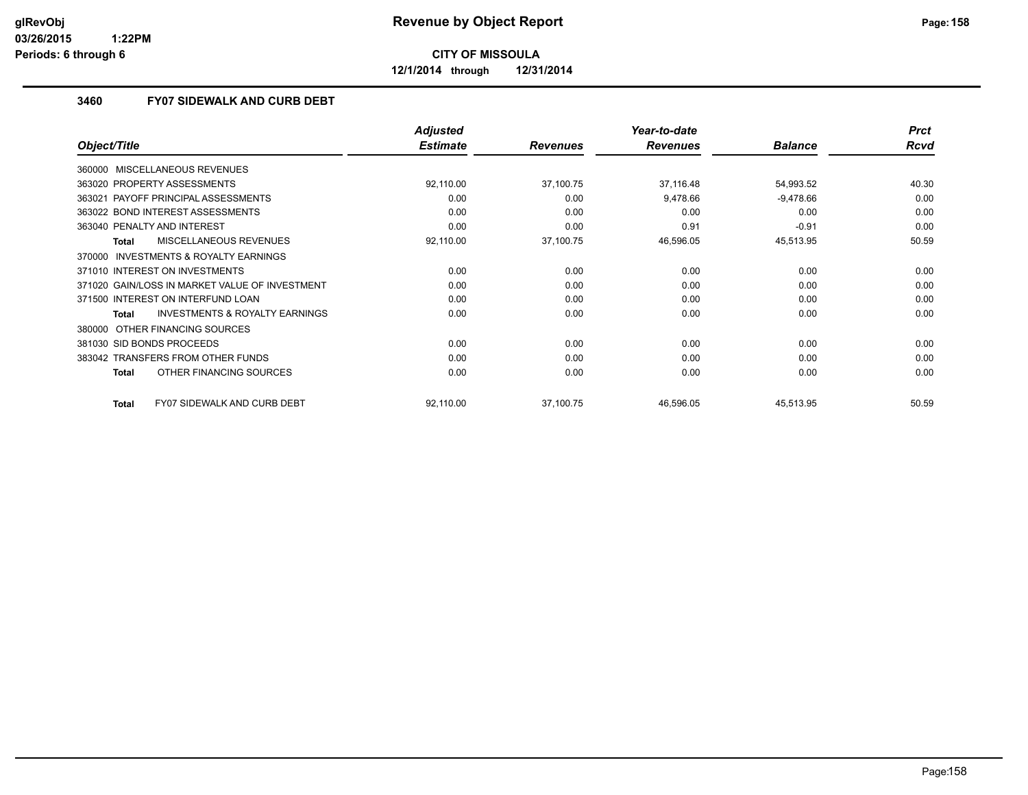# Revenue by Object Report

**CITY OF MISSOULA**

**12/1/2014 through 12/31/2014**

glRevObj
03/26/2015 1:22PM
Periods: 6 through 6

### 3460 FY07 SIDEWALK AND CURB DEBT

| Object/Title | Adjusted Estimate | Revenues | Year-to-date Revenues | Balance | Prct Rcvd |
|---|---|---|---|---|---|
| 360000 MISCELLANEOUS REVENUES | | | | | |
| 363020 PROPERTY ASSESSMENTS | 92,110.00 | 37,100.75 | 37,116.48 | 54,993.52 | 40.30 |
| 363021 PAYOFF PRINCIPAL ASSESSMENTS | 0.00 | 0.00 | 9,478.66 | -9,478.66 | 0.00 |
| 363022 BOND INTEREST ASSESSMENTS | 0.00 | 0.00 | 0.00 | 0.00 | 0.00 |
| 363040 PENALTY AND INTEREST | 0.00 | 0.00 | 0.91 | -0.91 | 0.00 |
| **Total** MISCELLANEOUS REVENUES | 92,110.00 | 37,100.75 | 46,596.05 | 45,513.95 | 50.59 |
| 370000 INVESTMENTS & ROYALTY EARNINGS | | | | | |
| 371010 INTEREST ON INVESTMENTS | 0.00 | 0.00 | 0.00 | 0.00 | 0.00 |
| 371020 GAIN/LOSS IN MARKET VALUE OF INVESTMENT | 0.00 | 0.00 | 0.00 | 0.00 | 0.00 |
| 371500 INTEREST ON INTERFUND LOAN | 0.00 | 0.00 | 0.00 | 0.00 | 0.00 |
| **Total** INVESTMENTS & ROYALTY EARNINGS | 0.00 | 0.00 | 0.00 | 0.00 | 0.00 |
| 380000 OTHER FINANCING SOURCES | | | | | |
| 381030 SID BONDS PROCEEDS | 0.00 | 0.00 | 0.00 | 0.00 | 0.00 |
| 383042 TRANSFERS FROM OTHER FUNDS | 0.00 | 0.00 | 0.00 | 0.00 | 0.00 |
| **Total** OTHER FINANCING SOURCES | 0.00 | 0.00 | 0.00 | 0.00 | 0.00 |
| **Total** FY07 SIDEWALK AND CURB DEBT | 92,110.00 | 37,100.75 | 46,596.05 | 45,513.95 | 50.59 |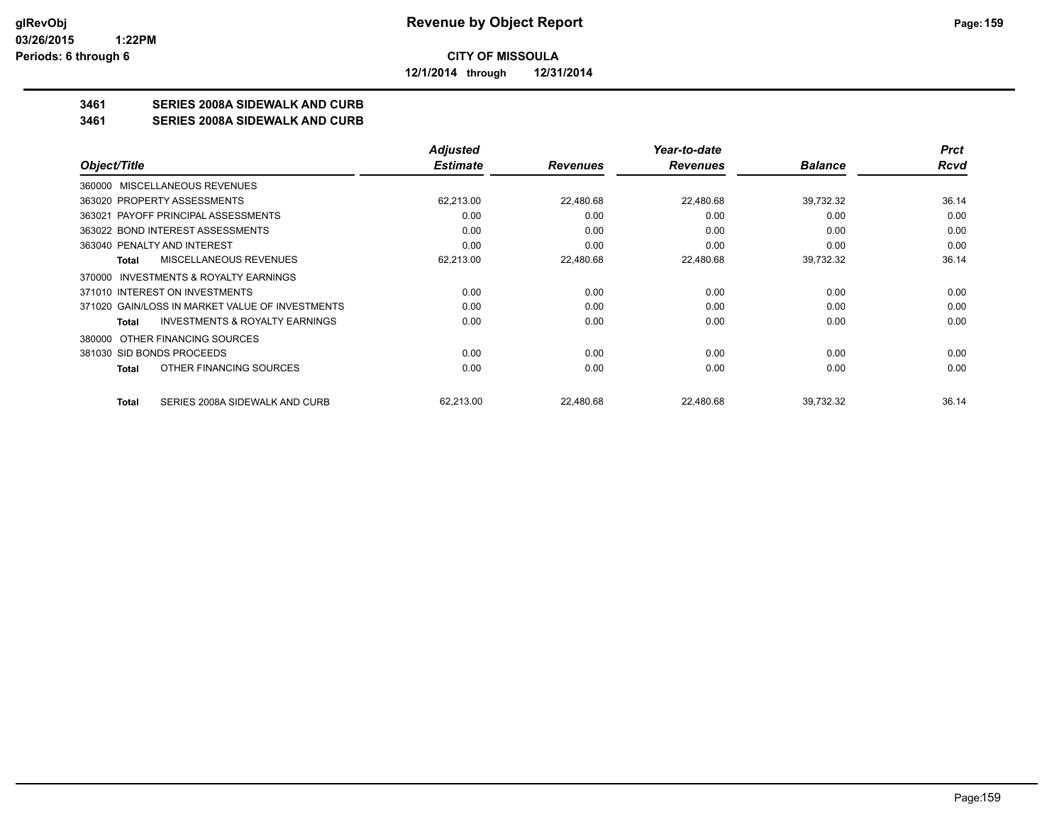**CITY OF MISSOULA**

**12/1/2014 through 12/31/2014**

## 3461 SERIES 2008A SIDEWALK AND CURB

## 3461 SERIES 2008A SIDEWALK AND CURB

| Object/Title | Adjusted Estimate | Revenues | Year-to-date Revenues | Balance | Prct Rcvd |
|---|---|---|---|---|---|
| 360000 MISCELLANEOUS REVENUES | | | | | |
| 363020 PROPERTY ASSESSMENTS | 62,213.00 | 22,480.68 | 22,480.68 | 39,732.32 | 36.14 |
| 363021 PAYOFF PRINCIPAL ASSESSMENTS | 0.00 | 0.00 | 0.00 | 0.00 | 0.00 |
| 363022 BOND INTEREST ASSESSMENTS | 0.00 | 0.00 | 0.00 | 0.00 | 0.00 |
| 363040 PENALTY AND INTEREST | 0.00 | 0.00 | 0.00 | 0.00 | 0.00 |
| **Total** MISCELLANEOUS REVENUES | 62,213.00 | 22,480.68 | 22,480.68 | 39,732.32 | 36.14 |
| 370000 INVESTMENTS & ROYALTY EARNINGS | | | | | |
| 371010 INTEREST ON INVESTMENTS | 0.00 | 0.00 | 0.00 | 0.00 | 0.00 |
| 371020 GAIN/LOSS IN MARKET VALUE OF INVESTMENTS | 0.00 | 0.00 | 0.00 | 0.00 | 0.00 |
| **Total** INVESTMENTS & ROYALTY EARNINGS | 0.00 | 0.00 | 0.00 | 0.00 | 0.00 |
| 380000 OTHER FINANCING SOURCES | | | | | |
| 381030 SID BONDS PROCEEDS | 0.00 | 0.00 | 0.00 | 0.00 | 0.00 |
| **Total** OTHER FINANCING SOURCES | 0.00 | 0.00 | 0.00 | 0.00 | 0.00 |
| **Total** SERIES 2008A SIDEWALK AND CURB | 62,213.00 | 22,480.68 | 22,480.68 | 39,732.32 | 36.14 |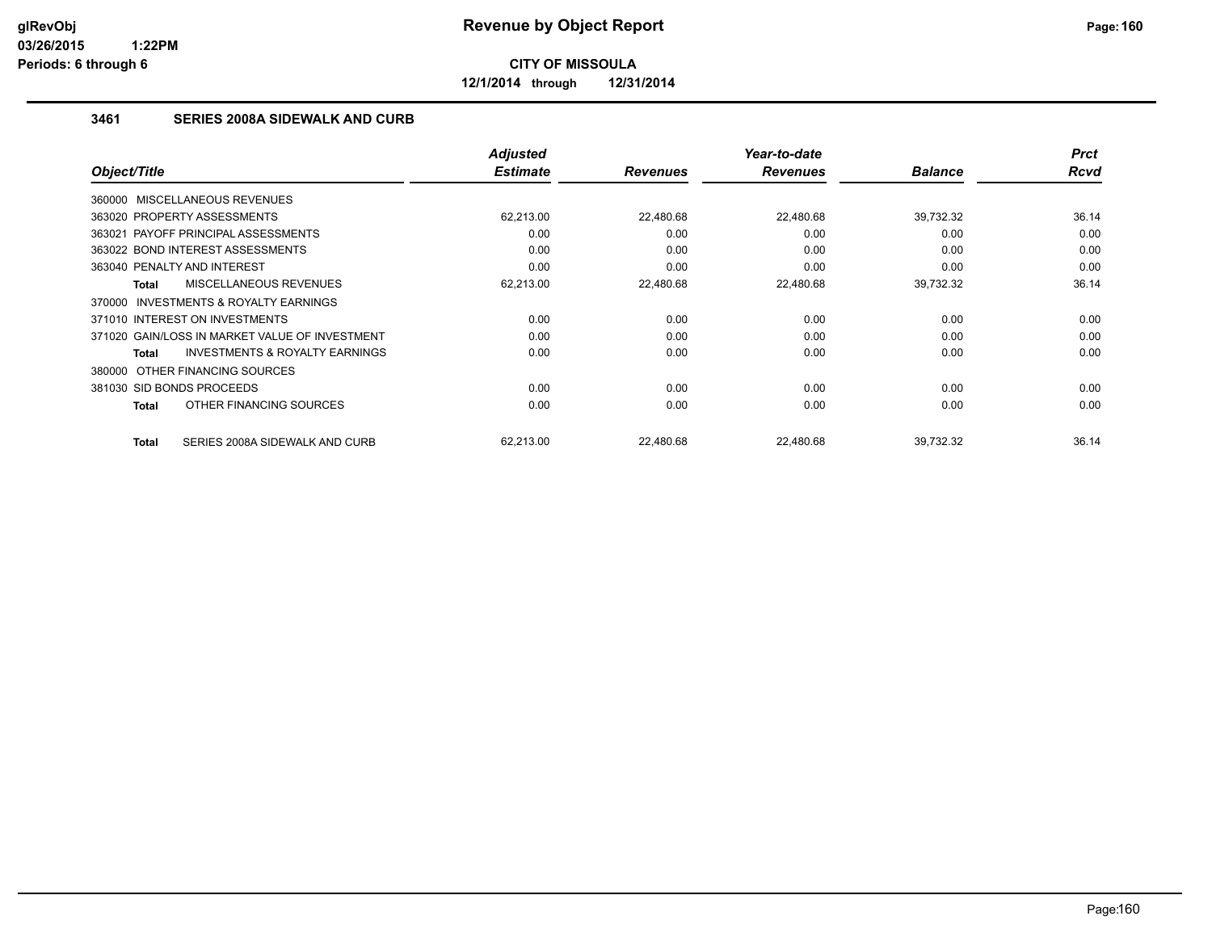# Revenue by Object Report

**CITY OF MISSOULA**

**12/1/2014 through 12/31/2014**

glRevObj
03/26/2015 1:22PM
Periods: 6 through 6

### 3461 SERIES 2008A SIDEWALK AND CURB

| Object/Title | Adjusted Estimate | Revenues | Year-to-date Revenues | Balance | Prct Rcvd |
|---|---|---|---|---|---|
| 360000 MISCELLANEOUS REVENUES | | | | | |
| 363020 PROPERTY ASSESSMENTS | 62,213.00 | 22,480.68 | 22,480.68 | 39,732.32 | 36.14 |
| 363021 PAYOFF PRINCIPAL ASSESSMENTS | 0.00 | 0.00 | 0.00 | 0.00 | 0.00 |
| 363022 BOND INTEREST ASSESSMENTS | 0.00 | 0.00 | 0.00 | 0.00 | 0.00 |
| 363040 PENALTY AND INTEREST | 0.00 | 0.00 | 0.00 | 0.00 | 0.00 |
| **Total** MISCELLANEOUS REVENUES | 62,213.00 | 22,480.68 | 22,480.68 | 39,732.32 | 36.14 |
| 370000 INVESTMENTS & ROYALTY EARNINGS | | | | | |
| 371010 INTEREST ON INVESTMENTS | 0.00 | 0.00 | 0.00 | 0.00 | 0.00 |
| 371020 GAIN/LOSS IN MARKET VALUE OF INVESTMENT | 0.00 | 0.00 | 0.00 | 0.00 | 0.00 |
| **Total** INVESTMENTS & ROYALTY EARNINGS | 0.00 | 0.00 | 0.00 | 0.00 | 0.00 |
| 380000 OTHER FINANCING SOURCES | | | | | |
| 381030 SID BONDS PROCEEDS | 0.00 | 0.00 | 0.00 | 0.00 | 0.00 |
| **Total** OTHER FINANCING SOURCES | 0.00 | 0.00 | 0.00 | 0.00 | 0.00 |
| **Total** SERIES 2008A SIDEWALK AND CURB | 62,213.00 | 22,480.68 | 22,480.68 | 39,732.32 | 36.14 |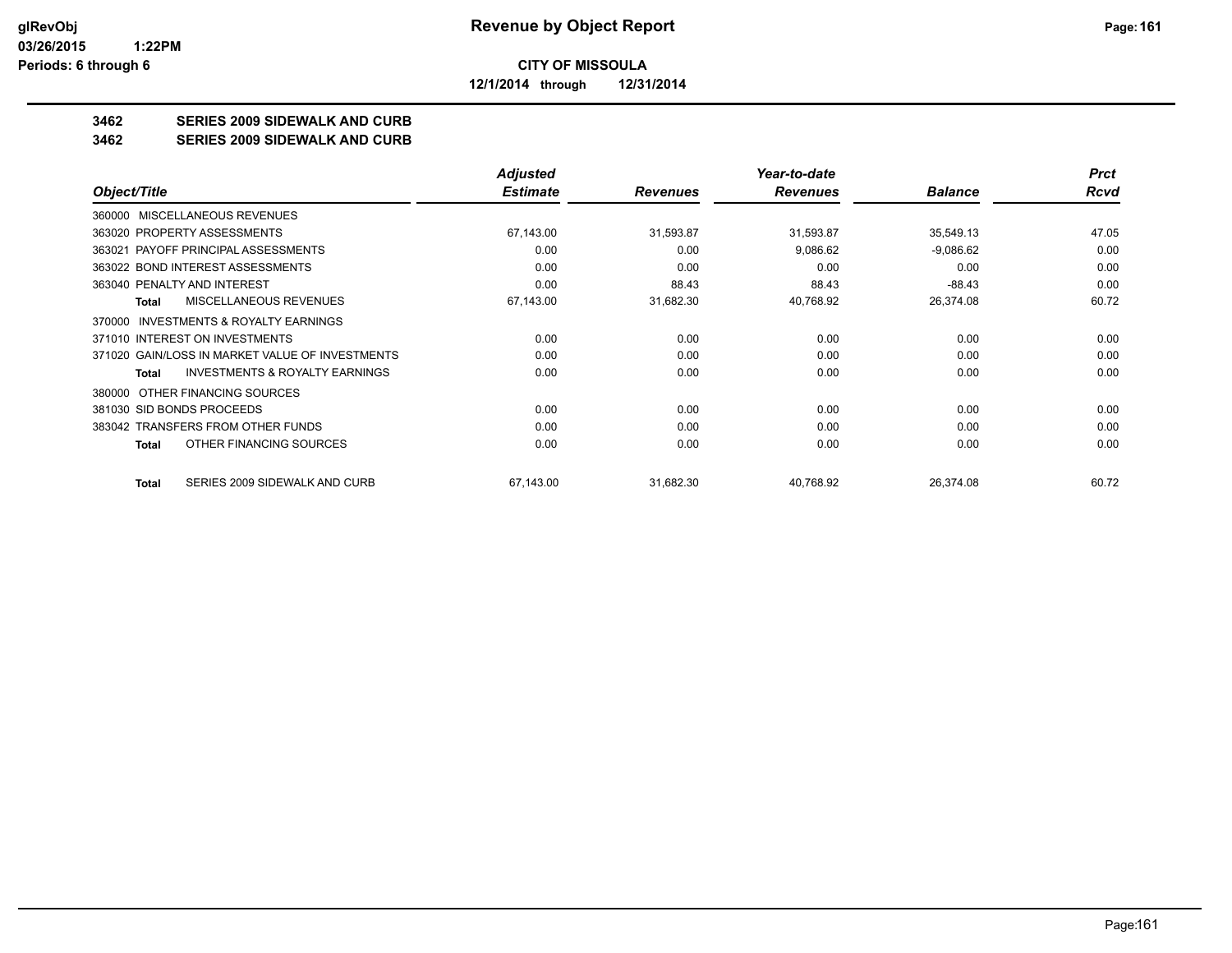# Revenue by Object Report

glRevObj
03/26/2015 1:22PM
Periods: 6 through 6

**CITY OF MISSOULA**

**12/1/2014 through 12/31/2014**

## 3462 SERIES 2009 SIDEWALK AND CURB
## 3462 SERIES 2009 SIDEWALK AND CURB

| Object/Title | Adjusted Estimate | Revenues | Year-to-date Revenues | Balance | Prct Rcvd |
|---|---|---|---|---|---|
| 360000 MISCELLANEOUS REVENUES | | | | | |
| 363020 PROPERTY ASSESSMENTS | 67,143.00 | 31,593.87 | 31,593.87 | 35,549.13 | 47.05 |
| 363021 PAYOFF PRINCIPAL ASSESSMENTS | 0.00 | 0.00 | 9,086.62 | -9,086.62 | 0.00 |
| 363022 BOND INTEREST ASSESSMENTS | 0.00 | 0.00 | 0.00 | 0.00 | 0.00 |
| 363040 PENALTY AND INTEREST | 0.00 | 88.43 | 88.43 | -88.43 | 0.00 |
| **Total** MISCELLANEOUS REVENUES | 67,143.00 | 31,682.30 | 40,768.92 | 26,374.08 | 60.72 |
| 370000 INVESTMENTS & ROYALTY EARNINGS | | | | | |
| 371010 INTEREST ON INVESTMENTS | 0.00 | 0.00 | 0.00 | 0.00 | 0.00 |
| 371020 GAIN/LOSS IN MARKET VALUE OF INVESTMENTS | 0.00 | 0.00 | 0.00 | 0.00 | 0.00 |
| **Total** INVESTMENTS & ROYALTY EARNINGS | 0.00 | 0.00 | 0.00 | 0.00 | 0.00 |
| 380000 OTHER FINANCING SOURCES | | | | | |
| 381030 SID BONDS PROCEEDS | 0.00 | 0.00 | 0.00 | 0.00 | 0.00 |
| 383042 TRANSFERS FROM OTHER FUNDS | 0.00 | 0.00 | 0.00 | 0.00 | 0.00 |
| **Total** OTHER FINANCING SOURCES | 0.00 | 0.00 | 0.00 | 0.00 | 0.00 |
| **Total** SERIES 2009 SIDEWALK AND CURB | 67,143.00 | 31,682.30 | 40,768.92 | 26,374.08 | 60.72 |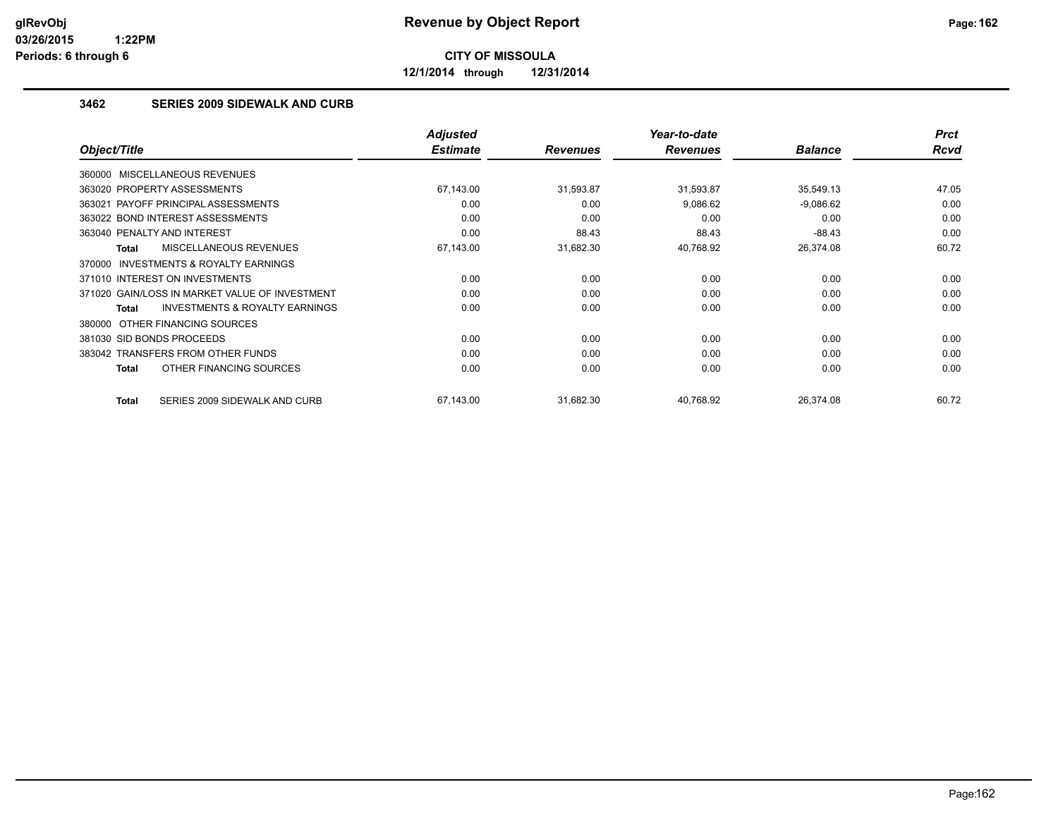# Revenue by Object Report

**CITY OF MISSOULA**

**12/1/2014 through 12/31/2014**

glRevObj
03/26/2015 1:22PM
Periods: 6 through 6

### 3462 SERIES 2009 SIDEWALK AND CURB

| Object/Title | Adjusted Estimate | Revenues | Year-to-date Revenues | Balance | Prct Rcvd |
|---|---|---|---|---|---|
| 360000 MISCELLANEOUS REVENUES | | | | | |
| 363020 PROPERTY ASSESSMENTS | 67,143.00 | 31,593.87 | 31,593.87 | 35,549.13 | 47.05 |
| 363021 PAYOFF PRINCIPAL ASSESSMENTS | 0.00 | 0.00 | 9,086.62 | -9,086.62 | 0.00 |
| 363022 BOND INTEREST ASSESSMENTS | 0.00 | 0.00 | 0.00 | 0.00 | 0.00 |
| 363040 PENALTY AND INTEREST | 0.00 | 88.43 | 88.43 | -88.43 | 0.00 |
| **Total** MISCELLANEOUS REVENUES | 67,143.00 | 31,682.30 | 40,768.92 | 26,374.08 | 60.72 |
| 370000 INVESTMENTS & ROYALTY EARNINGS | | | | | |
| 371010 INTEREST ON INVESTMENTS | 0.00 | 0.00 | 0.00 | 0.00 | 0.00 |
| 371020 GAIN/LOSS IN MARKET VALUE OF INVESTMENT | 0.00 | 0.00 | 0.00 | 0.00 | 0.00 |
| **Total** INVESTMENTS & ROYALTY EARNINGS | 0.00 | 0.00 | 0.00 | 0.00 | 0.00 |
| 380000 OTHER FINANCING SOURCES | | | | | |
| 381030 SID BONDS PROCEEDS | 0.00 | 0.00 | 0.00 | 0.00 | 0.00 |
| 383042 TRANSFERS FROM OTHER FUNDS | 0.00 | 0.00 | 0.00 | 0.00 | 0.00 |
| **Total** OTHER FINANCING SOURCES | 0.00 | 0.00 | 0.00 | 0.00 | 0.00 |
| **Total** SERIES 2009 SIDEWALK AND CURB | 67,143.00 | 31,682.30 | 40,768.92 | 26,374.08 | 60.72 |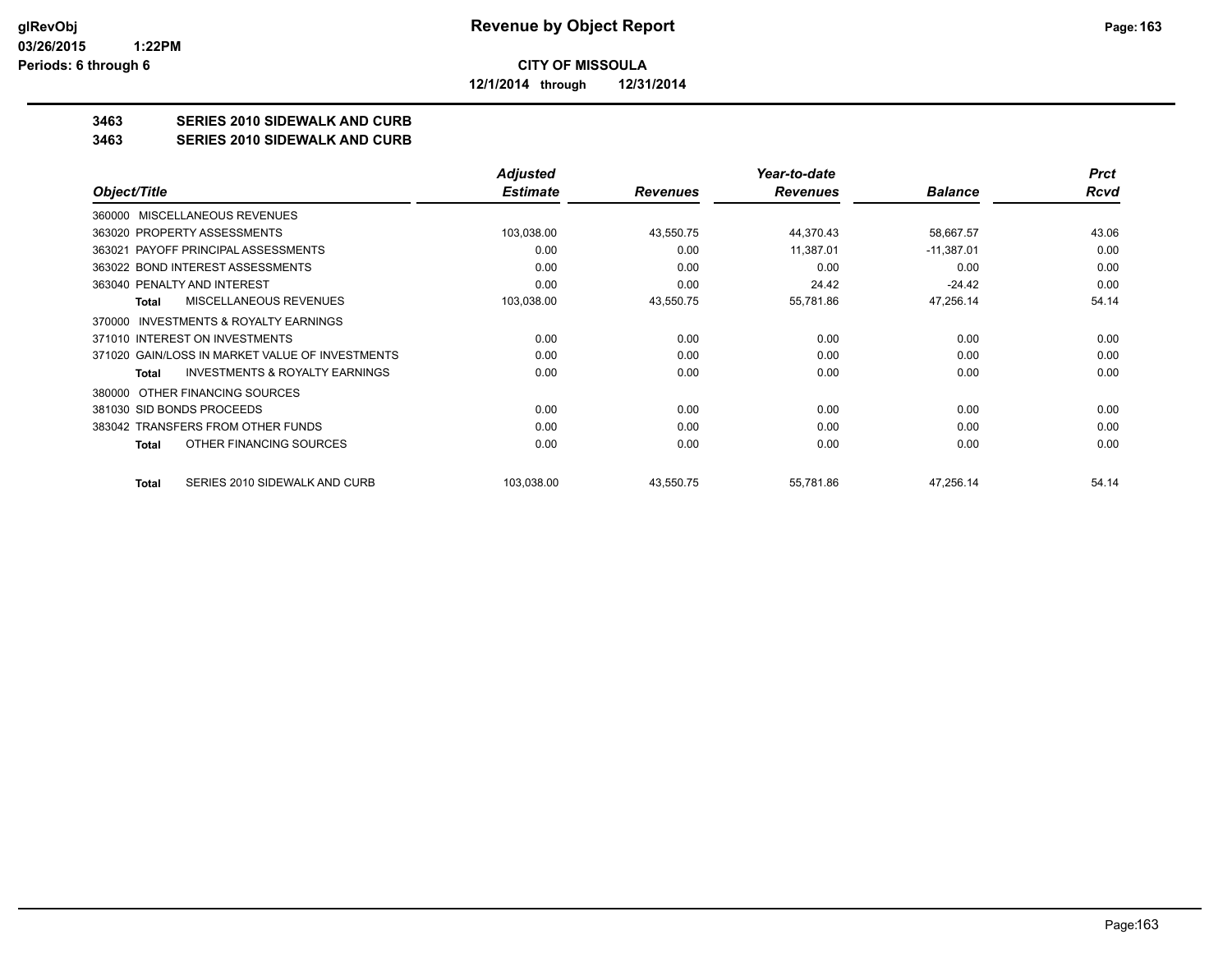# Revenue by Object Report

**CITY OF MISSOULA**

12/1/2014 through 12/31/2014

glRevObj
03/26/2015 1:22PM
Periods: 6 through 6

## 3463 SERIES 2010 SIDEWALK AND CURB
## 3463 SERIES 2010 SIDEWALK AND CURB

| Object/Title | Adjusted Estimate | Revenues | Year-to-date Revenues | Balance | Prct Rcvd |
|---|---|---|---|---|---|
| 360000 MISCELLANEOUS REVENUES | | | | | |
| 363020 PROPERTY ASSESSMENTS | 103,038.00 | 43,550.75 | 44,370.43 | 58,667.57 | 43.06 |
| 363021 PAYOFF PRINCIPAL ASSESSMENTS | 0.00 | 0.00 | 11,387.01 | -11,387.01 | 0.00 |
| 363022 BOND INTEREST ASSESSMENTS | 0.00 | 0.00 | 0.00 | 0.00 | 0.00 |
| 363040 PENALTY AND INTEREST | 0.00 | 0.00 | 24.42 | -24.42 | 0.00 |
| **Total** MISCELLANEOUS REVENUES | 103,038.00 | 43,550.75 | 55,781.86 | 47,256.14 | 54.14 |
| 370000 INVESTMENTS & ROYALTY EARNINGS | | | | | |
| 371010 INTEREST ON INVESTMENTS | 0.00 | 0.00 | 0.00 | 0.00 | 0.00 |
| 371020 GAIN/LOSS IN MARKET VALUE OF INVESTMENTS | 0.00 | 0.00 | 0.00 | 0.00 | 0.00 |
| **Total** INVESTMENTS & ROYALTY EARNINGS | 0.00 | 0.00 | 0.00 | 0.00 | 0.00 |
| 380000 OTHER FINANCING SOURCES | | | | | |
| 381030 SID BONDS PROCEEDS | 0.00 | 0.00 | 0.00 | 0.00 | 0.00 |
| 383042 TRANSFERS FROM OTHER FUNDS | 0.00 | 0.00 | 0.00 | 0.00 | 0.00 |
| **Total** OTHER FINANCING SOURCES | 0.00 | 0.00 | 0.00 | 0.00 | 0.00 |
| **Total** SERIES 2010 SIDEWALK AND CURB | 103,038.00 | 43,550.75 | 55,781.86 | 47,256.14 | 54.14 |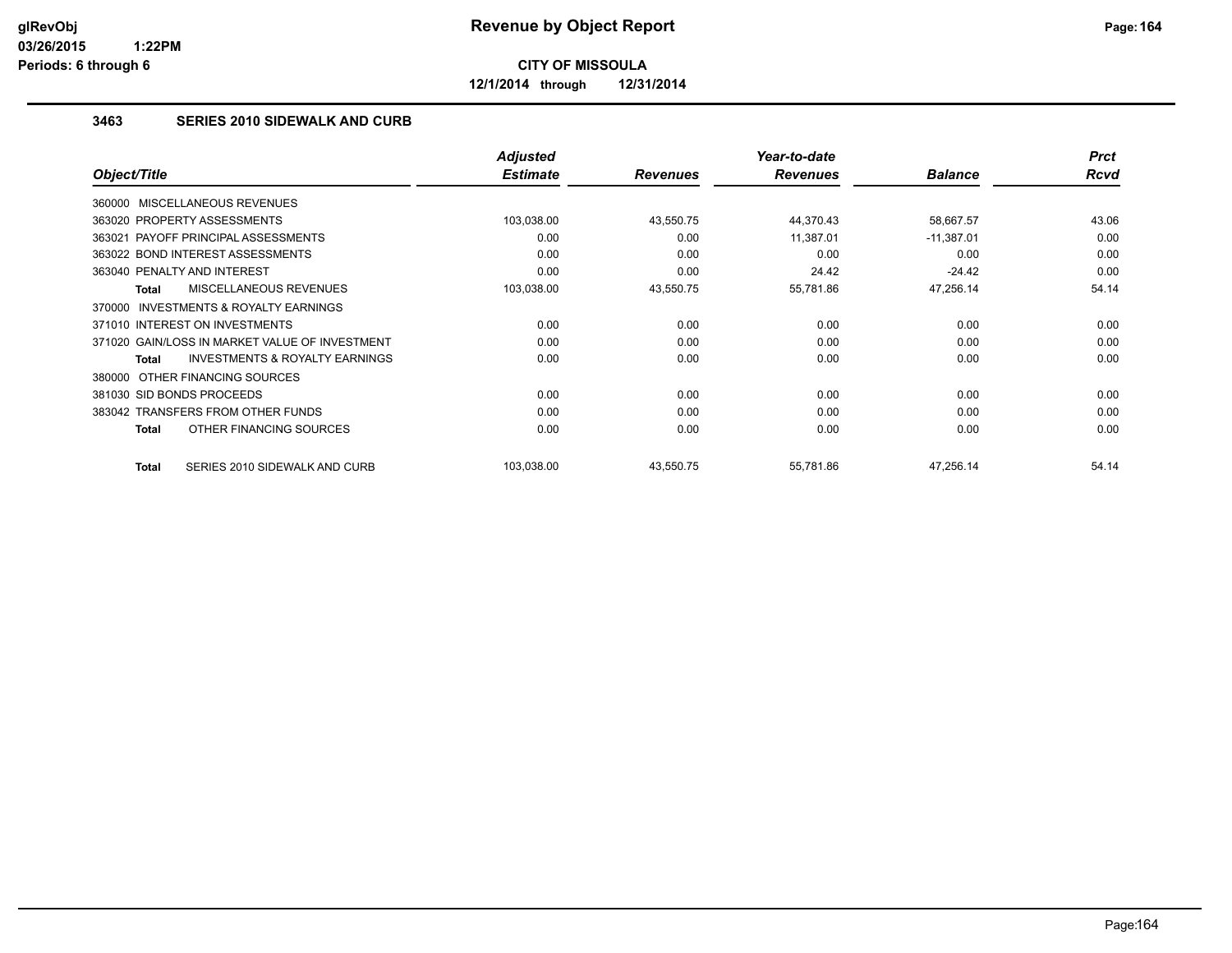# Revenue by Object Report

**CITY OF MISSOULA**

**12/1/2014 through 12/31/2014**

glRevObj
03/26/2015 1:22PM
Periods: 6 through 6

### 3463 SERIES 2010 SIDEWALK AND CURB

| Object/Title | Adjusted Estimate | Revenues | Year-to-date Revenues | Balance | Prct Rcvd |
|---|---|---|---|---|---|
| 360000 MISCELLANEOUS REVENUES | | | | | |
| 363020 PROPERTY ASSESSMENTS | 103,038.00 | 43,550.75 | 44,370.43 | 58,667.57 | 43.06 |
| 363021 PAYOFF PRINCIPAL ASSESSMENTS | 0.00 | 0.00 | 11,387.01 | -11,387.01 | 0.00 |
| 363022 BOND INTEREST ASSESSMENTS | 0.00 | 0.00 | 0.00 | 0.00 | 0.00 |
| 363040 PENALTY AND INTEREST | 0.00 | 0.00 | 24.42 | -24.42 | 0.00 |
| **Total** MISCELLANEOUS REVENUES | 103,038.00 | 43,550.75 | 55,781.86 | 47,256.14 | 54.14 |
| 370000 INVESTMENTS & ROYALTY EARNINGS | | | | | |
| 371010 INTEREST ON INVESTMENTS | 0.00 | 0.00 | 0.00 | 0.00 | 0.00 |
| 371020 GAIN/LOSS IN MARKET VALUE OF INVESTMENT | 0.00 | 0.00 | 0.00 | 0.00 | 0.00 |
| **Total** INVESTMENTS & ROYALTY EARNINGS | 0.00 | 0.00 | 0.00 | 0.00 | 0.00 |
| 380000 OTHER FINANCING SOURCES | | | | | |
| 381030 SID BONDS PROCEEDS | 0.00 | 0.00 | 0.00 | 0.00 | 0.00 |
| 383042 TRANSFERS FROM OTHER FUNDS | 0.00 | 0.00 | 0.00 | 0.00 | 0.00 |
| **Total** OTHER FINANCING SOURCES | 0.00 | 0.00 | 0.00 | 0.00 | 0.00 |
| **Total** SERIES 2010 SIDEWALK AND CURB | 103,038.00 | 43,550.75 | 55,781.86 | 47,256.14 | 54.14 |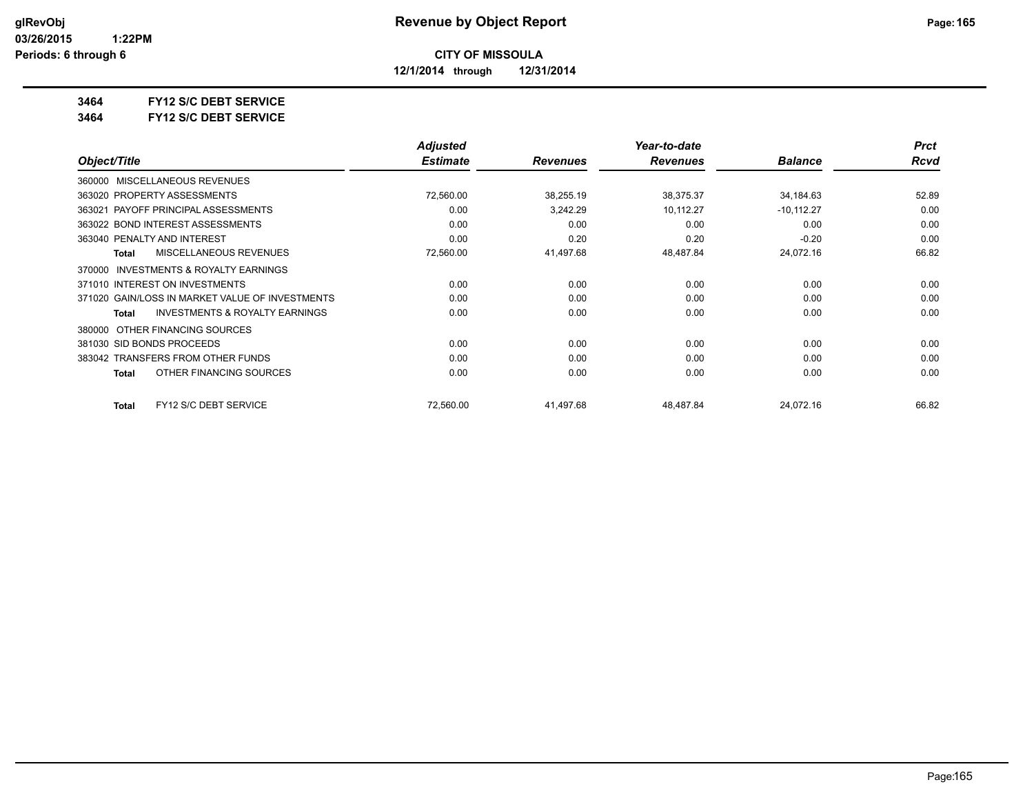**CITY OF MISSOULA**

**12/1/2014 through 12/31/2014**

**3464 FY12 S/C DEBT SERVICE**

**3464 FY12 S/C DEBT SERVICE**

| Object/Title | Adjusted Estimate | Revenues | Year-to-date Revenues | Balance | Prct Rcvd |
|---|---|---|---|---|---|
| 360000 MISCELLANEOUS REVENUES | | | | | |
| 363020 PROPERTY ASSESSMENTS | 72,560.00 | 38,255.19 | 38,375.37 | 34,184.63 | 52.89 |
| 363021 PAYOFF PRINCIPAL ASSESSMENTS | 0.00 | 3,242.29 | 10,112.27 | -10,112.27 | 0.00 |
| 363022 BOND INTEREST ASSESSMENTS | 0.00 | 0.00 | 0.00 | 0.00 | 0.00 |
| 363040 PENALTY AND INTEREST | 0.00 | 0.20 | 0.20 | -0.20 | 0.00 |
| **Total** MISCELLANEOUS REVENUES | 72,560.00 | 41,497.68 | 48,487.84 | 24,072.16 | 66.82 |
| 370000 INVESTMENTS & ROYALTY EARNINGS | | | | | |
| 371010 INTEREST ON INVESTMENTS | 0.00 | 0.00 | 0.00 | 0.00 | 0.00 |
| 371020 GAIN/LOSS IN MARKET VALUE OF INVESTMENTS | 0.00 | 0.00 | 0.00 | 0.00 | 0.00 |
| **Total** INVESTMENTS & ROYALTY EARNINGS | 0.00 | 0.00 | 0.00 | 0.00 | 0.00 |
| 380000 OTHER FINANCING SOURCES | | | | | |
| 381030 SID BONDS PROCEEDS | 0.00 | 0.00 | 0.00 | 0.00 | 0.00 |
| 383042 TRANSFERS FROM OTHER FUNDS | 0.00 | 0.00 | 0.00 | 0.00 | 0.00 |
| **Total** OTHER FINANCING SOURCES | 0.00 | 0.00 | 0.00 | 0.00 | 0.00 |
| **Total** FY12 S/C DEBT SERVICE | 72,560.00 | 41,497.68 | 48,487.84 | 24,072.16 | 66.82 |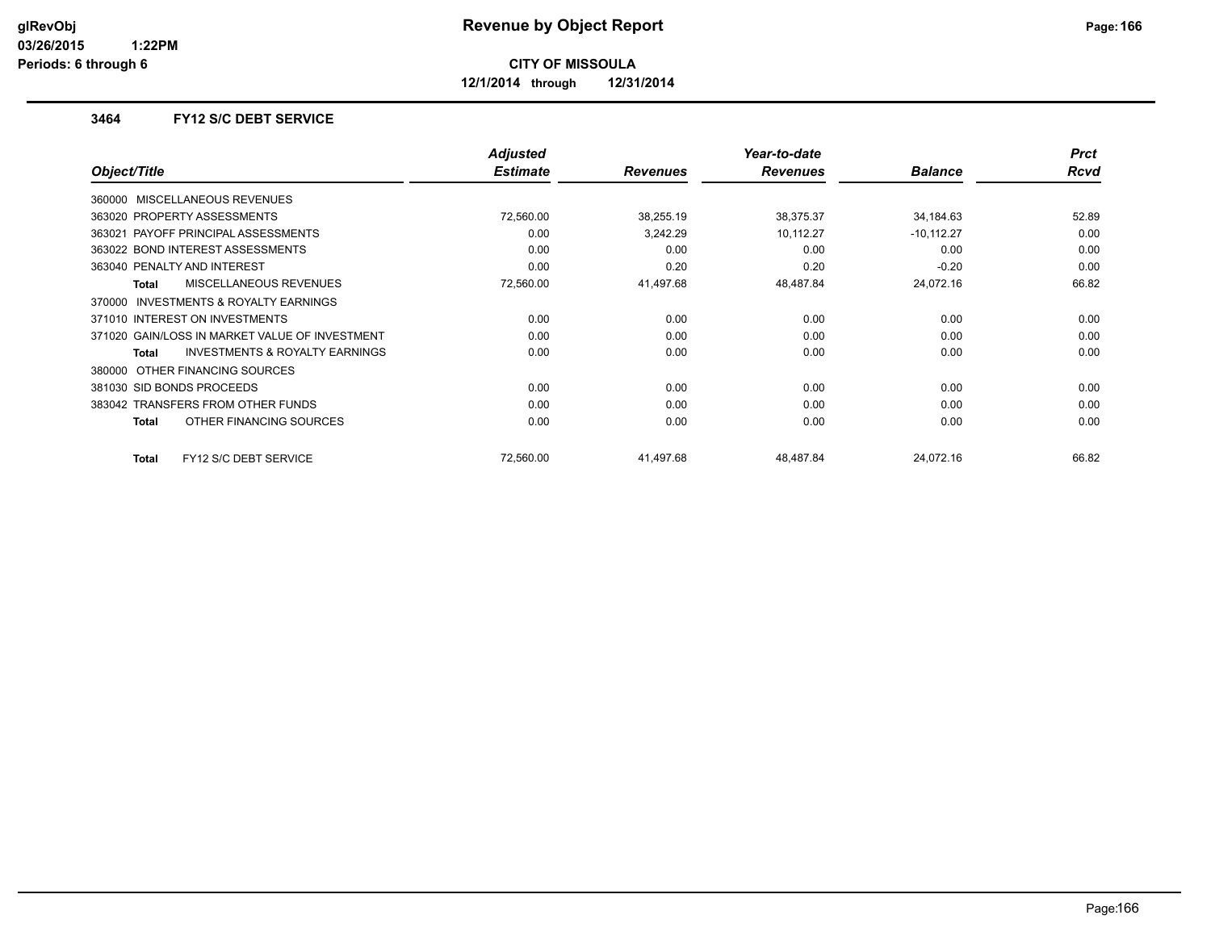# Revenue by Object Report

**CITY OF MISSOULA**

**12/1/2014 through 12/31/2014**

glRevObj
03/26/2015 1:22PM
Periods: 6 through 6

## 3464 FY12 S/C DEBT SERVICE

| Object/Title | Adjusted Estimate | Revenues | Year-to-date Revenues | Balance | Prct Rcvd |
|---|---|---|---|---|---|
| 360000 MISCELLANEOUS REVENUES | | | | | |
| 363020 PROPERTY ASSESSMENTS | 72,560.00 | 38,255.19 | 38,375.37 | 34,184.63 | 52.89 |
| 363021 PAYOFF PRINCIPAL ASSESSMENTS | 0.00 | 3,242.29 | 10,112.27 | -10,112.27 | 0.00 |
| 363022 BOND INTEREST ASSESSMENTS | 0.00 | 0.00 | 0.00 | 0.00 | 0.00 |
| 363040 PENALTY AND INTEREST | 0.00 | 0.20 | 0.20 | -0.20 | 0.00 |
| **Total** MISCELLANEOUS REVENUES | 72,560.00 | 41,497.68 | 48,487.84 | 24,072.16 | 66.82 |
| 370000 INVESTMENTS & ROYALTY EARNINGS | | | | | |
| 371010 INTEREST ON INVESTMENTS | 0.00 | 0.00 | 0.00 | 0.00 | 0.00 |
| 371020 GAIN/LOSS IN MARKET VALUE OF INVESTMENT | 0.00 | 0.00 | 0.00 | 0.00 | 0.00 |
| **Total** INVESTMENTS & ROYALTY EARNINGS | 0.00 | 0.00 | 0.00 | 0.00 | 0.00 |
| 380000 OTHER FINANCING SOURCES | | | | | |
| 381030 SID BONDS PROCEEDS | 0.00 | 0.00 | 0.00 | 0.00 | 0.00 |
| 383042 TRANSFERS FROM OTHER FUNDS | 0.00 | 0.00 | 0.00 | 0.00 | 0.00 |
| **Total** OTHER FINANCING SOURCES | 0.00 | 0.00 | 0.00 | 0.00 | 0.00 |
| **Total** FY12 S/C DEBT SERVICE | 72,560.00 | 41,497.68 | 48,487.84 | 24,072.16 | 66.82 |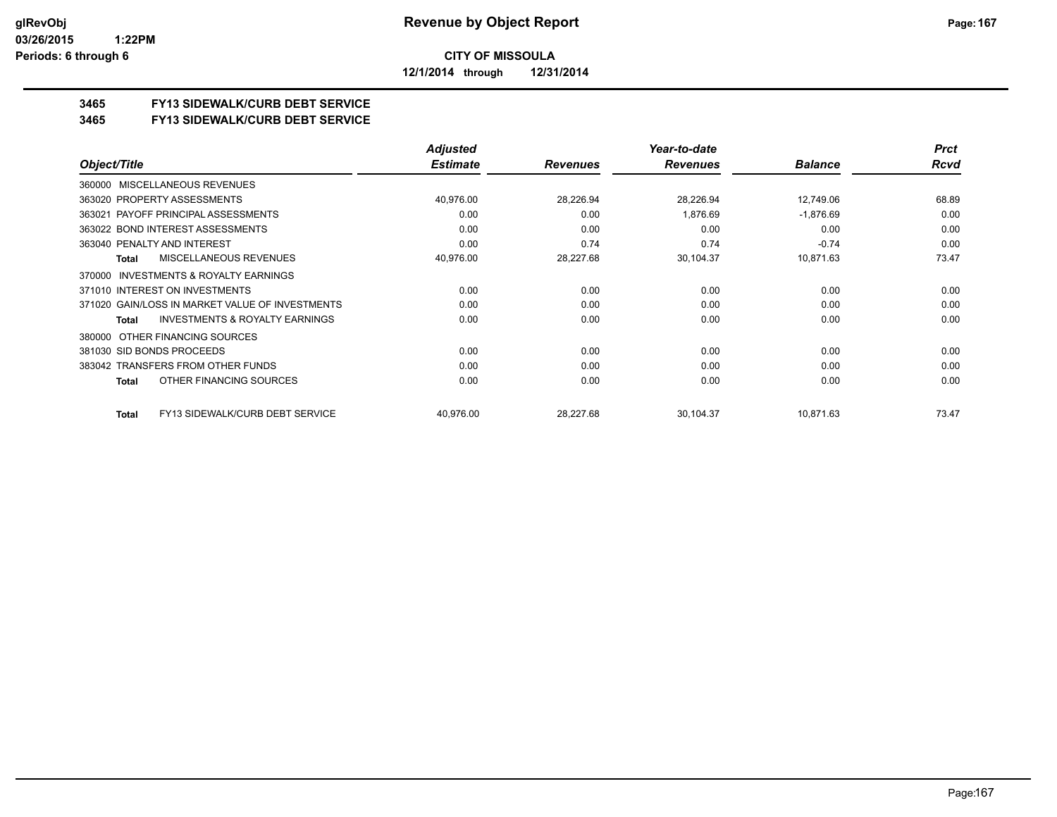**CITY OF MISSOULA**

**12/1/2014 through 12/31/2014**

**3465 FY13 SIDEWALK/CURB DEBT SERVICE**

**3465 FY13 SIDEWALK/CURB DEBT SERVICE**

| Object/Title | Adjusted Estimate | Revenues | Year-to-date Revenues | Balance | Prct Rcvd |
|---|---|---|---|---|---|
| 360000 MISCELLANEOUS REVENUES | | | | | |
| 363020 PROPERTY ASSESSMENTS | 40,976.00 | 28,226.94 | 28,226.94 | 12,749.06 | 68.89 |
| 363021 PAYOFF PRINCIPAL ASSESSMENTS | 0.00 | 0.00 | 1,876.69 | -1,876.69 | 0.00 |
| 363022 BOND INTEREST ASSESSMENTS | 0.00 | 0.00 | 0.00 | 0.00 | 0.00 |
| 363040 PENALTY AND INTEREST | 0.00 | 0.74 | 0.74 | -0.74 | 0.00 |
| **Total** MISCELLANEOUS REVENUES | 40,976.00 | 28,227.68 | 30,104.37 | 10,871.63 | 73.47 |
| 370000 INVESTMENTS & ROYALTY EARNINGS | | | | | |
| 371010 INTEREST ON INVESTMENTS | 0.00 | 0.00 | 0.00 | 0.00 | 0.00 |
| 371020 GAIN/LOSS IN MARKET VALUE OF INVESTMENTS | 0.00 | 0.00 | 0.00 | 0.00 | 0.00 |
| **Total** INVESTMENTS & ROYALTY EARNINGS | 0.00 | 0.00 | 0.00 | 0.00 | 0.00 |
| 380000 OTHER FINANCING SOURCES | | | | | |
| 381030 SID BONDS PROCEEDS | 0.00 | 0.00 | 0.00 | 0.00 | 0.00 |
| 383042 TRANSFERS FROM OTHER FUNDS | 0.00 | 0.00 | 0.00 | 0.00 | 0.00 |
| **Total** OTHER FINANCING SOURCES | 0.00 | 0.00 | 0.00 | 0.00 | 0.00 |
| **Total** FY13 SIDEWALK/CURB DEBT SERVICE | 40,976.00 | 28,227.68 | 30,104.37 | 10,871.63 | 73.47 |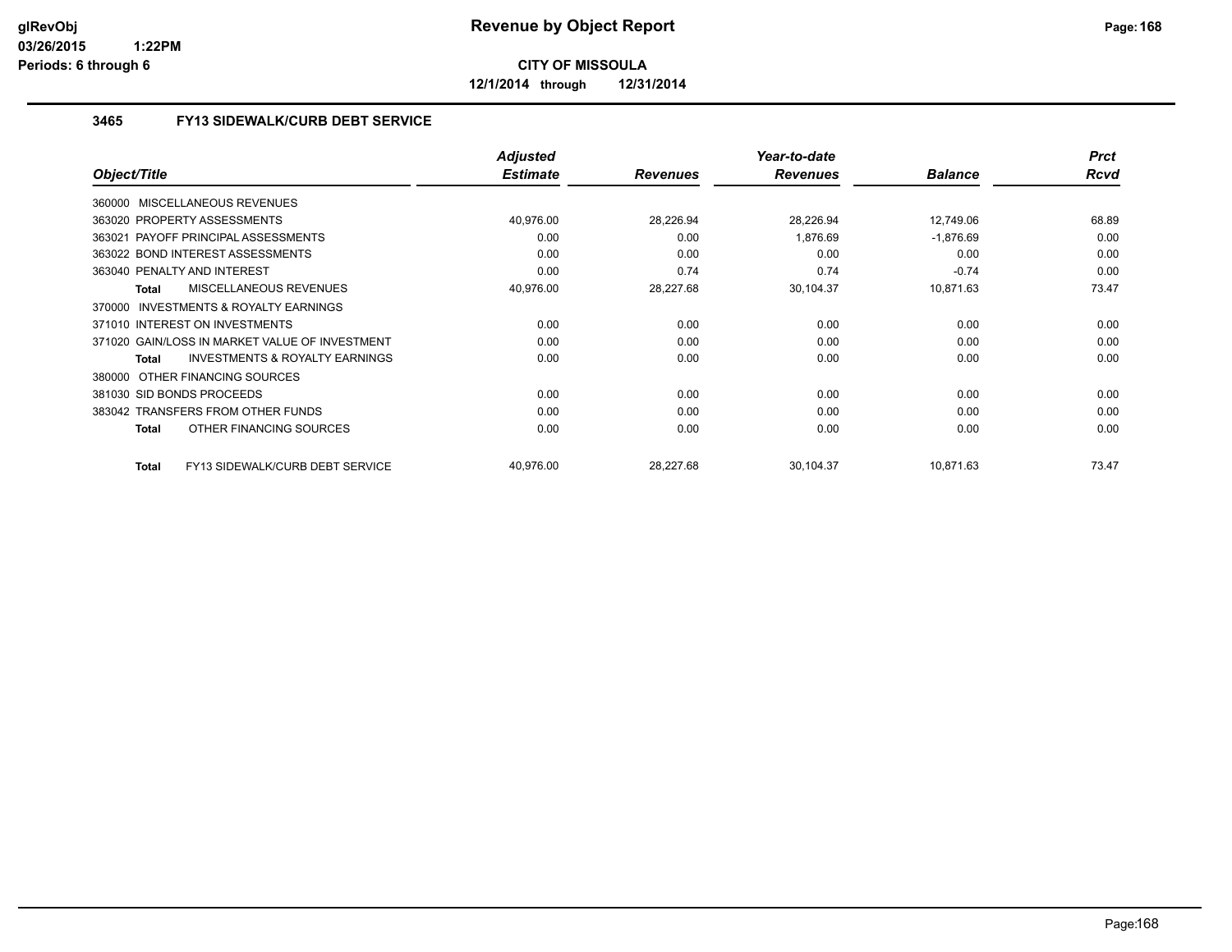**CITY OF MISSOULA**

**12/1/2014 through 12/31/2014**

### 3465 FY13 SIDEWALK/CURB DEBT SERVICE

| Object/Title | Adjusted Estimate | Revenues | Year-to-date Revenues | Balance | Prct Rcvd |
|---|---|---|---|---|---|
| 360000 MISCELLANEOUS REVENUES | | | | | |
| 363020 PROPERTY ASSESSMENTS | 40,976.00 | 28,226.94 | 28,226.94 | 12,749.06 | 68.89 |
| 363021 PAYOFF PRINCIPAL ASSESSMENTS | 0.00 | 0.00 | 1,876.69 | -1,876.69 | 0.00 |
| 363022 BOND INTEREST ASSESSMENTS | 0.00 | 0.00 | 0.00 | 0.00 | 0.00 |
| 363040 PENALTY AND INTEREST | 0.00 | 0.74 | 0.74 | -0.74 | 0.00 |
| **Total** MISCELLANEOUS REVENUES | 40,976.00 | 28,227.68 | 30,104.37 | 10,871.63 | 73.47 |
| 370000 INVESTMENTS & ROYALTY EARNINGS | | | | | |
| 371010 INTEREST ON INVESTMENTS | 0.00 | 0.00 | 0.00 | 0.00 | 0.00 |
| 371020 GAIN/LOSS IN MARKET VALUE OF INVESTMENT | 0.00 | 0.00 | 0.00 | 0.00 | 0.00 |
| **Total** INVESTMENTS & ROYALTY EARNINGS | 0.00 | 0.00 | 0.00 | 0.00 | 0.00 |
| 380000 OTHER FINANCING SOURCES | | | | | |
| 381030 SID BONDS PROCEEDS | 0.00 | 0.00 | 0.00 | 0.00 | 0.00 |
| 383042 TRANSFERS FROM OTHER FUNDS | 0.00 | 0.00 | 0.00 | 0.00 | 0.00 |
| **Total** OTHER FINANCING SOURCES | 0.00 | 0.00 | 0.00 | 0.00 | 0.00 |
| **Total** FY13 SIDEWALK/CURB DEBT SERVICE | 40,976.00 | 28,227.68 | 30,104.37 | 10,871.63 | 73.47 |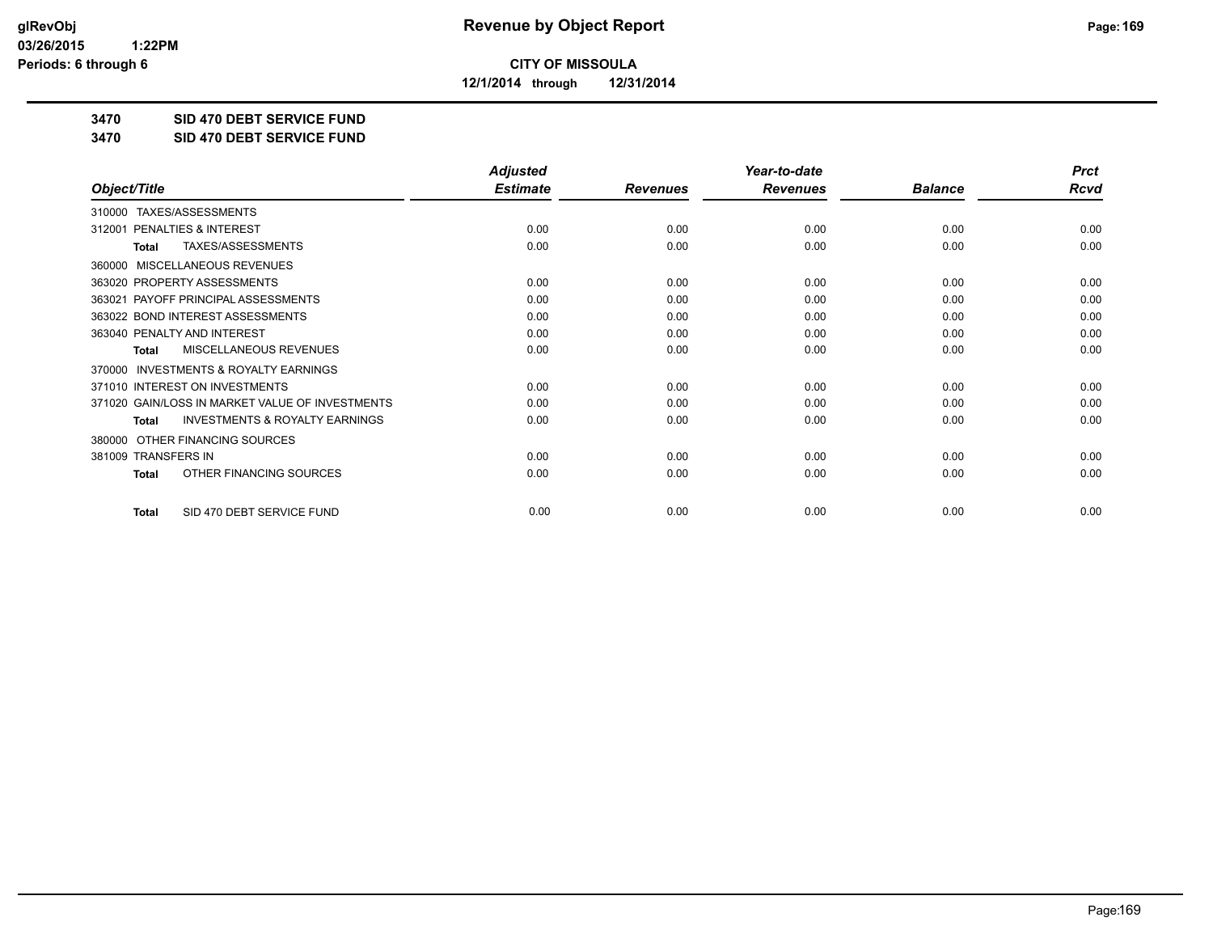**CITY OF MISSOULA**

**12/1/2014 through 12/31/2014**

**3470 SID 470 DEBT SERVICE FUND**

**3470 SID 470 DEBT SERVICE FUND**

| Object/Title | Adjusted Estimate | Revenues | Year-to-date Revenues | Balance | Prct Rcvd |
|---|---|---|---|---|---|
| 310000 TAXES/ASSESSMENTS | | | | | |
| 312001 PENALTIES & INTEREST | 0.00 | 0.00 | 0.00 | 0.00 | 0.00 |
| **Total** TAXES/ASSESSMENTS | 0.00 | 0.00 | 0.00 | 0.00 | 0.00 |
| 360000 MISCELLANEOUS REVENUES | | | | | |
| 363020 PROPERTY ASSESSMENTS | 0.00 | 0.00 | 0.00 | 0.00 | 0.00 |
| 363021 PAYOFF PRINCIPAL ASSESSMENTS | 0.00 | 0.00 | 0.00 | 0.00 | 0.00 |
| 363022 BOND INTEREST ASSESSMENTS | 0.00 | 0.00 | 0.00 | 0.00 | 0.00 |
| 363040 PENALTY AND INTEREST | 0.00 | 0.00 | 0.00 | 0.00 | 0.00 |
| **Total** MISCELLANEOUS REVENUES | 0.00 | 0.00 | 0.00 | 0.00 | 0.00 |
| 370000 INVESTMENTS & ROYALTY EARNINGS | | | | | |
| 371010 INTEREST ON INVESTMENTS | 0.00 | 0.00 | 0.00 | 0.00 | 0.00 |
| 371020 GAIN/LOSS IN MARKET VALUE OF INVESTMENTS | 0.00 | 0.00 | 0.00 | 0.00 | 0.00 |
| **Total** INVESTMENTS & ROYALTY EARNINGS | 0.00 | 0.00 | 0.00 | 0.00 | 0.00 |
| 380000 OTHER FINANCING SOURCES | | | | | |
| 381009 TRANSFERS IN | 0.00 | 0.00 | 0.00 | 0.00 | 0.00 |
| **Total** OTHER FINANCING SOURCES | 0.00 | 0.00 | 0.00 | 0.00 | 0.00 |
| **Total** SID 470 DEBT SERVICE FUND | 0.00 | 0.00 | 0.00 | 0.00 | 0.00 |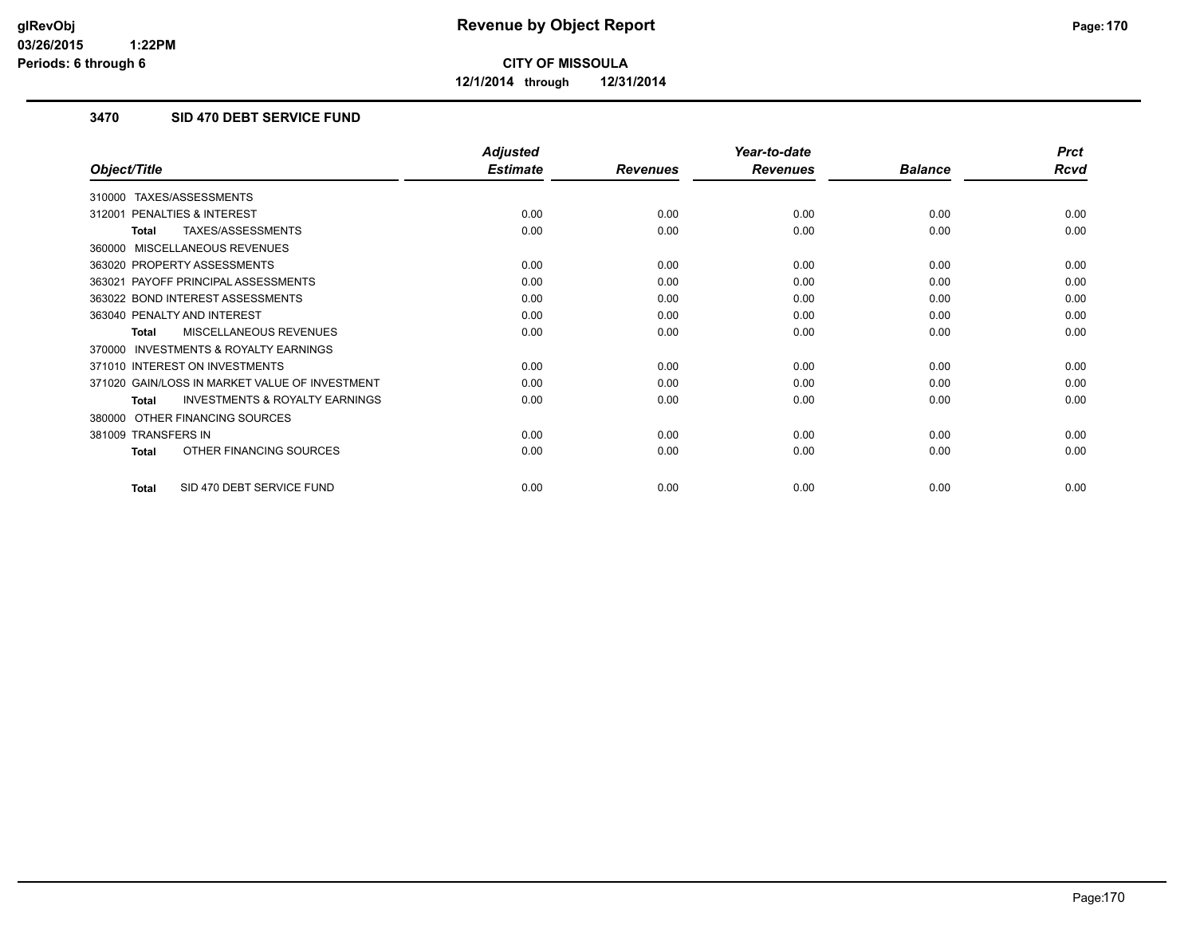**CITY OF MISSOULA**

**12/1/2014 through 12/31/2014**

### 3470 SID 470 DEBT SERVICE FUND

| Object/Title | Adjusted Estimate | Revenues | Year-to-date Revenues | Balance | Prct Rcvd |
|---|---|---|---|---|---|
| 310000 TAXES/ASSESSMENTS | | | | | |
| 312001 PENALTIES & INTEREST | 0.00 | 0.00 | 0.00 | 0.00 | 0.00 |
| **Total** TAXES/ASSESSMENTS | 0.00 | 0.00 | 0.00 | 0.00 | 0.00 |
| 360000 MISCELLANEOUS REVENUES | | | | | |
| 363020 PROPERTY ASSESSMENTS | 0.00 | 0.00 | 0.00 | 0.00 | 0.00 |
| 363021 PAYOFF PRINCIPAL ASSESSMENTS | 0.00 | 0.00 | 0.00 | 0.00 | 0.00 |
| 363022 BOND INTEREST ASSESSMENTS | 0.00 | 0.00 | 0.00 | 0.00 | 0.00 |
| 363040 PENALTY AND INTEREST | 0.00 | 0.00 | 0.00 | 0.00 | 0.00 |
| **Total** MISCELLANEOUS REVENUES | 0.00 | 0.00 | 0.00 | 0.00 | 0.00 |
| 370000 INVESTMENTS & ROYALTY EARNINGS | | | | | |
| 371010 INTEREST ON INVESTMENTS | 0.00 | 0.00 | 0.00 | 0.00 | 0.00 |
| 371020 GAIN/LOSS IN MARKET VALUE OF INVESTMENT | 0.00 | 0.00 | 0.00 | 0.00 | 0.00 |
| **Total** INVESTMENTS & ROYALTY EARNINGS | 0.00 | 0.00 | 0.00 | 0.00 | 0.00 |
| 380000 OTHER FINANCING SOURCES | | | | | |
| 381009 TRANSFERS IN | 0.00 | 0.00 | 0.00 | 0.00 | 0.00 |
| **Total** OTHER FINANCING SOURCES | 0.00 | 0.00 | 0.00 | 0.00 | 0.00 |
| **Total** SID 470 DEBT SERVICE FUND | 0.00 | 0.00 | 0.00 | 0.00 | 0.00 |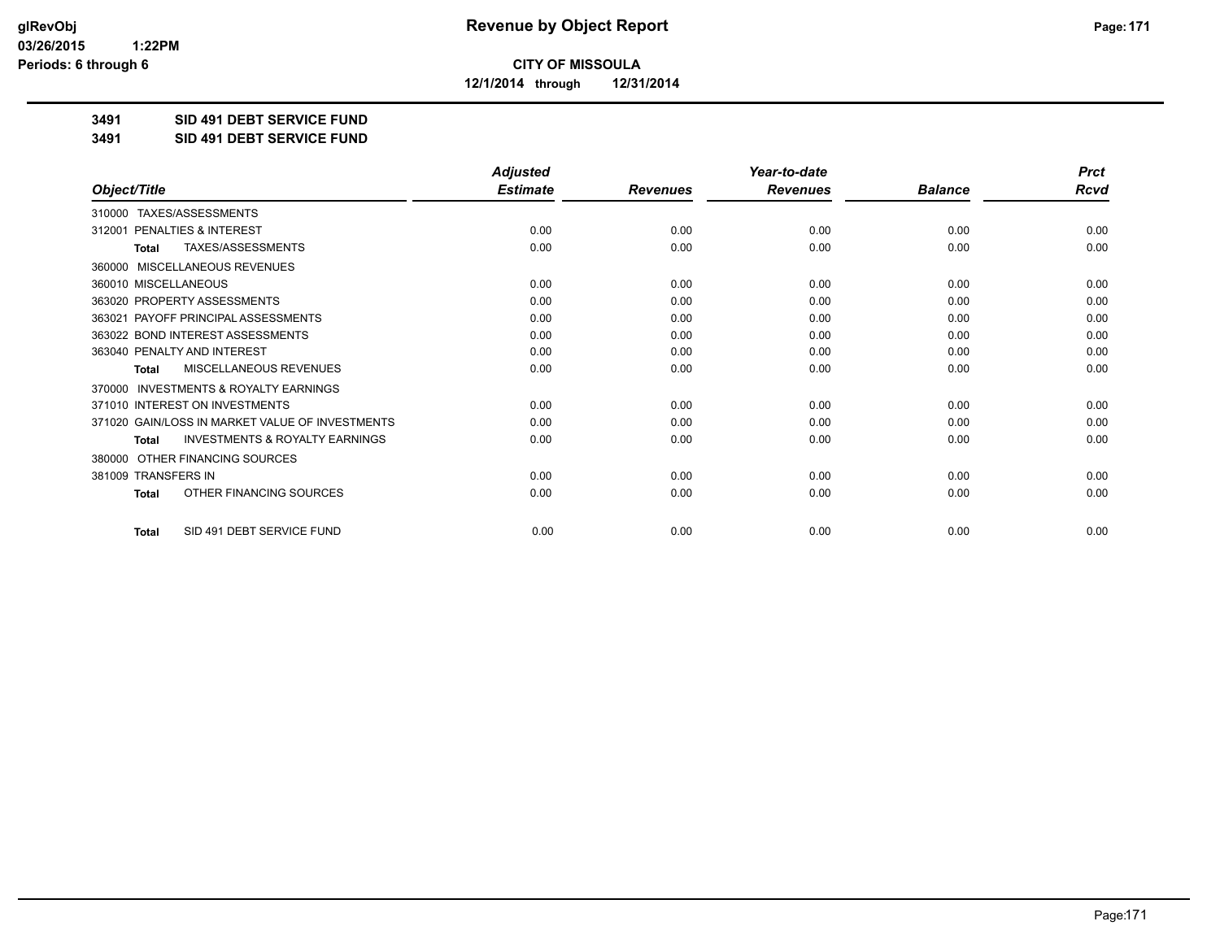**CITY OF MISSOULA**

**12/1/2014 through 12/31/2014**

**3491 SID 491 DEBT SERVICE FUND**

**3491 SID 491 DEBT SERVICE FUND**

| Object/Title | Adjusted Estimate | Revenues | Year-to-date Revenues | Balance | Prct Rcvd |
|---|---|---|---|---|---|
| 310000 TAXES/ASSESSMENTS | | | | | |
| 312001 PENALTIES & INTEREST | 0.00 | 0.00 | 0.00 | 0.00 | 0.00 |
| **Total** TAXES/ASSESSMENTS | 0.00 | 0.00 | 0.00 | 0.00 | 0.00 |
| 360000 MISCELLANEOUS REVENUES | | | | | |
| 360010 MISCELLANEOUS | 0.00 | 0.00 | 0.00 | 0.00 | 0.00 |
| 363020 PROPERTY ASSESSMENTS | 0.00 | 0.00 | 0.00 | 0.00 | 0.00 |
| 363021 PAYOFF PRINCIPAL ASSESSMENTS | 0.00 | 0.00 | 0.00 | 0.00 | 0.00 |
| 363022 BOND INTEREST ASSESSMENTS | 0.00 | 0.00 | 0.00 | 0.00 | 0.00 |
| 363040 PENALTY AND INTEREST | 0.00 | 0.00 | 0.00 | 0.00 | 0.00 |
| **Total** MISCELLANEOUS REVENUES | 0.00 | 0.00 | 0.00 | 0.00 | 0.00 |
| 370000 INVESTMENTS & ROYALTY EARNINGS | | | | | |
| 371010 INTEREST ON INVESTMENTS | 0.00 | 0.00 | 0.00 | 0.00 | 0.00 |
| 371020 GAIN/LOSS IN MARKET VALUE OF INVESTMENTS | 0.00 | 0.00 | 0.00 | 0.00 | 0.00 |
| **Total** INVESTMENTS & ROYALTY EARNINGS | 0.00 | 0.00 | 0.00 | 0.00 | 0.00 |
| 380000 OTHER FINANCING SOURCES | | | | | |
| 381009 TRANSFERS IN | 0.00 | 0.00 | 0.00 | 0.00 | 0.00 |
| **Total** OTHER FINANCING SOURCES | 0.00 | 0.00 | 0.00 | 0.00 | 0.00 |
| **Total** SID 491 DEBT SERVICE FUND | 0.00 | 0.00 | 0.00 | 0.00 | 0.00 |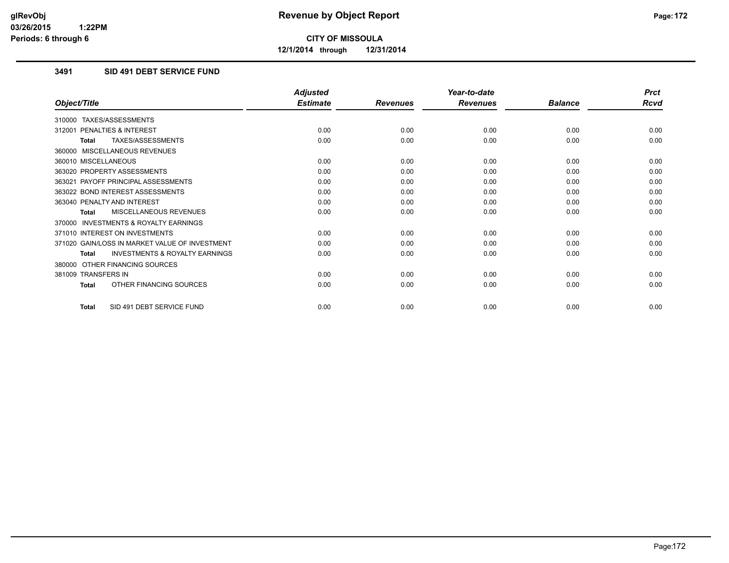glRevObj
03/26/2015 1:22PM
Periods: 6 through 6

# Revenue by Object Report

**CITY OF MISSOULA**

**12/1/2014 through 12/31/2014**

## 3491 SID 491 DEBT SERVICE FUND

| Object/Title | Adjusted Estimate | Revenues | Year-to-date Revenues | Balance | Prct Rcvd |
|---|---|---|---|---|---|
| 310000 TAXES/ASSESSMENTS | | | | | |
| 312001 PENALTIES & INTEREST | 0.00 | 0.00 | 0.00 | 0.00 | 0.00 |
| **Total** TAXES/ASSESSMENTS | 0.00 | 0.00 | 0.00 | 0.00 | 0.00 |
| 360000 MISCELLANEOUS REVENUES | | | | | |
| 360010 MISCELLANEOUS | 0.00 | 0.00 | 0.00 | 0.00 | 0.00 |
| 363020 PROPERTY ASSESSMENTS | 0.00 | 0.00 | 0.00 | 0.00 | 0.00 |
| 363021 PAYOFF PRINCIPAL ASSESSMENTS | 0.00 | 0.00 | 0.00 | 0.00 | 0.00 |
| 363022 BOND INTEREST ASSESSMENTS | 0.00 | 0.00 | 0.00 | 0.00 | 0.00 |
| 363040 PENALTY AND INTEREST | 0.00 | 0.00 | 0.00 | 0.00 | 0.00 |
| **Total** MISCELLANEOUS REVENUES | 0.00 | 0.00 | 0.00 | 0.00 | 0.00 |
| 370000 INVESTMENTS & ROYALTY EARNINGS | | | | | |
| 371010 INTEREST ON INVESTMENTS | 0.00 | 0.00 | 0.00 | 0.00 | 0.00 |
| 371020 GAIN/LOSS IN MARKET VALUE OF INVESTMENT | 0.00 | 0.00 | 0.00 | 0.00 | 0.00 |
| **Total** INVESTMENTS & ROYALTY EARNINGS | 0.00 | 0.00 | 0.00 | 0.00 | 0.00 |
| 380000 OTHER FINANCING SOURCES | | | | | |
| 381009 TRANSFERS IN | 0.00 | 0.00 | 0.00 | 0.00 | 0.00 |
| **Total** OTHER FINANCING SOURCES | 0.00 | 0.00 | 0.00 | 0.00 | 0.00 |
| **Total** SID 491 DEBT SERVICE FUND | 0.00 | 0.00 | 0.00 | 0.00 | 0.00 |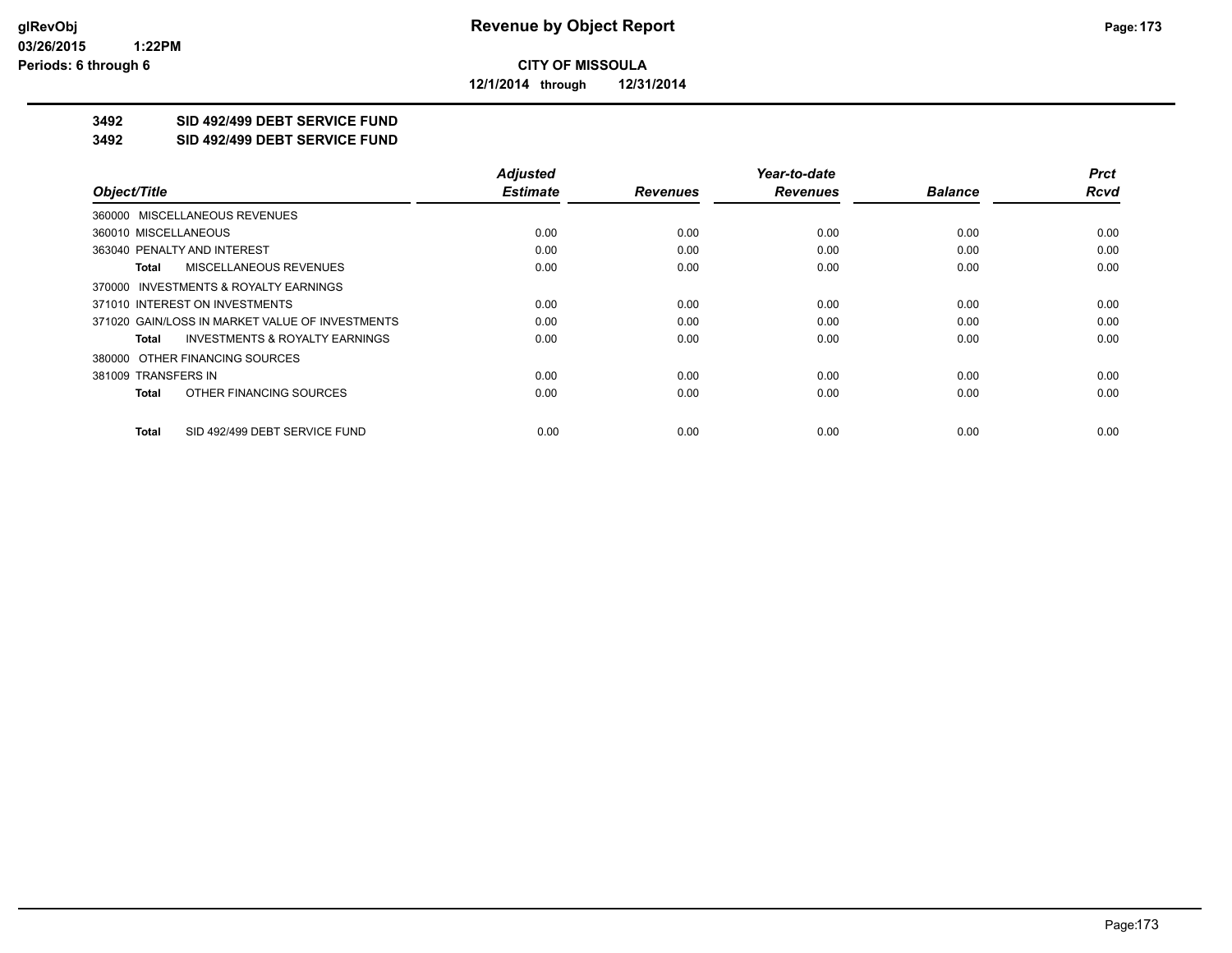**CITY OF MISSOULA**

**12/1/2014 through 12/31/2014**

## 3492 SID 492/499 DEBT SERVICE FUND

## 3492 SID 492/499 DEBT SERVICE FUND

| Object/Title | Adjusted Estimate | Revenues | Year-to-date Revenues | Balance | Prct Rcvd |
|---|---|---|---|---|---|
| 360000 MISCELLANEOUS REVENUES | | | | | |
| 360010 MISCELLANEOUS | 0.00 | 0.00 | 0.00 | 0.00 | 0.00 |
| 363040 PENALTY AND INTEREST | 0.00 | 0.00 | 0.00 | 0.00 | 0.00 |
| **Total** MISCELLANEOUS REVENUES | 0.00 | 0.00 | 0.00 | 0.00 | 0.00 |
| 370000 INVESTMENTS & ROYALTY EARNINGS | | | | | |
| 371010 INTEREST ON INVESTMENTS | 0.00 | 0.00 | 0.00 | 0.00 | 0.00 |
| 371020 GAIN/LOSS IN MARKET VALUE OF INVESTMENTS | 0.00 | 0.00 | 0.00 | 0.00 | 0.00 |
| **Total** INVESTMENTS & ROYALTY EARNINGS | 0.00 | 0.00 | 0.00 | 0.00 | 0.00 |
| 380000 OTHER FINANCING SOURCES | | | | | |
| 381009 TRANSFERS IN | 0.00 | 0.00 | 0.00 | 0.00 | 0.00 |
| **Total** OTHER FINANCING SOURCES | 0.00 | 0.00 | 0.00 | 0.00 | 0.00 |
| **Total** SID 492/499 DEBT SERVICE FUND | 0.00 | 0.00 | 0.00 | 0.00 | 0.00 |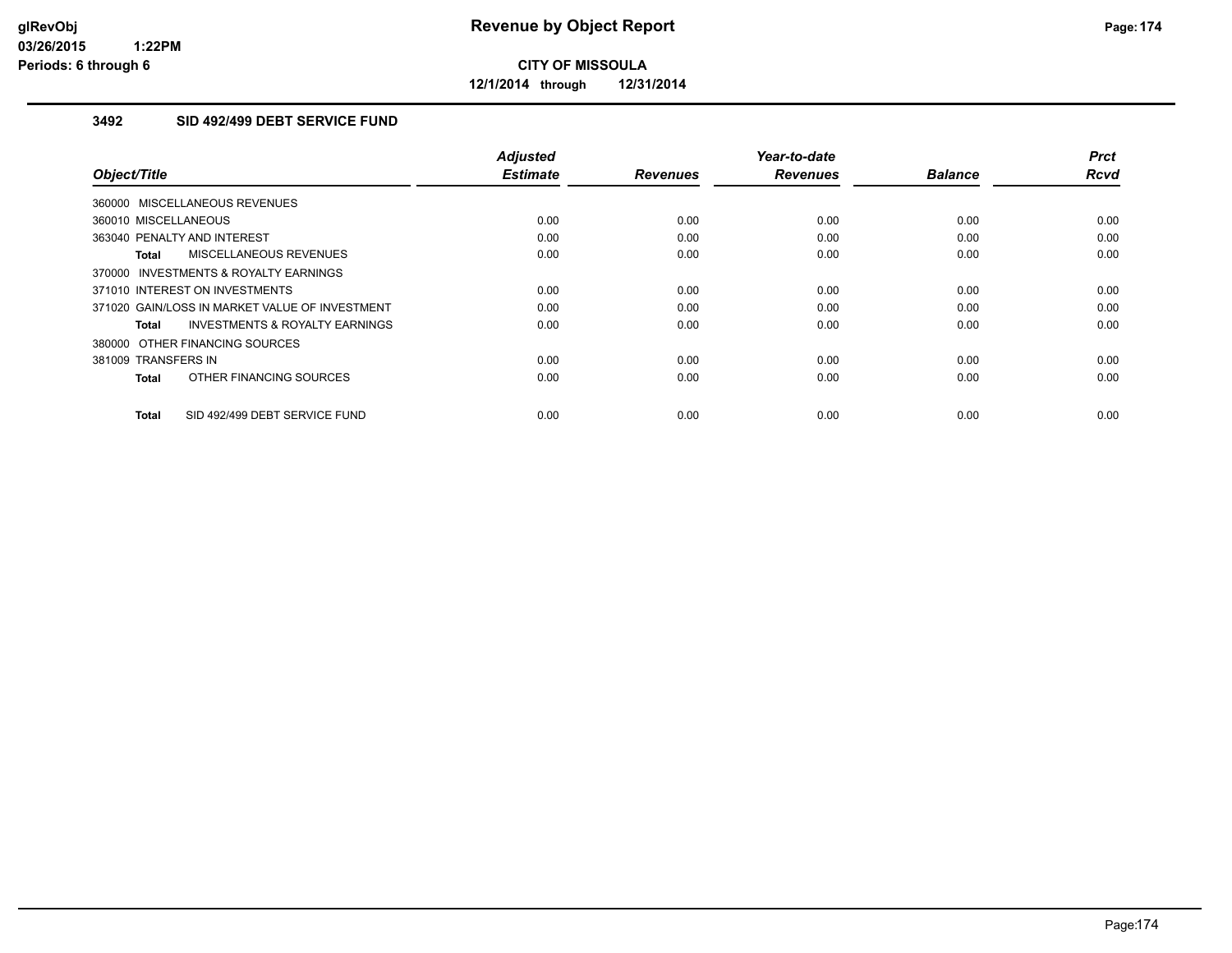**CITY OF MISSOULA**

**12/1/2014 through 12/31/2014**

### 3492 SID 492/499 DEBT SERVICE FUND

| Object/Title | Adjusted Estimate | Revenues | Year-to-date Revenues | Balance | Prct Rcvd |
|---|---|---|---|---|---|
| 360000 MISCELLANEOUS REVENUES | | | | | |
| 360010 MISCELLANEOUS | 0.00 | 0.00 | 0.00 | 0.00 | 0.00 |
| 363040 PENALTY AND INTEREST | 0.00 | 0.00 | 0.00 | 0.00 | 0.00 |
| **Total** MISCELLANEOUS REVENUES | 0.00 | 0.00 | 0.00 | 0.00 | 0.00 |
| 370000 INVESTMENTS & ROYALTY EARNINGS | | | | | |
| 371010 INTEREST ON INVESTMENTS | 0.00 | 0.00 | 0.00 | 0.00 | 0.00 |
| 371020 GAIN/LOSS IN MARKET VALUE OF INVESTMENT | 0.00 | 0.00 | 0.00 | 0.00 | 0.00 |
| **Total** INVESTMENTS & ROYALTY EARNINGS | 0.00 | 0.00 | 0.00 | 0.00 | 0.00 |
| 380000 OTHER FINANCING SOURCES | | | | | |
| 381009 TRANSFERS IN | 0.00 | 0.00 | 0.00 | 0.00 | 0.00 |
| **Total** OTHER FINANCING SOURCES | 0.00 | 0.00 | 0.00 | 0.00 | 0.00 |
| **Total** SID 492/499 DEBT SERVICE FUND | 0.00 | 0.00 | 0.00 | 0.00 | 0.00 |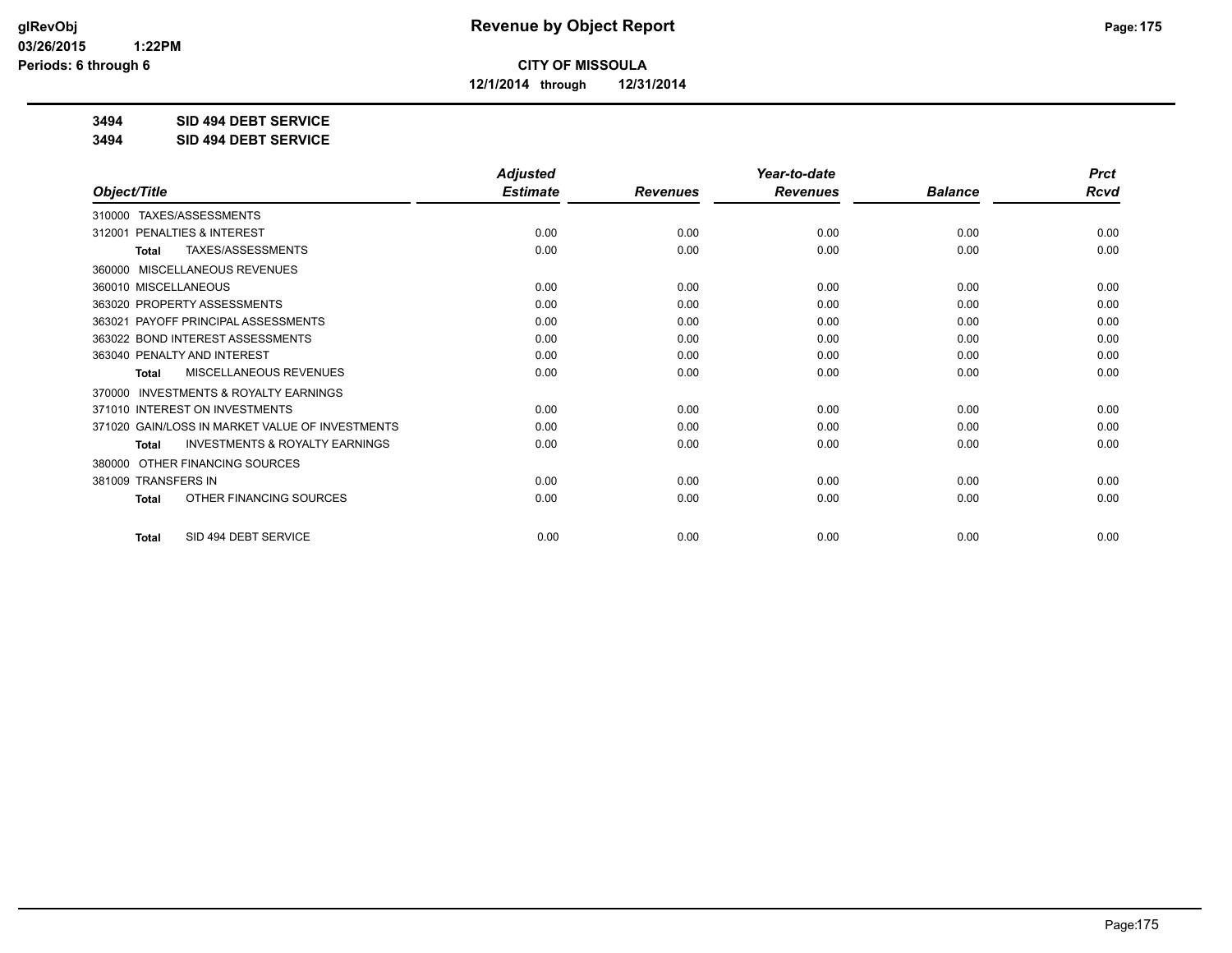**CITY OF MISSOULA**

**12/1/2014 through 12/31/2014**

**3494 SID 494 DEBT SERVICE**

**3494 SID 494 DEBT SERVICE**

| Object/Title | Adjusted Estimate | Revenues | Year-to-date Revenues | Balance | Prct Rcvd |
|---|---|---|---|---|---|
| 310000 TAXES/ASSESSMENTS | | | | | |
| 312001 PENALTIES & INTEREST | 0.00 | 0.00 | 0.00 | 0.00 | 0.00 |
| **Total** TAXES/ASSESSMENTS | 0.00 | 0.00 | 0.00 | 0.00 | 0.00 |
| 360000 MISCELLANEOUS REVENUES | | | | | |
| 360010 MISCELLANEOUS | 0.00 | 0.00 | 0.00 | 0.00 | 0.00 |
| 363020 PROPERTY ASSESSMENTS | 0.00 | 0.00 | 0.00 | 0.00 | 0.00 |
| 363021 PAYOFF PRINCIPAL ASSESSMENTS | 0.00 | 0.00 | 0.00 | 0.00 | 0.00 |
| 363022 BOND INTEREST ASSESSMENTS | 0.00 | 0.00 | 0.00 | 0.00 | 0.00 |
| 363040 PENALTY AND INTEREST | 0.00 | 0.00 | 0.00 | 0.00 | 0.00 |
| **Total** MISCELLANEOUS REVENUES | 0.00 | 0.00 | 0.00 | 0.00 | 0.00 |
| 370000 INVESTMENTS & ROYALTY EARNINGS | | | | | |
| 371010 INTEREST ON INVESTMENTS | 0.00 | 0.00 | 0.00 | 0.00 | 0.00 |
| 371020 GAIN/LOSS IN MARKET VALUE OF INVESTMENTS | 0.00 | 0.00 | 0.00 | 0.00 | 0.00 |
| **Total** INVESTMENTS & ROYALTY EARNINGS | 0.00 | 0.00 | 0.00 | 0.00 | 0.00 |
| 380000 OTHER FINANCING SOURCES | | | | | |
| 381009 TRANSFERS IN | 0.00 | 0.00 | 0.00 | 0.00 | 0.00 |
| **Total** OTHER FINANCING SOURCES | 0.00 | 0.00 | 0.00 | 0.00 | 0.00 |
| **Total** SID 494 DEBT SERVICE | 0.00 | 0.00 | 0.00 | 0.00 | 0.00 |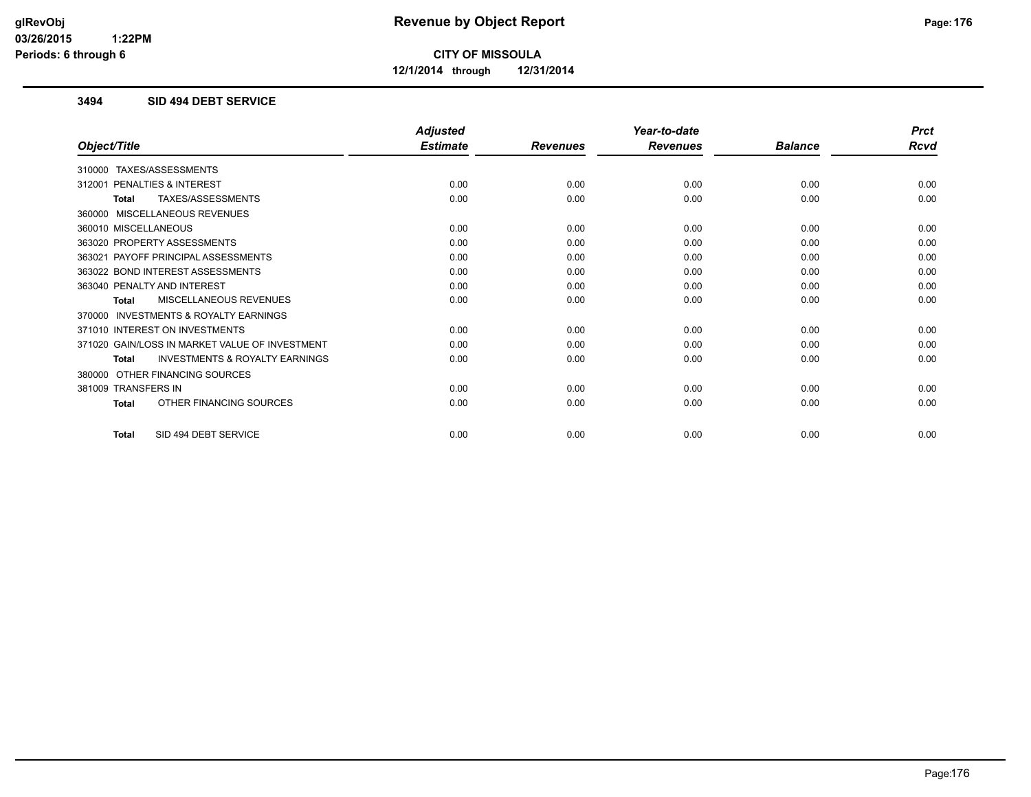**glRevObj**
**03/26/2015 1:22PM**
**Periods: 6 through 6**

# Revenue by Object Report

**CITY OF MISSOULA**

**12/1/2014 through 12/31/2014**

## 3494 SID 494 DEBT SERVICE

| Object/Title | Adjusted Estimate | Revenues | Year-to-date Revenues | Balance | Prct Rcvd |
|---|---|---|---|---|---|
| 310000 TAXES/ASSESSMENTS | | | | | |
| 312001 PENALTIES & INTEREST | 0.00 | 0.00 | 0.00 | 0.00 | 0.00 |
| **Total** TAXES/ASSESSMENTS | 0.00 | 0.00 | 0.00 | 0.00 | 0.00 |
| 360000 MISCELLANEOUS REVENUES | | | | | |
| 360010 MISCELLANEOUS | 0.00 | 0.00 | 0.00 | 0.00 | 0.00 |
| 363020 PROPERTY ASSESSMENTS | 0.00 | 0.00 | 0.00 | 0.00 | 0.00 |
| 363021 PAYOFF PRINCIPAL ASSESSMENTS | 0.00 | 0.00 | 0.00 | 0.00 | 0.00 |
| 363022 BOND INTEREST ASSESSMENTS | 0.00 | 0.00 | 0.00 | 0.00 | 0.00 |
| 363040 PENALTY AND INTEREST | 0.00 | 0.00 | 0.00 | 0.00 | 0.00 |
| **Total** MISCELLANEOUS REVENUES | 0.00 | 0.00 | 0.00 | 0.00 | 0.00 |
| 370000 INVESTMENTS & ROYALTY EARNINGS | | | | | |
| 371010 INTEREST ON INVESTMENTS | 0.00 | 0.00 | 0.00 | 0.00 | 0.00 |
| 371020 GAIN/LOSS IN MARKET VALUE OF INVESTMENT | 0.00 | 0.00 | 0.00 | 0.00 | 0.00 |
| **Total** INVESTMENTS & ROYALTY EARNINGS | 0.00 | 0.00 | 0.00 | 0.00 | 0.00 |
| 380000 OTHER FINANCING SOURCES | | | | | |
| 381009 TRANSFERS IN | 0.00 | 0.00 | 0.00 | 0.00 | 0.00 |
| **Total** OTHER FINANCING SOURCES | 0.00 | 0.00 | 0.00 | 0.00 | 0.00 |
| **Total** SID 494 DEBT SERVICE | 0.00 | 0.00 | 0.00 | 0.00 | 0.00 |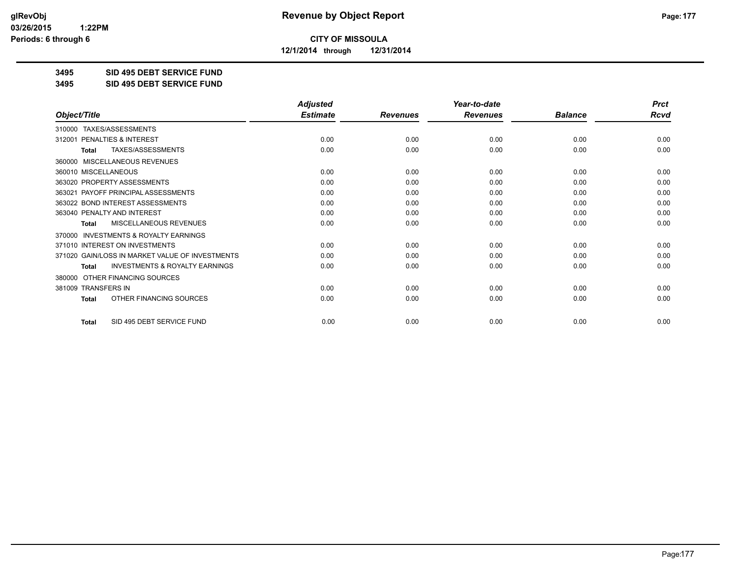# CITY OF MISSOULA

**12/1/2014 through 12/31/2014**

## 3495 SID 495 DEBT SERVICE FUND

## 3495 SID 495 DEBT SERVICE FUND

| Object/Title | Adjusted Estimate | Revenues | Year-to-date Revenues | Balance | Prct Rcvd |
|---|---|---|---|---|---|
| 310000 TAXES/ASSESSMENTS | | | | | |
| 312001 PENALTIES & INTEREST | 0.00 | 0.00 | 0.00 | 0.00 | 0.00 |
| Total TAXES/ASSESSMENTS | 0.00 | 0.00 | 0.00 | 0.00 | 0.00 |
| 360000 MISCELLANEOUS REVENUES | | | | | |
| 360010 MISCELLANEOUS | 0.00 | 0.00 | 0.00 | 0.00 | 0.00 |
| 363020 PROPERTY ASSESSMENTS | 0.00 | 0.00 | 0.00 | 0.00 | 0.00 |
| 363021 PAYOFF PRINCIPAL ASSESSMENTS | 0.00 | 0.00 | 0.00 | 0.00 | 0.00 |
| 363022 BOND INTEREST ASSESSMENTS | 0.00 | 0.00 | 0.00 | 0.00 | 0.00 |
| 363040 PENALTY AND INTEREST | 0.00 | 0.00 | 0.00 | 0.00 | 0.00 |
| Total MISCELLANEOUS REVENUES | 0.00 | 0.00 | 0.00 | 0.00 | 0.00 |
| 370000 INVESTMENTS & ROYALTY EARNINGS | | | | | |
| 371010 INTEREST ON INVESTMENTS | 0.00 | 0.00 | 0.00 | 0.00 | 0.00 |
| 371020 GAIN/LOSS IN MARKET VALUE OF INVESTMENTS | 0.00 | 0.00 | 0.00 | 0.00 | 0.00 |
| Total INVESTMENTS & ROYALTY EARNINGS | 0.00 | 0.00 | 0.00 | 0.00 | 0.00 |
| 380000 OTHER FINANCING SOURCES | | | | | |
| 381009 TRANSFERS IN | 0.00 | 0.00 | 0.00 | 0.00 | 0.00 |
| Total OTHER FINANCING SOURCES | 0.00 | 0.00 | 0.00 | 0.00 | 0.00 |
| Total SID 495 DEBT SERVICE FUND | 0.00 | 0.00 | 0.00 | 0.00 | 0.00 |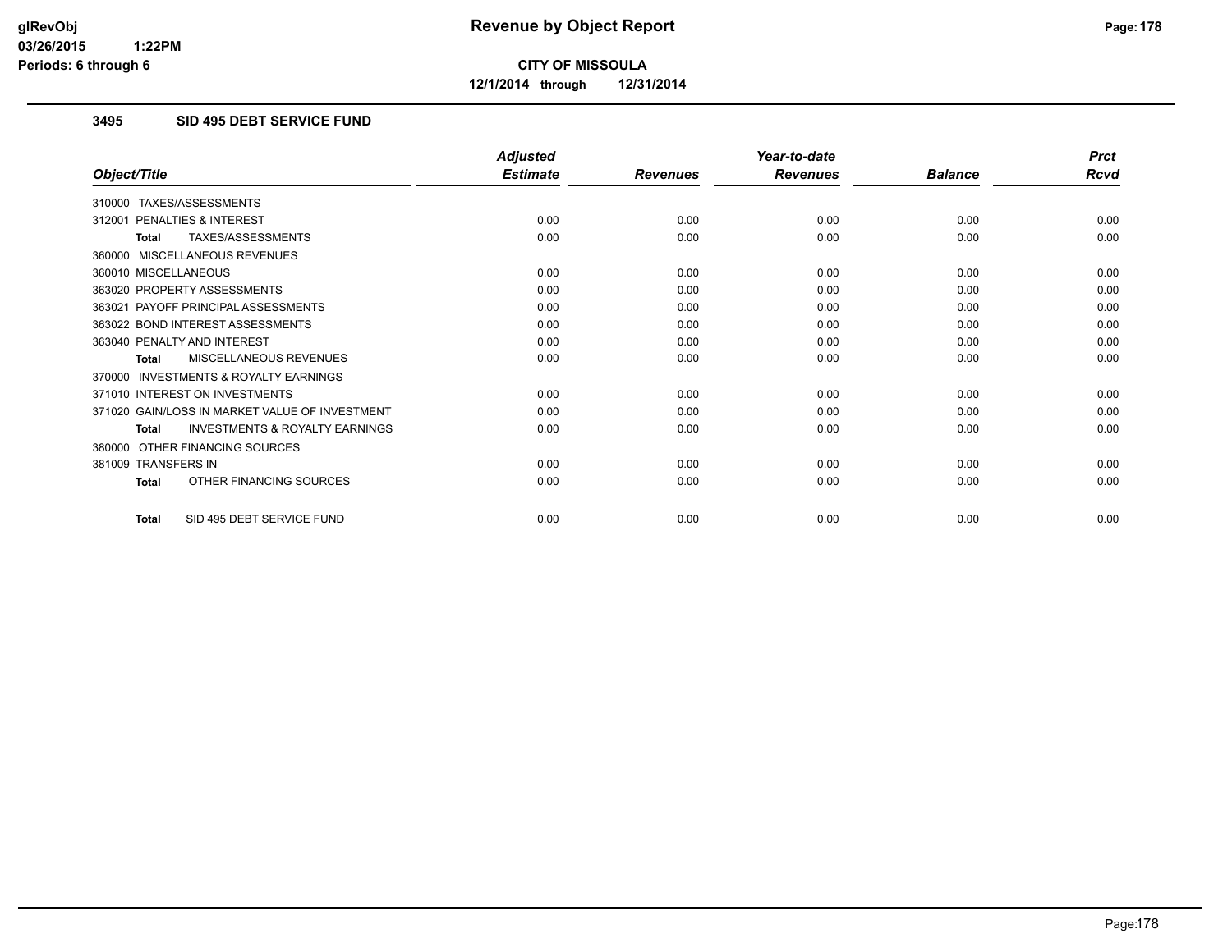**CITY OF MISSOULA**

**12/1/2014 through 12/31/2014**

### 3495 SID 495 DEBT SERVICE FUND

| Object/Title | Adjusted Estimate | Revenues | Year-to-date Revenues | Balance | Prct Rcvd |
|---|---|---|---|---|---|
| 310000 TAXES/ASSESSMENTS | | | | | |
| 312001 PENALTIES & INTEREST | 0.00 | 0.00 | 0.00 | 0.00 | 0.00 |
| **Total** TAXES/ASSESSMENTS | 0.00 | 0.00 | 0.00 | 0.00 | 0.00 |
| 360000 MISCELLANEOUS REVENUES | | | | | |
| 360010 MISCELLANEOUS | 0.00 | 0.00 | 0.00 | 0.00 | 0.00 |
| 363020 PROPERTY ASSESSMENTS | 0.00 | 0.00 | 0.00 | 0.00 | 0.00 |
| 363021 PAYOFF PRINCIPAL ASSESSMENTS | 0.00 | 0.00 | 0.00 | 0.00 | 0.00 |
| 363022 BOND INTEREST ASSESSMENTS | 0.00 | 0.00 | 0.00 | 0.00 | 0.00 |
| 363040 PENALTY AND INTEREST | 0.00 | 0.00 | 0.00 | 0.00 | 0.00 |
| **Total** MISCELLANEOUS REVENUES | 0.00 | 0.00 | 0.00 | 0.00 | 0.00 |
| 370000 INVESTMENTS & ROYALTY EARNINGS | | | | | |
| 371010 INTEREST ON INVESTMENTS | 0.00 | 0.00 | 0.00 | 0.00 | 0.00 |
| 371020 GAIN/LOSS IN MARKET VALUE OF INVESTMENT | 0.00 | 0.00 | 0.00 | 0.00 | 0.00 |
| **Total** INVESTMENTS & ROYALTY EARNINGS | 0.00 | 0.00 | 0.00 | 0.00 | 0.00 |
| 380000 OTHER FINANCING SOURCES | | | | | |
| 381009 TRANSFERS IN | 0.00 | 0.00 | 0.00 | 0.00 | 0.00 |
| **Total** OTHER FINANCING SOURCES | 0.00 | 0.00 | 0.00 | 0.00 | 0.00 |
| **Total** SID 495 DEBT SERVICE FUND | 0.00 | 0.00 | 0.00 | 0.00 | 0.00 |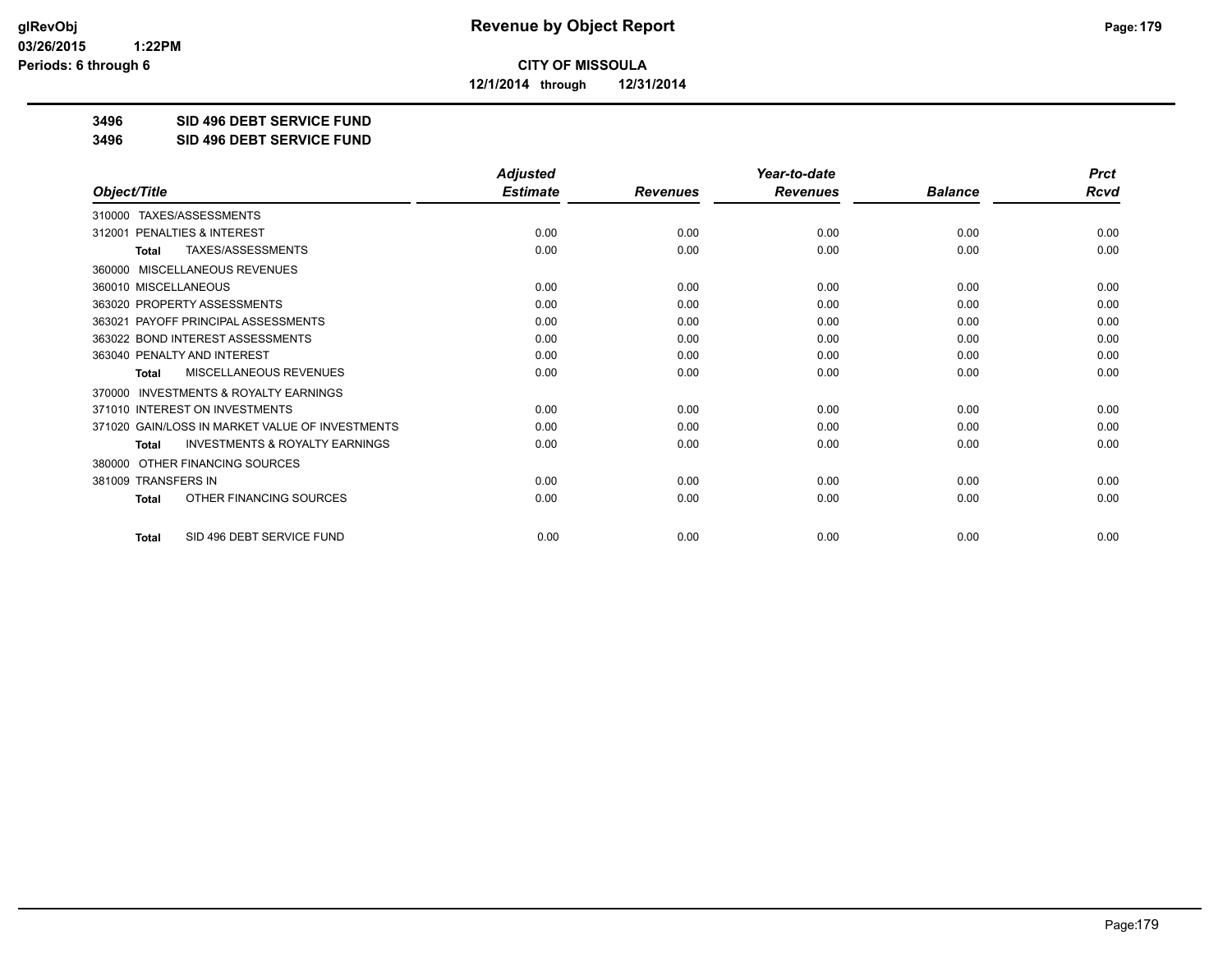# Revenue by Object Report

**CITY OF MISSOULA**

**12/1/2014 through 12/31/2014**

glRevObj
03/26/2015 1:22PM
Periods: 6 through 6

## 3496 SID 496 DEBT SERVICE FUND
## 3496 SID 496 DEBT SERVICE FUND

| Object/Title | Adjusted Estimate | Revenues | Year-to-date Revenues | Balance | Prct Rcvd |
|---|---|---|---|---|---|
| 310000 TAXES/ASSESSMENTS | | | | | |
| 312001 PENALTIES & INTEREST | 0.00 | 0.00 | 0.00 | 0.00 | 0.00 |
| Total TAXES/ASSESSMENTS | 0.00 | 0.00 | 0.00 | 0.00 | 0.00 |
| 360000 MISCELLANEOUS REVENUES | | | | | |
| 360010 MISCELLANEOUS | 0.00 | 0.00 | 0.00 | 0.00 | 0.00 |
| 363020 PROPERTY ASSESSMENTS | 0.00 | 0.00 | 0.00 | 0.00 | 0.00 |
| 363021 PAYOFF PRINCIPAL ASSESSMENTS | 0.00 | 0.00 | 0.00 | 0.00 | 0.00 |
| 363022 BOND INTEREST ASSESSMENTS | 0.00 | 0.00 | 0.00 | 0.00 | 0.00 |
| 363040 PENALTY AND INTEREST | 0.00 | 0.00 | 0.00 | 0.00 | 0.00 |
| Total MISCELLANEOUS REVENUES | 0.00 | 0.00 | 0.00 | 0.00 | 0.00 |
| 370000 INVESTMENTS & ROYALTY EARNINGS | | | | | |
| 371010 INTEREST ON INVESTMENTS | 0.00 | 0.00 | 0.00 | 0.00 | 0.00 |
| 371020 GAIN/LOSS IN MARKET VALUE OF INVESTMENTS | 0.00 | 0.00 | 0.00 | 0.00 | 0.00 |
| Total INVESTMENTS & ROYALTY EARNINGS | 0.00 | 0.00 | 0.00 | 0.00 | 0.00 |
| 380000 OTHER FINANCING SOURCES | | | | | |
| 381009 TRANSFERS IN | 0.00 | 0.00 | 0.00 | 0.00 | 0.00 |
| Total OTHER FINANCING SOURCES | 0.00 | 0.00 | 0.00 | 0.00 | 0.00 |
| Total SID 496 DEBT SERVICE FUND | 0.00 | 0.00 | 0.00 | 0.00 | 0.00 |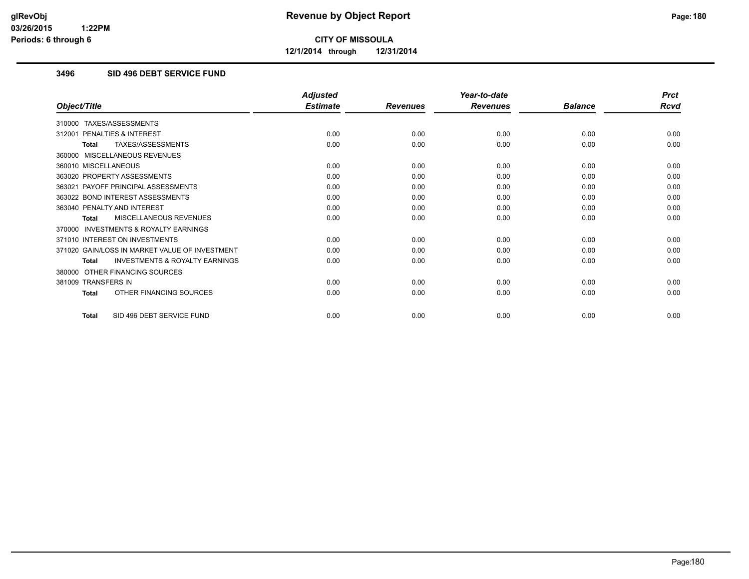**CITY OF MISSOULA**

**12/1/2014 through 12/31/2014**

### 3496 SID 496 DEBT SERVICE FUND

| Object/Title | Adjusted Estimate | Revenues | Year-to-date Revenues | Balance | Prct Rcvd |
|---|---|---|---|---|---|
| 310000 TAXES/ASSESSMENTS | | | | | |
| 312001 PENALTIES & INTEREST | 0.00 | 0.00 | 0.00 | 0.00 | 0.00 |
| **Total** TAXES/ASSESSMENTS | 0.00 | 0.00 | 0.00 | 0.00 | 0.00 |
| 360000 MISCELLANEOUS REVENUES | | | | | |
| 360010 MISCELLANEOUS | 0.00 | 0.00 | 0.00 | 0.00 | 0.00 |
| 363020 PROPERTY ASSESSMENTS | 0.00 | 0.00 | 0.00 | 0.00 | 0.00 |
| 363021 PAYOFF PRINCIPAL ASSESSMENTS | 0.00 | 0.00 | 0.00 | 0.00 | 0.00 |
| 363022 BOND INTEREST ASSESSMENTS | 0.00 | 0.00 | 0.00 | 0.00 | 0.00 |
| 363040 PENALTY AND INTEREST | 0.00 | 0.00 | 0.00 | 0.00 | 0.00 |
| **Total** MISCELLANEOUS REVENUES | 0.00 | 0.00 | 0.00 | 0.00 | 0.00 |
| 370000 INVESTMENTS & ROYALTY EARNINGS | | | | | |
| 371010 INTEREST ON INVESTMENTS | 0.00 | 0.00 | 0.00 | 0.00 | 0.00 |
| 371020 GAIN/LOSS IN MARKET VALUE OF INVESTMENT | 0.00 | 0.00 | 0.00 | 0.00 | 0.00 |
| **Total** INVESTMENTS & ROYALTY EARNINGS | 0.00 | 0.00 | 0.00 | 0.00 | 0.00 |
| 380000 OTHER FINANCING SOURCES | | | | | |
| 381009 TRANSFERS IN | 0.00 | 0.00 | 0.00 | 0.00 | 0.00 |
| **Total** OTHER FINANCING SOURCES | 0.00 | 0.00 | 0.00 | 0.00 | 0.00 |
| **Total** SID 496 DEBT SERVICE FUND | 0.00 | 0.00 | 0.00 | 0.00 | 0.00 |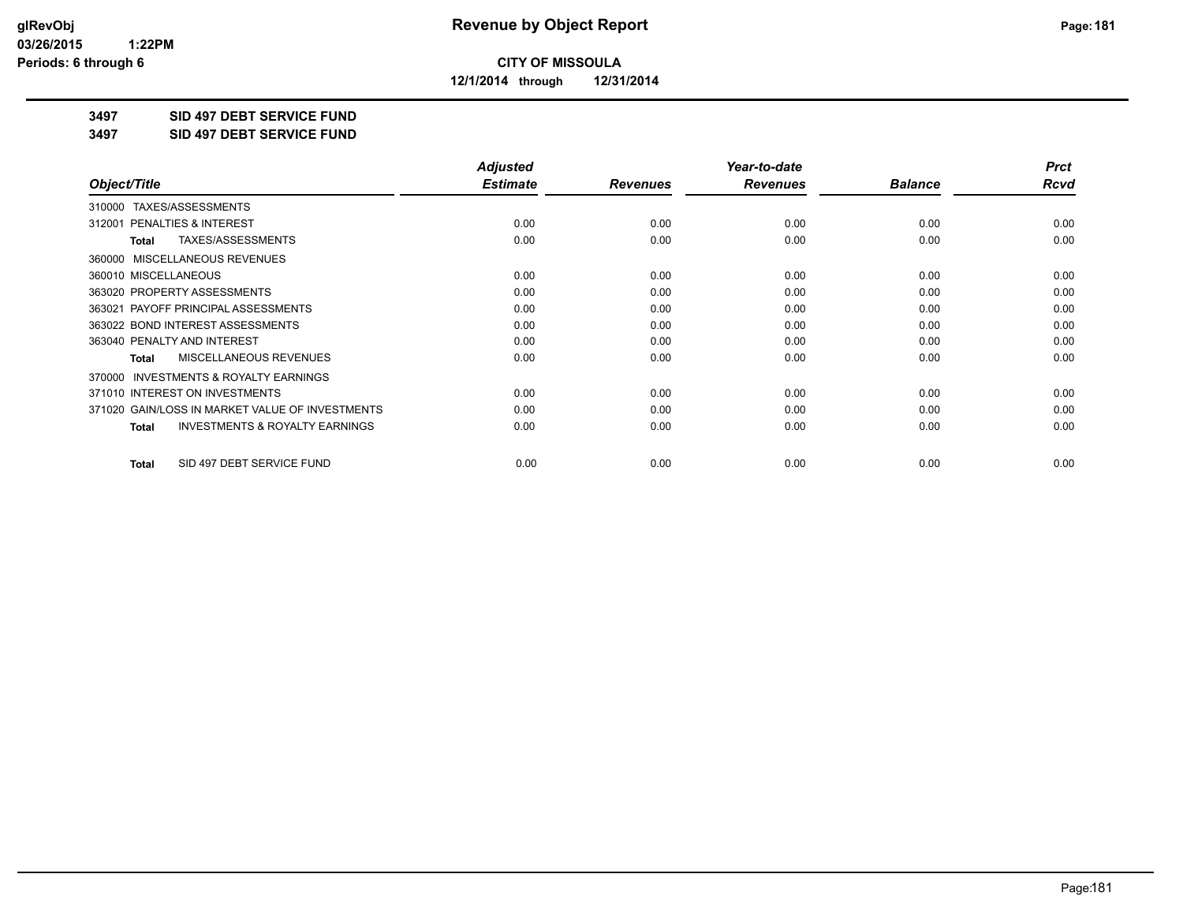**CITY OF MISSOULA**

**12/1/2014 through 12/31/2014**

**3497 SID 497 DEBT SERVICE FUND**

**3497 SID 497 DEBT SERVICE FUND**

| Object/Title | Adjusted Estimate | Revenues | Year-to-date Revenues | Balance | Prct Rcvd |
|---|---|---|---|---|---|
| 310000 TAXES/ASSESSMENTS | | | | | |
| 312001 PENALTIES & INTEREST | 0.00 | 0.00 | 0.00 | 0.00 | 0.00 |
| **Total** TAXES/ASSESSMENTS | 0.00 | 0.00 | 0.00 | 0.00 | 0.00 |
| 360000 MISCELLANEOUS REVENUES | | | | | |
| 360010 MISCELLANEOUS | 0.00 | 0.00 | 0.00 | 0.00 | 0.00 |
| 363020 PROPERTY ASSESSMENTS | 0.00 | 0.00 | 0.00 | 0.00 | 0.00 |
| 363021 PAYOFF PRINCIPAL ASSESSMENTS | 0.00 | 0.00 | 0.00 | 0.00 | 0.00 |
| 363022 BOND INTEREST ASSESSMENTS | 0.00 | 0.00 | 0.00 | 0.00 | 0.00 |
| 363040 PENALTY AND INTEREST | 0.00 | 0.00 | 0.00 | 0.00 | 0.00 |
| **Total** MISCELLANEOUS REVENUES | 0.00 | 0.00 | 0.00 | 0.00 | 0.00 |
| 370000 INVESTMENTS & ROYALTY EARNINGS | | | | | |
| 371010 INTEREST ON INVESTMENTS | 0.00 | 0.00 | 0.00 | 0.00 | 0.00 |
| 371020 GAIN/LOSS IN MARKET VALUE OF INVESTMENTS | 0.00 | 0.00 | 0.00 | 0.00 | 0.00 |
| **Total** INVESTMENTS & ROYALTY EARNINGS | 0.00 | 0.00 | 0.00 | 0.00 | 0.00 |
| **Total** SID 497 DEBT SERVICE FUND | 0.00 | 0.00 | 0.00 | 0.00 | 0.00 |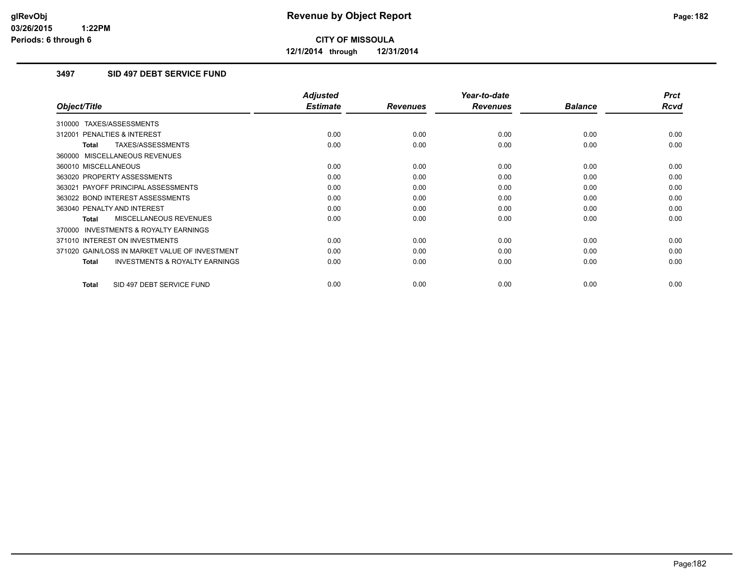**CITY OF MISSOULA**

**12/1/2014 through 12/31/2014**

### 3497 SID 497 DEBT SERVICE FUND

| Object/Title | Adjusted Estimate | Revenues | Year-to-date Revenues | Balance | Prct Rcvd |
|---|---|---|---|---|---|
| 310000 TAXES/ASSESSMENTS | | | | | |
| 312001 PENALTIES & INTEREST | 0.00 | 0.00 | 0.00 | 0.00 | 0.00 |
| **Total** TAXES/ASSESSMENTS | 0.00 | 0.00 | 0.00 | 0.00 | 0.00 |
| 360000 MISCELLANEOUS REVENUES | | | | | |
| 360010 MISCELLANEOUS | 0.00 | 0.00 | 0.00 | 0.00 | 0.00 |
| 363020 PROPERTY ASSESSMENTS | 0.00 | 0.00 | 0.00 | 0.00 | 0.00 |
| 363021 PAYOFF PRINCIPAL ASSESSMENTS | 0.00 | 0.00 | 0.00 | 0.00 | 0.00 |
| 363022 BOND INTEREST ASSESSMENTS | 0.00 | 0.00 | 0.00 | 0.00 | 0.00 |
| 363040 PENALTY AND INTEREST | 0.00 | 0.00 | 0.00 | 0.00 | 0.00 |
| **Total** MISCELLANEOUS REVENUES | 0.00 | 0.00 | 0.00 | 0.00 | 0.00 |
| 370000 INVESTMENTS & ROYALTY EARNINGS | | | | | |
| 371010 INTEREST ON INVESTMENTS | 0.00 | 0.00 | 0.00 | 0.00 | 0.00 |
| 371020 GAIN/LOSS IN MARKET VALUE OF INVESTMENT | 0.00 | 0.00 | 0.00 | 0.00 | 0.00 |
| **Total** INVESTMENTS & ROYALTY EARNINGS | 0.00 | 0.00 | 0.00 | 0.00 | 0.00 |
| **Total** SID 497 DEBT SERVICE FUND | 0.00 | 0.00 | 0.00 | 0.00 | 0.00 |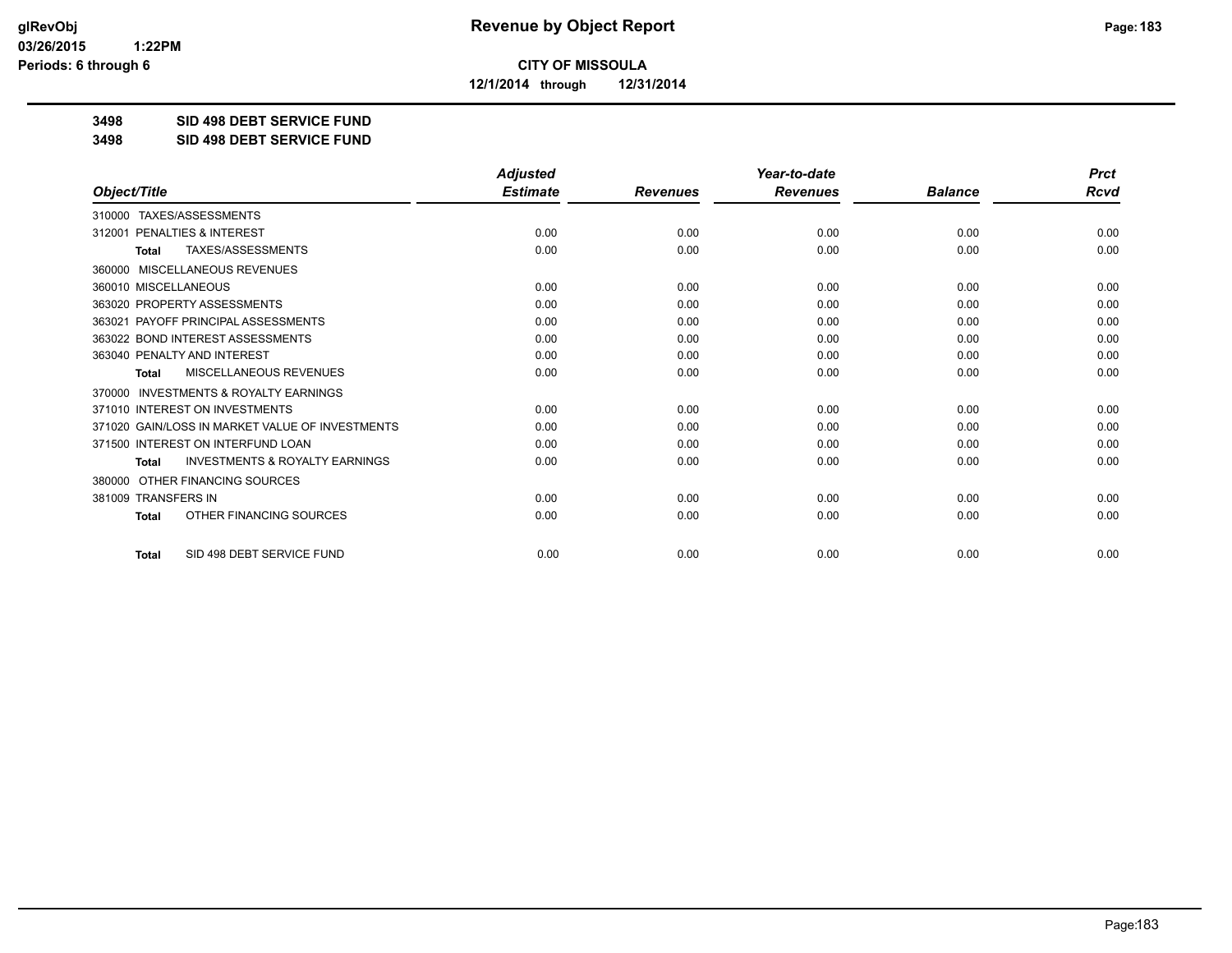# CITY OF MISSOULA

**12/1/2014 through 12/31/2014**

**3498 SID 498 DEBT SERVICE FUND**

**3498 SID 498 DEBT SERVICE FUND**

| Object/Title | Adjusted Estimate | Revenues | Year-to-date Revenues | Balance | Prct Rcvd |
|---|---|---|---|---|---|
| 310000 TAXES/ASSESSMENTS | | | | | |
| 312001 PENALTIES & INTEREST | 0.00 | 0.00 | 0.00 | 0.00 | 0.00 |
| **Total** TAXES/ASSESSMENTS | 0.00 | 0.00 | 0.00 | 0.00 | 0.00 |
| 360000 MISCELLANEOUS REVENUES | | | | | |
| 360010 MISCELLANEOUS | 0.00 | 0.00 | 0.00 | 0.00 | 0.00 |
| 363020 PROPERTY ASSESSMENTS | 0.00 | 0.00 | 0.00 | 0.00 | 0.00 |
| 363021 PAYOFF PRINCIPAL ASSESSMENTS | 0.00 | 0.00 | 0.00 | 0.00 | 0.00 |
| 363022 BOND INTEREST ASSESSMENTS | 0.00 | 0.00 | 0.00 | 0.00 | 0.00 |
| 363040 PENALTY AND INTEREST | 0.00 | 0.00 | 0.00 | 0.00 | 0.00 |
| **Total** MISCELLANEOUS REVENUES | 0.00 | 0.00 | 0.00 | 0.00 | 0.00 |
| 370000 INVESTMENTS & ROYALTY EARNINGS | | | | | |
| 371010 INTEREST ON INVESTMENTS | 0.00 | 0.00 | 0.00 | 0.00 | 0.00 |
| 371020 GAIN/LOSS IN MARKET VALUE OF INVESTMENTS | 0.00 | 0.00 | 0.00 | 0.00 | 0.00 |
| 371500 INTEREST ON INTERFUND LOAN | 0.00 | 0.00 | 0.00 | 0.00 | 0.00 |
| **Total** INVESTMENTS & ROYALTY EARNINGS | 0.00 | 0.00 | 0.00 | 0.00 | 0.00 |
| 380000 OTHER FINANCING SOURCES | | | | | |
| 381009 TRANSFERS IN | 0.00 | 0.00 | 0.00 | 0.00 | 0.00 |
| **Total** OTHER FINANCING SOURCES | 0.00 | 0.00 | 0.00 | 0.00 | 0.00 |
| **Total** SID 498 DEBT SERVICE FUND | 0.00 | 0.00 | 0.00 | 0.00 | 0.00 |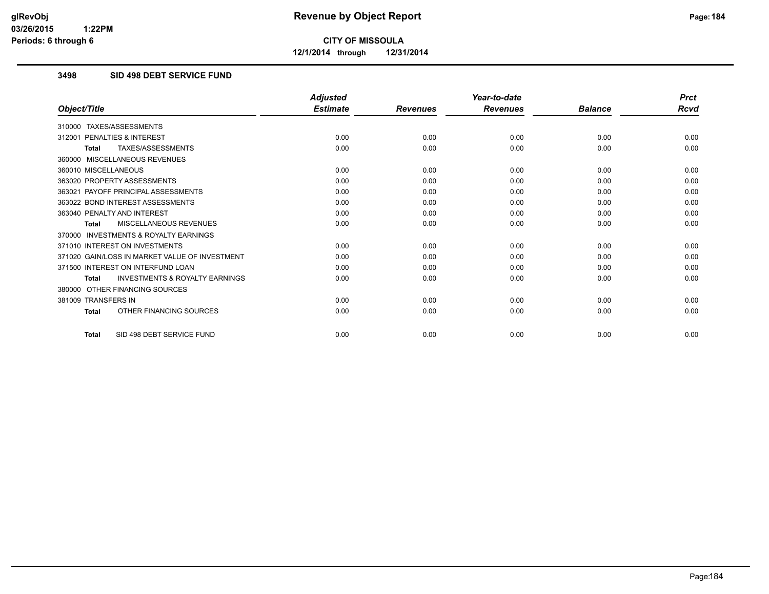# Revenue by Object Report

**CITY OF MISSOULA**

**12/1/2014 through 12/31/2014**

glRevObj
03/26/2015 1:22PM
Periods: 6 through 6

## 3498 SID 498 DEBT SERVICE FUND

| Object/Title | Adjusted Estimate | Revenues | Year-to-date Revenues | Balance | Prct Rcvd |
|---|---|---|---|---|---|
| 310000 TAXES/ASSESSMENTS | | | | | |
| 312001 PENALTIES & INTEREST | 0.00 | 0.00 | 0.00 | 0.00 | 0.00 |
| **Total** TAXES/ASSESSMENTS | 0.00 | 0.00 | 0.00 | 0.00 | 0.00 |
| 360000 MISCELLANEOUS REVENUES | | | | | |
| 360010 MISCELLANEOUS | 0.00 | 0.00 | 0.00 | 0.00 | 0.00 |
| 363020 PROPERTY ASSESSMENTS | 0.00 | 0.00 | 0.00 | 0.00 | 0.00 |
| 363021 PAYOFF PRINCIPAL ASSESSMENTS | 0.00 | 0.00 | 0.00 | 0.00 | 0.00 |
| 363022 BOND INTEREST ASSESSMENTS | 0.00 | 0.00 | 0.00 | 0.00 | 0.00 |
| 363040 PENALTY AND INTEREST | 0.00 | 0.00 | 0.00 | 0.00 | 0.00 |
| **Total** MISCELLANEOUS REVENUES | 0.00 | 0.00 | 0.00 | 0.00 | 0.00 |
| 370000 INVESTMENTS & ROYALTY EARNINGS | | | | | |
| 371010 INTEREST ON INVESTMENTS | 0.00 | 0.00 | 0.00 | 0.00 | 0.00 |
| 371020 GAIN/LOSS IN MARKET VALUE OF INVESTMENT | 0.00 | 0.00 | 0.00 | 0.00 | 0.00 |
| 371500 INTEREST ON INTERFUND LOAN | 0.00 | 0.00 | 0.00 | 0.00 | 0.00 |
| **Total** INVESTMENTS & ROYALTY EARNINGS | 0.00 | 0.00 | 0.00 | 0.00 | 0.00 |
| 380000 OTHER FINANCING SOURCES | | | | | |
| 381009 TRANSFERS IN | 0.00 | 0.00 | 0.00 | 0.00 | 0.00 |
| **Total** OTHER FINANCING SOURCES | 0.00 | 0.00 | 0.00 | 0.00 | 0.00 |
| **Total** SID 498 DEBT SERVICE FUND | 0.00 | 0.00 | 0.00 | 0.00 | 0.00 |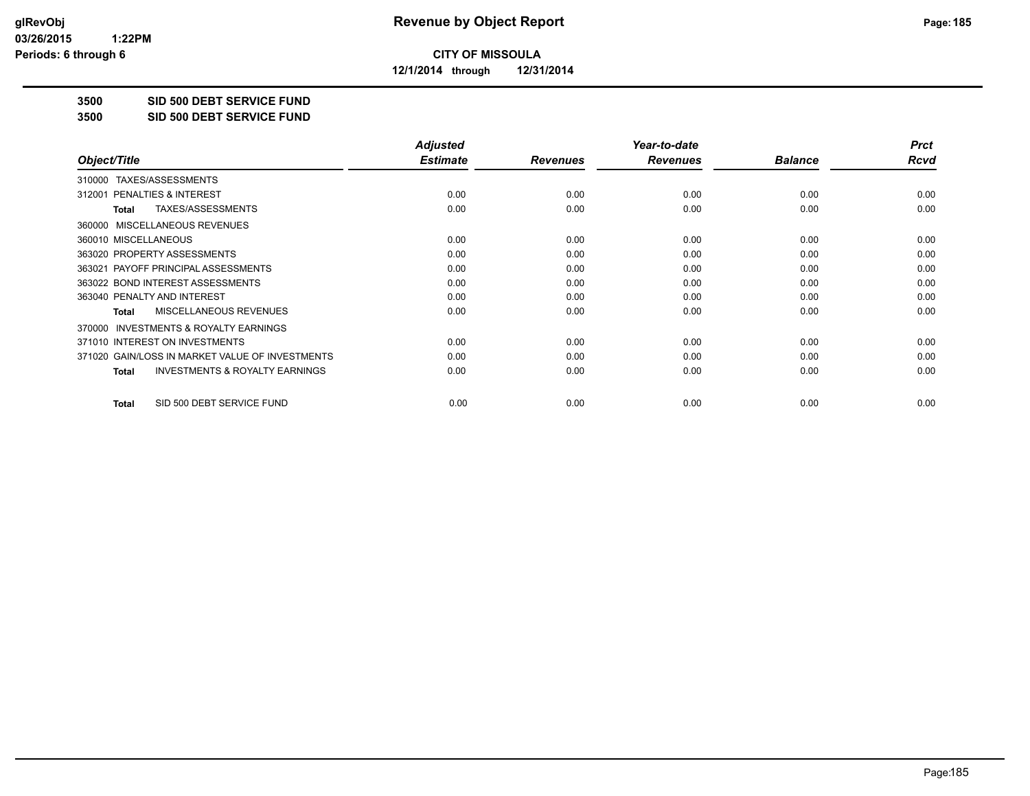**CITY OF MISSOULA**

**12/1/2014 through 12/31/2014**

**3500 SID 500 DEBT SERVICE FUND**

**3500 SID 500 DEBT SERVICE FUND**

| Object/Title | Adjusted Estimate | Revenues | Year-to-date Revenues | Balance | Prct Rcvd |
|---|---|---|---|---|---|
| 310000 TAXES/ASSESSMENTS | | | | | |
| 312001 PENALTIES & INTEREST | 0.00 | 0.00 | 0.00 | 0.00 | 0.00 |
| **Total** TAXES/ASSESSMENTS | 0.00 | 0.00 | 0.00 | 0.00 | 0.00 |
| 360000 MISCELLANEOUS REVENUES | | | | | |
| 360010 MISCELLANEOUS | 0.00 | 0.00 | 0.00 | 0.00 | 0.00 |
| 363020 PROPERTY ASSESSMENTS | 0.00 | 0.00 | 0.00 | 0.00 | 0.00 |
| 363021 PAYOFF PRINCIPAL ASSESSMENTS | 0.00 | 0.00 | 0.00 | 0.00 | 0.00 |
| 363022 BOND INTEREST ASSESSMENTS | 0.00 | 0.00 | 0.00 | 0.00 | 0.00 |
| 363040 PENALTY AND INTEREST | 0.00 | 0.00 | 0.00 | 0.00 | 0.00 |
| **Total** MISCELLANEOUS REVENUES | 0.00 | 0.00 | 0.00 | 0.00 | 0.00 |
| 370000 INVESTMENTS & ROYALTY EARNINGS | | | | | |
| 371010 INTEREST ON INVESTMENTS | 0.00 | 0.00 | 0.00 | 0.00 | 0.00 |
| 371020 GAIN/LOSS IN MARKET VALUE OF INVESTMENTS | 0.00 | 0.00 | 0.00 | 0.00 | 0.00 |
| **Total** INVESTMENTS & ROYALTY EARNINGS | 0.00 | 0.00 | 0.00 | 0.00 | 0.00 |
| **Total** SID 500 DEBT SERVICE FUND | 0.00 | 0.00 | 0.00 | 0.00 | 0.00 |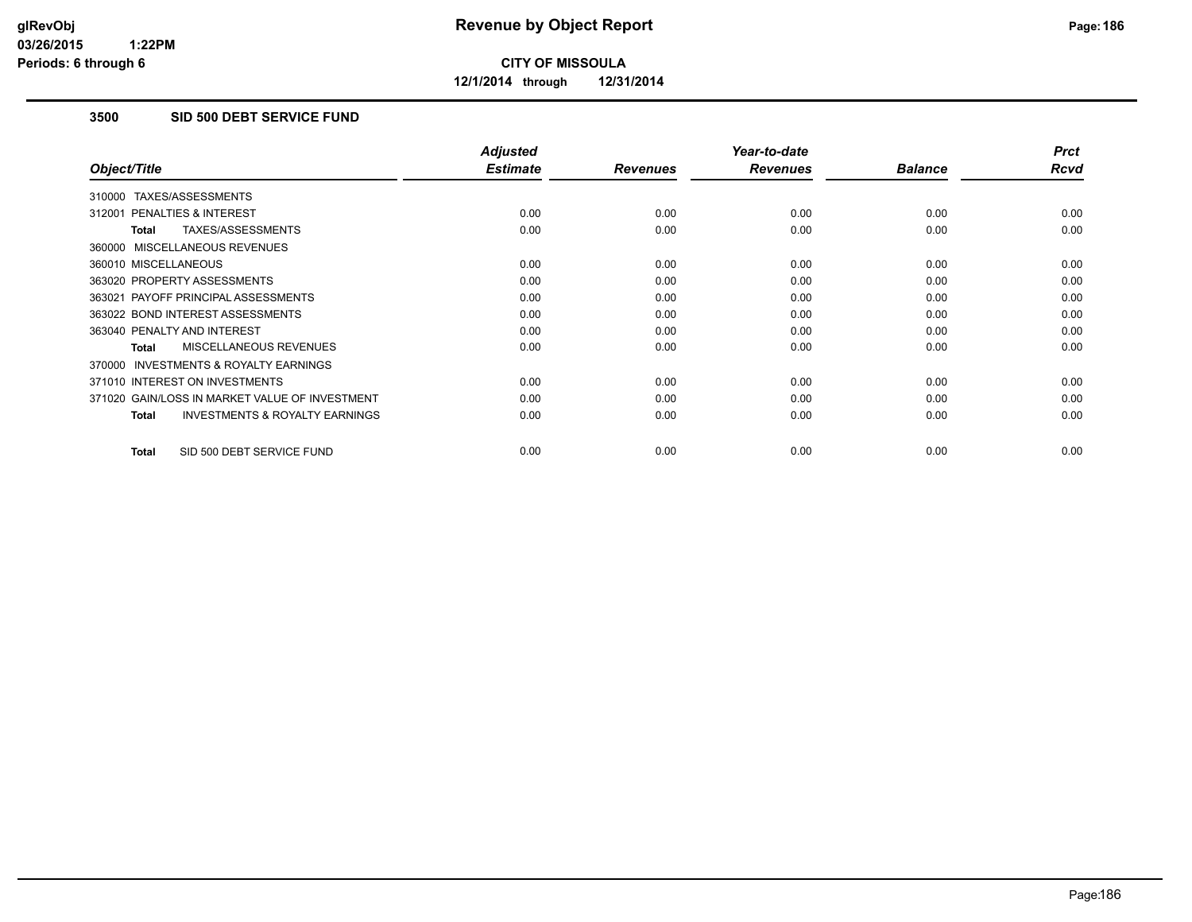**CITY OF MISSOULA**

**12/1/2014 through 12/31/2014**

### 3500 SID 500 DEBT SERVICE FUND

| Object/Title | Adjusted Estimate | Revenues | Year-to-date Revenues | Balance | Prct Rcvd |
|---|---|---|---|---|---|
| 310000 TAXES/ASSESSMENTS | | | | | |
| 312001 PENALTIES & INTEREST | 0.00 | 0.00 | 0.00 | 0.00 | 0.00 |
| **Total** TAXES/ASSESSMENTS | 0.00 | 0.00 | 0.00 | 0.00 | 0.00 |
| 360000 MISCELLANEOUS REVENUES | | | | | |
| 360010 MISCELLANEOUS | 0.00 | 0.00 | 0.00 | 0.00 | 0.00 |
| 363020 PROPERTY ASSESSMENTS | 0.00 | 0.00 | 0.00 | 0.00 | 0.00 |
| 363021 PAYOFF PRINCIPAL ASSESSMENTS | 0.00 | 0.00 | 0.00 | 0.00 | 0.00 |
| 363022 BOND INTEREST ASSESSMENTS | 0.00 | 0.00 | 0.00 | 0.00 | 0.00 |
| 363040 PENALTY AND INTEREST | 0.00 | 0.00 | 0.00 | 0.00 | 0.00 |
| **Total** MISCELLANEOUS REVENUES | 0.00 | 0.00 | 0.00 | 0.00 | 0.00 |
| 370000 INVESTMENTS & ROYALTY EARNINGS | | | | | |
| 371010 INTEREST ON INVESTMENTS | 0.00 | 0.00 | 0.00 | 0.00 | 0.00 |
| 371020 GAIN/LOSS IN MARKET VALUE OF INVESTMENT | 0.00 | 0.00 | 0.00 | 0.00 | 0.00 |
| **Total** INVESTMENTS & ROYALTY EARNINGS | 0.00 | 0.00 | 0.00 | 0.00 | 0.00 |
| **Total** SID 500 DEBT SERVICE FUND | 0.00 | 0.00 | 0.00 | 0.00 | 0.00 |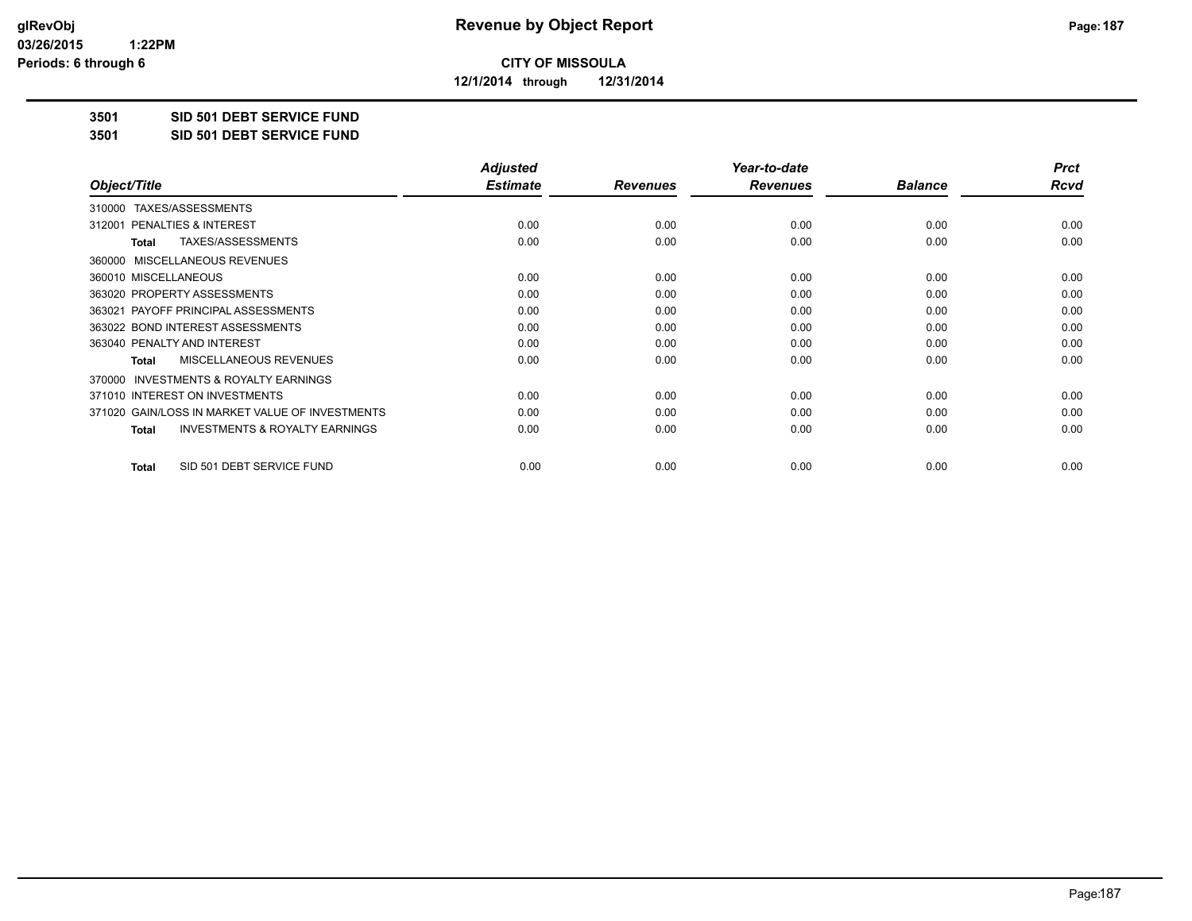**CITY OF MISSOULA**

**12/1/2014 through 12/31/2014**

**3501 SID 501 DEBT SERVICE FUND**

**3501 SID 501 DEBT SERVICE FUND**

| Object/Title | Adjusted Estimate | Revenues | Year-to-date Revenues | Balance | Prct Rcvd |
|---|---|---|---|---|---|
| 310000 TAXES/ASSESSMENTS | | | | | |
| 312001 PENALTIES & INTEREST | 0.00 | 0.00 | 0.00 | 0.00 | 0.00 |
| **Total** TAXES/ASSESSMENTS | 0.00 | 0.00 | 0.00 | 0.00 | 0.00 |
| 360000 MISCELLANEOUS REVENUES | | | | | |
| 360010 MISCELLANEOUS | 0.00 | 0.00 | 0.00 | 0.00 | 0.00 |
| 363020 PROPERTY ASSESSMENTS | 0.00 | 0.00 | 0.00 | 0.00 | 0.00 |
| 363021 PAYOFF PRINCIPAL ASSESSMENTS | 0.00 | 0.00 | 0.00 | 0.00 | 0.00 |
| 363022 BOND INTEREST ASSESSMENTS | 0.00 | 0.00 | 0.00 | 0.00 | 0.00 |
| 363040 PENALTY AND INTEREST | 0.00 | 0.00 | 0.00 | 0.00 | 0.00 |
| **Total** MISCELLANEOUS REVENUES | 0.00 | 0.00 | 0.00 | 0.00 | 0.00 |
| 370000 INVESTMENTS & ROYALTY EARNINGS | | | | | |
| 371010 INTEREST ON INVESTMENTS | 0.00 | 0.00 | 0.00 | 0.00 | 0.00 |
| 371020 GAIN/LOSS IN MARKET VALUE OF INVESTMENTS | 0.00 | 0.00 | 0.00 | 0.00 | 0.00 |
| **Total** INVESTMENTS & ROYALTY EARNINGS | 0.00 | 0.00 | 0.00 | 0.00 | 0.00 |
| **Total** SID 501 DEBT SERVICE FUND | 0.00 | 0.00 | 0.00 | 0.00 | 0.00 |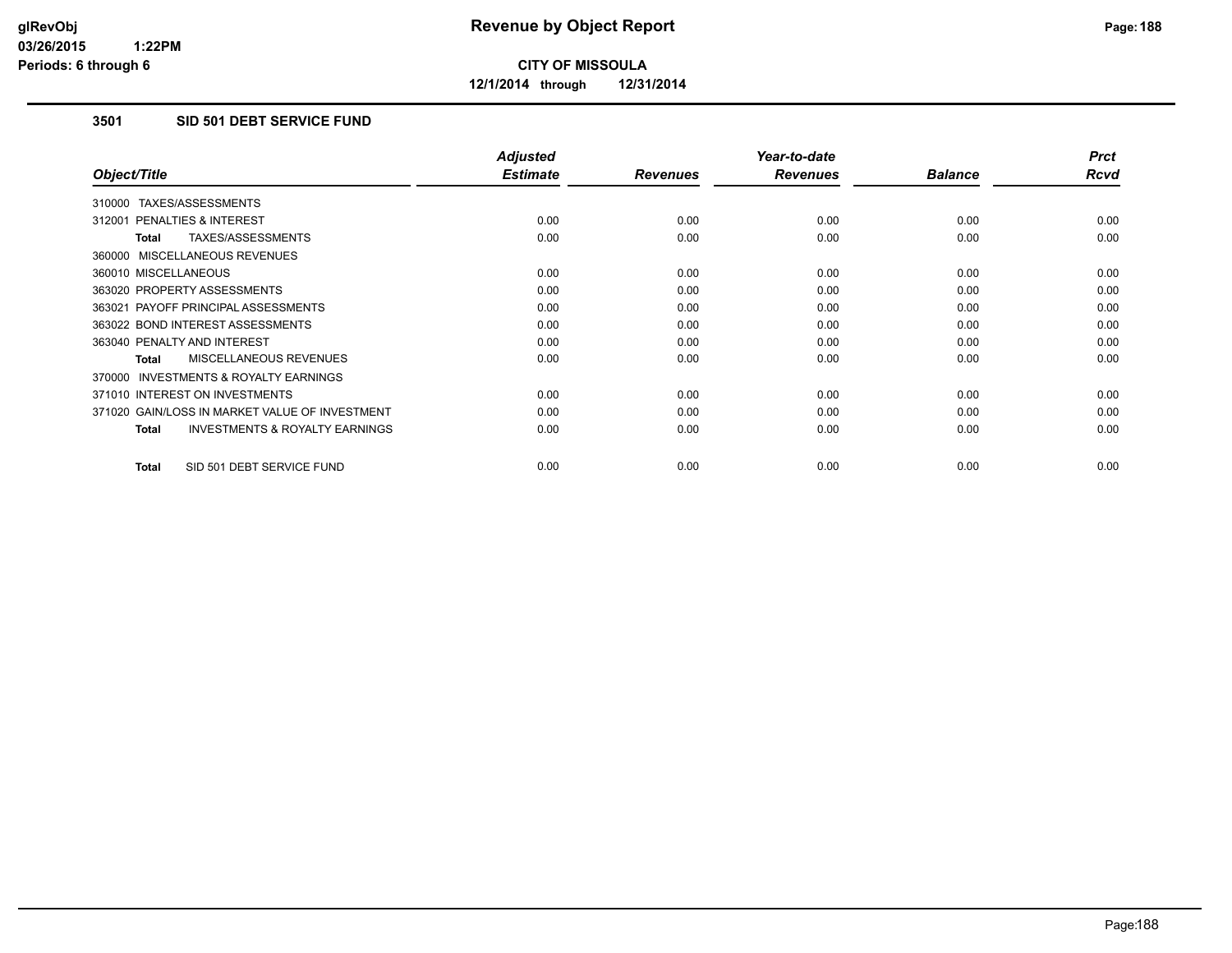# Revenue by Object Report

**CITY OF MISSOULA**

**12/1/2014 through 12/31/2014**

## 3501 SID 501 DEBT SERVICE FUND

| Object/Title | Adjusted Estimate | Revenues | Year-to-date Revenues | Balance | Prct Rcvd |
|---|---|---|---|---|---|
| 310000 TAXES/ASSESSMENTS | | | | | |
| 312001 PENALTIES & INTEREST | 0.00 | 0.00 | 0.00 | 0.00 | 0.00 |
| **Total** TAXES/ASSESSMENTS | 0.00 | 0.00 | 0.00 | 0.00 | 0.00 |
| 360000 MISCELLANEOUS REVENUES | | | | | |
| 360010 MISCELLANEOUS | 0.00 | 0.00 | 0.00 | 0.00 | 0.00 |
| 363020 PROPERTY ASSESSMENTS | 0.00 | 0.00 | 0.00 | 0.00 | 0.00 |
| 363021 PAYOFF PRINCIPAL ASSESSMENTS | 0.00 | 0.00 | 0.00 | 0.00 | 0.00 |
| 363022 BOND INTEREST ASSESSMENTS | 0.00 | 0.00 | 0.00 | 0.00 | 0.00 |
| 363040 PENALTY AND INTEREST | 0.00 | 0.00 | 0.00 | 0.00 | 0.00 |
| **Total** MISCELLANEOUS REVENUES | 0.00 | 0.00 | 0.00 | 0.00 | 0.00 |
| 370000 INVESTMENTS & ROYALTY EARNINGS | | | | | |
| 371010 INTEREST ON INVESTMENTS | 0.00 | 0.00 | 0.00 | 0.00 | 0.00 |
| 371020 GAIN/LOSS IN MARKET VALUE OF INVESTMENT | 0.00 | 0.00 | 0.00 | 0.00 | 0.00 |
| **Total** INVESTMENTS & ROYALTY EARNINGS | 0.00 | 0.00 | 0.00 | 0.00 | 0.00 |
| **Total** SID 501 DEBT SERVICE FUND | 0.00 | 0.00 | 0.00 | 0.00 | 0.00 |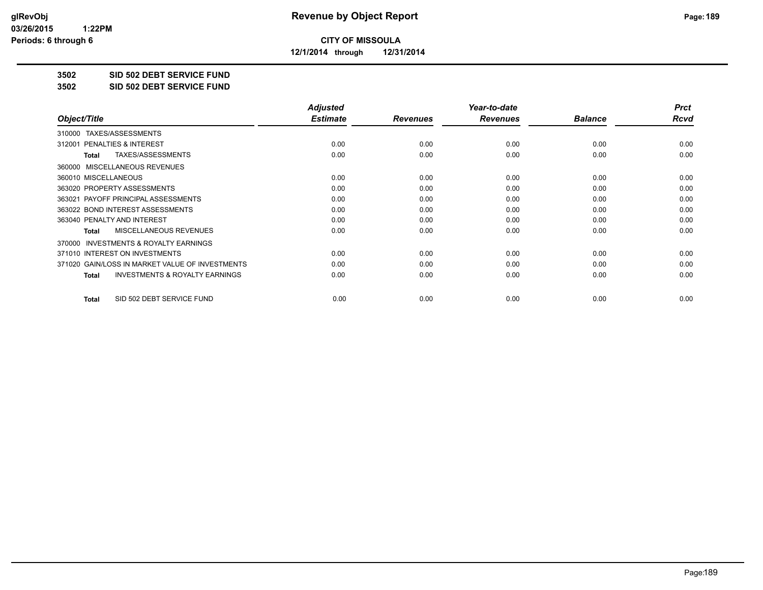# CITY OF MISSOULA

**12/1/2014 through 12/31/2014**

## 3502 SID 502 DEBT SERVICE FUND

## 3502 SID 502 DEBT SERVICE FUND

| Object/Title | Adjusted Estimate | Revenues | Year-to-date Revenues | Balance | Prct Rcvd |
|---|---|---|---|---|---|
| 310000 TAXES/ASSESSMENTS | | | | | |
| 312001 PENALTIES & INTEREST | 0.00 | 0.00 | 0.00 | 0.00 | 0.00 |
| **Total** TAXES/ASSESSMENTS | 0.00 | 0.00 | 0.00 | 0.00 | 0.00 |
| 360000 MISCELLANEOUS REVENUES | | | | | |
| 360010 MISCELLANEOUS | 0.00 | 0.00 | 0.00 | 0.00 | 0.00 |
| 363020 PROPERTY ASSESSMENTS | 0.00 | 0.00 | 0.00 | 0.00 | 0.00 |
| 363021 PAYOFF PRINCIPAL ASSESSMENTS | 0.00 | 0.00 | 0.00 | 0.00 | 0.00 |
| 363022 BOND INTEREST ASSESSMENTS | 0.00 | 0.00 | 0.00 | 0.00 | 0.00 |
| 363040 PENALTY AND INTEREST | 0.00 | 0.00 | 0.00 | 0.00 | 0.00 |
| **Total** MISCELLANEOUS REVENUES | 0.00 | 0.00 | 0.00 | 0.00 | 0.00 |
| 370000 INVESTMENTS & ROYALTY EARNINGS | | | | | |
| 371010 INTEREST ON INVESTMENTS | 0.00 | 0.00 | 0.00 | 0.00 | 0.00 |
| 371020 GAIN/LOSS IN MARKET VALUE OF INVESTMENTS | 0.00 | 0.00 | 0.00 | 0.00 | 0.00 |
| **Total** INVESTMENTS & ROYALTY EARNINGS | 0.00 | 0.00 | 0.00 | 0.00 | 0.00 |
| **Total** SID 502 DEBT SERVICE FUND | 0.00 | 0.00 | 0.00 | 0.00 | 0.00 |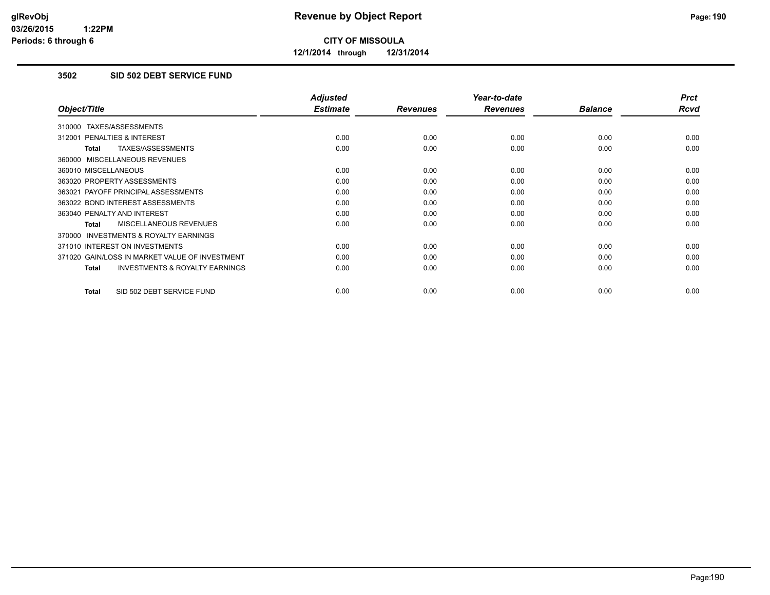**CITY OF MISSOULA**

**12/1/2014 through 12/31/2014**

### 3502 SID 502 DEBT SERVICE FUND

| Object/Title | Adjusted Estimate | Revenues | Year-to-date Revenues | Balance | Prct Rcvd |
|---|---|---|---|---|---|
| 310000 TAXES/ASSESSMENTS | | | | | |
| 312001 PENALTIES & INTEREST | 0.00 | 0.00 | 0.00 | 0.00 | 0.00 |
| **Total** TAXES/ASSESSMENTS | 0.00 | 0.00 | 0.00 | 0.00 | 0.00 |
| 360000 MISCELLANEOUS REVENUES | | | | | |
| 360010 MISCELLANEOUS | 0.00 | 0.00 | 0.00 | 0.00 | 0.00 |
| 363020 PROPERTY ASSESSMENTS | 0.00 | 0.00 | 0.00 | 0.00 | 0.00 |
| 363021 PAYOFF PRINCIPAL ASSESSMENTS | 0.00 | 0.00 | 0.00 | 0.00 | 0.00 |
| 363022 BOND INTEREST ASSESSMENTS | 0.00 | 0.00 | 0.00 | 0.00 | 0.00 |
| 363040 PENALTY AND INTEREST | 0.00 | 0.00 | 0.00 | 0.00 | 0.00 |
| **Total** MISCELLANEOUS REVENUES | 0.00 | 0.00 | 0.00 | 0.00 | 0.00 |
| 370000 INVESTMENTS & ROYALTY EARNINGS | | | | | |
| 371010 INTEREST ON INVESTMENTS | 0.00 | 0.00 | 0.00 | 0.00 | 0.00 |
| 371020 GAIN/LOSS IN MARKET VALUE OF INVESTMENT | 0.00 | 0.00 | 0.00 | 0.00 | 0.00 |
| **Total** INVESTMENTS & ROYALTY EARNINGS | 0.00 | 0.00 | 0.00 | 0.00 | 0.00 |
| **Total** SID 502 DEBT SERVICE FUND | 0.00 | 0.00 | 0.00 | 0.00 | 0.00 |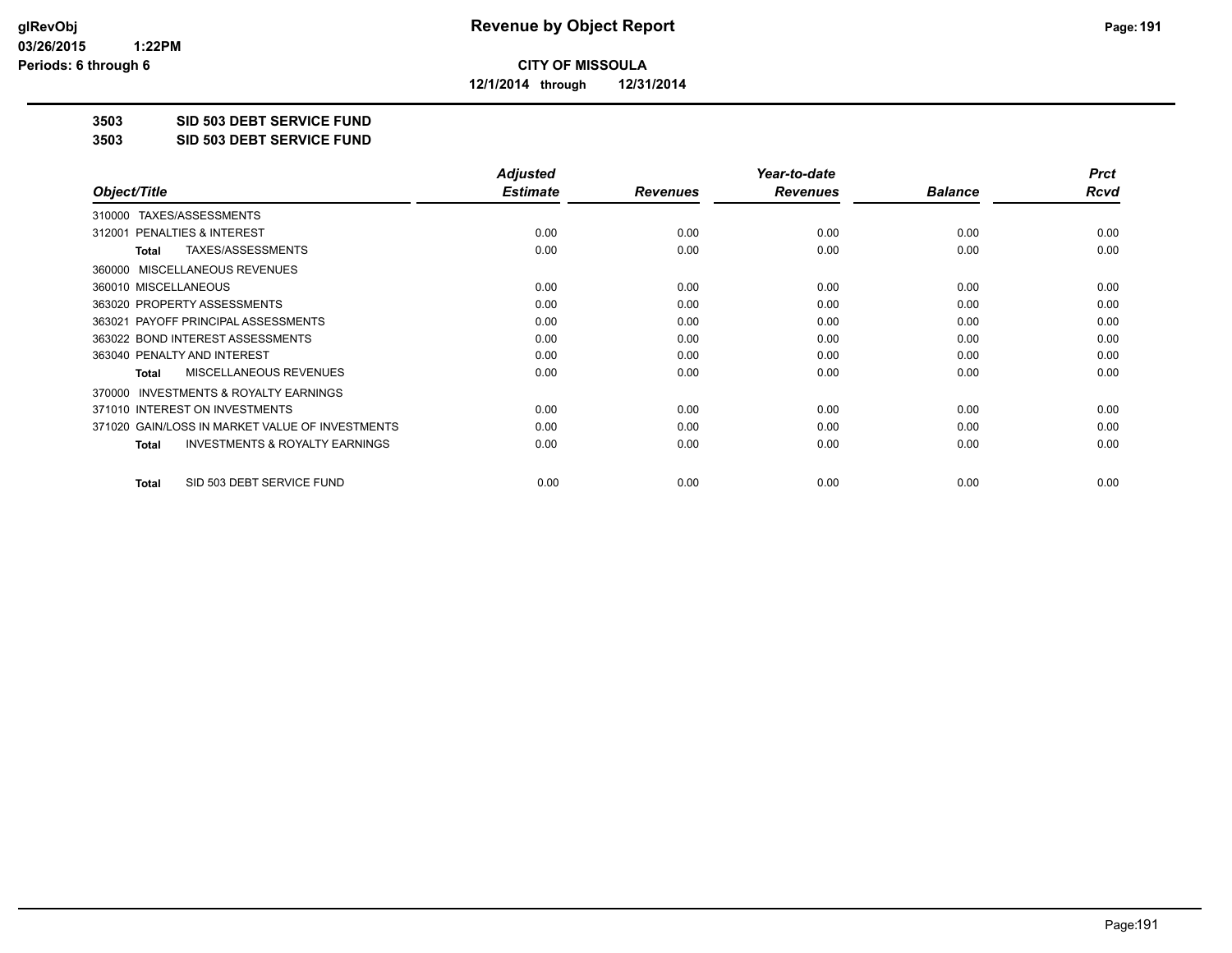**CITY OF MISSOULA**

**12/1/2014 through 12/31/2014**

**3503 SID 503 DEBT SERVICE FUND**

**3503 SID 503 DEBT SERVICE FUND**

| Object/Title | Adjusted Estimate | Revenues | Year-to-date Revenues | Balance | Prct Rcvd |
|---|---|---|---|---|---|
| 310000 TAXES/ASSESSMENTS | | | | | |
| 312001 PENALTIES & INTEREST | 0.00 | 0.00 | 0.00 | 0.00 | 0.00 |
| **Total** TAXES/ASSESSMENTS | 0.00 | 0.00 | 0.00 | 0.00 | 0.00 |
| 360000 MISCELLANEOUS REVENUES | | | | | |
| 360010 MISCELLANEOUS | 0.00 | 0.00 | 0.00 | 0.00 | 0.00 |
| 363020 PROPERTY ASSESSMENTS | 0.00 | 0.00 | 0.00 | 0.00 | 0.00 |
| 363021 PAYOFF PRINCIPAL ASSESSMENTS | 0.00 | 0.00 | 0.00 | 0.00 | 0.00 |
| 363022 BOND INTEREST ASSESSMENTS | 0.00 | 0.00 | 0.00 | 0.00 | 0.00 |
| 363040 PENALTY AND INTEREST | 0.00 | 0.00 | 0.00 | 0.00 | 0.00 |
| **Total** MISCELLANEOUS REVENUES | 0.00 | 0.00 | 0.00 | 0.00 | 0.00 |
| 370000 INVESTMENTS & ROYALTY EARNINGS | | | | | |
| 371010 INTEREST ON INVESTMENTS | 0.00 | 0.00 | 0.00 | 0.00 | 0.00 |
| 371020 GAIN/LOSS IN MARKET VALUE OF INVESTMENTS | 0.00 | 0.00 | 0.00 | 0.00 | 0.00 |
| **Total** INVESTMENTS & ROYALTY EARNINGS | 0.00 | 0.00 | 0.00 | 0.00 | 0.00 |
| **Total** SID 503 DEBT SERVICE FUND | 0.00 | 0.00 | 0.00 | 0.00 | 0.00 |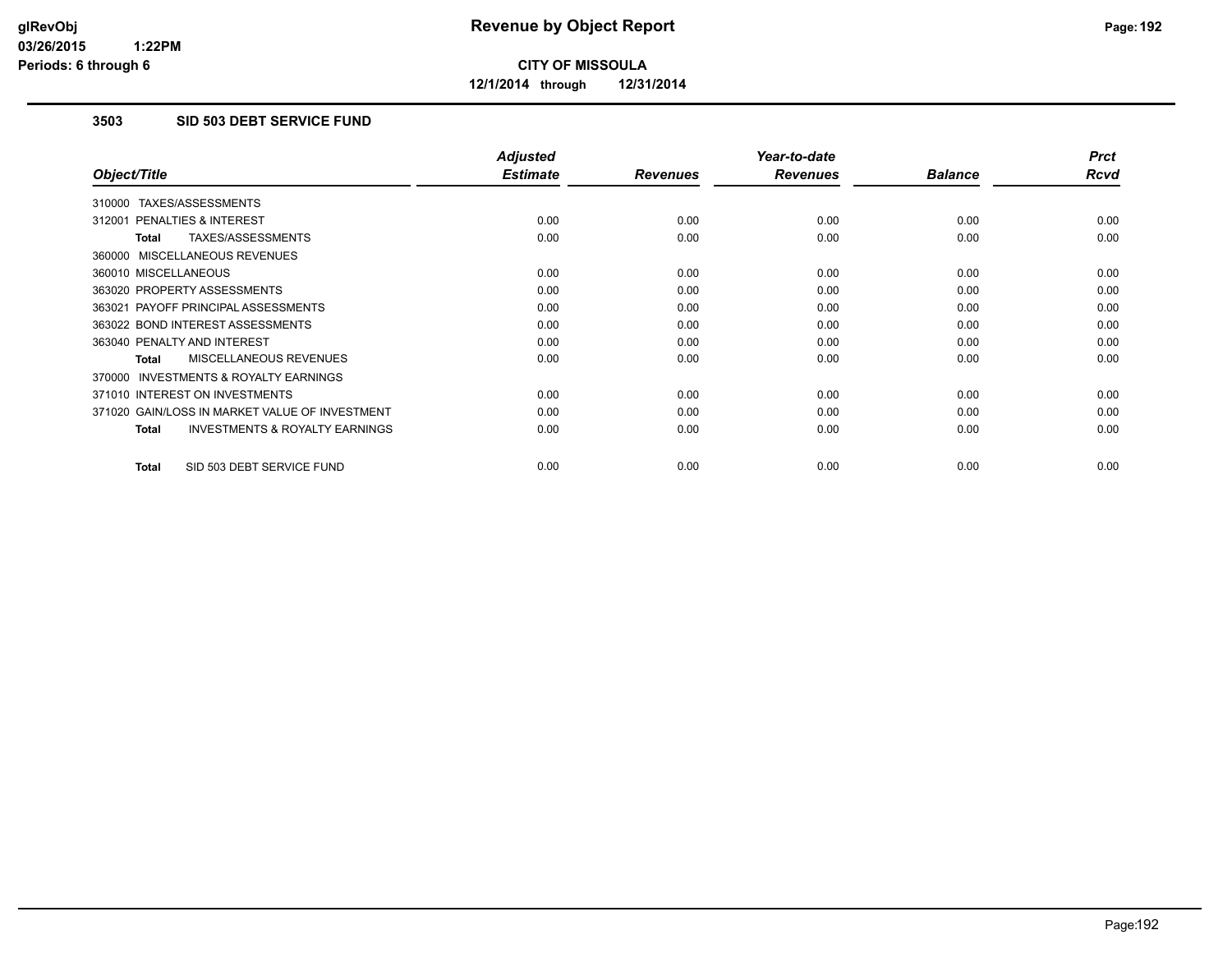**CITY OF MISSOULA**

**12/1/2014 through 12/31/2014**

### 3503 SID 503 DEBT SERVICE FUND

| Object/Title | Adjusted Estimate | Revenues | Year-to-date Revenues | Balance | Prct Rcvd |
|---|---|---|---|---|---|
| 310000 TAXES/ASSESSMENTS | | | | | |
| 312001 PENALTIES & INTEREST | 0.00 | 0.00 | 0.00 | 0.00 | 0.00 |
| **Total** TAXES/ASSESSMENTS | 0.00 | 0.00 | 0.00 | 0.00 | 0.00 |
| 360000 MISCELLANEOUS REVENUES | | | | | |
| 360010 MISCELLANEOUS | 0.00 | 0.00 | 0.00 | 0.00 | 0.00 |
| 363020 PROPERTY ASSESSMENTS | 0.00 | 0.00 | 0.00 | 0.00 | 0.00 |
| 363021 PAYOFF PRINCIPAL ASSESSMENTS | 0.00 | 0.00 | 0.00 | 0.00 | 0.00 |
| 363022 BOND INTEREST ASSESSMENTS | 0.00 | 0.00 | 0.00 | 0.00 | 0.00 |
| 363040 PENALTY AND INTEREST | 0.00 | 0.00 | 0.00 | 0.00 | 0.00 |
| **Total** MISCELLANEOUS REVENUES | 0.00 | 0.00 | 0.00 | 0.00 | 0.00 |
| 370000 INVESTMENTS & ROYALTY EARNINGS | | | | | |
| 371010 INTEREST ON INVESTMENTS | 0.00 | 0.00 | 0.00 | 0.00 | 0.00 |
| 371020 GAIN/LOSS IN MARKET VALUE OF INVESTMENT | 0.00 | 0.00 | 0.00 | 0.00 | 0.00 |
| **Total** INVESTMENTS & ROYALTY EARNINGS | 0.00 | 0.00 | 0.00 | 0.00 | 0.00 |
| **Total** SID 503 DEBT SERVICE FUND | 0.00 | 0.00 | 0.00 | 0.00 | 0.00 |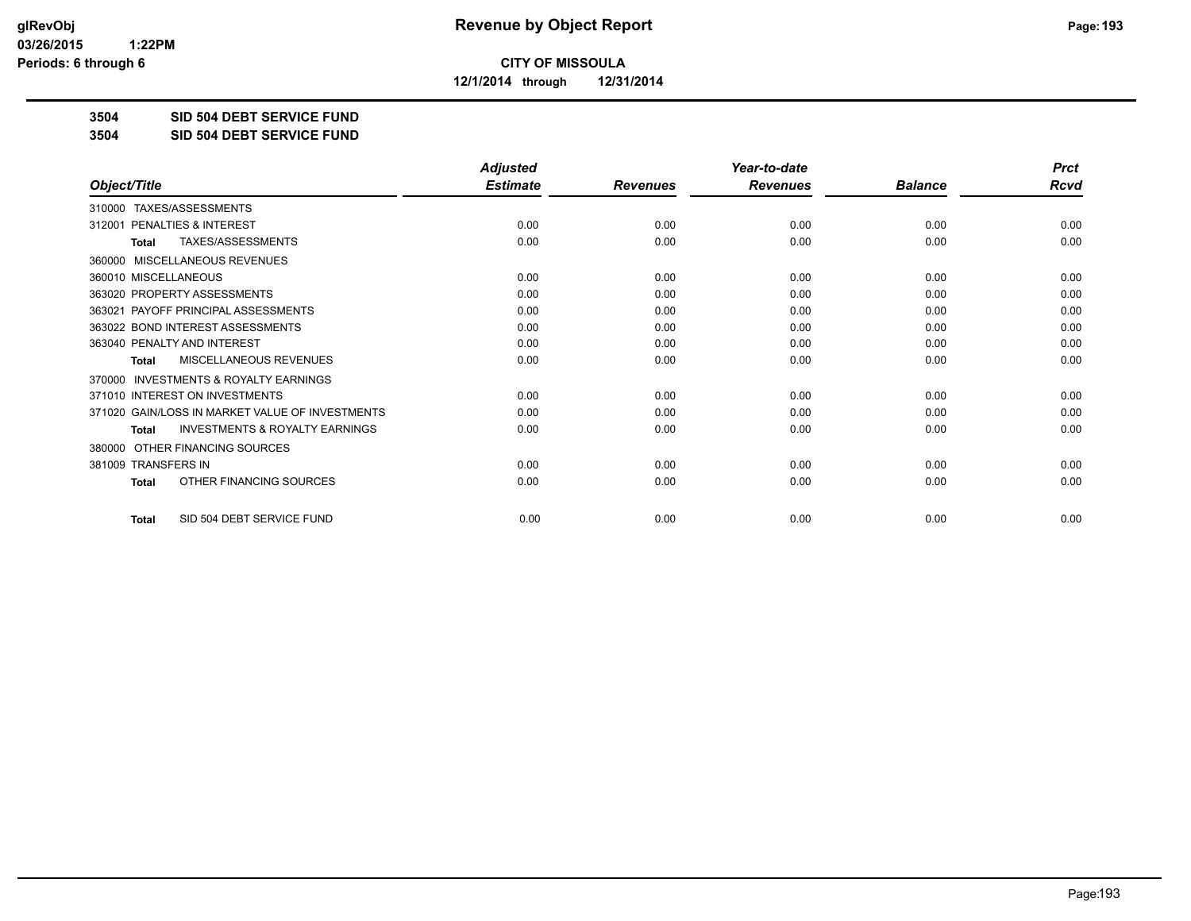**CITY OF MISSOULA**

**12/1/2014 through 12/31/2014**

**3504 SID 504 DEBT SERVICE FUND**

**3504 SID 504 DEBT SERVICE FUND**

| Object/Title | Adjusted Estimate | Revenues | Year-to-date Revenues | Balance | Prct Rcvd |
|---|---|---|---|---|---|
| 310000 TAXES/ASSESSMENTS | | | | | |
| 312001 PENALTIES & INTEREST | 0.00 | 0.00 | 0.00 | 0.00 | 0.00 |
| **Total** TAXES/ASSESSMENTS | 0.00 | 0.00 | 0.00 | 0.00 | 0.00 |
| 360000 MISCELLANEOUS REVENUES | | | | | |
| 360010 MISCELLANEOUS | 0.00 | 0.00 | 0.00 | 0.00 | 0.00 |
| 363020 PROPERTY ASSESSMENTS | 0.00 | 0.00 | 0.00 | 0.00 | 0.00 |
| 363021 PAYOFF PRINCIPAL ASSESSMENTS | 0.00 | 0.00 | 0.00 | 0.00 | 0.00 |
| 363022 BOND INTEREST ASSESSMENTS | 0.00 | 0.00 | 0.00 | 0.00 | 0.00 |
| 363040 PENALTY AND INTEREST | 0.00 | 0.00 | 0.00 | 0.00 | 0.00 |
| **Total** MISCELLANEOUS REVENUES | 0.00 | 0.00 | 0.00 | 0.00 | 0.00 |
| 370000 INVESTMENTS & ROYALTY EARNINGS | | | | | |
| 371010 INTEREST ON INVESTMENTS | 0.00 | 0.00 | 0.00 | 0.00 | 0.00 |
| 371020 GAIN/LOSS IN MARKET VALUE OF INVESTMENTS | 0.00 | 0.00 | 0.00 | 0.00 | 0.00 |
| **Total** INVESTMENTS & ROYALTY EARNINGS | 0.00 | 0.00 | 0.00 | 0.00 | 0.00 |
| 380000 OTHER FINANCING SOURCES | | | | | |
| 381009 TRANSFERS IN | 0.00 | 0.00 | 0.00 | 0.00 | 0.00 |
| **Total** OTHER FINANCING SOURCES | 0.00 | 0.00 | 0.00 | 0.00 | 0.00 |
| **Total** SID 504 DEBT SERVICE FUND | 0.00 | 0.00 | 0.00 | 0.00 | 0.00 |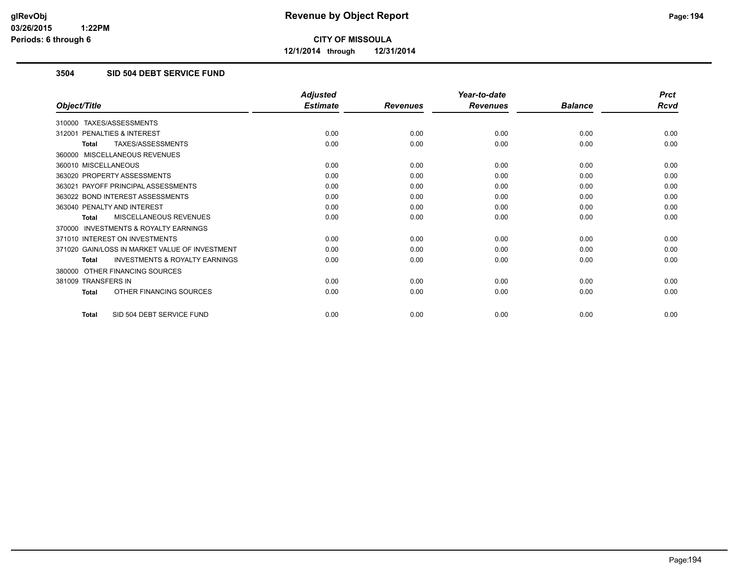**CITY OF MISSOULA**

**12/1/2014 through 12/31/2014**

### 3504 SID 504 DEBT SERVICE FUND

| Object/Title | Adjusted Estimate | Revenues | Year-to-date Revenues | Balance | Prct Rcvd |
|---|---|---|---|---|---|
| 310000 TAXES/ASSESSMENTS | | | | | |
| 312001 PENALTIES & INTEREST | 0.00 | 0.00 | 0.00 | 0.00 | 0.00 |
| **Total** TAXES/ASSESSMENTS | 0.00 | 0.00 | 0.00 | 0.00 | 0.00 |
| 360000 MISCELLANEOUS REVENUES | | | | | |
| 360010 MISCELLANEOUS | 0.00 | 0.00 | 0.00 | 0.00 | 0.00 |
| 363020 PROPERTY ASSESSMENTS | 0.00 | 0.00 | 0.00 | 0.00 | 0.00 |
| 363021 PAYOFF PRINCIPAL ASSESSMENTS | 0.00 | 0.00 | 0.00 | 0.00 | 0.00 |
| 363022 BOND INTEREST ASSESSMENTS | 0.00 | 0.00 | 0.00 | 0.00 | 0.00 |
| 363040 PENALTY AND INTEREST | 0.00 | 0.00 | 0.00 | 0.00 | 0.00 |
| **Total** MISCELLANEOUS REVENUES | 0.00 | 0.00 | 0.00 | 0.00 | 0.00 |
| 370000 INVESTMENTS & ROYALTY EARNINGS | | | | | |
| 371010 INTEREST ON INVESTMENTS | 0.00 | 0.00 | 0.00 | 0.00 | 0.00 |
| 371020 GAIN/LOSS IN MARKET VALUE OF INVESTMENT | 0.00 | 0.00 | 0.00 | 0.00 | 0.00 |
| **Total** INVESTMENTS & ROYALTY EARNINGS | 0.00 | 0.00 | 0.00 | 0.00 | 0.00 |
| 380000 OTHER FINANCING SOURCES | | | | | |
| 381009 TRANSFERS IN | 0.00 | 0.00 | 0.00 | 0.00 | 0.00 |
| **Total** OTHER FINANCING SOURCES | 0.00 | 0.00 | 0.00 | 0.00 | 0.00 |
| **Total** SID 504 DEBT SERVICE FUND | 0.00 | 0.00 | 0.00 | 0.00 | 0.00 |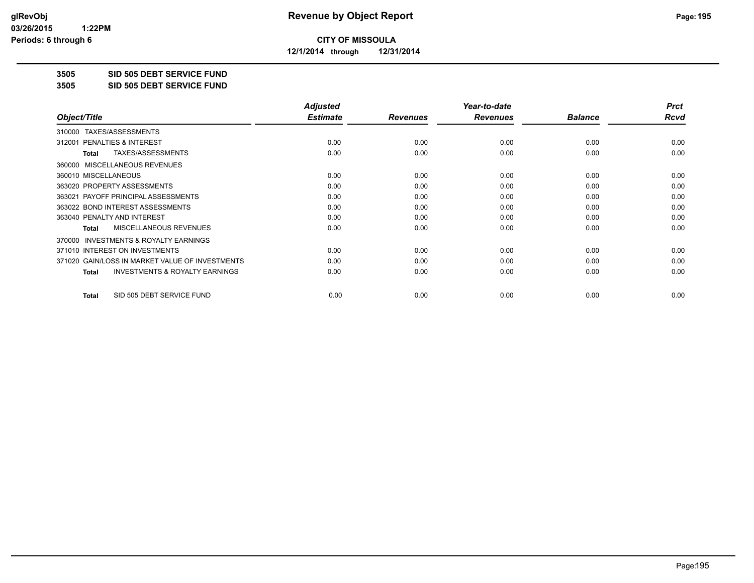**CITY OF MISSOULA**

**12/1/2014 through 12/31/2014**

**3505 SID 505 DEBT SERVICE FUND**

**3505 SID 505 DEBT SERVICE FUND**

| Object/Title | Adjusted Estimate | Revenues | Year-to-date Revenues | Balance | Prct Rcvd |
|---|---|---|---|---|---|
| 310000 TAXES/ASSESSMENTS | | | | | |
| 312001 PENALTIES & INTEREST | 0.00 | 0.00 | 0.00 | 0.00 | 0.00 |
| **Total** TAXES/ASSESSMENTS | 0.00 | 0.00 | 0.00 | 0.00 | 0.00 |
| 360000 MISCELLANEOUS REVENUES | | | | | |
| 360010 MISCELLANEOUS | 0.00 | 0.00 | 0.00 | 0.00 | 0.00 |
| 363020 PROPERTY ASSESSMENTS | 0.00 | 0.00 | 0.00 | 0.00 | 0.00 |
| 363021 PAYOFF PRINCIPAL ASSESSMENTS | 0.00 | 0.00 | 0.00 | 0.00 | 0.00 |
| 363022 BOND INTEREST ASSESSMENTS | 0.00 | 0.00 | 0.00 | 0.00 | 0.00 |
| 363040 PENALTY AND INTEREST | 0.00 | 0.00 | 0.00 | 0.00 | 0.00 |
| **Total** MISCELLANEOUS REVENUES | 0.00 | 0.00 | 0.00 | 0.00 | 0.00 |
| 370000 INVESTMENTS & ROYALTY EARNINGS | | | | | |
| 371010 INTEREST ON INVESTMENTS | 0.00 | 0.00 | 0.00 | 0.00 | 0.00 |
| 371020 GAIN/LOSS IN MARKET VALUE OF INVESTMENTS | 0.00 | 0.00 | 0.00 | 0.00 | 0.00 |
| **Total** INVESTMENTS & ROYALTY EARNINGS | 0.00 | 0.00 | 0.00 | 0.00 | 0.00 |
| **Total** SID 505 DEBT SERVICE FUND | 0.00 | 0.00 | 0.00 | 0.00 | 0.00 |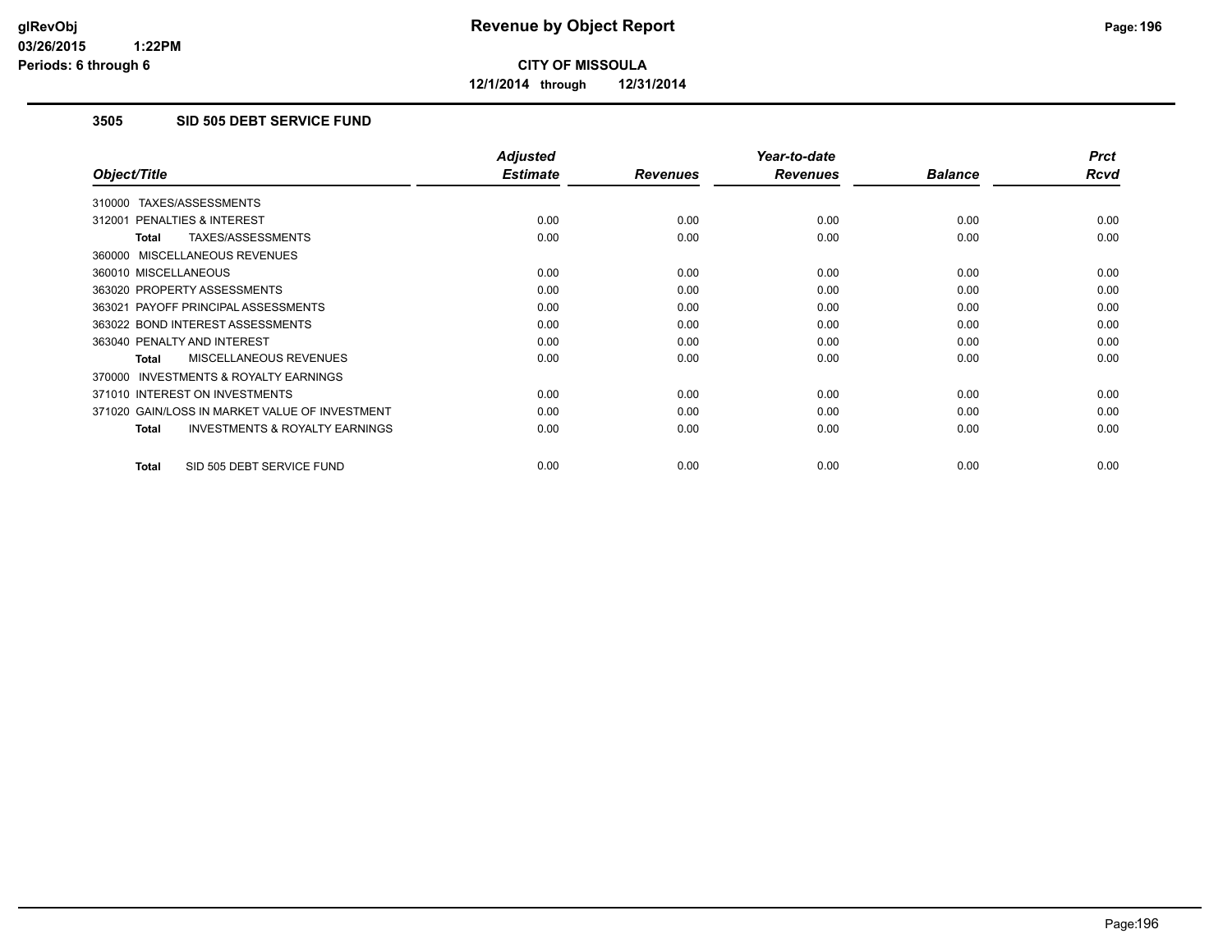**CITY OF MISSOULA**

**12/1/2014 through 12/31/2014**

### 3505 SID 505 DEBT SERVICE FUND

| Object/Title | Adjusted Estimate | Revenues | Year-to-date Revenues | Balance | Prct Rcvd |
|---|---|---|---|---|---|
| 310000 TAXES/ASSESSMENTS | | | | | |
| 312001 PENALTIES & INTEREST | 0.00 | 0.00 | 0.00 | 0.00 | 0.00 |
| **Total** TAXES/ASSESSMENTS | 0.00 | 0.00 | 0.00 | 0.00 | 0.00 |
| 360000 MISCELLANEOUS REVENUES | | | | | |
| 360010 MISCELLANEOUS | 0.00 | 0.00 | 0.00 | 0.00 | 0.00 |
| 363020 PROPERTY ASSESSMENTS | 0.00 | 0.00 | 0.00 | 0.00 | 0.00 |
| 363021 PAYOFF PRINCIPAL ASSESSMENTS | 0.00 | 0.00 | 0.00 | 0.00 | 0.00 |
| 363022 BOND INTEREST ASSESSMENTS | 0.00 | 0.00 | 0.00 | 0.00 | 0.00 |
| 363040 PENALTY AND INTEREST | 0.00 | 0.00 | 0.00 | 0.00 | 0.00 |
| **Total** MISCELLANEOUS REVENUES | 0.00 | 0.00 | 0.00 | 0.00 | 0.00 |
| 370000 INVESTMENTS & ROYALTY EARNINGS | | | | | |
| 371010 INTEREST ON INVESTMENTS | 0.00 | 0.00 | 0.00 | 0.00 | 0.00 |
| 371020 GAIN/LOSS IN MARKET VALUE OF INVESTMENT | 0.00 | 0.00 | 0.00 | 0.00 | 0.00 |
| **Total** INVESTMENTS & ROYALTY EARNINGS | 0.00 | 0.00 | 0.00 | 0.00 | 0.00 |
| **Total** SID 505 DEBT SERVICE FUND | 0.00 | 0.00 | 0.00 | 0.00 | 0.00 |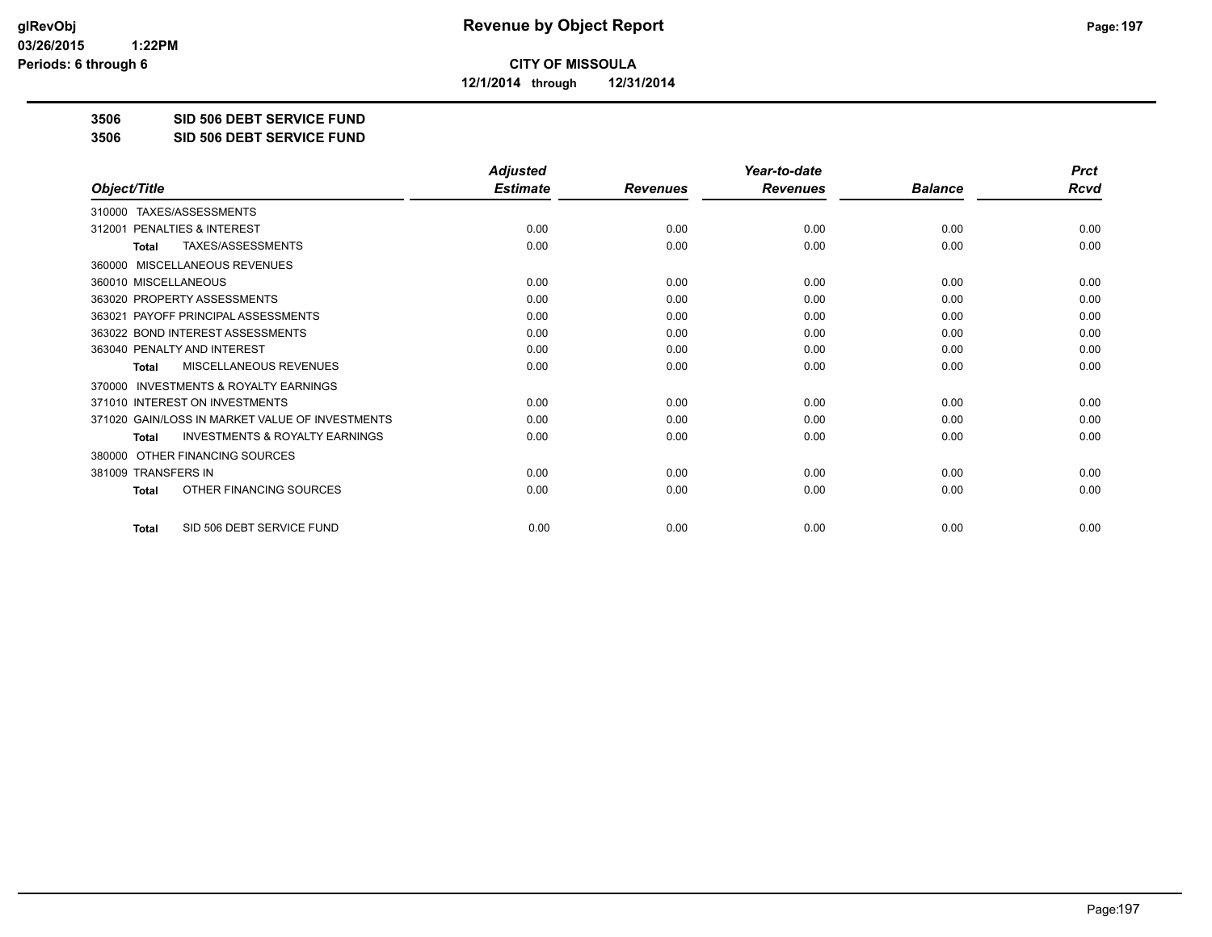**CITY OF MISSOULA**

**12/1/2014 through 12/31/2014**

## 3506 SID 506 DEBT SERVICE FUND

## 3506 SID 506 DEBT SERVICE FUND

| Object/Title | Adjusted Estimate | Revenues | Year-to-date Revenues | Balance | Prct Rcvd |
|---|---|---|---|---|---|
| 310000 TAXES/ASSESSMENTS | | | | | |
| 312001 PENALTIES & INTEREST | 0.00 | 0.00 | 0.00 | 0.00 | 0.00 |
| **Total** TAXES/ASSESSMENTS | 0.00 | 0.00 | 0.00 | 0.00 | 0.00 |
| 360000 MISCELLANEOUS REVENUES | | | | | |
| 360010 MISCELLANEOUS | 0.00 | 0.00 | 0.00 | 0.00 | 0.00 |
| 363020 PROPERTY ASSESSMENTS | 0.00 | 0.00 | 0.00 | 0.00 | 0.00 |
| 363021 PAYOFF PRINCIPAL ASSESSMENTS | 0.00 | 0.00 | 0.00 | 0.00 | 0.00 |
| 363022 BOND INTEREST ASSESSMENTS | 0.00 | 0.00 | 0.00 | 0.00 | 0.00 |
| 363040 PENALTY AND INTEREST | 0.00 | 0.00 | 0.00 | 0.00 | 0.00 |
| **Total** MISCELLANEOUS REVENUES | 0.00 | 0.00 | 0.00 | 0.00 | 0.00 |
| 370000 INVESTMENTS & ROYALTY EARNINGS | | | | | |
| 371010 INTEREST ON INVESTMENTS | 0.00 | 0.00 | 0.00 | 0.00 | 0.00 |
| 371020 GAIN/LOSS IN MARKET VALUE OF INVESTMENTS | 0.00 | 0.00 | 0.00 | 0.00 | 0.00 |
| **Total** INVESTMENTS & ROYALTY EARNINGS | 0.00 | 0.00 | 0.00 | 0.00 | 0.00 |
| 380000 OTHER FINANCING SOURCES | | | | | |
| 381009 TRANSFERS IN | 0.00 | 0.00 | 0.00 | 0.00 | 0.00 |
| **Total** OTHER FINANCING SOURCES | 0.00 | 0.00 | 0.00 | 0.00 | 0.00 |
| **Total** SID 506 DEBT SERVICE FUND | 0.00 | 0.00 | 0.00 | 0.00 | 0.00 |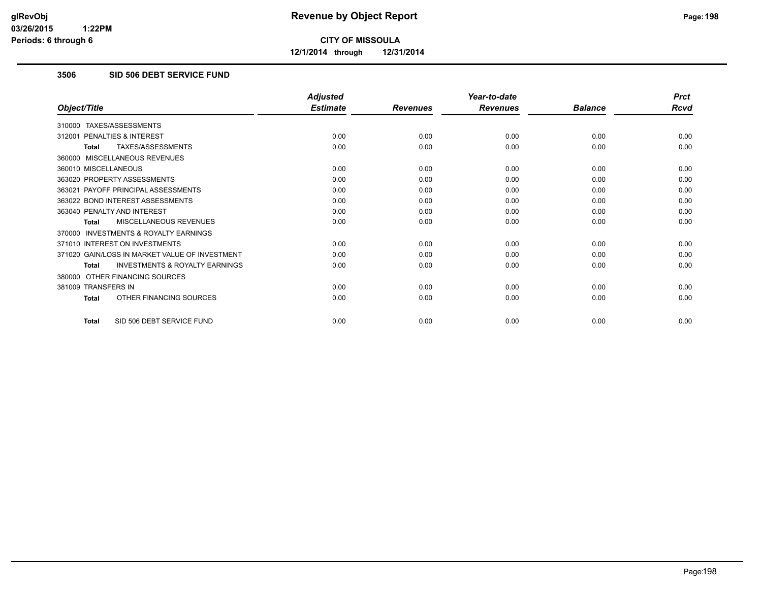**CITY OF MISSOULA**

**12/1/2014 through 12/31/2014**

## 3506 SID 506 DEBT SERVICE FUND

| Object/Title | Adjusted Estimate | Revenues | Year-to-date Revenues | Balance | Prct Rcvd |
|---|---|---|---|---|---|
| 310000 TAXES/ASSESSMENTS | | | | | |
| 312001 PENALTIES & INTEREST | 0.00 | 0.00 | 0.00 | 0.00 | 0.00 |
| **Total** TAXES/ASSESSMENTS | 0.00 | 0.00 | 0.00 | 0.00 | 0.00 |
| 360000 MISCELLANEOUS REVENUES | | | | | |
| 360010 MISCELLANEOUS | 0.00 | 0.00 | 0.00 | 0.00 | 0.00 |
| 363020 PROPERTY ASSESSMENTS | 0.00 | 0.00 | 0.00 | 0.00 | 0.00 |
| 363021 PAYOFF PRINCIPAL ASSESSMENTS | 0.00 | 0.00 | 0.00 | 0.00 | 0.00 |
| 363022 BOND INTEREST ASSESSMENTS | 0.00 | 0.00 | 0.00 | 0.00 | 0.00 |
| 363040 PENALTY AND INTEREST | 0.00 | 0.00 | 0.00 | 0.00 | 0.00 |
| **Total** MISCELLANEOUS REVENUES | 0.00 | 0.00 | 0.00 | 0.00 | 0.00 |
| 370000 INVESTMENTS & ROYALTY EARNINGS | | | | | |
| 371010 INTEREST ON INVESTMENTS | 0.00 | 0.00 | 0.00 | 0.00 | 0.00 |
| 371020 GAIN/LOSS IN MARKET VALUE OF INVESTMENT | 0.00 | 0.00 | 0.00 | 0.00 | 0.00 |
| **Total** INVESTMENTS & ROYALTY EARNINGS | 0.00 | 0.00 | 0.00 | 0.00 | 0.00 |
| 380000 OTHER FINANCING SOURCES | | | | | |
| 381009 TRANSFERS IN | 0.00 | 0.00 | 0.00 | 0.00 | 0.00 |
| **Total** OTHER FINANCING SOURCES | 0.00 | 0.00 | 0.00 | 0.00 | 0.00 |
| **Total** SID 506 DEBT SERVICE FUND | 0.00 | 0.00 | 0.00 | 0.00 | 0.00 |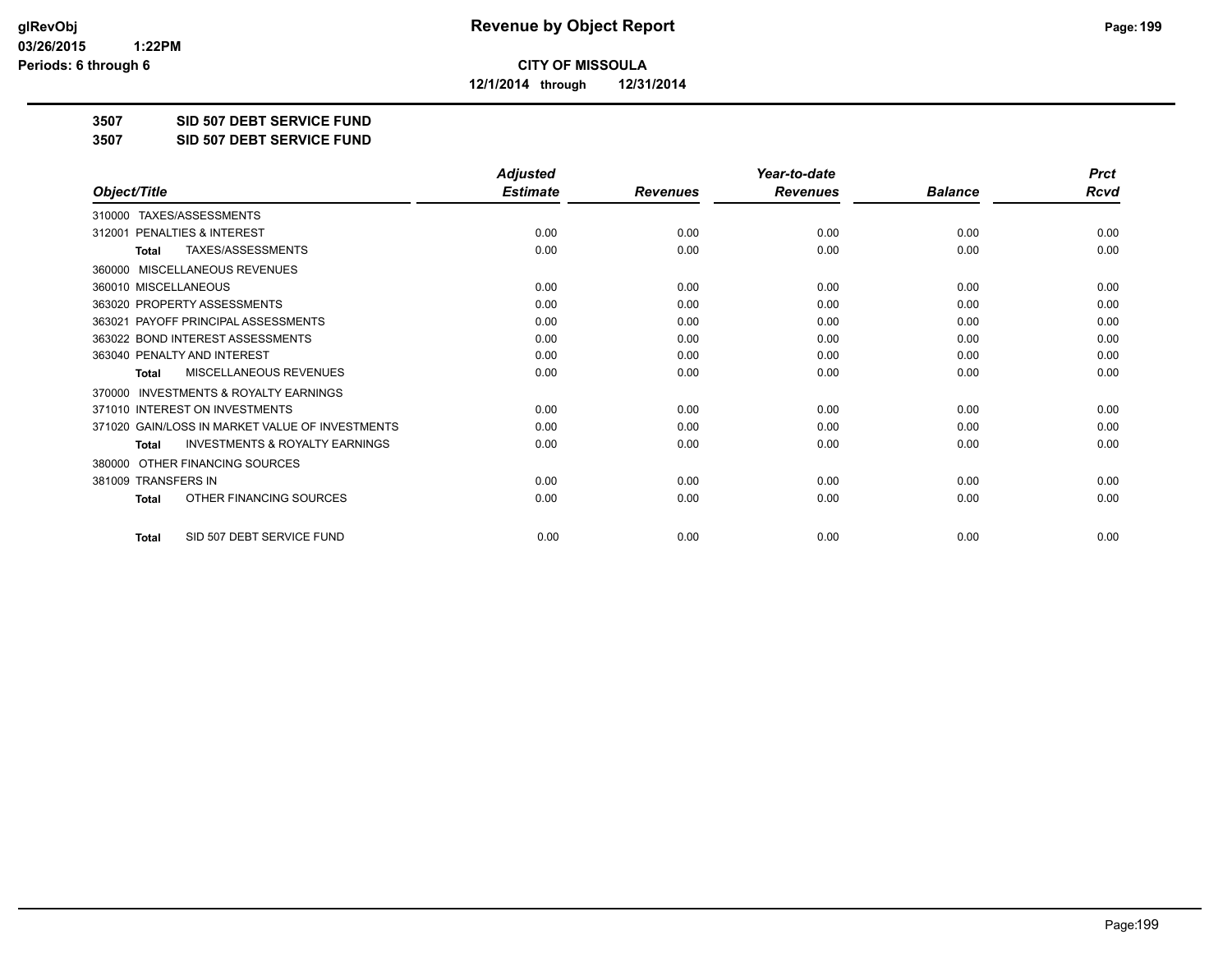**CITY OF MISSOULA**

**12/1/2014 through 12/31/2014**

## 3507 SID 507 DEBT SERVICE FUND

## 3507 SID 507 DEBT SERVICE FUND

| Object/Title | Adjusted Estimate | Revenues | Year-to-date Revenues | Balance | Prct Rcvd |
|---|---|---|---|---|---|
| 310000 TAXES/ASSESSMENTS | | | | | |
| 312001 PENALTIES & INTEREST | 0.00 | 0.00 | 0.00 | 0.00 | 0.00 |
| **Total** TAXES/ASSESSMENTS | 0.00 | 0.00 | 0.00 | 0.00 | 0.00 |
| 360000 MISCELLANEOUS REVENUES | | | | | |
| 360010 MISCELLANEOUS | 0.00 | 0.00 | 0.00 | 0.00 | 0.00 |
| 363020 PROPERTY ASSESSMENTS | 0.00 | 0.00 | 0.00 | 0.00 | 0.00 |
| 363021 PAYOFF PRINCIPAL ASSESSMENTS | 0.00 | 0.00 | 0.00 | 0.00 | 0.00 |
| 363022 BOND INTEREST ASSESSMENTS | 0.00 | 0.00 | 0.00 | 0.00 | 0.00 |
| 363040 PENALTY AND INTEREST | 0.00 | 0.00 | 0.00 | 0.00 | 0.00 |
| **Total** MISCELLANEOUS REVENUES | 0.00 | 0.00 | 0.00 | 0.00 | 0.00 |
| 370000 INVESTMENTS & ROYALTY EARNINGS | | | | | |
| 371010 INTEREST ON INVESTMENTS | 0.00 | 0.00 | 0.00 | 0.00 | 0.00 |
| 371020 GAIN/LOSS IN MARKET VALUE OF INVESTMENTS | 0.00 | 0.00 | 0.00 | 0.00 | 0.00 |
| **Total** INVESTMENTS & ROYALTY EARNINGS | 0.00 | 0.00 | 0.00 | 0.00 | 0.00 |
| 380000 OTHER FINANCING SOURCES | | | | | |
| 381009 TRANSFERS IN | 0.00 | 0.00 | 0.00 | 0.00 | 0.00 |
| **Total** OTHER FINANCING SOURCES | 0.00 | 0.00 | 0.00 | 0.00 | 0.00 |
| **Total** SID 507 DEBT SERVICE FUND | 0.00 | 0.00 | 0.00 | 0.00 | 0.00 |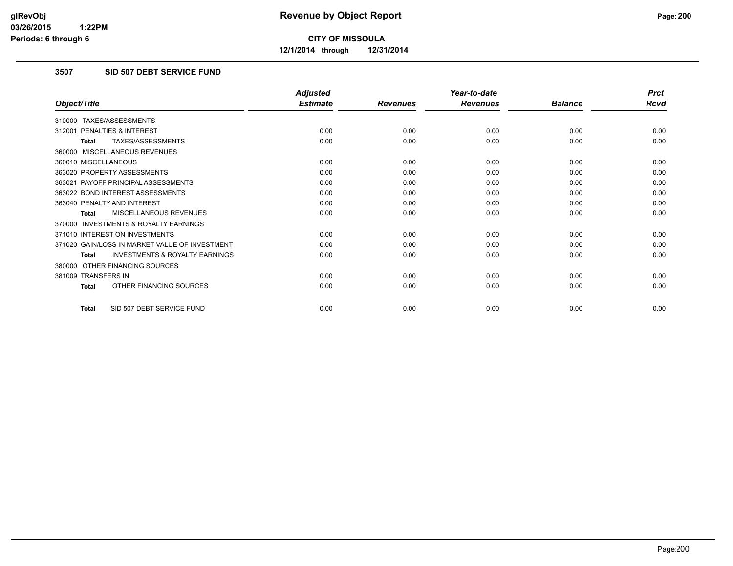**CITY OF MISSOULA**

**12/1/2014 through 12/31/2014**

### 3507 SID 507 DEBT SERVICE FUND

| Object/Title | Adjusted Estimate | Revenues | Year-to-date Revenues | Balance | Prct Rcvd |
|---|---|---|---|---|---|
| 310000 TAXES/ASSESSMENTS | | | | | |
| 312001 PENALTIES & INTEREST | 0.00 | 0.00 | 0.00 | 0.00 | 0.00 |
| **Total** TAXES/ASSESSMENTS | 0.00 | 0.00 | 0.00 | 0.00 | 0.00 |
| 360000 MISCELLANEOUS REVENUES | | | | | |
| 360010 MISCELLANEOUS | 0.00 | 0.00 | 0.00 | 0.00 | 0.00 |
| 363020 PROPERTY ASSESSMENTS | 0.00 | 0.00 | 0.00 | 0.00 | 0.00 |
| 363021 PAYOFF PRINCIPAL ASSESSMENTS | 0.00 | 0.00 | 0.00 | 0.00 | 0.00 |
| 363022 BOND INTEREST ASSESSMENTS | 0.00 | 0.00 | 0.00 | 0.00 | 0.00 |
| 363040 PENALTY AND INTEREST | 0.00 | 0.00 | 0.00 | 0.00 | 0.00 |
| **Total** MISCELLANEOUS REVENUES | 0.00 | 0.00 | 0.00 | 0.00 | 0.00 |
| 370000 INVESTMENTS & ROYALTY EARNINGS | | | | | |
| 371010 INTEREST ON INVESTMENTS | 0.00 | 0.00 | 0.00 | 0.00 | 0.00 |
| 371020 GAIN/LOSS IN MARKET VALUE OF INVESTMENT | 0.00 | 0.00 | 0.00 | 0.00 | 0.00 |
| **Total** INVESTMENTS & ROYALTY EARNINGS | 0.00 | 0.00 | 0.00 | 0.00 | 0.00 |
| 380000 OTHER FINANCING SOURCES | | | | | |
| 381009 TRANSFERS IN | 0.00 | 0.00 | 0.00 | 0.00 | 0.00 |
| **Total** OTHER FINANCING SOURCES | 0.00 | 0.00 | 0.00 | 0.00 | 0.00 |
| **Total** SID 507 DEBT SERVICE FUND | 0.00 | 0.00 | 0.00 | 0.00 | 0.00 |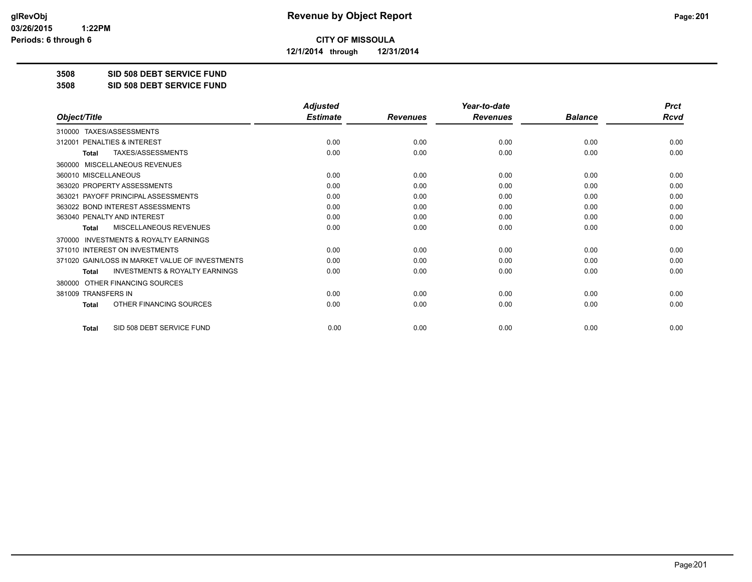**CITY OF MISSOULA**

**12/1/2014 through 12/31/2014**

**3508 SID 508 DEBT SERVICE FUND**

**3508 SID 508 DEBT SERVICE FUND**

| Object/Title | Adjusted Estimate | Revenues | Year-to-date Revenues | Balance | Prct Rcvd |
|---|---|---|---|---|---|
| 310000 TAXES/ASSESSMENTS | | | | | |
| 312001 PENALTIES & INTEREST | 0.00 | 0.00 | 0.00 | 0.00 | 0.00 |
| **Total** TAXES/ASSESSMENTS | 0.00 | 0.00 | 0.00 | 0.00 | 0.00 |
| 360000 MISCELLANEOUS REVENUES | | | | | |
| 360010 MISCELLANEOUS | 0.00 | 0.00 | 0.00 | 0.00 | 0.00 |
| 363020 PROPERTY ASSESSMENTS | 0.00 | 0.00 | 0.00 | 0.00 | 0.00 |
| 363021 PAYOFF PRINCIPAL ASSESSMENTS | 0.00 | 0.00 | 0.00 | 0.00 | 0.00 |
| 363022 BOND INTEREST ASSESSMENTS | 0.00 | 0.00 | 0.00 | 0.00 | 0.00 |
| 363040 PENALTY AND INTEREST | 0.00 | 0.00 | 0.00 | 0.00 | 0.00 |
| **Total** MISCELLANEOUS REVENUES | 0.00 | 0.00 | 0.00 | 0.00 | 0.00 |
| 370000 INVESTMENTS & ROYALTY EARNINGS | | | | | |
| 371010 INTEREST ON INVESTMENTS | 0.00 | 0.00 | 0.00 | 0.00 | 0.00 |
| 371020 GAIN/LOSS IN MARKET VALUE OF INVESTMENTS | 0.00 | 0.00 | 0.00 | 0.00 | 0.00 |
| **Total** INVESTMENTS & ROYALTY EARNINGS | 0.00 | 0.00 | 0.00 | 0.00 | 0.00 |
| 380000 OTHER FINANCING SOURCES | | | | | |
| 381009 TRANSFERS IN | 0.00 | 0.00 | 0.00 | 0.00 | 0.00 |
| **Total** OTHER FINANCING SOURCES | 0.00 | 0.00 | 0.00 | 0.00 | 0.00 |
| **Total** SID 508 DEBT SERVICE FUND | 0.00 | 0.00 | 0.00 | 0.00 | 0.00 |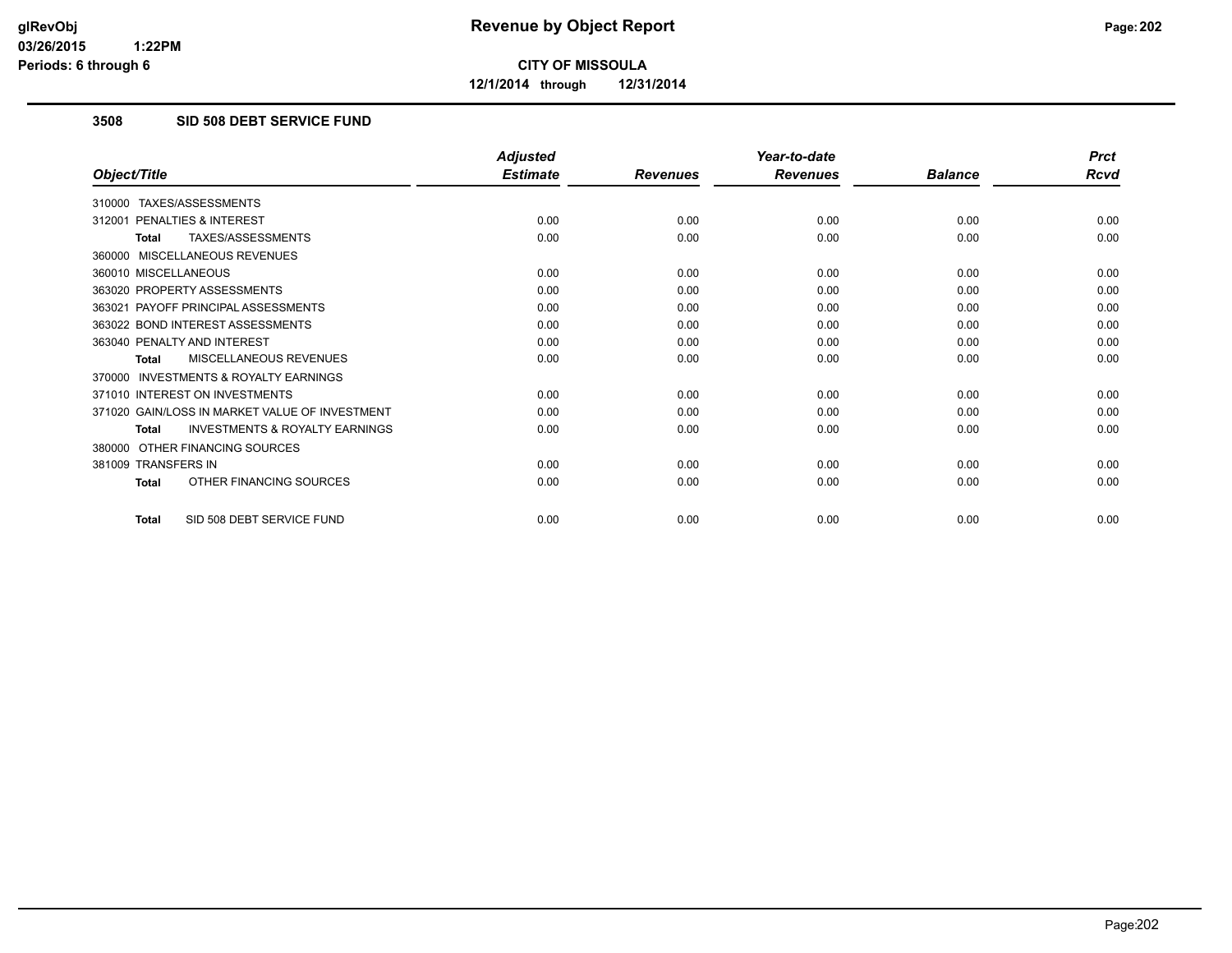**CITY OF MISSOULA**

**12/1/2014 through 12/31/2014**

### 3508 SID 508 DEBT SERVICE FUND

| Object/Title | Adjusted Estimate | Revenues | Year-to-date Revenues | Balance | Prct Rcvd |
|---|---|---|---|---|---|
| 310000 TAXES/ASSESSMENTS | | | | | |
| 312001 PENALTIES & INTEREST | 0.00 | 0.00 | 0.00 | 0.00 | 0.00 |
| **Total** TAXES/ASSESSMENTS | 0.00 | 0.00 | 0.00 | 0.00 | 0.00 |
| 360000 MISCELLANEOUS REVENUES | | | | | |
| 360010 MISCELLANEOUS | 0.00 | 0.00 | 0.00 | 0.00 | 0.00 |
| 363020 PROPERTY ASSESSMENTS | 0.00 | 0.00 | 0.00 | 0.00 | 0.00 |
| 363021 PAYOFF PRINCIPAL ASSESSMENTS | 0.00 | 0.00 | 0.00 | 0.00 | 0.00 |
| 363022 BOND INTEREST ASSESSMENTS | 0.00 | 0.00 | 0.00 | 0.00 | 0.00 |
| 363040 PENALTY AND INTEREST | 0.00 | 0.00 | 0.00 | 0.00 | 0.00 |
| **Total** MISCELLANEOUS REVENUES | 0.00 | 0.00 | 0.00 | 0.00 | 0.00 |
| 370000 INVESTMENTS & ROYALTY EARNINGS | | | | | |
| 371010 INTEREST ON INVESTMENTS | 0.00 | 0.00 | 0.00 | 0.00 | 0.00 |
| 371020 GAIN/LOSS IN MARKET VALUE OF INVESTMENT | 0.00 | 0.00 | 0.00 | 0.00 | 0.00 |
| **Total** INVESTMENTS & ROYALTY EARNINGS | 0.00 | 0.00 | 0.00 | 0.00 | 0.00 |
| 380000 OTHER FINANCING SOURCES | | | | | |
| 381009 TRANSFERS IN | 0.00 | 0.00 | 0.00 | 0.00 | 0.00 |
| **Total** OTHER FINANCING SOURCES | 0.00 | 0.00 | 0.00 | 0.00 | 0.00 |
| **Total** SID 508 DEBT SERVICE FUND | 0.00 | 0.00 | 0.00 | 0.00 | 0.00 |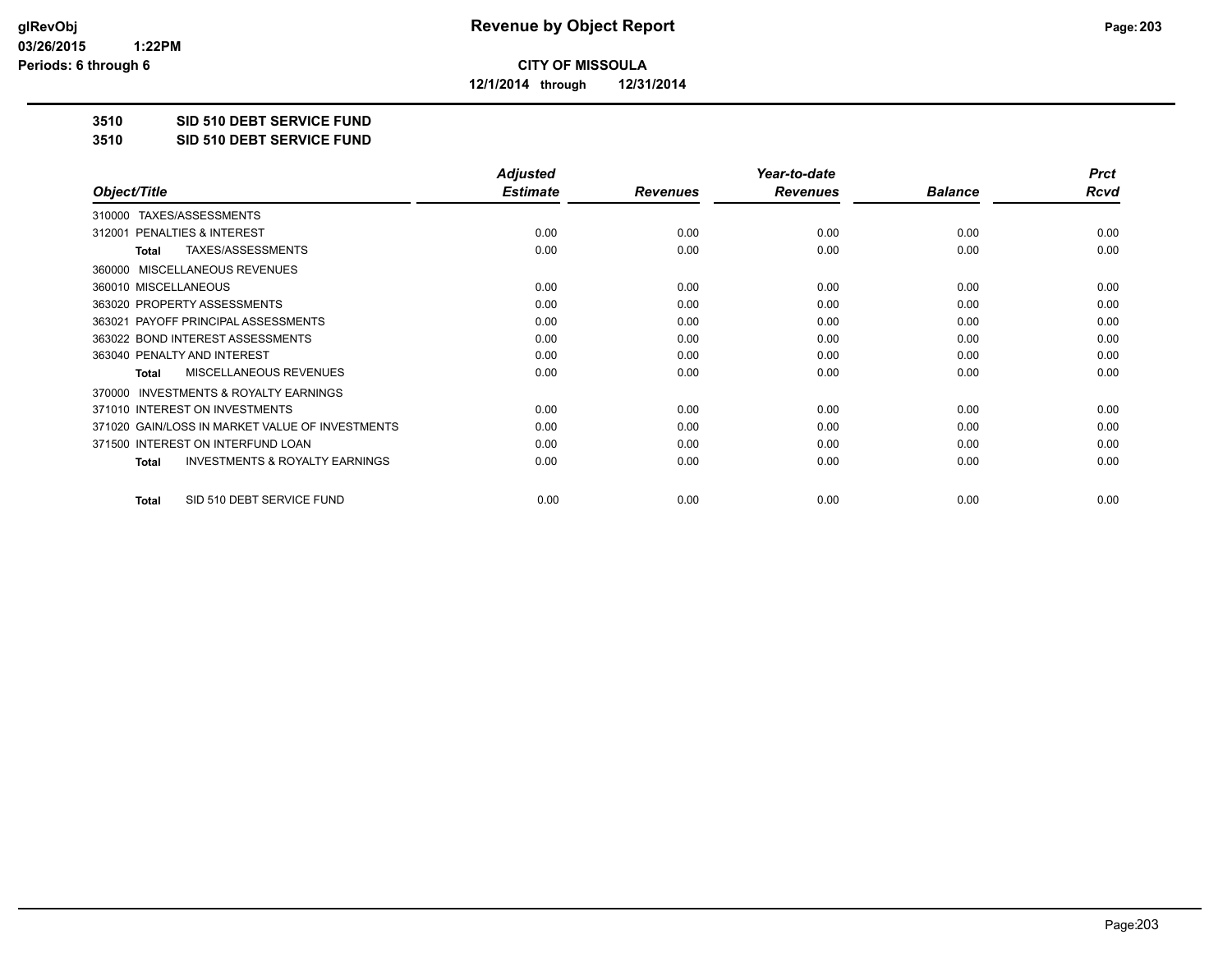# Revenue by Object Report

**CITY OF MISSOULA**

**12/1/2014 through 12/31/2014**

glRevObj
03/26/2015 1:22PM
Periods: 6 through 6

**3510 SID 510 DEBT SERVICE FUND**

**3510 SID 510 DEBT SERVICE FUND**

| Object/Title | Adjusted Estimate | Revenues | Year-to-date Revenues | Balance | Prct Rcvd |
|---|---|---|---|---|---|
| 310000 TAXES/ASSESSMENTS | | | | | |
| 312001 PENALTIES & INTEREST | 0.00 | 0.00 | 0.00 | 0.00 | 0.00 |
| **Total** TAXES/ASSESSMENTS | 0.00 | 0.00 | 0.00 | 0.00 | 0.00 |
| 360000 MISCELLANEOUS REVENUES | | | | | |
| 360010 MISCELLANEOUS | 0.00 | 0.00 | 0.00 | 0.00 | 0.00 |
| 363020 PROPERTY ASSESSMENTS | 0.00 | 0.00 | 0.00 | 0.00 | 0.00 |
| 363021 PAYOFF PRINCIPAL ASSESSMENTS | 0.00 | 0.00 | 0.00 | 0.00 | 0.00 |
| 363022 BOND INTEREST ASSESSMENTS | 0.00 | 0.00 | 0.00 | 0.00 | 0.00 |
| 363040 PENALTY AND INTEREST | 0.00 | 0.00 | 0.00 | 0.00 | 0.00 |
| **Total** MISCELLANEOUS REVENUES | 0.00 | 0.00 | 0.00 | 0.00 | 0.00 |
| 370000 INVESTMENTS & ROYALTY EARNINGS | | | | | |
| 371010 INTEREST ON INVESTMENTS | 0.00 | 0.00 | 0.00 | 0.00 | 0.00 |
| 371020 GAIN/LOSS IN MARKET VALUE OF INVESTMENTS | 0.00 | 0.00 | 0.00 | 0.00 | 0.00 |
| 371500 INTEREST ON INTERFUND LOAN | 0.00 | 0.00 | 0.00 | 0.00 | 0.00 |
| **Total** INVESTMENTS & ROYALTY EARNINGS | 0.00 | 0.00 | 0.00 | 0.00 | 0.00 |
| **Total** SID 510 DEBT SERVICE FUND | 0.00 | 0.00 | 0.00 | 0.00 | 0.00 |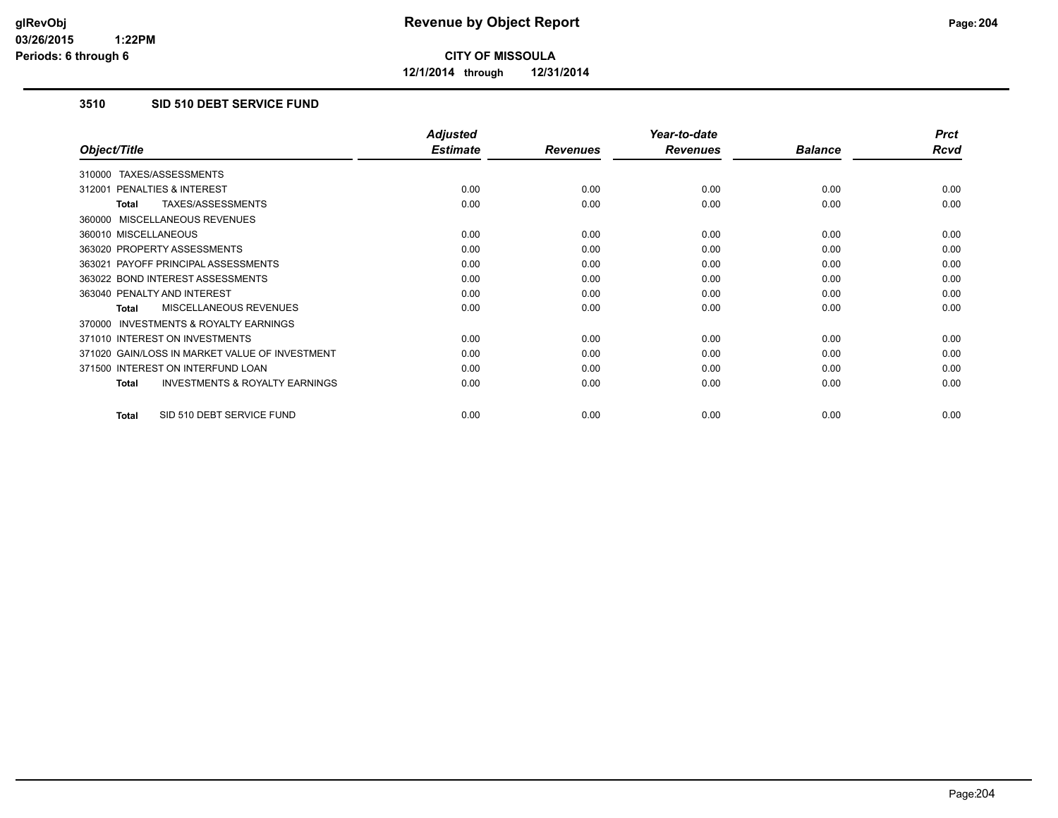# Revenue by Object Report

**CITY OF MISSOULA**

**12/1/2014 through 12/31/2014**

glRevObj
03/26/2015 1:22PM
Periods: 6 through 6

## 3510 SID 510 DEBT SERVICE FUND

| Object/Title | Adjusted Estimate | Revenues | Year-to-date Revenues | Balance | Prct Rcvd |
|---|---|---|---|---|---|
| 310000 TAXES/ASSESSMENTS | | | | | |
| 312001 PENALTIES & INTEREST | 0.00 | 0.00 | 0.00 | 0.00 | 0.00 |
| **Total** TAXES/ASSESSMENTS | 0.00 | 0.00 | 0.00 | 0.00 | 0.00 |
| 360000 MISCELLANEOUS REVENUES | | | | | |
| 360010 MISCELLANEOUS | 0.00 | 0.00 | 0.00 | 0.00 | 0.00 |
| 363020 PROPERTY ASSESSMENTS | 0.00 | 0.00 | 0.00 | 0.00 | 0.00 |
| 363021 PAYOFF PRINCIPAL ASSESSMENTS | 0.00 | 0.00 | 0.00 | 0.00 | 0.00 |
| 363022 BOND INTEREST ASSESSMENTS | 0.00 | 0.00 | 0.00 | 0.00 | 0.00 |
| 363040 PENALTY AND INTEREST | 0.00 | 0.00 | 0.00 | 0.00 | 0.00 |
| **Total** MISCELLANEOUS REVENUES | 0.00 | 0.00 | 0.00 | 0.00 | 0.00 |
| 370000 INVESTMENTS & ROYALTY EARNINGS | | | | | |
| 371010 INTEREST ON INVESTMENTS | 0.00 | 0.00 | 0.00 | 0.00 | 0.00 |
| 371020 GAIN/LOSS IN MARKET VALUE OF INVESTMENT | 0.00 | 0.00 | 0.00 | 0.00 | 0.00 |
| 371500 INTEREST ON INTERFUND LOAN | 0.00 | 0.00 | 0.00 | 0.00 | 0.00 |
| **Total** INVESTMENTS & ROYALTY EARNINGS | 0.00 | 0.00 | 0.00 | 0.00 | 0.00 |
| **Total** SID 510 DEBT SERVICE FUND | 0.00 | 0.00 | 0.00 | 0.00 | 0.00 |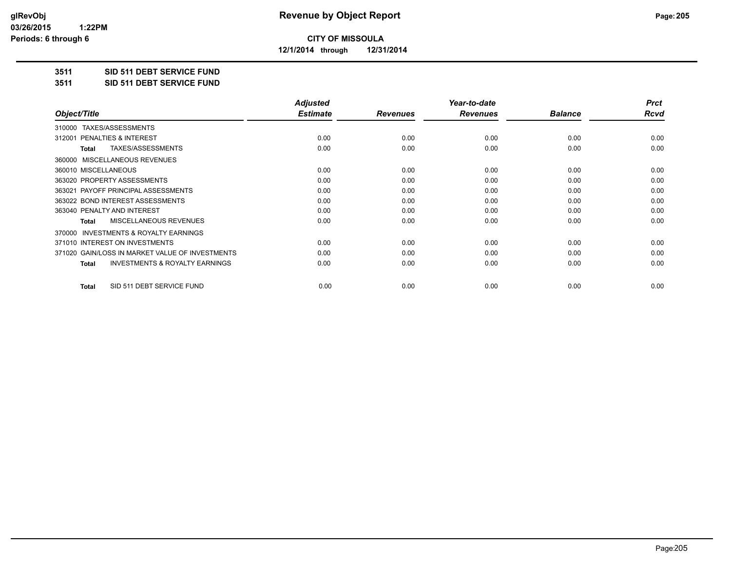# Revenue by Object Report

**CITY OF MISSOULA**

**12/1/2014 through 12/31/2014**

glRevObj
03/26/2015 1:22PM
Periods: 6 through 6

**3511 SID 511 DEBT SERVICE FUND**

**3511 SID 511 DEBT SERVICE FUND**

| Object/Title | Adjusted Estimate | Revenues | Year-to-date Revenues | Balance | Prct Rcvd |
|---|---|---|---|---|---|
| 310000 TAXES/ASSESSMENTS | | | | | |
| 312001 PENALTIES & INTEREST | 0.00 | 0.00 | 0.00 | 0.00 | 0.00 |
| **Total** TAXES/ASSESSMENTS | 0.00 | 0.00 | 0.00 | 0.00 | 0.00 |
| 360000 MISCELLANEOUS REVENUES | | | | | |
| 360010 MISCELLANEOUS | 0.00 | 0.00 | 0.00 | 0.00 | 0.00 |
| 363020 PROPERTY ASSESSMENTS | 0.00 | 0.00 | 0.00 | 0.00 | 0.00 |
| 363021 PAYOFF PRINCIPAL ASSESSMENTS | 0.00 | 0.00 | 0.00 | 0.00 | 0.00 |
| 363022 BOND INTEREST ASSESSMENTS | 0.00 | 0.00 | 0.00 | 0.00 | 0.00 |
| 363040 PENALTY AND INTEREST | 0.00 | 0.00 | 0.00 | 0.00 | 0.00 |
| **Total** MISCELLANEOUS REVENUES | 0.00 | 0.00 | 0.00 | 0.00 | 0.00 |
| 370000 INVESTMENTS & ROYALTY EARNINGS | | | | | |
| 371010 INTEREST ON INVESTMENTS | 0.00 | 0.00 | 0.00 | 0.00 | 0.00 |
| 371020 GAIN/LOSS IN MARKET VALUE OF INVESTMENTS | 0.00 | 0.00 | 0.00 | 0.00 | 0.00 |
| **Total** INVESTMENTS & ROYALTY EARNINGS | 0.00 | 0.00 | 0.00 | 0.00 | 0.00 |
| **Total** SID 511 DEBT SERVICE FUND | 0.00 | 0.00 | 0.00 | 0.00 | 0.00 |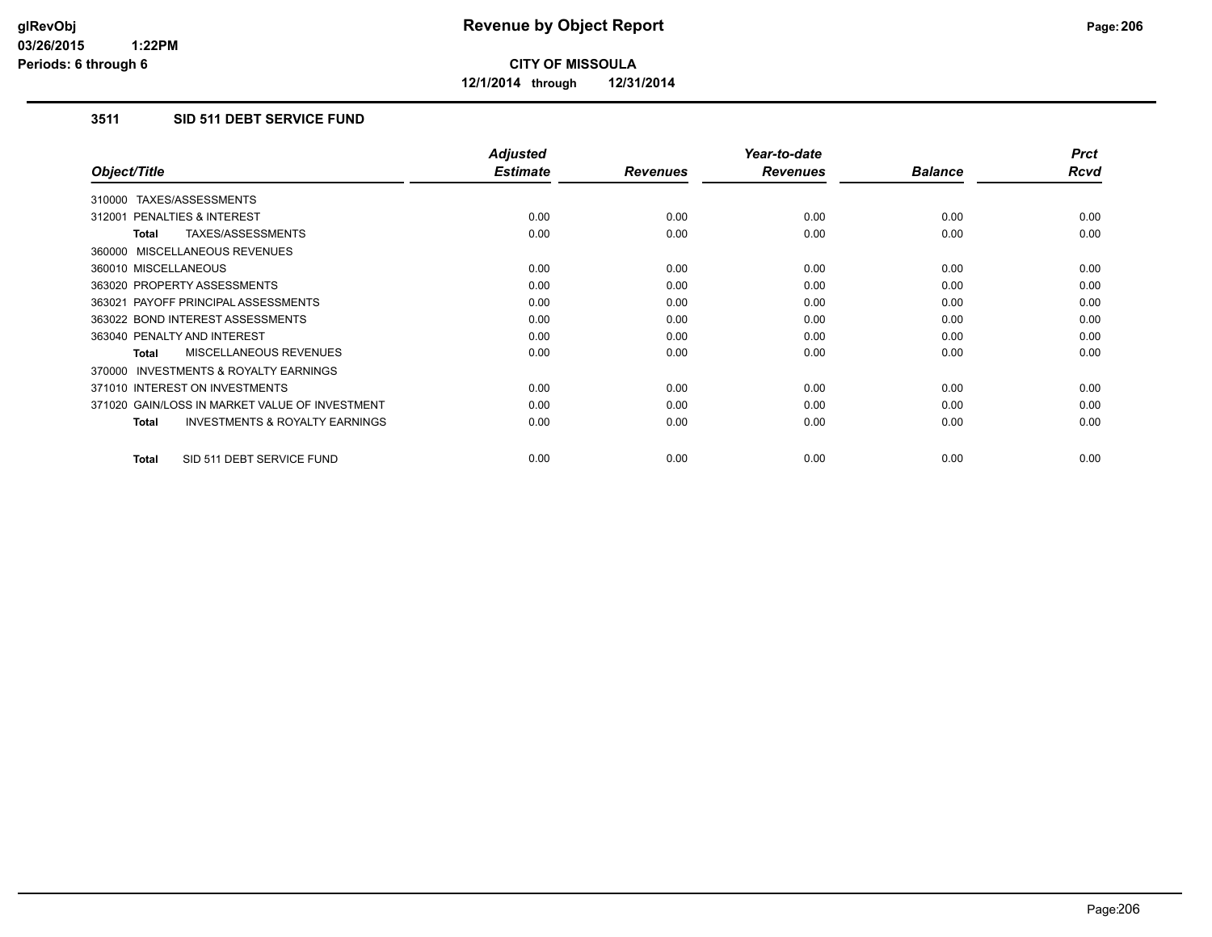# CITY OF MISSOULA

**12/1/2014 through 12/31/2014**

## 3511 SID 511 DEBT SERVICE FUND

| Object/Title | Adjusted Estimate | Revenues | Year-to-date Revenues | Balance | Prct Rcvd |
|---|---|---|---|---|---|
| 310000 TAXES/ASSESSMENTS | | | | | |
| 312001 PENALTIES & INTEREST | 0.00 | 0.00 | 0.00 | 0.00 | 0.00 |
| **Total** TAXES/ASSESSMENTS | 0.00 | 0.00 | 0.00 | 0.00 | 0.00 |
| 360000 MISCELLANEOUS REVENUES | | | | | |
| 360010 MISCELLANEOUS | 0.00 | 0.00 | 0.00 | 0.00 | 0.00 |
| 363020 PROPERTY ASSESSMENTS | 0.00 | 0.00 | 0.00 | 0.00 | 0.00 |
| 363021 PAYOFF PRINCIPAL ASSESSMENTS | 0.00 | 0.00 | 0.00 | 0.00 | 0.00 |
| 363022 BOND INTEREST ASSESSMENTS | 0.00 | 0.00 | 0.00 | 0.00 | 0.00 |
| 363040 PENALTY AND INTEREST | 0.00 | 0.00 | 0.00 | 0.00 | 0.00 |
| **Total** MISCELLANEOUS REVENUES | 0.00 | 0.00 | 0.00 | 0.00 | 0.00 |
| 370000 INVESTMENTS & ROYALTY EARNINGS | | | | | |
| 371010 INTEREST ON INVESTMENTS | 0.00 | 0.00 | 0.00 | 0.00 | 0.00 |
| 371020 GAIN/LOSS IN MARKET VALUE OF INVESTMENT | 0.00 | 0.00 | 0.00 | 0.00 | 0.00 |
| **Total** INVESTMENTS & ROYALTY EARNINGS | 0.00 | 0.00 | 0.00 | 0.00 | 0.00 |
| **Total** SID 511 DEBT SERVICE FUND | 0.00 | 0.00 | 0.00 | 0.00 | 0.00 |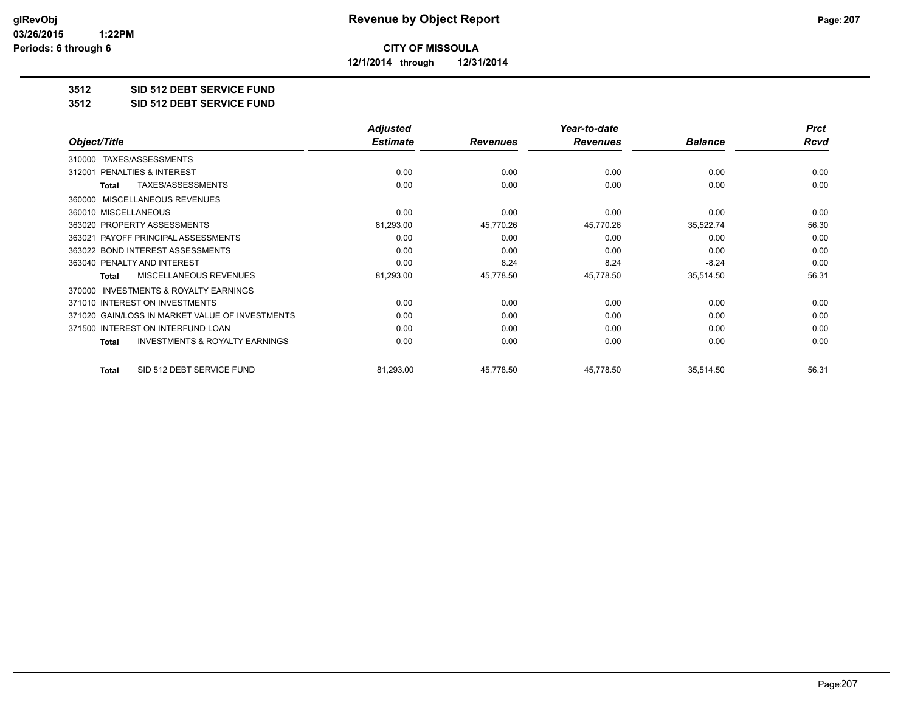**glRevObj**
**03/26/2015 1:22PM**
**Periods: 6 through 6**

# Revenue by Object Report

**CITY OF MISSOULA**
**12/1/2014 through 12/31/2014**

**3512 SID 512 DEBT SERVICE FUND**
**3512 SID 512 DEBT SERVICE FUND**

| Object/Title | Adjusted Estimate | Revenues | Year-to-date Revenues | Balance | Prct Rcvd |
|---|---|---|---|---|---|
| 310000 TAXES/ASSESSMENTS | | | | | |
| 312001 PENALTIES & INTEREST | 0.00 | 0.00 | 0.00 | 0.00 | 0.00 |
| **Total** TAXES/ASSESSMENTS | 0.00 | 0.00 | 0.00 | 0.00 | 0.00 |
| 360000 MISCELLANEOUS REVENUES | | | | | |
| 360010 MISCELLANEOUS | 0.00 | 0.00 | 0.00 | 0.00 | 0.00 |
| 363020 PROPERTY ASSESSMENTS | 81,293.00 | 45,770.26 | 45,770.26 | 35,522.74 | 56.30 |
| 363021 PAYOFF PRINCIPAL ASSESSMENTS | 0.00 | 0.00 | 0.00 | 0.00 | 0.00 |
| 363022 BOND INTEREST ASSESSMENTS | 0.00 | 0.00 | 0.00 | 0.00 | 0.00 |
| 363040 PENALTY AND INTEREST | 0.00 | 8.24 | 8.24 | -8.24 | 0.00 |
| **Total** MISCELLANEOUS REVENUES | 81,293.00 | 45,778.50 | 45,778.50 | 35,514.50 | 56.31 |
| 370000 INVESTMENTS & ROYALTY EARNINGS | | | | | |
| 371010 INTEREST ON INVESTMENTS | 0.00 | 0.00 | 0.00 | 0.00 | 0.00 |
| 371020 GAIN/LOSS IN MARKET VALUE OF INVESTMENTS | 0.00 | 0.00 | 0.00 | 0.00 | 0.00 |
| 371500 INTEREST ON INTERFUND LOAN | 0.00 | 0.00 | 0.00 | 0.00 | 0.00 |
| **Total** INVESTMENTS & ROYALTY EARNINGS | 0.00 | 0.00 | 0.00 | 0.00 | 0.00 |
| **Total** SID 512 DEBT SERVICE FUND | 81,293.00 | 45,778.50 | 45,778.50 | 35,514.50 | 56.31 |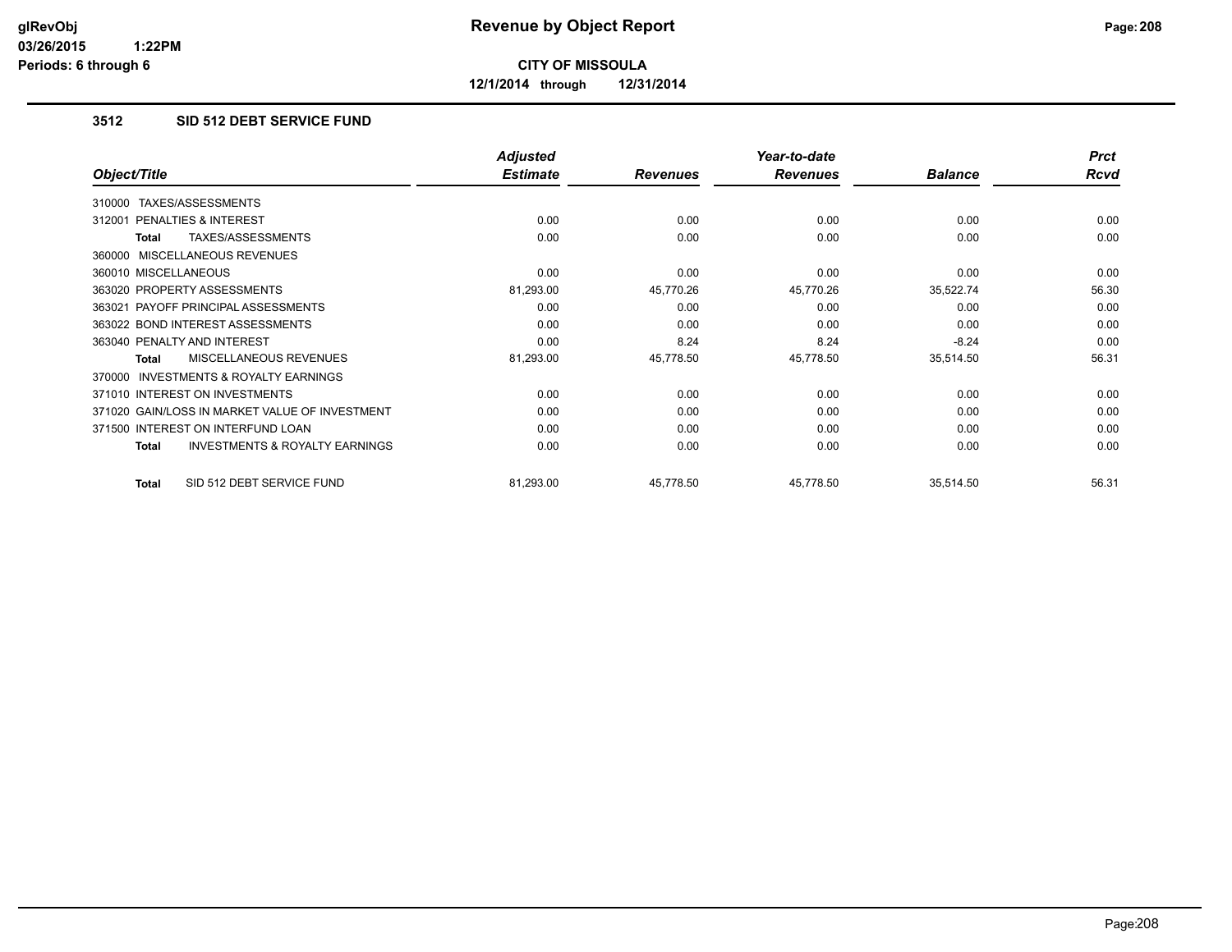**CITY OF MISSOULA**

**12/1/2014 through 12/31/2014**

### 3512 SID 512 DEBT SERVICE FUND

| Object/Title | Adjusted Estimate | Revenues | Year-to-date Revenues | Balance | Prct Rcvd |
|---|---|---|---|---|---|
| 310000 TAXES/ASSESSMENTS | | | | | |
| 312001 PENALTIES & INTEREST | 0.00 | 0.00 | 0.00 | 0.00 | 0.00 |
| **Total** TAXES/ASSESSMENTS | 0.00 | 0.00 | 0.00 | 0.00 | 0.00 |
| 360000 MISCELLANEOUS REVENUES | | | | | |
| 360010 MISCELLANEOUS | 0.00 | 0.00 | 0.00 | 0.00 | 0.00 |
| 363020 PROPERTY ASSESSMENTS | 81,293.00 | 45,770.26 | 45,770.26 | 35,522.74 | 56.30 |
| 363021 PAYOFF PRINCIPAL ASSESSMENTS | 0.00 | 0.00 | 0.00 | 0.00 | 0.00 |
| 363022 BOND INTEREST ASSESSMENTS | 0.00 | 0.00 | 0.00 | 0.00 | 0.00 |
| 363040 PENALTY AND INTEREST | 0.00 | 8.24 | 8.24 | -8.24 | 0.00 |
| **Total** MISCELLANEOUS REVENUES | 81,293.00 | 45,778.50 | 45,778.50 | 35,514.50 | 56.31 |
| 370000 INVESTMENTS & ROYALTY EARNINGS | | | | | |
| 371010 INTEREST ON INVESTMENTS | 0.00 | 0.00 | 0.00 | 0.00 | 0.00 |
| 371020 GAIN/LOSS IN MARKET VALUE OF INVESTMENT | 0.00 | 0.00 | 0.00 | 0.00 | 0.00 |
| 371500 INTEREST ON INTERFUND LOAN | 0.00 | 0.00 | 0.00 | 0.00 | 0.00 |
| **Total** INVESTMENTS & ROYALTY EARNINGS | 0.00 | 0.00 | 0.00 | 0.00 | 0.00 |
| **Total** SID 512 DEBT SERVICE FUND | 81,293.00 | 45,778.50 | 45,778.50 | 35,514.50 | 56.31 |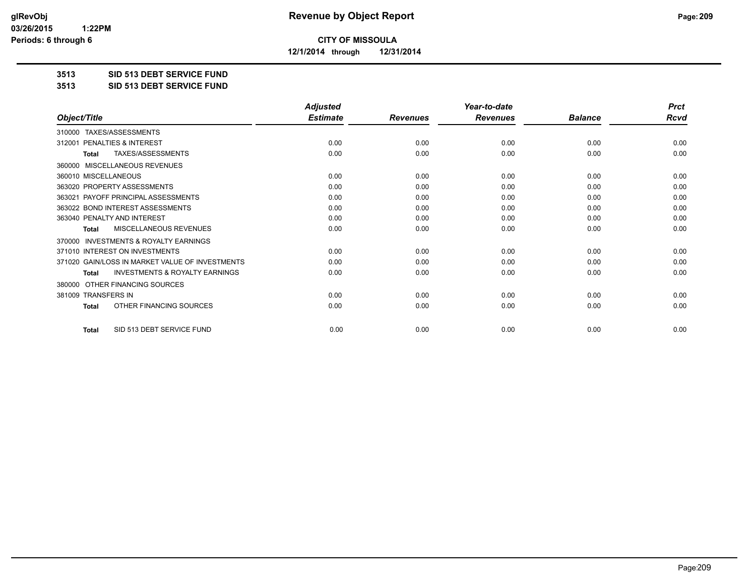# Revenue by Object Report

**CITY OF MISSOULA**

**12/1/2014 through 12/31/2014**

glRevObj
03/26/2015 1:22PM
Periods: 6 through 6

## 3513 SID 513 DEBT SERVICE FUND

## 3513 SID 513 DEBT SERVICE FUND

| Object/Title | Adjusted Estimate | Revenues | Year-to-date Revenues | Balance | Prct Rcvd |
|---|---|---|---|---|---|
| 310000 TAXES/ASSESSMENTS | | | | | |
| 312001 PENALTIES & INTEREST | 0.00 | 0.00 | 0.00 | 0.00 | 0.00 |
| **Total** TAXES/ASSESSMENTS | 0.00 | 0.00 | 0.00 | 0.00 | 0.00 |
| 360000 MISCELLANEOUS REVENUES | | | | | |
| 360010 MISCELLANEOUS | 0.00 | 0.00 | 0.00 | 0.00 | 0.00 |
| 363020 PROPERTY ASSESSMENTS | 0.00 | 0.00 | 0.00 | 0.00 | 0.00 |
| 363021 PAYOFF PRINCIPAL ASSESSMENTS | 0.00 | 0.00 | 0.00 | 0.00 | 0.00 |
| 363022 BOND INTEREST ASSESSMENTS | 0.00 | 0.00 | 0.00 | 0.00 | 0.00 |
| 363040 PENALTY AND INTEREST | 0.00 | 0.00 | 0.00 | 0.00 | 0.00 |
| **Total** MISCELLANEOUS REVENUES | 0.00 | 0.00 | 0.00 | 0.00 | 0.00 |
| 370000 INVESTMENTS & ROYALTY EARNINGS | | | | | |
| 371010 INTEREST ON INVESTMENTS | 0.00 | 0.00 | 0.00 | 0.00 | 0.00 |
| 371020 GAIN/LOSS IN MARKET VALUE OF INVESTMENTS | 0.00 | 0.00 | 0.00 | 0.00 | 0.00 |
| **Total** INVESTMENTS & ROYALTY EARNINGS | 0.00 | 0.00 | 0.00 | 0.00 | 0.00 |
| 380000 OTHER FINANCING SOURCES | | | | | |
| 381009 TRANSFERS IN | 0.00 | 0.00 | 0.00 | 0.00 | 0.00 |
| **Total** OTHER FINANCING SOURCES | 0.00 | 0.00 | 0.00 | 0.00 | 0.00 |
| **Total** SID 513 DEBT SERVICE FUND | 0.00 | 0.00 | 0.00 | 0.00 | 0.00 |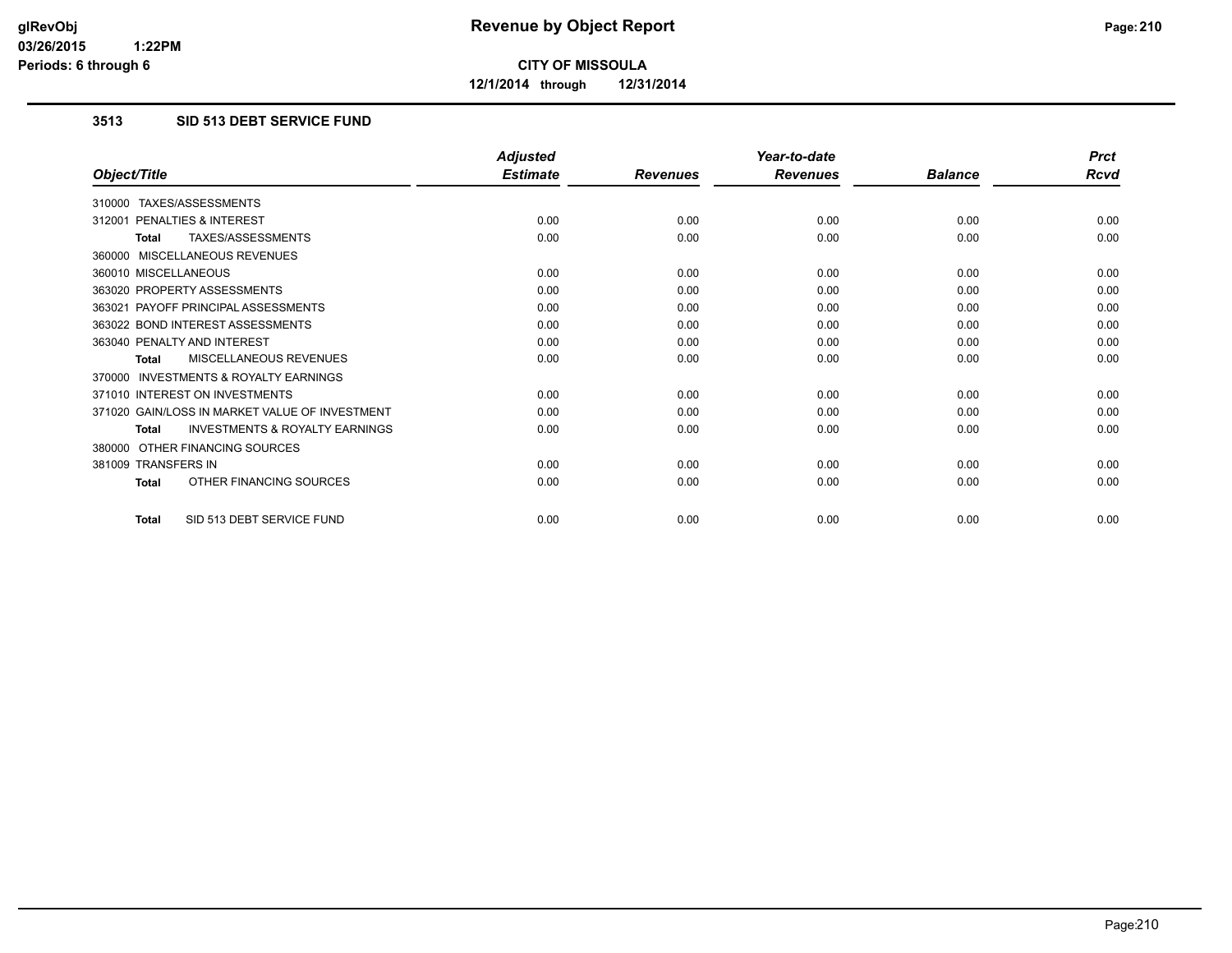**glRevObj**
**03/26/2015 1:22PM**
**Periods: 6 through 6**

# Revenue by Object Report

**CITY OF MISSOULA**

**12/1/2014 through 12/31/2014**

## 3513 SID 513 DEBT SERVICE FUND

| Object/Title | Adjusted Estimate | Revenues | Year-to-date Revenues | Balance | Prct Rcvd |
|---|---|---|---|---|---|
| 310000 TAXES/ASSESSMENTS | | | | | |
| 312001 PENALTIES & INTEREST | 0.00 | 0.00 | 0.00 | 0.00 | 0.00 |
| **Total** TAXES/ASSESSMENTS | 0.00 | 0.00 | 0.00 | 0.00 | 0.00 |
| 360000 MISCELLANEOUS REVENUES | | | | | |
| 360010 MISCELLANEOUS | 0.00 | 0.00 | 0.00 | 0.00 | 0.00 |
| 363020 PROPERTY ASSESSMENTS | 0.00 | 0.00 | 0.00 | 0.00 | 0.00 |
| 363021 PAYOFF PRINCIPAL ASSESSMENTS | 0.00 | 0.00 | 0.00 | 0.00 | 0.00 |
| 363022 BOND INTEREST ASSESSMENTS | 0.00 | 0.00 | 0.00 | 0.00 | 0.00 |
| 363040 PENALTY AND INTEREST | 0.00 | 0.00 | 0.00 | 0.00 | 0.00 |
| **Total** MISCELLANEOUS REVENUES | 0.00 | 0.00 | 0.00 | 0.00 | 0.00 |
| 370000 INVESTMENTS & ROYALTY EARNINGS | | | | | |
| 371010 INTEREST ON INVESTMENTS | 0.00 | 0.00 | 0.00 | 0.00 | 0.00 |
| 371020 GAIN/LOSS IN MARKET VALUE OF INVESTMENT | 0.00 | 0.00 | 0.00 | 0.00 | 0.00 |
| **Total** INVESTMENTS & ROYALTY EARNINGS | 0.00 | 0.00 | 0.00 | 0.00 | 0.00 |
| 380000 OTHER FINANCING SOURCES | | | | | |
| 381009 TRANSFERS IN | 0.00 | 0.00 | 0.00 | 0.00 | 0.00 |
| **Total** OTHER FINANCING SOURCES | 0.00 | 0.00 | 0.00 | 0.00 | 0.00 |
| **Total** SID 513 DEBT SERVICE FUND | 0.00 | 0.00 | 0.00 | 0.00 | 0.00 |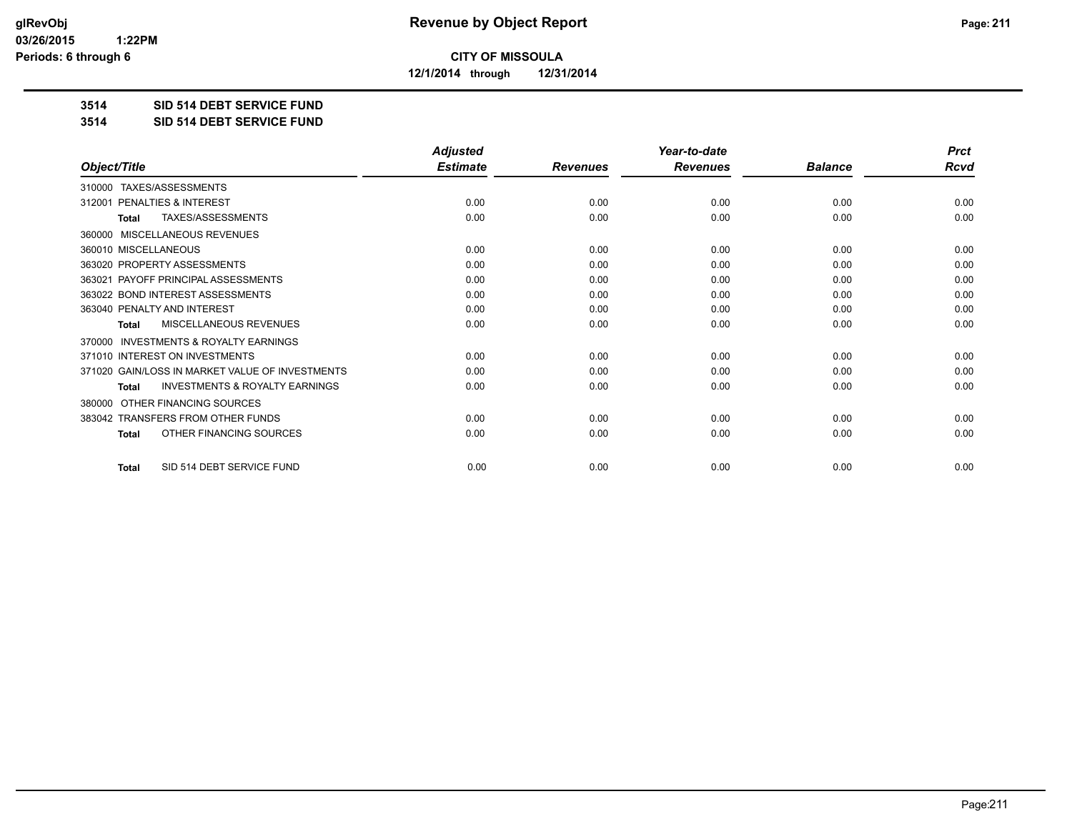# Revenue by Object Report

**CITY OF MISSOULA**

**12/1/2014 through 12/31/2014**

**3514 SID 514 DEBT SERVICE FUND**

**3514 SID 514 DEBT SERVICE FUND**

| Object/Title | Adjusted Estimate | Revenues | Year-to-date Revenues | Balance | Prct Rcvd |
|---|---|---|---|---|---|
| 310000 TAXES/ASSESSMENTS | | | | | |
| 312001 PENALTIES & INTEREST | 0.00 | 0.00 | 0.00 | 0.00 | 0.00 |
| **Total** TAXES/ASSESSMENTS | 0.00 | 0.00 | 0.00 | 0.00 | 0.00 |
| 360000 MISCELLANEOUS REVENUES | | | | | |
| 360010 MISCELLANEOUS | 0.00 | 0.00 | 0.00 | 0.00 | 0.00 |
| 363020 PROPERTY ASSESSMENTS | 0.00 | 0.00 | 0.00 | 0.00 | 0.00 |
| 363021 PAYOFF PRINCIPAL ASSESSMENTS | 0.00 | 0.00 | 0.00 | 0.00 | 0.00 |
| 363022 BOND INTEREST ASSESSMENTS | 0.00 | 0.00 | 0.00 | 0.00 | 0.00 |
| 363040 PENALTY AND INTEREST | 0.00 | 0.00 | 0.00 | 0.00 | 0.00 |
| **Total** MISCELLANEOUS REVENUES | 0.00 | 0.00 | 0.00 | 0.00 | 0.00 |
| 370000 INVESTMENTS & ROYALTY EARNINGS | | | | | |
| 371010 INTEREST ON INVESTMENTS | 0.00 | 0.00 | 0.00 | 0.00 | 0.00 |
| 371020 GAIN/LOSS IN MARKET VALUE OF INVESTMENTS | 0.00 | 0.00 | 0.00 | 0.00 | 0.00 |
| **Total** INVESTMENTS & ROYALTY EARNINGS | 0.00 | 0.00 | 0.00 | 0.00 | 0.00 |
| 380000 OTHER FINANCING SOURCES | | | | | |
| 383042 TRANSFERS FROM OTHER FUNDS | 0.00 | 0.00 | 0.00 | 0.00 | 0.00 |
| **Total** OTHER FINANCING SOURCES | 0.00 | 0.00 | 0.00 | 0.00 | 0.00 |
| **Total** SID 514 DEBT SERVICE FUND | 0.00 | 0.00 | 0.00 | 0.00 | 0.00 |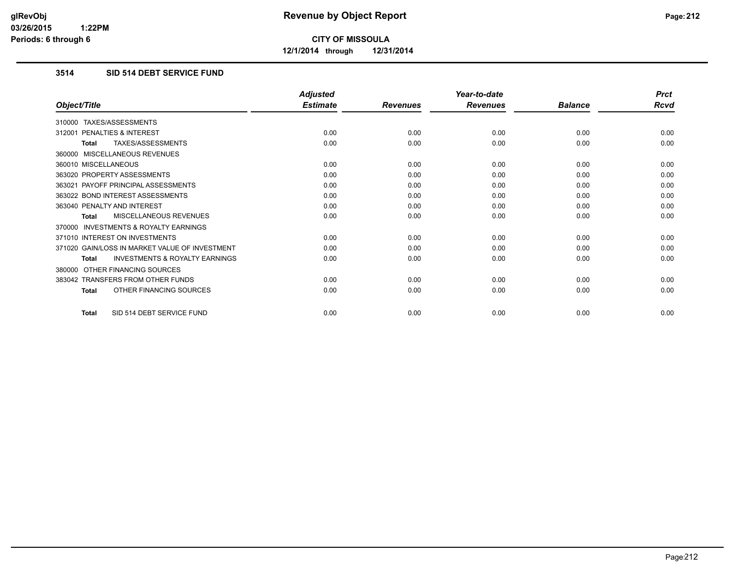**glRevObj**
**03/26/2015 1:22PM**
**Periods: 6 through 6**

# Revenue by Object Report

**CITY OF MISSOULA**

**12/1/2014 through 12/31/2014**

## 3514 SID 514 DEBT SERVICE FUND

| Object/Title | Adjusted Estimate | Revenues | Year-to-date Revenues | Balance | Prct Rcvd |
|---|---|---|---|---|---|
| 310000 TAXES/ASSESSMENTS | | | | | |
| 312001 PENALTIES & INTEREST | 0.00 | 0.00 | 0.00 | 0.00 | 0.00 |
| **Total** TAXES/ASSESSMENTS | 0.00 | 0.00 | 0.00 | 0.00 | 0.00 |
| 360000 MISCELLANEOUS REVENUES | | | | | |
| 360010 MISCELLANEOUS | 0.00 | 0.00 | 0.00 | 0.00 | 0.00 |
| 363020 PROPERTY ASSESSMENTS | 0.00 | 0.00 | 0.00 | 0.00 | 0.00 |
| 363021 PAYOFF PRINCIPAL ASSESSMENTS | 0.00 | 0.00 | 0.00 | 0.00 | 0.00 |
| 363022 BOND INTEREST ASSESSMENTS | 0.00 | 0.00 | 0.00 | 0.00 | 0.00 |
| 363040 PENALTY AND INTEREST | 0.00 | 0.00 | 0.00 | 0.00 | 0.00 |
| **Total** MISCELLANEOUS REVENUES | 0.00 | 0.00 | 0.00 | 0.00 | 0.00 |
| 370000 INVESTMENTS & ROYALTY EARNINGS | | | | | |
| 371010 INTEREST ON INVESTMENTS | 0.00 | 0.00 | 0.00 | 0.00 | 0.00 |
| 371020 GAIN/LOSS IN MARKET VALUE OF INVESTMENT | 0.00 | 0.00 | 0.00 | 0.00 | 0.00 |
| **Total** INVESTMENTS & ROYALTY EARNINGS | 0.00 | 0.00 | 0.00 | 0.00 | 0.00 |
| 380000 OTHER FINANCING SOURCES | | | | | |
| 383042 TRANSFERS FROM OTHER FUNDS | 0.00 | 0.00 | 0.00 | 0.00 | 0.00 |
| **Total** OTHER FINANCING SOURCES | 0.00 | 0.00 | 0.00 | 0.00 | 0.00 |
| **Total** SID 514 DEBT SERVICE FUND | 0.00 | 0.00 | 0.00 | 0.00 | 0.00 |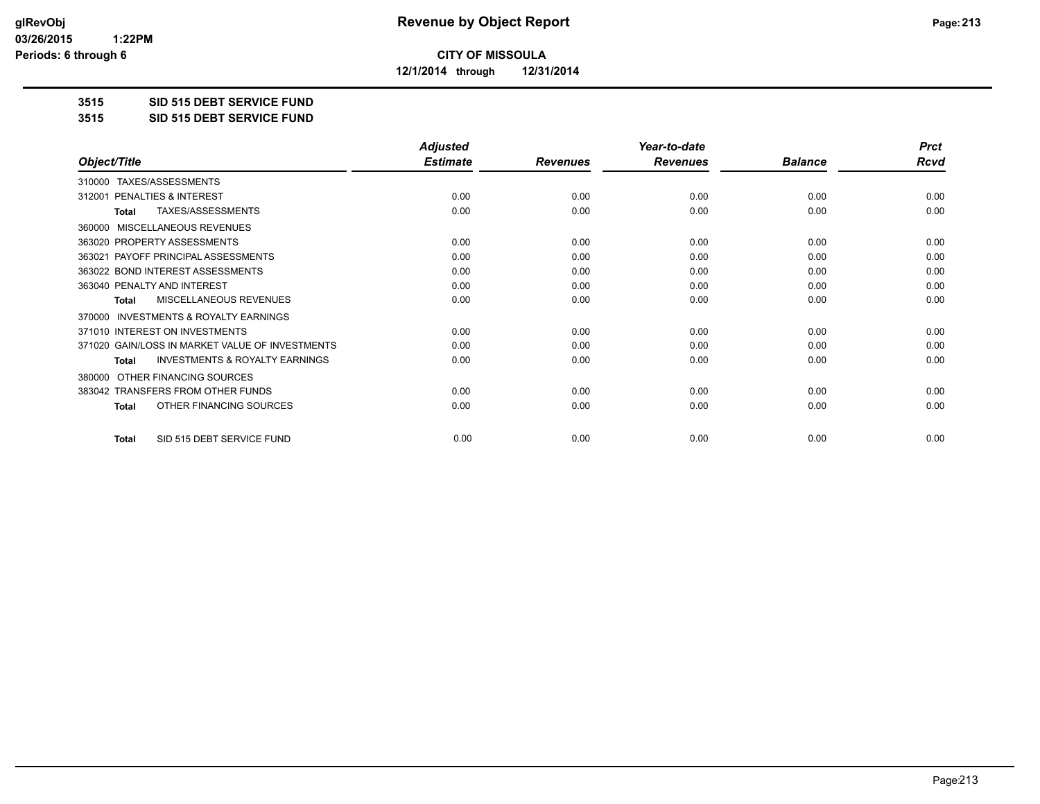**CITY OF MISSOULA**

**12/1/2014 through 12/31/2014**

**3515 SID 515 DEBT SERVICE FUND**

**3515 SID 515 DEBT SERVICE FUND**

| Object/Title | Adjusted Estimate | Revenues | Year-to-date Revenues | Balance | Prct Rcvd |
|---|---|---|---|---|---|
| 310000 TAXES/ASSESSMENTS | | | | | |
| 312001 PENALTIES & INTEREST | 0.00 | 0.00 | 0.00 | 0.00 | 0.00 |
| **Total** TAXES/ASSESSMENTS | 0.00 | 0.00 | 0.00 | 0.00 | 0.00 |
| 360000 MISCELLANEOUS REVENUES | | | | | |
| 363020 PROPERTY ASSESSMENTS | 0.00 | 0.00 | 0.00 | 0.00 | 0.00 |
| 363021 PAYOFF PRINCIPAL ASSESSMENTS | 0.00 | 0.00 | 0.00 | 0.00 | 0.00 |
| 363022 BOND INTEREST ASSESSMENTS | 0.00 | 0.00 | 0.00 | 0.00 | 0.00 |
| 363040 PENALTY AND INTEREST | 0.00 | 0.00 | 0.00 | 0.00 | 0.00 |
| **Total** MISCELLANEOUS REVENUES | 0.00 | 0.00 | 0.00 | 0.00 | 0.00 |
| 370000 INVESTMENTS & ROYALTY EARNINGS | | | | | |
| 371010 INTEREST ON INVESTMENTS | 0.00 | 0.00 | 0.00 | 0.00 | 0.00 |
| 371020 GAIN/LOSS IN MARKET VALUE OF INVESTMENTS | 0.00 | 0.00 | 0.00 | 0.00 | 0.00 |
| **Total** INVESTMENTS & ROYALTY EARNINGS | 0.00 | 0.00 | 0.00 | 0.00 | 0.00 |
| 380000 OTHER FINANCING SOURCES | | | | | |
| 383042 TRANSFERS FROM OTHER FUNDS | 0.00 | 0.00 | 0.00 | 0.00 | 0.00 |
| **Total** OTHER FINANCING SOURCES | 0.00 | 0.00 | 0.00 | 0.00 | 0.00 |
| **Total** SID 515 DEBT SERVICE FUND | 0.00 | 0.00 | 0.00 | 0.00 | 0.00 |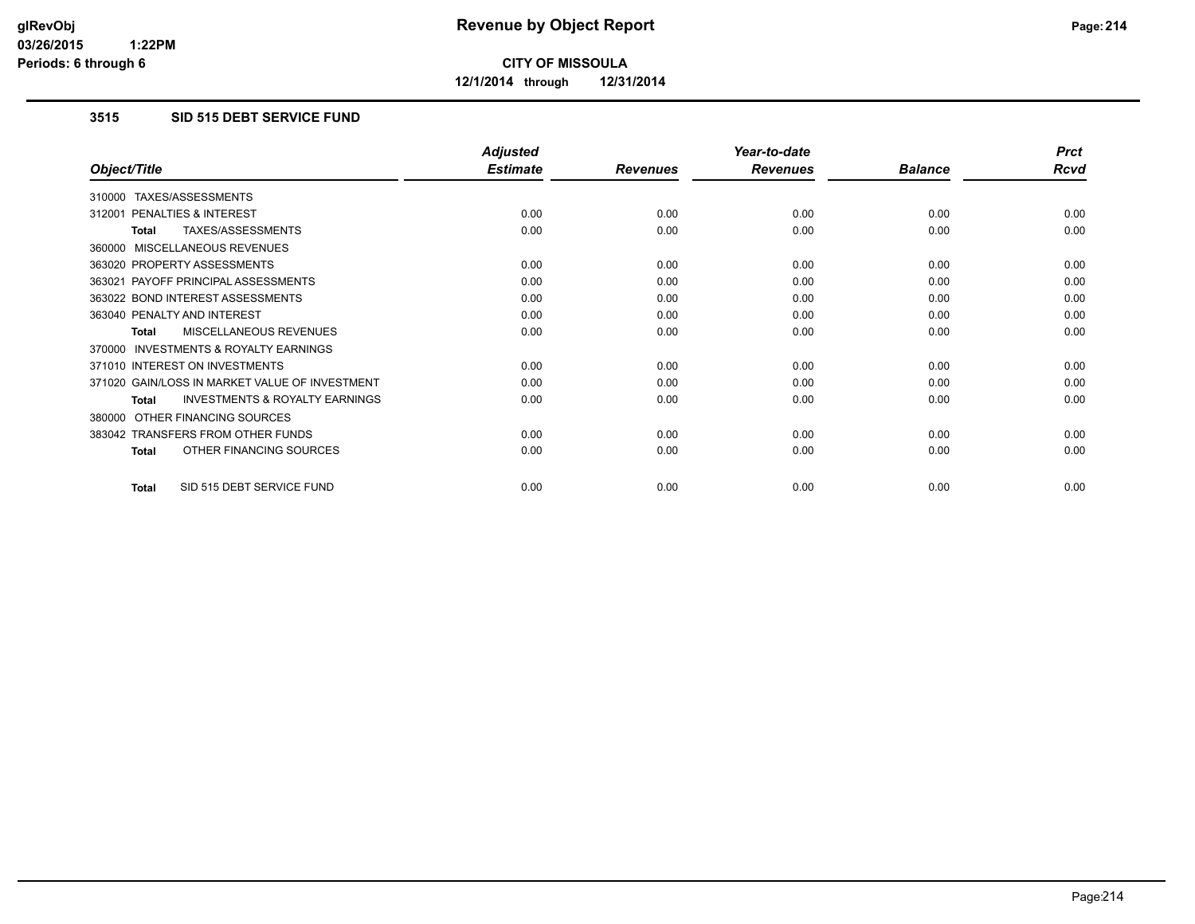# Revenue by Object Report

**CITY OF MISSOULA**

**12/1/2014 through 12/31/2014**

glRevObj
03/26/2015 1:22PM
Periods: 6 through 6

## 3515 SID 515 DEBT SERVICE FUND

| Object/Title | Adjusted Estimate | Revenues | Year-to-date Revenues | Balance | Prct Rcvd |
|---|---|---|---|---|---|
| 310000 TAXES/ASSESSMENTS | | | | | |
| 312001 PENALTIES & INTEREST | 0.00 | 0.00 | 0.00 | 0.00 | 0.00 |
| **Total** TAXES/ASSESSMENTS | 0.00 | 0.00 | 0.00 | 0.00 | 0.00 |
| 360000 MISCELLANEOUS REVENUES | | | | | |
| 363020 PROPERTY ASSESSMENTS | 0.00 | 0.00 | 0.00 | 0.00 | 0.00 |
| 363021 PAYOFF PRINCIPAL ASSESSMENTS | 0.00 | 0.00 | 0.00 | 0.00 | 0.00 |
| 363022 BOND INTEREST ASSESSMENTS | 0.00 | 0.00 | 0.00 | 0.00 | 0.00 |
| 363040 PENALTY AND INTEREST | 0.00 | 0.00 | 0.00 | 0.00 | 0.00 |
| **Total** MISCELLANEOUS REVENUES | 0.00 | 0.00 | 0.00 | 0.00 | 0.00 |
| 370000 INVESTMENTS & ROYALTY EARNINGS | | | | | |
| 371010 INTEREST ON INVESTMENTS | 0.00 | 0.00 | 0.00 | 0.00 | 0.00 |
| 371020 GAIN/LOSS IN MARKET VALUE OF INVESTMENT | 0.00 | 0.00 | 0.00 | 0.00 | 0.00 |
| **Total** INVESTMENTS & ROYALTY EARNINGS | 0.00 | 0.00 | 0.00 | 0.00 | 0.00 |
| 380000 OTHER FINANCING SOURCES | | | | | |
| 383042 TRANSFERS FROM OTHER FUNDS | 0.00 | 0.00 | 0.00 | 0.00 | 0.00 |
| **Total** OTHER FINANCING SOURCES | 0.00 | 0.00 | 0.00 | 0.00 | 0.00 |
| **Total** SID 515 DEBT SERVICE FUND | 0.00 | 0.00 | 0.00 | 0.00 | 0.00 |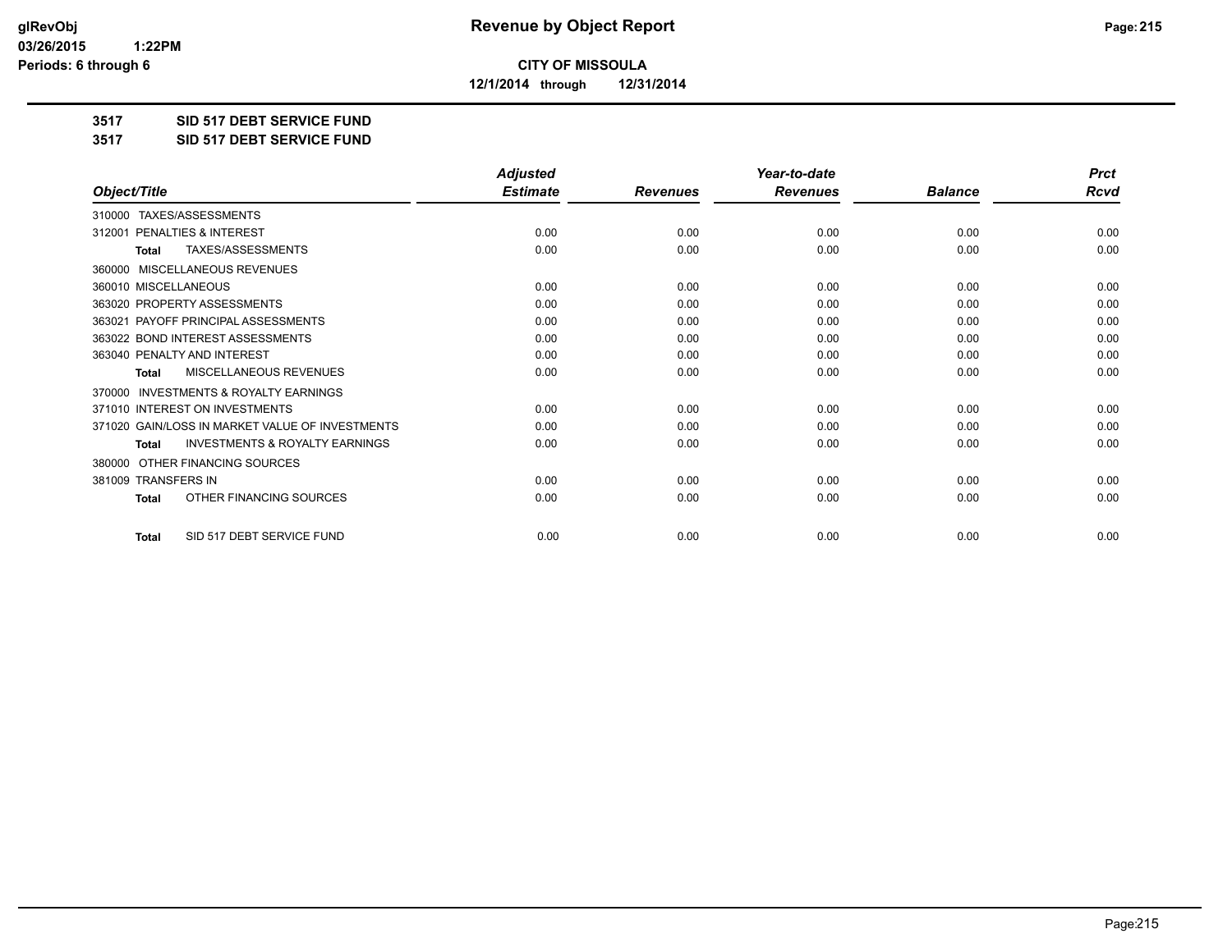**CITY OF MISSOULA**

**12/1/2014 through 12/31/2014**

**3517 SID 517 DEBT SERVICE FUND**

**3517 SID 517 DEBT SERVICE FUND**

| Object/Title | Adjusted Estimate | Revenues | Year-to-date Revenues | Balance | Prct Rcvd |
|---|---|---|---|---|---|
| 310000 TAXES/ASSESSMENTS | | | | | |
| 312001 PENALTIES & INTEREST | 0.00 | 0.00 | 0.00 | 0.00 | 0.00 |
| **Total** TAXES/ASSESSMENTS | 0.00 | 0.00 | 0.00 | 0.00 | 0.00 |
| 360000 MISCELLANEOUS REVENUES | | | | | |
| 360010 MISCELLANEOUS | 0.00 | 0.00 | 0.00 | 0.00 | 0.00 |
| 363020 PROPERTY ASSESSMENTS | 0.00 | 0.00 | 0.00 | 0.00 | 0.00 |
| 363021 PAYOFF PRINCIPAL ASSESSMENTS | 0.00 | 0.00 | 0.00 | 0.00 | 0.00 |
| 363022 BOND INTEREST ASSESSMENTS | 0.00 | 0.00 | 0.00 | 0.00 | 0.00 |
| 363040 PENALTY AND INTEREST | 0.00 | 0.00 | 0.00 | 0.00 | 0.00 |
| **Total** MISCELLANEOUS REVENUES | 0.00 | 0.00 | 0.00 | 0.00 | 0.00 |
| 370000 INVESTMENTS & ROYALTY EARNINGS | | | | | |
| 371010 INTEREST ON INVESTMENTS | 0.00 | 0.00 | 0.00 | 0.00 | 0.00 |
| 371020 GAIN/LOSS IN MARKET VALUE OF INVESTMENTS | 0.00 | 0.00 | 0.00 | 0.00 | 0.00 |
| **Total** INVESTMENTS & ROYALTY EARNINGS | 0.00 | 0.00 | 0.00 | 0.00 | 0.00 |
| 380000 OTHER FINANCING SOURCES | | | | | |
| 381009 TRANSFERS IN | 0.00 | 0.00 | 0.00 | 0.00 | 0.00 |
| **Total** OTHER FINANCING SOURCES | 0.00 | 0.00 | 0.00 | 0.00 | 0.00 |
| **Total** SID 517 DEBT SERVICE FUND | 0.00 | 0.00 | 0.00 | 0.00 | 0.00 |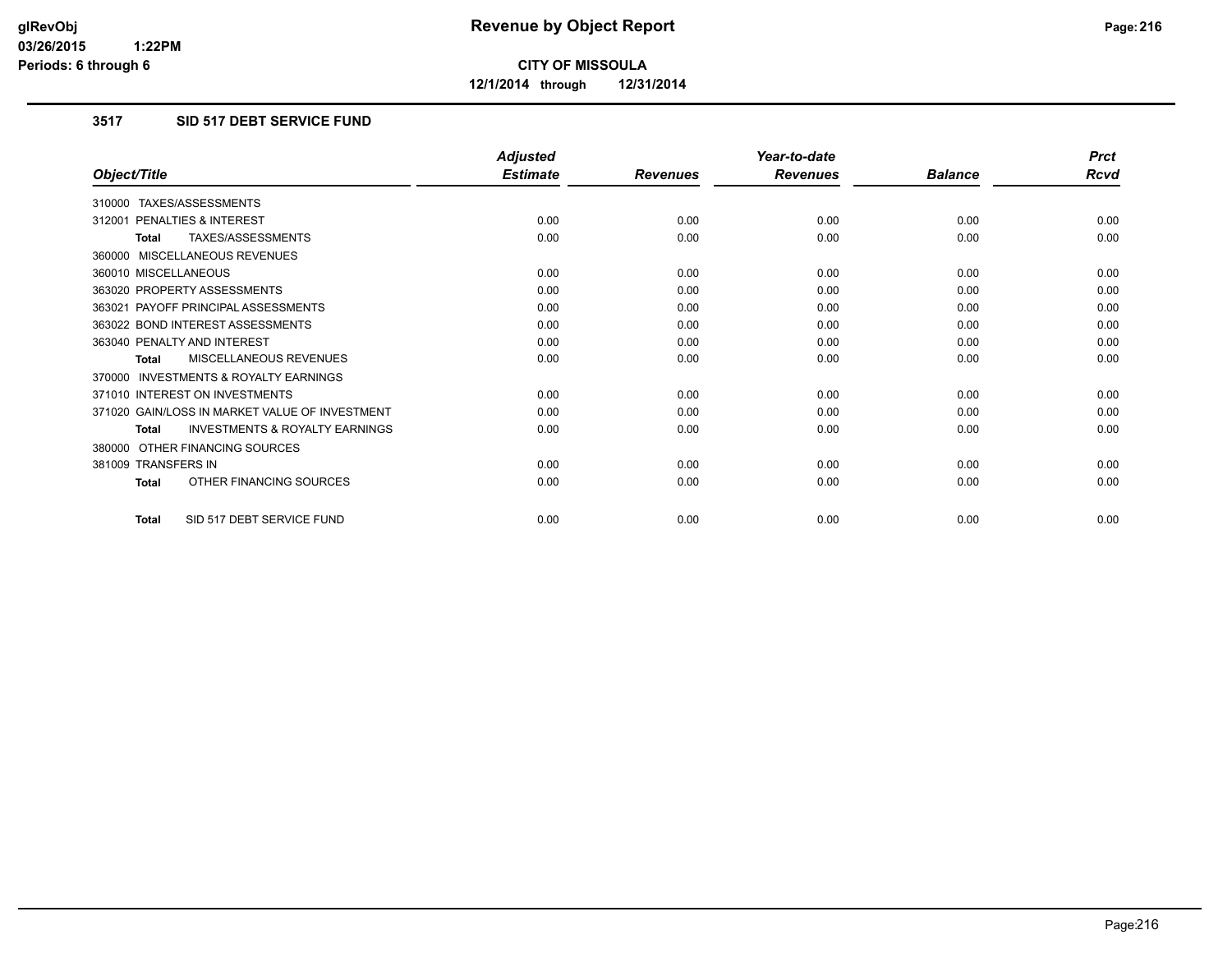# CITY OF MISSOULA

**12/1/2014 through 12/31/2014**

### 3517 SID 517 DEBT SERVICE FUND

| Object/Title | Adjusted Estimate | Revenues | Year-to-date Revenues | Balance | Prct Rcvd |
|---|---|---|---|---|---|
| 310000 TAXES/ASSESSMENTS | | | | | |
| 312001 PENALTIES & INTEREST | 0.00 | 0.00 | 0.00 | 0.00 | 0.00 |
| **Total** TAXES/ASSESSMENTS | 0.00 | 0.00 | 0.00 | 0.00 | 0.00 |
| 360000 MISCELLANEOUS REVENUES | | | | | |
| 360010 MISCELLANEOUS | 0.00 | 0.00 | 0.00 | 0.00 | 0.00 |
| 363020 PROPERTY ASSESSMENTS | 0.00 | 0.00 | 0.00 | 0.00 | 0.00 |
| 363021 PAYOFF PRINCIPAL ASSESSMENTS | 0.00 | 0.00 | 0.00 | 0.00 | 0.00 |
| 363022 BOND INTEREST ASSESSMENTS | 0.00 | 0.00 | 0.00 | 0.00 | 0.00 |
| 363040 PENALTY AND INTEREST | 0.00 | 0.00 | 0.00 | 0.00 | 0.00 |
| **Total** MISCELLANEOUS REVENUES | 0.00 | 0.00 | 0.00 | 0.00 | 0.00 |
| 370000 INVESTMENTS & ROYALTY EARNINGS | | | | | |
| 371010 INTEREST ON INVESTMENTS | 0.00 | 0.00 | 0.00 | 0.00 | 0.00 |
| 371020 GAIN/LOSS IN MARKET VALUE OF INVESTMENT | 0.00 | 0.00 | 0.00 | 0.00 | 0.00 |
| **Total** INVESTMENTS & ROYALTY EARNINGS | 0.00 | 0.00 | 0.00 | 0.00 | 0.00 |
| 380000 OTHER FINANCING SOURCES | | | | | |
| 381009 TRANSFERS IN | 0.00 | 0.00 | 0.00 | 0.00 | 0.00 |
| **Total** OTHER FINANCING SOURCES | 0.00 | 0.00 | 0.00 | 0.00 | 0.00 |
| **Total** SID 517 DEBT SERVICE FUND | 0.00 | 0.00 | 0.00 | 0.00 | 0.00 |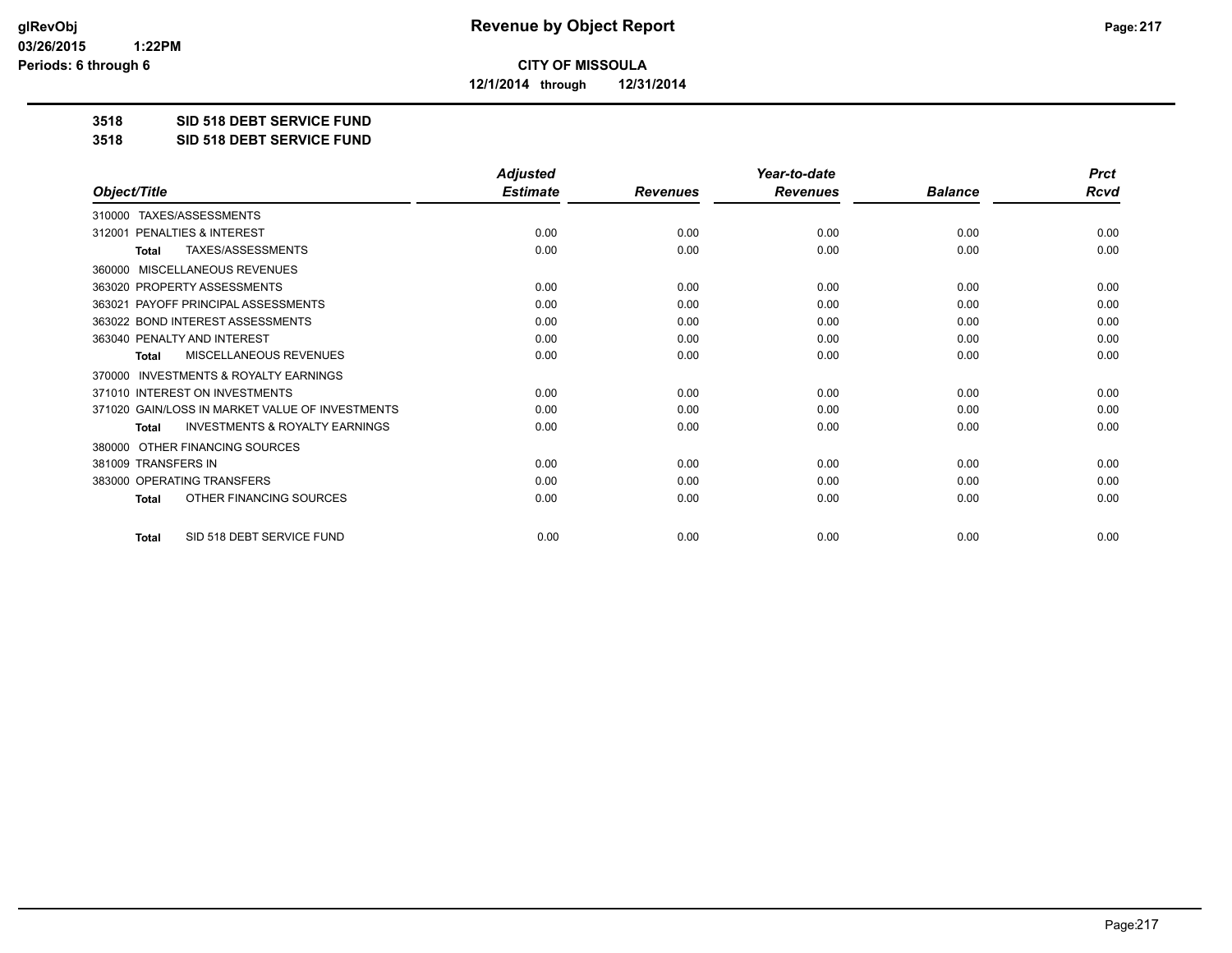**CITY OF MISSOULA**

**12/1/2014 through 12/31/2014**

**3518 SID 518 DEBT SERVICE FUND**

**3518 SID 518 DEBT SERVICE FUND**

| Object/Title | Adjusted Estimate | Revenues | Year-to-date Revenues | Balance | Prct Rcvd |
|---|---|---|---|---|---|
| 310000 TAXES/ASSESSMENTS | | | | | |
| 312001 PENALTIES & INTEREST | 0.00 | 0.00 | 0.00 | 0.00 | 0.00 |
| **Total** TAXES/ASSESSMENTS | 0.00 | 0.00 | 0.00 | 0.00 | 0.00 |
| 360000 MISCELLANEOUS REVENUES | | | | | |
| 363020 PROPERTY ASSESSMENTS | 0.00 | 0.00 | 0.00 | 0.00 | 0.00 |
| 363021 PAYOFF PRINCIPAL ASSESSMENTS | 0.00 | 0.00 | 0.00 | 0.00 | 0.00 |
| 363022 BOND INTEREST ASSESSMENTS | 0.00 | 0.00 | 0.00 | 0.00 | 0.00 |
| 363040 PENALTY AND INTEREST | 0.00 | 0.00 | 0.00 | 0.00 | 0.00 |
| **Total** MISCELLANEOUS REVENUES | 0.00 | 0.00 | 0.00 | 0.00 | 0.00 |
| 370000 INVESTMENTS & ROYALTY EARNINGS | | | | | |
| 371010 INTEREST ON INVESTMENTS | 0.00 | 0.00 | 0.00 | 0.00 | 0.00 |
| 371020 GAIN/LOSS IN MARKET VALUE OF INVESTMENTS | 0.00 | 0.00 | 0.00 | 0.00 | 0.00 |
| **Total** INVESTMENTS & ROYALTY EARNINGS | 0.00 | 0.00 | 0.00 | 0.00 | 0.00 |
| 380000 OTHER FINANCING SOURCES | | | | | |
| 381009 TRANSFERS IN | 0.00 | 0.00 | 0.00 | 0.00 | 0.00 |
| 383000 OPERATING TRANSFERS | 0.00 | 0.00 | 0.00 | 0.00 | 0.00 |
| **Total** OTHER FINANCING SOURCES | 0.00 | 0.00 | 0.00 | 0.00 | 0.00 |
| **Total** SID 518 DEBT SERVICE FUND | 0.00 | 0.00 | 0.00 | 0.00 | 0.00 |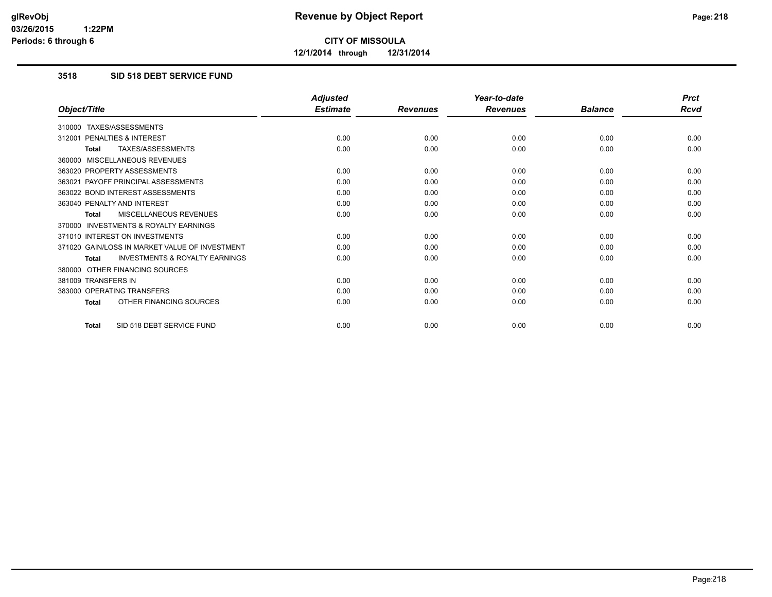# CITY OF MISSOULA

**12/1/2014 through 12/31/2014**

## 3518 SID 518 DEBT SERVICE FUND

| Object/Title | Adjusted Estimate | Revenues | Year-to-date Revenues | Balance | Prct Rcvd |
|---|---|---|---|---|---|
| 310000 TAXES/ASSESSMENTS | | | | | |
| 312001 PENALTIES & INTEREST | 0.00 | 0.00 | 0.00 | 0.00 | 0.00 |
| **Total** TAXES/ASSESSMENTS | 0.00 | 0.00 | 0.00 | 0.00 | 0.00 |
| 360000 MISCELLANEOUS REVENUES | | | | | |
| 363020 PROPERTY ASSESSMENTS | 0.00 | 0.00 | 0.00 | 0.00 | 0.00 |
| 363021 PAYOFF PRINCIPAL ASSESSMENTS | 0.00 | 0.00 | 0.00 | 0.00 | 0.00 |
| 363022 BOND INTEREST ASSESSMENTS | 0.00 | 0.00 | 0.00 | 0.00 | 0.00 |
| 363040 PENALTY AND INTEREST | 0.00 | 0.00 | 0.00 | 0.00 | 0.00 |
| **Total** MISCELLANEOUS REVENUES | 0.00 | 0.00 | 0.00 | 0.00 | 0.00 |
| 370000 INVESTMENTS & ROYALTY EARNINGS | | | | | |
| 371010 INTEREST ON INVESTMENTS | 0.00 | 0.00 | 0.00 | 0.00 | 0.00 |
| 371020 GAIN/LOSS IN MARKET VALUE OF INVESTMENT | 0.00 | 0.00 | 0.00 | 0.00 | 0.00 |
| **Total** INVESTMENTS & ROYALTY EARNINGS | 0.00 | 0.00 | 0.00 | 0.00 | 0.00 |
| 380000 OTHER FINANCING SOURCES | | | | | |
| 381009 TRANSFERS IN | 0.00 | 0.00 | 0.00 | 0.00 | 0.00 |
| 383000 OPERATING TRANSFERS | 0.00 | 0.00 | 0.00 | 0.00 | 0.00 |
| **Total** OTHER FINANCING SOURCES | 0.00 | 0.00 | 0.00 | 0.00 | 0.00 |
| **Total** SID 518 DEBT SERVICE FUND | 0.00 | 0.00 | 0.00 | 0.00 | 0.00 |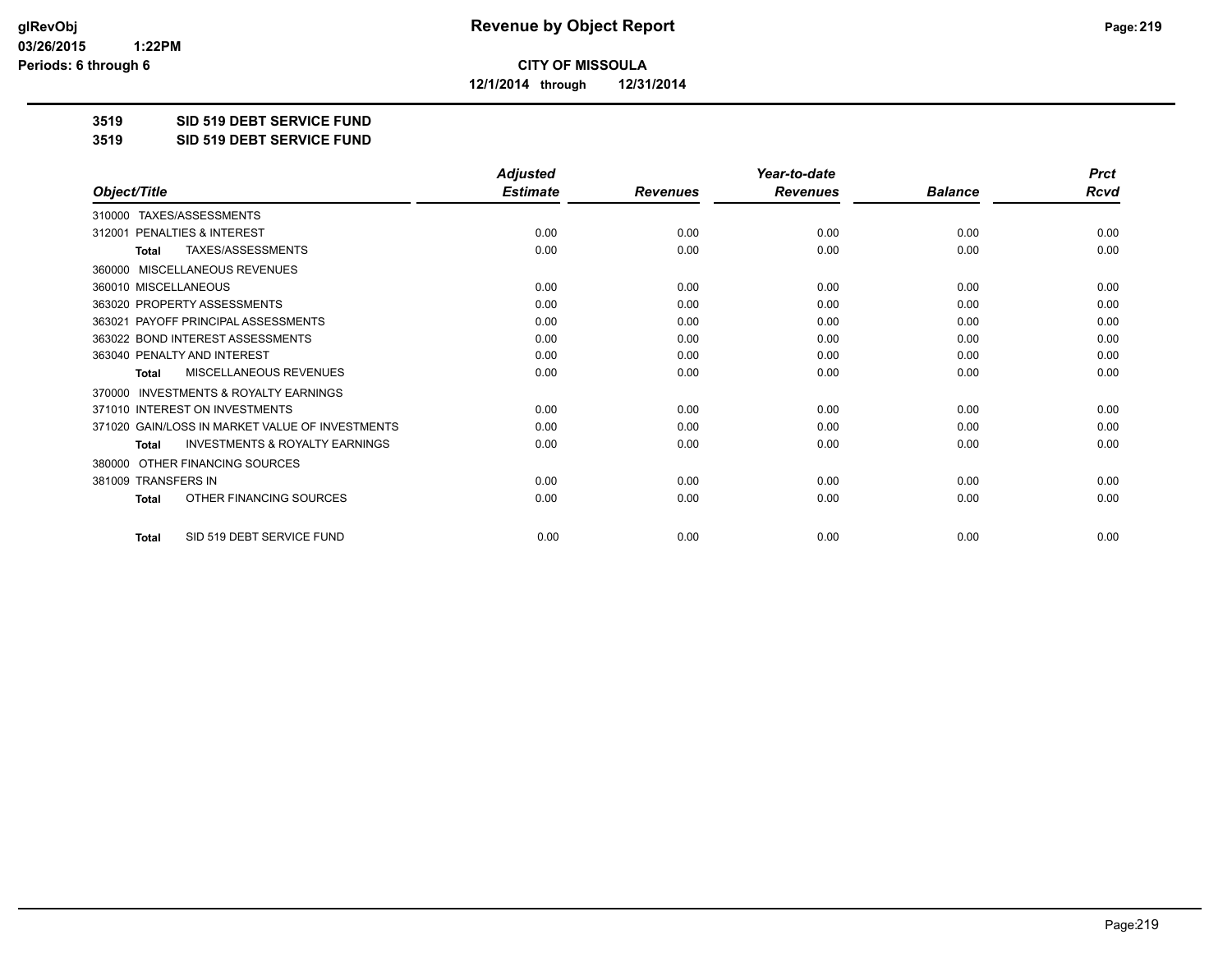**glRevObj**
**03/26/2015 1:22PM**
**Periods: 6 through 6**

# Revenue by Object Report

**CITY OF MISSOULA**
**12/1/2014 through 12/31/2014**

**3519 SID 519 DEBT SERVICE FUND**
**3519 SID 519 DEBT SERVICE FUND**

| Object/Title | Adjusted Estimate | Revenues | Year-to-date Revenues | Balance | Prct Rcvd |
|---|---|---|---|---|---|
| 310000 TAXES/ASSESSMENTS | | | | | |
| 312001 PENALTIES & INTEREST | 0.00 | 0.00 | 0.00 | 0.00 | 0.00 |
| **Total** TAXES/ASSESSMENTS | 0.00 | 0.00 | 0.00 | 0.00 | 0.00 |
| 360000 MISCELLANEOUS REVENUES | | | | | |
| 360010 MISCELLANEOUS | 0.00 | 0.00 | 0.00 | 0.00 | 0.00 |
| 363020 PROPERTY ASSESSMENTS | 0.00 | 0.00 | 0.00 | 0.00 | 0.00 |
| 363021 PAYOFF PRINCIPAL ASSESSMENTS | 0.00 | 0.00 | 0.00 | 0.00 | 0.00 |
| 363022 BOND INTEREST ASSESSMENTS | 0.00 | 0.00 | 0.00 | 0.00 | 0.00 |
| 363040 PENALTY AND INTEREST | 0.00 | 0.00 | 0.00 | 0.00 | 0.00 |
| **Total** MISCELLANEOUS REVENUES | 0.00 | 0.00 | 0.00 | 0.00 | 0.00 |
| 370000 INVESTMENTS & ROYALTY EARNINGS | | | | | |
| 371010 INTEREST ON INVESTMENTS | 0.00 | 0.00 | 0.00 | 0.00 | 0.00 |
| 371020 GAIN/LOSS IN MARKET VALUE OF INVESTMENTS | 0.00 | 0.00 | 0.00 | 0.00 | 0.00 |
| **Total** INVESTMENTS & ROYALTY EARNINGS | 0.00 | 0.00 | 0.00 | 0.00 | 0.00 |
| 380000 OTHER FINANCING SOURCES | | | | | |
| 381009 TRANSFERS IN | 0.00 | 0.00 | 0.00 | 0.00 | 0.00 |
| **Total** OTHER FINANCING SOURCES | 0.00 | 0.00 | 0.00 | 0.00 | 0.00 |
| **Total** SID 519 DEBT SERVICE FUND | 0.00 | 0.00 | 0.00 | 0.00 | 0.00 |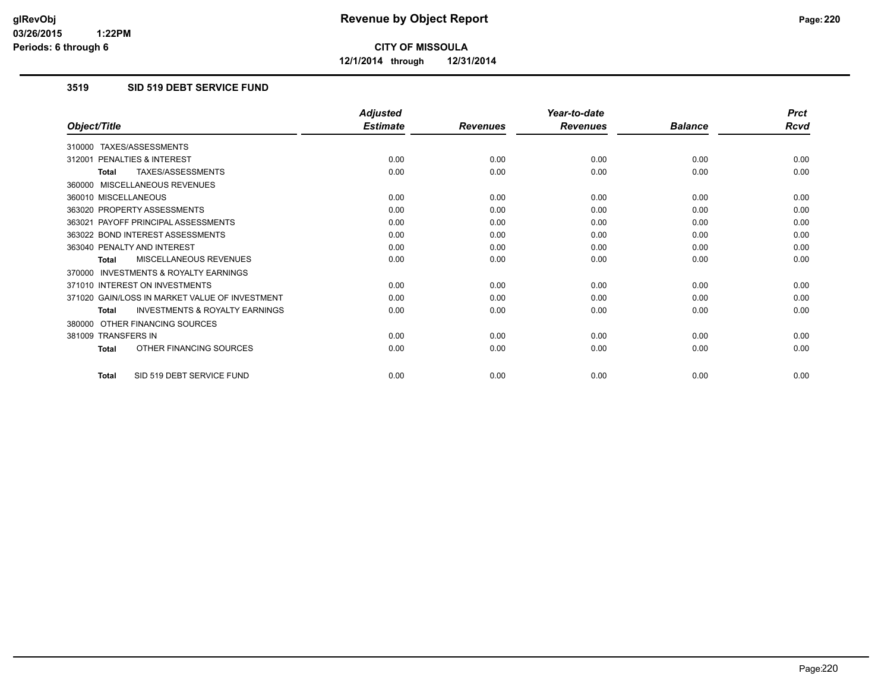# CITY OF MISSOULA

**12/1/2014 through 12/31/2014**

## 3519 SID 519 DEBT SERVICE FUND

| Object/Title | Adjusted Estimate | Revenues | Year-to-date Revenues | Balance | Prct Rcvd |
|---|---|---|---|---|---|
| 310000 TAXES/ASSESSMENTS | | | | | |
| 312001 PENALTIES & INTEREST | 0.00 | 0.00 | 0.00 | 0.00 | 0.00 |
| **Total** TAXES/ASSESSMENTS | 0.00 | 0.00 | 0.00 | 0.00 | 0.00 |
| 360000 MISCELLANEOUS REVENUES | | | | | |
| 360010 MISCELLANEOUS | 0.00 | 0.00 | 0.00 | 0.00 | 0.00 |
| 363020 PROPERTY ASSESSMENTS | 0.00 | 0.00 | 0.00 | 0.00 | 0.00 |
| 363021 PAYOFF PRINCIPAL ASSESSMENTS | 0.00 | 0.00 | 0.00 | 0.00 | 0.00 |
| 363022 BOND INTEREST ASSESSMENTS | 0.00 | 0.00 | 0.00 | 0.00 | 0.00 |
| 363040 PENALTY AND INTEREST | 0.00 | 0.00 | 0.00 | 0.00 | 0.00 |
| **Total** MISCELLANEOUS REVENUES | 0.00 | 0.00 | 0.00 | 0.00 | 0.00 |
| 370000 INVESTMENTS & ROYALTY EARNINGS | | | | | |
| 371010 INTEREST ON INVESTMENTS | 0.00 | 0.00 | 0.00 | 0.00 | 0.00 |
| 371020 GAIN/LOSS IN MARKET VALUE OF INVESTMENT | 0.00 | 0.00 | 0.00 | 0.00 | 0.00 |
| **Total** INVESTMENTS & ROYALTY EARNINGS | 0.00 | 0.00 | 0.00 | 0.00 | 0.00 |
| 380000 OTHER FINANCING SOURCES | | | | | |
| 381009 TRANSFERS IN | 0.00 | 0.00 | 0.00 | 0.00 | 0.00 |
| **Total** OTHER FINANCING SOURCES | 0.00 | 0.00 | 0.00 | 0.00 | 0.00 |
| **Total** SID 519 DEBT SERVICE FUND | 0.00 | 0.00 | 0.00 | 0.00 | 0.00 |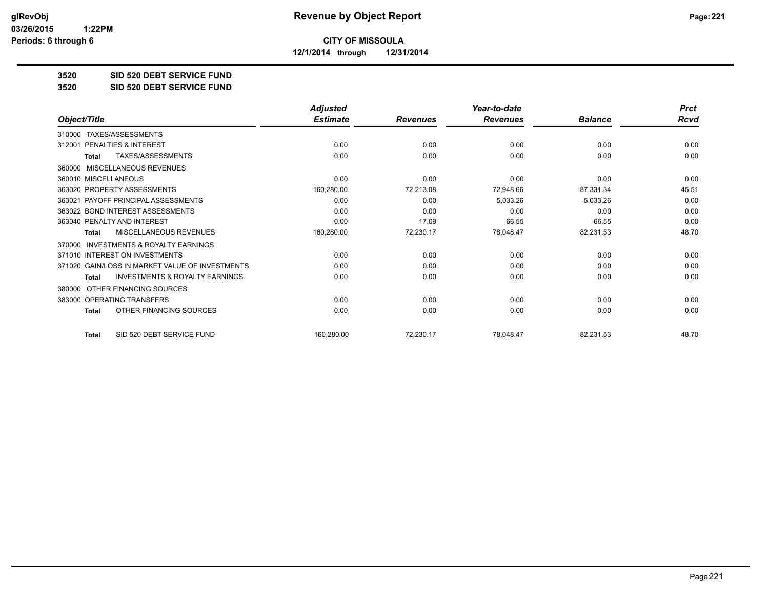# CITY OF MISSOULA

**12/1/2014 through 12/31/2014**

## 3520 SID 520 DEBT SERVICE FUND
## 3520 SID 520 DEBT SERVICE FUND

| Object/Title | Adjusted Estimate | Revenues | Year-to-date Revenues | Balance | Prct Rcvd |
|---|---|---|---|---|---|
| 310000 TAXES/ASSESSMENTS | | | | | |
| 312001 PENALTIES & INTEREST | 0.00 | 0.00 | 0.00 | 0.00 | 0.00 |
| **Total** TAXES/ASSESSMENTS | 0.00 | 0.00 | 0.00 | 0.00 | 0.00 |
| 360000 MISCELLANEOUS REVENUES | | | | | |
| 360010 MISCELLANEOUS | 0.00 | 0.00 | 0.00 | 0.00 | 0.00 |
| 363020 PROPERTY ASSESSMENTS | 160,280.00 | 72,213.08 | 72,948.66 | 87,331.34 | 45.51 |
| 363021 PAYOFF PRINCIPAL ASSESSMENTS | 0.00 | 0.00 | 5,033.26 | -5,033.26 | 0.00 |
| 363022 BOND INTEREST ASSESSMENTS | 0.00 | 0.00 | 0.00 | 0.00 | 0.00 |
| 363040 PENALTY AND INTEREST | 0.00 | 17.09 | 66.55 | -66.55 | 0.00 |
| **Total** MISCELLANEOUS REVENUES | 160,280.00 | 72,230.17 | 78,048.47 | 82,231.53 | 48.70 |
| 370000 INVESTMENTS & ROYALTY EARNINGS | | | | | |
| 371010 INTEREST ON INVESTMENTS | 0.00 | 0.00 | 0.00 | 0.00 | 0.00 |
| 371020 GAIN/LOSS IN MARKET VALUE OF INVESTMENTS | 0.00 | 0.00 | 0.00 | 0.00 | 0.00 |
| **Total** INVESTMENTS & ROYALTY EARNINGS | 0.00 | 0.00 | 0.00 | 0.00 | 0.00 |
| 380000 OTHER FINANCING SOURCES | | | | | |
| 383000 OPERATING TRANSFERS | 0.00 | 0.00 | 0.00 | 0.00 | 0.00 |
| **Total** OTHER FINANCING SOURCES | 0.00 | 0.00 | 0.00 | 0.00 | 0.00 |
| **Total** SID 520 DEBT SERVICE FUND | 160,280.00 | 72,230.17 | 78,048.47 | 82,231.53 | 48.70 |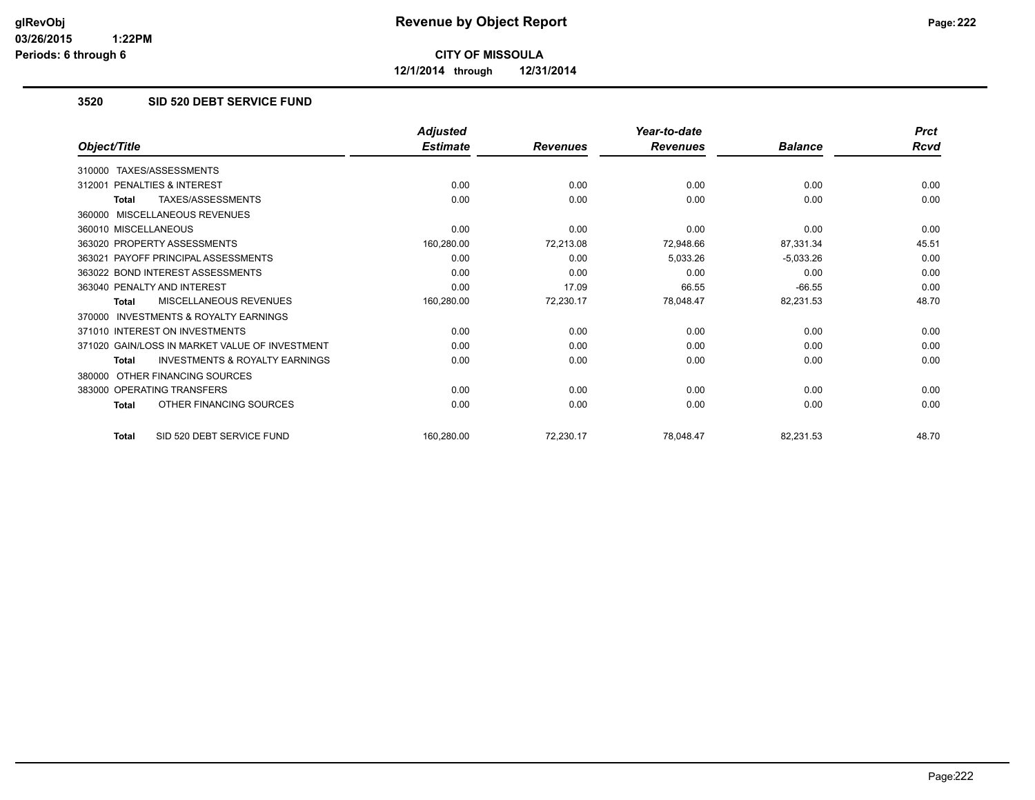**CITY OF MISSOULA**

**12/1/2014 through 12/31/2014**

### 3520 SID 520 DEBT SERVICE FUND

| Object/Title | Adjusted Estimate | Revenues | Year-to-date Revenues | Balance | Prct Rcvd |
|---|---|---|---|---|---|
| 310000 TAXES/ASSESSMENTS | | | | | |
| 312001 PENALTIES & INTEREST | 0.00 | 0.00 | 0.00 | 0.00 | 0.00 |
| **Total** TAXES/ASSESSMENTS | 0.00 | 0.00 | 0.00 | 0.00 | 0.00 |
| 360000 MISCELLANEOUS REVENUES | | | | | |
| 360010 MISCELLANEOUS | 0.00 | 0.00 | 0.00 | 0.00 | 0.00 |
| 363020 PROPERTY ASSESSMENTS | 160,280.00 | 72,213.08 | 72,948.66 | 87,331.34 | 45.51 |
| 363021 PAYOFF PRINCIPAL ASSESSMENTS | 0.00 | 0.00 | 5,033.26 | -5,033.26 | 0.00 |
| 363022 BOND INTEREST ASSESSMENTS | 0.00 | 0.00 | 0.00 | 0.00 | 0.00 |
| 363040 PENALTY AND INTEREST | 0.00 | 17.09 | 66.55 | -66.55 | 0.00 |
| **Total** MISCELLANEOUS REVENUES | 160,280.00 | 72,230.17 | 78,048.47 | 82,231.53 | 48.70 |
| 370000 INVESTMENTS & ROYALTY EARNINGS | | | | | |
| 371010 INTEREST ON INVESTMENTS | 0.00 | 0.00 | 0.00 | 0.00 | 0.00 |
| 371020 GAIN/LOSS IN MARKET VALUE OF INVESTMENT | 0.00 | 0.00 | 0.00 | 0.00 | 0.00 |
| **Total** INVESTMENTS & ROYALTY EARNINGS | 0.00 | 0.00 | 0.00 | 0.00 | 0.00 |
| 380000 OTHER FINANCING SOURCES | | | | | |
| 383000 OPERATING TRANSFERS | 0.00 | 0.00 | 0.00 | 0.00 | 0.00 |
| **Total** OTHER FINANCING SOURCES | 0.00 | 0.00 | 0.00 | 0.00 | 0.00 |
| **Total** SID 520 DEBT SERVICE FUND | 160,280.00 | 72,230.17 | 78,048.47 | 82,231.53 | 48.70 |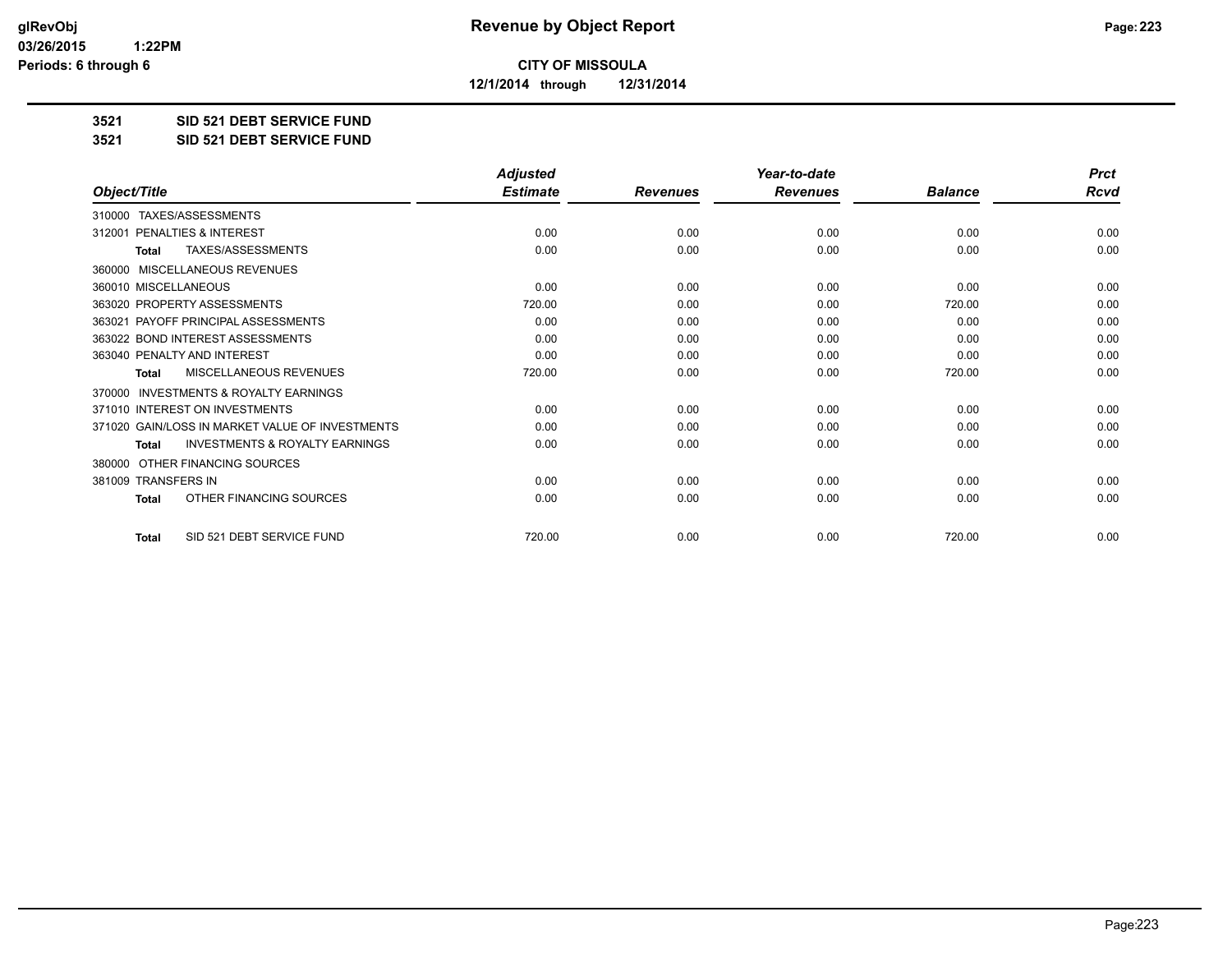glRevObj
03/26/2015 1:22PM
Periods: 6 through 6

# Revenue by Object Report

**CITY OF MISSOULA**

**12/1/2014 through 12/31/2014**

**3521 SID 521 DEBT SERVICE FUND**

**3521 SID 521 DEBT SERVICE FUND**

| Object/Title | Adjusted Estimate | Revenues | Year-to-date Revenues | Balance | Prct Rcvd |
|---|---|---|---|---|---|
| 310000 TAXES/ASSESSMENTS | | | | | |
| 312001 PENALTIES & INTEREST | 0.00 | 0.00 | 0.00 | 0.00 | 0.00 |
| Total TAXES/ASSESSMENTS | 0.00 | 0.00 | 0.00 | 0.00 | 0.00 |
| 360000 MISCELLANEOUS REVENUES | | | | | |
| 360010 MISCELLANEOUS | 0.00 | 0.00 | 0.00 | 0.00 | 0.00 |
| 363020 PROPERTY ASSESSMENTS | 720.00 | 0.00 | 0.00 | 720.00 | 0.00 |
| 363021 PAYOFF PRINCIPAL ASSESSMENTS | 0.00 | 0.00 | 0.00 | 0.00 | 0.00 |
| 363022 BOND INTEREST ASSESSMENTS | 0.00 | 0.00 | 0.00 | 0.00 | 0.00 |
| 363040 PENALTY AND INTEREST | 0.00 | 0.00 | 0.00 | 0.00 | 0.00 |
| Total MISCELLANEOUS REVENUES | 720.00 | 0.00 | 0.00 | 720.00 | 0.00 |
| 370000 INVESTMENTS & ROYALTY EARNINGS | | | | | |
| 371010 INTEREST ON INVESTMENTS | 0.00 | 0.00 | 0.00 | 0.00 | 0.00 |
| 371020 GAIN/LOSS IN MARKET VALUE OF INVESTMENTS | 0.00 | 0.00 | 0.00 | 0.00 | 0.00 |
| Total INVESTMENTS & ROYALTY EARNINGS | 0.00 | 0.00 | 0.00 | 0.00 | 0.00 |
| 380000 OTHER FINANCING SOURCES | | | | | |
| 381009 TRANSFERS IN | 0.00 | 0.00 | 0.00 | 0.00 | 0.00 |
| Total OTHER FINANCING SOURCES | 0.00 | 0.00 | 0.00 | 0.00 | 0.00 |
| Total SID 521 DEBT SERVICE FUND | 720.00 | 0.00 | 0.00 | 720.00 | 0.00 |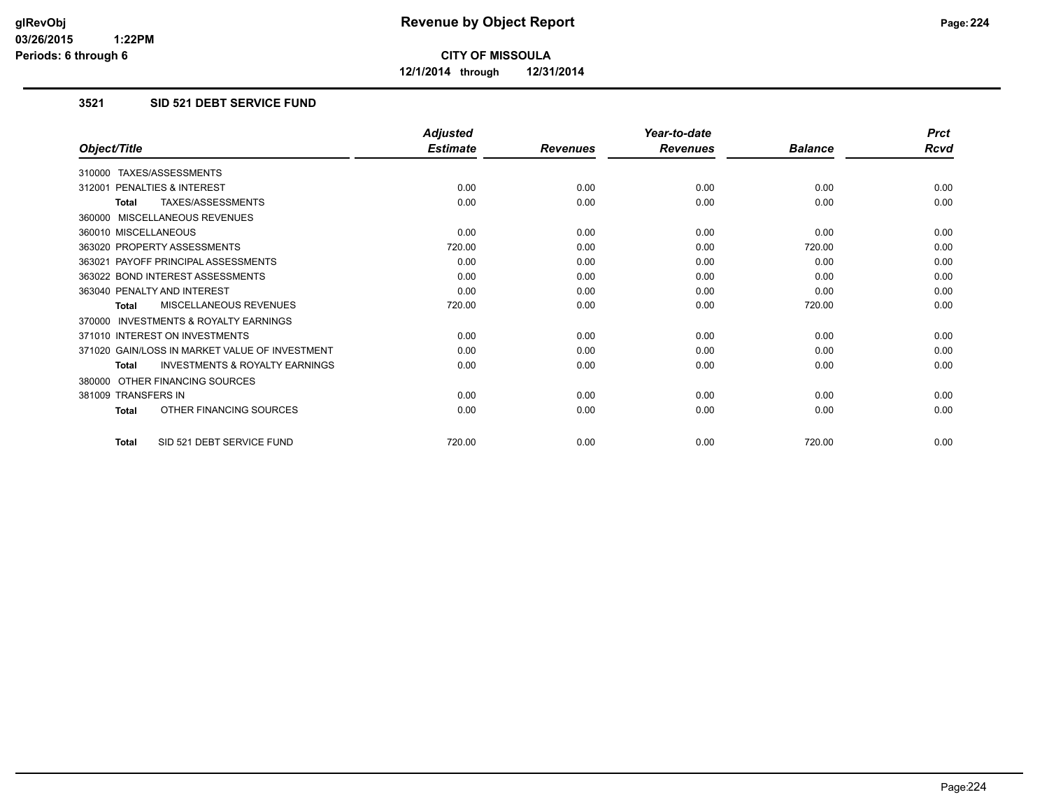**CITY OF MISSOULA**

**12/1/2014 through 12/31/2014**

### 3521 SID 521 DEBT SERVICE FUND

| Object/Title | Adjusted Estimate | Revenues | Year-to-date Revenues | Balance | Prct Rcvd |
|---|---|---|---|---|---|
| 310000 TAXES/ASSESSMENTS | | | | | |
| 312001 PENALTIES & INTEREST | 0.00 | 0.00 | 0.00 | 0.00 | 0.00 |
| **Total** TAXES/ASSESSMENTS | 0.00 | 0.00 | 0.00 | 0.00 | 0.00 |
| 360000 MISCELLANEOUS REVENUES | | | | | |
| 360010 MISCELLANEOUS | 0.00 | 0.00 | 0.00 | 0.00 | 0.00 |
| 363020 PROPERTY ASSESSMENTS | 720.00 | 0.00 | 0.00 | 720.00 | 0.00 |
| 363021 PAYOFF PRINCIPAL ASSESSMENTS | 0.00 | 0.00 | 0.00 | 0.00 | 0.00 |
| 363022 BOND INTEREST ASSESSMENTS | 0.00 | 0.00 | 0.00 | 0.00 | 0.00 |
| 363040 PENALTY AND INTEREST | 0.00 | 0.00 | 0.00 | 0.00 | 0.00 |
| **Total** MISCELLANEOUS REVENUES | 720.00 | 0.00 | 0.00 | 720.00 | 0.00 |
| 370000 INVESTMENTS & ROYALTY EARNINGS | | | | | |
| 371010 INTEREST ON INVESTMENTS | 0.00 | 0.00 | 0.00 | 0.00 | 0.00 |
| 371020 GAIN/LOSS IN MARKET VALUE OF INVESTMENT | 0.00 | 0.00 | 0.00 | 0.00 | 0.00 |
| **Total** INVESTMENTS & ROYALTY EARNINGS | 0.00 | 0.00 | 0.00 | 0.00 | 0.00 |
| 380000 OTHER FINANCING SOURCES | | | | | |
| 381009 TRANSFERS IN | 0.00 | 0.00 | 0.00 | 0.00 | 0.00 |
| **Total** OTHER FINANCING SOURCES | 0.00 | 0.00 | 0.00 | 0.00 | 0.00 |
| **Total** SID 521 DEBT SERVICE FUND | 720.00 | 0.00 | 0.00 | 720.00 | 0.00 |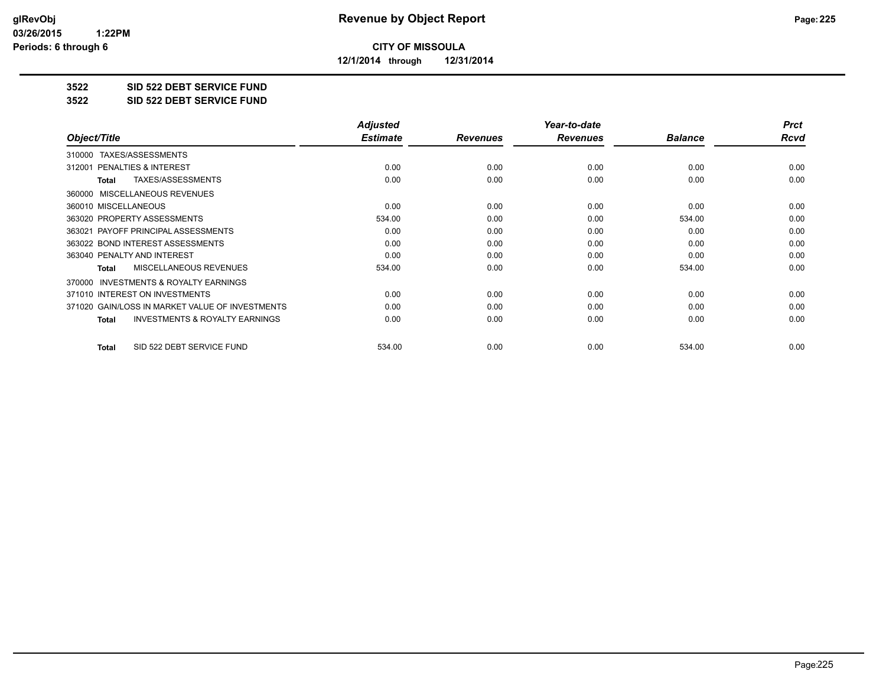**CITY OF MISSOULA**

**12/1/2014 through 12/31/2014**

## 3522 SID 522 DEBT SERVICE FUND

## 3522 SID 522 DEBT SERVICE FUND

| Object/Title | Adjusted Estimate | Revenues | Year-to-date Revenues | Balance | Prct Rcvd |
|---|---|---|---|---|---|
| 310000 TAXES/ASSESSMENTS | | | | | |
| 312001 PENALTIES & INTEREST | 0.00 | 0.00 | 0.00 | 0.00 | 0.00 |
| **Total** TAXES/ASSESSMENTS | 0.00 | 0.00 | 0.00 | 0.00 | 0.00 |
| 360000 MISCELLANEOUS REVENUES | | | | | |
| 360010 MISCELLANEOUS | 0.00 | 0.00 | 0.00 | 0.00 | 0.00 |
| 363020 PROPERTY ASSESSMENTS | 534.00 | 0.00 | 0.00 | 534.00 | 0.00 |
| 363021 PAYOFF PRINCIPAL ASSESSMENTS | 0.00 | 0.00 | 0.00 | 0.00 | 0.00 |
| 363022 BOND INTEREST ASSESSMENTS | 0.00 | 0.00 | 0.00 | 0.00 | 0.00 |
| 363040 PENALTY AND INTEREST | 0.00 | 0.00 | 0.00 | 0.00 | 0.00 |
| **Total** MISCELLANEOUS REVENUES | 534.00 | 0.00 | 0.00 | 534.00 | 0.00 |
| 370000 INVESTMENTS & ROYALTY EARNINGS | | | | | |
| 371010 INTEREST ON INVESTMENTS | 0.00 | 0.00 | 0.00 | 0.00 | 0.00 |
| 371020 GAIN/LOSS IN MARKET VALUE OF INVESTMENTS | 0.00 | 0.00 | 0.00 | 0.00 | 0.00 |
| **Total** INVESTMENTS & ROYALTY EARNINGS | 0.00 | 0.00 | 0.00 | 0.00 | 0.00 |
| **Total** SID 522 DEBT SERVICE FUND | 534.00 | 0.00 | 0.00 | 534.00 | 0.00 |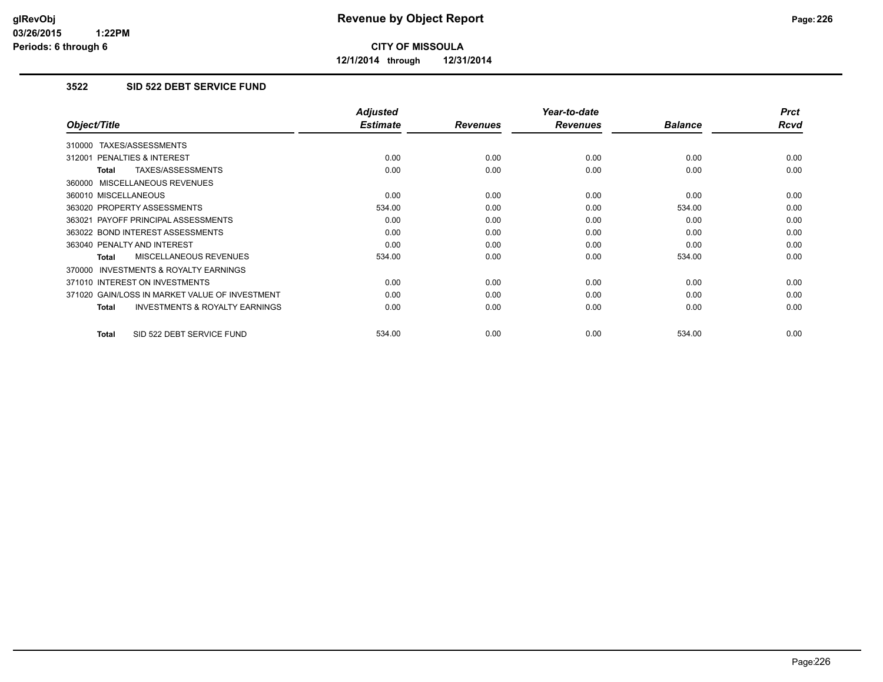**CITY OF MISSOULA**

**12/1/2014 through 12/31/2014**

### 3522 SID 522 DEBT SERVICE FUND

| Object/Title | Adjusted Estimate | Revenues | Year-to-date Revenues | Balance | Prct Rcvd |
|---|---|---|---|---|---|
| 310000 TAXES/ASSESSMENTS | | | | | |
| 312001 PENALTIES & INTEREST | 0.00 | 0.00 | 0.00 | 0.00 | 0.00 |
| **Total** TAXES/ASSESSMENTS | 0.00 | 0.00 | 0.00 | 0.00 | 0.00 |
| 360000 MISCELLANEOUS REVENUES | | | | | |
| 360010 MISCELLANEOUS | 0.00 | 0.00 | 0.00 | 0.00 | 0.00 |
| 363020 PROPERTY ASSESSMENTS | 534.00 | 0.00 | 0.00 | 534.00 | 0.00 |
| 363021 PAYOFF PRINCIPAL ASSESSMENTS | 0.00 | 0.00 | 0.00 | 0.00 | 0.00 |
| 363022 BOND INTEREST ASSESSMENTS | 0.00 | 0.00 | 0.00 | 0.00 | 0.00 |
| 363040 PENALTY AND INTEREST | 0.00 | 0.00 | 0.00 | 0.00 | 0.00 |
| **Total** MISCELLANEOUS REVENUES | 534.00 | 0.00 | 0.00 | 534.00 | 0.00 |
| 370000 INVESTMENTS & ROYALTY EARNINGS | | | | | |
| 371010 INTEREST ON INVESTMENTS | 0.00 | 0.00 | 0.00 | 0.00 | 0.00 |
| 371020 GAIN/LOSS IN MARKET VALUE OF INVESTMENT | 0.00 | 0.00 | 0.00 | 0.00 | 0.00 |
| **Total** INVESTMENTS & ROYALTY EARNINGS | 0.00 | 0.00 | 0.00 | 0.00 | 0.00 |
| **Total** SID 522 DEBT SERVICE FUND | 534.00 | 0.00 | 0.00 | 534.00 | 0.00 |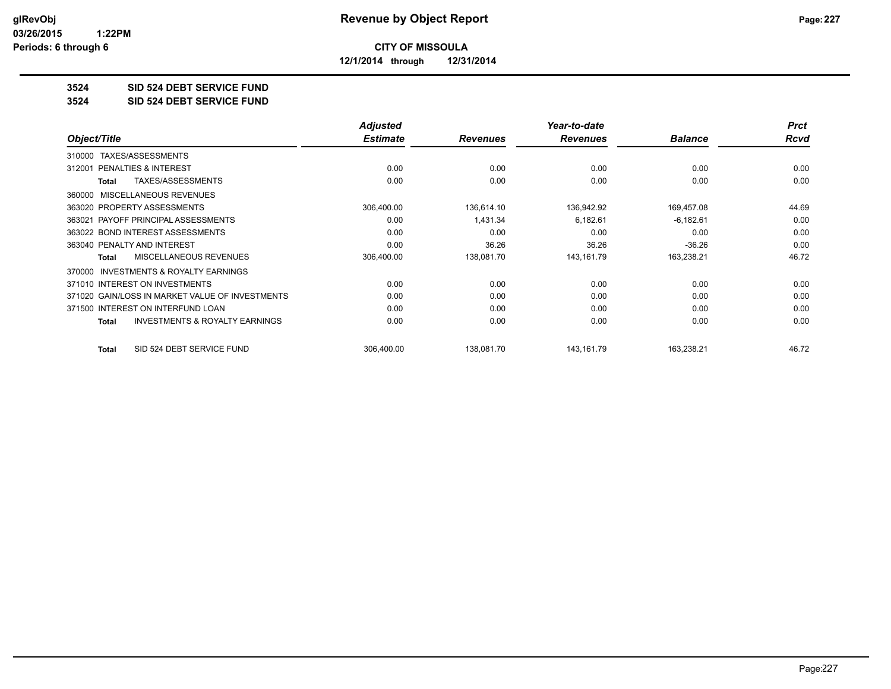# Revenue by Object Report

glRevObj
03/26/2015 1:22PM
Periods: 6 through 6

**CITY OF MISSOULA**

**12/1/2014 through 12/31/2014**

## 3524 SID 524 DEBT SERVICE FUND

## 3524 SID 524 DEBT SERVICE FUND

| Object/Title | Adjusted Estimate | Revenues | Year-to-date Revenues | Balance | Prct Rcvd |
|---|---|---|---|---|---|
| 310000 TAXES/ASSESSMENTS | | | | | |
| 312001 PENALTIES & INTEREST | 0.00 | 0.00 | 0.00 | 0.00 | 0.00 |
| **Total** TAXES/ASSESSMENTS | 0.00 | 0.00 | 0.00 | 0.00 | 0.00 |
| 360000 MISCELLANEOUS REVENUES | | | | | |
| 363020 PROPERTY ASSESSMENTS | 306,400.00 | 136,614.10 | 136,942.92 | 169,457.08 | 44.69 |
| 363021 PAYOFF PRINCIPAL ASSESSMENTS | 0.00 | 1,431.34 | 6,182.61 | -6,182.61 | 0.00 |
| 363022 BOND INTEREST ASSESSMENTS | 0.00 | 0.00 | 0.00 | 0.00 | 0.00 |
| 363040 PENALTY AND INTEREST | 0.00 | 36.26 | 36.26 | -36.26 | 0.00 |
| **Total** MISCELLANEOUS REVENUES | 306,400.00 | 138,081.70 | 143,161.79 | 163,238.21 | 46.72 |
| 370000 INVESTMENTS & ROYALTY EARNINGS | | | | | |
| 371010 INTEREST ON INVESTMENTS | 0.00 | 0.00 | 0.00 | 0.00 | 0.00 |
| 371020 GAIN/LOSS IN MARKET VALUE OF INVESTMENTS | 0.00 | 0.00 | 0.00 | 0.00 | 0.00 |
| 371500 INTEREST ON INTERFUND LOAN | 0.00 | 0.00 | 0.00 | 0.00 | 0.00 |
| **Total** INVESTMENTS & ROYALTY EARNINGS | 0.00 | 0.00 | 0.00 | 0.00 | 0.00 |
| **Total** SID 524 DEBT SERVICE FUND | 306,400.00 | 138,081.70 | 143,161.79 | 163,238.21 | 46.72 |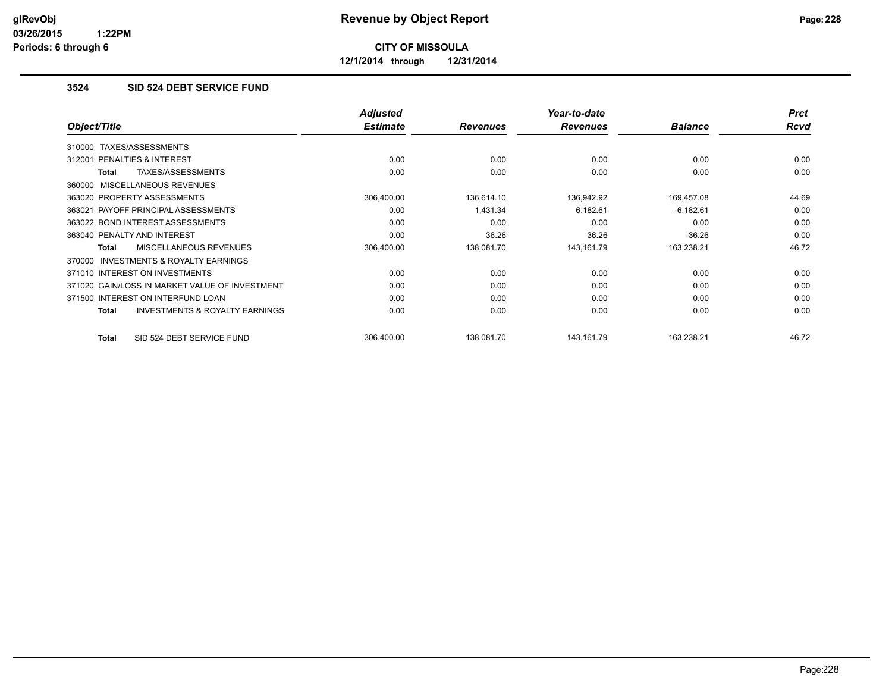# Revenue by Object Report

**CITY OF MISSOULA**

**12/1/2014 through 12/31/2014**

glRevObj
03/26/2015 1:22PM
Periods: 6 through 6

### 3524 SID 524 DEBT SERVICE FUND

| Object/Title | Adjusted Estimate | Revenues | Year-to-date Revenues | Balance | Prct Rcvd |
|---|---|---|---|---|---|
| 310000 TAXES/ASSESSMENTS | | | | | |
| 312001 PENALTIES & INTEREST | 0.00 | 0.00 | 0.00 | 0.00 | 0.00 |
| **Total** TAXES/ASSESSMENTS | 0.00 | 0.00 | 0.00 | 0.00 | 0.00 |
| 360000 MISCELLANEOUS REVENUES | | | | | |
| 363020 PROPERTY ASSESSMENTS | 306,400.00 | 136,614.10 | 136,942.92 | 169,457.08 | 44.69 |
| 363021 PAYOFF PRINCIPAL ASSESSMENTS | 0.00 | 1,431.34 | 6,182.61 | -6,182.61 | 0.00 |
| 363022 BOND INTEREST ASSESSMENTS | 0.00 | 0.00 | 0.00 | 0.00 | 0.00 |
| 363040 PENALTY AND INTEREST | 0.00 | 36.26 | 36.26 | -36.26 | 0.00 |
| **Total** MISCELLANEOUS REVENUES | 306,400.00 | 138,081.70 | 143,161.79 | 163,238.21 | 46.72 |
| 370000 INVESTMENTS & ROYALTY EARNINGS | | | | | |
| 371010 INTEREST ON INVESTMENTS | 0.00 | 0.00 | 0.00 | 0.00 | 0.00 |
| 371020 GAIN/LOSS IN MARKET VALUE OF INVESTMENT | 0.00 | 0.00 | 0.00 | 0.00 | 0.00 |
| 371500 INTEREST ON INTERFUND LOAN | 0.00 | 0.00 | 0.00 | 0.00 | 0.00 |
| **Total** INVESTMENTS & ROYALTY EARNINGS | 0.00 | 0.00 | 0.00 | 0.00 | 0.00 |
| **Total** SID 524 DEBT SERVICE FUND | 306,400.00 | 138,081.70 | 143,161.79 | 163,238.21 | 46.72 |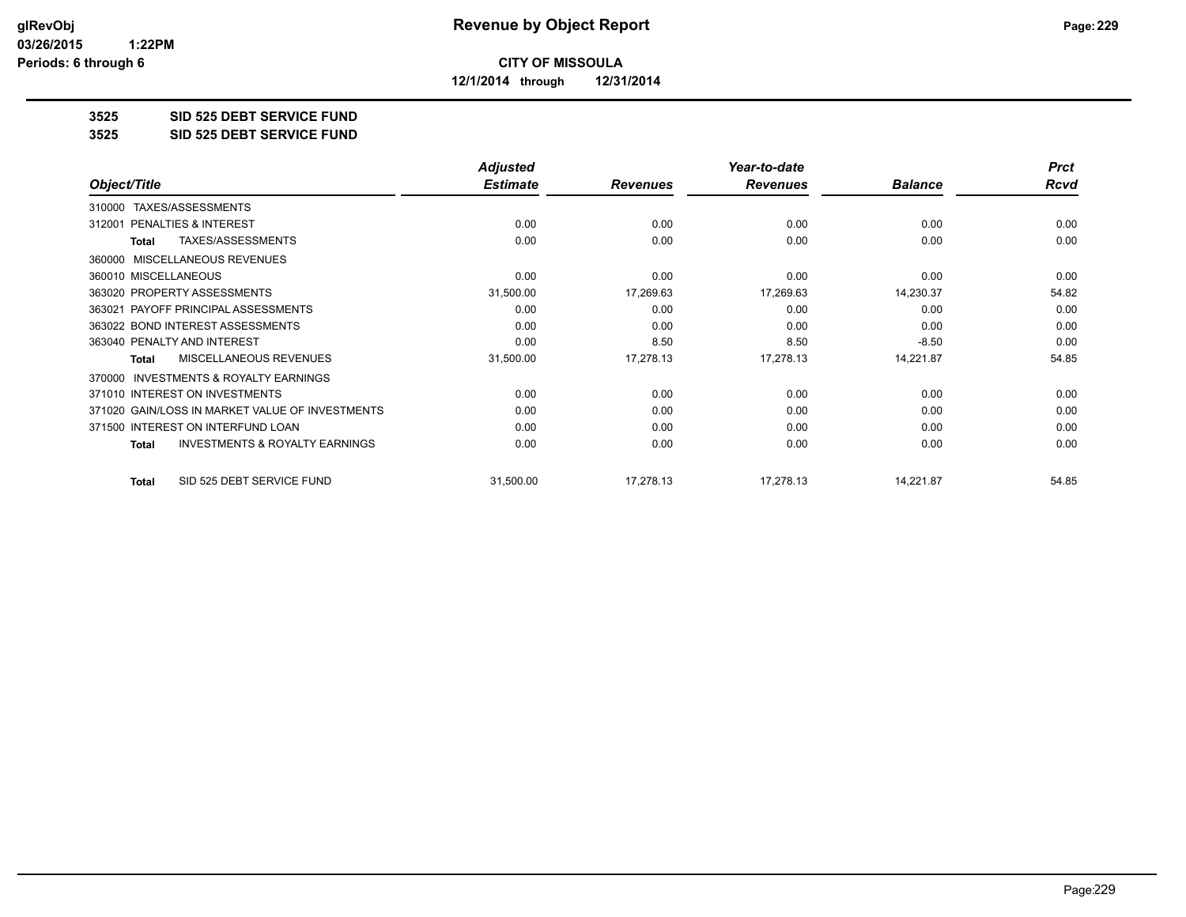# Revenue by Object Report

glRevObj
03/26/2015 1:22PM
Periods: 6 through 6

**CITY OF MISSOULA**

**12/1/2014 through 12/31/2014**

**3525 SID 525 DEBT SERVICE FUND**

**3525 SID 525 DEBT SERVICE FUND**

| Object/Title | Adjusted Estimate | Revenues | Year-to-date Revenues | Balance | Prct Rcvd |
|---|---|---|---|---|---|
| 310000 TAXES/ASSESSMENTS | | | | | |
| 312001 PENALTIES & INTEREST | 0.00 | 0.00 | 0.00 | 0.00 | 0.00 |
| **Total** TAXES/ASSESSMENTS | 0.00 | 0.00 | 0.00 | 0.00 | 0.00 |
| 360000 MISCELLANEOUS REVENUES | | | | | |
| 360010 MISCELLANEOUS | 0.00 | 0.00 | 0.00 | 0.00 | 0.00 |
| 363020 PROPERTY ASSESSMENTS | 31,500.00 | 17,269.63 | 17,269.63 | 14,230.37 | 54.82 |
| 363021 PAYOFF PRINCIPAL ASSESSMENTS | 0.00 | 0.00 | 0.00 | 0.00 | 0.00 |
| 363022 BOND INTEREST ASSESSMENTS | 0.00 | 0.00 | 0.00 | 0.00 | 0.00 |
| 363040 PENALTY AND INTEREST | 0.00 | 8.50 | 8.50 | -8.50 | 0.00 |
| **Total** MISCELLANEOUS REVENUES | 31,500.00 | 17,278.13 | 17,278.13 | 14,221.87 | 54.85 |
| 370000 INVESTMENTS & ROYALTY EARNINGS | | | | | |
| 371010 INTEREST ON INVESTMENTS | 0.00 | 0.00 | 0.00 | 0.00 | 0.00 |
| 371020 GAIN/LOSS IN MARKET VALUE OF INVESTMENTS | 0.00 | 0.00 | 0.00 | 0.00 | 0.00 |
| 371500 INTEREST ON INTERFUND LOAN | 0.00 | 0.00 | 0.00 | 0.00 | 0.00 |
| **Total** INVESTMENTS & ROYALTY EARNINGS | 0.00 | 0.00 | 0.00 | 0.00 | 0.00 |
| **Total** SID 525 DEBT SERVICE FUND | 31,500.00 | 17,278.13 | 17,278.13 | 14,221.87 | 54.85 |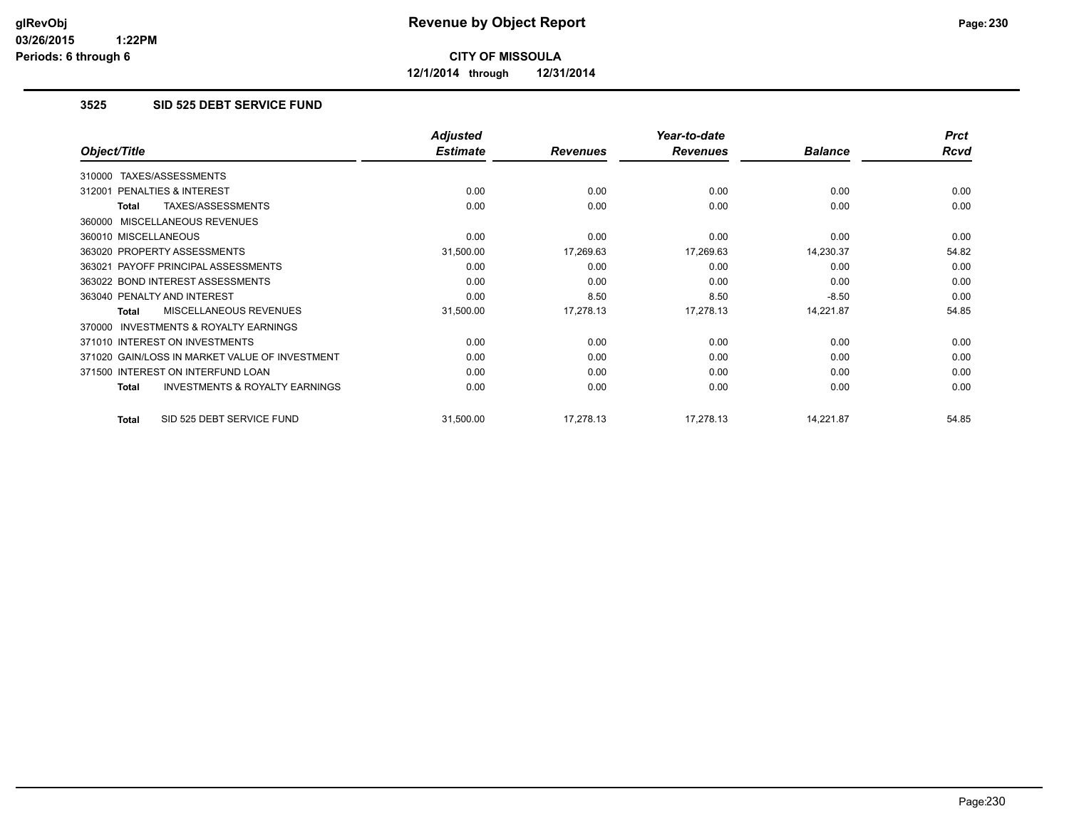**CITY OF MISSOULA**

**12/1/2014 through 12/31/2014**

### 3525 SID 525 DEBT SERVICE FUND

| Object/Title | Adjusted Estimate | Revenues | Year-to-date Revenues | Balance | Prct Rcvd |
|---|---|---|---|---|---|
| 310000 TAXES/ASSESSMENTS | | | | | |
| 312001 PENALTIES & INTEREST | 0.00 | 0.00 | 0.00 | 0.00 | 0.00 |
| **Total** TAXES/ASSESSMENTS | 0.00 | 0.00 | 0.00 | 0.00 | 0.00 |
| 360000 MISCELLANEOUS REVENUES | | | | | |
| 360010 MISCELLANEOUS | 0.00 | 0.00 | 0.00 | 0.00 | 0.00 |
| 363020 PROPERTY ASSESSMENTS | 31,500.00 | 17,269.63 | 17,269.63 | 14,230.37 | 54.82 |
| 363021 PAYOFF PRINCIPAL ASSESSMENTS | 0.00 | 0.00 | 0.00 | 0.00 | 0.00 |
| 363022 BOND INTEREST ASSESSMENTS | 0.00 | 0.00 | 0.00 | 0.00 | 0.00 |
| 363040 PENALTY AND INTEREST | 0.00 | 8.50 | 8.50 | -8.50 | 0.00 |
| **Total** MISCELLANEOUS REVENUES | 31,500.00 | 17,278.13 | 17,278.13 | 14,221.87 | 54.85 |
| 370000 INVESTMENTS & ROYALTY EARNINGS | | | | | |
| 371010 INTEREST ON INVESTMENTS | 0.00 | 0.00 | 0.00 | 0.00 | 0.00 |
| 371020 GAIN/LOSS IN MARKET VALUE OF INVESTMENT | 0.00 | 0.00 | 0.00 | 0.00 | 0.00 |
| 371500 INTEREST ON INTERFUND LOAN | 0.00 | 0.00 | 0.00 | 0.00 | 0.00 |
| **Total** INVESTMENTS & ROYALTY EARNINGS | 0.00 | 0.00 | 0.00 | 0.00 | 0.00 |
| **Total** SID 525 DEBT SERVICE FUND | 31,500.00 | 17,278.13 | 17,278.13 | 14,221.87 | 54.85 |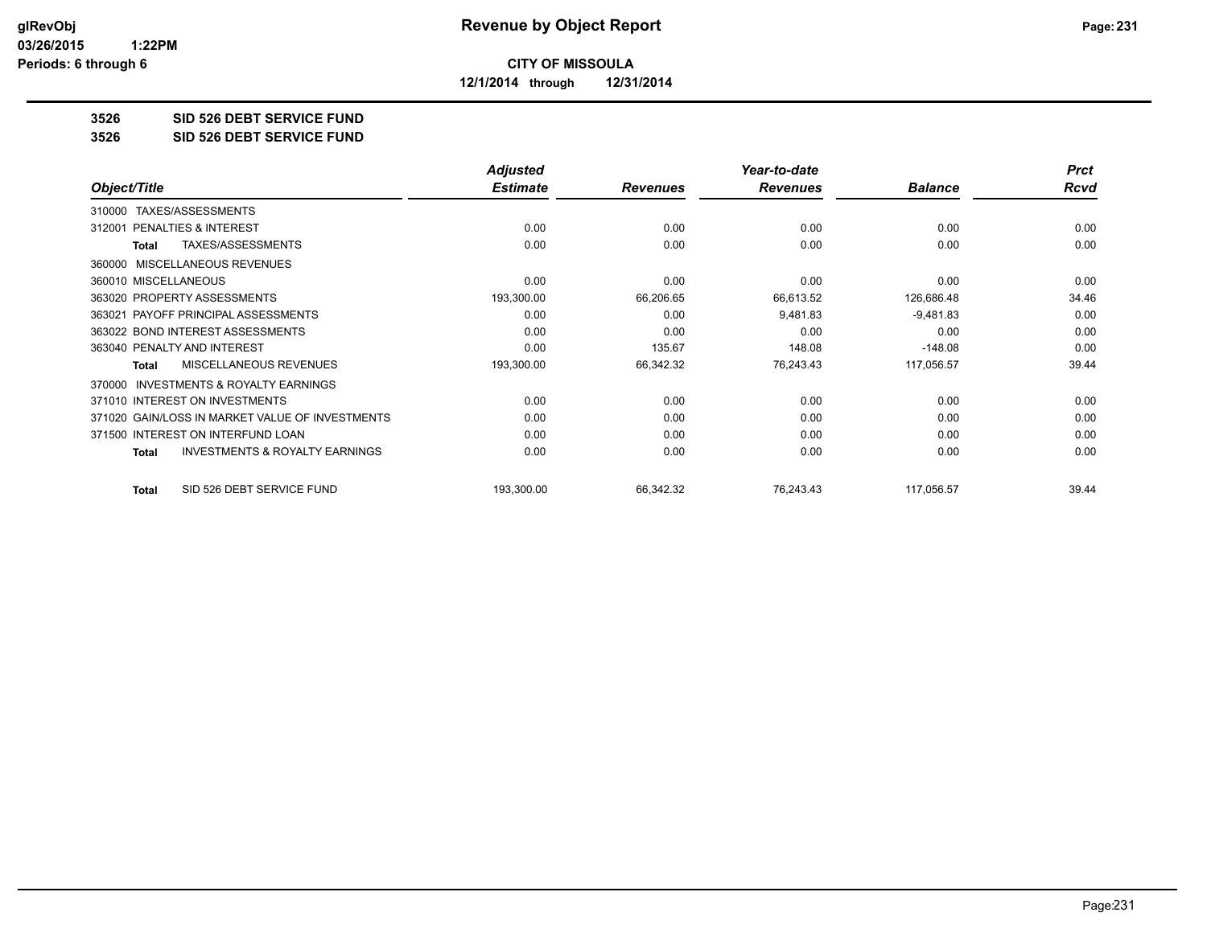**CITY OF MISSOULA**

**12/1/2014 through 12/31/2014**

**3526 SID 526 DEBT SERVICE FUND**

**3526 SID 526 DEBT SERVICE FUND**

| Object/Title | Adjusted Estimate | Revenues | Year-to-date Revenues | Balance | Prct Rcvd |
|---|---|---|---|---|---|
| 310000 TAXES/ASSESSMENTS | | | | | |
| 312001 PENALTIES & INTEREST | 0.00 | 0.00 | 0.00 | 0.00 | 0.00 |
| **Total** TAXES/ASSESSMENTS | 0.00 | 0.00 | 0.00 | 0.00 | 0.00 |
| 360000 MISCELLANEOUS REVENUES | | | | | |
| 360010 MISCELLANEOUS | 0.00 | 0.00 | 0.00 | 0.00 | 0.00 |
| 363020 PROPERTY ASSESSMENTS | 193,300.00 | 66,206.65 | 66,613.52 | 126,686.48 | 34.46 |
| 363021 PAYOFF PRINCIPAL ASSESSMENTS | 0.00 | 0.00 | 9,481.83 | -9,481.83 | 0.00 |
| 363022 BOND INTEREST ASSESSMENTS | 0.00 | 0.00 | 0.00 | 0.00 | 0.00 |
| 363040 PENALTY AND INTEREST | 0.00 | 135.67 | 148.08 | -148.08 | 0.00 |
| **Total** MISCELLANEOUS REVENUES | 193,300.00 | 66,342.32 | 76,243.43 | 117,056.57 | 39.44 |
| 370000 INVESTMENTS & ROYALTY EARNINGS | | | | | |
| 371010 INTEREST ON INVESTMENTS | 0.00 | 0.00 | 0.00 | 0.00 | 0.00 |
| 371020 GAIN/LOSS IN MARKET VALUE OF INVESTMENTS | 0.00 | 0.00 | 0.00 | 0.00 | 0.00 |
| 371500 INTEREST ON INTERFUND LOAN | 0.00 | 0.00 | 0.00 | 0.00 | 0.00 |
| **Total** INVESTMENTS & ROYALTY EARNINGS | 0.00 | 0.00 | 0.00 | 0.00 | 0.00 |
| **Total** SID 526 DEBT SERVICE FUND | 193,300.00 | 66,342.32 | 76,243.43 | 117,056.57 | 39.44 |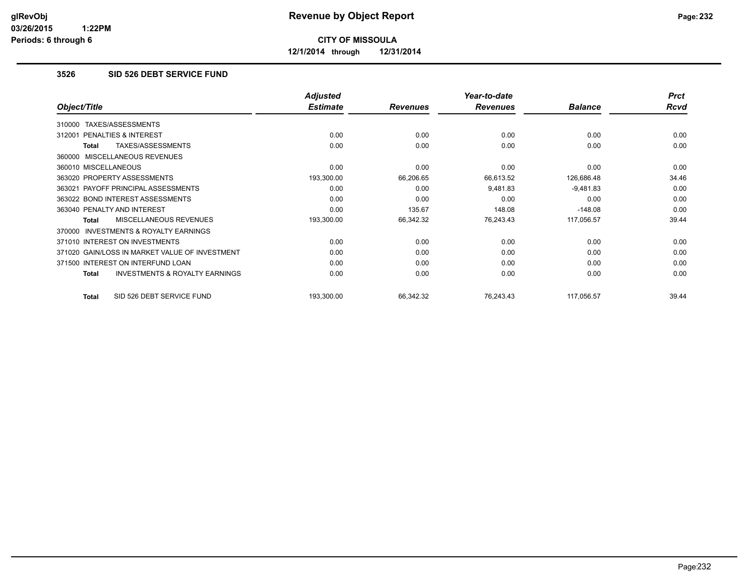**CITY OF MISSOULA**

**12/1/2014 through 12/31/2014**

### 3526 SID 526 DEBT SERVICE FUND

| Object/Title | Adjusted Estimate | Revenues | Year-to-date Revenues | Balance | Prct Rcvd |
|---|---|---|---|---|---|
| 310000 TAXES/ASSESSMENTS | | | | | |
| 312001 PENALTIES & INTEREST | 0.00 | 0.00 | 0.00 | 0.00 | 0.00 |
| **Total** TAXES/ASSESSMENTS | 0.00 | 0.00 | 0.00 | 0.00 | 0.00 |
| 360000 MISCELLANEOUS REVENUES | | | | | |
| 360010 MISCELLANEOUS | 0.00 | 0.00 | 0.00 | 0.00 | 0.00 |
| 363020 PROPERTY ASSESSMENTS | 193,300.00 | 66,206.65 | 66,613.52 | 126,686.48 | 34.46 |
| 363021 PAYOFF PRINCIPAL ASSESSMENTS | 0.00 | 0.00 | 9,481.83 | -9,481.83 | 0.00 |
| 363022 BOND INTEREST ASSESSMENTS | 0.00 | 0.00 | 0.00 | 0.00 | 0.00 |
| 363040 PENALTY AND INTEREST | 0.00 | 135.67 | 148.08 | -148.08 | 0.00 |
| **Total** MISCELLANEOUS REVENUES | 193,300.00 | 66,342.32 | 76,243.43 | 117,056.57 | 39.44 |
| 370000 INVESTMENTS & ROYALTY EARNINGS | | | | | |
| 371010 INTEREST ON INVESTMENTS | 0.00 | 0.00 | 0.00 | 0.00 | 0.00 |
| 371020 GAIN/LOSS IN MARKET VALUE OF INVESTMENT | 0.00 | 0.00 | 0.00 | 0.00 | 0.00 |
| 371500 INTEREST ON INTERFUND LOAN | 0.00 | 0.00 | 0.00 | 0.00 | 0.00 |
| **Total** INVESTMENTS & ROYALTY EARNINGS | 0.00 | 0.00 | 0.00 | 0.00 | 0.00 |
| **Total** SID 526 DEBT SERVICE FUND | 193,300.00 | 66,342.32 | 76,243.43 | 117,056.57 | 39.44 |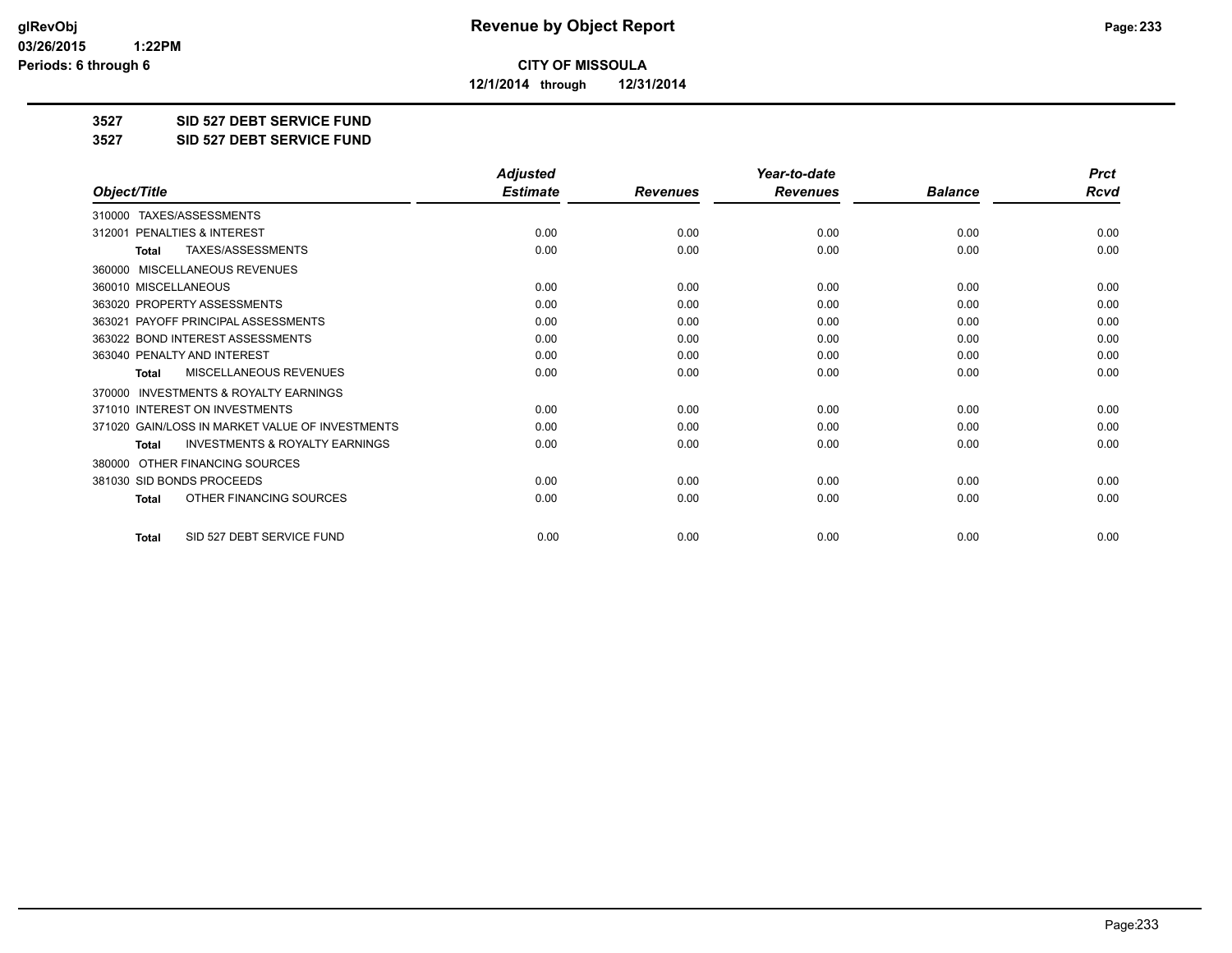# Revenue by Object Report

**CITY OF MISSOULA**

**12/1/2014 through 12/31/2014**

glRevObj
03/26/2015 1:22PM
Periods: 6 through 6

**3527 SID 527 DEBT SERVICE FUND**

**3527 SID 527 DEBT SERVICE FUND**

| Object/Title | Adjusted Estimate | Revenues | Year-to-date Revenues | Balance | Prct Rcvd |
|---|---|---|---|---|---|
| 310000 TAXES/ASSESSMENTS | | | | | |
| 312001 PENALTIES & INTEREST | 0.00 | 0.00 | 0.00 | 0.00 | 0.00 |
| **Total** TAXES/ASSESSMENTS | 0.00 | 0.00 | 0.00 | 0.00 | 0.00 |
| 360000 MISCELLANEOUS REVENUES | | | | | |
| 360010 MISCELLANEOUS | 0.00 | 0.00 | 0.00 | 0.00 | 0.00 |
| 363020 PROPERTY ASSESSMENTS | 0.00 | 0.00 | 0.00 | 0.00 | 0.00 |
| 363021 PAYOFF PRINCIPAL ASSESSMENTS | 0.00 | 0.00 | 0.00 | 0.00 | 0.00 |
| 363022 BOND INTEREST ASSESSMENTS | 0.00 | 0.00 | 0.00 | 0.00 | 0.00 |
| 363040 PENALTY AND INTEREST | 0.00 | 0.00 | 0.00 | 0.00 | 0.00 |
| **Total** MISCELLANEOUS REVENUES | 0.00 | 0.00 | 0.00 | 0.00 | 0.00 |
| 370000 INVESTMENTS & ROYALTY EARNINGS | | | | | |
| 371010 INTEREST ON INVESTMENTS | 0.00 | 0.00 | 0.00 | 0.00 | 0.00 |
| 371020 GAIN/LOSS IN MARKET VALUE OF INVESTMENTS | 0.00 | 0.00 | 0.00 | 0.00 | 0.00 |
| **Total** INVESTMENTS & ROYALTY EARNINGS | 0.00 | 0.00 | 0.00 | 0.00 | 0.00 |
| 380000 OTHER FINANCING SOURCES | | | | | |
| 381030 SID BONDS PROCEEDS | 0.00 | 0.00 | 0.00 | 0.00 | 0.00 |
| **Total** OTHER FINANCING SOURCES | 0.00 | 0.00 | 0.00 | 0.00 | 0.00 |
| **Total** SID 527 DEBT SERVICE FUND | 0.00 | 0.00 | 0.00 | 0.00 | 0.00 |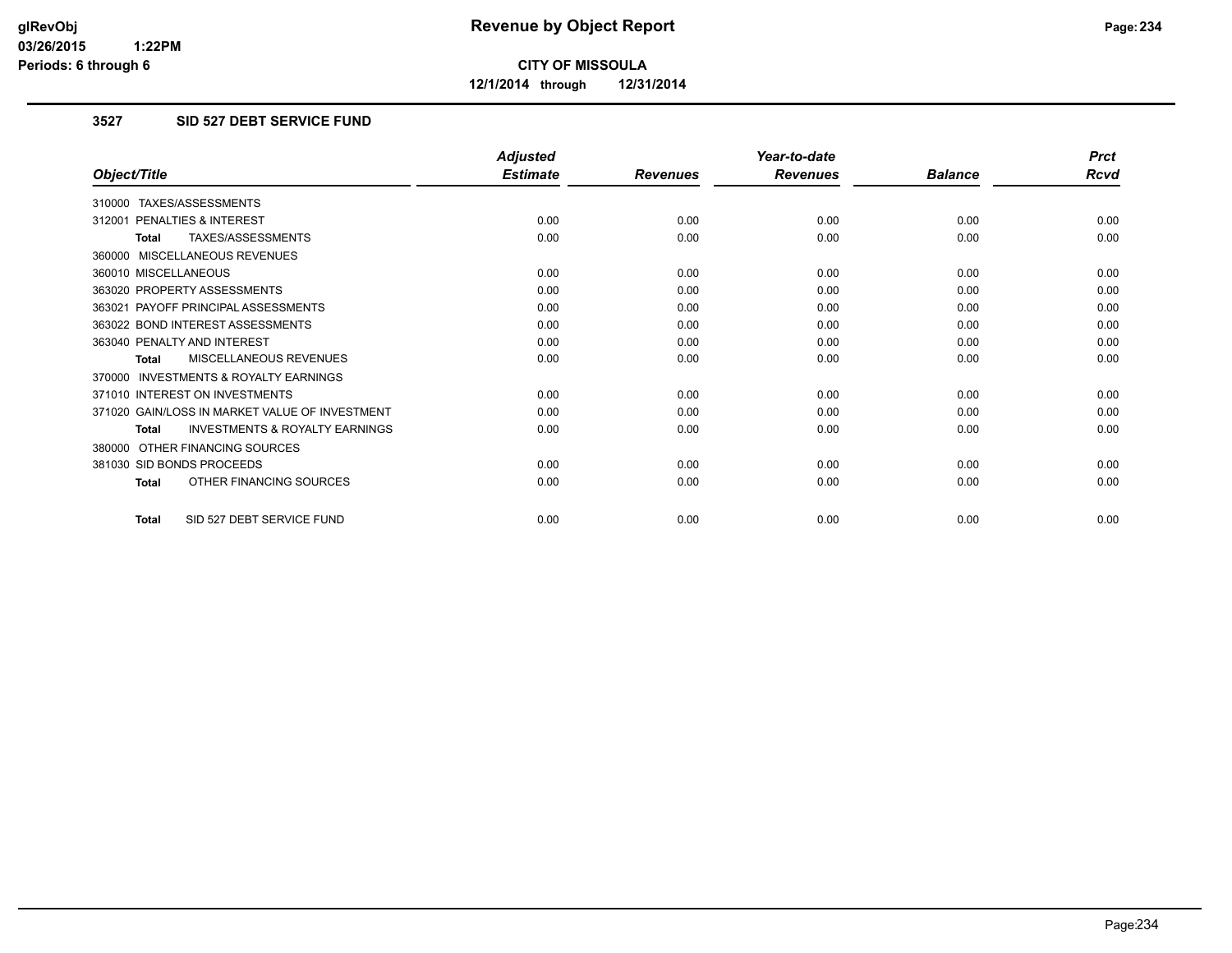**CITY OF MISSOULA**

**12/1/2014 through 12/31/2014**

### 3527 SID 527 DEBT SERVICE FUND

| Object/Title | Adjusted Estimate | Revenues | Year-to-date Revenues | Balance | Prct Rcvd |
|---|---|---|---|---|---|
| 310000 TAXES/ASSESSMENTS | | | | | |
| 312001 PENALTIES & INTEREST | 0.00 | 0.00 | 0.00 | 0.00 | 0.00 |
| **Total** TAXES/ASSESSMENTS | 0.00 | 0.00 | 0.00 | 0.00 | 0.00 |
| 360000 MISCELLANEOUS REVENUES | | | | | |
| 360010 MISCELLANEOUS | 0.00 | 0.00 | 0.00 | 0.00 | 0.00 |
| 363020 PROPERTY ASSESSMENTS | 0.00 | 0.00 | 0.00 | 0.00 | 0.00 |
| 363021 PAYOFF PRINCIPAL ASSESSMENTS | 0.00 | 0.00 | 0.00 | 0.00 | 0.00 |
| 363022 BOND INTEREST ASSESSMENTS | 0.00 | 0.00 | 0.00 | 0.00 | 0.00 |
| 363040 PENALTY AND INTEREST | 0.00 | 0.00 | 0.00 | 0.00 | 0.00 |
| **Total** MISCELLANEOUS REVENUES | 0.00 | 0.00 | 0.00 | 0.00 | 0.00 |
| 370000 INVESTMENTS & ROYALTY EARNINGS | | | | | |
| 371010 INTEREST ON INVESTMENTS | 0.00 | 0.00 | 0.00 | 0.00 | 0.00 |
| 371020 GAIN/LOSS IN MARKET VALUE OF INVESTMENT | 0.00 | 0.00 | 0.00 | 0.00 | 0.00 |
| **Total** INVESTMENTS & ROYALTY EARNINGS | 0.00 | 0.00 | 0.00 | 0.00 | 0.00 |
| 380000 OTHER FINANCING SOURCES | | | | | |
| 381030 SID BONDS PROCEEDS | 0.00 | 0.00 | 0.00 | 0.00 | 0.00 |
| **Total** OTHER FINANCING SOURCES | 0.00 | 0.00 | 0.00 | 0.00 | 0.00 |
| **Total** SID 527 DEBT SERVICE FUND | 0.00 | 0.00 | 0.00 | 0.00 | 0.00 |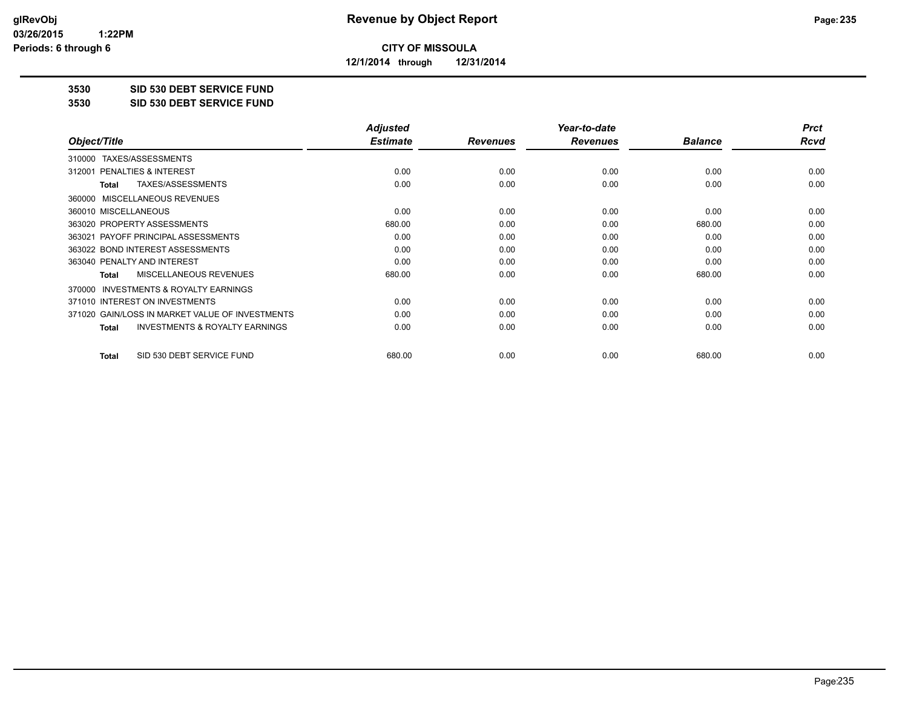**CITY OF MISSOULA**

**12/1/2014 through 12/31/2014**

**3530 SID 530 DEBT SERVICE FUND**

**3530 SID 530 DEBT SERVICE FUND**

| Object/Title | Adjusted Estimate | Revenues | Year-to-date Revenues | Balance | Prct Rcvd |
|---|---|---|---|---|---|
| 310000 TAXES/ASSESSMENTS | | | | | |
| 312001 PENALTIES & INTEREST | 0.00 | 0.00 | 0.00 | 0.00 | 0.00 |
| **Total** TAXES/ASSESSMENTS | 0.00 | 0.00 | 0.00 | 0.00 | 0.00 |
| 360000 MISCELLANEOUS REVENUES | | | | | |
| 360010 MISCELLANEOUS | 0.00 | 0.00 | 0.00 | 0.00 | 0.00 |
| 363020 PROPERTY ASSESSMENTS | 680.00 | 0.00 | 0.00 | 680.00 | 0.00 |
| 363021 PAYOFF PRINCIPAL ASSESSMENTS | 0.00 | 0.00 | 0.00 | 0.00 | 0.00 |
| 363022 BOND INTEREST ASSESSMENTS | 0.00 | 0.00 | 0.00 | 0.00 | 0.00 |
| 363040 PENALTY AND INTEREST | 0.00 | 0.00 | 0.00 | 0.00 | 0.00 |
| **Total** MISCELLANEOUS REVENUES | 680.00 | 0.00 | 0.00 | 680.00 | 0.00 |
| 370000 INVESTMENTS & ROYALTY EARNINGS | | | | | |
| 371010 INTEREST ON INVESTMENTS | 0.00 | 0.00 | 0.00 | 0.00 | 0.00 |
| 371020 GAIN/LOSS IN MARKET VALUE OF INVESTMENTS | 0.00 | 0.00 | 0.00 | 0.00 | 0.00 |
| **Total** INVESTMENTS & ROYALTY EARNINGS | 0.00 | 0.00 | 0.00 | 0.00 | 0.00 |
| **Total** SID 530 DEBT SERVICE FUND | 680.00 | 0.00 | 0.00 | 680.00 | 0.00 |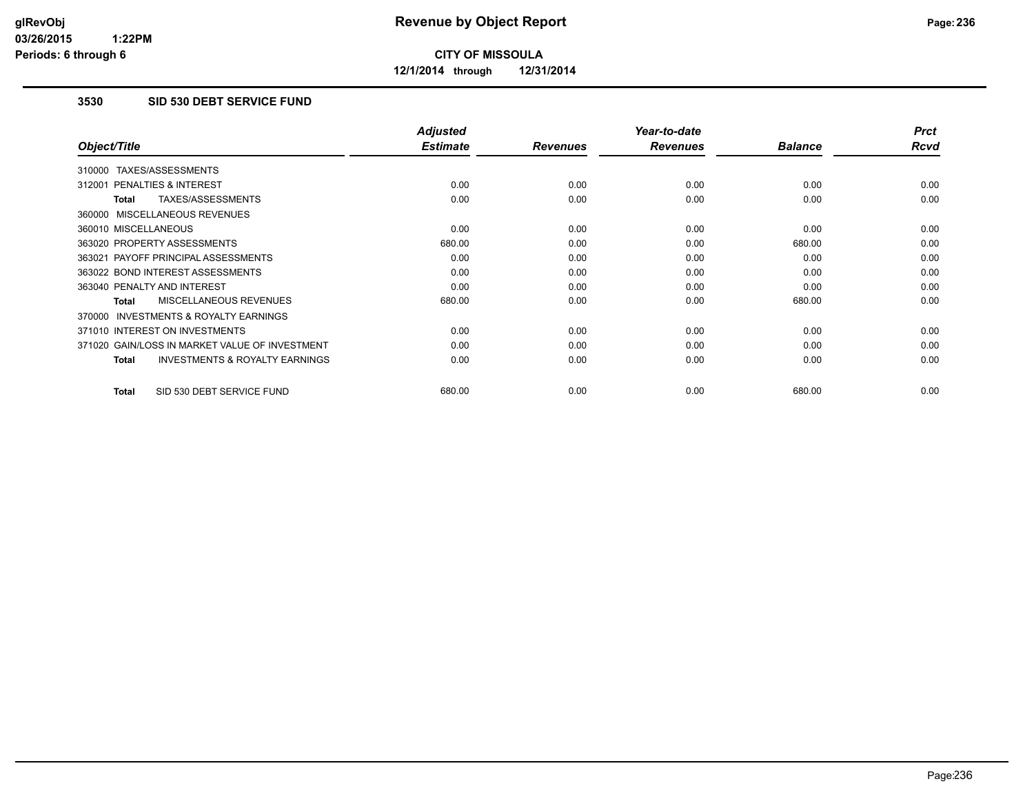# Revenue by Object Report

**CITY OF MISSOULA**

**12/1/2014 through 12/31/2014**

glRevObj
03/26/2015 1:22PM
Periods: 6 through 6

### 3530 SID 530 DEBT SERVICE FUND

| Object/Title | Adjusted Estimate | Revenues | Year-to-date Revenues | Balance | Prct Rcvd |
|---|---|---|---|---|---|
| 310000 TAXES/ASSESSMENTS | | | | | |
| 312001 PENALTIES & INTEREST | 0.00 | 0.00 | 0.00 | 0.00 | 0.00 |
| **Total** TAXES/ASSESSMENTS | 0.00 | 0.00 | 0.00 | 0.00 | 0.00 |
| 360000 MISCELLANEOUS REVENUES | | | | | |
| 360010 MISCELLANEOUS | 0.00 | 0.00 | 0.00 | 0.00 | 0.00 |
| 363020 PROPERTY ASSESSMENTS | 680.00 | 0.00 | 0.00 | 680.00 | 0.00 |
| 363021 PAYOFF PRINCIPAL ASSESSMENTS | 0.00 | 0.00 | 0.00 | 0.00 | 0.00 |
| 363022 BOND INTEREST ASSESSMENTS | 0.00 | 0.00 | 0.00 | 0.00 | 0.00 |
| 363040 PENALTY AND INTEREST | 0.00 | 0.00 | 0.00 | 0.00 | 0.00 |
| **Total** MISCELLANEOUS REVENUES | 680.00 | 0.00 | 0.00 | 680.00 | 0.00 |
| 370000 INVESTMENTS & ROYALTY EARNINGS | | | | | |
| 371010 INTEREST ON INVESTMENTS | 0.00 | 0.00 | 0.00 | 0.00 | 0.00 |
| 371020 GAIN/LOSS IN MARKET VALUE OF INVESTMENT | 0.00 | 0.00 | 0.00 | 0.00 | 0.00 |
| **Total** INVESTMENTS & ROYALTY EARNINGS | 0.00 | 0.00 | 0.00 | 0.00 | 0.00 |
| **Total** SID 530 DEBT SERVICE FUND | 680.00 | 0.00 | 0.00 | 680.00 | 0.00 |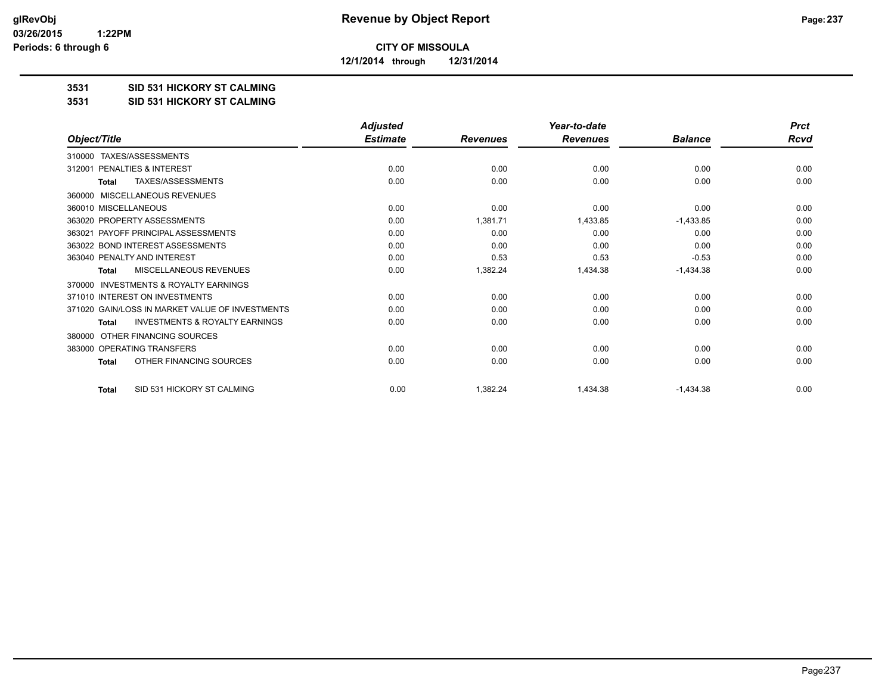**CITY OF MISSOULA**

**12/1/2014 through 12/31/2014**

**3531 SID 531 HICKORY ST CALMING**

**3531 SID 531 HICKORY ST CALMING**

| Object/Title | Adjusted Estimate | Revenues | Year-to-date Revenues | Balance | Prct Rcvd |
|---|---|---|---|---|---|
| 310000 TAXES/ASSESSMENTS | | | | | |
| 312001 PENALTIES & INTEREST | 0.00 | 0.00 | 0.00 | 0.00 | 0.00 |
| **Total** TAXES/ASSESSMENTS | 0.00 | 0.00 | 0.00 | 0.00 | 0.00 |
| 360000 MISCELLANEOUS REVENUES | | | | | |
| 360010 MISCELLANEOUS | 0.00 | 0.00 | 0.00 | 0.00 | 0.00 |
| 363020 PROPERTY ASSESSMENTS | 0.00 | 1,381.71 | 1,433.85 | -1,433.85 | 0.00 |
| 363021 PAYOFF PRINCIPAL ASSESSMENTS | 0.00 | 0.00 | 0.00 | 0.00 | 0.00 |
| 363022 BOND INTEREST ASSESSMENTS | 0.00 | 0.00 | 0.00 | 0.00 | 0.00 |
| 363040 PENALTY AND INTEREST | 0.00 | 0.53 | 0.53 | -0.53 | 0.00 |
| **Total** MISCELLANEOUS REVENUES | 0.00 | 1,382.24 | 1,434.38 | -1,434.38 | 0.00 |
| 370000 INVESTMENTS & ROYALTY EARNINGS | | | | | |
| 371010 INTEREST ON INVESTMENTS | 0.00 | 0.00 | 0.00 | 0.00 | 0.00 |
| 371020 GAIN/LOSS IN MARKET VALUE OF INVESTMENTS | 0.00 | 0.00 | 0.00 | 0.00 | 0.00 |
| **Total** INVESTMENTS & ROYALTY EARNINGS | 0.00 | 0.00 | 0.00 | 0.00 | 0.00 |
| 380000 OTHER FINANCING SOURCES | | | | | |
| 383000 OPERATING TRANSFERS | 0.00 | 0.00 | 0.00 | 0.00 | 0.00 |
| **Total** OTHER FINANCING SOURCES | 0.00 | 0.00 | 0.00 | 0.00 | 0.00 |
| **Total** SID 531 HICKORY ST CALMING | 0.00 | 1,382.24 | 1,434.38 | -1,434.38 | 0.00 |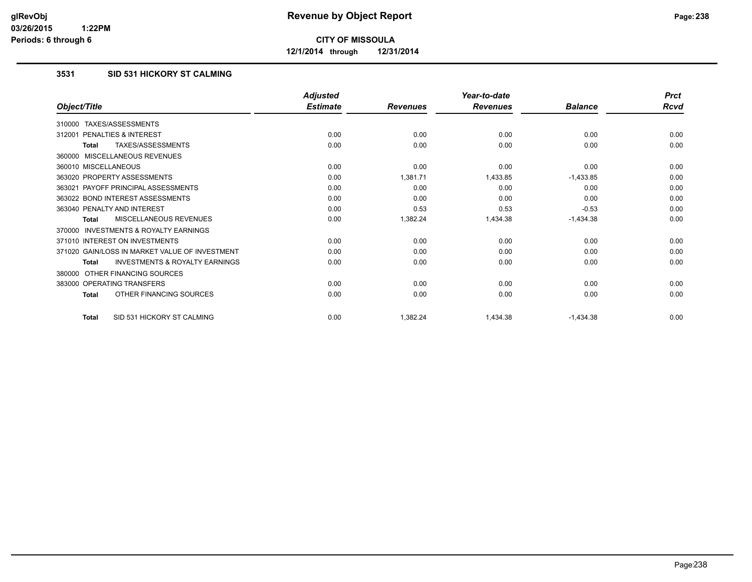**CITY OF MISSOULA**

**12/1/2014 through 12/31/2014**

### 3531 SID 531 HICKORY ST CALMING

| Object/Title | Adjusted Estimate | Revenues | Year-to-date Revenues | Balance | Prct Rcvd |
|---|---|---|---|---|---|
| 310000 TAXES/ASSESSMENTS | | | | | |
| 312001 PENALTIES & INTEREST | 0.00 | 0.00 | 0.00 | 0.00 | 0.00 |
| **Total** TAXES/ASSESSMENTS | 0.00 | 0.00 | 0.00 | 0.00 | 0.00 |
| 360000 MISCELLANEOUS REVENUES | | | | | |
| 360010 MISCELLANEOUS | 0.00 | 0.00 | 0.00 | 0.00 | 0.00 |
| 363020 PROPERTY ASSESSMENTS | 0.00 | 1,381.71 | 1,433.85 | -1,433.85 | 0.00 |
| 363021 PAYOFF PRINCIPAL ASSESSMENTS | 0.00 | 0.00 | 0.00 | 0.00 | 0.00 |
| 363022 BOND INTEREST ASSESSMENTS | 0.00 | 0.00 | 0.00 | 0.00 | 0.00 |
| 363040 PENALTY AND INTEREST | 0.00 | 0.53 | 0.53 | -0.53 | 0.00 |
| **Total** MISCELLANEOUS REVENUES | 0.00 | 1,382.24 | 1,434.38 | -1,434.38 | 0.00 |
| 370000 INVESTMENTS & ROYALTY EARNINGS | | | | | |
| 371010 INTEREST ON INVESTMENTS | 0.00 | 0.00 | 0.00 | 0.00 | 0.00 |
| 371020 GAIN/LOSS IN MARKET VALUE OF INVESTMENT | 0.00 | 0.00 | 0.00 | 0.00 | 0.00 |
| **Total** INVESTMENTS & ROYALTY EARNINGS | 0.00 | 0.00 | 0.00 | 0.00 | 0.00 |
| 380000 OTHER FINANCING SOURCES | | | | | |
| 383000 OPERATING TRANSFERS | 0.00 | 0.00 | 0.00 | 0.00 | 0.00 |
| **Total** OTHER FINANCING SOURCES | 0.00 | 0.00 | 0.00 | 0.00 | 0.00 |
| **Total** SID 531 HICKORY ST CALMING | 0.00 | 1,382.24 | 1,434.38 | -1,434.38 | 0.00 |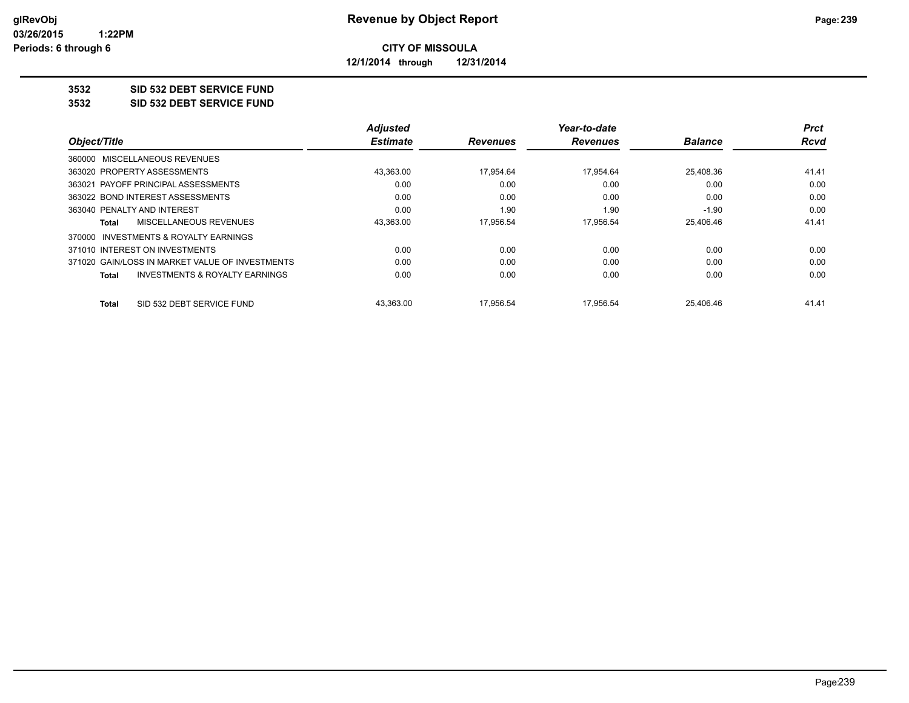# Revenue by Object Report

glRevObj
03/26/2015 1:22PM
Periods: 6 through 6

**CITY OF MISSOULA**

**12/1/2014 through 12/31/2014**

**3532 SID 532 DEBT SERVICE FUND**

**3532 SID 532 DEBT SERVICE FUND**

| Object/Title | Adjusted Estimate | Revenues | Year-to-date Revenues | Balance | Prct Rcvd |
|---|---|---|---|---|---|
| 360000 MISCELLANEOUS REVENUES | | | | | |
| 363020 PROPERTY ASSESSMENTS | 43,363.00 | 17,954.64 | 17,954.64 | 25,408.36 | 41.41 |
| 363021 PAYOFF PRINCIPAL ASSESSMENTS | 0.00 | 0.00 | 0.00 | 0.00 | 0.00 |
| 363022 BOND INTEREST ASSESSMENTS | 0.00 | 0.00 | 0.00 | 0.00 | 0.00 |
| 363040 PENALTY AND INTEREST | 0.00 | 1.90 | 1.90 | -1.90 | 0.00 |
| **Total** MISCELLANEOUS REVENUES | 43,363.00 | 17,956.54 | 17,956.54 | 25,406.46 | 41.41 |
| 370000 INVESTMENTS & ROYALTY EARNINGS | | | | | |
| 371010 INTEREST ON INVESTMENTS | 0.00 | 0.00 | 0.00 | 0.00 | 0.00 |
| 371020 GAIN/LOSS IN MARKET VALUE OF INVESTMENTS | 0.00 | 0.00 | 0.00 | 0.00 | 0.00 |
| **Total** INVESTMENTS & ROYALTY EARNINGS | 0.00 | 0.00 | 0.00 | 0.00 | 0.00 |
| **Total** SID 532 DEBT SERVICE FUND | 43,363.00 | 17,956.54 | 17,956.54 | 25,406.46 | 41.41 |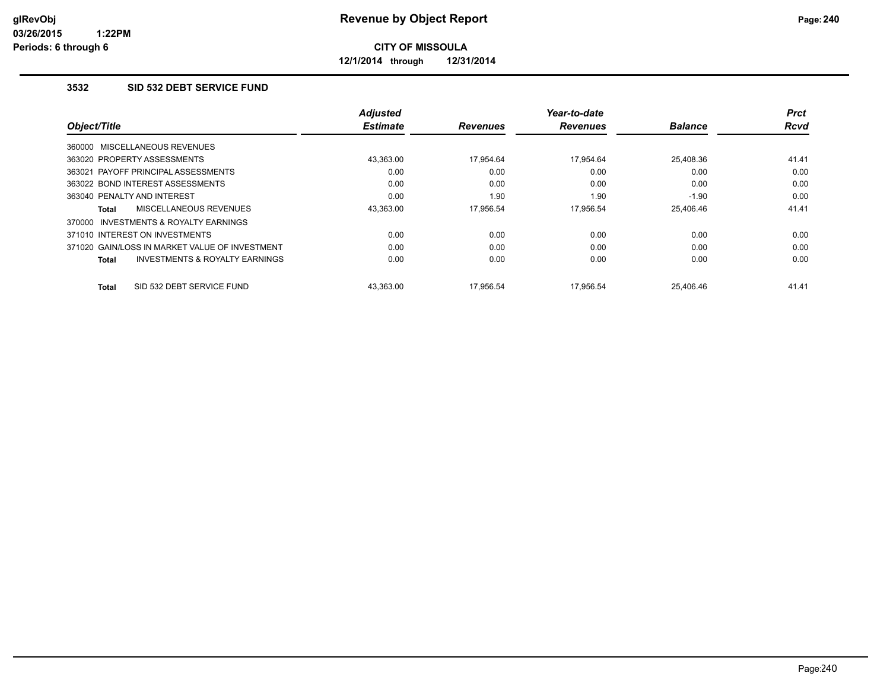**CITY OF MISSOULA**

**12/1/2014 through 12/31/2014**

### 3532 SID 532 DEBT SERVICE FUND

| Object/Title | Adjusted Estimate | Revenues | Year-to-date Revenues | Balance | Prct Rcvd |
|---|---|---|---|---|---|
| 360000 MISCELLANEOUS REVENUES | | | | | |
| 363020 PROPERTY ASSESSMENTS | 43,363.00 | 17,954.64 | 17,954.64 | 25,408.36 | 41.41 |
| 363021 PAYOFF PRINCIPAL ASSESSMENTS | 0.00 | 0.00 | 0.00 | 0.00 | 0.00 |
| 363022 BOND INTEREST ASSESSMENTS | 0.00 | 0.00 | 0.00 | 0.00 | 0.00 |
| 363040 PENALTY AND INTEREST | 0.00 | 1.90 | 1.90 | -1.90 | 0.00 |
| **Total** MISCELLANEOUS REVENUES | 43,363.00 | 17,956.54 | 17,956.54 | 25,406.46 | 41.41 |
| 370000 INVESTMENTS & ROYALTY EARNINGS | | | | | |
| 371010 INTEREST ON INVESTMENTS | 0.00 | 0.00 | 0.00 | 0.00 | 0.00 |
| 371020 GAIN/LOSS IN MARKET VALUE OF INVESTMENT | 0.00 | 0.00 | 0.00 | 0.00 | 0.00 |
| **Total** INVESTMENTS & ROYALTY EARNINGS | 0.00 | 0.00 | 0.00 | 0.00 | 0.00 |
| **Total** SID 532 DEBT SERVICE FUND | 43,363.00 | 17,956.54 | 17,956.54 | 25,406.46 | 41.41 |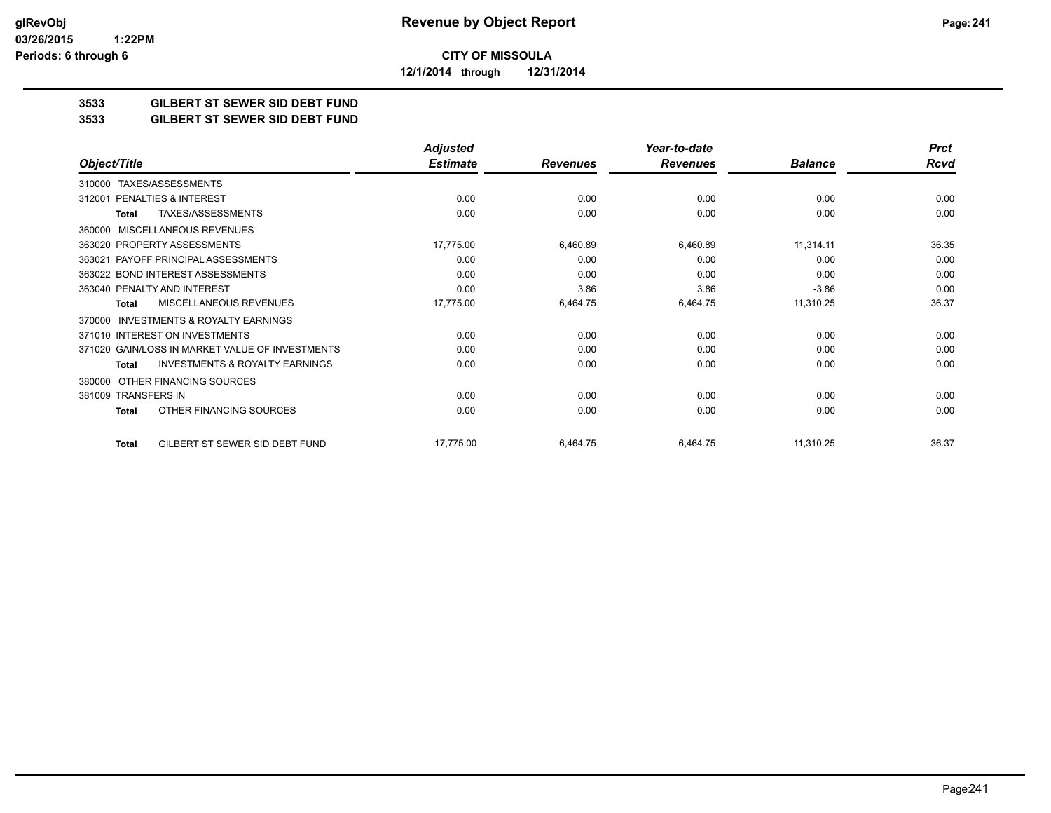glRevObj
03/26/2015 1:22PM
Periods: 6 through 6

# Revenue by Object Report

**CITY OF MISSOULA**

**12/1/2014 through 12/31/2014**

## 3533 GILBERT ST SEWER SID DEBT FUND
## 3533 GILBERT ST SEWER SID DEBT FUND

| Object/Title | Adjusted Estimate | Revenues | Year-to-date Revenues | Balance | Prct Rcvd |
|---|---|---|---|---|---|
| 310000 TAXES/ASSESSMENTS | | | | | |
| 312001 PENALTIES & INTEREST | 0.00 | 0.00 | 0.00 | 0.00 | 0.00 |
| **Total** TAXES/ASSESSMENTS | 0.00 | 0.00 | 0.00 | 0.00 | 0.00 |
| 360000 MISCELLANEOUS REVENUES | | | | | |
| 363020 PROPERTY ASSESSMENTS | 17,775.00 | 6,460.89 | 6,460.89 | 11,314.11 | 36.35 |
| 363021 PAYOFF PRINCIPAL ASSESSMENTS | 0.00 | 0.00 | 0.00 | 0.00 | 0.00 |
| 363022 BOND INTEREST ASSESSMENTS | 0.00 | 0.00 | 0.00 | 0.00 | 0.00 |
| 363040 PENALTY AND INTEREST | 0.00 | 3.86 | 3.86 | -3.86 | 0.00 |
| **Total** MISCELLANEOUS REVENUES | 17,775.00 | 6,464.75 | 6,464.75 | 11,310.25 | 36.37 |
| 370000 INVESTMENTS & ROYALTY EARNINGS | | | | | |
| 371010 INTEREST ON INVESTMENTS | 0.00 | 0.00 | 0.00 | 0.00 | 0.00 |
| 371020 GAIN/LOSS IN MARKET VALUE OF INVESTMENTS | 0.00 | 0.00 | 0.00 | 0.00 | 0.00 |
| **Total** INVESTMENTS & ROYALTY EARNINGS | 0.00 | 0.00 | 0.00 | 0.00 | 0.00 |
| 380000 OTHER FINANCING SOURCES | | | | | |
| 381009 TRANSFERS IN | 0.00 | 0.00 | 0.00 | 0.00 | 0.00 |
| **Total** OTHER FINANCING SOURCES | 0.00 | 0.00 | 0.00 | 0.00 | 0.00 |
| **Total** GILBERT ST SEWER SID DEBT FUND | 17,775.00 | 6,464.75 | 6,464.75 | 11,310.25 | 36.37 |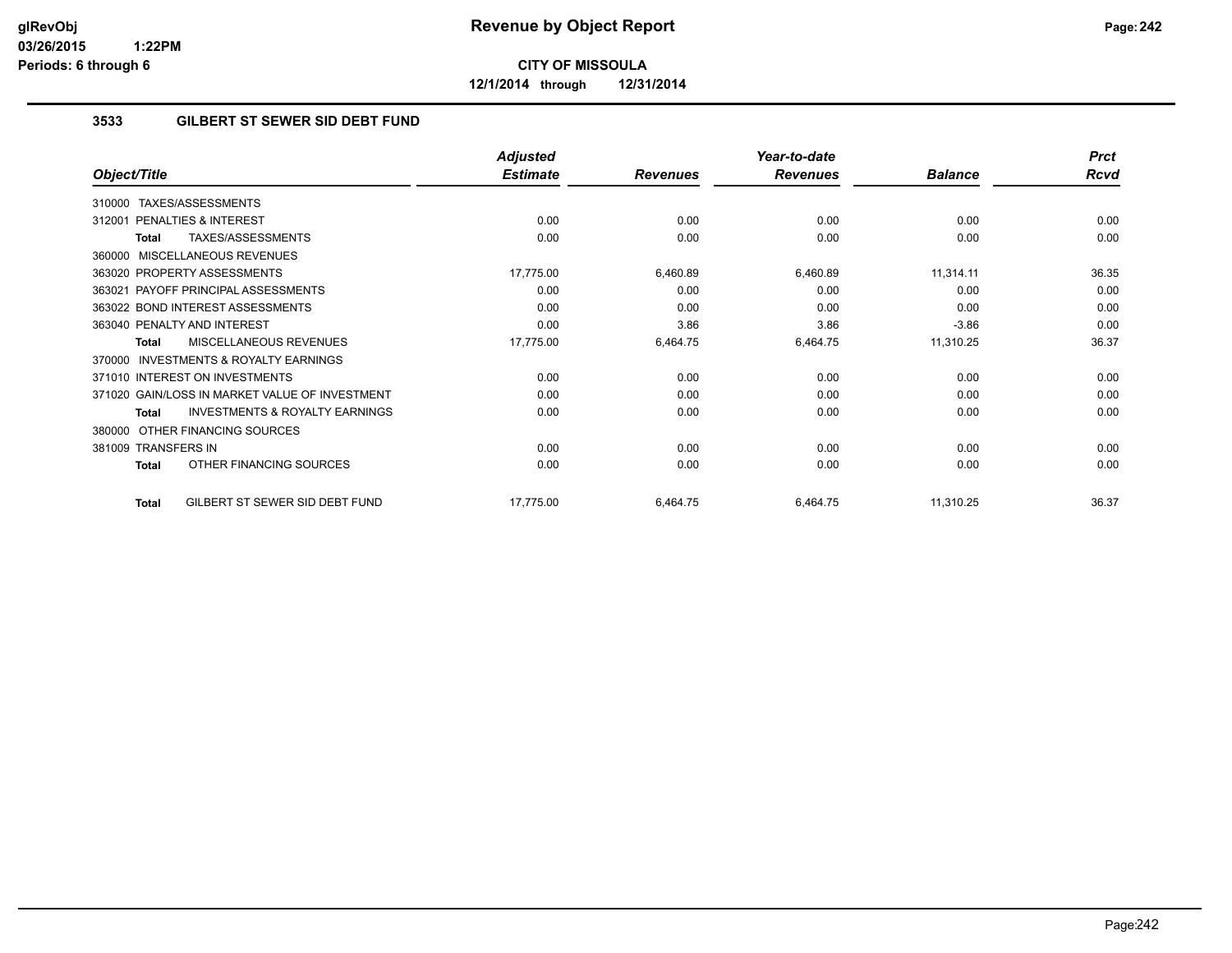# Revenue by Object Report

**CITY OF MISSOULA**

**12/1/2014 through 12/31/2014**

glRevObj
03/26/2015 1:22PM
Periods: 6 through 6

### 3533 GILBERT ST SEWER SID DEBT FUND

| Object/Title | Adjusted Estimate | Revenues | Year-to-date Revenues | Balance | Prct Rcvd |
|---|---|---|---|---|---|
| 310000 TAXES/ASSESSMENTS | | | | | |
| 312001 PENALTIES & INTEREST | 0.00 | 0.00 | 0.00 | 0.00 | 0.00 |
| **Total** TAXES/ASSESSMENTS | 0.00 | 0.00 | 0.00 | 0.00 | 0.00 |
| 360000 MISCELLANEOUS REVENUES | | | | | |
| 363020 PROPERTY ASSESSMENTS | 17,775.00 | 6,460.89 | 6,460.89 | 11,314.11 | 36.35 |
| 363021 PAYOFF PRINCIPAL ASSESSMENTS | 0.00 | 0.00 | 0.00 | 0.00 | 0.00 |
| 363022 BOND INTEREST ASSESSMENTS | 0.00 | 0.00 | 0.00 | 0.00 | 0.00 |
| 363040 PENALTY AND INTEREST | 0.00 | 3.86 | 3.86 | -3.86 | 0.00 |
| **Total** MISCELLANEOUS REVENUES | 17,775.00 | 6,464.75 | 6,464.75 | 11,310.25 | 36.37 |
| 370000 INVESTMENTS & ROYALTY EARNINGS | | | | | |
| 371010 INTEREST ON INVESTMENTS | 0.00 | 0.00 | 0.00 | 0.00 | 0.00 |
| 371020 GAIN/LOSS IN MARKET VALUE OF INVESTMENT | 0.00 | 0.00 | 0.00 | 0.00 | 0.00 |
| **Total** INVESTMENTS & ROYALTY EARNINGS | 0.00 | 0.00 | 0.00 | 0.00 | 0.00 |
| 380000 OTHER FINANCING SOURCES | | | | | |
| 381009 TRANSFERS IN | 0.00 | 0.00 | 0.00 | 0.00 | 0.00 |
| **Total** OTHER FINANCING SOURCES | 0.00 | 0.00 | 0.00 | 0.00 | 0.00 |
| **Total** GILBERT ST SEWER SID DEBT FUND | 17,775.00 | 6,464.75 | 6,464.75 | 11,310.25 | 36.37 |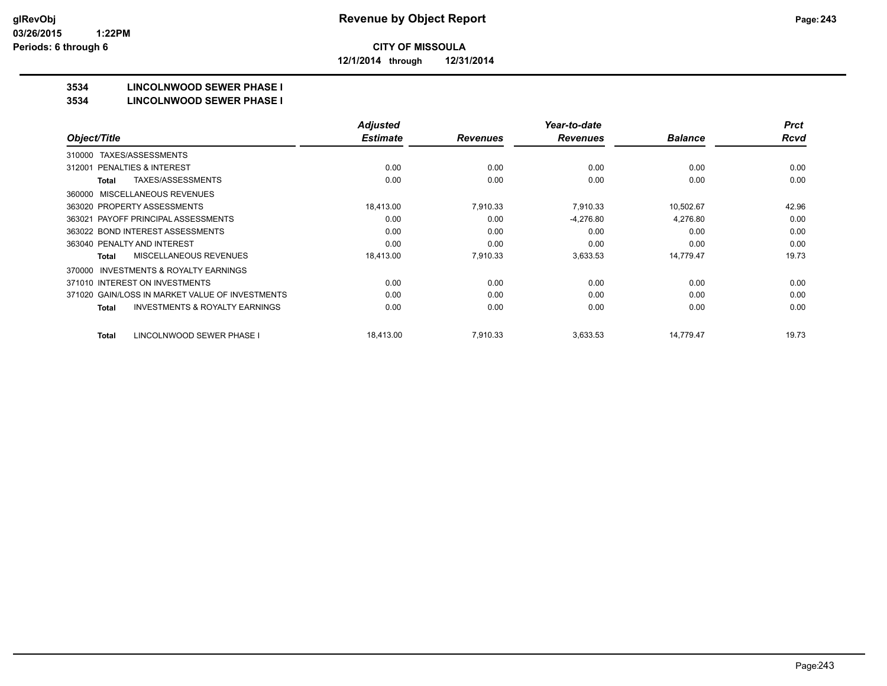# Revenue by Object Report

**CITY OF MISSOULA**

**12/1/2014 through 12/31/2014**

glRevObj
03/26/2015 1:22PM
Periods: 6 through 6

## 3534 LINCOLNWOOD SEWER PHASE I
## 3534 LINCOLNWOOD SEWER PHASE I

| Object/Title | Adjusted Estimate | Revenues | Year-to-date Revenues | Balance | Prct Rcvd |
|---|---|---|---|---|---|
| 310000 TAXES/ASSESSMENTS | | | | | |
| 312001 PENALTIES & INTEREST | 0.00 | 0.00 | 0.00 | 0.00 | 0.00 |
| **Total** TAXES/ASSESSMENTS | 0.00 | 0.00 | 0.00 | 0.00 | 0.00 |
| 360000 MISCELLANEOUS REVENUES | | | | | |
| 363020 PROPERTY ASSESSMENTS | 18,413.00 | 7,910.33 | 7,910.33 | 10,502.67 | 42.96 |
| 363021 PAYOFF PRINCIPAL ASSESSMENTS | 0.00 | 0.00 | -4,276.80 | 4,276.80 | 0.00 |
| 363022 BOND INTEREST ASSESSMENTS | 0.00 | 0.00 | 0.00 | 0.00 | 0.00 |
| 363040 PENALTY AND INTEREST | 0.00 | 0.00 | 0.00 | 0.00 | 0.00 |
| **Total** MISCELLANEOUS REVENUES | 18,413.00 | 7,910.33 | 3,633.53 | 14,779.47 | 19.73 |
| 370000 INVESTMENTS & ROYALTY EARNINGS | | | | | |
| 371010 INTEREST ON INVESTMENTS | 0.00 | 0.00 | 0.00 | 0.00 | 0.00 |
| 371020 GAIN/LOSS IN MARKET VALUE OF INVESTMENTS | 0.00 | 0.00 | 0.00 | 0.00 | 0.00 |
| **Total** INVESTMENTS & ROYALTY EARNINGS | 0.00 | 0.00 | 0.00 | 0.00 | 0.00 |
| **Total** LINCOLNWOOD SEWER PHASE I | 18,413.00 | 7,910.33 | 3,633.53 | 14,779.47 | 19.73 |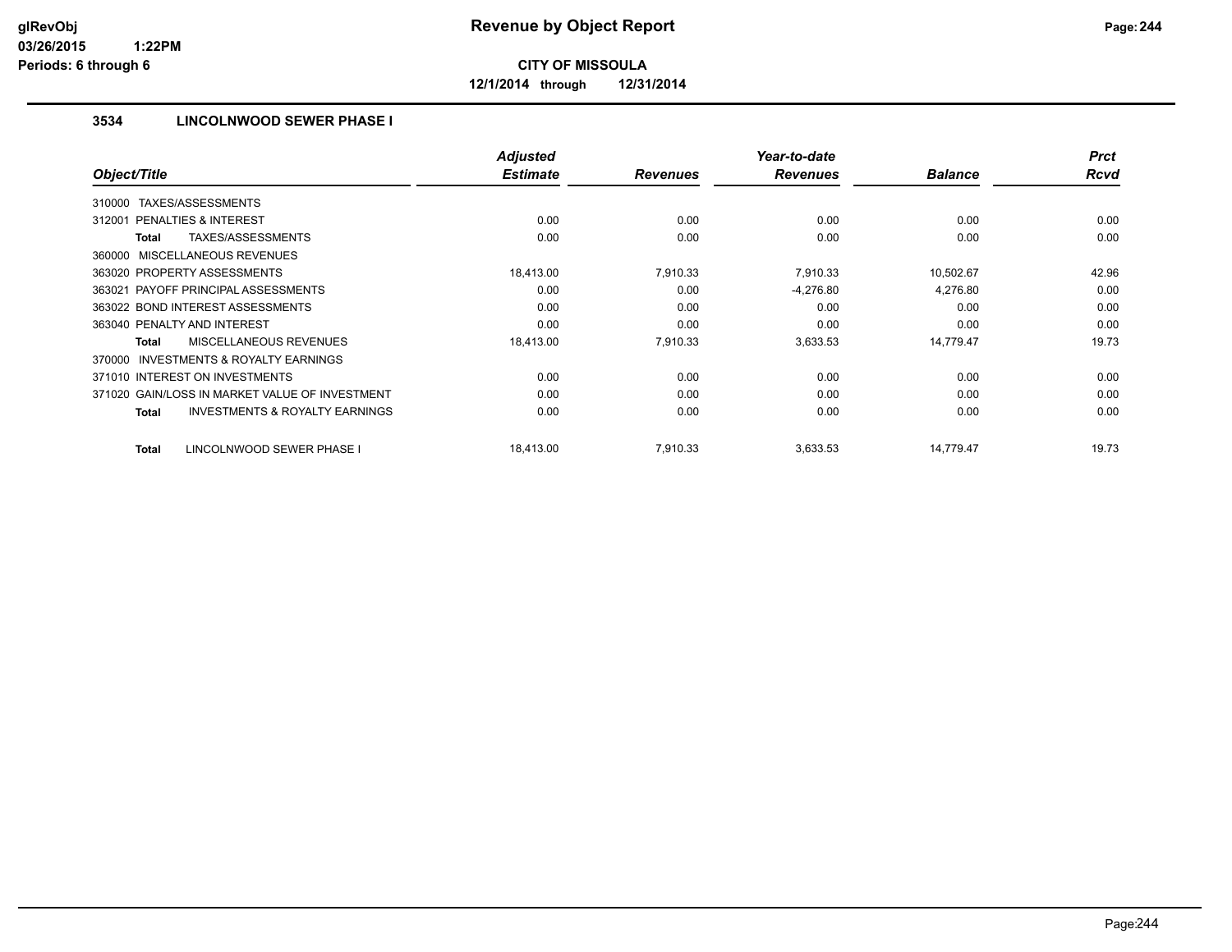# Revenue by Object Report

**CITY OF MISSOULA**

**12/1/2014 through 12/31/2014**

glRevObj
03/26/2015 1:22PM
Periods: 6 through 6

### 3534 LINCOLNWOOD SEWER PHASE I

| Object/Title | Adjusted Estimate | Revenues | Year-to-date Revenues | Balance | Prct Rcvd |
|---|---|---|---|---|---|
| 310000 TAXES/ASSESSMENTS | | | | | |
| 312001 PENALTIES & INTEREST | 0.00 | 0.00 | 0.00 | 0.00 | 0.00 |
| **Total** TAXES/ASSESSMENTS | 0.00 | 0.00 | 0.00 | 0.00 | 0.00 |
| 360000 MISCELLANEOUS REVENUES | | | | | |
| 363020 PROPERTY ASSESSMENTS | 18,413.00 | 7,910.33 | 7,910.33 | 10,502.67 | 42.96 |
| 363021 PAYOFF PRINCIPAL ASSESSMENTS | 0.00 | 0.00 | -4,276.80 | 4,276.80 | 0.00 |
| 363022 BOND INTEREST ASSESSMENTS | 0.00 | 0.00 | 0.00 | 0.00 | 0.00 |
| 363040 PENALTY AND INTEREST | 0.00 | 0.00 | 0.00 | 0.00 | 0.00 |
| **Total** MISCELLANEOUS REVENUES | 18,413.00 | 7,910.33 | 3,633.53 | 14,779.47 | 19.73 |
| 370000 INVESTMENTS & ROYALTY EARNINGS | | | | | |
| 371010 INTEREST ON INVESTMENTS | 0.00 | 0.00 | 0.00 | 0.00 | 0.00 |
| 371020 GAIN/LOSS IN MARKET VALUE OF INVESTMENT | 0.00 | 0.00 | 0.00 | 0.00 | 0.00 |
| **Total** INVESTMENTS & ROYALTY EARNINGS | 0.00 | 0.00 | 0.00 | 0.00 | 0.00 |
| **Total** LINCOLNWOOD SEWER PHASE I | 18,413.00 | 7,910.33 | 3,633.53 | 14,779.47 | 19.73 |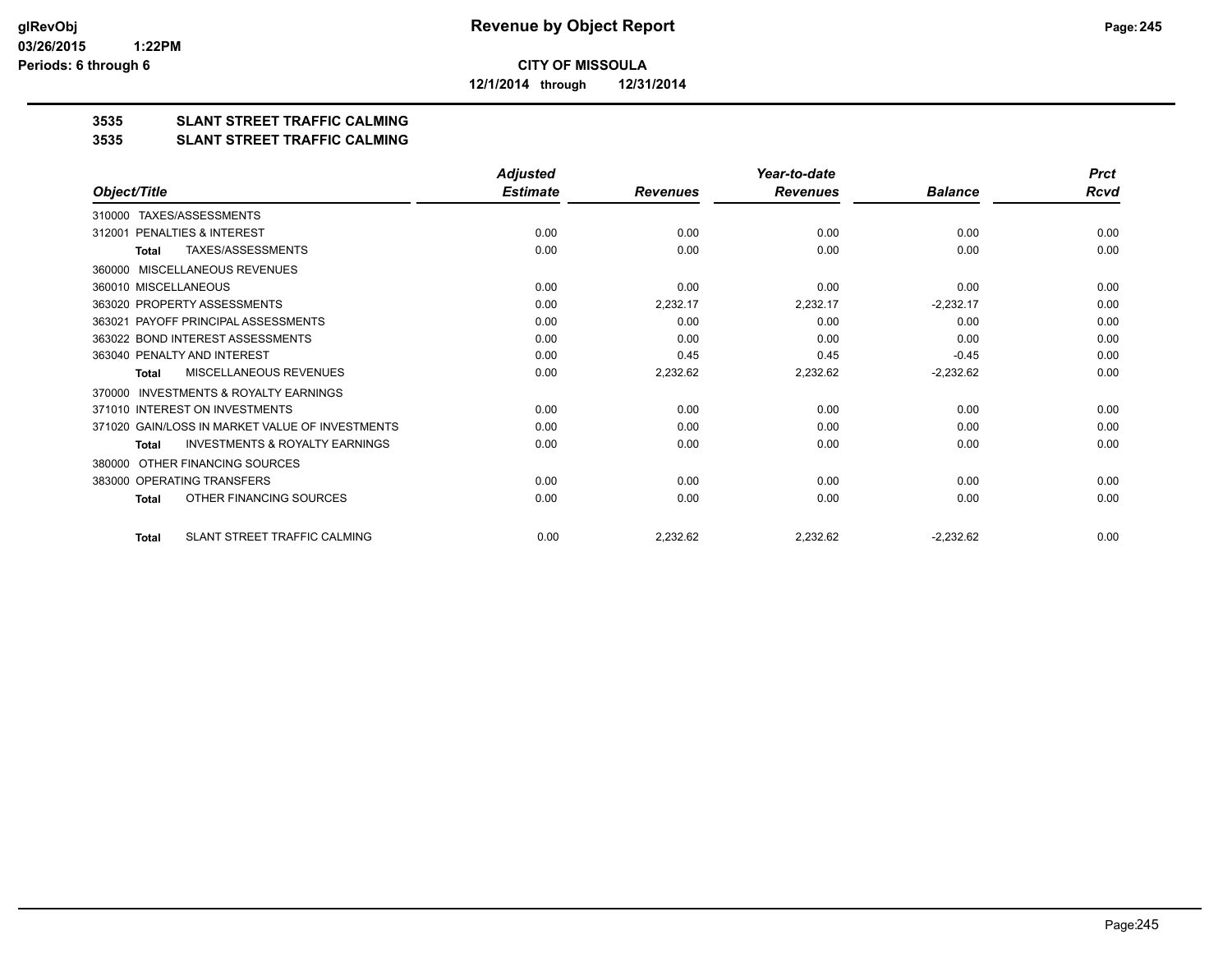**CITY OF MISSOULA**

**12/1/2014 through 12/31/2014**

## 3535 SLANT STREET TRAFFIC CALMING

## 3535 SLANT STREET TRAFFIC CALMING

| Object/Title | Adjusted Estimate | Revenues | Year-to-date Revenues | Balance | Prct Rcvd |
|---|---|---|---|---|---|
| 310000 TAXES/ASSESSMENTS | | | | | |
| 312001 PENALTIES & INTEREST | 0.00 | 0.00 | 0.00 | 0.00 | 0.00 |
| **Total** TAXES/ASSESSMENTS | 0.00 | 0.00 | 0.00 | 0.00 | 0.00 |
| 360000 MISCELLANEOUS REVENUES | | | | | |
| 360010 MISCELLANEOUS | 0.00 | 0.00 | 0.00 | 0.00 | 0.00 |
| 363020 PROPERTY ASSESSMENTS | 0.00 | 2,232.17 | 2,232.17 | -2,232.17 | 0.00 |
| 363021 PAYOFF PRINCIPAL ASSESSMENTS | 0.00 | 0.00 | 0.00 | 0.00 | 0.00 |
| 363022 BOND INTEREST ASSESSMENTS | 0.00 | 0.00 | 0.00 | 0.00 | 0.00 |
| 363040 PENALTY AND INTEREST | 0.00 | 0.45 | 0.45 | -0.45 | 0.00 |
| **Total** MISCELLANEOUS REVENUES | 0.00 | 2,232.62 | 2,232.62 | -2,232.62 | 0.00 |
| 370000 INVESTMENTS & ROYALTY EARNINGS | | | | | |
| 371010 INTEREST ON INVESTMENTS | 0.00 | 0.00 | 0.00 | 0.00 | 0.00 |
| 371020 GAIN/LOSS IN MARKET VALUE OF INVESTMENTS | 0.00 | 0.00 | 0.00 | 0.00 | 0.00 |
| **Total** INVESTMENTS & ROYALTY EARNINGS | 0.00 | 0.00 | 0.00 | 0.00 | 0.00 |
| 380000 OTHER FINANCING SOURCES | | | | | |
| 383000 OPERATING TRANSFERS | 0.00 | 0.00 | 0.00 | 0.00 | 0.00 |
| **Total** OTHER FINANCING SOURCES | 0.00 | 0.00 | 0.00 | 0.00 | 0.00 |
| **Total** SLANT STREET TRAFFIC CALMING | 0.00 | 2,232.62 | 2,232.62 | -2,232.62 | 0.00 |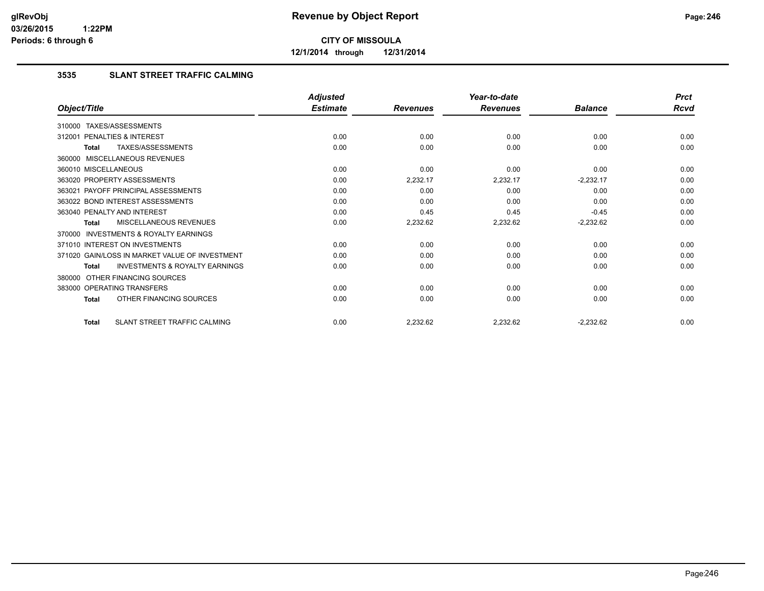**CITY OF MISSOULA**

**12/1/2014 through 12/31/2014**

### 3535 SLANT STREET TRAFFIC CALMING

| Object/Title | Adjusted Estimate | Revenues | Year-to-date Revenues | Balance | Prct Rcvd |
|---|---|---|---|---|---|
| 310000 TAXES/ASSESSMENTS | | | | | |
| 312001 PENALTIES & INTEREST | 0.00 | 0.00 | 0.00 | 0.00 | 0.00 |
| **Total** TAXES/ASSESSMENTS | 0.00 | 0.00 | 0.00 | 0.00 | 0.00 |
| 360000 MISCELLANEOUS REVENUES | | | | | |
| 360010 MISCELLANEOUS | 0.00 | 0.00 | 0.00 | 0.00 | 0.00 |
| 363020 PROPERTY ASSESSMENTS | 0.00 | 2,232.17 | 2,232.17 | -2,232.17 | 0.00 |
| 363021 PAYOFF PRINCIPAL ASSESSMENTS | 0.00 | 0.00 | 0.00 | 0.00 | 0.00 |
| 363022 BOND INTEREST ASSESSMENTS | 0.00 | 0.00 | 0.00 | 0.00 | 0.00 |
| 363040 PENALTY AND INTEREST | 0.00 | 0.45 | 0.45 | -0.45 | 0.00 |
| **Total** MISCELLANEOUS REVENUES | 0.00 | 2,232.62 | 2,232.62 | -2,232.62 | 0.00 |
| 370000 INVESTMENTS & ROYALTY EARNINGS | | | | | |
| 371010 INTEREST ON INVESTMENTS | 0.00 | 0.00 | 0.00 | 0.00 | 0.00 |
| 371020 GAIN/LOSS IN MARKET VALUE OF INVESTMENT | 0.00 | 0.00 | 0.00 | 0.00 | 0.00 |
| **Total** INVESTMENTS & ROYALTY EARNINGS | 0.00 | 0.00 | 0.00 | 0.00 | 0.00 |
| 380000 OTHER FINANCING SOURCES | | | | | |
| 383000 OPERATING TRANSFERS | 0.00 | 0.00 | 0.00 | 0.00 | 0.00 |
| **Total** OTHER FINANCING SOURCES | 0.00 | 0.00 | 0.00 | 0.00 | 0.00 |
| **Total** SLANT STREET TRAFFIC CALMING | 0.00 | 2,232.62 | 2,232.62 | -2,232.62 | 0.00 |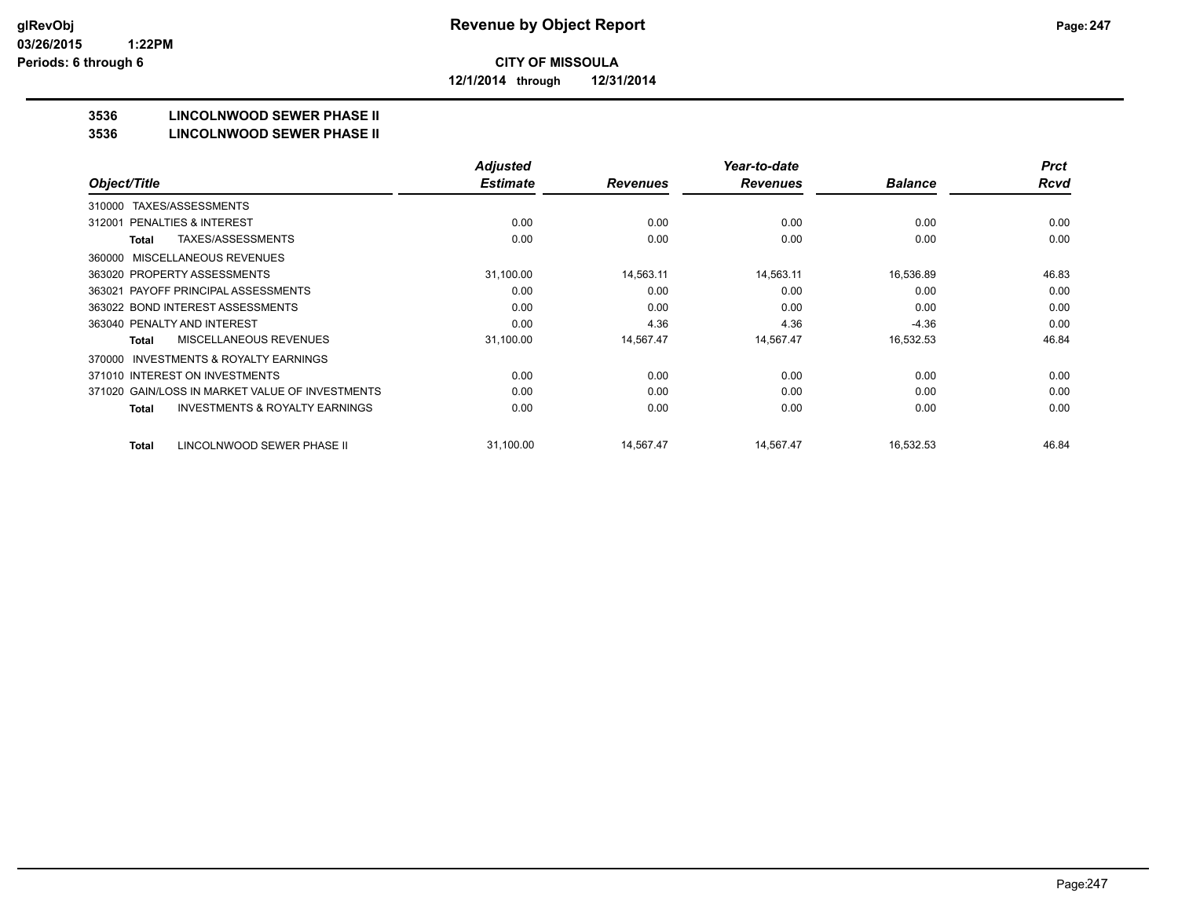# Revenue by Object Report

glRevObj
03/26/2015 1:22PM
Periods: 6 through 6

**CITY OF MISSOULA**

**12/1/2014 through 12/31/2014**

**3536 LINCOLNWOOD SEWER PHASE II**

**3536 LINCOLNWOOD SEWER PHASE II**

| Object/Title | Adjusted Estimate | Revenues | Year-to-date Revenues | Balance | Prct Rcvd |
|---|---|---|---|---|---|
| 310000 TAXES/ASSESSMENTS | | | | | |
| 312001 PENALTIES & INTEREST | 0.00 | 0.00 | 0.00 | 0.00 | 0.00 |
| **Total** TAXES/ASSESSMENTS | 0.00 | 0.00 | 0.00 | 0.00 | 0.00 |
| 360000 MISCELLANEOUS REVENUES | | | | | |
| 363020 PROPERTY ASSESSMENTS | 31,100.00 | 14,563.11 | 14,563.11 | 16,536.89 | 46.83 |
| 363021 PAYOFF PRINCIPAL ASSESSMENTS | 0.00 | 0.00 | 0.00 | 0.00 | 0.00 |
| 363022 BOND INTEREST ASSESSMENTS | 0.00 | 0.00 | 0.00 | 0.00 | 0.00 |
| 363040 PENALTY AND INTEREST | 0.00 | 4.36 | 4.36 | -4.36 | 0.00 |
| **Total** MISCELLANEOUS REVENUES | 31,100.00 | 14,567.47 | 14,567.47 | 16,532.53 | 46.84 |
| 370000 INVESTMENTS & ROYALTY EARNINGS | | | | | |
| 371010 INTEREST ON INVESTMENTS | 0.00 | 0.00 | 0.00 | 0.00 | 0.00 |
| 371020 GAIN/LOSS IN MARKET VALUE OF INVESTMENTS | 0.00 | 0.00 | 0.00 | 0.00 | 0.00 |
| **Total** INVESTMENTS & ROYALTY EARNINGS | 0.00 | 0.00 | 0.00 | 0.00 | 0.00 |
| **Total** LINCOLNWOOD SEWER PHASE II | 31,100.00 | 14,567.47 | 14,567.47 | 16,532.53 | 46.84 |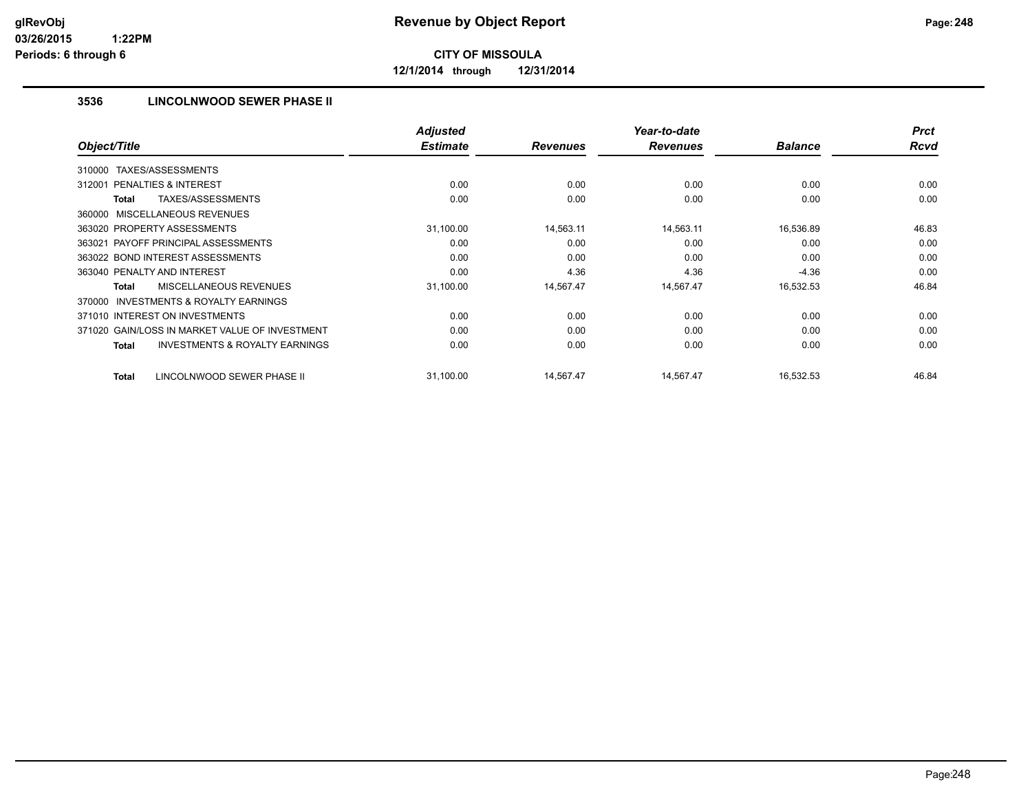**CITY OF MISSOULA**

**12/1/2014 through 12/31/2014**

### 3536 LINCOLNWOOD SEWER PHASE II

| Object/Title | Adjusted Estimate | Revenues | Year-to-date Revenues | Balance | Prct Rcvd |
|---|---|---|---|---|---|
| 310000 TAXES/ASSESSMENTS | | | | | |
| 312001 PENALTIES & INTEREST | 0.00 | 0.00 | 0.00 | 0.00 | 0.00 |
| **Total** TAXES/ASSESSMENTS | 0.00 | 0.00 | 0.00 | 0.00 | 0.00 |
| 360000 MISCELLANEOUS REVENUES | | | | | |
| 363020 PROPERTY ASSESSMENTS | 31,100.00 | 14,563.11 | 14,563.11 | 16,536.89 | 46.83 |
| 363021 PAYOFF PRINCIPAL ASSESSMENTS | 0.00 | 0.00 | 0.00 | 0.00 | 0.00 |
| 363022 BOND INTEREST ASSESSMENTS | 0.00 | 0.00 | 0.00 | 0.00 | 0.00 |
| 363040 PENALTY AND INTEREST | 0.00 | 4.36 | 4.36 | -4.36 | 0.00 |
| **Total** MISCELLANEOUS REVENUES | 31,100.00 | 14,567.47 | 14,567.47 | 16,532.53 | 46.84 |
| 370000 INVESTMENTS & ROYALTY EARNINGS | | | | | |
| 371010 INTEREST ON INVESTMENTS | 0.00 | 0.00 | 0.00 | 0.00 | 0.00 |
| 371020 GAIN/LOSS IN MARKET VALUE OF INVESTMENT | 0.00 | 0.00 | 0.00 | 0.00 | 0.00 |
| **Total** INVESTMENTS & ROYALTY EARNINGS | 0.00 | 0.00 | 0.00 | 0.00 | 0.00 |
| **Total** LINCOLNWOOD SEWER PHASE II | 31,100.00 | 14,567.47 | 14,567.47 | 16,532.53 | 46.84 |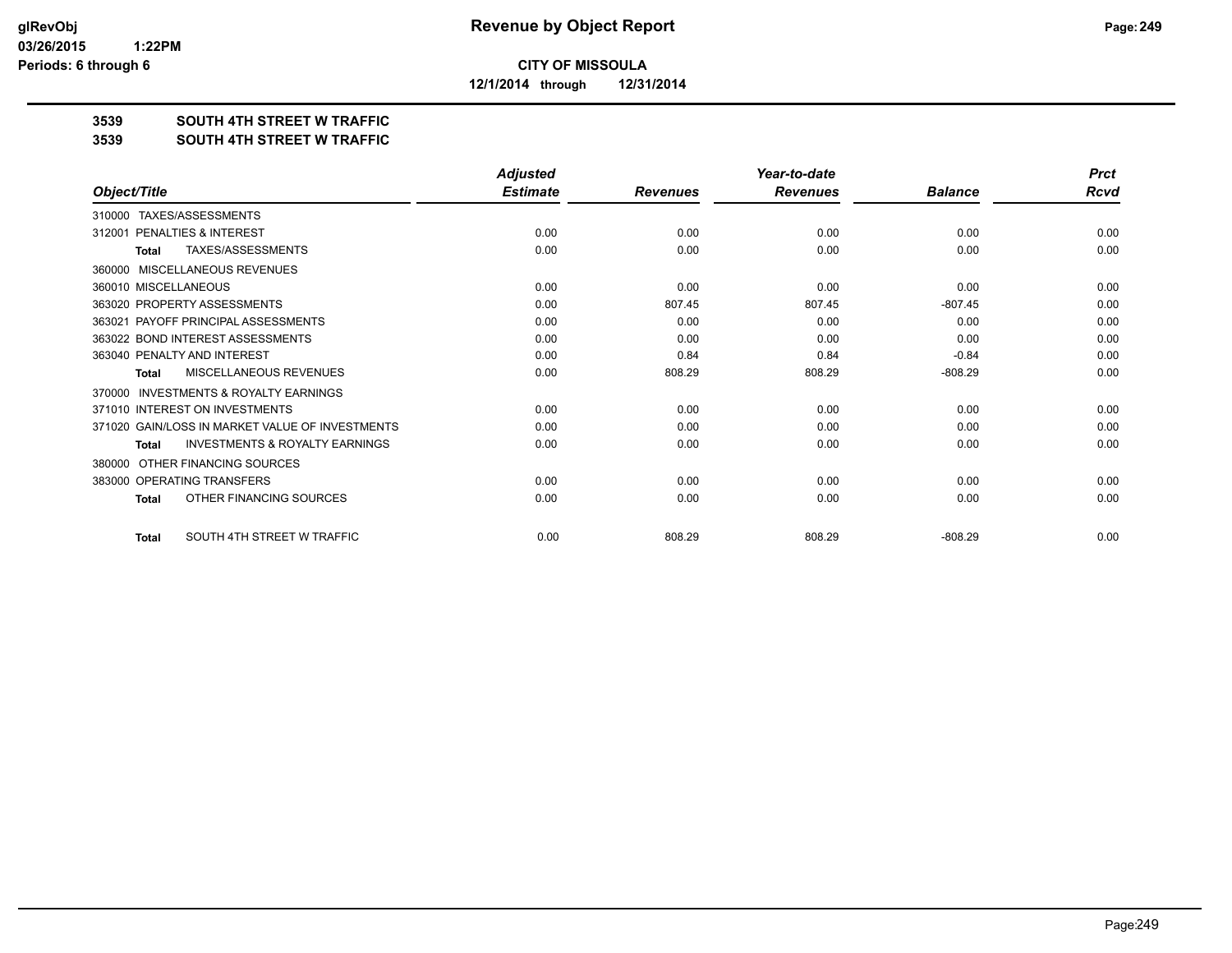**CITY OF MISSOULA**

**12/1/2014 through 12/31/2014**

**3539 SOUTH 4TH STREET W TRAFFIC**

**3539 SOUTH 4TH STREET W TRAFFIC**

| Object/Title | Adjusted Estimate | Revenues | Year-to-date Revenues | Balance | Prct Rcvd |
|---|---|---|---|---|---|
| 310000 TAXES/ASSESSMENTS | | | | | |
| 312001 PENALTIES & INTEREST | 0.00 | 0.00 | 0.00 | 0.00 | 0.00 |
| Total TAXES/ASSESSMENTS | 0.00 | 0.00 | 0.00 | 0.00 | 0.00 |
| 360000 MISCELLANEOUS REVENUES | | | | | |
| 360010 MISCELLANEOUS | 0.00 | 0.00 | 0.00 | 0.00 | 0.00 |
| 363020 PROPERTY ASSESSMENTS | 0.00 | 807.45 | 807.45 | -807.45 | 0.00 |
| 363021 PAYOFF PRINCIPAL ASSESSMENTS | 0.00 | 0.00 | 0.00 | 0.00 | 0.00 |
| 363022 BOND INTEREST ASSESSMENTS | 0.00 | 0.00 | 0.00 | 0.00 | 0.00 |
| 363040 PENALTY AND INTEREST | 0.00 | 0.84 | 0.84 | -0.84 | 0.00 |
| Total MISCELLANEOUS REVENUES | 0.00 | 808.29 | 808.29 | -808.29 | 0.00 |
| 370000 INVESTMENTS & ROYALTY EARNINGS | | | | | |
| 371010 INTEREST ON INVESTMENTS | 0.00 | 0.00 | 0.00 | 0.00 | 0.00 |
| 371020 GAIN/LOSS IN MARKET VALUE OF INVESTMENTS | 0.00 | 0.00 | 0.00 | 0.00 | 0.00 |
| Total INVESTMENTS & ROYALTY EARNINGS | 0.00 | 0.00 | 0.00 | 0.00 | 0.00 |
| 380000 OTHER FINANCING SOURCES | | | | | |
| 383000 OPERATING TRANSFERS | 0.00 | 0.00 | 0.00 | 0.00 | 0.00 |
| Total OTHER FINANCING SOURCES | 0.00 | 0.00 | 0.00 | 0.00 | 0.00 |
| Total SOUTH 4TH STREET W TRAFFIC | 0.00 | 808.29 | 808.29 | -808.29 | 0.00 |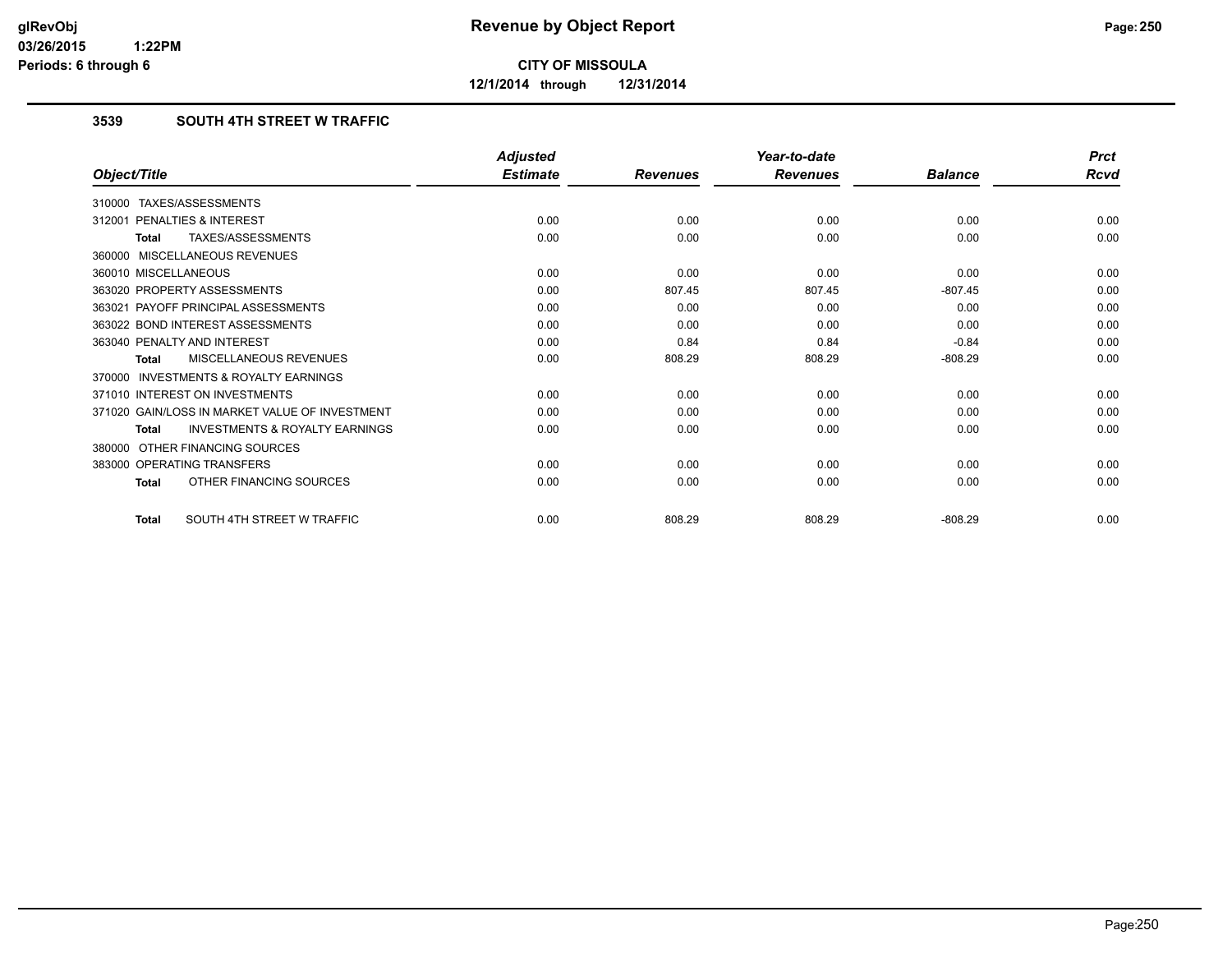# Revenue by Object Report

**CITY OF MISSOULA**

**12/1/2014 through 12/31/2014**

glRevObj
03/26/2015 1:22PM
Periods: 6 through 6

## 3539 SOUTH 4TH STREET W TRAFFIC

| Object/Title | Adjusted Estimate | Revenues | Year-to-date Revenues | Balance | Prct Rcvd |
|---|---|---|---|---|---|
| 310000 TAXES/ASSESSMENTS | | | | | |
| 312001 PENALTIES & INTEREST | 0.00 | 0.00 | 0.00 | 0.00 | 0.00 |
| **Total** TAXES/ASSESSMENTS | 0.00 | 0.00 | 0.00 | 0.00 | 0.00 |
| 360000 MISCELLANEOUS REVENUES | | | | | |
| 360010 MISCELLANEOUS | 0.00 | 0.00 | 0.00 | 0.00 | 0.00 |
| 363020 PROPERTY ASSESSMENTS | 0.00 | 807.45 | 807.45 | -807.45 | 0.00 |
| 363021 PAYOFF PRINCIPAL ASSESSMENTS | 0.00 | 0.00 | 0.00 | 0.00 | 0.00 |
| 363022 BOND INTEREST ASSESSMENTS | 0.00 | 0.00 | 0.00 | 0.00 | 0.00 |
| 363040 PENALTY AND INTEREST | 0.00 | 0.84 | 0.84 | -0.84 | 0.00 |
| **Total** MISCELLANEOUS REVENUES | 0.00 | 808.29 | 808.29 | -808.29 | 0.00 |
| 370000 INVESTMENTS & ROYALTY EARNINGS | | | | | |
| 371010 INTEREST ON INVESTMENTS | 0.00 | 0.00 | 0.00 | 0.00 | 0.00 |
| 371020 GAIN/LOSS IN MARKET VALUE OF INVESTMENT | 0.00 | 0.00 | 0.00 | 0.00 | 0.00 |
| **Total** INVESTMENTS & ROYALTY EARNINGS | 0.00 | 0.00 | 0.00 | 0.00 | 0.00 |
| 380000 OTHER FINANCING SOURCES | | | | | |
| 383000 OPERATING TRANSFERS | 0.00 | 0.00 | 0.00 | 0.00 | 0.00 |
| **Total** OTHER FINANCING SOURCES | 0.00 | 0.00 | 0.00 | 0.00 | 0.00 |
| **Total** SOUTH 4TH STREET W TRAFFIC | 0.00 | 808.29 | 808.29 | -808.29 | 0.00 |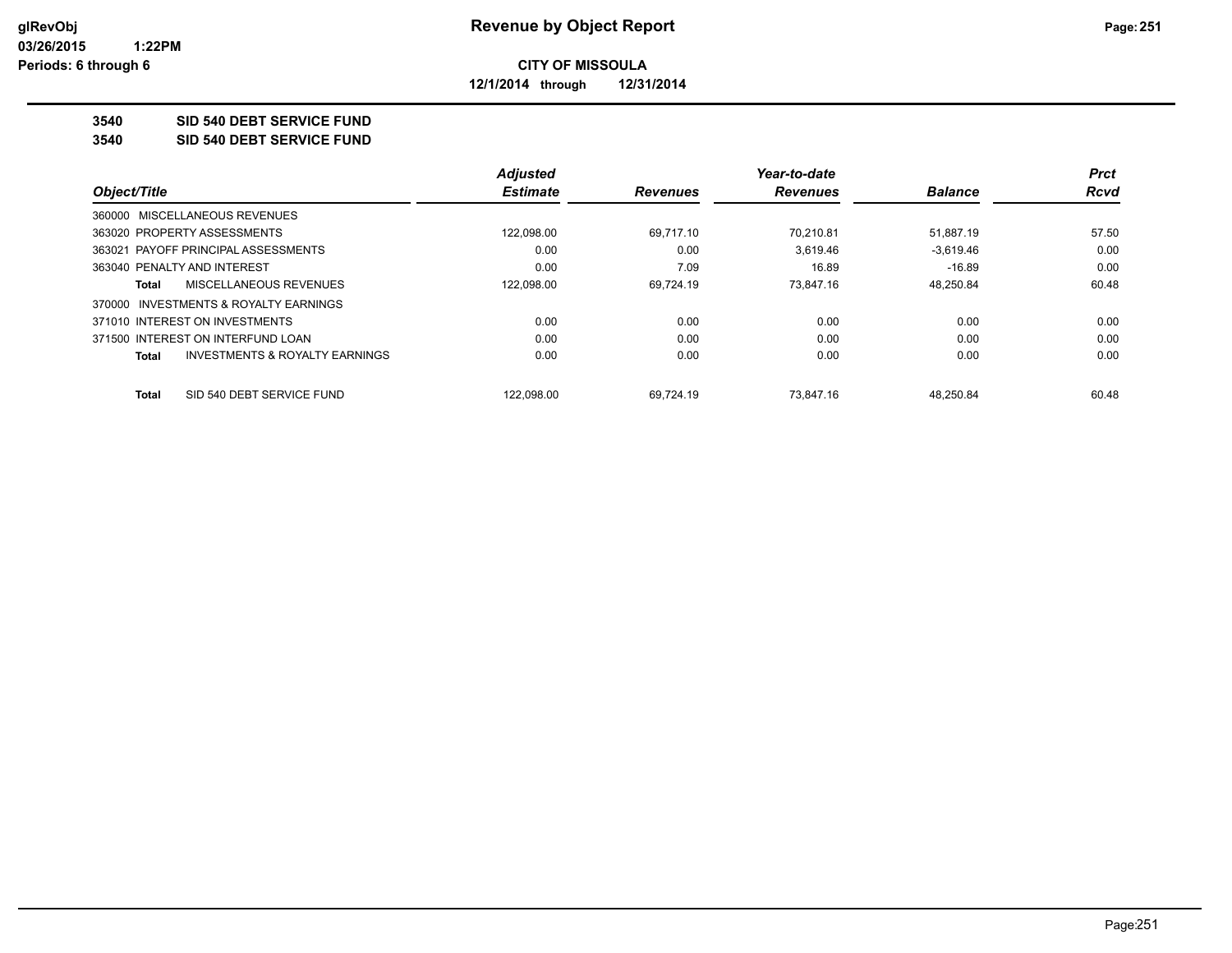**glRevObj**
**03/26/2015 1:22PM**
**Periods: 6 through 6**

# Revenue by Object Report

**CITY OF MISSOULA**

**12/1/2014 through 12/31/2014**

## 3540 SID 540 DEBT SERVICE FUND
## 3540 SID 540 DEBT SERVICE FUND

| Object/Title | Adjusted Estimate | Revenues | Year-to-date Revenues | Balance | Prct Rcvd |
|---|---|---|---|---|---|
| 360000 MISCELLANEOUS REVENUES | | | | | |
| 363020 PROPERTY ASSESSMENTS | 122,098.00 | 69,717.10 | 70,210.81 | 51,887.19 | 57.50 |
| 363021 PAYOFF PRINCIPAL ASSESSMENTS | 0.00 | 0.00 | 3,619.46 | -3,619.46 | 0.00 |
| 363040 PENALTY AND INTEREST | 0.00 | 7.09 | 16.89 | -16.89 | 0.00 |
| **Total** MISCELLANEOUS REVENUES | 122,098.00 | 69,724.19 | 73,847.16 | 48,250.84 | 60.48 |
| 370000 INVESTMENTS & ROYALTY EARNINGS | | | | | |
| 371010 INTEREST ON INVESTMENTS | 0.00 | 0.00 | 0.00 | 0.00 | 0.00 |
| 371500 INTEREST ON INTERFUND LOAN | 0.00 | 0.00 | 0.00 | 0.00 | 0.00 |
| **Total** INVESTMENTS & ROYALTY EARNINGS | 0.00 | 0.00 | 0.00 | 0.00 | 0.00 |
| **Total** SID 540 DEBT SERVICE FUND | 122,098.00 | 69,724.19 | 73,847.16 | 48,250.84 | 60.48 |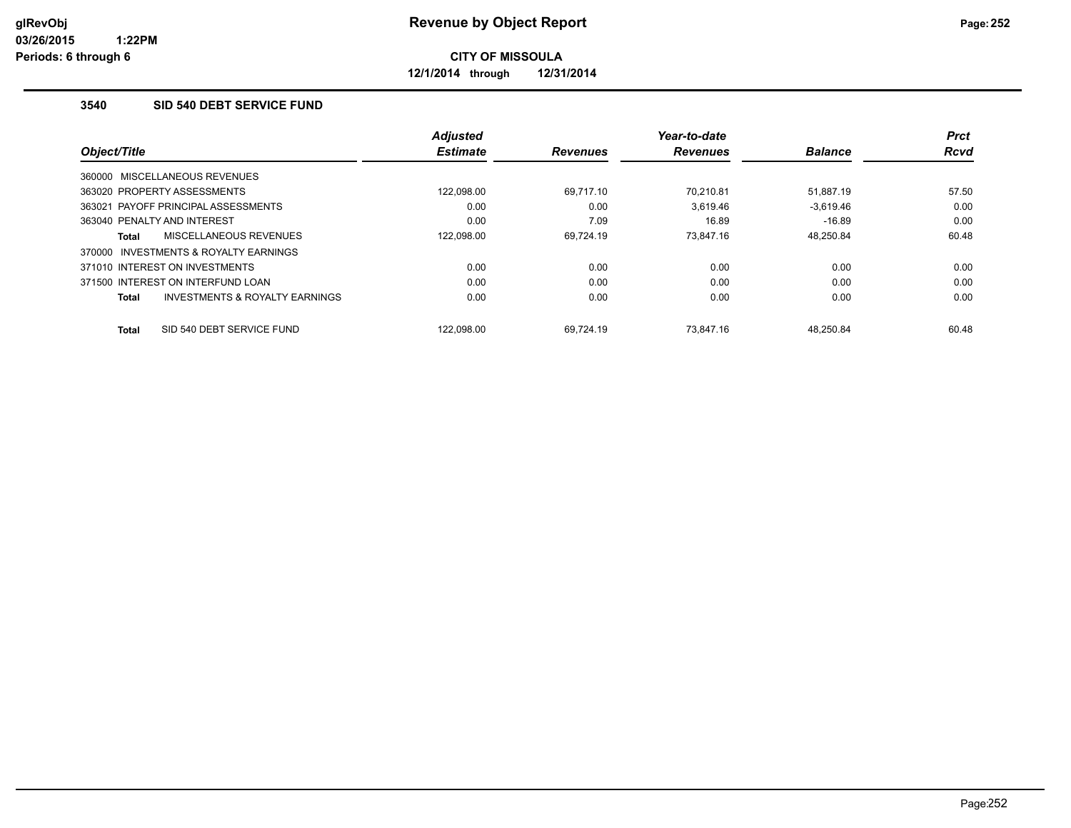**CITY OF MISSOULA**

**12/1/2014 through 12/31/2014**

### 3540 SID 540 DEBT SERVICE FUND

| Object/Title | Adjusted Estimate | Revenues | Year-to-date Revenues | Balance | Prct Rcvd |
|---|---|---|---|---|---|
| 360000 MISCELLANEOUS REVENUES | | | | | |
| 363020 PROPERTY ASSESSMENTS | 122,098.00 | 69,717.10 | 70,210.81 | 51,887.19 | 57.50 |
| 363021 PAYOFF PRINCIPAL ASSESSMENTS | 0.00 | 0.00 | 3,619.46 | -3,619.46 | 0.00 |
| 363040 PENALTY AND INTEREST | 0.00 | 7.09 | 16.89 | -16.89 | 0.00 |
| **Total** MISCELLANEOUS REVENUES | 122,098.00 | 69,724.19 | 73,847.16 | 48,250.84 | 60.48 |
| 370000 INVESTMENTS & ROYALTY EARNINGS | | | | | |
| 371010 INTEREST ON INVESTMENTS | 0.00 | 0.00 | 0.00 | 0.00 | 0.00 |
| 371500 INTEREST ON INTERFUND LOAN | 0.00 | 0.00 | 0.00 | 0.00 | 0.00 |
| **Total** INVESTMENTS & ROYALTY EARNINGS | 0.00 | 0.00 | 0.00 | 0.00 | 0.00 |
| **Total** SID 540 DEBT SERVICE FUND | 122,098.00 | 69,724.19 | 73,847.16 | 48,250.84 | 60.48 |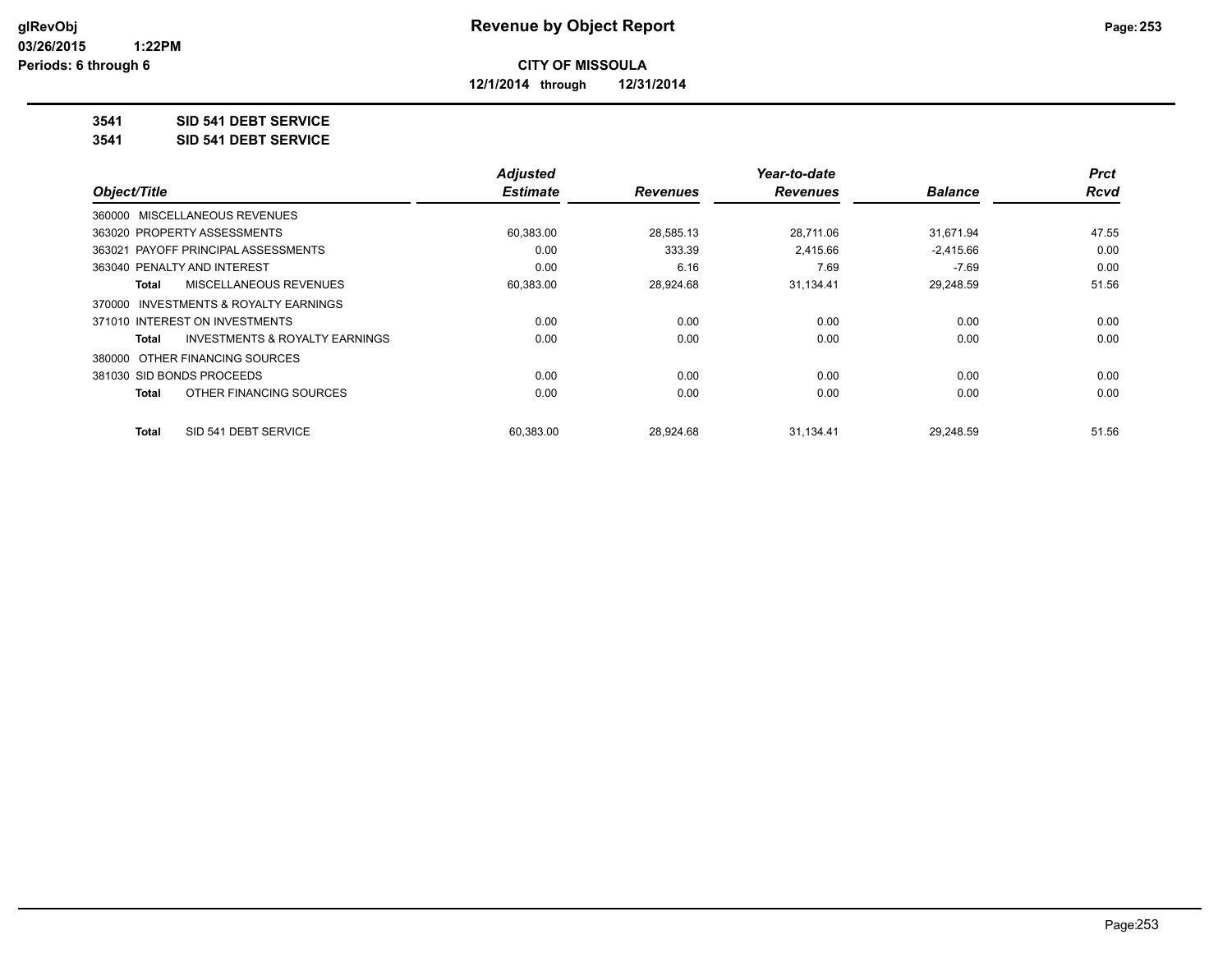# Revenue by Object Report

**CITY OF MISSOULA**

**12/1/2014 through 12/31/2014**

glRevObj
03/26/2015 1:22PM
Periods: 6 through 6

**3541 SID 541 DEBT SERVICE**

**3541 SID 541 DEBT SERVICE**

| Object/Title | Adjusted Estimate | Revenues | Year-to-date Revenues | Balance | Prct Rcvd |
|---|---|---|---|---|---|
| 360000 MISCELLANEOUS REVENUES | | | | | |
| 363020 PROPERTY ASSESSMENTS | 60,383.00 | 28,585.13 | 28,711.06 | 31,671.94 | 47.55 |
| 363021 PAYOFF PRINCIPAL ASSESSMENTS | 0.00 | 333.39 | 2,415.66 | -2,415.66 | 0.00 |
| 363040 PENALTY AND INTEREST | 0.00 | 6.16 | 7.69 | -7.69 | 0.00 |
| **Total** MISCELLANEOUS REVENUES | 60,383.00 | 28,924.68 | 31,134.41 | 29,248.59 | 51.56 |
| 370000 INVESTMENTS & ROYALTY EARNINGS | | | | | |
| 371010 INTEREST ON INVESTMENTS | 0.00 | 0.00 | 0.00 | 0.00 | 0.00 |
| **Total** INVESTMENTS & ROYALTY EARNINGS | 0.00 | 0.00 | 0.00 | 0.00 | 0.00 |
| 380000 OTHER FINANCING SOURCES | | | | | |
| 381030 SID BONDS PROCEEDS | 0.00 | 0.00 | 0.00 | 0.00 | 0.00 |
| **Total** OTHER FINANCING SOURCES | 0.00 | 0.00 | 0.00 | 0.00 | 0.00 |
| **Total** SID 541 DEBT SERVICE | 60,383.00 | 28,924.68 | 31,134.41 | 29,248.59 | 51.56 |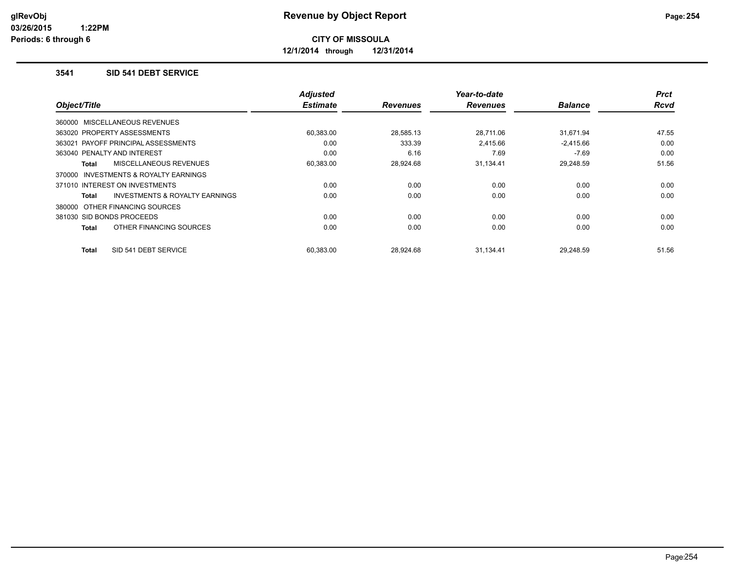# Revenue by Object Report

**CITY OF MISSOULA**

**12/1/2014 through 12/31/2014**

### 3541 SID 541 DEBT SERVICE

| Object/Title | Adjusted Estimate | Revenues | Year-to-date Revenues | Balance | Prct Rcvd |
|---|---|---|---|---|---|
| 360000 MISCELLANEOUS REVENUES | | | | | |
| 363020 PROPERTY ASSESSMENTS | 60,383.00 | 28,585.13 | 28,711.06 | 31,671.94 | 47.55 |
| 363021 PAYOFF PRINCIPAL ASSESSMENTS | 0.00 | 333.39 | 2,415.66 | -2,415.66 | 0.00 |
| 363040 PENALTY AND INTEREST | 0.00 | 6.16 | 7.69 | -7.69 | 0.00 |
| **Total** MISCELLANEOUS REVENUES | 60,383.00 | 28,924.68 | 31,134.41 | 29,248.59 | 51.56 |
| 370000 INVESTMENTS & ROYALTY EARNINGS | | | | | |
| 371010 INTEREST ON INVESTMENTS | 0.00 | 0.00 | 0.00 | 0.00 | 0.00 |
| **Total** INVESTMENTS & ROYALTY EARNINGS | 0.00 | 0.00 | 0.00 | 0.00 | 0.00 |
| 380000 OTHER FINANCING SOURCES | | | | | |
| 381030 SID BONDS PROCEEDS | 0.00 | 0.00 | 0.00 | 0.00 | 0.00 |
| **Total** OTHER FINANCING SOURCES | 0.00 | 0.00 | 0.00 | 0.00 | 0.00 |
| **Total** SID 541 DEBT SERVICE | 60,383.00 | 28,924.68 | 31,134.41 | 29,248.59 | 51.56 |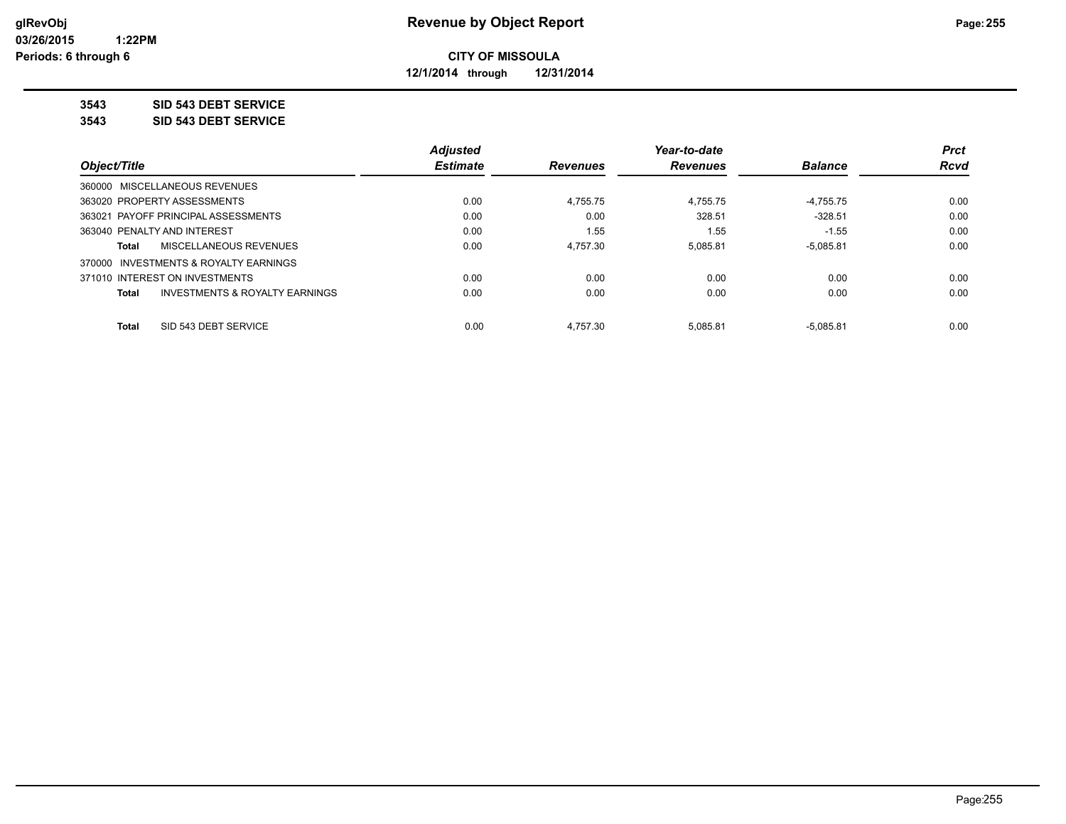# Revenue by Object Report

**CITY OF MISSOULA**

**12/1/2014 through 12/31/2014**

glRevObj
03/26/2015 1:22PM
Periods: 6 through 6

**3543 SID 543 DEBT SERVICE**

**3543 SID 543 DEBT SERVICE**

| Object/Title | Adjusted Estimate | Revenues | Year-to-date Revenues | Balance | Prct Rcvd |
|---|---|---|---|---|---|
| 360000 MISCELLANEOUS REVENUES | | | | | |
| 363020 PROPERTY ASSESSMENTS | 0.00 | 4,755.75 | 4,755.75 | -4,755.75 | 0.00 |
| 363021 PAYOFF PRINCIPAL ASSESSMENTS | 0.00 | 0.00 | 328.51 | -328.51 | 0.00 |
| 363040 PENALTY AND INTEREST | 0.00 | 1.55 | 1.55 | -1.55 | 0.00 |
| **Total** MISCELLANEOUS REVENUES | 0.00 | 4,757.30 | 5,085.81 | -5,085.81 | 0.00 |
| 370000 INVESTMENTS & ROYALTY EARNINGS | | | | | |
| 371010 INTEREST ON INVESTMENTS | 0.00 | 0.00 | 0.00 | 0.00 | 0.00 |
| **Total** INVESTMENTS & ROYALTY EARNINGS | 0.00 | 0.00 | 0.00 | 0.00 | 0.00 |
| **Total** SID 543 DEBT SERVICE | 0.00 | 4,757.30 | 5,085.81 | -5,085.81 | 0.00 |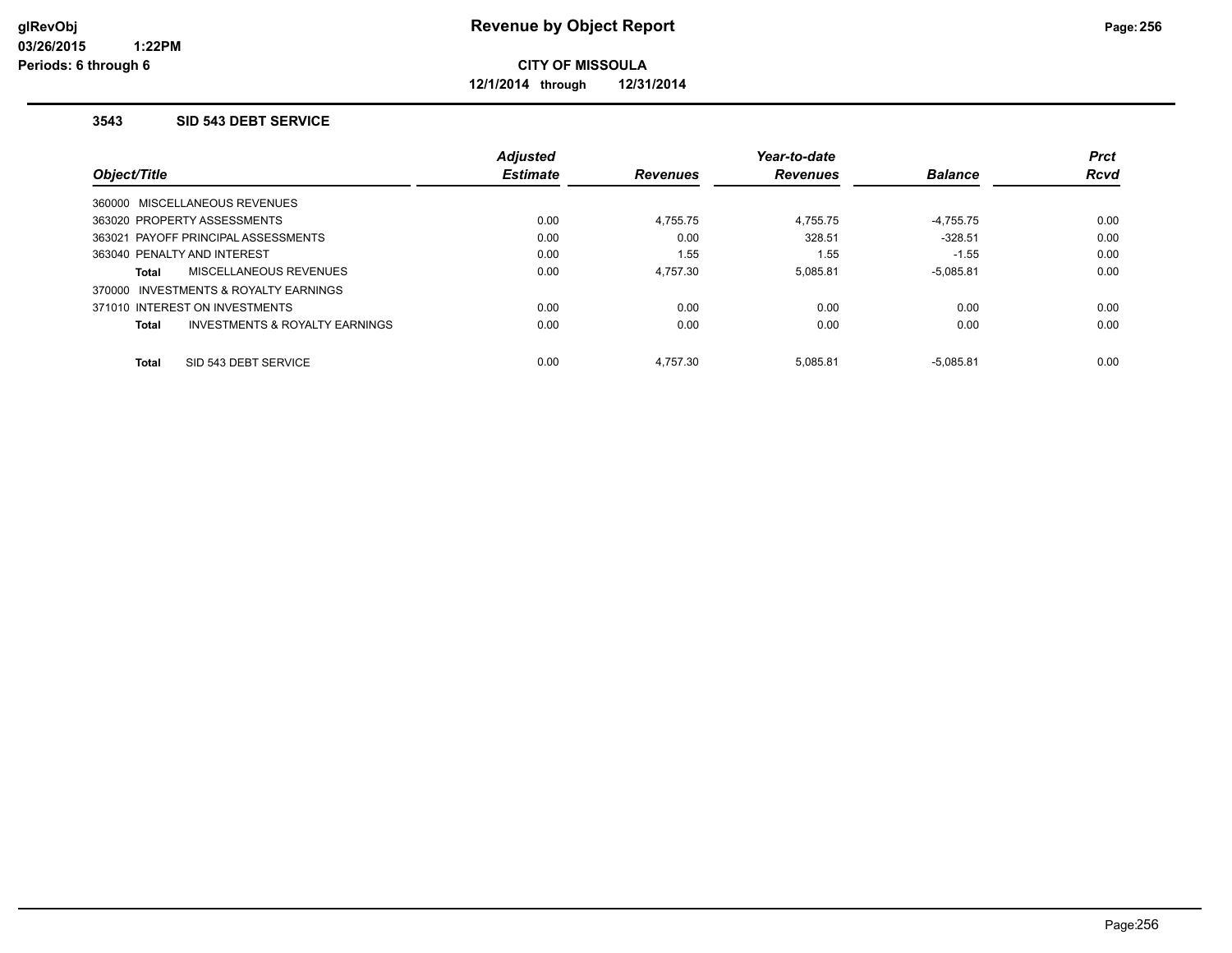**Revenue by Object Report**

**CITY OF MISSOULA**

**12/1/2014 through 12/31/2014**

glRevObj
03/26/2015 1:22PM
Periods: 6 through 6

### 3543 SID 543 DEBT SERVICE

| Object/Title | Adjusted Estimate | Revenues | Year-to-date Revenues | Balance | Prct Rcvd |
|---|---|---|---|---|---|
| 360000 MISCELLANEOUS REVENUES | | | | | |
| 363020 PROPERTY ASSESSMENTS | 0.00 | 4,755.75 | 4,755.75 | -4,755.75 | 0.00 |
| 363021 PAYOFF PRINCIPAL ASSESSMENTS | 0.00 | 0.00 | 328.51 | -328.51 | 0.00 |
| 363040 PENALTY AND INTEREST | 0.00 | 1.55 | 1.55 | -1.55 | 0.00 |
| **Total** MISCELLANEOUS REVENUES | 0.00 | 4,757.30 | 5,085.81 | -5,085.81 | 0.00 |
| 370000 INVESTMENTS & ROYALTY EARNINGS | | | | | |
| 371010 INTEREST ON INVESTMENTS | 0.00 | 0.00 | 0.00 | 0.00 | 0.00 |
| **Total** INVESTMENTS & ROYALTY EARNINGS | 0.00 | 0.00 | 0.00 | 0.00 | 0.00 |
| **Total** SID 543 DEBT SERVICE | 0.00 | 4,757.30 | 5,085.81 | -5,085.81 | 0.00 |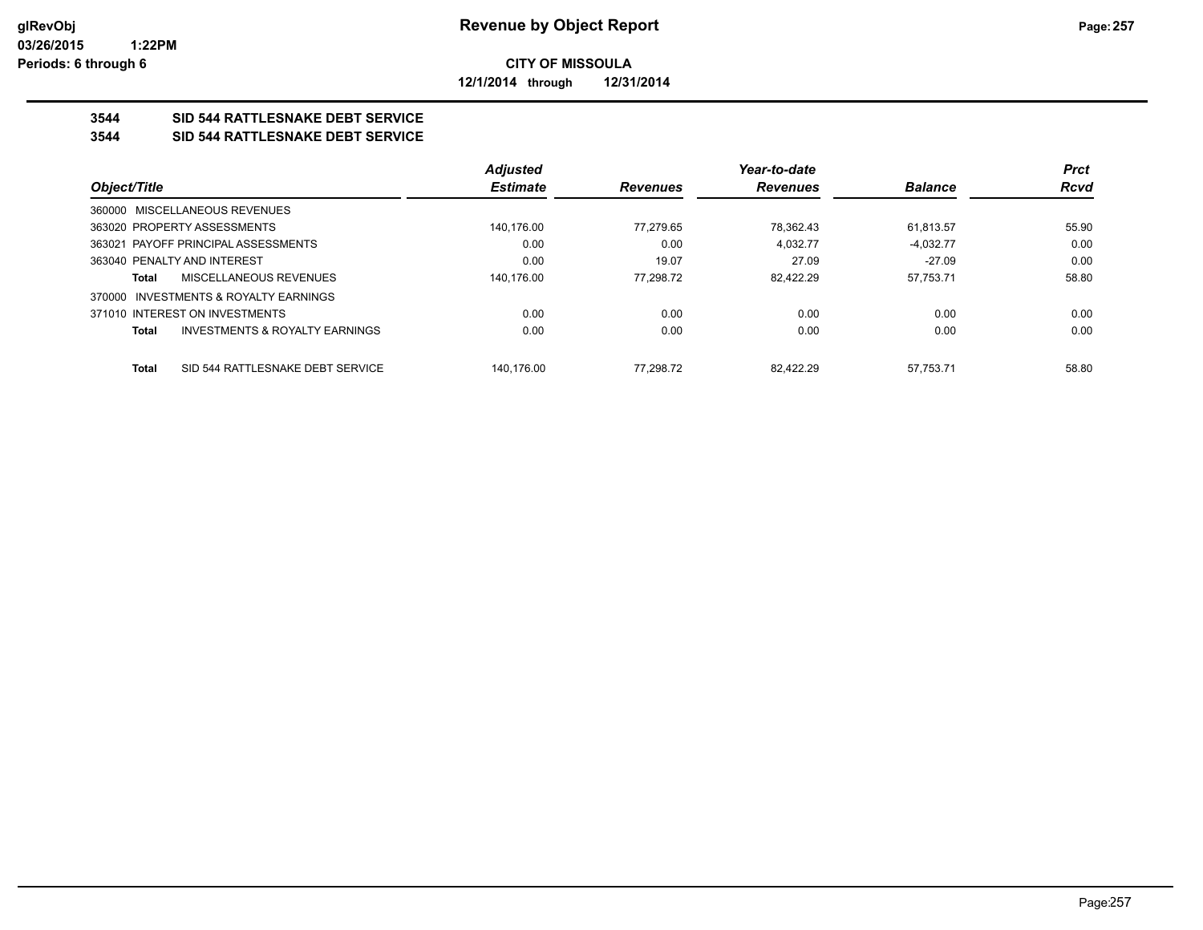**Revenue by Object Report**

**CITY OF MISSOULA**

**12/1/2014 through 12/31/2014**

glRevObj
03/26/2015 1:22PM
Periods: 6 through 6

## 3544 SID 544 RATTLESNAKE DEBT SERVICE

## 3544 SID 544 RATTLESNAKE DEBT SERVICE

| Object/Title | Adjusted Estimate | Revenues | Year-to-date Revenues | Balance | Prct Rcvd |
|---|---|---|---|---|---|
| 360000 MISCELLANEOUS REVENUES | | | | | |
| 363020 PROPERTY ASSESSMENTS | 140,176.00 | 77,279.65 | 78,362.43 | 61,813.57 | 55.90 |
| 363021 PAYOFF PRINCIPAL ASSESSMENTS | 0.00 | 0.00 | 4,032.77 | -4,032.77 | 0.00 |
| 363040 PENALTY AND INTEREST | 0.00 | 19.07 | 27.09 | -27.09 | 0.00 |
| **Total** MISCELLANEOUS REVENUES | 140,176.00 | 77,298.72 | 82,422.29 | 57,753.71 | 58.80 |
| 370000 INVESTMENTS & ROYALTY EARNINGS | | | | | |
| 371010 INTEREST ON INVESTMENTS | 0.00 | 0.00 | 0.00 | 0.00 | 0.00 |
| **Total** INVESTMENTS & ROYALTY EARNINGS | 0.00 | 0.00 | 0.00 | 0.00 | 0.00 |
| **Total** SID 544 RATTLESNAKE DEBT SERVICE | 140,176.00 | 77,298.72 | 82,422.29 | 57,753.71 | 58.80 |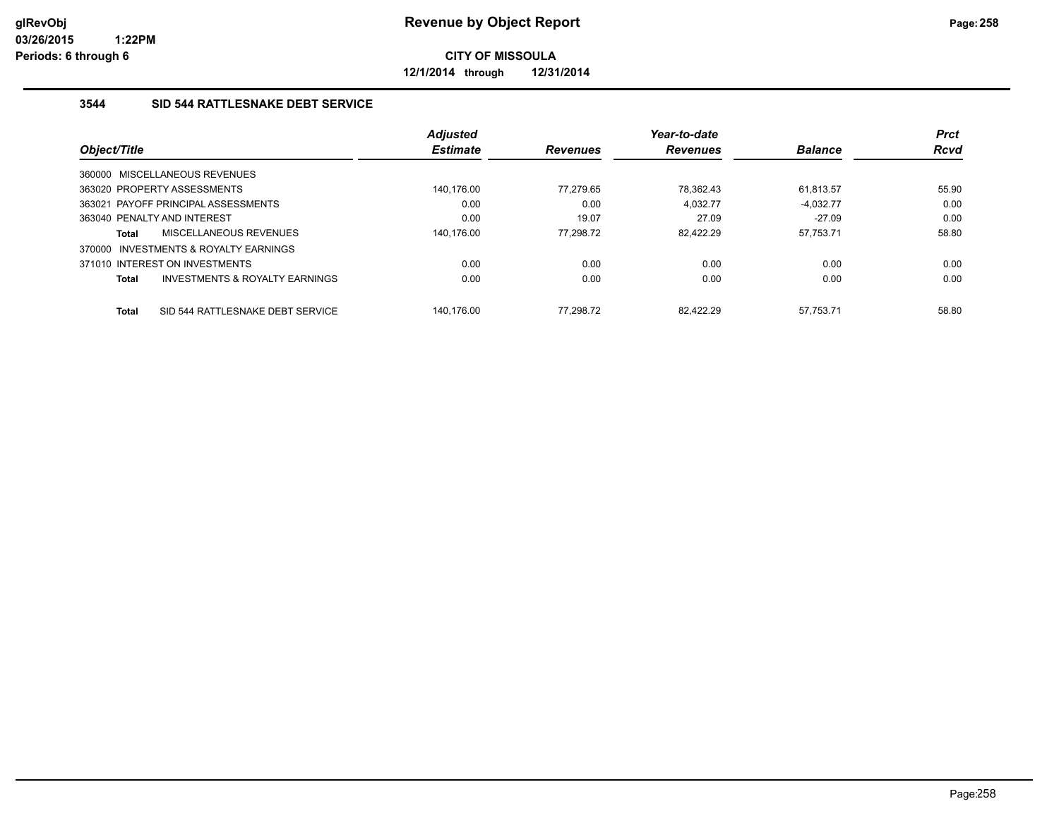# Revenue by Object Report

**CITY OF MISSOULA**

**12/1/2014 through 12/31/2014**

glRevObj
03/26/2015 1:22PM
Periods: 6 through 6

### 3544 SID 544 RATTLESNAKE DEBT SERVICE

| Object/Title | Adjusted Estimate | Revenues | Year-to-date Revenues | Balance | Prct Rcvd |
|---|---|---|---|---|---|
| 360000 MISCELLANEOUS REVENUES | | | | | |
| 363020 PROPERTY ASSESSMENTS | 140,176.00 | 77,279.65 | 78,362.43 | 61,813.57 | 55.90 |
| 363021 PAYOFF PRINCIPAL ASSESSMENTS | 0.00 | 0.00 | 4,032.77 | -4,032.77 | 0.00 |
| 363040 PENALTY AND INTEREST | 0.00 | 19.07 | 27.09 | -27.09 | 0.00 |
| **Total** MISCELLANEOUS REVENUES | 140,176.00 | 77,298.72 | 82,422.29 | 57,753.71 | 58.80 |
| 370000 INVESTMENTS & ROYALTY EARNINGS | | | | | |
| 371010 INTEREST ON INVESTMENTS | 0.00 | 0.00 | 0.00 | 0.00 | 0.00 |
| **Total** INVESTMENTS & ROYALTY EARNINGS | 0.00 | 0.00 | 0.00 | 0.00 | 0.00 |
| **Total** SID 544 RATTLESNAKE DEBT SERVICE | 140,176.00 | 77,298.72 | 82,422.29 | 57,753.71 | 58.80 |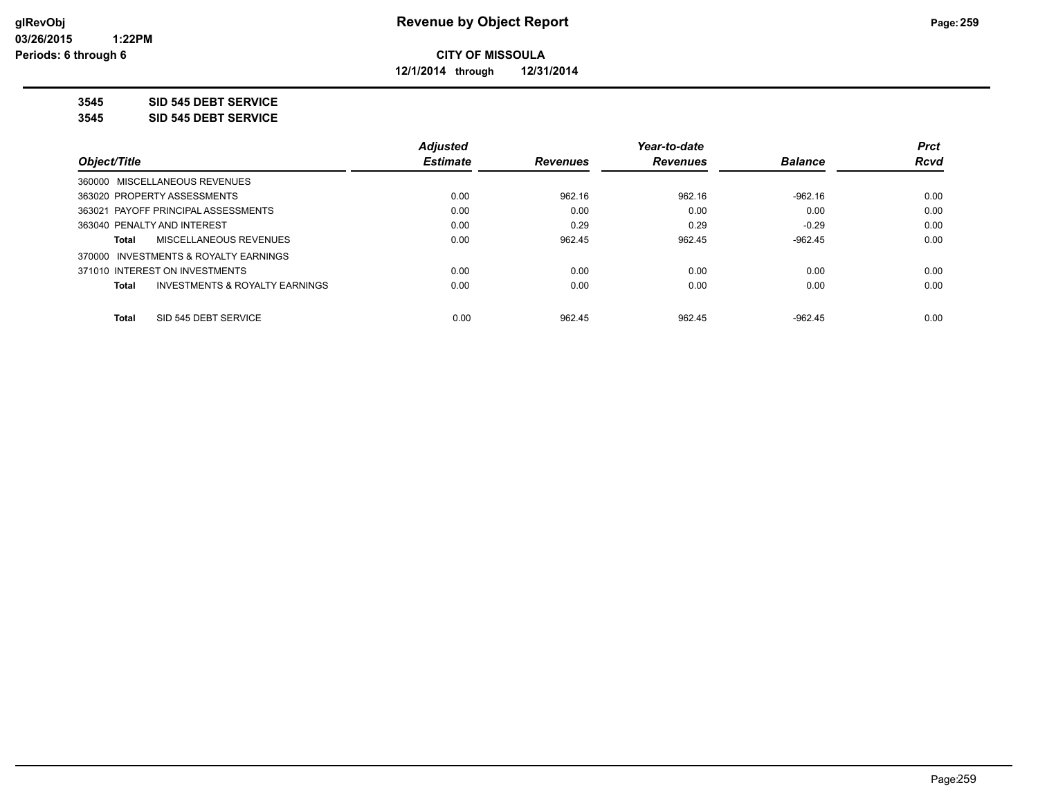glRevObj
03/26/2015 1:22PM
Periods: 6 through 6

# Revenue by Object Report

**CITY OF MISSOULA**

**12/1/2014 through 12/31/2014**

**3545 SID 545 DEBT SERVICE**

**3545 SID 545 DEBT SERVICE**

| Object/Title | Adjusted Estimate | Revenues | Year-to-date Revenues | Balance | Prct Rcvd |
|---|---|---|---|---|---|
| 360000 MISCELLANEOUS REVENUES | | | | | |
| 363020 PROPERTY ASSESSMENTS | 0.00 | 962.16 | 962.16 | -962.16 | 0.00 |
| 363021 PAYOFF PRINCIPAL ASSESSMENTS | 0.00 | 0.00 | 0.00 | 0.00 | 0.00 |
| 363040 PENALTY AND INTEREST | 0.00 | 0.29 | 0.29 | -0.29 | 0.00 |
| **Total** MISCELLANEOUS REVENUES | 0.00 | 962.45 | 962.45 | -962.45 | 0.00 |
| 370000 INVESTMENTS & ROYALTY EARNINGS | | | | | |
| 371010 INTEREST ON INVESTMENTS | 0.00 | 0.00 | 0.00 | 0.00 | 0.00 |
| **Total** INVESTMENTS & ROYALTY EARNINGS | 0.00 | 0.00 | 0.00 | 0.00 | 0.00 |
| **Total** SID 545 DEBT SERVICE | 0.00 | 962.45 | 962.45 | -962.45 | 0.00 |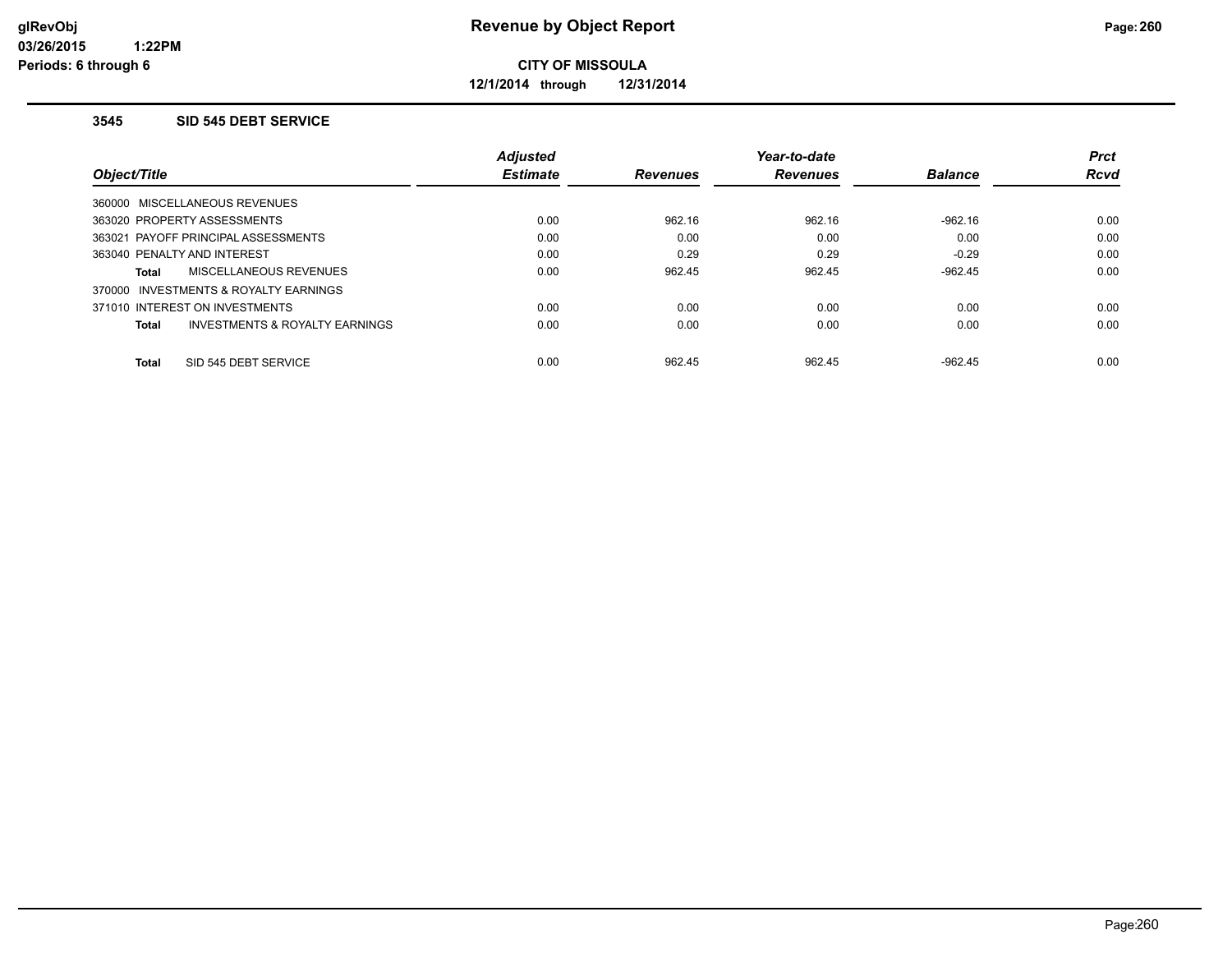**Revenue by Object Report**

**CITY OF MISSOULA**

**12/1/2014 through 12/31/2014**

glRevObj
03/26/2015 1:22PM
Periods: 6 through 6

### 3545 SID 545 DEBT SERVICE

| Object/Title | Adjusted Estimate | Revenues | Year-to-date Revenues | Balance | Prct Rcvd |
|---|---|---|---|---|---|
| 360000 MISCELLANEOUS REVENUES | | | | | |
| 363020 PROPERTY ASSESSMENTS | 0.00 | 962.16 | 962.16 | -962.16 | 0.00 |
| 363021 PAYOFF PRINCIPAL ASSESSMENTS | 0.00 | 0.00 | 0.00 | 0.00 | 0.00 |
| 363040 PENALTY AND INTEREST | 0.00 | 0.29 | 0.29 | -0.29 | 0.00 |
| **Total** MISCELLANEOUS REVENUES | 0.00 | 962.45 | 962.45 | -962.45 | 0.00 |
| 370000 INVESTMENTS & ROYALTY EARNINGS | | | | | |
| 371010 INTEREST ON INVESTMENTS | 0.00 | 0.00 | 0.00 | 0.00 | 0.00 |
| **Total** INVESTMENTS & ROYALTY EARNINGS | 0.00 | 0.00 | 0.00 | 0.00 | 0.00 |
| **Total** SID 545 DEBT SERVICE | 0.00 | 962.45 | 962.45 | -962.45 | 0.00 |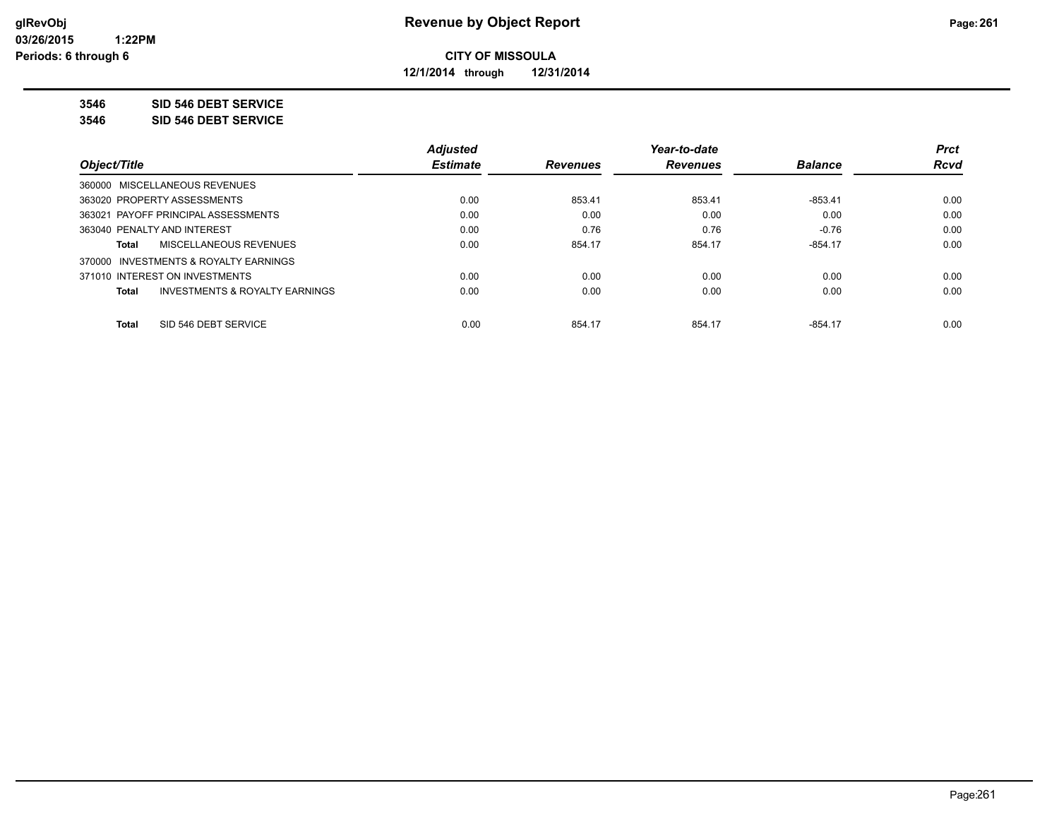# Revenue by Object Report

**CITY OF MISSOULA**

**12/1/2014 through 12/31/2014**

**3546 SID 546 DEBT SERVICE**

**3546 SID 546 DEBT SERVICE**

| Object/Title | Adjusted Estimate | Revenues | Year-to-date Revenues | Balance | Prct Rcvd |
|---|---|---|---|---|---|
| 360000 MISCELLANEOUS REVENUES | | | | | |
| 363020 PROPERTY ASSESSMENTS | 0.00 | 853.41 | 853.41 | -853.41 | 0.00 |
| 363021 PAYOFF PRINCIPAL ASSESSMENTS | 0.00 | 0.00 | 0.00 | 0.00 | 0.00 |
| 363040 PENALTY AND INTEREST | 0.00 | 0.76 | 0.76 | -0.76 | 0.00 |
| **Total** MISCELLANEOUS REVENUES | 0.00 | 854.17 | 854.17 | -854.17 | 0.00 |
| 370000 INVESTMENTS & ROYALTY EARNINGS | | | | | |
| 371010 INTEREST ON INVESTMENTS | 0.00 | 0.00 | 0.00 | 0.00 | 0.00 |
| **Total** INVESTMENTS & ROYALTY EARNINGS | 0.00 | 0.00 | 0.00 | 0.00 | 0.00 |
| **Total** SID 546 DEBT SERVICE | 0.00 | 854.17 | 854.17 | -854.17 | 0.00 |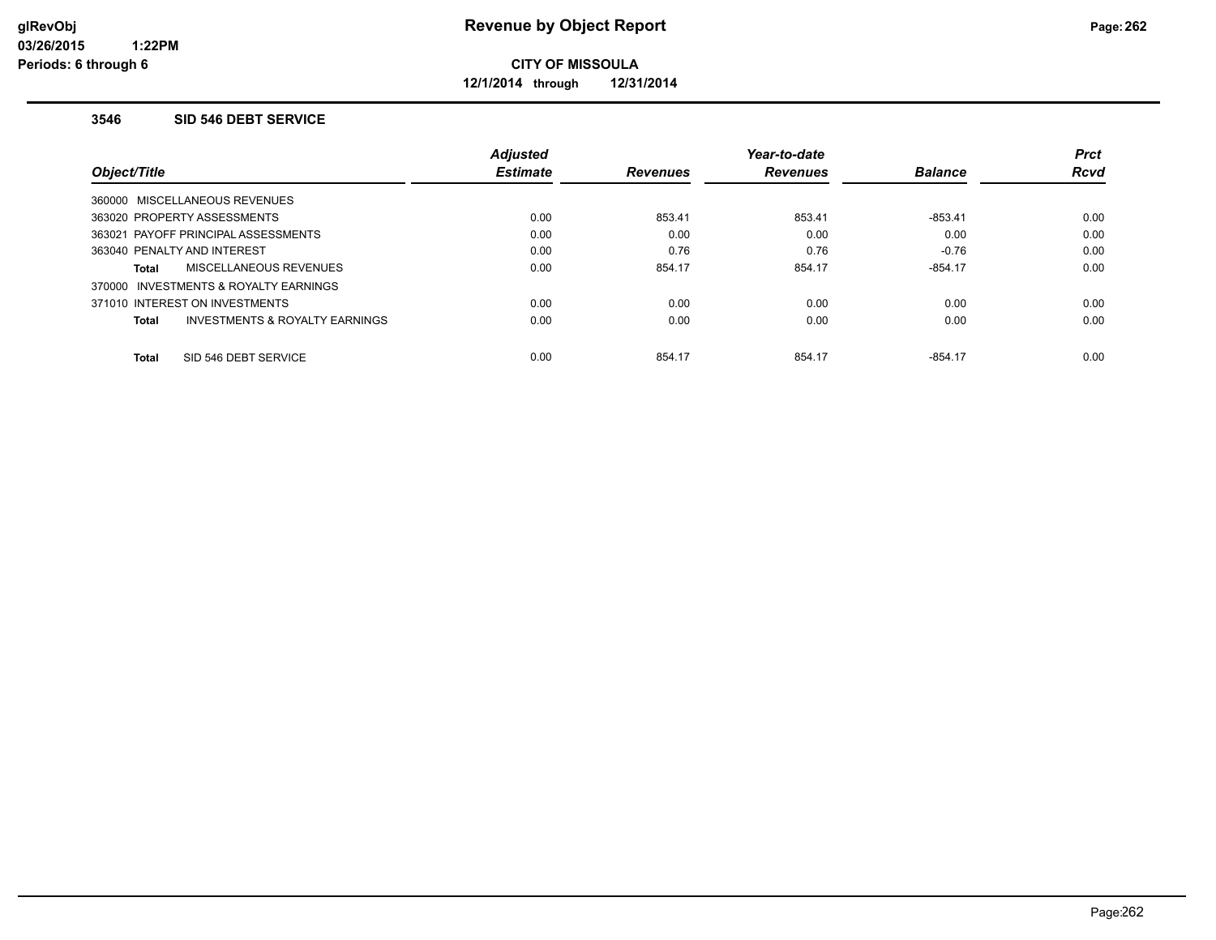**Revenue by Object Report**

**CITY OF MISSOULA**

**12/1/2014 through 12/31/2014**

glRevObj
03/26/2015 1:22PM
Periods: 6 through 6

### 3546 SID 546 DEBT SERVICE

| Object/Title | Adjusted Estimate | Revenues | Year-to-date Revenues | Balance | Prct Rcvd |
|---|---|---|---|---|---|
| 360000 MISCELLANEOUS REVENUES | | | | | |
| 363020 PROPERTY ASSESSMENTS | 0.00 | 853.41 | 853.41 | -853.41 | 0.00 |
| 363021 PAYOFF PRINCIPAL ASSESSMENTS | 0.00 | 0.00 | 0.00 | 0.00 | 0.00 |
| 363040 PENALTY AND INTEREST | 0.00 | 0.76 | 0.76 | -0.76 | 0.00 |
| **Total** MISCELLANEOUS REVENUES | 0.00 | 854.17 | 854.17 | -854.17 | 0.00 |
| 370000 INVESTMENTS & ROYALTY EARNINGS | | | | | |
| 371010 INTEREST ON INVESTMENTS | 0.00 | 0.00 | 0.00 | 0.00 | 0.00 |
| **Total** INVESTMENTS & ROYALTY EARNINGS | 0.00 | 0.00 | 0.00 | 0.00 | 0.00 |
| **Total** SID 546 DEBT SERVICE | 0.00 | 854.17 | 854.17 | -854.17 | 0.00 |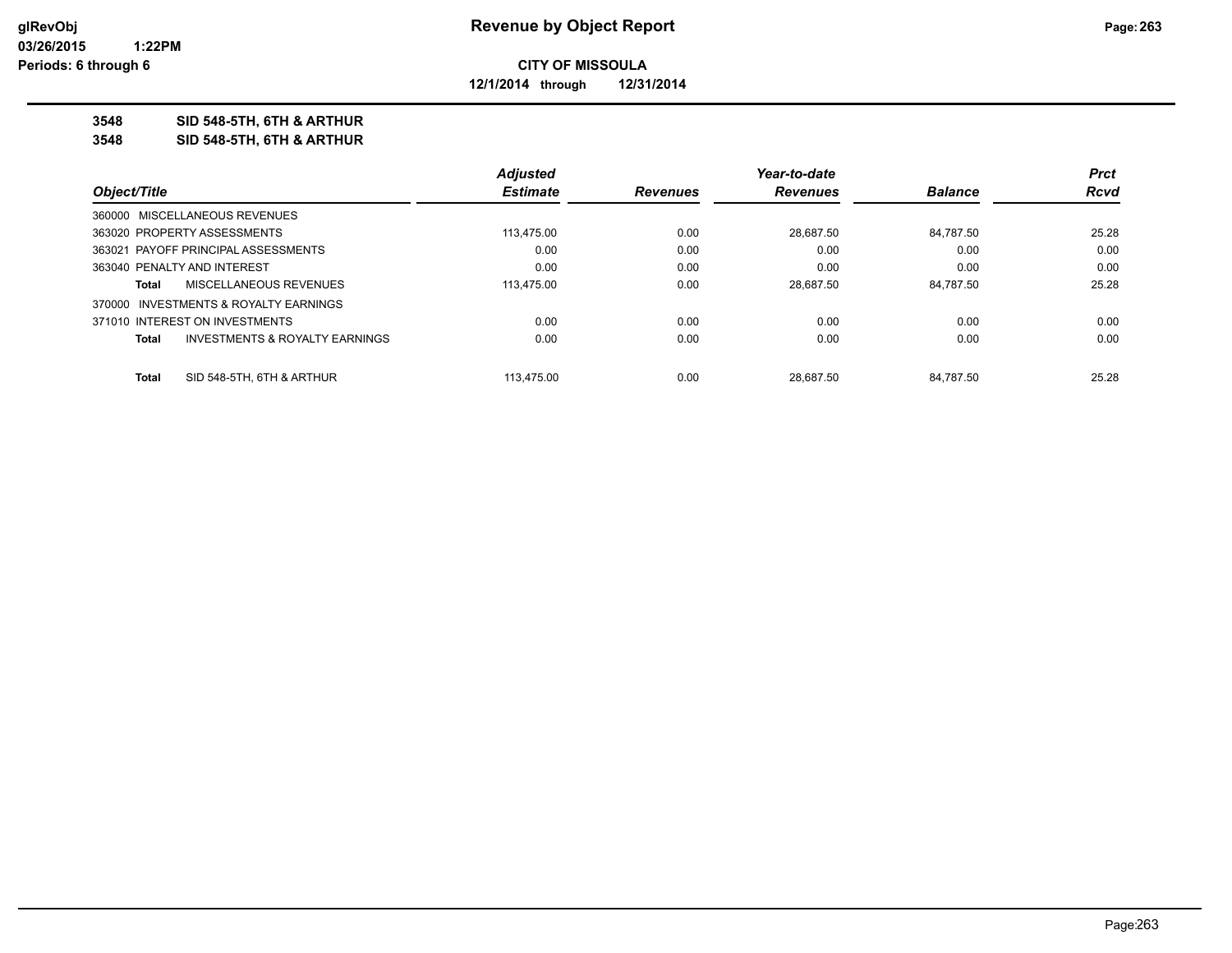**CITY OF MISSOULA**

**12/1/2014 through 12/31/2014**

**3548 SID 548-5TH, 6TH & ARTHUR**

**3548 SID 548-5TH, 6TH & ARTHUR**

| Object/Title | Adjusted Estimate | Revenues | Year-to-date Revenues | Balance | Prct Rcvd |
|---|---|---|---|---|---|
| 360000 MISCELLANEOUS REVENUES | | | | | |
| 363020 PROPERTY ASSESSMENTS | 113,475.00 | 0.00 | 28,687.50 | 84,787.50 | 25.28 |
| 363021 PAYOFF PRINCIPAL ASSESSMENTS | 0.00 | 0.00 | 0.00 | 0.00 | 0.00 |
| 363040 PENALTY AND INTEREST | 0.00 | 0.00 | 0.00 | 0.00 | 0.00 |
| **Total** MISCELLANEOUS REVENUES | 113,475.00 | 0.00 | 28,687.50 | 84,787.50 | 25.28 |
| 370000 INVESTMENTS & ROYALTY EARNINGS | | | | | |
| 371010 INTEREST ON INVESTMENTS | 0.00 | 0.00 | 0.00 | 0.00 | 0.00 |
| **Total** INVESTMENTS & ROYALTY EARNINGS | 0.00 | 0.00 | 0.00 | 0.00 | 0.00 |
| **Total** SID 548-5TH, 6TH & ARTHUR | 113,475.00 | 0.00 | 28,687.50 | 84,787.50 | 25.28 |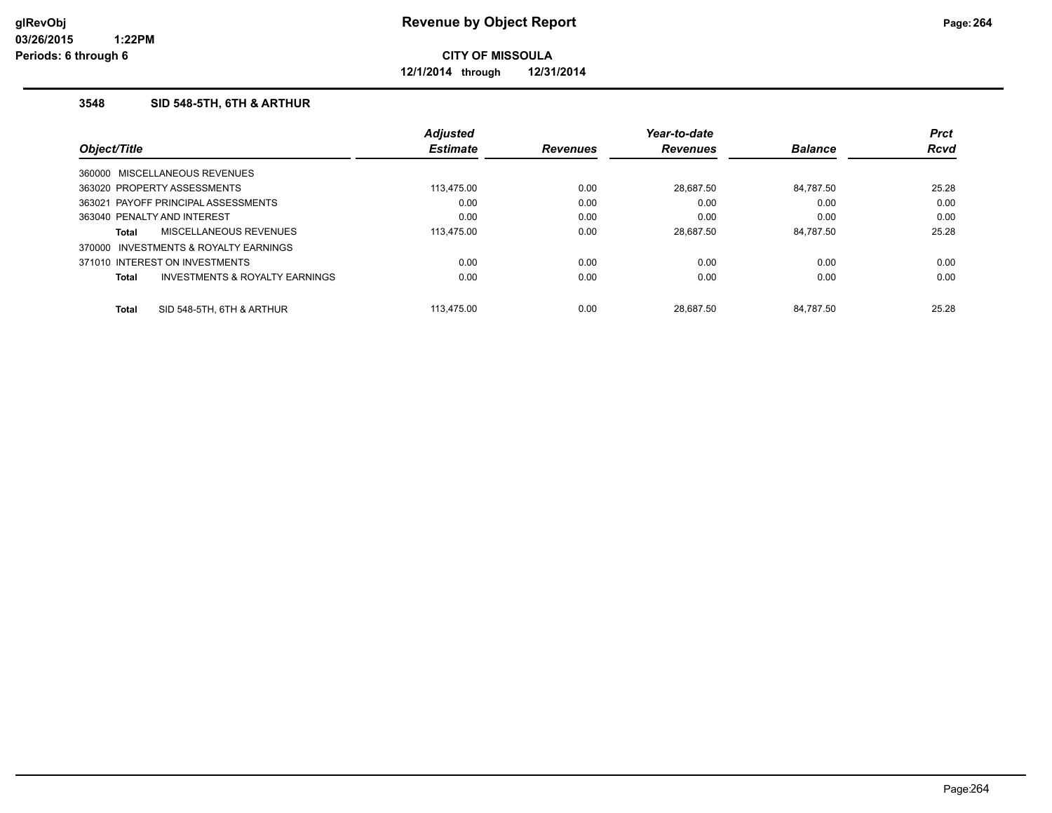# Revenue by Object Report

glRevObj
03/26/2015 1:22PM
Periods: 6 through 6

**CITY OF MISSOULA**

**12/1/2014 through 12/31/2014**

### 3548 SID 548-5TH, 6TH & ARTHUR

| Object/Title | Adjusted Estimate | Revenues | Year-to-date Revenues | Balance | Prct Rcvd |
|---|---|---|---|---|---|
| 360000 MISCELLANEOUS REVENUES | | | | | |
| 363020 PROPERTY ASSESSMENTS | 113,475.00 | 0.00 | 28,687.50 | 84,787.50 | 25.28 |
| 363021 PAYOFF PRINCIPAL ASSESSMENTS | 0.00 | 0.00 | 0.00 | 0.00 | 0.00 |
| 363040 PENALTY AND INTEREST | 0.00 | 0.00 | 0.00 | 0.00 | 0.00 |
| **Total** MISCELLANEOUS REVENUES | 113,475.00 | 0.00 | 28,687.50 | 84,787.50 | 25.28 |
| 370000 INVESTMENTS & ROYALTY EARNINGS | | | | | |
| 371010 INTEREST ON INVESTMENTS | 0.00 | 0.00 | 0.00 | 0.00 | 0.00 |
| **Total** INVESTMENTS & ROYALTY EARNINGS | 0.00 | 0.00 | 0.00 | 0.00 | 0.00 |
| **Total** SID 548-5TH, 6TH & ARTHUR | 113,475.00 | 0.00 | 28,687.50 | 84,787.50 | 25.28 |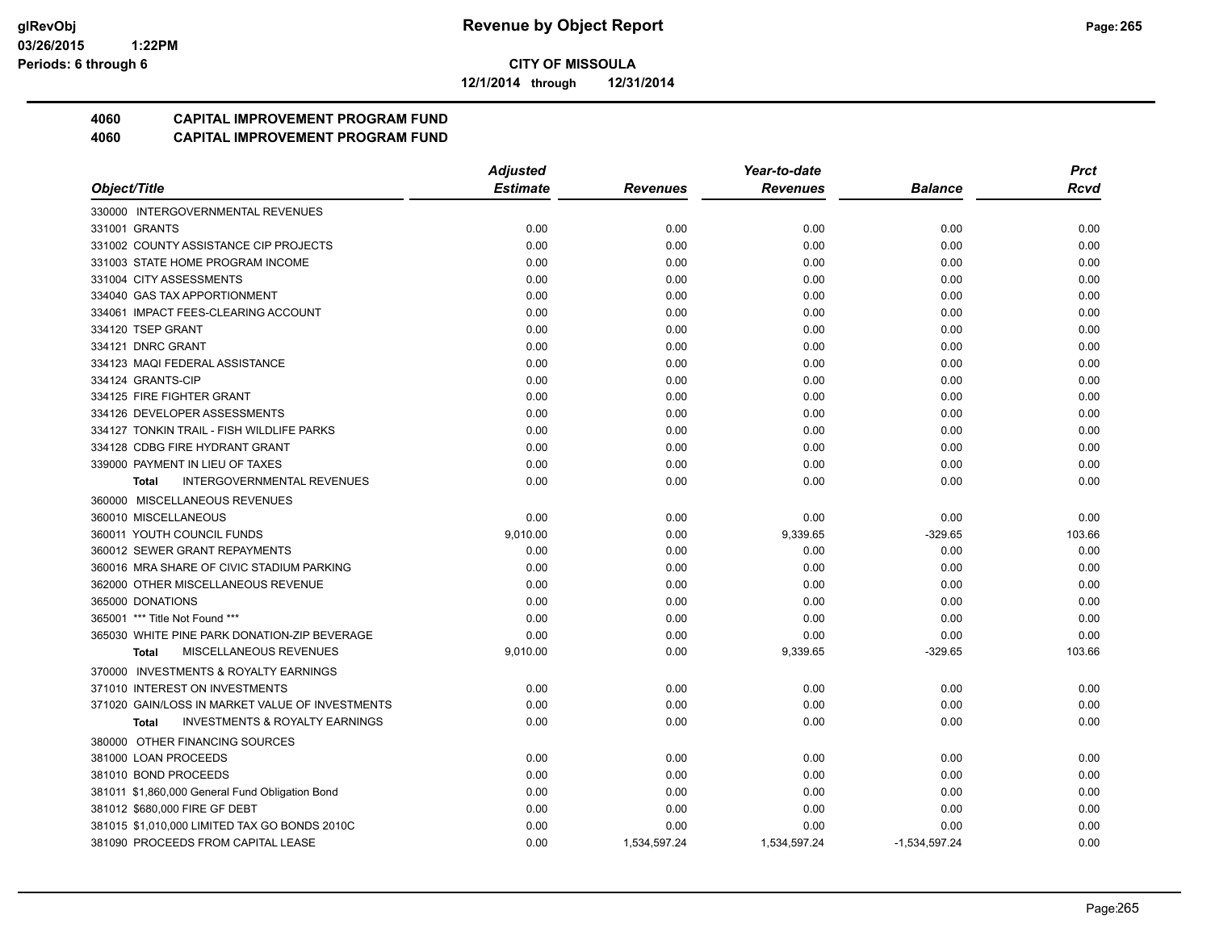# CITY OF MISSOULA

**12/1/2014 through 12/31/2014**

## 4060 CAPITAL IMPROVEMENT PROGRAM FUND
## 4060 CAPITAL IMPROVEMENT PROGRAM FUND

| Object/Title | Adjusted Estimate | Revenues | Year-to-date Revenues | Balance | Prct Rcvd |
|---|---|---|---|---|---|
| 330000 INTERGOVERNMENTAL REVENUES | | | | | |
| 331001 GRANTS | 0.00 | 0.00 | 0.00 | 0.00 | 0.00 |
| 331002 COUNTY ASSISTANCE CIP PROJECTS | 0.00 | 0.00 | 0.00 | 0.00 | 0.00 |
| 331003 STATE HOME PROGRAM INCOME | 0.00 | 0.00 | 0.00 | 0.00 | 0.00 |
| 331004 CITY ASSESSMENTS | 0.00 | 0.00 | 0.00 | 0.00 | 0.00 |
| 334040 GAS TAX APPORTIONMENT | 0.00 | 0.00 | 0.00 | 0.00 | 0.00 |
| 334061 IMPACT FEES-CLEARING ACCOUNT | 0.00 | 0.00 | 0.00 | 0.00 | 0.00 |
| 334120 TSEP GRANT | 0.00 | 0.00 | 0.00 | 0.00 | 0.00 |
| 334121 DNRC GRANT | 0.00 | 0.00 | 0.00 | 0.00 | 0.00 |
| 334123 MAQI FEDERAL ASSISTANCE | 0.00 | 0.00 | 0.00 | 0.00 | 0.00 |
| 334124 GRANTS-CIP | 0.00 | 0.00 | 0.00 | 0.00 | 0.00 |
| 334125 FIRE FIGHTER GRANT | 0.00 | 0.00 | 0.00 | 0.00 | 0.00 |
| 334126 DEVELOPER ASSESSMENTS | 0.00 | 0.00 | 0.00 | 0.00 | 0.00 |
| 334127 TONKIN TRAIL - FISH WILDLIFE PARKS | 0.00 | 0.00 | 0.00 | 0.00 | 0.00 |
| 334128 CDBG FIRE HYDRANT GRANT | 0.00 | 0.00 | 0.00 | 0.00 | 0.00 |
| 339000 PAYMENT IN LIEU OF TAXES | 0.00 | 0.00 | 0.00 | 0.00 | 0.00 |
| **Total** INTERGOVERNMENTAL REVENUES | 0.00 | 0.00 | 0.00 | 0.00 | 0.00 |
| 360000 MISCELLANEOUS REVENUES | | | | | |
| 360010 MISCELLANEOUS | 0.00 | 0.00 | 0.00 | 0.00 | 0.00 |
| 360011 YOUTH COUNCIL FUNDS | 9,010.00 | 0.00 | 9,339.65 | -329.65 | 103.66 |
| 360012 SEWER GRANT REPAYMENTS | 0.00 | 0.00 | 0.00 | 0.00 | 0.00 |
| 360016 MRA SHARE OF CIVIC STADIUM PARKING | 0.00 | 0.00 | 0.00 | 0.00 | 0.00 |
| 362000 OTHER MISCELLANEOUS REVENUE | 0.00 | 0.00 | 0.00 | 0.00 | 0.00 |
| 365000 DONATIONS | 0.00 | 0.00 | 0.00 | 0.00 | 0.00 |
| 365001 *** Title Not Found *** | 0.00 | 0.00 | 0.00 | 0.00 | 0.00 |
| 365030 WHITE PINE PARK DONATION-ZIP BEVERAGE | 0.00 | 0.00 | 0.00 | 0.00 | 0.00 |
| **Total** MISCELLANEOUS REVENUES | 9,010.00 | 0.00 | 9,339.65 | -329.65 | 103.66 |
| 370000 INVESTMENTS & ROYALTY EARNINGS | | | | | |
| 371010 INTEREST ON INVESTMENTS | 0.00 | 0.00 | 0.00 | 0.00 | 0.00 |
| 371020 GAIN/LOSS IN MARKET VALUE OF INVESTMENTS | 0.00 | 0.00 | 0.00 | 0.00 | 0.00 |
| **Total** INVESTMENTS & ROYALTY EARNINGS | 0.00 | 0.00 | 0.00 | 0.00 | 0.00 |
| 380000 OTHER FINANCING SOURCES | | | | | |
| 381000 LOAN PROCEEDS | 0.00 | 0.00 | 0.00 | 0.00 | 0.00 |
| 381010 BOND PROCEEDS | 0.00 | 0.00 | 0.00 | 0.00 | 0.00 |
| 381011 $1,860,000 General Fund Obligation Bond | 0.00 | 0.00 | 0.00 | 0.00 | 0.00 |
| 381012 $680,000 FIRE GF DEBT | 0.00 | 0.00 | 0.00 | 0.00 | 0.00 |
| 381015 $1,010,000 LIMITED TAX GO BONDS 2010C | 0.00 | 0.00 | 0.00 | 0.00 | 0.00 |
| 381090 PROCEEDS FROM CAPITAL LEASE | 0.00 | 1,534,597.24 | 1,534,597.24 | -1,534,597.24 | 0.00 |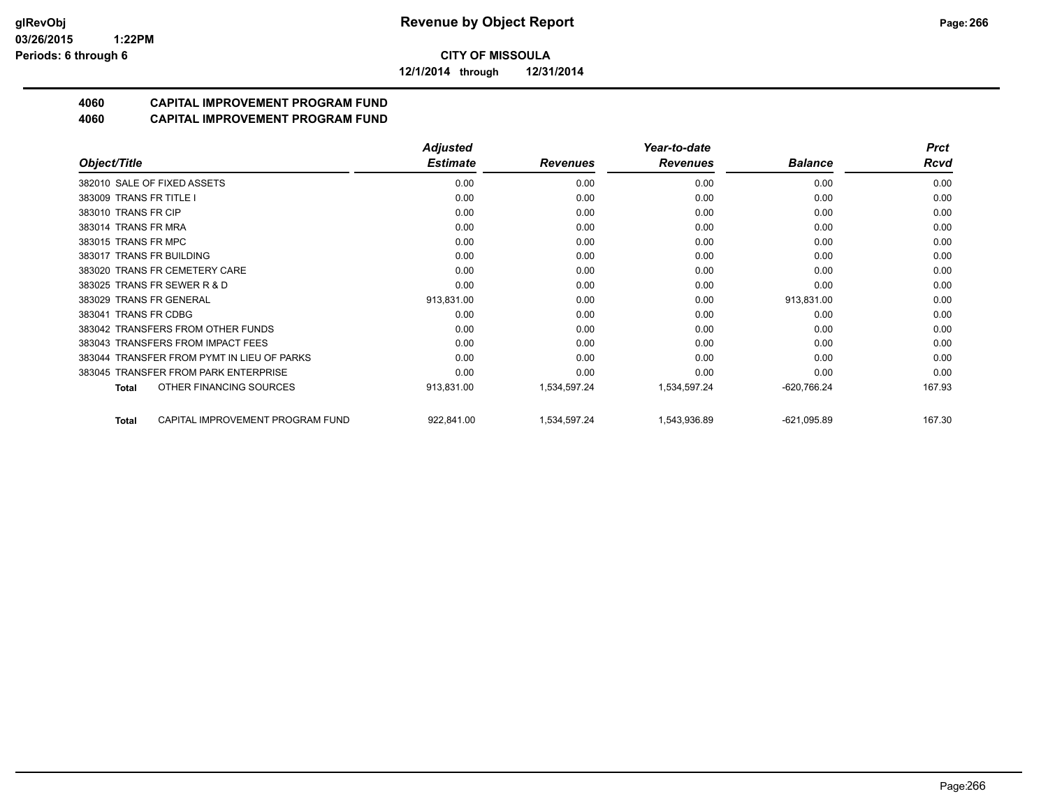**CITY OF MISSOULA**

**12/1/2014 through 12/31/2014**

## 4060 CAPITAL IMPROVEMENT PROGRAM FUND
## 4060 CAPITAL IMPROVEMENT PROGRAM FUND

| Object/Title | Adjusted Estimate | Revenues | Year-to-date Revenues | Balance | Prct Rcvd |
|---|---|---|---|---|---|
| 382010 SALE OF FIXED ASSETS | 0.00 | 0.00 | 0.00 | 0.00 | 0.00 |
| 383009 TRANS FR TITLE I | 0.00 | 0.00 | 0.00 | 0.00 | 0.00 |
| 383010 TRANS FR CIP | 0.00 | 0.00 | 0.00 | 0.00 | 0.00 |
| 383014 TRANS FR MRA | 0.00 | 0.00 | 0.00 | 0.00 | 0.00 |
| 383015 TRANS FR MPC | 0.00 | 0.00 | 0.00 | 0.00 | 0.00 |
| 383017 TRANS FR BUILDING | 0.00 | 0.00 | 0.00 | 0.00 | 0.00 |
| 383020 TRANS FR CEMETERY CARE | 0.00 | 0.00 | 0.00 | 0.00 | 0.00 |
| 383025 TRANS FR SEWER R & D | 0.00 | 0.00 | 0.00 | 0.00 | 0.00 |
| 383029 TRANS FR GENERAL | 913,831.00 | 0.00 | 0.00 | 913,831.00 | 0.00 |
| 383041 TRANS FR CDBG | 0.00 | 0.00 | 0.00 | 0.00 | 0.00 |
| 383042 TRANSFERS FROM OTHER FUNDS | 0.00 | 0.00 | 0.00 | 0.00 | 0.00 |
| 383043 TRANSFERS FROM IMPACT FEES | 0.00 | 0.00 | 0.00 | 0.00 | 0.00 |
| 383044 TRANSFER FROM PYMT IN LIEU OF PARKS | 0.00 | 0.00 | 0.00 | 0.00 | 0.00 |
| 383045 TRANSFER FROM PARK ENTERPRISE | 0.00 | 0.00 | 0.00 | 0.00 | 0.00 |
| **Total** OTHER FINANCING SOURCES | 913,831.00 | 1,534,597.24 | 1,534,597.24 | -620,766.24 | 167.93 |
| **Total** CAPITAL IMPROVEMENT PROGRAM FUND | 922,841.00 | 1,534,597.24 | 1,543,936.89 | -621,095.89 | 167.30 |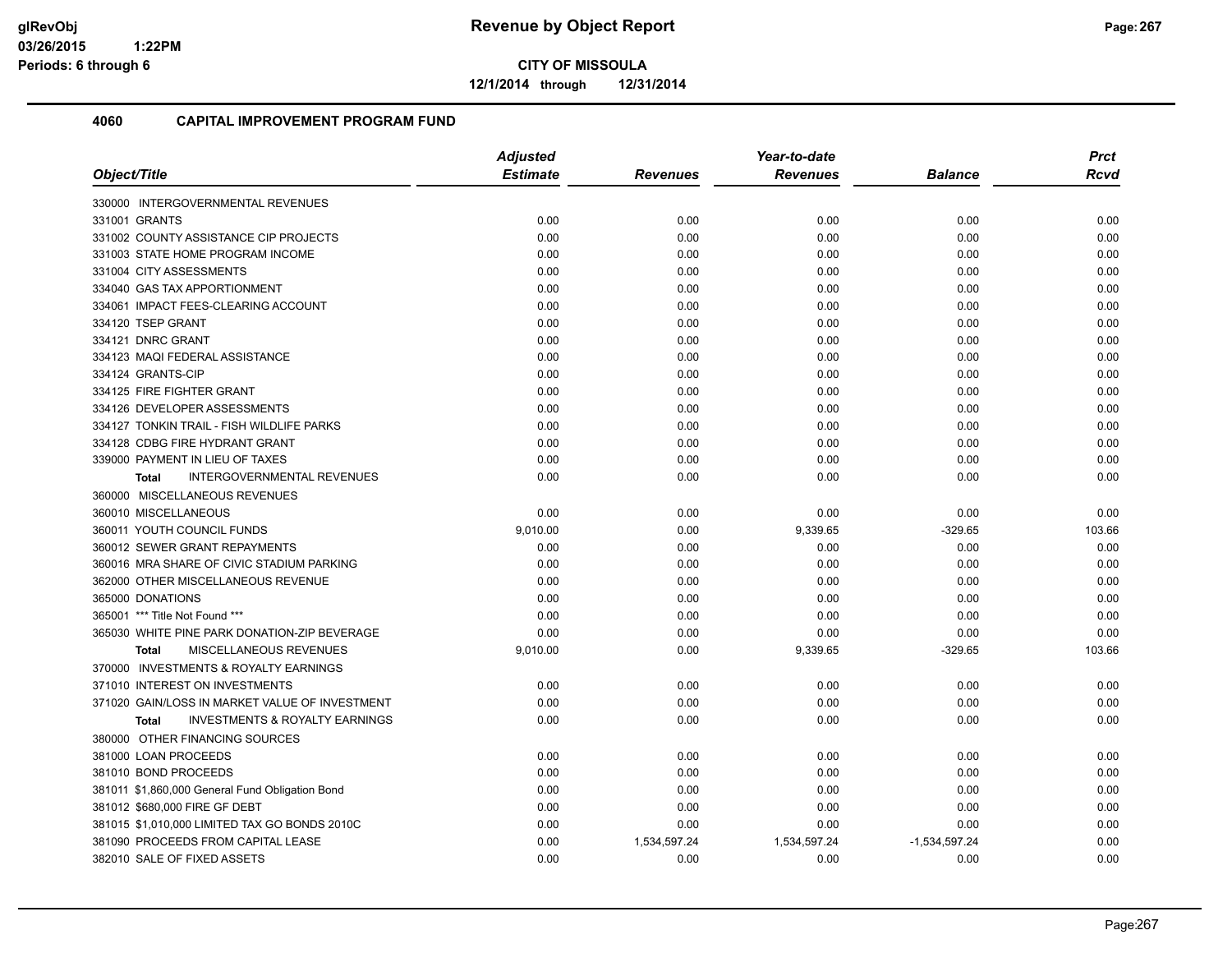**CITY OF MISSOULA**

**12/1/2014 through 12/31/2014**

## 4060 CAPITAL IMPROVEMENT PROGRAM FUND

| Object/Title | Adjusted Estimate | Revenues | Year-to-date Revenues | Balance | Prct Rcvd |
|---|---|---|---|---|---|
| 330000 INTERGOVERNMENTAL REVENUES | | | | | |
| 331001 GRANTS | 0.00 | 0.00 | 0.00 | 0.00 | 0.00 |
| 331002 COUNTY ASSISTANCE CIP PROJECTS | 0.00 | 0.00 | 0.00 | 0.00 | 0.00 |
| 331003 STATE HOME PROGRAM INCOME | 0.00 | 0.00 | 0.00 | 0.00 | 0.00 |
| 331004 CITY ASSESSMENTS | 0.00 | 0.00 | 0.00 | 0.00 | 0.00 |
| 334040 GAS TAX APPORTIONMENT | 0.00 | 0.00 | 0.00 | 0.00 | 0.00 |
| 334061 IMPACT FEES-CLEARING ACCOUNT | 0.00 | 0.00 | 0.00 | 0.00 | 0.00 |
| 334120 TSEP GRANT | 0.00 | 0.00 | 0.00 | 0.00 | 0.00 |
| 334121 DNRC GRANT | 0.00 | 0.00 | 0.00 | 0.00 | 0.00 |
| 334123 MAQI FEDERAL ASSISTANCE | 0.00 | 0.00 | 0.00 | 0.00 | 0.00 |
| 334124 GRANTS-CIP | 0.00 | 0.00 | 0.00 | 0.00 | 0.00 |
| 334125 FIRE FIGHTER GRANT | 0.00 | 0.00 | 0.00 | 0.00 | 0.00 |
| 334126 DEVELOPER ASSESSMENTS | 0.00 | 0.00 | 0.00 | 0.00 | 0.00 |
| 334127 TONKIN TRAIL - FISH WILDLIFE PARKS | 0.00 | 0.00 | 0.00 | 0.00 | 0.00 |
| 334128 CDBG FIRE HYDRANT GRANT | 0.00 | 0.00 | 0.00 | 0.00 | 0.00 |
| 339000 PAYMENT IN LIEU OF TAXES | 0.00 | 0.00 | 0.00 | 0.00 | 0.00 |
| **Total** INTERGOVERNMENTAL REVENUES | 0.00 | 0.00 | 0.00 | 0.00 | 0.00 |
| 360000 MISCELLANEOUS REVENUES | | | | | |
| 360010 MISCELLANEOUS | 0.00 | 0.00 | 0.00 | 0.00 | 0.00 |
| 360011 YOUTH COUNCIL FUNDS | 9,010.00 | 0.00 | 9,339.65 | -329.65 | 103.66 |
| 360012 SEWER GRANT REPAYMENTS | 0.00 | 0.00 | 0.00 | 0.00 | 0.00 |
| 360016 MRA SHARE OF CIVIC STADIUM PARKING | 0.00 | 0.00 | 0.00 | 0.00 | 0.00 |
| 362000 OTHER MISCELLANEOUS REVENUE | 0.00 | 0.00 | 0.00 | 0.00 | 0.00 |
| 365000 DONATIONS | 0.00 | 0.00 | 0.00 | 0.00 | 0.00 |
| 365001 *** Title Not Found *** | 0.00 | 0.00 | 0.00 | 0.00 | 0.00 |
| 365030 WHITE PINE PARK DONATION-ZIP BEVERAGE | 0.00 | 0.00 | 0.00 | 0.00 | 0.00 |
| **Total** MISCELLANEOUS REVENUES | 9,010.00 | 0.00 | 9,339.65 | -329.65 | 103.66 |
| 370000 INVESTMENTS & ROYALTY EARNINGS | | | | | |
| 371010 INTEREST ON INVESTMENTS | 0.00 | 0.00 | 0.00 | 0.00 | 0.00 |
| 371020 GAIN/LOSS IN MARKET VALUE OF INVESTMENT | 0.00 | 0.00 | 0.00 | 0.00 | 0.00 |
| **Total** INVESTMENTS & ROYALTY EARNINGS | 0.00 | 0.00 | 0.00 | 0.00 | 0.00 |
| 380000 OTHER FINANCING SOURCES | | | | | |
| 381000 LOAN PROCEEDS | 0.00 | 0.00 | 0.00 | 0.00 | 0.00 |
| 381010 BOND PROCEEDS | 0.00 | 0.00 | 0.00 | 0.00 | 0.00 |
| 381011 $1,860,000 General Fund Obligation Bond | 0.00 | 0.00 | 0.00 | 0.00 | 0.00 |
| 381012 $680,000 FIRE GF DEBT | 0.00 | 0.00 | 0.00 | 0.00 | 0.00 |
| 381015 $1,010,000 LIMITED TAX GO BONDS 2010C | 0.00 | 0.00 | 0.00 | 0.00 | 0.00 |
| 381090 PROCEEDS FROM CAPITAL LEASE | 0.00 | 1,534,597.24 | 1,534,597.24 | -1,534,597.24 | 0.00 |
| 382010 SALE OF FIXED ASSETS | 0.00 | 0.00 | 0.00 | 0.00 | 0.00 |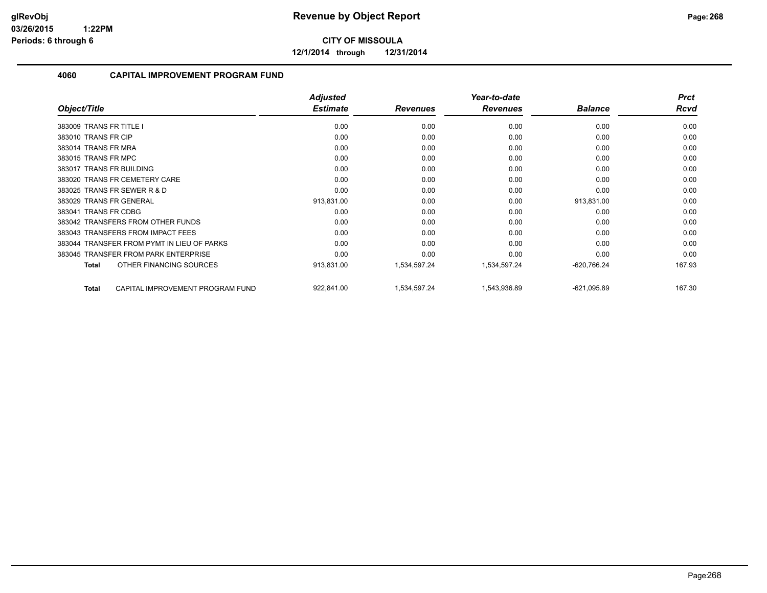**glRevObj**
**03/26/2015 1:22PM**
**Periods: 6 through 6**

# Revenue by Object Report

**CITY OF MISSOULA**
**12/1/2014 through 12/31/2014**

## 4060 CAPITAL IMPROVEMENT PROGRAM FUND

| Object/Title | Adjusted Estimate | Revenues | Year-to-date Revenues | Balance | Prct Rcvd |
|---|---|---|---|---|---|
| 383009 TRANS FR TITLE I | 0.00 | 0.00 | 0.00 | 0.00 | 0.00 |
| 383010 TRANS FR CIP | 0.00 | 0.00 | 0.00 | 0.00 | 0.00 |
| 383014 TRANS FR MRA | 0.00 | 0.00 | 0.00 | 0.00 | 0.00 |
| 383015 TRANS FR MPC | 0.00 | 0.00 | 0.00 | 0.00 | 0.00 |
| 383017 TRANS FR BUILDING | 0.00 | 0.00 | 0.00 | 0.00 | 0.00 |
| 383020 TRANS FR CEMETERY CARE | 0.00 | 0.00 | 0.00 | 0.00 | 0.00 |
| 383025 TRANS FR SEWER R & D | 0.00 | 0.00 | 0.00 | 0.00 | 0.00 |
| 383029 TRANS FR GENERAL | 913,831.00 | 0.00 | 0.00 | 913,831.00 | 0.00 |
| 383041 TRANS FR CDBG | 0.00 | 0.00 | 0.00 | 0.00 | 0.00 |
| 383042 TRANSFERS FROM OTHER FUNDS | 0.00 | 0.00 | 0.00 | 0.00 | 0.00 |
| 383043 TRANSFERS FROM IMPACT FEES | 0.00 | 0.00 | 0.00 | 0.00 | 0.00 |
| 383044 TRANSFER FROM PYMT IN LIEU OF PARKS | 0.00 | 0.00 | 0.00 | 0.00 | 0.00 |
| 383045 TRANSFER FROM PARK ENTERPRISE | 0.00 | 0.00 | 0.00 | 0.00 | 0.00 |
| **Total** OTHER FINANCING SOURCES | 913,831.00 | 1,534,597.24 | 1,534,597.24 | -620,766.24 | 167.93 |
| **Total** CAPITAL IMPROVEMENT PROGRAM FUND | 922,841.00 | 1,534,597.24 | 1,543,936.89 | -621,095.89 | 167.30 |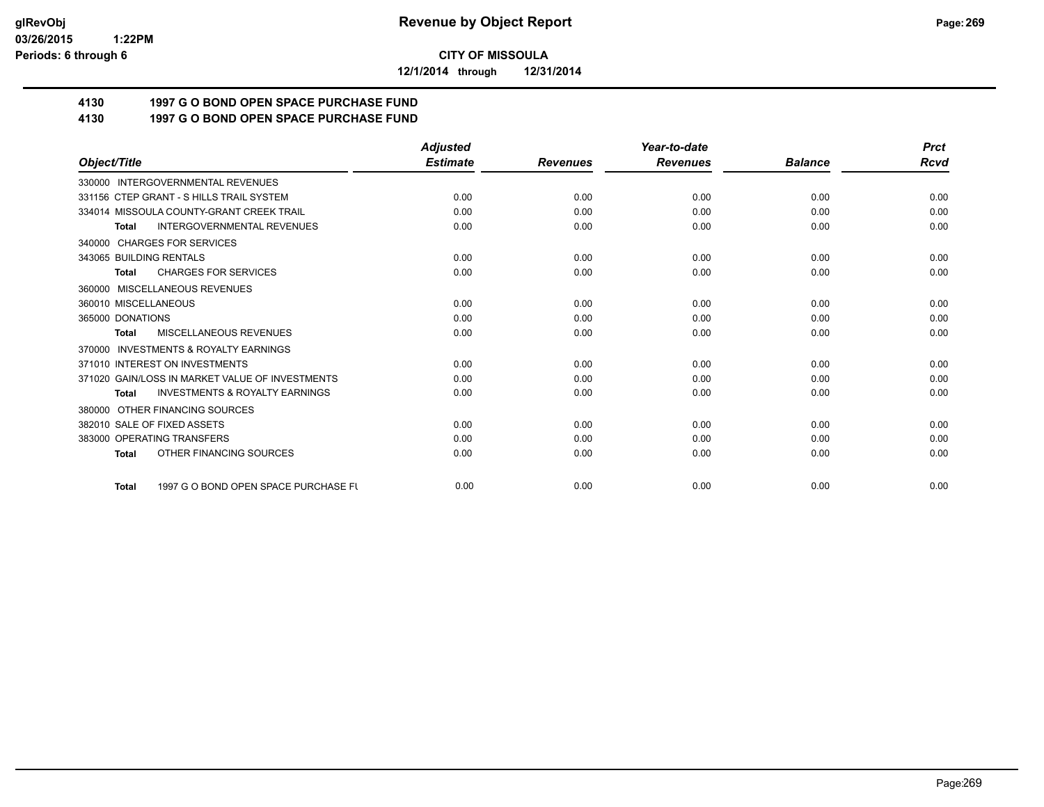**CITY OF MISSOULA**

**12/1/2014 through 12/31/2014**

## 4130 1997 G O BOND OPEN SPACE PURCHASE FUND

## 4130 1997 G O BOND OPEN SPACE PURCHASE FUND

| Object/Title | Adjusted Estimate | Revenues | Year-to-date Revenues | Balance | Prct Rcvd |
|---|---|---|---|---|---|
| 330000 INTERGOVERNMENTAL REVENUES | | | | | |
| 331156 CTEP GRANT - S HILLS TRAIL SYSTEM | 0.00 | 0.00 | 0.00 | 0.00 | 0.00 |
| 334014 MISSOULA COUNTY-GRANT CREEK TRAIL | 0.00 | 0.00 | 0.00 | 0.00 | 0.00 |
| Total INTERGOVERNMENTAL REVENUES | 0.00 | 0.00 | 0.00 | 0.00 | 0.00 |
| 340000 CHARGES FOR SERVICES | | | | | |
| 343065 BUILDING RENTALS | 0.00 | 0.00 | 0.00 | 0.00 | 0.00 |
| Total CHARGES FOR SERVICES | 0.00 | 0.00 | 0.00 | 0.00 | 0.00 |
| 360000 MISCELLANEOUS REVENUES | | | | | |
| 360010 MISCELLANEOUS | 0.00 | 0.00 | 0.00 | 0.00 | 0.00 |
| 365000 DONATIONS | 0.00 | 0.00 | 0.00 | 0.00 | 0.00 |
| Total MISCELLANEOUS REVENUES | 0.00 | 0.00 | 0.00 | 0.00 | 0.00 |
| 370000 INVESTMENTS & ROYALTY EARNINGS | | | | | |
| 371010 INTEREST ON INVESTMENTS | 0.00 | 0.00 | 0.00 | 0.00 | 0.00 |
| 371020 GAIN/LOSS IN MARKET VALUE OF INVESTMENTS | 0.00 | 0.00 | 0.00 | 0.00 | 0.00 |
| Total INVESTMENTS & ROYALTY EARNINGS | 0.00 | 0.00 | 0.00 | 0.00 | 0.00 |
| 380000 OTHER FINANCING SOURCES | | | | | |
| 382010 SALE OF FIXED ASSETS | 0.00 | 0.00 | 0.00 | 0.00 | 0.00 |
| 383000 OPERATING TRANSFERS | 0.00 | 0.00 | 0.00 | 0.00 | 0.00 |
| Total OTHER FINANCING SOURCES | 0.00 | 0.00 | 0.00 | 0.00 | 0.00 |
| Total 1997 G O BOND OPEN SPACE PURCHASE FU | 0.00 | 0.00 | 0.00 | 0.00 | 0.00 |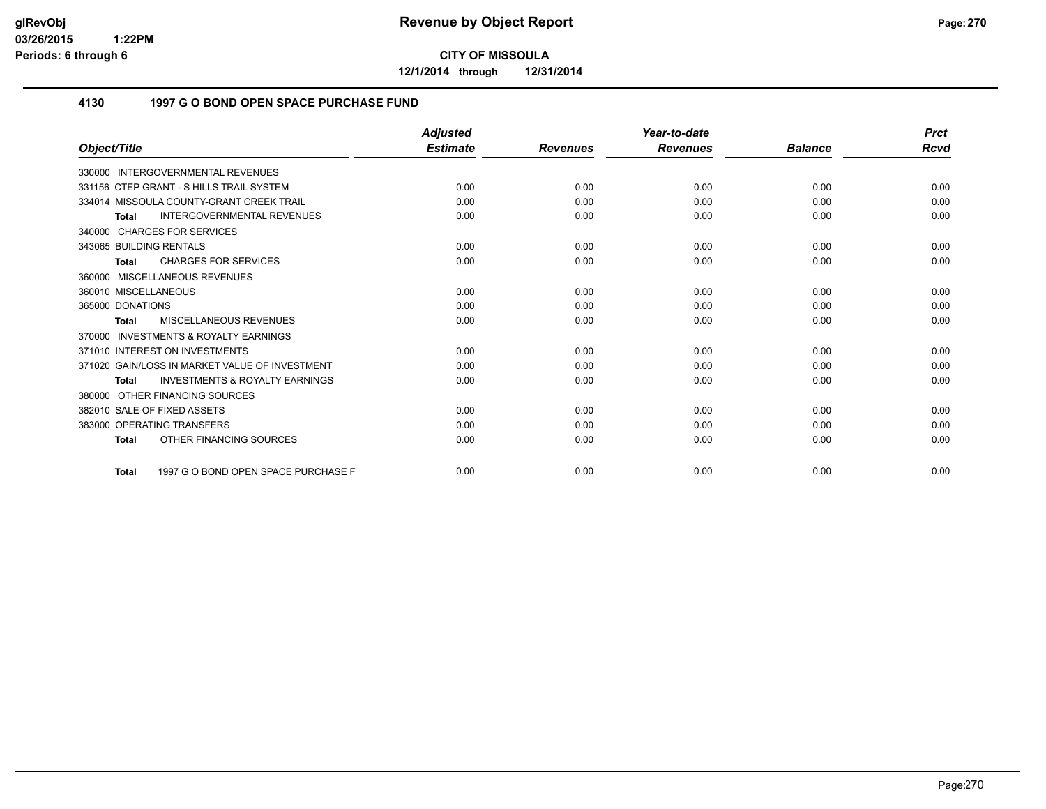**CITY OF MISSOULA**

**12/1/2014 through 12/31/2014**

## 4130 1997 G O BOND OPEN SPACE PURCHASE FUND

| Object/Title | Adjusted Estimate | Revenues | Year-to-date Revenues | Balance | Prct Rcvd |
|---|---|---|---|---|---|
| 330000 INTERGOVERNMENTAL REVENUES | | | | | |
| 331156 CTEP GRANT - S HILLS TRAIL SYSTEM | 0.00 | 0.00 | 0.00 | 0.00 | 0.00 |
| 334014 MISSOULA COUNTY-GRANT CREEK TRAIL | 0.00 | 0.00 | 0.00 | 0.00 | 0.00 |
| **Total** INTERGOVERNMENTAL REVENUES | 0.00 | 0.00 | 0.00 | 0.00 | 0.00 |
| 340000 CHARGES FOR SERVICES | | | | | |
| 343065 BUILDING RENTALS | 0.00 | 0.00 | 0.00 | 0.00 | 0.00 |
| **Total** CHARGES FOR SERVICES | 0.00 | 0.00 | 0.00 | 0.00 | 0.00 |
| 360000 MISCELLANEOUS REVENUES | | | | | |
| 360010 MISCELLANEOUS | 0.00 | 0.00 | 0.00 | 0.00 | 0.00 |
| 365000 DONATIONS | 0.00 | 0.00 | 0.00 | 0.00 | 0.00 |
| **Total** MISCELLANEOUS REVENUES | 0.00 | 0.00 | 0.00 | 0.00 | 0.00 |
| 370000 INVESTMENTS & ROYALTY EARNINGS | | | | | |
| 371010 INTEREST ON INVESTMENTS | 0.00 | 0.00 | 0.00 | 0.00 | 0.00 |
| 371020 GAIN/LOSS IN MARKET VALUE OF INVESTMENT | 0.00 | 0.00 | 0.00 | 0.00 | 0.00 |
| **Total** INVESTMENTS & ROYALTY EARNINGS | 0.00 | 0.00 | 0.00 | 0.00 | 0.00 |
| 380000 OTHER FINANCING SOURCES | | | | | |
| 382010 SALE OF FIXED ASSETS | 0.00 | 0.00 | 0.00 | 0.00 | 0.00 |
| 383000 OPERATING TRANSFERS | 0.00 | 0.00 | 0.00 | 0.00 | 0.00 |
| **Total** OTHER FINANCING SOURCES | 0.00 | 0.00 | 0.00 | 0.00 | 0.00 |
| **Total** 1997 G O BOND OPEN SPACE PURCHASE F | 0.00 | 0.00 | 0.00 | 0.00 | 0.00 |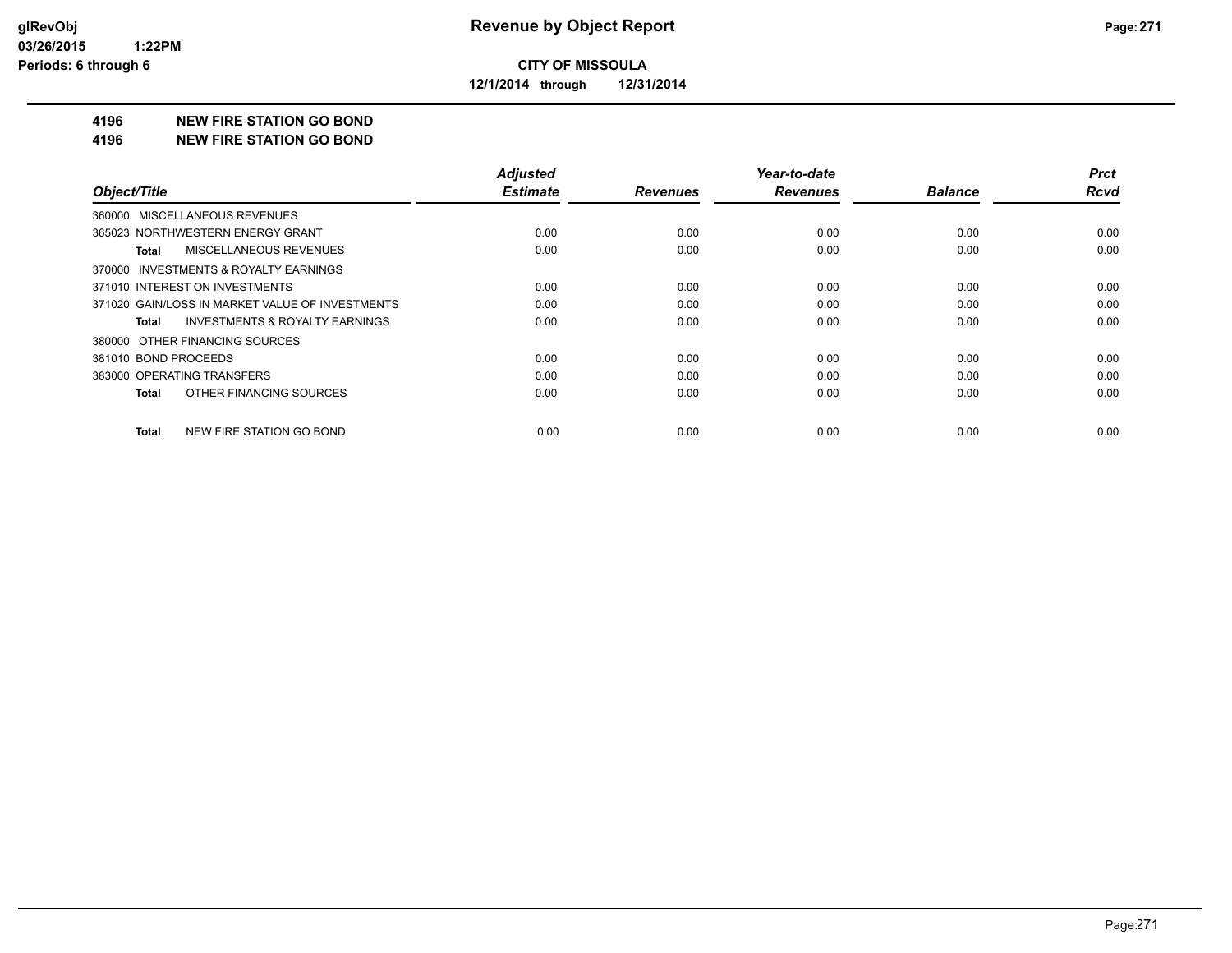glRevObj
03/26/2015 1:22PM
Periods: 6 through 6

# Revenue by Object Report

**CITY OF MISSOULA**

**12/1/2014 through 12/31/2014**

## 4196 NEW FIRE STATION GO BOND
## 4196 NEW FIRE STATION GO BOND

| Object/Title | Adjusted Estimate | Revenues | Year-to-date Revenues | Balance | Prct Rcvd |
|---|---|---|---|---|---|
| 360000 MISCELLANEOUS REVENUES | | | | | |
| 365023 NORTHWESTERN ENERGY GRANT | 0.00 | 0.00 | 0.00 | 0.00 | 0.00 |
| **Total** MISCELLANEOUS REVENUES | 0.00 | 0.00 | 0.00 | 0.00 | 0.00 |
| 370000 INVESTMENTS & ROYALTY EARNINGS | | | | | |
| 371010 INTEREST ON INVESTMENTS | 0.00 | 0.00 | 0.00 | 0.00 | 0.00 |
| 371020 GAIN/LOSS IN MARKET VALUE OF INVESTMENTS | 0.00 | 0.00 | 0.00 | 0.00 | 0.00 |
| **Total** INVESTMENTS & ROYALTY EARNINGS | 0.00 | 0.00 | 0.00 | 0.00 | 0.00 |
| 380000 OTHER FINANCING SOURCES | | | | | |
| 381010 BOND PROCEEDS | 0.00 | 0.00 | 0.00 | 0.00 | 0.00 |
| 383000 OPERATING TRANSFERS | 0.00 | 0.00 | 0.00 | 0.00 | 0.00 |
| **Total** OTHER FINANCING SOURCES | 0.00 | 0.00 | 0.00 | 0.00 | 0.00 |
| **Total** NEW FIRE STATION GO BOND | 0.00 | 0.00 | 0.00 | 0.00 | 0.00 |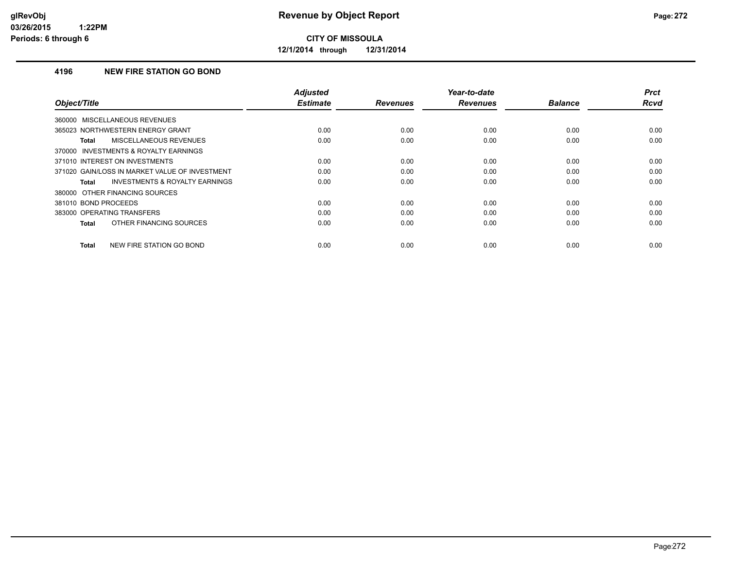# Revenue by Object Report

**CITY OF MISSOULA**

**12/1/2014 through 12/31/2014**

glRevObj
03/26/2015 1:22PM
Periods: 6 through 6

### 4196 NEW FIRE STATION GO BOND

| Object/Title | Adjusted Estimate | Revenues | Year-to-date Revenues | Balance | Prct Rcvd |
|---|---|---|---|---|---|
| 360000 MISCELLANEOUS REVENUES | | | | | |
| 365023 NORTHWESTERN ENERGY GRANT | 0.00 | 0.00 | 0.00 | 0.00 | 0.00 |
| **Total** MISCELLANEOUS REVENUES | 0.00 | 0.00 | 0.00 | 0.00 | 0.00 |
| 370000 INVESTMENTS & ROYALTY EARNINGS | | | | | |
| 371010 INTEREST ON INVESTMENTS | 0.00 | 0.00 | 0.00 | 0.00 | 0.00 |
| 371020 GAIN/LOSS IN MARKET VALUE OF INVESTMENT | 0.00 | 0.00 | 0.00 | 0.00 | 0.00 |
| **Total** INVESTMENTS & ROYALTY EARNINGS | 0.00 | 0.00 | 0.00 | 0.00 | 0.00 |
| 380000 OTHER FINANCING SOURCES | | | | | |
| 381010 BOND PROCEEDS | 0.00 | 0.00 | 0.00 | 0.00 | 0.00 |
| 383000 OPERATING TRANSFERS | 0.00 | 0.00 | 0.00 | 0.00 | 0.00 |
| **Total** OTHER FINANCING SOURCES | 0.00 | 0.00 | 0.00 | 0.00 | 0.00 |
| **Total** NEW FIRE STATION GO BOND | 0.00 | 0.00 | 0.00 | 0.00 | 0.00 |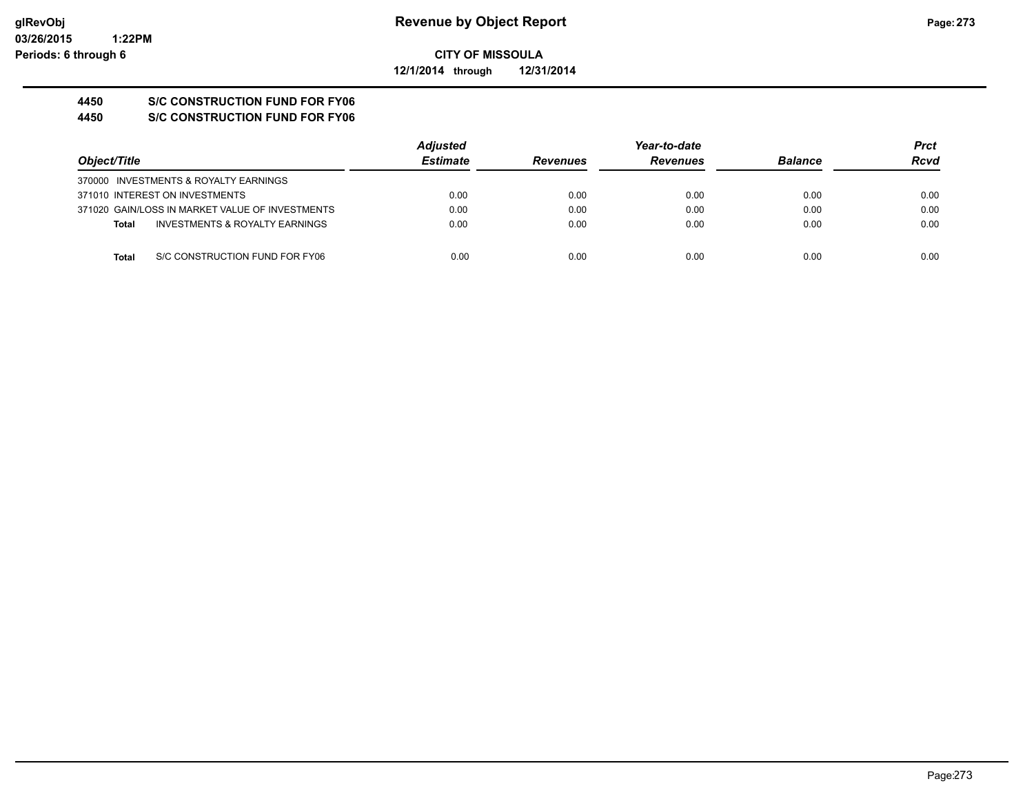**Revenue by Object Report**

**CITY OF MISSOULA**

**12/1/2014 through 12/31/2014**

**4450 S/C CONSTRUCTION FUND FOR FY06**

**4450 S/C CONSTRUCTION FUND FOR FY06**

| Object/Title | Adjusted Estimate | Revenues | Year-to-date Revenues | Balance | Prct Rcvd |
|---|---|---|---|---|---|
| 370000 INVESTMENTS & ROYALTY EARNINGS | | | | | |
| 371010 INTEREST ON INVESTMENTS | 0.00 | 0.00 | 0.00 | 0.00 | 0.00 |
| 371020 GAIN/LOSS IN MARKET VALUE OF INVESTMENTS | 0.00 | 0.00 | 0.00 | 0.00 | 0.00 |
| **Total** INVESTMENTS & ROYALTY EARNINGS | 0.00 | 0.00 | 0.00 | 0.00 | 0.00 |
| **Total** S/C CONSTRUCTION FUND FOR FY06 | 0.00 | 0.00 | 0.00 | 0.00 | 0.00 |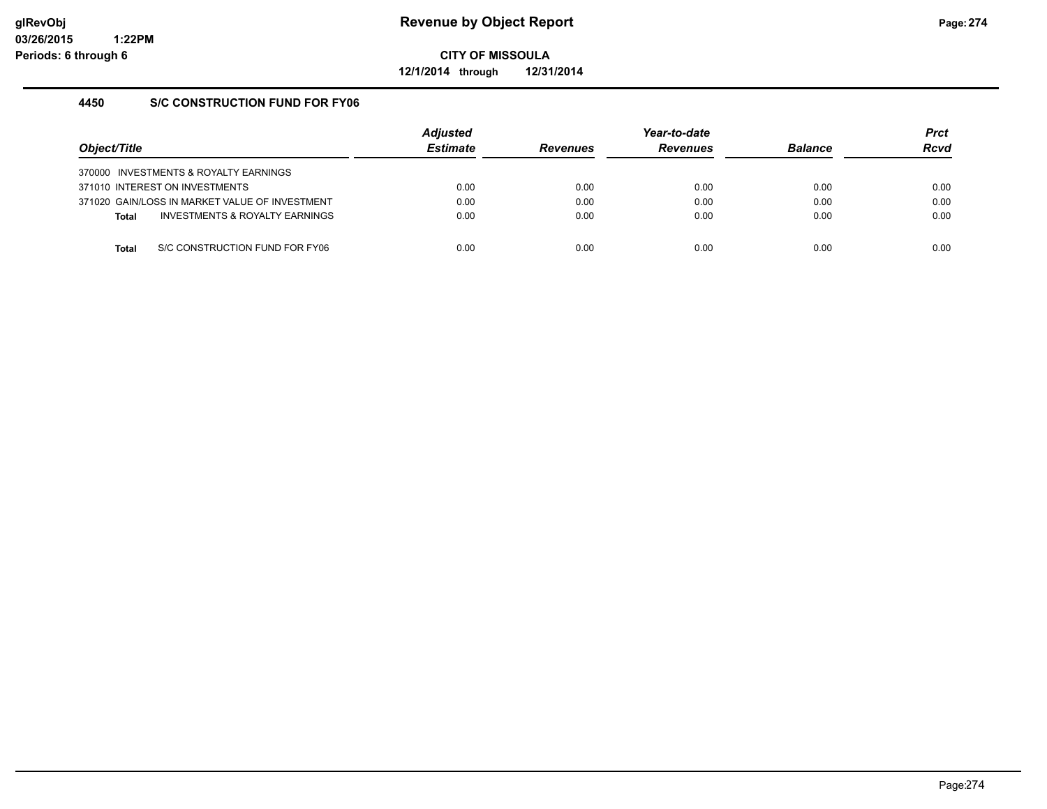# Revenue by Object Report

**CITY OF MISSOULA**

**12/1/2014 through 12/31/2014**

glRevObj
03/26/2015 1:22PM
Periods: 6 through 6

## 4450 S/C CONSTRUCTION FUND FOR FY06

| Object/Title | Adjusted Estimate | Revenues | Year-to-date Revenues | Balance | Prct Rcvd |
|---|---|---|---|---|---|
| 370000 INVESTMENTS & ROYALTY EARNINGS | | | | | |
| 371010 INTEREST ON INVESTMENTS | 0.00 | 0.00 | 0.00 | 0.00 | 0.00 |
| 371020 GAIN/LOSS IN MARKET VALUE OF INVESTMENT | 0.00 | 0.00 | 0.00 | 0.00 | 0.00 |
| **Total** INVESTMENTS & ROYALTY EARNINGS | 0.00 | 0.00 | 0.00 | 0.00 | 0.00 |
| **Total** S/C CONSTRUCTION FUND FOR FY06 | 0.00 | 0.00 | 0.00 | 0.00 | 0.00 |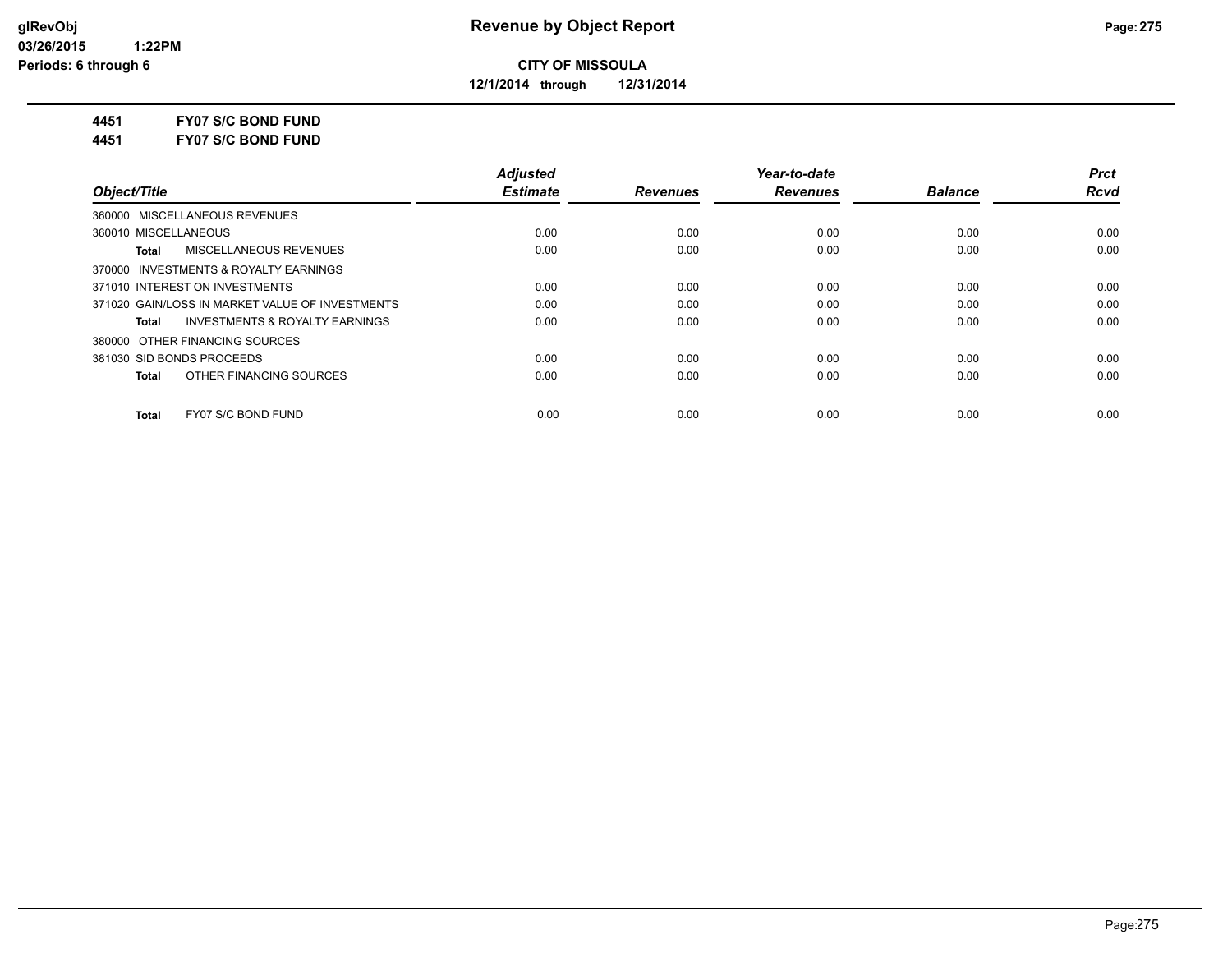**CITY OF MISSOULA**

**12/1/2014 through 12/31/2014**

**4451 FY07 S/C BOND FUND**

**4451 FY07 S/C BOND FUND**

| Object/Title | Adjusted Estimate | Revenues | Year-to-date Revenues | Balance | Prct Rcvd |
|---|---|---|---|---|---|
| 360000 MISCELLANEOUS REVENUES | | | | | |
| 360010 MISCELLANEOUS | 0.00 | 0.00 | 0.00 | 0.00 | 0.00 |
| **Total** MISCELLANEOUS REVENUES | 0.00 | 0.00 | 0.00 | 0.00 | 0.00 |
| 370000 INVESTMENTS & ROYALTY EARNINGS | | | | | |
| 371010 INTEREST ON INVESTMENTS | 0.00 | 0.00 | 0.00 | 0.00 | 0.00 |
| 371020 GAIN/LOSS IN MARKET VALUE OF INVESTMENTS | 0.00 | 0.00 | 0.00 | 0.00 | 0.00 |
| **Total** INVESTMENTS & ROYALTY EARNINGS | 0.00 | 0.00 | 0.00 | 0.00 | 0.00 |
| 380000 OTHER FINANCING SOURCES | | | | | |
| 381030 SID BONDS PROCEEDS | 0.00 | 0.00 | 0.00 | 0.00 | 0.00 |
| **Total** OTHER FINANCING SOURCES | 0.00 | 0.00 | 0.00 | 0.00 | 0.00 |
| **Total** FY07 S/C BOND FUND | 0.00 | 0.00 | 0.00 | 0.00 | 0.00 |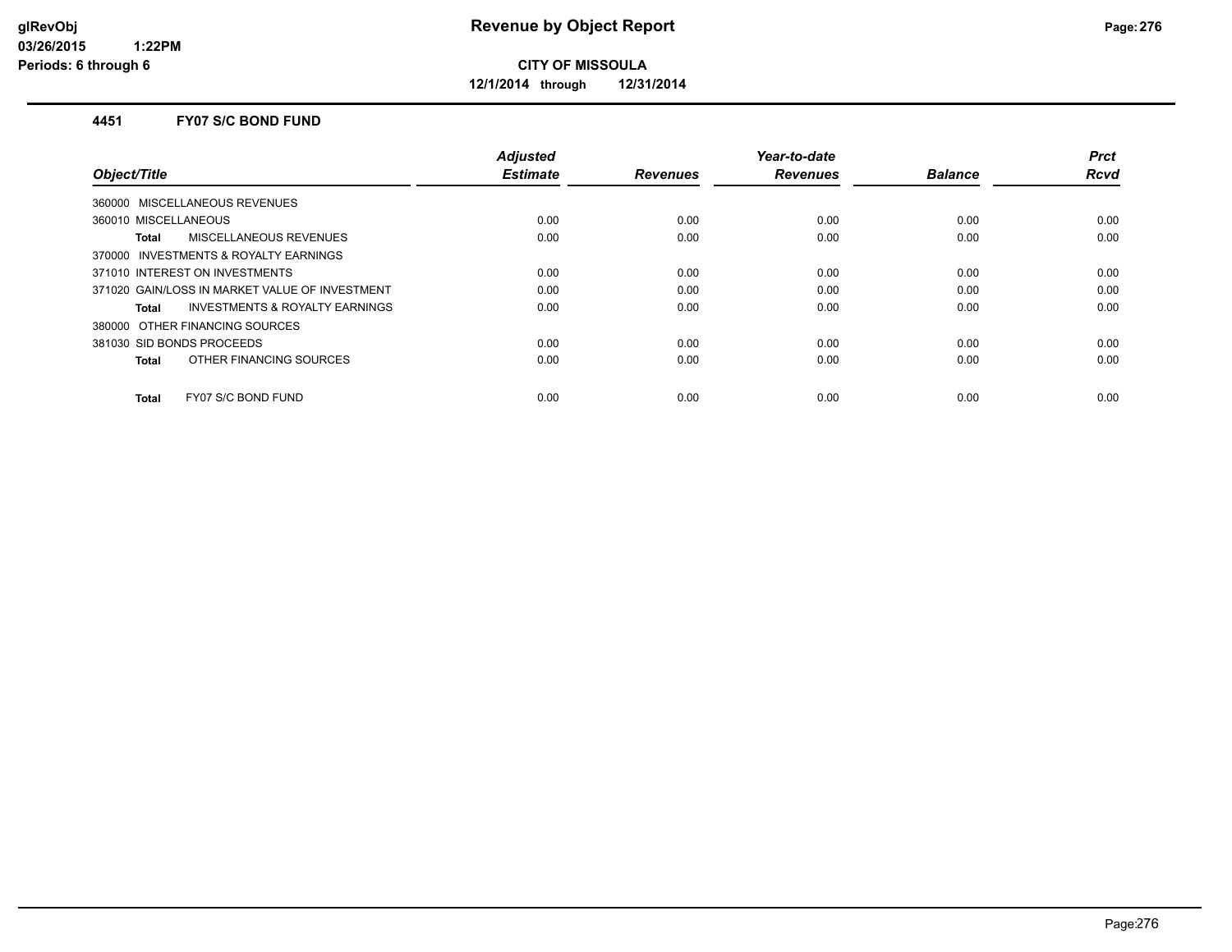**CITY OF MISSOULA**

**12/1/2014 through 12/31/2014**

### 4451 FY07 S/C BOND FUND

| Object/Title | Adjusted Estimate | Revenues | Year-to-date Revenues | Balance | Prct Rcvd |
|---|---|---|---|---|---|
| 360000 MISCELLANEOUS REVENUES | | | | | |
| 360010 MISCELLANEOUS | 0.00 | 0.00 | 0.00 | 0.00 | 0.00 |
| **Total** MISCELLANEOUS REVENUES | 0.00 | 0.00 | 0.00 | 0.00 | 0.00 |
| 370000 INVESTMENTS & ROYALTY EARNINGS | | | | | |
| 371010 INTEREST ON INVESTMENTS | 0.00 | 0.00 | 0.00 | 0.00 | 0.00 |
| 371020 GAIN/LOSS IN MARKET VALUE OF INVESTMENT | 0.00 | 0.00 | 0.00 | 0.00 | 0.00 |
| **Total** INVESTMENTS & ROYALTY EARNINGS | 0.00 | 0.00 | 0.00 | 0.00 | 0.00 |
| 380000 OTHER FINANCING SOURCES | | | | | |
| 381030 SID BONDS PROCEEDS | 0.00 | 0.00 | 0.00 | 0.00 | 0.00 |
| **Total** OTHER FINANCING SOURCES | 0.00 | 0.00 | 0.00 | 0.00 | 0.00 |
| **Total** FY07 S/C BOND FUND | 0.00 | 0.00 | 0.00 | 0.00 | 0.00 |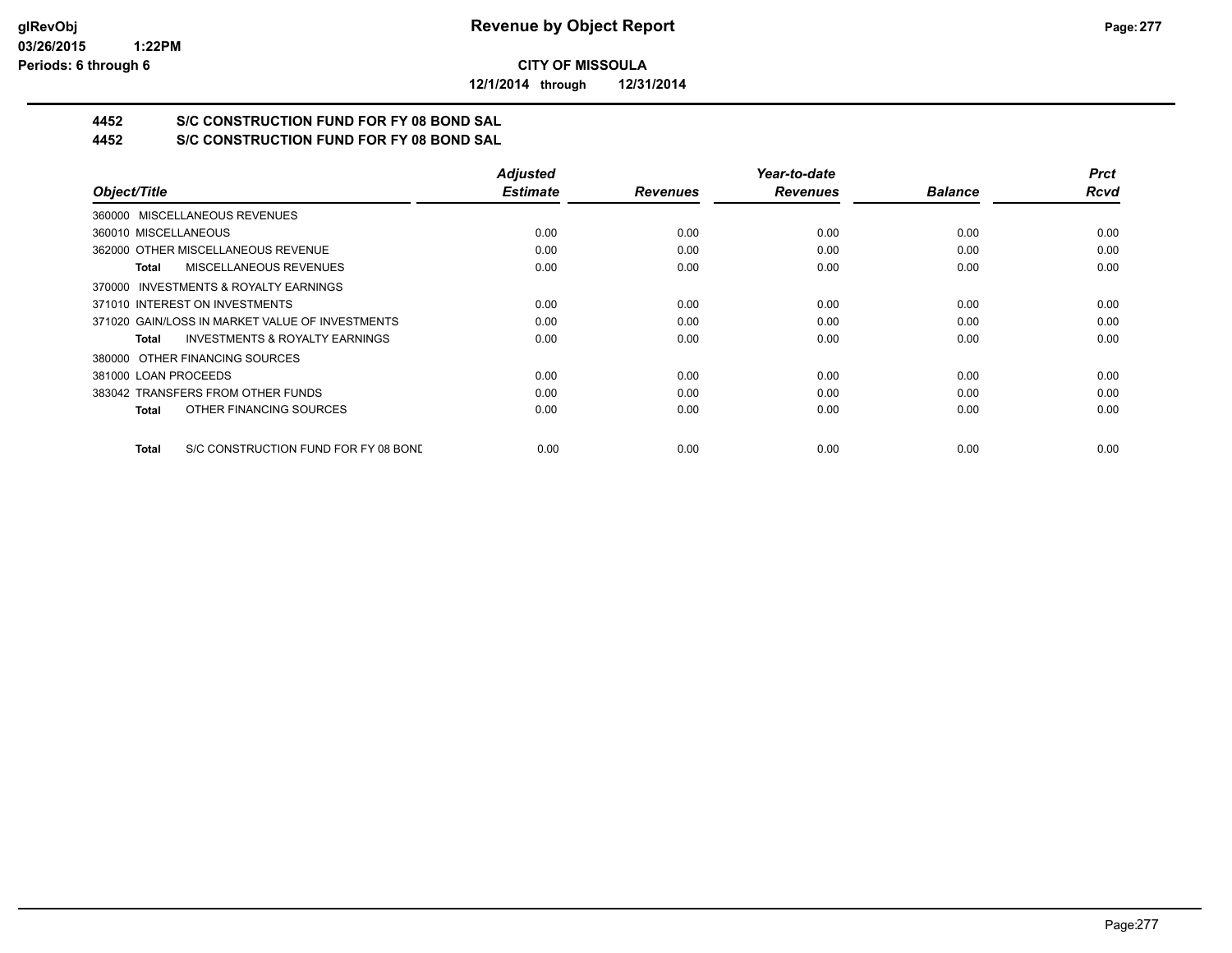**CITY OF MISSOULA**

**12/1/2014 through 12/31/2014**

# 4452 S/C CONSTRUCTION FUND FOR FY 08 BOND SAL

## 4452 S/C CONSTRUCTION FUND FOR FY 08 BOND SAL

| Object/Title | Adjusted Estimate | Revenues | Year-to-date Revenues | Balance | Prct Rcvd |
|---|---|---|---|---|---|
| 360000 MISCELLANEOUS REVENUES | | | | | |
| 360010 MISCELLANEOUS | 0.00 | 0.00 | 0.00 | 0.00 | 0.00 |
| 362000 OTHER MISCELLANEOUS REVENUE | 0.00 | 0.00 | 0.00 | 0.00 | 0.00 |
| **Total** MISCELLANEOUS REVENUES | 0.00 | 0.00 | 0.00 | 0.00 | 0.00 |
| 370000 INVESTMENTS & ROYALTY EARNINGS | | | | | |
| 371010 INTEREST ON INVESTMENTS | 0.00 | 0.00 | 0.00 | 0.00 | 0.00 |
| 371020 GAIN/LOSS IN MARKET VALUE OF INVESTMENTS | 0.00 | 0.00 | 0.00 | 0.00 | 0.00 |
| **Total** INVESTMENTS & ROYALTY EARNINGS | 0.00 | 0.00 | 0.00 | 0.00 | 0.00 |
| 380000 OTHER FINANCING SOURCES | | | | | |
| 381000 LOAN PROCEEDS | 0.00 | 0.00 | 0.00 | 0.00 | 0.00 |
| 383042 TRANSFERS FROM OTHER FUNDS | 0.00 | 0.00 | 0.00 | 0.00 | 0.00 |
| **Total** OTHER FINANCING SOURCES | 0.00 | 0.00 | 0.00 | 0.00 | 0.00 |
| **Total** S/C CONSTRUCTION FUND FOR FY 08 BONL | 0.00 | 0.00 | 0.00 | 0.00 | 0.00 |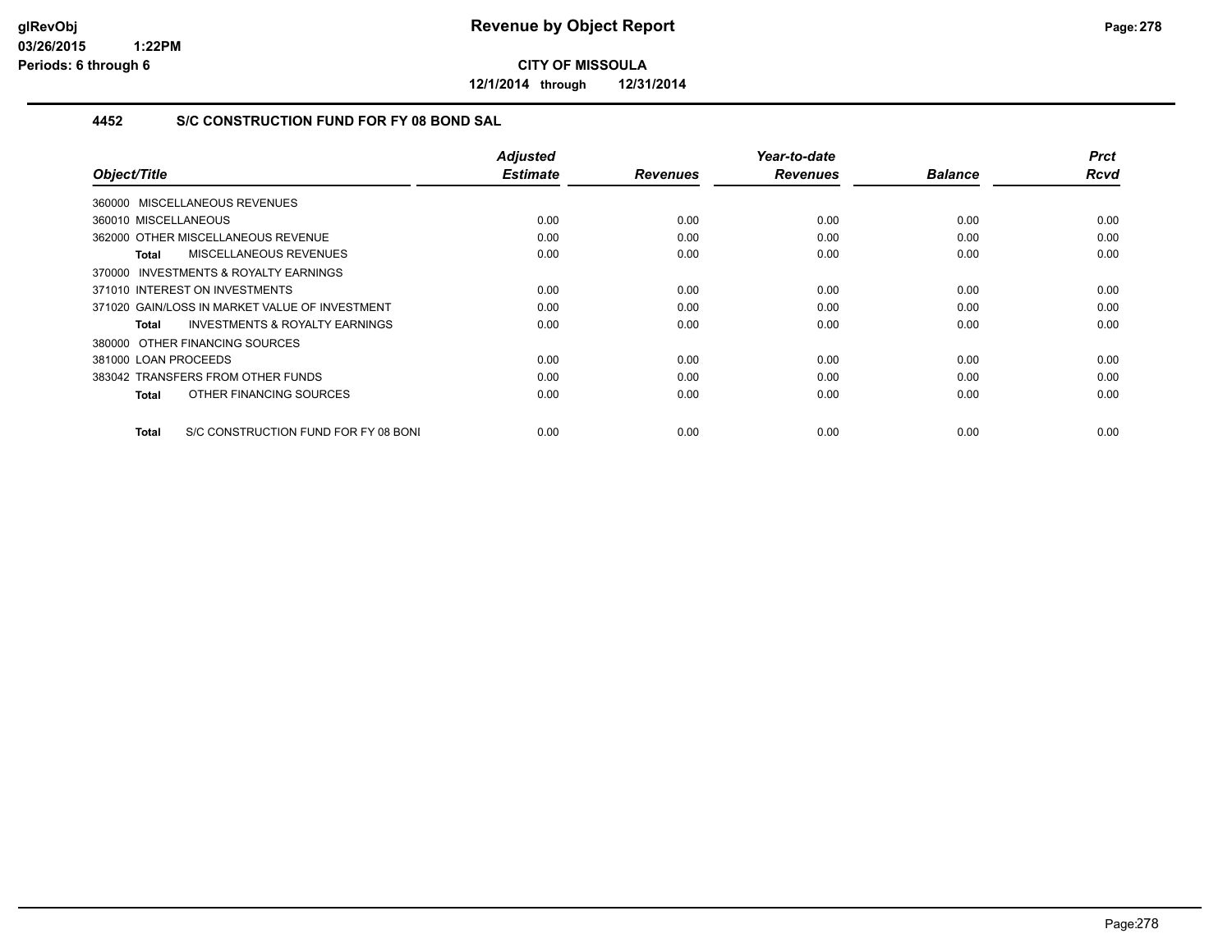**CITY OF MISSOULA**

**12/1/2014 through 12/31/2014**

## 4452 S/C CONSTRUCTION FUND FOR FY 08 BOND SAL

| Object/Title | Adjusted Estimate | Revenues | Year-to-date Revenues | Balance | Prct Rcvd |
|---|---|---|---|---|---|
| 360000 MISCELLANEOUS REVENUES | | | | | |
| 360010 MISCELLANEOUS | 0.00 | 0.00 | 0.00 | 0.00 | 0.00 |
| 362000 OTHER MISCELLANEOUS REVENUE | 0.00 | 0.00 | 0.00 | 0.00 | 0.00 |
| **Total** MISCELLANEOUS REVENUES | 0.00 | 0.00 | 0.00 | 0.00 | 0.00 |
| 370000 INVESTMENTS & ROYALTY EARNINGS | | | | | |
| 371010 INTEREST ON INVESTMENTS | 0.00 | 0.00 | 0.00 | 0.00 | 0.00 |
| 371020 GAIN/LOSS IN MARKET VALUE OF INVESTMENT | 0.00 | 0.00 | 0.00 | 0.00 | 0.00 |
| **Total** INVESTMENTS & ROYALTY EARNINGS | 0.00 | 0.00 | 0.00 | 0.00 | 0.00 |
| 380000 OTHER FINANCING SOURCES | | | | | |
| 381000 LOAN PROCEEDS | 0.00 | 0.00 | 0.00 | 0.00 | 0.00 |
| 383042 TRANSFERS FROM OTHER FUNDS | 0.00 | 0.00 | 0.00 | 0.00 | 0.00 |
| **Total** OTHER FINANCING SOURCES | 0.00 | 0.00 | 0.00 | 0.00 | 0.00 |
| **Total** S/C CONSTRUCTION FUND FOR FY 08 BONI | 0.00 | 0.00 | 0.00 | 0.00 | 0.00 |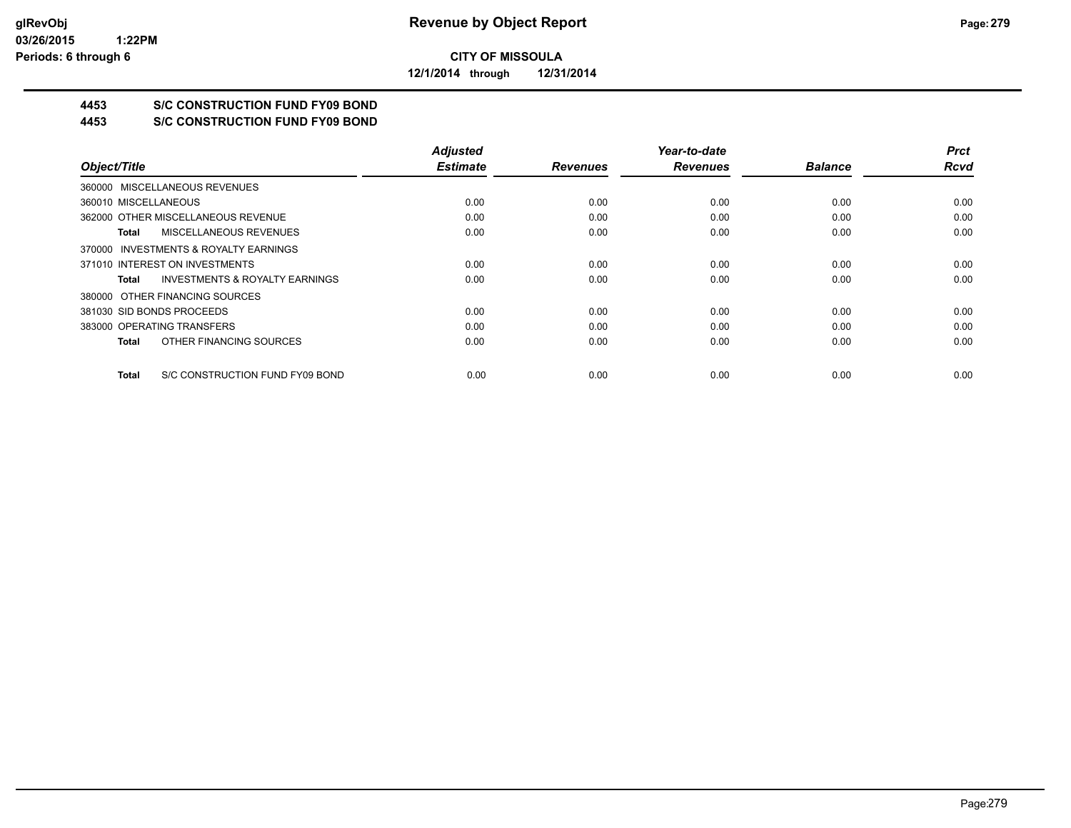**CITY OF MISSOULA**

**12/1/2014 through 12/31/2014**

**4453 S/C CONSTRUCTION FUND FY09 BOND**

**4453 S/C CONSTRUCTION FUND FY09 BOND**

| Object/Title | Adjusted Estimate | Revenues | Year-to-date Revenues | Balance | Prct Rcvd |
|---|---|---|---|---|---|
| 360000 MISCELLANEOUS REVENUES | | | | | |
| 360010 MISCELLANEOUS | 0.00 | 0.00 | 0.00 | 0.00 | 0.00 |
| 362000 OTHER MISCELLANEOUS REVENUE | 0.00 | 0.00 | 0.00 | 0.00 | 0.00 |
| **Total** MISCELLANEOUS REVENUES | 0.00 | 0.00 | 0.00 | 0.00 | 0.00 |
| 370000 INVESTMENTS & ROYALTY EARNINGS | | | | | |
| 371010 INTEREST ON INVESTMENTS | 0.00 | 0.00 | 0.00 | 0.00 | 0.00 |
| **Total** INVESTMENTS & ROYALTY EARNINGS | 0.00 | 0.00 | 0.00 | 0.00 | 0.00 |
| 380000 OTHER FINANCING SOURCES | | | | | |
| 381030 SID BONDS PROCEEDS | 0.00 | 0.00 | 0.00 | 0.00 | 0.00 |
| 383000 OPERATING TRANSFERS | 0.00 | 0.00 | 0.00 | 0.00 | 0.00 |
| **Total** OTHER FINANCING SOURCES | 0.00 | 0.00 | 0.00 | 0.00 | 0.00 |
| **Total** S/C CONSTRUCTION FUND FY09 BOND | 0.00 | 0.00 | 0.00 | 0.00 | 0.00 |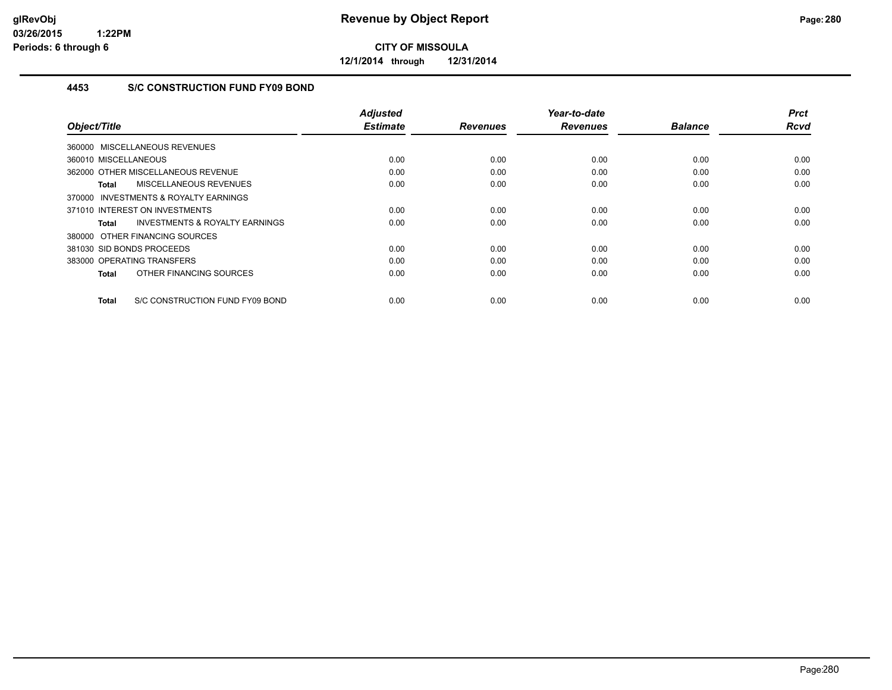**CITY OF MISSOULA**

**12/1/2014 through 12/31/2014**

### 4453 S/C CONSTRUCTION FUND FY09 BOND

| Object/Title | Adjusted Estimate | Revenues | Year-to-date Revenues | Balance | Prct Rcvd |
|---|---|---|---|---|---|
| 360000 MISCELLANEOUS REVENUES | | | | | |
| 360010 MISCELLANEOUS | 0.00 | 0.00 | 0.00 | 0.00 | 0.00 |
| 362000 OTHER MISCELLANEOUS REVENUE | 0.00 | 0.00 | 0.00 | 0.00 | 0.00 |
| **Total** MISCELLANEOUS REVENUES | 0.00 | 0.00 | 0.00 | 0.00 | 0.00 |
| 370000 INVESTMENTS & ROYALTY EARNINGS | | | | | |
| 371010 INTEREST ON INVESTMENTS | 0.00 | 0.00 | 0.00 | 0.00 | 0.00 |
| **Total** INVESTMENTS & ROYALTY EARNINGS | 0.00 | 0.00 | 0.00 | 0.00 | 0.00 |
| 380000 OTHER FINANCING SOURCES | | | | | |
| 381030 SID BONDS PROCEEDS | 0.00 | 0.00 | 0.00 | 0.00 | 0.00 |
| 383000 OPERATING TRANSFERS | 0.00 | 0.00 | 0.00 | 0.00 | 0.00 |
| **Total** OTHER FINANCING SOURCES | 0.00 | 0.00 | 0.00 | 0.00 | 0.00 |
| **Total** S/C CONSTRUCTION FUND FY09 BOND | 0.00 | 0.00 | 0.00 | 0.00 | 0.00 |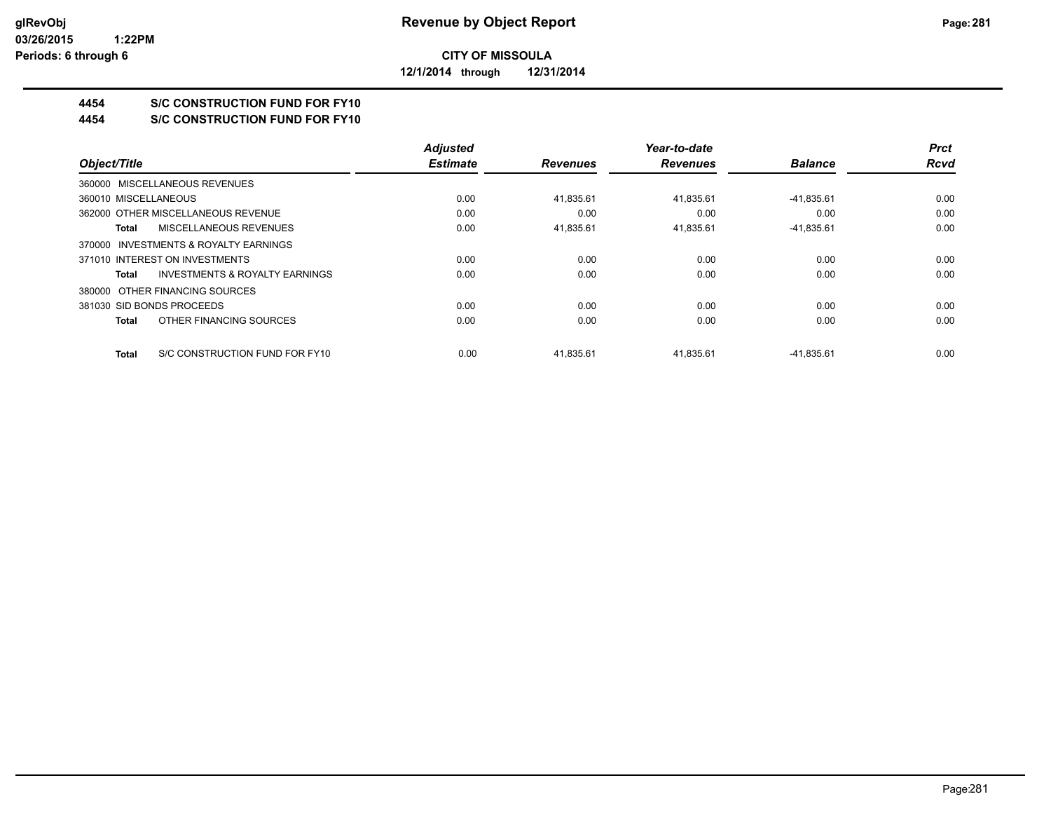**CITY OF MISSOULA**

**12/1/2014 through 12/31/2014**

## 4454 S/C CONSTRUCTION FUND FOR FY10
## 4454 S/C CONSTRUCTION FUND FOR FY10

| Object/Title | Adjusted Estimate | Revenues | Year-to-date Revenues | Balance | Prct Rcvd |
|---|---|---|---|---|---|
| 360000 MISCELLANEOUS REVENUES | | | | | |
| 360010 MISCELLANEOUS | 0.00 | 41,835.61 | 41,835.61 | -41,835.61 | 0.00 |
| 362000 OTHER MISCELLANEOUS REVENUE | 0.00 | 0.00 | 0.00 | 0.00 | 0.00 |
| **Total** MISCELLANEOUS REVENUES | 0.00 | 41,835.61 | 41,835.61 | -41,835.61 | 0.00 |
| 370000 INVESTMENTS & ROYALTY EARNINGS | | | | | |
| 371010 INTEREST ON INVESTMENTS | 0.00 | 0.00 | 0.00 | 0.00 | 0.00 |
| **Total** INVESTMENTS & ROYALTY EARNINGS | 0.00 | 0.00 | 0.00 | 0.00 | 0.00 |
| 380000 OTHER FINANCING SOURCES | | | | | |
| 381030 SID BONDS PROCEEDS | 0.00 | 0.00 | 0.00 | 0.00 | 0.00 |
| **Total** OTHER FINANCING SOURCES | 0.00 | 0.00 | 0.00 | 0.00 | 0.00 |
| **Total** S/C CONSTRUCTION FUND FOR FY10 | 0.00 | 41,835.61 | 41,835.61 | -41,835.61 | 0.00 |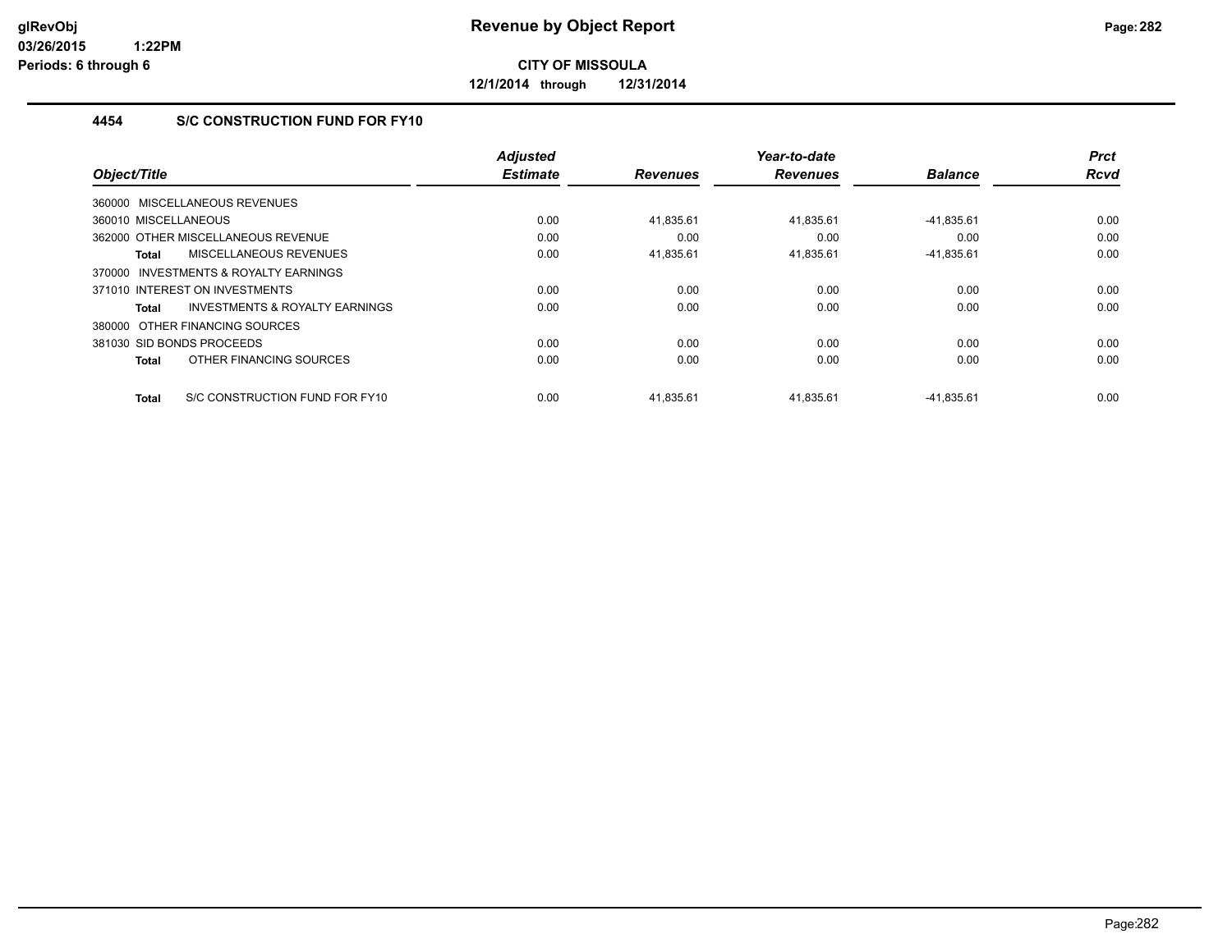**CITY OF MISSOULA**

**12/1/2014 through 12/31/2014**

### 4454 S/C CONSTRUCTION FUND FOR FY10

| Object/Title | Adjusted Estimate | Revenues | Year-to-date Revenues | Balance | Prct Rcvd |
|---|---|---|---|---|---|
| 360000 MISCELLANEOUS REVENUES | | | | | |
| 360010 MISCELLANEOUS | 0.00 | 41,835.61 | 41,835.61 | -41,835.61 | 0.00 |
| 362000 OTHER MISCELLANEOUS REVENUE | 0.00 | 0.00 | 0.00 | 0.00 | 0.00 |
| **Total** MISCELLANEOUS REVENUES | 0.00 | 41,835.61 | 41,835.61 | -41,835.61 | 0.00 |
| 370000 INVESTMENTS & ROYALTY EARNINGS | | | | | |
| 371010 INTEREST ON INVESTMENTS | 0.00 | 0.00 | 0.00 | 0.00 | 0.00 |
| **Total** INVESTMENTS & ROYALTY EARNINGS | 0.00 | 0.00 | 0.00 | 0.00 | 0.00 |
| 380000 OTHER FINANCING SOURCES | | | | | |
| 381030 SID BONDS PROCEEDS | 0.00 | 0.00 | 0.00 | 0.00 | 0.00 |
| **Total** OTHER FINANCING SOURCES | 0.00 | 0.00 | 0.00 | 0.00 | 0.00 |
| **Total** S/C CONSTRUCTION FUND FOR FY10 | 0.00 | 41,835.61 | 41,835.61 | -41,835.61 | 0.00 |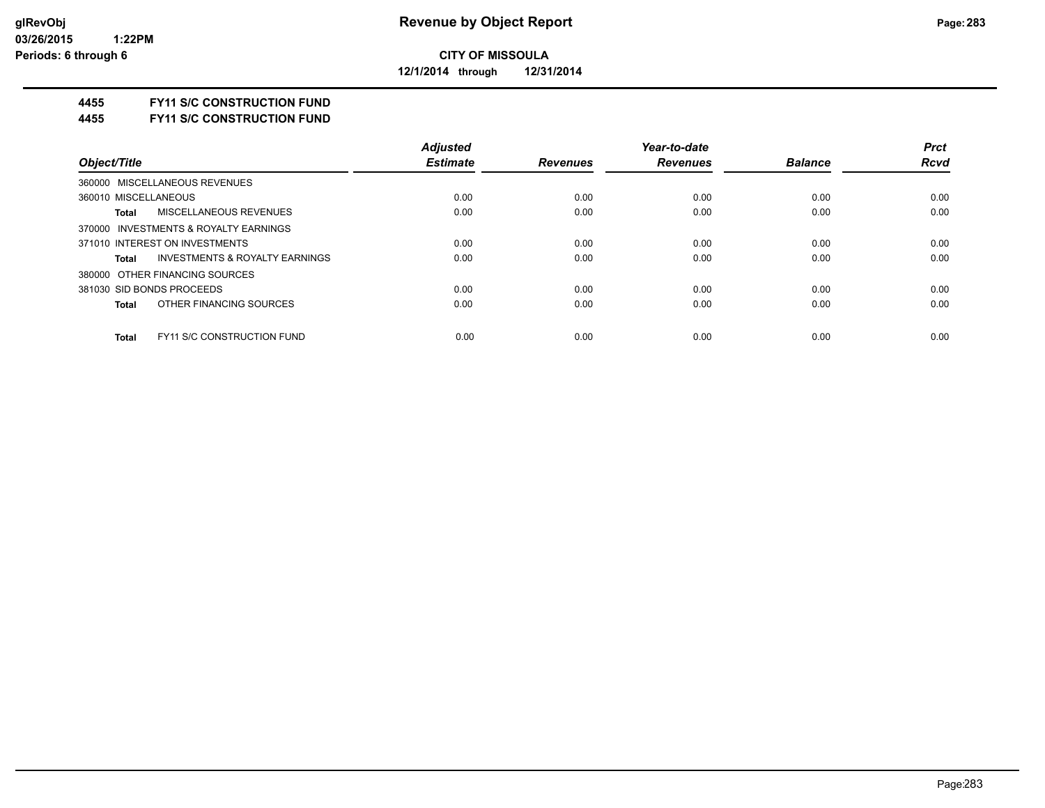**CITY OF MISSOULA**

**12/1/2014 through 12/31/2014**

# 4455 FY11 S/C CONSTRUCTION FUND

## 4455 FY11 S/C CONSTRUCTION FUND

| Object/Title | | Adjusted Estimate | Revenues | Year-to-date Revenues | Balance | Prct Rcvd |
|---|---|---|---|---|---|---|
| 360000 MISCELLANEOUS REVENUES | | | | | | |
| 360010 MISCELLANEOUS | | 0.00 | 0.00 | 0.00 | 0.00 | 0.00 |
| **Total** | MISCELLANEOUS REVENUES | 0.00 | 0.00 | 0.00 | 0.00 | 0.00 |
| 370000 INVESTMENTS & ROYALTY EARNINGS | | | | | | |
| 371010 INTEREST ON INVESTMENTS | | 0.00 | 0.00 | 0.00 | 0.00 | 0.00 |
| **Total** | INVESTMENTS & ROYALTY EARNINGS | 0.00 | 0.00 | 0.00 | 0.00 | 0.00 |
| 380000 OTHER FINANCING SOURCES | | | | | | |
| 381030 SID BONDS PROCEEDS | | 0.00 | 0.00 | 0.00 | 0.00 | 0.00 |
| **Total** | OTHER FINANCING SOURCES | 0.00 | 0.00 | 0.00 | 0.00 | 0.00 |
| **Total** | FY11 S/C CONSTRUCTION FUND | 0.00 | 0.00 | 0.00 | 0.00 | 0.00 |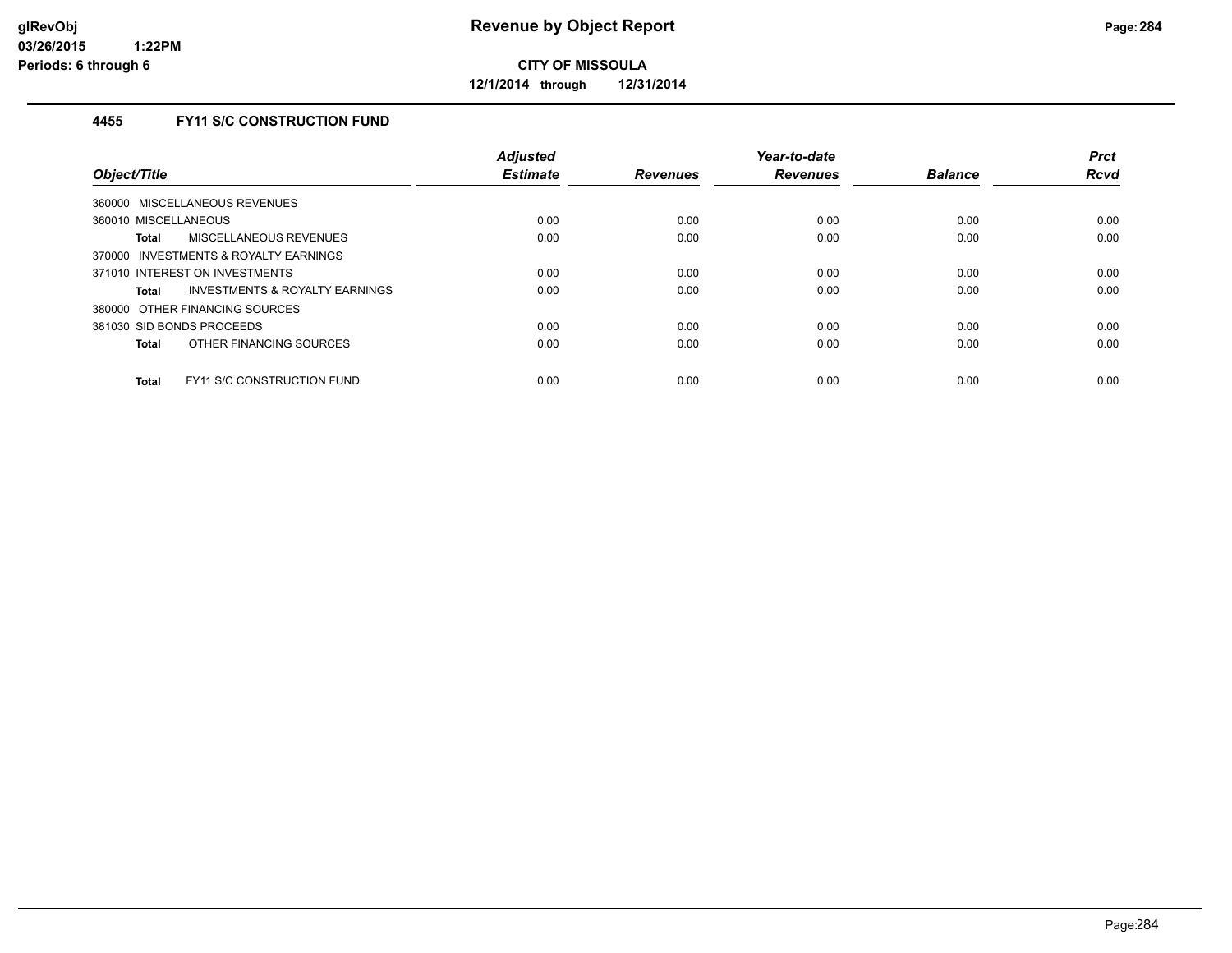# Revenue by Object Report

**CITY OF MISSOULA**

**12/1/2014 through 12/31/2014**

glRevObj
03/26/2015 1:22PM
Periods: 6 through 6

## 4455 FY11 S/C CONSTRUCTION FUND

| Object/Title | Adjusted Estimate | Revenues | Year-to-date Revenues | Balance | Prct Rcvd |
|---|---|---|---|---|---|
| 360000 MISCELLANEOUS REVENUES | | | | | |
| 360010 MISCELLANEOUS | 0.00 | 0.00 | 0.00 | 0.00 | 0.00 |
| **Total** MISCELLANEOUS REVENUES | 0.00 | 0.00 | 0.00 | 0.00 | 0.00 |
| 370000 INVESTMENTS & ROYALTY EARNINGS | | | | | |
| 371010 INTEREST ON INVESTMENTS | 0.00 | 0.00 | 0.00 | 0.00 | 0.00 |
| **Total** INVESTMENTS & ROYALTY EARNINGS | 0.00 | 0.00 | 0.00 | 0.00 | 0.00 |
| 380000 OTHER FINANCING SOURCES | | | | | |
| 381030 SID BONDS PROCEEDS | 0.00 | 0.00 | 0.00 | 0.00 | 0.00 |
| **Total** OTHER FINANCING SOURCES | 0.00 | 0.00 | 0.00 | 0.00 | 0.00 |
| **Total** FY11 S/C CONSTRUCTION FUND | 0.00 | 0.00 | 0.00 | 0.00 | 0.00 |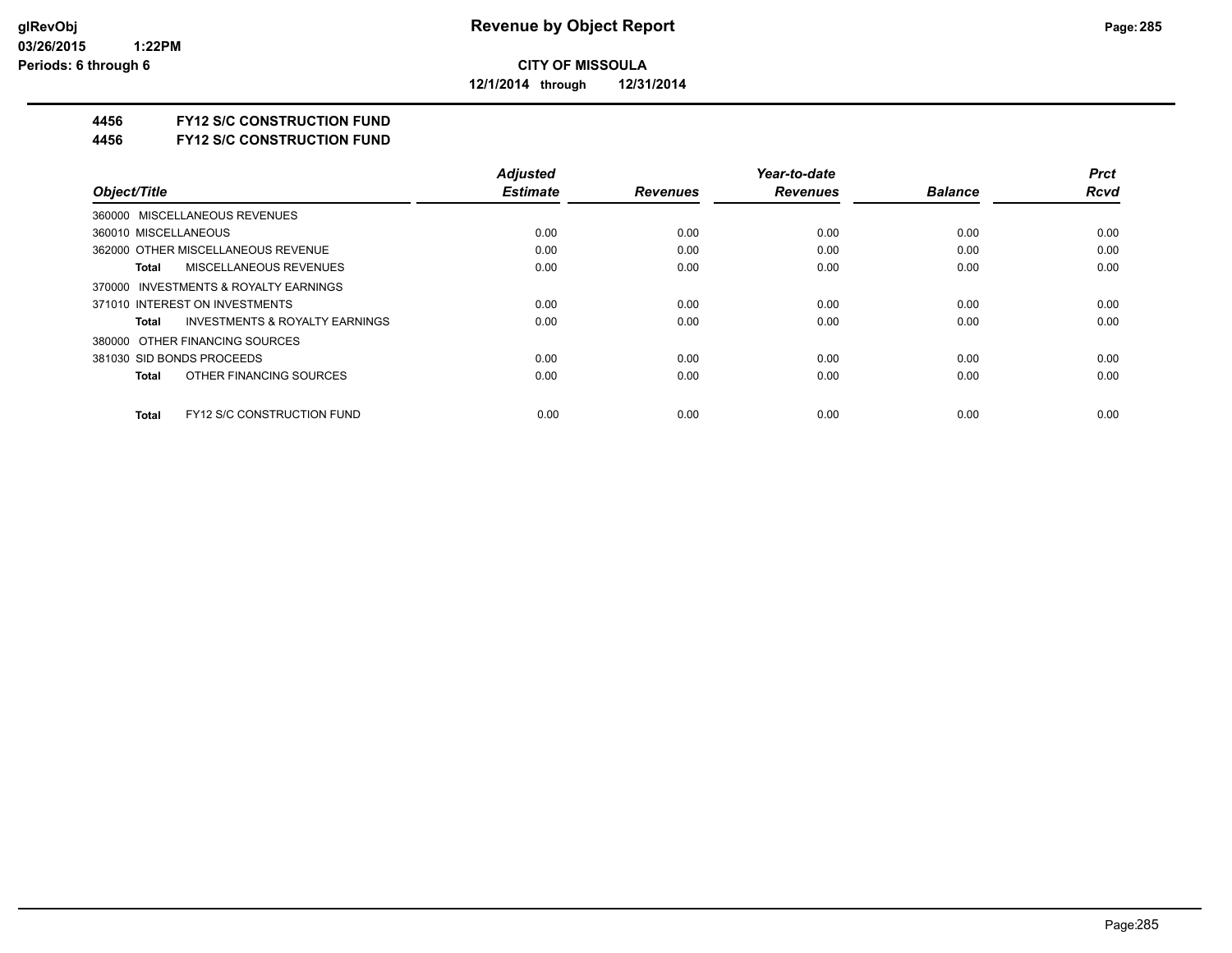**CITY OF MISSOULA**

**12/1/2014 through 12/31/2014**

## 4456 FY12 S/C CONSTRUCTION FUND

## 4456 FY12 S/C CONSTRUCTION FUND

| Object/Title | Adjusted Estimate | Revenues | Year-to-date Revenues | Balance | Prct Rcvd |
|---|---|---|---|---|---|
| 360000 MISCELLANEOUS REVENUES | | | | | |
| 360010 MISCELLANEOUS | 0.00 | 0.00 | 0.00 | 0.00 | 0.00 |
| 362000 OTHER MISCELLANEOUS REVENUE | 0.00 | 0.00 | 0.00 | 0.00 | 0.00 |
| **Total** MISCELLANEOUS REVENUES | 0.00 | 0.00 | 0.00 | 0.00 | 0.00 |
| 370000 INVESTMENTS & ROYALTY EARNINGS | | | | | |
| 371010 INTEREST ON INVESTMENTS | 0.00 | 0.00 | 0.00 | 0.00 | 0.00 |
| **Total** INVESTMENTS & ROYALTY EARNINGS | 0.00 | 0.00 | 0.00 | 0.00 | 0.00 |
| 380000 OTHER FINANCING SOURCES | | | | | |
| 381030 SID BONDS PROCEEDS | 0.00 | 0.00 | 0.00 | 0.00 | 0.00 |
| **Total** OTHER FINANCING SOURCES | 0.00 | 0.00 | 0.00 | 0.00 | 0.00 |
| **Total** FY12 S/C CONSTRUCTION FUND | 0.00 | 0.00 | 0.00 | 0.00 | 0.00 |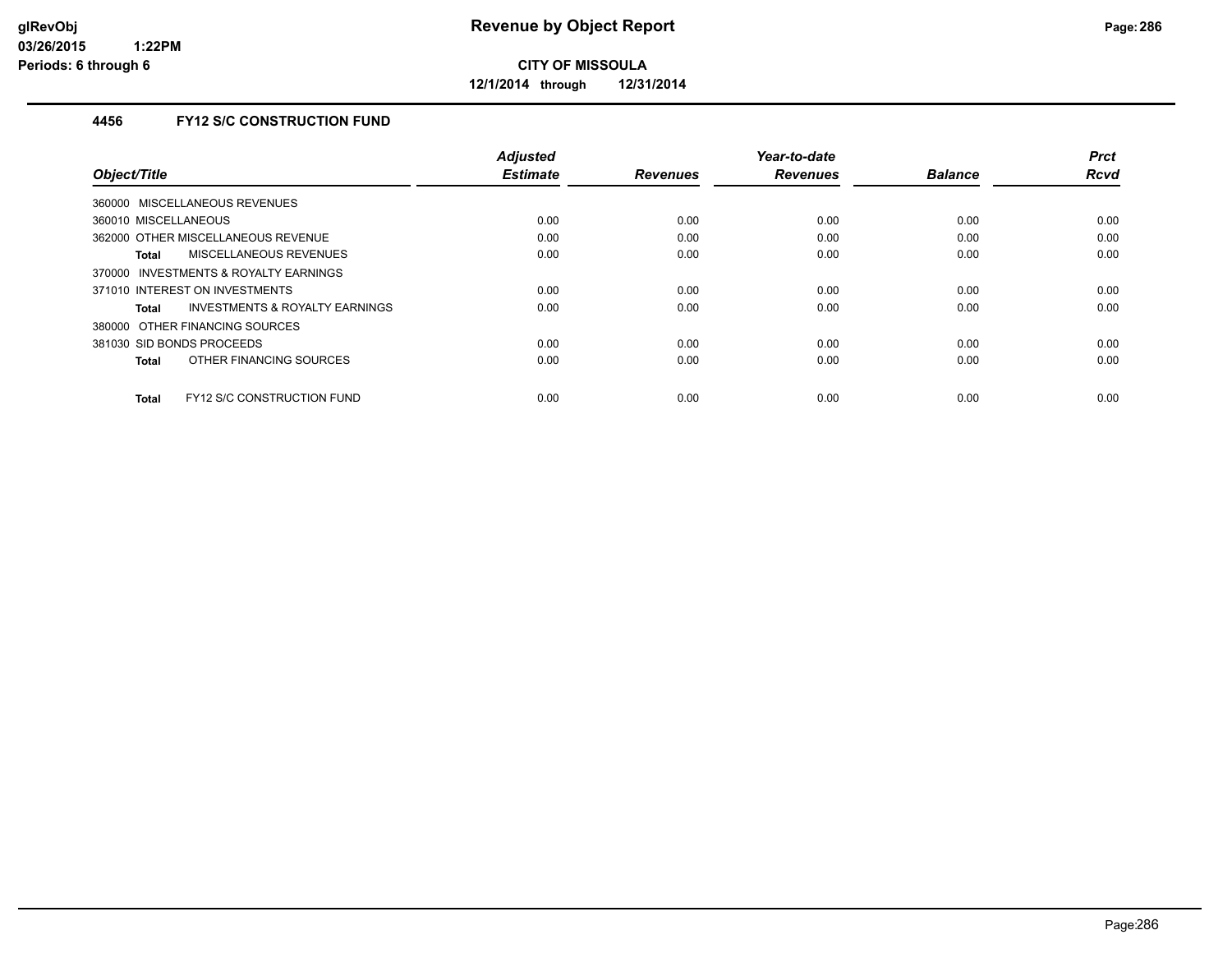# CITY OF MISSOULA

**12/1/2014 through 12/31/2014**

## 4456 FY12 S/C CONSTRUCTION FUND

| Object/Title | Adjusted Estimate | Revenues | Year-to-date Revenues | Balance | Prct Rcvd |
|---|---|---|---|---|---|
| 360000 MISCELLANEOUS REVENUES | | | | | |
| 360010 MISCELLANEOUS | 0.00 | 0.00 | 0.00 | 0.00 | 0.00 |
| 362000 OTHER MISCELLANEOUS REVENUE | 0.00 | 0.00 | 0.00 | 0.00 | 0.00 |
| **Total** MISCELLANEOUS REVENUES | 0.00 | 0.00 | 0.00 | 0.00 | 0.00 |
| 370000 INVESTMENTS & ROYALTY EARNINGS | | | | | |
| 371010 INTEREST ON INVESTMENTS | 0.00 | 0.00 | 0.00 | 0.00 | 0.00 |
| **Total** INVESTMENTS & ROYALTY EARNINGS | 0.00 | 0.00 | 0.00 | 0.00 | 0.00 |
| 380000 OTHER FINANCING SOURCES | | | | | |
| 381030 SID BONDS PROCEEDS | 0.00 | 0.00 | 0.00 | 0.00 | 0.00 |
| **Total** OTHER FINANCING SOURCES | 0.00 | 0.00 | 0.00 | 0.00 | 0.00 |
| **Total** FY12 S/C CONSTRUCTION FUND | 0.00 | 0.00 | 0.00 | 0.00 | 0.00 |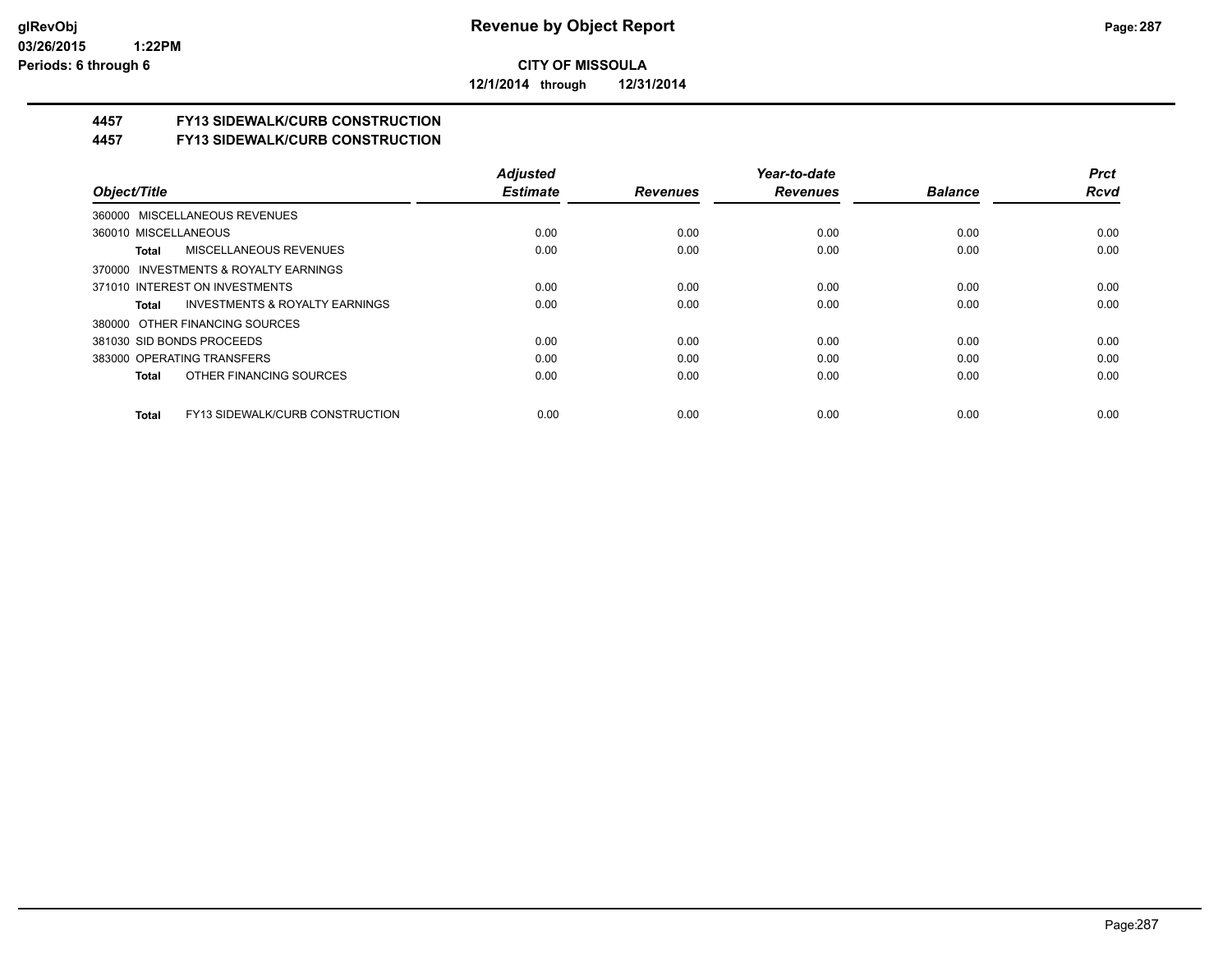**CITY OF MISSOULA**

**12/1/2014 through 12/31/2014**

**Revenue by Object Report**

glRevObj
03/26/2015 1:22PM
Periods: 6 through 6

## 4457 FY13 SIDEWALK/CURB CONSTRUCTION

## 4457 FY13 SIDEWALK/CURB CONSTRUCTION

| Object/Title | Adjusted Estimate | Revenues | Year-to-date Revenues | Balance | Prct Rcvd |
|---|---|---|---|---|---|
| 360000 MISCELLANEOUS REVENUES | | | | | |
| 360010 MISCELLANEOUS | 0.00 | 0.00 | 0.00 | 0.00 | 0.00 |
| **Total** MISCELLANEOUS REVENUES | 0.00 | 0.00 | 0.00 | 0.00 | 0.00 |
| 370000 INVESTMENTS & ROYALTY EARNINGS | | | | | |
| 371010 INTEREST ON INVESTMENTS | 0.00 | 0.00 | 0.00 | 0.00 | 0.00 |
| **Total** INVESTMENTS & ROYALTY EARNINGS | 0.00 | 0.00 | 0.00 | 0.00 | 0.00 |
| 380000 OTHER FINANCING SOURCES | | | | | |
| 381030 SID BONDS PROCEEDS | 0.00 | 0.00 | 0.00 | 0.00 | 0.00 |
| 383000 OPERATING TRANSFERS | 0.00 | 0.00 | 0.00 | 0.00 | 0.00 |
| **Total** OTHER FINANCING SOURCES | 0.00 | 0.00 | 0.00 | 0.00 | 0.00 |
| **Total** FY13 SIDEWALK/CURB CONSTRUCTION | 0.00 | 0.00 | 0.00 | 0.00 | 0.00 |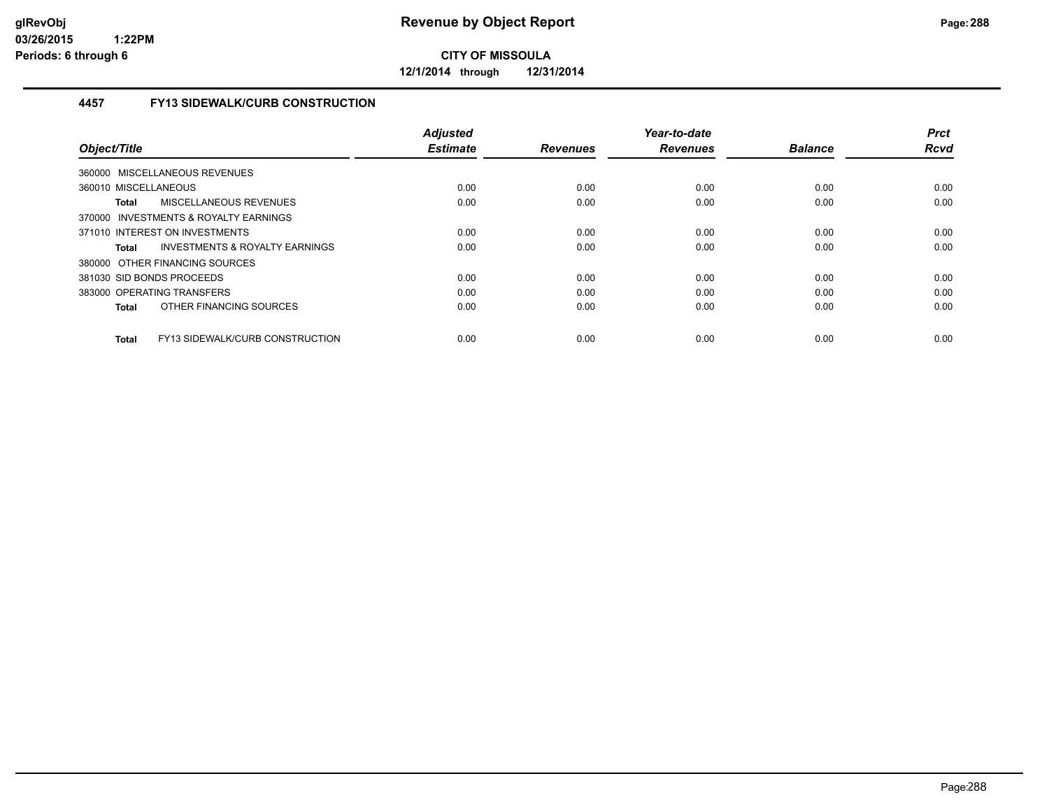glRevObj
03/26/2015 1:22PM
Periods: 6 through 6

# Revenue by Object Report

**CITY OF MISSOULA**

**12/1/2014 through 12/31/2014**

### 4457 FY13 SIDEWALK/CURB CONSTRUCTION

| Object/Title | Adjusted Estimate | Revenues | Year-to-date Revenues | Balance | Prct Rcvd |
|---|---|---|---|---|---|
| 360000 MISCELLANEOUS REVENUES | | | | | |
| 360010 MISCELLANEOUS | 0.00 | 0.00 | 0.00 | 0.00 | 0.00 |
| **Total** MISCELLANEOUS REVENUES | 0.00 | 0.00 | 0.00 | 0.00 | 0.00 |
| 370000 INVESTMENTS & ROYALTY EARNINGS | | | | | |
| 371010 INTEREST ON INVESTMENTS | 0.00 | 0.00 | 0.00 | 0.00 | 0.00 |
| **Total** INVESTMENTS & ROYALTY EARNINGS | 0.00 | 0.00 | 0.00 | 0.00 | 0.00 |
| 380000 OTHER FINANCING SOURCES | | | | | |
| 381030 SID BONDS PROCEEDS | 0.00 | 0.00 | 0.00 | 0.00 | 0.00 |
| 383000 OPERATING TRANSFERS | 0.00 | 0.00 | 0.00 | 0.00 | 0.00 |
| **Total** OTHER FINANCING SOURCES | 0.00 | 0.00 | 0.00 | 0.00 | 0.00 |
| **Total** FY13 SIDEWALK/CURB CONSTRUCTION | 0.00 | 0.00 | 0.00 | 0.00 | 0.00 |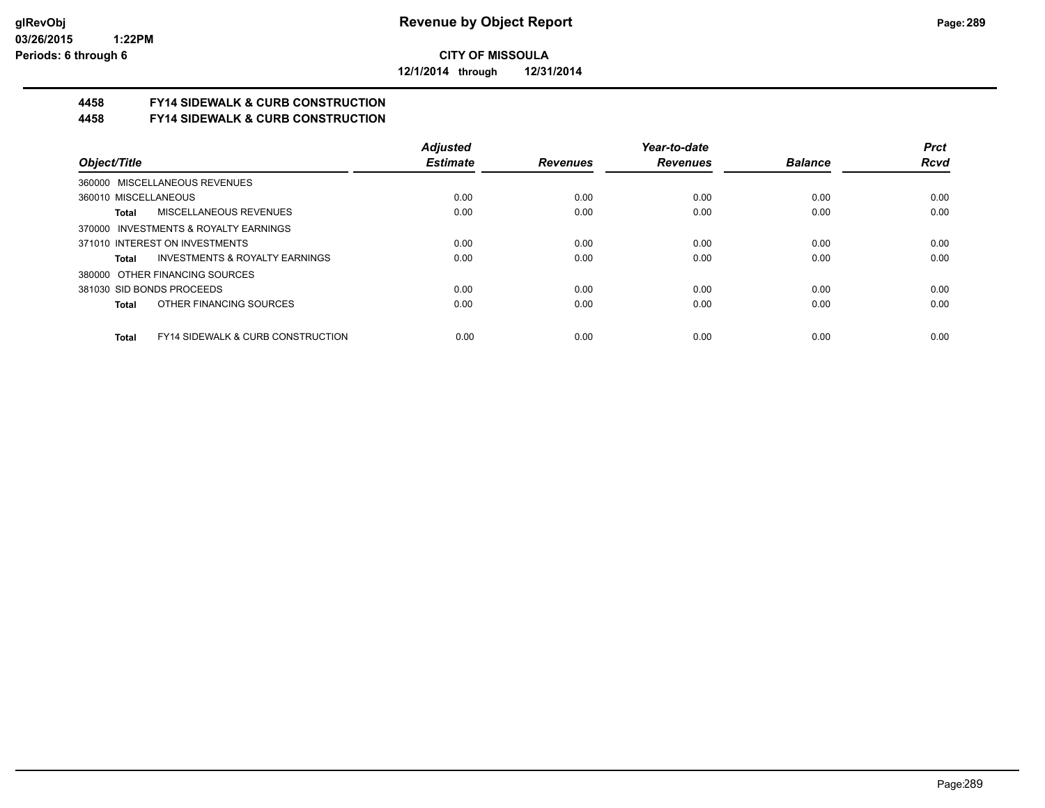**Revenue by Object Report**

**CITY OF MISSOULA**

**12/1/2014 through 12/31/2014**

glRevObj
03/26/2015 1:22PM
Periods: 6 through 6

## 4458 FY14 SIDEWALK & CURB CONSTRUCTION
## 4458 FY14 SIDEWALK & CURB CONSTRUCTION

| Object/Title | Adjusted Estimate | Revenues | Year-to-date Revenues | Balance | Prct Rcvd |
|---|---|---|---|---|---|
| 360000 MISCELLANEOUS REVENUES | | | | | |
| 360010 MISCELLANEOUS | 0.00 | 0.00 | 0.00 | 0.00 | 0.00 |
| **Total** MISCELLANEOUS REVENUES | 0.00 | 0.00 | 0.00 | 0.00 | 0.00 |
| 370000 INVESTMENTS & ROYALTY EARNINGS | | | | | |
| 371010 INTEREST ON INVESTMENTS | 0.00 | 0.00 | 0.00 | 0.00 | 0.00 |
| **Total** INVESTMENTS & ROYALTY EARNINGS | 0.00 | 0.00 | 0.00 | 0.00 | 0.00 |
| 380000 OTHER FINANCING SOURCES | | | | | |
| 381030 SID BONDS PROCEEDS | 0.00 | 0.00 | 0.00 | 0.00 | 0.00 |
| **Total** OTHER FINANCING SOURCES | 0.00 | 0.00 | 0.00 | 0.00 | 0.00 |
| **Total** FY14 SIDEWALK & CURB CONSTRUCTION | 0.00 | 0.00 | 0.00 | 0.00 | 0.00 |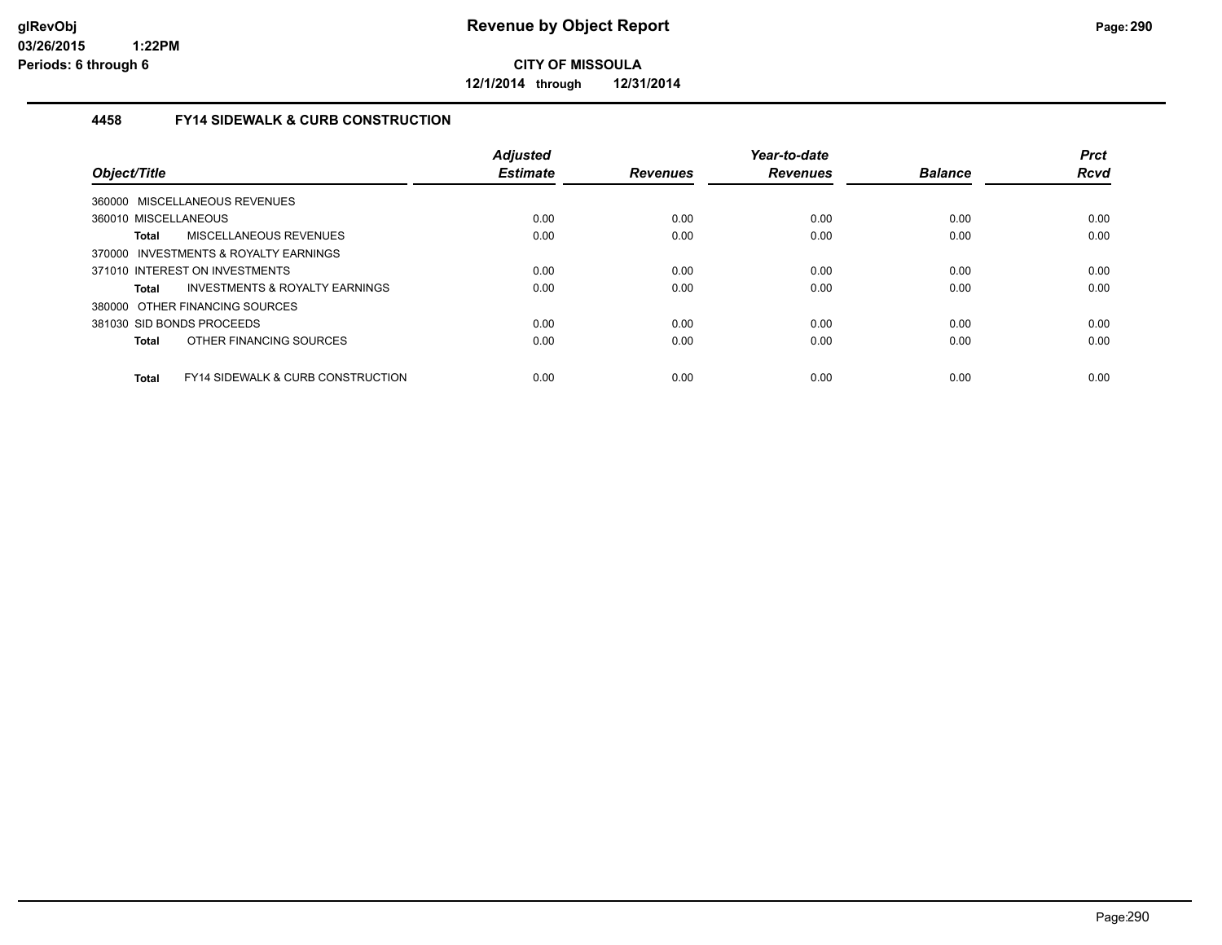# Revenue by Object Report

**CITY OF MISSOULA**

**12/1/2014 through 12/31/2014**

glRevObj
03/26/2015 1:22PM
Periods: 6 through 6

## 4458 FY14 SIDEWALK & CURB CONSTRUCTION

| Object/Title | Adjusted Estimate | Revenues | Year-to-date Revenues | Balance | Prct Rcvd |
|---|---|---|---|---|---|
| 360000 MISCELLANEOUS REVENUES | | | | | |
| 360010 MISCELLANEOUS | 0.00 | 0.00 | 0.00 | 0.00 | 0.00 |
| **Total** MISCELLANEOUS REVENUES | 0.00 | 0.00 | 0.00 | 0.00 | 0.00 |
| 370000 INVESTMENTS & ROYALTY EARNINGS | | | | | |
| 371010 INTEREST ON INVESTMENTS | 0.00 | 0.00 | 0.00 | 0.00 | 0.00 |
| **Total** INVESTMENTS & ROYALTY EARNINGS | 0.00 | 0.00 | 0.00 | 0.00 | 0.00 |
| 380000 OTHER FINANCING SOURCES | | | | | |
| 381030 SID BONDS PROCEEDS | 0.00 | 0.00 | 0.00 | 0.00 | 0.00 |
| **Total** OTHER FINANCING SOURCES | 0.00 | 0.00 | 0.00 | 0.00 | 0.00 |
| **Total** FY14 SIDEWALK & CURB CONSTRUCTION | 0.00 | 0.00 | 0.00 | 0.00 | 0.00 |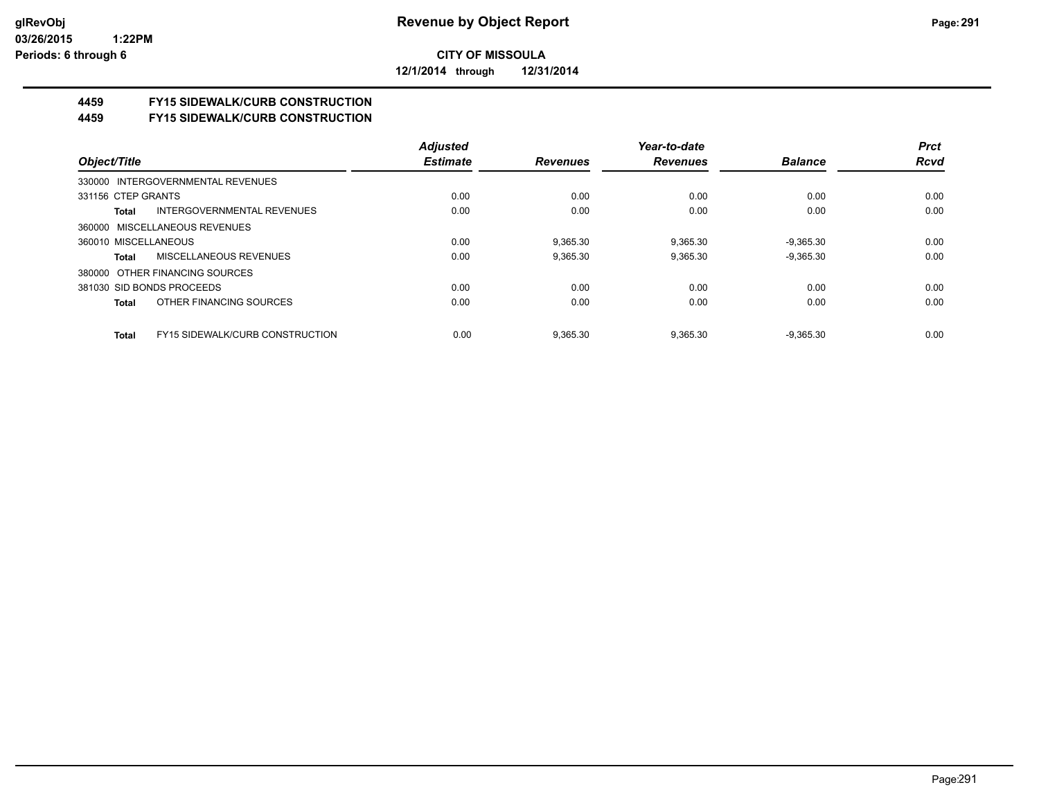**CITY OF MISSOULA**

**12/1/2014 through 12/31/2014**

**4459 FY15 SIDEWALK/CURB CONSTRUCTION**

**4459 FY15 SIDEWALK/CURB CONSTRUCTION**

| Object/Title | Adjusted Estimate | Revenues | Year-to-date Revenues | Balance | Prct Rcvd |
|---|---|---|---|---|---|
| 330000 INTERGOVERNMENTAL REVENUES | | | | | |
| 331156 CTEP GRANTS | 0.00 | 0.00 | 0.00 | 0.00 | 0.00 |
| **Total** INTERGOVERNMENTAL REVENUES | 0.00 | 0.00 | 0.00 | 0.00 | 0.00 |
| 360000 MISCELLANEOUS REVENUES | | | | | |
| 360010 MISCELLANEOUS | 0.00 | 9,365.30 | 9,365.30 | -9,365.30 | 0.00 |
| **Total** MISCELLANEOUS REVENUES | 0.00 | 9,365.30 | 9,365.30 | -9,365.30 | 0.00 |
| 380000 OTHER FINANCING SOURCES | | | | | |
| 381030 SID BONDS PROCEEDS | 0.00 | 0.00 | 0.00 | 0.00 | 0.00 |
| **Total** OTHER FINANCING SOURCES | 0.00 | 0.00 | 0.00 | 0.00 | 0.00 |
| **Total** FY15 SIDEWALK/CURB CONSTRUCTION | 0.00 | 9,365.30 | 9,365.30 | -9,365.30 | 0.00 |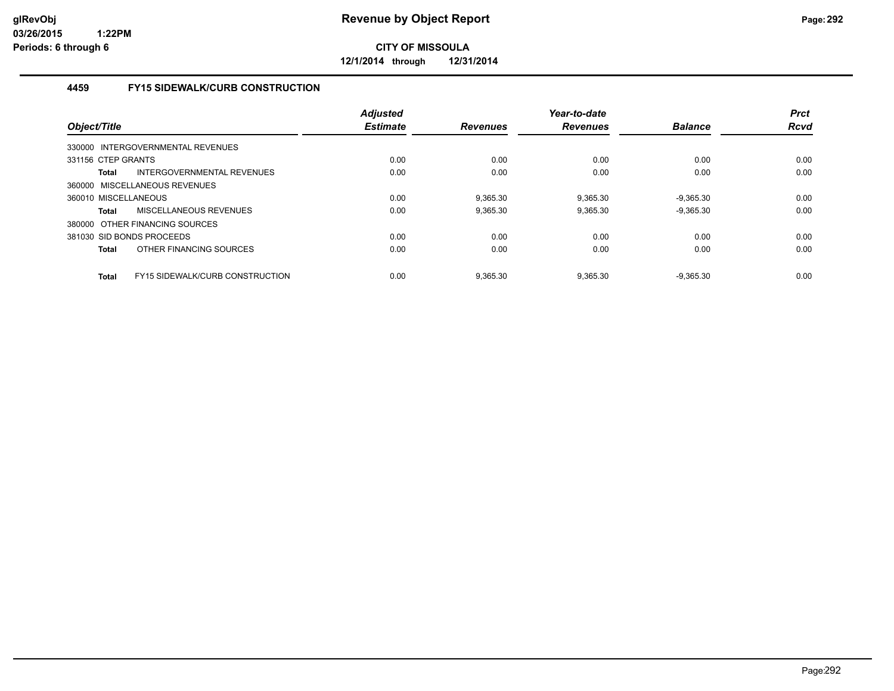**glRevObj**
**03/26/2015 1:22PM**
**Periods: 6 through 6**

# Revenue by Object Report

**CITY OF MISSOULA**

**12/1/2014 through 12/31/2014**

### 4459 FY15 SIDEWALK/CURB CONSTRUCTION

| Object/Title | Adjusted Estimate | Revenues | Year-to-date Revenues | Balance | Prct Rcvd |
|---|---|---|---|---|---|
| 330000 INTERGOVERNMENTAL REVENUES | | | | | |
| 331156 CTEP GRANTS | 0.00 | 0.00 | 0.00 | 0.00 | 0.00 |
| **Total** INTERGOVERNMENTAL REVENUES | 0.00 | 0.00 | 0.00 | 0.00 | 0.00 |
| 360000 MISCELLANEOUS REVENUES | | | | | |
| 360010 MISCELLANEOUS | 0.00 | 9,365.30 | 9,365.30 | -9,365.30 | 0.00 |
| **Total** MISCELLANEOUS REVENUES | 0.00 | 9,365.30 | 9,365.30 | -9,365.30 | 0.00 |
| 380000 OTHER FINANCING SOURCES | | | | | |
| 381030 SID BONDS PROCEEDS | 0.00 | 0.00 | 0.00 | 0.00 | 0.00 |
| **Total** OTHER FINANCING SOURCES | 0.00 | 0.00 | 0.00 | 0.00 | 0.00 |
| **Total** FY15 SIDEWALK/CURB CONSTRUCTION | 0.00 | 9,365.30 | 9,365.30 | -9,365.30 | 0.00 |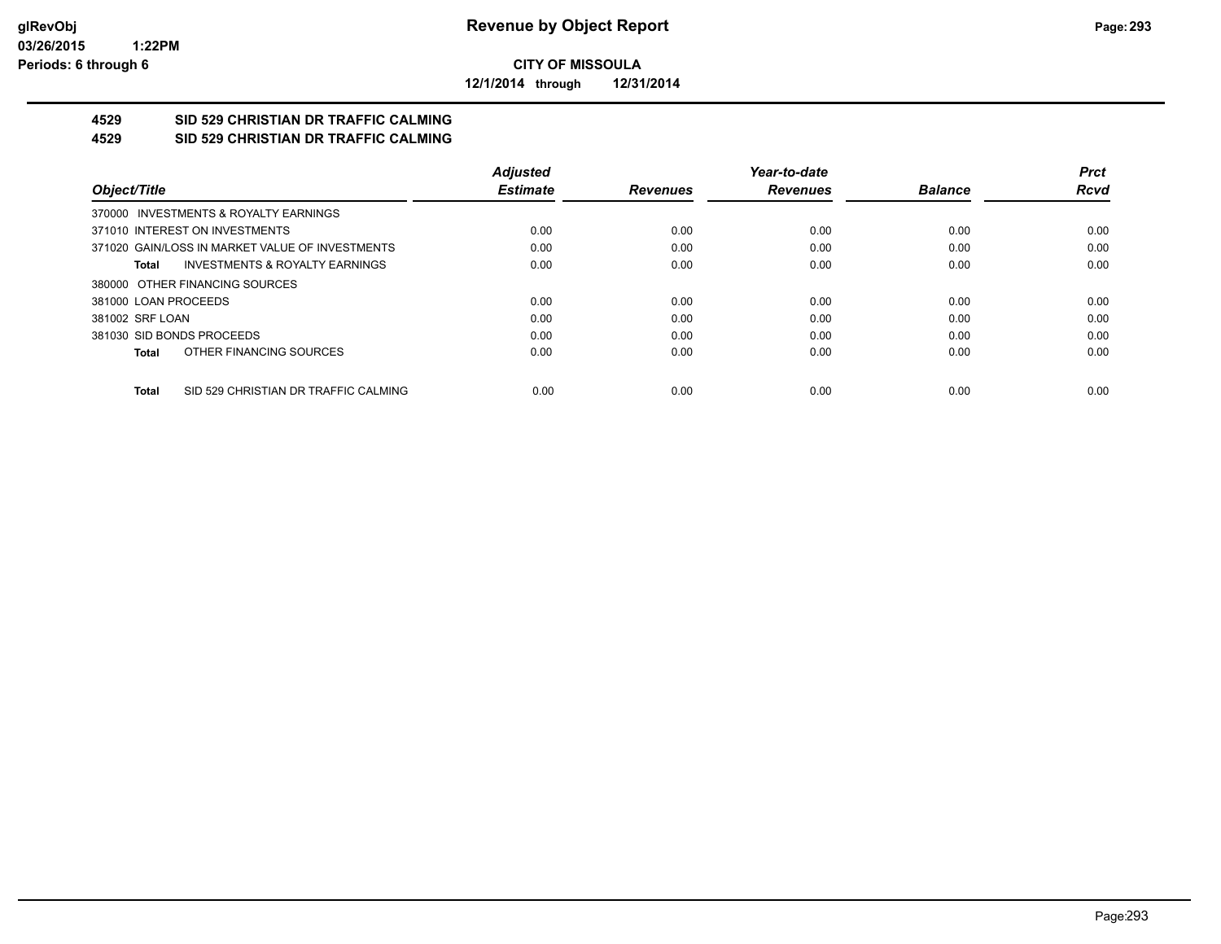**CITY OF MISSOULA**

**12/1/2014 through 12/31/2014**

## 4529 SID 529 CHRISTIAN DR TRAFFIC CALMING
## 4529 SID 529 CHRISTIAN DR TRAFFIC CALMING

| Object/Title | Adjusted Estimate | Revenues | Year-to-date Revenues | Balance | Prct Rcvd |
|---|---|---|---|---|---|
| 370000 INVESTMENTS & ROYALTY EARNINGS | | | | | |
| 371010 INTEREST ON INVESTMENTS | 0.00 | 0.00 | 0.00 | 0.00 | 0.00 |
| 371020 GAIN/LOSS IN MARKET VALUE OF INVESTMENTS | 0.00 | 0.00 | 0.00 | 0.00 | 0.00 |
| **Total** INVESTMENTS & ROYALTY EARNINGS | 0.00 | 0.00 | 0.00 | 0.00 | 0.00 |
| 380000 OTHER FINANCING SOURCES | | | | | |
| 381000 LOAN PROCEEDS | 0.00 | 0.00 | 0.00 | 0.00 | 0.00 |
| 381002 SRF LOAN | 0.00 | 0.00 | 0.00 | 0.00 | 0.00 |
| 381030 SID BONDS PROCEEDS | 0.00 | 0.00 | 0.00 | 0.00 | 0.00 |
| **Total** OTHER FINANCING SOURCES | 0.00 | 0.00 | 0.00 | 0.00 | 0.00 |
| **Total** SID 529 CHRISTIAN DR TRAFFIC CALMING | 0.00 | 0.00 | 0.00 | 0.00 | 0.00 |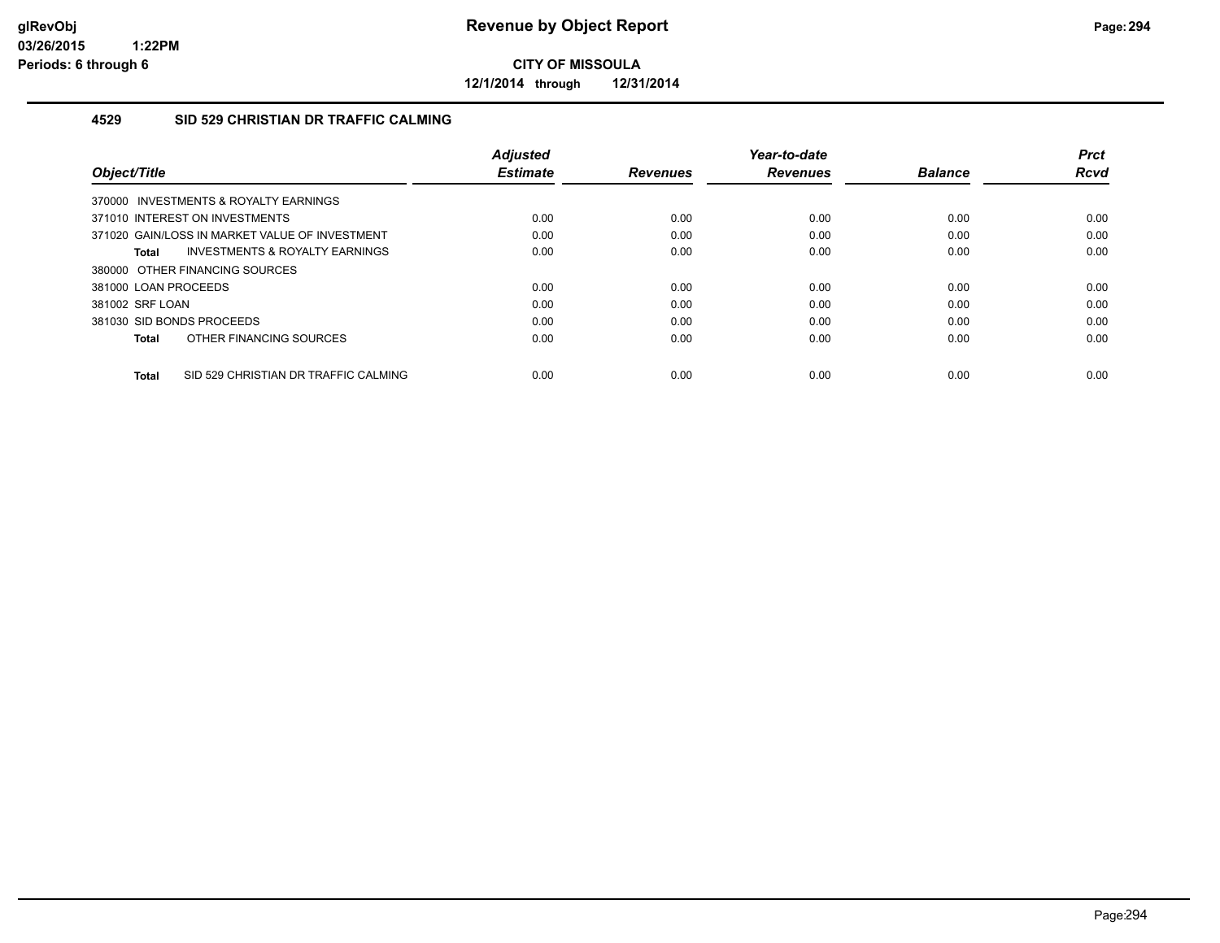**glRevObj**
**03/26/2015 1:22PM**
**Periods: 6 through 6**

# Revenue by Object Report

**CITY OF MISSOULA**

**12/1/2014 through 12/31/2014**

## 4529 SID 529 CHRISTIAN DR TRAFFIC CALMING

| Object/Title | Adjusted Estimate | Revenues | Year-to-date Revenues | Balance | Prct Rcvd |
|---|---|---|---|---|---|
| 370000 INVESTMENTS & ROYALTY EARNINGS | | | | | |
| 371010 INTEREST ON INVESTMENTS | 0.00 | 0.00 | 0.00 | 0.00 | 0.00 |
| 371020 GAIN/LOSS IN MARKET VALUE OF INVESTMENT | 0.00 | 0.00 | 0.00 | 0.00 | 0.00 |
| **Total** INVESTMENTS & ROYALTY EARNINGS | 0.00 | 0.00 | 0.00 | 0.00 | 0.00 |
| 380000 OTHER FINANCING SOURCES | | | | | |
| 381000 LOAN PROCEEDS | 0.00 | 0.00 | 0.00 | 0.00 | 0.00 |
| 381002 SRF LOAN | 0.00 | 0.00 | 0.00 | 0.00 | 0.00 |
| 381030 SID BONDS PROCEEDS | 0.00 | 0.00 | 0.00 | 0.00 | 0.00 |
| **Total** OTHER FINANCING SOURCES | 0.00 | 0.00 | 0.00 | 0.00 | 0.00 |
| **Total** SID 529 CHRISTIAN DR TRAFFIC CALMING | 0.00 | 0.00 | 0.00 | 0.00 | 0.00 |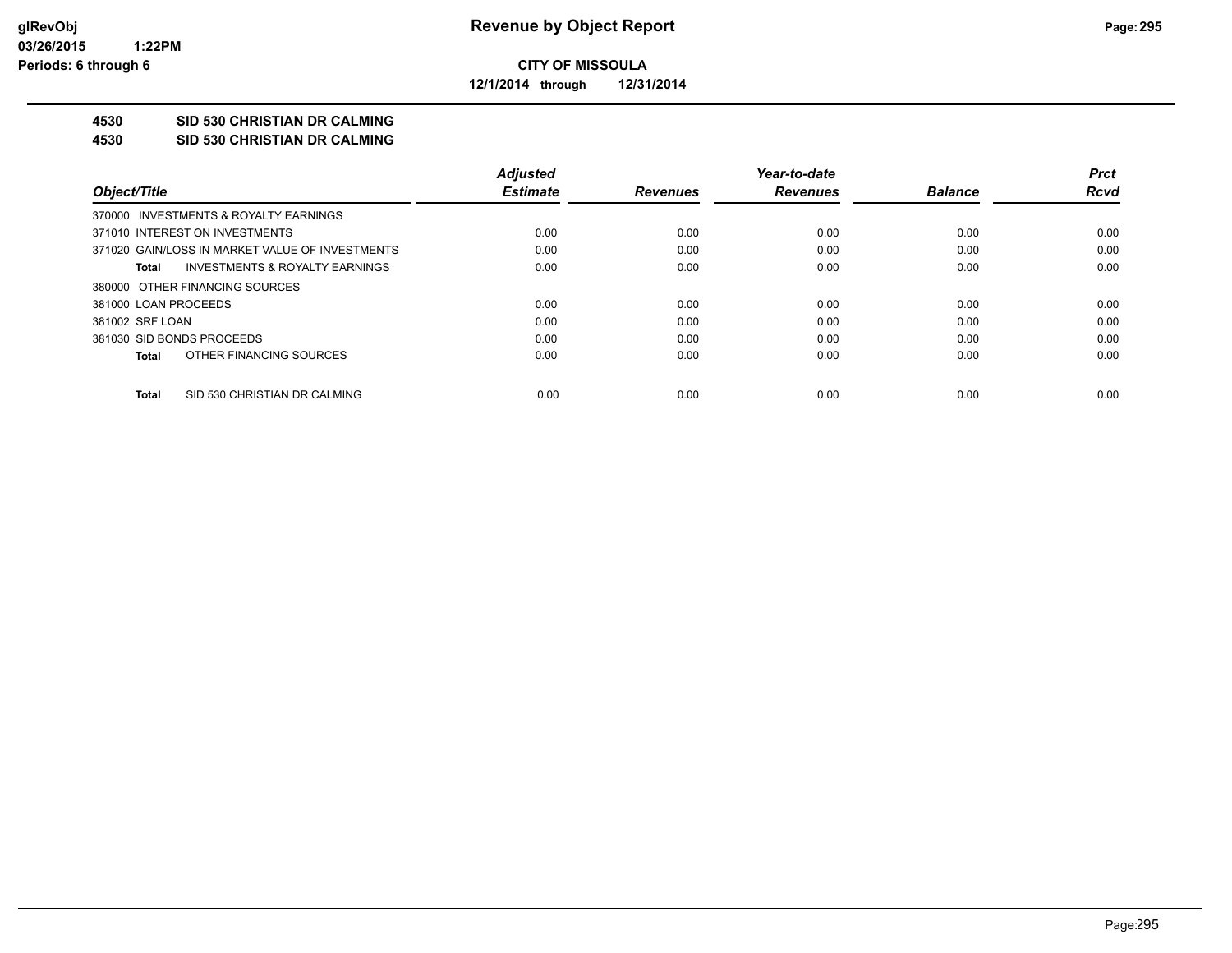**CITY OF MISSOULA**

**12/1/2014 through 12/31/2014**

## 4530 SID 530 CHRISTIAN DR CALMING

## 4530 SID 530 CHRISTIAN DR CALMING

| Object/Title | Adjusted Estimate | Revenues | Year-to-date Revenues | Balance | Prct Rcvd |
|---|---|---|---|---|---|
| 370000 INVESTMENTS & ROYALTY EARNINGS | | | | | |
| 371010 INTEREST ON INVESTMENTS | 0.00 | 0.00 | 0.00 | 0.00 | 0.00 |
| 371020 GAIN/LOSS IN MARKET VALUE OF INVESTMENTS | 0.00 | 0.00 | 0.00 | 0.00 | 0.00 |
| **Total** INVESTMENTS & ROYALTY EARNINGS | 0.00 | 0.00 | 0.00 | 0.00 | 0.00 |
| 380000 OTHER FINANCING SOURCES | | | | | |
| 381000 LOAN PROCEEDS | 0.00 | 0.00 | 0.00 | 0.00 | 0.00 |
| 381002 SRF LOAN | 0.00 | 0.00 | 0.00 | 0.00 | 0.00 |
| 381030 SID BONDS PROCEEDS | 0.00 | 0.00 | 0.00 | 0.00 | 0.00 |
| **Total** OTHER FINANCING SOURCES | 0.00 | 0.00 | 0.00 | 0.00 | 0.00 |
| **Total** SID 530 CHRISTIAN DR CALMING | 0.00 | 0.00 | 0.00 | 0.00 | 0.00 |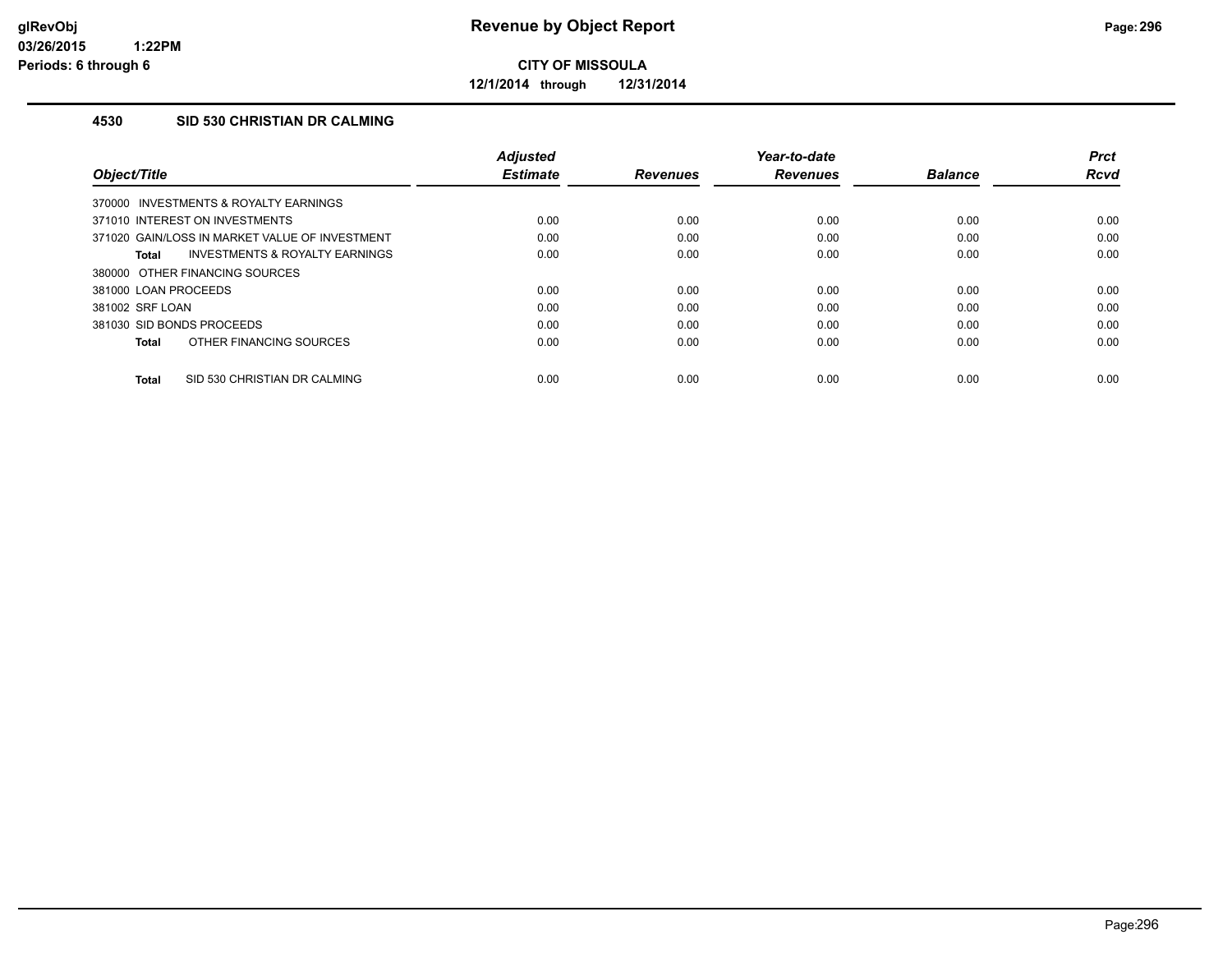**Revenue by Object Report**

**CITY OF MISSOULA**

**12/1/2014 through 12/31/2014**

glRevObj
03/26/2015 1:22PM
Periods: 6 through 6

## 4530 SID 530 CHRISTIAN DR CALMING

| Object/Title | Adjusted Estimate | Revenues | Year-to-date Revenues | Balance | Prct Rcvd |
|---|---|---|---|---|---|
| 370000 INVESTMENTS & ROYALTY EARNINGS | | | | | |
| 371010 INTEREST ON INVESTMENTS | 0.00 | 0.00 | 0.00 | 0.00 | 0.00 |
| 371020 GAIN/LOSS IN MARKET VALUE OF INVESTMENT | 0.00 | 0.00 | 0.00 | 0.00 | 0.00 |
| **Total** INVESTMENTS & ROYALTY EARNINGS | 0.00 | 0.00 | 0.00 | 0.00 | 0.00 |
| 380000 OTHER FINANCING SOURCES | | | | | |
| 381000 LOAN PROCEEDS | 0.00 | 0.00 | 0.00 | 0.00 | 0.00 |
| 381002 SRF LOAN | 0.00 | 0.00 | 0.00 | 0.00 | 0.00 |
| 381030 SID BONDS PROCEEDS | 0.00 | 0.00 | 0.00 | 0.00 | 0.00 |
| **Total** OTHER FINANCING SOURCES | 0.00 | 0.00 | 0.00 | 0.00 | 0.00 |
| **Total** SID 530 CHRISTIAN DR CALMING | 0.00 | 0.00 | 0.00 | 0.00 | 0.00 |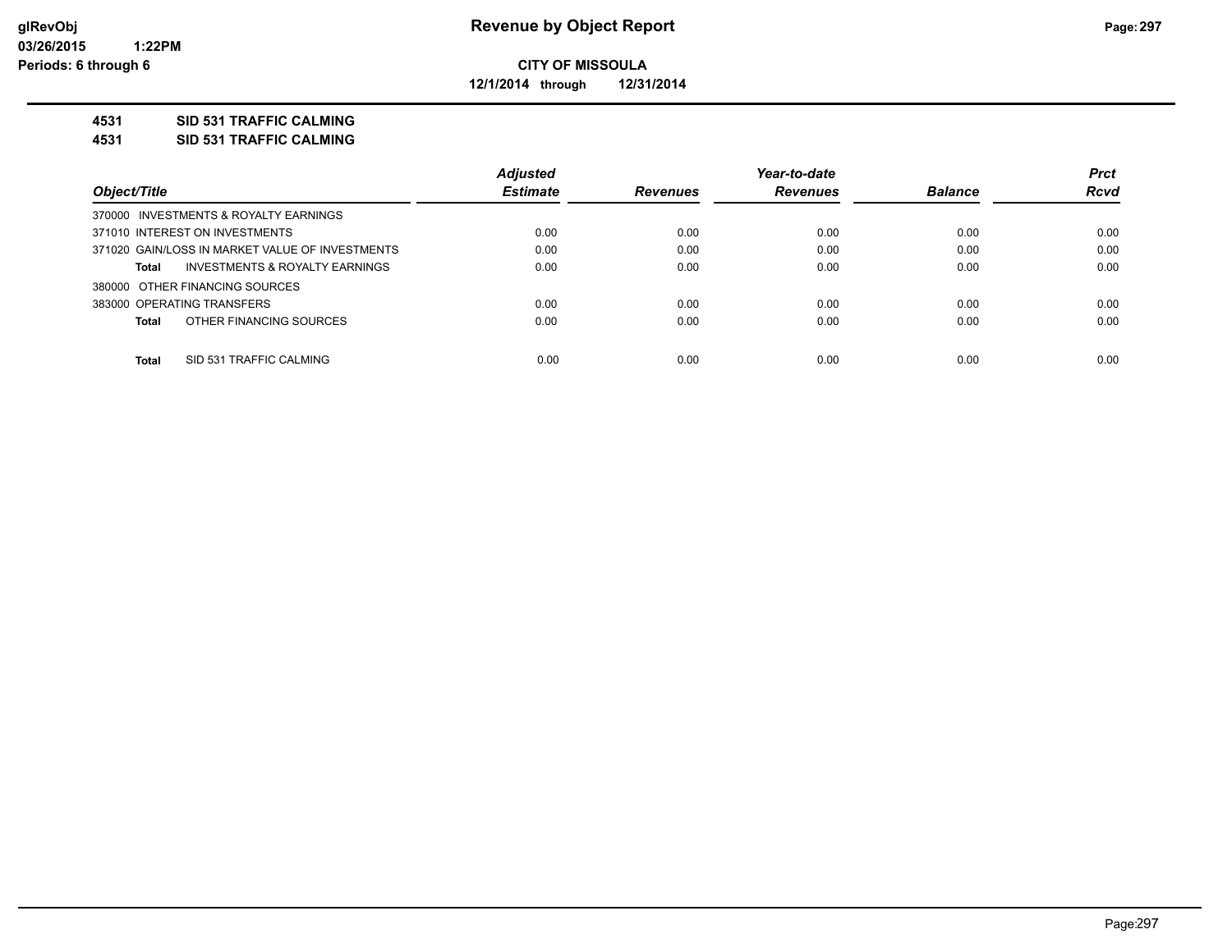# Revenue by Object Report

**CITY OF MISSOULA**

**12/1/2014 through 12/31/2014**

**4531 SID 531 TRAFFIC CALMING**

**4531 SID 531 TRAFFIC CALMING**

| Object/Title | Adjusted Estimate | Revenues | Year-to-date Revenues | Balance | Prct Rcvd |
|---|---|---|---|---|---|
| 370000 INVESTMENTS & ROYALTY EARNINGS | | | | | |
| 371010 INTEREST ON INVESTMENTS | 0.00 | 0.00 | 0.00 | 0.00 | 0.00 |
| 371020 GAIN/LOSS IN MARKET VALUE OF INVESTMENTS | 0.00 | 0.00 | 0.00 | 0.00 | 0.00 |
| **Total** INVESTMENTS & ROYALTY EARNINGS | 0.00 | 0.00 | 0.00 | 0.00 | 0.00 |
| 380000 OTHER FINANCING SOURCES | | | | | |
| 383000 OPERATING TRANSFERS | 0.00 | 0.00 | 0.00 | 0.00 | 0.00 |
| **Total** OTHER FINANCING SOURCES | 0.00 | 0.00 | 0.00 | 0.00 | 0.00 |
| **Total** SID 531 TRAFFIC CALMING | 0.00 | 0.00 | 0.00 | 0.00 | 0.00 |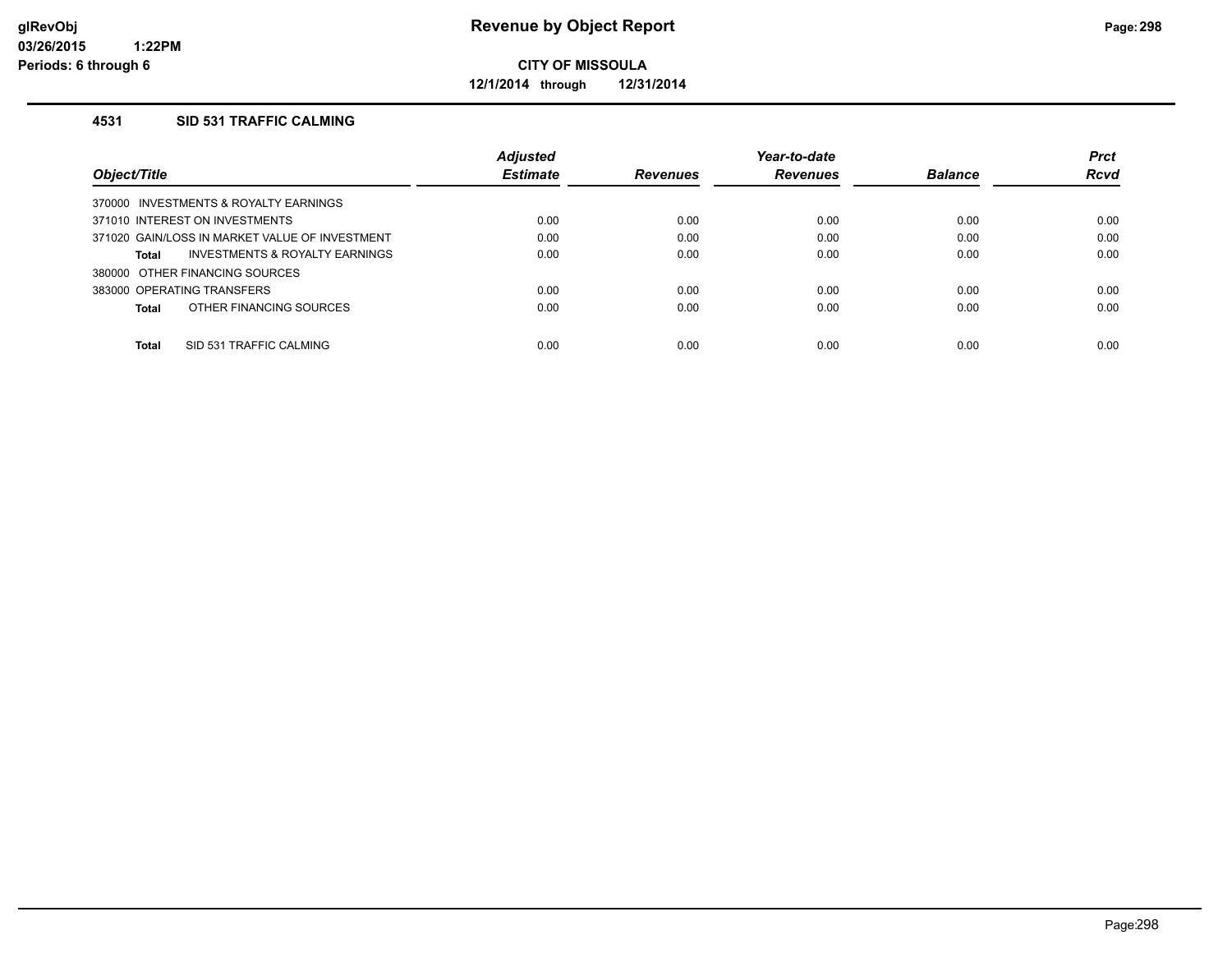# Revenue by Object Report

**CITY OF MISSOULA**

**12/1/2014 through 12/31/2014**

glRevObj
03/26/2015 1:22PM
Periods: 6 through 6

### 4531 SID 531 TRAFFIC CALMING

| Object/Title | Adjusted Estimate | Revenues | Year-to-date Revenues | Balance | Prct Rcvd |
|---|---|---|---|---|---|
| 370000 INVESTMENTS & ROYALTY EARNINGS | | | | | |
| 371010 INTEREST ON INVESTMENTS | 0.00 | 0.00 | 0.00 | 0.00 | 0.00 |
| 371020 GAIN/LOSS IN MARKET VALUE OF INVESTMENT | 0.00 | 0.00 | 0.00 | 0.00 | 0.00 |
| **Total** INVESTMENTS & ROYALTY EARNINGS | 0.00 | 0.00 | 0.00 | 0.00 | 0.00 |
| 380000 OTHER FINANCING SOURCES | | | | | |
| 383000 OPERATING TRANSFERS | 0.00 | 0.00 | 0.00 | 0.00 | 0.00 |
| **Total** OTHER FINANCING SOURCES | 0.00 | 0.00 | 0.00 | 0.00 | 0.00 |
| **Total** SID 531 TRAFFIC CALMING | 0.00 | 0.00 | 0.00 | 0.00 | 0.00 |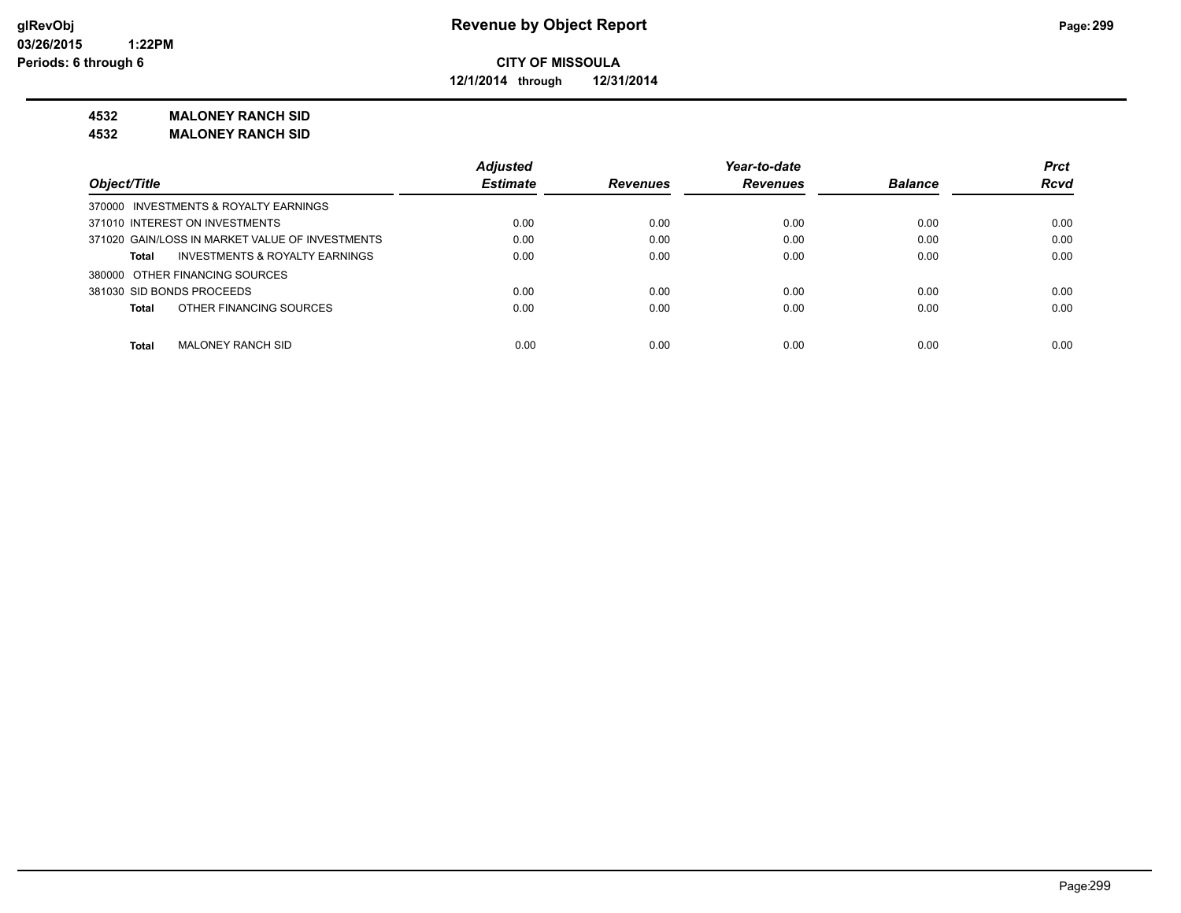**CITY OF MISSOULA**

**12/1/2014 through 12/31/2014**

**4532 MALONEY RANCH SID**

**4532 MALONEY RANCH SID**

| Object/Title | Adjusted Estimate | Revenues | Year-to-date Revenues | Balance | Prct Rcvd |
|---|---|---|---|---|---|
| 370000 INVESTMENTS & ROYALTY EARNINGS | | | | | |
| 371010 INTEREST ON INVESTMENTS | 0.00 | 0.00 | 0.00 | 0.00 | 0.00 |
| 371020 GAIN/LOSS IN MARKET VALUE OF INVESTMENTS | 0.00 | 0.00 | 0.00 | 0.00 | 0.00 |
| **Total** INVESTMENTS & ROYALTY EARNINGS | 0.00 | 0.00 | 0.00 | 0.00 | 0.00 |
| 380000 OTHER FINANCING SOURCES | | | | | |
| 381030 SID BONDS PROCEEDS | 0.00 | 0.00 | 0.00 | 0.00 | 0.00 |
| **Total** OTHER FINANCING SOURCES | 0.00 | 0.00 | 0.00 | 0.00 | 0.00 |
| **Total** MALONEY RANCH SID | 0.00 | 0.00 | 0.00 | 0.00 | 0.00 |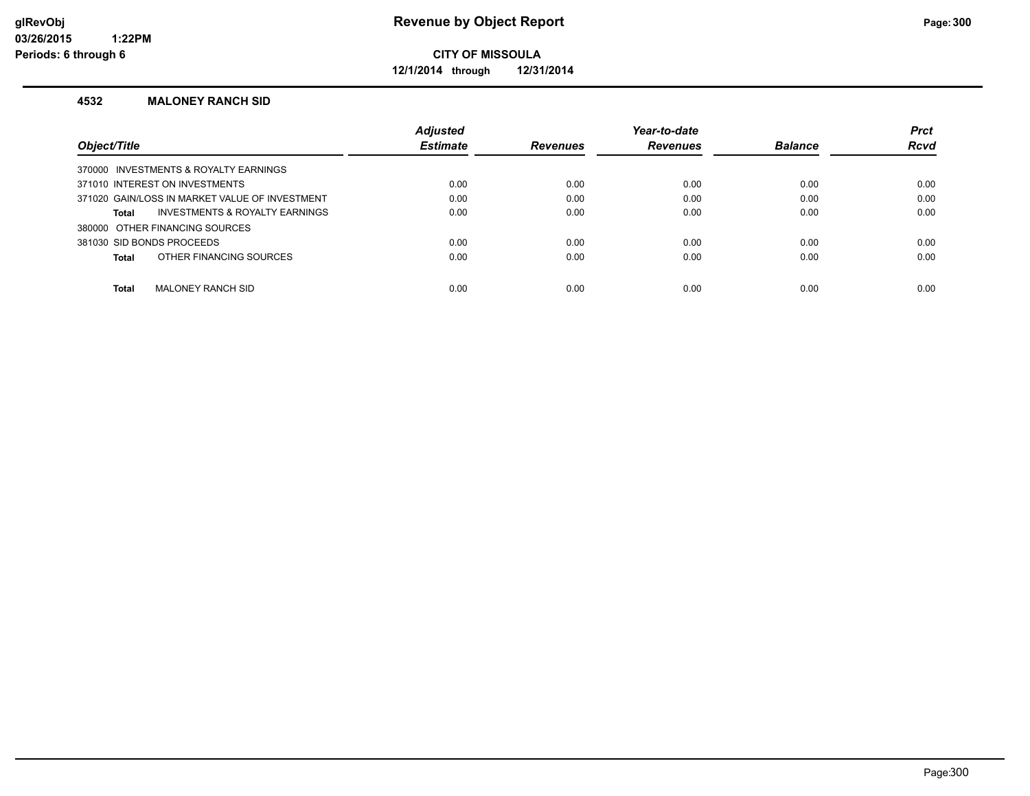# Revenue by Object Report

**CITY OF MISSOULA**

**12/1/2014 through 12/31/2014**

glRevObj
03/26/2015 1:22PM
Periods: 6 through 6

### 4532 MALONEY RANCH SID

| Object/Title | Adjusted Estimate | Revenues | Year-to-date Revenues | Balance | Prct Rcvd |
|---|---|---|---|---|---|
| 370000 INVESTMENTS & ROYALTY EARNINGS | | | | | |
| 371010 INTEREST ON INVESTMENTS | 0.00 | 0.00 | 0.00 | 0.00 | 0.00 |
| 371020 GAIN/LOSS IN MARKET VALUE OF INVESTMENT | 0.00 | 0.00 | 0.00 | 0.00 | 0.00 |
| **Total** INVESTMENTS & ROYALTY EARNINGS | 0.00 | 0.00 | 0.00 | 0.00 | 0.00 |
| 380000 OTHER FINANCING SOURCES | | | | | |
| 381030 SID BONDS PROCEEDS | 0.00 | 0.00 | 0.00 | 0.00 | 0.00 |
| **Total** OTHER FINANCING SOURCES | 0.00 | 0.00 | 0.00 | 0.00 | 0.00 |
| **Total** MALONEY RANCH SID | 0.00 | 0.00 | 0.00 | 0.00 | 0.00 |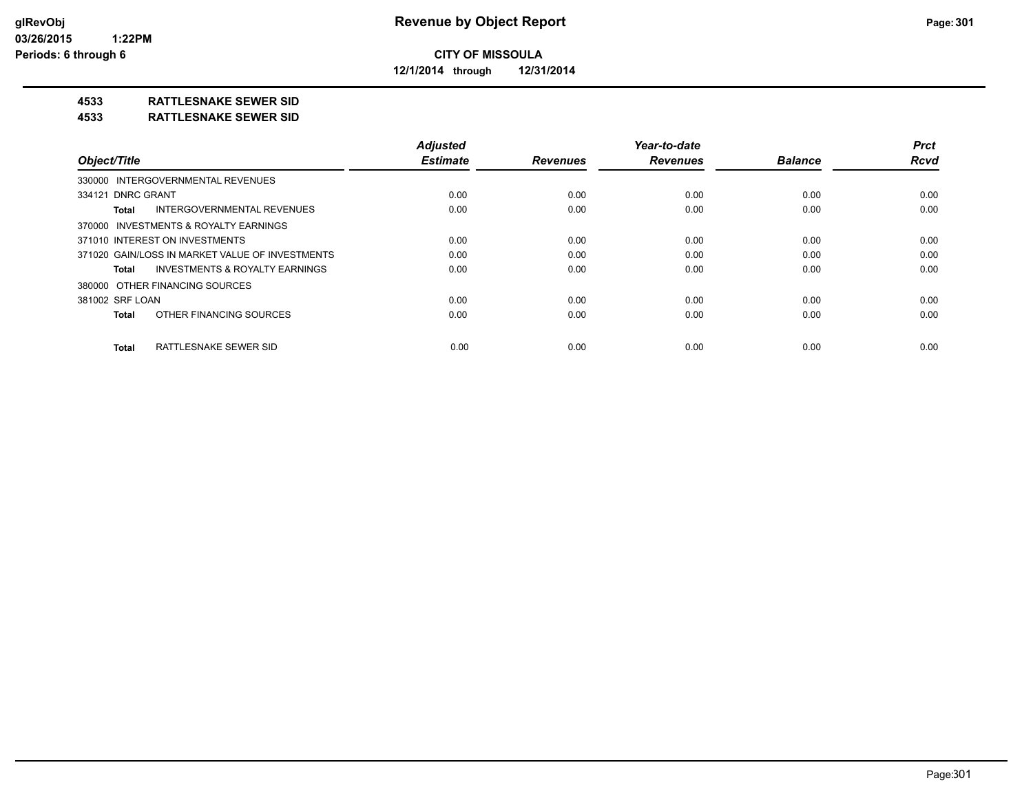# Revenue by Object Report

**CITY OF MISSOULA**

**12/1/2014 through 12/31/2014**

glRevObj
03/26/2015 1:22PM
Periods: 6 through 6

**4533 RATTLESNAKE SEWER SID**

**4533 RATTLESNAKE SEWER SID**

| Object/Title | Adjusted Estimate | Revenues | Year-to-date Revenues | Balance | Prct Rcvd |
|---|---|---|---|---|---|
| 330000 INTERGOVERNMENTAL REVENUES | | | | | |
| 334121 DNRC GRANT | 0.00 | 0.00 | 0.00 | 0.00 | 0.00 |
| **Total** INTERGOVERNMENTAL REVENUES | 0.00 | 0.00 | 0.00 | 0.00 | 0.00 |
| 370000 INVESTMENTS & ROYALTY EARNINGS | | | | | |
| 371010 INTEREST ON INVESTMENTS | 0.00 | 0.00 | 0.00 | 0.00 | 0.00 |
| 371020 GAIN/LOSS IN MARKET VALUE OF INVESTMENTS | 0.00 | 0.00 | 0.00 | 0.00 | 0.00 |
| **Total** INVESTMENTS & ROYALTY EARNINGS | 0.00 | 0.00 | 0.00 | 0.00 | 0.00 |
| 380000 OTHER FINANCING SOURCES | | | | | |
| 381002 SRF LOAN | 0.00 | 0.00 | 0.00 | 0.00 | 0.00 |
| **Total** OTHER FINANCING SOURCES | 0.00 | 0.00 | 0.00 | 0.00 | 0.00 |
| **Total** RATTLESNAKE SEWER SID | 0.00 | 0.00 | 0.00 | 0.00 | 0.00 |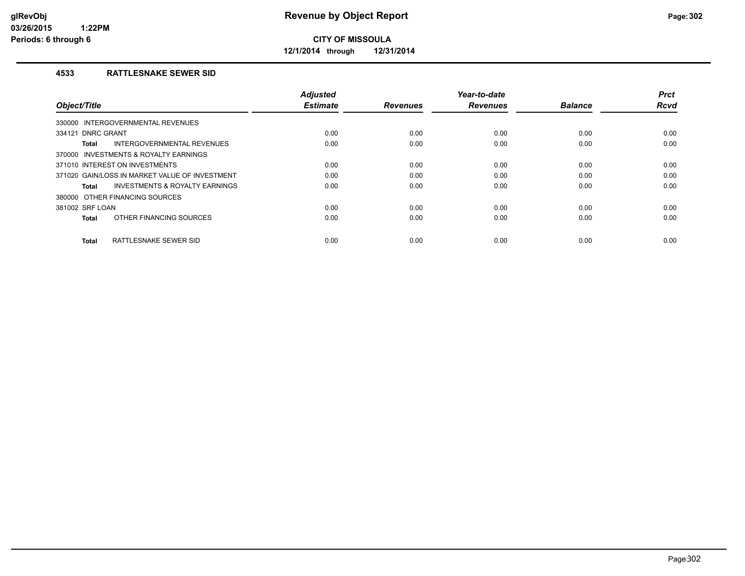# Revenue by Object Report

**CITY OF MISSOULA**

**12/1/2014 through 12/31/2014**

glRevObj
03/26/2015 1:22PM
Periods: 6 through 6

## 4533 RATTLESNAKE SEWER SID

| Object/Title | Adjusted Estimate | Revenues | Year-to-date Revenues | Balance | Prct Rcvd |
|---|---|---|---|---|---|
| 330000 INTERGOVERNMENTAL REVENUES | | | | | |
| 334121 DNRC GRANT | 0.00 | 0.00 | 0.00 | 0.00 | 0.00 |
| **Total** INTERGOVERNMENTAL REVENUES | 0.00 | 0.00 | 0.00 | 0.00 | 0.00 |
| 370000 INVESTMENTS & ROYALTY EARNINGS | | | | | |
| 371010 INTEREST ON INVESTMENTS | 0.00 | 0.00 | 0.00 | 0.00 | 0.00 |
| 371020 GAIN/LOSS IN MARKET VALUE OF INVESTMENT | 0.00 | 0.00 | 0.00 | 0.00 | 0.00 |
| **Total** INVESTMENTS & ROYALTY EARNINGS | 0.00 | 0.00 | 0.00 | 0.00 | 0.00 |
| 380000 OTHER FINANCING SOURCES | | | | | |
| 381002 SRF LOAN | 0.00 | 0.00 | 0.00 | 0.00 | 0.00 |
| **Total** OTHER FINANCING SOURCES | 0.00 | 0.00 | 0.00 | 0.00 | 0.00 |
| **Total** RATTLESNAKE SEWER SID | 0.00 | 0.00 | 0.00 | 0.00 | 0.00 |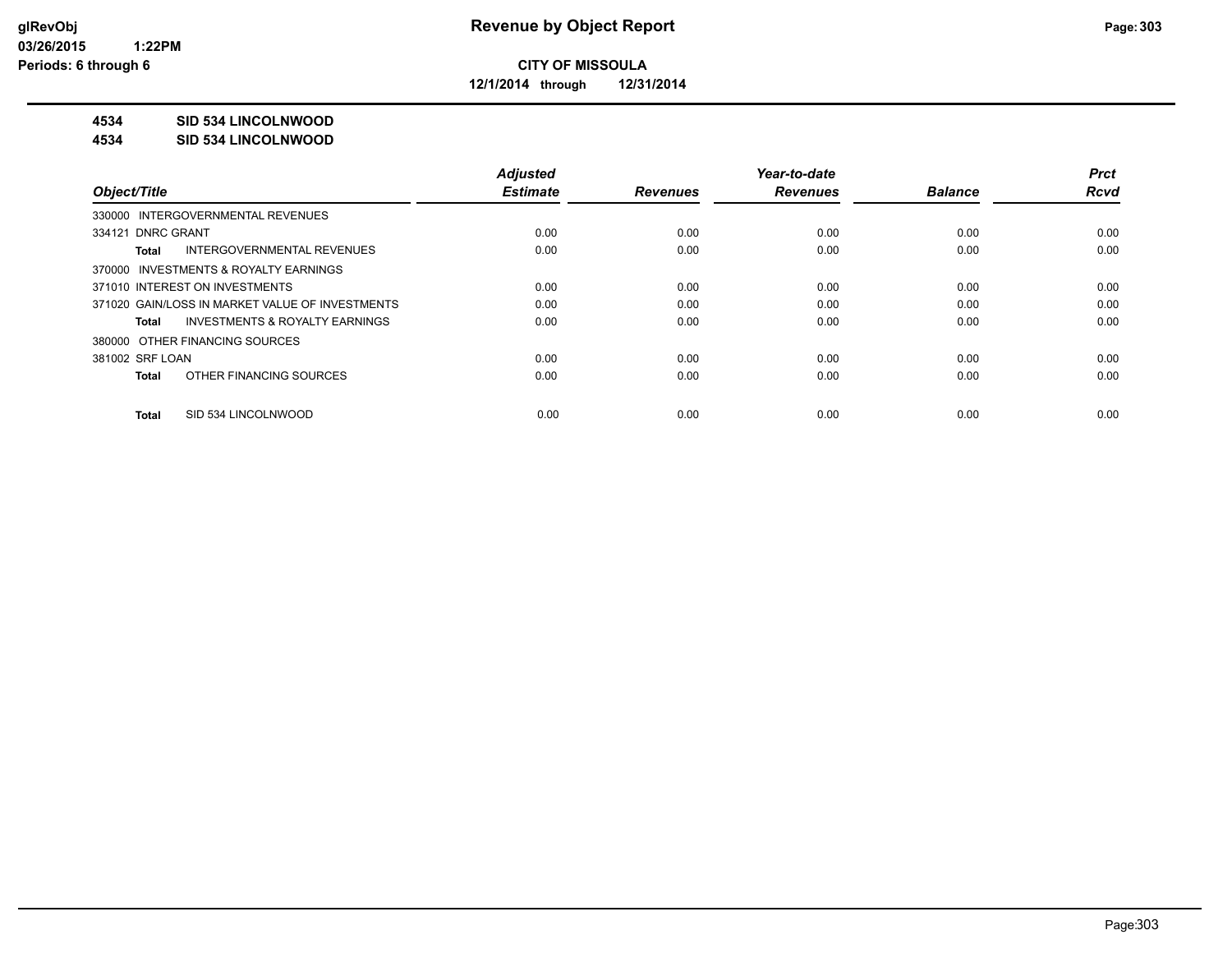**Revenue by Object Report**

**CITY OF MISSOULA**

**12/1/2014 through 12/31/2014**

**4534 SID 534 LINCOLNWOOD**

**4534 SID 534 LINCOLNWOOD**

| Object/Title | Adjusted Estimate | Revenues | Year-to-date Revenues | Balance | Prct Rcvd |
|---|---|---|---|---|---|
| 330000 INTERGOVERNMENTAL REVENUES | | | | | |
| 334121 DNRC GRANT | 0.00 | 0.00 | 0.00 | 0.00 | 0.00 |
| **Total** INTERGOVERNMENTAL REVENUES | 0.00 | 0.00 | 0.00 | 0.00 | 0.00 |
| 370000 INVESTMENTS & ROYALTY EARNINGS | | | | | |
| 371010 INTEREST ON INVESTMENTS | 0.00 | 0.00 | 0.00 | 0.00 | 0.00 |
| 371020 GAIN/LOSS IN MARKET VALUE OF INVESTMENTS | 0.00 | 0.00 | 0.00 | 0.00 | 0.00 |
| **Total** INVESTMENTS & ROYALTY EARNINGS | 0.00 | 0.00 | 0.00 | 0.00 | 0.00 |
| 380000 OTHER FINANCING SOURCES | | | | | |
| 381002 SRF LOAN | 0.00 | 0.00 | 0.00 | 0.00 | 0.00 |
| **Total** OTHER FINANCING SOURCES | 0.00 | 0.00 | 0.00 | 0.00 | 0.00 |
| **Total** SID 534 LINCOLNWOOD | 0.00 | 0.00 | 0.00 | 0.00 | 0.00 |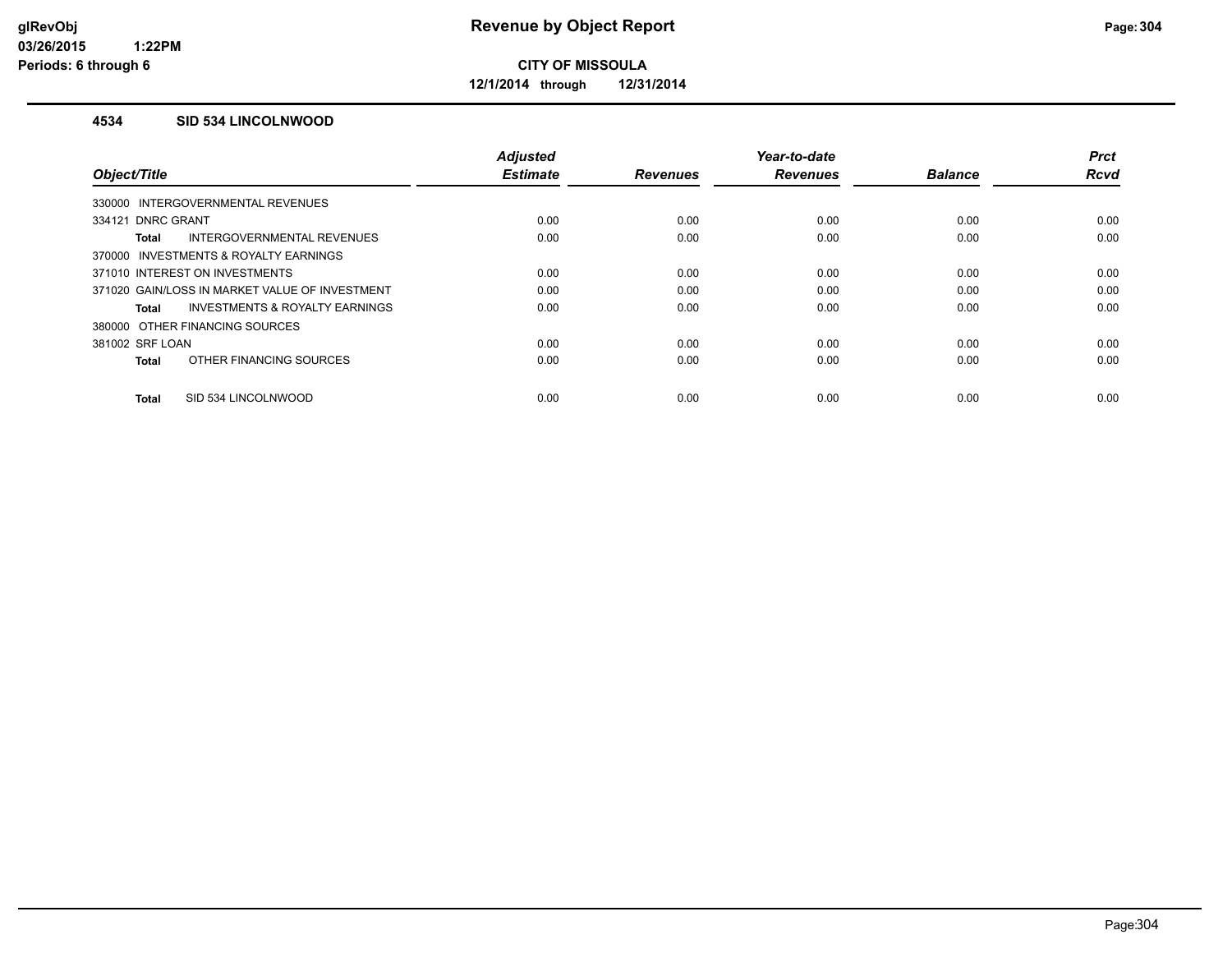**glRevObj**
**03/26/2015 1:22PM**
**Periods: 6 through 6**

# Revenue by Object Report

**CITY OF MISSOULA**

**12/1/2014 through 12/31/2014**

## 4534 SID 534 LINCOLNWOOD

| Object/Title | Adjusted Estimate | Revenues | Year-to-date Revenues | Balance | Prct Rcvd |
|---|---|---|---|---|---|
| 330000 INTERGOVERNMENTAL REVENUES | | | | | |
| 334121 DNRC GRANT | 0.00 | 0.00 | 0.00 | 0.00 | 0.00 |
| **Total** INTERGOVERNMENTAL REVENUES | 0.00 | 0.00 | 0.00 | 0.00 | 0.00 |
| 370000 INVESTMENTS & ROYALTY EARNINGS | | | | | |
| 371010 INTEREST ON INVESTMENTS | 0.00 | 0.00 | 0.00 | 0.00 | 0.00 |
| 371020 GAIN/LOSS IN MARKET VALUE OF INVESTMENT | 0.00 | 0.00 | 0.00 | 0.00 | 0.00 |
| **Total** INVESTMENTS & ROYALTY EARNINGS | 0.00 | 0.00 | 0.00 | 0.00 | 0.00 |
| 380000 OTHER FINANCING SOURCES | | | | | |
| 381002 SRF LOAN | 0.00 | 0.00 | 0.00 | 0.00 | 0.00 |
| **Total** OTHER FINANCING SOURCES | 0.00 | 0.00 | 0.00 | 0.00 | 0.00 |
| **Total** SID 534 LINCOLNWOOD | 0.00 | 0.00 | 0.00 | 0.00 | 0.00 |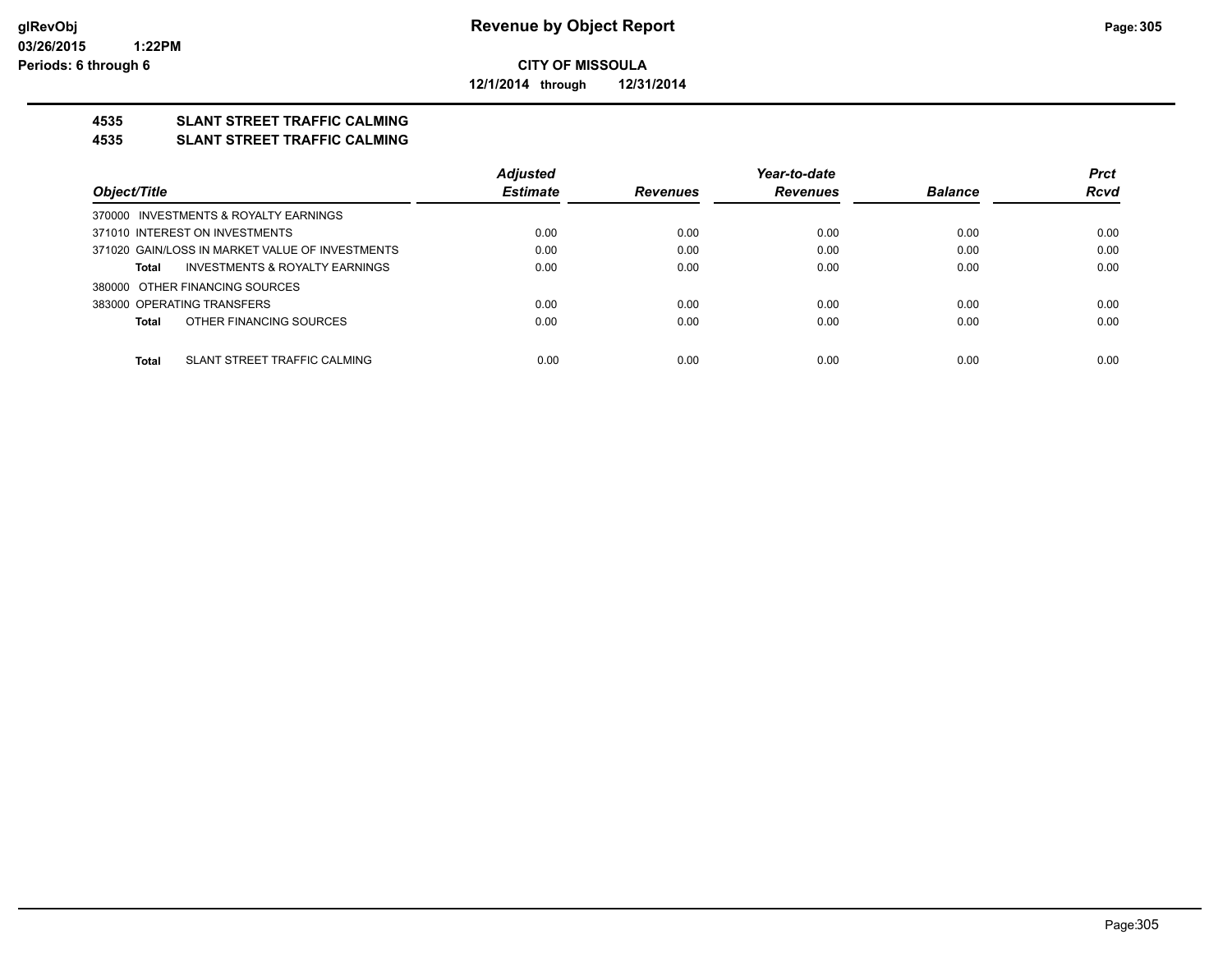**CITY OF MISSOULA**

**12/1/2014 through 12/31/2014**

## 4535 SLANT STREET TRAFFIC CALMING

## 4535 SLANT STREET TRAFFIC CALMING

| Object/Title | Adjusted Estimate | Revenues | Year-to-date Revenues | Balance | Prct Rcvd |
|---|---|---|---|---|---|
| 370000 INVESTMENTS & ROYALTY EARNINGS | | | | | |
| 371010 INTEREST ON INVESTMENTS | 0.00 | 0.00 | 0.00 | 0.00 | 0.00 |
| 371020 GAIN/LOSS IN MARKET VALUE OF INVESTMENTS | 0.00 | 0.00 | 0.00 | 0.00 | 0.00 |
| **Total** INVESTMENTS & ROYALTY EARNINGS | 0.00 | 0.00 | 0.00 | 0.00 | 0.00 |
| 380000 OTHER FINANCING SOURCES | | | | | |
| 383000 OPERATING TRANSFERS | 0.00 | 0.00 | 0.00 | 0.00 | 0.00 |
| **Total** OTHER FINANCING SOURCES | 0.00 | 0.00 | 0.00 | 0.00 | 0.00 |
| **Total** SLANT STREET TRAFFIC CALMING | 0.00 | 0.00 | 0.00 | 0.00 | 0.00 |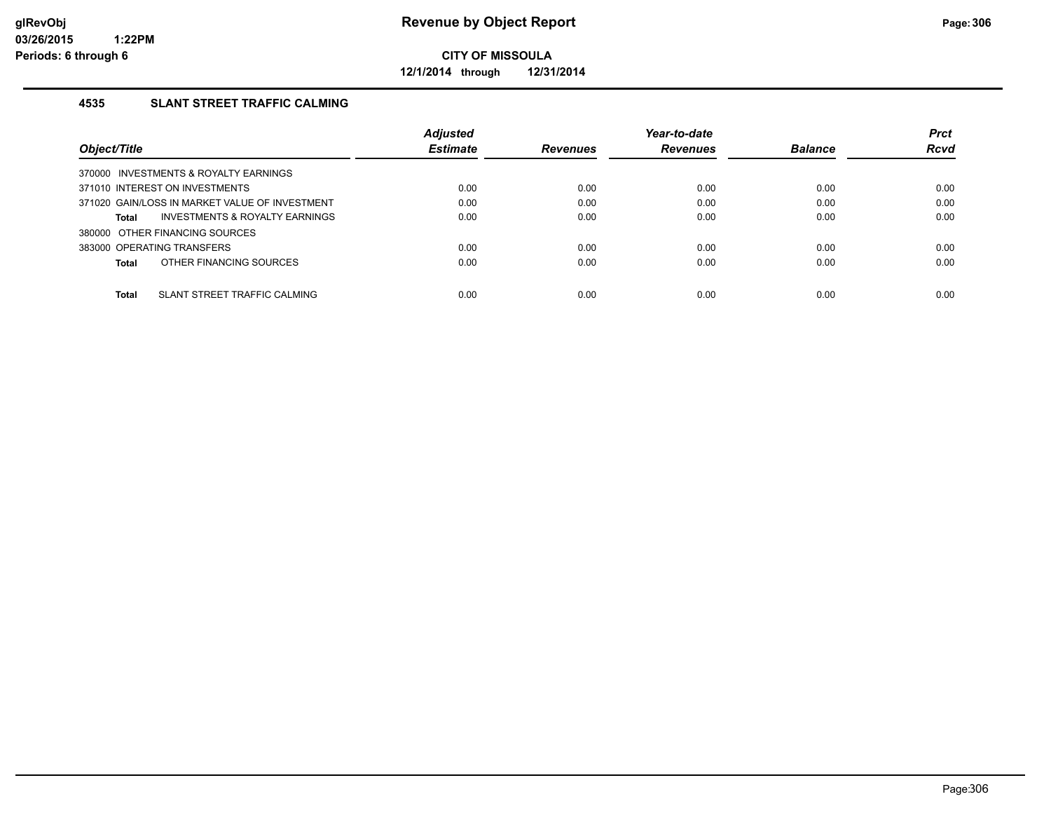**glRevObj**
**03/26/2015 1:22PM**
**Periods: 6 through 6**

# Revenue by Object Report

**CITY OF MISSOULA**

**12/1/2014 through 12/31/2014**

## 4535 SLANT STREET TRAFFIC CALMING

| Object/Title | Adjusted Estimate | Revenues | Year-to-date Revenues | Balance | Prct Rcvd |
|---|---|---|---|---|---|
| 370000 INVESTMENTS & ROYALTY EARNINGS | | | | | |
| 371010 INTEREST ON INVESTMENTS | 0.00 | 0.00 | 0.00 | 0.00 | 0.00 |
| 371020 GAIN/LOSS IN MARKET VALUE OF INVESTMENT | 0.00 | 0.00 | 0.00 | 0.00 | 0.00 |
| **Total** INVESTMENTS & ROYALTY EARNINGS | 0.00 | 0.00 | 0.00 | 0.00 | 0.00 |
| 380000 OTHER FINANCING SOURCES | | | | | |
| 383000 OPERATING TRANSFERS | 0.00 | 0.00 | 0.00 | 0.00 | 0.00 |
| **Total** OTHER FINANCING SOURCES | 0.00 | 0.00 | 0.00 | 0.00 | 0.00 |
| **Total** SLANT STREET TRAFFIC CALMING | 0.00 | 0.00 | 0.00 | 0.00 | 0.00 |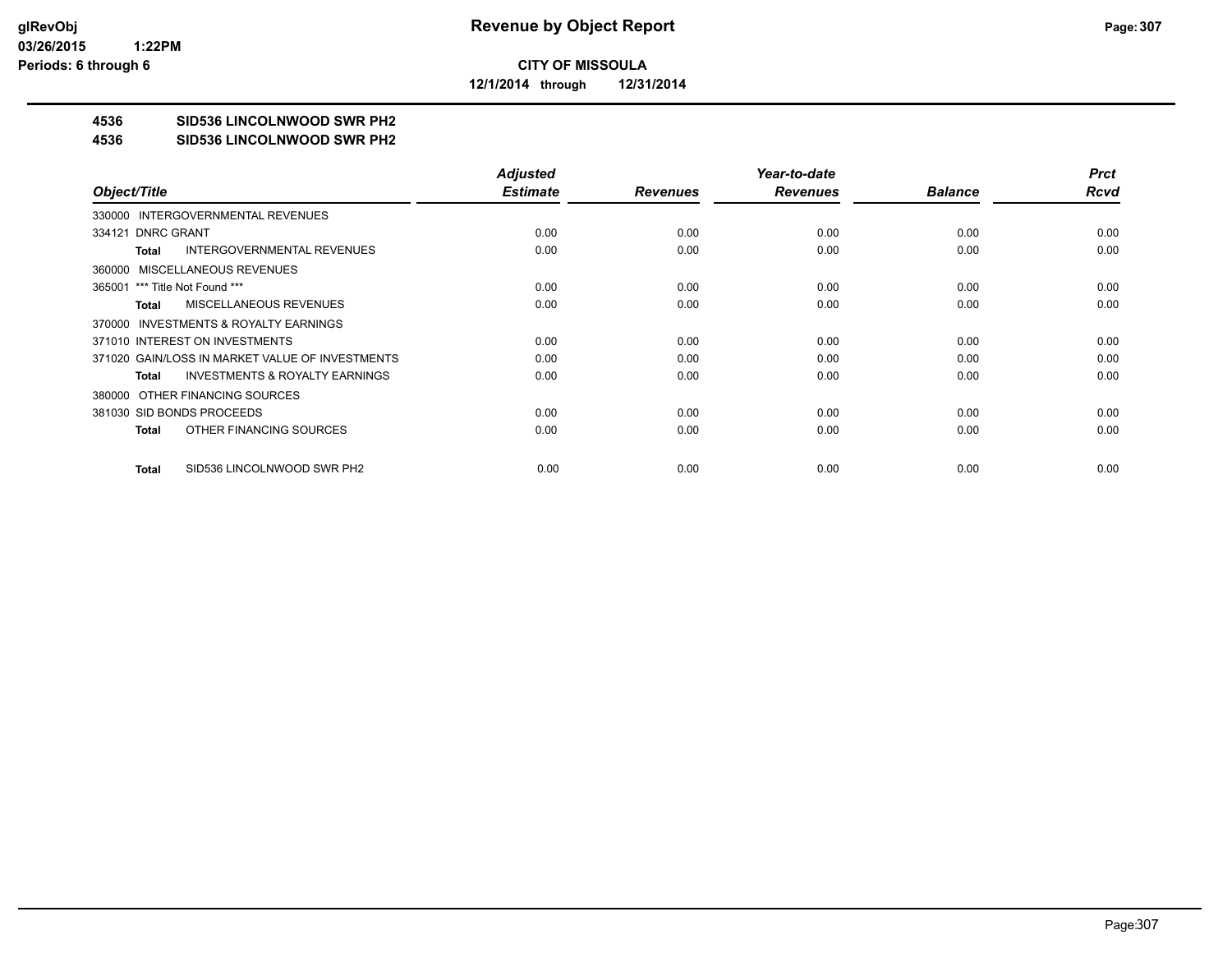# Revenue by Object Report

**CITY OF MISSOULA**

**12/1/2014 through 12/31/2014**

glRevObj
03/26/2015 1:22PM
Periods: 6 through 6

**4536 SID536 LINCOLNWOOD SWR PH2**

**4536 SID536 LINCOLNWOOD SWR PH2**

| Object/Title | Adjusted Estimate | Revenues | Year-to-date Revenues | Balance | Prct Rcvd |
|---|---|---|---|---|---|
| 330000 INTERGOVERNMENTAL REVENUES | | | | | |
| 334121 DNRC GRANT | 0.00 | 0.00 | 0.00 | 0.00 | 0.00 |
| **Total** INTERGOVERNMENTAL REVENUES | 0.00 | 0.00 | 0.00 | 0.00 | 0.00 |
| 360000 MISCELLANEOUS REVENUES | | | | | |
| 365001 *** Title Not Found *** | 0.00 | 0.00 | 0.00 | 0.00 | 0.00 |
| **Total** MISCELLANEOUS REVENUES | 0.00 | 0.00 | 0.00 | 0.00 | 0.00 |
| 370000 INVESTMENTS & ROYALTY EARNINGS | | | | | |
| 371010 INTEREST ON INVESTMENTS | 0.00 | 0.00 | 0.00 | 0.00 | 0.00 |
| 371020 GAIN/LOSS IN MARKET VALUE OF INVESTMENTS | 0.00 | 0.00 | 0.00 | 0.00 | 0.00 |
| **Total** INVESTMENTS & ROYALTY EARNINGS | 0.00 | 0.00 | 0.00 | 0.00 | 0.00 |
| 380000 OTHER FINANCING SOURCES | | | | | |
| 381030 SID BONDS PROCEEDS | 0.00 | 0.00 | 0.00 | 0.00 | 0.00 |
| **Total** OTHER FINANCING SOURCES | 0.00 | 0.00 | 0.00 | 0.00 | 0.00 |
| **Total** SID536 LINCOLNWOOD SWR PH2 | 0.00 | 0.00 | 0.00 | 0.00 | 0.00 |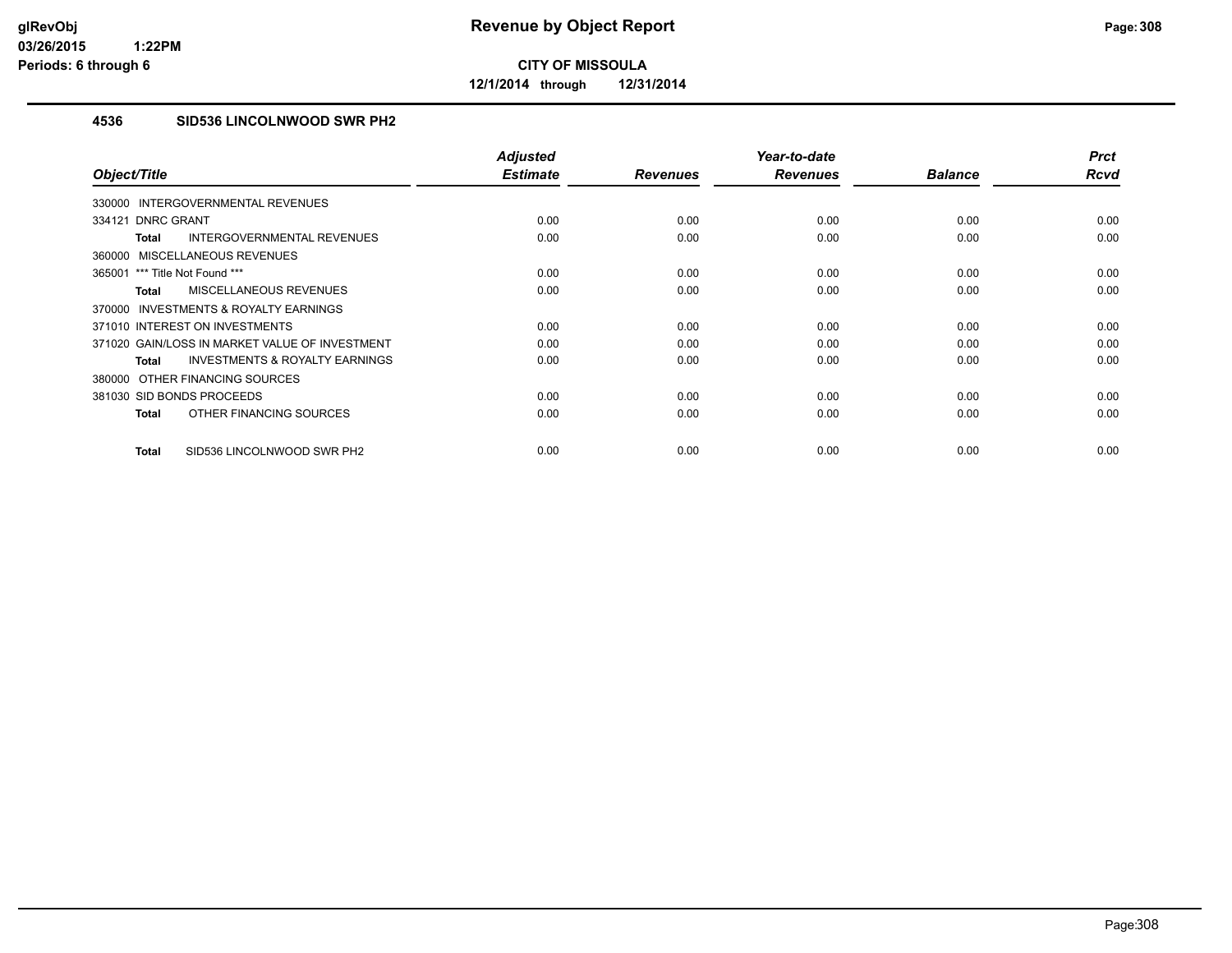# Revenue by Object Report

**CITY OF MISSOULA**

**12/1/2014 through 12/31/2014**

glRevObj
03/26/2015 1:22PM
Periods: 6 through 6

## 4536 SID536 LINCOLNWOOD SWR PH2

| Object/Title | Adjusted Estimate | Revenues | Year-to-date Revenues | Balance | Prct Rcvd |
|---|---|---|---|---|---|
| 330000 INTERGOVERNMENTAL REVENUES | | | | | |
| 334121 DNRC GRANT | 0.00 | 0.00 | 0.00 | 0.00 | 0.00 |
| **Total** INTERGOVERNMENTAL REVENUES | 0.00 | 0.00 | 0.00 | 0.00 | 0.00 |
| 360000 MISCELLANEOUS REVENUES | | | | | |
| 365001 *** Title Not Found *** | 0.00 | 0.00 | 0.00 | 0.00 | 0.00 |
| **Total** MISCELLANEOUS REVENUES | 0.00 | 0.00 | 0.00 | 0.00 | 0.00 |
| 370000 INVESTMENTS & ROYALTY EARNINGS | | | | | |
| 371010 INTEREST ON INVESTMENTS | 0.00 | 0.00 | 0.00 | 0.00 | 0.00 |
| 371020 GAIN/LOSS IN MARKET VALUE OF INVESTMENT | 0.00 | 0.00 | 0.00 | 0.00 | 0.00 |
| **Total** INVESTMENTS & ROYALTY EARNINGS | 0.00 | 0.00 | 0.00 | 0.00 | 0.00 |
| 380000 OTHER FINANCING SOURCES | | | | | |
| 381030 SID BONDS PROCEEDS | 0.00 | 0.00 | 0.00 | 0.00 | 0.00 |
| **Total** OTHER FINANCING SOURCES | 0.00 | 0.00 | 0.00 | 0.00 | 0.00 |
| **Total** SID536 LINCOLNWOOD SWR PH2 | 0.00 | 0.00 | 0.00 | 0.00 | 0.00 |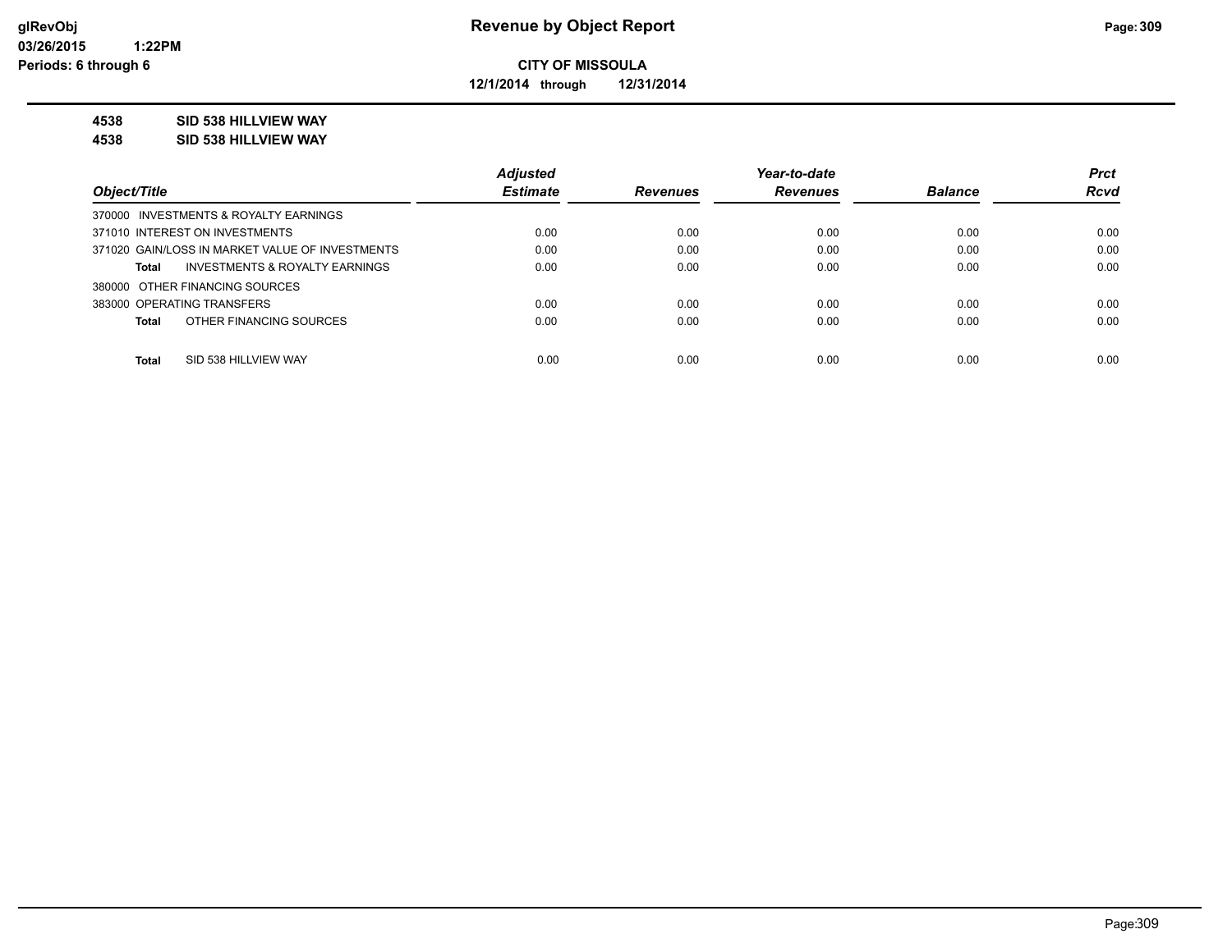# Revenue by Object Report

glRevObj
03/26/2015 1:22PM
Periods: 6 through 6

**CITY OF MISSOULA**

**12/1/2014 through 12/31/2014**

**4538 SID 538 HILLVIEW WAY**

**4538 SID 538 HILLVIEW WAY**

| Object/Title | Adjusted Estimate | Revenues | Year-to-date Revenues | Balance | Prct Rcvd |
|---|---|---|---|---|---|
| 370000 INVESTMENTS & ROYALTY EARNINGS | | | | | |
| 371010 INTEREST ON INVESTMENTS | 0.00 | 0.00 | 0.00 | 0.00 | 0.00 |
| 371020 GAIN/LOSS IN MARKET VALUE OF INVESTMENTS | 0.00 | 0.00 | 0.00 | 0.00 | 0.00 |
| **Total** INVESTMENTS & ROYALTY EARNINGS | 0.00 | 0.00 | 0.00 | 0.00 | 0.00 |
| 380000 OTHER FINANCING SOURCES | | | | | |
| 383000 OPERATING TRANSFERS | 0.00 | 0.00 | 0.00 | 0.00 | 0.00 |
| **Total** OTHER FINANCING SOURCES | 0.00 | 0.00 | 0.00 | 0.00 | 0.00 |
| **Total** SID 538 HILLVIEW WAY | 0.00 | 0.00 | 0.00 | 0.00 | 0.00 |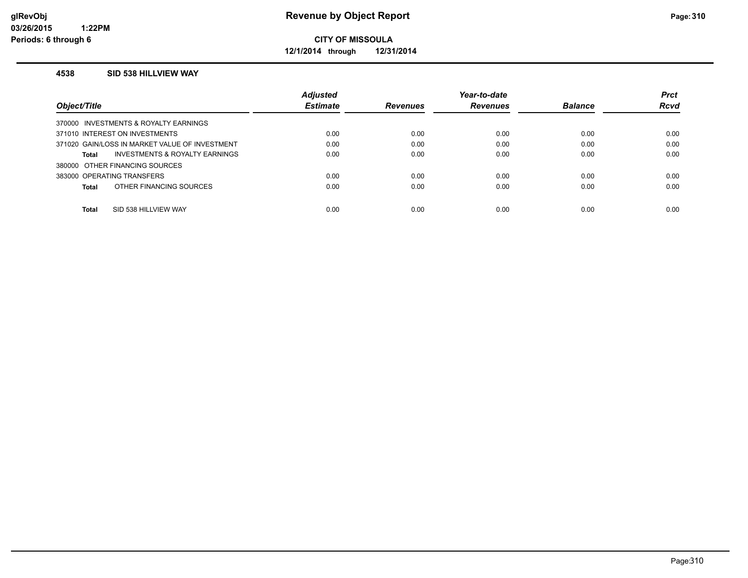# Revenue by Object Report

**CITY OF MISSOULA**

**12/1/2014 through 12/31/2014**

glRevObj
03/26/2015 1:22PM
Periods: 6 through 6

### 4538 SID 538 HILLVIEW WAY

| Object/Title | Adjusted Estimate | Revenues | Year-to-date Revenues | Balance | Prct Rcvd |
|---|---|---|---|---|---|
| 370000 INVESTMENTS & ROYALTY EARNINGS | | | | | |
| 371010 INTEREST ON INVESTMENTS | 0.00 | 0.00 | 0.00 | 0.00 | 0.00 |
| 371020 GAIN/LOSS IN MARKET VALUE OF INVESTMENT | 0.00 | 0.00 | 0.00 | 0.00 | 0.00 |
| **Total** INVESTMENTS & ROYALTY EARNINGS | 0.00 | 0.00 | 0.00 | 0.00 | 0.00 |
| 380000 OTHER FINANCING SOURCES | | | | | |
| 383000 OPERATING TRANSFERS | 0.00 | 0.00 | 0.00 | 0.00 | 0.00 |
| **Total** OTHER FINANCING SOURCES | 0.00 | 0.00 | 0.00 | 0.00 | 0.00 |
| **Total** SID 538 HILLVIEW WAY | 0.00 | 0.00 | 0.00 | 0.00 | 0.00 |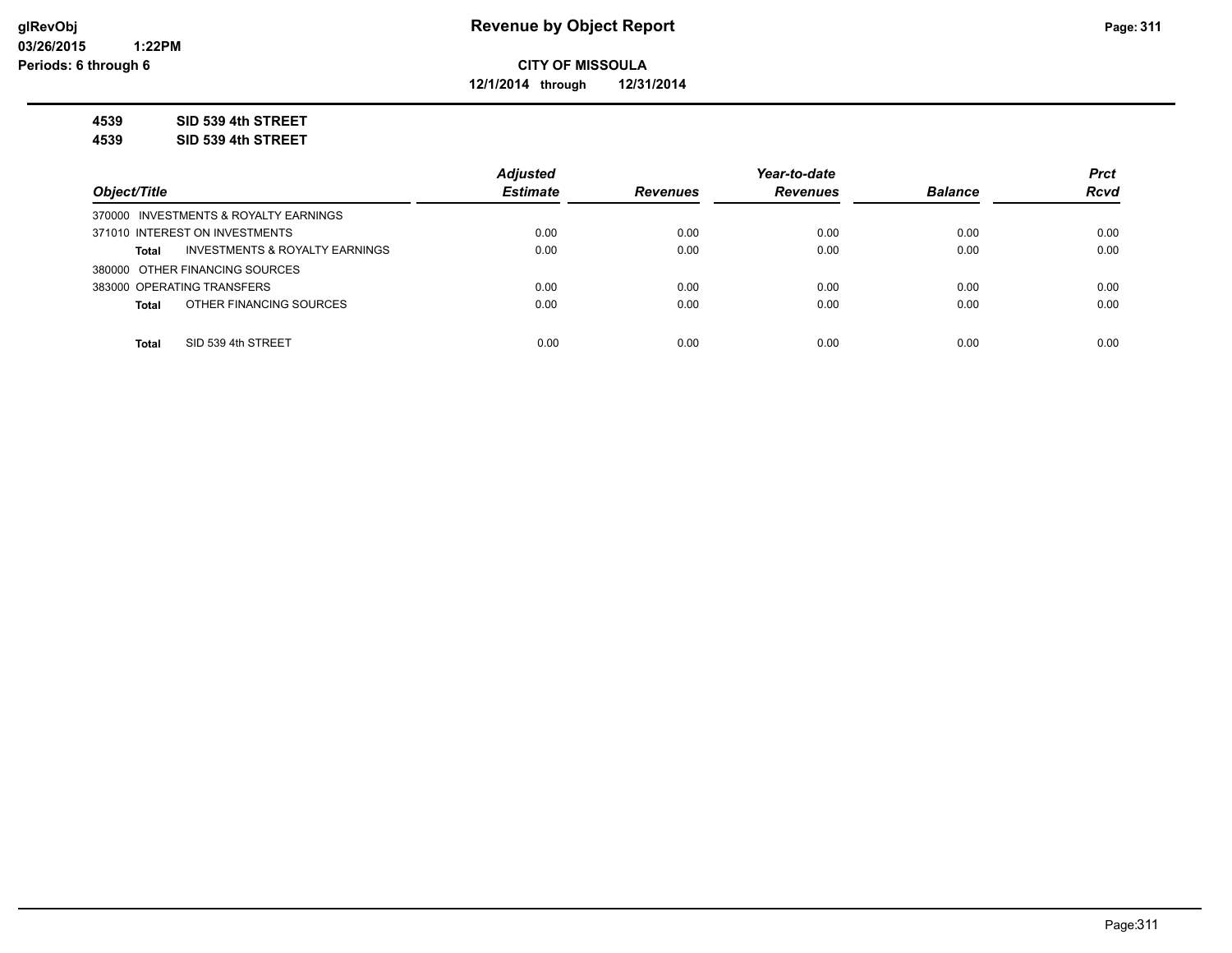glRevObj
03/26/2015 1:22PM
Periods: 6 through 6

# Revenue by Object Report

**CITY OF MISSOULA**

**12/1/2014 through 12/31/2014**

**4539 SID 539 4th STREET**

**4539 SID 539 4th STREET**

| Object/Title | Adjusted Estimate | Revenues | Year-to-date Revenues | Balance | Prct Rcvd |
|---|---|---|---|---|---|
| 370000 INVESTMENTS & ROYALTY EARNINGS | | | | | |
| 371010 INTEREST ON INVESTMENTS | 0.00 | 0.00 | 0.00 | 0.00 | 0.00 |
| **Total** INVESTMENTS & ROYALTY EARNINGS | 0.00 | 0.00 | 0.00 | 0.00 | 0.00 |
| 380000 OTHER FINANCING SOURCES | | | | | |
| 383000 OPERATING TRANSFERS | 0.00 | 0.00 | 0.00 | 0.00 | 0.00 |
| **Total** OTHER FINANCING SOURCES | 0.00 | 0.00 | 0.00 | 0.00 | 0.00 |
| **Total** SID 539 4th STREET | 0.00 | 0.00 | 0.00 | 0.00 | 0.00 |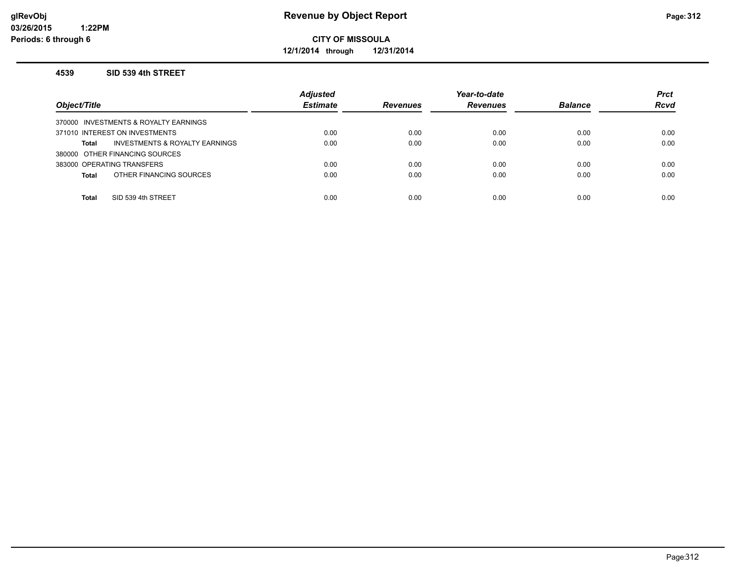# Revenue by Object Report

**CITY OF MISSOULA**

**12/1/2014 through 12/31/2014**

glRevObj
03/26/2015 1:22PM
Periods: 6 through 6

### 4539 SID 539 4th STREET

| Object/Title | Adjusted Estimate | Revenues | Year-to-date Revenues | Balance | Prct Rcvd |
|---|---|---|---|---|---|
| 370000 INVESTMENTS & ROYALTY EARNINGS | | | | | |
| 371010 INTEREST ON INVESTMENTS | 0.00 | 0.00 | 0.00 | 0.00 | 0.00 |
| **Total** INVESTMENTS & ROYALTY EARNINGS | 0.00 | 0.00 | 0.00 | 0.00 | 0.00 |
| 380000 OTHER FINANCING SOURCES | | | | | |
| 383000 OPERATING TRANSFERS | 0.00 | 0.00 | 0.00 | 0.00 | 0.00 |
| **Total** OTHER FINANCING SOURCES | 0.00 | 0.00 | 0.00 | 0.00 | 0.00 |
| **Total** SID 539 4th STREET | 0.00 | 0.00 | 0.00 | 0.00 | 0.00 |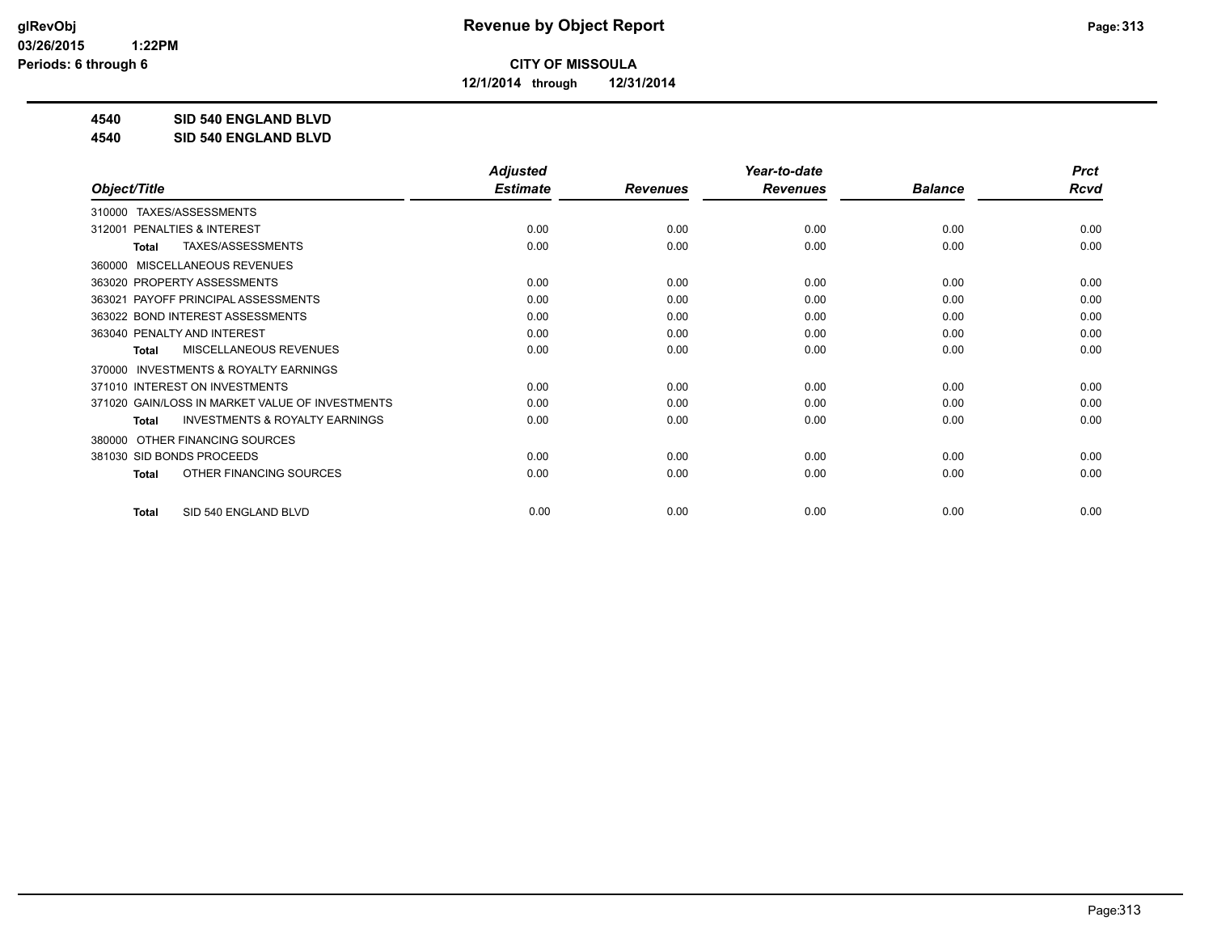**Revenue by Object Report**

**CITY OF MISSOULA**

**12/1/2014 through 12/31/2014**

glRevObj
03/26/2015 1:22PM
Periods: 6 through 6

**4540 SID 540 ENGLAND BLVD**

**4540 SID 540 ENGLAND BLVD**

| Object/Title | Adjusted Estimate | Revenues | Year-to-date Revenues | Balance | Prct Rcvd |
|---|---|---|---|---|---|
| 310000 TAXES/ASSESSMENTS | | | | | |
| 312001 PENALTIES & INTEREST | 0.00 | 0.00 | 0.00 | 0.00 | 0.00 |
| **Total** TAXES/ASSESSMENTS | 0.00 | 0.00 | 0.00 | 0.00 | 0.00 |
| 360000 MISCELLANEOUS REVENUES | | | | | |
| 363020 PROPERTY ASSESSMENTS | 0.00 | 0.00 | 0.00 | 0.00 | 0.00 |
| 363021 PAYOFF PRINCIPAL ASSESSMENTS | 0.00 | 0.00 | 0.00 | 0.00 | 0.00 |
| 363022 BOND INTEREST ASSESSMENTS | 0.00 | 0.00 | 0.00 | 0.00 | 0.00 |
| 363040 PENALTY AND INTEREST | 0.00 | 0.00 | 0.00 | 0.00 | 0.00 |
| **Total** MISCELLANEOUS REVENUES | 0.00 | 0.00 | 0.00 | 0.00 | 0.00 |
| 370000 INVESTMENTS & ROYALTY EARNINGS | | | | | |
| 371010 INTEREST ON INVESTMENTS | 0.00 | 0.00 | 0.00 | 0.00 | 0.00 |
| 371020 GAIN/LOSS IN MARKET VALUE OF INVESTMENTS | 0.00 | 0.00 | 0.00 | 0.00 | 0.00 |
| **Total** INVESTMENTS & ROYALTY EARNINGS | 0.00 | 0.00 | 0.00 | 0.00 | 0.00 |
| 380000 OTHER FINANCING SOURCES | | | | | |
| 381030 SID BONDS PROCEEDS | 0.00 | 0.00 | 0.00 | 0.00 | 0.00 |
| **Total** OTHER FINANCING SOURCES | 0.00 | 0.00 | 0.00 | 0.00 | 0.00 |
| **Total** SID 540 ENGLAND BLVD | 0.00 | 0.00 | 0.00 | 0.00 | 0.00 |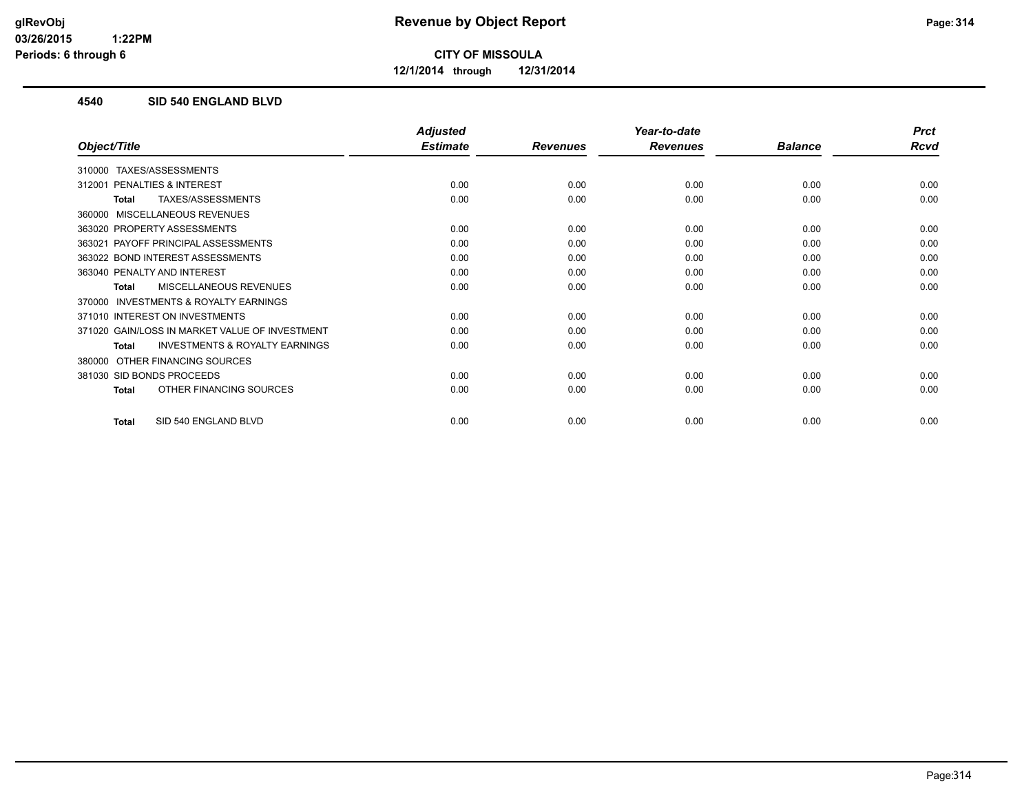**CITY OF MISSOULA**

**12/1/2014 through 12/31/2014**

## 4540 SID 540 ENGLAND BLVD

| Object/Title | Adjusted Estimate | Revenues | Year-to-date Revenues | Balance | Prct Rcvd |
|---|---|---|---|---|---|
| 310000 TAXES/ASSESSMENTS | | | | | |
| 312001 PENALTIES & INTEREST | 0.00 | 0.00 | 0.00 | 0.00 | 0.00 |
| **Total** TAXES/ASSESSMENTS | 0.00 | 0.00 | 0.00 | 0.00 | 0.00 |
| 360000 MISCELLANEOUS REVENUES | | | | | |
| 363020 PROPERTY ASSESSMENTS | 0.00 | 0.00 | 0.00 | 0.00 | 0.00 |
| 363021 PAYOFF PRINCIPAL ASSESSMENTS | 0.00 | 0.00 | 0.00 | 0.00 | 0.00 |
| 363022 BOND INTEREST ASSESSMENTS | 0.00 | 0.00 | 0.00 | 0.00 | 0.00 |
| 363040 PENALTY AND INTEREST | 0.00 | 0.00 | 0.00 | 0.00 | 0.00 |
| **Total** MISCELLANEOUS REVENUES | 0.00 | 0.00 | 0.00 | 0.00 | 0.00 |
| 370000 INVESTMENTS & ROYALTY EARNINGS | | | | | |
| 371010 INTEREST ON INVESTMENTS | 0.00 | 0.00 | 0.00 | 0.00 | 0.00 |
| 371020 GAIN/LOSS IN MARKET VALUE OF INVESTMENT | 0.00 | 0.00 | 0.00 | 0.00 | 0.00 |
| **Total** INVESTMENTS & ROYALTY EARNINGS | 0.00 | 0.00 | 0.00 | 0.00 | 0.00 |
| 380000 OTHER FINANCING SOURCES | | | | | |
| 381030 SID BONDS PROCEEDS | 0.00 | 0.00 | 0.00 | 0.00 | 0.00 |
| **Total** OTHER FINANCING SOURCES | 0.00 | 0.00 | 0.00 | 0.00 | 0.00 |
| **Total** SID 540 ENGLAND BLVD | 0.00 | 0.00 | 0.00 | 0.00 | 0.00 |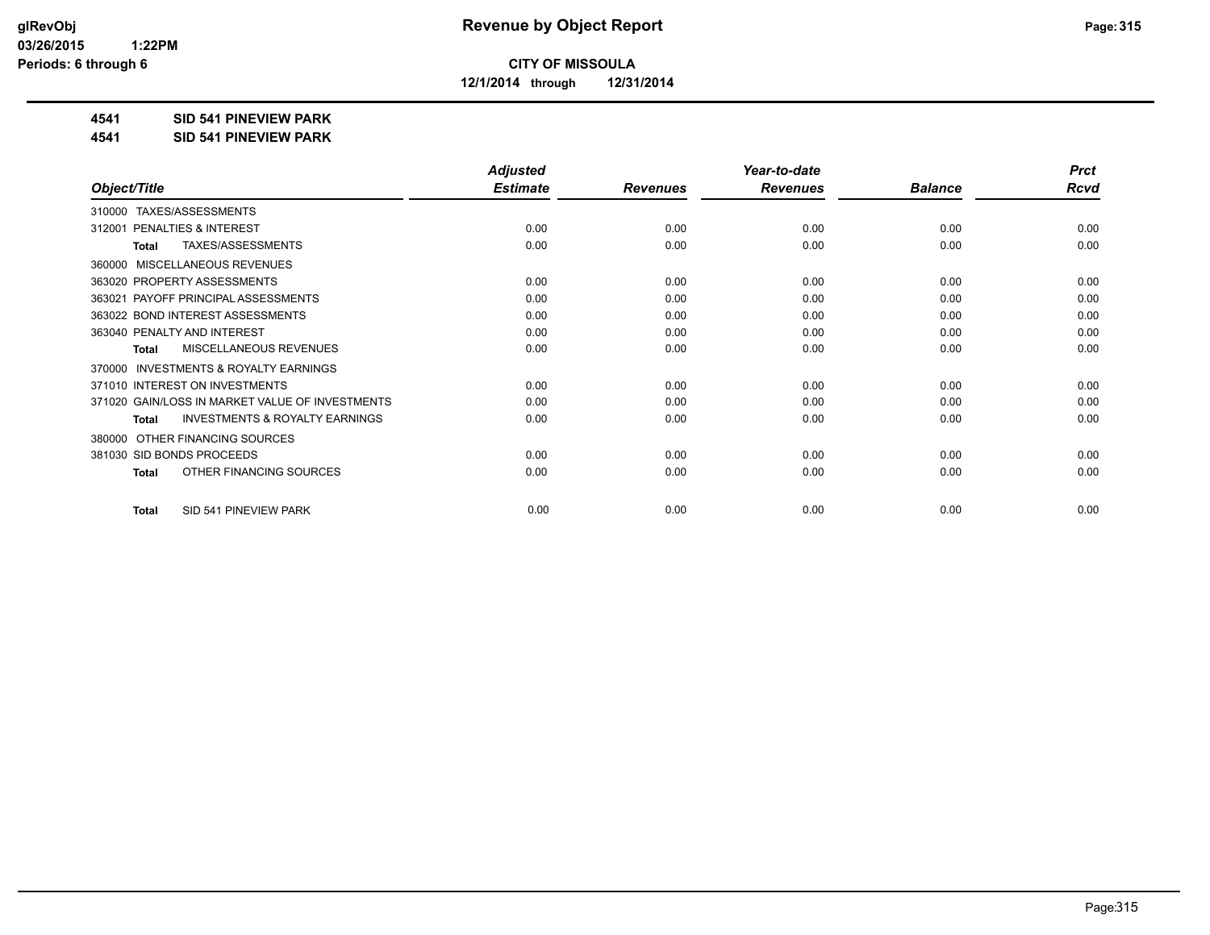# Revenue by Object Report

glRevObj
03/26/2015 1:22PM
Periods: 6 through 6

**CITY OF MISSOULA**

**12/1/2014 through 12/31/2014**

**4541 SID 541 PINEVIEW PARK**

**4541 SID 541 PINEVIEW PARK**

| Object/Title | Adjusted Estimate | Revenues | Year-to-date Revenues | Balance | Prct Rcvd |
|---|---|---|---|---|---|
| 310000 TAXES/ASSESSMENTS | | | | | |
| 312001 PENALTIES & INTEREST | 0.00 | 0.00 | 0.00 | 0.00 | 0.00 |
| **Total** TAXES/ASSESSMENTS | 0.00 | 0.00 | 0.00 | 0.00 | 0.00 |
| 360000 MISCELLANEOUS REVENUES | | | | | |
| 363020 PROPERTY ASSESSMENTS | 0.00 | 0.00 | 0.00 | 0.00 | 0.00 |
| 363021 PAYOFF PRINCIPAL ASSESSMENTS | 0.00 | 0.00 | 0.00 | 0.00 | 0.00 |
| 363022 BOND INTEREST ASSESSMENTS | 0.00 | 0.00 | 0.00 | 0.00 | 0.00 |
| 363040 PENALTY AND INTEREST | 0.00 | 0.00 | 0.00 | 0.00 | 0.00 |
| **Total** MISCELLANEOUS REVENUES | 0.00 | 0.00 | 0.00 | 0.00 | 0.00 |
| 370000 INVESTMENTS & ROYALTY EARNINGS | | | | | |
| 371010 INTEREST ON INVESTMENTS | 0.00 | 0.00 | 0.00 | 0.00 | 0.00 |
| 371020 GAIN/LOSS IN MARKET VALUE OF INVESTMENTS | 0.00 | 0.00 | 0.00 | 0.00 | 0.00 |
| **Total** INVESTMENTS & ROYALTY EARNINGS | 0.00 | 0.00 | 0.00 | 0.00 | 0.00 |
| 380000 OTHER FINANCING SOURCES | | | | | |
| 381030 SID BONDS PROCEEDS | 0.00 | 0.00 | 0.00 | 0.00 | 0.00 |
| **Total** OTHER FINANCING SOURCES | 0.00 | 0.00 | 0.00 | 0.00 | 0.00 |
| **Total** SID 541 PINEVIEW PARK | 0.00 | 0.00 | 0.00 | 0.00 | 0.00 |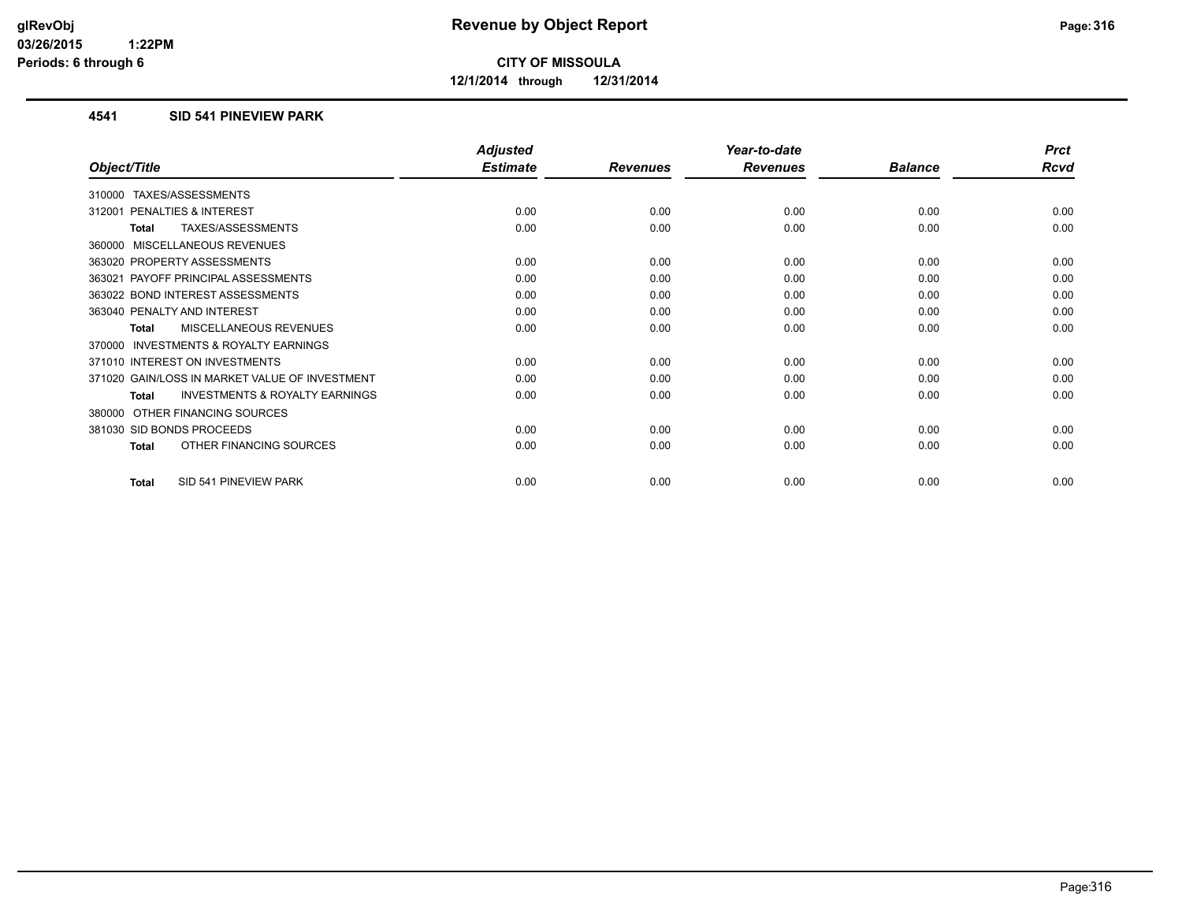**CITY OF MISSOULA**

**12/1/2014 through 12/31/2014**

## 4541 SID 541 PINEVIEW PARK

| Object/Title | Adjusted Estimate | Revenues | Year-to-date Revenues | Balance | Prct Rcvd |
|---|---|---|---|---|---|
| 310000 TAXES/ASSESSMENTS | | | | | |
| 312001 PENALTIES & INTEREST | 0.00 | 0.00 | 0.00 | 0.00 | 0.00 |
| **Total** TAXES/ASSESSMENTS | 0.00 | 0.00 | 0.00 | 0.00 | 0.00 |
| 360000 MISCELLANEOUS REVENUES | | | | | |
| 363020 PROPERTY ASSESSMENTS | 0.00 | 0.00 | 0.00 | 0.00 | 0.00 |
| 363021 PAYOFF PRINCIPAL ASSESSMENTS | 0.00 | 0.00 | 0.00 | 0.00 | 0.00 |
| 363022 BOND INTEREST ASSESSMENTS | 0.00 | 0.00 | 0.00 | 0.00 | 0.00 |
| 363040 PENALTY AND INTEREST | 0.00 | 0.00 | 0.00 | 0.00 | 0.00 |
| **Total** MISCELLANEOUS REVENUES | 0.00 | 0.00 | 0.00 | 0.00 | 0.00 |
| 370000 INVESTMENTS & ROYALTY EARNINGS | | | | | |
| 371010 INTEREST ON INVESTMENTS | 0.00 | 0.00 | 0.00 | 0.00 | 0.00 |
| 371020 GAIN/LOSS IN MARKET VALUE OF INVESTMENT | 0.00 | 0.00 | 0.00 | 0.00 | 0.00 |
| **Total** INVESTMENTS & ROYALTY EARNINGS | 0.00 | 0.00 | 0.00 | 0.00 | 0.00 |
| 380000 OTHER FINANCING SOURCES | | | | | |
| 381030 SID BONDS PROCEEDS | 0.00 | 0.00 | 0.00 | 0.00 | 0.00 |
| **Total** OTHER FINANCING SOURCES | 0.00 | 0.00 | 0.00 | 0.00 | 0.00 |
| **Total** SID 541 PINEVIEW PARK | 0.00 | 0.00 | 0.00 | 0.00 | 0.00 |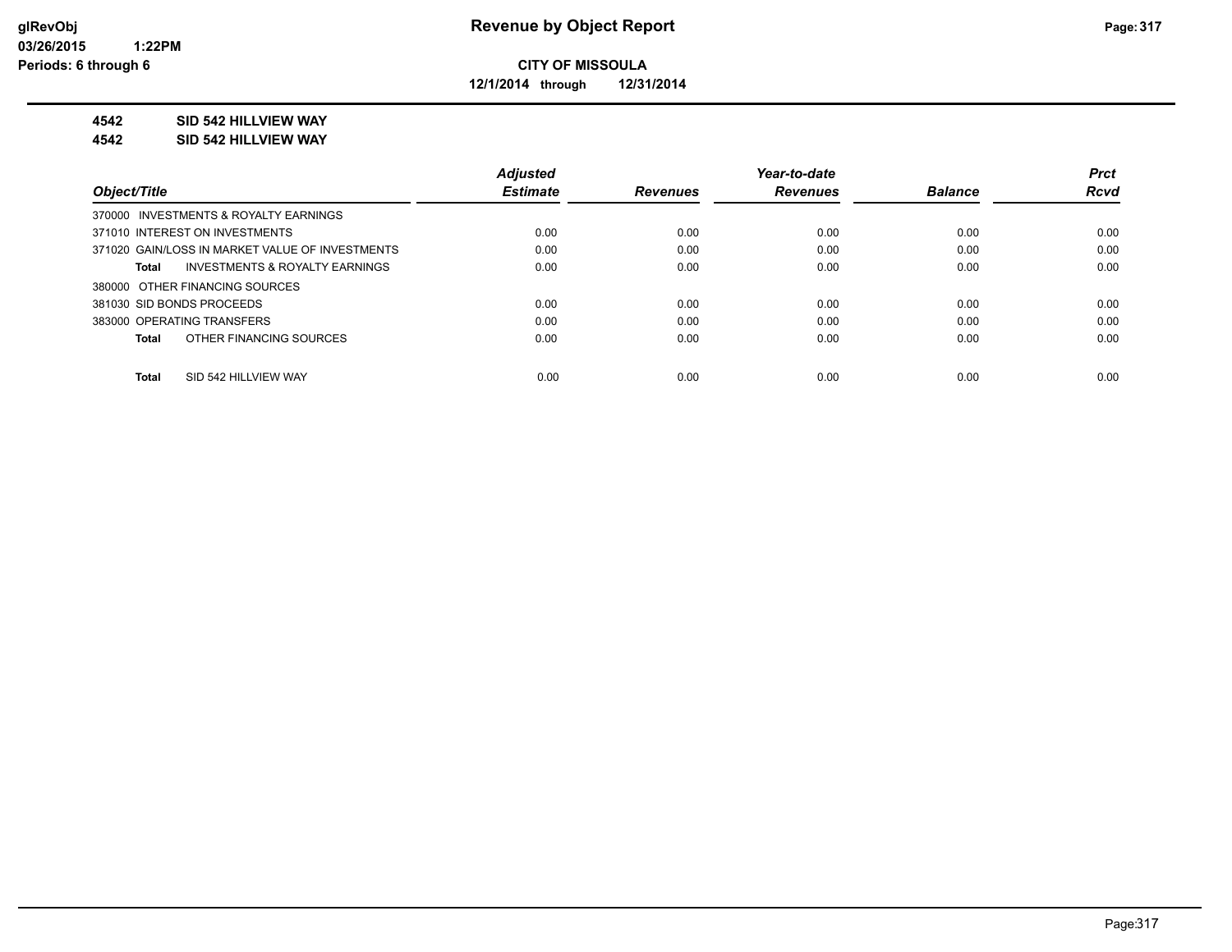# Revenue by Object Report

**CITY OF MISSOULA**

**12/1/2014 through 12/31/2014**

glRevObj
03/26/2015 1:22PM
Periods: 6 through 6

**4542 SID 542 HILLVIEW WAY**

**4542 SID 542 HILLVIEW WAY**

| Object/Title | Adjusted Estimate | Revenues | Year-to-date Revenues | Balance | Prct Rcvd |
|---|---|---|---|---|---|
| 370000 INVESTMENTS & ROYALTY EARNINGS | | | | | |
| 371010 INTEREST ON INVESTMENTS | 0.00 | 0.00 | 0.00 | 0.00 | 0.00 |
| 371020 GAIN/LOSS IN MARKET VALUE OF INVESTMENTS | 0.00 | 0.00 | 0.00 | 0.00 | 0.00 |
| **Total** INVESTMENTS & ROYALTY EARNINGS | 0.00 | 0.00 | 0.00 | 0.00 | 0.00 |
| 380000 OTHER FINANCING SOURCES | | | | | |
| 381030 SID BONDS PROCEEDS | 0.00 | 0.00 | 0.00 | 0.00 | 0.00 |
| 383000 OPERATING TRANSFERS | 0.00 | 0.00 | 0.00 | 0.00 | 0.00 |
| **Total** OTHER FINANCING SOURCES | 0.00 | 0.00 | 0.00 | 0.00 | 0.00 |
| **Total** SID 542 HILLVIEW WAY | 0.00 | 0.00 | 0.00 | 0.00 | 0.00 |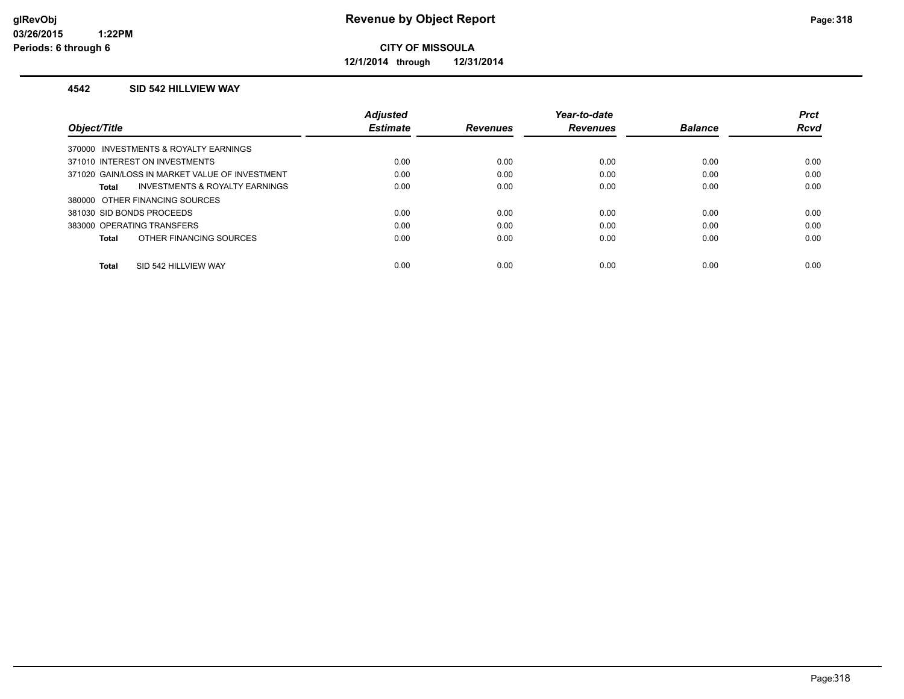**CITY OF MISSOULA**

**12/1/2014 through 12/31/2014**

## 4542 SID 542 HILLVIEW WAY

| Object/Title | Adjusted Estimate | Revenues | Year-to-date Revenues | Balance | Prct Rcvd |
|---|---|---|---|---|---|
| 370000 INVESTMENTS & ROYALTY EARNINGS | | | | | |
| 371010 INTEREST ON INVESTMENTS | 0.00 | 0.00 | 0.00 | 0.00 | 0.00 |
| 371020 GAIN/LOSS IN MARKET VALUE OF INVESTMENT | 0.00 | 0.00 | 0.00 | 0.00 | 0.00 |
| **Total** INVESTMENTS & ROYALTY EARNINGS | 0.00 | 0.00 | 0.00 | 0.00 | 0.00 |
| 380000 OTHER FINANCING SOURCES | | | | | |
| 381030 SID BONDS PROCEEDS | 0.00 | 0.00 | 0.00 | 0.00 | 0.00 |
| 383000 OPERATING TRANSFERS | 0.00 | 0.00 | 0.00 | 0.00 | 0.00 |
| **Total** OTHER FINANCING SOURCES | 0.00 | 0.00 | 0.00 | 0.00 | 0.00 |
| **Total** SID 542 HILLVIEW WAY | 0.00 | 0.00 | 0.00 | 0.00 | 0.00 |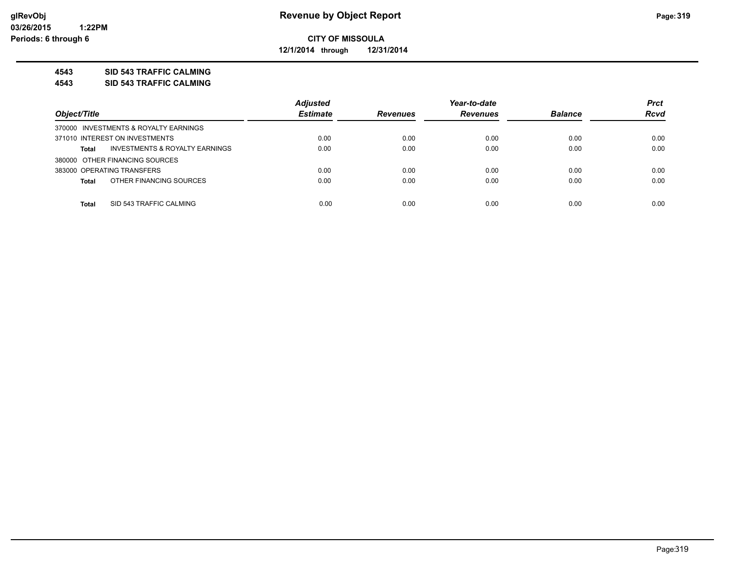**glRevObj**
**03/26/2015 1:22PM**
**Periods: 6 through 6**

# Revenue by Object Report

**CITY OF MISSOULA**

**12/1/2014 through 12/31/2014**

## 4543 SID 543 TRAFFIC CALMING
## 4543 SID 543 TRAFFIC CALMING

| Object/Title | Adjusted Estimate | Revenues | Year-to-date Revenues | Balance | Prct Rcvd |
|---|---|---|---|---|---|
| 370000 INVESTMENTS & ROYALTY EARNINGS | | | | | |
| 371010 INTEREST ON INVESTMENTS | 0.00 | 0.00 | 0.00 | 0.00 | 0.00 |
| **Total** INVESTMENTS & ROYALTY EARNINGS | 0.00 | 0.00 | 0.00 | 0.00 | 0.00 |
| 380000 OTHER FINANCING SOURCES | | | | | |
| 383000 OPERATING TRANSFERS | 0.00 | 0.00 | 0.00 | 0.00 | 0.00 |
| **Total** OTHER FINANCING SOURCES | 0.00 | 0.00 | 0.00 | 0.00 | 0.00 |
| **Total** SID 543 TRAFFIC CALMING | 0.00 | 0.00 | 0.00 | 0.00 | 0.00 |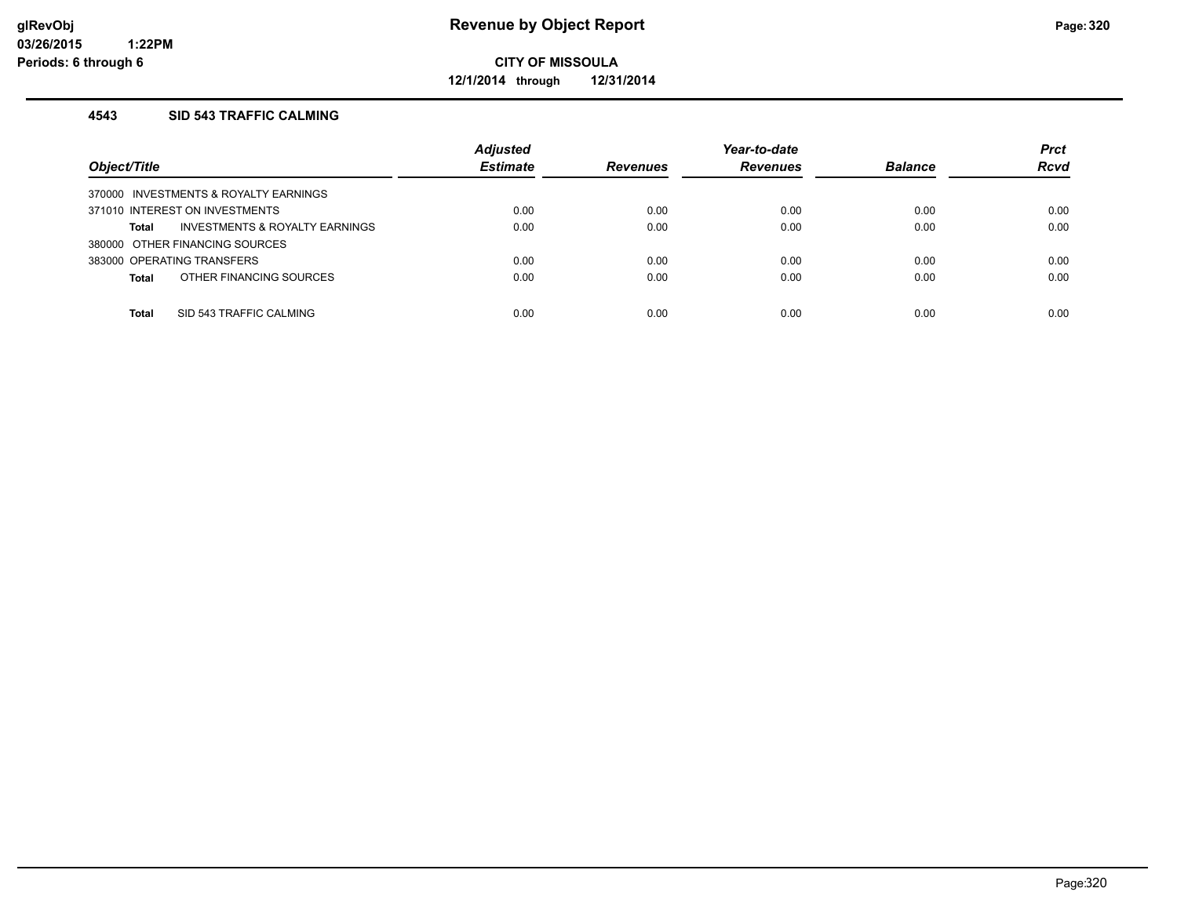# Revenue by Object Report

**CITY OF MISSOULA**

**12/1/2014 through 12/31/2014**

## 4543 SID 543 TRAFFIC CALMING

| Object/Title | Adjusted Estimate | Revenues | Year-to-date Revenues | Balance | Prct Rcvd |
|---|---|---|---|---|---|
| 370000 INVESTMENTS & ROYALTY EARNINGS | | | | | |
| 371010 INTEREST ON INVESTMENTS | 0.00 | 0.00 | 0.00 | 0.00 | 0.00 |
| **Total** INVESTMENTS & ROYALTY EARNINGS | 0.00 | 0.00 | 0.00 | 0.00 | 0.00 |
| 380000 OTHER FINANCING SOURCES | | | | | |
| 383000 OPERATING TRANSFERS | 0.00 | 0.00 | 0.00 | 0.00 | 0.00 |
| **Total** OTHER FINANCING SOURCES | 0.00 | 0.00 | 0.00 | 0.00 | 0.00 |
| **Total** SID 543 TRAFFIC CALMING | 0.00 | 0.00 | 0.00 | 0.00 | 0.00 |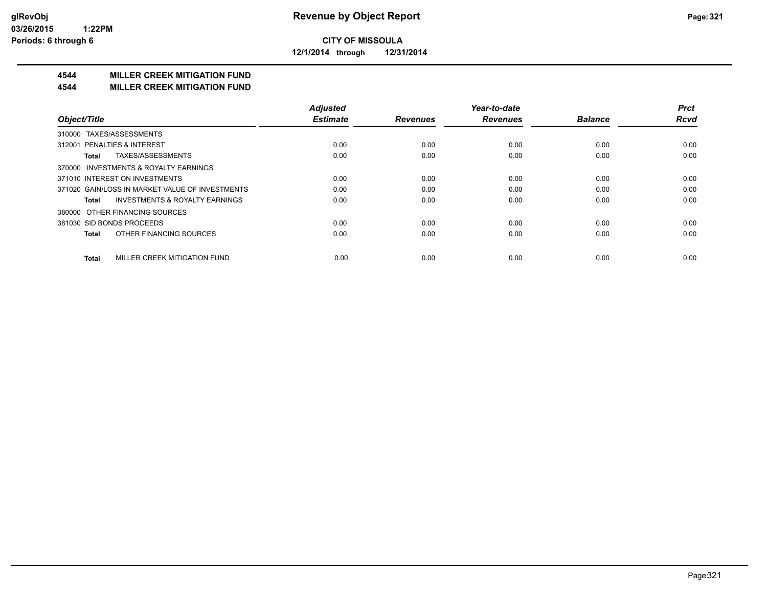**Revenue by Object Report**

**CITY OF MISSOULA**

**12/1/2014 through 12/31/2014**

glRevObj
03/26/2015 1:22PM
Periods: 6 through 6

## 4544 MILLER CREEK MITIGATION FUND
## 4544 MILLER CREEK MITIGATION FUND

| Object/Title | Adjusted Estimate | Revenues | Year-to-date Revenues | Balance | Prct Rcvd |
|---|---|---|---|---|---|
| 310000 TAXES/ASSESSMENTS | | | | | |
| 312001 PENALTIES & INTEREST | 0.00 | 0.00 | 0.00 | 0.00 | 0.00 |
| **Total** TAXES/ASSESSMENTS | 0.00 | 0.00 | 0.00 | 0.00 | 0.00 |
| 370000 INVESTMENTS & ROYALTY EARNINGS | | | | | |
| 371010 INTEREST ON INVESTMENTS | 0.00 | 0.00 | 0.00 | 0.00 | 0.00 |
| 371020 GAIN/LOSS IN MARKET VALUE OF INVESTMENTS | 0.00 | 0.00 | 0.00 | 0.00 | 0.00 |
| **Total** INVESTMENTS & ROYALTY EARNINGS | 0.00 | 0.00 | 0.00 | 0.00 | 0.00 |
| 380000 OTHER FINANCING SOURCES | | | | | |
| 381030 SID BONDS PROCEEDS | 0.00 | 0.00 | 0.00 | 0.00 | 0.00 |
| **Total** OTHER FINANCING SOURCES | 0.00 | 0.00 | 0.00 | 0.00 | 0.00 |
| **Total** MILLER CREEK MITIGATION FUND | 0.00 | 0.00 | 0.00 | 0.00 | 0.00 |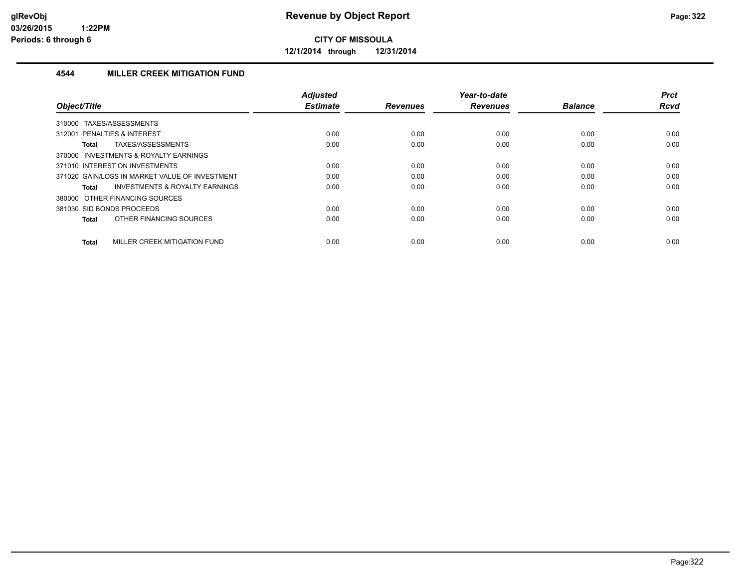# Revenue by Object Report

**CITY OF MISSOULA**

**12/1/2014 through 12/31/2014**

glRevObj
03/26/2015 1:22PM
Periods: 6 through 6

## 4544 MILLER CREEK MITIGATION FUND

| Object/Title | Adjusted Estimate | Revenues | Year-to-date Revenues | Balance | Prct Rcvd |
|---|---|---|---|---|---|
| 310000 TAXES/ASSESSMENTS | | | | | |
| 312001 PENALTIES & INTEREST | 0.00 | 0.00 | 0.00 | 0.00 | 0.00 |
| **Total** TAXES/ASSESSMENTS | 0.00 | 0.00 | 0.00 | 0.00 | 0.00 |
| 370000 INVESTMENTS & ROYALTY EARNINGS | | | | | |
| 371010 INTEREST ON INVESTMENTS | 0.00 | 0.00 | 0.00 | 0.00 | 0.00 |
| 371020 GAIN/LOSS IN MARKET VALUE OF INVESTMENT | 0.00 | 0.00 | 0.00 | 0.00 | 0.00 |
| **Total** INVESTMENTS & ROYALTY EARNINGS | 0.00 | 0.00 | 0.00 | 0.00 | 0.00 |
| 380000 OTHER FINANCING SOURCES | | | | | |
| 381030 SID BONDS PROCEEDS | 0.00 | 0.00 | 0.00 | 0.00 | 0.00 |
| **Total** OTHER FINANCING SOURCES | 0.00 | 0.00 | 0.00 | 0.00 | 0.00 |
| **Total** MILLER CREEK MITIGATION FUND | 0.00 | 0.00 | 0.00 | 0.00 | 0.00 |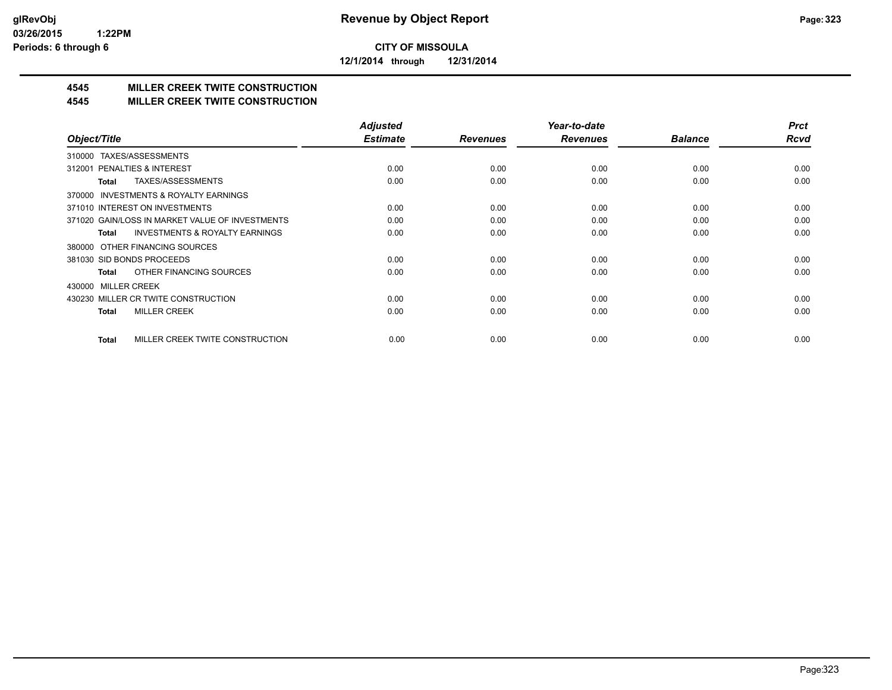**CITY OF MISSOULA**

**12/1/2014 through 12/31/2014**

## 4545 MILLER CREEK TWITE CONSTRUCTION

## 4545 MILLER CREEK TWITE CONSTRUCTION

| Object/Title | Adjusted Estimate | Revenues | Year-to-date Revenues | Balance | Prct Rcvd |
|---|---|---|---|---|---|
| 310000 TAXES/ASSESSMENTS | | | | | |
| 312001 PENALTIES & INTEREST | 0.00 | 0.00 | 0.00 | 0.00 | 0.00 |
| **Total** TAXES/ASSESSMENTS | 0.00 | 0.00 | 0.00 | 0.00 | 0.00 |
| 370000 INVESTMENTS & ROYALTY EARNINGS | | | | | |
| 371010 INTEREST ON INVESTMENTS | 0.00 | 0.00 | 0.00 | 0.00 | 0.00 |
| 371020 GAIN/LOSS IN MARKET VALUE OF INVESTMENTS | 0.00 | 0.00 | 0.00 | 0.00 | 0.00 |
| **Total** INVESTMENTS & ROYALTY EARNINGS | 0.00 | 0.00 | 0.00 | 0.00 | 0.00 |
| 380000 OTHER FINANCING SOURCES | | | | | |
| 381030 SID BONDS PROCEEDS | 0.00 | 0.00 | 0.00 | 0.00 | 0.00 |
| **Total** OTHER FINANCING SOURCES | 0.00 | 0.00 | 0.00 | 0.00 | 0.00 |
| 430000 MILLER CREEK | | | | | |
| 430230 MILLER CR TWITE CONSTRUCTION | 0.00 | 0.00 | 0.00 | 0.00 | 0.00 |
| **Total** MILLER CREEK | 0.00 | 0.00 | 0.00 | 0.00 | 0.00 |
| **Total** MILLER CREEK TWITE CONSTRUCTION | 0.00 | 0.00 | 0.00 | 0.00 | 0.00 |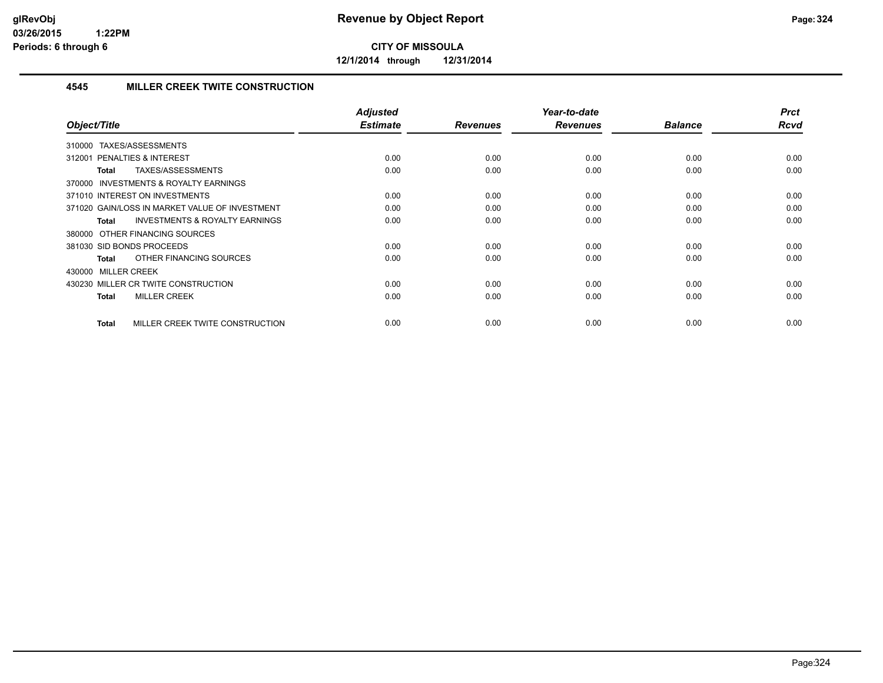# Revenue by Object Report

**CITY OF MISSOULA**

**12/1/2014 through 12/31/2014**

glRevObj
03/26/2015 1:22PM
Periods: 6 through 6

## 4545 MILLER CREEK TWITE CONSTRUCTION

| Object/Title | Adjusted Estimate | Revenues | Year-to-date Revenues | Balance | Prct Rcvd |
|---|---|---|---|---|---|
| 310000 TAXES/ASSESSMENTS | | | | | |
| 312001 PENALTIES & INTEREST | 0.00 | 0.00 | 0.00 | 0.00 | 0.00 |
| **Total** TAXES/ASSESSMENTS | 0.00 | 0.00 | 0.00 | 0.00 | 0.00 |
| 370000 INVESTMENTS & ROYALTY EARNINGS | | | | | |
| 371010 INTEREST ON INVESTMENTS | 0.00 | 0.00 | 0.00 | 0.00 | 0.00 |
| 371020 GAIN/LOSS IN MARKET VALUE OF INVESTMENT | 0.00 | 0.00 | 0.00 | 0.00 | 0.00 |
| **Total** INVESTMENTS & ROYALTY EARNINGS | 0.00 | 0.00 | 0.00 | 0.00 | 0.00 |
| 380000 OTHER FINANCING SOURCES | | | | | |
| 381030 SID BONDS PROCEEDS | 0.00 | 0.00 | 0.00 | 0.00 | 0.00 |
| **Total** OTHER FINANCING SOURCES | 0.00 | 0.00 | 0.00 | 0.00 | 0.00 |
| 430000 MILLER CREEK | | | | | |
| 430230 MILLER CR TWITE CONSTRUCTION | 0.00 | 0.00 | 0.00 | 0.00 | 0.00 |
| **Total** MILLER CREEK | 0.00 | 0.00 | 0.00 | 0.00 | 0.00 |
| **Total** MILLER CREEK TWITE CONSTRUCTION | 0.00 | 0.00 | 0.00 | 0.00 | 0.00 |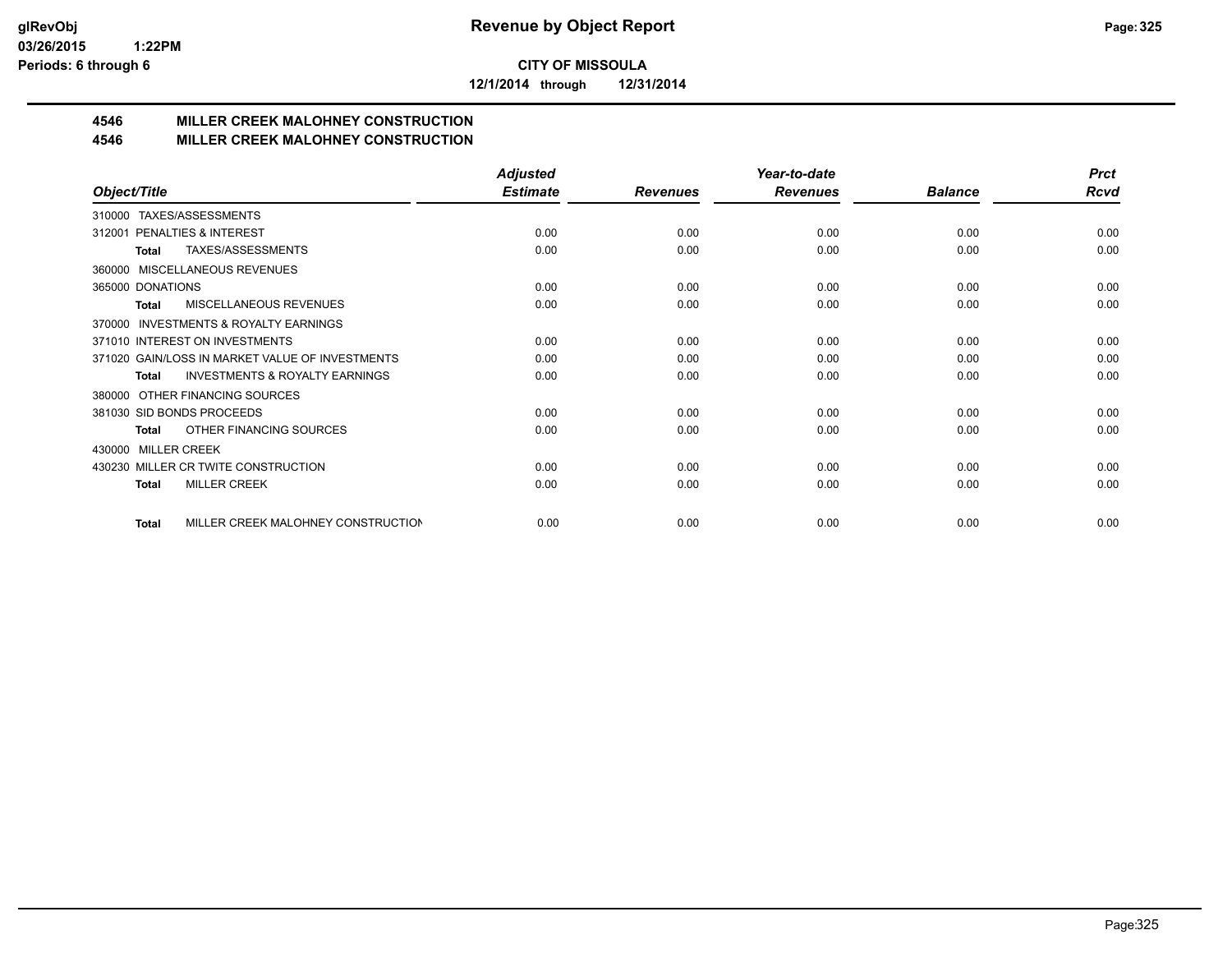**CITY OF MISSOULA**

**12/1/2014 through 12/31/2014**

# 4546 MILLER CREEK MALOHNEY CONSTRUCTION
# 4546 MILLER CREEK MALOHNEY CONSTRUCTION

| Object/Title | Adjusted Estimate | Revenues | Year-to-date Revenues | Balance | Prct Rcvd |
|---|---|---|---|---|---|
| 310000 TAXES/ASSESSMENTS | | | | | |
| 312001 PENALTIES & INTEREST | 0.00 | 0.00 | 0.00 | 0.00 | 0.00 |
| **Total** TAXES/ASSESSMENTS | 0.00 | 0.00 | 0.00 | 0.00 | 0.00 |
| 360000 MISCELLANEOUS REVENUES | | | | | |
| 365000 DONATIONS | 0.00 | 0.00 | 0.00 | 0.00 | 0.00 |
| **Total** MISCELLANEOUS REVENUES | 0.00 | 0.00 | 0.00 | 0.00 | 0.00 |
| 370000 INVESTMENTS & ROYALTY EARNINGS | | | | | |
| 371010 INTEREST ON INVESTMENTS | 0.00 | 0.00 | 0.00 | 0.00 | 0.00 |
| 371020 GAIN/LOSS IN MARKET VALUE OF INVESTMENTS | 0.00 | 0.00 | 0.00 | 0.00 | 0.00 |
| **Total** INVESTMENTS & ROYALTY EARNINGS | 0.00 | 0.00 | 0.00 | 0.00 | 0.00 |
| 380000 OTHER FINANCING SOURCES | | | | | |
| 381030 SID BONDS PROCEEDS | 0.00 | 0.00 | 0.00 | 0.00 | 0.00 |
| **Total** OTHER FINANCING SOURCES | 0.00 | 0.00 | 0.00 | 0.00 | 0.00 |
| 430000 MILLER CREEK | | | | | |
| 430230 MILLER CR TWITE CONSTRUCTION | 0.00 | 0.00 | 0.00 | 0.00 | 0.00 |
| **Total** MILLER CREEK | 0.00 | 0.00 | 0.00 | 0.00 | 0.00 |
| **Total** MILLER CREEK MALOHNEY CONSTRUCTION | 0.00 | 0.00 | 0.00 | 0.00 | 0.00 |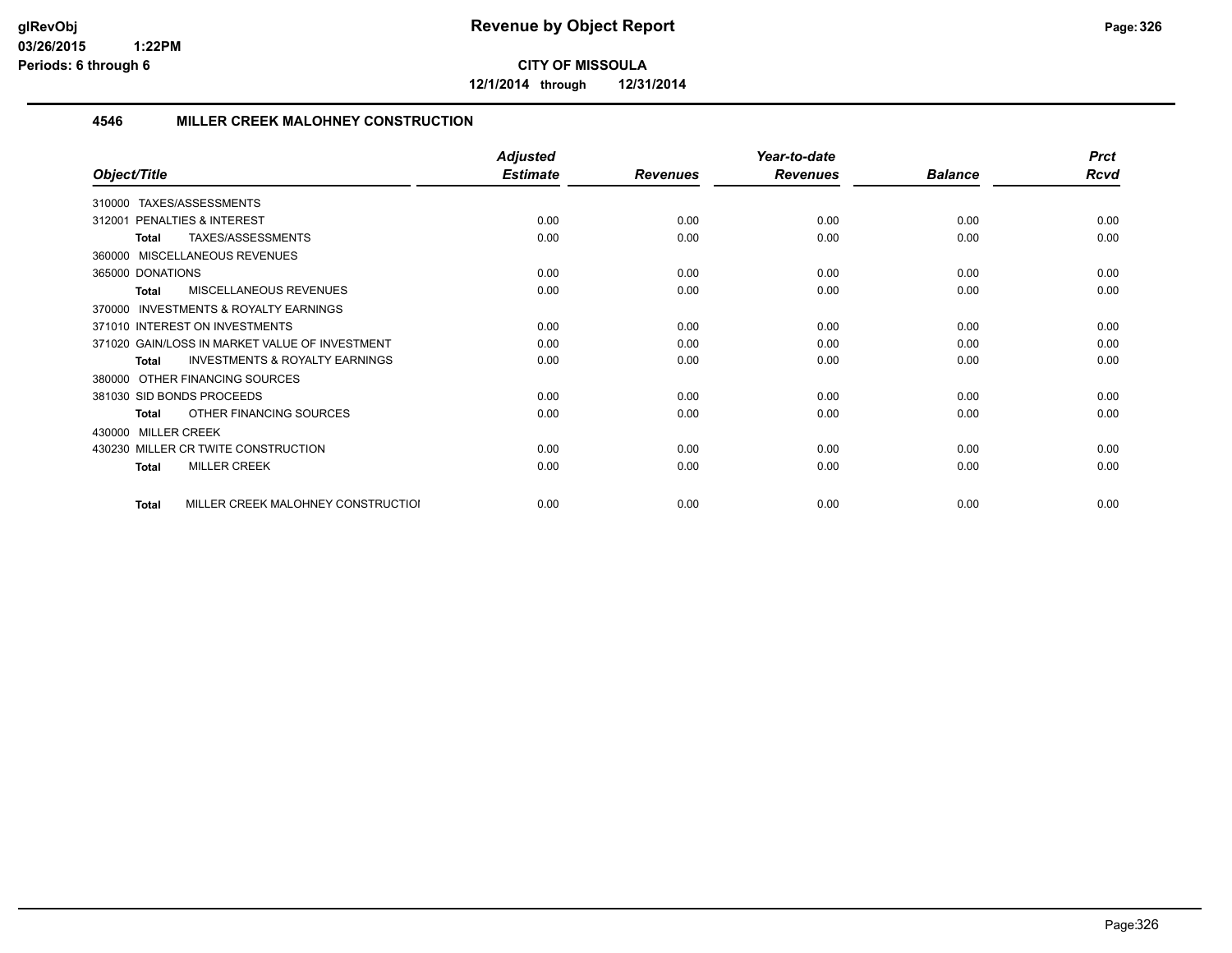**CITY OF MISSOULA**

**12/1/2014 through 12/31/2014**

### 4546 MILLER CREEK MALOHNEY CONSTRUCTION

| Object/Title | Adjusted Estimate | Revenues | Year-to-date Revenues | Balance | Prct Rcvd |
|---|---|---|---|---|---|
| 310000 TAXES/ASSESSMENTS | | | | | |
| 312001 PENALTIES & INTEREST | 0.00 | 0.00 | 0.00 | 0.00 | 0.00 |
| **Total** TAXES/ASSESSMENTS | 0.00 | 0.00 | 0.00 | 0.00 | 0.00 |
| 360000 MISCELLANEOUS REVENUES | | | | | |
| 365000 DONATIONS | 0.00 | 0.00 | 0.00 | 0.00 | 0.00 |
| **Total** MISCELLANEOUS REVENUES | 0.00 | 0.00 | 0.00 | 0.00 | 0.00 |
| 370000 INVESTMENTS & ROYALTY EARNINGS | | | | | |
| 371010 INTEREST ON INVESTMENTS | 0.00 | 0.00 | 0.00 | 0.00 | 0.00 |
| 371020 GAIN/LOSS IN MARKET VALUE OF INVESTMENT | 0.00 | 0.00 | 0.00 | 0.00 | 0.00 |
| **Total** INVESTMENTS & ROYALTY EARNINGS | 0.00 | 0.00 | 0.00 | 0.00 | 0.00 |
| 380000 OTHER FINANCING SOURCES | | | | | |
| 381030 SID BONDS PROCEEDS | 0.00 | 0.00 | 0.00 | 0.00 | 0.00 |
| **Total** OTHER FINANCING SOURCES | 0.00 | 0.00 | 0.00 | 0.00 | 0.00 |
| 430000 MILLER CREEK | | | | | |
| 430230 MILLER CR TWITE CONSTRUCTION | 0.00 | 0.00 | 0.00 | 0.00 | 0.00 |
| **Total** MILLER CREEK | 0.00 | 0.00 | 0.00 | 0.00 | 0.00 |
| **Total** MILLER CREEK MALOHNEY CONSTRUCTIOI | 0.00 | 0.00 | 0.00 | 0.00 | 0.00 |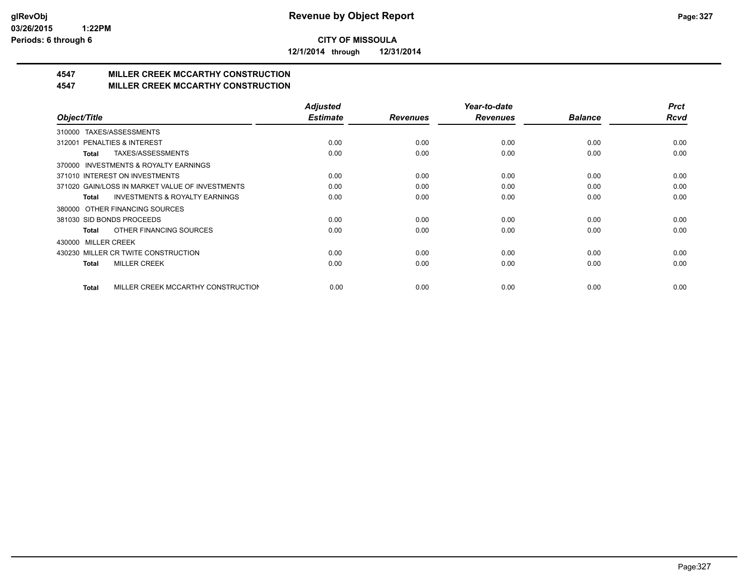**CITY OF MISSOULA**

**12/1/2014 through 12/31/2014**

## 4547 MILLER CREEK MCCARTHY CONSTRUCTION

## 4547 MILLER CREEK MCCARTHY CONSTRUCTION

| Object/Title | Adjusted Estimate | Revenues | Year-to-date Revenues | Balance | Prct Rcvd |
|---|---|---|---|---|---|
| 310000 TAXES/ASSESSMENTS | | | | | |
| 312001 PENALTIES & INTEREST | 0.00 | 0.00 | 0.00 | 0.00 | 0.00 |
| **Total** TAXES/ASSESSMENTS | 0.00 | 0.00 | 0.00 | 0.00 | 0.00 |
| 370000 INVESTMENTS & ROYALTY EARNINGS | | | | | |
| 371010 INTEREST ON INVESTMENTS | 0.00 | 0.00 | 0.00 | 0.00 | 0.00 |
| 371020 GAIN/LOSS IN MARKET VALUE OF INVESTMENTS | 0.00 | 0.00 | 0.00 | 0.00 | 0.00 |
| **Total** INVESTMENTS & ROYALTY EARNINGS | 0.00 | 0.00 | 0.00 | 0.00 | 0.00 |
| 380000 OTHER FINANCING SOURCES | | | | | |
| 381030 SID BONDS PROCEEDS | 0.00 | 0.00 | 0.00 | 0.00 | 0.00 |
| **Total** OTHER FINANCING SOURCES | 0.00 | 0.00 | 0.00 | 0.00 | 0.00 |
| 430000 MILLER CREEK | | | | | |
| 430230 MILLER CR TWITE CONSTRUCTION | 0.00 | 0.00 | 0.00 | 0.00 | 0.00 |
| **Total** MILLER CREEK | 0.00 | 0.00 | 0.00 | 0.00 | 0.00 |
| **Total** MILLER CREEK MCCARTHY CONSTRUCTION | 0.00 | 0.00 | 0.00 | 0.00 | 0.00 |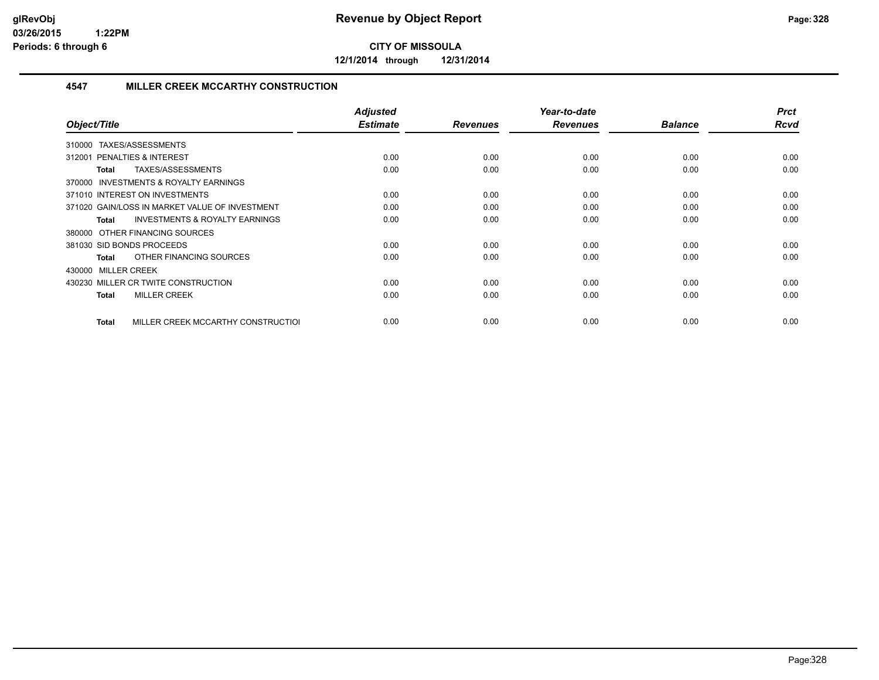# Revenue by Object Report

**CITY OF MISSOULA**

**12/1/2014 through 12/31/2014**

### 4547 MILLER CREEK MCCARTHY CONSTRUCTION

| Object/Title | Adjusted Estimate | Revenues | Year-to-date Revenues | Balance | Prct Rcvd |
|---|---|---|---|---|---|
| 310000 TAXES/ASSESSMENTS | | | | | |
| 312001 PENALTIES & INTEREST | 0.00 | 0.00 | 0.00 | 0.00 | 0.00 |
| **Total** TAXES/ASSESSMENTS | 0.00 | 0.00 | 0.00 | 0.00 | 0.00 |
| 370000 INVESTMENTS & ROYALTY EARNINGS | | | | | |
| 371010 INTEREST ON INVESTMENTS | 0.00 | 0.00 | 0.00 | 0.00 | 0.00 |
| 371020 GAIN/LOSS IN MARKET VALUE OF INVESTMENT | 0.00 | 0.00 | 0.00 | 0.00 | 0.00 |
| **Total** INVESTMENTS & ROYALTY EARNINGS | 0.00 | 0.00 | 0.00 | 0.00 | 0.00 |
| 380000 OTHER FINANCING SOURCES | | | | | |
| 381030 SID BONDS PROCEEDS | 0.00 | 0.00 | 0.00 | 0.00 | 0.00 |
| **Total** OTHER FINANCING SOURCES | 0.00 | 0.00 | 0.00 | 0.00 | 0.00 |
| 430000 MILLER CREEK | | | | | |
| 430230 MILLER CR TWITE CONSTRUCTION | 0.00 | 0.00 | 0.00 | 0.00 | 0.00 |
| **Total** MILLER CREEK | 0.00 | 0.00 | 0.00 | 0.00 | 0.00 |
| **Total** MILLER CREEK MCCARTHY CONSTRUCTIOI | 0.00 | 0.00 | 0.00 | 0.00 | 0.00 |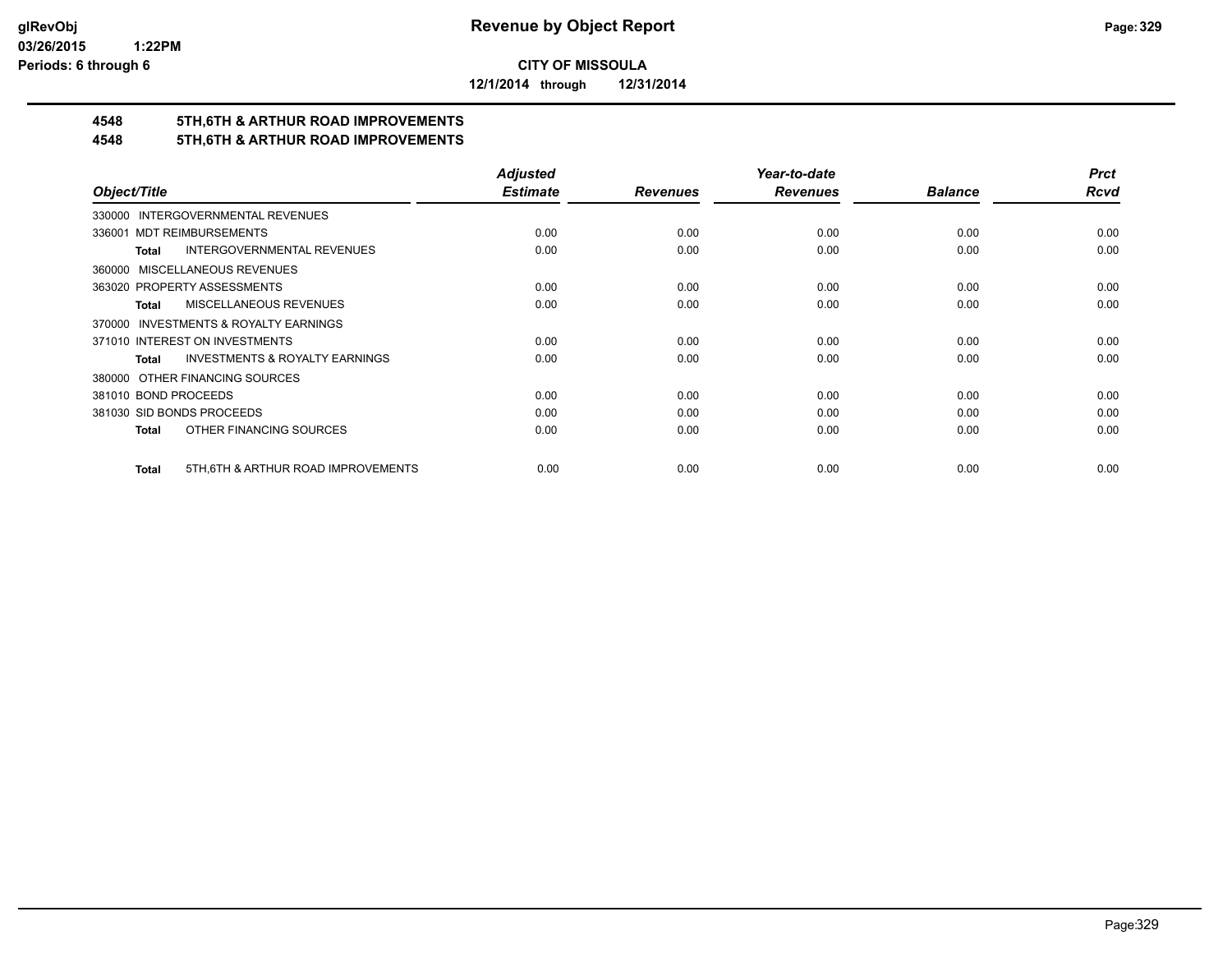**CITY OF MISSOULA**

**12/1/2014 through 12/31/2014**

## 4548 5TH,6TH & ARTHUR ROAD IMPROVEMENTS
## 4548 5TH,6TH & ARTHUR ROAD IMPROVEMENTS

| Object/Title | Adjusted Estimate | Revenues | Year-to-date Revenues | Balance | Prct Rcvd |
|---|---|---|---|---|---|
| 330000 INTERGOVERNMENTAL REVENUES | | | | | |
| 336001 MDT REIMBURSEMENTS | 0.00 | 0.00 | 0.00 | 0.00 | 0.00 |
| **Total** INTERGOVERNMENTAL REVENUES | 0.00 | 0.00 | 0.00 | 0.00 | 0.00 |
| 360000 MISCELLANEOUS REVENUES | | | | | |
| 363020 PROPERTY ASSESSMENTS | 0.00 | 0.00 | 0.00 | 0.00 | 0.00 |
| **Total** MISCELLANEOUS REVENUES | 0.00 | 0.00 | 0.00 | 0.00 | 0.00 |
| 370000 INVESTMENTS & ROYALTY EARNINGS | | | | | |
| 371010 INTEREST ON INVESTMENTS | 0.00 | 0.00 | 0.00 | 0.00 | 0.00 |
| **Total** INVESTMENTS & ROYALTY EARNINGS | 0.00 | 0.00 | 0.00 | 0.00 | 0.00 |
| 380000 OTHER FINANCING SOURCES | | | | | |
| 381010 BOND PROCEEDS | 0.00 | 0.00 | 0.00 | 0.00 | 0.00 |
| 381030 SID BONDS PROCEEDS | 0.00 | 0.00 | 0.00 | 0.00 | 0.00 |
| **Total** OTHER FINANCING SOURCES | 0.00 | 0.00 | 0.00 | 0.00 | 0.00 |
| **Total** 5TH,6TH & ARTHUR ROAD IMPROVEMENTS | 0.00 | 0.00 | 0.00 | 0.00 | 0.00 |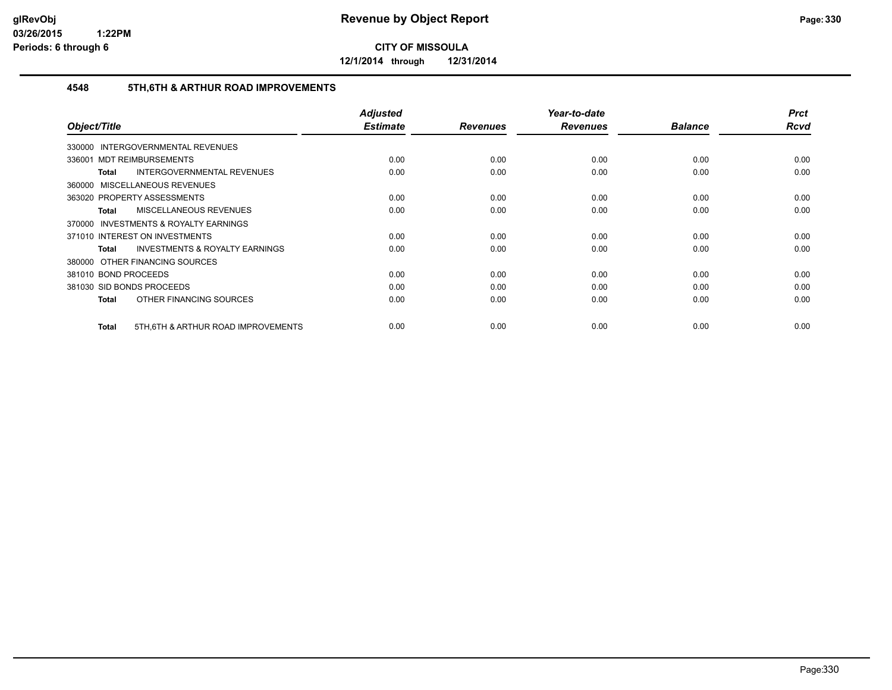**CITY OF MISSOULA**

**12/1/2014 through 12/31/2014**

### 4548 5TH,6TH & ARTHUR ROAD IMPROVEMENTS

| Object/Title | Adjusted Estimate | Revenues | Year-to-date Revenues | Balance | Prct Rcvd |
|---|---|---|---|---|---|
| 330000 INTERGOVERNMENTAL REVENUES | | | | | |
| 336001 MDT REIMBURSEMENTS | 0.00 | 0.00 | 0.00 | 0.00 | 0.00 |
| **Total** INTERGOVERNMENTAL REVENUES | 0.00 | 0.00 | 0.00 | 0.00 | 0.00 |
| 360000 MISCELLANEOUS REVENUES | | | | | |
| 363020 PROPERTY ASSESSMENTS | 0.00 | 0.00 | 0.00 | 0.00 | 0.00 |
| **Total** MISCELLANEOUS REVENUES | 0.00 | 0.00 | 0.00 | 0.00 | 0.00 |
| 370000 INVESTMENTS & ROYALTY EARNINGS | | | | | |
| 371010 INTEREST ON INVESTMENTS | 0.00 | 0.00 | 0.00 | 0.00 | 0.00 |
| **Total** INVESTMENTS & ROYALTY EARNINGS | 0.00 | 0.00 | 0.00 | 0.00 | 0.00 |
| 380000 OTHER FINANCING SOURCES | | | | | |
| 381010 BOND PROCEEDS | 0.00 | 0.00 | 0.00 | 0.00 | 0.00 |
| 381030 SID BONDS PROCEEDS | 0.00 | 0.00 | 0.00 | 0.00 | 0.00 |
| **Total** OTHER FINANCING SOURCES | 0.00 | 0.00 | 0.00 | 0.00 | 0.00 |
| **Total** 5TH,6TH & ARTHUR ROAD IMPROVEMENTS | 0.00 | 0.00 | 0.00 | 0.00 | 0.00 |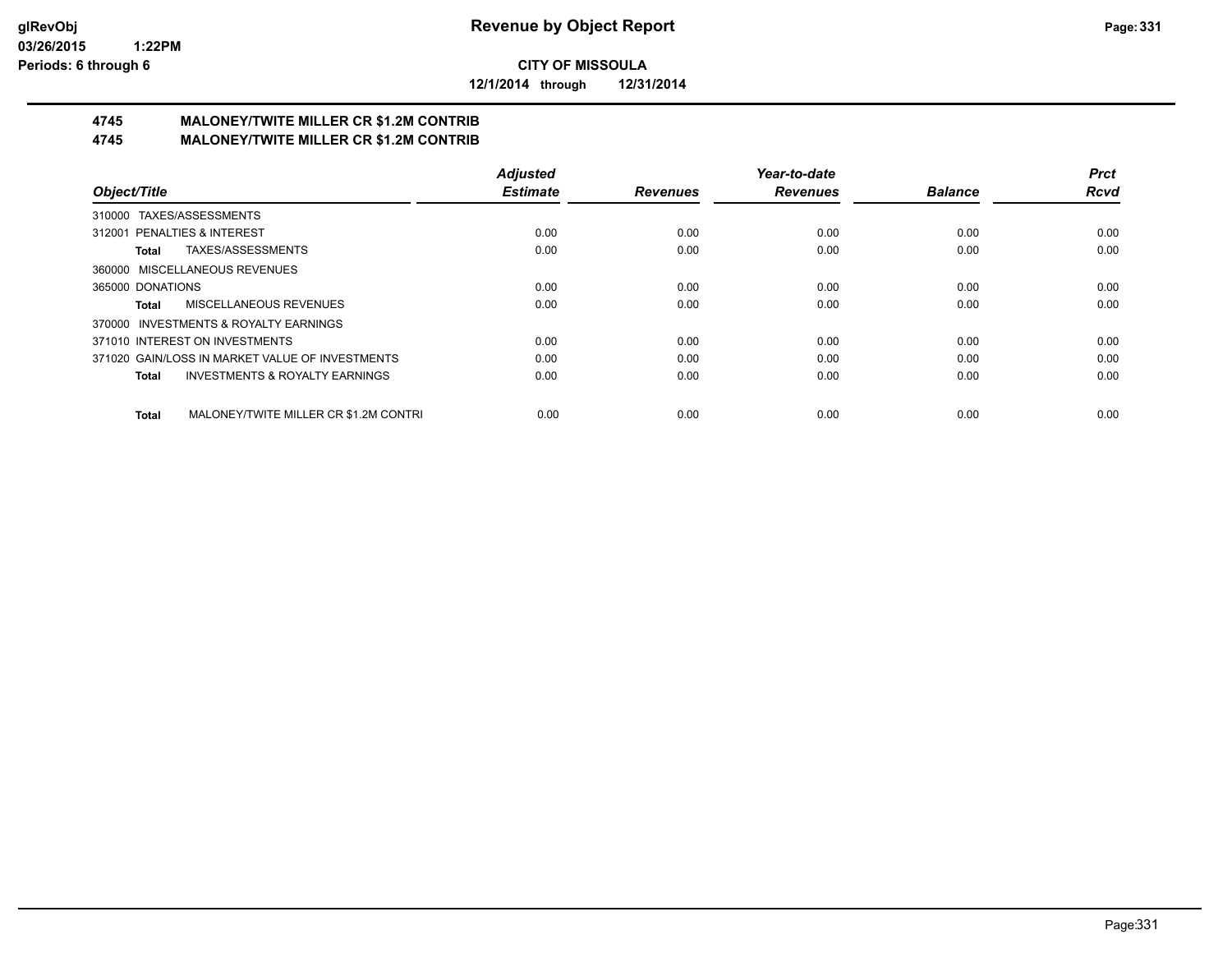**glRevObj**
**03/26/2015 1:22PM**
**Periods: 6 through 6**

# Revenue by Object Report

**CITY OF MISSOULA**

**12/1/2014 through 12/31/2014**

## 4745 MALONEY/TWITE MILLER CR $1.2M CONTRIB
## 4745 MALONEY/TWITE MILLER CR $1.2M CONTRIB

| Object/Title | Adjusted Estimate | Revenues | Year-to-date Revenues | Balance | Prct Rcvd |
|---|---|---|---|---|---|
| 310000 TAXES/ASSESSMENTS | | | | | |
| 312001 PENALTIES & INTEREST | 0.00 | 0.00 | 0.00 | 0.00 | 0.00 |
| **Total** TAXES/ASSESSMENTS | 0.00 | 0.00 | 0.00 | 0.00 | 0.00 |
| 360000 MISCELLANEOUS REVENUES | | | | | |
| 365000 DONATIONS | 0.00 | 0.00 | 0.00 | 0.00 | 0.00 |
| **Total** MISCELLANEOUS REVENUES | 0.00 | 0.00 | 0.00 | 0.00 | 0.00 |
| 370000 INVESTMENTS & ROYALTY EARNINGS | | | | | |
| 371010 INTEREST ON INVESTMENTS | 0.00 | 0.00 | 0.00 | 0.00 | 0.00 |
| 371020 GAIN/LOSS IN MARKET VALUE OF INVESTMENTS | 0.00 | 0.00 | 0.00 | 0.00 | 0.00 |
| **Total** INVESTMENTS & ROYALTY EARNINGS | 0.00 | 0.00 | 0.00 | 0.00 | 0.00 |
| **Total** MALONEY/TWITE MILLER CR $1.2M CONTRI | 0.00 | 0.00 | 0.00 | 0.00 | 0.00 |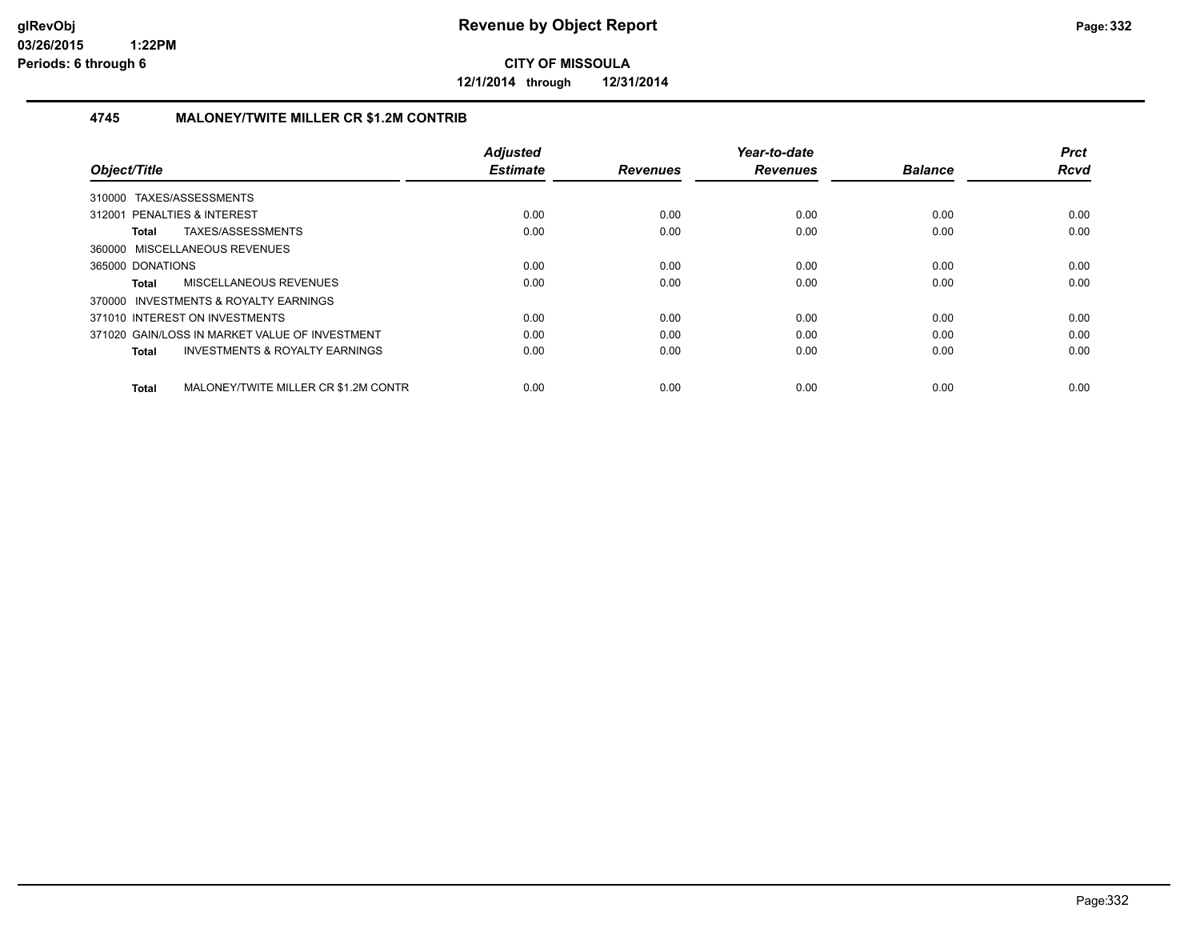**CITY OF MISSOULA**

**12/1/2014 through 12/31/2014**

#### 4745 MALONEY/TWITE MILLER CR $1.2M CONTRIB

| Object/Title | Adjusted Estimate | Revenues | Year-to-date Revenues | Balance | Prct Rcvd |
|---|---|---|---|---|---|
| 310000 TAXES/ASSESSMENTS | | | | | |
| 312001 PENALTIES & INTEREST | 0.00 | 0.00 | 0.00 | 0.00 | 0.00 |
| **Total** TAXES/ASSESSMENTS | 0.00 | 0.00 | 0.00 | 0.00 | 0.00 |
| 360000 MISCELLANEOUS REVENUES | | | | | |
| 365000 DONATIONS | 0.00 | 0.00 | 0.00 | 0.00 | 0.00 |
| **Total** MISCELLANEOUS REVENUES | 0.00 | 0.00 | 0.00 | 0.00 | 0.00 |
| 370000 INVESTMENTS & ROYALTY EARNINGS | | | | | |
| 371010 INTEREST ON INVESTMENTS | 0.00 | 0.00 | 0.00 | 0.00 | 0.00 |
| 371020 GAIN/LOSS IN MARKET VALUE OF INVESTMENT | 0.00 | 0.00 | 0.00 | 0.00 | 0.00 |
| **Total** INVESTMENTS & ROYALTY EARNINGS | 0.00 | 0.00 | 0.00 | 0.00 | 0.00 |
| **Total** MALONEY/TWITE MILLER CR $1.2M CONTR | 0.00 | 0.00 | 0.00 | 0.00 | 0.00 |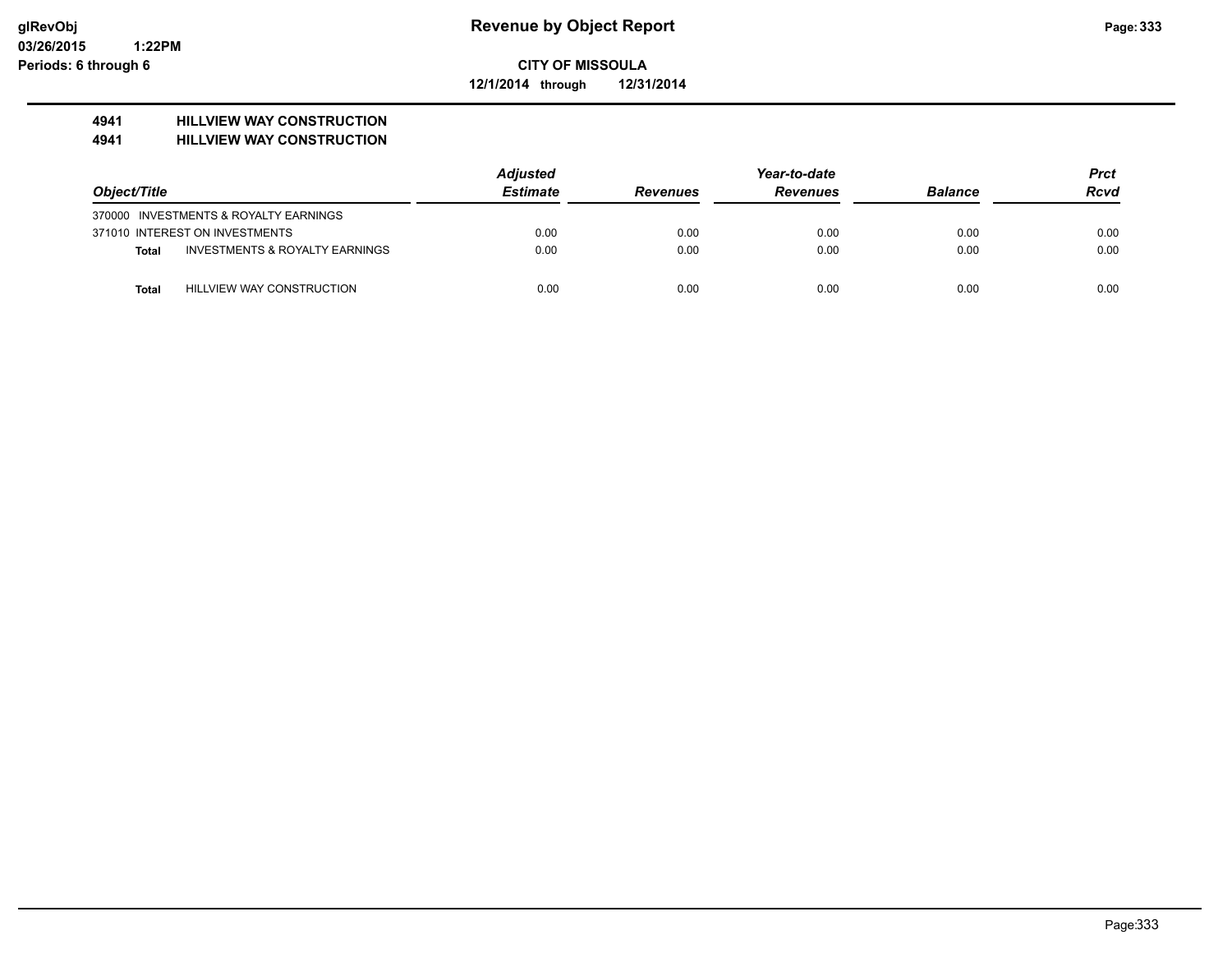# Revenue by Object Report

**CITY OF MISSOULA**

**12/1/2014 through 12/31/2014**

glRevObj
03/26/2015 1:22PM
Periods: 6 through 6

## 4941 HILLVIEW WAY CONSTRUCTION
## 4941 HILLVIEW WAY CONSTRUCTION

| Object/Title | | Adjusted Estimate | Revenues | Year-to-date Revenues | Balance | Prct Rcvd |
|---|---|---|---|---|---|---|
| 370000 INVESTMENTS & ROYALTY EARNINGS | | | | | | |
| 371010 INTEREST ON INVESTMENTS | | 0.00 | 0.00 | 0.00 | 0.00 | 0.00 |
| **Total** | INVESTMENTS & ROYALTY EARNINGS | 0.00 | 0.00 | 0.00 | 0.00 | 0.00 |
| **Total** | HILLVIEW WAY CONSTRUCTION | 0.00 | 0.00 | 0.00 | 0.00 | 0.00 |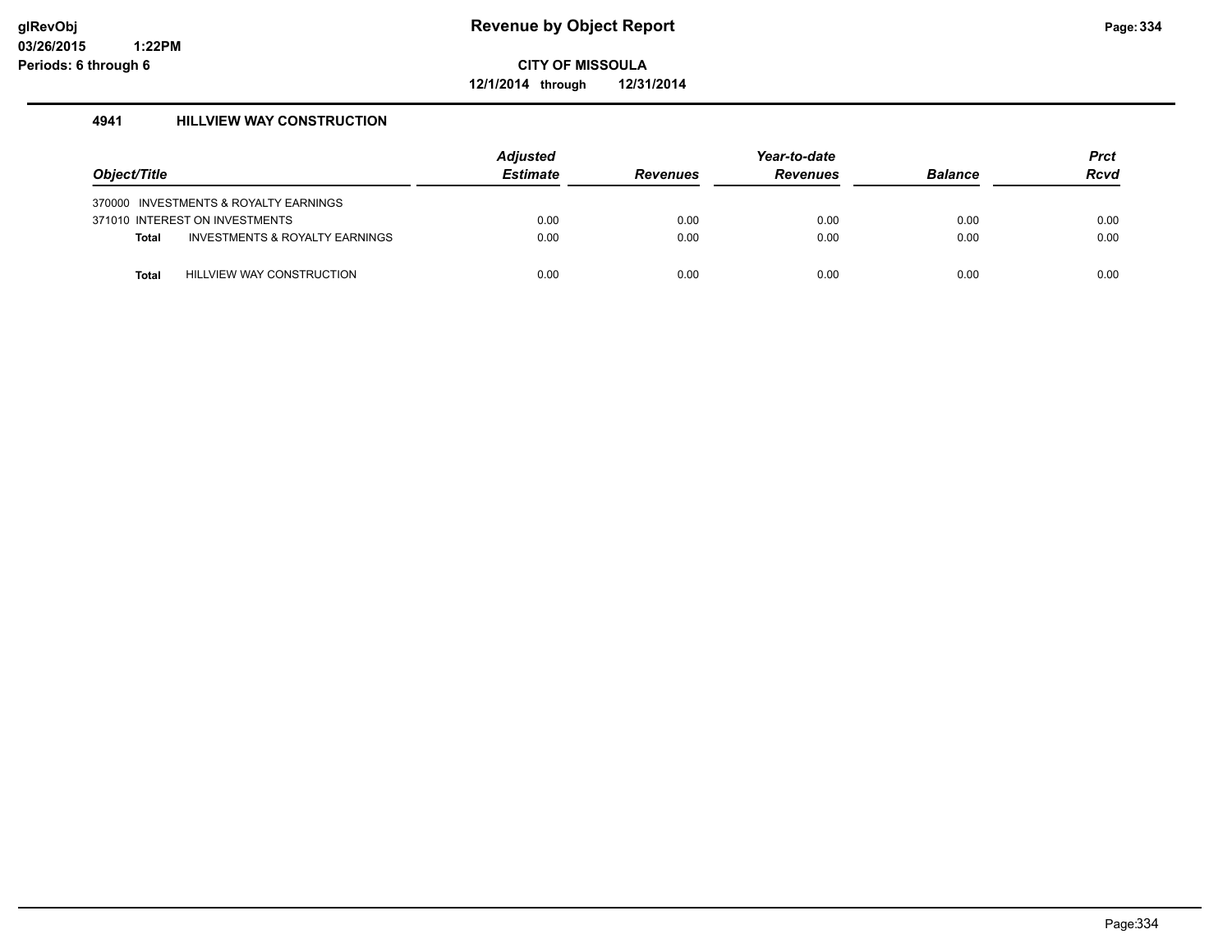# Revenue by Object Report

glRevObj
03/26/2015 1:22PM
Periods: 6 through 6

**CITY OF MISSOULA**

**12/1/2014 through 12/31/2014**

## 4941 HILLVIEW WAY CONSTRUCTION

| Object/Title | Adjusted Estimate | Revenues | Year-to-date Revenues | Balance | Prct Rcvd |
|---|---|---|---|---|---|
| 370000 INVESTMENTS & ROYALTY EARNINGS | | | | | |
| 371010 INTEREST ON INVESTMENTS | 0.00 | 0.00 | 0.00 | 0.00 | 0.00 |
| **Total** INVESTMENTS & ROYALTY EARNINGS | 0.00 | 0.00 | 0.00 | 0.00 | 0.00 |
| **Total** HILLVIEW WAY CONSTRUCTION | 0.00 | 0.00 | 0.00 | 0.00 | 0.00 |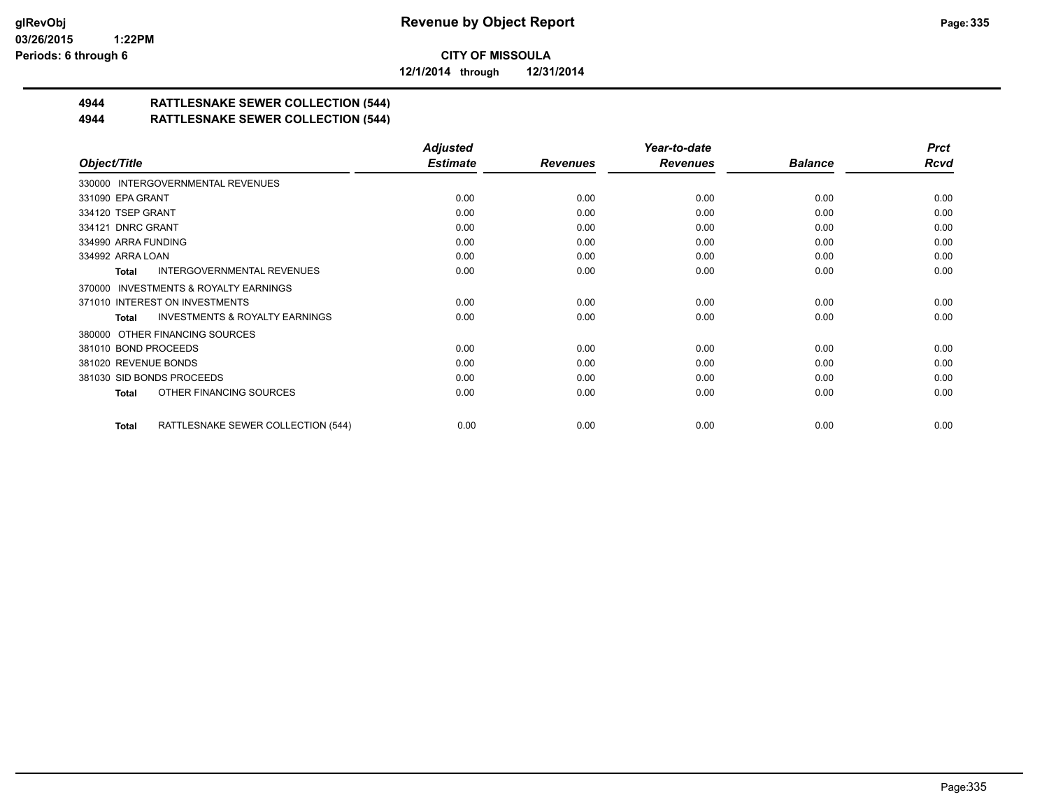# Revenue by Object Report

**CITY OF MISSOULA**

**12/1/2014 through 12/31/2014**

glRevObj
03/26/2015 1:22PM
Periods: 6 through 6

## 4944 RATTLESNAKE SEWER COLLECTION (544)
## 4944 RATTLESNAKE SEWER COLLECTION (544)

| Object/Title | Adjusted Estimate | Revenues | Year-to-date Revenues | Balance | Prct Rcvd |
|---|---|---|---|---|---|
| 330000 INTERGOVERNMENTAL REVENUES | | | | | |
| 331090 EPA GRANT | 0.00 | 0.00 | 0.00 | 0.00 | 0.00 |
| 334120 TSEP GRANT | 0.00 | 0.00 | 0.00 | 0.00 | 0.00 |
| 334121 DNRC GRANT | 0.00 | 0.00 | 0.00 | 0.00 | 0.00 |
| 334990 ARRA FUNDING | 0.00 | 0.00 | 0.00 | 0.00 | 0.00 |
| 334992 ARRA LOAN | 0.00 | 0.00 | 0.00 | 0.00 | 0.00 |
| **Total** INTERGOVERNMENTAL REVENUES | 0.00 | 0.00 | 0.00 | 0.00 | 0.00 |
| 370000 INVESTMENTS & ROYALTY EARNINGS | | | | | |
| 371010 INTEREST ON INVESTMENTS | 0.00 | 0.00 | 0.00 | 0.00 | 0.00 |
| **Total** INVESTMENTS & ROYALTY EARNINGS | 0.00 | 0.00 | 0.00 | 0.00 | 0.00 |
| 380000 OTHER FINANCING SOURCES | | | | | |
| 381010 BOND PROCEEDS | 0.00 | 0.00 | 0.00 | 0.00 | 0.00 |
| 381020 REVENUE BONDS | 0.00 | 0.00 | 0.00 | 0.00 | 0.00 |
| 381030 SID BONDS PROCEEDS | 0.00 | 0.00 | 0.00 | 0.00 | 0.00 |
| **Total** OTHER FINANCING SOURCES | 0.00 | 0.00 | 0.00 | 0.00 | 0.00 |
| **Total** RATTLESNAKE SEWER COLLECTION (544) | 0.00 | 0.00 | 0.00 | 0.00 | 0.00 |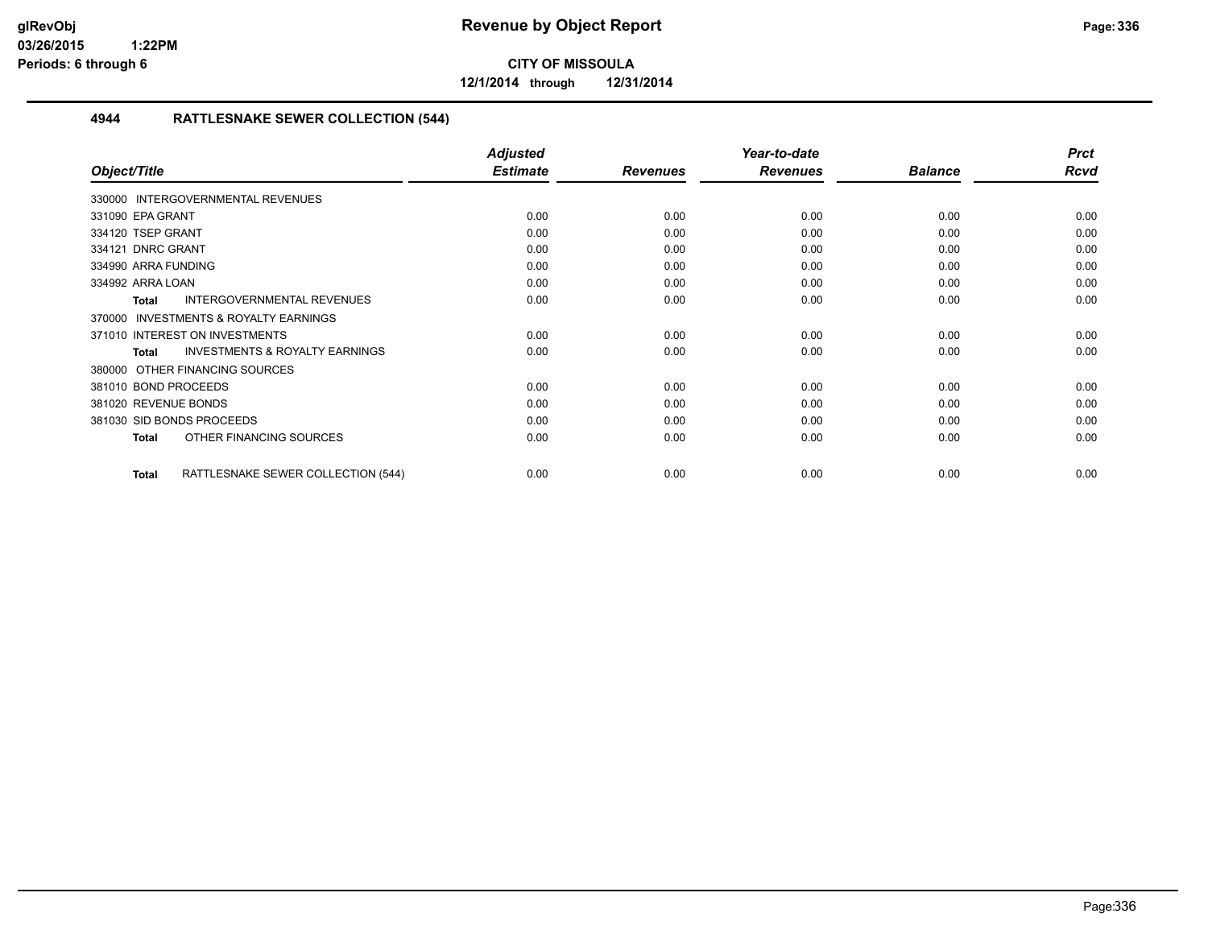# Revenue by Object Report

**CITY OF MISSOULA**

**12/1/2014 through 12/31/2014**

glRevObj
03/26/2015 1:22PM
Periods: 6 through 6

## 4944 RATTLESNAKE SEWER COLLECTION (544)

| Object/Title | Adjusted Estimate | Revenues | Year-to-date Revenues | Balance | Prct Rcvd |
|---|---|---|---|---|---|
| 330000 INTERGOVERNMENTAL REVENUES | | | | | |
| 331090 EPA GRANT | 0.00 | 0.00 | 0.00 | 0.00 | 0.00 |
| 334120 TSEP GRANT | 0.00 | 0.00 | 0.00 | 0.00 | 0.00 |
| 334121 DNRC GRANT | 0.00 | 0.00 | 0.00 | 0.00 | 0.00 |
| 334990 ARRA FUNDING | 0.00 | 0.00 | 0.00 | 0.00 | 0.00 |
| 334992 ARRA LOAN | 0.00 | 0.00 | 0.00 | 0.00 | 0.00 |
| **Total** INTERGOVERNMENTAL REVENUES | 0.00 | 0.00 | 0.00 | 0.00 | 0.00 |
| 370000 INVESTMENTS & ROYALTY EARNINGS | | | | | |
| 371010 INTEREST ON INVESTMENTS | 0.00 | 0.00 | 0.00 | 0.00 | 0.00 |
| **Total** INVESTMENTS & ROYALTY EARNINGS | 0.00 | 0.00 | 0.00 | 0.00 | 0.00 |
| 380000 OTHER FINANCING SOURCES | | | | | |
| 381010 BOND PROCEEDS | 0.00 | 0.00 | 0.00 | 0.00 | 0.00 |
| 381020 REVENUE BONDS | 0.00 | 0.00 | 0.00 | 0.00 | 0.00 |
| 381030 SID BONDS PROCEEDS | 0.00 | 0.00 | 0.00 | 0.00 | 0.00 |
| **Total** OTHER FINANCING SOURCES | 0.00 | 0.00 | 0.00 | 0.00 | 0.00 |
| **Total** RATTLESNAKE SEWER COLLECTION (544) | 0.00 | 0.00 | 0.00 | 0.00 | 0.00 |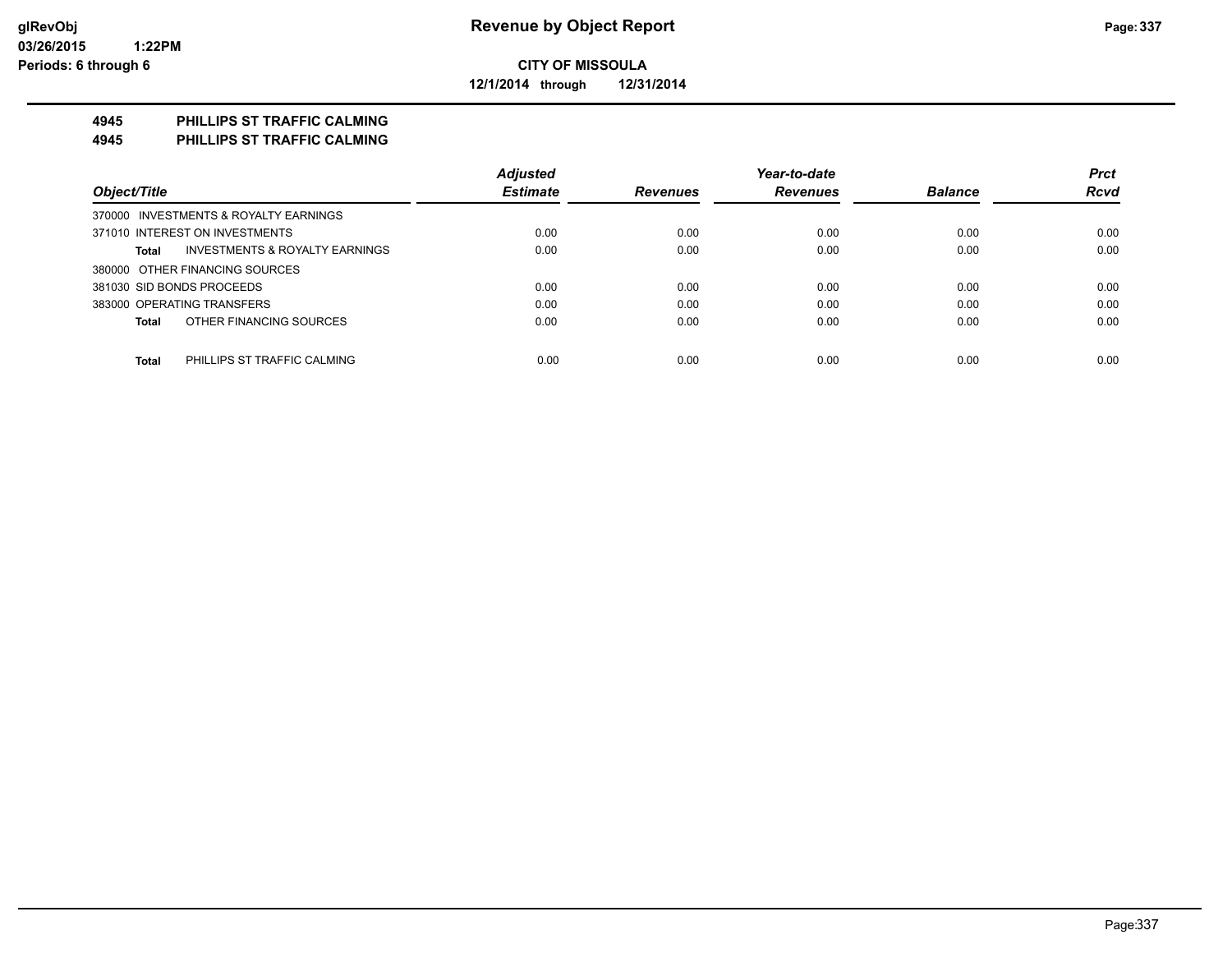**Revenue by Object Report**

**CITY OF MISSOULA**

**12/1/2014 through 12/31/2014**

**4945 PHILLIPS ST TRAFFIC CALMING**

**4945 PHILLIPS ST TRAFFIC CALMING**

| Object/Title | Adjusted Estimate | Revenues | Year-to-date Revenues | Balance | Prct Rcvd |
|---|---|---|---|---|---|
| 370000 INVESTMENTS & ROYALTY EARNINGS | | | | | |
| 371010 INTEREST ON INVESTMENTS | 0.00 | 0.00 | 0.00 | 0.00 | 0.00 |
| **Total** INVESTMENTS & ROYALTY EARNINGS | 0.00 | 0.00 | 0.00 | 0.00 | 0.00 |
| 380000 OTHER FINANCING SOURCES | | | | | |
| 381030 SID BONDS PROCEEDS | 0.00 | 0.00 | 0.00 | 0.00 | 0.00 |
| 383000 OPERATING TRANSFERS | 0.00 | 0.00 | 0.00 | 0.00 | 0.00 |
| **Total** OTHER FINANCING SOURCES | 0.00 | 0.00 | 0.00 | 0.00 | 0.00 |
| **Total** PHILLIPS ST TRAFFIC CALMING | 0.00 | 0.00 | 0.00 | 0.00 | 0.00 |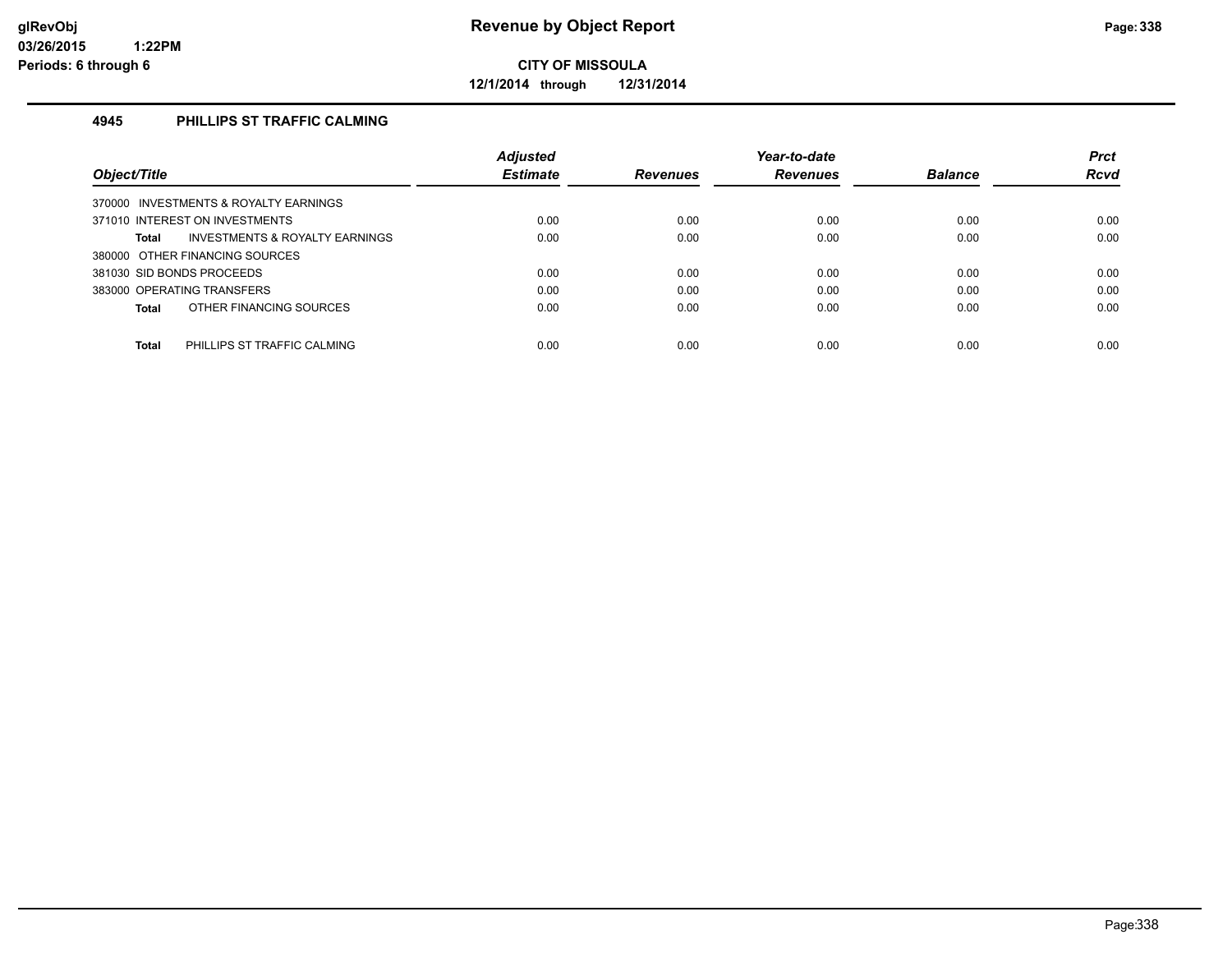**CITY OF MISSOULA**

**12/1/2014 through 12/31/2014**

### 4945 PHILLIPS ST TRAFFIC CALMING

| Object/Title | | Adjusted Estimate | Revenues | Year-to-date Revenues | Balance | Prct Rcvd |
|---|---|---|---|---|---|---|
| 370000 INVESTMENTS & ROYALTY EARNINGS | | | | | | |
| 371010 INTEREST ON INVESTMENTS | | 0.00 | 0.00 | 0.00 | 0.00 | 0.00 |
| **Total** | INVESTMENTS & ROYALTY EARNINGS | 0.00 | 0.00 | 0.00 | 0.00 | 0.00 |
| 380000 OTHER FINANCING SOURCES | | | | | | |
| 381030 SID BONDS PROCEEDS | | 0.00 | 0.00 | 0.00 | 0.00 | 0.00 |
| 383000 OPERATING TRANSFERS | | 0.00 | 0.00 | 0.00 | 0.00 | 0.00 |
| **Total** | OTHER FINANCING SOURCES | 0.00 | 0.00 | 0.00 | 0.00 | 0.00 |
| **Total** | PHILLIPS ST TRAFFIC CALMING | 0.00 | 0.00 | 0.00 | 0.00 | 0.00 |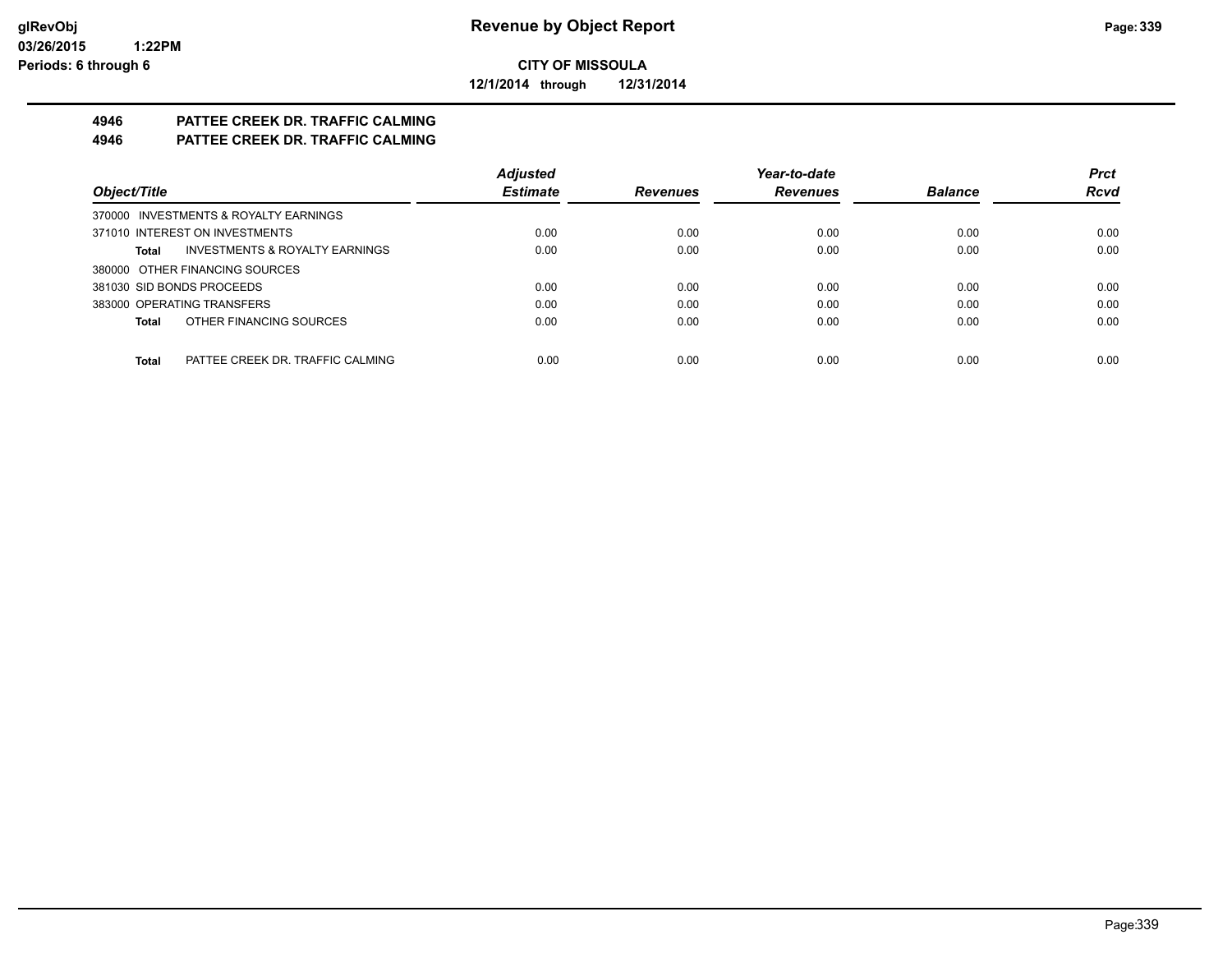**glRevObj**
**03/26/2015 1:22PM**
**Periods: 6 through 6**

# Revenue by Object Report

**CITY OF MISSOULA**

**12/1/2014 through 12/31/2014**

## 4946 PATTEE CREEK DR. TRAFFIC CALMING
## 4946 PATTEE CREEK DR. TRAFFIC CALMING

| Object/Title | Adjusted Estimate | Revenues | Year-to-date Revenues | Balance | Prct Rcvd |
|---|---|---|---|---|---|
| 370000 INVESTMENTS & ROYALTY EARNINGS | | | | | |
| 371010 INTEREST ON INVESTMENTS | 0.00 | 0.00 | 0.00 | 0.00 | 0.00 |
| **Total** INVESTMENTS & ROYALTY EARNINGS | 0.00 | 0.00 | 0.00 | 0.00 | 0.00 |
| 380000 OTHER FINANCING SOURCES | | | | | |
| 381030 SID BONDS PROCEEDS | 0.00 | 0.00 | 0.00 | 0.00 | 0.00 |
| 383000 OPERATING TRANSFERS | 0.00 | 0.00 | 0.00 | 0.00 | 0.00 |
| **Total** OTHER FINANCING SOURCES | 0.00 | 0.00 | 0.00 | 0.00 | 0.00 |
| **Total** PATTEE CREEK DR. TRAFFIC CALMING | 0.00 | 0.00 | 0.00 | 0.00 | 0.00 |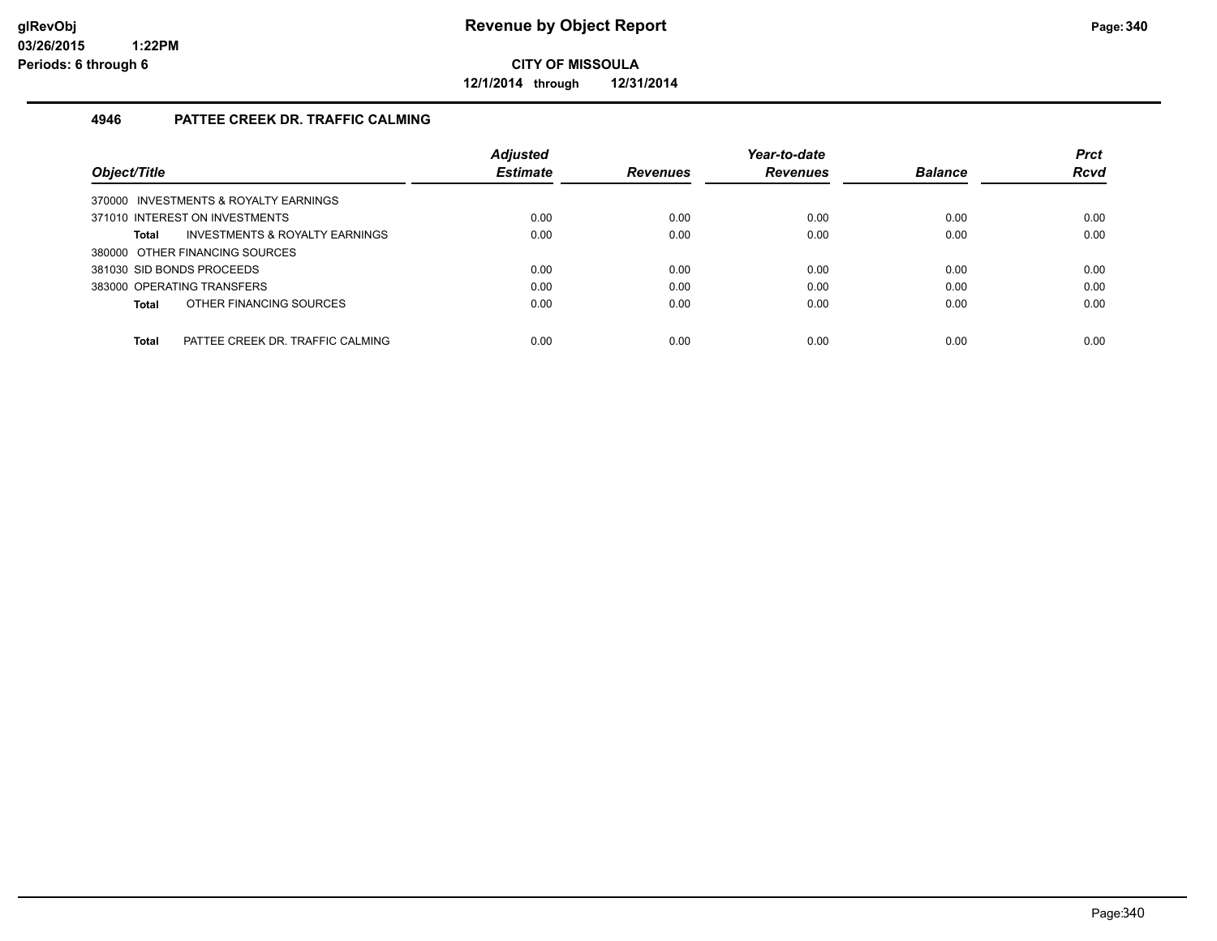**CITY OF MISSOULA**

**12/1/2014 through 12/31/2014**

### 4946 PATTEE CREEK DR. TRAFFIC CALMING

| Object/Title | Adjusted Estimate | Revenues | Year-to-date Revenues | Balance | Prct Rcvd |
|---|---|---|---|---|---|
| 370000 INVESTMENTS & ROYALTY EARNINGS | | | | | |
| 371010 INTEREST ON INVESTMENTS | 0.00 | 0.00 | 0.00 | 0.00 | 0.00 |
| **Total** INVESTMENTS & ROYALTY EARNINGS | 0.00 | 0.00 | 0.00 | 0.00 | 0.00 |
| 380000 OTHER FINANCING SOURCES | | | | | |
| 381030 SID BONDS PROCEEDS | 0.00 | 0.00 | 0.00 | 0.00 | 0.00 |
| 383000 OPERATING TRANSFERS | 0.00 | 0.00 | 0.00 | 0.00 | 0.00 |
| **Total** OTHER FINANCING SOURCES | 0.00 | 0.00 | 0.00 | 0.00 | 0.00 |
| **Total** PATTEE CREEK DR. TRAFFIC CALMING | 0.00 | 0.00 | 0.00 | 0.00 | 0.00 |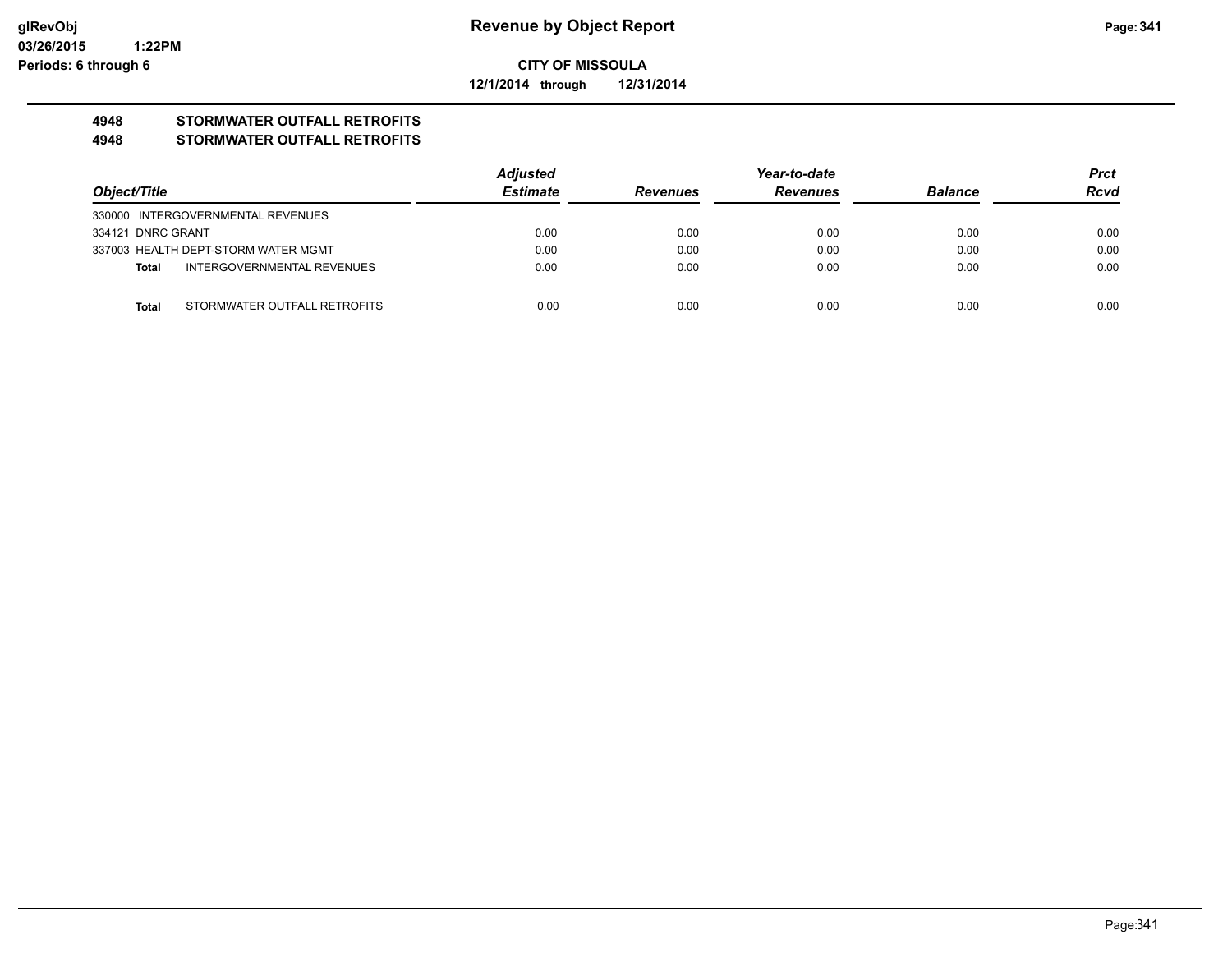**glRevObj**
**03/26/2015 1:22PM**
**Periods: 6 through 6**

# Revenue by Object Report

**CITY OF MISSOULA**

**12/1/2014 through 12/31/2014**

## 4948 STORMWATER OUTFALL RETROFITS
## 4948 STORMWATER OUTFALL RETROFITS

| Object/Title | Adjusted Estimate | Revenues | Year-to-date Revenues | Balance | Prct Rcvd |
|---|---|---|---|---|---|
| 330000 INTERGOVERNMENTAL REVENUES | | | | | |
| 334121 DNRC GRANT | 0.00 | 0.00 | 0.00 | 0.00 | 0.00 |
| 337003 HEALTH DEPT-STORM WATER MGMT | 0.00 | 0.00 | 0.00 | 0.00 | 0.00 |
| **Total** INTERGOVERNMENTAL REVENUES | 0.00 | 0.00 | 0.00 | 0.00 | 0.00 |
| **Total** STORMWATER OUTFALL RETROFITS | 0.00 | 0.00 | 0.00 | 0.00 | 0.00 |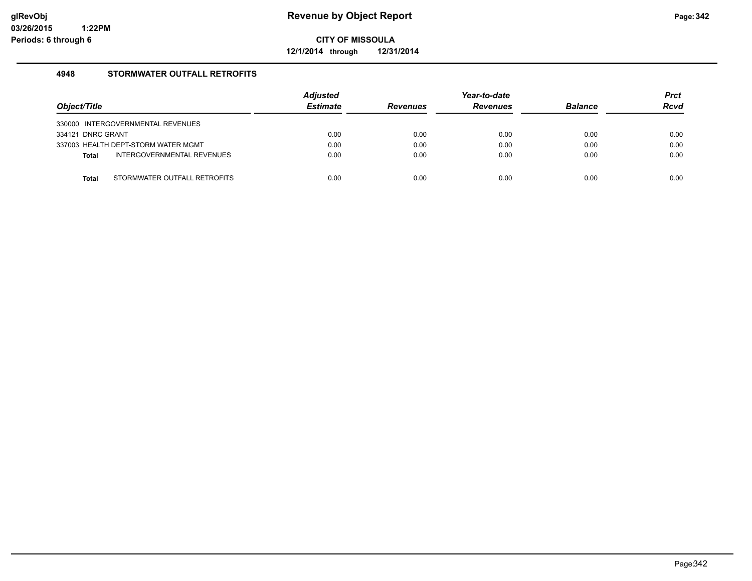**Revenue by Object Report**

**CITY OF MISSOULA**

**12/1/2014 through 12/31/2014**

glRevObj
03/26/2015 1:22PM
Periods: 6 through 6

## 4948 STORMWATER OUTFALL RETROFITS

| Object/Title | | Adjusted Estimate | Revenues | Year-to-date Revenues | Balance | Prct Rcvd |
|---|---|---|---|---|---|---|
| 330000 INTERGOVERNMENTAL REVENUES | | | | | | |
| 334121 DNRC GRANT | | 0.00 | 0.00 | 0.00 | 0.00 | 0.00 |
| 337003 HEALTH DEPT-STORM WATER MGMT | | 0.00 | 0.00 | 0.00 | 0.00 | 0.00 |
| **Total** | INTERGOVERNMENTAL REVENUES | 0.00 | 0.00 | 0.00 | 0.00 | 0.00 |
| **Total** | STORMWATER OUTFALL RETROFITS | 0.00 | 0.00 | 0.00 | 0.00 | 0.00 |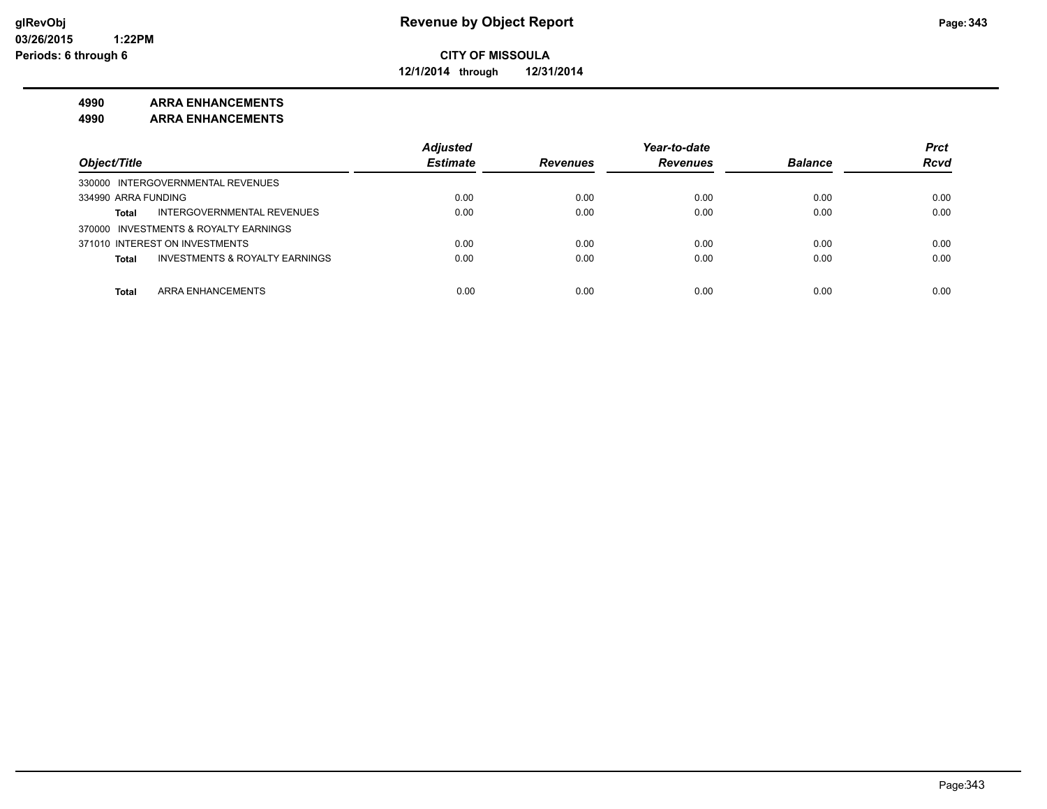**Revenue by Object Report**

**CITY OF MISSOULA**

**12/1/2014 through 12/31/2014**

glRevObj
03/26/2015 1:22PM
Periods: 6 through 6

**4990 ARRA ENHANCEMENTS**

**4990 ARRA ENHANCEMENTS**

| Object/Title | Adjusted Estimate | Revenues | Year-to-date Revenues | Balance | Prct Rcvd |
|---|---|---|---|---|---|
| 330000 INTERGOVERNMENTAL REVENUES | | | | | |
| 334990 ARRA FUNDING | 0.00 | 0.00 | 0.00 | 0.00 | 0.00 |
| **Total** INTERGOVERNMENTAL REVENUES | 0.00 | 0.00 | 0.00 | 0.00 | 0.00 |
| 370000 INVESTMENTS & ROYALTY EARNINGS | | | | | |
| 371010 INTEREST ON INVESTMENTS | 0.00 | 0.00 | 0.00 | 0.00 | 0.00 |
| **Total** INVESTMENTS & ROYALTY EARNINGS | 0.00 | 0.00 | 0.00 | 0.00 | 0.00 |
| **Total** ARRA ENHANCEMENTS | 0.00 | 0.00 | 0.00 | 0.00 | 0.00 |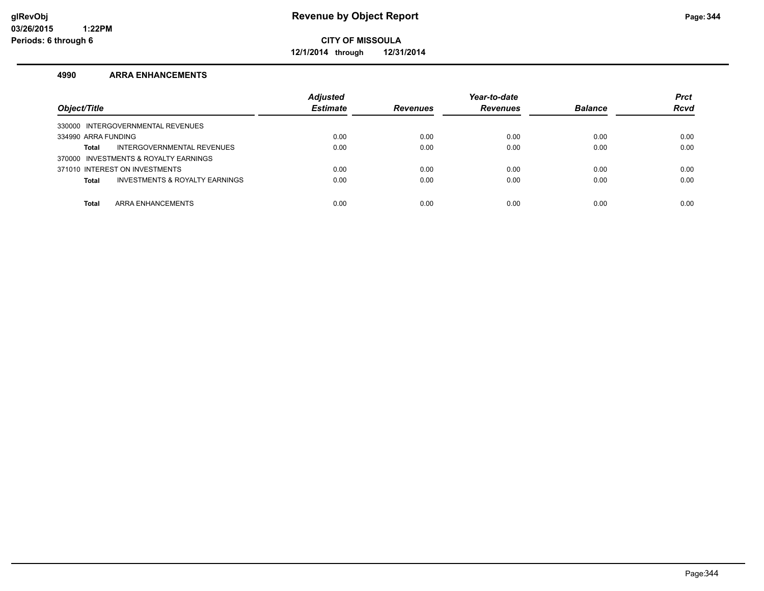# Revenue by Object Report

**CITY OF MISSOULA**

**12/1/2014 through 12/31/2014**

glRevObj
03/26/2015 1:22PM
Periods: 6 through 6

## 4990 ARRA ENHANCEMENTS

| Object/Title | Adjusted Estimate | Revenues | Year-to-date Revenues | Balance | Prct Rcvd |
|---|---|---|---|---|---|
| 330000 INTERGOVERNMENTAL REVENUES | | | | | |
| 334990 ARRA FUNDING | 0.00 | 0.00 | 0.00 | 0.00 | 0.00 |
| **Total** INTERGOVERNMENTAL REVENUES | 0.00 | 0.00 | 0.00 | 0.00 | 0.00 |
| 370000 INVESTMENTS & ROYALTY EARNINGS | | | | | |
| 371010 INTEREST ON INVESTMENTS | 0.00 | 0.00 | 0.00 | 0.00 | 0.00 |
| **Total** INVESTMENTS & ROYALTY EARNINGS | 0.00 | 0.00 | 0.00 | 0.00 | 0.00 |
| **Total** ARRA ENHANCEMENTS | 0.00 | 0.00 | 0.00 | 0.00 | 0.00 |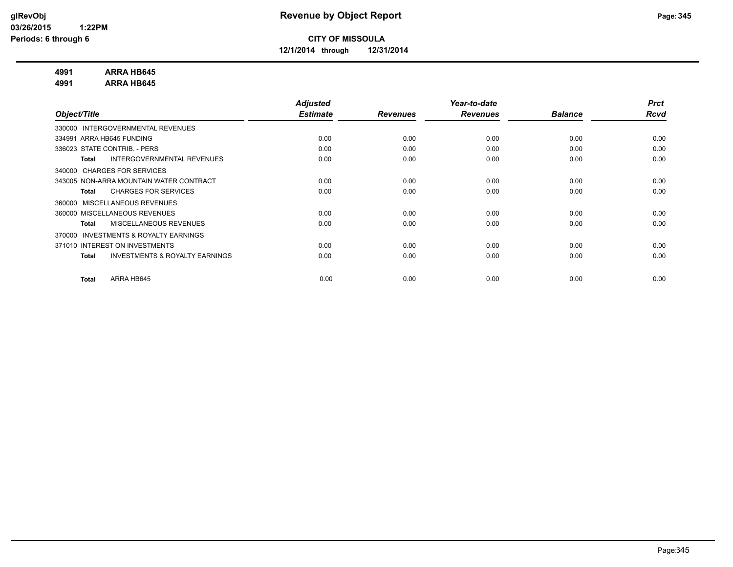**CITY OF MISSOULA**

**12/1/2014 through 12/31/2014**

**4991 ARRA HB645**

**4991 ARRA HB645**

| Object/Title | Adjusted Estimate | Revenues | Year-to-date Revenues | Balance | Prct Rcvd |
|---|---|---|---|---|---|
| 330000 INTERGOVERNMENTAL REVENUES | | | | | |
| 334991 ARRA HB645 FUNDING | 0.00 | 0.00 | 0.00 | 0.00 | 0.00 |
| 336023 STATE CONTRIB. - PERS | 0.00 | 0.00 | 0.00 | 0.00 | 0.00 |
| **Total** INTERGOVERNMENTAL REVENUES | 0.00 | 0.00 | 0.00 | 0.00 | 0.00 |
| 340000 CHARGES FOR SERVICES | | | | | |
| 343005 NON-ARRA MOUNTAIN WATER CONTRACT | 0.00 | 0.00 | 0.00 | 0.00 | 0.00 |
| **Total** CHARGES FOR SERVICES | 0.00 | 0.00 | 0.00 | 0.00 | 0.00 |
| 360000 MISCELLANEOUS REVENUES | | | | | |
| 360000 MISCELLANEOUS REVENUES | 0.00 | 0.00 | 0.00 | 0.00 | 0.00 |
| **Total** MISCELLANEOUS REVENUES | 0.00 | 0.00 | 0.00 | 0.00 | 0.00 |
| 370000 INVESTMENTS & ROYALTY EARNINGS | | | | | |
| 371010 INTEREST ON INVESTMENTS | 0.00 | 0.00 | 0.00 | 0.00 | 0.00 |
| **Total** INVESTMENTS & ROYALTY EARNINGS | 0.00 | 0.00 | 0.00 | 0.00 | 0.00 |
| **Total** ARRA HB645 | 0.00 | 0.00 | 0.00 | 0.00 | 0.00 |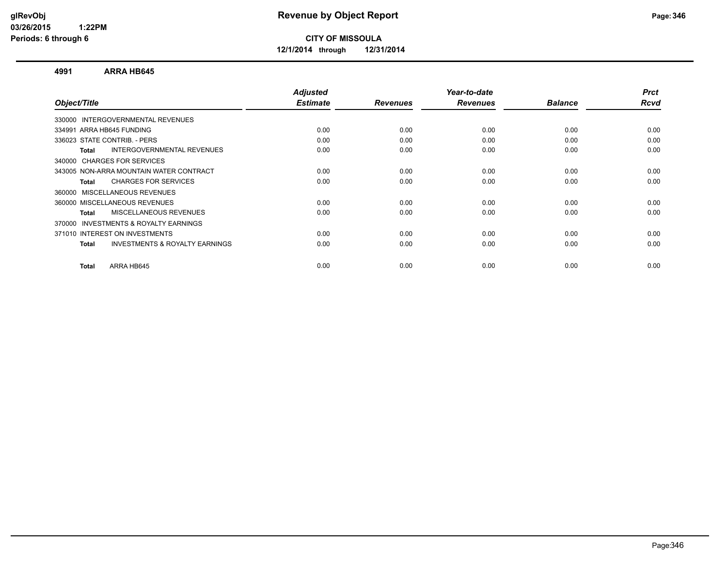**CITY OF MISSOULA**

**12/1/2014 through 12/31/2014**

## 4991 ARRA HB645

| Object/Title | Adjusted Estimate | Revenues | Year-to-date Revenues | Balance | Prct Rcvd |
|---|---|---|---|---|---|
| 330000 INTERGOVERNMENTAL REVENUES | | | | | |
| 334991 ARRA HB645 FUNDING | 0.00 | 0.00 | 0.00 | 0.00 | 0.00 |
| 336023 STATE CONTRIB. - PERS | 0.00 | 0.00 | 0.00 | 0.00 | 0.00 |
| **Total** INTERGOVERNMENTAL REVENUES | 0.00 | 0.00 | 0.00 | 0.00 | 0.00 |
| 340000 CHARGES FOR SERVICES | | | | | |
| 343005 NON-ARRA MOUNTAIN WATER CONTRACT | 0.00 | 0.00 | 0.00 | 0.00 | 0.00 |
| **Total** CHARGES FOR SERVICES | 0.00 | 0.00 | 0.00 | 0.00 | 0.00 |
| 360000 MISCELLANEOUS REVENUES | | | | | |
| 360000 MISCELLANEOUS REVENUES | 0.00 | 0.00 | 0.00 | 0.00 | 0.00 |
| **Total** MISCELLANEOUS REVENUES | 0.00 | 0.00 | 0.00 | 0.00 | 0.00 |
| 370000 INVESTMENTS & ROYALTY EARNINGS | | | | | |
| 371010 INTEREST ON INVESTMENTS | 0.00 | 0.00 | 0.00 | 0.00 | 0.00 |
| **Total** INVESTMENTS & ROYALTY EARNINGS | 0.00 | 0.00 | 0.00 | 0.00 | 0.00 |
| **Total** ARRA HB645 | 0.00 | 0.00 | 0.00 | 0.00 | 0.00 |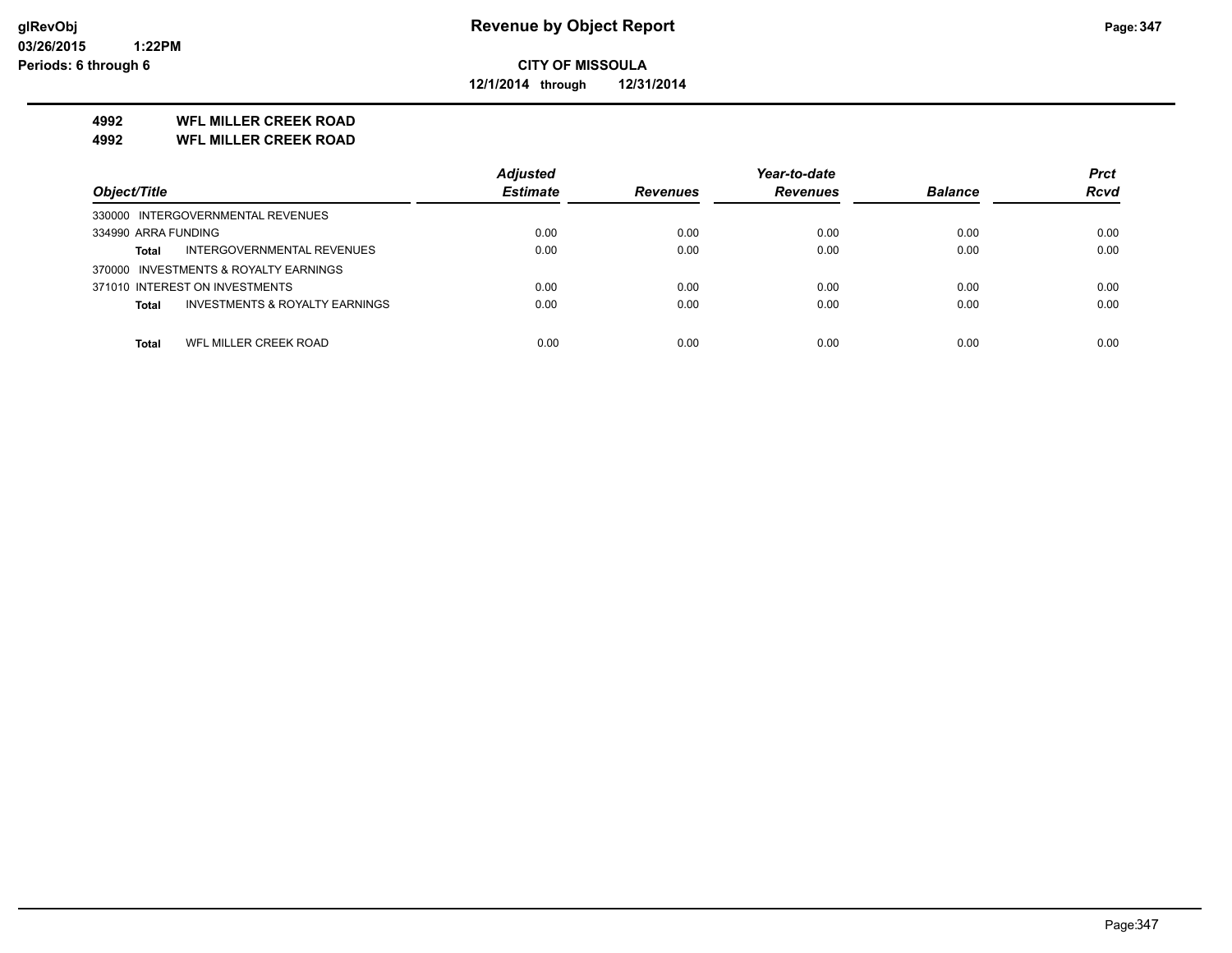# Revenue by Object Report

glRevObj
03/26/2015 1:22PM
Periods: 6 through 6

**CITY OF MISSOULA**

**12/1/2014 through 12/31/2014**

## 4992 WFL MILLER CREEK ROAD
## 4992 WFL MILLER CREEK ROAD

| Object/Title | Adjusted Estimate | Revenues | Year-to-date Revenues | Balance | Prct Rcvd |
|---|---|---|---|---|---|
| 330000 INTERGOVERNMENTAL REVENUES | | | | | |
| 334990 ARRA FUNDING | 0.00 | 0.00 | 0.00 | 0.00 | 0.00 |
| **Total** INTERGOVERNMENTAL REVENUES | 0.00 | 0.00 | 0.00 | 0.00 | 0.00 |
| 370000 INVESTMENTS & ROYALTY EARNINGS | | | | | |
| 371010 INTEREST ON INVESTMENTS | 0.00 | 0.00 | 0.00 | 0.00 | 0.00 |
| **Total** INVESTMENTS & ROYALTY EARNINGS | 0.00 | 0.00 | 0.00 | 0.00 | 0.00 |
| **Total** WFL MILLER CREEK ROAD | 0.00 | 0.00 | 0.00 | 0.00 | 0.00 |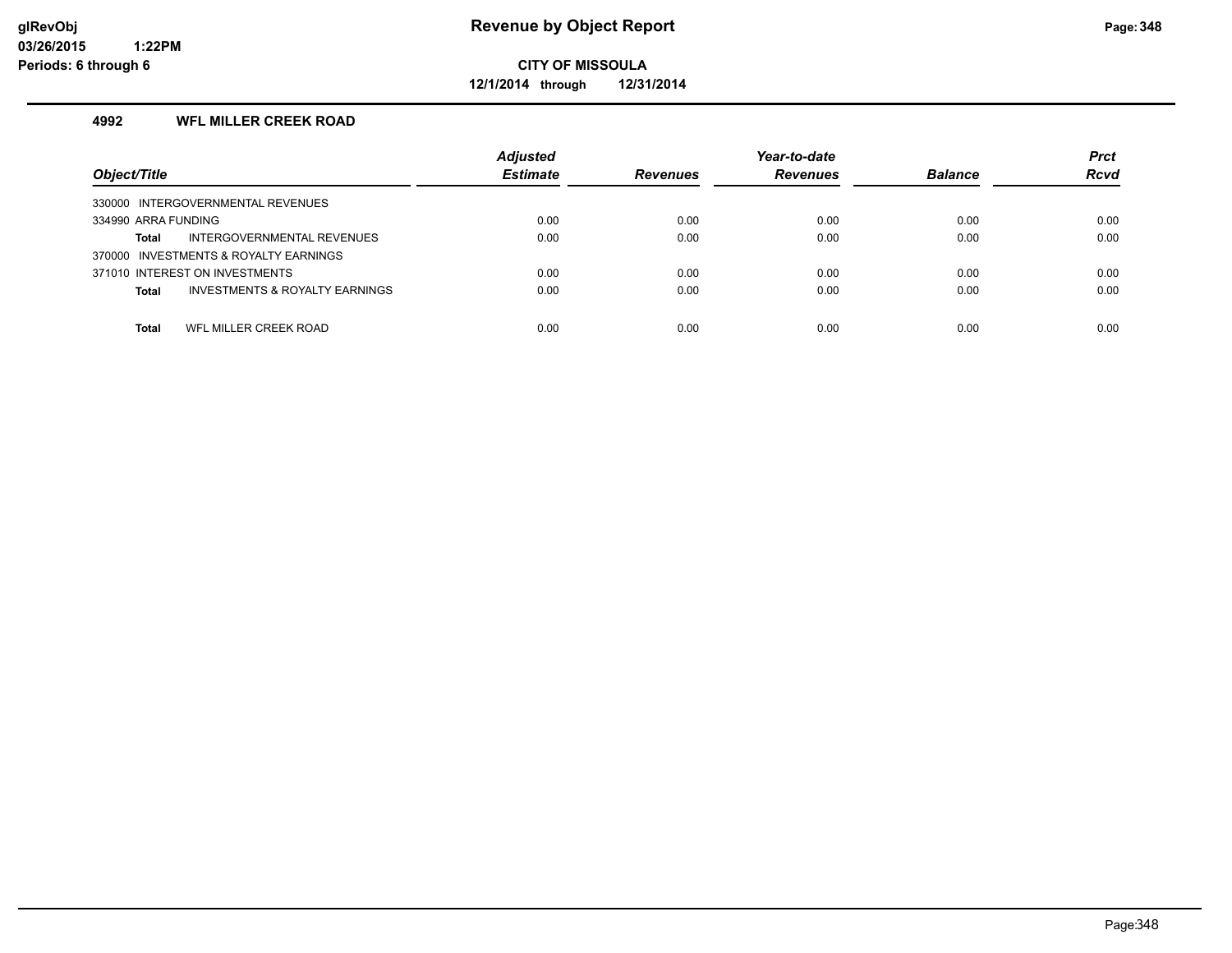**CITY OF MISSOULA**

**12/1/2014 through 12/31/2014**

### 4992 WFL MILLER CREEK ROAD

| Object/Title | Adjusted Estimate | Revenues | Year-to-date Revenues | Balance | Prct Rcvd |
|---|---|---|---|---|---|
| 330000 INTERGOVERNMENTAL REVENUES | | | | | |
| 334990 ARRA FUNDING | 0.00 | 0.00 | 0.00 | 0.00 | 0.00 |
| **Total** INTERGOVERNMENTAL REVENUES | 0.00 | 0.00 | 0.00 | 0.00 | 0.00 |
| 370000 INVESTMENTS & ROYALTY EARNINGS | | | | | |
| 371010 INTEREST ON INVESTMENTS | 0.00 | 0.00 | 0.00 | 0.00 | 0.00 |
| **Total** INVESTMENTS & ROYALTY EARNINGS | 0.00 | 0.00 | 0.00 | 0.00 | 0.00 |
| **Total** WFL MILLER CREEK ROAD | 0.00 | 0.00 | 0.00 | 0.00 | 0.00 |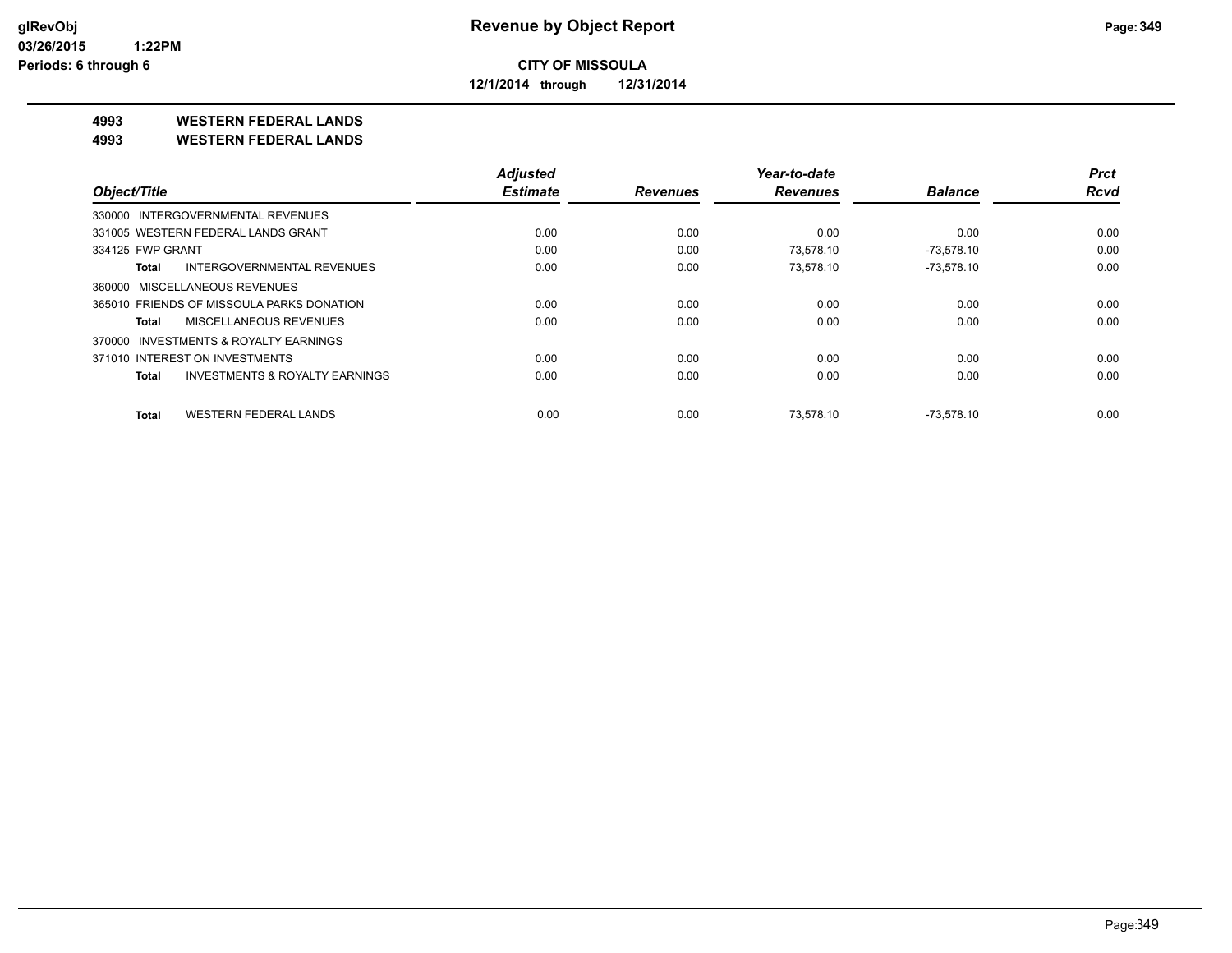**CITY OF MISSOULA**

**12/1/2014 through 12/31/2014**

**4993 WESTERN FEDERAL LANDS**

**4993 WESTERN FEDERAL LANDS**

| Object/Title | Adjusted Estimate | Revenues | Year-to-date Revenues | Balance | Prct Rcvd |
|---|---|---|---|---|---|
| 330000 INTERGOVERNMENTAL REVENUES | | | | | |
| 331005 WESTERN FEDERAL LANDS GRANT | 0.00 | 0.00 | 0.00 | 0.00 | 0.00 |
| 334125 FWP GRANT | 0.00 | 0.00 | 73,578.10 | -73,578.10 | 0.00 |
| **Total** INTERGOVERNMENTAL REVENUES | 0.00 | 0.00 | 73,578.10 | -73,578.10 | 0.00 |
| 360000 MISCELLANEOUS REVENUES | | | | | |
| 365010 FRIENDS OF MISSOULA PARKS DONATION | 0.00 | 0.00 | 0.00 | 0.00 | 0.00 |
| **Total** MISCELLANEOUS REVENUES | 0.00 | 0.00 | 0.00 | 0.00 | 0.00 |
| 370000 INVESTMENTS & ROYALTY EARNINGS | | | | | |
| 371010 INTEREST ON INVESTMENTS | 0.00 | 0.00 | 0.00 | 0.00 | 0.00 |
| **Total** INVESTMENTS & ROYALTY EARNINGS | 0.00 | 0.00 | 0.00 | 0.00 | 0.00 |
| **Total** WESTERN FEDERAL LANDS | 0.00 | 0.00 | 73,578.10 | -73,578.10 | 0.00 |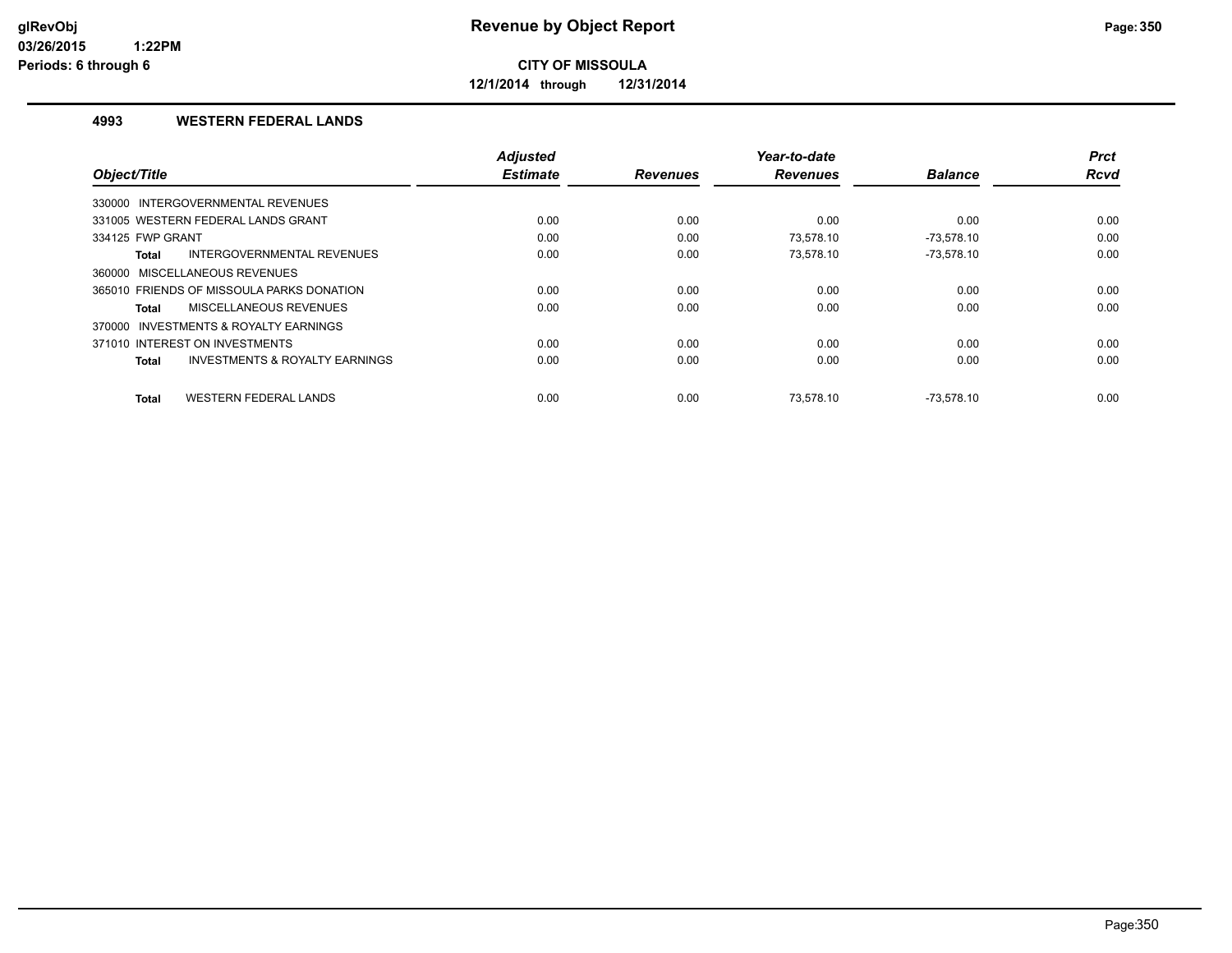**CITY OF MISSOULA**

**12/1/2014 through 12/31/2014**

## 4993 WESTERN FEDERAL LANDS

| Object/Title | Adjusted Estimate | Revenues | Year-to-date Revenues | Balance | Prct Rcvd |
|---|---|---|---|---|---|
| 330000 INTERGOVERNMENTAL REVENUES | | | | | |
| 331005 WESTERN FEDERAL LANDS GRANT | 0.00 | 0.00 | 0.00 | 0.00 | 0.00 |
| 334125 FWP GRANT | 0.00 | 0.00 | 73,578.10 | -73,578.10 | 0.00 |
| **Total** INTERGOVERNMENTAL REVENUES | 0.00 | 0.00 | 73,578.10 | -73,578.10 | 0.00 |
| 360000 MISCELLANEOUS REVENUES | | | | | |
| 365010 FRIENDS OF MISSOULA PARKS DONATION | 0.00 | 0.00 | 0.00 | 0.00 | 0.00 |
| **Total** MISCELLANEOUS REVENUES | 0.00 | 0.00 | 0.00 | 0.00 | 0.00 |
| 370000 INVESTMENTS & ROYALTY EARNINGS | | | | | |
| 371010 INTEREST ON INVESTMENTS | 0.00 | 0.00 | 0.00 | 0.00 | 0.00 |
| **Total** INVESTMENTS & ROYALTY EARNINGS | 0.00 | 0.00 | 0.00 | 0.00 | 0.00 |
| **Total** WESTERN FEDERAL LANDS | 0.00 | 0.00 | 73,578.10 | -73,578.10 | 0.00 |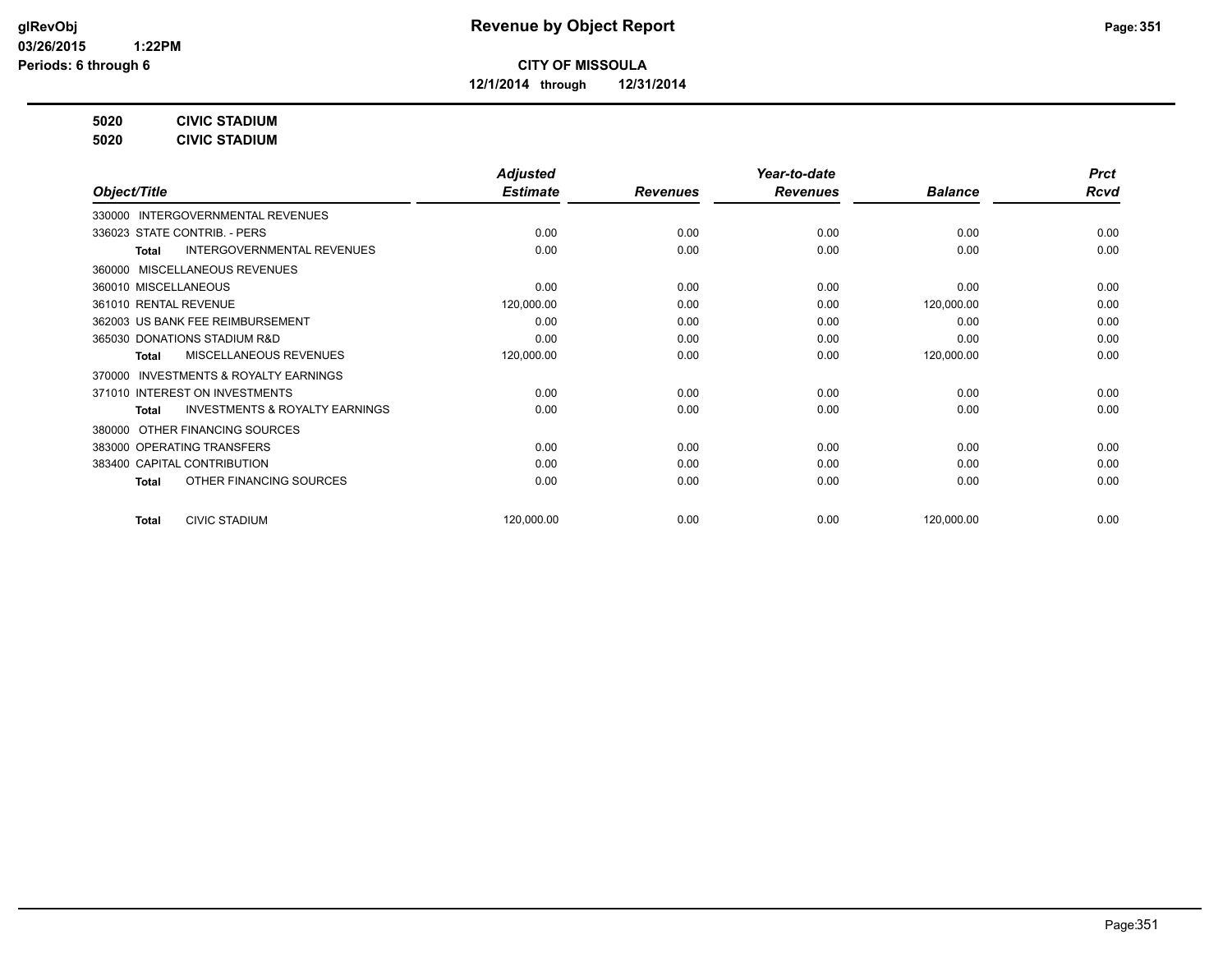# Revenue by Object Report

**CITY OF MISSOULA**

**12/1/2014 through 12/31/2014**

glRevObj
03/26/2015 1:22PM
Periods: 6 through 6

**5020 CIVIC STADIUM**
**5020 CIVIC STADIUM**

| Object/Title | Adjusted Estimate | Revenues | Year-to-date Revenues | Balance | Prct Rcvd |
|---|---|---|---|---|---|
| 330000 INTERGOVERNMENTAL REVENUES | | | | | |
| 336023 STATE CONTRIB. - PERS | 0.00 | 0.00 | 0.00 | 0.00 | 0.00 |
| **Total** INTERGOVERNMENTAL REVENUES | 0.00 | 0.00 | 0.00 | 0.00 | 0.00 |
| 360000 MISCELLANEOUS REVENUES | | | | | |
| 360010 MISCELLANEOUS | 0.00 | 0.00 | 0.00 | 0.00 | 0.00 |
| 361010 RENTAL REVENUE | 120,000.00 | 0.00 | 0.00 | 120,000.00 | 0.00 |
| 362003 US BANK FEE REIMBURSEMENT | 0.00 | 0.00 | 0.00 | 0.00 | 0.00 |
| 365030 DONATIONS STADIUM R&D | 0.00 | 0.00 | 0.00 | 0.00 | 0.00 |
| **Total** MISCELLANEOUS REVENUES | 120,000.00 | 0.00 | 0.00 | 120,000.00 | 0.00 |
| 370000 INVESTMENTS & ROYALTY EARNINGS | | | | | |
| 371010 INTEREST ON INVESTMENTS | 0.00 | 0.00 | 0.00 | 0.00 | 0.00 |
| **Total** INVESTMENTS & ROYALTY EARNINGS | 0.00 | 0.00 | 0.00 | 0.00 | 0.00 |
| 380000 OTHER FINANCING SOURCES | | | | | |
| 383000 OPERATING TRANSFERS | 0.00 | 0.00 | 0.00 | 0.00 | 0.00 |
| 383400 CAPITAL CONTRIBUTION | 0.00 | 0.00 | 0.00 | 0.00 | 0.00 |
| **Total** OTHER FINANCING SOURCES | 0.00 | 0.00 | 0.00 | 0.00 | 0.00 |
| **Total** CIVIC STADIUM | 120,000.00 | 0.00 | 0.00 | 120,000.00 | 0.00 |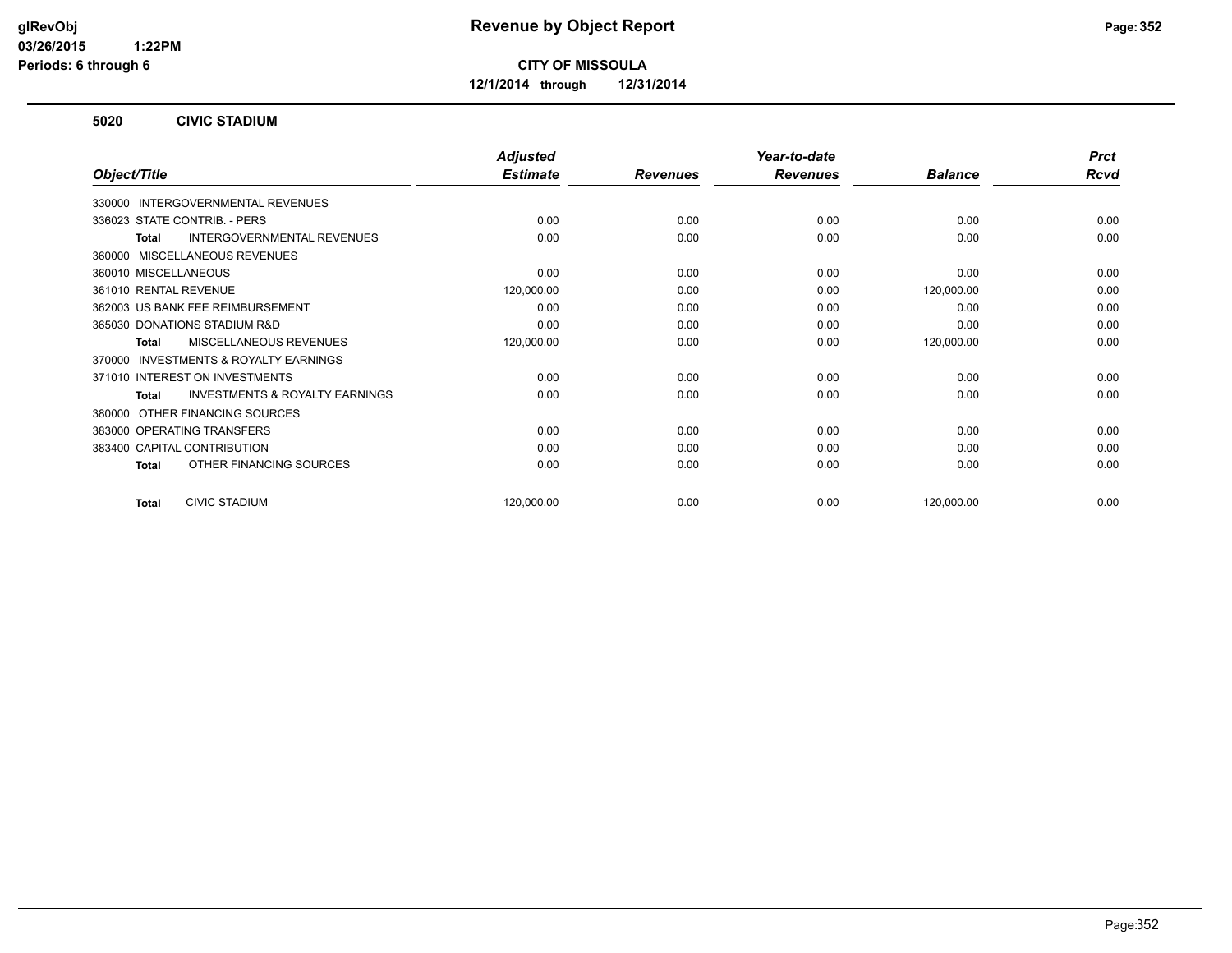# CITY OF MISSOULA

**12/1/2014 through 12/31/2014**

## 5020 CIVIC STADIUM

| Object/Title | Adjusted Estimate | Revenues | Year-to-date Revenues | Balance | Prct Rcvd |
|---|---|---|---|---|---|
| 330000 INTERGOVERNMENTAL REVENUES | | | | | |
| 336023 STATE CONTRIB. - PERS | 0.00 | 0.00 | 0.00 | 0.00 | 0.00 |
| **Total** INTERGOVERNMENTAL REVENUES | 0.00 | 0.00 | 0.00 | 0.00 | 0.00 |
| 360000 MISCELLANEOUS REVENUES | | | | | |
| 360010 MISCELLANEOUS | 0.00 | 0.00 | 0.00 | 0.00 | 0.00 |
| 361010 RENTAL REVENUE | 120,000.00 | 0.00 | 0.00 | 120,000.00 | 0.00 |
| 362003 US BANK FEE REIMBURSEMENT | 0.00 | 0.00 | 0.00 | 0.00 | 0.00 |
| 365030 DONATIONS STADIUM R&D | 0.00 | 0.00 | 0.00 | 0.00 | 0.00 |
| **Total** MISCELLANEOUS REVENUES | 120,000.00 | 0.00 | 0.00 | 120,000.00 | 0.00 |
| 370000 INVESTMENTS & ROYALTY EARNINGS | | | | | |
| 371010 INTEREST ON INVESTMENTS | 0.00 | 0.00 | 0.00 | 0.00 | 0.00 |
| **Total** INVESTMENTS & ROYALTY EARNINGS | 0.00 | 0.00 | 0.00 | 0.00 | 0.00 |
| 380000 OTHER FINANCING SOURCES | | | | | |
| 383000 OPERATING TRANSFERS | 0.00 | 0.00 | 0.00 | 0.00 | 0.00 |
| 383400 CAPITAL CONTRIBUTION | 0.00 | 0.00 | 0.00 | 0.00 | 0.00 |
| **Total** OTHER FINANCING SOURCES | 0.00 | 0.00 | 0.00 | 0.00 | 0.00 |
| **Total** CIVIC STADIUM | 120,000.00 | 0.00 | 0.00 | 120,000.00 | 0.00 |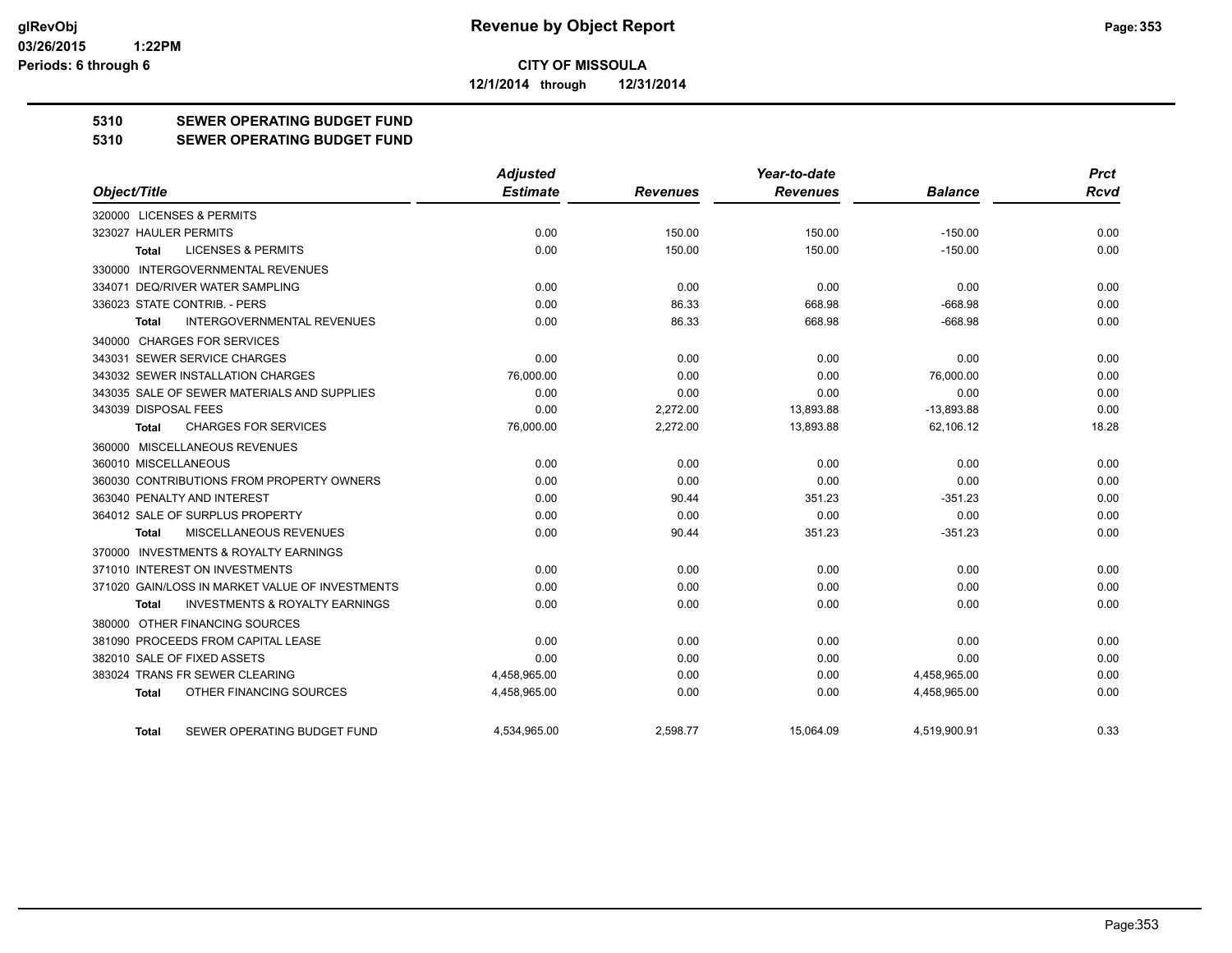# Revenue by Object Report

**CITY OF MISSOULA**

12/1/2014 through 12/31/2014

glRevObj
03/26/2015 1:22PM
Periods: 6 through 6

## 5310 SEWER OPERATING BUDGET FUND
## 5310 SEWER OPERATING BUDGET FUND

| Object/Title | Adjusted Estimate | Revenues | Year-to-date Revenues | Balance | Prct Rcvd |
|---|---|---|---|---|---|
| 320000 LICENSES & PERMITS | | | | | |
| 323027 HAULER PERMITS | 0.00 | 150.00 | 150.00 | -150.00 | 0.00 |
| Total LICENSES & PERMITS | 0.00 | 150.00 | 150.00 | -150.00 | 0.00 |
| 330000 INTERGOVERNMENTAL REVENUES | | | | | |
| 334071 DEQ/RIVER WATER SAMPLING | 0.00 | 0.00 | 0.00 | 0.00 | 0.00 |
| 336023 STATE CONTRIB. - PERS | 0.00 | 86.33 | 668.98 | -668.98 | 0.00 |
| Total INTERGOVERNMENTAL REVENUES | 0.00 | 86.33 | 668.98 | -668.98 | 0.00 |
| 340000 CHARGES FOR SERVICES | | | | | |
| 343031 SEWER SERVICE CHARGES | 0.00 | 0.00 | 0.00 | 0.00 | 0.00 |
| 343032 SEWER INSTALLATION CHARGES | 76,000.00 | 0.00 | 0.00 | 76,000.00 | 0.00 |
| 343035 SALE OF SEWER MATERIALS AND SUPPLIES | 0.00 | 0.00 | 0.00 | 0.00 | 0.00 |
| 343039 DISPOSAL FEES | 0.00 | 2,272.00 | 13,893.88 | -13,893.88 | 0.00 |
| Total CHARGES FOR SERVICES | 76,000.00 | 2,272.00 | 13,893.88 | 62,106.12 | 18.28 |
| 360000 MISCELLANEOUS REVENUES | | | | | |
| 360010 MISCELLANEOUS | 0.00 | 0.00 | 0.00 | 0.00 | 0.00 |
| 360030 CONTRIBUTIONS FROM PROPERTY OWNERS | 0.00 | 0.00 | 0.00 | 0.00 | 0.00 |
| 363040 PENALTY AND INTEREST | 0.00 | 90.44 | 351.23 | -351.23 | 0.00 |
| 364012 SALE OF SURPLUS PROPERTY | 0.00 | 0.00 | 0.00 | 0.00 | 0.00 |
| Total MISCELLANEOUS REVENUES | 0.00 | 90.44 | 351.23 | -351.23 | 0.00 |
| 370000 INVESTMENTS & ROYALTY EARNINGS | | | | | |
| 371010 INTEREST ON INVESTMENTS | 0.00 | 0.00 | 0.00 | 0.00 | 0.00 |
| 371020 GAIN/LOSS IN MARKET VALUE OF INVESTMENTS | 0.00 | 0.00 | 0.00 | 0.00 | 0.00 |
| Total INVESTMENTS & ROYALTY EARNINGS | 0.00 | 0.00 | 0.00 | 0.00 | 0.00 |
| 380000 OTHER FINANCING SOURCES | | | | | |
| 381090 PROCEEDS FROM CAPITAL LEASE | 0.00 | 0.00 | 0.00 | 0.00 | 0.00 |
| 382010 SALE OF FIXED ASSETS | 0.00 | 0.00 | 0.00 | 0.00 | 0.00 |
| 383024 TRANS FR SEWER CLEARING | 4,458,965.00 | 0.00 | 0.00 | 4,458,965.00 | 0.00 |
| Total OTHER FINANCING SOURCES | 4,458,965.00 | 0.00 | 0.00 | 4,458,965.00 | 0.00 |
| Total SEWER OPERATING BUDGET FUND | 4,534,965.00 | 2,598.77 | 15,064.09 | 4,519,900.91 | 0.33 |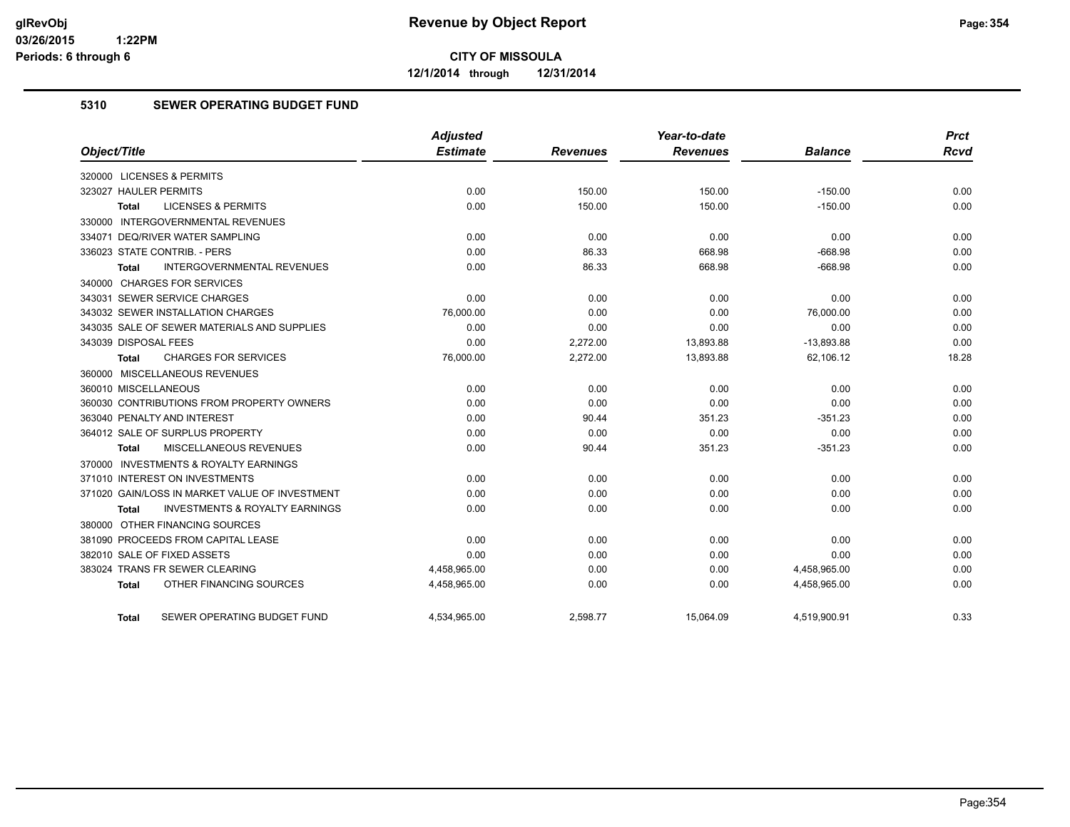# Revenue by Object Report

**CITY OF MISSOULA**

**12/1/2014 through 12/31/2014**

glRevObj
03/26/2015 1:22PM
Periods: 6 through 6

## 5310 SEWER OPERATING BUDGET FUND

| Object/Title | Adjusted Estimate | Revenues | Year-to-date Revenues | Balance | Prct Rcvd |
|---|---|---|---|---|---|
| 320000 LICENSES & PERMITS | | | | | |
| 323027 HAULER PERMITS | 0.00 | 150.00 | 150.00 | -150.00 | 0.00 |
| Total LICENSES & PERMITS | 0.00 | 150.00 | 150.00 | -150.00 | 0.00 |
| 330000 INTERGOVERNMENTAL REVENUES | | | | | |
| 334071 DEQ/RIVER WATER SAMPLING | 0.00 | 0.00 | 0.00 | 0.00 | 0.00 |
| 336023 STATE CONTRIB. - PERS | 0.00 | 86.33 | 668.98 | -668.98 | 0.00 |
| Total INTERGOVERNMENTAL REVENUES | 0.00 | 86.33 | 668.98 | -668.98 | 0.00 |
| 340000 CHARGES FOR SERVICES | | | | | |
| 343031 SEWER SERVICE CHARGES | 0.00 | 0.00 | 0.00 | 0.00 | 0.00 |
| 343032 SEWER INSTALLATION CHARGES | 76,000.00 | 0.00 | 0.00 | 76,000.00 | 0.00 |
| 343035 SALE OF SEWER MATERIALS AND SUPPLIES | 0.00 | 0.00 | 0.00 | 0.00 | 0.00 |
| 343039 DISPOSAL FEES | 0.00 | 2,272.00 | 13,893.88 | -13,893.88 | 0.00 |
| Total CHARGES FOR SERVICES | 76,000.00 | 2,272.00 | 13,893.88 | 62,106.12 | 18.28 |
| 360000 MISCELLANEOUS REVENUES | | | | | |
| 360010 MISCELLANEOUS | 0.00 | 0.00 | 0.00 | 0.00 | 0.00 |
| 360030 CONTRIBUTIONS FROM PROPERTY OWNERS | 0.00 | 0.00 | 0.00 | 0.00 | 0.00 |
| 363040 PENALTY AND INTEREST | 0.00 | 90.44 | 351.23 | -351.23 | 0.00 |
| 364012 SALE OF SURPLUS PROPERTY | 0.00 | 0.00 | 0.00 | 0.00 | 0.00 |
| Total MISCELLANEOUS REVENUES | 0.00 | 90.44 | 351.23 | -351.23 | 0.00 |
| 370000 INVESTMENTS & ROYALTY EARNINGS | | | | | |
| 371010 INTEREST ON INVESTMENTS | 0.00 | 0.00 | 0.00 | 0.00 | 0.00 |
| 371020 GAIN/LOSS IN MARKET VALUE OF INVESTMENT | 0.00 | 0.00 | 0.00 | 0.00 | 0.00 |
| Total INVESTMENTS & ROYALTY EARNINGS | 0.00 | 0.00 | 0.00 | 0.00 | 0.00 |
| 380000 OTHER FINANCING SOURCES | | | | | |
| 381090 PROCEEDS FROM CAPITAL LEASE | 0.00 | 0.00 | 0.00 | 0.00 | 0.00 |
| 382010 SALE OF FIXED ASSETS | 0.00 | 0.00 | 0.00 | 0.00 | 0.00 |
| 383024 TRANS FR SEWER CLEARING | 4,458,965.00 | 0.00 | 0.00 | 4,458,965.00 | 0.00 |
| Total OTHER FINANCING SOURCES | 4,458,965.00 | 0.00 | 0.00 | 4,458,965.00 | 0.00 |
| Total SEWER OPERATING BUDGET FUND | 4,534,965.00 | 2,598.77 | 15,064.09 | 4,519,900.91 | 0.33 |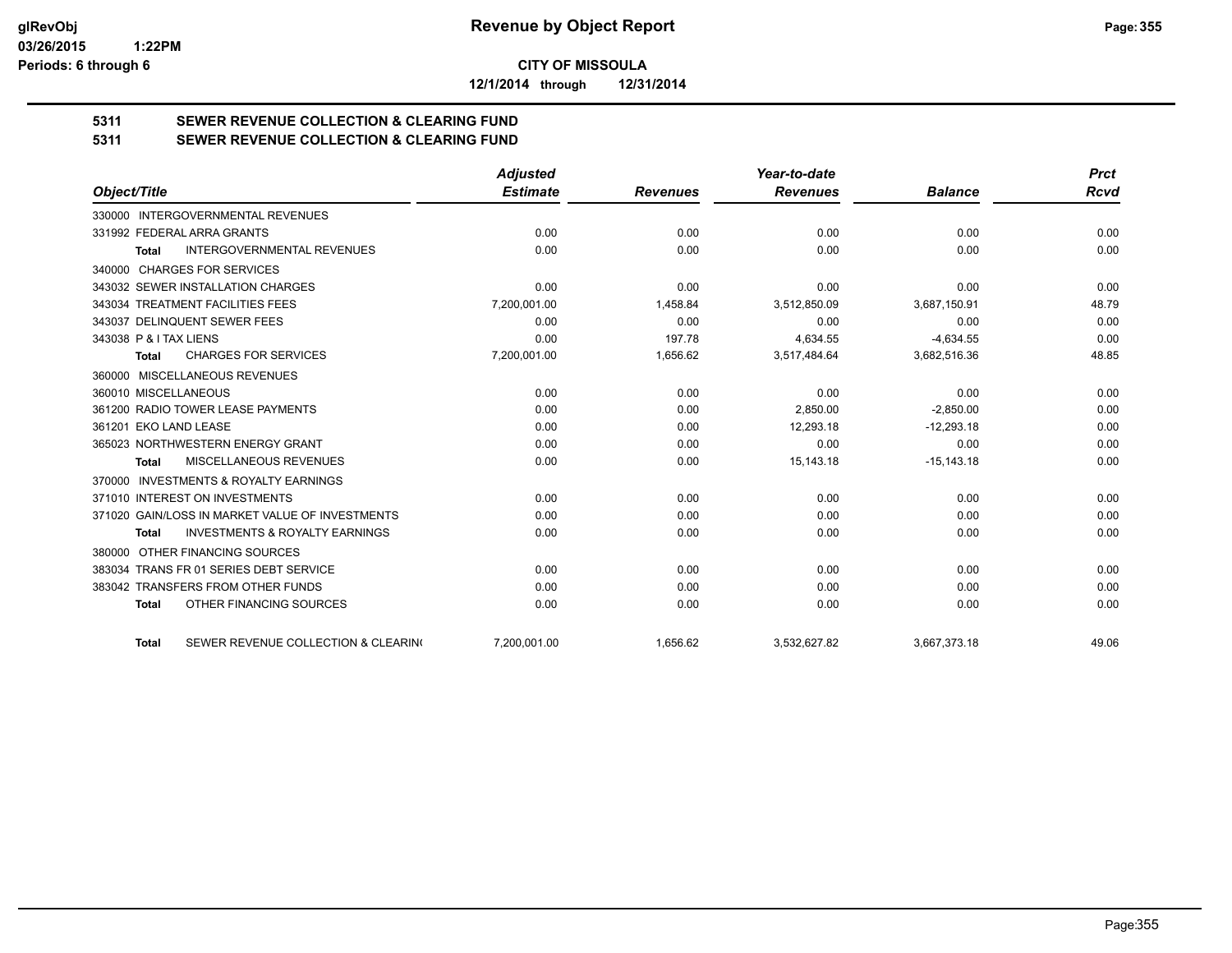# Revenue by Object Report

glRevObj
03/26/2015 1:22PM
Periods: 6 through 6

**CITY OF MISSOULA**

**12/1/2014 through 12/31/2014**

## 5311 SEWER REVENUE COLLECTION & CLEARING FUND
## 5311 SEWER REVENUE COLLECTION & CLEARING FUND

| Object/Title | Adjusted Estimate | Revenues | Year-to-date Revenues | Balance | Prct Rcvd |
|---|---|---|---|---|---|
| 330000 INTERGOVERNMENTAL REVENUES | | | | | |
| 331992 FEDERAL ARRA GRANTS | 0.00 | 0.00 | 0.00 | 0.00 | 0.00 |
| **Total** INTERGOVERNMENTAL REVENUES | 0.00 | 0.00 | 0.00 | 0.00 | 0.00 |
| 340000 CHARGES FOR SERVICES | | | | | |
| 343032 SEWER INSTALLATION CHARGES | 0.00 | 0.00 | 0.00 | 0.00 | 0.00 |
| 343034 TREATMENT FACILITIES FEES | 7,200,001.00 | 1,458.84 | 3,512,850.09 | 3,687,150.91 | 48.79 |
| 343037 DELINQUENT SEWER FEES | 0.00 | 0.00 | 0.00 | 0.00 | 0.00 |
| 343038 P & I TAX LIENS | 0.00 | 197.78 | 4,634.55 | -4,634.55 | 0.00 |
| **Total** CHARGES FOR SERVICES | 7,200,001.00 | 1,656.62 | 3,517,484.64 | 3,682,516.36 | 48.85 |
| 360000 MISCELLANEOUS REVENUES | | | | | |
| 360010 MISCELLANEOUS | 0.00 | 0.00 | 0.00 | 0.00 | 0.00 |
| 361200 RADIO TOWER LEASE PAYMENTS | 0.00 | 0.00 | 2,850.00 | -2,850.00 | 0.00 |
| 361201 EKO LAND LEASE | 0.00 | 0.00 | 12,293.18 | -12,293.18 | 0.00 |
| 365023 NORTHWESTERN ENERGY GRANT | 0.00 | 0.00 | 0.00 | 0.00 | 0.00 |
| **Total** MISCELLANEOUS REVENUES | 0.00 | 0.00 | 15,143.18 | -15,143.18 | 0.00 |
| 370000 INVESTMENTS & ROYALTY EARNINGS | | | | | |
| 371010 INTEREST ON INVESTMENTS | 0.00 | 0.00 | 0.00 | 0.00 | 0.00 |
| 371020 GAIN/LOSS IN MARKET VALUE OF INVESTMENTS | 0.00 | 0.00 | 0.00 | 0.00 | 0.00 |
| **Total** INVESTMENTS & ROYALTY EARNINGS | 0.00 | 0.00 | 0.00 | 0.00 | 0.00 |
| 380000 OTHER FINANCING SOURCES | | | | | |
| 383034 TRANS FR 01 SERIES DEBT SERVICE | 0.00 | 0.00 | 0.00 | 0.00 | 0.00 |
| 383042 TRANSFERS FROM OTHER FUNDS | 0.00 | 0.00 | 0.00 | 0.00 | 0.00 |
| **Total** OTHER FINANCING SOURCES | 0.00 | 0.00 | 0.00 | 0.00 | 0.00 |
| **Total** SEWER REVENUE COLLECTION & CLEARIN( | 7,200,001.00 | 1,656.62 | 3,532,627.82 | 3,667,373.18 | 49.06 |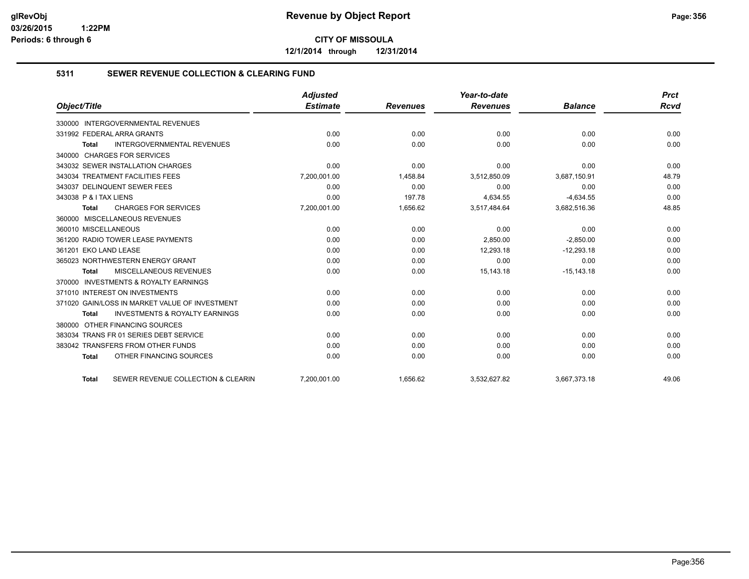**CITY OF MISSOULA**

**12/1/2014 through 12/31/2014**

glRevObj
03/26/2015 1:22PM
Periods: 6 through 6

# Revenue by Object Report

## 5311 SEWER REVENUE COLLECTION & CLEARING FUND

| Object/Title | Adjusted Estimate | Revenues | Year-to-date Revenues | Balance | Prct Rcvd |
|---|---|---|---|---|---|
| 330000 INTERGOVERNMENTAL REVENUES | | | | | |
| 331992 FEDERAL ARRA GRANTS | 0.00 | 0.00 | 0.00 | 0.00 | 0.00 |
| **Total** INTERGOVERNMENTAL REVENUES | 0.00 | 0.00 | 0.00 | 0.00 | 0.00 |
| 340000 CHARGES FOR SERVICES | | | | | |
| 343032 SEWER INSTALLATION CHARGES | 0.00 | 0.00 | 0.00 | 0.00 | 0.00 |
| 343034 TREATMENT FACILITIES FEES | 7,200,001.00 | 1,458.84 | 3,512,850.09 | 3,687,150.91 | 48.79 |
| 343037 DELINQUENT SEWER FEES | 0.00 | 0.00 | 0.00 | 0.00 | 0.00 |
| 343038 P & I TAX LIENS | 0.00 | 197.78 | 4,634.55 | -4,634.55 | 0.00 |
| **Total** CHARGES FOR SERVICES | 7,200,001.00 | 1,656.62 | 3,517,484.64 | 3,682,516.36 | 48.85 |
| 360000 MISCELLANEOUS REVENUES | | | | | |
| 360010 MISCELLANEOUS | 0.00 | 0.00 | 0.00 | 0.00 | 0.00 |
| 361200 RADIO TOWER LEASE PAYMENTS | 0.00 | 0.00 | 2,850.00 | -2,850.00 | 0.00 |
| 361201 EKO LAND LEASE | 0.00 | 0.00 | 12,293.18 | -12,293.18 | 0.00 |
| 365023 NORTHWESTERN ENERGY GRANT | 0.00 | 0.00 | 0.00 | 0.00 | 0.00 |
| **Total** MISCELLANEOUS REVENUES | 0.00 | 0.00 | 15,143.18 | -15,143.18 | 0.00 |
| 370000 INVESTMENTS & ROYALTY EARNINGS | | | | | |
| 371010 INTEREST ON INVESTMENTS | 0.00 | 0.00 | 0.00 | 0.00 | 0.00 |
| 371020 GAIN/LOSS IN MARKET VALUE OF INVESTMENT | 0.00 | 0.00 | 0.00 | 0.00 | 0.00 |
| **Total** INVESTMENTS & ROYALTY EARNINGS | 0.00 | 0.00 | 0.00 | 0.00 | 0.00 |
| 380000 OTHER FINANCING SOURCES | | | | | |
| 383034 TRANS FR 01 SERIES DEBT SERVICE | 0.00 | 0.00 | 0.00 | 0.00 | 0.00 |
| 383042 TRANSFERS FROM OTHER FUNDS | 0.00 | 0.00 | 0.00 | 0.00 | 0.00 |
| **Total** OTHER FINANCING SOURCES | 0.00 | 0.00 | 0.00 | 0.00 | 0.00 |
| **Total** SEWER REVENUE COLLECTION & CLEARIN | 7,200,001.00 | 1,656.62 | 3,532,627.82 | 3,667,373.18 | 49.06 |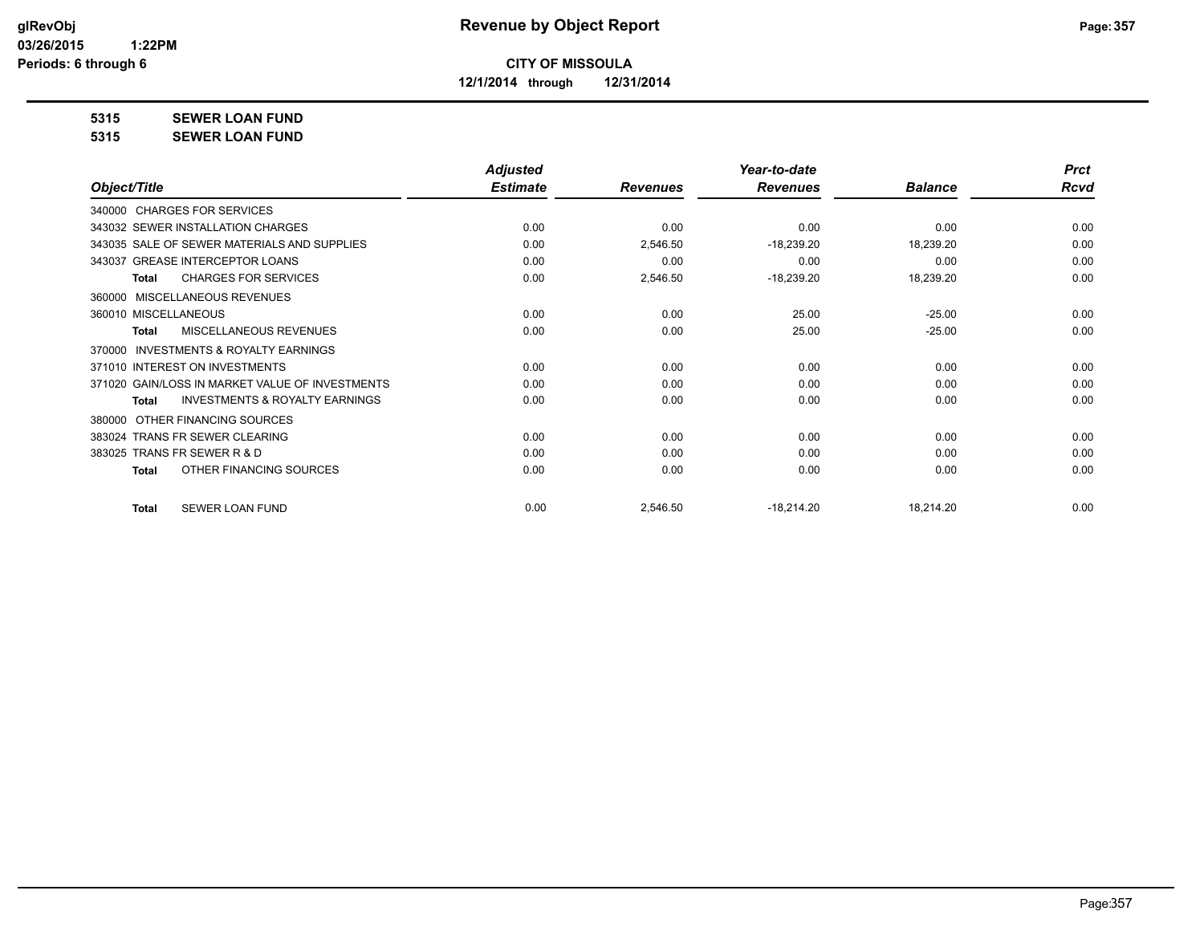# Revenue by Object Report

**CITY OF MISSOULA**

**12/1/2014 through 12/31/2014**

glRevObj
03/26/2015 1:22PM
Periods: 6 through 6

**5315 SEWER LOAN FUND**

**5315 SEWER LOAN FUND**

| Object/Title | Adjusted Estimate | Revenues | Year-to-date Revenues | Balance | Prct Rcvd |
|---|---|---|---|---|---|
| 340000 CHARGES FOR SERVICES | | | | | |
| 343032 SEWER INSTALLATION CHARGES | 0.00 | 0.00 | 0.00 | 0.00 | 0.00 |
| 343035 SALE OF SEWER MATERIALS AND SUPPLIES | 0.00 | 2,546.50 | -18,239.20 | 18,239.20 | 0.00 |
| 343037 GREASE INTERCEPTOR LOANS | 0.00 | 0.00 | 0.00 | 0.00 | 0.00 |
| Total CHARGES FOR SERVICES | 0.00 | 2,546.50 | -18,239.20 | 18,239.20 | 0.00 |
| 360000 MISCELLANEOUS REVENUES | | | | | |
| 360010 MISCELLANEOUS | 0.00 | 0.00 | 25.00 | -25.00 | 0.00 |
| Total MISCELLANEOUS REVENUES | 0.00 | 0.00 | 25.00 | -25.00 | 0.00 |
| 370000 INVESTMENTS & ROYALTY EARNINGS | | | | | |
| 371010 INTEREST ON INVESTMENTS | 0.00 | 0.00 | 0.00 | 0.00 | 0.00 |
| 371020 GAIN/LOSS IN MARKET VALUE OF INVESTMENTS | 0.00 | 0.00 | 0.00 | 0.00 | 0.00 |
| Total INVESTMENTS & ROYALTY EARNINGS | 0.00 | 0.00 | 0.00 | 0.00 | 0.00 |
| 380000 OTHER FINANCING SOURCES | | | | | |
| 383024 TRANS FR SEWER CLEARING | 0.00 | 0.00 | 0.00 | 0.00 | 0.00 |
| 383025 TRANS FR SEWER R & D | 0.00 | 0.00 | 0.00 | 0.00 | 0.00 |
| Total OTHER FINANCING SOURCES | 0.00 | 0.00 | 0.00 | 0.00 | 0.00 |
| Total SEWER LOAN FUND | 0.00 | 2,546.50 | -18,214.20 | 18,214.20 | 0.00 |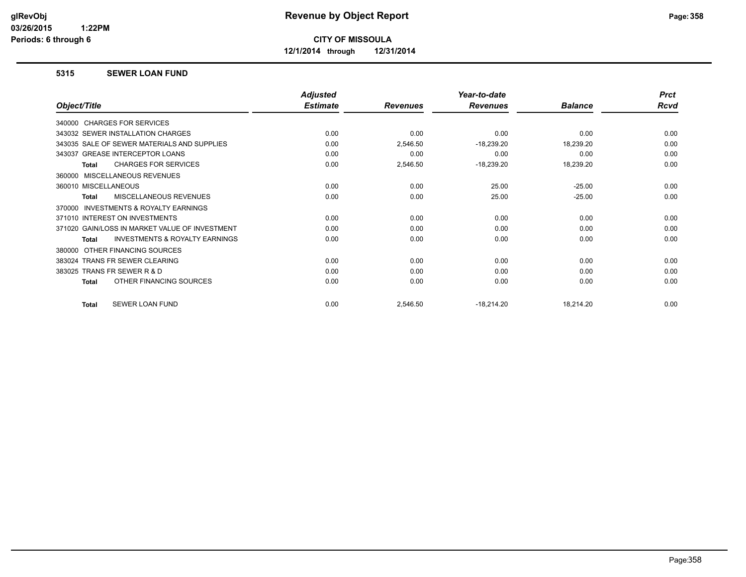# Revenue by Object Report

**CITY OF MISSOULA**

**12/1/2014 through 12/31/2014**

glRevObj
03/26/2015 1:22PM
Periods: 6 through 6

### 5315 SEWER LOAN FUND

| Object/Title | Adjusted Estimate | Revenues | Year-to-date Revenues | Balance | Prct Rcvd |
|---|---|---|---|---|---|
| 340000 CHARGES FOR SERVICES | | | | | |
| 343032 SEWER INSTALLATION CHARGES | 0.00 | 0.00 | 0.00 | 0.00 | 0.00 |
| 343035 SALE OF SEWER MATERIALS AND SUPPLIES | 0.00 | 2,546.50 | -18,239.20 | 18,239.20 | 0.00 |
| 343037 GREASE INTERCEPTOR LOANS | 0.00 | 0.00 | 0.00 | 0.00 | 0.00 |
| **Total** CHARGES FOR SERVICES | 0.00 | 2,546.50 | -18,239.20 | 18,239.20 | 0.00 |
| 360000 MISCELLANEOUS REVENUES | | | | | |
| 360010 MISCELLANEOUS | 0.00 | 0.00 | 25.00 | -25.00 | 0.00 |
| **Total** MISCELLANEOUS REVENUES | 0.00 | 0.00 | 25.00 | -25.00 | 0.00 |
| 370000 INVESTMENTS & ROYALTY EARNINGS | | | | | |
| 371010 INTEREST ON INVESTMENTS | 0.00 | 0.00 | 0.00 | 0.00 | 0.00 |
| 371020 GAIN/LOSS IN MARKET VALUE OF INVESTMENT | 0.00 | 0.00 | 0.00 | 0.00 | 0.00 |
| **Total** INVESTMENTS & ROYALTY EARNINGS | 0.00 | 0.00 | 0.00 | 0.00 | 0.00 |
| 380000 OTHER FINANCING SOURCES | | | | | |
| 383024 TRANS FR SEWER CLEARING | 0.00 | 0.00 | 0.00 | 0.00 | 0.00 |
| 383025 TRANS FR SEWER R & D | 0.00 | 0.00 | 0.00 | 0.00 | 0.00 |
| **Total** OTHER FINANCING SOURCES | 0.00 | 0.00 | 0.00 | 0.00 | 0.00 |
| **Total** SEWER LOAN FUND | 0.00 | 2,546.50 | -18,214.20 | 18,214.20 | 0.00 |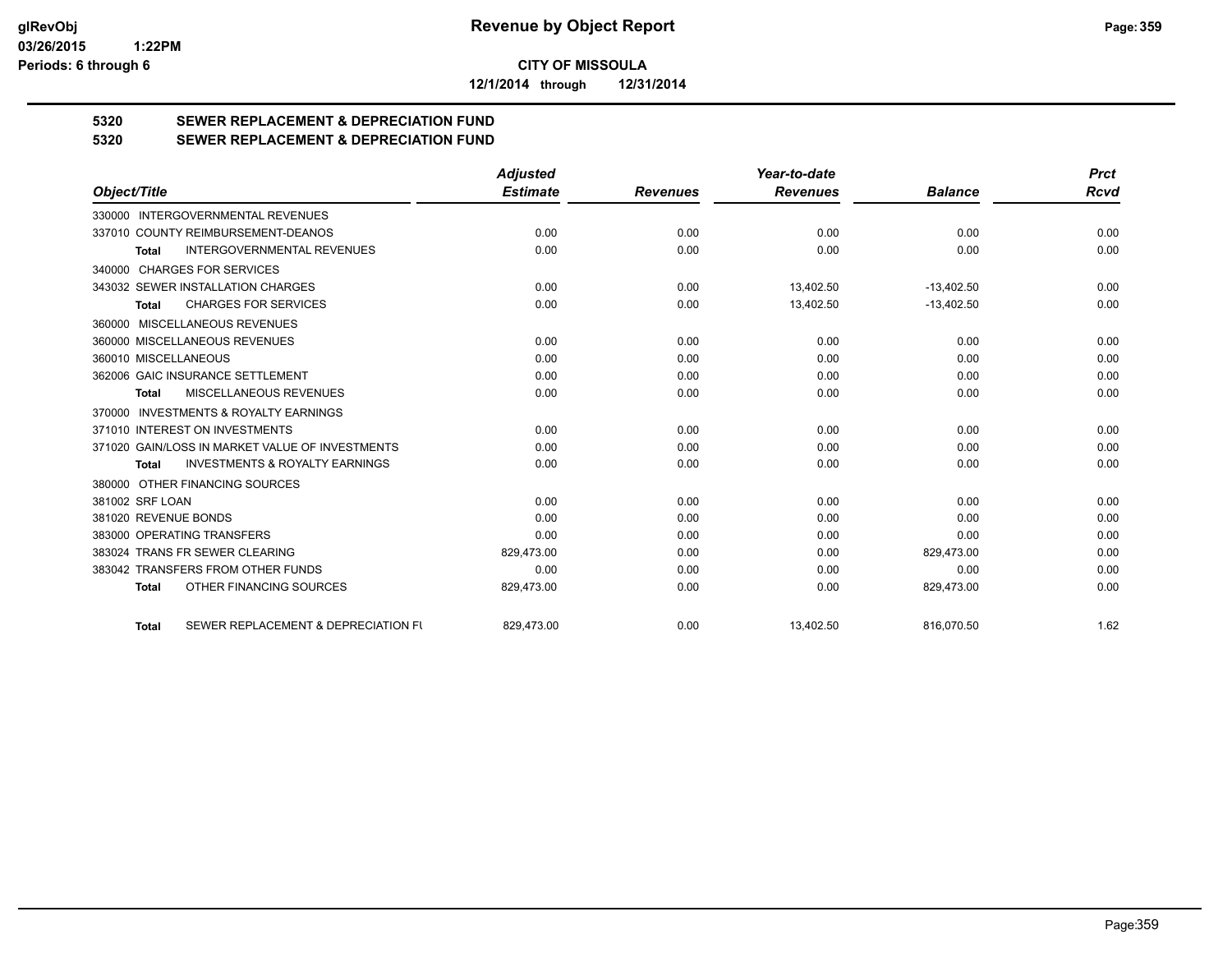**CITY OF MISSOULA**

**12/1/2014 through 12/31/2014**

# 5320 SEWER REPLACEMENT & DEPRECIATION FUND
## 5320 SEWER REPLACEMENT & DEPRECIATION FUND

| Object/Title | Adjusted Estimate | Revenues | Year-to-date Revenues | Balance | Prct Rcvd |
|---|---|---|---|---|---|
| 330000 INTERGOVERNMENTAL REVENUES | | | | | |
| 337010 COUNTY REIMBURSEMENT-DEANOS | 0.00 | 0.00 | 0.00 | 0.00 | 0.00 |
| **Total** INTERGOVERNMENTAL REVENUES | 0.00 | 0.00 | 0.00 | 0.00 | 0.00 |
| 340000 CHARGES FOR SERVICES | | | | | |
| 343032 SEWER INSTALLATION CHARGES | 0.00 | 0.00 | 13,402.50 | -13,402.50 | 0.00 |
| **Total** CHARGES FOR SERVICES | 0.00 | 0.00 | 13,402.50 | -13,402.50 | 0.00 |
| 360000 MISCELLANEOUS REVENUES | | | | | |
| 360000 MISCELLANEOUS REVENUES | 0.00 | 0.00 | 0.00 | 0.00 | 0.00 |
| 360010 MISCELLANEOUS | 0.00 | 0.00 | 0.00 | 0.00 | 0.00 |
| 362006 GAIC INSURANCE SETTLEMENT | 0.00 | 0.00 | 0.00 | 0.00 | 0.00 |
| **Total** MISCELLANEOUS REVENUES | 0.00 | 0.00 | 0.00 | 0.00 | 0.00 |
| 370000 INVESTMENTS & ROYALTY EARNINGS | | | | | |
| 371010 INTEREST ON INVESTMENTS | 0.00 | 0.00 | 0.00 | 0.00 | 0.00 |
| 371020 GAIN/LOSS IN MARKET VALUE OF INVESTMENTS | 0.00 | 0.00 | 0.00 | 0.00 | 0.00 |
| **Total** INVESTMENTS & ROYALTY EARNINGS | 0.00 | 0.00 | 0.00 | 0.00 | 0.00 |
| 380000 OTHER FINANCING SOURCES | | | | | |
| 381002 SRF LOAN | 0.00 | 0.00 | 0.00 | 0.00 | 0.00 |
| 381020 REVENUE BONDS | 0.00 | 0.00 | 0.00 | 0.00 | 0.00 |
| 383000 OPERATING TRANSFERS | 0.00 | 0.00 | 0.00 | 0.00 | 0.00 |
| 383024 TRANS FR SEWER CLEARING | 829,473.00 | 0.00 | 0.00 | 829,473.00 | 0.00 |
| 383042 TRANSFERS FROM OTHER FUNDS | 0.00 | 0.00 | 0.00 | 0.00 | 0.00 |
| **Total** OTHER FINANCING SOURCES | 829,473.00 | 0.00 | 0.00 | 829,473.00 | 0.00 |
| **Total** SEWER REPLACEMENT & DEPRECIATION FU | 829,473.00 | 0.00 | 13,402.50 | 816,070.50 | 1.62 |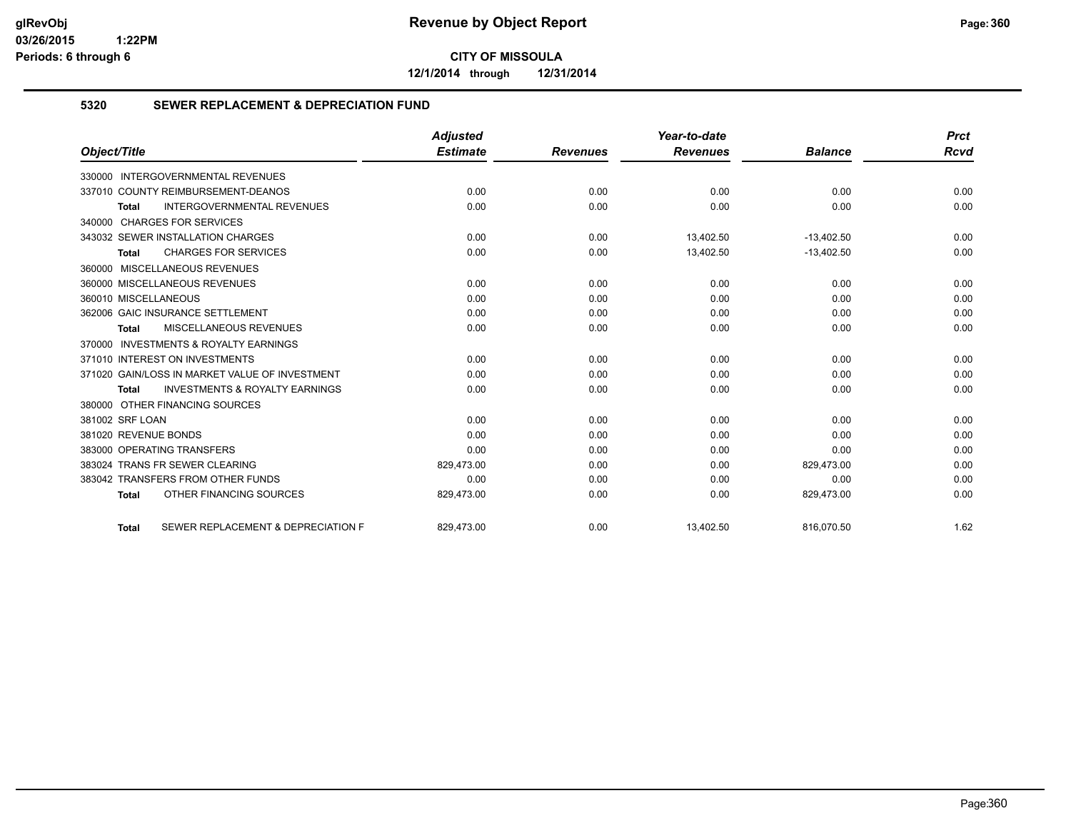# Revenue by Object Report

glRevObj
03/26/2015 1:22PM
Periods: 6 through 6

**CITY OF MISSOULA**

**12/1/2014 through 12/31/2014**

## 5320 SEWER REPLACEMENT & DEPRECIATION FUND

| Object/Title | Adjusted Estimate | Revenues | Year-to-date Revenues | Balance | Prct Rcvd |
|---|---|---|---|---|---|
| 330000 INTERGOVERNMENTAL REVENUES | | | | | |
| 337010 COUNTY REIMBURSEMENT-DEANOS | 0.00 | 0.00 | 0.00 | 0.00 | 0.00 |
| **Total** INTERGOVERNMENTAL REVENUES | 0.00 | 0.00 | 0.00 | 0.00 | 0.00 |
| 340000 CHARGES FOR SERVICES | | | | | |
| 343032 SEWER INSTALLATION CHARGES | 0.00 | 0.00 | 13,402.50 | -13,402.50 | 0.00 |
| **Total** CHARGES FOR SERVICES | 0.00 | 0.00 | 13,402.50 | -13,402.50 | 0.00 |
| 360000 MISCELLANEOUS REVENUES | | | | | |
| 360000 MISCELLANEOUS REVENUES | 0.00 | 0.00 | 0.00 | 0.00 | 0.00 |
| 360010 MISCELLANEOUS | 0.00 | 0.00 | 0.00 | 0.00 | 0.00 |
| 362006 GAIC INSURANCE SETTLEMENT | 0.00 | 0.00 | 0.00 | 0.00 | 0.00 |
| **Total** MISCELLANEOUS REVENUES | 0.00 | 0.00 | 0.00 | 0.00 | 0.00 |
| 370000 INVESTMENTS & ROYALTY EARNINGS | | | | | |
| 371010 INTEREST ON INVESTMENTS | 0.00 | 0.00 | 0.00 | 0.00 | 0.00 |
| 371020 GAIN/LOSS IN MARKET VALUE OF INVESTMENT | 0.00 | 0.00 | 0.00 | 0.00 | 0.00 |
| **Total** INVESTMENTS & ROYALTY EARNINGS | 0.00 | 0.00 | 0.00 | 0.00 | 0.00 |
| 380000 OTHER FINANCING SOURCES | | | | | |
| 381002 SRF LOAN | 0.00 | 0.00 | 0.00 | 0.00 | 0.00 |
| 381020 REVENUE BONDS | 0.00 | 0.00 | 0.00 | 0.00 | 0.00 |
| 383000 OPERATING TRANSFERS | 0.00 | 0.00 | 0.00 | 0.00 | 0.00 |
| 383024 TRANS FR SEWER CLEARING | 829,473.00 | 0.00 | 0.00 | 829,473.00 | 0.00 |
| 383042 TRANSFERS FROM OTHER FUNDS | 0.00 | 0.00 | 0.00 | 0.00 | 0.00 |
| **Total** OTHER FINANCING SOURCES | 829,473.00 | 0.00 | 0.00 | 829,473.00 | 0.00 |
| **Total** SEWER REPLACEMENT & DEPRECIATION F | 829,473.00 | 0.00 | 13,402.50 | 816,070.50 | 1.62 |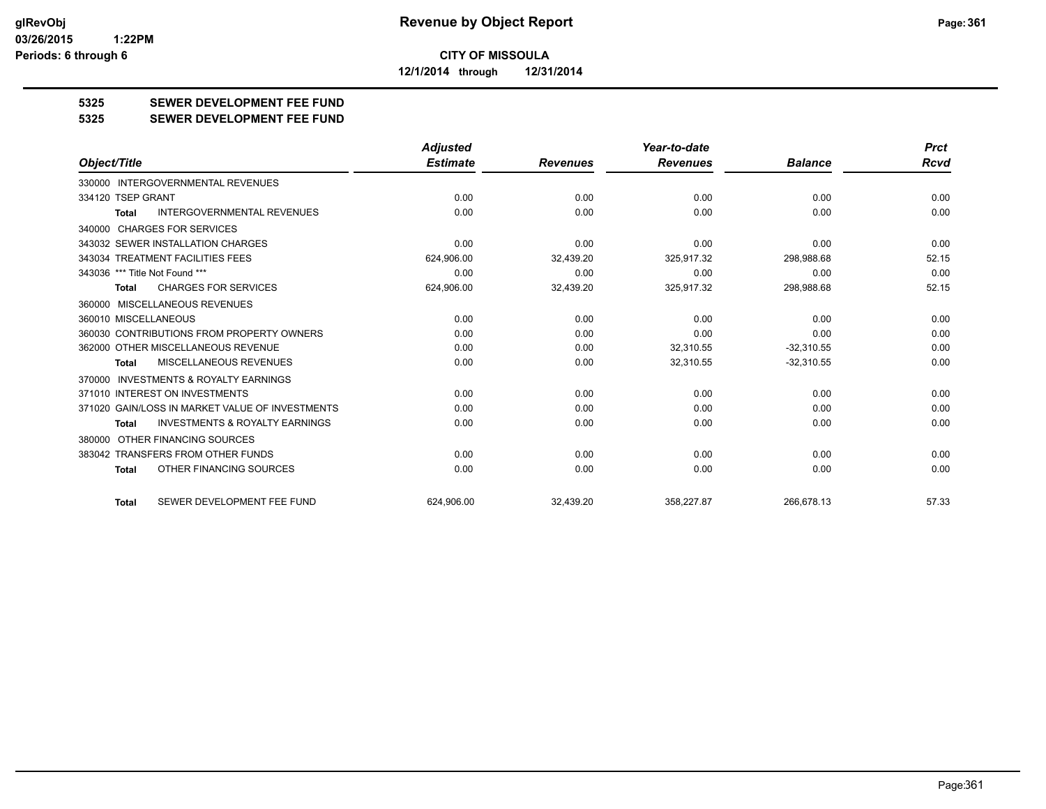# CITY OF MISSOULA

**12/1/2014 through 12/31/2014**

## 5325 SEWER DEVELOPMENT FEE FUND
## 5325 SEWER DEVELOPMENT FEE FUND

| Object/Title | Adjusted Estimate | Revenues | Year-to-date Revenues | Balance | Prct Rcvd |
|---|---|---|---|---|---|
| 330000 INTERGOVERNMENTAL REVENUES | | | | | |
| 334120 TSEP GRANT | 0.00 | 0.00 | 0.00 | 0.00 | 0.00 |
| **Total** INTERGOVERNMENTAL REVENUES | 0.00 | 0.00 | 0.00 | 0.00 | 0.00 |
| 340000 CHARGES FOR SERVICES | | | | | |
| 343032 SEWER INSTALLATION CHARGES | 0.00 | 0.00 | 0.00 | 0.00 | 0.00 |
| 343034 TREATMENT FACILITIES FEES | 624,906.00 | 32,439.20 | 325,917.32 | 298,988.68 | 52.15 |
| 343036 *** Title Not Found *** | 0.00 | 0.00 | 0.00 | 0.00 | 0.00 |
| **Total** CHARGES FOR SERVICES | 624,906.00 | 32,439.20 | 325,917.32 | 298,988.68 | 52.15 |
| 360000 MISCELLANEOUS REVENUES | | | | | |
| 360010 MISCELLANEOUS | 0.00 | 0.00 | 0.00 | 0.00 | 0.00 |
| 360030 CONTRIBUTIONS FROM PROPERTY OWNERS | 0.00 | 0.00 | 0.00 | 0.00 | 0.00 |
| 362000 OTHER MISCELLANEOUS REVENUE | 0.00 | 0.00 | 32,310.55 | -32,310.55 | 0.00 |
| **Total** MISCELLANEOUS REVENUES | 0.00 | 0.00 | 32,310.55 | -32,310.55 | 0.00 |
| 370000 INVESTMENTS & ROYALTY EARNINGS | | | | | |
| 371010 INTEREST ON INVESTMENTS | 0.00 | 0.00 | 0.00 | 0.00 | 0.00 |
| 371020 GAIN/LOSS IN MARKET VALUE OF INVESTMENTS | 0.00 | 0.00 | 0.00 | 0.00 | 0.00 |
| **Total** INVESTMENTS & ROYALTY EARNINGS | 0.00 | 0.00 | 0.00 | 0.00 | 0.00 |
| 380000 OTHER FINANCING SOURCES | | | | | |
| 383042 TRANSFERS FROM OTHER FUNDS | 0.00 | 0.00 | 0.00 | 0.00 | 0.00 |
| **Total** OTHER FINANCING SOURCES | 0.00 | 0.00 | 0.00 | 0.00 | 0.00 |
| **Total** SEWER DEVELOPMENT FEE FUND | 624,906.00 | 32,439.20 | 358,227.87 | 266,678.13 | 57.33 |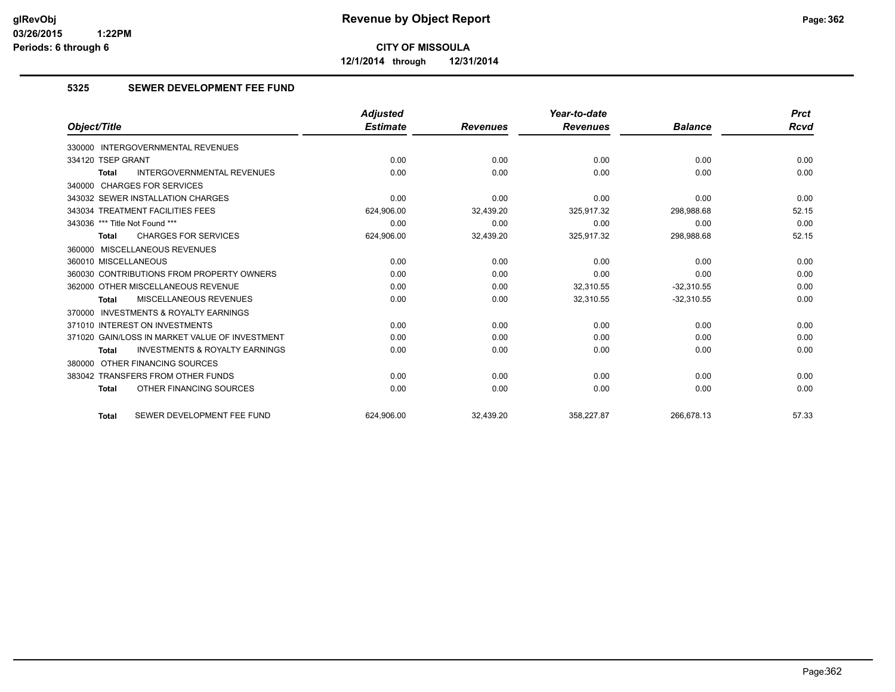**CITY OF MISSOULA**

**12/1/2014 through 12/31/2014**

### 5325 SEWER DEVELOPMENT FEE FUND

| Object/Title | Adjusted Estimate | Revenues | Year-to-date Revenues | Balance | Prct Rcvd |
|---|---|---|---|---|---|
| 330000 INTERGOVERNMENTAL REVENUES | | | | | |
| 334120 TSEP GRANT | 0.00 | 0.00 | 0.00 | 0.00 | 0.00 |
| **Total** INTERGOVERNMENTAL REVENUES | 0.00 | 0.00 | 0.00 | 0.00 | 0.00 |
| 340000 CHARGES FOR SERVICES | | | | | |
| 343032 SEWER INSTALLATION CHARGES | 0.00 | 0.00 | 0.00 | 0.00 | 0.00 |
| 343034 TREATMENT FACILITIES FEES | 624,906.00 | 32,439.20 | 325,917.32 | 298,988.68 | 52.15 |
| 343036 *** Title Not Found *** | 0.00 | 0.00 | 0.00 | 0.00 | 0.00 |
| **Total** CHARGES FOR SERVICES | 624,906.00 | 32,439.20 | 325,917.32 | 298,988.68 | 52.15 |
| 360000 MISCELLANEOUS REVENUES | | | | | |
| 360010 MISCELLANEOUS | 0.00 | 0.00 | 0.00 | 0.00 | 0.00 |
| 360030 CONTRIBUTIONS FROM PROPERTY OWNERS | 0.00 | 0.00 | 0.00 | 0.00 | 0.00 |
| 362000 OTHER MISCELLANEOUS REVENUE | 0.00 | 0.00 | 32,310.55 | -32,310.55 | 0.00 |
| **Total** MISCELLANEOUS REVENUES | 0.00 | 0.00 | 32,310.55 | -32,310.55 | 0.00 |
| 370000 INVESTMENTS & ROYALTY EARNINGS | | | | | |
| 371010 INTEREST ON INVESTMENTS | 0.00 | 0.00 | 0.00 | 0.00 | 0.00 |
| 371020 GAIN/LOSS IN MARKET VALUE OF INVESTMENT | 0.00 | 0.00 | 0.00 | 0.00 | 0.00 |
| **Total** INVESTMENTS & ROYALTY EARNINGS | 0.00 | 0.00 | 0.00 | 0.00 | 0.00 |
| 380000 OTHER FINANCING SOURCES | | | | | |
| 383042 TRANSFERS FROM OTHER FUNDS | 0.00 | 0.00 | 0.00 | 0.00 | 0.00 |
| **Total** OTHER FINANCING SOURCES | 0.00 | 0.00 | 0.00 | 0.00 | 0.00 |
| **Total** SEWER DEVELOPMENT FEE FUND | 624,906.00 | 32,439.20 | 358,227.87 | 266,678.13 | 57.33 |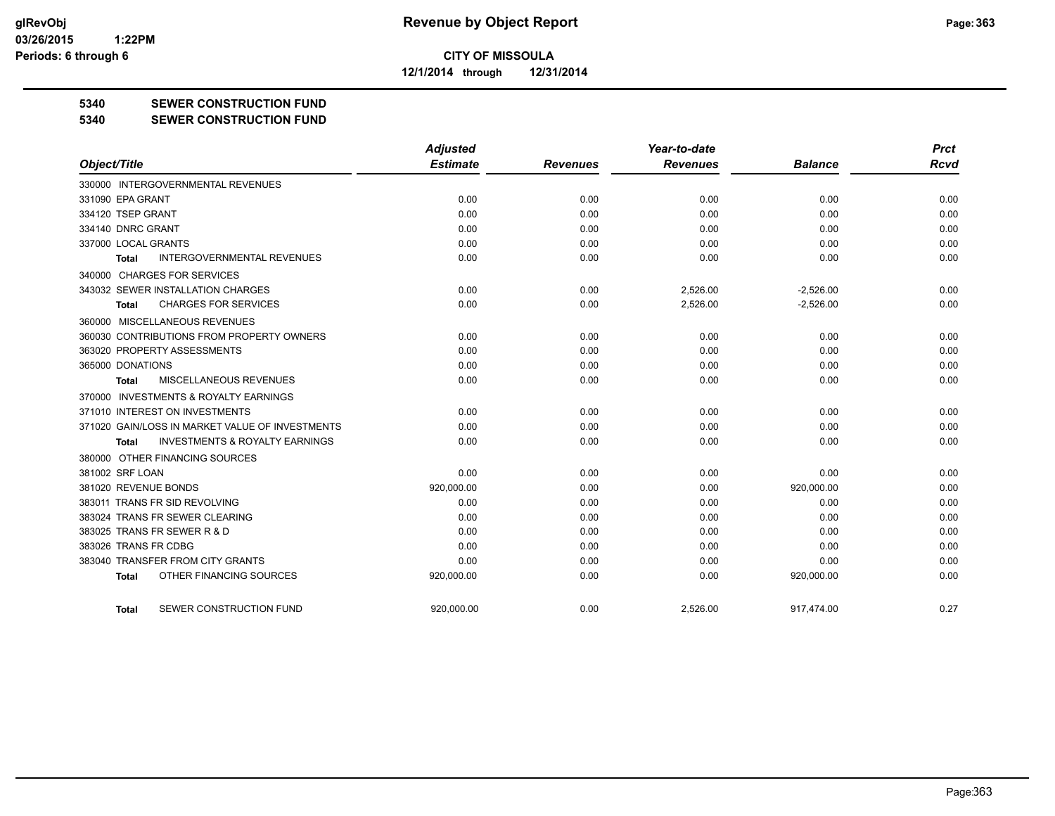**CITY OF MISSOULA**

**12/1/2014 through 12/31/2014**

**5340 SEWER CONSTRUCTION FUND**

**5340 SEWER CONSTRUCTION FUND**

| Object/Title | Adjusted Estimate | Revenues | Year-to-date Revenues | Balance | Prct Rcvd |
|---|---|---|---|---|---|
| 330000 INTERGOVERNMENTAL REVENUES | | | | | |
| 331090 EPA GRANT | 0.00 | 0.00 | 0.00 | 0.00 | 0.00 |
| 334120 TSEP GRANT | 0.00 | 0.00 | 0.00 | 0.00 | 0.00 |
| 334140 DNRC GRANT | 0.00 | 0.00 | 0.00 | 0.00 | 0.00 |
| 337000 LOCAL GRANTS | 0.00 | 0.00 | 0.00 | 0.00 | 0.00 |
| **Total** INTERGOVERNMENTAL REVENUES | 0.00 | 0.00 | 0.00 | 0.00 | 0.00 |
| 340000 CHARGES FOR SERVICES | | | | | |
| 343032 SEWER INSTALLATION CHARGES | 0.00 | 0.00 | 2,526.00 | -2,526.00 | 0.00 |
| **Total** CHARGES FOR SERVICES | 0.00 | 0.00 | 2,526.00 | -2,526.00 | 0.00 |
| 360000 MISCELLANEOUS REVENUES | | | | | |
| 360030 CONTRIBUTIONS FROM PROPERTY OWNERS | 0.00 | 0.00 | 0.00 | 0.00 | 0.00 |
| 363020 PROPERTY ASSESSMENTS | 0.00 | 0.00 | 0.00 | 0.00 | 0.00 |
| 365000 DONATIONS | 0.00 | 0.00 | 0.00 | 0.00 | 0.00 |
| **Total** MISCELLANEOUS REVENUES | 0.00 | 0.00 | 0.00 | 0.00 | 0.00 |
| 370000 INVESTMENTS & ROYALTY EARNINGS | | | | | |
| 371010 INTEREST ON INVESTMENTS | 0.00 | 0.00 | 0.00 | 0.00 | 0.00 |
| 371020 GAIN/LOSS IN MARKET VALUE OF INVESTMENTS | 0.00 | 0.00 | 0.00 | 0.00 | 0.00 |
| **Total** INVESTMENTS & ROYALTY EARNINGS | 0.00 | 0.00 | 0.00 | 0.00 | 0.00 |
| 380000 OTHER FINANCING SOURCES | | | | | |
| 381002 SRF LOAN | 0.00 | 0.00 | 0.00 | 0.00 | 0.00 |
| 381020 REVENUE BONDS | 920,000.00 | 0.00 | 0.00 | 920,000.00 | 0.00 |
| 383011 TRANS FR SID REVOLVING | 0.00 | 0.00 | 0.00 | 0.00 | 0.00 |
| 383024 TRANS FR SEWER CLEARING | 0.00 | 0.00 | 0.00 | 0.00 | 0.00 |
| 383025 TRANS FR SEWER R & D | 0.00 | 0.00 | 0.00 | 0.00 | 0.00 |
| 383026 TRANS FR CDBG | 0.00 | 0.00 | 0.00 | 0.00 | 0.00 |
| 383040 TRANSFER FROM CITY GRANTS | 0.00 | 0.00 | 0.00 | 0.00 | 0.00 |
| **Total** OTHER FINANCING SOURCES | 920,000.00 | 0.00 | 0.00 | 920,000.00 | 0.00 |
| **Total** SEWER CONSTRUCTION FUND | 920,000.00 | 0.00 | 2,526.00 | 917,474.00 | 0.27 |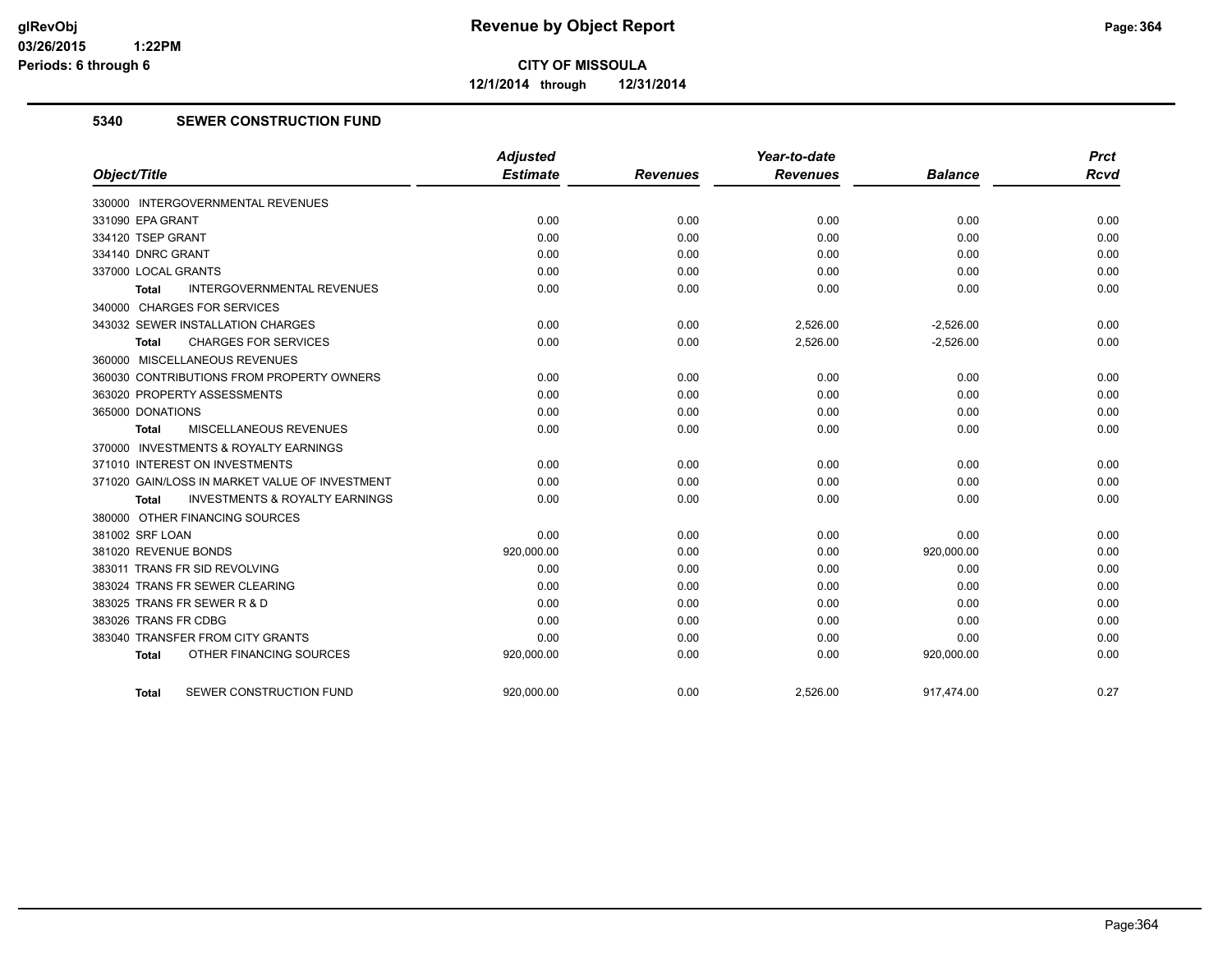**CITY OF MISSOULA**

**12/1/2014 through 12/31/2014**

## 5340 SEWER CONSTRUCTION FUND

| Object/Title | Adjusted Estimate | Revenues | Year-to-date Revenues | Balance | Prct Rcvd |
|---|---|---|---|---|---|
| 330000 INTERGOVERNMENTAL REVENUES | | | | | |
| 331090 EPA GRANT | 0.00 | 0.00 | 0.00 | 0.00 | 0.00 |
| 334120 TSEP GRANT | 0.00 | 0.00 | 0.00 | 0.00 | 0.00 |
| 334140 DNRC GRANT | 0.00 | 0.00 | 0.00 | 0.00 | 0.00 |
| 337000 LOCAL GRANTS | 0.00 | 0.00 | 0.00 | 0.00 | 0.00 |
| **Total** INTERGOVERNMENTAL REVENUES | 0.00 | 0.00 | 0.00 | 0.00 | 0.00 |
| 340000 CHARGES FOR SERVICES | | | | | |
| 343032 SEWER INSTALLATION CHARGES | 0.00 | 0.00 | 2,526.00 | -2,526.00 | 0.00 |
| **Total** CHARGES FOR SERVICES | 0.00 | 0.00 | 2,526.00 | -2,526.00 | 0.00 |
| 360000 MISCELLANEOUS REVENUES | | | | | |
| 360030 CONTRIBUTIONS FROM PROPERTY OWNERS | 0.00 | 0.00 | 0.00 | 0.00 | 0.00 |
| 363020 PROPERTY ASSESSMENTS | 0.00 | 0.00 | 0.00 | 0.00 | 0.00 |
| 365000 DONATIONS | 0.00 | 0.00 | 0.00 | 0.00 | 0.00 |
| **Total** MISCELLANEOUS REVENUES | 0.00 | 0.00 | 0.00 | 0.00 | 0.00 |
| 370000 INVESTMENTS & ROYALTY EARNINGS | | | | | |
| 371010 INTEREST ON INVESTMENTS | 0.00 | 0.00 | 0.00 | 0.00 | 0.00 |
| 371020 GAIN/LOSS IN MARKET VALUE OF INVESTMENT | 0.00 | 0.00 | 0.00 | 0.00 | 0.00 |
| **Total** INVESTMENTS & ROYALTY EARNINGS | 0.00 | 0.00 | 0.00 | 0.00 | 0.00 |
| 380000 OTHER FINANCING SOURCES | | | | | |
| 381002 SRF LOAN | 0.00 | 0.00 | 0.00 | 0.00 | 0.00 |
| 381020 REVENUE BONDS | 920,000.00 | 0.00 | 0.00 | 920,000.00 | 0.00 |
| 383011 TRANS FR SID REVOLVING | 0.00 | 0.00 | 0.00 | 0.00 | 0.00 |
| 383024 TRANS FR SEWER CLEARING | 0.00 | 0.00 | 0.00 | 0.00 | 0.00 |
| 383025 TRANS FR SEWER R & D | 0.00 | 0.00 | 0.00 | 0.00 | 0.00 |
| 383026 TRANS FR CDBG | 0.00 | 0.00 | 0.00 | 0.00 | 0.00 |
| 383040 TRANSFER FROM CITY GRANTS | 0.00 | 0.00 | 0.00 | 0.00 | 0.00 |
| **Total** OTHER FINANCING SOURCES | 920,000.00 | 0.00 | 0.00 | 920,000.00 | 0.00 |
| **Total** SEWER CONSTRUCTION FUND | 920,000.00 | 0.00 | 2,526.00 | 917,474.00 | 0.27 |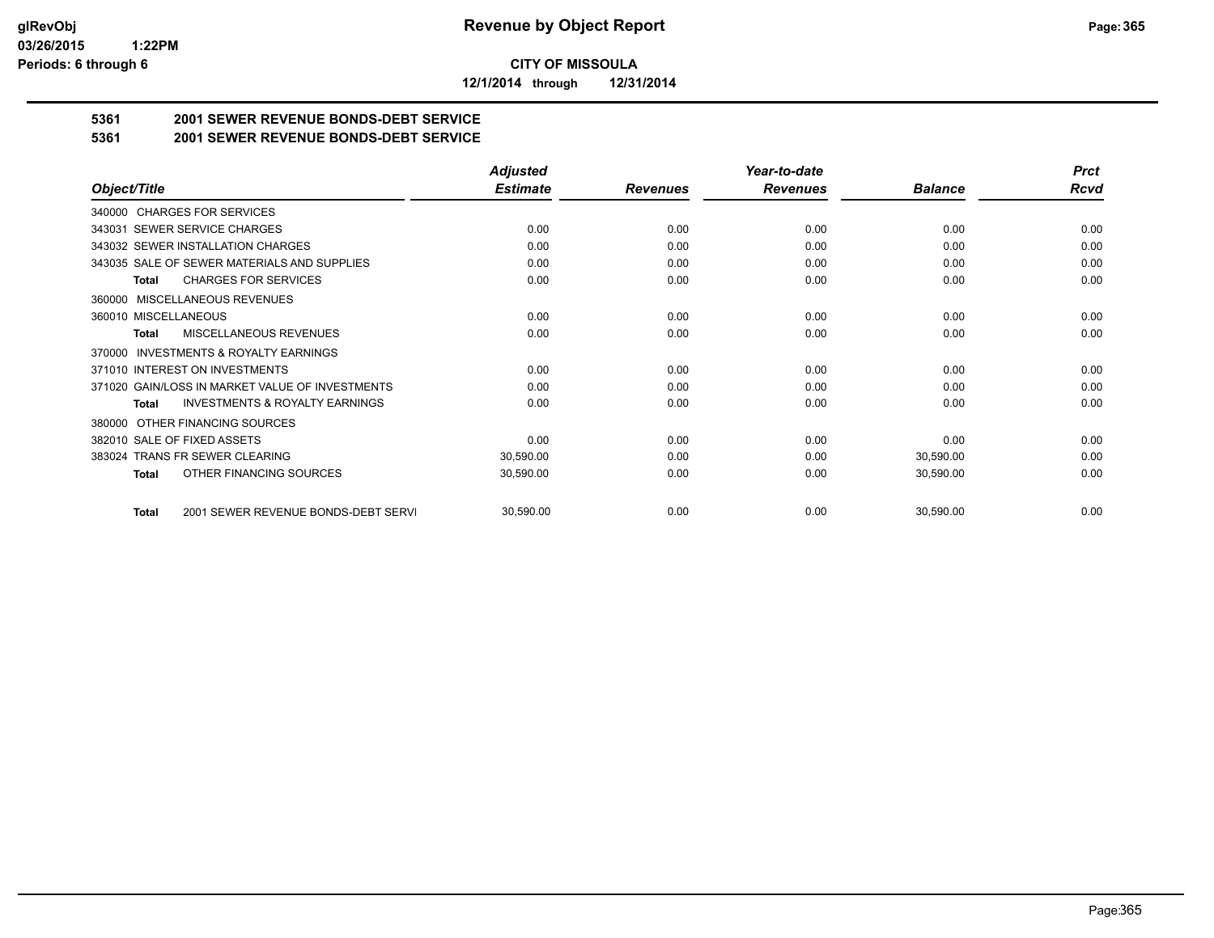# Revenue by Object Report

**CITY OF MISSOULA**

**12/1/2014 through 12/31/2014**

glRevObj
03/26/2015 1:22PM
Periods: 6 through 6

## 5361 2001 SEWER REVENUE BONDS-DEBT SERVICE
## 5361 2001 SEWER REVENUE BONDS-DEBT SERVICE

| Object/Title | Adjusted Estimate | Revenues | Year-to-date Revenues | Balance | Prct Rcvd |
|---|---|---|---|---|---|
| 340000 CHARGES FOR SERVICES | | | | | |
| 343031 SEWER SERVICE CHARGES | 0.00 | 0.00 | 0.00 | 0.00 | 0.00 |
| 343032 SEWER INSTALLATION CHARGES | 0.00 | 0.00 | 0.00 | 0.00 | 0.00 |
| 343035 SALE OF SEWER MATERIALS AND SUPPLIES | 0.00 | 0.00 | 0.00 | 0.00 | 0.00 |
| **Total** CHARGES FOR SERVICES | 0.00 | 0.00 | 0.00 | 0.00 | 0.00 |
| 360000 MISCELLANEOUS REVENUES | | | | | |
| 360010 MISCELLANEOUS | 0.00 | 0.00 | 0.00 | 0.00 | 0.00 |
| **Total** MISCELLANEOUS REVENUES | 0.00 | 0.00 | 0.00 | 0.00 | 0.00 |
| 370000 INVESTMENTS & ROYALTY EARNINGS | | | | | |
| 371010 INTEREST ON INVESTMENTS | 0.00 | 0.00 | 0.00 | 0.00 | 0.00 |
| 371020 GAIN/LOSS IN MARKET VALUE OF INVESTMENTS | 0.00 | 0.00 | 0.00 | 0.00 | 0.00 |
| **Total** INVESTMENTS & ROYALTY EARNINGS | 0.00 | 0.00 | 0.00 | 0.00 | 0.00 |
| 380000 OTHER FINANCING SOURCES | | | | | |
| 382010 SALE OF FIXED ASSETS | 0.00 | 0.00 | 0.00 | 0.00 | 0.00 |
| 383024 TRANS FR SEWER CLEARING | 30,590.00 | 0.00 | 0.00 | 30,590.00 | 0.00 |
| **Total** OTHER FINANCING SOURCES | 30,590.00 | 0.00 | 0.00 | 30,590.00 | 0.00 |
| **Total** 2001 SEWER REVENUE BONDS-DEBT SERVI | 30,590.00 | 0.00 | 0.00 | 30,590.00 | 0.00 |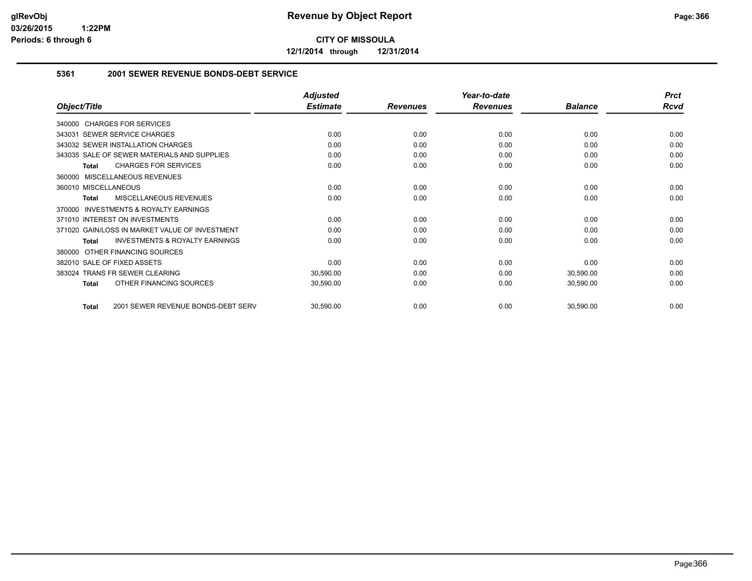# Revenue by Object Report

**CITY OF MISSOULA**

**12/1/2014 through 12/31/2014**

glRevObj
03/26/2015 1:22PM
Periods: 6 through 6

### 5361 2001 SEWER REVENUE BONDS-DEBT SERVICE

| Object/Title | Adjusted Estimate | Revenues | Year-to-date Revenues | Balance | Prct Rcvd |
|---|---|---|---|---|---|
| 340000 CHARGES FOR SERVICES | | | | | |
| 343031 SEWER SERVICE CHARGES | 0.00 | 0.00 | 0.00 | 0.00 | 0.00 |
| 343032 SEWER INSTALLATION CHARGES | 0.00 | 0.00 | 0.00 | 0.00 | 0.00 |
| 343035 SALE OF SEWER MATERIALS AND SUPPLIES | 0.00 | 0.00 | 0.00 | 0.00 | 0.00 |
| **Total** CHARGES FOR SERVICES | 0.00 | 0.00 | 0.00 | 0.00 | 0.00 |
| 360000 MISCELLANEOUS REVENUES | | | | | |
| 360010 MISCELLANEOUS | 0.00 | 0.00 | 0.00 | 0.00 | 0.00 |
| **Total** MISCELLANEOUS REVENUES | 0.00 | 0.00 | 0.00 | 0.00 | 0.00 |
| 370000 INVESTMENTS & ROYALTY EARNINGS | | | | | |
| 371010 INTEREST ON INVESTMENTS | 0.00 | 0.00 | 0.00 | 0.00 | 0.00 |
| 371020 GAIN/LOSS IN MARKET VALUE OF INVESTMENT | 0.00 | 0.00 | 0.00 | 0.00 | 0.00 |
| **Total** INVESTMENTS & ROYALTY EARNINGS | 0.00 | 0.00 | 0.00 | 0.00 | 0.00 |
| 380000 OTHER FINANCING SOURCES | | | | | |
| 382010 SALE OF FIXED ASSETS | 0.00 | 0.00 | 0.00 | 0.00 | 0.00 |
| 383024 TRANS FR SEWER CLEARING | 30,590.00 | 0.00 | 0.00 | 30,590.00 | 0.00 |
| **Total** OTHER FINANCING SOURCES | 30,590.00 | 0.00 | 0.00 | 30,590.00 | 0.00 |
| **Total** 2001 SEWER REVENUE BONDS-DEBT SERV | 30,590.00 | 0.00 | 0.00 | 30,590.00 | 0.00 |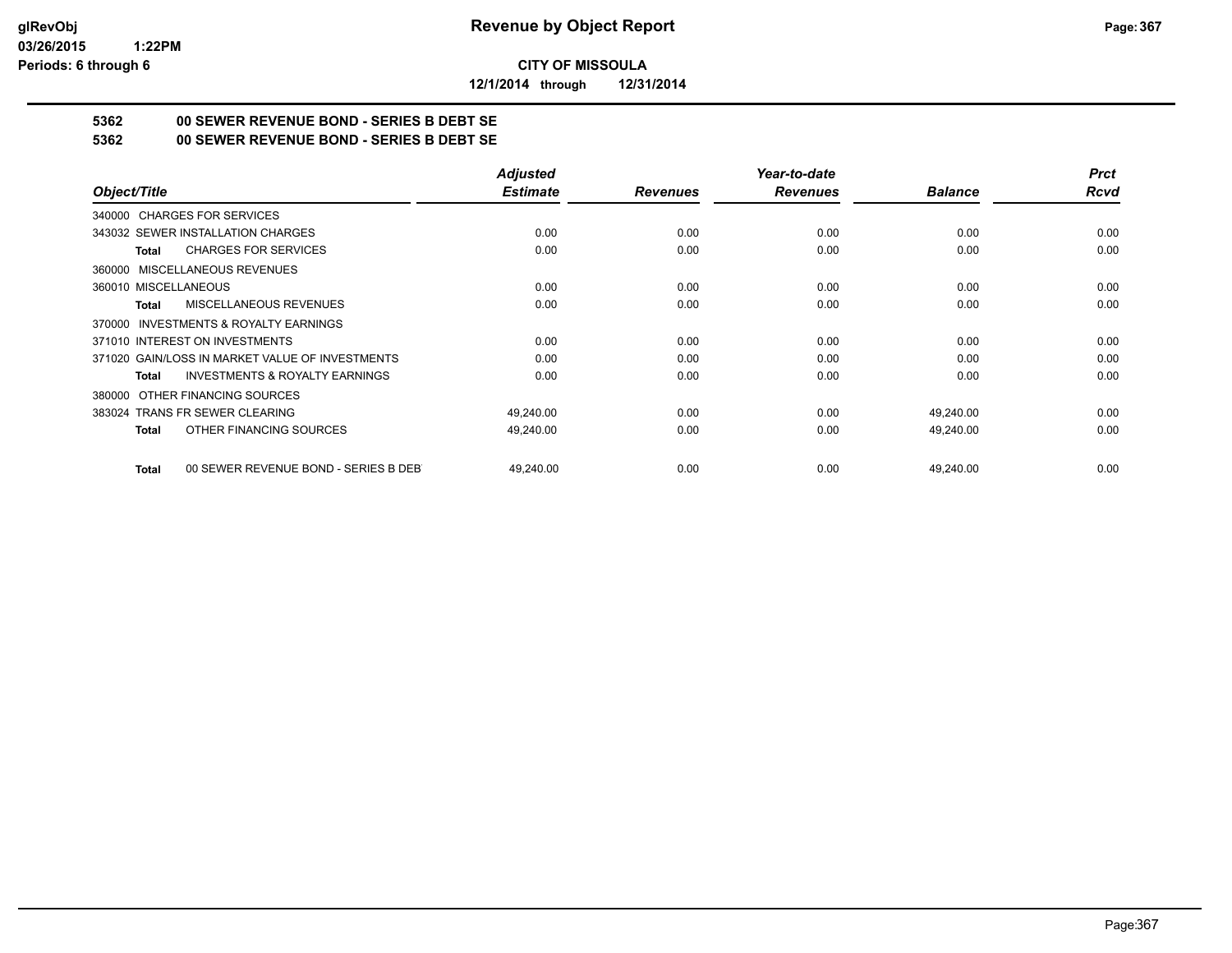**CITY OF MISSOULA**

**12/1/2014 through 12/31/2014**

# 5362 00 SEWER REVENUE BOND - SERIES B DEBT SE

## 5362 00 SEWER REVENUE BOND - SERIES B DEBT SE

| Object/Title | Adjusted Estimate | Revenues | Year-to-date Revenues | Balance | Prct Rcvd |
|---|---|---|---|---|---|
| 340000 CHARGES FOR SERVICES | | | | | |
| 343032 SEWER INSTALLATION CHARGES | 0.00 | 0.00 | 0.00 | 0.00 | 0.00 |
| **Total** CHARGES FOR SERVICES | 0.00 | 0.00 | 0.00 | 0.00 | 0.00 |
| 360000 MISCELLANEOUS REVENUES | | | | | |
| 360010 MISCELLANEOUS | 0.00 | 0.00 | 0.00 | 0.00 | 0.00 |
| **Total** MISCELLANEOUS REVENUES | 0.00 | 0.00 | 0.00 | 0.00 | 0.00 |
| 370000 INVESTMENTS & ROYALTY EARNINGS | | | | | |
| 371010 INTEREST ON INVESTMENTS | 0.00 | 0.00 | 0.00 | 0.00 | 0.00 |
| 371020 GAIN/LOSS IN MARKET VALUE OF INVESTMENTS | 0.00 | 0.00 | 0.00 | 0.00 | 0.00 |
| **Total** INVESTMENTS & ROYALTY EARNINGS | 0.00 | 0.00 | 0.00 | 0.00 | 0.00 |
| 380000 OTHER FINANCING SOURCES | | | | | |
| 383024 TRANS FR SEWER CLEARING | 49,240.00 | 0.00 | 0.00 | 49,240.00 | 0.00 |
| **Total** OTHER FINANCING SOURCES | 49,240.00 | 0.00 | 0.00 | 49,240.00 | 0.00 |
| **Total** 00 SEWER REVENUE BOND - SERIES B DEBT | 49,240.00 | 0.00 | 0.00 | 49,240.00 | 0.00 |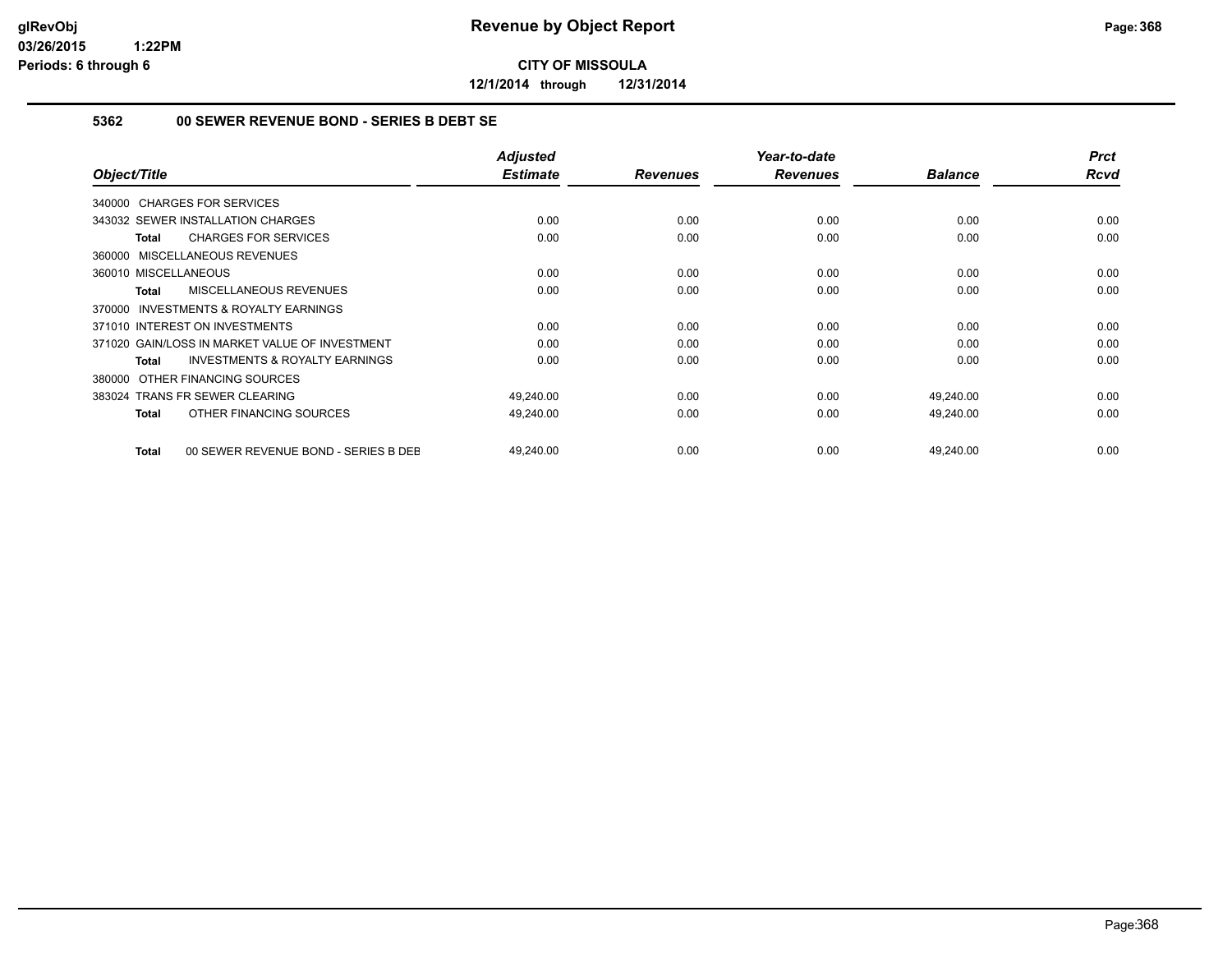**glRevObj**
**03/26/2015 1:22PM**
**Periods: 6 through 6**

# Revenue by Object Report

**CITY OF MISSOULA**

**12/1/2014 through 12/31/2014**

### 5362 00 SEWER REVENUE BOND - SERIES B DEBT SE

| Object/Title | Adjusted Estimate | Revenues | Year-to-date Revenues | Balance | Prct Rcvd |
|---|---|---|---|---|---|
| 340000 CHARGES FOR SERVICES | | | | | |
| 343032 SEWER INSTALLATION CHARGES | 0.00 | 0.00 | 0.00 | 0.00 | 0.00 |
| **Total** CHARGES FOR SERVICES | 0.00 | 0.00 | 0.00 | 0.00 | 0.00 |
| 360000 MISCELLANEOUS REVENUES | | | | | |
| 360010 MISCELLANEOUS | 0.00 | 0.00 | 0.00 | 0.00 | 0.00 |
| **Total** MISCELLANEOUS REVENUES | 0.00 | 0.00 | 0.00 | 0.00 | 0.00 |
| 370000 INVESTMENTS & ROYALTY EARNINGS | | | | | |
| 371010 INTEREST ON INVESTMENTS | 0.00 | 0.00 | 0.00 | 0.00 | 0.00 |
| 371020 GAIN/LOSS IN MARKET VALUE OF INVESTMENT | 0.00 | 0.00 | 0.00 | 0.00 | 0.00 |
| **Total** INVESTMENTS & ROYALTY EARNINGS | 0.00 | 0.00 | 0.00 | 0.00 | 0.00 |
| 380000 OTHER FINANCING SOURCES | | | | | |
| 383024 TRANS FR SEWER CLEARING | 49,240.00 | 0.00 | 0.00 | 49,240.00 | 0.00 |
| **Total** OTHER FINANCING SOURCES | 49,240.00 | 0.00 | 0.00 | 49,240.00 | 0.00 |
| **Total** 00 SEWER REVENUE BOND - SERIES B DEB | 49,240.00 | 0.00 | 0.00 | 49,240.00 | 0.00 |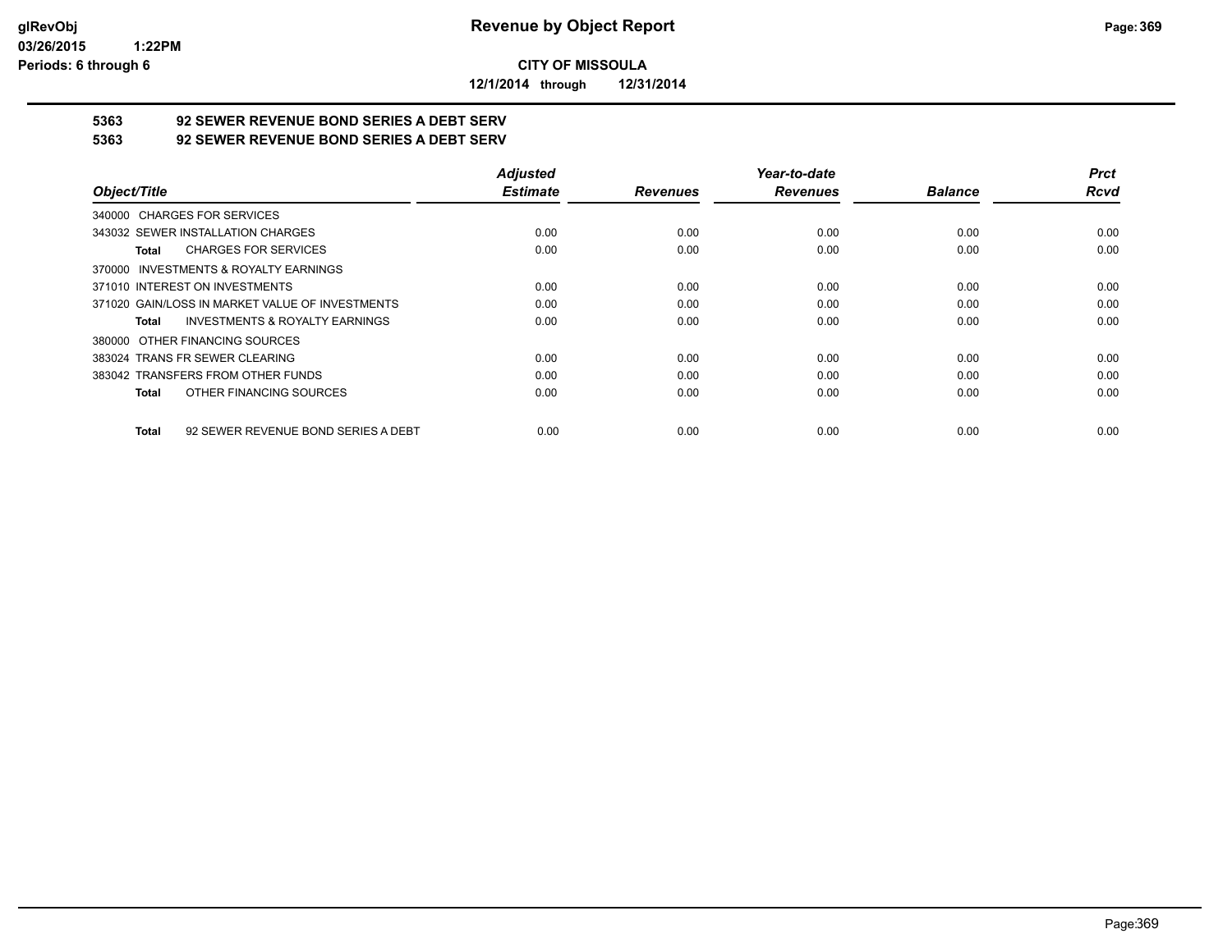# Revenue by Object Report

**CITY OF MISSOULA**

**12/1/2014 through 12/31/2014**

glRevObj
03/26/2015 1:22PM
Periods: 6 through 6

## 5363 92 SEWER REVENUE BOND SERIES A DEBT SERV
## 5363 92 SEWER REVENUE BOND SERIES A DEBT SERV

| Object/Title | Adjusted Estimate | Revenues | Year-to-date Revenues | Balance | Prct Rcvd |
|---|---|---|---|---|---|
| 340000 CHARGES FOR SERVICES | | | | | |
| 343032 SEWER INSTALLATION CHARGES | 0.00 | 0.00 | 0.00 | 0.00 | 0.00 |
| **Total** CHARGES FOR SERVICES | 0.00 | 0.00 | 0.00 | 0.00 | 0.00 |
| 370000 INVESTMENTS & ROYALTY EARNINGS | | | | | |
| 371010 INTEREST ON INVESTMENTS | 0.00 | 0.00 | 0.00 | 0.00 | 0.00 |
| 371020 GAIN/LOSS IN MARKET VALUE OF INVESTMENTS | 0.00 | 0.00 | 0.00 | 0.00 | 0.00 |
| **Total** INVESTMENTS & ROYALTY EARNINGS | 0.00 | 0.00 | 0.00 | 0.00 | 0.00 |
| 380000 OTHER FINANCING SOURCES | | | | | |
| 383024 TRANS FR SEWER CLEARING | 0.00 | 0.00 | 0.00 | 0.00 | 0.00 |
| 383042 TRANSFERS FROM OTHER FUNDS | 0.00 | 0.00 | 0.00 | 0.00 | 0.00 |
| **Total** OTHER FINANCING SOURCES | 0.00 | 0.00 | 0.00 | 0.00 | 0.00 |
| **Total** 92 SEWER REVENUE BOND SERIES A DEBT | 0.00 | 0.00 | 0.00 | 0.00 | 0.00 |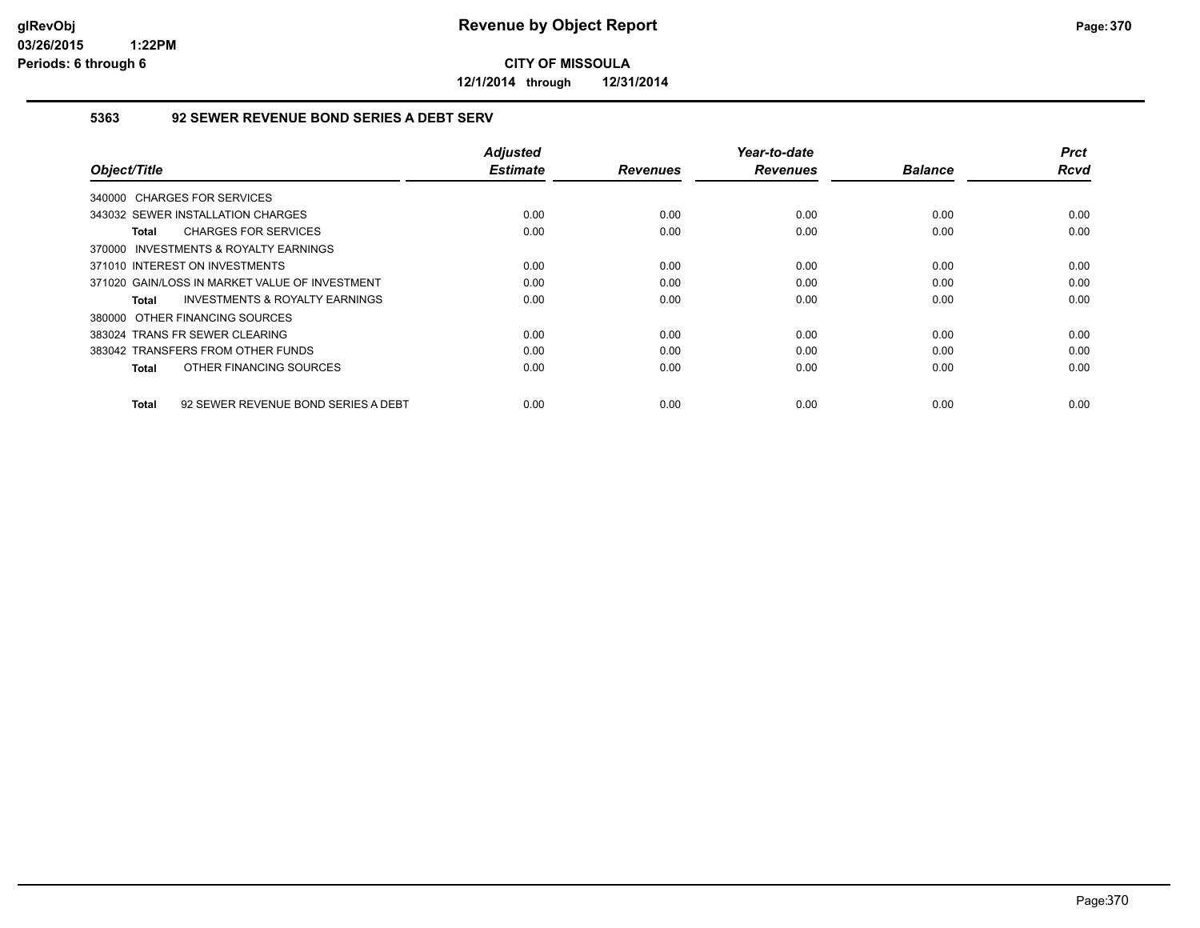**CITY OF MISSOULA**

**12/1/2014 through 12/31/2014**

## 5363 92 SEWER REVENUE BOND SERIES A DEBT SERV

| Object/Title | Adjusted Estimate | Revenues | Year-to-date Revenues | Balance | Prct Rcvd |
|---|---|---|---|---|---|
| 340000 CHARGES FOR SERVICES | | | | | |
| 343032 SEWER INSTALLATION CHARGES | 0.00 | 0.00 | 0.00 | 0.00 | 0.00 |
| **Total** CHARGES FOR SERVICES | 0.00 | 0.00 | 0.00 | 0.00 | 0.00 |
| 370000 INVESTMENTS & ROYALTY EARNINGS | | | | | |
| 371010 INTEREST ON INVESTMENTS | 0.00 | 0.00 | 0.00 | 0.00 | 0.00 |
| 371020 GAIN/LOSS IN MARKET VALUE OF INVESTMENT | 0.00 | 0.00 | 0.00 | 0.00 | 0.00 |
| **Total** INVESTMENTS & ROYALTY EARNINGS | 0.00 | 0.00 | 0.00 | 0.00 | 0.00 |
| 380000 OTHER FINANCING SOURCES | | | | | |
| 383024 TRANS FR SEWER CLEARING | 0.00 | 0.00 | 0.00 | 0.00 | 0.00 |
| 383042 TRANSFERS FROM OTHER FUNDS | 0.00 | 0.00 | 0.00 | 0.00 | 0.00 |
| **Total** OTHER FINANCING SOURCES | 0.00 | 0.00 | 0.00 | 0.00 | 0.00 |
| **Total** 92 SEWER REVENUE BOND SERIES A DEBT | 0.00 | 0.00 | 0.00 | 0.00 | 0.00 |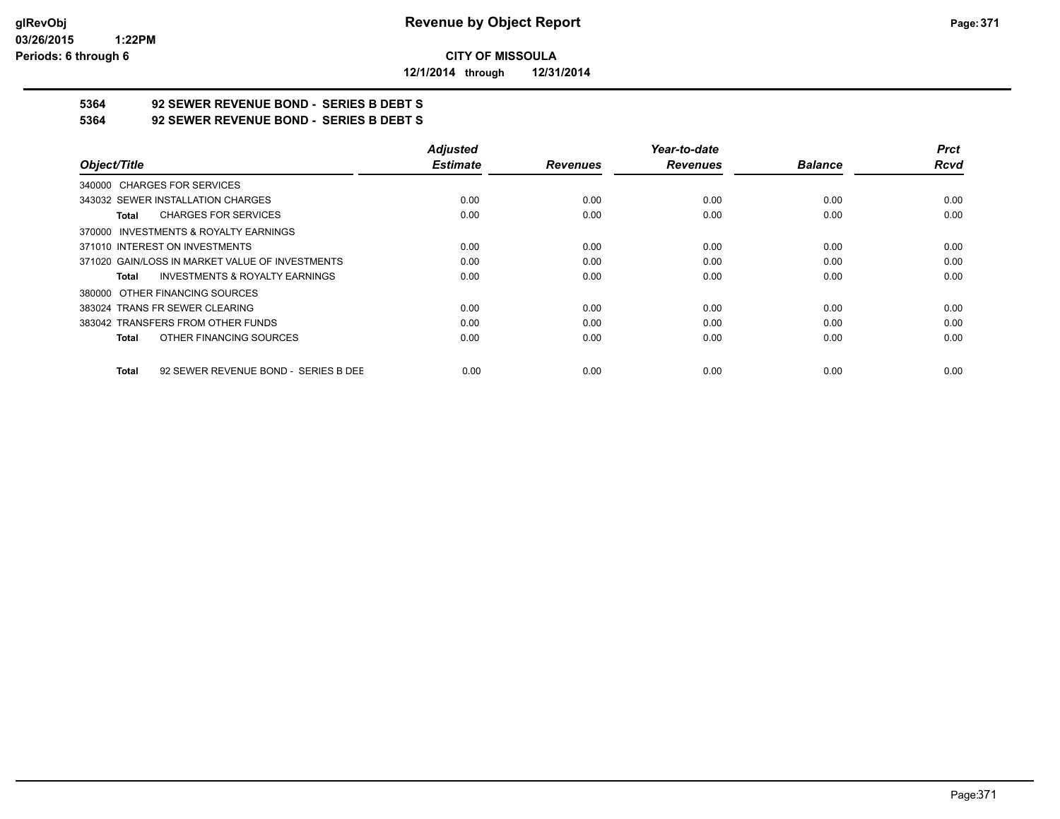**Revenue by Object Report**

**CITY OF MISSOULA**

**12/1/2014 through 12/31/2014**

glRevObj
03/26/2015 1:22PM
Periods: 6 through 6

**5364 92 SEWER REVENUE BOND - SERIES B DEBT S**

**5364 92 SEWER REVENUE BOND - SERIES B DEBT S**

| Object/Title | Adjusted Estimate | Revenues | Year-to-date Revenues | Balance | Prct Rcvd |
|---|---|---|---|---|---|
| 340000 CHARGES FOR SERVICES | | | | | |
| 343032 SEWER INSTALLATION CHARGES | 0.00 | 0.00 | 0.00 | 0.00 | 0.00 |
| **Total** CHARGES FOR SERVICES | 0.00 | 0.00 | 0.00 | 0.00 | 0.00 |
| 370000 INVESTMENTS & ROYALTY EARNINGS | | | | | |
| 371010 INTEREST ON INVESTMENTS | 0.00 | 0.00 | 0.00 | 0.00 | 0.00 |
| 371020 GAIN/LOSS IN MARKET VALUE OF INVESTMENTS | 0.00 | 0.00 | 0.00 | 0.00 | 0.00 |
| **Total** INVESTMENTS & ROYALTY EARNINGS | 0.00 | 0.00 | 0.00 | 0.00 | 0.00 |
| 380000 OTHER FINANCING SOURCES | | | | | |
| 383024 TRANS FR SEWER CLEARING | 0.00 | 0.00 | 0.00 | 0.00 | 0.00 |
| 383042 TRANSFERS FROM OTHER FUNDS | 0.00 | 0.00 | 0.00 | 0.00 | 0.00 |
| **Total** OTHER FINANCING SOURCES | 0.00 | 0.00 | 0.00 | 0.00 | 0.00 |
| **Total** 92 SEWER REVENUE BOND - SERIES B DEE | 0.00 | 0.00 | 0.00 | 0.00 | 0.00 |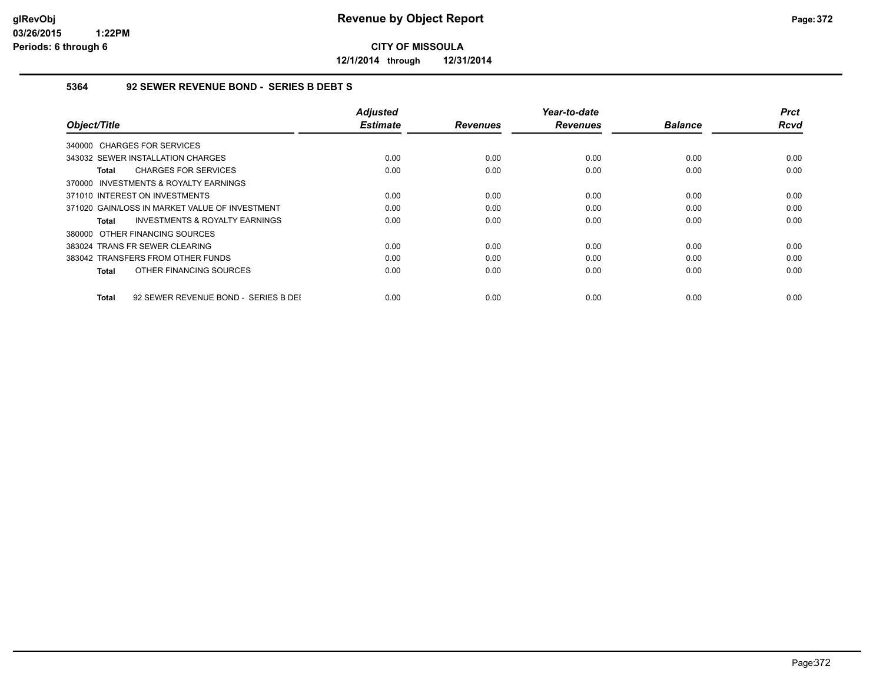**Revenue by Object Report**

**CITY OF MISSOULA**

**12/1/2014 through 12/31/2014**

glRevObj
03/26/2015 1:22PM
Periods: 6 through 6

### 5364 92 SEWER REVENUE BOND - SERIES B DEBT S

| Object/Title | Adjusted Estimate | Revenues | Year-to-date Revenues | Balance | Prct Rcvd |
|---|---|---|---|---|---|
| 340000 CHARGES FOR SERVICES | | | | | |
| 343032 SEWER INSTALLATION CHARGES | 0.00 | 0.00 | 0.00 | 0.00 | 0.00 |
| **Total** CHARGES FOR SERVICES | 0.00 | 0.00 | 0.00 | 0.00 | 0.00 |
| 370000 INVESTMENTS & ROYALTY EARNINGS | | | | | |
| 371010 INTEREST ON INVESTMENTS | 0.00 | 0.00 | 0.00 | 0.00 | 0.00 |
| 371020 GAIN/LOSS IN MARKET VALUE OF INVESTMENT | 0.00 | 0.00 | 0.00 | 0.00 | 0.00 |
| **Total** INVESTMENTS & ROYALTY EARNINGS | 0.00 | 0.00 | 0.00 | 0.00 | 0.00 |
| 380000 OTHER FINANCING SOURCES | | | | | |
| 383024 TRANS FR SEWER CLEARING | 0.00 | 0.00 | 0.00 | 0.00 | 0.00 |
| 383042 TRANSFERS FROM OTHER FUNDS | 0.00 | 0.00 | 0.00 | 0.00 | 0.00 |
| **Total** OTHER FINANCING SOURCES | 0.00 | 0.00 | 0.00 | 0.00 | 0.00 |
| **Total** 92 SEWER REVENUE BOND - SERIES B DEI | 0.00 | 0.00 | 0.00 | 0.00 | 0.00 |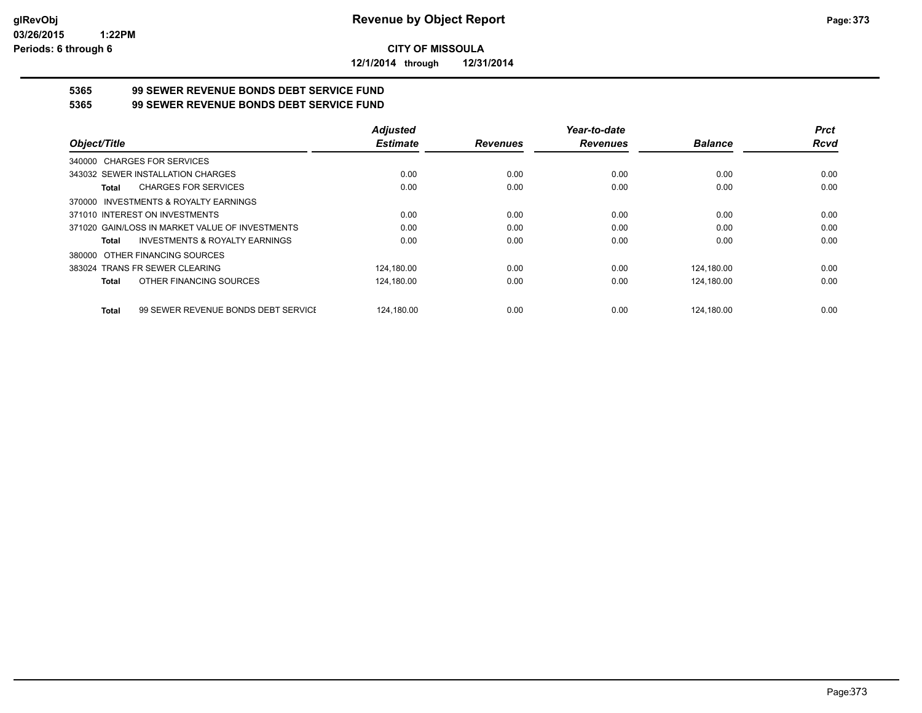**CITY OF MISSOULA**

**12/1/2014 through 12/31/2014**

**5365 99 SEWER REVENUE BONDS DEBT SERVICE FUND**

**5365 99 SEWER REVENUE BONDS DEBT SERVICE FUND**

| Object/Title | Adjusted Estimate | Revenues | Year-to-date Revenues | Balance | Prct Rcvd |
|---|---|---|---|---|---|
| 340000 CHARGES FOR SERVICES | | | | | |
| 343032 SEWER INSTALLATION CHARGES | 0.00 | 0.00 | 0.00 | 0.00 | 0.00 |
| **Total** CHARGES FOR SERVICES | 0.00 | 0.00 | 0.00 | 0.00 | 0.00 |
| 370000 INVESTMENTS & ROYALTY EARNINGS | | | | | |
| 371010 INTEREST ON INVESTMENTS | 0.00 | 0.00 | 0.00 | 0.00 | 0.00 |
| 371020 GAIN/LOSS IN MARKET VALUE OF INVESTMENTS | 0.00 | 0.00 | 0.00 | 0.00 | 0.00 |
| **Total** INVESTMENTS & ROYALTY EARNINGS | 0.00 | 0.00 | 0.00 | 0.00 | 0.00 |
| 380000 OTHER FINANCING SOURCES | | | | | |
| 383024 TRANS FR SEWER CLEARING | 124,180.00 | 0.00 | 0.00 | 124,180.00 | 0.00 |
| **Total** OTHER FINANCING SOURCES | 124,180.00 | 0.00 | 0.00 | 124,180.00 | 0.00 |
| **Total** 99 SEWER REVENUE BONDS DEBT SERVICE | 124,180.00 | 0.00 | 0.00 | 124,180.00 | 0.00 |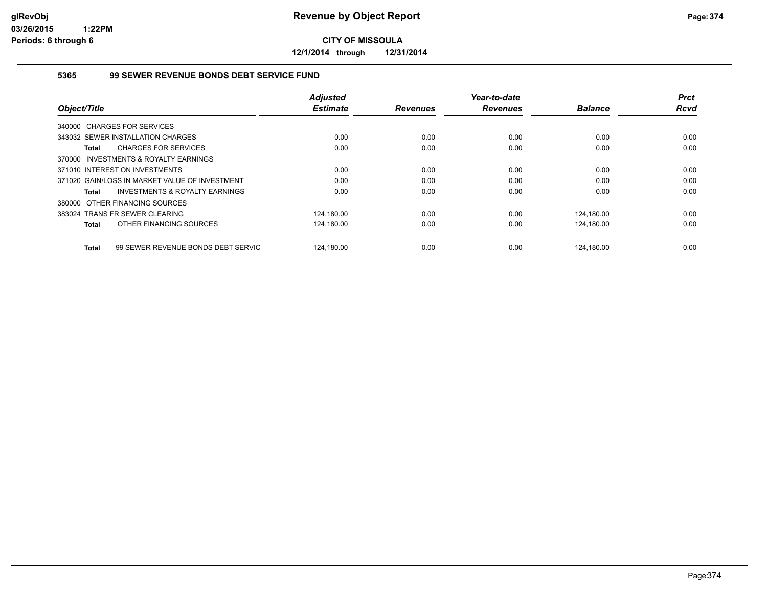**CITY OF MISSOULA**

**12/1/2014 through 12/31/2014**

### 5365 99 SEWER REVENUE BONDS DEBT SERVICE FUND

| Object/Title | Adjusted Estimate | Revenues | Year-to-date Revenues | Balance | Prct Rcvd |
|---|---|---|---|---|---|
| 340000 CHARGES FOR SERVICES | | | | | |
| 343032 SEWER INSTALLATION CHARGES | 0.00 | 0.00 | 0.00 | 0.00 | 0.00 |
| **Total** CHARGES FOR SERVICES | 0.00 | 0.00 | 0.00 | 0.00 | 0.00 |
| 370000 INVESTMENTS & ROYALTY EARNINGS | | | | | |
| 371010 INTEREST ON INVESTMENTS | 0.00 | 0.00 | 0.00 | 0.00 | 0.00 |
| 371020 GAIN/LOSS IN MARKET VALUE OF INVESTMENT | 0.00 | 0.00 | 0.00 | 0.00 | 0.00 |
| **Total** INVESTMENTS & ROYALTY EARNINGS | 0.00 | 0.00 | 0.00 | 0.00 | 0.00 |
| 380000 OTHER FINANCING SOURCES | | | | | |
| 383024 TRANS FR SEWER CLEARING | 124,180.00 | 0.00 | 0.00 | 124,180.00 | 0.00 |
| **Total** OTHER FINANCING SOURCES | 124,180.00 | 0.00 | 0.00 | 124,180.00 | 0.00 |
| **Total** 99 SEWER REVENUE BONDS DEBT SERVICI | 124,180.00 | 0.00 | 0.00 | 124,180.00 | 0.00 |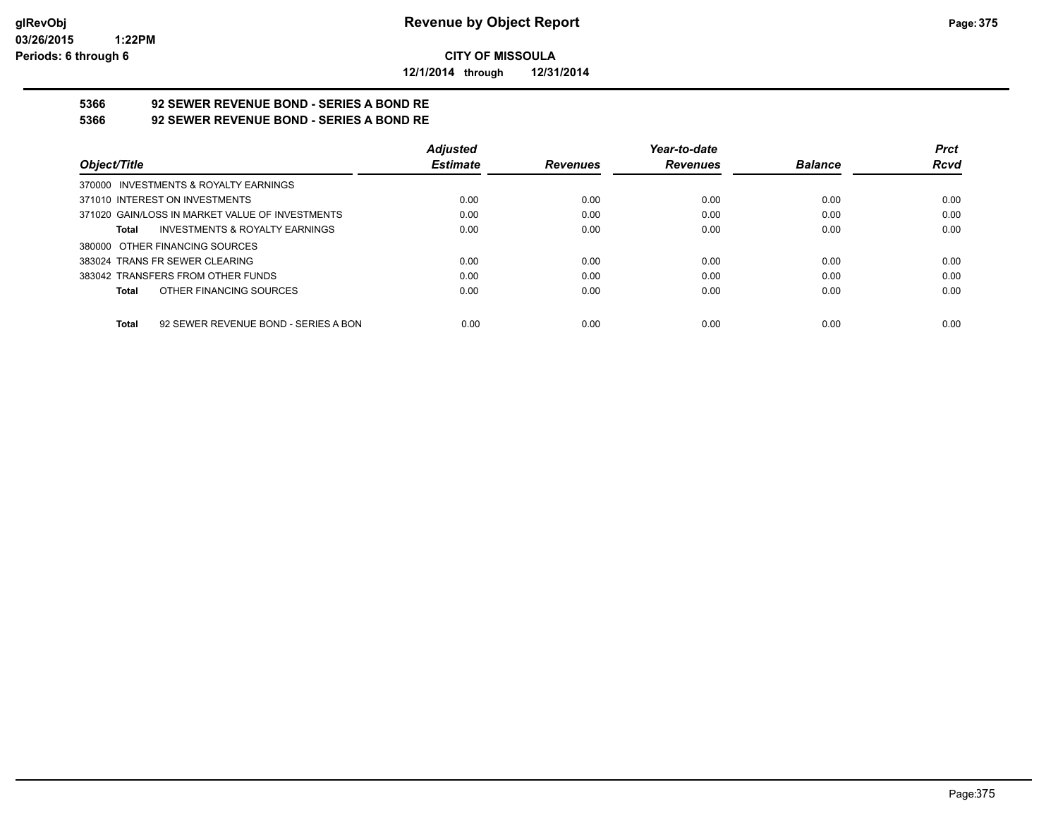**CITY OF MISSOULA**

**12/1/2014 through 12/31/2014**

# Revenue by Object Report

glRevObj
03/26/2015 1:22PM
Periods: 6 through 6

## 5366 92 SEWER REVENUE BOND - SERIES A BOND RE
## 5366 92 SEWER REVENUE BOND - SERIES A BOND RE

| Object/Title | Adjusted Estimate | Revenues | Year-to-date Revenues | Balance | Prct Rcvd |
|---|---|---|---|---|---|
| 370000 INVESTMENTS & ROYALTY EARNINGS | | | | | |
| 371010 INTEREST ON INVESTMENTS | 0.00 | 0.00 | 0.00 | 0.00 | 0.00 |
| 371020 GAIN/LOSS IN MARKET VALUE OF INVESTMENTS | 0.00 | 0.00 | 0.00 | 0.00 | 0.00 |
| **Total** INVESTMENTS & ROYALTY EARNINGS | 0.00 | 0.00 | 0.00 | 0.00 | 0.00 |
| 380000 OTHER FINANCING SOURCES | | | | | |
| 383024 TRANS FR SEWER CLEARING | 0.00 | 0.00 | 0.00 | 0.00 | 0.00 |
| 383042 TRANSFERS FROM OTHER FUNDS | 0.00 | 0.00 | 0.00 | 0.00 | 0.00 |
| **Total** OTHER FINANCING SOURCES | 0.00 | 0.00 | 0.00 | 0.00 | 0.00 |
| **Total** 92 SEWER REVENUE BOND - SERIES A BON | 0.00 | 0.00 | 0.00 | 0.00 | 0.00 |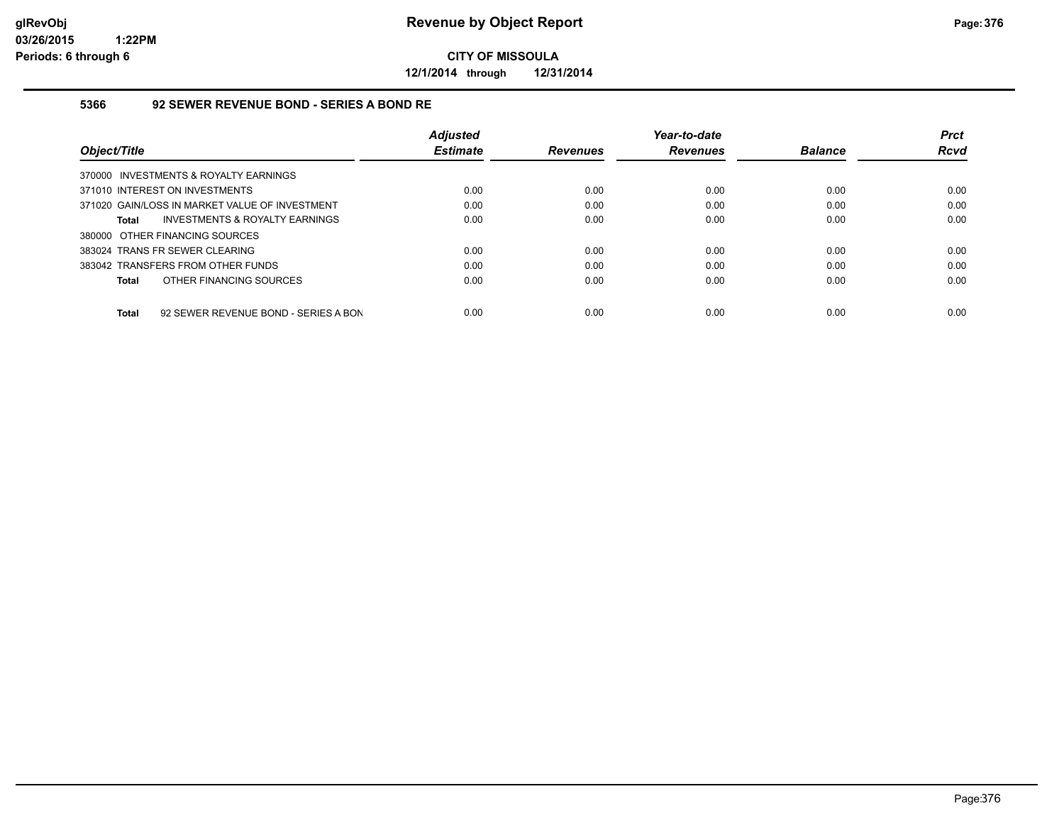# Revenue by Object Report

**CITY OF MISSOULA**

**12/1/2014 through 12/31/2014**

glRevObj
03/26/2015 1:22PM
Periods: 6 through 6

### 5366 92 SEWER REVENUE BOND - SERIES A BOND RE

| Object/Title | Adjusted Estimate | Revenues | Year-to-date Revenues | Balance | Prct Rcvd |
|---|---|---|---|---|---|
| 370000 INVESTMENTS & ROYALTY EARNINGS | | | | | |
| 371010 INTEREST ON INVESTMENTS | 0.00 | 0.00 | 0.00 | 0.00 | 0.00 |
| 371020 GAIN/LOSS IN MARKET VALUE OF INVESTMENT | 0.00 | 0.00 | 0.00 | 0.00 | 0.00 |
| **Total** INVESTMENTS & ROYALTY EARNINGS | 0.00 | 0.00 | 0.00 | 0.00 | 0.00 |
| 380000 OTHER FINANCING SOURCES | | | | | |
| 383024 TRANS FR SEWER CLEARING | 0.00 | 0.00 | 0.00 | 0.00 | 0.00 |
| 383042 TRANSFERS FROM OTHER FUNDS | 0.00 | 0.00 | 0.00 | 0.00 | 0.00 |
| **Total** OTHER FINANCING SOURCES | 0.00 | 0.00 | 0.00 | 0.00 | 0.00 |
| **Total** 92 SEWER REVENUE BOND - SERIES A BON | 0.00 | 0.00 | 0.00 | 0.00 | 0.00 |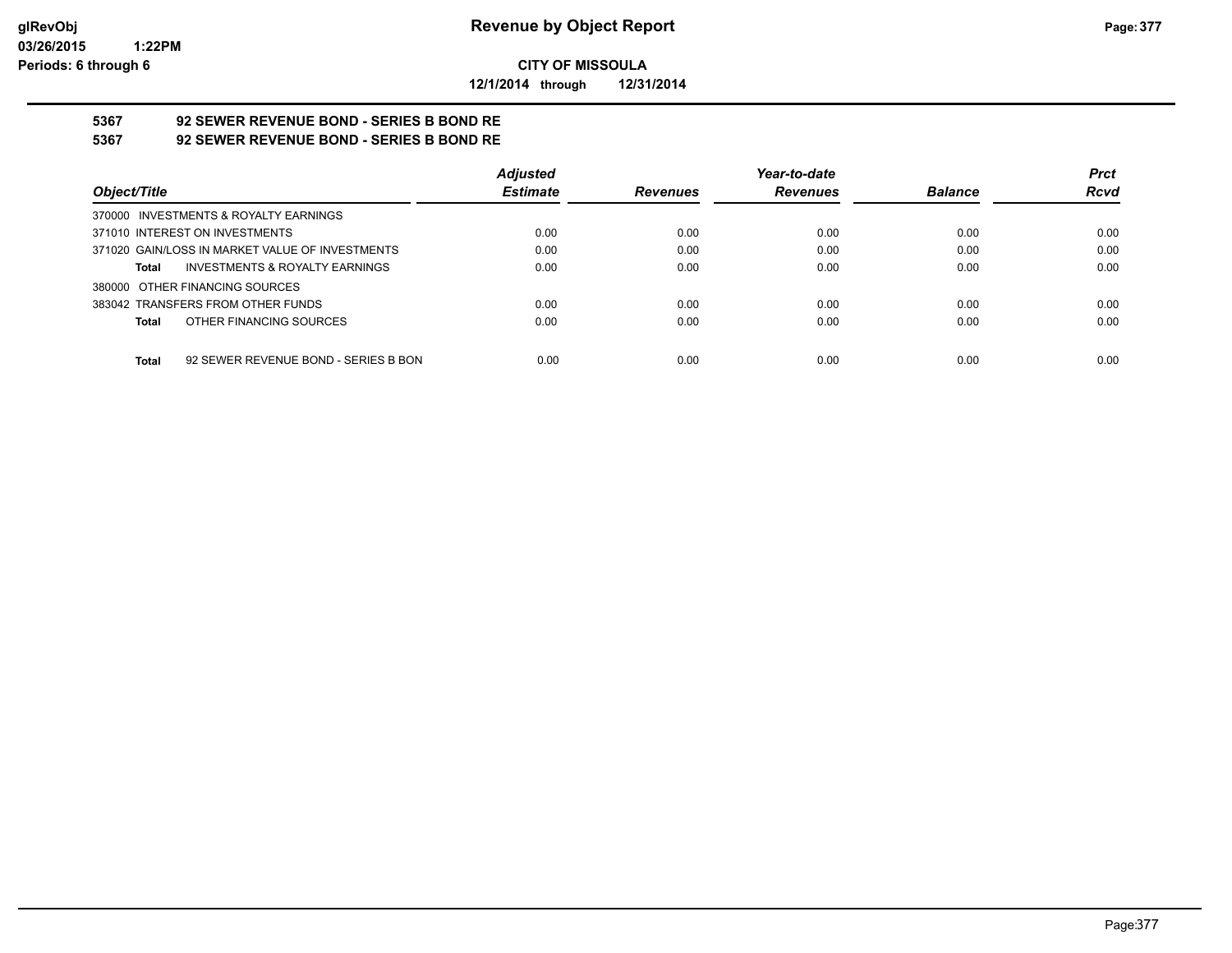**CITY OF MISSOULA**

**12/1/2014 through 12/31/2014**

## 5367 92 SEWER REVENUE BOND - SERIES B BOND RE

## 5367 92 SEWER REVENUE BOND - SERIES B BOND RE

| Object/Title | Adjusted Estimate | Revenues | Year-to-date Revenues | Balance | Prct Rcvd |
|---|---|---|---|---|---|
| 370000 INVESTMENTS & ROYALTY EARNINGS | | | | | |
| 371010 INTEREST ON INVESTMENTS | 0.00 | 0.00 | 0.00 | 0.00 | 0.00 |
| 371020 GAIN/LOSS IN MARKET VALUE OF INVESTMENTS | 0.00 | 0.00 | 0.00 | 0.00 | 0.00 |
| **Total** INVESTMENTS & ROYALTY EARNINGS | 0.00 | 0.00 | 0.00 | 0.00 | 0.00 |
| 380000 OTHER FINANCING SOURCES | | | | | |
| 383042 TRANSFERS FROM OTHER FUNDS | 0.00 | 0.00 | 0.00 | 0.00 | 0.00 |
| **Total** OTHER FINANCING SOURCES | 0.00 | 0.00 | 0.00 | 0.00 | 0.00 |
| **Total** 92 SEWER REVENUE BOND - SERIES B BON | 0.00 | 0.00 | 0.00 | 0.00 | 0.00 |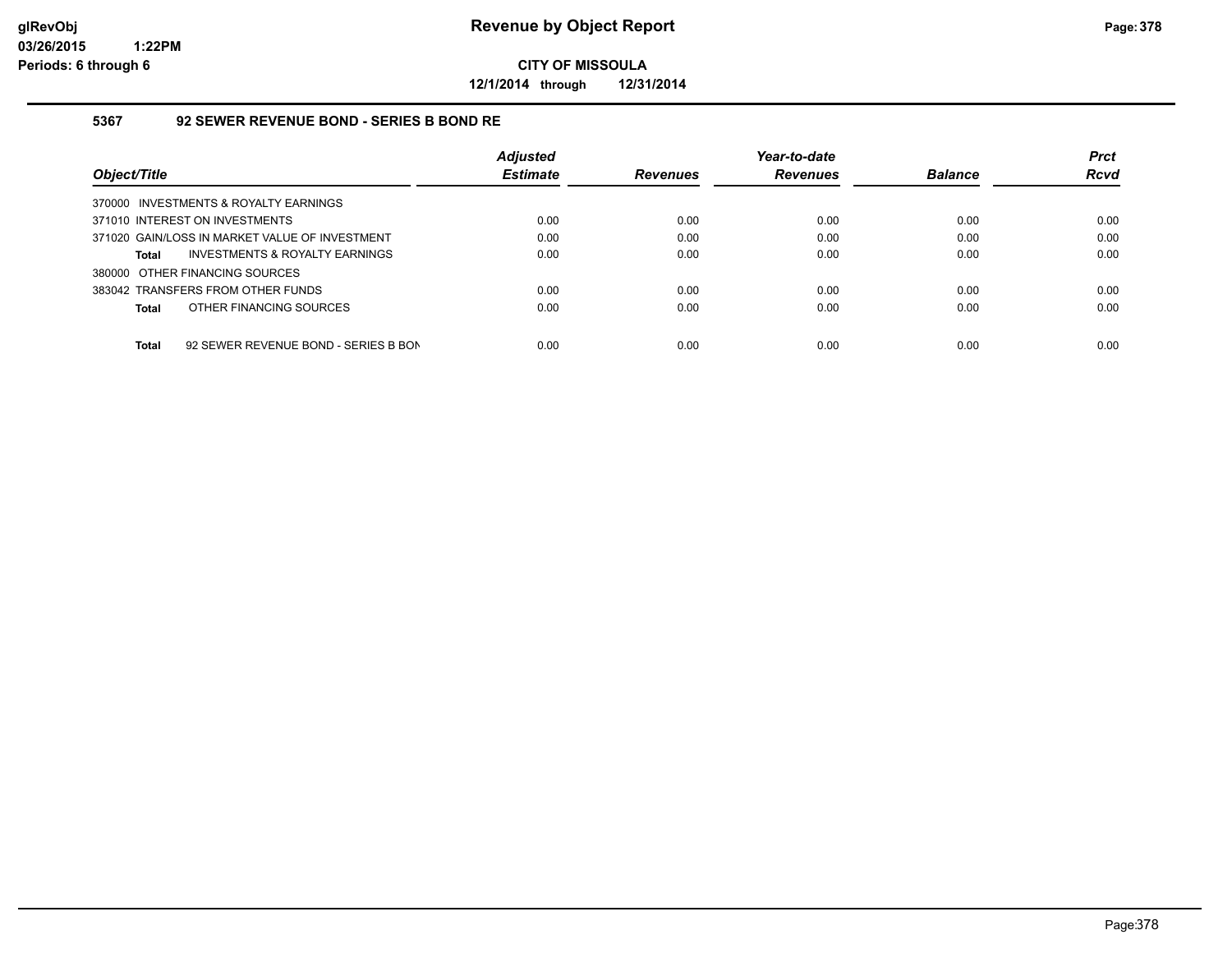## CITY OF MISSOULA

**12/1/2014 through 12/31/2014**

### 5367 92 SEWER REVENUE BOND - SERIES B BOND RE

| Object/Title | Adjusted Estimate | Revenues | Year-to-date Revenues | Balance | Prct Rcvd |
|---|---|---|---|---|---|
| 370000 INVESTMENTS & ROYALTY EARNINGS | | | | | |
| 371010 INTEREST ON INVESTMENTS | 0.00 | 0.00 | 0.00 | 0.00 | 0.00 |
| 371020 GAIN/LOSS IN MARKET VALUE OF INVESTMENT | 0.00 | 0.00 | 0.00 | 0.00 | 0.00 |
| **Total** INVESTMENTS & ROYALTY EARNINGS | 0.00 | 0.00 | 0.00 | 0.00 | 0.00 |
| 380000 OTHER FINANCING SOURCES | | | | | |
| 383042 TRANSFERS FROM OTHER FUNDS | 0.00 | 0.00 | 0.00 | 0.00 | 0.00 |
| **Total** OTHER FINANCING SOURCES | 0.00 | 0.00 | 0.00 | 0.00 | 0.00 |
| **Total** 92 SEWER REVENUE BOND - SERIES B BON | 0.00 | 0.00 | 0.00 | 0.00 | 0.00 |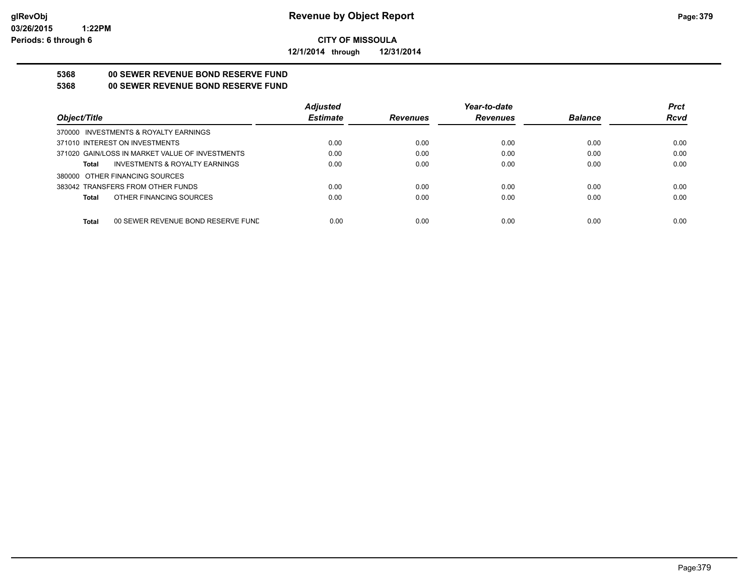**CITY OF MISSOULA**

**12/1/2014 through 12/31/2014**

**5368 00 SEWER REVENUE BOND RESERVE FUND**

**5368 00 SEWER REVENUE BOND RESERVE FUND**

| Object/Title | Adjusted Estimate | Revenues | Year-to-date Revenues | Balance | Prct Rcvd |
|---|---|---|---|---|---|
| 370000 INVESTMENTS & ROYALTY EARNINGS | | | | | |
| 371010 INTEREST ON INVESTMENTS | 0.00 | 0.00 | 0.00 | 0.00 | 0.00 |
| 371020 GAIN/LOSS IN MARKET VALUE OF INVESTMENTS | 0.00 | 0.00 | 0.00 | 0.00 | 0.00 |
| **Total** INVESTMENTS & ROYALTY EARNINGS | 0.00 | 0.00 | 0.00 | 0.00 | 0.00 |
| 380000 OTHER FINANCING SOURCES | | | | | |
| 383042 TRANSFERS FROM OTHER FUNDS | 0.00 | 0.00 | 0.00 | 0.00 | 0.00 |
| **Total** OTHER FINANCING SOURCES | 0.00 | 0.00 | 0.00 | 0.00 | 0.00 |
| **Total** 00 SEWER REVENUE BOND RESERVE FUND | 0.00 | 0.00 | 0.00 | 0.00 | 0.00 |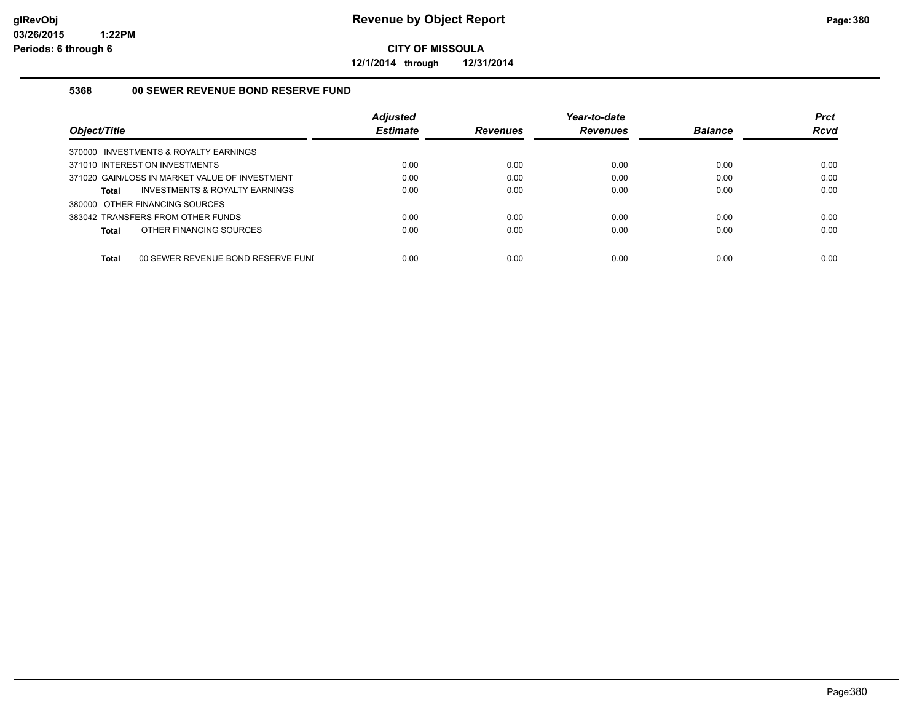# Revenue by Object Report

**CITY OF MISSOULA**

**12/1/2014 through 12/31/2014**

glRevObj
03/26/2015 1:22PM
Periods: 6 through 6

### 5368 00 SEWER REVENUE BOND RESERVE FUND

| Object/Title | Adjusted Estimate | Revenues | Year-to-date Revenues | Balance | Prct Rcvd |
|---|---|---|---|---|---|
| 370000 INVESTMENTS & ROYALTY EARNINGS | | | | | |
| 371010 INTEREST ON INVESTMENTS | 0.00 | 0.00 | 0.00 | 0.00 | 0.00 |
| 371020 GAIN/LOSS IN MARKET VALUE OF INVESTMENT | 0.00 | 0.00 | 0.00 | 0.00 | 0.00 |
| **Total** INVESTMENTS & ROYALTY EARNINGS | 0.00 | 0.00 | 0.00 | 0.00 | 0.00 |
| 380000 OTHER FINANCING SOURCES | | | | | |
| 383042 TRANSFERS FROM OTHER FUNDS | 0.00 | 0.00 | 0.00 | 0.00 | 0.00 |
| **Total** OTHER FINANCING SOURCES | 0.00 | 0.00 | 0.00 | 0.00 | 0.00 |
| **Total** 00 SEWER REVENUE BOND RESERVE FUNI | 0.00 | 0.00 | 0.00 | 0.00 | 0.00 |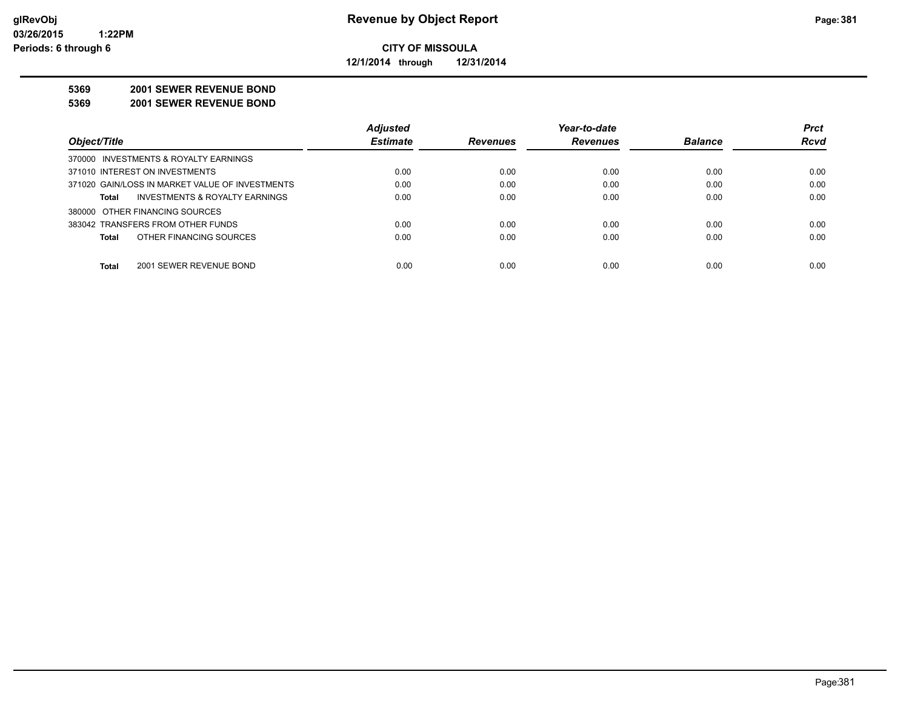# Revenue by Object Report

**CITY OF MISSOULA**

**12/1/2014 through 12/31/2014**

glRevObj
03/26/2015 1:22PM
Periods: 6 through 6

**5369 2001 SEWER REVENUE BOND**

**5369 2001 SEWER REVENUE BOND**

| Object/Title | Adjusted Estimate | Revenues | Year-to-date Revenues | Balance | Prct Rcvd |
|---|---|---|---|---|---|
| 370000 INVESTMENTS & ROYALTY EARNINGS | | | | | |
| 371010 INTEREST ON INVESTMENTS | 0.00 | 0.00 | 0.00 | 0.00 | 0.00 |
| 371020 GAIN/LOSS IN MARKET VALUE OF INVESTMENTS | 0.00 | 0.00 | 0.00 | 0.00 | 0.00 |
| **Total** INVESTMENTS & ROYALTY EARNINGS | 0.00 | 0.00 | 0.00 | 0.00 | 0.00 |
| 380000 OTHER FINANCING SOURCES | | | | | |
| 383042 TRANSFERS FROM OTHER FUNDS | 0.00 | 0.00 | 0.00 | 0.00 | 0.00 |
| **Total** OTHER FINANCING SOURCES | 0.00 | 0.00 | 0.00 | 0.00 | 0.00 |
| **Total** 2001 SEWER REVENUE BOND | 0.00 | 0.00 | 0.00 | 0.00 | 0.00 |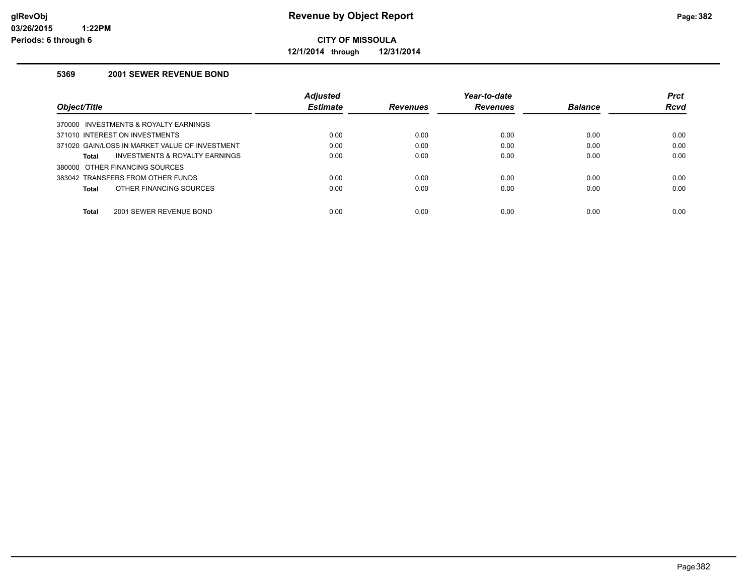**Revenue by Object Report**

**CITY OF MISSOULA**

**12/1/2014 through 12/31/2014**

glRevObj
03/26/2015 1:22PM
Periods: 6 through 6

### 5369 2001 SEWER REVENUE BOND

| Object/Title | Adjusted Estimate | Revenues | Year-to-date Revenues | Balance | Prct Rcvd |
|---|---|---|---|---|---|
| 370000 INVESTMENTS & ROYALTY EARNINGS | | | | | |
| 371010 INTEREST ON INVESTMENTS | 0.00 | 0.00 | 0.00 | 0.00 | 0.00 |
| 371020 GAIN/LOSS IN MARKET VALUE OF INVESTMENT | 0.00 | 0.00 | 0.00 | 0.00 | 0.00 |
| **Total** INVESTMENTS & ROYALTY EARNINGS | 0.00 | 0.00 | 0.00 | 0.00 | 0.00 |
| 380000 OTHER FINANCING SOURCES | | | | | |
| 383042 TRANSFERS FROM OTHER FUNDS | 0.00 | 0.00 | 0.00 | 0.00 | 0.00 |
| **Total** OTHER FINANCING SOURCES | 0.00 | 0.00 | 0.00 | 0.00 | 0.00 |
| **Total** 2001 SEWER REVENUE BOND | 0.00 | 0.00 | 0.00 | 0.00 | 0.00 |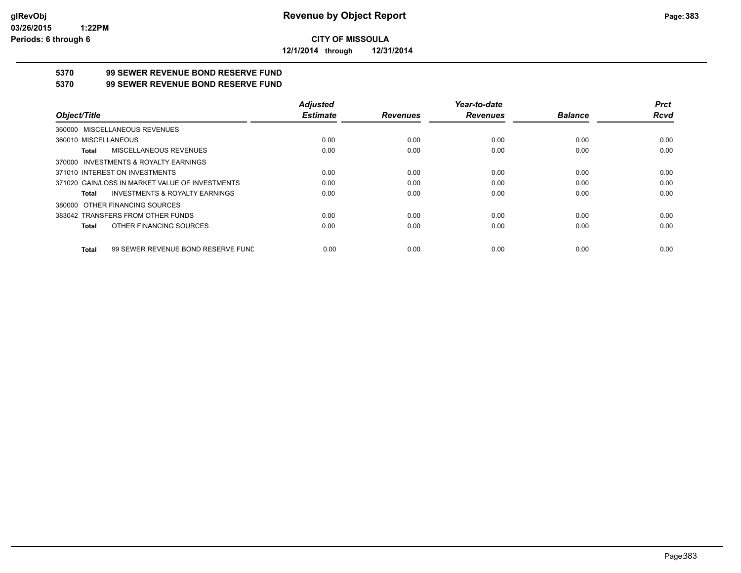**glRevObj**
**03/26/2015 1:22PM**
**Periods: 6 through 6**

# Revenue by Object Report

**CITY OF MISSOULA**

**12/1/2014 through 12/31/2014**

## 5370 99 SEWER REVENUE BOND RESERVE FUND
## 5370 99 SEWER REVENUE BOND RESERVE FUND

| Object/Title | Adjusted Estimate | Revenues | Year-to-date Revenues | Balance | Prct Rcvd |
|---|---|---|---|---|---|
| 360000 MISCELLANEOUS REVENUES | | | | | |
| 360010 MISCELLANEOUS | 0.00 | 0.00 | 0.00 | 0.00 | 0.00 |
| **Total** MISCELLANEOUS REVENUES | 0.00 | 0.00 | 0.00 | 0.00 | 0.00 |
| 370000 INVESTMENTS & ROYALTY EARNINGS | | | | | |
| 371010 INTEREST ON INVESTMENTS | 0.00 | 0.00 | 0.00 | 0.00 | 0.00 |
| 371020 GAIN/LOSS IN MARKET VALUE OF INVESTMENTS | 0.00 | 0.00 | 0.00 | 0.00 | 0.00 |
| **Total** INVESTMENTS & ROYALTY EARNINGS | 0.00 | 0.00 | 0.00 | 0.00 | 0.00 |
| 380000 OTHER FINANCING SOURCES | | | | | |
| 383042 TRANSFERS FROM OTHER FUNDS | 0.00 | 0.00 | 0.00 | 0.00 | 0.00 |
| **Total** OTHER FINANCING SOURCES | 0.00 | 0.00 | 0.00 | 0.00 | 0.00 |
| **Total** 99 SEWER REVENUE BOND RESERVE FUND | 0.00 | 0.00 | 0.00 | 0.00 | 0.00 |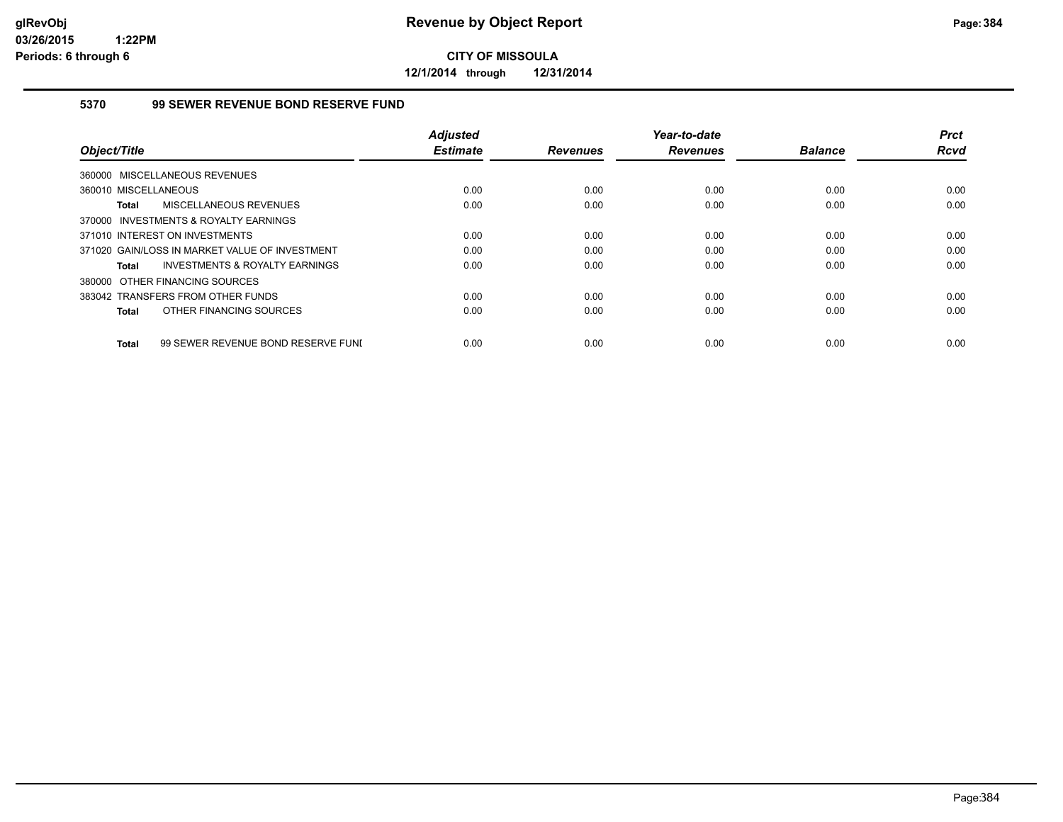**Revenue by Object Report**

**CITY OF MISSOULA**

**12/1/2014 through 12/31/2014**

glRevObj
03/26/2015 1:22PM
Periods: 6 through 6

## 5370 99 SEWER REVENUE BOND RESERVE FUND

| Object/Title | Adjusted Estimate | Revenues | Year-to-date Revenues | Balance | Prct Rcvd |
|---|---|---|---|---|---|
| 360000 MISCELLANEOUS REVENUES | | | | | |
| 360010 MISCELLANEOUS | 0.00 | 0.00 | 0.00 | 0.00 | 0.00 |
| **Total** MISCELLANEOUS REVENUES | 0.00 | 0.00 | 0.00 | 0.00 | 0.00 |
| 370000 INVESTMENTS & ROYALTY EARNINGS | | | | | |
| 371010 INTEREST ON INVESTMENTS | 0.00 | 0.00 | 0.00 | 0.00 | 0.00 |
| 371020 GAIN/LOSS IN MARKET VALUE OF INVESTMENT | 0.00 | 0.00 | 0.00 | 0.00 | 0.00 |
| **Total** INVESTMENTS & ROYALTY EARNINGS | 0.00 | 0.00 | 0.00 | 0.00 | 0.00 |
| 380000 OTHER FINANCING SOURCES | | | | | |
| 383042 TRANSFERS FROM OTHER FUNDS | 0.00 | 0.00 | 0.00 | 0.00 | 0.00 |
| **Total** OTHER FINANCING SOURCES | 0.00 | 0.00 | 0.00 | 0.00 | 0.00 |
| **Total** 99 SEWER REVENUE BOND RESERVE FUNI | 0.00 | 0.00 | 0.00 | 0.00 | 0.00 |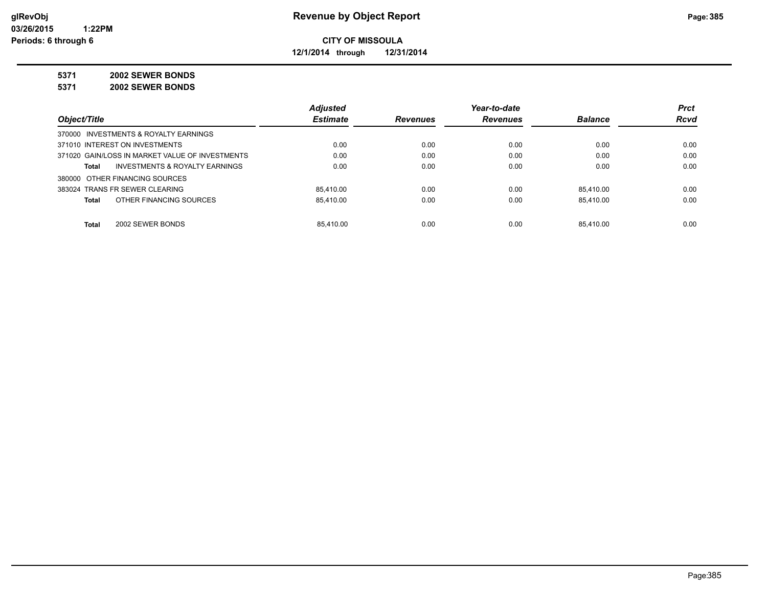**CITY OF MISSOULA**

**12/1/2014 through 12/31/2014**

**5371 2002 SEWER BONDS**

**5371 2002 SEWER BONDS**

| Object/Title | Adjusted Estimate | Revenues | Year-to-date Revenues | Balance | Prct Rcvd |
|---|---|---|---|---|---|
| 370000 INVESTMENTS & ROYALTY EARNINGS | | | | | |
| 371010 INTEREST ON INVESTMENTS | 0.00 | 0.00 | 0.00 | 0.00 | 0.00 |
| 371020 GAIN/LOSS IN MARKET VALUE OF INVESTMENTS | 0.00 | 0.00 | 0.00 | 0.00 | 0.00 |
| **Total** INVESTMENTS & ROYALTY EARNINGS | 0.00 | 0.00 | 0.00 | 0.00 | 0.00 |
| 380000 OTHER FINANCING SOURCES | | | | | |
| 383024 TRANS FR SEWER CLEARING | 85,410.00 | 0.00 | 0.00 | 85,410.00 | 0.00 |
| **Total** OTHER FINANCING SOURCES | 85,410.00 | 0.00 | 0.00 | 85,410.00 | 0.00 |
| **Total** 2002 SEWER BONDS | 85,410.00 | 0.00 | 0.00 | 85,410.00 | 0.00 |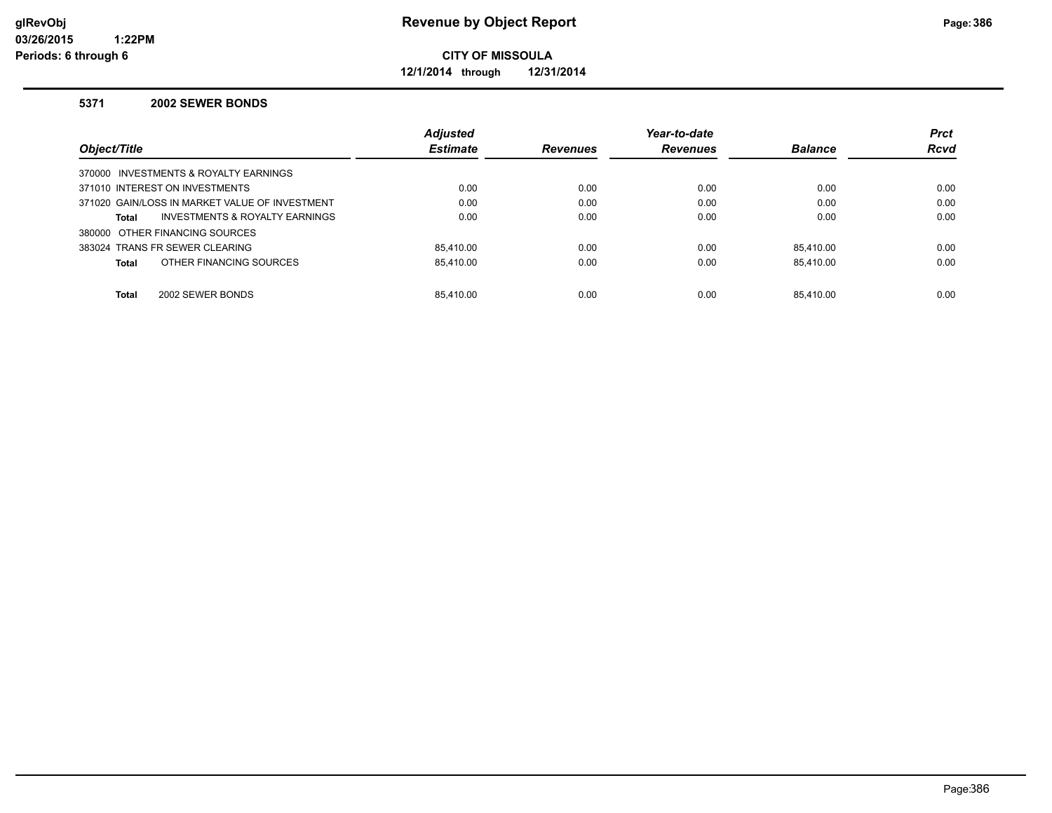**glRevObj**
**03/26/2015 1:22PM**
**Periods: 6 through 6**

# Revenue by Object Report

**CITY OF MISSOULA**

**12/1/2014 through 12/31/2014**

## 5371 2002 SEWER BONDS

| Object/Title | Adjusted Estimate | Revenues | Year-to-date Revenues | Balance | Prct Rcvd |
|---|---|---|---|---|---|
| 370000 INVESTMENTS & ROYALTY EARNINGS | | | | | |
| 371010 INTEREST ON INVESTMENTS | 0.00 | 0.00 | 0.00 | 0.00 | 0.00 |
| 371020 GAIN/LOSS IN MARKET VALUE OF INVESTMENT | 0.00 | 0.00 | 0.00 | 0.00 | 0.00 |
| **Total** INVESTMENTS & ROYALTY EARNINGS | 0.00 | 0.00 | 0.00 | 0.00 | 0.00 |
| 380000 OTHER FINANCING SOURCES | | | | | |
| 383024 TRANS FR SEWER CLEARING | 85,410.00 | 0.00 | 0.00 | 85,410.00 | 0.00 |
| **Total** OTHER FINANCING SOURCES | 85,410.00 | 0.00 | 0.00 | 85,410.00 | 0.00 |
| **Total** 2002 SEWER BONDS | 85,410.00 | 0.00 | 0.00 | 85,410.00 | 0.00 |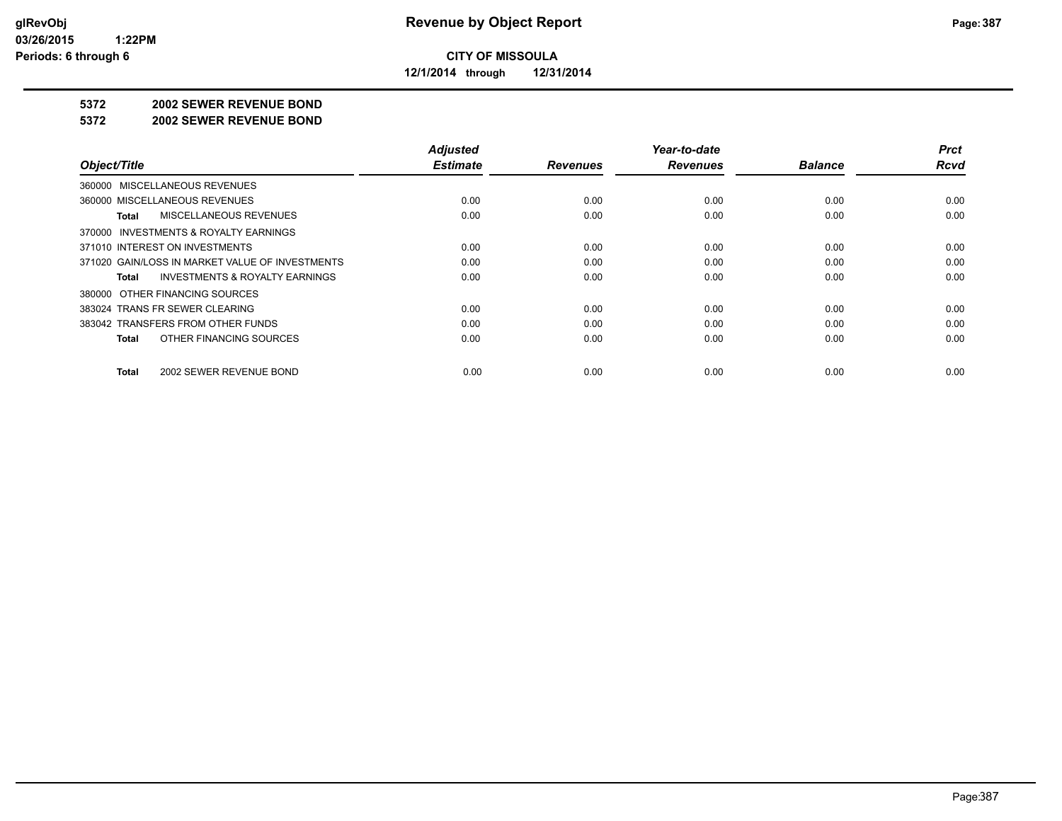**CITY OF MISSOULA**

**12/1/2014 through 12/31/2014**

**5372 2002 SEWER REVENUE BOND**

**5372 2002 SEWER REVENUE BOND**

| Object/Title | Adjusted Estimate | Revenues | Year-to-date Revenues | Balance | Prct Rcvd |
|---|---|---|---|---|---|
| 360000 MISCELLANEOUS REVENUES | | | | | |
| 360000 MISCELLANEOUS REVENUES | 0.00 | 0.00 | 0.00 | 0.00 | 0.00 |
| **Total** MISCELLANEOUS REVENUES | 0.00 | 0.00 | 0.00 | 0.00 | 0.00 |
| 370000 INVESTMENTS & ROYALTY EARNINGS | | | | | |
| 371010 INTEREST ON INVESTMENTS | 0.00 | 0.00 | 0.00 | 0.00 | 0.00 |
| 371020 GAIN/LOSS IN MARKET VALUE OF INVESTMENTS | 0.00 | 0.00 | 0.00 | 0.00 | 0.00 |
| **Total** INVESTMENTS & ROYALTY EARNINGS | 0.00 | 0.00 | 0.00 | 0.00 | 0.00 |
| 380000 OTHER FINANCING SOURCES | | | | | |
| 383024 TRANS FR SEWER CLEARING | 0.00 | 0.00 | 0.00 | 0.00 | 0.00 |
| 383042 TRANSFERS FROM OTHER FUNDS | 0.00 | 0.00 | 0.00 | 0.00 | 0.00 |
| **Total** OTHER FINANCING SOURCES | 0.00 | 0.00 | 0.00 | 0.00 | 0.00 |
| **Total** 2002 SEWER REVENUE BOND | 0.00 | 0.00 | 0.00 | 0.00 | 0.00 |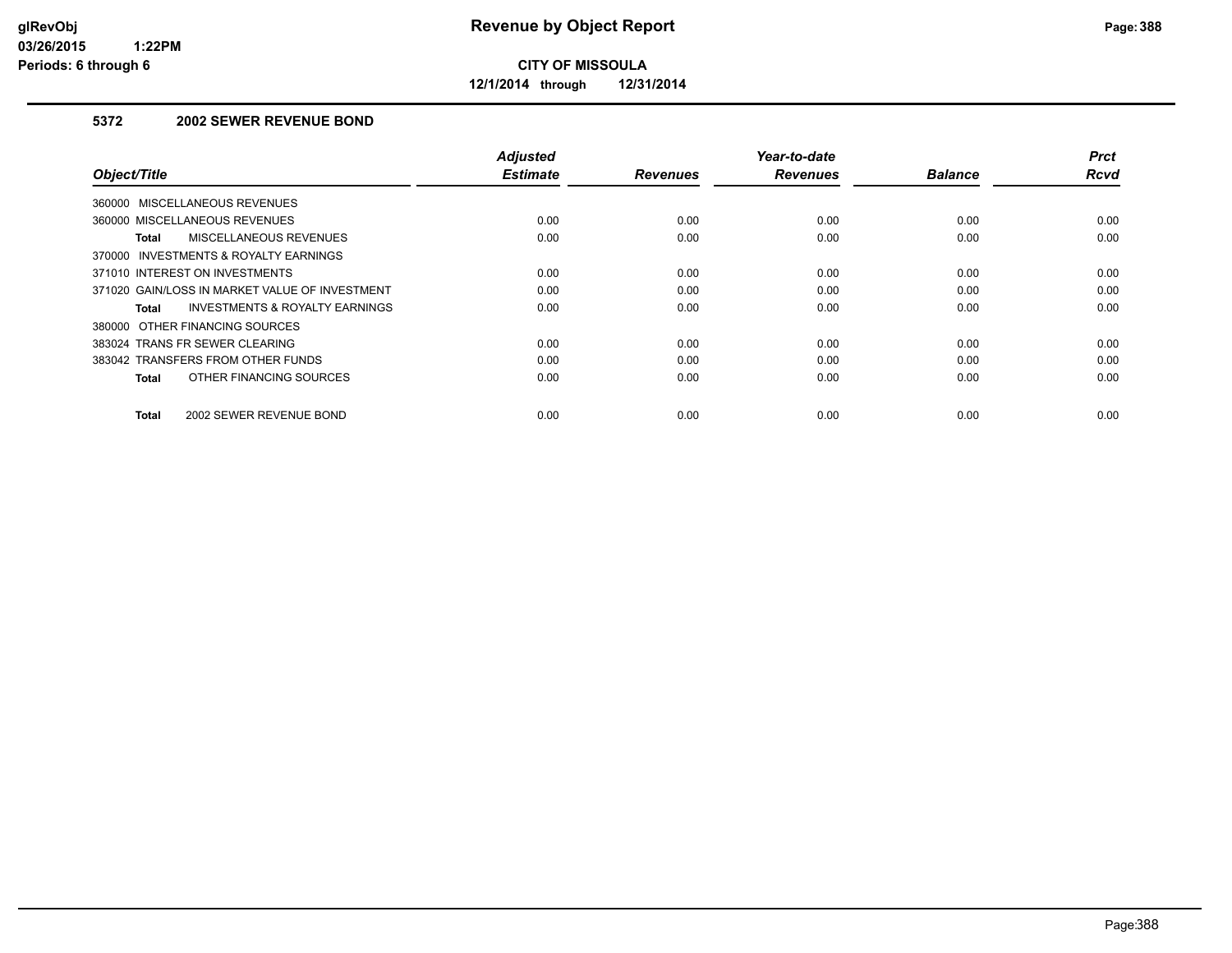**CITY OF MISSOULA**

**12/1/2014 through 12/31/2014**

### 5372 2002 SEWER REVENUE BOND

| Object/Title | Adjusted Estimate | Revenues | Year-to-date Revenues | Balance | Prct Rcvd |
|---|---|---|---|---|---|
| 360000 MISCELLANEOUS REVENUES | | | | | |
| 360000 MISCELLANEOUS REVENUES | 0.00 | 0.00 | 0.00 | 0.00 | 0.00 |
| **Total** MISCELLANEOUS REVENUES | 0.00 | 0.00 | 0.00 | 0.00 | 0.00 |
| 370000 INVESTMENTS & ROYALTY EARNINGS | | | | | |
| 371010 INTEREST ON INVESTMENTS | 0.00 | 0.00 | 0.00 | 0.00 | 0.00 |
| 371020 GAIN/LOSS IN MARKET VALUE OF INVESTMENT | 0.00 | 0.00 | 0.00 | 0.00 | 0.00 |
| **Total** INVESTMENTS & ROYALTY EARNINGS | 0.00 | 0.00 | 0.00 | 0.00 | 0.00 |
| 380000 OTHER FINANCING SOURCES | | | | | |
| 383024 TRANS FR SEWER CLEARING | 0.00 | 0.00 | 0.00 | 0.00 | 0.00 |
| 383042 TRANSFERS FROM OTHER FUNDS | 0.00 | 0.00 | 0.00 | 0.00 | 0.00 |
| **Total** OTHER FINANCING SOURCES | 0.00 | 0.00 | 0.00 | 0.00 | 0.00 |
| **Total** 2002 SEWER REVENUE BOND | 0.00 | 0.00 | 0.00 | 0.00 | 0.00 |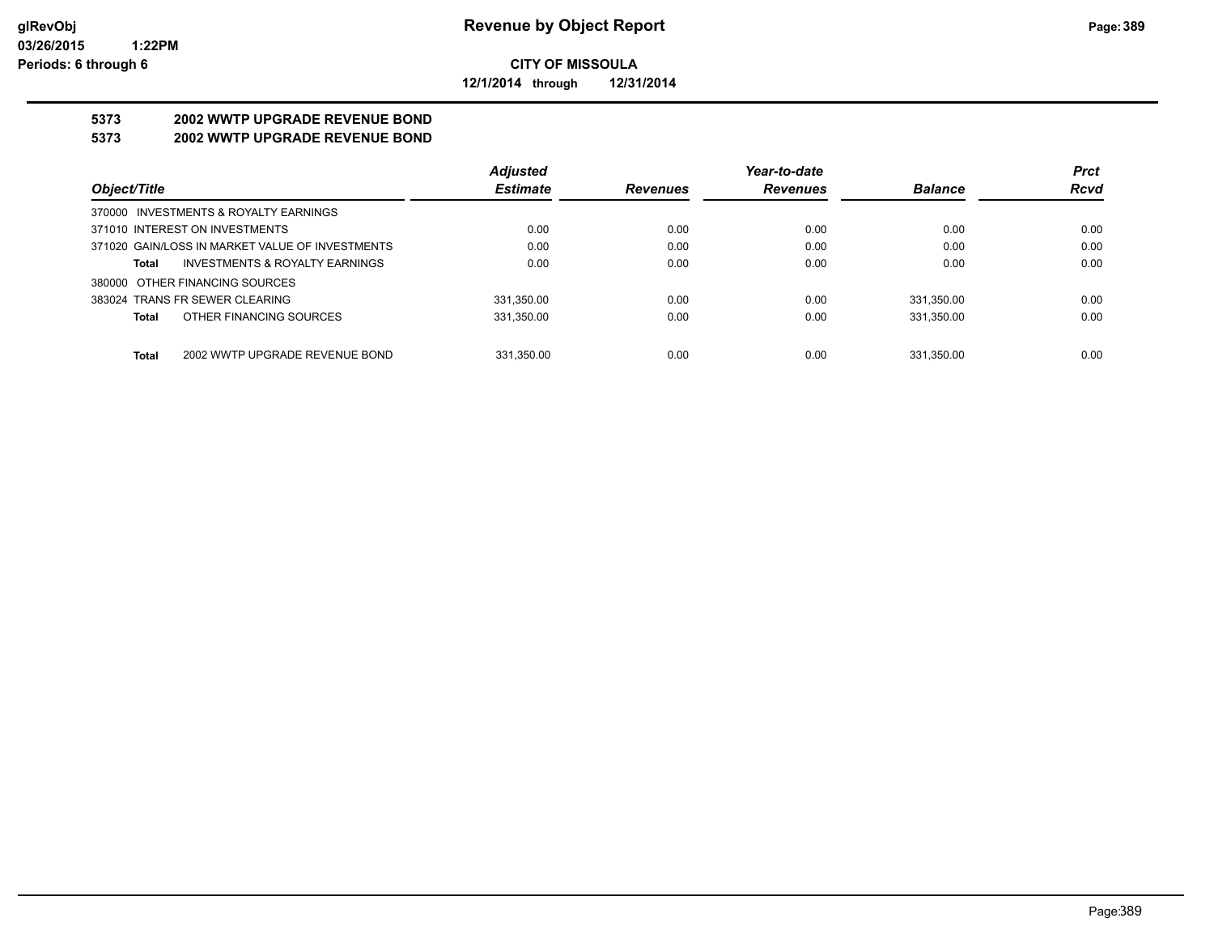**glRevObj**
**03/26/2015 1:22PM**
**Periods: 6 through 6**

# Revenue by Object Report

**CITY OF MISSOULA**

**12/1/2014 through 12/31/2014**

## 5373 2002 WWTP UPGRADE REVENUE BOND
## 5373 2002 WWTP UPGRADE REVENUE BOND

| Object/Title | Adjusted Estimate | Revenues | Year-to-date Revenues | Balance | Prct Rcvd |
|---|---|---|---|---|---|
| 370000 INVESTMENTS & ROYALTY EARNINGS | | | | | |
| 371010 INTEREST ON INVESTMENTS | 0.00 | 0.00 | 0.00 | 0.00 | 0.00 |
| 371020 GAIN/LOSS IN MARKET VALUE OF INVESTMENTS | 0.00 | 0.00 | 0.00 | 0.00 | 0.00 |
| **Total** INVESTMENTS & ROYALTY EARNINGS | 0.00 | 0.00 | 0.00 | 0.00 | 0.00 |
| 380000 OTHER FINANCING SOURCES | | | | | |
| 383024 TRANS FR SEWER CLEARING | 331,350.00 | 0.00 | 0.00 | 331,350.00 | 0.00 |
| **Total** OTHER FINANCING SOURCES | 331,350.00 | 0.00 | 0.00 | 331,350.00 | 0.00 |
| **Total** 2002 WWTP UPGRADE REVENUE BOND | 331,350.00 | 0.00 | 0.00 | 331,350.00 | 0.00 |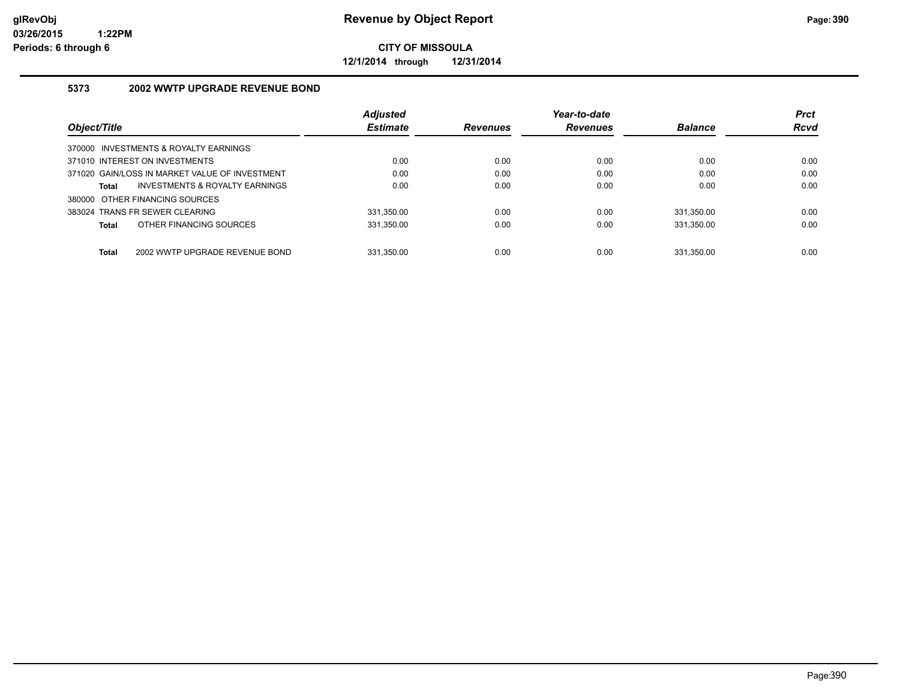**Revenue by Object Report**

**CITY OF MISSOULA**

**12/1/2014 through 12/31/2014**

glRevObj
03/26/2015 1:22PM
Periods: 6 through 6

## 5373 2002 WWTP UPGRADE REVENUE BOND

| Object/Title | Adjusted Estimate | Revenues | Year-to-date Revenues | Balance | Prct Rcvd |
|---|---|---|---|---|---|
| 370000 INVESTMENTS & ROYALTY EARNINGS | | | | | |
| 371010 INTEREST ON INVESTMENTS | 0.00 | 0.00 | 0.00 | 0.00 | 0.00 |
| 371020 GAIN/LOSS IN MARKET VALUE OF INVESTMENT | 0.00 | 0.00 | 0.00 | 0.00 | 0.00 |
| **Total** INVESTMENTS & ROYALTY EARNINGS | 0.00 | 0.00 | 0.00 | 0.00 | 0.00 |
| 380000 OTHER FINANCING SOURCES | | | | | |
| 383024 TRANS FR SEWER CLEARING | 331,350.00 | 0.00 | 0.00 | 331,350.00 | 0.00 |
| **Total** OTHER FINANCING SOURCES | 331,350.00 | 0.00 | 0.00 | 331,350.00 | 0.00 |
| **Total** 2002 WWTP UPGRADE REVENUE BOND | 331,350.00 | 0.00 | 0.00 | 331,350.00 | 0.00 |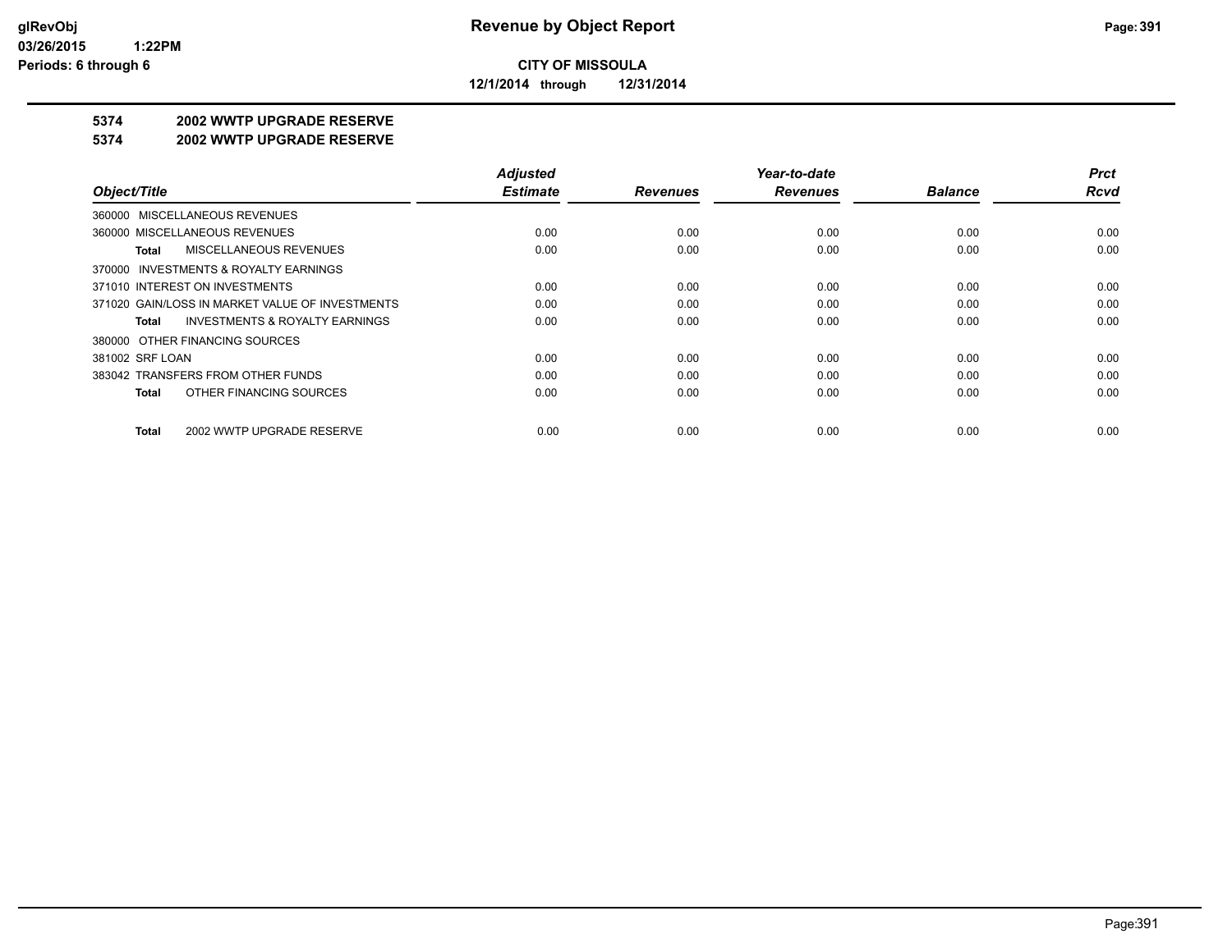**Revenue by Object Report**

**CITY OF MISSOULA**

**12/1/2014 through 12/31/2014**

glRevObj
03/26/2015 1:22PM
Periods: 6 through 6

## 5374 2002 WWTP UPGRADE RESERVE

## 5374 2002 WWTP UPGRADE RESERVE

| Object/Title | Adjusted Estimate | Revenues | Year-to-date Revenues | Balance | Prct Rcvd |
|---|---|---|---|---|---|
| 360000 MISCELLANEOUS REVENUES | | | | | |
| 360000 MISCELLANEOUS REVENUES | 0.00 | 0.00 | 0.00 | 0.00 | 0.00 |
| **Total** MISCELLANEOUS REVENUES | 0.00 | 0.00 | 0.00 | 0.00 | 0.00 |
| 370000 INVESTMENTS & ROYALTY EARNINGS | | | | | |
| 371010 INTEREST ON INVESTMENTS | 0.00 | 0.00 | 0.00 | 0.00 | 0.00 |
| 371020 GAIN/LOSS IN MARKET VALUE OF INVESTMENTS | 0.00 | 0.00 | 0.00 | 0.00 | 0.00 |
| **Total** INVESTMENTS & ROYALTY EARNINGS | 0.00 | 0.00 | 0.00 | 0.00 | 0.00 |
| 380000 OTHER FINANCING SOURCES | | | | | |
| 381002 SRF LOAN | 0.00 | 0.00 | 0.00 | 0.00 | 0.00 |
| 383042 TRANSFERS FROM OTHER FUNDS | 0.00 | 0.00 | 0.00 | 0.00 | 0.00 |
| **Total** OTHER FINANCING SOURCES | 0.00 | 0.00 | 0.00 | 0.00 | 0.00 |
| **Total** 2002 WWTP UPGRADE RESERVE | 0.00 | 0.00 | 0.00 | 0.00 | 0.00 |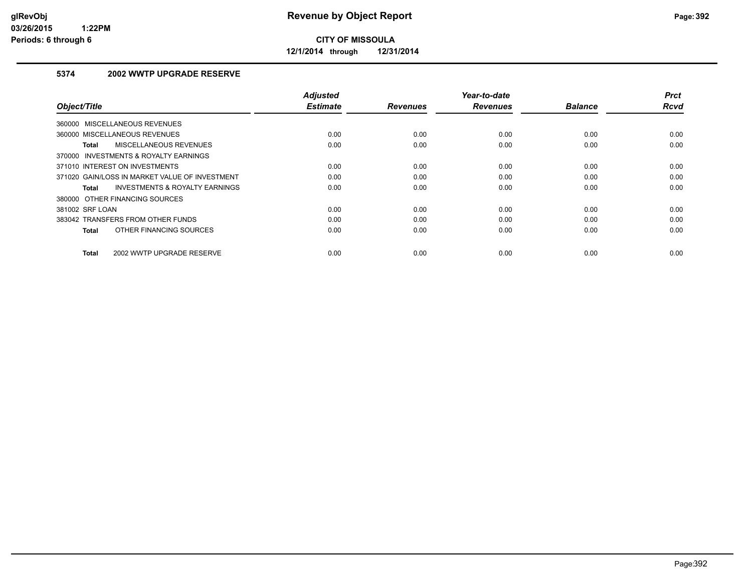# Revenue by Object Report

**CITY OF MISSOULA**

**12/1/2014 through 12/31/2014**

glRevObj
03/26/2015 1:22PM
Periods: 6 through 6

## 5374 2002 WWTP UPGRADE RESERVE

| Object/Title | Adjusted Estimate | Revenues | Year-to-date Revenues | Balance | Prct Rcvd |
|---|---|---|---|---|---|
| 360000 MISCELLANEOUS REVENUES | | | | | |
| 360000 MISCELLANEOUS REVENUES | 0.00 | 0.00 | 0.00 | 0.00 | 0.00 |
| **Total** MISCELLANEOUS REVENUES | 0.00 | 0.00 | 0.00 | 0.00 | 0.00 |
| 370000 INVESTMENTS & ROYALTY EARNINGS | | | | | |
| 371010 INTEREST ON INVESTMENTS | 0.00 | 0.00 | 0.00 | 0.00 | 0.00 |
| 371020 GAIN/LOSS IN MARKET VALUE OF INVESTMENT | 0.00 | 0.00 | 0.00 | 0.00 | 0.00 |
| **Total** INVESTMENTS & ROYALTY EARNINGS | 0.00 | 0.00 | 0.00 | 0.00 | 0.00 |
| 380000 OTHER FINANCING SOURCES | | | | | |
| 381002 SRF LOAN | 0.00 | 0.00 | 0.00 | 0.00 | 0.00 |
| 383042 TRANSFERS FROM OTHER FUNDS | 0.00 | 0.00 | 0.00 | 0.00 | 0.00 |
| **Total** OTHER FINANCING SOURCES | 0.00 | 0.00 | 0.00 | 0.00 | 0.00 |
| **Total** 2002 WWTP UPGRADE RESERVE | 0.00 | 0.00 | 0.00 | 0.00 | 0.00 |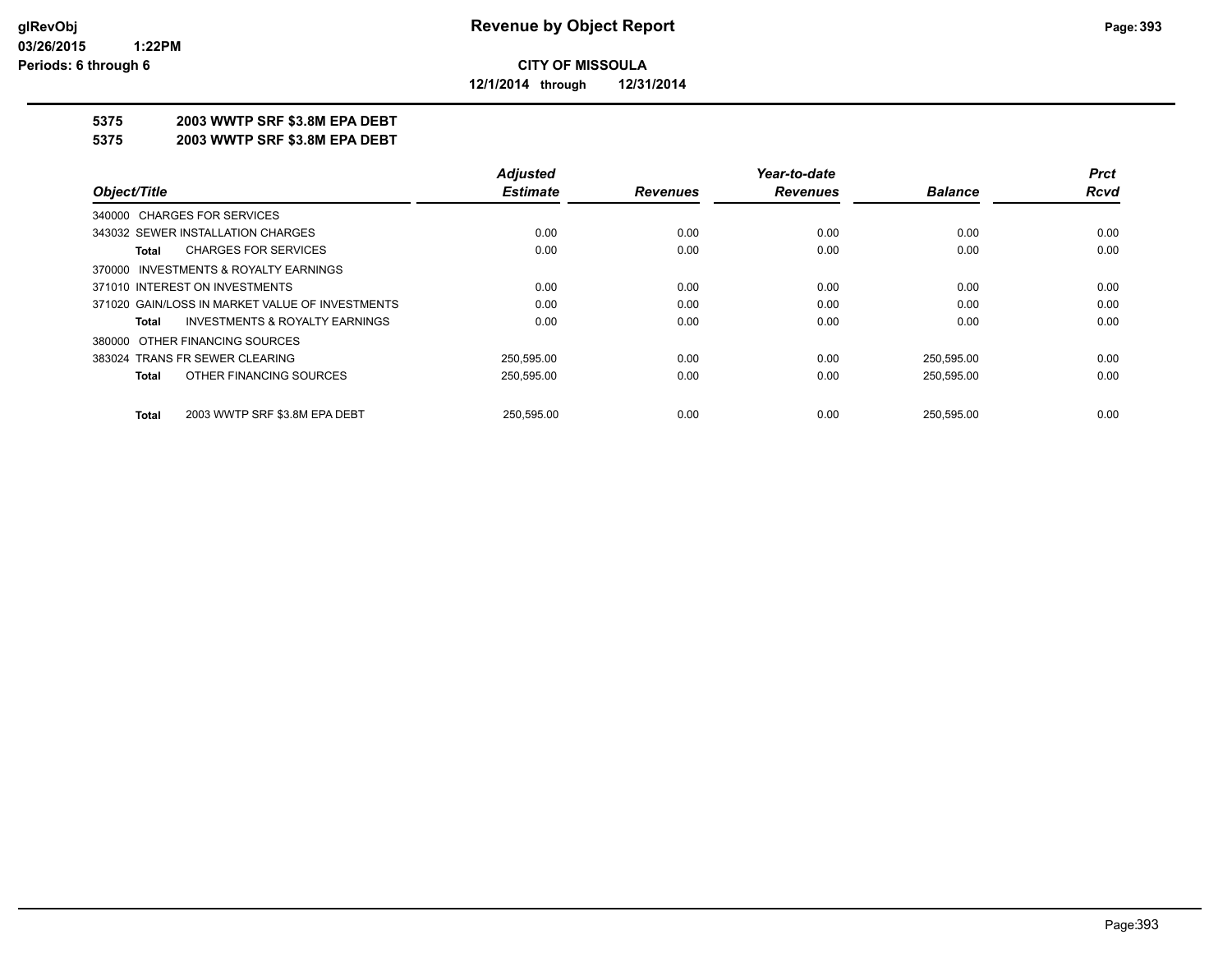**glRevObj**
**03/26/2015 1:22PM**
**Periods: 6 through 6**

# Revenue by Object Report

**CITY OF MISSOULA**

**12/1/2014 through 12/31/2014**

**5375 2003 WWTP SRF $3.8M EPA DEBT**

**5375 2003 WWTP SRF $3.8M EPA DEBT**

| Object/Title | Adjusted Estimate | Revenues | Year-to-date Revenues | Balance | Prct Rcvd |
|---|---|---|---|---|---|
| 340000 CHARGES FOR SERVICES | | | | | |
| 343032 SEWER INSTALLATION CHARGES | 0.00 | 0.00 | 0.00 | 0.00 | 0.00 |
| **Total** CHARGES FOR SERVICES | 0.00 | 0.00 | 0.00 | 0.00 | 0.00 |
| 370000 INVESTMENTS & ROYALTY EARNINGS | | | | | |
| 371010 INTEREST ON INVESTMENTS | 0.00 | 0.00 | 0.00 | 0.00 | 0.00 |
| 371020 GAIN/LOSS IN MARKET VALUE OF INVESTMENTS | 0.00 | 0.00 | 0.00 | 0.00 | 0.00 |
| **Total** INVESTMENTS & ROYALTY EARNINGS | 0.00 | 0.00 | 0.00 | 0.00 | 0.00 |
| 380000 OTHER FINANCING SOURCES | | | | | |
| 383024 TRANS FR SEWER CLEARING | 250,595.00 | 0.00 | 0.00 | 250,595.00 | 0.00 |
| **Total** OTHER FINANCING SOURCES | 250,595.00 | 0.00 | 0.00 | 250,595.00 | 0.00 |
| **Total** 2003 WWTP SRF $3.8M EPA DEBT | 250,595.00 | 0.00 | 0.00 | 250,595.00 | 0.00 |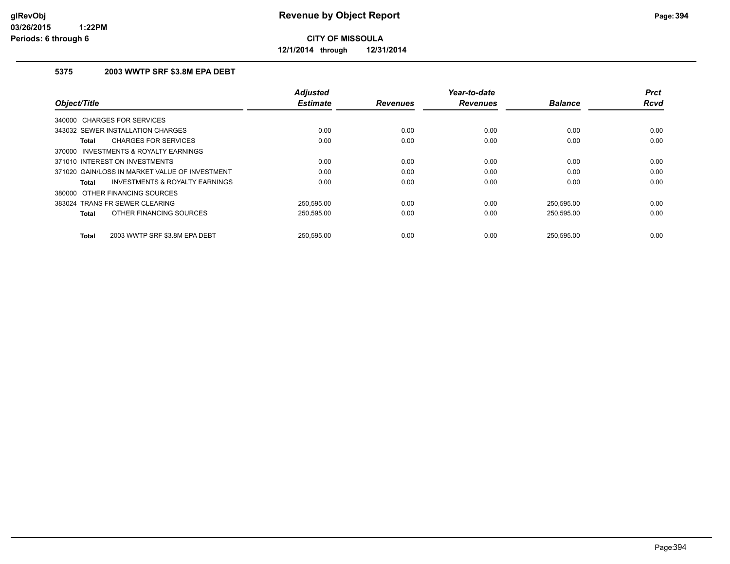# Revenue by Object Report

**CITY OF MISSOULA**

**12/1/2014 through 12/31/2014**

glRevObj
03/26/2015 1:22PM
Periods: 6 through 6

## 5375 2003 WWTP SRF $3.8M EPA DEBT

| Object/Title | Adjusted Estimate | Revenues | Year-to-date Revenues | Balance | Prct Rcvd |
|---|---|---|---|---|---|
| 340000 CHARGES FOR SERVICES | | | | | |
| 343032 SEWER INSTALLATION CHARGES | 0.00 | 0.00 | 0.00 | 0.00 | 0.00 |
| **Total** CHARGES FOR SERVICES | 0.00 | 0.00 | 0.00 | 0.00 | 0.00 |
| 370000 INVESTMENTS & ROYALTY EARNINGS | | | | | |
| 371010 INTEREST ON INVESTMENTS | 0.00 | 0.00 | 0.00 | 0.00 | 0.00 |
| 371020 GAIN/LOSS IN MARKET VALUE OF INVESTMENT | 0.00 | 0.00 | 0.00 | 0.00 | 0.00 |
| **Total** INVESTMENTS & ROYALTY EARNINGS | 0.00 | 0.00 | 0.00 | 0.00 | 0.00 |
| 380000 OTHER FINANCING SOURCES | | | | | |
| 383024 TRANS FR SEWER CLEARING | 250,595.00 | 0.00 | 0.00 | 250,595.00 | 0.00 |
| **Total** OTHER FINANCING SOURCES | 250,595.00 | 0.00 | 0.00 | 250,595.00 | 0.00 |
| **Total** 2003 WWTP SRF $3.8M EPA DEBT | 250,595.00 | 0.00 | 0.00 | 250,595.00 | 0.00 |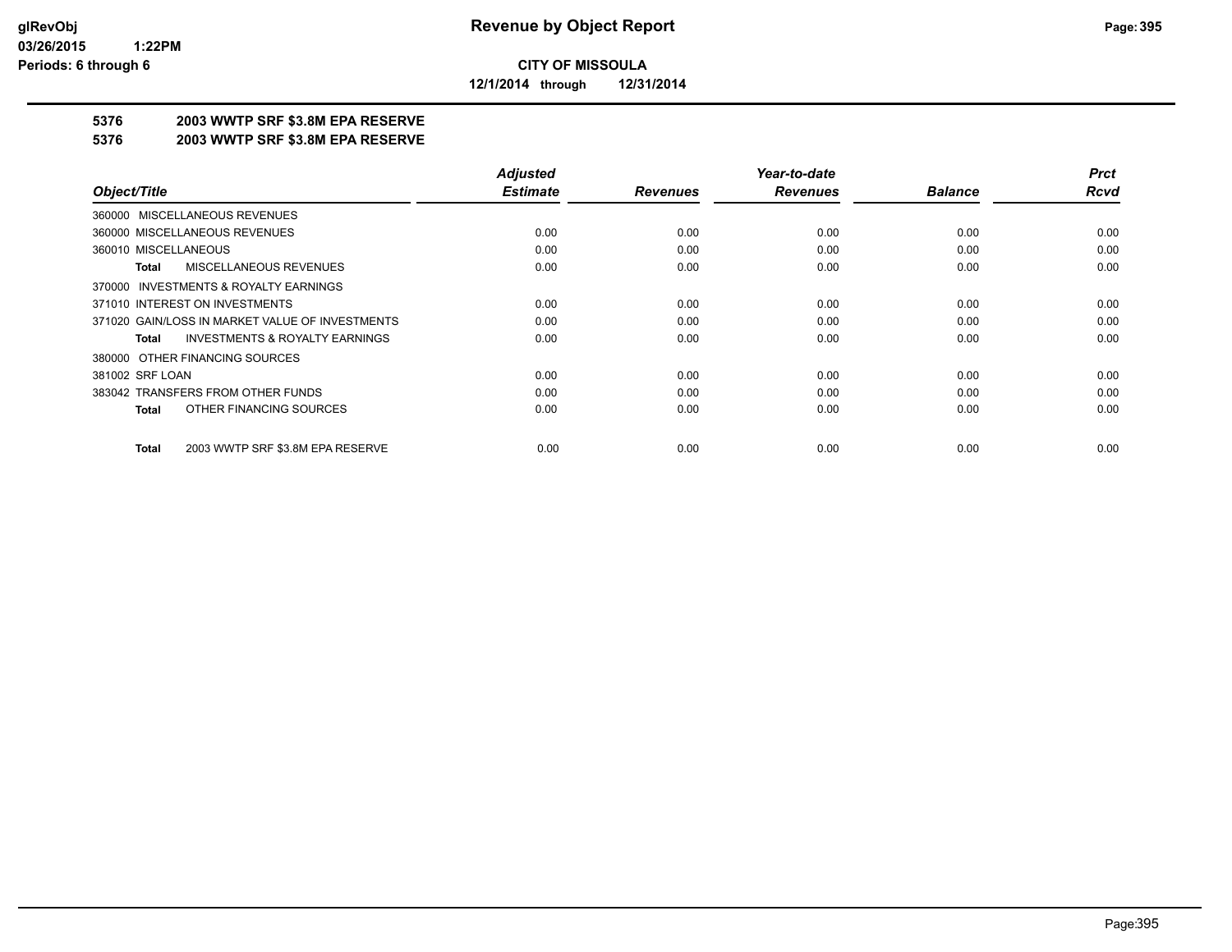**glRevObj**
**03/26/2015 1:22PM**
**Periods: 6 through 6**

# Revenue by Object Report

**CITY OF MISSOULA**

**12/1/2014 through 12/31/2014**

## 5376 2003 WWTP SRF $3.8M EPA RESERVE
## 5376 2003 WWTP SRF $3.8M EPA RESERVE

| Object/Title | Adjusted Estimate | Revenues | Year-to-date Revenues | Balance | Prct Rcvd |
|---|---|---|---|---|---|
| 360000 MISCELLANEOUS REVENUES | | | | | |
| 360000 MISCELLANEOUS REVENUES | 0.00 | 0.00 | 0.00 | 0.00 | 0.00 |
| 360010 MISCELLANEOUS | 0.00 | 0.00 | 0.00 | 0.00 | 0.00 |
| **Total** MISCELLANEOUS REVENUES | 0.00 | 0.00 | 0.00 | 0.00 | 0.00 |
| 370000 INVESTMENTS & ROYALTY EARNINGS | | | | | |
| 371010 INTEREST ON INVESTMENTS | 0.00 | 0.00 | 0.00 | 0.00 | 0.00 |
| 371020 GAIN/LOSS IN MARKET VALUE OF INVESTMENTS | 0.00 | 0.00 | 0.00 | 0.00 | 0.00 |
| **Total** INVESTMENTS & ROYALTY EARNINGS | 0.00 | 0.00 | 0.00 | 0.00 | 0.00 |
| 380000 OTHER FINANCING SOURCES | | | | | |
| 381002 SRF LOAN | 0.00 | 0.00 | 0.00 | 0.00 | 0.00 |
| 383042 TRANSFERS FROM OTHER FUNDS | 0.00 | 0.00 | 0.00 | 0.00 | 0.00 |
| **Total** OTHER FINANCING SOURCES | 0.00 | 0.00 | 0.00 | 0.00 | 0.00 |
| **Total** 2003 WWTP SRF $3.8M EPA RESERVE | 0.00 | 0.00 | 0.00 | 0.00 | 0.00 |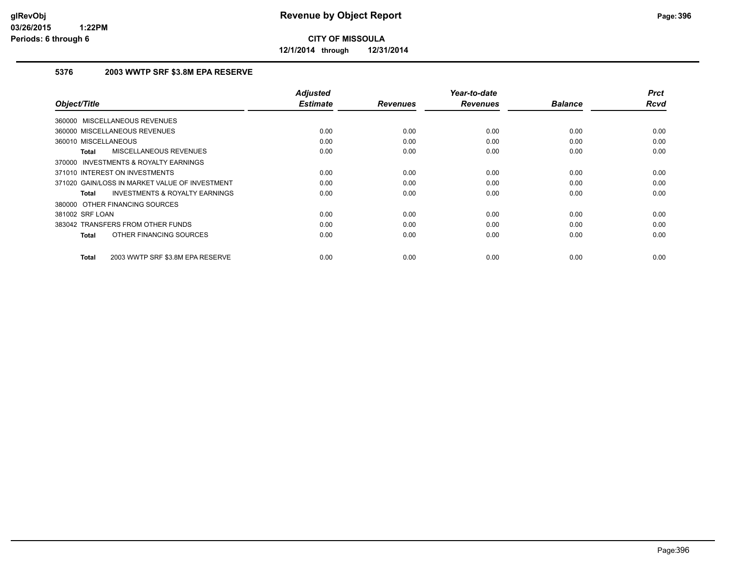# Revenue by Object Report

glRevObj
03/26/2015 1:22PM
Periods: 6 through 6

**CITY OF MISSOULA**

**12/1/2014 through 12/31/2014**

### 5376 2003 WWTP SRF $3.8M EPA RESERVE

| Object/Title | Adjusted Estimate | Revenues | Year-to-date Revenues | Balance | Prct Rcvd |
|---|---|---|---|---|---|
| 360000 MISCELLANEOUS REVENUES | | | | | |
| 360000 MISCELLANEOUS REVENUES | 0.00 | 0.00 | 0.00 | 0.00 | 0.00 |
| 360010 MISCELLANEOUS | 0.00 | 0.00 | 0.00 | 0.00 | 0.00 |
| **Total** MISCELLANEOUS REVENUES | 0.00 | 0.00 | 0.00 | 0.00 | 0.00 |
| 370000 INVESTMENTS & ROYALTY EARNINGS | | | | | |
| 371010 INTEREST ON INVESTMENTS | 0.00 | 0.00 | 0.00 | 0.00 | 0.00 |
| 371020 GAIN/LOSS IN MARKET VALUE OF INVESTMENT | 0.00 | 0.00 | 0.00 | 0.00 | 0.00 |
| **Total** INVESTMENTS & ROYALTY EARNINGS | 0.00 | 0.00 | 0.00 | 0.00 | 0.00 |
| 380000 OTHER FINANCING SOURCES | | | | | |
| 381002 SRF LOAN | 0.00 | 0.00 | 0.00 | 0.00 | 0.00 |
| 383042 TRANSFERS FROM OTHER FUNDS | 0.00 | 0.00 | 0.00 | 0.00 | 0.00 |
| **Total** OTHER FINANCING SOURCES | 0.00 | 0.00 | 0.00 | 0.00 | 0.00 |
| **Total** 2003 WWTP SRF $3.8M EPA RESERVE | 0.00 | 0.00 | 0.00 | 0.00 | 0.00 |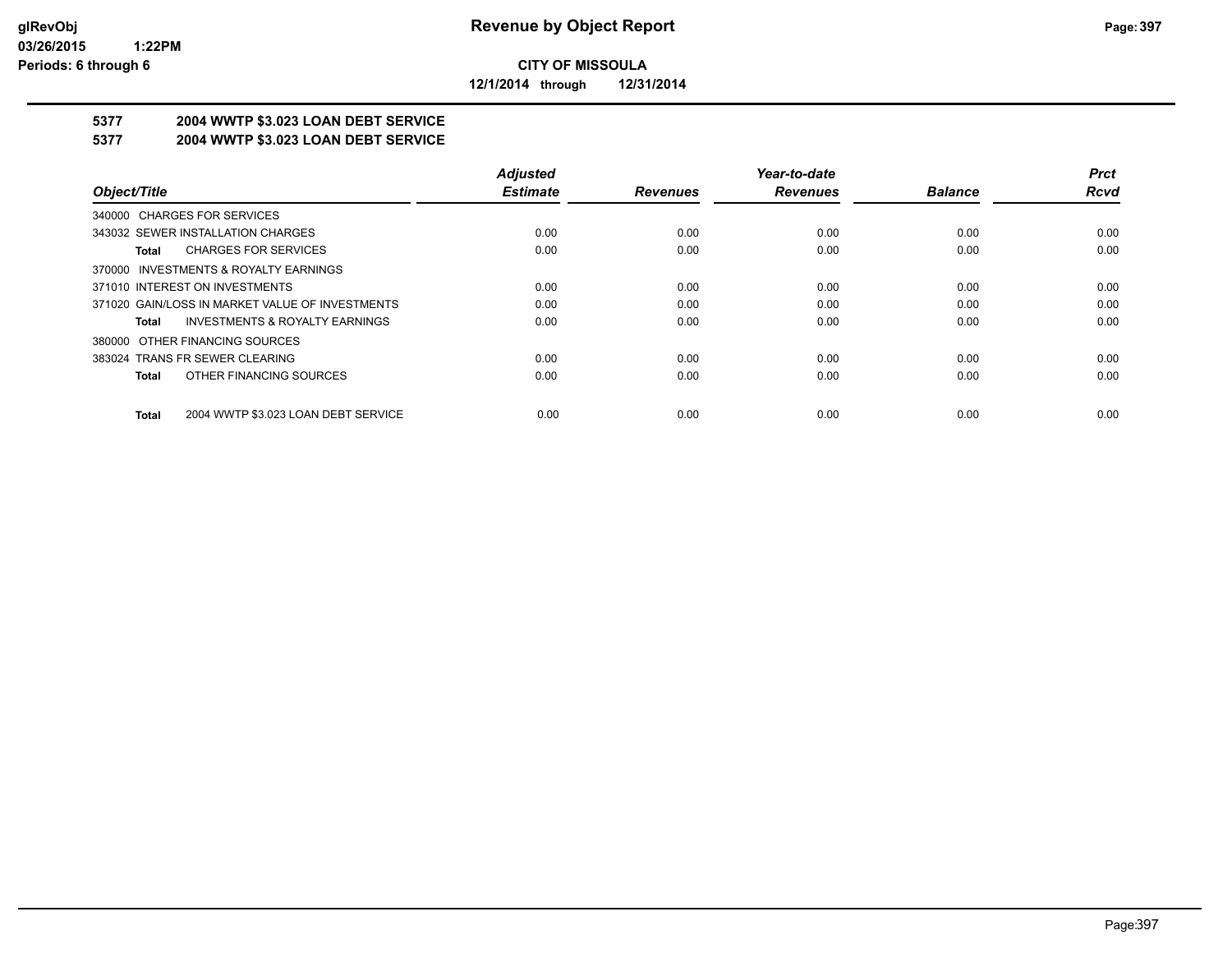**CITY OF MISSOULA**

**12/1/2014 through 12/31/2014**

## 5377 2004 WWTP $3.023 LOAN DEBT SERVICE

## 5377 2004 WWTP $3.023 LOAN DEBT SERVICE

| Object/Title | Adjusted Estimate | Revenues | Year-to-date Revenues | Balance | Prct Rcvd |
|---|---|---|---|---|---|
| 340000 CHARGES FOR SERVICES | | | | | |
| 343032 SEWER INSTALLATION CHARGES | 0.00 | 0.00 | 0.00 | 0.00 | 0.00 |
| **Total** CHARGES FOR SERVICES | 0.00 | 0.00 | 0.00 | 0.00 | 0.00 |
| 370000 INVESTMENTS & ROYALTY EARNINGS | | | | | |
| 371010 INTEREST ON INVESTMENTS | 0.00 | 0.00 | 0.00 | 0.00 | 0.00 |
| 371020 GAIN/LOSS IN MARKET VALUE OF INVESTMENTS | 0.00 | 0.00 | 0.00 | 0.00 | 0.00 |
| **Total** INVESTMENTS & ROYALTY EARNINGS | 0.00 | 0.00 | 0.00 | 0.00 | 0.00 |
| 380000 OTHER FINANCING SOURCES | | | | | |
| 383024 TRANS FR SEWER CLEARING | 0.00 | 0.00 | 0.00 | 0.00 | 0.00 |
| **Total** OTHER FINANCING SOURCES | 0.00 | 0.00 | 0.00 | 0.00 | 0.00 |
| **Total** 2004 WWTP $3.023 LOAN DEBT SERVICE | 0.00 | 0.00 | 0.00 | 0.00 | 0.00 |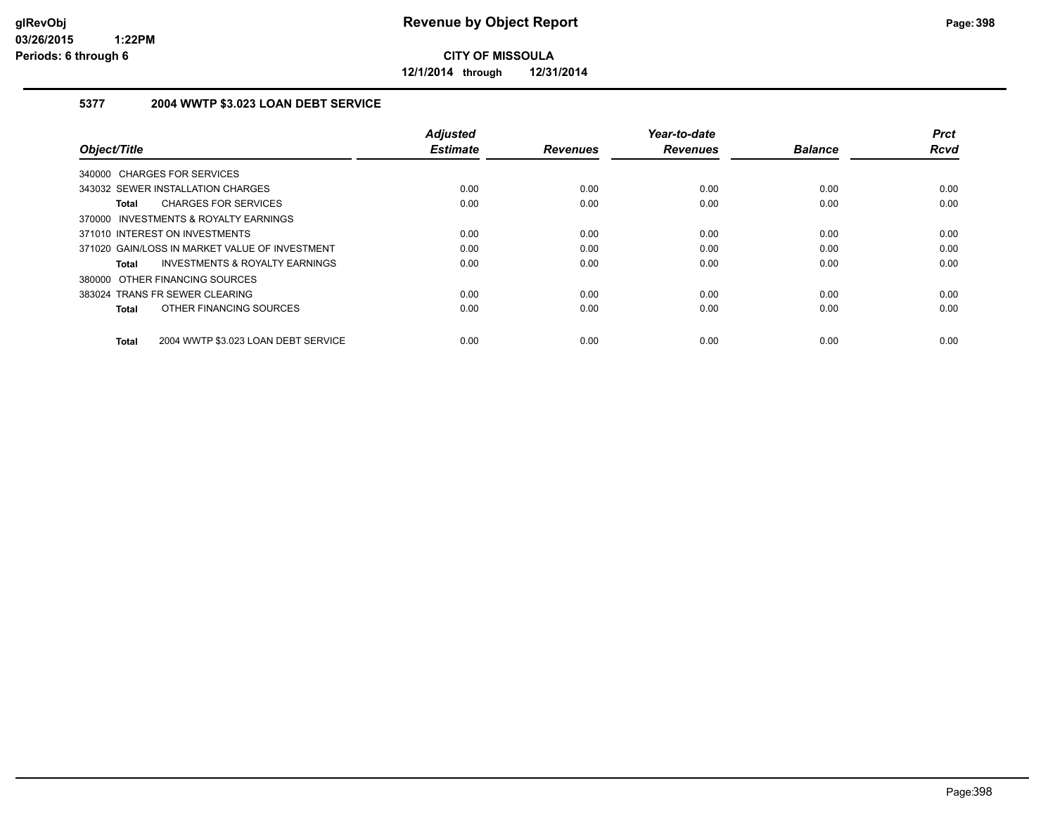**glRevObj**
**03/26/2015 1:22PM**
**Periods: 6 through 6**

# Revenue by Object Report

**CITY OF MISSOULA**

**12/1/2014 through 12/31/2014**

## 5377 2004 WWTP $3.023 LOAN DEBT SERVICE

| Object/Title | Adjusted Estimate | Revenues | Year-to-date Revenues | Balance | Prct Rcvd |
|---|---|---|---|---|---|
| 340000 CHARGES FOR SERVICES | | | | | |
| 343032 SEWER INSTALLATION CHARGES | 0.00 | 0.00 | 0.00 | 0.00 | 0.00 |
| **Total** CHARGES FOR SERVICES | 0.00 | 0.00 | 0.00 | 0.00 | 0.00 |
| 370000 INVESTMENTS & ROYALTY EARNINGS | | | | | |
| 371010 INTEREST ON INVESTMENTS | 0.00 | 0.00 | 0.00 | 0.00 | 0.00 |
| 371020 GAIN/LOSS IN MARKET VALUE OF INVESTMENT | 0.00 | 0.00 | 0.00 | 0.00 | 0.00 |
| **Total** INVESTMENTS & ROYALTY EARNINGS | 0.00 | 0.00 | 0.00 | 0.00 | 0.00 |
| 380000 OTHER FINANCING SOURCES | | | | | |
| 383024 TRANS FR SEWER CLEARING | 0.00 | 0.00 | 0.00 | 0.00 | 0.00 |
| **Total** OTHER FINANCING SOURCES | 0.00 | 0.00 | 0.00 | 0.00 | 0.00 |
| **Total** 2004 WWTP $3.023 LOAN DEBT SERVICE | 0.00 | 0.00 | 0.00 | 0.00 | 0.00 |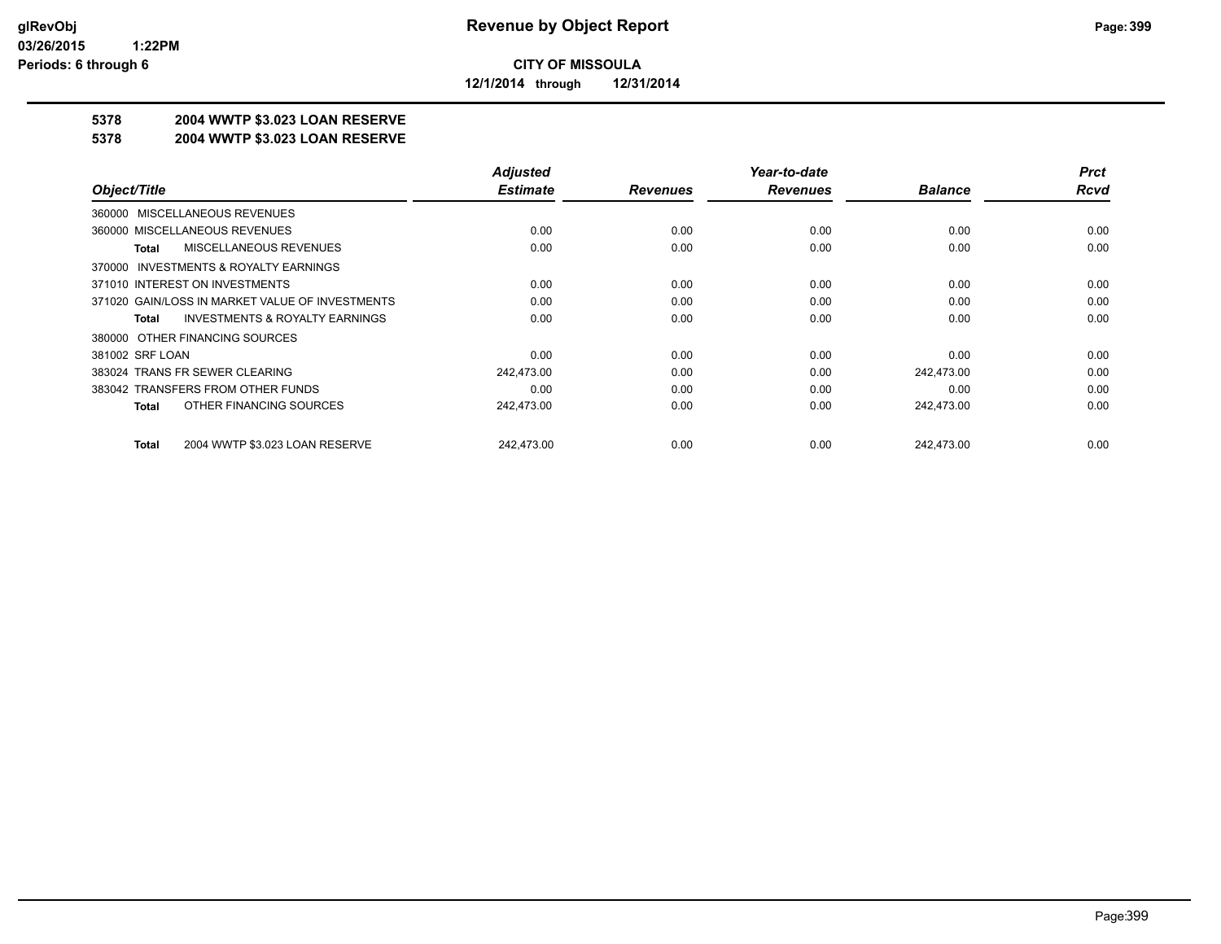**CITY OF MISSOULA**

**12/1/2014 through 12/31/2014**

**Revenue by Object Report**

## 5378 2004 WWTP $3.023 LOAN RESERVE

## 5378 2004 WWTP $3.023 LOAN RESERVE

| Object/Title | Adjusted Estimate | Revenues | Year-to-date Revenues | Balance | Prct Rcvd |
|---|---|---|---|---|---|
| 360000 MISCELLANEOUS REVENUES | | | | | |
| 360000 MISCELLANEOUS REVENUES | 0.00 | 0.00 | 0.00 | 0.00 | 0.00 |
| **Total** MISCELLANEOUS REVENUES | 0.00 | 0.00 | 0.00 | 0.00 | 0.00 |
| 370000 INVESTMENTS & ROYALTY EARNINGS | | | | | |
| 371010 INTEREST ON INVESTMENTS | 0.00 | 0.00 | 0.00 | 0.00 | 0.00 |
| 371020 GAIN/LOSS IN MARKET VALUE OF INVESTMENTS | 0.00 | 0.00 | 0.00 | 0.00 | 0.00 |
| **Total** INVESTMENTS & ROYALTY EARNINGS | 0.00 | 0.00 | 0.00 | 0.00 | 0.00 |
| 380000 OTHER FINANCING SOURCES | | | | | |
| 381002 SRF LOAN | 0.00 | 0.00 | 0.00 | 0.00 | 0.00 |
| 383024 TRANS FR SEWER CLEARING | 242,473.00 | 0.00 | 0.00 | 242,473.00 | 0.00 |
| 383042 TRANSFERS FROM OTHER FUNDS | 0.00 | 0.00 | 0.00 | 0.00 | 0.00 |
| **Total** OTHER FINANCING SOURCES | 242,473.00 | 0.00 | 0.00 | 242,473.00 | 0.00 |
| **Total** 2004 WWTP $3.023 LOAN RESERVE | 242,473.00 | 0.00 | 0.00 | 242,473.00 | 0.00 |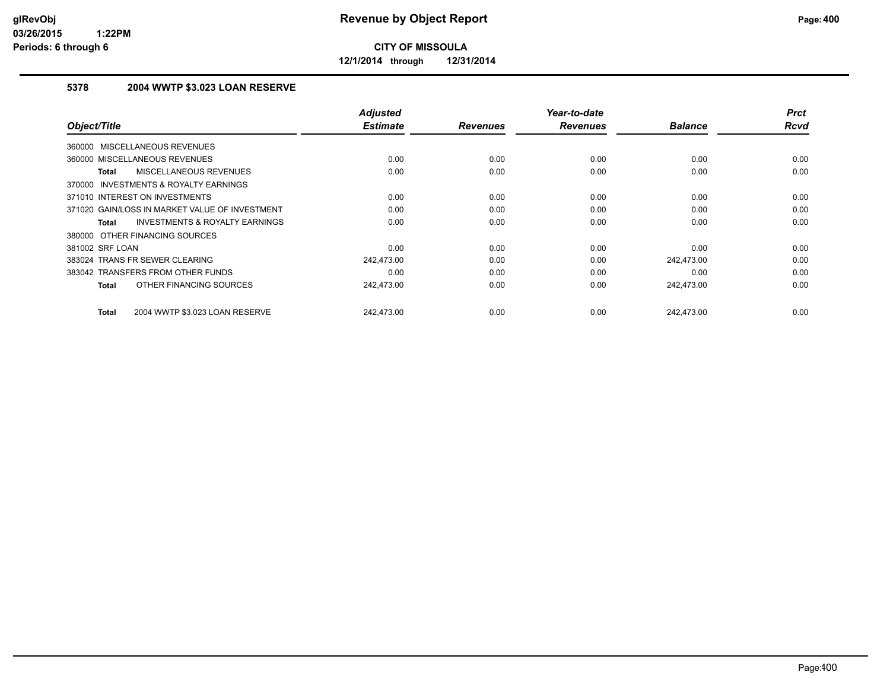**glRevObj**
**03/26/2015 1:22PM**
**Periods: 6 through 6**

# Revenue by Object Report

**CITY OF MISSOULA**

**12/1/2014 through 12/31/2014**

## 5378 2004 WWTP $3.023 LOAN RESERVE

| Object/Title | Adjusted Estimate | Revenues | Year-to-date Revenues | Balance | Prct Rcvd |
|---|---|---|---|---|---|
| 360000 MISCELLANEOUS REVENUES | | | | | |
| 360000 MISCELLANEOUS REVENUES | 0.00 | 0.00 | 0.00 | 0.00 | 0.00 |
| **Total** MISCELLANEOUS REVENUES | 0.00 | 0.00 | 0.00 | 0.00 | 0.00 |
| 370000 INVESTMENTS & ROYALTY EARNINGS | | | | | |
| 371010 INTEREST ON INVESTMENTS | 0.00 | 0.00 | 0.00 | 0.00 | 0.00 |
| 371020 GAIN/LOSS IN MARKET VALUE OF INVESTMENT | 0.00 | 0.00 | 0.00 | 0.00 | 0.00 |
| **Total** INVESTMENTS & ROYALTY EARNINGS | 0.00 | 0.00 | 0.00 | 0.00 | 0.00 |
| 380000 OTHER FINANCING SOURCES | | | | | |
| 381002 SRF LOAN | 0.00 | 0.00 | 0.00 | 0.00 | 0.00 |
| 383024 TRANS FR SEWER CLEARING | 242,473.00 | 0.00 | 0.00 | 242,473.00 | 0.00 |
| 383042 TRANSFERS FROM OTHER FUNDS | 0.00 | 0.00 | 0.00 | 0.00 | 0.00 |
| **Total** OTHER FINANCING SOURCES | 242,473.00 | 0.00 | 0.00 | 242,473.00 | 0.00 |
| **Total** 2004 WWTP $3.023 LOAN RESERVE | 242,473.00 | 0.00 | 0.00 | 242,473.00 | 0.00 |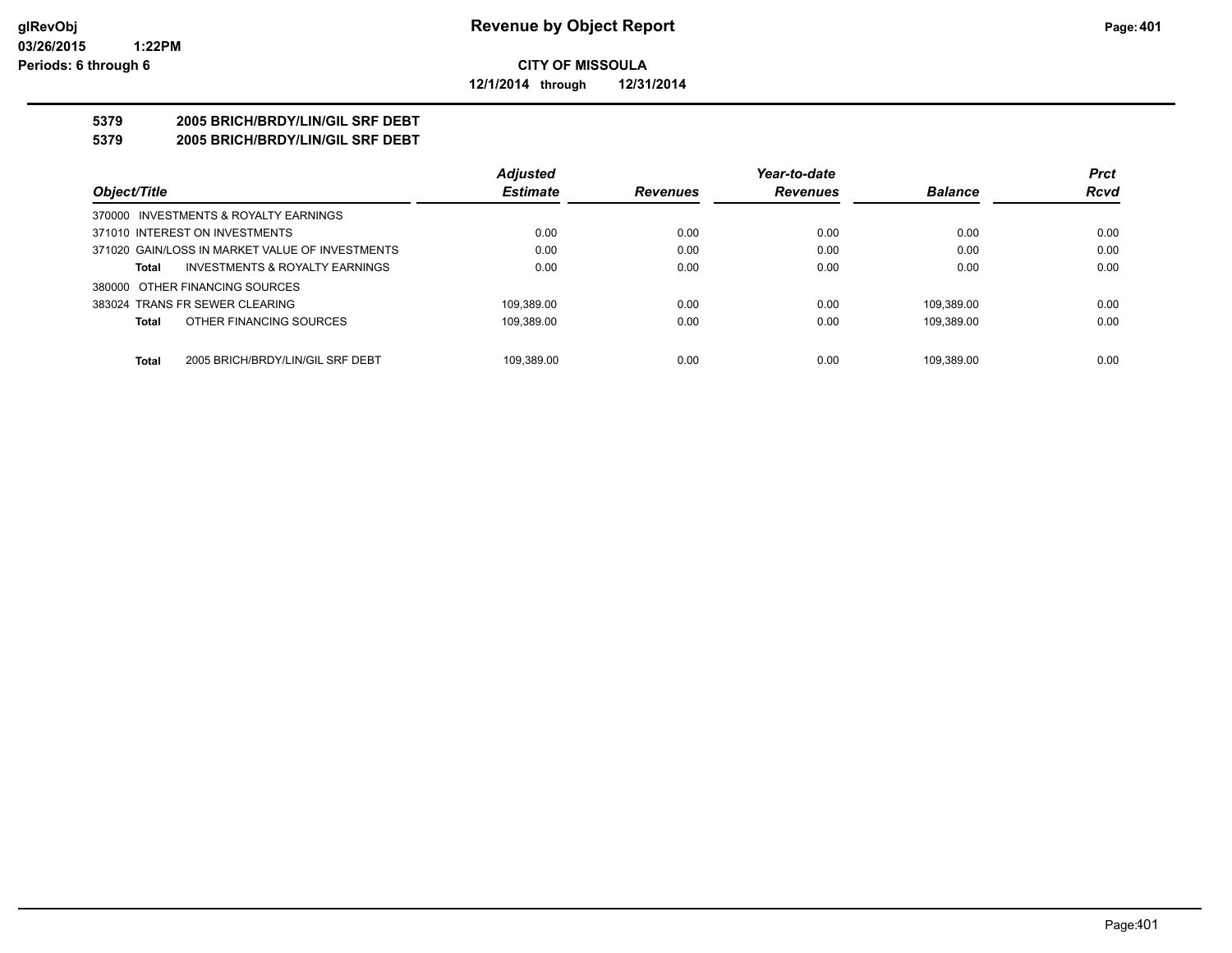**CITY OF MISSOULA**

**12/1/2014 through 12/31/2014**

**5379 2005 BRICH/BRDY/LIN/GIL SRF DEBT**

**5379 2005 BRICH/BRDY/LIN/GIL SRF DEBT**

| Object/Title | Adjusted Estimate | Revenues | Year-to-date Revenues | Balance | Prct Rcvd |
|---|---|---|---|---|---|
| 370000 INVESTMENTS & ROYALTY EARNINGS | | | | | |
| 371010 INTEREST ON INVESTMENTS | 0.00 | 0.00 | 0.00 | 0.00 | 0.00 |
| 371020 GAIN/LOSS IN MARKET VALUE OF INVESTMENTS | 0.00 | 0.00 | 0.00 | 0.00 | 0.00 |
| **Total** INVESTMENTS & ROYALTY EARNINGS | 0.00 | 0.00 | 0.00 | 0.00 | 0.00 |
| 380000 OTHER FINANCING SOURCES | | | | | |
| 383024 TRANS FR SEWER CLEARING | 109,389.00 | 0.00 | 0.00 | 109,389.00 | 0.00 |
| **Total** OTHER FINANCING SOURCES | 109,389.00 | 0.00 | 0.00 | 109,389.00 | 0.00 |
| **Total** 2005 BRICH/BRDY/LIN/GIL SRF DEBT | 109,389.00 | 0.00 | 0.00 | 109,389.00 | 0.00 |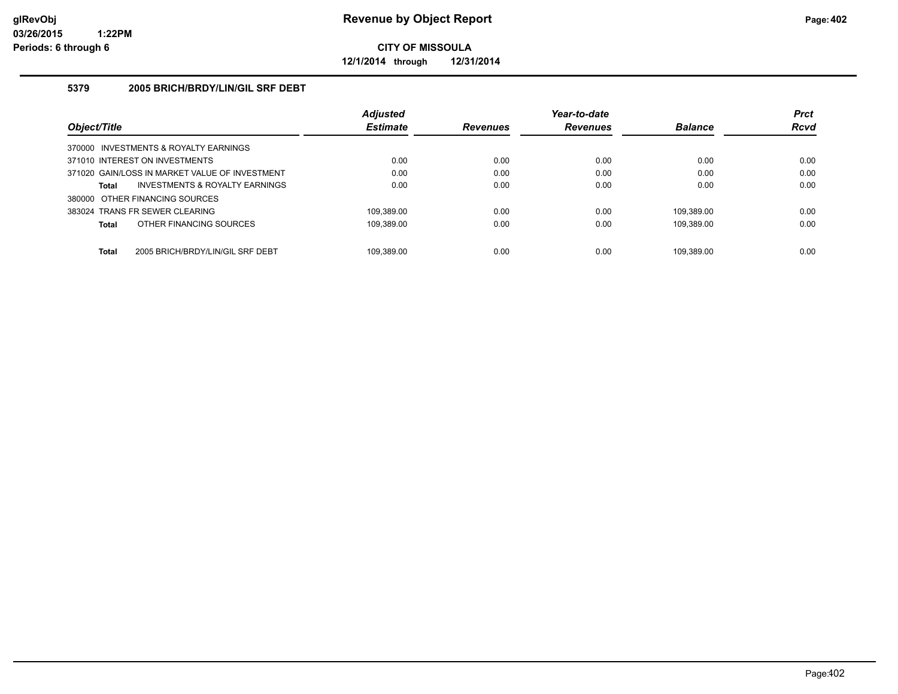# Revenue by Object Report

**CITY OF MISSOULA**

**12/1/2014 through 12/31/2014**

glRevObj
03/26/2015 1:22PM
Periods: 6 through 6

### 5379 2005 BRICH/BRDY/LIN/GIL SRF DEBT

| Object/Title | Adjusted Estimate | Revenues | Year-to-date Revenues | Balance | Prct Rcvd |
|---|---|---|---|---|---|
| 370000 INVESTMENTS & ROYALTY EARNINGS | | | | | |
| 371010 INTEREST ON INVESTMENTS | 0.00 | 0.00 | 0.00 | 0.00 | 0.00 |
| 371020 GAIN/LOSS IN MARKET VALUE OF INVESTMENT | 0.00 | 0.00 | 0.00 | 0.00 | 0.00 |
| **Total** INVESTMENTS & ROYALTY EARNINGS | 0.00 | 0.00 | 0.00 | 0.00 | 0.00 |
| 380000 OTHER FINANCING SOURCES | | | | | |
| 383024 TRANS FR SEWER CLEARING | 109,389.00 | 0.00 | 0.00 | 109,389.00 | 0.00 |
| **Total** OTHER FINANCING SOURCES | 109,389.00 | 0.00 | 0.00 | 109,389.00 | 0.00 |
| **Total** 2005 BRICH/BRDY/LIN/GIL SRF DEBT | 109,389.00 | 0.00 | 0.00 | 109,389.00 | 0.00 |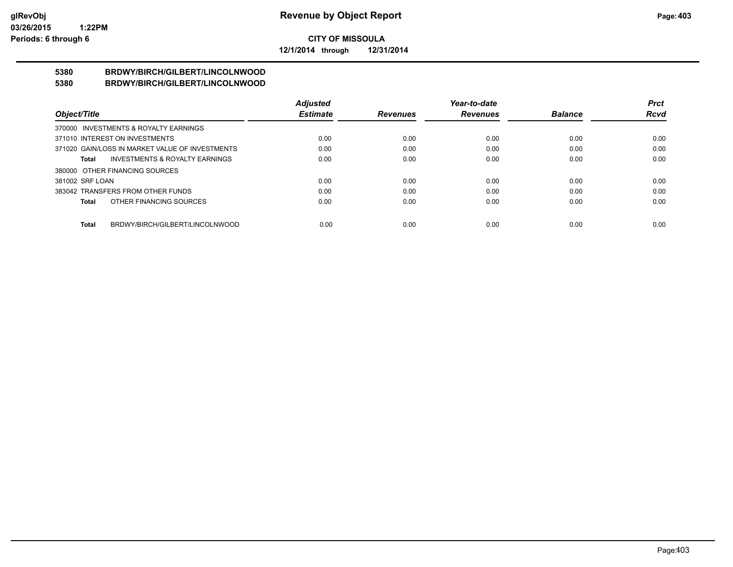**CITY OF MISSOULA**

**12/1/2014 through 12/31/2014**

## 5380 BRDWY/BIRCH/GILBERT/LINCOLNWOOD
## 5380 BRDWY/BIRCH/GILBERT/LINCOLNWOOD

| Object/Title | Adjusted Estimate | Revenues | Year-to-date Revenues | Balance | Prct Rcvd |
|---|---|---|---|---|---|
| 370000 INVESTMENTS & ROYALTY EARNINGS | | | | | |
| 371010 INTEREST ON INVESTMENTS | 0.00 | 0.00 | 0.00 | 0.00 | 0.00 |
| 371020 GAIN/LOSS IN MARKET VALUE OF INVESTMENTS | 0.00 | 0.00 | 0.00 | 0.00 | 0.00 |
| **Total** INVESTMENTS & ROYALTY EARNINGS | 0.00 | 0.00 | 0.00 | 0.00 | 0.00 |
| 380000 OTHER FINANCING SOURCES | | | | | |
| 381002 SRF LOAN | 0.00 | 0.00 | 0.00 | 0.00 | 0.00 |
| 383042 TRANSFERS FROM OTHER FUNDS | 0.00 | 0.00 | 0.00 | 0.00 | 0.00 |
| **Total** OTHER FINANCING SOURCES | 0.00 | 0.00 | 0.00 | 0.00 | 0.00 |
| **Total** BRDWY/BIRCH/GILBERT/LINCOLNWOOD | 0.00 | 0.00 | 0.00 | 0.00 | 0.00 |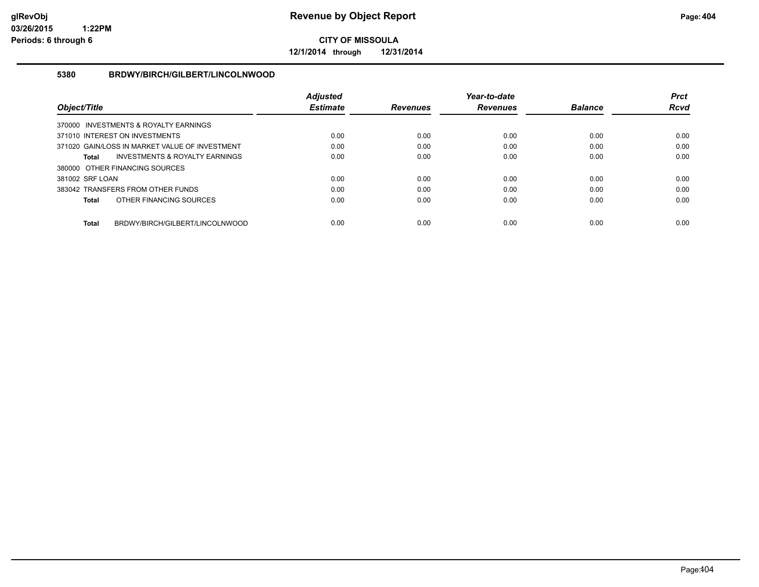**CITY OF MISSOULA**

**12/1/2014 through 12/31/2014**

### 5380 BRDWY/BIRCH/GILBERT/LINCOLNWOOD

| Object/Title | Adjusted Estimate | Revenues | Year-to-date Revenues | Balance | Prct Rcvd |
|---|---|---|---|---|---|
| 370000 INVESTMENTS & ROYALTY EARNINGS | | | | | |
| 371010 INTEREST ON INVESTMENTS | 0.00 | 0.00 | 0.00 | 0.00 | 0.00 |
| 371020 GAIN/LOSS IN MARKET VALUE OF INVESTMENT | 0.00 | 0.00 | 0.00 | 0.00 | 0.00 |
| **Total** INVESTMENTS & ROYALTY EARNINGS | 0.00 | 0.00 | 0.00 | 0.00 | 0.00 |
| 380000 OTHER FINANCING SOURCES | | | | | |
| 381002 SRF LOAN | 0.00 | 0.00 | 0.00 | 0.00 | 0.00 |
| 383042 TRANSFERS FROM OTHER FUNDS | 0.00 | 0.00 | 0.00 | 0.00 | 0.00 |
| **Total** OTHER FINANCING SOURCES | 0.00 | 0.00 | 0.00 | 0.00 | 0.00 |
| **Total** BRDWY/BIRCH/GILBERT/LINCOLNWOOD | 0.00 | 0.00 | 0.00 | 0.00 | 0.00 |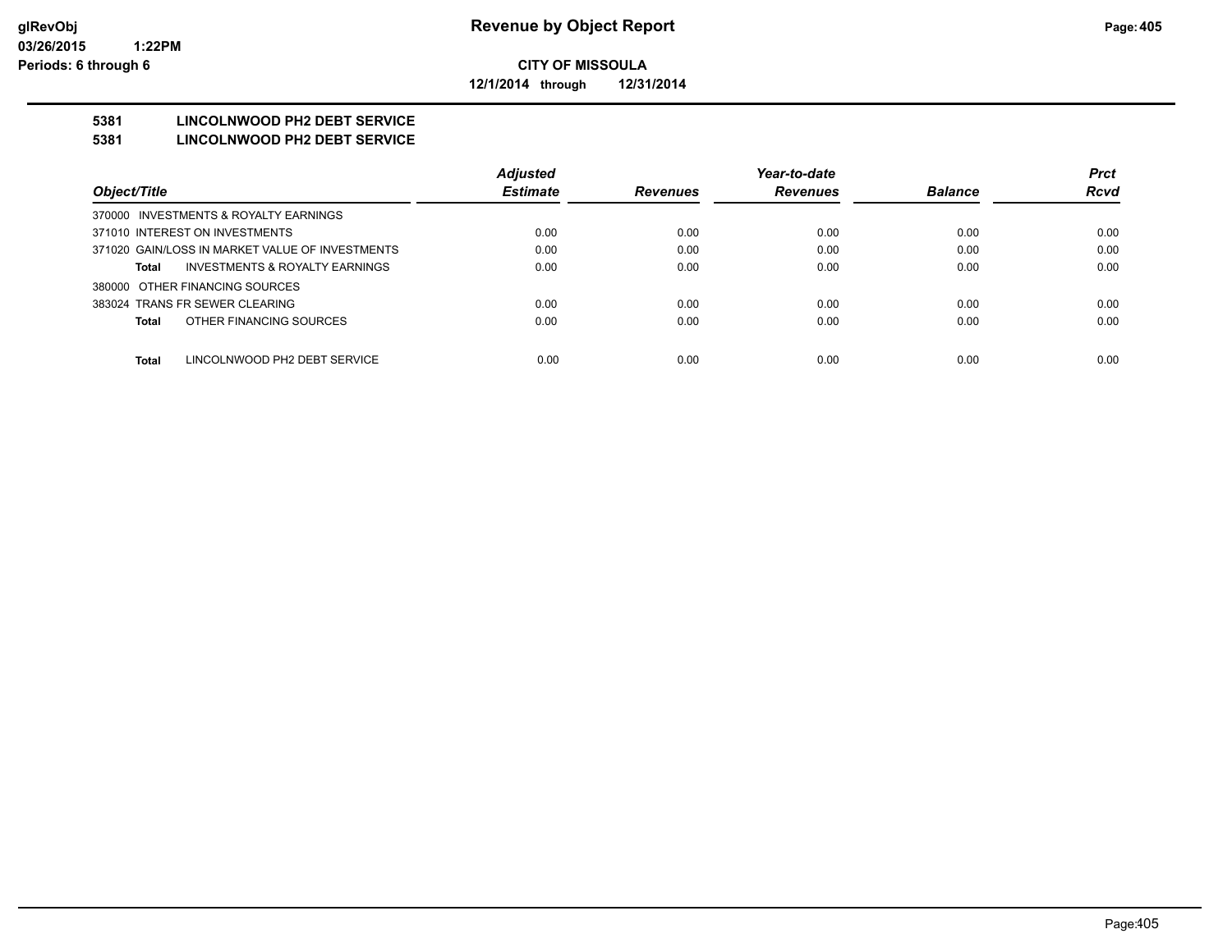# Revenue by Object Report

**CITY OF MISSOULA**

**12/1/2014 through 12/31/2014**

glRevObj
03/26/2015 1:22PM
Periods: 6 through 6

## 5381 LINCOLNWOOD PH2 DEBT SERVICE
## 5381 LINCOLNWOOD PH2 DEBT SERVICE

| Object/Title | Adjusted Estimate | Revenues | Year-to-date Revenues | Balance | Prct Rcvd |
|---|---|---|---|---|---|
| 370000 INVESTMENTS & ROYALTY EARNINGS | | | | | |
| 371010 INTEREST ON INVESTMENTS | 0.00 | 0.00 | 0.00 | 0.00 | 0.00 |
| 371020 GAIN/LOSS IN MARKET VALUE OF INVESTMENTS | 0.00 | 0.00 | 0.00 | 0.00 | 0.00 |
| **Total** INVESTMENTS & ROYALTY EARNINGS | 0.00 | 0.00 | 0.00 | 0.00 | 0.00 |
| 380000 OTHER FINANCING SOURCES | | | | | |
| 383024 TRANS FR SEWER CLEARING | 0.00 | 0.00 | 0.00 | 0.00 | 0.00 |
| **Total** OTHER FINANCING SOURCES | 0.00 | 0.00 | 0.00 | 0.00 | 0.00 |
| **Total** LINCOLNWOOD PH2 DEBT SERVICE | 0.00 | 0.00 | 0.00 | 0.00 | 0.00 |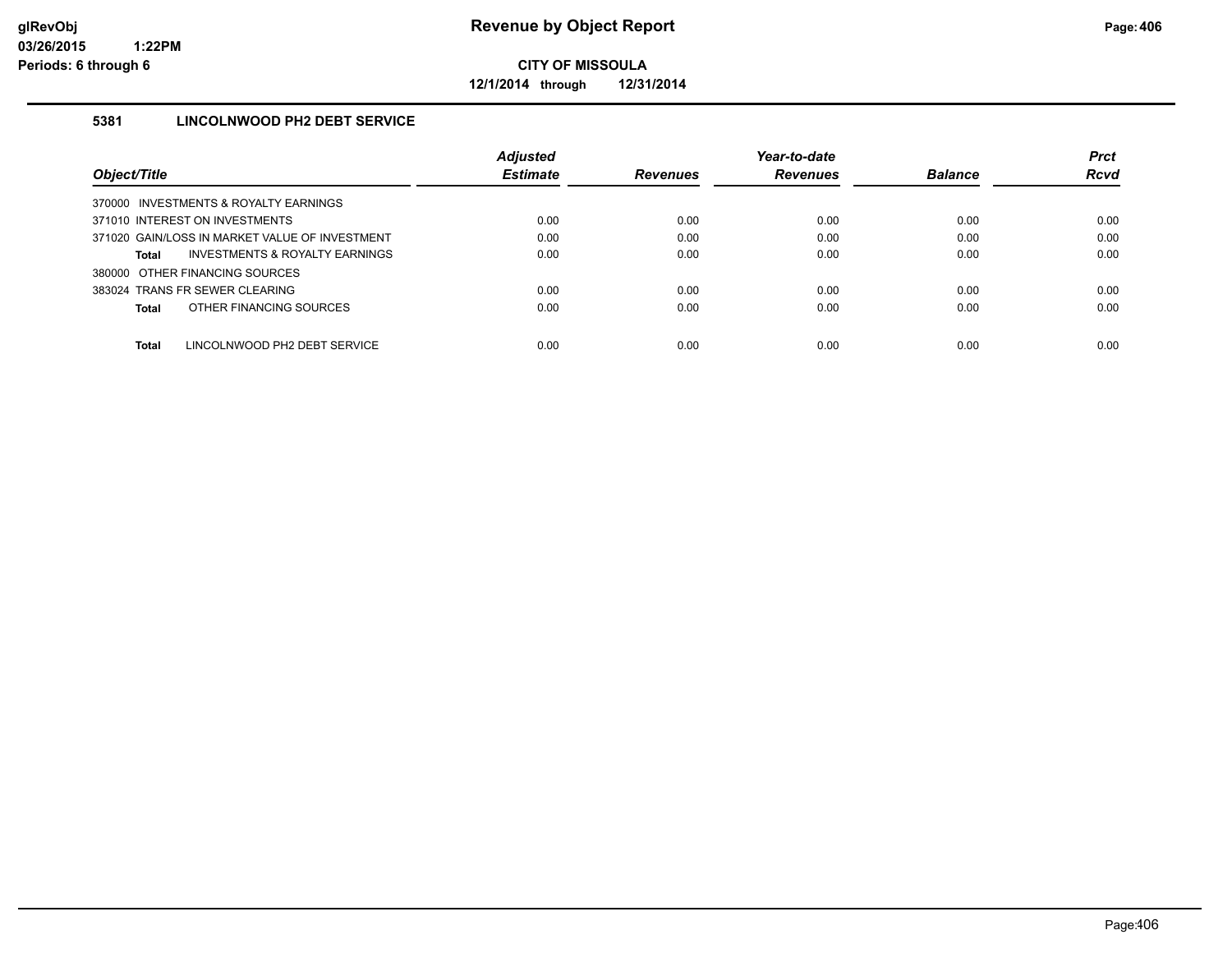# Revenue by Object Report

**CITY OF MISSOULA**

**12/1/2014 through 12/31/2014**

glRevObj
03/26/2015 1:22PM
Periods: 6 through 6

## 5381 LINCOLNWOOD PH2 DEBT SERVICE

| Object/Title | Adjusted Estimate | Revenues | Year-to-date Revenues | Balance | Prct Rcvd |
|---|---|---|---|---|---|
| 370000 INVESTMENTS & ROYALTY EARNINGS | | | | | |
| 371010 INTEREST ON INVESTMENTS | 0.00 | 0.00 | 0.00 | 0.00 | 0.00 |
| 371020 GAIN/LOSS IN MARKET VALUE OF INVESTMENT | 0.00 | 0.00 | 0.00 | 0.00 | 0.00 |
| **Total** INVESTMENTS & ROYALTY EARNINGS | 0.00 | 0.00 | 0.00 | 0.00 | 0.00 |
| 380000 OTHER FINANCING SOURCES | | | | | |
| 383024 TRANS FR SEWER CLEARING | 0.00 | 0.00 | 0.00 | 0.00 | 0.00 |
| **Total** OTHER FINANCING SOURCES | 0.00 | 0.00 | 0.00 | 0.00 | 0.00 |
| **Total** LINCOLNWOOD PH2 DEBT SERVICE | 0.00 | 0.00 | 0.00 | 0.00 | 0.00 |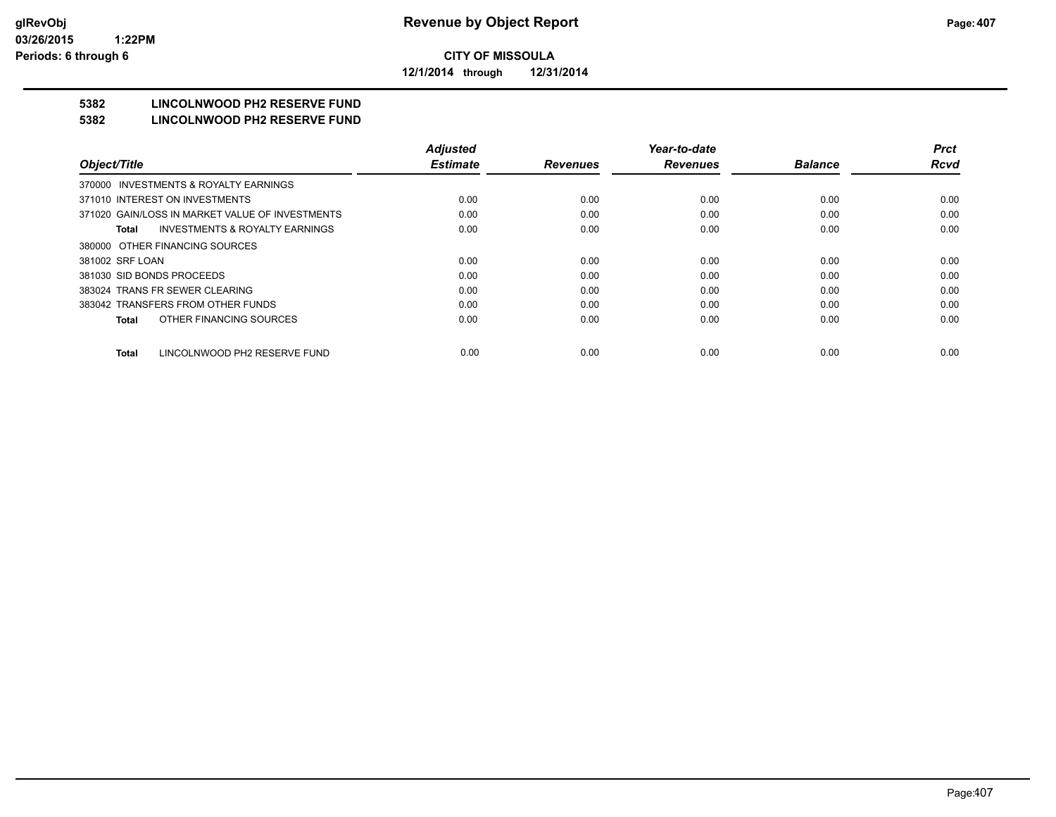**Revenue by Object Report**

**CITY OF MISSOULA**

**12/1/2014 through 12/31/2014**

glRevObj
03/26/2015 1:22PM
Periods: 6 through 6

## 5382 LINCOLNWOOD PH2 RESERVE FUND
## 5382 LINCOLNWOOD PH2 RESERVE FUND

| Object/Title | Adjusted Estimate | Revenues | Year-to-date Revenues | Balance | Prct Rcvd |
|---|---|---|---|---|---|
| 370000 INVESTMENTS & ROYALTY EARNINGS | | | | | |
| 371010 INTEREST ON INVESTMENTS | 0.00 | 0.00 | 0.00 | 0.00 | 0.00 |
| 371020 GAIN/LOSS IN MARKET VALUE OF INVESTMENTS | 0.00 | 0.00 | 0.00 | 0.00 | 0.00 |
| **Total** INVESTMENTS & ROYALTY EARNINGS | 0.00 | 0.00 | 0.00 | 0.00 | 0.00 |
| 380000 OTHER FINANCING SOURCES | | | | | |
| 381002 SRF LOAN | 0.00 | 0.00 | 0.00 | 0.00 | 0.00 |
| 381030 SID BONDS PROCEEDS | 0.00 | 0.00 | 0.00 | 0.00 | 0.00 |
| 383024 TRANS FR SEWER CLEARING | 0.00 | 0.00 | 0.00 | 0.00 | 0.00 |
| 383042 TRANSFERS FROM OTHER FUNDS | 0.00 | 0.00 | 0.00 | 0.00 | 0.00 |
| **Total** OTHER FINANCING SOURCES | 0.00 | 0.00 | 0.00 | 0.00 | 0.00 |
| **Total** LINCOLNWOOD PH2 RESERVE FUND | 0.00 | 0.00 | 0.00 | 0.00 | 0.00 |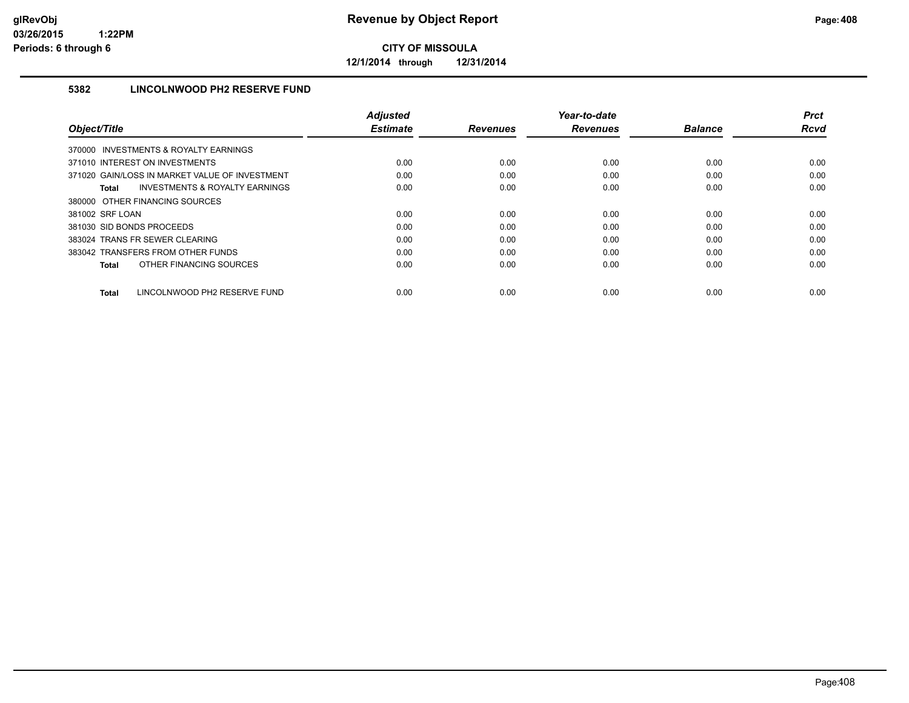**CITY OF MISSOULA**

**12/1/2014 through 12/31/2014**

### 5382 LINCOLNWOOD PH2 RESERVE FUND

| Object/Title | Adjusted Estimate | Revenues | Year-to-date Revenues | Balance | Prct Rcvd |
|---|---|---|---|---|---|
| 370000 INVESTMENTS & ROYALTY EARNINGS | | | | | |
| 371010 INTEREST ON INVESTMENTS | 0.00 | 0.00 | 0.00 | 0.00 | 0.00 |
| 371020 GAIN/LOSS IN MARKET VALUE OF INVESTMENT | 0.00 | 0.00 | 0.00 | 0.00 | 0.00 |
| **Total** INVESTMENTS & ROYALTY EARNINGS | 0.00 | 0.00 | 0.00 | 0.00 | 0.00 |
| 380000 OTHER FINANCING SOURCES | | | | | |
| 381002 SRF LOAN | 0.00 | 0.00 | 0.00 | 0.00 | 0.00 |
| 381030 SID BONDS PROCEEDS | 0.00 | 0.00 | 0.00 | 0.00 | 0.00 |
| 383024 TRANS FR SEWER CLEARING | 0.00 | 0.00 | 0.00 | 0.00 | 0.00 |
| 383042 TRANSFERS FROM OTHER FUNDS | 0.00 | 0.00 | 0.00 | 0.00 | 0.00 |
| **Total** OTHER FINANCING SOURCES | 0.00 | 0.00 | 0.00 | 0.00 | 0.00 |
| **Total** LINCOLNWOOD PH2 RESERVE FUND | 0.00 | 0.00 | 0.00 | 0.00 | 0.00 |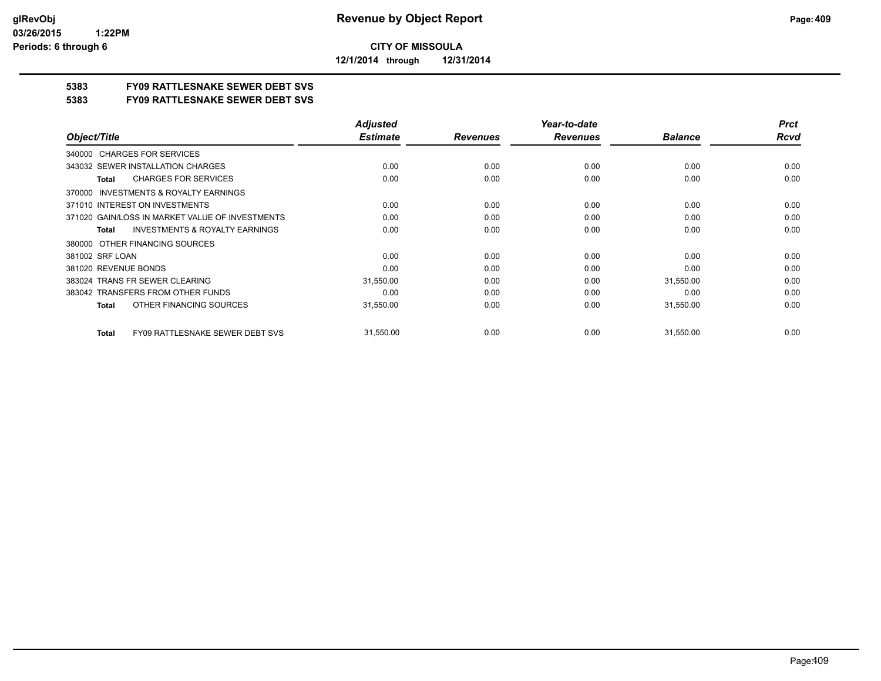**glRevObj**
**03/26/2015 1:22PM**
**Periods: 6 through 6**

# Revenue by Object Report

**CITY OF MISSOULA**

**12/1/2014 through 12/31/2014**

## 5383 FY09 RATTLESNAKE SEWER DEBT SVS

## 5383 FY09 RATTLESNAKE SEWER DEBT SVS

| Object/Title | Adjusted Estimate | Revenues | Year-to-date Revenues | Balance | Prct Rcvd |
|---|---|---|---|---|---|
| 340000 CHARGES FOR SERVICES | | | | | |
| 343032 SEWER INSTALLATION CHARGES | 0.00 | 0.00 | 0.00 | 0.00 | 0.00 |
| **Total** CHARGES FOR SERVICES | 0.00 | 0.00 | 0.00 | 0.00 | 0.00 |
| 370000 INVESTMENTS & ROYALTY EARNINGS | | | | | |
| 371010 INTEREST ON INVESTMENTS | 0.00 | 0.00 | 0.00 | 0.00 | 0.00 |
| 371020 GAIN/LOSS IN MARKET VALUE OF INVESTMENTS | 0.00 | 0.00 | 0.00 | 0.00 | 0.00 |
| **Total** INVESTMENTS & ROYALTY EARNINGS | 0.00 | 0.00 | 0.00 | 0.00 | 0.00 |
| 380000 OTHER FINANCING SOURCES | | | | | |
| 381002 SRF LOAN | 0.00 | 0.00 | 0.00 | 0.00 | 0.00 |
| 381020 REVENUE BONDS | 0.00 | 0.00 | 0.00 | 0.00 | 0.00 |
| 383024 TRANS FR SEWER CLEARING | 31,550.00 | 0.00 | 0.00 | 31,550.00 | 0.00 |
| 383042 TRANSFERS FROM OTHER FUNDS | 0.00 | 0.00 | 0.00 | 0.00 | 0.00 |
| **Total** OTHER FINANCING SOURCES | 31,550.00 | 0.00 | 0.00 | 31,550.00 | 0.00 |
| **Total** FY09 RATTLESNAKE SEWER DEBT SVS | 31,550.00 | 0.00 | 0.00 | 31,550.00 | 0.00 |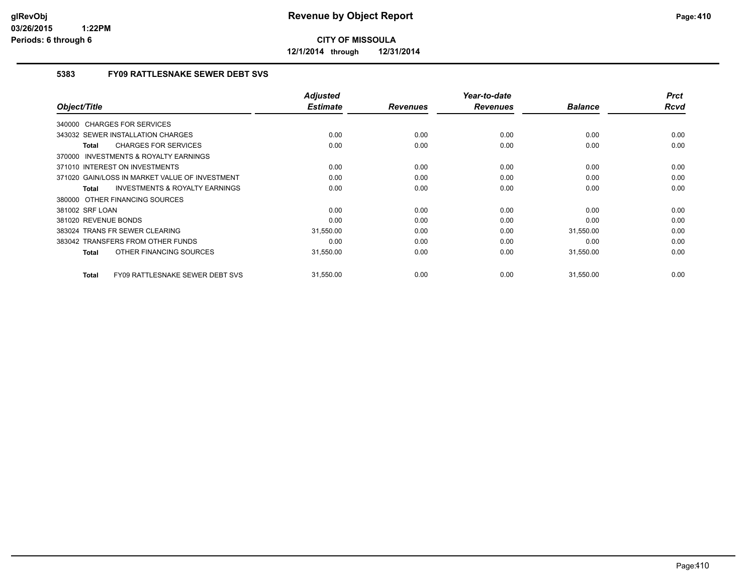# Revenue by Object Report

**CITY OF MISSOULA**

**12/1/2014 through 12/31/2014**

glRevObj
03/26/2015 1:22PM
Periods: 6 through 6

## 5383 FY09 RATTLESNAKE SEWER DEBT SVS

| Object/Title | Adjusted Estimate | Revenues | Year-to-date Revenues | Balance | Prct Rcvd |
|---|---|---|---|---|---|
| 340000 CHARGES FOR SERVICES | | | | | |
| 343032 SEWER INSTALLATION CHARGES | 0.00 | 0.00 | 0.00 | 0.00 | 0.00 |
| **Total** CHARGES FOR SERVICES | 0.00 | 0.00 | 0.00 | 0.00 | 0.00 |
| 370000 INVESTMENTS & ROYALTY EARNINGS | | | | | |
| 371010 INTEREST ON INVESTMENTS | 0.00 | 0.00 | 0.00 | 0.00 | 0.00 |
| 371020 GAIN/LOSS IN MARKET VALUE OF INVESTMENT | 0.00 | 0.00 | 0.00 | 0.00 | 0.00 |
| **Total** INVESTMENTS & ROYALTY EARNINGS | 0.00 | 0.00 | 0.00 | 0.00 | 0.00 |
| 380000 OTHER FINANCING SOURCES | | | | | |
| 381002 SRF LOAN | 0.00 | 0.00 | 0.00 | 0.00 | 0.00 |
| 381020 REVENUE BONDS | 0.00 | 0.00 | 0.00 | 0.00 | 0.00 |
| 383024 TRANS FR SEWER CLEARING | 31,550.00 | 0.00 | 0.00 | 31,550.00 | 0.00 |
| 383042 TRANSFERS FROM OTHER FUNDS | 0.00 | 0.00 | 0.00 | 0.00 | 0.00 |
| **Total** OTHER FINANCING SOURCES | 31,550.00 | 0.00 | 0.00 | 31,550.00 | 0.00 |
| **Total** FY09 RATTLESNAKE SEWER DEBT SVS | 31,550.00 | 0.00 | 0.00 | 31,550.00 | 0.00 |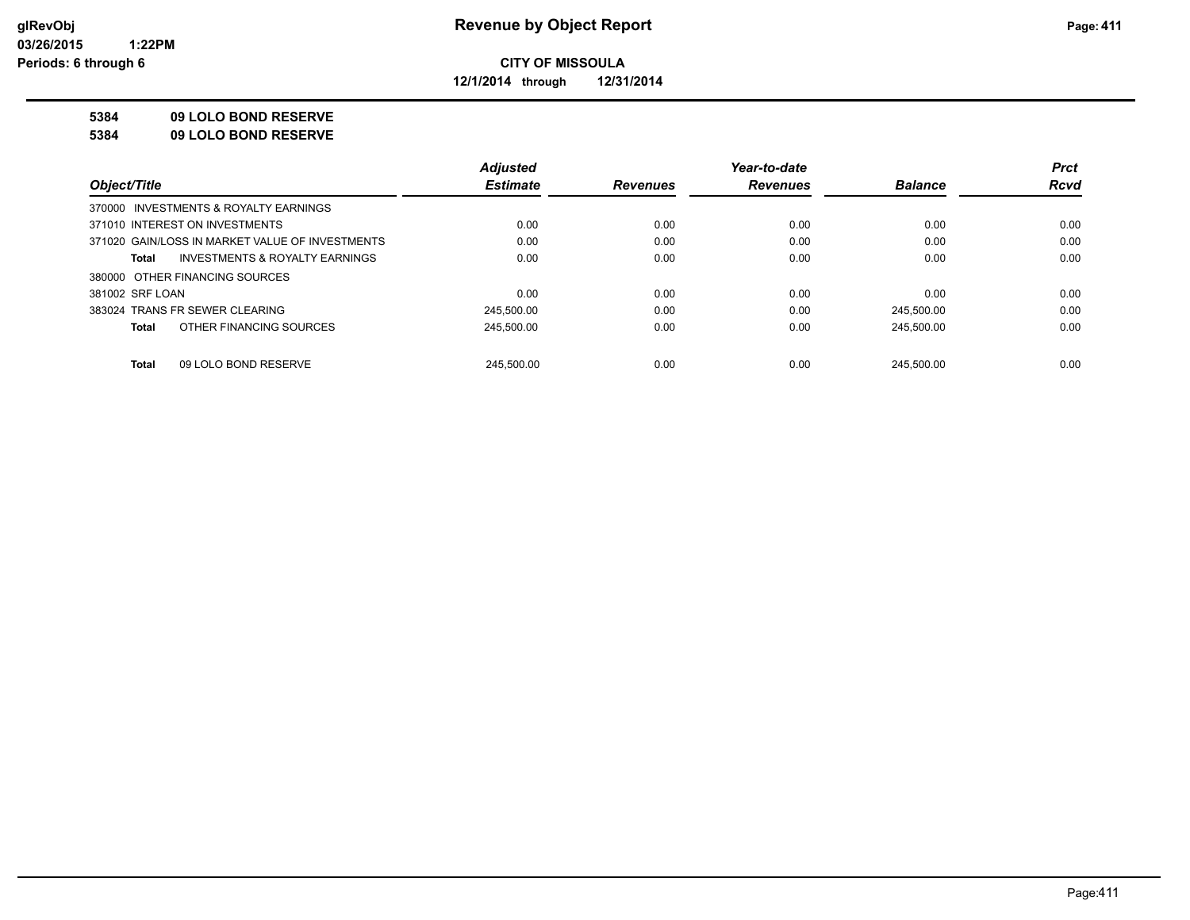glRevObj
03/26/2015 1:22PM
Periods: 6 through 6

# Revenue by Object Report

**CITY OF MISSOULA**

**12/1/2014 through 12/31/2014**

**5384 09 LOLO BOND RESERVE**

**5384 09 LOLO BOND RESERVE**

| Object/Title | Adjusted Estimate | Revenues | Year-to-date Revenues | Balance | Prct Rcvd |
|---|---|---|---|---|---|
| 370000 INVESTMENTS & ROYALTY EARNINGS | | | | | |
| 371010 INTEREST ON INVESTMENTS | 0.00 | 0.00 | 0.00 | 0.00 | 0.00 |
| 371020 GAIN/LOSS IN MARKET VALUE OF INVESTMENTS | 0.00 | 0.00 | 0.00 | 0.00 | 0.00 |
| **Total** INVESTMENTS & ROYALTY EARNINGS | 0.00 | 0.00 | 0.00 | 0.00 | 0.00 |
| 380000 OTHER FINANCING SOURCES | | | | | |
| 381002 SRF LOAN | 0.00 | 0.00 | 0.00 | 0.00 | 0.00 |
| 383024 TRANS FR SEWER CLEARING | 245,500.00 | 0.00 | 0.00 | 245,500.00 | 0.00 |
| **Total** OTHER FINANCING SOURCES | 245,500.00 | 0.00 | 0.00 | 245,500.00 | 0.00 |
| **Total** 09 LOLO BOND RESERVE | 245,500.00 | 0.00 | 0.00 | 245,500.00 | 0.00 |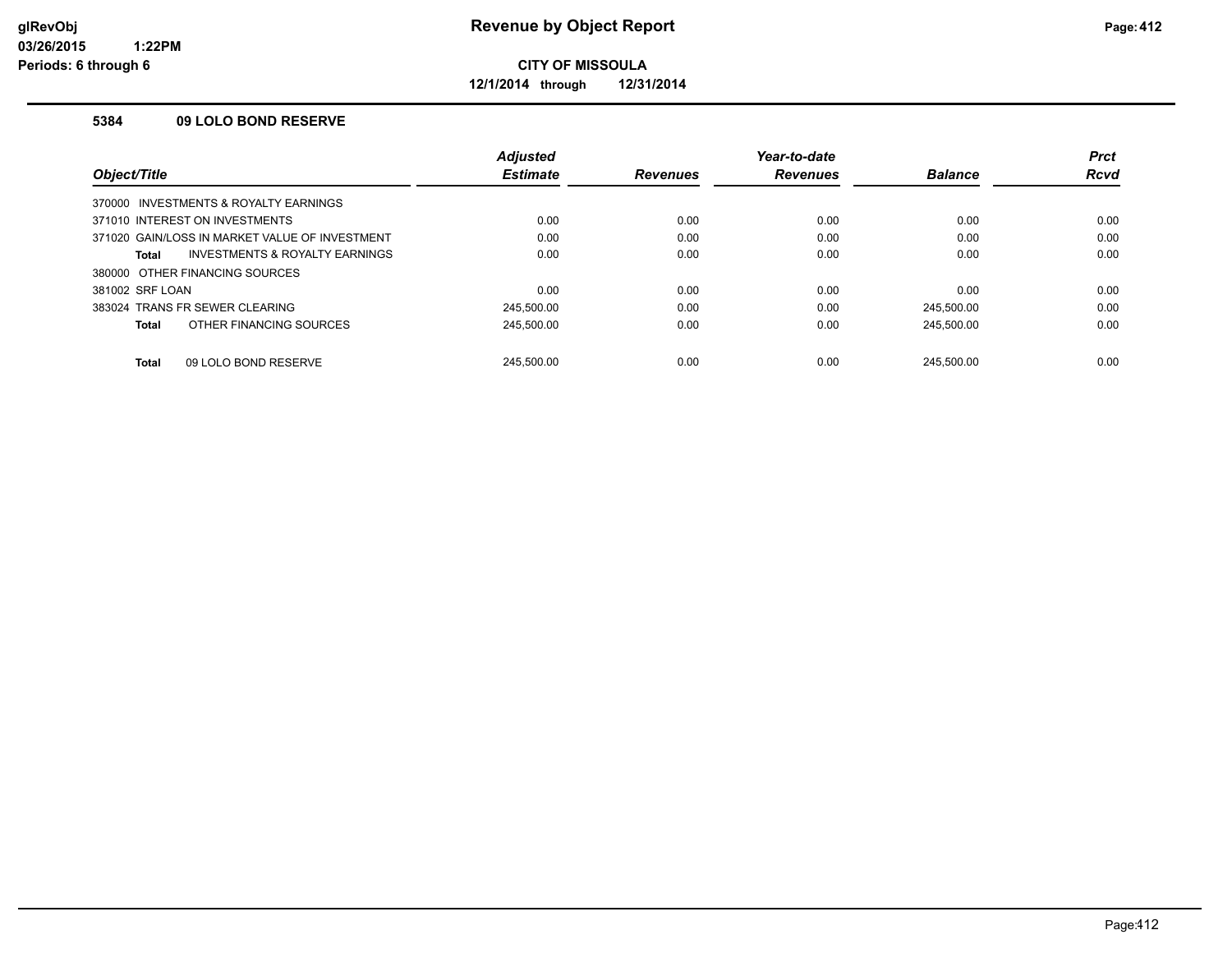# Revenue by Object Report

**CITY OF MISSOULA**

**12/1/2014 through 12/31/2014**

glRevObj
03/26/2015 1:22PM
Periods: 6 through 6

### 5384 09 LOLO BOND RESERVE

| Object/Title | Adjusted Estimate | Revenues | Year-to-date Revenues | Balance | Prct Rcvd |
|---|---|---|---|---|---|
| 370000 INVESTMENTS & ROYALTY EARNINGS | | | | | |
| 371010 INTEREST ON INVESTMENTS | 0.00 | 0.00 | 0.00 | 0.00 | 0.00 |
| 371020 GAIN/LOSS IN MARKET VALUE OF INVESTMENT | 0.00 | 0.00 | 0.00 | 0.00 | 0.00 |
| **Total** INVESTMENTS & ROYALTY EARNINGS | 0.00 | 0.00 | 0.00 | 0.00 | 0.00 |
| 380000 OTHER FINANCING SOURCES | | | | | |
| 381002 SRF LOAN | 0.00 | 0.00 | 0.00 | 0.00 | 0.00 |
| 383024 TRANS FR SEWER CLEARING | 245,500.00 | 0.00 | 0.00 | 245,500.00 | 0.00 |
| **Total** OTHER FINANCING SOURCES | 245,500.00 | 0.00 | 0.00 | 245,500.00 | 0.00 |
| **Total** 09 LOLO BOND RESERVE | 245,500.00 | 0.00 | 0.00 | 245,500.00 | 0.00 |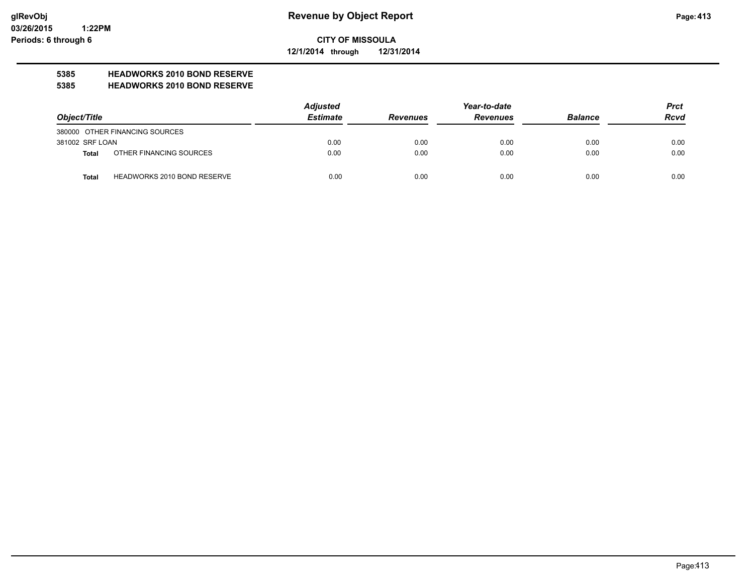**Revenue by Object Report**

**CITY OF MISSOULA**

**12/1/2014 through 12/31/2014**

glRevObj
03/26/2015 1:22PM
Periods: 6 through 6

**5385 HEADWORKS 2010 BOND RESERVE**

**5385 HEADWORKS 2010 BOND RESERVE**

| Object/Title | | Adjusted Estimate | Revenues | Year-to-date Revenues | Balance | Prct Rcvd |
|---|---|---|---|---|---|---|
| 380000 OTHER FINANCING SOURCES | | | | | | |
| 381002 SRF LOAN | | 0.00 | 0.00 | 0.00 | 0.00 | 0.00 |
| **Total** | OTHER FINANCING SOURCES | 0.00 | 0.00 | 0.00 | 0.00 | 0.00 |
| **Total** | HEADWORKS 2010 BOND RESERVE | 0.00 | 0.00 | 0.00 | 0.00 | 0.00 |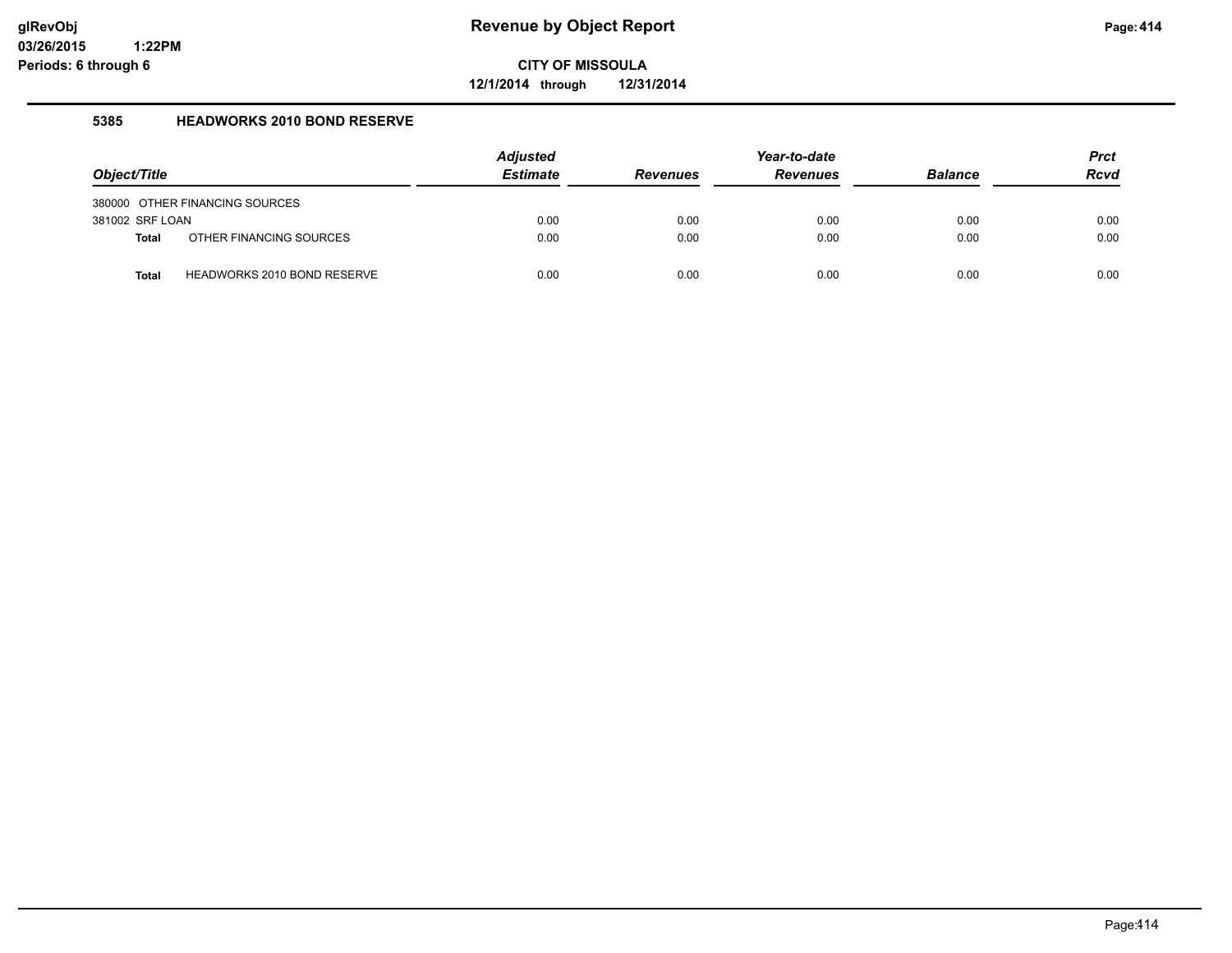# Revenue by Object Report

glRevObj
03/26/2015 1:22PM
Periods: 6 through 6

**CITY OF MISSOULA**

**12/1/2014 through 12/31/2014**

### 5385 HEADWORKS 2010 BOND RESERVE

| Object/Title | Adjusted Estimate | Revenues | Year-to-date Revenues | Balance | Prct Rcvd |
|---|---|---|---|---|---|
| 380000 OTHER FINANCING SOURCES | | | | | |
| 381002 SRF LOAN | 0.00 | 0.00 | 0.00 | 0.00 | 0.00 |
| **Total** OTHER FINANCING SOURCES | 0.00 | 0.00 | 0.00 | 0.00 | 0.00 |
| **Total** HEADWORKS 2010 BOND RESERVE | 0.00 | 0.00 | 0.00 | 0.00 | 0.00 |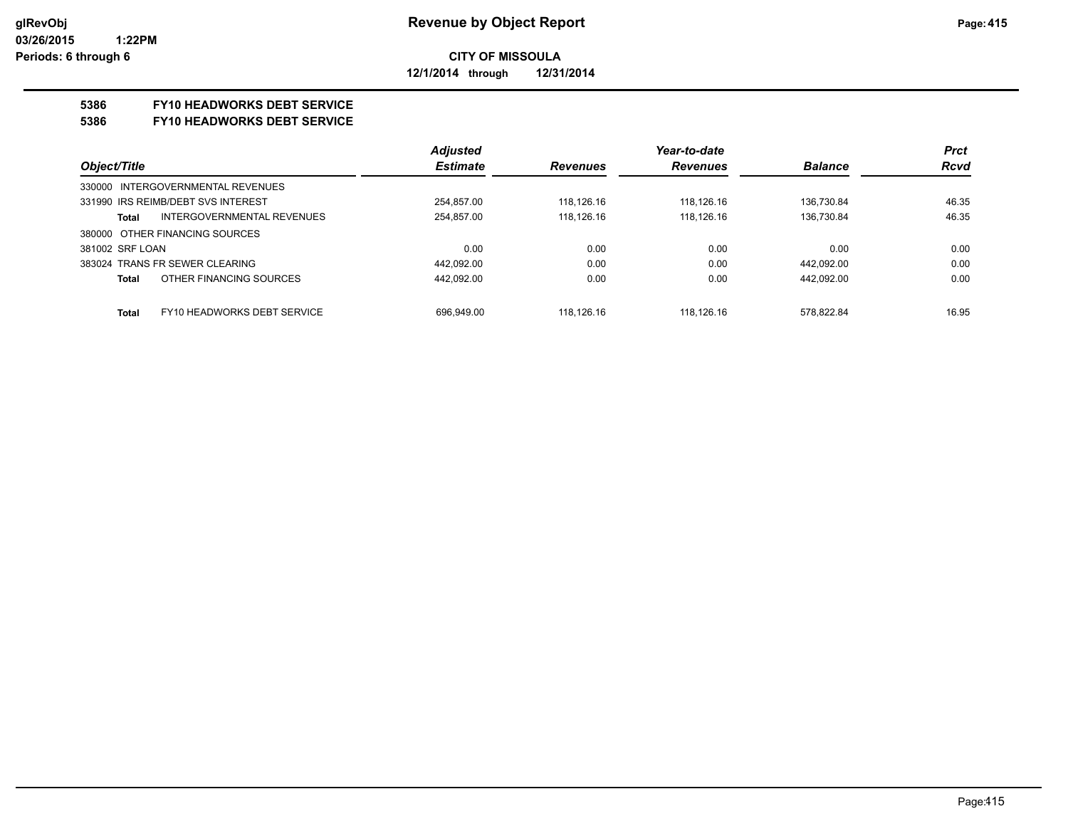# Revenue by Object Report

glRevObj
03/26/2015 1:22PM
Periods: 6 through 6

**CITY OF MISSOULA**
**12/1/2014 through 12/31/2014**

**5386 FY10 HEADWORKS DEBT SERVICE**
**5386 FY10 HEADWORKS DEBT SERVICE**

| Object/Title | Adjusted Estimate | Revenues | Year-to-date Revenues | Balance | Prct Rcvd |
|---|---|---|---|---|---|
| 330000 INTERGOVERNMENTAL REVENUES | | | | | |
| 331990 IRS REIMB/DEBT SVS INTEREST | 254,857.00 | 118,126.16 | 118,126.16 | 136,730.84 | 46.35 |
| **Total** INTERGOVERNMENTAL REVENUES | 254,857.00 | 118,126.16 | 118,126.16 | 136,730.84 | 46.35 |
| 380000 OTHER FINANCING SOURCES | | | | | |
| 381002 SRF LOAN | 0.00 | 0.00 | 0.00 | 0.00 | 0.00 |
| 383024 TRANS FR SEWER CLEARING | 442,092.00 | 0.00 | 0.00 | 442,092.00 | 0.00 |
| **Total** OTHER FINANCING SOURCES | 442,092.00 | 0.00 | 0.00 | 442,092.00 | 0.00 |
| **Total** FY10 HEADWORKS DEBT SERVICE | 696,949.00 | 118,126.16 | 118,126.16 | 578,822.84 | 16.95 |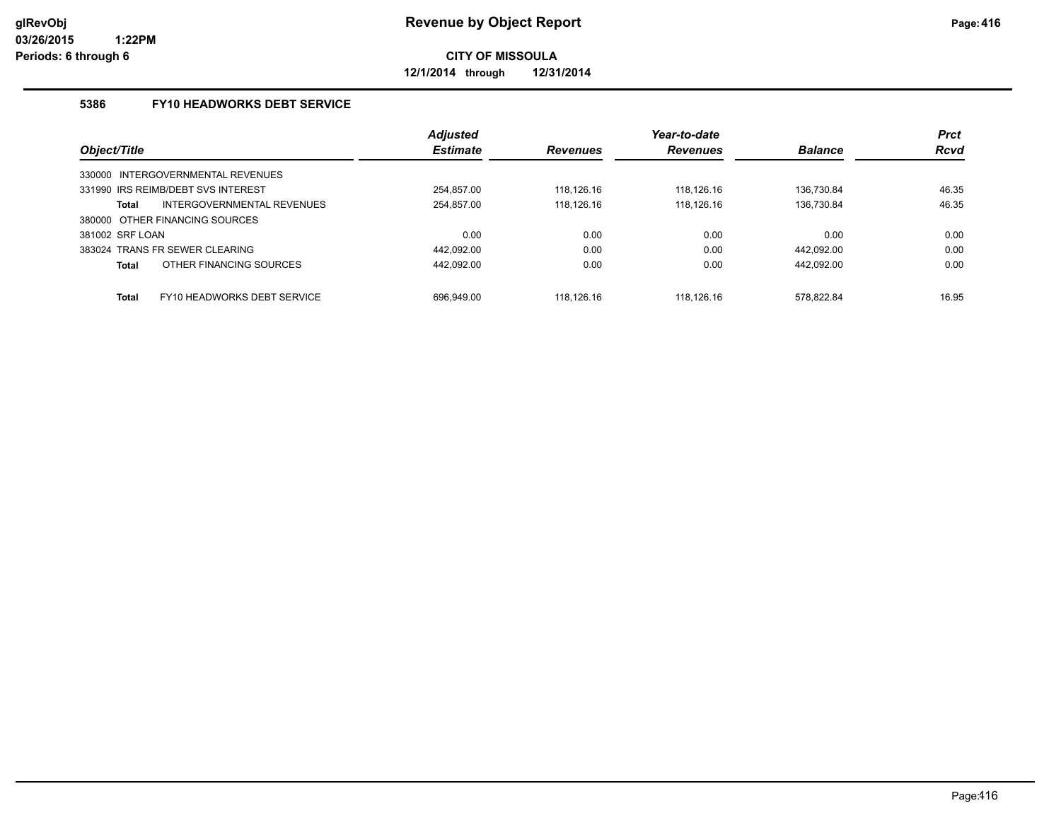**CITY OF MISSOULA**

**12/1/2014 through 12/31/2014**

### 5386 FY10 HEADWORKS DEBT SERVICE

| Object/Title | Adjusted Estimate | Revenues | Year-to-date Revenues | Balance | Prct Rcvd |
|---|---|---|---|---|---|
| 330000 INTERGOVERNMENTAL REVENUES | | | | | |
| 331990 IRS REIMB/DEBT SVS INTEREST | 254,857.00 | 118,126.16 | 118,126.16 | 136,730.84 | 46.35 |
| **Total** INTERGOVERNMENTAL REVENUES | 254,857.00 | 118,126.16 | 118,126.16 | 136,730.84 | 46.35 |
| 380000 OTHER FINANCING SOURCES | | | | | |
| 381002 SRF LOAN | 0.00 | 0.00 | 0.00 | 0.00 | 0.00 |
| 383024 TRANS FR SEWER CLEARING | 442,092.00 | 0.00 | 0.00 | 442,092.00 | 0.00 |
| **Total** OTHER FINANCING SOURCES | 442,092.00 | 0.00 | 0.00 | 442,092.00 | 0.00 |
| **Total** FY10 HEADWORKS DEBT SERVICE | 696,949.00 | 118,126.16 | 118,126.16 | 578,822.84 | 16.95 |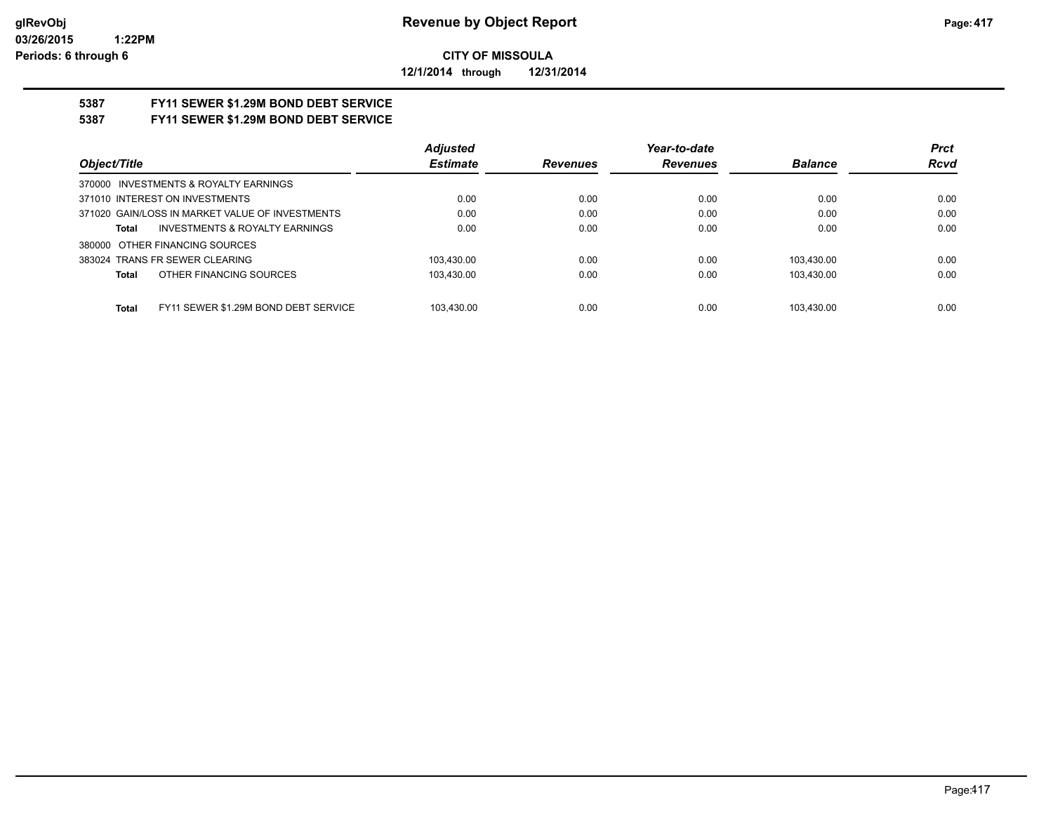**Revenue by Object Report**

**CITY OF MISSOULA**

**12/1/2014 through 12/31/2014**

glRevObj
03/26/2015 1:22PM
Periods: 6 through 6

## 5387 FY11 SEWER $1.29M BOND DEBT SERVICE

## 5387 FY11 SEWER $1.29M BOND DEBT SERVICE

| Object/Title | Adjusted Estimate | Revenues | Year-to-date Revenues | Balance | Prct Rcvd |
|---|---|---|---|---|---|
| 370000 INVESTMENTS & ROYALTY EARNINGS | | | | | |
| 371010 INTEREST ON INVESTMENTS | 0.00 | 0.00 | 0.00 | 0.00 | 0.00 |
| 371020 GAIN/LOSS IN MARKET VALUE OF INVESTMENTS | 0.00 | 0.00 | 0.00 | 0.00 | 0.00 |
| **Total** INVESTMENTS & ROYALTY EARNINGS | 0.00 | 0.00 | 0.00 | 0.00 | 0.00 |
| 380000 OTHER FINANCING SOURCES | | | | | |
| 383024 TRANS FR SEWER CLEARING | 103,430.00 | 0.00 | 0.00 | 103,430.00 | 0.00 |
| **Total** OTHER FINANCING SOURCES | 103,430.00 | 0.00 | 0.00 | 103,430.00 | 0.00 |
| **Total** FY11 SEWER $1.29M BOND DEBT SERVICE | 103,430.00 | 0.00 | 0.00 | 103,430.00 | 0.00 |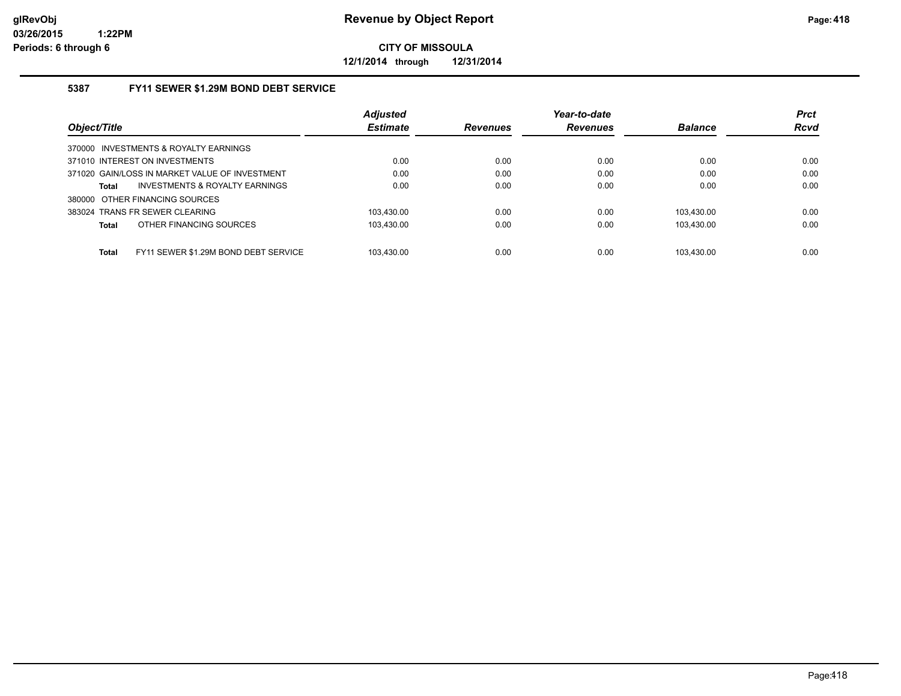# Revenue by Object Report

**CITY OF MISSOULA**

**12/1/2014 through 12/31/2014**

glRevObj
03/26/2015 1:22PM
Periods: 6 through 6

### 5387 FY11 SEWER $1.29M BOND DEBT SERVICE

| Object/Title | Adjusted Estimate | Revenues | Year-to-date Revenues | Balance | Prct Rcvd |
|---|---|---|---|---|---|
| 370000 INVESTMENTS & ROYALTY EARNINGS | | | | | |
| 371010 INTEREST ON INVESTMENTS | 0.00 | 0.00 | 0.00 | 0.00 | 0.00 |
| 371020 GAIN/LOSS IN MARKET VALUE OF INVESTMENT | 0.00 | 0.00 | 0.00 | 0.00 | 0.00 |
| **Total** INVESTMENTS & ROYALTY EARNINGS | 0.00 | 0.00 | 0.00 | 0.00 | 0.00 |
| 380000 OTHER FINANCING SOURCES | | | | | |
| 383024 TRANS FR SEWER CLEARING | 103,430.00 | 0.00 | 0.00 | 103,430.00 | 0.00 |
| **Total** OTHER FINANCING SOURCES | 103,430.00 | 0.00 | 0.00 | 103,430.00 | 0.00 |
| **Total** FY11 SEWER $1.29M BOND DEBT SERVICE | 103,430.00 | 0.00 | 0.00 | 103,430.00 | 0.00 |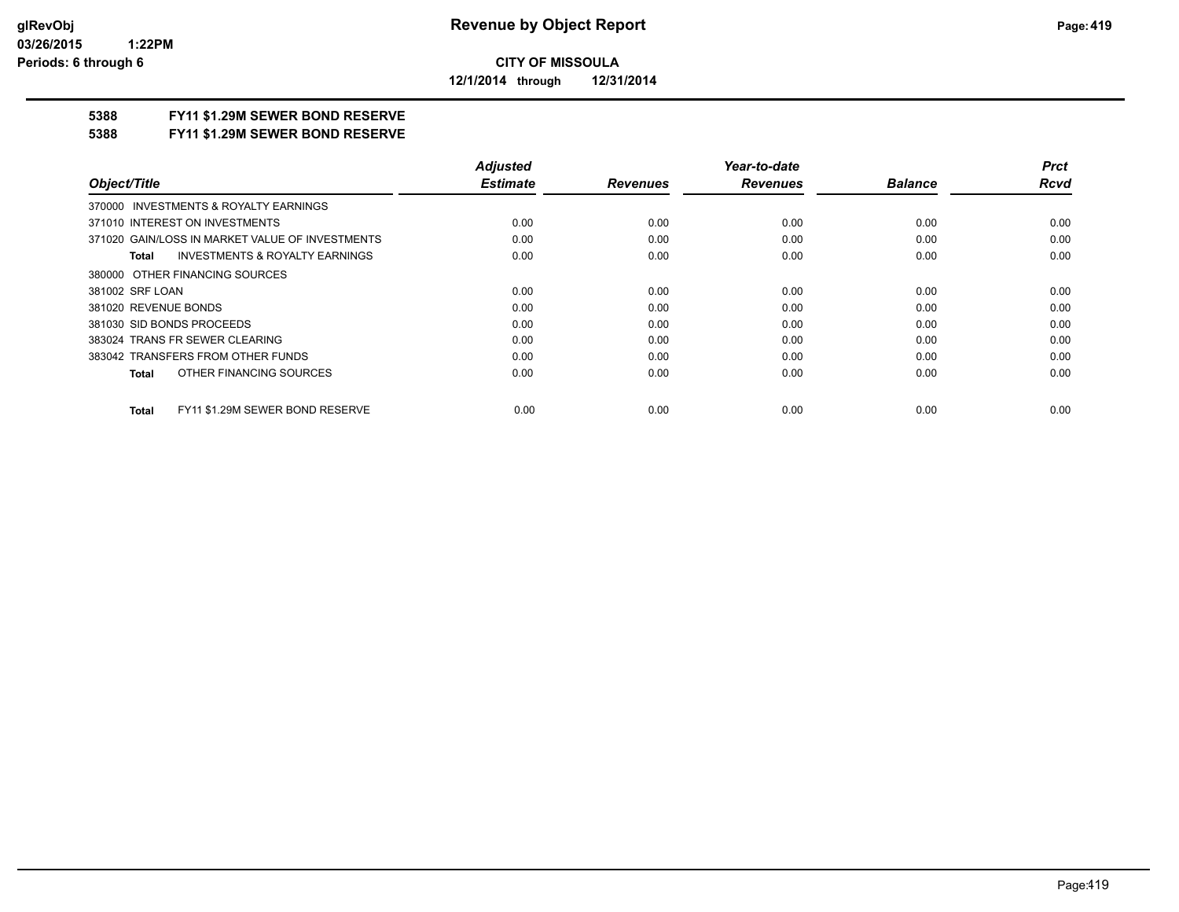# Revenue by Object Report

**CITY OF MISSOULA**

**12/1/2014 through 12/31/2014**

glRevObj
03/26/2015 1:22PM
Periods: 6 through 6

**5388 FY11 $1.29M SEWER BOND RESERVE**

**5388 FY11 $1.29M SEWER BOND RESERVE**

| Object/Title | Adjusted Estimate | Revenues | Year-to-date Revenues | Balance | Prct Rcvd |
|---|---|---|---|---|---|
| 370000 INVESTMENTS & ROYALTY EARNINGS | | | | | |
| 371010 INTEREST ON INVESTMENTS | 0.00 | 0.00 | 0.00 | 0.00 | 0.00 |
| 371020 GAIN/LOSS IN MARKET VALUE OF INVESTMENTS | 0.00 | 0.00 | 0.00 | 0.00 | 0.00 |
| **Total** INVESTMENTS & ROYALTY EARNINGS | 0.00 | 0.00 | 0.00 | 0.00 | 0.00 |
| 380000 OTHER FINANCING SOURCES | | | | | |
| 381002 SRF LOAN | 0.00 | 0.00 | 0.00 | 0.00 | 0.00 |
| 381020 REVENUE BONDS | 0.00 | 0.00 | 0.00 | 0.00 | 0.00 |
| 381030 SID BONDS PROCEEDS | 0.00 | 0.00 | 0.00 | 0.00 | 0.00 |
| 383024 TRANS FR SEWER CLEARING | 0.00 | 0.00 | 0.00 | 0.00 | 0.00 |
| 383042 TRANSFERS FROM OTHER FUNDS | 0.00 | 0.00 | 0.00 | 0.00 | 0.00 |
| **Total** OTHER FINANCING SOURCES | 0.00 | 0.00 | 0.00 | 0.00 | 0.00 |
| **Total** FY11 $1.29M SEWER BOND RESERVE | 0.00 | 0.00 | 0.00 | 0.00 | 0.00 |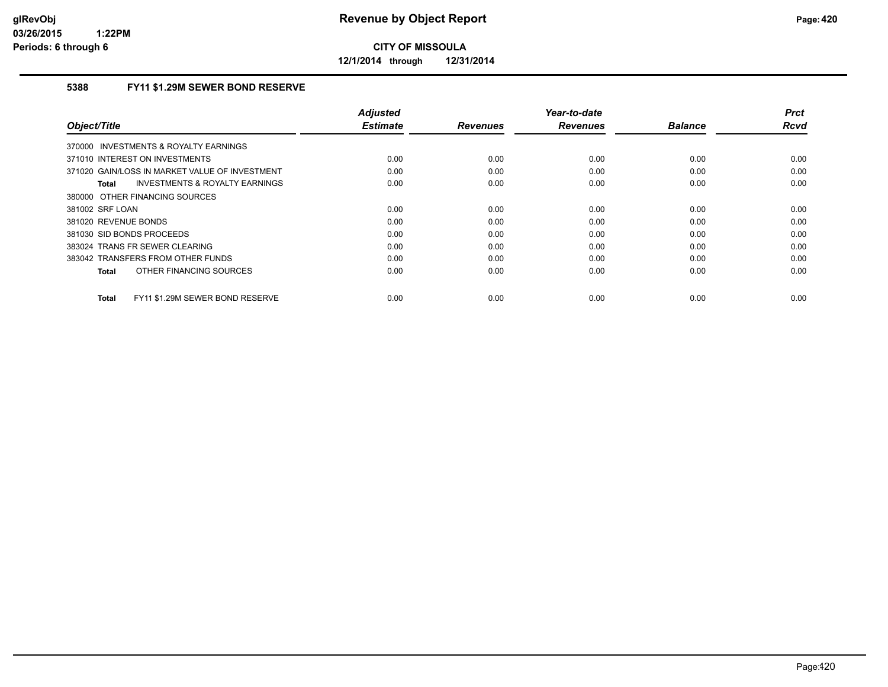**CITY OF MISSOULA**

**12/1/2014 through 12/31/2014**

### 5388 FY11 $1.29M SEWER BOND RESERVE

| Object/Title | Adjusted Estimate | Revenues | Year-to-date Revenues | Balance | Prct Rcvd |
|---|---|---|---|---|---|
| 370000 INVESTMENTS & ROYALTY EARNINGS | | | | | |
| 371010 INTEREST ON INVESTMENTS | 0.00 | 0.00 | 0.00 | 0.00 | 0.00 |
| 371020 GAIN/LOSS IN MARKET VALUE OF INVESTMENT | 0.00 | 0.00 | 0.00 | 0.00 | 0.00 |
| **Total** INVESTMENTS & ROYALTY EARNINGS | 0.00 | 0.00 | 0.00 | 0.00 | 0.00 |
| 380000 OTHER FINANCING SOURCES | | | | | |
| 381002 SRF LOAN | 0.00 | 0.00 | 0.00 | 0.00 | 0.00 |
| 381020 REVENUE BONDS | 0.00 | 0.00 | 0.00 | 0.00 | 0.00 |
| 381030 SID BONDS PROCEEDS | 0.00 | 0.00 | 0.00 | 0.00 | 0.00 |
| 383024 TRANS FR SEWER CLEARING | 0.00 | 0.00 | 0.00 | 0.00 | 0.00 |
| 383042 TRANSFERS FROM OTHER FUNDS | 0.00 | 0.00 | 0.00 | 0.00 | 0.00 |
| **Total** OTHER FINANCING SOURCES | 0.00 | 0.00 | 0.00 | 0.00 | 0.00 |
| **Total** FY11 $1.29M SEWER BOND RESERVE | 0.00 | 0.00 | 0.00 | 0.00 | 0.00 |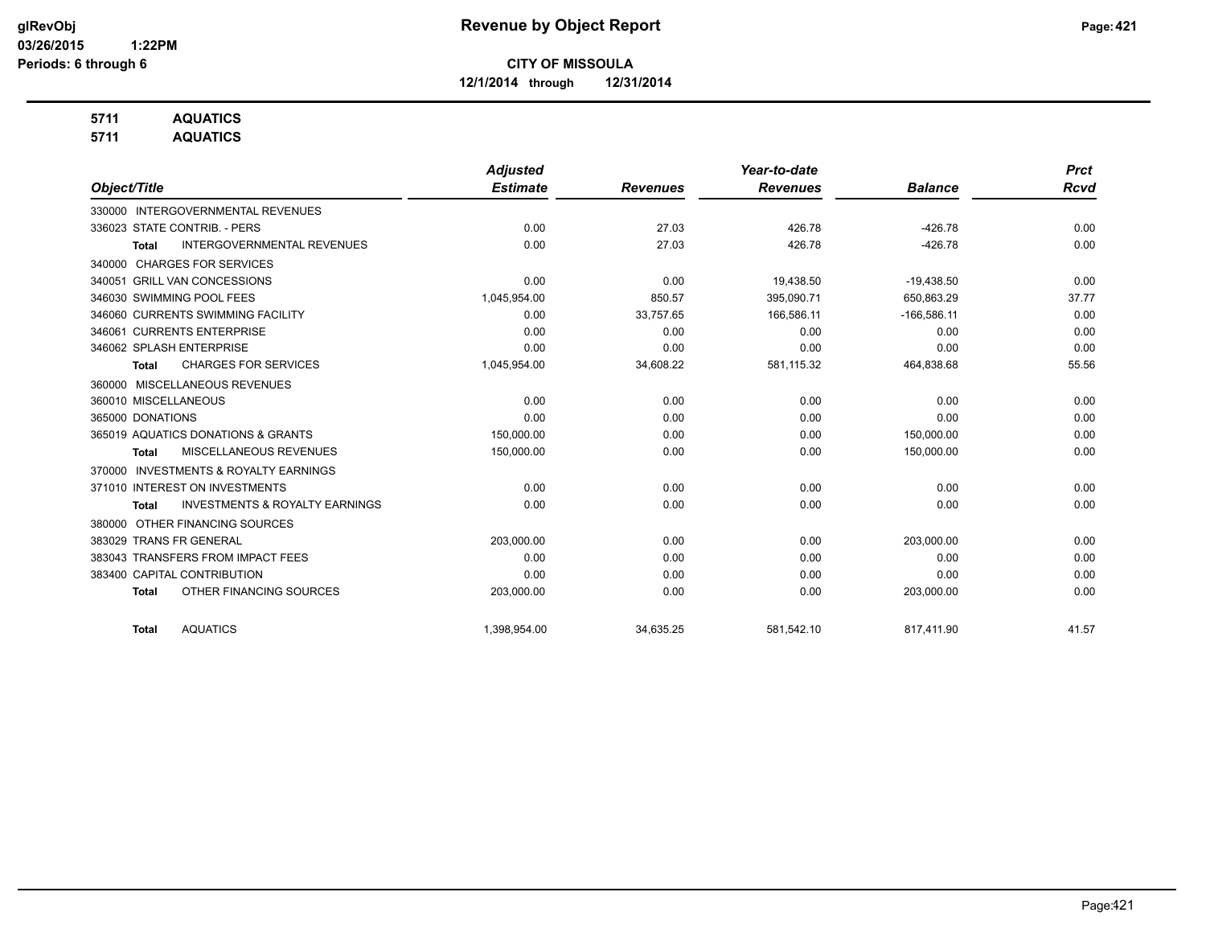# Revenue by Object Report

**CITY OF MISSOULA**

**12/1/2014 through 12/31/2014**

glRevObj
03/26/2015 1:22PM
Periods: 6 through 6

**5711 AQUATICS**
**5711 AQUATICS**

| Object/Title | Adjusted Estimate | Revenues | Year-to-date Revenues | Balance | Prct Rcvd |
|---|---|---|---|---|---|
| 330000 INTERGOVERNMENTAL REVENUES | | | | | |
| 336023 STATE CONTRIB. - PERS | 0.00 | 27.03 | 426.78 | -426.78 | 0.00 |
| **Total** INTERGOVERNMENTAL REVENUES | 0.00 | 27.03 | 426.78 | -426.78 | 0.00 |
| 340000 CHARGES FOR SERVICES | | | | | |
| 340051 GRILL VAN CONCESSIONS | 0.00 | 0.00 | 19,438.50 | -19,438.50 | 0.00 |
| 346030 SWIMMING POOL FEES | 1,045,954.00 | 850.57 | 395,090.71 | 650,863.29 | 37.77 |
| 346060 CURRENTS SWIMMING FACILITY | 0.00 | 33,757.65 | 166,586.11 | -166,586.11 | 0.00 |
| 346061 CURRENTS ENTERPRISE | 0.00 | 0.00 | 0.00 | 0.00 | 0.00 |
| 346062 SPLASH ENTERPRISE | 0.00 | 0.00 | 0.00 | 0.00 | 0.00 |
| **Total** CHARGES FOR SERVICES | 1,045,954.00 | 34,608.22 | 581,115.32 | 464,838.68 | 55.56 |
| 360000 MISCELLANEOUS REVENUES | | | | | |
| 360010 MISCELLANEOUS | 0.00 | 0.00 | 0.00 | 0.00 | 0.00 |
| 365000 DONATIONS | 0.00 | 0.00 | 0.00 | 0.00 | 0.00 |
| 365019 AQUATICS DONATIONS & GRANTS | 150,000.00 | 0.00 | 0.00 | 150,000.00 | 0.00 |
| **Total** MISCELLANEOUS REVENUES | 150,000.00 | 0.00 | 0.00 | 150,000.00 | 0.00 |
| 370000 INVESTMENTS & ROYALTY EARNINGS | | | | | |
| 371010 INTEREST ON INVESTMENTS | 0.00 | 0.00 | 0.00 | 0.00 | 0.00 |
| **Total** INVESTMENTS & ROYALTY EARNINGS | 0.00 | 0.00 | 0.00 | 0.00 | 0.00 |
| 380000 OTHER FINANCING SOURCES | | | | | |
| 383029 TRANS FR GENERAL | 203,000.00 | 0.00 | 0.00 | 203,000.00 | 0.00 |
| 383043 TRANSFERS FROM IMPACT FEES | 0.00 | 0.00 | 0.00 | 0.00 | 0.00 |
| 383400 CAPITAL CONTRIBUTION | 0.00 | 0.00 | 0.00 | 0.00 | 0.00 |
| **Total** OTHER FINANCING SOURCES | 203,000.00 | 0.00 | 0.00 | 203,000.00 | 0.00 |
| **Total** AQUATICS | 1,398,954.00 | 34,635.25 | 581,542.10 | 817,411.90 | 41.57 |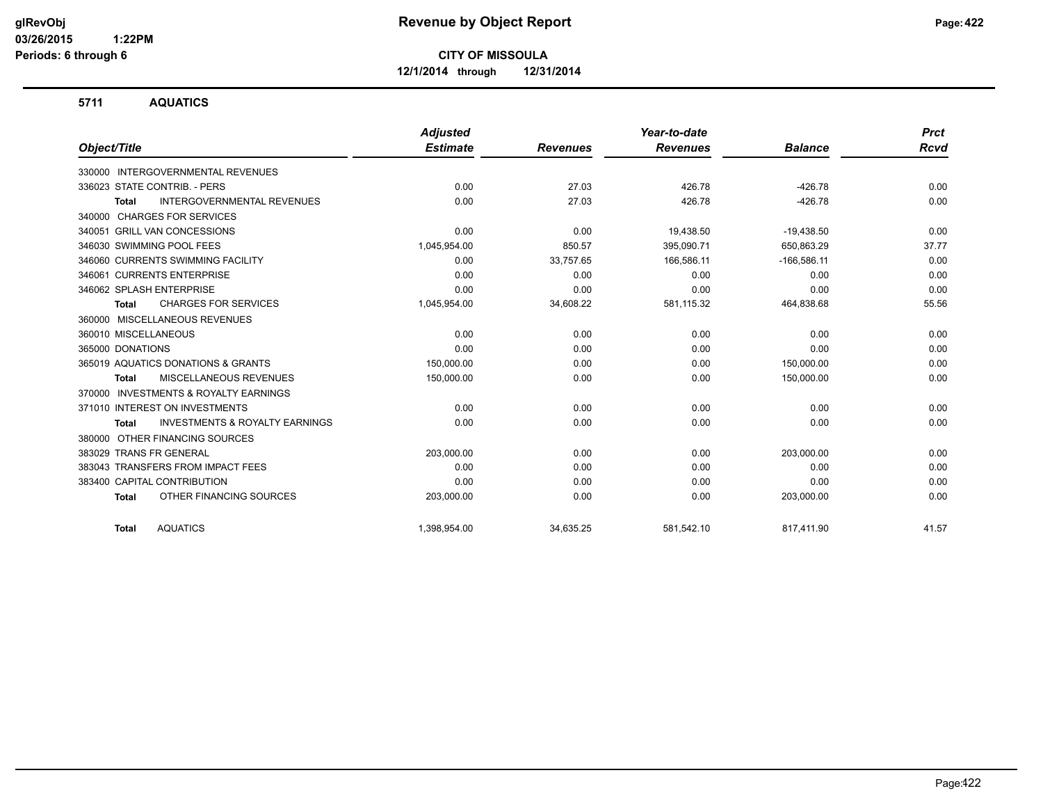**CITY OF MISSOULA**

**12/1/2014 through 12/31/2014**

## 5711 AQUATICS

| Object/Title | Adjusted Estimate | Revenues | Year-to-date Revenues | Balance | Prct Rcvd |
|---|---|---|---|---|---|
| 330000 INTERGOVERNMENTAL REVENUES | | | | | |
| 336023 STATE CONTRIB. - PERS | 0.00 | 27.03 | 426.78 | -426.78 | 0.00 |
| **Total** INTERGOVERNMENTAL REVENUES | 0.00 | 27.03 | 426.78 | -426.78 | 0.00 |
| 340000 CHARGES FOR SERVICES | | | | | |
| 340051 GRILL VAN CONCESSIONS | 0.00 | 0.00 | 19,438.50 | -19,438.50 | 0.00 |
| 346030 SWIMMING POOL FEES | 1,045,954.00 | 850.57 | 395,090.71 | 650,863.29 | 37.77 |
| 346060 CURRENTS SWIMMING FACILITY | 0.00 | 33,757.65 | 166,586.11 | -166,586.11 | 0.00 |
| 346061 CURRENTS ENTERPRISE | 0.00 | 0.00 | 0.00 | 0.00 | 0.00 |
| 346062 SPLASH ENTERPRISE | 0.00 | 0.00 | 0.00 | 0.00 | 0.00 |
| **Total** CHARGES FOR SERVICES | 1,045,954.00 | 34,608.22 | 581,115.32 | 464,838.68 | 55.56 |
| 360000 MISCELLANEOUS REVENUES | | | | | |
| 360010 MISCELLANEOUS | 0.00 | 0.00 | 0.00 | 0.00 | 0.00 |
| 365000 DONATIONS | 0.00 | 0.00 | 0.00 | 0.00 | 0.00 |
| 365019 AQUATICS DONATIONS & GRANTS | 150,000.00 | 0.00 | 0.00 | 150,000.00 | 0.00 |
| **Total** MISCELLANEOUS REVENUES | 150,000.00 | 0.00 | 0.00 | 150,000.00 | 0.00 |
| 370000 INVESTMENTS & ROYALTY EARNINGS | | | | | |
| 371010 INTEREST ON INVESTMENTS | 0.00 | 0.00 | 0.00 | 0.00 | 0.00 |
| **Total** INVESTMENTS & ROYALTY EARNINGS | 0.00 | 0.00 | 0.00 | 0.00 | 0.00 |
| 380000 OTHER FINANCING SOURCES | | | | | |
| 383029 TRANS FR GENERAL | 203,000.00 | 0.00 | 0.00 | 203,000.00 | 0.00 |
| 383043 TRANSFERS FROM IMPACT FEES | 0.00 | 0.00 | 0.00 | 0.00 | 0.00 |
| 383400 CAPITAL CONTRIBUTION | 0.00 | 0.00 | 0.00 | 0.00 | 0.00 |
| **Total** OTHER FINANCING SOURCES | 203,000.00 | 0.00 | 0.00 | 203,000.00 | 0.00 |
| **Total** AQUATICS | 1,398,954.00 | 34,635.25 | 581,542.10 | 817,411.90 | 41.57 |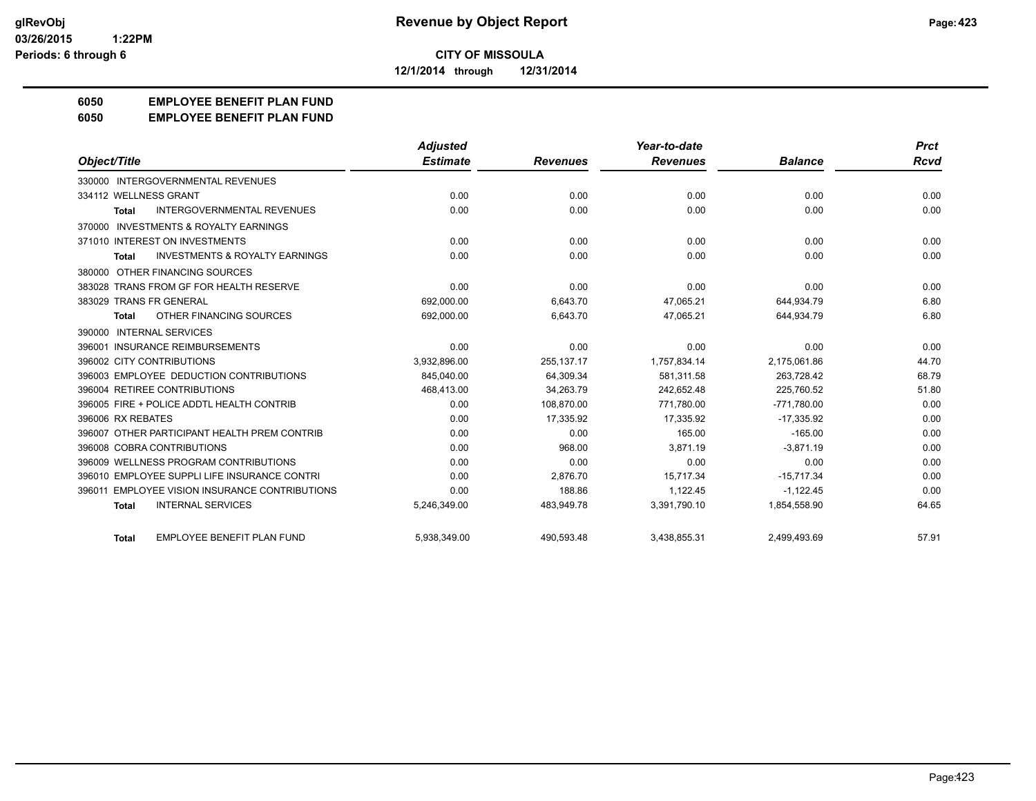# CITY OF MISSOULA

**12/1/2014 through 12/31/2014**

## 6050 EMPLOYEE BENEFIT PLAN FUND
## 6050 EMPLOYEE BENEFIT PLAN FUND

| Object/Title | Adjusted Estimate | Revenues | Year-to-date Revenues | Balance | Prct Rcvd |
|---|---|---|---|---|---|
| 330000 INTERGOVERNMENTAL REVENUES | | | | | |
| 334112 WELLNESS GRANT | 0.00 | 0.00 | 0.00 | 0.00 | 0.00 |
| **Total** INTERGOVERNMENTAL REVENUES | 0.00 | 0.00 | 0.00 | 0.00 | 0.00 |
| 370000 INVESTMENTS & ROYALTY EARNINGS | | | | | |
| 371010 INTEREST ON INVESTMENTS | 0.00 | 0.00 | 0.00 | 0.00 | 0.00 |
| **Total** INVESTMENTS & ROYALTY EARNINGS | 0.00 | 0.00 | 0.00 | 0.00 | 0.00 |
| 380000 OTHER FINANCING SOURCES | | | | | |
| 383028 TRANS FROM GF FOR HEALTH RESERVE | 0.00 | 0.00 | 0.00 | 0.00 | 0.00 |
| 383029 TRANS FR GENERAL | 692,000.00 | 6,643.70 | 47,065.21 | 644,934.79 | 6.80 |
| **Total** OTHER FINANCING SOURCES | 692,000.00 | 6,643.70 | 47,065.21 | 644,934.79 | 6.80 |
| 390000 INTERNAL SERVICES | | | | | |
| 396001 INSURANCE REIMBURSEMENTS | 0.00 | 0.00 | 0.00 | 0.00 | 0.00 |
| 396002 CITY CONTRIBUTIONS | 3,932,896.00 | 255,137.17 | 1,757,834.14 | 2,175,061.86 | 44.70 |
| 396003 EMPLOYEE DEDUCTION CONTRIBUTIONS | 845,040.00 | 64,309.34 | 581,311.58 | 263,728.42 | 68.79 |
| 396004 RETIREE CONTRIBUTIONS | 468,413.00 | 34,263.79 | 242,652.48 | 225,760.52 | 51.80 |
| 396005 FIRE + POLICE ADDTL HEALTH CONTRIB | 0.00 | 108,870.00 | 771,780.00 | -771,780.00 | 0.00 |
| 396006 RX REBATES | 0.00 | 17,335.92 | 17,335.92 | -17,335.92 | 0.00 |
| 396007 OTHER PARTICIPANT HEALTH PREM CONTRIB | 0.00 | 0.00 | 165.00 | -165.00 | 0.00 |
| 396008 COBRA CONTRIBUTIONS | 0.00 | 968.00 | 3,871.19 | -3,871.19 | 0.00 |
| 396009 WELLNESS PROGRAM CONTRIBUTIONS | 0.00 | 0.00 | 0.00 | 0.00 | 0.00 |
| 396010 EMPLOYEE SUPPLI LIFE INSURANCE CONTRI | 0.00 | 2,876.70 | 15,717.34 | -15,717.34 | 0.00 |
| 396011 EMPLOYEE VISION INSURANCE CONTRIBUTIONS | 0.00 | 188.86 | 1,122.45 | -1,122.45 | 0.00 |
| **Total** INTERNAL SERVICES | 5,246,349.00 | 483,949.78 | 3,391,790.10 | 1,854,558.90 | 64.65 |
| **Total** EMPLOYEE BENEFIT PLAN FUND | 5,938,349.00 | 490,593.48 | 3,438,855.31 | 2,499,493.69 | 57.91 |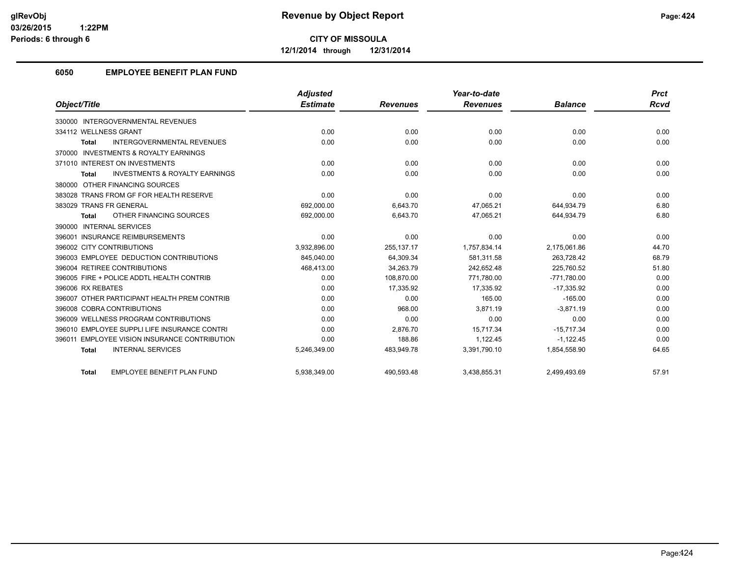# Revenue by Object Report

**CITY OF MISSOULA**

**12/1/2014 through 12/31/2014**

## 6050 EMPLOYEE BENEFIT PLAN FUND

| Object/Title | Adjusted Estimate | Revenues | Year-to-date Revenues | Balance | Prct Rcvd |
|---|---|---|---|---|---|
| 330000 INTERGOVERNMENTAL REVENUES | | | | | |
| 334112 WELLNESS GRANT | 0.00 | 0.00 | 0.00 | 0.00 | 0.00 |
| **Total** INTERGOVERNMENTAL REVENUES | 0.00 | 0.00 | 0.00 | 0.00 | 0.00 |
| 370000 INVESTMENTS & ROYALTY EARNINGS | | | | | |
| 371010 INTEREST ON INVESTMENTS | 0.00 | 0.00 | 0.00 | 0.00 | 0.00 |
| **Total** INVESTMENTS & ROYALTY EARNINGS | 0.00 | 0.00 | 0.00 | 0.00 | 0.00 |
| 380000 OTHER FINANCING SOURCES | | | | | |
| 383028 TRANS FROM GF FOR HEALTH RESERVE | 0.00 | 0.00 | 0.00 | 0.00 | 0.00 |
| 383029 TRANS FR GENERAL | 692,000.00 | 6,643.70 | 47,065.21 | 644,934.79 | 6.80 |
| **Total** OTHER FINANCING SOURCES | 692,000.00 | 6,643.70 | 47,065.21 | 644,934.79 | 6.80 |
| 390000 INTERNAL SERVICES | | | | | |
| 396001 INSURANCE REIMBURSEMENTS | 0.00 | 0.00 | 0.00 | 0.00 | 0.00 |
| 396002 CITY CONTRIBUTIONS | 3,932,896.00 | 255,137.17 | 1,757,834.14 | 2,175,061.86 | 44.70 |
| 396003 EMPLOYEE DEDUCTION CONTRIBUTIONS | 845,040.00 | 64,309.34 | 581,311.58 | 263,728.42 | 68.79 |
| 396004 RETIREE CONTRIBUTIONS | 468,413.00 | 34,263.79 | 242,652.48 | 225,760.52 | 51.80 |
| 396005 FIRE + POLICE ADDTL HEALTH CONTRIB | 0.00 | 108,870.00 | 771,780.00 | -771,780.00 | 0.00 |
| 396006 RX REBATES | 0.00 | 17,335.92 | 17,335.92 | -17,335.92 | 0.00 |
| 396007 OTHER PARTICIPANT HEALTH PREM CONTRIB | 0.00 | 0.00 | 165.00 | -165.00 | 0.00 |
| 396008 COBRA CONTRIBUTIONS | 0.00 | 968.00 | 3,871.19 | -3,871.19 | 0.00 |
| 396009 WELLNESS PROGRAM CONTRIBUTIONS | 0.00 | 0.00 | 0.00 | 0.00 | 0.00 |
| 396010 EMPLOYEE SUPPLI LIFE INSURANCE CONTRI | 0.00 | 2,876.70 | 15,717.34 | -15,717.34 | 0.00 |
| 396011 EMPLOYEE VISION INSURANCE CONTRIBUTION | 0.00 | 188.86 | 1,122.45 | -1,122.45 | 0.00 |
| **Total** INTERNAL SERVICES | 5,246,349.00 | 483,949.78 | 3,391,790.10 | 1,854,558.90 | 64.65 |
| **Total** EMPLOYEE BENEFIT PLAN FUND | 5,938,349.00 | 490,593.48 | 3,438,855.31 | 2,499,493.69 | 57.91 |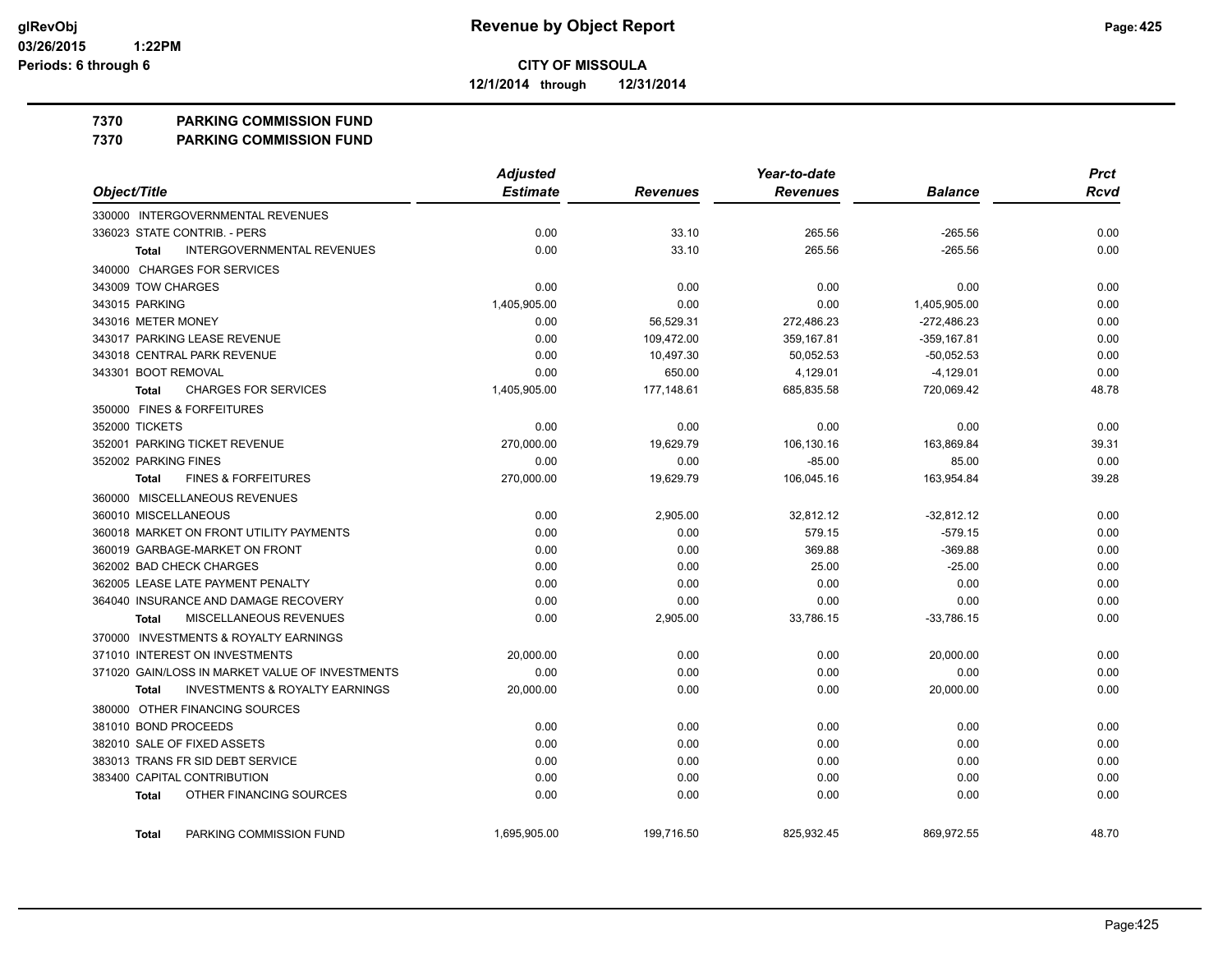# Revenue by Object Report

glRevObj
03/26/2015 1:22PM
Periods: 6 through 6

**CITY OF MISSOULA**

12/1/2014 through 12/31/2014

## 7370 PARKING COMMISSION FUND
## 7370 PARKING COMMISSION FUND

| Object/Title | Adjusted Estimate | Revenues | Year-to-date Revenues | Balance | Prct Rcvd |
|---|---|---|---|---|---|
| 330000 INTERGOVERNMENTAL REVENUES | | | | | |
| 336023 STATE CONTRIB. - PERS | 0.00 | 33.10 | 265.56 | -265.56 | 0.00 |
| **Total** INTERGOVERNMENTAL REVENUES | 0.00 | 33.10 | 265.56 | -265.56 | 0.00 |
| 340000 CHARGES FOR SERVICES | | | | | |
| 343009 TOW CHARGES | 0.00 | 0.00 | 0.00 | 0.00 | 0.00 |
| 343015 PARKING | 1,405,905.00 | 0.00 | 0.00 | 1,405,905.00 | 0.00 |
| 343016 METER MONEY | 0.00 | 56,529.31 | 272,486.23 | -272,486.23 | 0.00 |
| 343017 PARKING LEASE REVENUE | 0.00 | 109,472.00 | 359,167.81 | -359,167.81 | 0.00 |
| 343018 CENTRAL PARK REVENUE | 0.00 | 10,497.30 | 50,052.53 | -50,052.53 | 0.00 |
| 343301 BOOT REMOVAL | 0.00 | 650.00 | 4,129.01 | -4,129.01 | 0.00 |
| **Total** CHARGES FOR SERVICES | 1,405,905.00 | 177,148.61 | 685,835.58 | 720,069.42 | 48.78 |
| 350000 FINES & FORFEITURES | | | | | |
| 352000 TICKETS | 0.00 | 0.00 | 0.00 | 0.00 | 0.00 |
| 352001 PARKING TICKET REVENUE | 270,000.00 | 19,629.79 | 106,130.16 | 163,869.84 | 39.31 |
| 352002 PARKING FINES | 0.00 | 0.00 | -85.00 | 85.00 | 0.00 |
| **Total** FINES & FORFEITURES | 270,000.00 | 19,629.79 | 106,045.16 | 163,954.84 | 39.28 |
| 360000 MISCELLANEOUS REVENUES | | | | | |
| 360010 MISCELLANEOUS | 0.00 | 2,905.00 | 32,812.12 | -32,812.12 | 0.00 |
| 360018 MARKET ON FRONT UTILITY PAYMENTS | 0.00 | 0.00 | 579.15 | -579.15 | 0.00 |
| 360019 GARBAGE-MARKET ON FRONT | 0.00 | 0.00 | 369.88 | -369.88 | 0.00 |
| 362002 BAD CHECK CHARGES | 0.00 | 0.00 | 25.00 | -25.00 | 0.00 |
| 362005 LEASE LATE PAYMENT PENALTY | 0.00 | 0.00 | 0.00 | 0.00 | 0.00 |
| 364040 INSURANCE AND DAMAGE RECOVERY | 0.00 | 0.00 | 0.00 | 0.00 | 0.00 |
| **Total** MISCELLANEOUS REVENUES | 0.00 | 2,905.00 | 33,786.15 | -33,786.15 | 0.00 |
| 370000 INVESTMENTS & ROYALTY EARNINGS | | | | | |
| 371010 INTEREST ON INVESTMENTS | 20,000.00 | 0.00 | 0.00 | 20,000.00 | 0.00 |
| 371020 GAIN/LOSS IN MARKET VALUE OF INVESTMENTS | 0.00 | 0.00 | 0.00 | 0.00 | 0.00 |
| **Total** INVESTMENTS & ROYALTY EARNINGS | 20,000.00 | 0.00 | 0.00 | 20,000.00 | 0.00 |
| 380000 OTHER FINANCING SOURCES | | | | | |
| 381010 BOND PROCEEDS | 0.00 | 0.00 | 0.00 | 0.00 | 0.00 |
| 382010 SALE OF FIXED ASSETS | 0.00 | 0.00 | 0.00 | 0.00 | 0.00 |
| 383013 TRANS FR SID DEBT SERVICE | 0.00 | 0.00 | 0.00 | 0.00 | 0.00 |
| 383400 CAPITAL CONTRIBUTION | 0.00 | 0.00 | 0.00 | 0.00 | 0.00 |
| **Total** OTHER FINANCING SOURCES | 0.00 | 0.00 | 0.00 | 0.00 | 0.00 |
| **Total** PARKING COMMISSION FUND | 1,695,905.00 | 199,716.50 | 825,932.45 | 869,972.55 | 48.70 |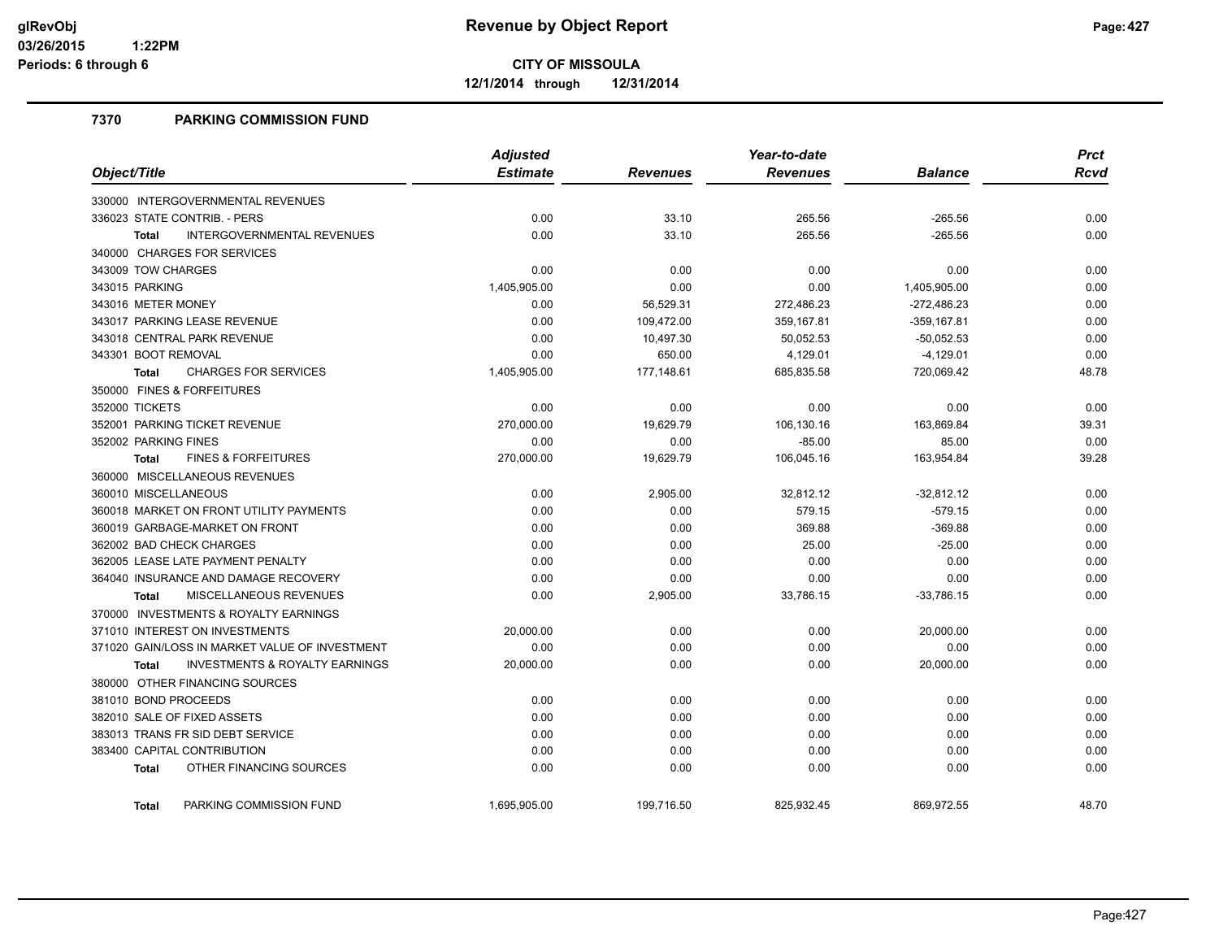# Revenue by Object Report

**CITY OF MISSOULA**

**12/1/2014 through 12/31/2014**

glRevObj
03/26/2015 1:22PM
Periods: 6 through 6

## 7370 PARKING COMMISSION FUND

| Object/Title | Adjusted Estimate | Revenues | Year-to-date Revenues | Balance | Prct Rcvd |
|---|---|---|---|---|---|
| 330000 INTERGOVERNMENTAL REVENUES | | | | | |
| 336023 STATE CONTRIB. - PERS | 0.00 | 33.10 | 265.56 | -265.56 | 0.00 |
| **Total** INTERGOVERNMENTAL REVENUES | 0.00 | 33.10 | 265.56 | -265.56 | 0.00 |
| 340000 CHARGES FOR SERVICES | | | | | |
| 343009 TOW CHARGES | 0.00 | 0.00 | 0.00 | 0.00 | 0.00 |
| 343015 PARKING | 1,405,905.00 | 0.00 | 0.00 | 1,405,905.00 | 0.00 |
| 343016 METER MONEY | 0.00 | 56,529.31 | 272,486.23 | -272,486.23 | 0.00 |
| 343017 PARKING LEASE REVENUE | 0.00 | 109,472.00 | 359,167.81 | -359,167.81 | 0.00 |
| 343018 CENTRAL PARK REVENUE | 0.00 | 10,497.30 | 50,052.53 | -50,052.53 | 0.00 |
| 343301 BOOT REMOVAL | 0.00 | 650.00 | 4,129.01 | -4,129.01 | 0.00 |
| **Total** CHARGES FOR SERVICES | 1,405,905.00 | 177,148.61 | 685,835.58 | 720,069.42 | 48.78 |
| 350000 FINES & FORFEITURES | | | | | |
| 352000 TICKETS | 0.00 | 0.00 | 0.00 | 0.00 | 0.00 |
| 352001 PARKING TICKET REVENUE | 270,000.00 | 19,629.79 | 106,130.16 | 163,869.84 | 39.31 |
| 352002 PARKING FINES | 0.00 | 0.00 | -85.00 | 85.00 | 0.00 |
| **Total** FINES & FORFEITURES | 270,000.00 | 19,629.79 | 106,045.16 | 163,954.84 | 39.28 |
| 360000 MISCELLANEOUS REVENUES | | | | | |
| 360010 MISCELLANEOUS | 0.00 | 2,905.00 | 32,812.12 | -32,812.12 | 0.00 |
| 360018 MARKET ON FRONT UTILITY PAYMENTS | 0.00 | 0.00 | 579.15 | -579.15 | 0.00 |
| 360019 GARBAGE-MARKET ON FRONT | 0.00 | 0.00 | 369.88 | -369.88 | 0.00 |
| 362002 BAD CHECK CHARGES | 0.00 | 0.00 | 25.00 | -25.00 | 0.00 |
| 362005 LEASE LATE PAYMENT PENALTY | 0.00 | 0.00 | 0.00 | 0.00 | 0.00 |
| 364040 INSURANCE AND DAMAGE RECOVERY | 0.00 | 0.00 | 0.00 | 0.00 | 0.00 |
| **Total** MISCELLANEOUS REVENUES | 0.00 | 2,905.00 | 33,786.15 | -33,786.15 | 0.00 |
| 370000 INVESTMENTS & ROYALTY EARNINGS | | | | | |
| 371010 INTEREST ON INVESTMENTS | 20,000.00 | 0.00 | 0.00 | 20,000.00 | 0.00 |
| 371020 GAIN/LOSS IN MARKET VALUE OF INVESTMENT | 0.00 | 0.00 | 0.00 | 0.00 | 0.00 |
| **Total** INVESTMENTS & ROYALTY EARNINGS | 20,000.00 | 0.00 | 0.00 | 20,000.00 | 0.00 |
| 380000 OTHER FINANCING SOURCES | | | | | |
| 381010 BOND PROCEEDS | 0.00 | 0.00 | 0.00 | 0.00 | 0.00 |
| 382010 SALE OF FIXED ASSETS | 0.00 | 0.00 | 0.00 | 0.00 | 0.00 |
| 383013 TRANS FR SID DEBT SERVICE | 0.00 | 0.00 | 0.00 | 0.00 | 0.00 |
| 383400 CAPITAL CONTRIBUTION | 0.00 | 0.00 | 0.00 | 0.00 | 0.00 |
| **Total** OTHER FINANCING SOURCES | 0.00 | 0.00 | 0.00 | 0.00 | 0.00 |
| **Total** PARKING COMMISSION FUND | 1,695,905.00 | 199,716.50 | 825,932.45 | 869,972.55 | 48.70 |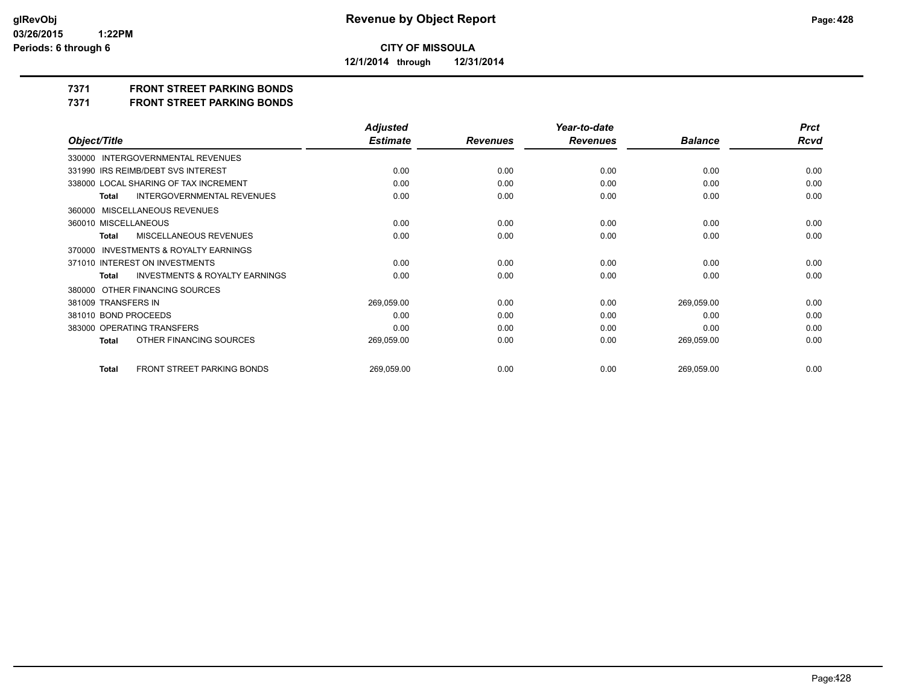**CITY OF MISSOULA**

**12/1/2014 through 12/31/2014**

# 7371 FRONT STREET PARKING BONDS

## 7371 FRONT STREET PARKING BONDS

| Object/Title | Adjusted Estimate | Revenues | Year-to-date Revenues | Balance | Prct Rcvd |
|---|---|---|---|---|---|
| 330000 INTERGOVERNMENTAL REVENUES | | | | | |
| 331990 IRS REIMB/DEBT SVS INTEREST | 0.00 | 0.00 | 0.00 | 0.00 | 0.00 |
| 338000 LOCAL SHARING OF TAX INCREMENT | 0.00 | 0.00 | 0.00 | 0.00 | 0.00 |
| **Total** INTERGOVERNMENTAL REVENUES | 0.00 | 0.00 | 0.00 | 0.00 | 0.00 |
| 360000 MISCELLANEOUS REVENUES | | | | | |
| 360010 MISCELLANEOUS | 0.00 | 0.00 | 0.00 | 0.00 | 0.00 |
| **Total** MISCELLANEOUS REVENUES | 0.00 | 0.00 | 0.00 | 0.00 | 0.00 |
| 370000 INVESTMENTS & ROYALTY EARNINGS | | | | | |
| 371010 INTEREST ON INVESTMENTS | 0.00 | 0.00 | 0.00 | 0.00 | 0.00 |
| **Total** INVESTMENTS & ROYALTY EARNINGS | 0.00 | 0.00 | 0.00 | 0.00 | 0.00 |
| 380000 OTHER FINANCING SOURCES | | | | | |
| 381009 TRANSFERS IN | 269,059.00 | 0.00 | 0.00 | 269,059.00 | 0.00 |
| 381010 BOND PROCEEDS | 0.00 | 0.00 | 0.00 | 0.00 | 0.00 |
| 383000 OPERATING TRANSFERS | 0.00 | 0.00 | 0.00 | 0.00 | 0.00 |
| **Total** OTHER FINANCING SOURCES | 269,059.00 | 0.00 | 0.00 | 269,059.00 | 0.00 |
| **Total** FRONT STREET PARKING BONDS | 269,059.00 | 0.00 | 0.00 | 269,059.00 | 0.00 |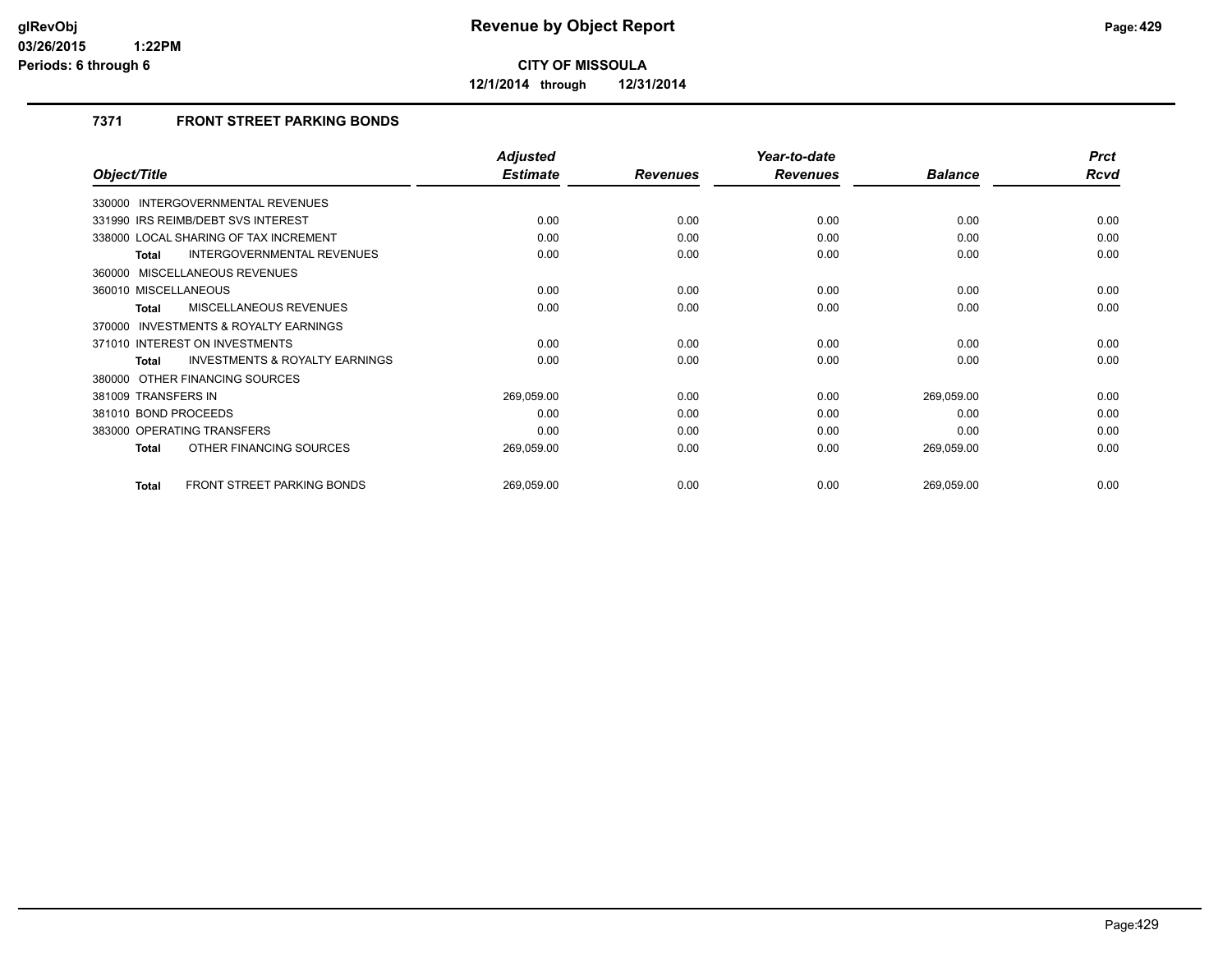**CITY OF MISSOULA**

**12/1/2014 through 12/31/2014**

### 7371 FRONT STREET PARKING BONDS

| Object/Title | Adjusted Estimate | Revenues | Year-to-date Revenues | Balance | Prct Rcvd |
|---|---|---|---|---|---|
| 330000 INTERGOVERNMENTAL REVENUES | | | | | |
| 331990 IRS REIMB/DEBT SVS INTEREST | 0.00 | 0.00 | 0.00 | 0.00 | 0.00 |
| 338000 LOCAL SHARING OF TAX INCREMENT | 0.00 | 0.00 | 0.00 | 0.00 | 0.00 |
| **Total** INTERGOVERNMENTAL REVENUES | 0.00 | 0.00 | 0.00 | 0.00 | 0.00 |
| 360000 MISCELLANEOUS REVENUES | | | | | |
| 360010 MISCELLANEOUS | 0.00 | 0.00 | 0.00 | 0.00 | 0.00 |
| **Total** MISCELLANEOUS REVENUES | 0.00 | 0.00 | 0.00 | 0.00 | 0.00 |
| 370000 INVESTMENTS & ROYALTY EARNINGS | | | | | |
| 371010 INTEREST ON INVESTMENTS | 0.00 | 0.00 | 0.00 | 0.00 | 0.00 |
| **Total** INVESTMENTS & ROYALTY EARNINGS | 0.00 | 0.00 | 0.00 | 0.00 | 0.00 |
| 380000 OTHER FINANCING SOURCES | | | | | |
| 381009 TRANSFERS IN | 269,059.00 | 0.00 | 0.00 | 269,059.00 | 0.00 |
| 381010 BOND PROCEEDS | 0.00 | 0.00 | 0.00 | 0.00 | 0.00 |
| 383000 OPERATING TRANSFERS | 0.00 | 0.00 | 0.00 | 0.00 | 0.00 |
| **Total** OTHER FINANCING SOURCES | 269,059.00 | 0.00 | 0.00 | 269,059.00 | 0.00 |
| **Total** FRONT STREET PARKING BONDS | 269,059.00 | 0.00 | 0.00 | 269,059.00 | 0.00 |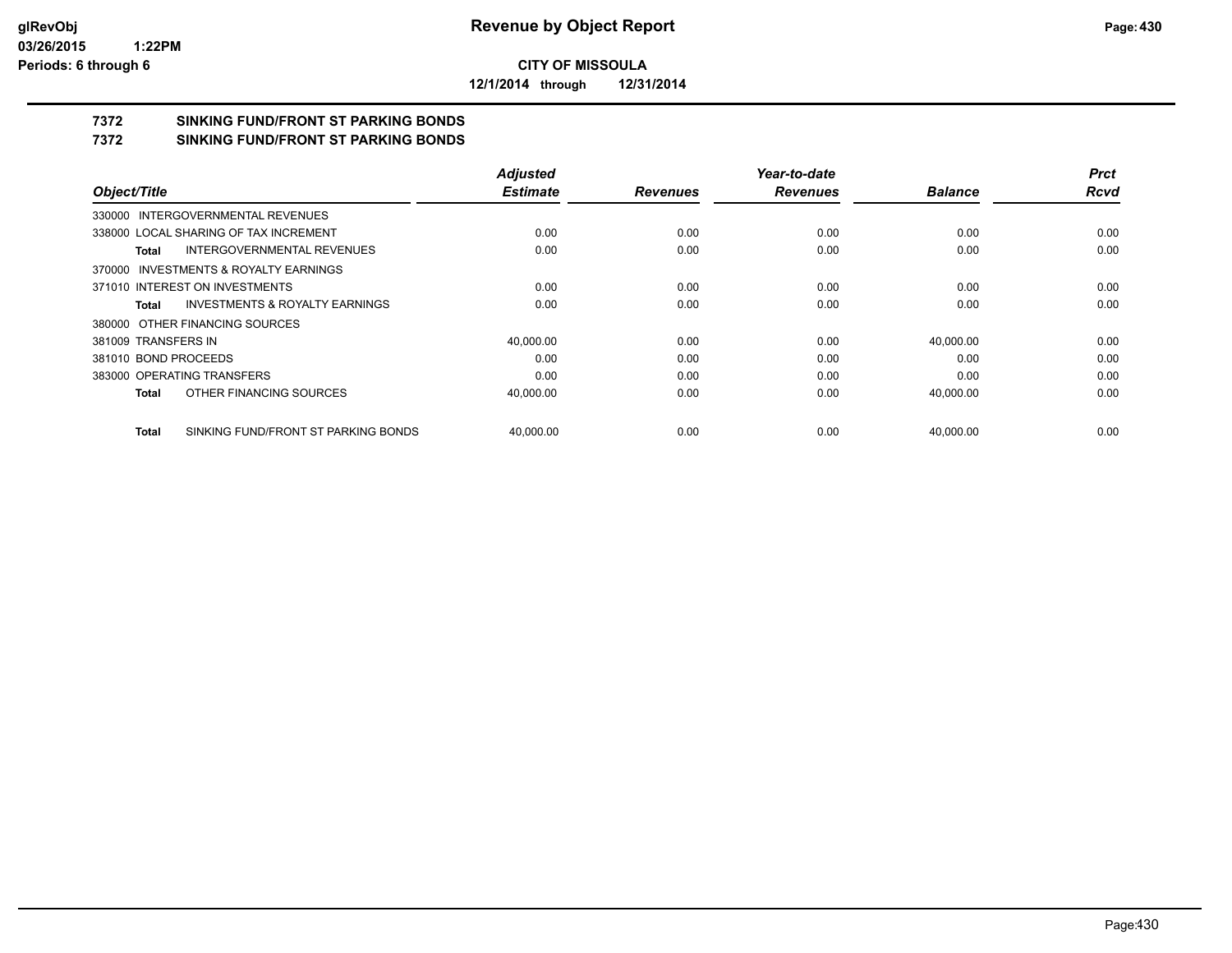**glRevObj**
**03/26/2015 1:22PM**
**Periods: 6 through 6**

# Revenue by Object Report

**CITY OF MISSOULA**

**12/1/2014 through 12/31/2014**

## 7372 SINKING FUND/FRONT ST PARKING BONDS
## 7372 SINKING FUND/FRONT ST PARKING BONDS

| Object/Title | Adjusted Estimate | Revenues | Year-to-date Revenues | Balance | Prct Rcvd |
|---|---|---|---|---|---|
| 330000 INTERGOVERNMENTAL REVENUES | | | | | |
| 338000 LOCAL SHARING OF TAX INCREMENT | 0.00 | 0.00 | 0.00 | 0.00 | 0.00 |
| **Total** INTERGOVERNMENTAL REVENUES | 0.00 | 0.00 | 0.00 | 0.00 | 0.00 |
| 370000 INVESTMENTS & ROYALTY EARNINGS | | | | | |
| 371010 INTEREST ON INVESTMENTS | 0.00 | 0.00 | 0.00 | 0.00 | 0.00 |
| **Total** INVESTMENTS & ROYALTY EARNINGS | 0.00 | 0.00 | 0.00 | 0.00 | 0.00 |
| 380000 OTHER FINANCING SOURCES | | | | | |
| 381009 TRANSFERS IN | 40,000.00 | 0.00 | 0.00 | 40,000.00 | 0.00 |
| 381010 BOND PROCEEDS | 0.00 | 0.00 | 0.00 | 0.00 | 0.00 |
| 383000 OPERATING TRANSFERS | 0.00 | 0.00 | 0.00 | 0.00 | 0.00 |
| **Total** OTHER FINANCING SOURCES | 40,000.00 | 0.00 | 0.00 | 40,000.00 | 0.00 |
| **Total** SINKING FUND/FRONT ST PARKING BONDS | 40,000.00 | 0.00 | 0.00 | 40,000.00 | 0.00 |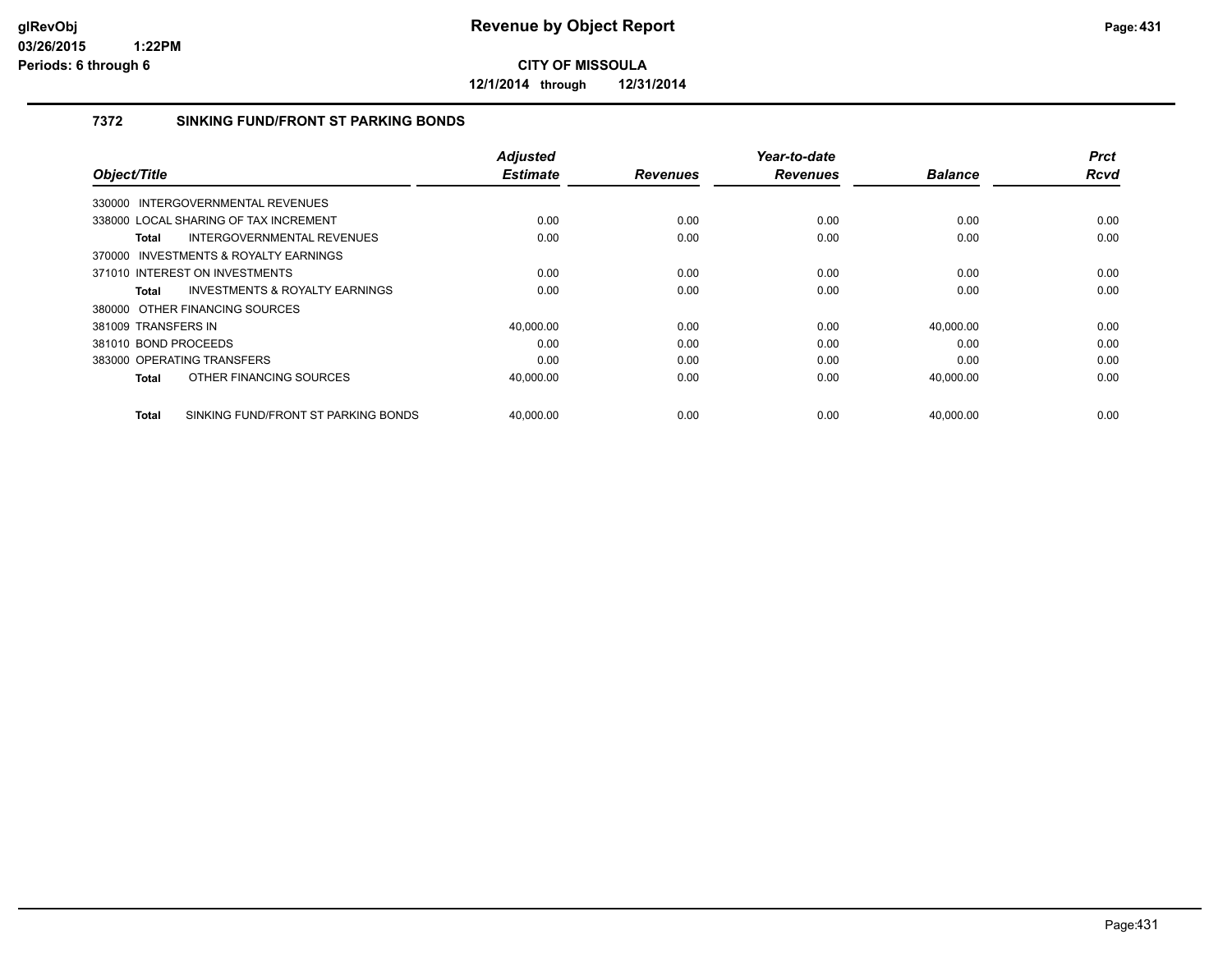# Revenue by Object Report

**CITY OF MISSOULA**

**12/1/2014 through 12/31/2014**

glRevObj
03/26/2015 1:22PM
Periods: 6 through 6

## 7372 SINKING FUND/FRONT ST PARKING BONDS

| Object/Title | Adjusted Estimate | Revenues | Year-to-date Revenues | Balance | Prct Rcvd |
|---|---|---|---|---|---|
| 330000 INTERGOVERNMENTAL REVENUES | | | | | |
| 338000 LOCAL SHARING OF TAX INCREMENT | 0.00 | 0.00 | 0.00 | 0.00 | 0.00 |
| **Total** INTERGOVERNMENTAL REVENUES | 0.00 | 0.00 | 0.00 | 0.00 | 0.00 |
| 370000 INVESTMENTS & ROYALTY EARNINGS | | | | | |
| 371010 INTEREST ON INVESTMENTS | 0.00 | 0.00 | 0.00 | 0.00 | 0.00 |
| **Total** INVESTMENTS & ROYALTY EARNINGS | 0.00 | 0.00 | 0.00 | 0.00 | 0.00 |
| 380000 OTHER FINANCING SOURCES | | | | | |
| 381009 TRANSFERS IN | 40,000.00 | 0.00 | 0.00 | 40,000.00 | 0.00 |
| 381010 BOND PROCEEDS | 0.00 | 0.00 | 0.00 | 0.00 | 0.00 |
| 383000 OPERATING TRANSFERS | 0.00 | 0.00 | 0.00 | 0.00 | 0.00 |
| **Total** OTHER FINANCING SOURCES | 40,000.00 | 0.00 | 0.00 | 40,000.00 | 0.00 |
| **Total** SINKING FUND/FRONT ST PARKING BONDS | 40,000.00 | 0.00 | 0.00 | 40,000.00 | 0.00 |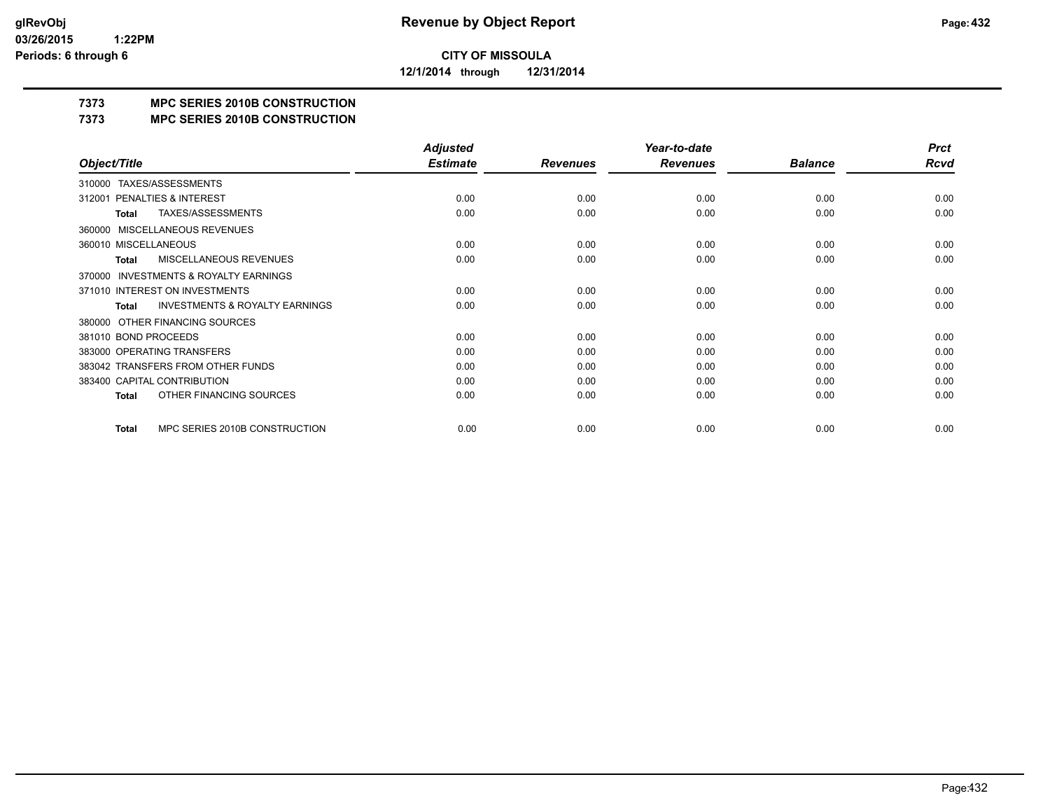**CITY OF MISSOULA**

**12/1/2014 through 12/31/2014**

## 7373 MPC SERIES 2010B CONSTRUCTION

## 7373 MPC SERIES 2010B CONSTRUCTION

| Object/Title | Adjusted Estimate | Revenues | Year-to-date Revenues | Balance | Prct Rcvd |
|---|---|---|---|---|---|
| 310000 TAXES/ASSESSMENTS | | | | | |
| 312001 PENALTIES & INTEREST | 0.00 | 0.00 | 0.00 | 0.00 | 0.00 |
| **Total** TAXES/ASSESSMENTS | 0.00 | 0.00 | 0.00 | 0.00 | 0.00 |
| 360000 MISCELLANEOUS REVENUES | | | | | |
| 360010 MISCELLANEOUS | 0.00 | 0.00 | 0.00 | 0.00 | 0.00 |
| **Total** MISCELLANEOUS REVENUES | 0.00 | 0.00 | 0.00 | 0.00 | 0.00 |
| 370000 INVESTMENTS & ROYALTY EARNINGS | | | | | |
| 371010 INTEREST ON INVESTMENTS | 0.00 | 0.00 | 0.00 | 0.00 | 0.00 |
| **Total** INVESTMENTS & ROYALTY EARNINGS | 0.00 | 0.00 | 0.00 | 0.00 | 0.00 |
| 380000 OTHER FINANCING SOURCES | | | | | |
| 381010 BOND PROCEEDS | 0.00 | 0.00 | 0.00 | 0.00 | 0.00 |
| 383000 OPERATING TRANSFERS | 0.00 | 0.00 | 0.00 | 0.00 | 0.00 |
| 383042 TRANSFERS FROM OTHER FUNDS | 0.00 | 0.00 | 0.00 | 0.00 | 0.00 |
| 383400 CAPITAL CONTRIBUTION | 0.00 | 0.00 | 0.00 | 0.00 | 0.00 |
| **Total** OTHER FINANCING SOURCES | 0.00 | 0.00 | 0.00 | 0.00 | 0.00 |
| **Total** MPC SERIES 2010B CONSTRUCTION | 0.00 | 0.00 | 0.00 | 0.00 | 0.00 |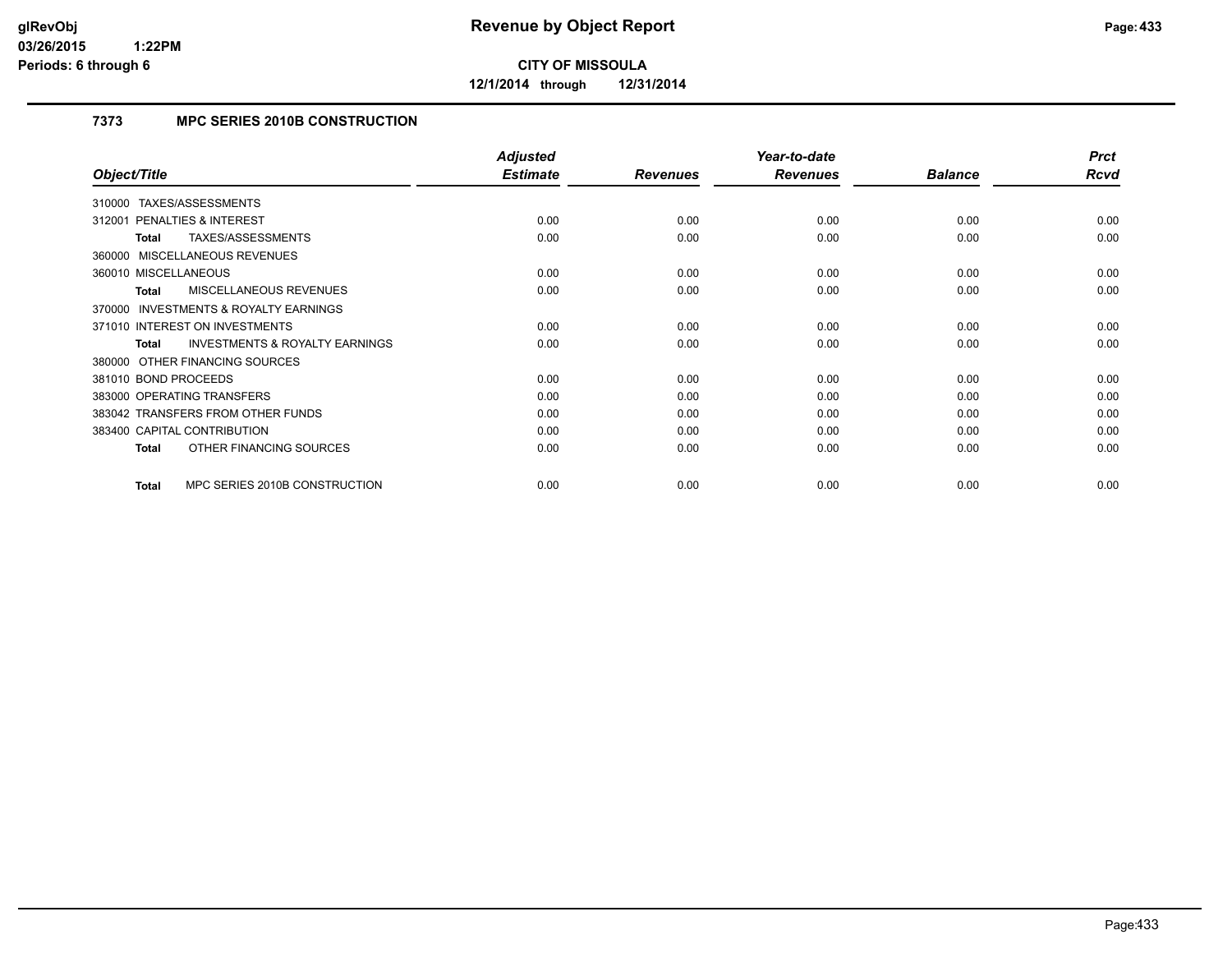# Revenue by Object Report

**CITY OF MISSOULA**

**12/1/2014 through 12/31/2014**

glRevObj
03/26/2015 1:22PM
Periods: 6 through 6

## 7373 MPC SERIES 2010B CONSTRUCTION

| Object/Title | Adjusted Estimate | Revenues | Year-to-date Revenues | Balance | Prct Rcvd |
|---|---|---|---|---|---|
| 310000 TAXES/ASSESSMENTS | | | | | |
| 312001 PENALTIES & INTEREST | 0.00 | 0.00 | 0.00 | 0.00 | 0.00 |
| **Total** TAXES/ASSESSMENTS | 0.00 | 0.00 | 0.00 | 0.00 | 0.00 |
| 360000 MISCELLANEOUS REVENUES | | | | | |
| 360010 MISCELLANEOUS | 0.00 | 0.00 | 0.00 | 0.00 | 0.00 |
| **Total** MISCELLANEOUS REVENUES | 0.00 | 0.00 | 0.00 | 0.00 | 0.00 |
| 370000 INVESTMENTS & ROYALTY EARNINGS | | | | | |
| 371010 INTEREST ON INVESTMENTS | 0.00 | 0.00 | 0.00 | 0.00 | 0.00 |
| **Total** INVESTMENTS & ROYALTY EARNINGS | 0.00 | 0.00 | 0.00 | 0.00 | 0.00 |
| 380000 OTHER FINANCING SOURCES | | | | | |
| 381010 BOND PROCEEDS | 0.00 | 0.00 | 0.00 | 0.00 | 0.00 |
| 383000 OPERATING TRANSFERS | 0.00 | 0.00 | 0.00 | 0.00 | 0.00 |
| 383042 TRANSFERS FROM OTHER FUNDS | 0.00 | 0.00 | 0.00 | 0.00 | 0.00 |
| 383400 CAPITAL CONTRIBUTION | 0.00 | 0.00 | 0.00 | 0.00 | 0.00 |
| **Total** OTHER FINANCING SOURCES | 0.00 | 0.00 | 0.00 | 0.00 | 0.00 |
| **Total** MPC SERIES 2010B CONSTRUCTION | 0.00 | 0.00 | 0.00 | 0.00 | 0.00 |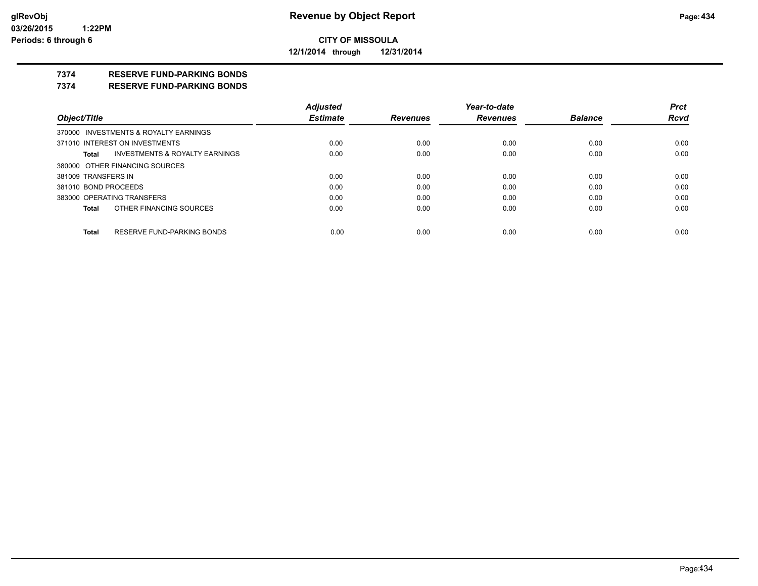# CITY OF MISSOULA

**12/1/2014 through 12/31/2014**

## 7374 RESERVE FUND-PARKING BONDS

## 7374 RESERVE FUND-PARKING BONDS

| Object/Title | Adjusted Estimate | Revenues | Year-to-date Revenues | Balance | Prct Rcvd |
|---|---|---|---|---|---|
| 370000 INVESTMENTS & ROYALTY EARNINGS | | | | | |
| 371010 INTEREST ON INVESTMENTS | 0.00 | 0.00 | 0.00 | 0.00 | 0.00 |
| **Total** INVESTMENTS & ROYALTY EARNINGS | 0.00 | 0.00 | 0.00 | 0.00 | 0.00 |
| 380000 OTHER FINANCING SOURCES | | | | | |
| 381009 TRANSFERS IN | 0.00 | 0.00 | 0.00 | 0.00 | 0.00 |
| 381010 BOND PROCEEDS | 0.00 | 0.00 | 0.00 | 0.00 | 0.00 |
| 383000 OPERATING TRANSFERS | 0.00 | 0.00 | 0.00 | 0.00 | 0.00 |
| **Total** OTHER FINANCING SOURCES | 0.00 | 0.00 | 0.00 | 0.00 | 0.00 |
| **Total** RESERVE FUND-PARKING BONDS | 0.00 | 0.00 | 0.00 | 0.00 | 0.00 |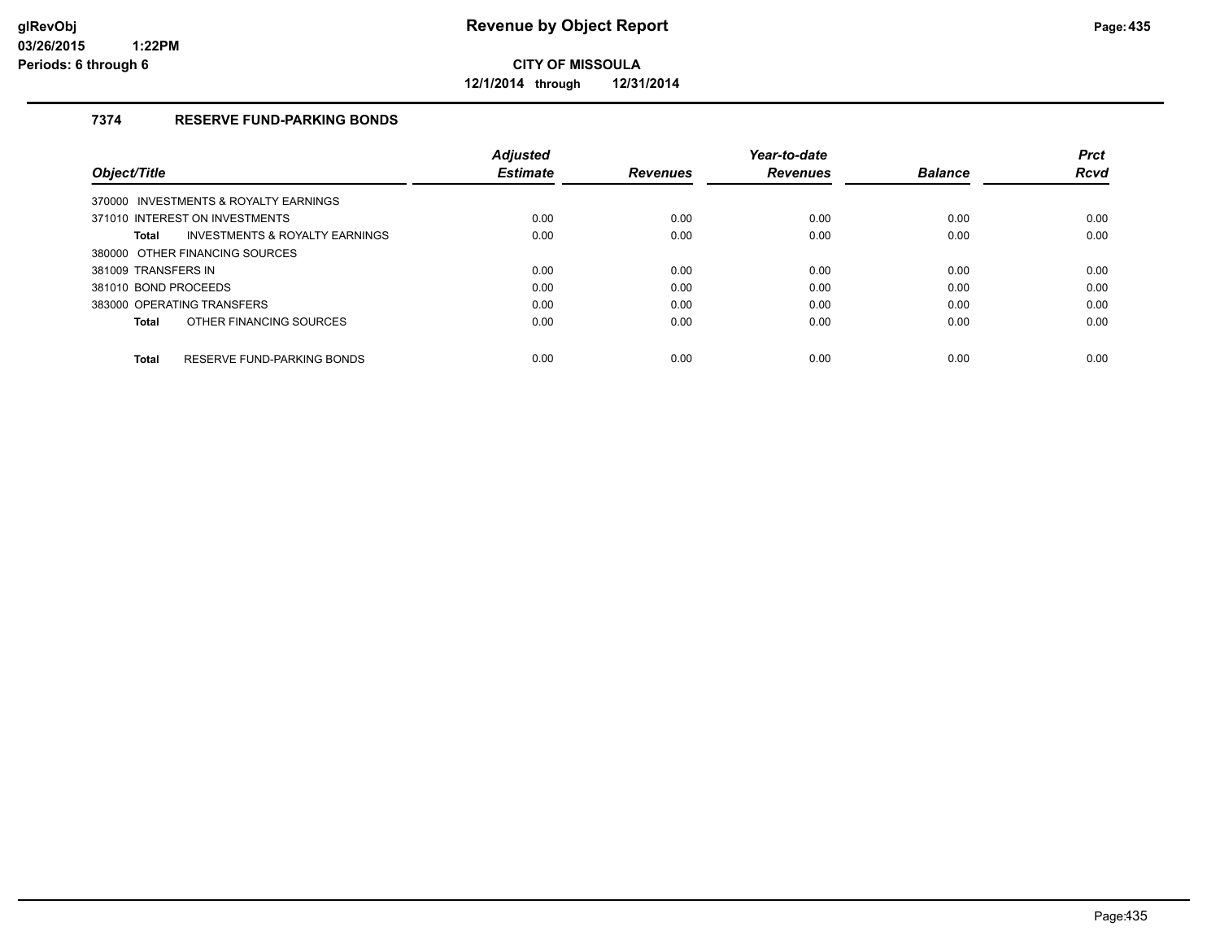# Revenue by Object Report

**CITY OF MISSOULA**

**12/1/2014 through 12/31/2014**

glRevObj
03/26/2015 1:22PM
Periods: 6 through 6

## 7374 RESERVE FUND-PARKING BONDS

| Object/Title | Adjusted Estimate | Revenues | Year-to-date Revenues | Balance | Prct Rcvd |
|---|---|---|---|---|---|
| 370000 INVESTMENTS & ROYALTY EARNINGS | | | | | |
| 371010 INTEREST ON INVESTMENTS | 0.00 | 0.00 | 0.00 | 0.00 | 0.00 |
| **Total** INVESTMENTS & ROYALTY EARNINGS | 0.00 | 0.00 | 0.00 | 0.00 | 0.00 |
| 380000 OTHER FINANCING SOURCES | | | | | |
| 381009 TRANSFERS IN | 0.00 | 0.00 | 0.00 | 0.00 | 0.00 |
| 381010 BOND PROCEEDS | 0.00 | 0.00 | 0.00 | 0.00 | 0.00 |
| 383000 OPERATING TRANSFERS | 0.00 | 0.00 | 0.00 | 0.00 | 0.00 |
| **Total** OTHER FINANCING SOURCES | 0.00 | 0.00 | 0.00 | 0.00 | 0.00 |
| **Total** RESERVE FUND-PARKING BONDS | 0.00 | 0.00 | 0.00 | 0.00 | 0.00 |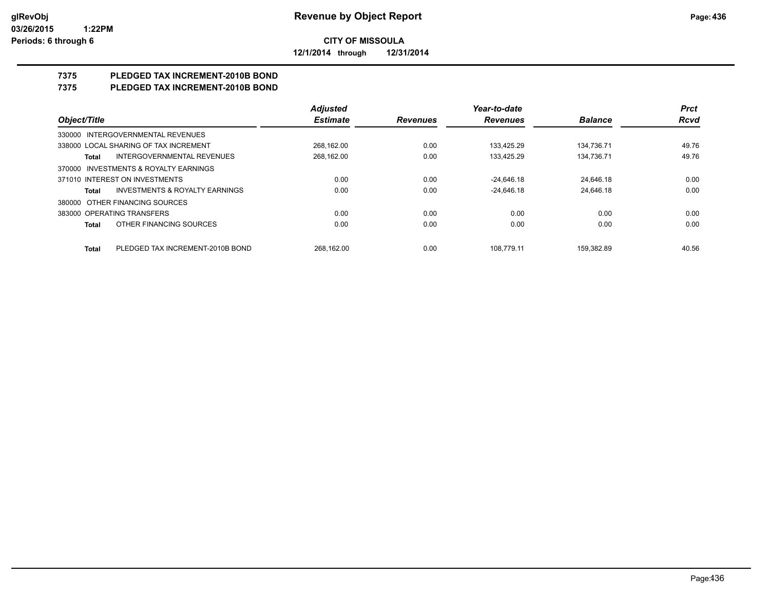# Revenue by Object Report

**CITY OF MISSOULA**

**12/1/2014 through 12/31/2014**

glRevObj
03/26/2015 1:22PM
Periods: 6 through 6

## 7375 PLEDGED TAX INCREMENT-2010B BOND
## 7375 PLEDGED TAX INCREMENT-2010B BOND

| Object/Title | Adjusted Estimate | Revenues | Year-to-date Revenues | Balance | Prct Rcvd |
|---|---|---|---|---|---|
| 330000 INTERGOVERNMENTAL REVENUES | | | | | |
| 338000 LOCAL SHARING OF TAX INCREMENT | 268,162.00 | 0.00 | 133,425.29 | 134,736.71 | 49.76 |
| **Total** INTERGOVERNMENTAL REVENUES | 268,162.00 | 0.00 | 133,425.29 | 134,736.71 | 49.76 |
| 370000 INVESTMENTS & ROYALTY EARNINGS | | | | | |
| 371010 INTEREST ON INVESTMENTS | 0.00 | 0.00 | -24,646.18 | 24,646.18 | 0.00 |
| **Total** INVESTMENTS & ROYALTY EARNINGS | 0.00 | 0.00 | -24,646.18 | 24,646.18 | 0.00 |
| 380000 OTHER FINANCING SOURCES | | | | | |
| 383000 OPERATING TRANSFERS | 0.00 | 0.00 | 0.00 | 0.00 | 0.00 |
| **Total** OTHER FINANCING SOURCES | 0.00 | 0.00 | 0.00 | 0.00 | 0.00 |
| **Total** PLEDGED TAX INCREMENT-2010B BOND | 268,162.00 | 0.00 | 108,779.11 | 159,382.89 | 40.56 |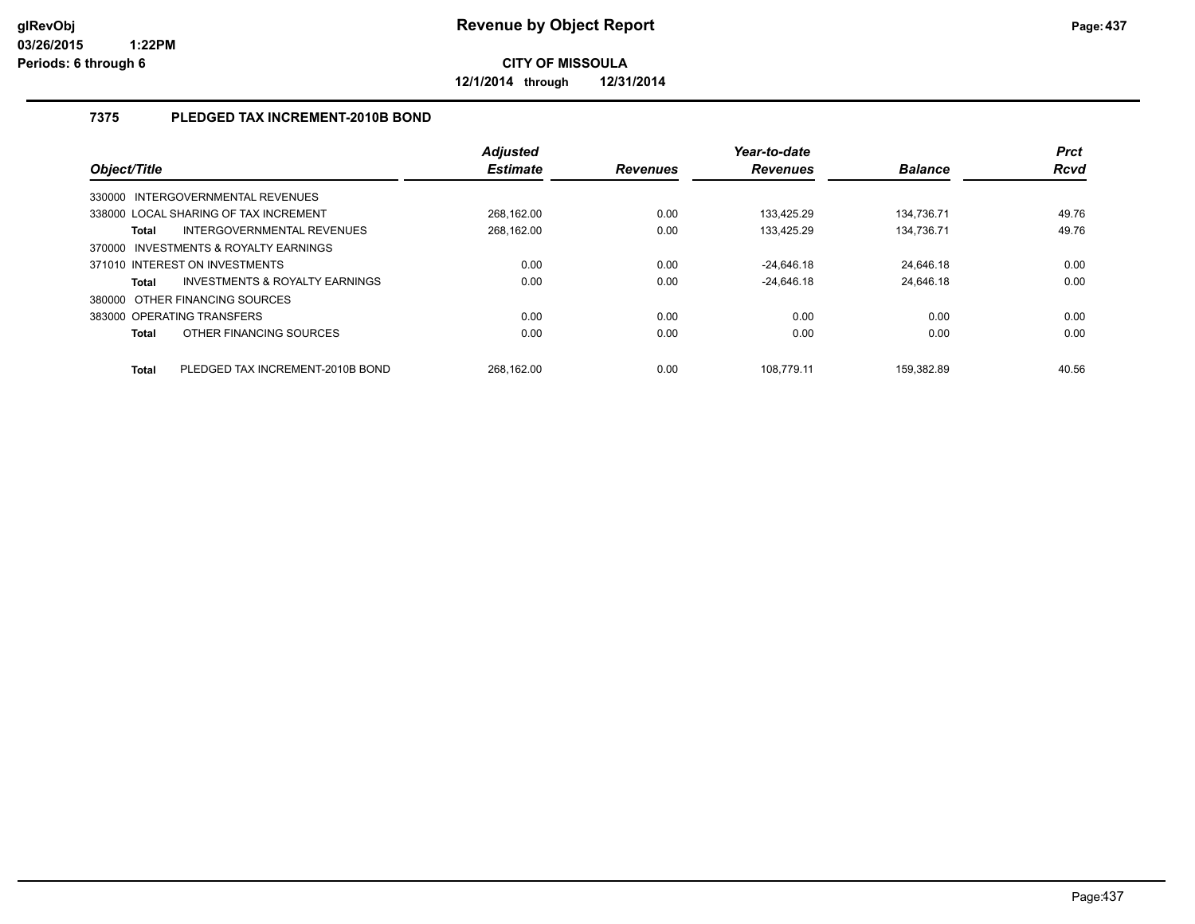**Revenue by Object Report**

**CITY OF MISSOULA**

**12/1/2014 through 12/31/2014**

### 7375 PLEDGED TAX INCREMENT-2010B BOND

| Object/Title | | Adjusted Estimate | Revenues | Year-to-date Revenues | Balance | Prct Rcvd |
|---|---|---|---|---|---|---|
| 330000 INTERGOVERNMENTAL REVENUES | | | | | | |
| 338000 LOCAL SHARING OF TAX INCREMENT | | 268,162.00 | 0.00 | 133,425.29 | 134,736.71 | 49.76 |
| **Total** | INTERGOVERNMENTAL REVENUES | 268,162.00 | 0.00 | 133,425.29 | 134,736.71 | 49.76 |
| 370000 INVESTMENTS & ROYALTY EARNINGS | | | | | | |
| 371010 INTEREST ON INVESTMENTS | | 0.00 | 0.00 | -24,646.18 | 24,646.18 | 0.00 |
| **Total** | INVESTMENTS & ROYALTY EARNINGS | 0.00 | 0.00 | -24,646.18 | 24,646.18 | 0.00 |
| 380000 OTHER FINANCING SOURCES | | | | | | |
| 383000 OPERATING TRANSFERS | | 0.00 | 0.00 | 0.00 | 0.00 | 0.00 |
| **Total** | OTHER FINANCING SOURCES | 0.00 | 0.00 | 0.00 | 0.00 | 0.00 |
| **Total** | PLEDGED TAX INCREMENT-2010B BOND | 268,162.00 | 0.00 | 108,779.11 | 159,382.89 | 40.56 |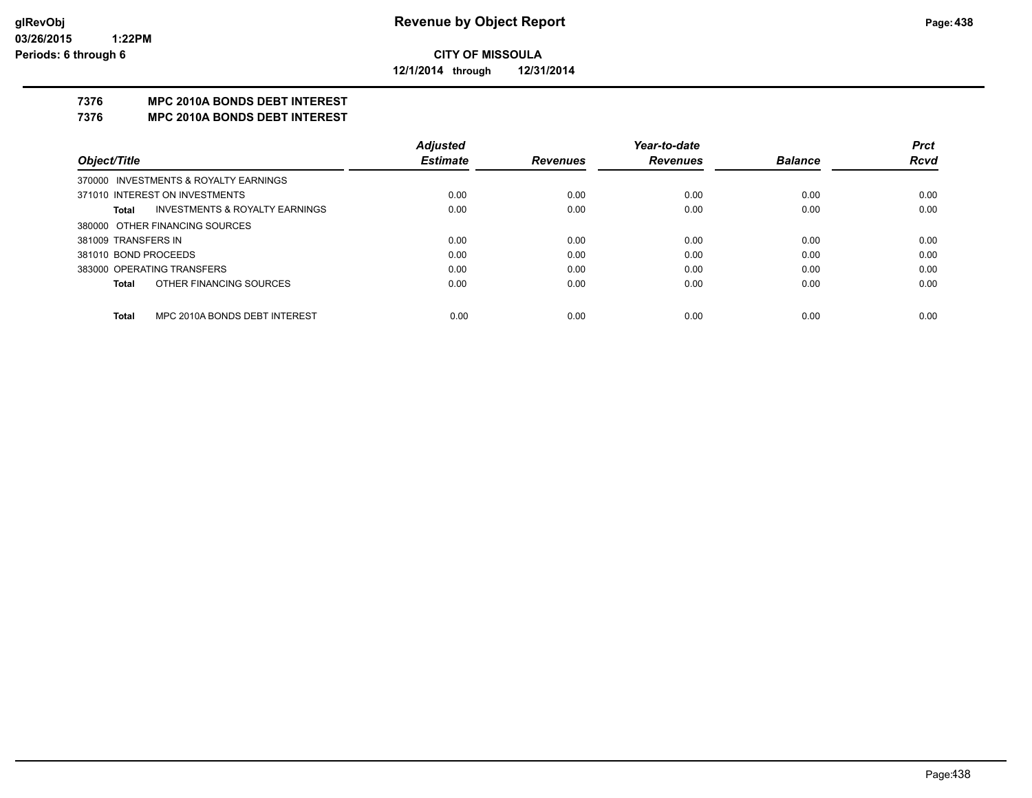**CITY OF MISSOULA**

**12/1/2014 through 12/31/2014**

## 7376 MPC 2010A BONDS DEBT INTEREST
## 7376 MPC 2010A BONDS DEBT INTEREST

| Object/Title | Adjusted Estimate | Revenues | Year-to-date Revenues | Balance | Prct Rcvd |
|---|---|---|---|---|---|
| 370000 INVESTMENTS & ROYALTY EARNINGS | | | | | |
| 371010 INTEREST ON INVESTMENTS | 0.00 | 0.00 | 0.00 | 0.00 | 0.00 |
| **Total** INVESTMENTS & ROYALTY EARNINGS | 0.00 | 0.00 | 0.00 | 0.00 | 0.00 |
| 380000 OTHER FINANCING SOURCES | | | | | |
| 381009 TRANSFERS IN | 0.00 | 0.00 | 0.00 | 0.00 | 0.00 |
| 381010 BOND PROCEEDS | 0.00 | 0.00 | 0.00 | 0.00 | 0.00 |
| 383000 OPERATING TRANSFERS | 0.00 | 0.00 | 0.00 | 0.00 | 0.00 |
| **Total** OTHER FINANCING SOURCES | 0.00 | 0.00 | 0.00 | 0.00 | 0.00 |
| **Total** MPC 2010A BONDS DEBT INTEREST | 0.00 | 0.00 | 0.00 | 0.00 | 0.00 |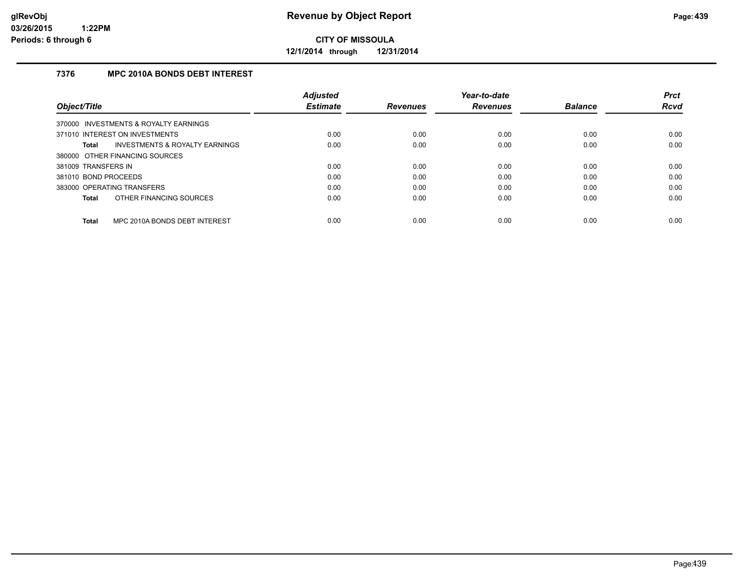# Revenue by Object Report

**CITY OF MISSOULA**

**12/1/2014 through 12/31/2014**

glRevObj
03/26/2015 1:22PM
Periods: 6 through 6

## 7376 MPC 2010A BONDS DEBT INTEREST

| Object/Title | Adjusted Estimate | Revenues | Year-to-date Revenues | Balance | Prct Rcvd |
|---|---|---|---|---|---|
| 370000 INVESTMENTS & ROYALTY EARNINGS | | | | | |
| 371010 INTEREST ON INVESTMENTS | 0.00 | 0.00 | 0.00 | 0.00 | 0.00 |
| **Total** INVESTMENTS & ROYALTY EARNINGS | 0.00 | 0.00 | 0.00 | 0.00 | 0.00 |
| 380000 OTHER FINANCING SOURCES | | | | | |
| 381009 TRANSFERS IN | 0.00 | 0.00 | 0.00 | 0.00 | 0.00 |
| 381010 BOND PROCEEDS | 0.00 | 0.00 | 0.00 | 0.00 | 0.00 |
| 383000 OPERATING TRANSFERS | 0.00 | 0.00 | 0.00 | 0.00 | 0.00 |
| **Total** OTHER FINANCING SOURCES | 0.00 | 0.00 | 0.00 | 0.00 | 0.00 |
| **Total** MPC 2010A BONDS DEBT INTEREST | 0.00 | 0.00 | 0.00 | 0.00 | 0.00 |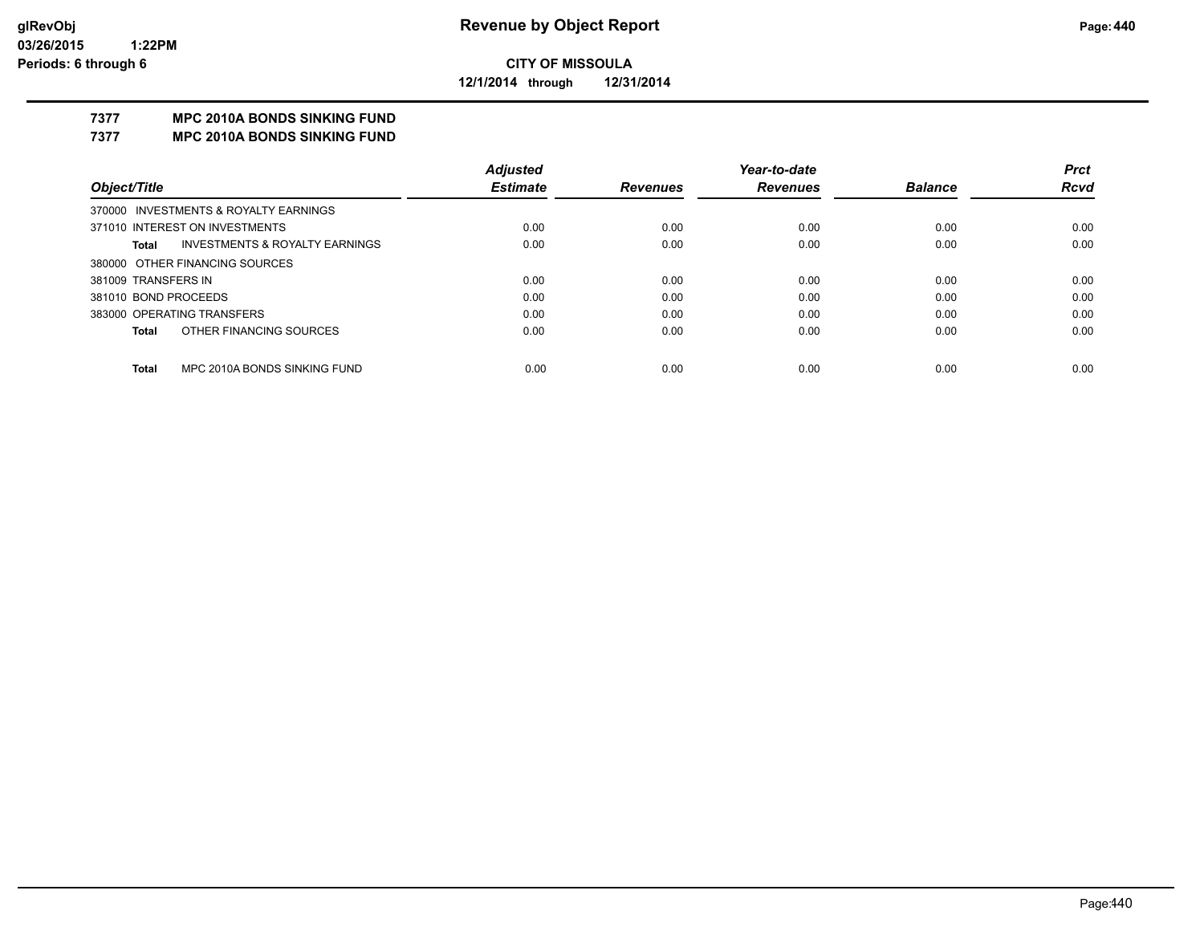**CITY OF MISSOULA**

**12/1/2014 through 12/31/2014**

### 7377 MPC 2010A BONDS SINKING FUND
### 7377 MPC 2010A BONDS SINKING FUND

| Object/Title | Adjusted Estimate | Revenues | Year-to-date Revenues | Balance | Prct Rcvd |
|---|---|---|---|---|---|
| 370000 INVESTMENTS & ROYALTY EARNINGS | | | | | |
| 371010 INTEREST ON INVESTMENTS | 0.00 | 0.00 | 0.00 | 0.00 | 0.00 |
| **Total** INVESTMENTS & ROYALTY EARNINGS | 0.00 | 0.00 | 0.00 | 0.00 | 0.00 |
| 380000 OTHER FINANCING SOURCES | | | | | |
| 381009 TRANSFERS IN | 0.00 | 0.00 | 0.00 | 0.00 | 0.00 |
| 381010 BOND PROCEEDS | 0.00 | 0.00 | 0.00 | 0.00 | 0.00 |
| 383000 OPERATING TRANSFERS | 0.00 | 0.00 | 0.00 | 0.00 | 0.00 |
| **Total** OTHER FINANCING SOURCES | 0.00 | 0.00 | 0.00 | 0.00 | 0.00 |
| **Total** MPC 2010A BONDS SINKING FUND | 0.00 | 0.00 | 0.00 | 0.00 | 0.00 |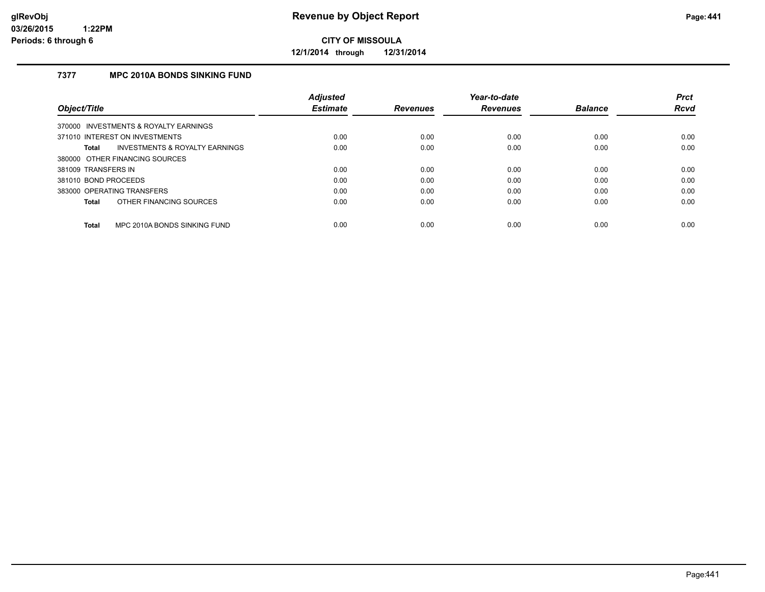glRevObj
03/26/2015 1:22PM
Periods: 6 through 6

# Revenue by Object Report

**CITY OF MISSOULA**

**12/1/2014 through 12/31/2014**

### 7377 MPC 2010A BONDS SINKING FUND

| Object/Title | Adjusted Estimate | Revenues | Year-to-date Revenues | Balance | Prct Rcvd |
|---|---|---|---|---|---|
| 370000 INVESTMENTS & ROYALTY EARNINGS | | | | | |
| 371010 INTEREST ON INVESTMENTS | 0.00 | 0.00 | 0.00 | 0.00 | 0.00 |
| **Total** INVESTMENTS & ROYALTY EARNINGS | 0.00 | 0.00 | 0.00 | 0.00 | 0.00 |
| 380000 OTHER FINANCING SOURCES | | | | | |
| 381009 TRANSFERS IN | 0.00 | 0.00 | 0.00 | 0.00 | 0.00 |
| 381010 BOND PROCEEDS | 0.00 | 0.00 | 0.00 | 0.00 | 0.00 |
| 383000 OPERATING TRANSFERS | 0.00 | 0.00 | 0.00 | 0.00 | 0.00 |
| **Total** OTHER FINANCING SOURCES | 0.00 | 0.00 | 0.00 | 0.00 | 0.00 |
| **Total** MPC 2010A BONDS SINKING FUND | 0.00 | 0.00 | 0.00 | 0.00 | 0.00 |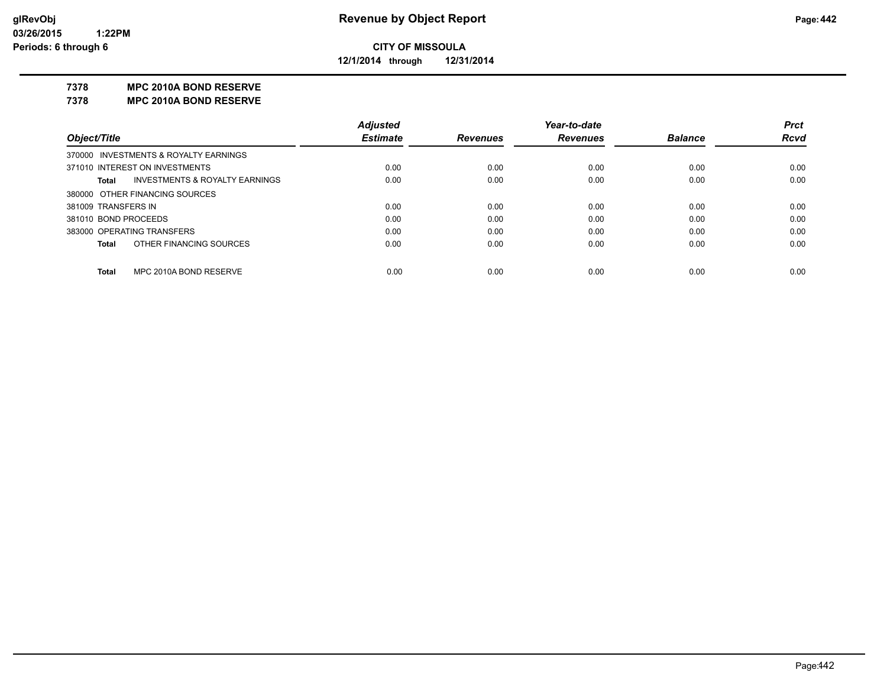# Revenue by Object Report

**CITY OF MISSOULA**

**12/1/2014 through 12/31/2014**

**glRevObj**
**03/26/2015 1:22PM**
**Periods: 6 through 6**

**7378 MPC 2010A BOND RESERVE**

**7378 MPC 2010A BOND RESERVE**

| Object/Title | Adjusted Estimate | Revenues | Year-to-date Revenues | Balance | Prct Rcvd |
|---|---|---|---|---|---|
| 370000 INVESTMENTS & ROYALTY EARNINGS | | | | | |
| 371010 INTEREST ON INVESTMENTS | 0.00 | 0.00 | 0.00 | 0.00 | 0.00 |
| **Total** INVESTMENTS & ROYALTY EARNINGS | 0.00 | 0.00 | 0.00 | 0.00 | 0.00 |
| 380000 OTHER FINANCING SOURCES | | | | | |
| 381009 TRANSFERS IN | 0.00 | 0.00 | 0.00 | 0.00 | 0.00 |
| 381010 BOND PROCEEDS | 0.00 | 0.00 | 0.00 | 0.00 | 0.00 |
| 383000 OPERATING TRANSFERS | 0.00 | 0.00 | 0.00 | 0.00 | 0.00 |
| **Total** OTHER FINANCING SOURCES | 0.00 | 0.00 | 0.00 | 0.00 | 0.00 |
| **Total** MPC 2010A BOND RESERVE | 0.00 | 0.00 | 0.00 | 0.00 | 0.00 |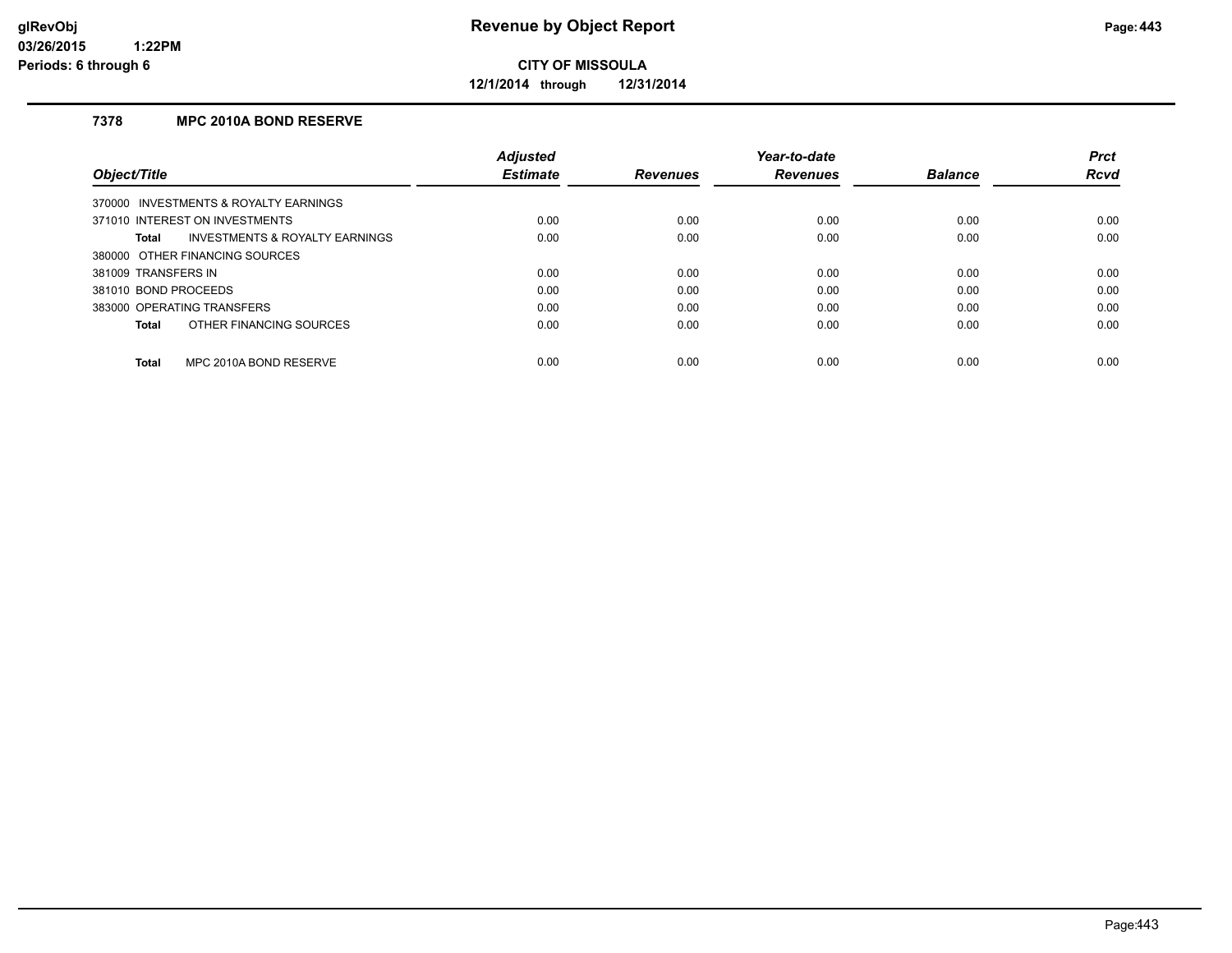**CITY OF MISSOULA**

**12/1/2014 through 12/31/2014**

### 7378 MPC 2010A BOND RESERVE

| Object/Title | Adjusted Estimate | Revenues | Year-to-date Revenues | Balance | Prct Rcvd |
|---|---|---|---|---|---|
| 370000 INVESTMENTS & ROYALTY EARNINGS | | | | | |
| 371010 INTEREST ON INVESTMENTS | 0.00 | 0.00 | 0.00 | 0.00 | 0.00 |
| **Total** INVESTMENTS & ROYALTY EARNINGS | 0.00 | 0.00 | 0.00 | 0.00 | 0.00 |
| 380000 OTHER FINANCING SOURCES | | | | | |
| 381009 TRANSFERS IN | 0.00 | 0.00 | 0.00 | 0.00 | 0.00 |
| 381010 BOND PROCEEDS | 0.00 | 0.00 | 0.00 | 0.00 | 0.00 |
| 383000 OPERATING TRANSFERS | 0.00 | 0.00 | 0.00 | 0.00 | 0.00 |
| **Total** OTHER FINANCING SOURCES | 0.00 | 0.00 | 0.00 | 0.00 | 0.00 |
| **Total** MPC 2010A BOND RESERVE | 0.00 | 0.00 | 0.00 | 0.00 | 0.00 |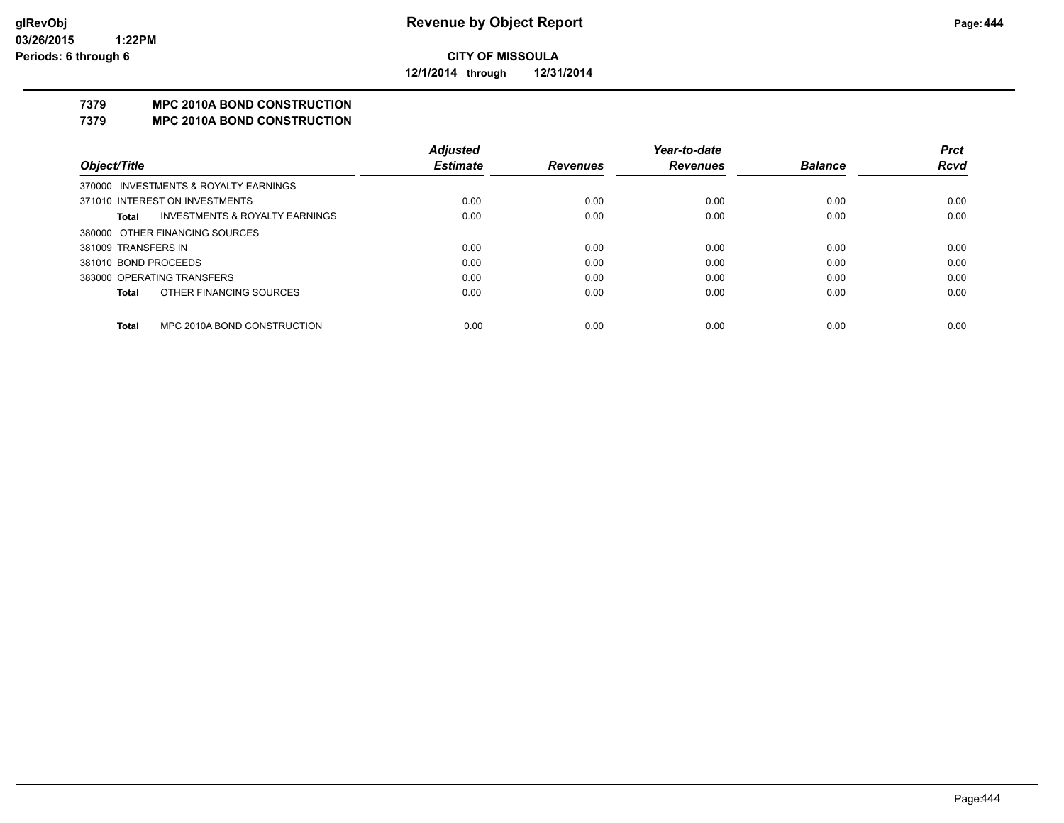**CITY OF MISSOULA**

**12/1/2014 through 12/31/2014**

## 7379 MPC 2010A BOND CONSTRUCTION

## 7379 MPC 2010A BOND CONSTRUCTION

| Object/Title | Adjusted Estimate | Revenues | Year-to-date Revenues | Balance | Prct Rcvd |
|---|---|---|---|---|---|
| 370000 INVESTMENTS & ROYALTY EARNINGS | | | | | |
| 371010 INTEREST ON INVESTMENTS | 0.00 | 0.00 | 0.00 | 0.00 | 0.00 |
| **Total** INVESTMENTS & ROYALTY EARNINGS | 0.00 | 0.00 | 0.00 | 0.00 | 0.00 |
| 380000 OTHER FINANCING SOURCES | | | | | |
| 381009 TRANSFERS IN | 0.00 | 0.00 | 0.00 | 0.00 | 0.00 |
| 381010 BOND PROCEEDS | 0.00 | 0.00 | 0.00 | 0.00 | 0.00 |
| 383000 OPERATING TRANSFERS | 0.00 | 0.00 | 0.00 | 0.00 | 0.00 |
| **Total** OTHER FINANCING SOURCES | 0.00 | 0.00 | 0.00 | 0.00 | 0.00 |
| **Total** MPC 2010A BOND CONSTRUCTION | 0.00 | 0.00 | 0.00 | 0.00 | 0.00 |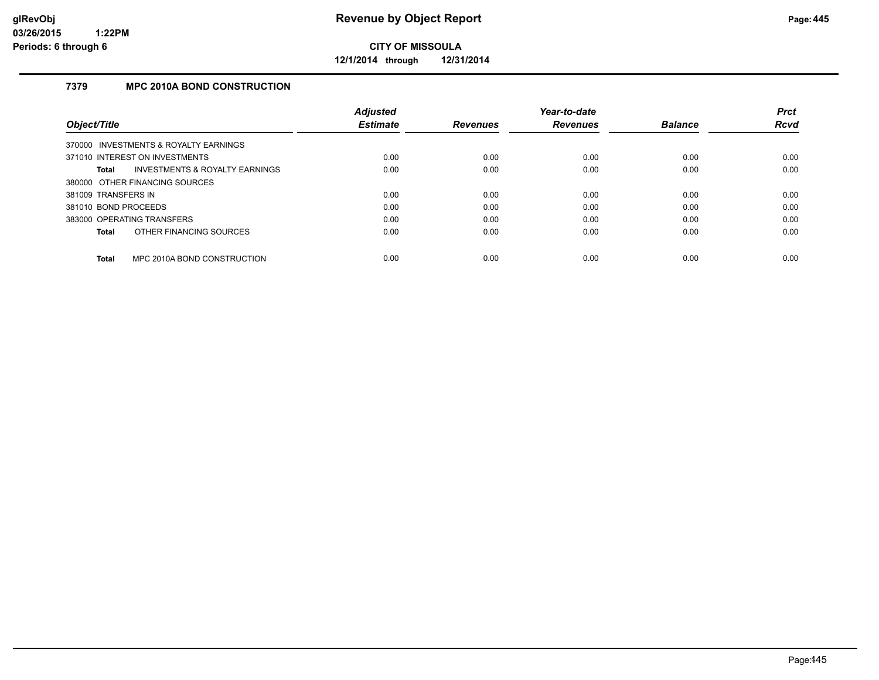# Revenue by Object Report

**CITY OF MISSOULA**

**12/1/2014 through 12/31/2014**

glRevObj
03/26/2015 1:22PM
Periods: 6 through 6

### 7379 MPC 2010A BOND CONSTRUCTION

| Object/Title | Adjusted Estimate | Revenues | Year-to-date Revenues | Balance | Prct Rcvd |
|---|---|---|---|---|---|
| 370000 INVESTMENTS & ROYALTY EARNINGS | | | | | |
| 371010 INTEREST ON INVESTMENTS | 0.00 | 0.00 | 0.00 | 0.00 | 0.00 |
| **Total** INVESTMENTS & ROYALTY EARNINGS | 0.00 | 0.00 | 0.00 | 0.00 | 0.00 |
| 380000 OTHER FINANCING SOURCES | | | | | |
| 381009 TRANSFERS IN | 0.00 | 0.00 | 0.00 | 0.00 | 0.00 |
| 381010 BOND PROCEEDS | 0.00 | 0.00 | 0.00 | 0.00 | 0.00 |
| 383000 OPERATING TRANSFERS | 0.00 | 0.00 | 0.00 | 0.00 | 0.00 |
| **Total** OTHER FINANCING SOURCES | 0.00 | 0.00 | 0.00 | 0.00 | 0.00 |
| **Total** MPC 2010A BOND CONSTRUCTION | 0.00 | 0.00 | 0.00 | 0.00 | 0.00 |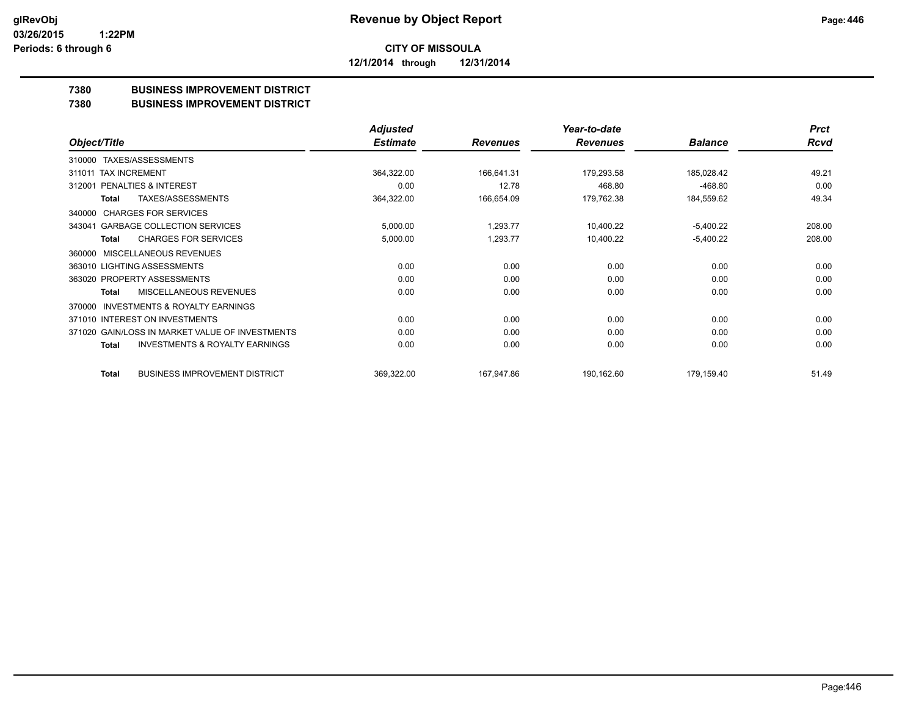**CITY OF MISSOULA**

**12/1/2014 through 12/31/2014**

## 7380 BUSINESS IMPROVEMENT DISTRICT

## 7380 BUSINESS IMPROVEMENT DISTRICT

| Object/Title | Adjusted Estimate | Revenues | Year-to-date Revenues | Balance | Prct Rcvd |
|---|---|---|---|---|---|
| 310000 TAXES/ASSESSMENTS | | | | | |
| 311011 TAX INCREMENT | 364,322.00 | 166,641.31 | 179,293.58 | 185,028.42 | 49.21 |
| 312001 PENALTIES & INTEREST | 0.00 | 12.78 | 468.80 | -468.80 | 0.00 |
| **Total** TAXES/ASSESSMENTS | 364,322.00 | 166,654.09 | 179,762.38 | 184,559.62 | 49.34 |
| 340000 CHARGES FOR SERVICES | | | | | |
| 343041 GARBAGE COLLECTION SERVICES | 5,000.00 | 1,293.77 | 10,400.22 | -5,400.22 | 208.00 |
| **Total** CHARGES FOR SERVICES | 5,000.00 | 1,293.77 | 10,400.22 | -5,400.22 | 208.00 |
| 360000 MISCELLANEOUS REVENUES | | | | | |
| 363010 LIGHTING ASSESSMENTS | 0.00 | 0.00 | 0.00 | 0.00 | 0.00 |
| 363020 PROPERTY ASSESSMENTS | 0.00 | 0.00 | 0.00 | 0.00 | 0.00 |
| **Total** MISCELLANEOUS REVENUES | 0.00 | 0.00 | 0.00 | 0.00 | 0.00 |
| 370000 INVESTMENTS & ROYALTY EARNINGS | | | | | |
| 371010 INTEREST ON INVESTMENTS | 0.00 | 0.00 | 0.00 | 0.00 | 0.00 |
| 371020 GAIN/LOSS IN MARKET VALUE OF INVESTMENTS | 0.00 | 0.00 | 0.00 | 0.00 | 0.00 |
| **Total** INVESTMENTS & ROYALTY EARNINGS | 0.00 | 0.00 | 0.00 | 0.00 | 0.00 |
| **Total** BUSINESS IMPROVEMENT DISTRICT | 369,322.00 | 167,947.86 | 190,162.60 | 179,159.40 | 51.49 |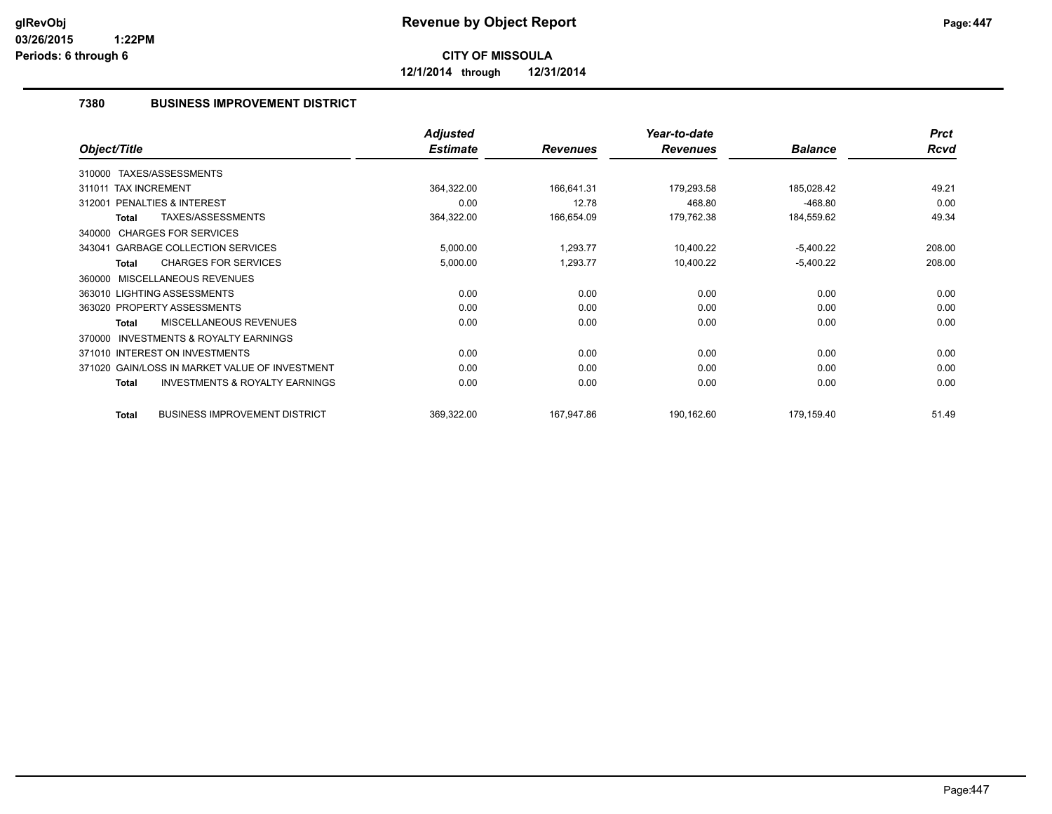# Revenue by Object Report

**CITY OF MISSOULA**

**12/1/2014 through 12/31/2014**

glRevObj
03/26/2015 1:22PM
Periods: 6 through 6

## 7380 BUSINESS IMPROVEMENT DISTRICT

| Object/Title | Adjusted Estimate | Revenues | Year-to-date Revenues | Balance | Prct Rcvd |
|---|---|---|---|---|---|
| 310000 TAXES/ASSESSMENTS | | | | | |
| 311011 TAX INCREMENT | 364,322.00 | 166,641.31 | 179,293.58 | 185,028.42 | 49.21 |
| 312001 PENALTIES & INTEREST | 0.00 | 12.78 | 468.80 | -468.80 | 0.00 |
| **Total** TAXES/ASSESSMENTS | 364,322.00 | 166,654.09 | 179,762.38 | 184,559.62 | 49.34 |
| 340000 CHARGES FOR SERVICES | | | | | |
| 343041 GARBAGE COLLECTION SERVICES | 5,000.00 | 1,293.77 | 10,400.22 | -5,400.22 | 208.00 |
| **Total** CHARGES FOR SERVICES | 5,000.00 | 1,293.77 | 10,400.22 | -5,400.22 | 208.00 |
| 360000 MISCELLANEOUS REVENUES | | | | | |
| 363010 LIGHTING ASSESSMENTS | 0.00 | 0.00 | 0.00 | 0.00 | 0.00 |
| 363020 PROPERTY ASSESSMENTS | 0.00 | 0.00 | 0.00 | 0.00 | 0.00 |
| **Total** MISCELLANEOUS REVENUES | 0.00 | 0.00 | 0.00 | 0.00 | 0.00 |
| 370000 INVESTMENTS & ROYALTY EARNINGS | | | | | |
| 371010 INTEREST ON INVESTMENTS | 0.00 | 0.00 | 0.00 | 0.00 | 0.00 |
| 371020 GAIN/LOSS IN MARKET VALUE OF INVESTMENT | 0.00 | 0.00 | 0.00 | 0.00 | 0.00 |
| **Total** INVESTMENTS & ROYALTY EARNINGS | 0.00 | 0.00 | 0.00 | 0.00 | 0.00 |
| **Total** BUSINESS IMPROVEMENT DISTRICT | 369,322.00 | 167,947.86 | 190,162.60 | 179,159.40 | 51.49 |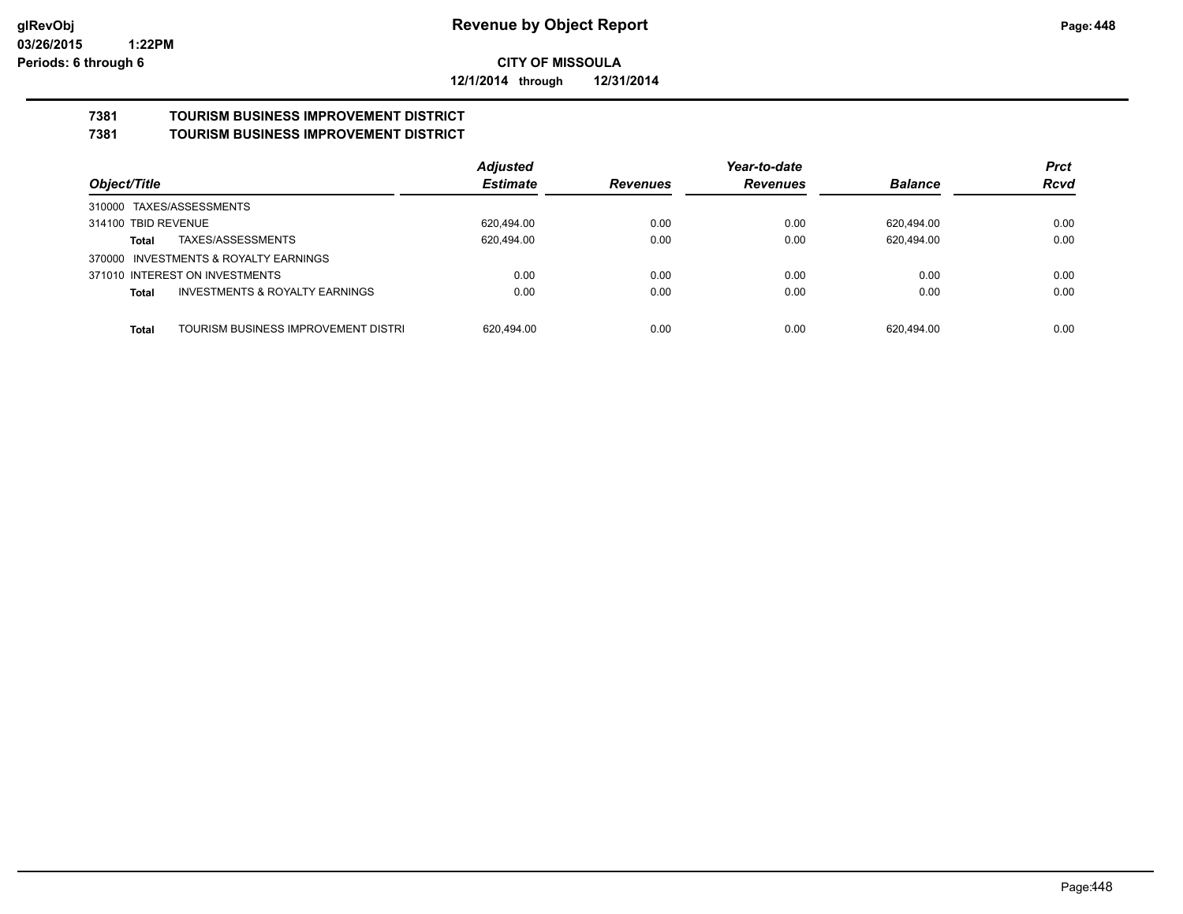**CITY OF MISSOULA**

**12/1/2014 through 12/31/2014**

# Revenue by Object Report

## 7381 TOURISM BUSINESS IMPROVEMENT DISTRICT
## 7381 TOURISM BUSINESS IMPROVEMENT DISTRICT

| Object/Title | | Adjusted Estimate | Revenues | Year-to-date Revenues | Balance | Prct Rcvd |
|---|---|---|---|---|---|---|
| 310000 TAXES/ASSESSMENTS | | | | | | |
| 314100 TBID REVENUE | | 620,494.00 | 0.00 | 0.00 | 620,494.00 | 0.00 |
| **Total** | TAXES/ASSESSMENTS | 620,494.00 | 0.00 | 0.00 | 620,494.00 | 0.00 |
| 370000 INVESTMENTS & ROYALTY EARNINGS | | | | | | |
| 371010 INTEREST ON INVESTMENTS | | 0.00 | 0.00 | 0.00 | 0.00 | 0.00 |
| **Total** | INVESTMENTS & ROYALTY EARNINGS | 0.00 | 0.00 | 0.00 | 0.00 | 0.00 |
| **Total** | TOURISM BUSINESS IMPROVEMENT DISTRI | 620,494.00 | 0.00 | 0.00 | 620,494.00 | 0.00 |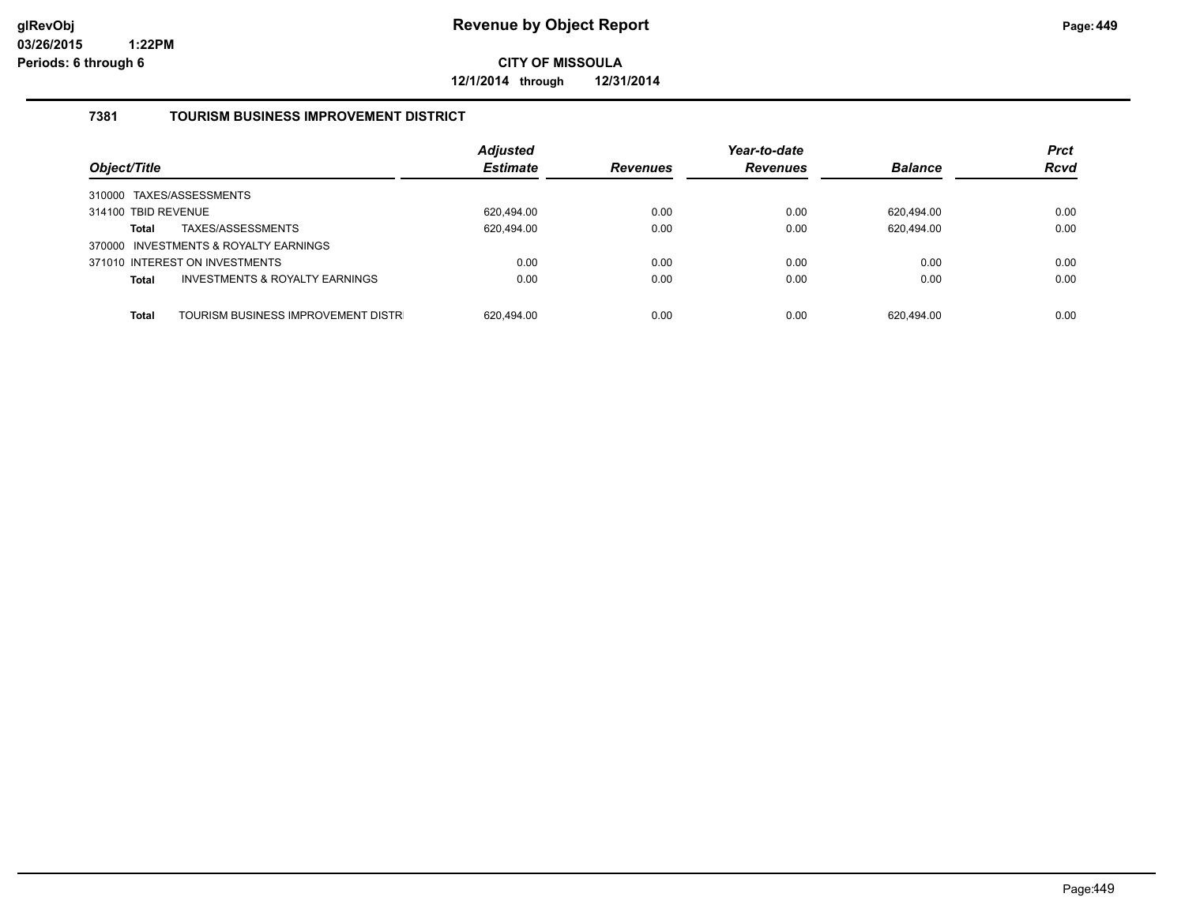# Revenue by Object Report

glRevObj
03/26/2015 1:22PM
Periods: 6 through 6

**CITY OF MISSOULA**

**12/1/2014 through 12/31/2014**

## 7381 TOURISM BUSINESS IMPROVEMENT DISTRICT

| Object/Title | Adjusted Estimate | Revenues | Year-to-date Revenues | Balance | Prct Rcvd |
|---|---|---|---|---|---|
| 310000 TAXES/ASSESSMENTS | | | | | |
| 314100 TBID REVENUE | 620,494.00 | 0.00 | 0.00 | 620,494.00 | 0.00 |
| **Total** TAXES/ASSESSMENTS | 620,494.00 | 0.00 | 0.00 | 620,494.00 | 0.00 |
| 370000 INVESTMENTS & ROYALTY EARNINGS | | | | | |
| 371010 INTEREST ON INVESTMENTS | 0.00 | 0.00 | 0.00 | 0.00 | 0.00 |
| **Total** INVESTMENTS & ROYALTY EARNINGS | 0.00 | 0.00 | 0.00 | 0.00 | 0.00 |
| **Total** TOURISM BUSINESS IMPROVEMENT DISTR | 620,494.00 | 0.00 | 0.00 | 620,494.00 | 0.00 |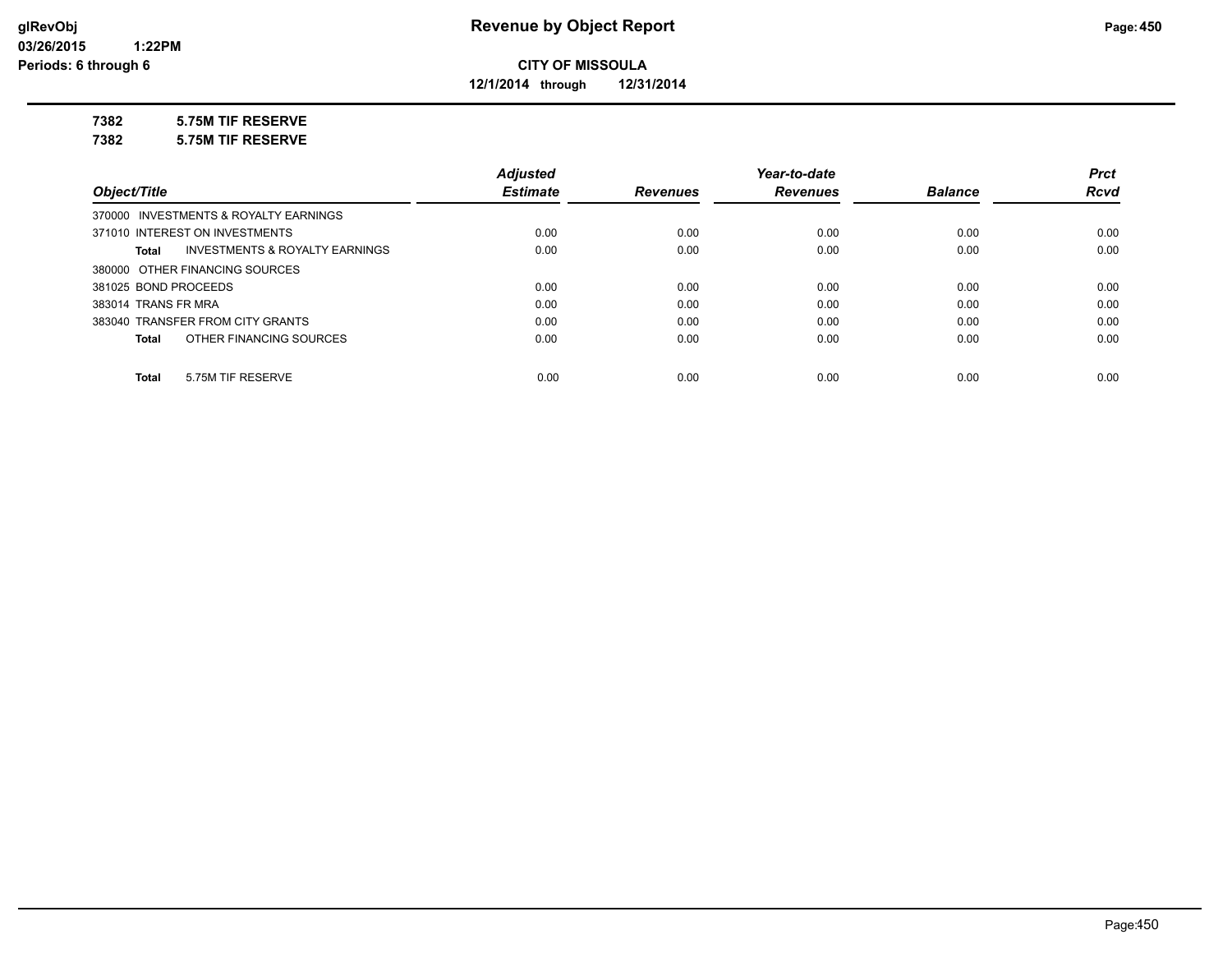**CITY OF MISSOULA**

**12/1/2014 through 12/31/2014**

**7382 5.75M TIF RESERVE**

**7382 5.75M TIF RESERVE**

| Object/Title | Adjusted Estimate | Revenues | Year-to-date Revenues | Balance | Prct Rcvd |
|---|---|---|---|---|---|
| 370000 INVESTMENTS & ROYALTY EARNINGS | | | | | |
| 371010 INTEREST ON INVESTMENTS | 0.00 | 0.00 | 0.00 | 0.00 | 0.00 |
| **Total** INVESTMENTS & ROYALTY EARNINGS | 0.00 | 0.00 | 0.00 | 0.00 | 0.00 |
| 380000 OTHER FINANCING SOURCES | | | | | |
| 381025 BOND PROCEEDS | 0.00 | 0.00 | 0.00 | 0.00 | 0.00 |
| 383014 TRANS FR MRA | 0.00 | 0.00 | 0.00 | 0.00 | 0.00 |
| 383040 TRANSFER FROM CITY GRANTS | 0.00 | 0.00 | 0.00 | 0.00 | 0.00 |
| **Total** OTHER FINANCING SOURCES | 0.00 | 0.00 | 0.00 | 0.00 | 0.00 |
| **Total** 5.75M TIF RESERVE | 0.00 | 0.00 | 0.00 | 0.00 | 0.00 |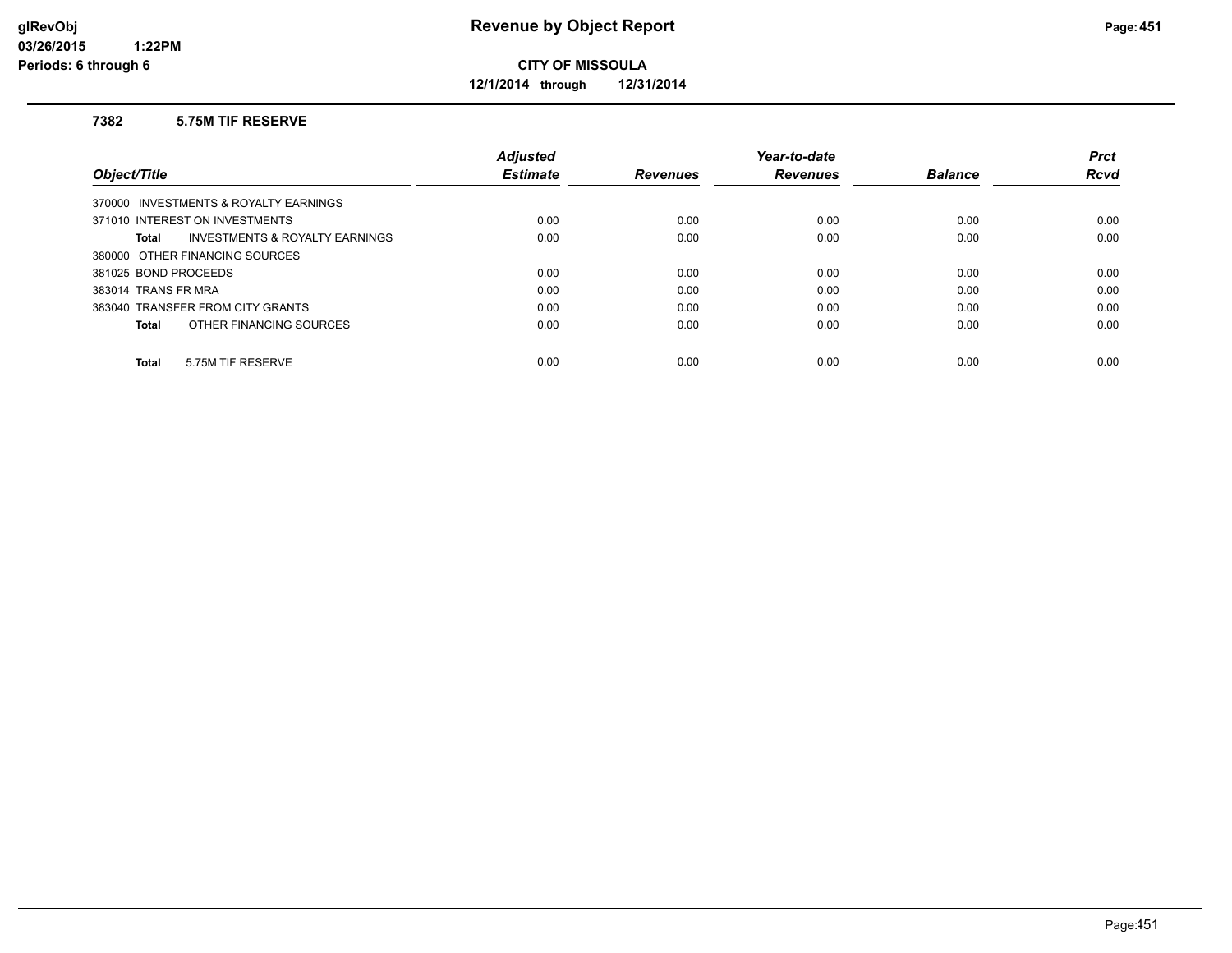# Revenue by Object Report

**CITY OF MISSOULA**

**12/1/2014 through 12/31/2014**

glRevObj
03/26/2015 1:22PM
Periods: 6 through 6

### 7382 5.75M TIF RESERVE

| Object/Title | Adjusted Estimate | Revenues | Year-to-date Revenues | Balance | Prct Rcvd |
|---|---|---|---|---|---|
| 370000 INVESTMENTS & ROYALTY EARNINGS | | | | | |
| 371010 INTEREST ON INVESTMENTS | 0.00 | 0.00 | 0.00 | 0.00 | 0.00 |
| **Total** INVESTMENTS & ROYALTY EARNINGS | 0.00 | 0.00 | 0.00 | 0.00 | 0.00 |
| 380000 OTHER FINANCING SOURCES | | | | | |
| 381025 BOND PROCEEDS | 0.00 | 0.00 | 0.00 | 0.00 | 0.00 |
| 383014 TRANS FR MRA | 0.00 | 0.00 | 0.00 | 0.00 | 0.00 |
| 383040 TRANSFER FROM CITY GRANTS | 0.00 | 0.00 | 0.00 | 0.00 | 0.00 |
| **Total** OTHER FINANCING SOURCES | 0.00 | 0.00 | 0.00 | 0.00 | 0.00 |
| **Total** 5.75M TIF RESERVE | 0.00 | 0.00 | 0.00 | 0.00 | 0.00 |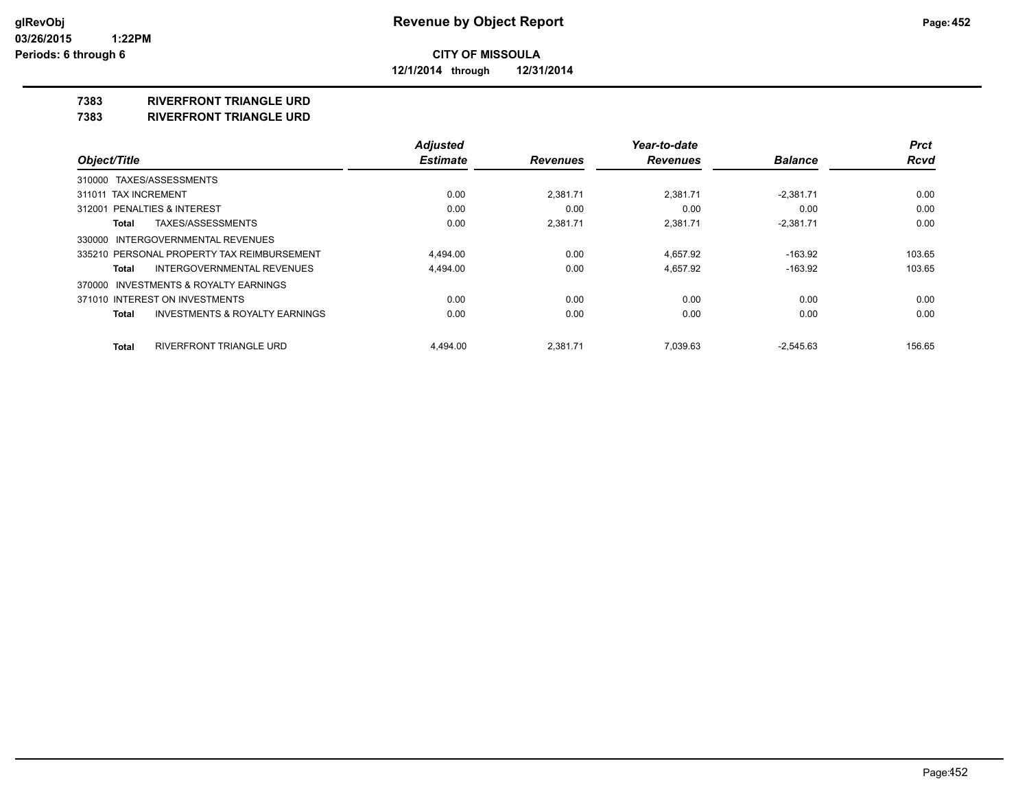**glRevObj**
**03/26/2015 1:22PM**
**Periods: 6 through 6**

# Revenue by Object Report

**CITY OF MISSOULA**

**12/1/2014 through 12/31/2014**

## 7383 RIVERFRONT TRIANGLE URD
## 7383 RIVERFRONT TRIANGLE URD

| *Object/Title* | *Adjusted Estimate* | *Revenues* | *Year-to-date Revenues* | *Balance* | *Prct Rcvd* |
|---|---|---|---|---|---|
| 310000 TAXES/ASSESSMENTS | | | | | |
| 311011 TAX INCREMENT | 0.00 | 2,381.71 | 2,381.71 | -2,381.71 | 0.00 |
| 312001 PENALTIES & INTEREST | 0.00 | 0.00 | 0.00 | 0.00 | 0.00 |
| **Total** TAXES/ASSESSMENTS | 0.00 | 2,381.71 | 2,381.71 | -2,381.71 | 0.00 |
| 330000 INTERGOVERNMENTAL REVENUES | | | | | |
| 335210 PERSONAL PROPERTY TAX REIMBURSEMENT | 4,494.00 | 0.00 | 4,657.92 | -163.92 | 103.65 |
| **Total** INTERGOVERNMENTAL REVENUES | 4,494.00 | 0.00 | 4,657.92 | -163.92 | 103.65 |
| 370000 INVESTMENTS & ROYALTY EARNINGS | | | | | |
| 371010 INTEREST ON INVESTMENTS | 0.00 | 0.00 | 0.00 | 0.00 | 0.00 |
| **Total** INVESTMENTS & ROYALTY EARNINGS | 0.00 | 0.00 | 0.00 | 0.00 | 0.00 |
| **Total** RIVERFRONT TRIANGLE URD | 4,494.00 | 2,381.71 | 7,039.63 | -2,545.63 | 156.65 |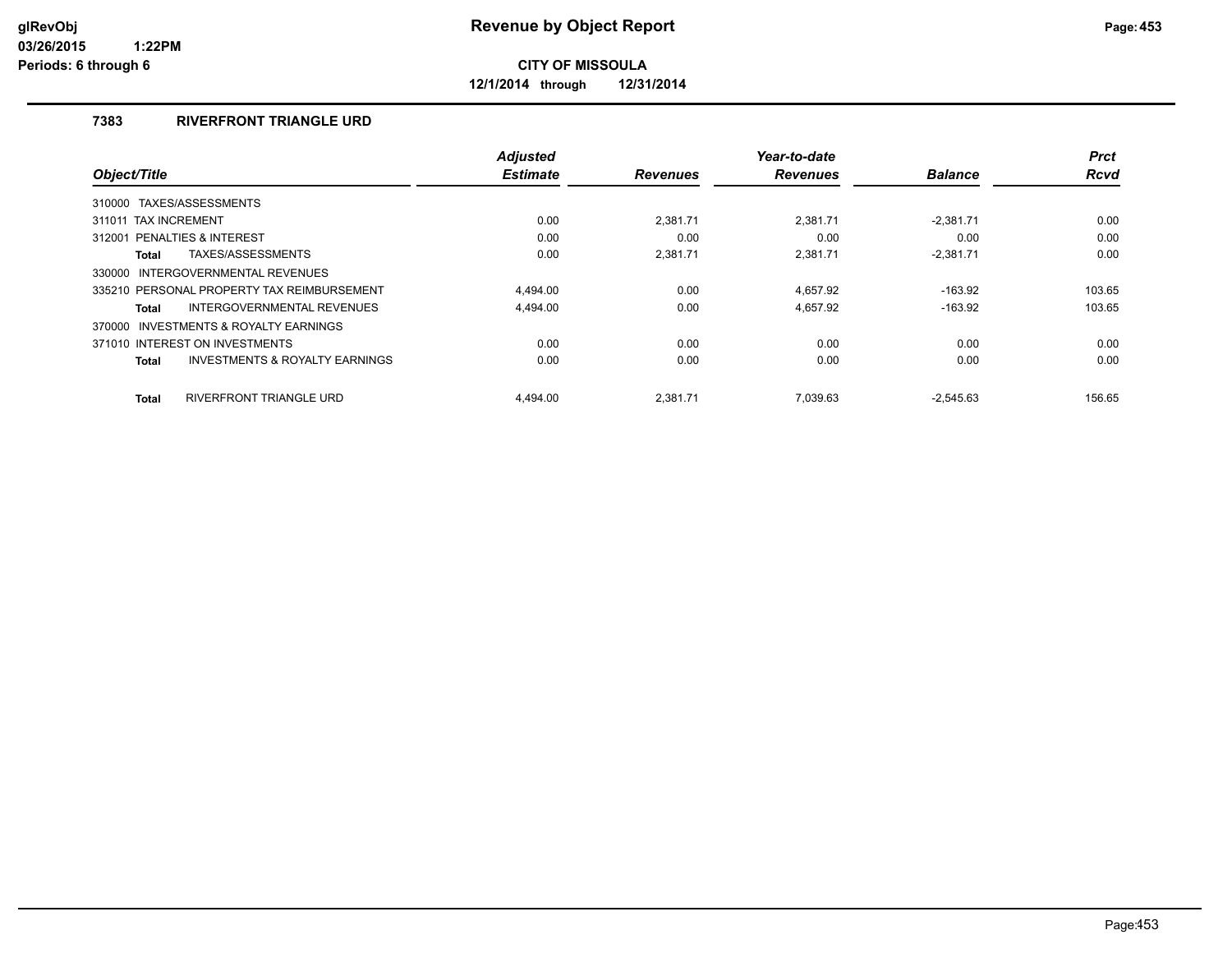# Revenue by Object Report

**CITY OF MISSOULA**

**12/1/2014 through 12/31/2014**

glRevObj
03/26/2015 1:22PM
Periods: 6 through 6

### 7383 RIVERFRONT TRIANGLE URD

| Object/Title | Adjusted Estimate | Revenues | Year-to-date Revenues | Balance | Prct Rcvd |
|---|---|---|---|---|---|
| 310000 TAXES/ASSESSMENTS | | | | | |
| 311011 TAX INCREMENT | 0.00 | 2,381.71 | 2,381.71 | -2,381.71 | 0.00 |
| 312001 PENALTIES & INTEREST | 0.00 | 0.00 | 0.00 | 0.00 | 0.00 |
| **Total** TAXES/ASSESSMENTS | 0.00 | 2,381.71 | 2,381.71 | -2,381.71 | 0.00 |
| 330000 INTERGOVERNMENTAL REVENUES | | | | | |
| 335210 PERSONAL PROPERTY TAX REIMBURSEMENT | 4,494.00 | 0.00 | 4,657.92 | -163.92 | 103.65 |
| **Total** INTERGOVERNMENTAL REVENUES | 4,494.00 | 0.00 | 4,657.92 | -163.92 | 103.65 |
| 370000 INVESTMENTS & ROYALTY EARNINGS | | | | | |
| 371010 INTEREST ON INVESTMENTS | 0.00 | 0.00 | 0.00 | 0.00 | 0.00 |
| **Total** INVESTMENTS & ROYALTY EARNINGS | 0.00 | 0.00 | 0.00 | 0.00 | 0.00 |
| **Total** RIVERFRONT TRIANGLE URD | 4,494.00 | 2,381.71 | 7,039.63 | -2,545.63 | 156.65 |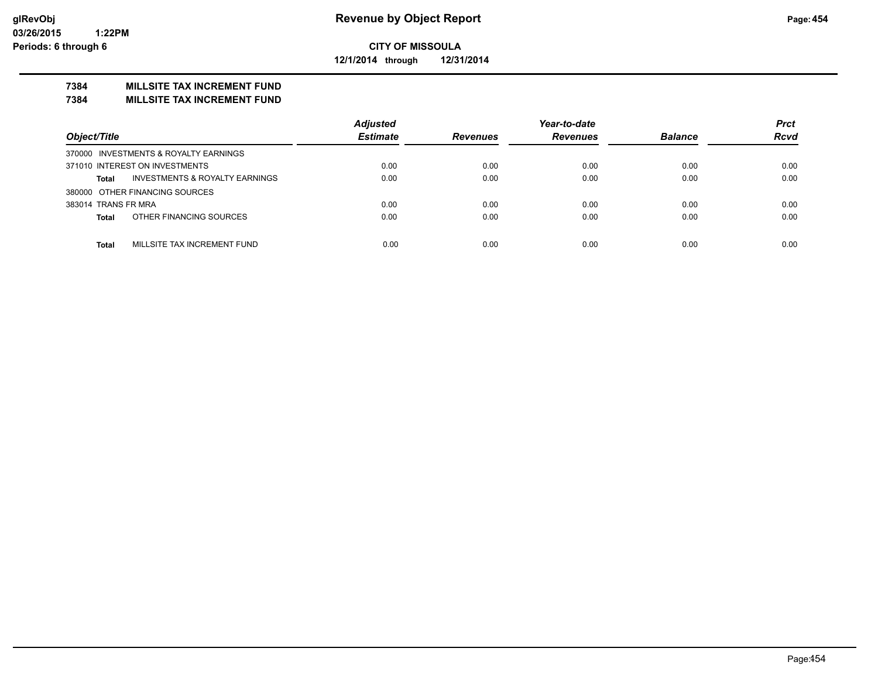**CITY OF MISSOULA**

**12/1/2014 through 12/31/2014**

**7384 MILLSITE TAX INCREMENT FUND**

**7384 MILLSITE TAX INCREMENT FUND**

| Object/Title | Adjusted Estimate | Revenues | Year-to-date Revenues | Balance | Prct Rcvd |
|---|---|---|---|---|---|
| 370000 INVESTMENTS & ROYALTY EARNINGS | | | | | |
| 371010 INTEREST ON INVESTMENTS | 0.00 | 0.00 | 0.00 | 0.00 | 0.00 |
| **Total** INVESTMENTS & ROYALTY EARNINGS | 0.00 | 0.00 | 0.00 | 0.00 | 0.00 |
| 380000 OTHER FINANCING SOURCES | | | | | |
| 383014 TRANS FR MRA | 0.00 | 0.00 | 0.00 | 0.00 | 0.00 |
| **Total** OTHER FINANCING SOURCES | 0.00 | 0.00 | 0.00 | 0.00 | 0.00 |
| **Total** MILLSITE TAX INCREMENT FUND | 0.00 | 0.00 | 0.00 | 0.00 | 0.00 |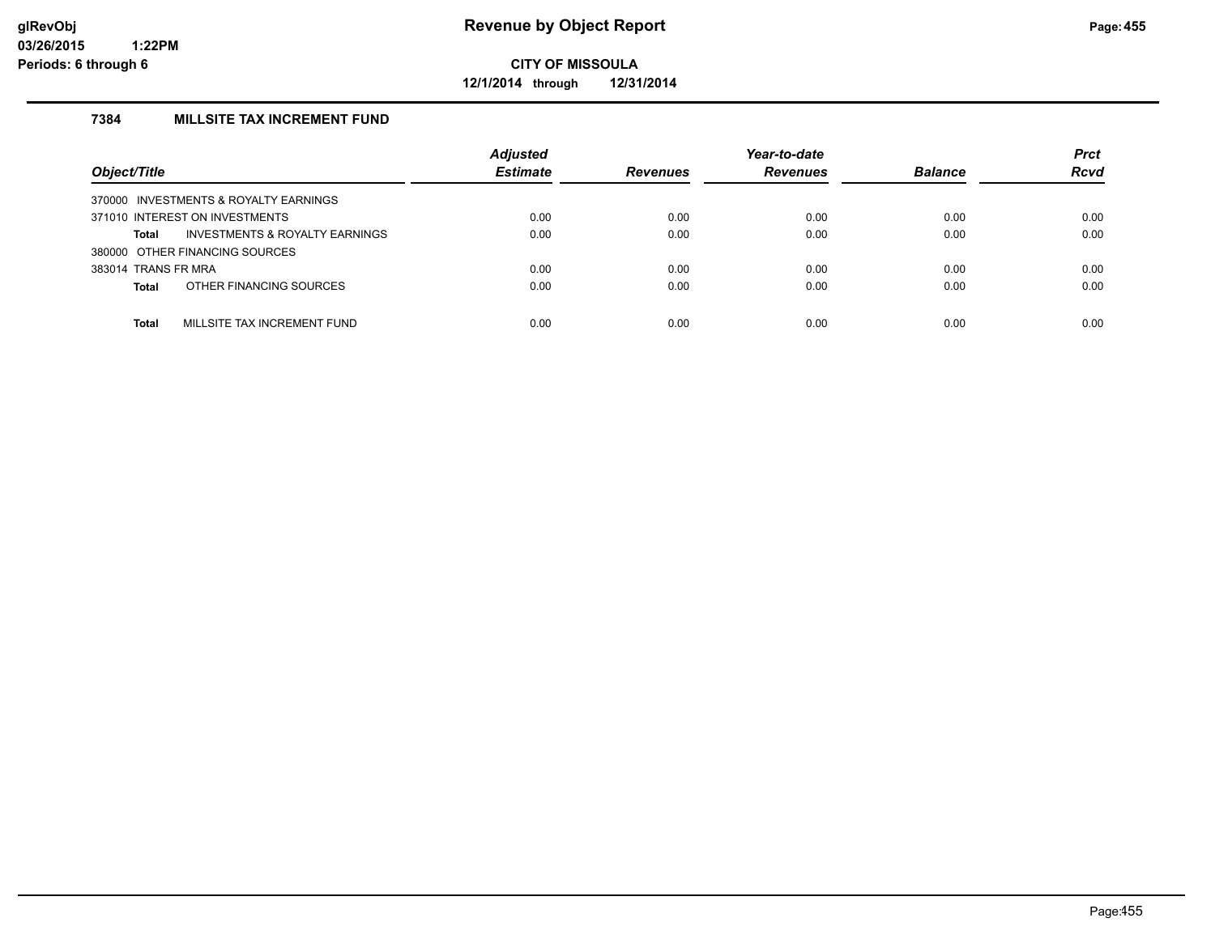**Revenue by Object Report**

**CITY OF MISSOULA**

**12/1/2014 through 12/31/2014**

glRevObj
03/26/2015 1:22PM
Periods: 6 through 6

### 7384 MILLSITE TAX INCREMENT FUND

| Object/Title | Adjusted Estimate | Revenues | Year-to-date Revenues | Balance | Prct Rcvd |
|---|---|---|---|---|---|
| 370000 INVESTMENTS & ROYALTY EARNINGS | | | | | |
| 371010 INTEREST ON INVESTMENTS | 0.00 | 0.00 | 0.00 | 0.00 | 0.00 |
| **Total** INVESTMENTS & ROYALTY EARNINGS | 0.00 | 0.00 | 0.00 | 0.00 | 0.00 |
| 380000 OTHER FINANCING SOURCES | | | | | |
| 383014 TRANS FR MRA | 0.00 | 0.00 | 0.00 | 0.00 | 0.00 |
| **Total** OTHER FINANCING SOURCES | 0.00 | 0.00 | 0.00 | 0.00 | 0.00 |
| **Total** MILLSITE TAX INCREMENT FUND | 0.00 | 0.00 | 0.00 | 0.00 | 0.00 |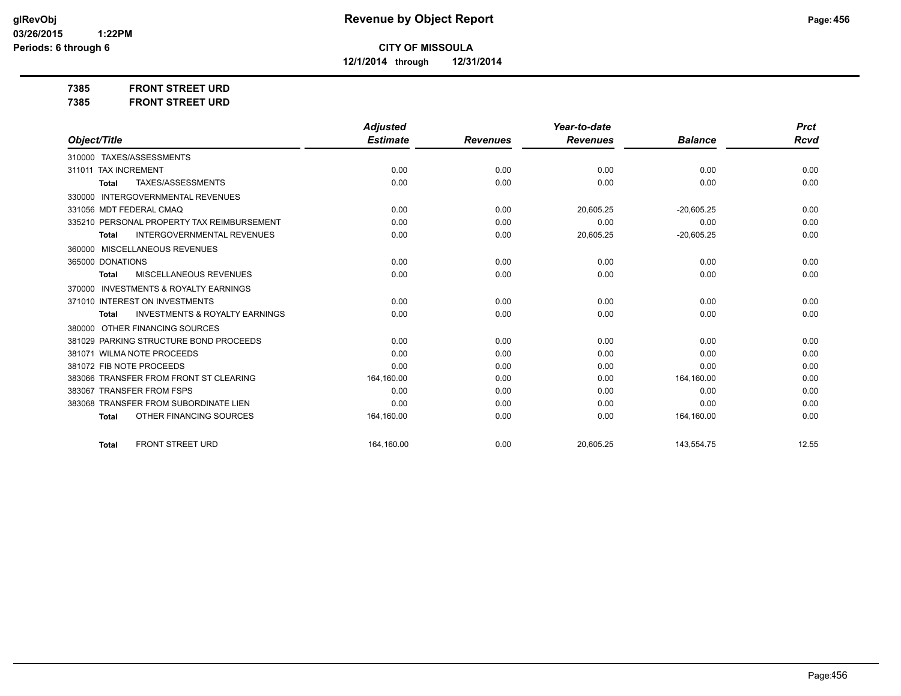**CITY OF MISSOULA**

**12/1/2014 through 12/31/2014**

**7385 FRONT STREET URD**

**7385 FRONT STREET URD**

| Object/Title | Adjusted Estimate | Revenues | Year-to-date Revenues | Balance | Prct Rcvd |
|---|---|---|---|---|---|
| 310000 TAXES/ASSESSMENTS | | | | | |
| 311011 TAX INCREMENT | 0.00 | 0.00 | 0.00 | 0.00 | 0.00 |
| **Total** TAXES/ASSESSMENTS | 0.00 | 0.00 | 0.00 | 0.00 | 0.00 |
| 330000 INTERGOVERNMENTAL REVENUES | | | | | |
| 331056 MDT FEDERAL CMAQ | 0.00 | 0.00 | 20,605.25 | -20,605.25 | 0.00 |
| 335210 PERSONAL PROPERTY TAX REIMBURSEMENT | 0.00 | 0.00 | 0.00 | 0.00 | 0.00 |
| **Total** INTERGOVERNMENTAL REVENUES | 0.00 | 0.00 | 20,605.25 | -20,605.25 | 0.00 |
| 360000 MISCELLANEOUS REVENUES | | | | | |
| 365000 DONATIONS | 0.00 | 0.00 | 0.00 | 0.00 | 0.00 |
| **Total** MISCELLANEOUS REVENUES | 0.00 | 0.00 | 0.00 | 0.00 | 0.00 |
| 370000 INVESTMENTS & ROYALTY EARNINGS | | | | | |
| 371010 INTEREST ON INVESTMENTS | 0.00 | 0.00 | 0.00 | 0.00 | 0.00 |
| **Total** INVESTMENTS & ROYALTY EARNINGS | 0.00 | 0.00 | 0.00 | 0.00 | 0.00 |
| 380000 OTHER FINANCING SOURCES | | | | | |
| 381029 PARKING STRUCTURE BOND PROCEEDS | 0.00 | 0.00 | 0.00 | 0.00 | 0.00 |
| 381071 WILMA NOTE PROCEEDS | 0.00 | 0.00 | 0.00 | 0.00 | 0.00 |
| 381072 FIB NOTE PROCEEDS | 0.00 | 0.00 | 0.00 | 0.00 | 0.00 |
| 383066 TRANSFER FROM FRONT ST CLEARING | 164,160.00 | 0.00 | 0.00 | 164,160.00 | 0.00 |
| 383067 TRANSFER FROM FSPS | 0.00 | 0.00 | 0.00 | 0.00 | 0.00 |
| 383068 TRANSFER FROM SUBORDINATE LIEN | 0.00 | 0.00 | 0.00 | 0.00 | 0.00 |
| **Total** OTHER FINANCING SOURCES | 164,160.00 | 0.00 | 0.00 | 164,160.00 | 0.00 |
| **Total** FRONT STREET URD | 164,160.00 | 0.00 | 20,605.25 | 143,554.75 | 12.55 |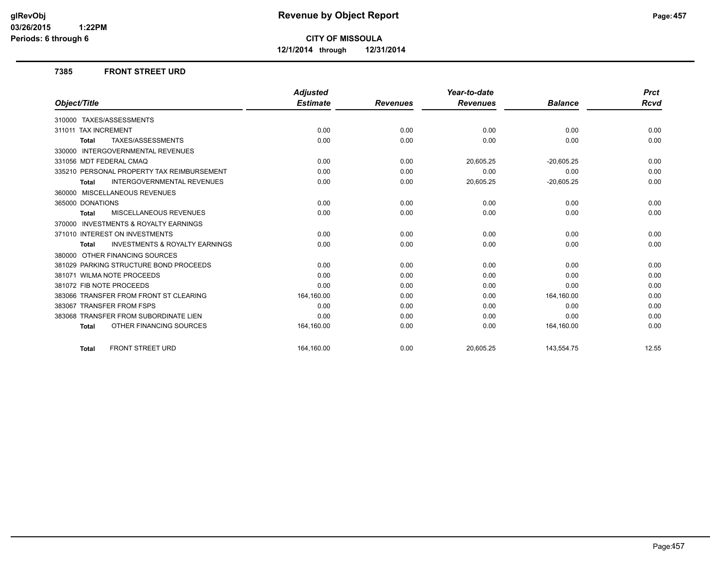# Revenue by Object Report

**CITY OF MISSOULA**

**12/1/2014 through 12/31/2014**

### 7385 FRONT STREET URD

| Object/Title | Adjusted Estimate | Revenues | Year-to-date Revenues | Balance | Prct Rcvd |
|---|---|---|---|---|---|
| 310000 TAXES/ASSESSMENTS | | | | | |
| 311011 TAX INCREMENT | 0.00 | 0.00 | 0.00 | 0.00 | 0.00 |
| **Total** TAXES/ASSESSMENTS | 0.00 | 0.00 | 0.00 | 0.00 | 0.00 |
| 330000 INTERGOVERNMENTAL REVENUES | | | | | |
| 331056 MDT FEDERAL CMAQ | 0.00 | 0.00 | 20,605.25 | -20,605.25 | 0.00 |
| 335210 PERSONAL PROPERTY TAX REIMBURSEMENT | 0.00 | 0.00 | 0.00 | 0.00 | 0.00 |
| **Total** INTERGOVERNMENTAL REVENUES | 0.00 | 0.00 | 20,605.25 | -20,605.25 | 0.00 |
| 360000 MISCELLANEOUS REVENUES | | | | | |
| 365000 DONATIONS | 0.00 | 0.00 | 0.00 | 0.00 | 0.00 |
| **Total** MISCELLANEOUS REVENUES | 0.00 | 0.00 | 0.00 | 0.00 | 0.00 |
| 370000 INVESTMENTS & ROYALTY EARNINGS | | | | | |
| 371010 INTEREST ON INVESTMENTS | 0.00 | 0.00 | 0.00 | 0.00 | 0.00 |
| **Total** INVESTMENTS & ROYALTY EARNINGS | 0.00 | 0.00 | 0.00 | 0.00 | 0.00 |
| 380000 OTHER FINANCING SOURCES | | | | | |
| 381029 PARKING STRUCTURE BOND PROCEEDS | 0.00 | 0.00 | 0.00 | 0.00 | 0.00 |
| 381071 WILMA NOTE PROCEEDS | 0.00 | 0.00 | 0.00 | 0.00 | 0.00 |
| 381072 FIB NOTE PROCEEDS | 0.00 | 0.00 | 0.00 | 0.00 | 0.00 |
| 383066 TRANSFER FROM FRONT ST CLEARING | 164,160.00 | 0.00 | 0.00 | 164,160.00 | 0.00 |
| 383067 TRANSFER FROM FSPS | 0.00 | 0.00 | 0.00 | 0.00 | 0.00 |
| 383068 TRANSFER FROM SUBORDINATE LIEN | 0.00 | 0.00 | 0.00 | 0.00 | 0.00 |
| **Total** OTHER FINANCING SOURCES | 164,160.00 | 0.00 | 0.00 | 164,160.00 | 0.00 |
| **Total** FRONT STREET URD | 164,160.00 | 0.00 | 20,605.25 | 143,554.75 | 12.55 |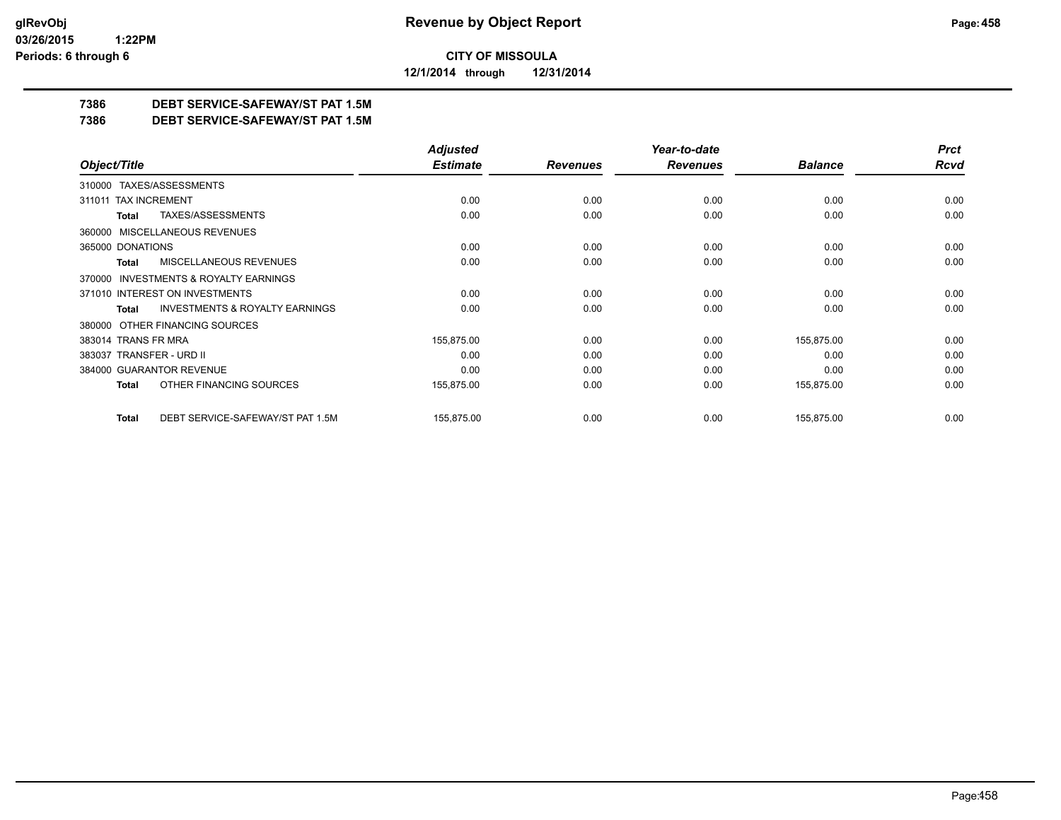**CITY OF MISSOULA**

**12/1/2014 through 12/31/2014**

**7386 DEBT SERVICE-SAFEWAY/ST PAT 1.5M**

**7386 DEBT SERVICE-SAFEWAY/ST PAT 1.5M**

| Object/Title | | Adjusted Estimate | Revenues | Year-to-date Revenues | Balance | Prct Rcvd |
|---|---|---|---|---|---|---|
| 310000 TAXES/ASSESSMENTS | | | | | | |
| 311011 TAX INCREMENT | | 0.00 | 0.00 | 0.00 | 0.00 | 0.00 |
| Total | TAXES/ASSESSMENTS | 0.00 | 0.00 | 0.00 | 0.00 | 0.00 |
| 360000 MISCELLANEOUS REVENUES | | | | | | |
| 365000 DONATIONS | | 0.00 | 0.00 | 0.00 | 0.00 | 0.00 |
| Total | MISCELLANEOUS REVENUES | 0.00 | 0.00 | 0.00 | 0.00 | 0.00 |
| 370000 INVESTMENTS & ROYALTY EARNINGS | | | | | | |
| 371010 INTEREST ON INVESTMENTS | | 0.00 | 0.00 | 0.00 | 0.00 | 0.00 |
| Total | INVESTMENTS & ROYALTY EARNINGS | 0.00 | 0.00 | 0.00 | 0.00 | 0.00 |
| 380000 OTHER FINANCING SOURCES | | | | | | |
| 383014 TRANS FR MRA | | 155,875.00 | 0.00 | 0.00 | 155,875.00 | 0.00 |
| 383037 TRANSFER - URD II | | 0.00 | 0.00 | 0.00 | 0.00 | 0.00 |
| 384000 GUARANTOR REVENUE | | 0.00 | 0.00 | 0.00 | 0.00 | 0.00 |
| Total | OTHER FINANCING SOURCES | 155,875.00 | 0.00 | 0.00 | 155,875.00 | 0.00 |
| Total | DEBT SERVICE-SAFEWAY/ST PAT 1.5M | 155,875.00 | 0.00 | 0.00 | 155,875.00 | 0.00 |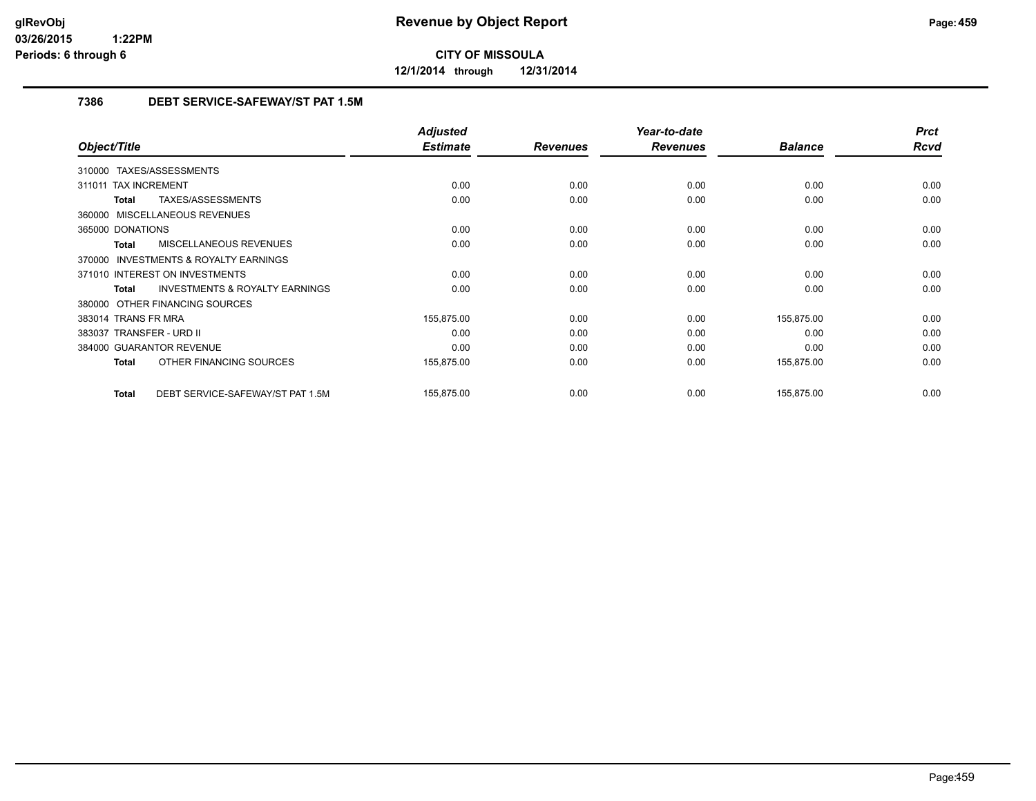# Revenue by Object Report

**CITY OF MISSOULA**

**12/1/2014 through 12/31/2014**

glRevObj
03/26/2015 1:22PM
Periods: 6 through 6

## 7386 DEBT SERVICE-SAFEWAY/ST PAT 1.5M

| Object/Title | Adjusted Estimate | Revenues | Year-to-date Revenues | Balance | Prct Rcvd |
|---|---|---|---|---|---|
| 310000 TAXES/ASSESSMENTS | | | | | |
| 311011 TAX INCREMENT | 0.00 | 0.00 | 0.00 | 0.00 | 0.00 |
| **Total** TAXES/ASSESSMENTS | 0.00 | 0.00 | 0.00 | 0.00 | 0.00 |
| 360000 MISCELLANEOUS REVENUES | | | | | |
| 365000 DONATIONS | 0.00 | 0.00 | 0.00 | 0.00 | 0.00 |
| **Total** MISCELLANEOUS REVENUES | 0.00 | 0.00 | 0.00 | 0.00 | 0.00 |
| 370000 INVESTMENTS & ROYALTY EARNINGS | | | | | |
| 371010 INTEREST ON INVESTMENTS | 0.00 | 0.00 | 0.00 | 0.00 | 0.00 |
| **Total** INVESTMENTS & ROYALTY EARNINGS | 0.00 | 0.00 | 0.00 | 0.00 | 0.00 |
| 380000 OTHER FINANCING SOURCES | | | | | |
| 383014 TRANS FR MRA | 155,875.00 | 0.00 | 0.00 | 155,875.00 | 0.00 |
| 383037 TRANSFER - URD II | 0.00 | 0.00 | 0.00 | 0.00 | 0.00 |
| 384000 GUARANTOR REVENUE | 0.00 | 0.00 | 0.00 | 0.00 | 0.00 |
| **Total** OTHER FINANCING SOURCES | 155,875.00 | 0.00 | 0.00 | 155,875.00 | 0.00 |
| **Total** DEBT SERVICE-SAFEWAY/ST PAT 1.5M | 155,875.00 | 0.00 | 0.00 | 155,875.00 | 0.00 |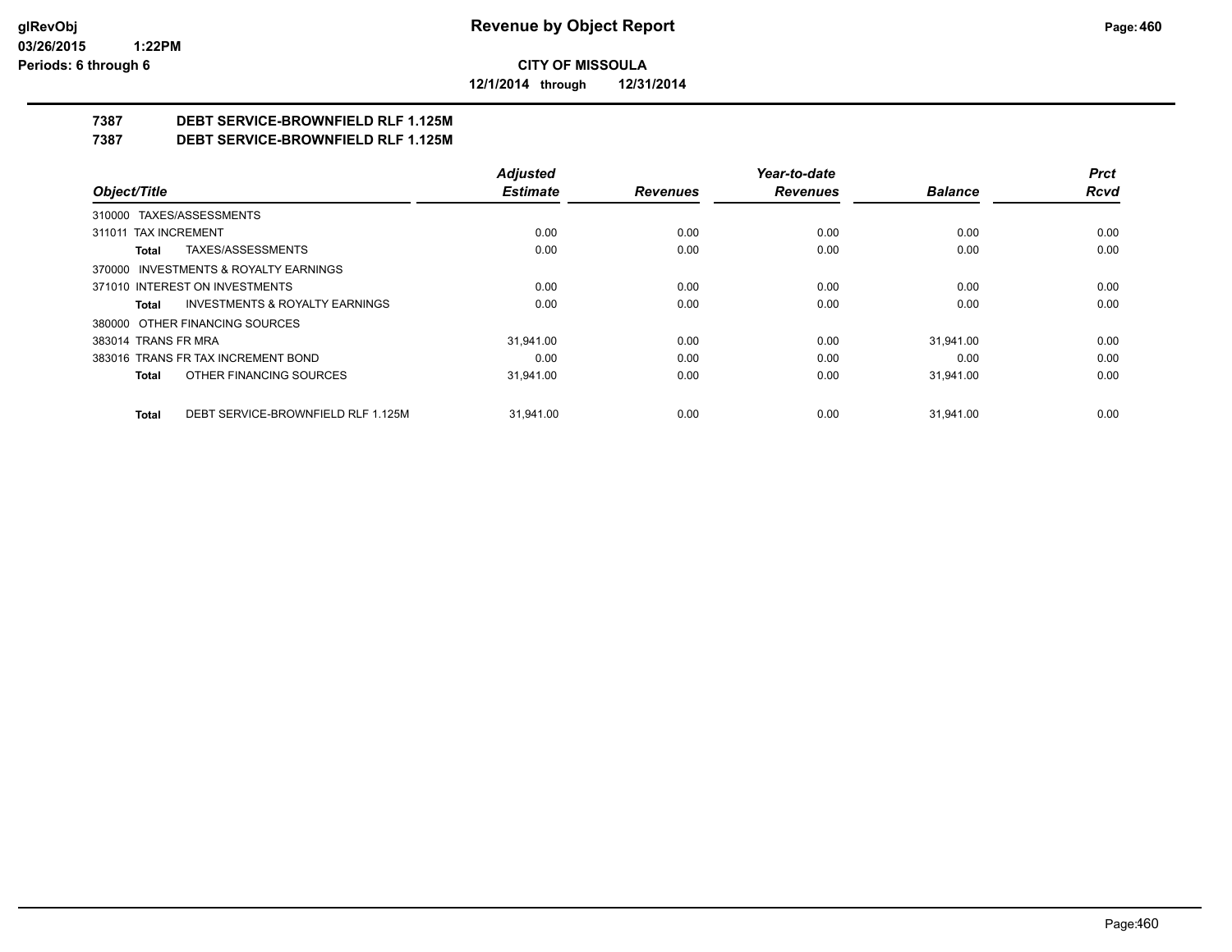**Revenue by Object Report**

**CITY OF MISSOULA**

**12/1/2014 through 12/31/2014**

glRevObj
03/26/2015 1:22PM
Periods: 6 through 6

## 7387 DEBT SERVICE-BROWNFIELD RLF 1.125M
## 7387 DEBT SERVICE-BROWNFIELD RLF 1.125M

| Object/Title | Adjusted Estimate | Revenues | Year-to-date Revenues | Balance | Prct Rcvd |
|---|---|---|---|---|---|
| 310000 TAXES/ASSESSMENTS | | | | | |
| 311011 TAX INCREMENT | 0.00 | 0.00 | 0.00 | 0.00 | 0.00 |
| **Total** TAXES/ASSESSMENTS | 0.00 | 0.00 | 0.00 | 0.00 | 0.00 |
| 370000 INVESTMENTS & ROYALTY EARNINGS | | | | | |
| 371010 INTEREST ON INVESTMENTS | 0.00 | 0.00 | 0.00 | 0.00 | 0.00 |
| **Total** INVESTMENTS & ROYALTY EARNINGS | 0.00 | 0.00 | 0.00 | 0.00 | 0.00 |
| 380000 OTHER FINANCING SOURCES | | | | | |
| 383014 TRANS FR MRA | 31,941.00 | 0.00 | 0.00 | 31,941.00 | 0.00 |
| 383016 TRANS FR TAX INCREMENT BOND | 0.00 | 0.00 | 0.00 | 0.00 | 0.00 |
| **Total** OTHER FINANCING SOURCES | 31,941.00 | 0.00 | 0.00 | 31,941.00 | 0.00 |
| **Total** DEBT SERVICE-BROWNFIELD RLF 1.125M | 31,941.00 | 0.00 | 0.00 | 31,941.00 | 0.00 |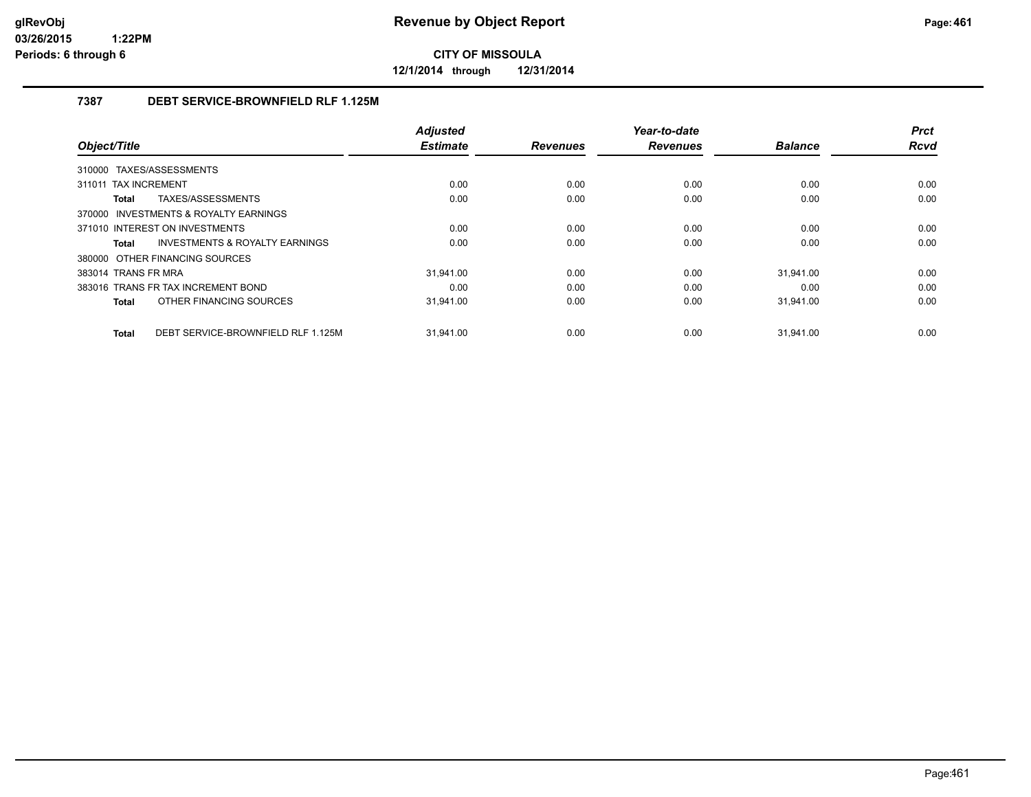# Revenue by Object Report

**CITY OF MISSOULA**

**12/1/2014 through 12/31/2014**

glRevObj
03/26/2015 1:22PM
Periods: 6 through 6

## 7387 DEBT SERVICE-BROWNFIELD RLF 1.125M

| Object/Title | Adjusted Estimate | Revenues | Year-to-date Revenues | Balance | Prct Rcvd |
|---|---|---|---|---|---|
| 310000 TAXES/ASSESSMENTS | | | | | |
| 311011 TAX INCREMENT | 0.00 | 0.00 | 0.00 | 0.00 | 0.00 |
| **Total** TAXES/ASSESSMENTS | 0.00 | 0.00 | 0.00 | 0.00 | 0.00 |
| 370000 INVESTMENTS & ROYALTY EARNINGS | | | | | |
| 371010 INTEREST ON INVESTMENTS | 0.00 | 0.00 | 0.00 | 0.00 | 0.00 |
| **Total** INVESTMENTS & ROYALTY EARNINGS | 0.00 | 0.00 | 0.00 | 0.00 | 0.00 |
| 380000 OTHER FINANCING SOURCES | | | | | |
| 383014 TRANS FR MRA | 31,941.00 | 0.00 | 0.00 | 31,941.00 | 0.00 |
| 383016 TRANS FR TAX INCREMENT BOND | 0.00 | 0.00 | 0.00 | 0.00 | 0.00 |
| **Total** OTHER FINANCING SOURCES | 31,941.00 | 0.00 | 0.00 | 31,941.00 | 0.00 |
| **Total** DEBT SERVICE-BROWNFIELD RLF 1.125M | 31,941.00 | 0.00 | 0.00 | 31,941.00 | 0.00 |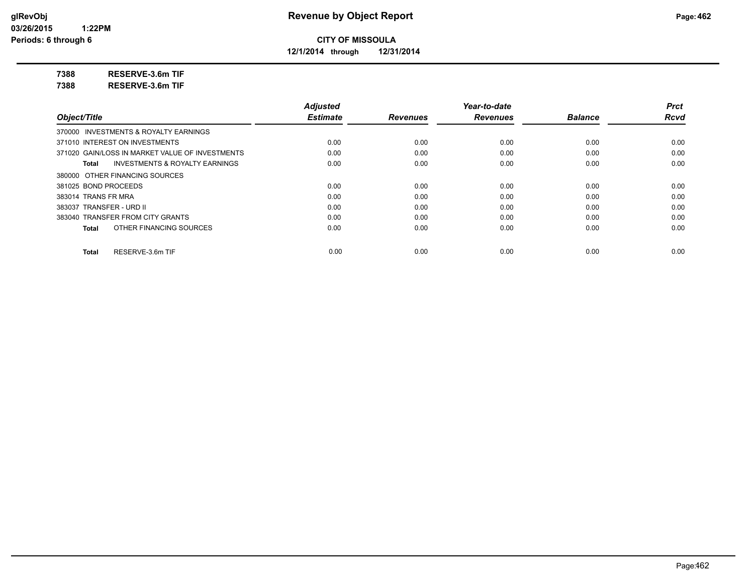**Revenue by Object Report**

**CITY OF MISSOULA**

**12/1/2014 through 12/31/2014**

**7388 RESERVE-3.6m TIF**

**7388 RESERVE-3.6m TIF**

| Object/Title | Adjusted Estimate | Revenues | Year-to-date Revenues | Balance | Prct Rcvd |
|---|---|---|---|---|---|
| 370000 INVESTMENTS & ROYALTY EARNINGS | | | | | |
| 371010 INTEREST ON INVESTMENTS | 0.00 | 0.00 | 0.00 | 0.00 | 0.00 |
| 371020 GAIN/LOSS IN MARKET VALUE OF INVESTMENTS | 0.00 | 0.00 | 0.00 | 0.00 | 0.00 |
| **Total** INVESTMENTS & ROYALTY EARNINGS | 0.00 | 0.00 | 0.00 | 0.00 | 0.00 |
| 380000 OTHER FINANCING SOURCES | | | | | |
| 381025 BOND PROCEEDS | 0.00 | 0.00 | 0.00 | 0.00 | 0.00 |
| 383014 TRANS FR MRA | 0.00 | 0.00 | 0.00 | 0.00 | 0.00 |
| 383037 TRANSFER - URD II | 0.00 | 0.00 | 0.00 | 0.00 | 0.00 |
| 383040 TRANSFER FROM CITY GRANTS | 0.00 | 0.00 | 0.00 | 0.00 | 0.00 |
| **Total** OTHER FINANCING SOURCES | 0.00 | 0.00 | 0.00 | 0.00 | 0.00 |
| **Total** RESERVE-3.6m TIF | 0.00 | 0.00 | 0.00 | 0.00 | 0.00 |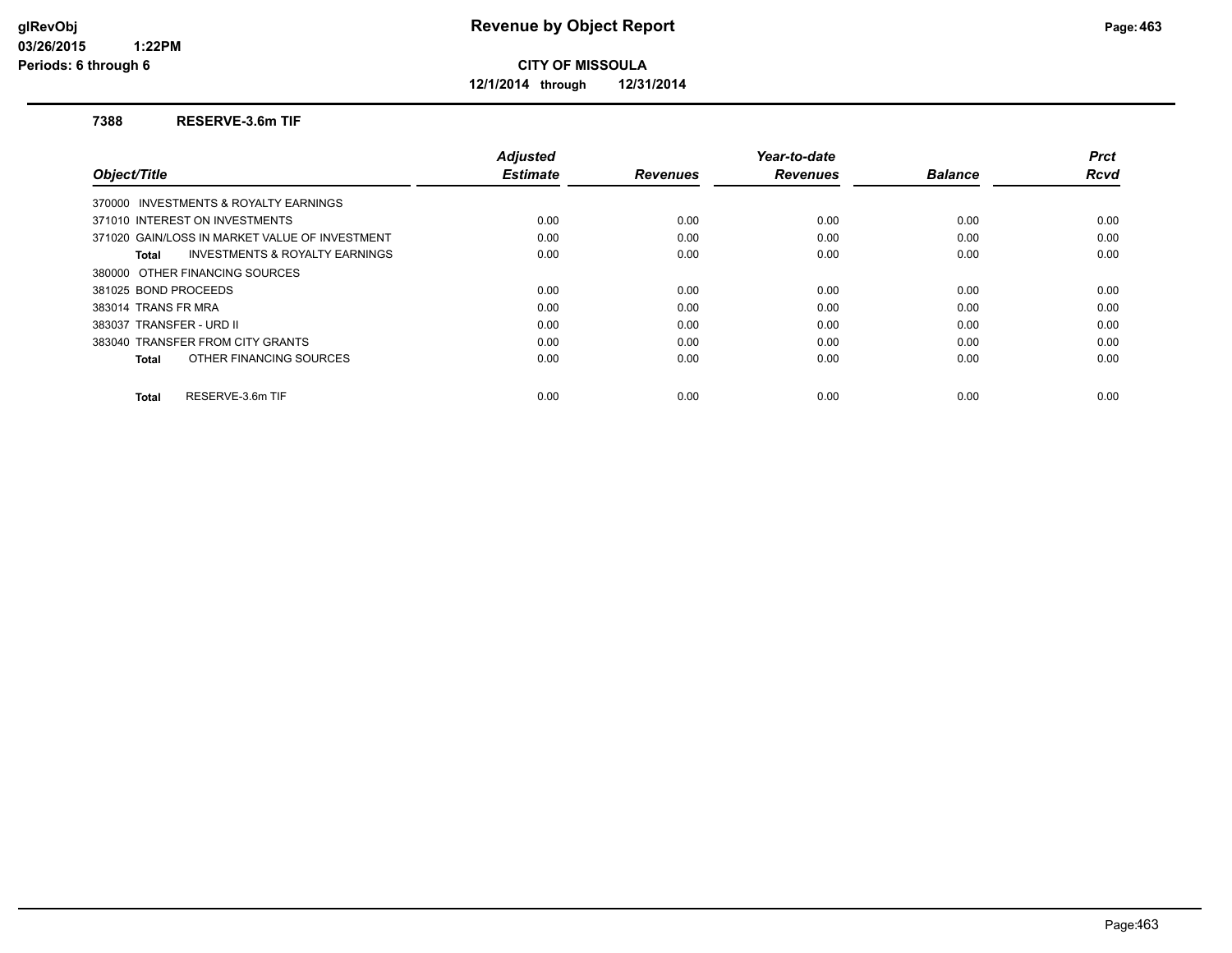**glRevObj**
**03/26/2015 1:22PM**
**Periods: 6 through 6**

# Revenue by Object Report

**CITY OF MISSOULA**

**12/1/2014 through 12/31/2014**

## 7388 RESERVE-3.6m TIF

| Object/Title | Adjusted Estimate | Revenues | Year-to-date Revenues | Balance | Prct Rcvd |
|---|---|---|---|---|---|
| 370000 INVESTMENTS & ROYALTY EARNINGS | | | | | |
| 371010 INTEREST ON INVESTMENTS | 0.00 | 0.00 | 0.00 | 0.00 | 0.00 |
| 371020 GAIN/LOSS IN MARKET VALUE OF INVESTMENT | 0.00 | 0.00 | 0.00 | 0.00 | 0.00 |
| **Total** INVESTMENTS & ROYALTY EARNINGS | 0.00 | 0.00 | 0.00 | 0.00 | 0.00 |
| 380000 OTHER FINANCING SOURCES | | | | | |
| 381025 BOND PROCEEDS | 0.00 | 0.00 | 0.00 | 0.00 | 0.00 |
| 383014 TRANS FR MRA | 0.00 | 0.00 | 0.00 | 0.00 | 0.00 |
| 383037 TRANSFER - URD II | 0.00 | 0.00 | 0.00 | 0.00 | 0.00 |
| 383040 TRANSFER FROM CITY GRANTS | 0.00 | 0.00 | 0.00 | 0.00 | 0.00 |
| **Total** OTHER FINANCING SOURCES | 0.00 | 0.00 | 0.00 | 0.00 | 0.00 |
| **Total** RESERVE-3.6m TIF | 0.00 | 0.00 | 0.00 | 0.00 | 0.00 |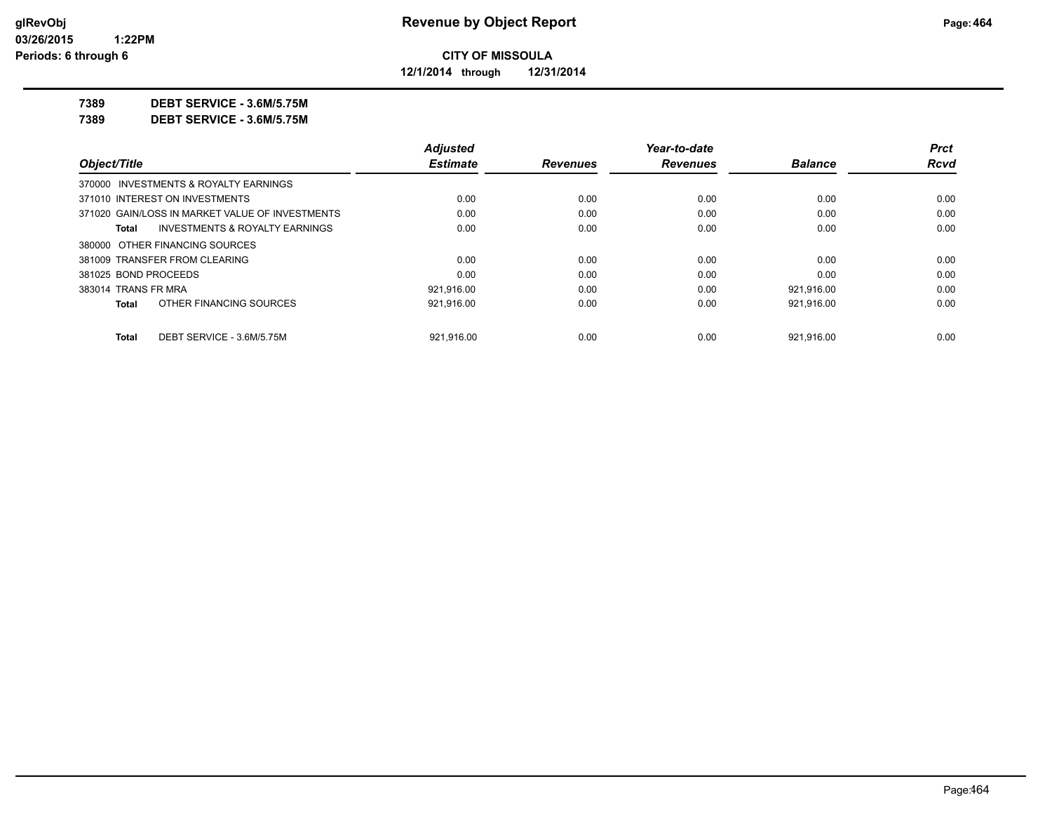**Revenue by Object Report**

**CITY OF MISSOULA**

**12/1/2014 through 12/31/2014**

glRevObj
03/26/2015 1:22PM
Periods: 6 through 6

**7389 DEBT SERVICE - 3.6M/5.75M**

**7389 DEBT SERVICE - 3.6M/5.75M**

| Object/Title | Adjusted Estimate | Revenues | Year-to-date Revenues | Balance | Prct Rcvd |
|---|---|---|---|---|---|
| 370000 INVESTMENTS & ROYALTY EARNINGS | | | | | |
| 371010 INTEREST ON INVESTMENTS | 0.00 | 0.00 | 0.00 | 0.00 | 0.00 |
| 371020 GAIN/LOSS IN MARKET VALUE OF INVESTMENTS | 0.00 | 0.00 | 0.00 | 0.00 | 0.00 |
| **Total** INVESTMENTS & ROYALTY EARNINGS | 0.00 | 0.00 | 0.00 | 0.00 | 0.00 |
| 380000 OTHER FINANCING SOURCES | | | | | |
| 381009 TRANSFER FROM CLEARING | 0.00 | 0.00 | 0.00 | 0.00 | 0.00 |
| 381025 BOND PROCEEDS | 0.00 | 0.00 | 0.00 | 0.00 | 0.00 |
| 383014 TRANS FR MRA | 921,916.00 | 0.00 | 0.00 | 921,916.00 | 0.00 |
| **Total** OTHER FINANCING SOURCES | 921,916.00 | 0.00 | 0.00 | 921,916.00 | 0.00 |
| **Total** DEBT SERVICE - 3.6M/5.75M | 921,916.00 | 0.00 | 0.00 | 921,916.00 | 0.00 |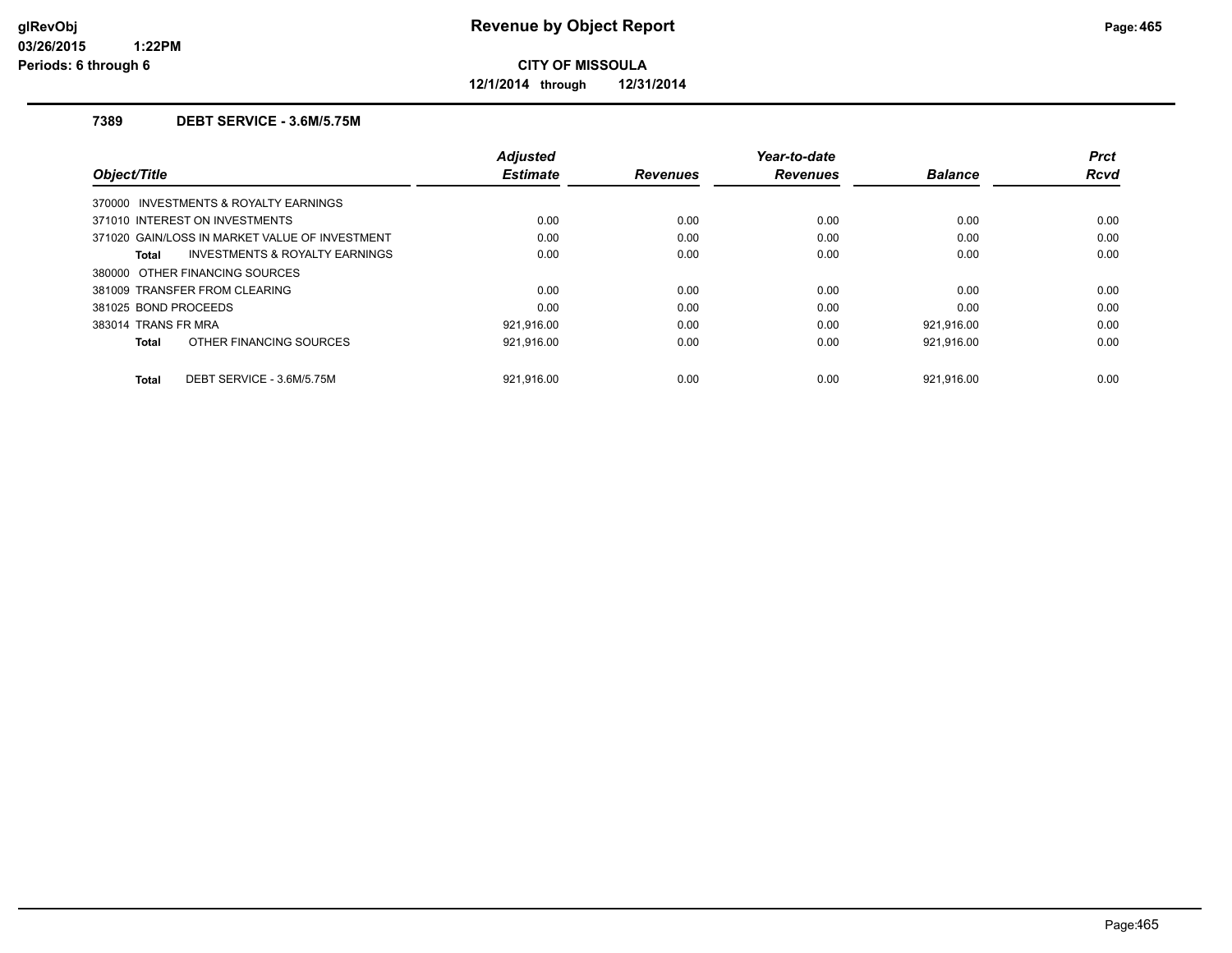# Revenue by Object Report

**CITY OF MISSOULA**

**12/1/2014 through 12/31/2014**

glRevObj
03/26/2015 1:22PM
Periods: 6 through 6

## 7389 DEBT SERVICE - 3.6M/5.75M

| Object/Title | Adjusted Estimate | Revenues | Year-to-date Revenues | Balance | Prct Rcvd |
|---|---|---|---|---|---|
| 370000 INVESTMENTS & ROYALTY EARNINGS | | | | | |
| 371010 INTEREST ON INVESTMENTS | 0.00 | 0.00 | 0.00 | 0.00 | 0.00 |
| 371020 GAIN/LOSS IN MARKET VALUE OF INVESTMENT | 0.00 | 0.00 | 0.00 | 0.00 | 0.00 |
| **Total** INVESTMENTS & ROYALTY EARNINGS | 0.00 | 0.00 | 0.00 | 0.00 | 0.00 |
| 380000 OTHER FINANCING SOURCES | | | | | |
| 381009 TRANSFER FROM CLEARING | 0.00 | 0.00 | 0.00 | 0.00 | 0.00 |
| 381025 BOND PROCEEDS | 0.00 | 0.00 | 0.00 | 0.00 | 0.00 |
| 383014 TRANS FR MRA | 921,916.00 | 0.00 | 0.00 | 921,916.00 | 0.00 |
| **Total** OTHER FINANCING SOURCES | 921,916.00 | 0.00 | 0.00 | 921,916.00 | 0.00 |
| **Total** DEBT SERVICE - 3.6M/5.75M | 921,916.00 | 0.00 | 0.00 | 921,916.00 | 0.00 |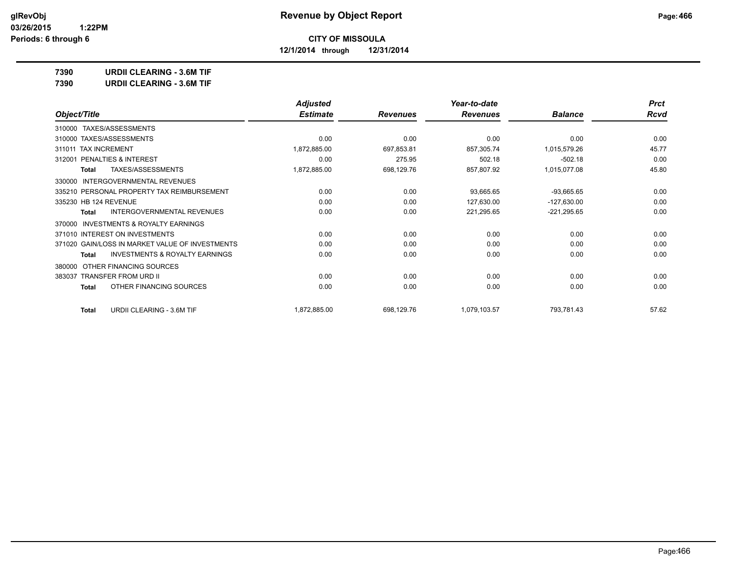# Revenue by Object Report

glRevObj
03/26/2015 1:22PM
Periods: 6 through 6

**CITY OF MISSOULA**

**12/1/2014 through 12/31/2014**

**7390 URDII CLEARING - 3.6M TIF**

**7390 URDII CLEARING - 3.6M TIF**

| Object/Title | Adjusted Estimate | Revenues | Year-to-date Revenues | Balance | Prct Rcvd |
|---|---|---|---|---|---|
| 310000 TAXES/ASSESSMENTS | | | | | |
| 310000 TAXES/ASSESSMENTS | 0.00 | 0.00 | 0.00 | 0.00 | 0.00 |
| 311011 TAX INCREMENT | 1,872,885.00 | 697,853.81 | 857,305.74 | 1,015,579.26 | 45.77 |
| 312001 PENALTIES & INTEREST | 0.00 | 275.95 | 502.18 | -502.18 | 0.00 |
| **Total** TAXES/ASSESSMENTS | 1,872,885.00 | 698,129.76 | 857,807.92 | 1,015,077.08 | 45.80 |
| 330000 INTERGOVERNMENTAL REVENUES | | | | | |
| 335210 PERSONAL PROPERTY TAX REIMBURSEMENT | 0.00 | 0.00 | 93,665.65 | -93,665.65 | 0.00 |
| 335230 HB 124 REVENUE | 0.00 | 0.00 | 127,630.00 | -127,630.00 | 0.00 |
| **Total** INTERGOVERNMENTAL REVENUES | 0.00 | 0.00 | 221,295.65 | -221,295.65 | 0.00 |
| 370000 INVESTMENTS & ROYALTY EARNINGS | | | | | |
| 371010 INTEREST ON INVESTMENTS | 0.00 | 0.00 | 0.00 | 0.00 | 0.00 |
| 371020 GAIN/LOSS IN MARKET VALUE OF INVESTMENTS | 0.00 | 0.00 | 0.00 | 0.00 | 0.00 |
| **Total** INVESTMENTS & ROYALTY EARNINGS | 0.00 | 0.00 | 0.00 | 0.00 | 0.00 |
| 380000 OTHER FINANCING SOURCES | | | | | |
| 383037 TRANSFER FROM URD II | 0.00 | 0.00 | 0.00 | 0.00 | 0.00 |
| **Total** OTHER FINANCING SOURCES | 0.00 | 0.00 | 0.00 | 0.00 | 0.00 |
| **Total** URDII CLEARING - 3.6M TIF | 1,872,885.00 | 698,129.76 | 1,079,103.57 | 793,781.43 | 57.62 |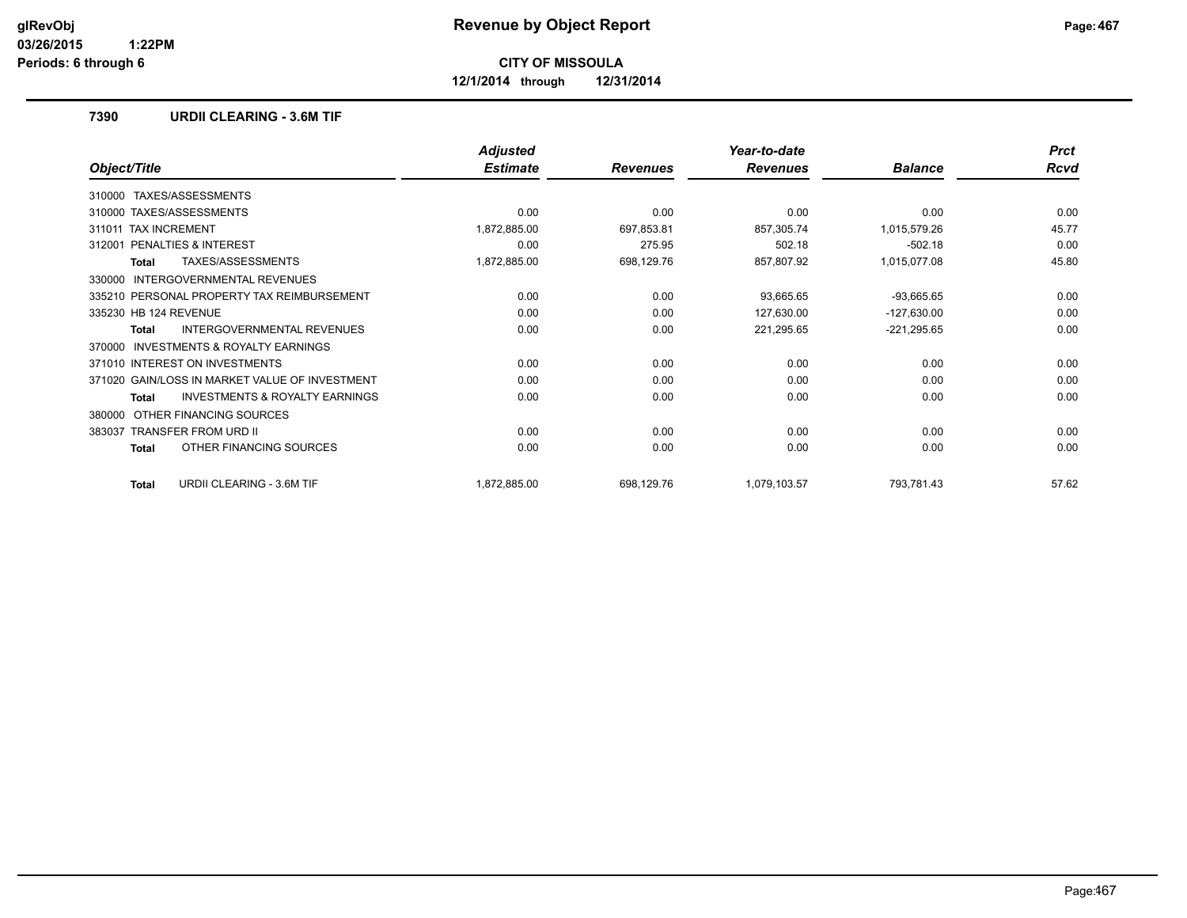**CITY OF MISSOULA**

**12/1/2014 through 12/31/2014**

### 7390 URDII CLEARING - 3.6M TIF

| Object/Title | Adjusted Estimate | Revenues | Year-to-date Revenues | Balance | Prct Rcvd |
|---|---|---|---|---|---|
| 310000 TAXES/ASSESSMENTS | | | | | |
| 310000 TAXES/ASSESSMENTS | 0.00 | 0.00 | 0.00 | 0.00 | 0.00 |
| 311011 TAX INCREMENT | 1,872,885.00 | 697,853.81 | 857,305.74 | 1,015,579.26 | 45.77 |
| 312001 PENALTIES & INTEREST | 0.00 | 275.95 | 502.18 | -502.18 | 0.00 |
| **Total** TAXES/ASSESSMENTS | 1,872,885.00 | 698,129.76 | 857,807.92 | 1,015,077.08 | 45.80 |
| 330000 INTERGOVERNMENTAL REVENUES | | | | | |
| 335210 PERSONAL PROPERTY TAX REIMBURSEMENT | 0.00 | 0.00 | 93,665.65 | -93,665.65 | 0.00 |
| 335230 HB 124 REVENUE | 0.00 | 0.00 | 127,630.00 | -127,630.00 | 0.00 |
| **Total** INTERGOVERNMENTAL REVENUES | 0.00 | 0.00 | 221,295.65 | -221,295.65 | 0.00 |
| 370000 INVESTMENTS & ROYALTY EARNINGS | | | | | |
| 371010 INTEREST ON INVESTMENTS | 0.00 | 0.00 | 0.00 | 0.00 | 0.00 |
| 371020 GAIN/LOSS IN MARKET VALUE OF INVESTMENT | 0.00 | 0.00 | 0.00 | 0.00 | 0.00 |
| **Total** INVESTMENTS & ROYALTY EARNINGS | 0.00 | 0.00 | 0.00 | 0.00 | 0.00 |
| 380000 OTHER FINANCING SOURCES | | | | | |
| 383037 TRANSFER FROM URD II | 0.00 | 0.00 | 0.00 | 0.00 | 0.00 |
| **Total** OTHER FINANCING SOURCES | 0.00 | 0.00 | 0.00 | 0.00 | 0.00 |
| **Total** URDII CLEARING - 3.6M TIF | 1,872,885.00 | 698,129.76 | 1,079,103.57 | 793,781.43 | 57.62 |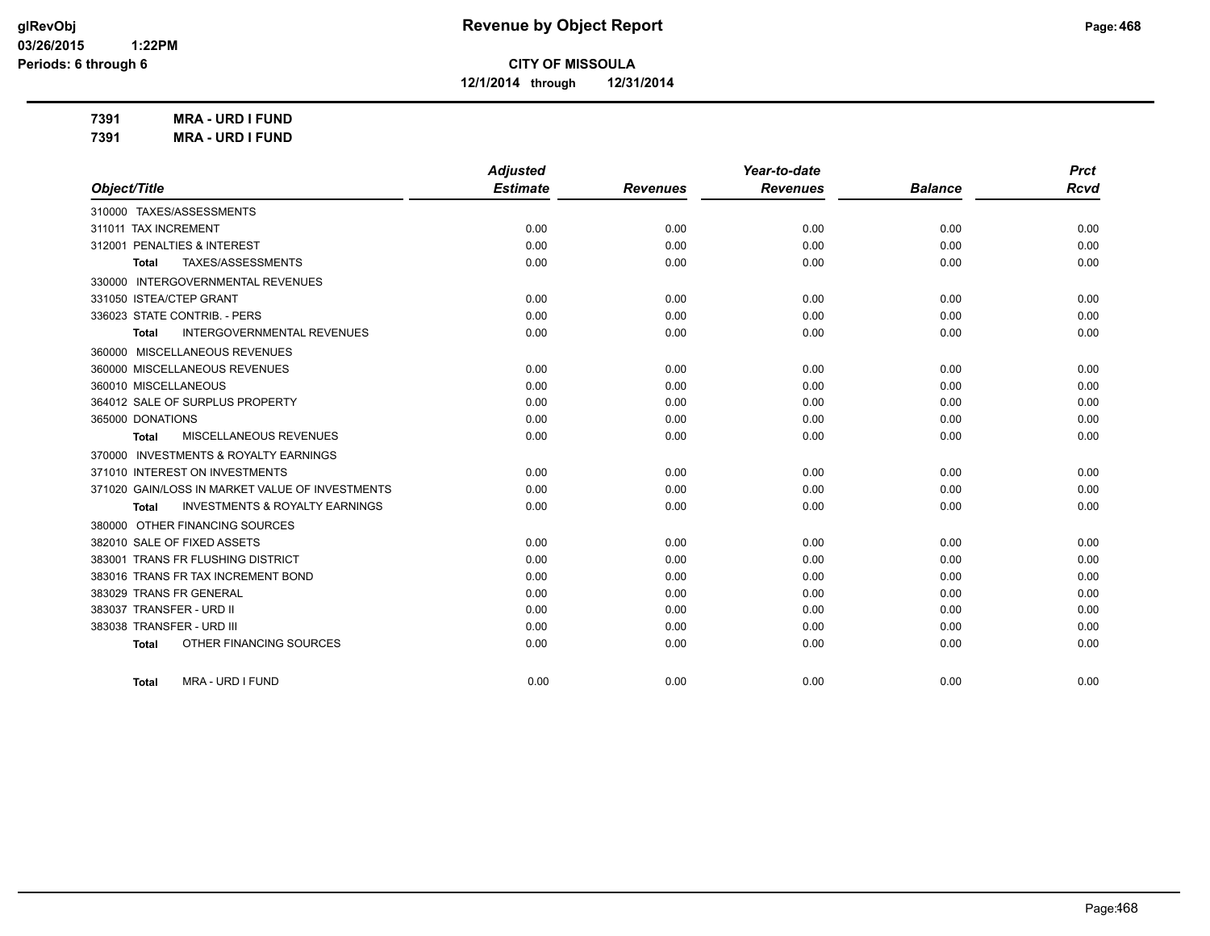# Revenue by Object Report

**CITY OF MISSOULA**

**12/1/2014 through 12/31/2014**

**7391 MRA - URD I FUND**

**7391 MRA - URD I FUND**

| Object/Title | Adjusted Estimate | Revenues | Year-to-date Revenues | Balance | Prct Rcvd |
|---|---|---|---|---|---|
| 310000 TAXES/ASSESSMENTS | | | | | |
| 311011 TAX INCREMENT | 0.00 | 0.00 | 0.00 | 0.00 | 0.00 |
| 312001 PENALTIES & INTEREST | 0.00 | 0.00 | 0.00 | 0.00 | 0.00 |
| **Total** TAXES/ASSESSMENTS | 0.00 | 0.00 | 0.00 | 0.00 | 0.00 |
| 330000 INTERGOVERNMENTAL REVENUES | | | | | |
| 331050 ISTEA/CTEP GRANT | 0.00 | 0.00 | 0.00 | 0.00 | 0.00 |
| 336023 STATE CONTRIB. - PERS | 0.00 | 0.00 | 0.00 | 0.00 | 0.00 |
| **Total** INTERGOVERNMENTAL REVENUES | 0.00 | 0.00 | 0.00 | 0.00 | 0.00 |
| 360000 MISCELLANEOUS REVENUES | | | | | |
| 360000 MISCELLANEOUS REVENUES | 0.00 | 0.00 | 0.00 | 0.00 | 0.00 |
| 360010 MISCELLANEOUS | 0.00 | 0.00 | 0.00 | 0.00 | 0.00 |
| 364012 SALE OF SURPLUS PROPERTY | 0.00 | 0.00 | 0.00 | 0.00 | 0.00 |
| 365000 DONATIONS | 0.00 | 0.00 | 0.00 | 0.00 | 0.00 |
| **Total** MISCELLANEOUS REVENUES | 0.00 | 0.00 | 0.00 | 0.00 | 0.00 |
| 370000 INVESTMENTS & ROYALTY EARNINGS | | | | | |
| 371010 INTEREST ON INVESTMENTS | 0.00 | 0.00 | 0.00 | 0.00 | 0.00 |
| 371020 GAIN/LOSS IN MARKET VALUE OF INVESTMENTS | 0.00 | 0.00 | 0.00 | 0.00 | 0.00 |
| **Total** INVESTMENTS & ROYALTY EARNINGS | 0.00 | 0.00 | 0.00 | 0.00 | 0.00 |
| 380000 OTHER FINANCING SOURCES | | | | | |
| 382010 SALE OF FIXED ASSETS | 0.00 | 0.00 | 0.00 | 0.00 | 0.00 |
| 383001 TRANS FR FLUSHING DISTRICT | 0.00 | 0.00 | 0.00 | 0.00 | 0.00 |
| 383016 TRANS FR TAX INCREMENT BOND | 0.00 | 0.00 | 0.00 | 0.00 | 0.00 |
| 383029 TRANS FR GENERAL | 0.00 | 0.00 | 0.00 | 0.00 | 0.00 |
| 383037 TRANSFER - URD II | 0.00 | 0.00 | 0.00 | 0.00 | 0.00 |
| 383038 TRANSFER - URD III | 0.00 | 0.00 | 0.00 | 0.00 | 0.00 |
| **Total** OTHER FINANCING SOURCES | 0.00 | 0.00 | 0.00 | 0.00 | 0.00 |
| **Total** MRA - URD I FUND | 0.00 | 0.00 | 0.00 | 0.00 | 0.00 |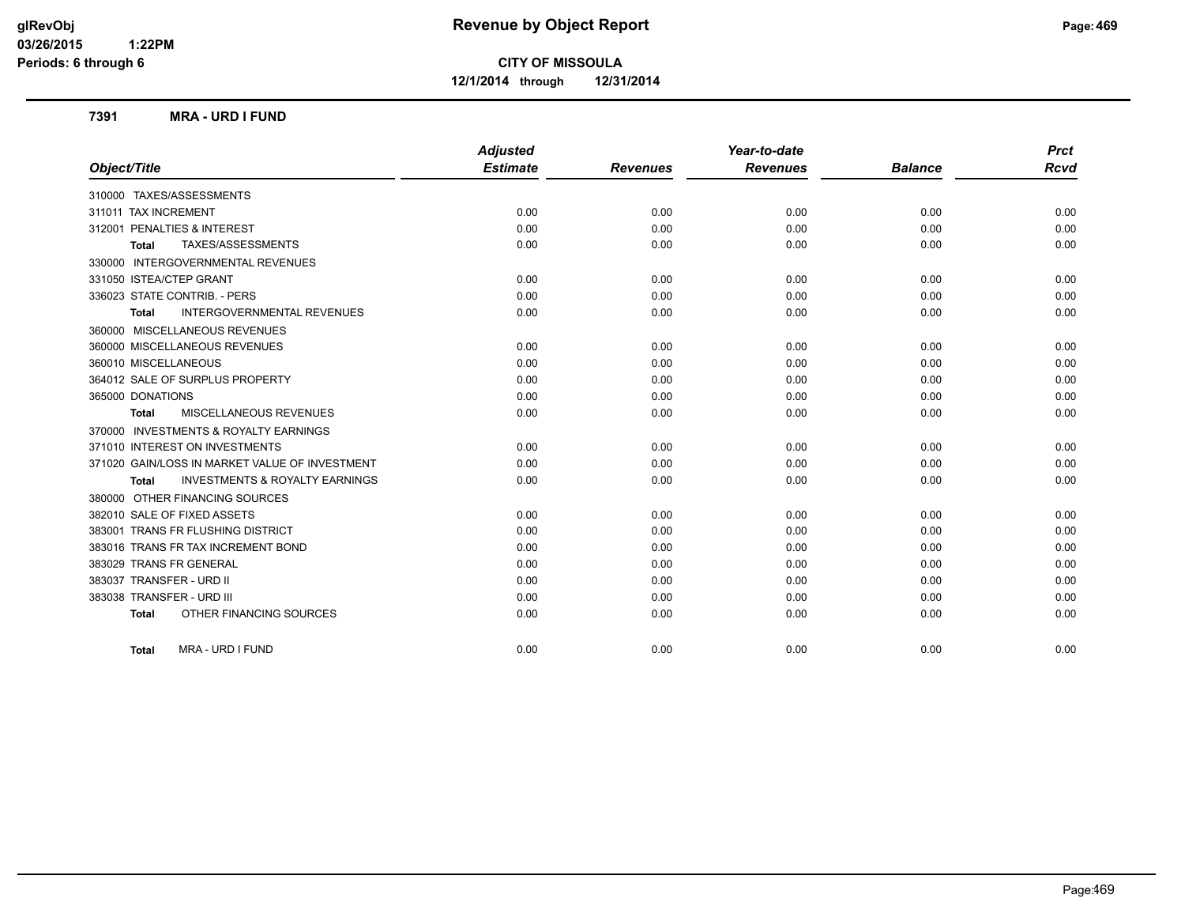# Revenue by Object Report

glRevObj
03/26/2015 1:22PM
Periods: 6 through 6

**CITY OF MISSOULA**

**12/1/2014 through 12/31/2014**

## 7391 MRA - URD I FUND

| Object/Title | Adjusted Estimate | Revenues | Year-to-date Revenues | Balance | Prct Rcvd |
|---|---|---|---|---|---|
| 310000 TAXES/ASSESSMENTS | | | | | |
| 311011 TAX INCREMENT | 0.00 | 0.00 | 0.00 | 0.00 | 0.00 |
| 312001 PENALTIES & INTEREST | 0.00 | 0.00 | 0.00 | 0.00 | 0.00 |
| **Total** TAXES/ASSESSMENTS | 0.00 | 0.00 | 0.00 | 0.00 | 0.00 |
| 330000 INTERGOVERNMENTAL REVENUES | | | | | |
| 331050 ISTEA/CTEP GRANT | 0.00 | 0.00 | 0.00 | 0.00 | 0.00 |
| 336023 STATE CONTRIB. - PERS | 0.00 | 0.00 | 0.00 | 0.00 | 0.00 |
| **Total** INTERGOVERNMENTAL REVENUES | 0.00 | 0.00 | 0.00 | 0.00 | 0.00 |
| 360000 MISCELLANEOUS REVENUES | | | | | |
| 360000 MISCELLANEOUS REVENUES | 0.00 | 0.00 | 0.00 | 0.00 | 0.00 |
| 360010 MISCELLANEOUS | 0.00 | 0.00 | 0.00 | 0.00 | 0.00 |
| 364012 SALE OF SURPLUS PROPERTY | 0.00 | 0.00 | 0.00 | 0.00 | 0.00 |
| 365000 DONATIONS | 0.00 | 0.00 | 0.00 | 0.00 | 0.00 |
| **Total** MISCELLANEOUS REVENUES | 0.00 | 0.00 | 0.00 | 0.00 | 0.00 |
| 370000 INVESTMENTS & ROYALTY EARNINGS | | | | | |
| 371010 INTEREST ON INVESTMENTS | 0.00 | 0.00 | 0.00 | 0.00 | 0.00 |
| 371020 GAIN/LOSS IN MARKET VALUE OF INVESTMENT | 0.00 | 0.00 | 0.00 | 0.00 | 0.00 |
| **Total** INVESTMENTS & ROYALTY EARNINGS | 0.00 | 0.00 | 0.00 | 0.00 | 0.00 |
| 380000 OTHER FINANCING SOURCES | | | | | |
| 382010 SALE OF FIXED ASSETS | 0.00 | 0.00 | 0.00 | 0.00 | 0.00 |
| 383001 TRANS FR FLUSHING DISTRICT | 0.00 | 0.00 | 0.00 | 0.00 | 0.00 |
| 383016 TRANS FR TAX INCREMENT BOND | 0.00 | 0.00 | 0.00 | 0.00 | 0.00 |
| 383029 TRANS FR GENERAL | 0.00 | 0.00 | 0.00 | 0.00 | 0.00 |
| 383037 TRANSFER - URD II | 0.00 | 0.00 | 0.00 | 0.00 | 0.00 |
| 383038 TRANSFER - URD III | 0.00 | 0.00 | 0.00 | 0.00 | 0.00 |
| **Total** OTHER FINANCING SOURCES | 0.00 | 0.00 | 0.00 | 0.00 | 0.00 |
| **Total** MRA - URD I FUND | 0.00 | 0.00 | 0.00 | 0.00 | 0.00 |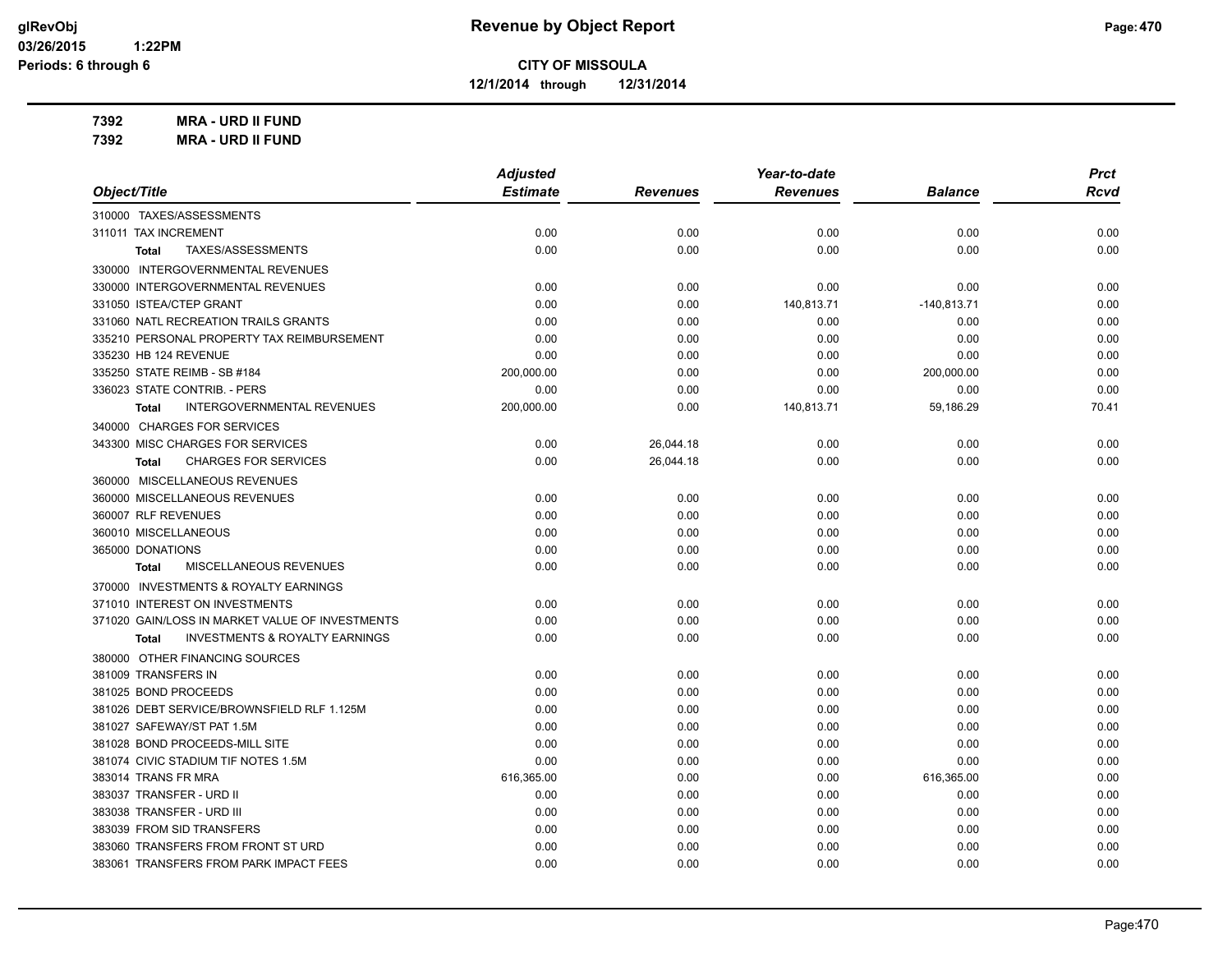# Revenue by Object Report

**CITY OF MISSOULA**

**12/1/2014 through 12/31/2014**

glRevObj
03/26/2015 1:22PM
Periods: 6 through 6

**7392 MRA - URD II FUND**
**7392 MRA - URD II FUND**

| Object/Title | Adjusted Estimate | Revenues | Year-to-date Revenues | Balance | Prct Rcvd |
|---|---|---|---|---|---|
| 310000 TAXES/ASSESSMENTS | | | | | |
| 311011 TAX INCREMENT | 0.00 | 0.00 | 0.00 | 0.00 | 0.00 |
| **Total** TAXES/ASSESSMENTS | 0.00 | 0.00 | 0.00 | 0.00 | 0.00 |
| 330000 INTERGOVERNMENTAL REVENUES | | | | | |
| 330000 INTERGOVERNMENTAL REVENUES | 0.00 | 0.00 | 0.00 | 0.00 | 0.00 |
| 331050 ISTEA/CTEP GRANT | 0.00 | 0.00 | 140,813.71 | -140,813.71 | 0.00 |
| 331060 NATL RECREATION TRAILS GRANTS | 0.00 | 0.00 | 0.00 | 0.00 | 0.00 |
| 335210 PERSONAL PROPERTY TAX REIMBURSEMENT | 0.00 | 0.00 | 0.00 | 0.00 | 0.00 |
| 335230 HB 124 REVENUE | 0.00 | 0.00 | 0.00 | 0.00 | 0.00 |
| 335250 STATE REIMB - SB #184 | 200,000.00 | 0.00 | 0.00 | 200,000.00 | 0.00 |
| 336023 STATE CONTRIB. - PERS | 0.00 | 0.00 | 0.00 | 0.00 | 0.00 |
| **Total** INTERGOVERNMENTAL REVENUES | 200,000.00 | 0.00 | 140,813.71 | 59,186.29 | 70.41 |
| 340000 CHARGES FOR SERVICES | | | | | |
| 343300 MISC CHARGES FOR SERVICES | 0.00 | 26,044.18 | 0.00 | 0.00 | 0.00 |
| **Total** CHARGES FOR SERVICES | 0.00 | 26,044.18 | 0.00 | 0.00 | 0.00 |
| 360000 MISCELLANEOUS REVENUES | | | | | |
| 360000 MISCELLANEOUS REVENUES | 0.00 | 0.00 | 0.00 | 0.00 | 0.00 |
| 360007 RLF REVENUES | 0.00 | 0.00 | 0.00 | 0.00 | 0.00 |
| 360010 MISCELLANEOUS | 0.00 | 0.00 | 0.00 | 0.00 | 0.00 |
| 365000 DONATIONS | 0.00 | 0.00 | 0.00 | 0.00 | 0.00 |
| **Total** MISCELLANEOUS REVENUES | 0.00 | 0.00 | 0.00 | 0.00 | 0.00 |
| 370000 INVESTMENTS & ROYALTY EARNINGS | | | | | |
| 371010 INTEREST ON INVESTMENTS | 0.00 | 0.00 | 0.00 | 0.00 | 0.00 |
| 371020 GAIN/LOSS IN MARKET VALUE OF INVESTMENTS | 0.00 | 0.00 | 0.00 | 0.00 | 0.00 |
| **Total** INVESTMENTS & ROYALTY EARNINGS | 0.00 | 0.00 | 0.00 | 0.00 | 0.00 |
| 380000 OTHER FINANCING SOURCES | | | | | |
| 381009 TRANSFERS IN | 0.00 | 0.00 | 0.00 | 0.00 | 0.00 |
| 381025 BOND PROCEEDS | 0.00 | 0.00 | 0.00 | 0.00 | 0.00 |
| 381026 DEBT SERVICE/BROWNSFIELD RLF 1.125M | 0.00 | 0.00 | 0.00 | 0.00 | 0.00 |
| 381027 SAFEWAY/ST PAT 1.5M | 0.00 | 0.00 | 0.00 | 0.00 | 0.00 |
| 381028 BOND PROCEEDS-MILL SITE | 0.00 | 0.00 | 0.00 | 0.00 | 0.00 |
| 381074 CIVIC STADIUM TIF NOTES 1.5M | 0.00 | 0.00 | 0.00 | 0.00 | 0.00 |
| 383014 TRANS FR MRA | 616,365.00 | 0.00 | 0.00 | 616,365.00 | 0.00 |
| 383037 TRANSFER - URD II | 0.00 | 0.00 | 0.00 | 0.00 | 0.00 |
| 383038 TRANSFER - URD III | 0.00 | 0.00 | 0.00 | 0.00 | 0.00 |
| 383039 FROM SID TRANSFERS | 0.00 | 0.00 | 0.00 | 0.00 | 0.00 |
| 383060 TRANSFERS FROM FRONT ST URD | 0.00 | 0.00 | 0.00 | 0.00 | 0.00 |
| 383061 TRANSFERS FROM PARK IMPACT FEES | 0.00 | 0.00 | 0.00 | 0.00 | 0.00 |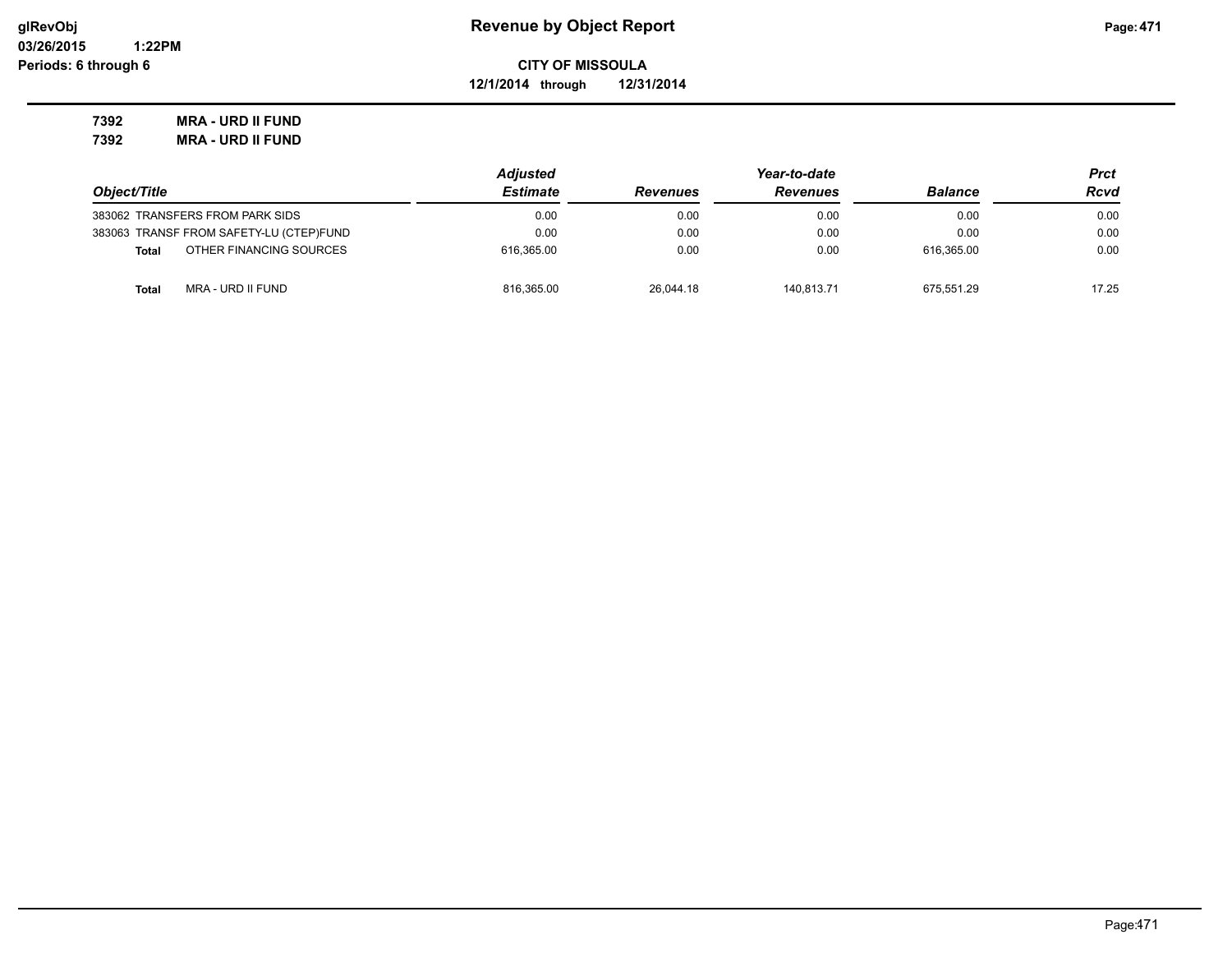**glRevObj**
**03/26/2015 1:22PM**
**Periods: 6 through 6**

# Revenue by Object Report

**CITY OF MISSOULA**

**12/1/2014 through 12/31/2014**

**7392 MRA - URD II FUND**
**7392 MRA - URD II FUND**

| Object/Title | Adjusted Estimate | Revenues | Year-to-date Revenues | Balance | Prct Rcvd |
|---|---|---|---|---|---|
| 383062 TRANSFERS FROM PARK SIDS | 0.00 | 0.00 | 0.00 | 0.00 | 0.00 |
| 383063 TRANSF FROM SAFETY-LU (CTEP)FUND | 0.00 | 0.00 | 0.00 | 0.00 | 0.00 |
| **Total** OTHER FINANCING SOURCES | 616,365.00 | 0.00 | 0.00 | 616,365.00 | 0.00 |
| **Total** MRA - URD II FUND | 816,365.00 | 26,044.18 | 140,813.71 | 675,551.29 | 17.25 |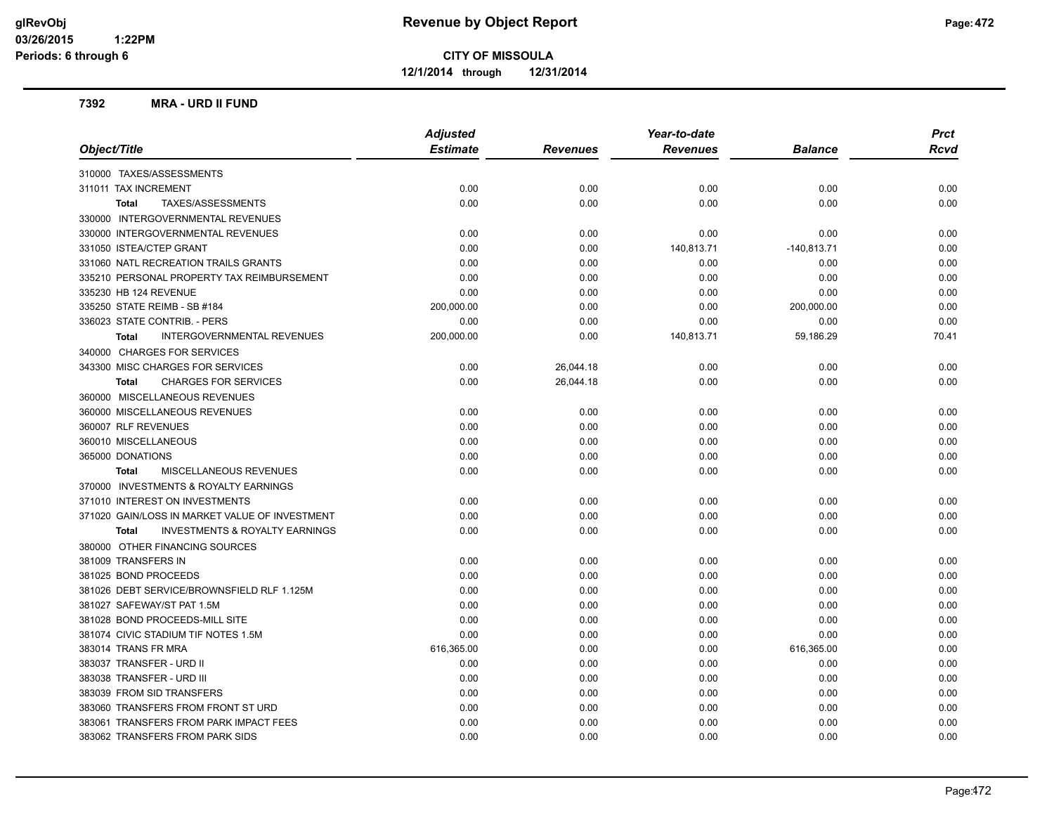**CITY OF MISSOULA**

**12/1/2014 through 12/31/2014**

### 7392 MRA - URD II FUND

| Object/Title | Adjusted Estimate | Revenues | Year-to-date Revenues | Balance | Prct Rcvd |
|---|---|---|---|---|---|
| 310000 TAXES/ASSESSMENTS | | | | | |
| 311011 TAX INCREMENT | 0.00 | 0.00 | 0.00 | 0.00 | 0.00 |
| **Total** TAXES/ASSESSMENTS | 0.00 | 0.00 | 0.00 | 0.00 | 0.00 |
| 330000 INTERGOVERNMENTAL REVENUES | | | | | |
| 330000 INTERGOVERNMENTAL REVENUES | 0.00 | 0.00 | 0.00 | 0.00 | 0.00 |
| 331050 ISTEA/CTEP GRANT | 0.00 | 0.00 | 140,813.71 | -140,813.71 | 0.00 |
| 331060 NATL RECREATION TRAILS GRANTS | 0.00 | 0.00 | 0.00 | 0.00 | 0.00 |
| 335210 PERSONAL PROPERTY TAX REIMBURSEMENT | 0.00 | 0.00 | 0.00 | 0.00 | 0.00 |
| 335230 HB 124 REVENUE | 0.00 | 0.00 | 0.00 | 0.00 | 0.00 |
| 335250 STATE REIMB - SB #184 | 200,000.00 | 0.00 | 0.00 | 200,000.00 | 0.00 |
| 336023 STATE CONTRIB. - PERS | 0.00 | 0.00 | 0.00 | 0.00 | 0.00 |
| **Total** INTERGOVERNMENTAL REVENUES | 200,000.00 | 0.00 | 140,813.71 | 59,186.29 | 70.41 |
| 340000 CHARGES FOR SERVICES | | | | | |
| 343300 MISC CHARGES FOR SERVICES | 0.00 | 26,044.18 | 0.00 | 0.00 | 0.00 |
| **Total** CHARGES FOR SERVICES | 0.00 | 26,044.18 | 0.00 | 0.00 | 0.00 |
| 360000 MISCELLANEOUS REVENUES | | | | | |
| 360000 MISCELLANEOUS REVENUES | 0.00 | 0.00 | 0.00 | 0.00 | 0.00 |
| 360007 RLF REVENUES | 0.00 | 0.00 | 0.00 | 0.00 | 0.00 |
| 360010 MISCELLANEOUS | 0.00 | 0.00 | 0.00 | 0.00 | 0.00 |
| 365000 DONATIONS | 0.00 | 0.00 | 0.00 | 0.00 | 0.00 |
| **Total** MISCELLANEOUS REVENUES | 0.00 | 0.00 | 0.00 | 0.00 | 0.00 |
| 370000 INVESTMENTS & ROYALTY EARNINGS | | | | | |
| 371010 INTEREST ON INVESTMENTS | 0.00 | 0.00 | 0.00 | 0.00 | 0.00 |
| 371020 GAIN/LOSS IN MARKET VALUE OF INVESTMENT | 0.00 | 0.00 | 0.00 | 0.00 | 0.00 |
| **Total** INVESTMENTS & ROYALTY EARNINGS | 0.00 | 0.00 | 0.00 | 0.00 | 0.00 |
| 380000 OTHER FINANCING SOURCES | | | | | |
| 381009 TRANSFERS IN | 0.00 | 0.00 | 0.00 | 0.00 | 0.00 |
| 381025 BOND PROCEEDS | 0.00 | 0.00 | 0.00 | 0.00 | 0.00 |
| 381026 DEBT SERVICE/BROWNSFIELD RLF 1.125M | 0.00 | 0.00 | 0.00 | 0.00 | 0.00 |
| 381027 SAFEWAY/ST PAT 1.5M | 0.00 | 0.00 | 0.00 | 0.00 | 0.00 |
| 381028 BOND PROCEEDS-MILL SITE | 0.00 | 0.00 | 0.00 | 0.00 | 0.00 |
| 381074 CIVIC STADIUM TIF NOTES 1.5M | 0.00 | 0.00 | 0.00 | 0.00 | 0.00 |
| 383014 TRANS FR MRA | 616,365.00 | 0.00 | 0.00 | 616,365.00 | 0.00 |
| 383037 TRANSFER - URD II | 0.00 | 0.00 | 0.00 | 0.00 | 0.00 |
| 383038 TRANSFER - URD III | 0.00 | 0.00 | 0.00 | 0.00 | 0.00 |
| 383039 FROM SID TRANSFERS | 0.00 | 0.00 | 0.00 | 0.00 | 0.00 |
| 383060 TRANSFERS FROM FRONT ST URD | 0.00 | 0.00 | 0.00 | 0.00 | 0.00 |
| 383061 TRANSFERS FROM PARK IMPACT FEES | 0.00 | 0.00 | 0.00 | 0.00 | 0.00 |
| 383062 TRANSFERS FROM PARK SIDS | 0.00 | 0.00 | 0.00 | 0.00 | 0.00 |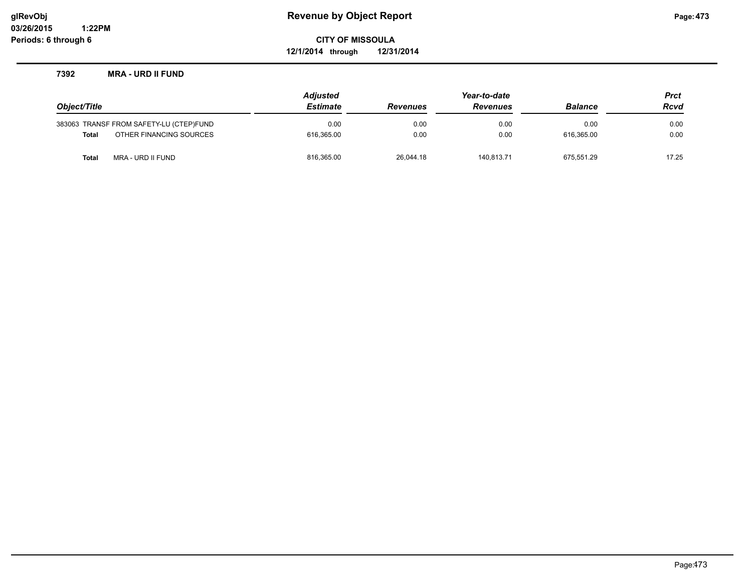# Revenue by Object Report

glRevObj
03/26/2015 1:22PM
Periods: 6 through 6

**CITY OF MISSOULA**
**12/1/2014 through 12/31/2014**

### 7392 MRA - URD II FUND

| Object/Title | Adjusted Estimate | Revenues | Year-to-date Revenues | Balance | Prct Rcvd |
|---|---|---|---|---|---|
| 383063 TRANSF FROM SAFETY-LU (CTEP)FUND | 0.00 | 0.00 | 0.00 | 0.00 | 0.00 |
| **Total** OTHER FINANCING SOURCES | 616,365.00 | 0.00 | 0.00 | 616,365.00 | 0.00 |
| **Total** MRA - URD II FUND | 816,365.00 | 26,044.18 | 140,813.71 | 675,551.29 | 17.25 |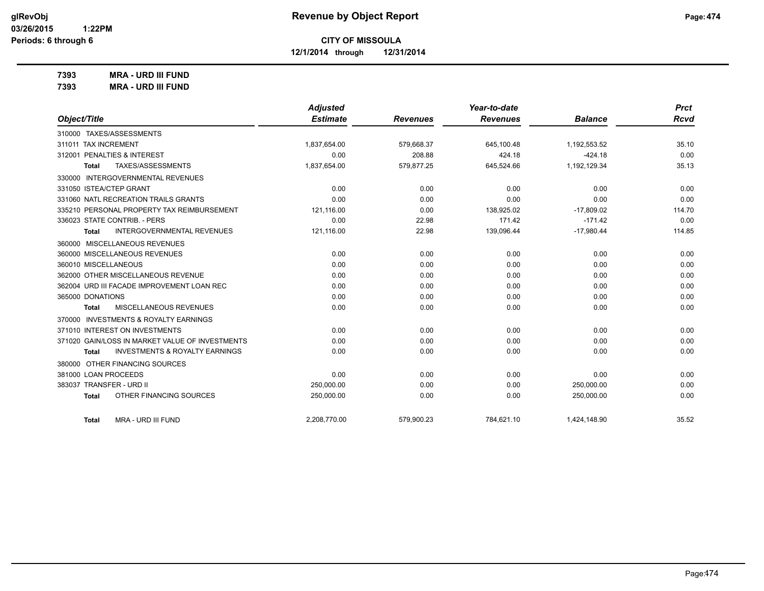**Revenue by Object Report**

**CITY OF MISSOULA**

**12/1/2014 through 12/31/2014**

glRevObj
03/26/2015 1:22PM
Periods: 6 through 6

**7393 MRA - URD III FUND**

**7393 MRA - URD III FUND**

| Object/Title | Adjusted Estimate | Revenues | Year-to-date Revenues | Balance | Prct Rcvd |
|---|---|---|---|---|---|
| 310000 TAXES/ASSESSMENTS | | | | | |
| 311011 TAX INCREMENT | 1,837,654.00 | 579,668.37 | 645,100.48 | 1,192,553.52 | 35.10 |
| 312001 PENALTIES & INTEREST | 0.00 | 208.88 | 424.18 | -424.18 | 0.00 |
| **Total** TAXES/ASSESSMENTS | 1,837,654.00 | 579,877.25 | 645,524.66 | 1,192,129.34 | 35.13 |
| 330000 INTERGOVERNMENTAL REVENUES | | | | | |
| 331050 ISTEA/CTEP GRANT | 0.00 | 0.00 | 0.00 | 0.00 | 0.00 |
| 331060 NATL RECREATION TRAILS GRANTS | 0.00 | 0.00 | 0.00 | 0.00 | 0.00 |
| 335210 PERSONAL PROPERTY TAX REIMBURSEMENT | 121,116.00 | 0.00 | 138,925.02 | -17,809.02 | 114.70 |
| 336023 STATE CONTRIB. - PERS | 0.00 | 22.98 | 171.42 | -171.42 | 0.00 |
| **Total** INTERGOVERNMENTAL REVENUES | 121,116.00 | 22.98 | 139,096.44 | -17,980.44 | 114.85 |
| 360000 MISCELLANEOUS REVENUES | | | | | |
| 360000 MISCELLANEOUS REVENUES | 0.00 | 0.00 | 0.00 | 0.00 | 0.00 |
| 360010 MISCELLANEOUS | 0.00 | 0.00 | 0.00 | 0.00 | 0.00 |
| 362000 OTHER MISCELLANEOUS REVENUE | 0.00 | 0.00 | 0.00 | 0.00 | 0.00 |
| 362004 URD III FACADE IMPROVEMENT LOAN REC | 0.00 | 0.00 | 0.00 | 0.00 | 0.00 |
| 365000 DONATIONS | 0.00 | 0.00 | 0.00 | 0.00 | 0.00 |
| **Total** MISCELLANEOUS REVENUES | 0.00 | 0.00 | 0.00 | 0.00 | 0.00 |
| 370000 INVESTMENTS & ROYALTY EARNINGS | | | | | |
| 371010 INTEREST ON INVESTMENTS | 0.00 | 0.00 | 0.00 | 0.00 | 0.00 |
| 371020 GAIN/LOSS IN MARKET VALUE OF INVESTMENTS | 0.00 | 0.00 | 0.00 | 0.00 | 0.00 |
| **Total** INVESTMENTS & ROYALTY EARNINGS | 0.00 | 0.00 | 0.00 | 0.00 | 0.00 |
| 380000 OTHER FINANCING SOURCES | | | | | |
| 381000 LOAN PROCEEDS | 0.00 | 0.00 | 0.00 | 0.00 | 0.00 |
| 383037 TRANSFER - URD II | 250,000.00 | 0.00 | 0.00 | 250,000.00 | 0.00 |
| **Total** OTHER FINANCING SOURCES | 250,000.00 | 0.00 | 0.00 | 250,000.00 | 0.00 |
| **Total** MRA - URD III FUND | 2,208,770.00 | 579,900.23 | 784,621.10 | 1,424,148.90 | 35.52 |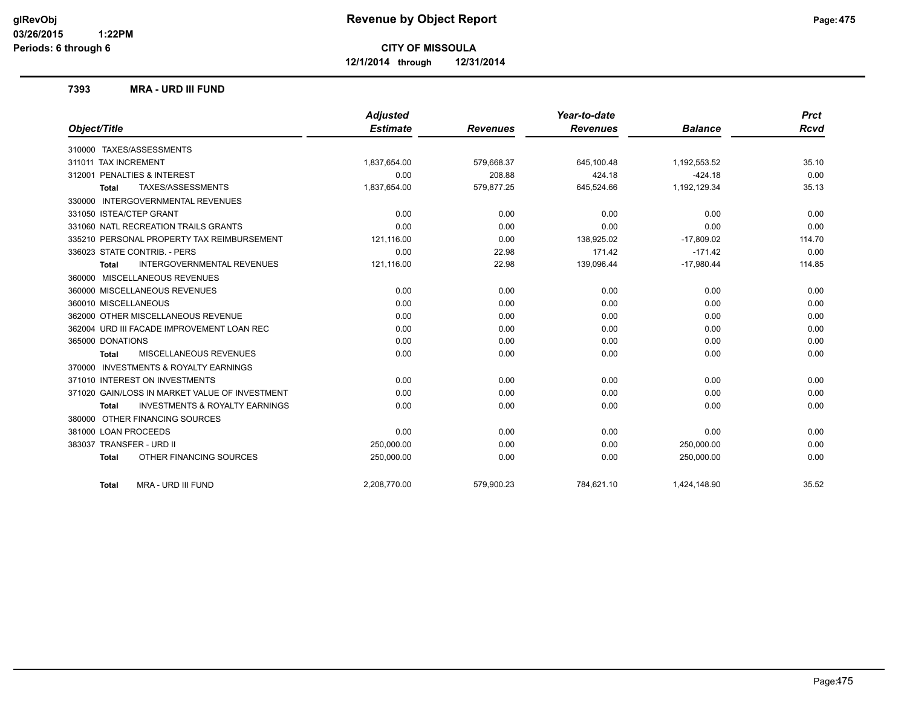# Revenue by Object Report

**CITY OF MISSOULA**

**12/1/2014 through 12/31/2014**

glRevObj
03/26/2015 1:22PM
Periods: 6 through 6

## 7393 MRA - URD III FUND

| Object/Title | Adjusted Estimate | Revenues | Year-to-date Revenues | Balance | Prct Rcvd |
|---|---|---|---|---|---|
| 310000 TAXES/ASSESSMENTS | | | | | |
| 311011 TAX INCREMENT | 1,837,654.00 | 579,668.37 | 645,100.48 | 1,192,553.52 | 35.10 |
| 312001 PENALTIES & INTEREST | 0.00 | 208.88 | 424.18 | -424.18 | 0.00 |
| **Total** TAXES/ASSESSMENTS | 1,837,654.00 | 579,877.25 | 645,524.66 | 1,192,129.34 | 35.13 |
| 330000 INTERGOVERNMENTAL REVENUES | | | | | |
| 331050 ISTEA/CTEP GRANT | 0.00 | 0.00 | 0.00 | 0.00 | 0.00 |
| 331060 NATL RECREATION TRAILS GRANTS | 0.00 | 0.00 | 0.00 | 0.00 | 0.00 |
| 335210 PERSONAL PROPERTY TAX REIMBURSEMENT | 121,116.00 | 0.00 | 138,925.02 | -17,809.02 | 114.70 |
| 336023 STATE CONTRIB. - PERS | 0.00 | 22.98 | 171.42 | -171.42 | 0.00 |
| **Total** INTERGOVERNMENTAL REVENUES | 121,116.00 | 22.98 | 139,096.44 | -17,980.44 | 114.85 |
| 360000 MISCELLANEOUS REVENUES | | | | | |
| 360000 MISCELLANEOUS REVENUES | 0.00 | 0.00 | 0.00 | 0.00 | 0.00 |
| 360010 MISCELLANEOUS | 0.00 | 0.00 | 0.00 | 0.00 | 0.00 |
| 362000 OTHER MISCELLANEOUS REVENUE | 0.00 | 0.00 | 0.00 | 0.00 | 0.00 |
| 362004 URD III FACADE IMPROVEMENT LOAN REC | 0.00 | 0.00 | 0.00 | 0.00 | 0.00 |
| 365000 DONATIONS | 0.00 | 0.00 | 0.00 | 0.00 | 0.00 |
| **Total** MISCELLANEOUS REVENUES | 0.00 | 0.00 | 0.00 | 0.00 | 0.00 |
| 370000 INVESTMENTS & ROYALTY EARNINGS | | | | | |
| 371010 INTEREST ON INVESTMENTS | 0.00 | 0.00 | 0.00 | 0.00 | 0.00 |
| 371020 GAIN/LOSS IN MARKET VALUE OF INVESTMENT | 0.00 | 0.00 | 0.00 | 0.00 | 0.00 |
| **Total** INVESTMENTS & ROYALTY EARNINGS | 0.00 | 0.00 | 0.00 | 0.00 | 0.00 |
| 380000 OTHER FINANCING SOURCES | | | | | |
| 381000 LOAN PROCEEDS | 0.00 | 0.00 | 0.00 | 0.00 | 0.00 |
| 383037 TRANSFER - URD II | 250,000.00 | 0.00 | 0.00 | 250,000.00 | 0.00 |
| **Total** OTHER FINANCING SOURCES | 250,000.00 | 0.00 | 0.00 | 250,000.00 | 0.00 |
| **Total** MRA - URD III FUND | 2,208,770.00 | 579,900.23 | 784,621.10 | 1,424,148.90 | 35.52 |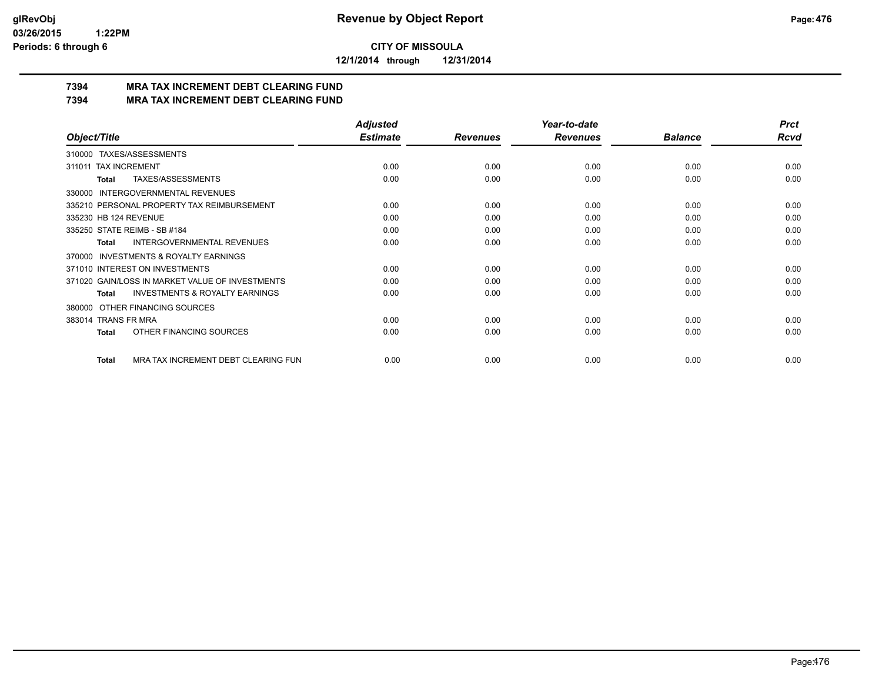glRevObj
03/26/2015 1:22PM
Periods: 6 through 6

# Revenue by Object Report

**CITY OF MISSOULA**

**12/1/2014 through 12/31/2014**

## 7394 MRA TAX INCREMENT DEBT CLEARING FUND
## 7394 MRA TAX INCREMENT DEBT CLEARING FUND

| Object/Title | Adjusted Estimate | Revenues | Year-to-date Revenues | Balance | Prct Rcvd |
|---|---|---|---|---|---|
| 310000 TAXES/ASSESSMENTS | | | | | |
| 311011 TAX INCREMENT | 0.00 | 0.00 | 0.00 | 0.00 | 0.00 |
| **Total** TAXES/ASSESSMENTS | 0.00 | 0.00 | 0.00 | 0.00 | 0.00 |
| 330000 INTERGOVERNMENTAL REVENUES | | | | | |
| 335210 PERSONAL PROPERTY TAX REIMBURSEMENT | 0.00 | 0.00 | 0.00 | 0.00 | 0.00 |
| 335230 HB 124 REVENUE | 0.00 | 0.00 | 0.00 | 0.00 | 0.00 |
| 335250 STATE REIMB - SB #184 | 0.00 | 0.00 | 0.00 | 0.00 | 0.00 |
| **Total** INTERGOVERNMENTAL REVENUES | 0.00 | 0.00 | 0.00 | 0.00 | 0.00 |
| 370000 INVESTMENTS & ROYALTY EARNINGS | | | | | |
| 371010 INTEREST ON INVESTMENTS | 0.00 | 0.00 | 0.00 | 0.00 | 0.00 |
| 371020 GAIN/LOSS IN MARKET VALUE OF INVESTMENTS | 0.00 | 0.00 | 0.00 | 0.00 | 0.00 |
| **Total** INVESTMENTS & ROYALTY EARNINGS | 0.00 | 0.00 | 0.00 | 0.00 | 0.00 |
| 380000 OTHER FINANCING SOURCES | | | | | |
| 383014 TRANS FR MRA | 0.00 | 0.00 | 0.00 | 0.00 | 0.00 |
| **Total** OTHER FINANCING SOURCES | 0.00 | 0.00 | 0.00 | 0.00 | 0.00 |
| **Total** MRA TAX INCREMENT DEBT CLEARING FUN | 0.00 | 0.00 | 0.00 | 0.00 | 0.00 |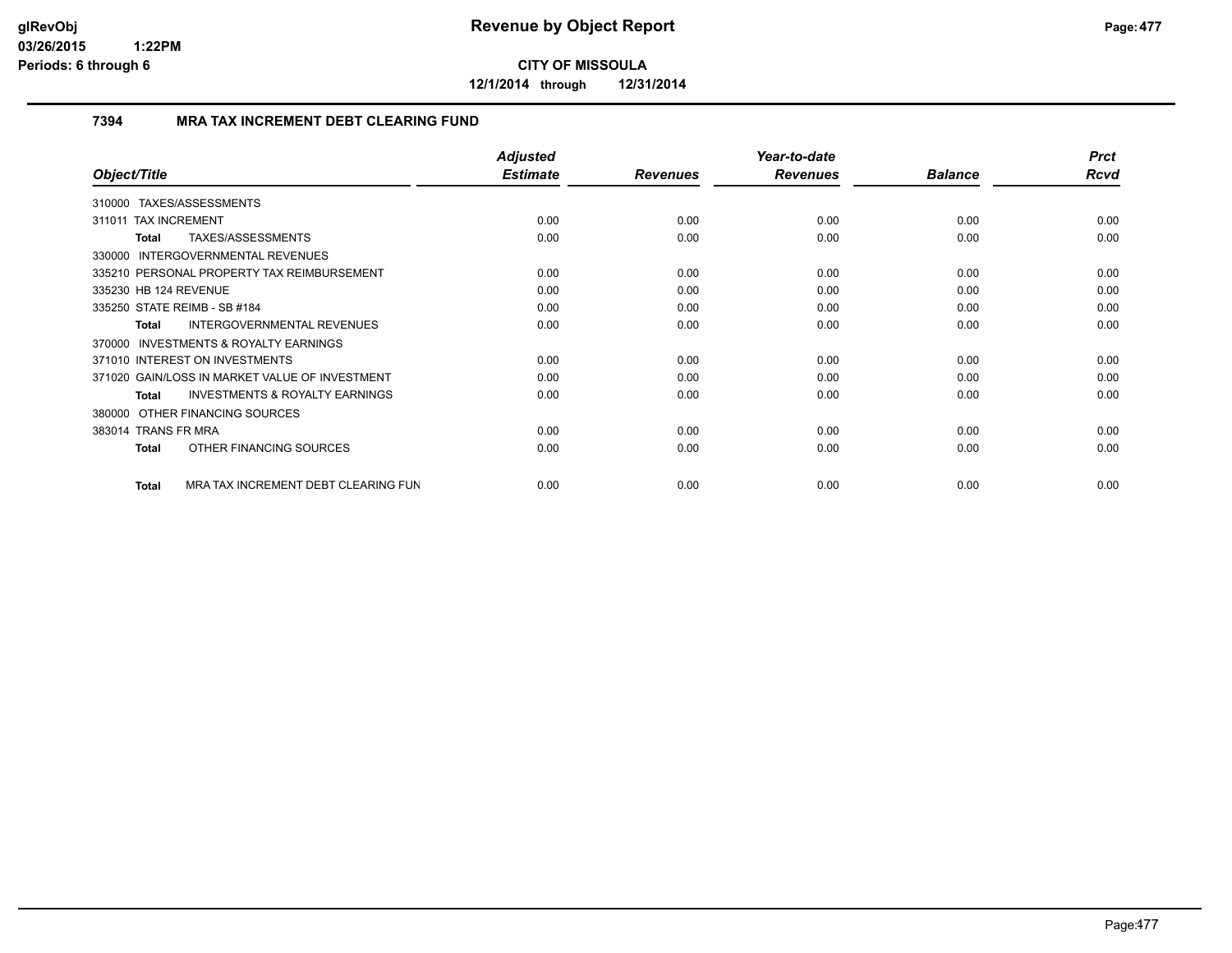**CITY OF MISSOULA**

**12/1/2014 through 12/31/2014**

## 7394 MRA TAX INCREMENT DEBT CLEARING FUND

| Object/Title | Adjusted Estimate | Revenues | Year-to-date Revenues | Balance | Prct Rcvd |
|---|---|---|---|---|---|
| 310000 TAXES/ASSESSMENTS | | | | | |
| 311011 TAX INCREMENT | 0.00 | 0.00 | 0.00 | 0.00 | 0.00 |
| **Total** TAXES/ASSESSMENTS | 0.00 | 0.00 | 0.00 | 0.00 | 0.00 |
| 330000 INTERGOVERNMENTAL REVENUES | | | | | |
| 335210 PERSONAL PROPERTY TAX REIMBURSEMENT | 0.00 | 0.00 | 0.00 | 0.00 | 0.00 |
| 335230 HB 124 REVENUE | 0.00 | 0.00 | 0.00 | 0.00 | 0.00 |
| 335250 STATE REIMB - SB #184 | 0.00 | 0.00 | 0.00 | 0.00 | 0.00 |
| **Total** INTERGOVERNMENTAL REVENUES | 0.00 | 0.00 | 0.00 | 0.00 | 0.00 |
| 370000 INVESTMENTS & ROYALTY EARNINGS | | | | | |
| 371010 INTEREST ON INVESTMENTS | 0.00 | 0.00 | 0.00 | 0.00 | 0.00 |
| 371020 GAIN/LOSS IN MARKET VALUE OF INVESTMENT | 0.00 | 0.00 | 0.00 | 0.00 | 0.00 |
| **Total** INVESTMENTS & ROYALTY EARNINGS | 0.00 | 0.00 | 0.00 | 0.00 | 0.00 |
| 380000 OTHER FINANCING SOURCES | | | | | |
| 383014 TRANS FR MRA | 0.00 | 0.00 | 0.00 | 0.00 | 0.00 |
| **Total** OTHER FINANCING SOURCES | 0.00 | 0.00 | 0.00 | 0.00 | 0.00 |
| **Total** MRA TAX INCREMENT DEBT CLEARING FUN | 0.00 | 0.00 | 0.00 | 0.00 | 0.00 |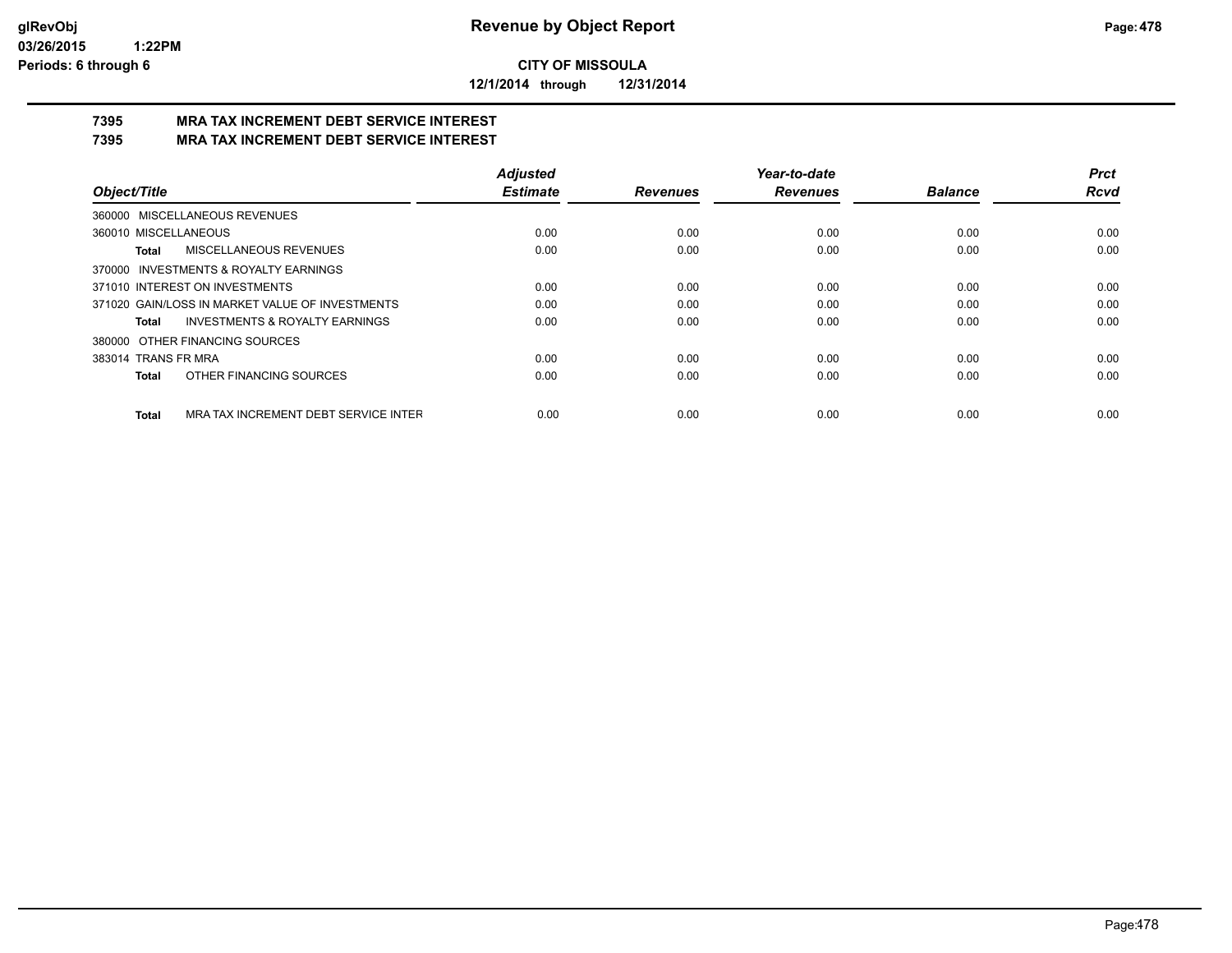**CITY OF MISSOULA**

**12/1/2014 through 12/31/2014**

# 7395 MRA TAX INCREMENT DEBT SERVICE INTEREST

## 7395 MRA TAX INCREMENT DEBT SERVICE INTEREST

| Object/Title | Adjusted Estimate | Revenues | Year-to-date Revenues | Balance | Prct Rcvd |
|---|---|---|---|---|---|
| 360000 MISCELLANEOUS REVENUES | | | | | |
| 360010 MISCELLANEOUS | 0.00 | 0.00 | 0.00 | 0.00 | 0.00 |
| **Total** MISCELLANEOUS REVENUES | 0.00 | 0.00 | 0.00 | 0.00 | 0.00 |
| 370000 INVESTMENTS & ROYALTY EARNINGS | | | | | |
| 371010 INTEREST ON INVESTMENTS | 0.00 | 0.00 | 0.00 | 0.00 | 0.00 |
| 371020 GAIN/LOSS IN MARKET VALUE OF INVESTMENTS | 0.00 | 0.00 | 0.00 | 0.00 | 0.00 |
| **Total** INVESTMENTS & ROYALTY EARNINGS | 0.00 | 0.00 | 0.00 | 0.00 | 0.00 |
| 380000 OTHER FINANCING SOURCES | | | | | |
| 383014 TRANS FR MRA | 0.00 | 0.00 | 0.00 | 0.00 | 0.00 |
| **Total** OTHER FINANCING SOURCES | 0.00 | 0.00 | 0.00 | 0.00 | 0.00 |
| **Total** MRA TAX INCREMENT DEBT SERVICE INTER | 0.00 | 0.00 | 0.00 | 0.00 | 0.00 |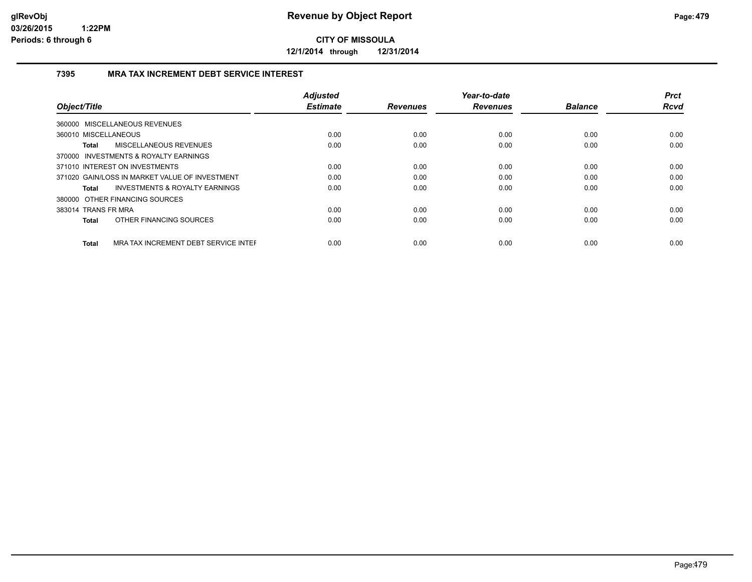**glRevObj**
**03/26/2015 1:22PM**
**Periods: 6 through 6**

# Revenue by Object Report

**CITY OF MISSOULA**

**12/1/2014 through 12/31/2014**

## 7395 MRA TAX INCREMENT DEBT SERVICE INTEREST

| Object/Title | Adjusted Estimate | Revenues | Year-to-date Revenues | Balance | Prct Rcvd |
|---|---|---|---|---|---|
| 360000 MISCELLANEOUS REVENUES | | | | | |
| 360010 MISCELLANEOUS | 0.00 | 0.00 | 0.00 | 0.00 | 0.00 |
| **Total** MISCELLANEOUS REVENUES | 0.00 | 0.00 | 0.00 | 0.00 | 0.00 |
| 370000 INVESTMENTS & ROYALTY EARNINGS | | | | | |
| 371010 INTEREST ON INVESTMENTS | 0.00 | 0.00 | 0.00 | 0.00 | 0.00 |
| 371020 GAIN/LOSS IN MARKET VALUE OF INVESTMENT | 0.00 | 0.00 | 0.00 | 0.00 | 0.00 |
| **Total** INVESTMENTS & ROYALTY EARNINGS | 0.00 | 0.00 | 0.00 | 0.00 | 0.00 |
| 380000 OTHER FINANCING SOURCES | | | | | |
| 383014 TRANS FR MRA | 0.00 | 0.00 | 0.00 | 0.00 | 0.00 |
| **Total** OTHER FINANCING SOURCES | 0.00 | 0.00 | 0.00 | 0.00 | 0.00 |
| **Total** MRA TAX INCREMENT DEBT SERVICE INTEF | 0.00 | 0.00 | 0.00 | 0.00 | 0.00 |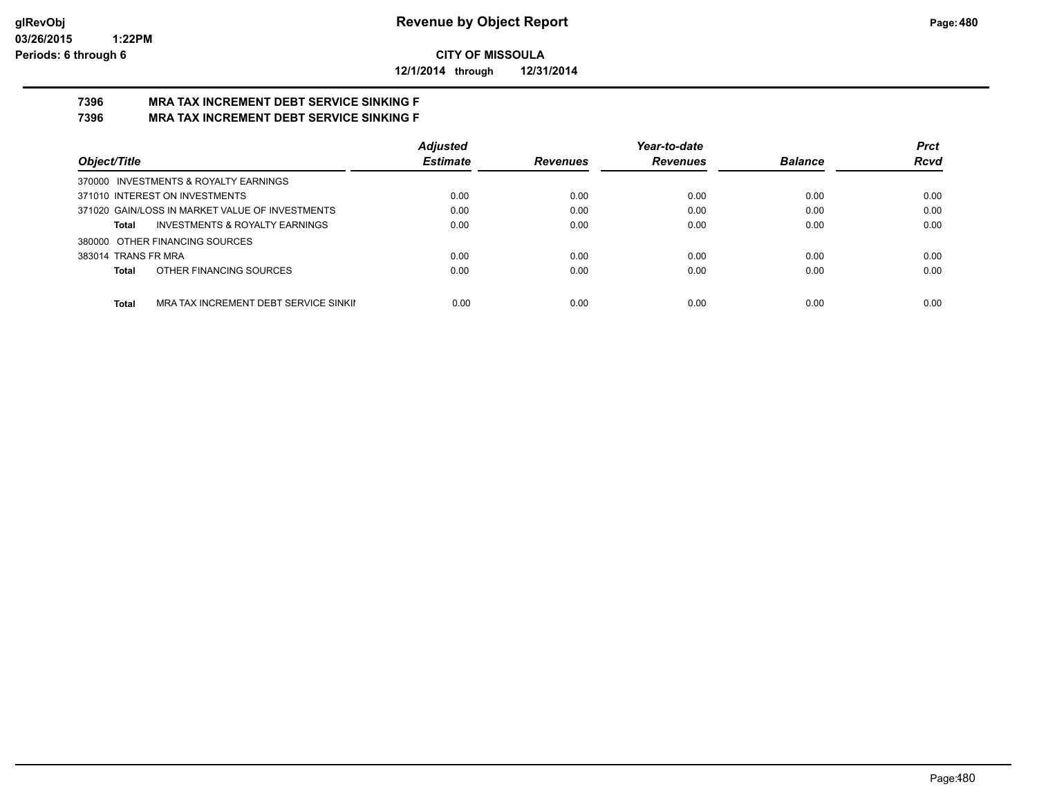**CITY OF MISSOULA**

**12/1/2014 through 12/31/2014**

## 7396 MRA TAX INCREMENT DEBT SERVICE SINKING F
## 7396 MRA TAX INCREMENT DEBT SERVICE SINKING F

| Object/Title | | Adjusted Estimate | Revenues | Year-to-date Revenues | Balance | Prct Rcvd |
|---|---|---|---|---|---|---|
| 370000 INVESTMENTS & ROYALTY EARNINGS | | | | | | |
| 371010 INTEREST ON INVESTMENTS | | 0.00 | 0.00 | 0.00 | 0.00 | 0.00 |
| 371020 GAIN/LOSS IN MARKET VALUE OF INVESTMENTS | | 0.00 | 0.00 | 0.00 | 0.00 | 0.00 |
| Total | INVESTMENTS & ROYALTY EARNINGS | 0.00 | 0.00 | 0.00 | 0.00 | 0.00 |
| 380000 OTHER FINANCING SOURCES | | | | | | |
| 383014 TRANS FR MRA | | 0.00 | 0.00 | 0.00 | 0.00 | 0.00 |
| Total | OTHER FINANCING SOURCES | 0.00 | 0.00 | 0.00 | 0.00 | 0.00 |
| Total | MRA TAX INCREMENT DEBT SERVICE SINKII | 0.00 | 0.00 | 0.00 | 0.00 | 0.00 |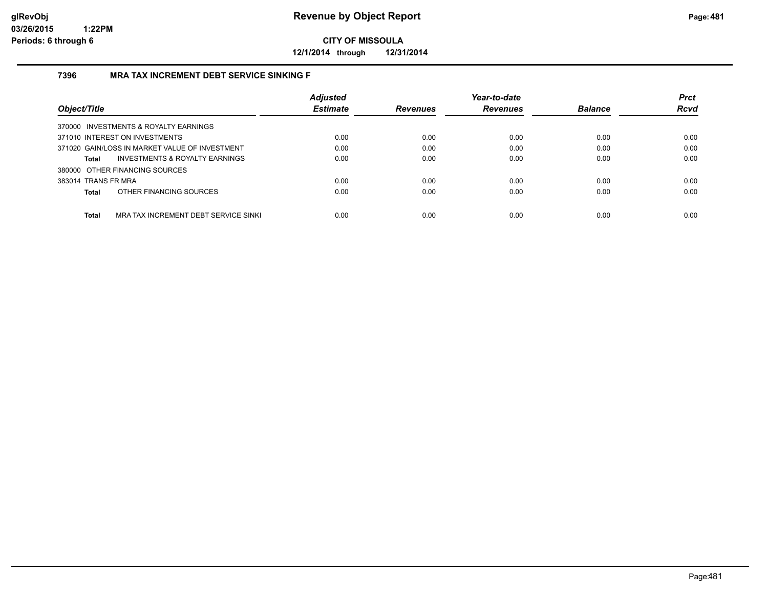**CITY OF MISSOULA**

**12/1/2014 through 12/31/2014**

### 7396 MRA TAX INCREMENT DEBT SERVICE SINKING F

| Object/Title | Adjusted Estimate | Revenues | Year-to-date Revenues | Balance | Prct Rcvd |
|---|---|---|---|---|---|
| 370000 INVESTMENTS & ROYALTY EARNINGS | | | | | |
| 371010 INTEREST ON INVESTMENTS | 0.00 | 0.00 | 0.00 | 0.00 | 0.00 |
| 371020 GAIN/LOSS IN MARKET VALUE OF INVESTMENT | 0.00 | 0.00 | 0.00 | 0.00 | 0.00 |
| **Total** INVESTMENTS & ROYALTY EARNINGS | 0.00 | 0.00 | 0.00 | 0.00 | 0.00 |
| 380000 OTHER FINANCING SOURCES | | | | | |
| 383014 TRANS FR MRA | 0.00 | 0.00 | 0.00 | 0.00 | 0.00 |
| **Total** OTHER FINANCING SOURCES | 0.00 | 0.00 | 0.00 | 0.00 | 0.00 |
| **Total** MRA TAX INCREMENT DEBT SERVICE SINKI | 0.00 | 0.00 | 0.00 | 0.00 | 0.00 |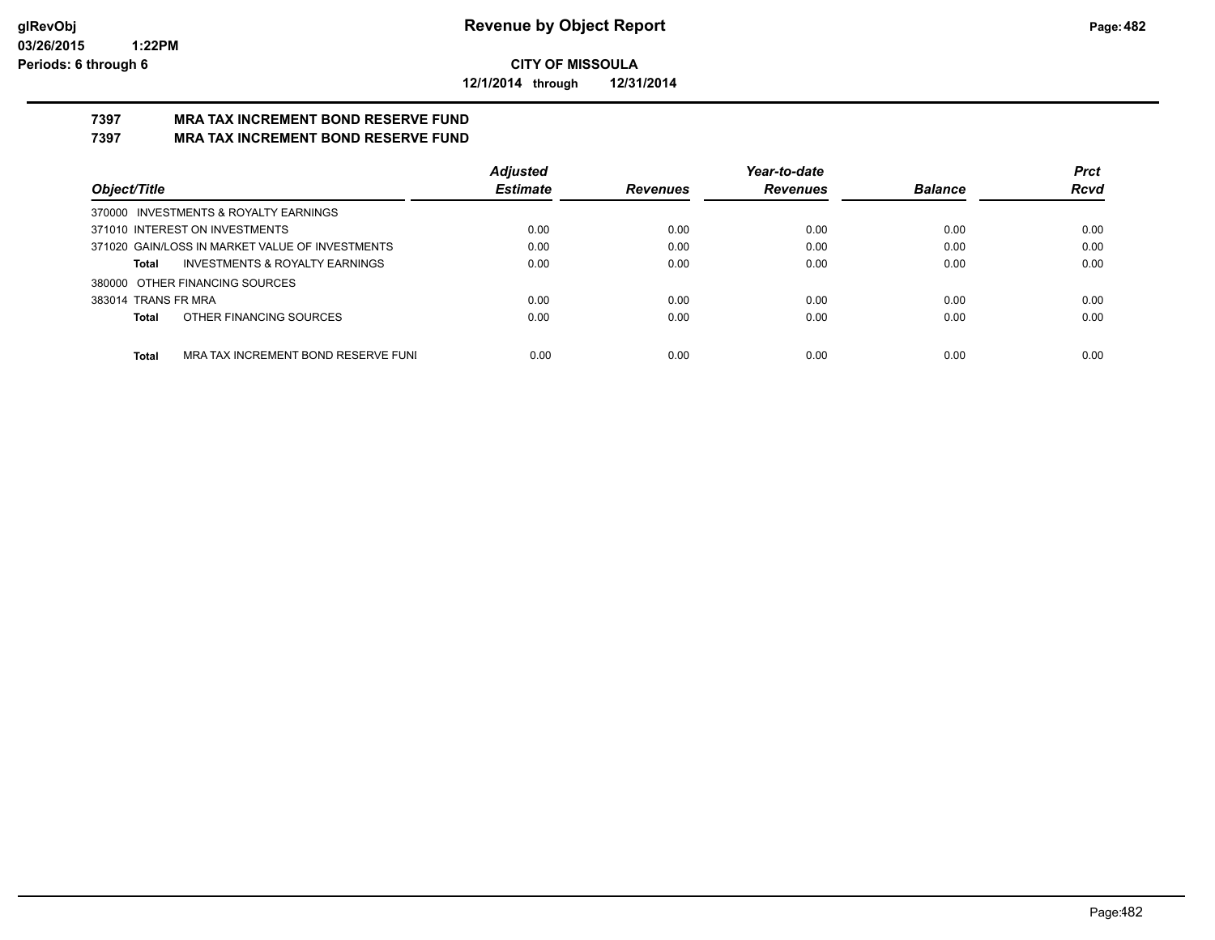**CITY OF MISSOULA**

**12/1/2014 through 12/31/2014**

**Revenue by Object Report**

glRevObj
03/26/2015 1:22PM
Periods: 6 through 6

## 7397 MRA TAX INCREMENT BOND RESERVE FUND
## 7397 MRA TAX INCREMENT BOND RESERVE FUND

| Object/Title | Adjusted Estimate | Revenues | Year-to-date Revenues | Balance | Prct Rcvd |
|---|---|---|---|---|---|
| 370000 INVESTMENTS & ROYALTY EARNINGS | | | | | |
| 371010 INTEREST ON INVESTMENTS | 0.00 | 0.00 | 0.00 | 0.00 | 0.00 |
| 371020 GAIN/LOSS IN MARKET VALUE OF INVESTMENTS | 0.00 | 0.00 | 0.00 | 0.00 | 0.00 |
| **Total** INVESTMENTS & ROYALTY EARNINGS | 0.00 | 0.00 | 0.00 | 0.00 | 0.00 |
| 380000 OTHER FINANCING SOURCES | | | | | |
| 383014 TRANS FR MRA | 0.00 | 0.00 | 0.00 | 0.00 | 0.00 |
| **Total** OTHER FINANCING SOURCES | 0.00 | 0.00 | 0.00 | 0.00 | 0.00 |
| **Total** MRA TAX INCREMENT BOND RESERVE FUNI | 0.00 | 0.00 | 0.00 | 0.00 | 0.00 |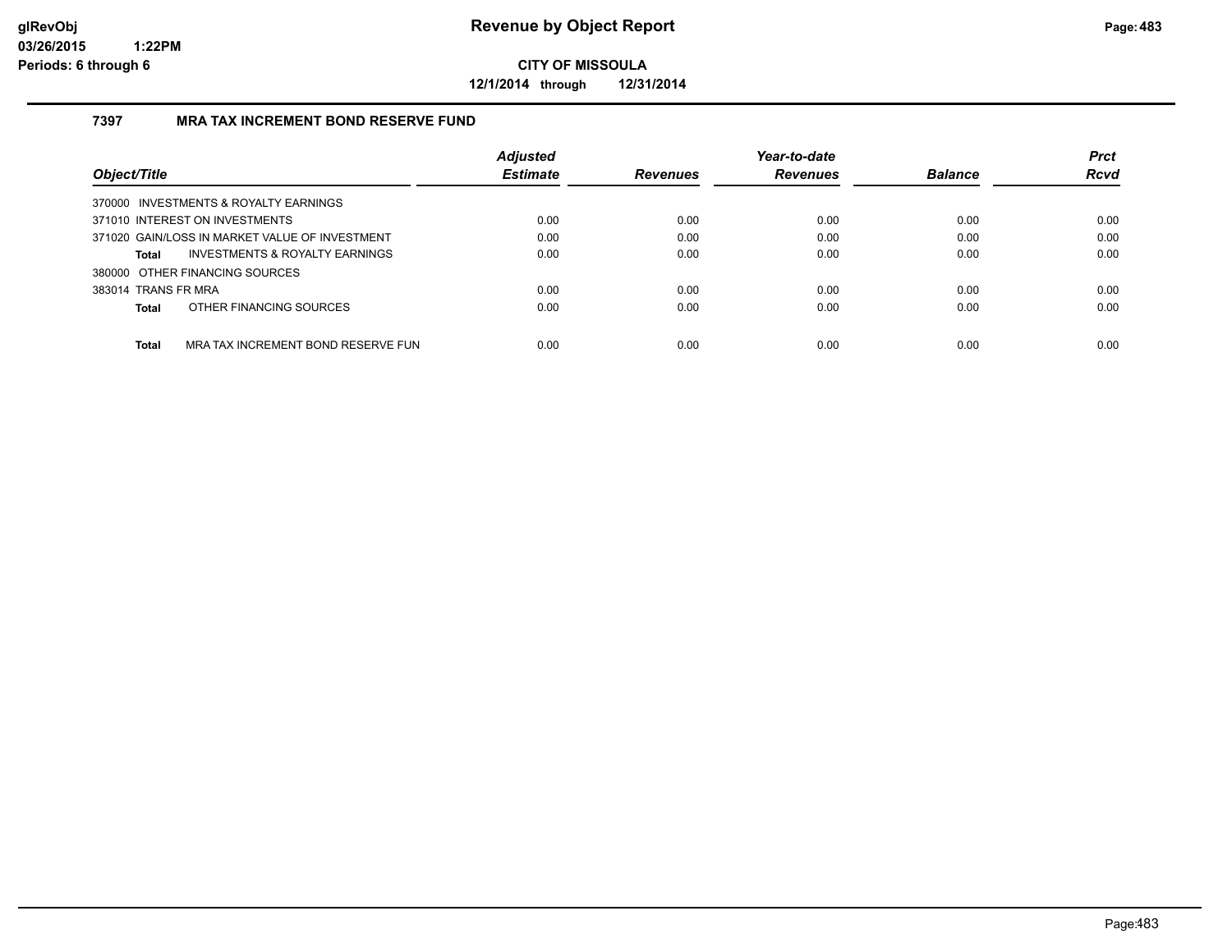# Revenue by Object Report

glRevObj
03/26/2015 1:22PM
Periods: 6 through 6

**CITY OF MISSOULA**

**12/1/2014 through 12/31/2014**

### 7397 MRA TAX INCREMENT BOND RESERVE FUND

| Object/Title | Adjusted Estimate | Revenues | Year-to-date Revenues | Balance | Prct Rcvd |
|---|---|---|---|---|---|
| 370000 INVESTMENTS & ROYALTY EARNINGS | | | | | |
| 371010 INTEREST ON INVESTMENTS | 0.00 | 0.00 | 0.00 | 0.00 | 0.00 |
| 371020 GAIN/LOSS IN MARKET VALUE OF INVESTMENT | 0.00 | 0.00 | 0.00 | 0.00 | 0.00 |
| **Total** INVESTMENTS & ROYALTY EARNINGS | 0.00 | 0.00 | 0.00 | 0.00 | 0.00 |
| 380000 OTHER FINANCING SOURCES | | | | | |
| 383014 TRANS FR MRA | 0.00 | 0.00 | 0.00 | 0.00 | 0.00 |
| **Total** OTHER FINANCING SOURCES | 0.00 | 0.00 | 0.00 | 0.00 | 0.00 |
| **Total** MRA TAX INCREMENT BOND RESERVE FUN | 0.00 | 0.00 | 0.00 | 0.00 | 0.00 |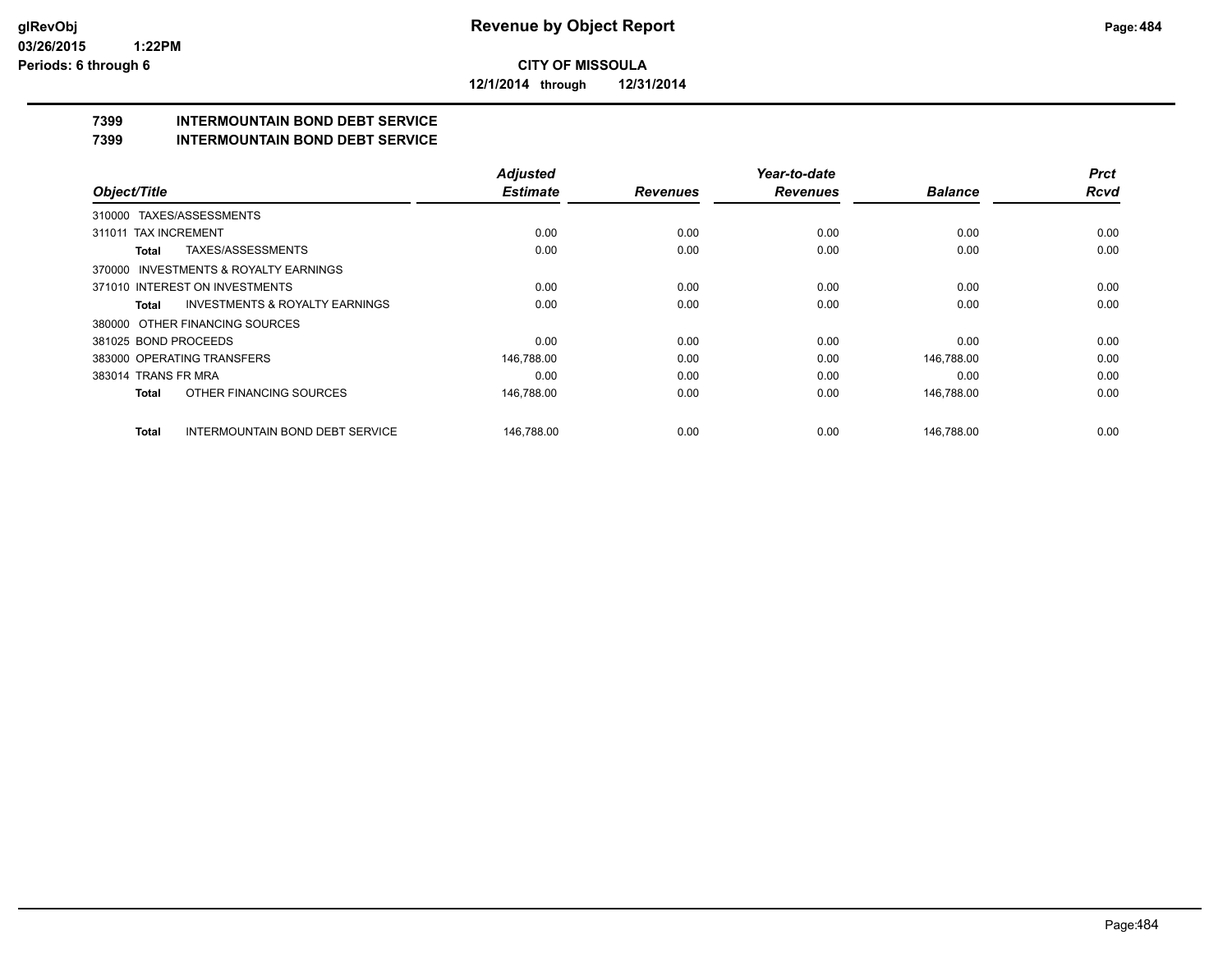**Revenue by Object Report**

**CITY OF MISSOULA**

**12/1/2014 through 12/31/2014**

glRevObj
03/26/2015 1:22PM
Periods: 6 through 6

## 7399 INTERMOUNTAIN BOND DEBT SERVICE
## 7399 INTERMOUNTAIN BOND DEBT SERVICE

| Object/Title | Adjusted Estimate | Revenues | Year-to-date Revenues | Balance | Prct Rcvd |
|---|---|---|---|---|---|
| 310000 TAXES/ASSESSMENTS | | | | | |
| 311011 TAX INCREMENT | 0.00 | 0.00 | 0.00 | 0.00 | 0.00 |
| **Total** TAXES/ASSESSMENTS | 0.00 | 0.00 | 0.00 | 0.00 | 0.00 |
| 370000 INVESTMENTS & ROYALTY EARNINGS | | | | | |
| 371010 INTEREST ON INVESTMENTS | 0.00 | 0.00 | 0.00 | 0.00 | 0.00 |
| **Total** INVESTMENTS & ROYALTY EARNINGS | 0.00 | 0.00 | 0.00 | 0.00 | 0.00 |
| 380000 OTHER FINANCING SOURCES | | | | | |
| 381025 BOND PROCEEDS | 0.00 | 0.00 | 0.00 | 0.00 | 0.00 |
| 383000 OPERATING TRANSFERS | 146,788.00 | 0.00 | 0.00 | 146,788.00 | 0.00 |
| 383014 TRANS FR MRA | 0.00 | 0.00 | 0.00 | 0.00 | 0.00 |
| **Total** OTHER FINANCING SOURCES | 146,788.00 | 0.00 | 0.00 | 146,788.00 | 0.00 |
| **Total** INTERMOUNTAIN BOND DEBT SERVICE | 146,788.00 | 0.00 | 0.00 | 146,788.00 | 0.00 |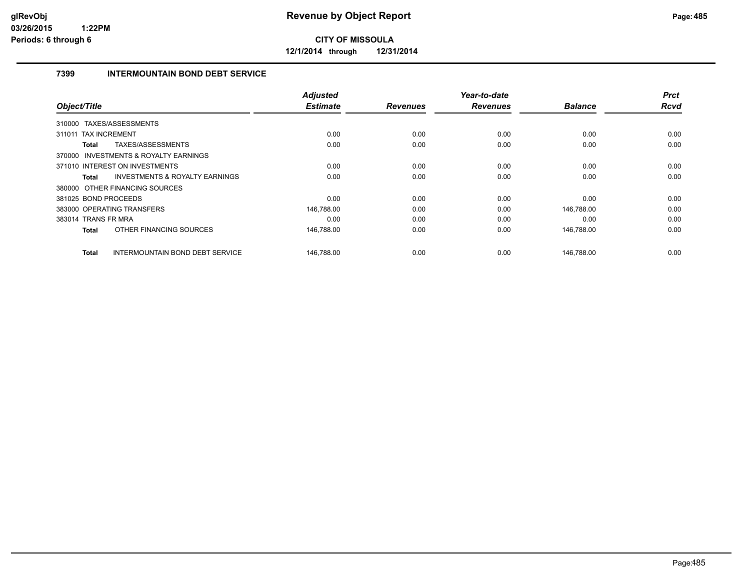**Revenue by Object Report**

**CITY OF MISSOULA**

**12/1/2014 through 12/31/2014**

glRevObj
03/26/2015 1:22PM
Periods: 6 through 6

## 7399 INTERMOUNTAIN BOND DEBT SERVICE

| Object/Title | Adjusted Estimate | Revenues | Year-to-date Revenues | Balance | Prct Rcvd |
|---|---|---|---|---|---|
| 310000 TAXES/ASSESSMENTS | | | | | |
| 311011 TAX INCREMENT | 0.00 | 0.00 | 0.00 | 0.00 | 0.00 |
| **Total** TAXES/ASSESSMENTS | 0.00 | 0.00 | 0.00 | 0.00 | 0.00 |
| 370000 INVESTMENTS & ROYALTY EARNINGS | | | | | |
| 371010 INTEREST ON INVESTMENTS | 0.00 | 0.00 | 0.00 | 0.00 | 0.00 |
| **Total** INVESTMENTS & ROYALTY EARNINGS | 0.00 | 0.00 | 0.00 | 0.00 | 0.00 |
| 380000 OTHER FINANCING SOURCES | | | | | |
| 381025 BOND PROCEEDS | 0.00 | 0.00 | 0.00 | 0.00 | 0.00 |
| 383000 OPERATING TRANSFERS | 146,788.00 | 0.00 | 0.00 | 146,788.00 | 0.00 |
| 383014 TRANS FR MRA | 0.00 | 0.00 | 0.00 | 0.00 | 0.00 |
| **Total** OTHER FINANCING SOURCES | 146,788.00 | 0.00 | 0.00 | 146,788.00 | 0.00 |
| **Total** INTERMOUNTAIN BOND DEBT SERVICE | 146,788.00 | 0.00 | 0.00 | 146,788.00 | 0.00 |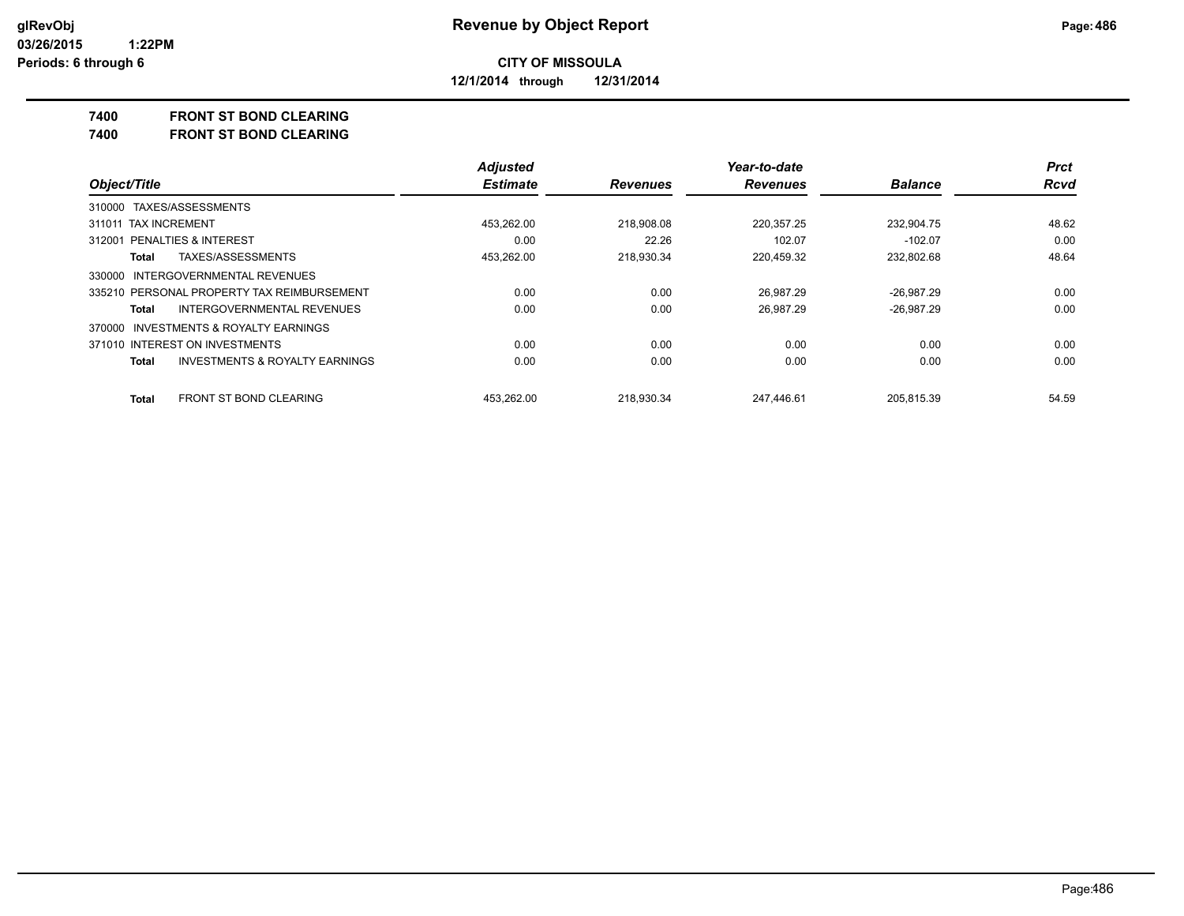**CITY OF MISSOULA**

**12/1/2014 through 12/31/2014**

**7400 FRONT ST BOND CLEARING**

**7400 FRONT ST BOND CLEARING**

| Object/Title | Adjusted Estimate | Revenues | Year-to-date Revenues | Balance | Prct Rcvd |
|---|---|---|---|---|---|
| 310000 TAXES/ASSESSMENTS | | | | | |
| 311011 TAX INCREMENT | 453,262.00 | 218,908.08 | 220,357.25 | 232,904.75 | 48.62 |
| 312001 PENALTIES & INTEREST | 0.00 | 22.26 | 102.07 | -102.07 | 0.00 |
| **Total** TAXES/ASSESSMENTS | 453,262.00 | 218,930.34 | 220,459.32 | 232,802.68 | 48.64 |
| 330000 INTERGOVERNMENTAL REVENUES | | | | | |
| 335210 PERSONAL PROPERTY TAX REIMBURSEMENT | 0.00 | 0.00 | 26,987.29 | -26,987.29 | 0.00 |
| **Total** INTERGOVERNMENTAL REVENUES | 0.00 | 0.00 | 26,987.29 | -26,987.29 | 0.00 |
| 370000 INVESTMENTS & ROYALTY EARNINGS | | | | | |
| 371010 INTEREST ON INVESTMENTS | 0.00 | 0.00 | 0.00 | 0.00 | 0.00 |
| **Total** INVESTMENTS & ROYALTY EARNINGS | 0.00 | 0.00 | 0.00 | 0.00 | 0.00 |
| **Total** FRONT ST BOND CLEARING | 453,262.00 | 218,930.34 | 247,446.61 | 205,815.39 | 54.59 |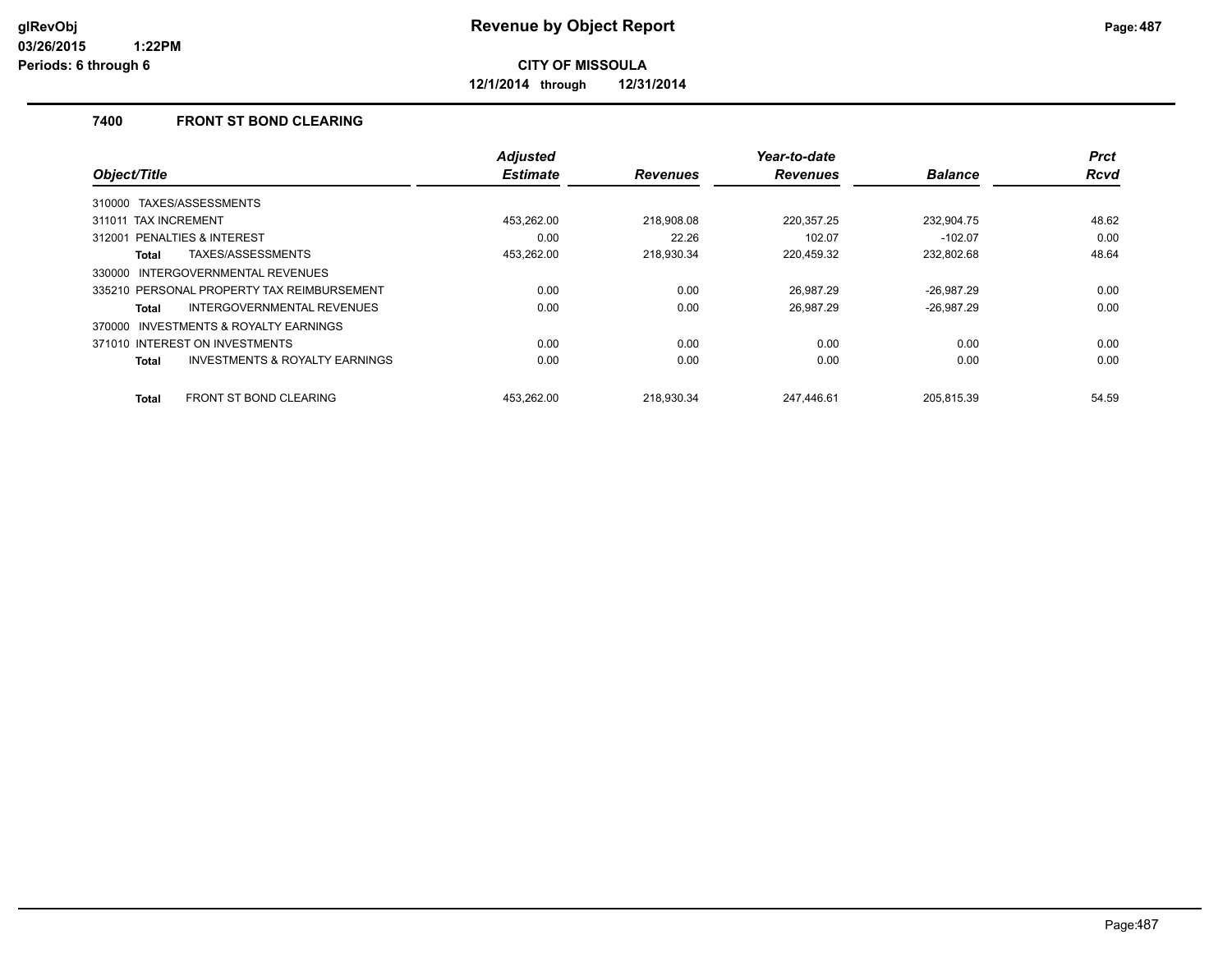**CITY OF MISSOULA**

**12/1/2014 through 12/31/2014**

### 7400 FRONT ST BOND CLEARING

| Object/Title | Adjusted Estimate | Revenues | Year-to-date Revenues | Balance | Prct Rcvd |
|---|---|---|---|---|---|
| 310000 TAXES/ASSESSMENTS | | | | | |
| 311011 TAX INCREMENT | 453,262.00 | 218,908.08 | 220,357.25 | 232,904.75 | 48.62 |
| 312001 PENALTIES & INTEREST | 0.00 | 22.26 | 102.07 | -102.07 | 0.00 |
| **Total** TAXES/ASSESSMENTS | 453,262.00 | 218,930.34 | 220,459.32 | 232,802.68 | 48.64 |
| 330000 INTERGOVERNMENTAL REVENUES | | | | | |
| 335210 PERSONAL PROPERTY TAX REIMBURSEMENT | 0.00 | 0.00 | 26,987.29 | -26,987.29 | 0.00 |
| **Total** INTERGOVERNMENTAL REVENUES | 0.00 | 0.00 | 26,987.29 | -26,987.29 | 0.00 |
| 370000 INVESTMENTS & ROYALTY EARNINGS | | | | | |
| 371010 INTEREST ON INVESTMENTS | 0.00 | 0.00 | 0.00 | 0.00 | 0.00 |
| **Total** INVESTMENTS & ROYALTY EARNINGS | 0.00 | 0.00 | 0.00 | 0.00 | 0.00 |
| **Total** FRONT ST BOND CLEARING | 453,262.00 | 218,930.34 | 247,446.61 | 205,815.39 | 54.59 |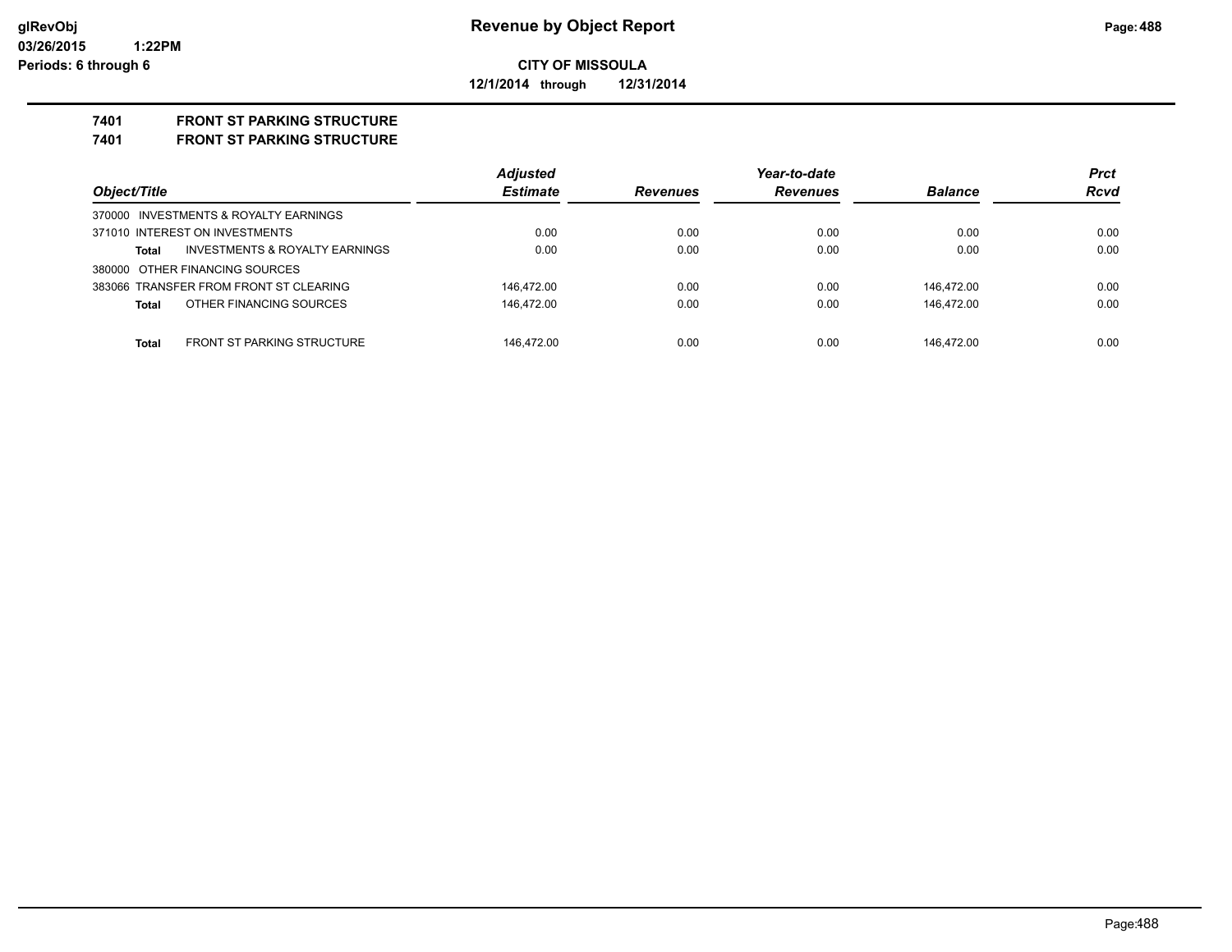**Revenue by Object Report**

**CITY OF MISSOULA**

**12/1/2014 through 12/31/2014**

**glRevObj**
**03/26/2015 1:22PM**
**Periods: 6 through 6**

## 7401 FRONT ST PARKING STRUCTURE
## 7401 FRONT ST PARKING STRUCTURE

| Object/Title | | Adjusted Estimate | Revenues | Year-to-date Revenues | Balance | Prct Rcvd |
|---|---|---|---|---|---|---|
| 370000 INVESTMENTS & ROYALTY EARNINGS | | | | | | |
| 371010 INTEREST ON INVESTMENTS | | 0.00 | 0.00 | 0.00 | 0.00 | 0.00 |
| Total | INVESTMENTS & ROYALTY EARNINGS | 0.00 | 0.00 | 0.00 | 0.00 | 0.00 |
| 380000 OTHER FINANCING SOURCES | | | | | | |
| 383066 TRANSFER FROM FRONT ST CLEARING | | 146,472.00 | 0.00 | 0.00 | 146,472.00 | 0.00 |
| Total | OTHER FINANCING SOURCES | 146,472.00 | 0.00 | 0.00 | 146,472.00 | 0.00 |
| Total | FRONT ST PARKING STRUCTURE | 146,472.00 | 0.00 | 0.00 | 146,472.00 | 0.00 |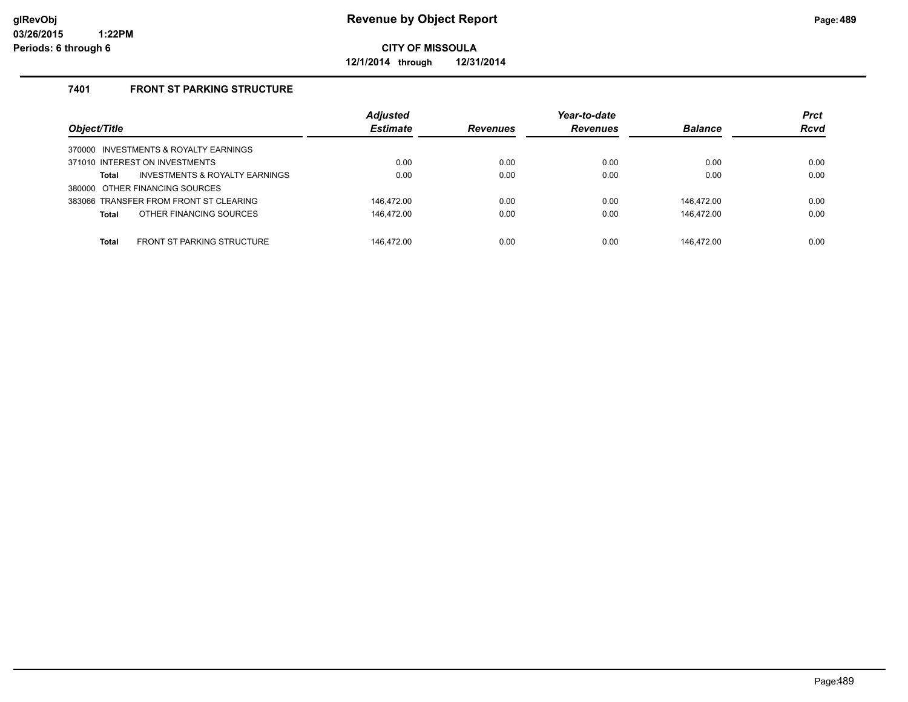**glRevObj**
**03/26/2015 1:22PM**
**Periods: 6 through 6**

# Revenue by Object Report

**CITY OF MISSOULA**

**12/1/2014 through 12/31/2014**

## 7401 FRONT ST PARKING STRUCTURE

| Object/Title | Adjusted Estimate | Revenues | Year-to-date Revenues | Balance | Prct Rcvd |
|---|---|---|---|---|---|
| 370000 INVESTMENTS & ROYALTY EARNINGS | | | | | |
| 371010 INTEREST ON INVESTMENTS | 0.00 | 0.00 | 0.00 | 0.00 | 0.00 |
| **Total** INVESTMENTS & ROYALTY EARNINGS | 0.00 | 0.00 | 0.00 | 0.00 | 0.00 |
| 380000 OTHER FINANCING SOURCES | | | | | |
| 383066 TRANSFER FROM FRONT ST CLEARING | 146,472.00 | 0.00 | 0.00 | 146,472.00 | 0.00 |
| **Total** OTHER FINANCING SOURCES | 146,472.00 | 0.00 | 0.00 | 146,472.00 | 0.00 |
| **Total** FRONT ST PARKING STRUCTURE | 146,472.00 | 0.00 | 0.00 | 146,472.00 | 0.00 |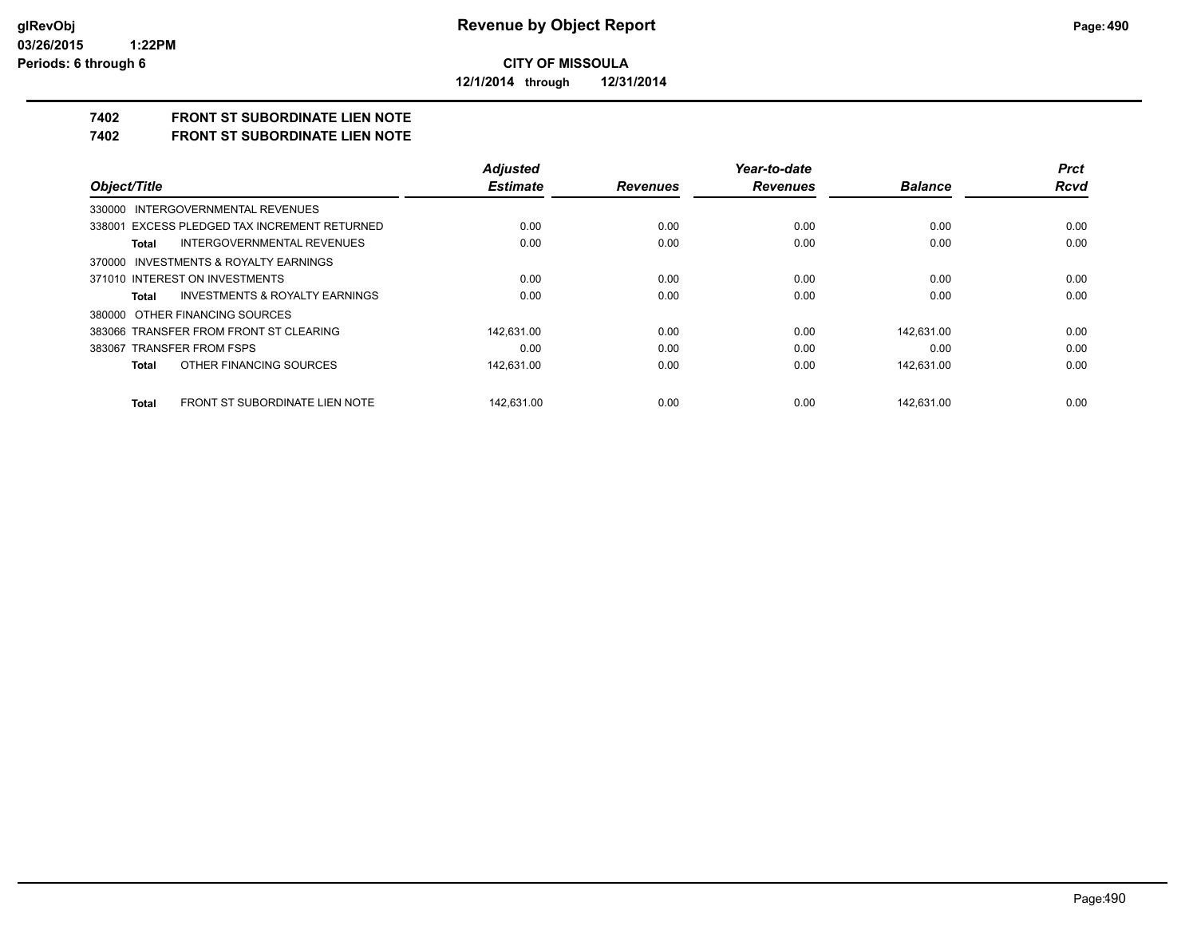# Revenue by Object Report

**CITY OF MISSOULA**

**12/1/2014 through 12/31/2014**

glRevObj
03/26/2015 1:22PM
Periods: 6 through 6

## 7402 FRONT ST SUBORDINATE LIEN NOTE
## 7402 FRONT ST SUBORDINATE LIEN NOTE

| Object/Title | Adjusted Estimate | Revenues | Year-to-date Revenues | Balance | Prct Rcvd |
|---|---|---|---|---|---|
| 330000 INTERGOVERNMENTAL REVENUES | | | | | |
| 338001 EXCESS PLEDGED TAX INCREMENT RETURNED | 0.00 | 0.00 | 0.00 | 0.00 | 0.00 |
| **Total** INTERGOVERNMENTAL REVENUES | 0.00 | 0.00 | 0.00 | 0.00 | 0.00 |
| 370000 INVESTMENTS & ROYALTY EARNINGS | | | | | |
| 371010 INTEREST ON INVESTMENTS | 0.00 | 0.00 | 0.00 | 0.00 | 0.00 |
| **Total** INVESTMENTS & ROYALTY EARNINGS | 0.00 | 0.00 | 0.00 | 0.00 | 0.00 |
| 380000 OTHER FINANCING SOURCES | | | | | |
| 383066 TRANSFER FROM FRONT ST CLEARING | 142,631.00 | 0.00 | 0.00 | 142,631.00 | 0.00 |
| 383067 TRANSFER FROM FSPS | 0.00 | 0.00 | 0.00 | 0.00 | 0.00 |
| **Total** OTHER FINANCING SOURCES | 142,631.00 | 0.00 | 0.00 | 142,631.00 | 0.00 |
| **Total** FRONT ST SUBORDINATE LIEN NOTE | 142,631.00 | 0.00 | 0.00 | 142,631.00 | 0.00 |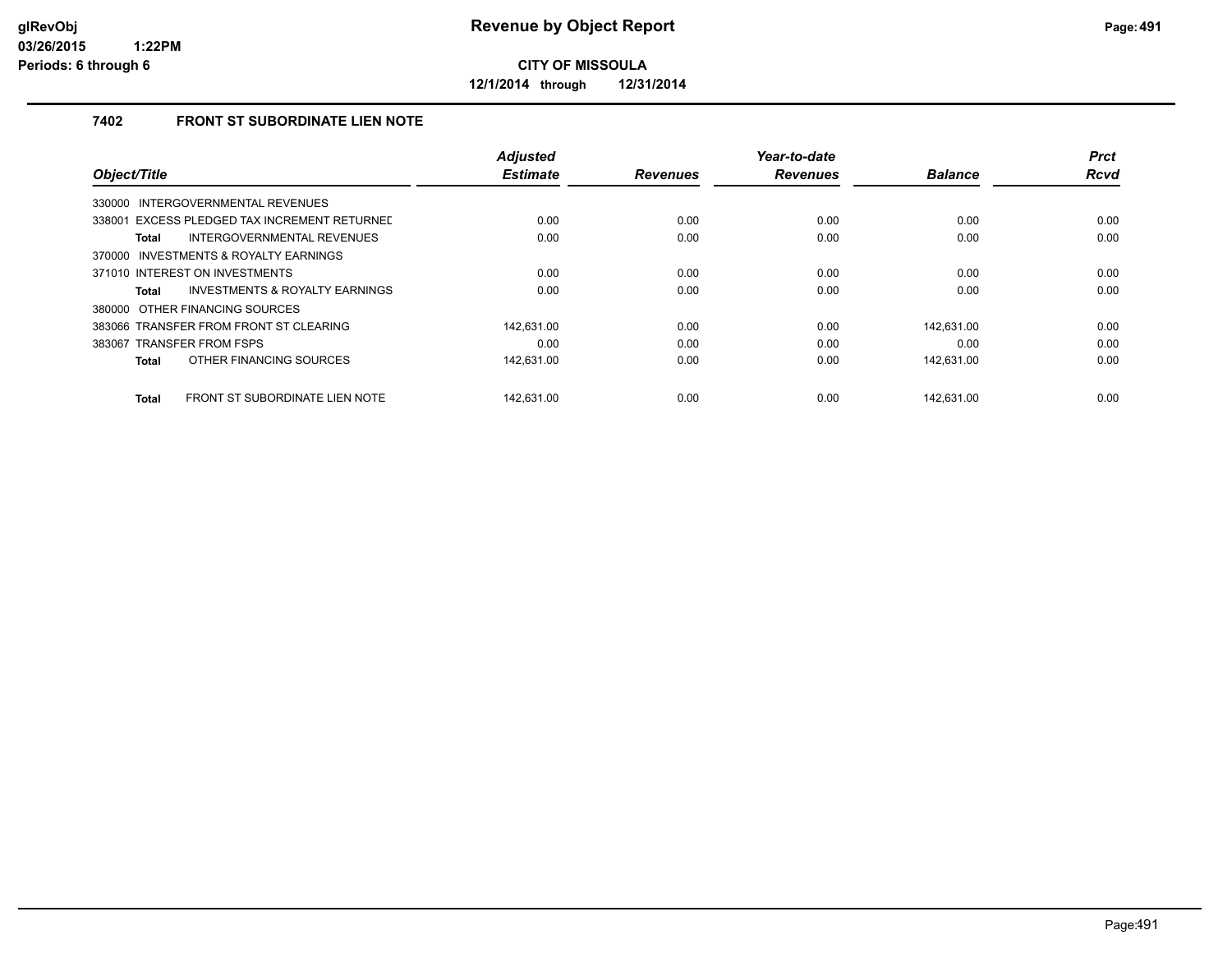**CITY OF MISSOULA**

**12/1/2014 through 12/31/2014**

### 7402 FRONT ST SUBORDINATE LIEN NOTE

| Object/Title | Adjusted Estimate | Revenues | Year-to-date Revenues | Balance | Prct Rcvd |
|---|---|---|---|---|---|
| 330000 INTERGOVERNMENTAL REVENUES | | | | | |
| 338001 EXCESS PLEDGED TAX INCREMENT RETURNED | 0.00 | 0.00 | 0.00 | 0.00 | 0.00 |
| **Total** INTERGOVERNMENTAL REVENUES | 0.00 | 0.00 | 0.00 | 0.00 | 0.00 |
| 370000 INVESTMENTS & ROYALTY EARNINGS | | | | | |
| 371010 INTEREST ON INVESTMENTS | 0.00 | 0.00 | 0.00 | 0.00 | 0.00 |
| **Total** INVESTMENTS & ROYALTY EARNINGS | 0.00 | 0.00 | 0.00 | 0.00 | 0.00 |
| 380000 OTHER FINANCING SOURCES | | | | | |
| 383066 TRANSFER FROM FRONT ST CLEARING | 142,631.00 | 0.00 | 0.00 | 142,631.00 | 0.00 |
| 383067 TRANSFER FROM FSPS | 0.00 | 0.00 | 0.00 | 0.00 | 0.00 |
| **Total** OTHER FINANCING SOURCES | 142,631.00 | 0.00 | 0.00 | 142,631.00 | 0.00 |
| **Total** FRONT ST SUBORDINATE LIEN NOTE | 142,631.00 | 0.00 | 0.00 | 142,631.00 | 0.00 |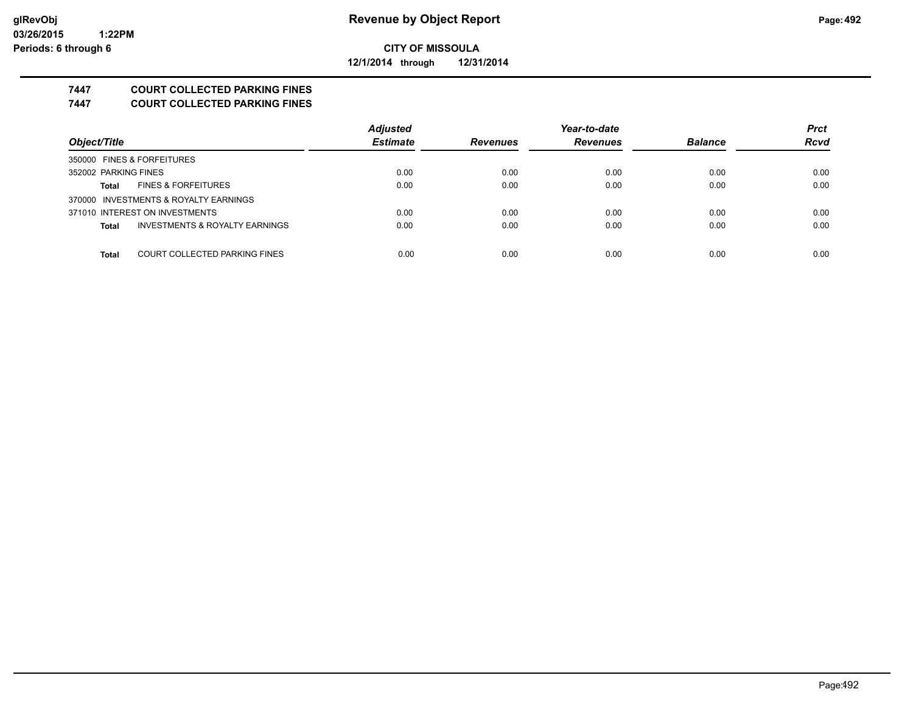**glRevObj**
**03/26/2015 1:22PM**
**Periods: 6 through 6**

# Revenue by Object Report

**CITY OF MISSOULA**

**12/1/2014 through 12/31/2014**

## 7447 COURT COLLECTED PARKING FINES
## 7447 COURT COLLECTED PARKING FINES

| Object/Title | Adjusted Estimate | Revenues | Year-to-date Revenues | Balance | Prct Rcvd |
|---|---|---|---|---|---|
| 350000 FINES & FORFEITURES | | | | | |
| 352002 PARKING FINES | 0.00 | 0.00 | 0.00 | 0.00 | 0.00 |
| **Total** FINES & FORFEITURES | 0.00 | 0.00 | 0.00 | 0.00 | 0.00 |
| 370000 INVESTMENTS & ROYALTY EARNINGS | | | | | |
| 371010 INTEREST ON INVESTMENTS | 0.00 | 0.00 | 0.00 | 0.00 | 0.00 |
| **Total** INVESTMENTS & ROYALTY EARNINGS | 0.00 | 0.00 | 0.00 | 0.00 | 0.00 |
| **Total** COURT COLLECTED PARKING FINES | 0.00 | 0.00 | 0.00 | 0.00 | 0.00 |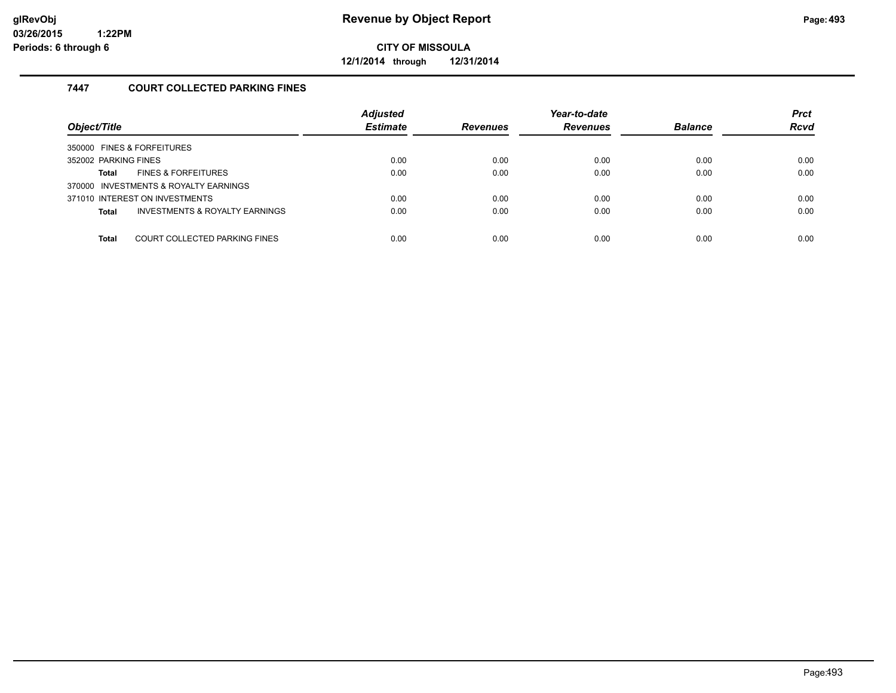**Revenue by Object Report**

**CITY OF MISSOULA**

**12/1/2014 through 12/31/2014**

glRevObj
03/26/2015 1:22PM
Periods: 6 through 6

### 7447 COURT COLLECTED PARKING FINES

| Object/Title | | Adjusted Estimate | Revenues | Year-to-date Revenues | Balance | Prct Rcvd |
|---|---|---|---|---|---|---|
| 350000 FINES & FORFEITURES | | | | | | |
| 352002 PARKING FINES | | 0.00 | 0.00 | 0.00 | 0.00 | 0.00 |
| **Total** | FINES & FORFEITURES | 0.00 | 0.00 | 0.00 | 0.00 | 0.00 |
| 370000 INVESTMENTS & ROYALTY EARNINGS | | | | | | |
| 371010 INTEREST ON INVESTMENTS | | 0.00 | 0.00 | 0.00 | 0.00 | 0.00 |
| **Total** | INVESTMENTS & ROYALTY EARNINGS | 0.00 | 0.00 | 0.00 | 0.00 | 0.00 |
| **Total** | COURT COLLECTED PARKING FINES | 0.00 | 0.00 | 0.00 | 0.00 | 0.00 |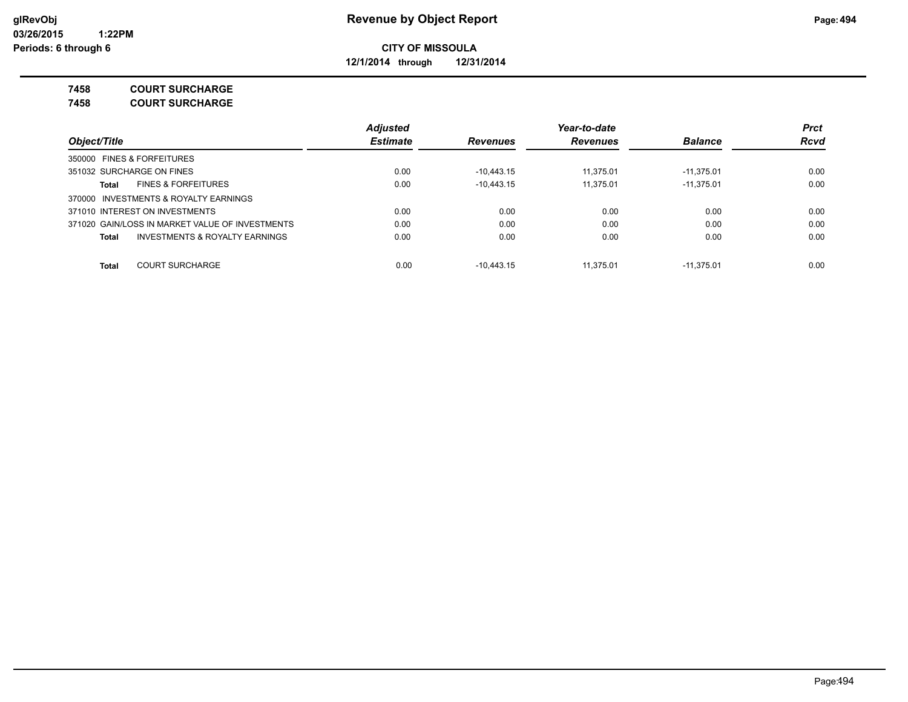# Revenue by Object Report

**CITY OF MISSOULA**

**12/1/2014 through 12/31/2014**

glRevObj
03/26/2015 1:22PM
Periods: 6 through 6

**7458 COURT SURCHARGE**
**7458 COURT SURCHARGE**

| Object/Title | Adjusted Estimate | Revenues | Year-to-date Revenues | Balance | Prct Rcvd |
|---|---|---|---|---|---|
| 350000 FINES & FORFEITURES | | | | | |
| 351032 SURCHARGE ON FINES | 0.00 | -10,443.15 | 11,375.01 | -11,375.01 | 0.00 |
| **Total** FINES & FORFEITURES | 0.00 | -10,443.15 | 11,375.01 | -11,375.01 | 0.00 |
| 370000 INVESTMENTS & ROYALTY EARNINGS | | | | | |
| 371010 INTEREST ON INVESTMENTS | 0.00 | 0.00 | 0.00 | 0.00 | 0.00 |
| 371020 GAIN/LOSS IN MARKET VALUE OF INVESTMENTS | 0.00 | 0.00 | 0.00 | 0.00 | 0.00 |
| **Total** INVESTMENTS & ROYALTY EARNINGS | 0.00 | 0.00 | 0.00 | 0.00 | 0.00 |
| **Total** COURT SURCHARGE | 0.00 | -10,443.15 | 11,375.01 | -11,375.01 | 0.00 |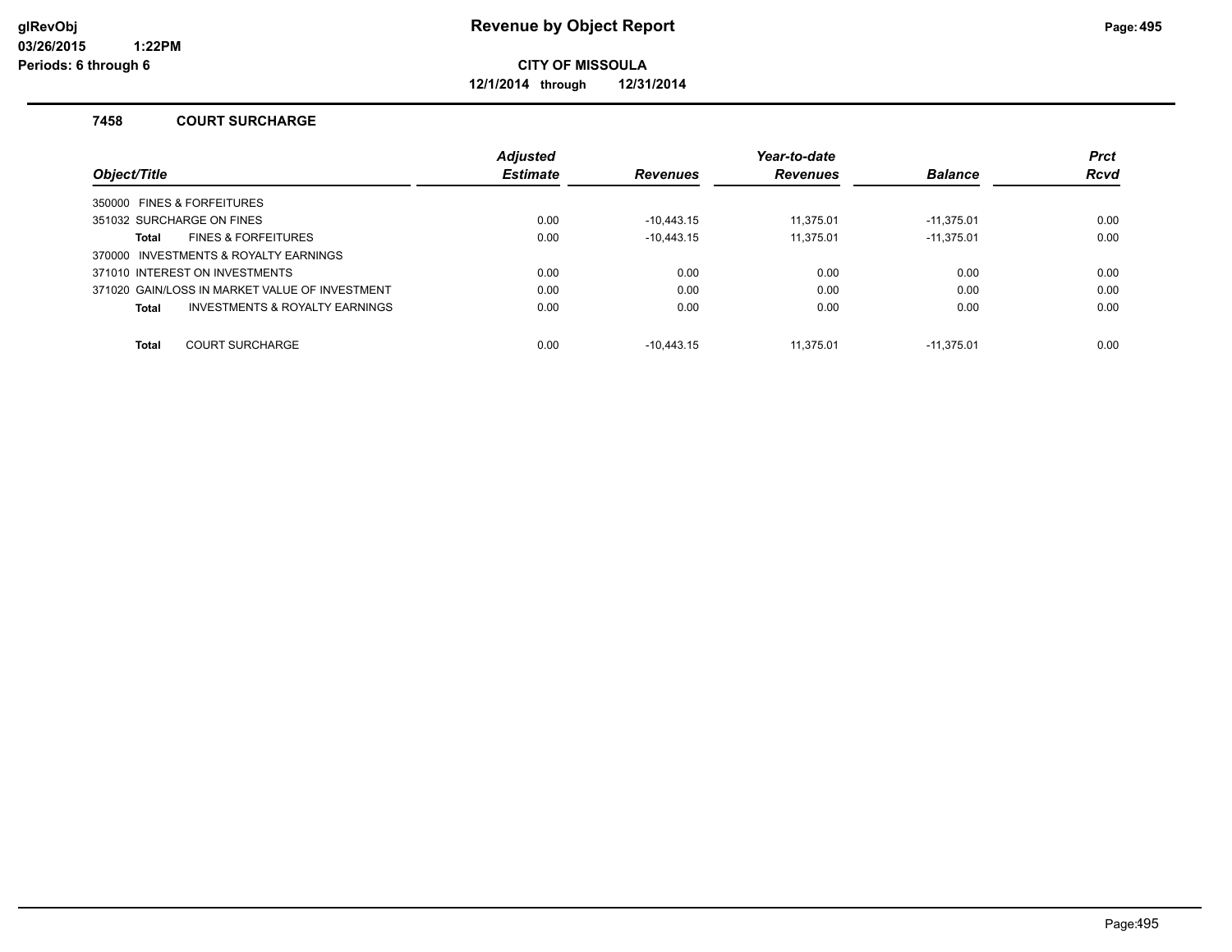# Revenue by Object Report

**CITY OF MISSOULA**

**12/1/2014 through 12/31/2014**

glRevObj
03/26/2015 1:22PM
Periods: 6 through 6

### 7458 COURT SURCHARGE

| Object/Title | Adjusted Estimate | Revenues | Year-to-date Revenues | Balance | Prct Rcvd |
|---|---|---|---|---|---|
| 350000 FINES & FORFEITURES | | | | | |
| 351032 SURCHARGE ON FINES | 0.00 | -10,443.15 | 11,375.01 | -11,375.01 | 0.00 |
| **Total** FINES & FORFEITURES | 0.00 | -10,443.15 | 11,375.01 | -11,375.01 | 0.00 |
| 370000 INVESTMENTS & ROYALTY EARNINGS | | | | | |
| 371010 INTEREST ON INVESTMENTS | 0.00 | 0.00 | 0.00 | 0.00 | 0.00 |
| 371020 GAIN/LOSS IN MARKET VALUE OF INVESTMENT | 0.00 | 0.00 | 0.00 | 0.00 | 0.00 |
| **Total** INVESTMENTS & ROYALTY EARNINGS | 0.00 | 0.00 | 0.00 | 0.00 | 0.00 |
| **Total** COURT SURCHARGE | 0.00 | -10,443.15 | 11,375.01 | -11,375.01 | 0.00 |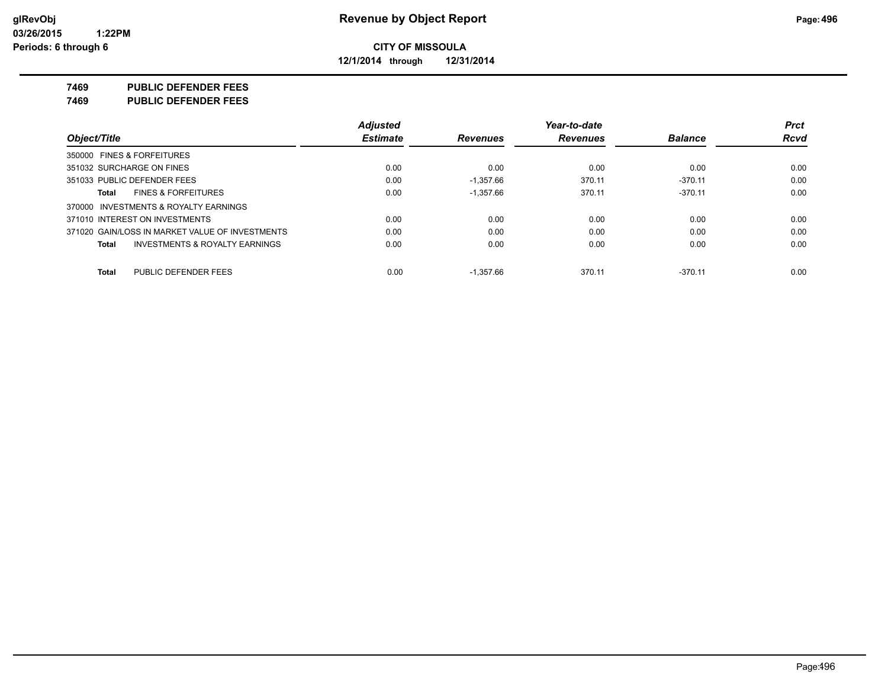**CITY OF MISSOULA**

**12/1/2014 through 12/31/2014**

# 7469 PUBLIC DEFENDER FEES

## 7469 PUBLIC DEFENDER FEES

| Object/Title | Adjusted Estimate | Revenues | Year-to-date Revenues | Balance | Prct Rcvd |
|---|---|---|---|---|---|
| 350000 FINES & FORFEITURES | | | | | |
| 351032 SURCHARGE ON FINES | 0.00 | 0.00 | 0.00 | 0.00 | 0.00 |
| 351033 PUBLIC DEFENDER FEES | 0.00 | -1,357.66 | 370.11 | -370.11 | 0.00 |
| **Total** FINES & FORFEITURES | 0.00 | -1,357.66 | 370.11 | -370.11 | 0.00 |
| 370000 INVESTMENTS & ROYALTY EARNINGS | | | | | |
| 371010 INTEREST ON INVESTMENTS | 0.00 | 0.00 | 0.00 | 0.00 | 0.00 |
| 371020 GAIN/LOSS IN MARKET VALUE OF INVESTMENTS | 0.00 | 0.00 | 0.00 | 0.00 | 0.00 |
| **Total** INVESTMENTS & ROYALTY EARNINGS | 0.00 | 0.00 | 0.00 | 0.00 | 0.00 |
| **Total** PUBLIC DEFENDER FEES | 0.00 | -1,357.66 | 370.11 | -370.11 | 0.00 |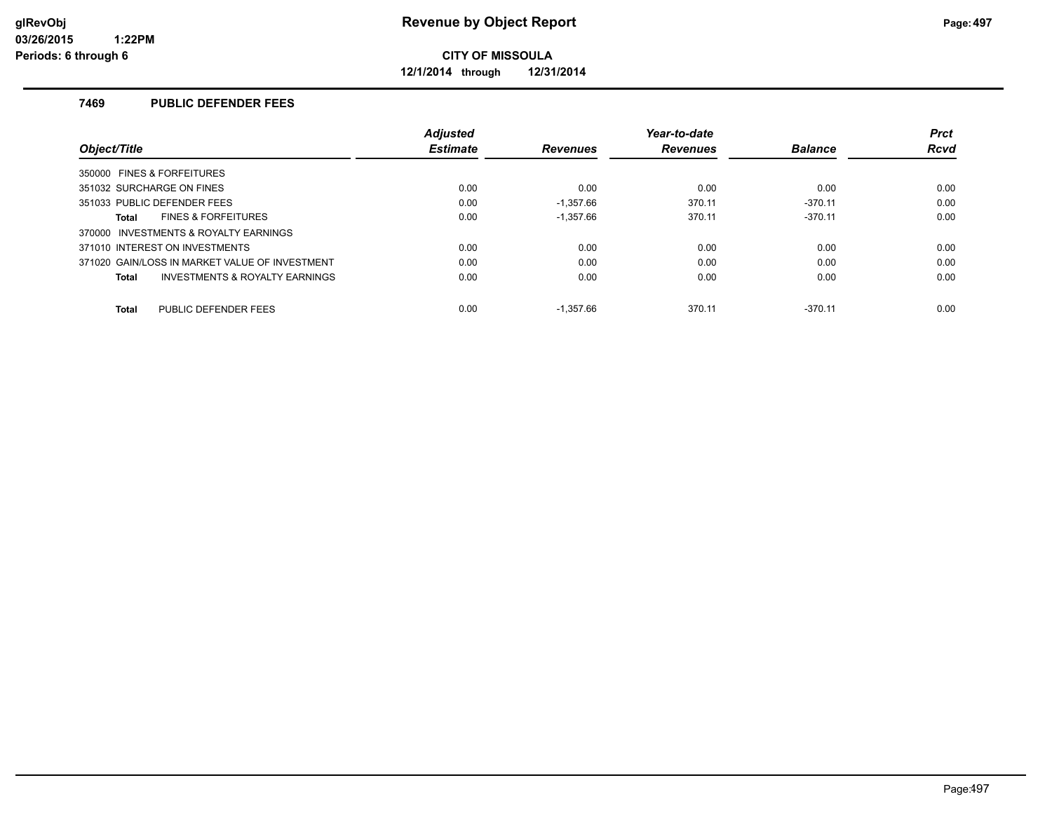# Revenue by Object Report

**CITY OF MISSOULA**

**12/1/2014 through 12/31/2014**

### 7469 PUBLIC DEFENDER FEES

| Object/Title | Adjusted Estimate | Revenues | Year-to-date Revenues | Balance | Prct Rcvd |
|---|---|---|---|---|---|
| 350000 FINES & FORFEITURES | | | | | |
| 351032 SURCHARGE ON FINES | 0.00 | 0.00 | 0.00 | 0.00 | 0.00 |
| 351033 PUBLIC DEFENDER FEES | 0.00 | -1,357.66 | 370.11 | -370.11 | 0.00 |
| **Total** FINES & FORFEITURES | 0.00 | -1,357.66 | 370.11 | -370.11 | 0.00 |
| 370000 INVESTMENTS & ROYALTY EARNINGS | | | | | |
| 371010 INTEREST ON INVESTMENTS | 0.00 | 0.00 | 0.00 | 0.00 | 0.00 |
| 371020 GAIN/LOSS IN MARKET VALUE OF INVESTMENT | 0.00 | 0.00 | 0.00 | 0.00 | 0.00 |
| **Total** INVESTMENTS & ROYALTY EARNINGS | 0.00 | 0.00 | 0.00 | 0.00 | 0.00 |
| **Total** PUBLIC DEFENDER FEES | 0.00 | -1,357.66 | 370.11 | -370.11 | 0.00 |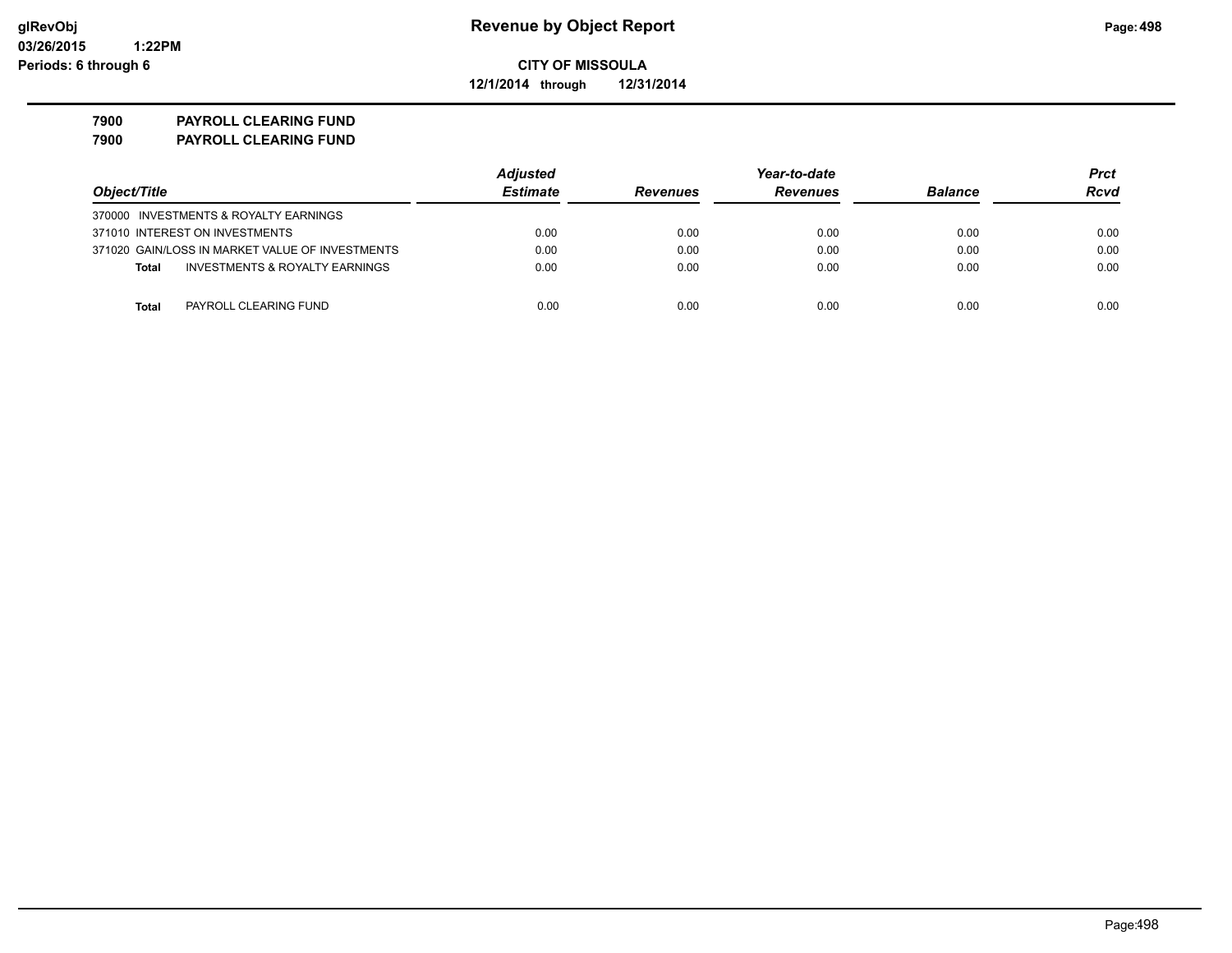**CITY OF MISSOULA**

**12/1/2014 through 12/31/2014**

**Revenue by Object Report**

glRevObj
03/26/2015 1:22PM
Periods: 6 through 6

## 7900 PAYROLL CLEARING FUND
## 7900 PAYROLL CLEARING FUND

| Object/Title | Adjusted Estimate | Revenues | Year-to-date Revenues | Balance | Prct Rcvd |
|---|---|---|---|---|---|
| 370000 INVESTMENTS & ROYALTY EARNINGS | | | | | |
| 371010 INTEREST ON INVESTMENTS | 0.00 | 0.00 | 0.00 | 0.00 | 0.00 |
| 371020 GAIN/LOSS IN MARKET VALUE OF INVESTMENTS | 0.00 | 0.00 | 0.00 | 0.00 | 0.00 |
| **Total** INVESTMENTS & ROYALTY EARNINGS | 0.00 | 0.00 | 0.00 | 0.00 | 0.00 |
| **Total** PAYROLL CLEARING FUND | 0.00 | 0.00 | 0.00 | 0.00 | 0.00 |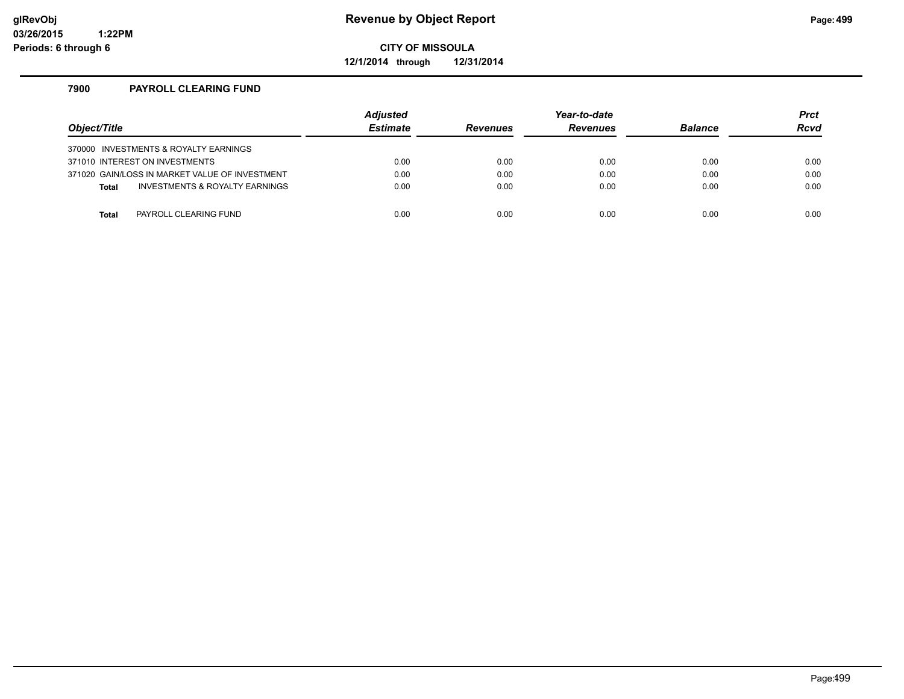# Revenue by Object Report

glRevObj
03/26/2015 1:22PM
Periods: 6 through 6

**CITY OF MISSOULA**

**12/1/2014 through 12/31/2014**

## 7900 PAYROLL CLEARING FUND

| Object/Title | Adjusted Estimate | Revenues | Year-to-date Revenues | Balance | Prct Rcvd |
|---|---|---|---|---|---|
| 370000 INVESTMENTS & ROYALTY EARNINGS | | | | | |
| 371010 INTEREST ON INVESTMENTS | 0.00 | 0.00 | 0.00 | 0.00 | 0.00 |
| 371020 GAIN/LOSS IN MARKET VALUE OF INVESTMENT | 0.00 | 0.00 | 0.00 | 0.00 | 0.00 |
| **Total** INVESTMENTS & ROYALTY EARNINGS | 0.00 | 0.00 | 0.00 | 0.00 | 0.00 |
| **Total** PAYROLL CLEARING FUND | 0.00 | 0.00 | 0.00 | 0.00 | 0.00 |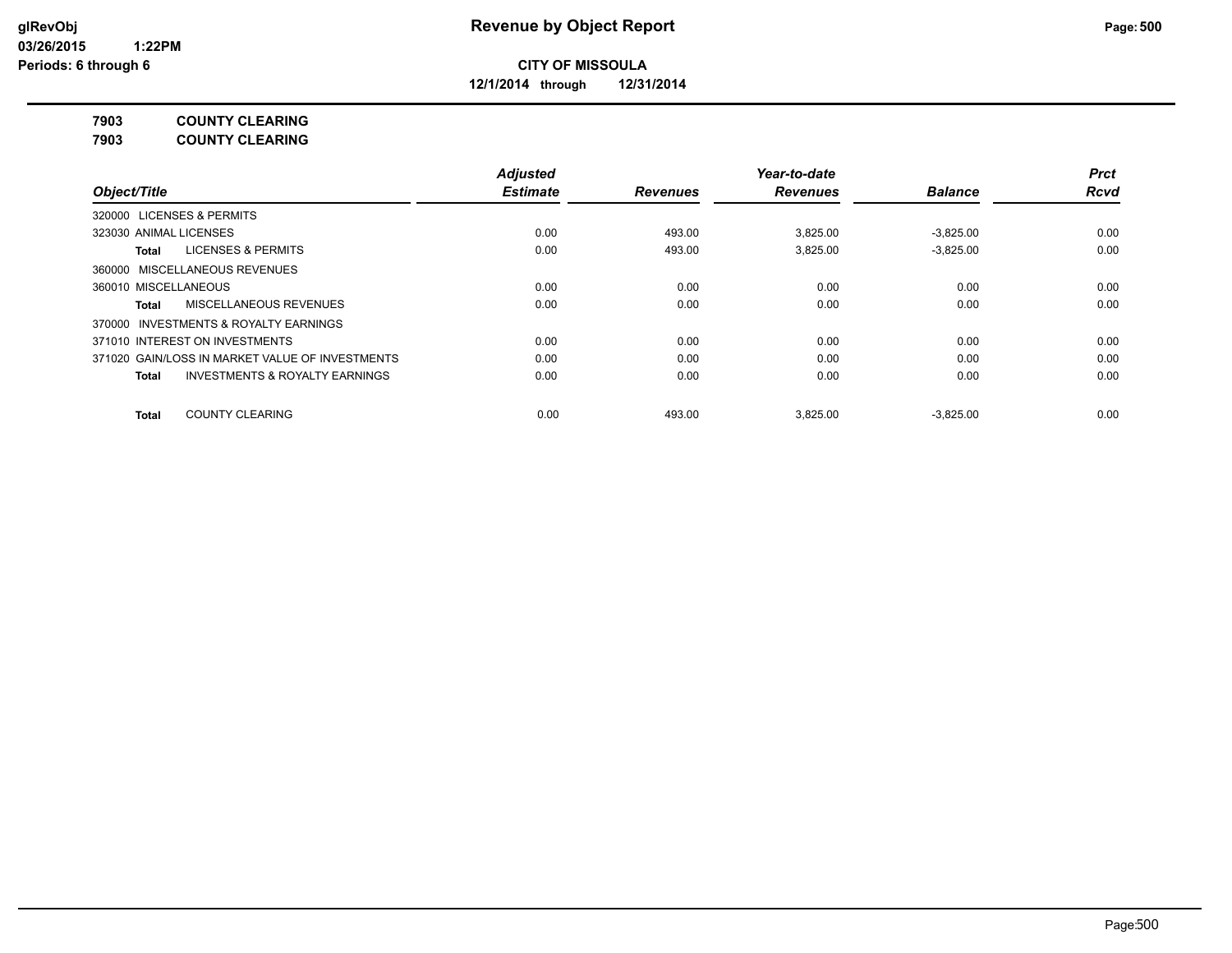**CITY OF MISSOULA**

**12/1/2014 through 12/31/2014**

**7903 COUNTY CLEARING**

**7903 COUNTY CLEARING**

| Object/Title | Adjusted Estimate | Revenues | Year-to-date Revenues | Balance | Prct Rcvd |
|---|---|---|---|---|---|
| 320000 LICENSES & PERMITS | | | | | |
| 323030 ANIMAL LICENSES | 0.00 | 493.00 | 3,825.00 | -3,825.00 | 0.00 |
| **Total** LICENSES & PERMITS | 0.00 | 493.00 | 3,825.00 | -3,825.00 | 0.00 |
| 360000 MISCELLANEOUS REVENUES | | | | | |
| 360010 MISCELLANEOUS | 0.00 | 0.00 | 0.00 | 0.00 | 0.00 |
| **Total** MISCELLANEOUS REVENUES | 0.00 | 0.00 | 0.00 | 0.00 | 0.00 |
| 370000 INVESTMENTS & ROYALTY EARNINGS | | | | | |
| 371010 INTEREST ON INVESTMENTS | 0.00 | 0.00 | 0.00 | 0.00 | 0.00 |
| 371020 GAIN/LOSS IN MARKET VALUE OF INVESTMENTS | 0.00 | 0.00 | 0.00 | 0.00 | 0.00 |
| **Total** INVESTMENTS & ROYALTY EARNINGS | 0.00 | 0.00 | 0.00 | 0.00 | 0.00 |
| **Total** COUNTY CLEARING | 0.00 | 493.00 | 3,825.00 | -3,825.00 | 0.00 |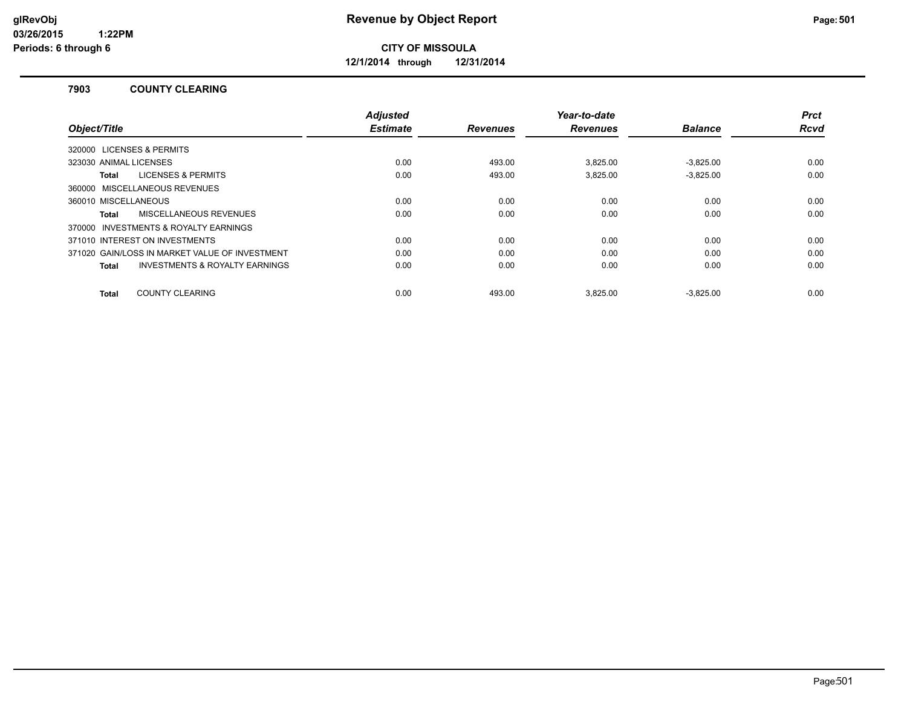# Revenue by Object Report

**CITY OF MISSOULA**

**12/1/2014 through 12/31/2014**

glRevObj
03/26/2015 1:22PM
Periods: 6 through 6

## 7903 COUNTY CLEARING

| Object/Title | Adjusted Estimate | Revenues | Year-to-date Revenues | Balance | Prct Rcvd |
|---|---|---|---|---|---|
| 320000 LICENSES & PERMITS | | | | | |
| 323030 ANIMAL LICENSES | 0.00 | 493.00 | 3,825.00 | -3,825.00 | 0.00 |
| **Total** LICENSES & PERMITS | 0.00 | 493.00 | 3,825.00 | -3,825.00 | 0.00 |
| 360000 MISCELLANEOUS REVENUES | | | | | |
| 360010 MISCELLANEOUS | 0.00 | 0.00 | 0.00 | 0.00 | 0.00 |
| **Total** MISCELLANEOUS REVENUES | 0.00 | 0.00 | 0.00 | 0.00 | 0.00 |
| 370000 INVESTMENTS & ROYALTY EARNINGS | | | | | |
| 371010 INTEREST ON INVESTMENTS | 0.00 | 0.00 | 0.00 | 0.00 | 0.00 |
| 371020 GAIN/LOSS IN MARKET VALUE OF INVESTMENT | 0.00 | 0.00 | 0.00 | 0.00 | 0.00 |
| **Total** INVESTMENTS & ROYALTY EARNINGS | 0.00 | 0.00 | 0.00 | 0.00 | 0.00 |
| **Total** COUNTY CLEARING | 0.00 | 493.00 | 3,825.00 | -3,825.00 | 0.00 |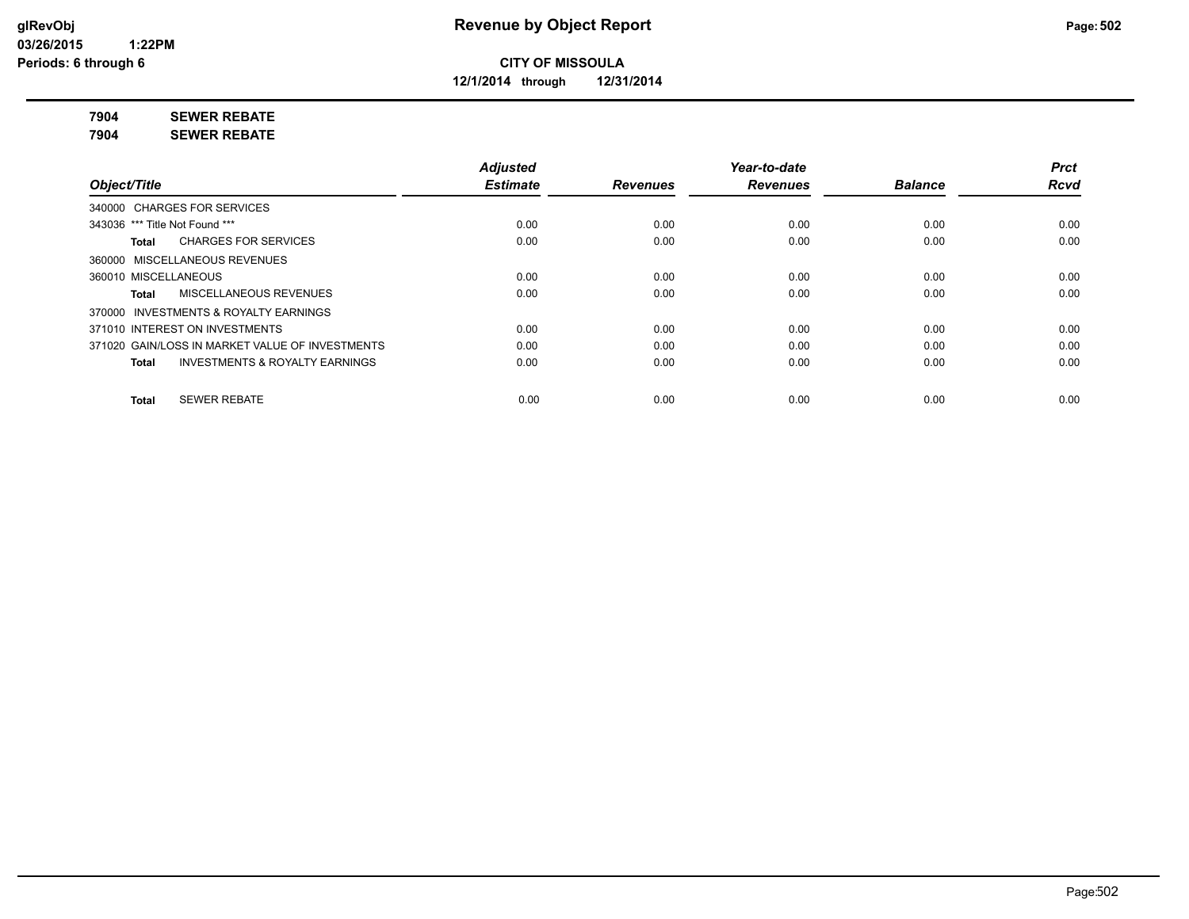# Revenue by Object Report

**CITY OF MISSOULA**

**12/1/2014 through 12/31/2014**

glRevObj
03/26/2015 1:22PM
Periods: 6 through 6

**7904 SEWER REBATE**

**7904 SEWER REBATE**

| Object/Title | Adjusted Estimate | Revenues | Year-to-date Revenues | Balance | Prct Rcvd |
|---|---|---|---|---|---|
| 340000 CHARGES FOR SERVICES | | | | | |
| 343036 *** Title Not Found *** | 0.00 | 0.00 | 0.00 | 0.00 | 0.00 |
| **Total** CHARGES FOR SERVICES | 0.00 | 0.00 | 0.00 | 0.00 | 0.00 |
| 360000 MISCELLANEOUS REVENUES | | | | | |
| 360010 MISCELLANEOUS | 0.00 | 0.00 | 0.00 | 0.00 | 0.00 |
| **Total** MISCELLANEOUS REVENUES | 0.00 | 0.00 | 0.00 | 0.00 | 0.00 |
| 370000 INVESTMENTS & ROYALTY EARNINGS | | | | | |
| 371010 INTEREST ON INVESTMENTS | 0.00 | 0.00 | 0.00 | 0.00 | 0.00 |
| 371020 GAIN/LOSS IN MARKET VALUE OF INVESTMENTS | 0.00 | 0.00 | 0.00 | 0.00 | 0.00 |
| **Total** INVESTMENTS & ROYALTY EARNINGS | 0.00 | 0.00 | 0.00 | 0.00 | 0.00 |
| **Total** SEWER REBATE | 0.00 | 0.00 | 0.00 | 0.00 | 0.00 |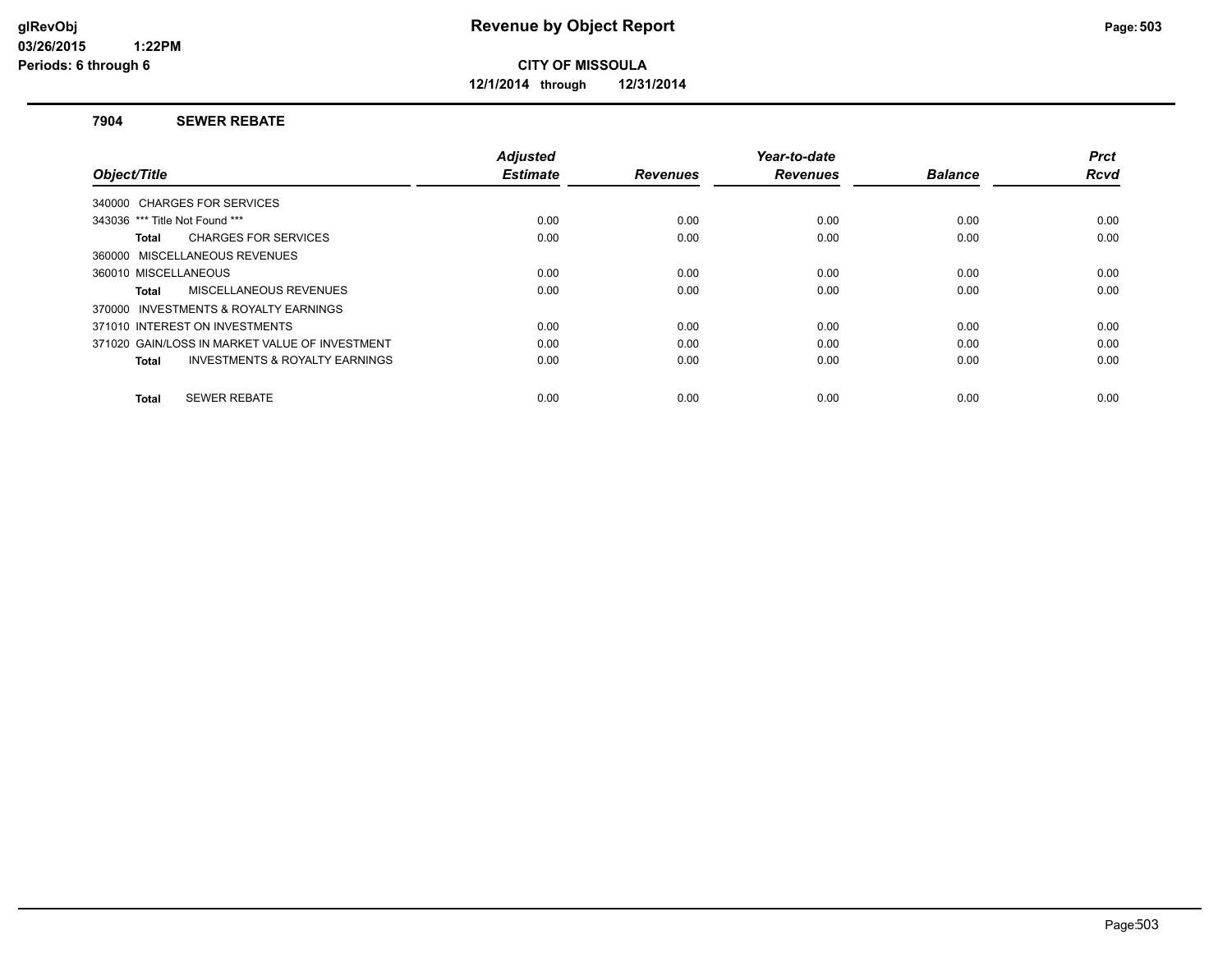# Revenue by Object Report

**CITY OF MISSOULA**

**12/1/2014 through 12/31/2014**

glRevObj
03/26/2015 1:22PM
Periods: 6 through 6

## 7904 SEWER REBATE

| Object/Title | Adjusted Estimate | Revenues | Year-to-date Revenues | Balance | Prct Rcvd |
|---|---|---|---|---|---|
| 340000 CHARGES FOR SERVICES | | | | | |
| 343036 *** Title Not Found *** | 0.00 | 0.00 | 0.00 | 0.00 | 0.00 |
| **Total** CHARGES FOR SERVICES | 0.00 | 0.00 | 0.00 | 0.00 | 0.00 |
| 360000 MISCELLANEOUS REVENUES | | | | | |
| 360010 MISCELLANEOUS | 0.00 | 0.00 | 0.00 | 0.00 | 0.00 |
| **Total** MISCELLANEOUS REVENUES | 0.00 | 0.00 | 0.00 | 0.00 | 0.00 |
| 370000 INVESTMENTS & ROYALTY EARNINGS | | | | | |
| 371010 INTEREST ON INVESTMENTS | 0.00 | 0.00 | 0.00 | 0.00 | 0.00 |
| 371020 GAIN/LOSS IN MARKET VALUE OF INVESTMENT | 0.00 | 0.00 | 0.00 | 0.00 | 0.00 |
| **Total** INVESTMENTS & ROYALTY EARNINGS | 0.00 | 0.00 | 0.00 | 0.00 | 0.00 |
| **Total** SEWER REBATE | 0.00 | 0.00 | 0.00 | 0.00 | 0.00 |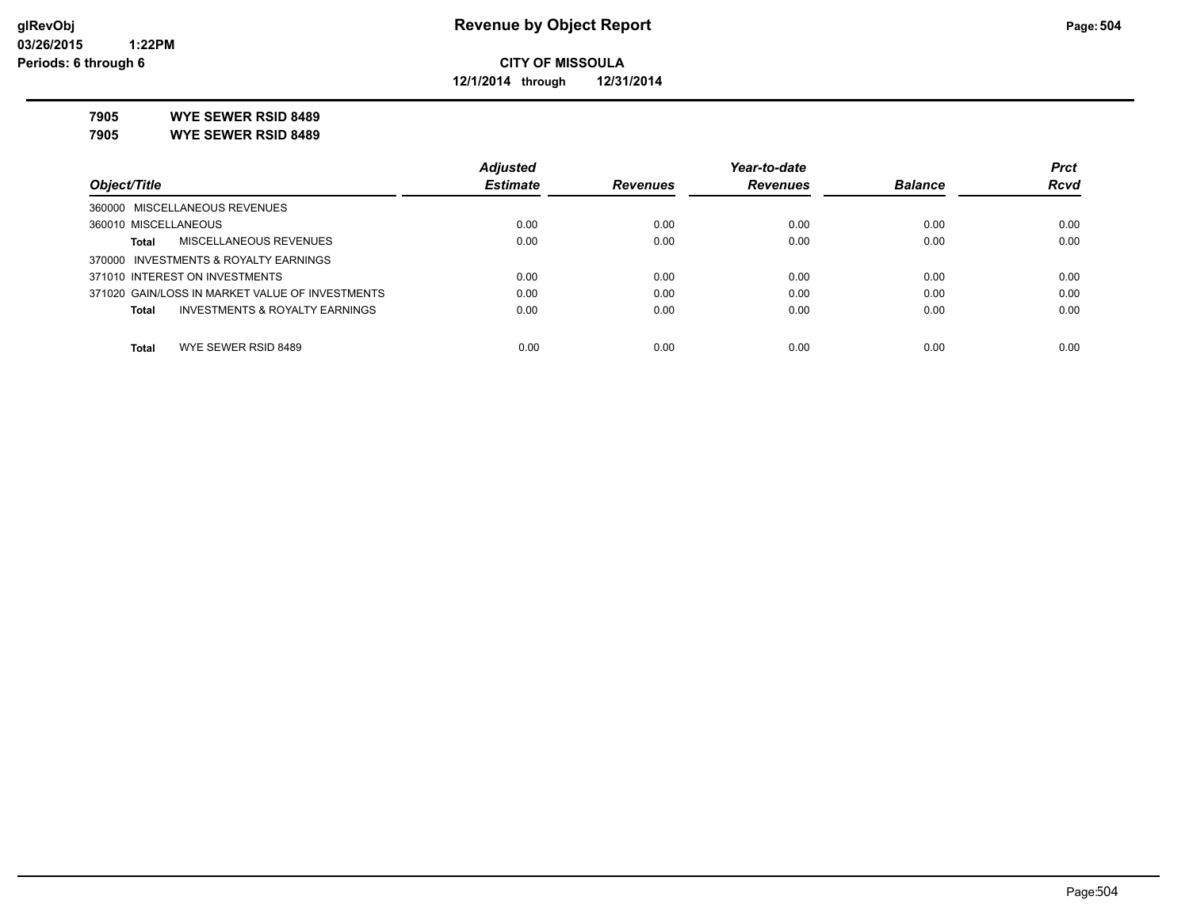# Revenue by Object Report

**CITY OF MISSOULA**

**12/1/2014 through 12/31/2014**

glRevObj
03/26/2015 1:22PM
Periods: 6 through 6

**7905 WYE SEWER RSID 8489**

**7905 WYE SEWER RSID 8489**

| Object/Title | Adjusted Estimate | Revenues | Year-to-date Revenues | Balance | Prct Rcvd |
|---|---|---|---|---|---|
| 360000 MISCELLANEOUS REVENUES | | | | | |
| 360010 MISCELLANEOUS | 0.00 | 0.00 | 0.00 | 0.00 | 0.00 |
| **Total** MISCELLANEOUS REVENUES | 0.00 | 0.00 | 0.00 | 0.00 | 0.00 |
| 370000 INVESTMENTS & ROYALTY EARNINGS | | | | | |
| 371010 INTEREST ON INVESTMENTS | 0.00 | 0.00 | 0.00 | 0.00 | 0.00 |
| 371020 GAIN/LOSS IN MARKET VALUE OF INVESTMENTS | 0.00 | 0.00 | 0.00 | 0.00 | 0.00 |
| **Total** INVESTMENTS & ROYALTY EARNINGS | 0.00 | 0.00 | 0.00 | 0.00 | 0.00 |
| **Total** WYE SEWER RSID 8489 | 0.00 | 0.00 | 0.00 | 0.00 | 0.00 |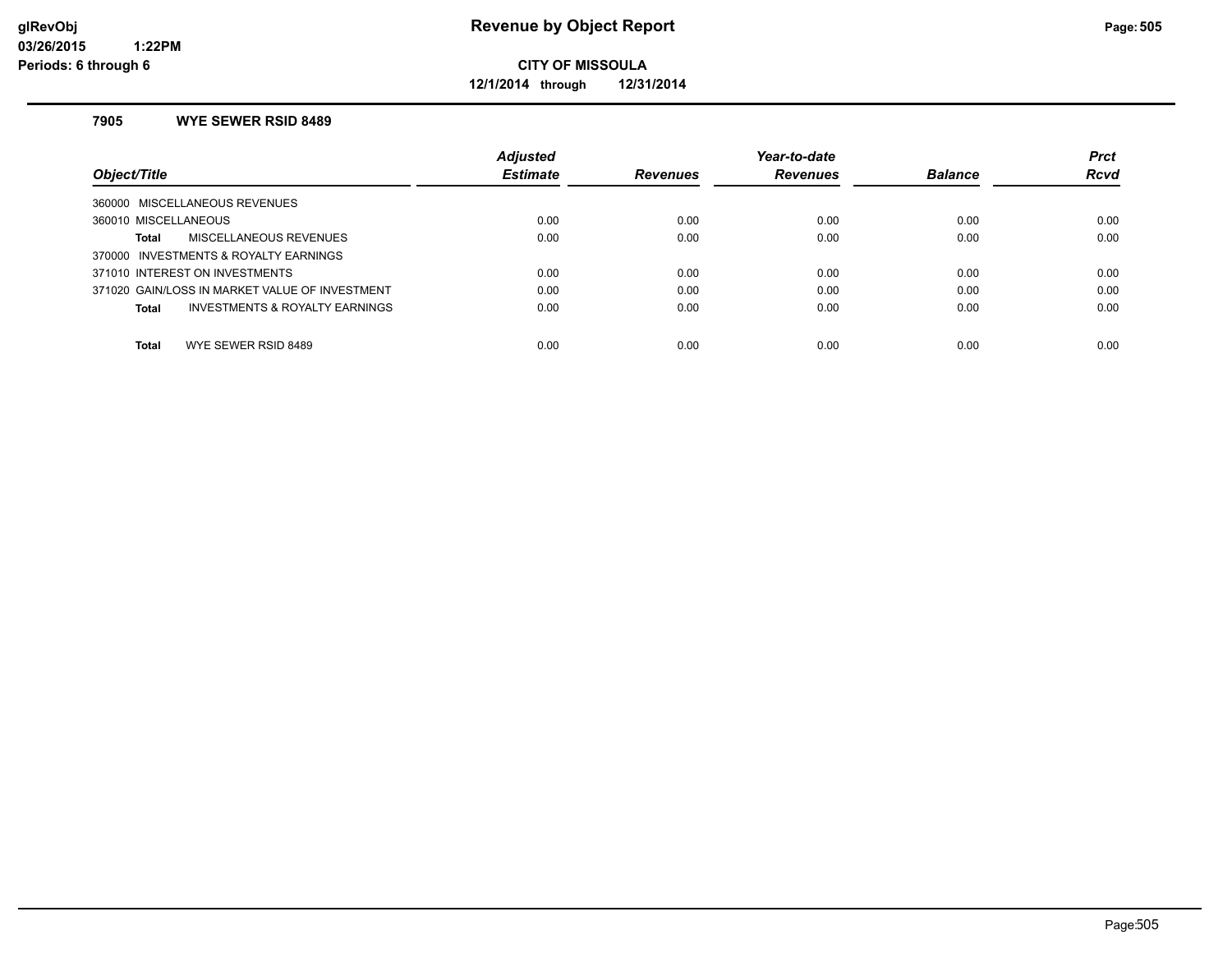**Revenue by Object Report**

**CITY OF MISSOULA**

**12/1/2014 through 12/31/2014**

### 7905 WYE SEWER RSID 8489

| Object/Title | Adjusted Estimate | Revenues | Year-to-date Revenues | Balance | Prct Rcvd |
|---|---|---|---|---|---|
| 360000 MISCELLANEOUS REVENUES | | | | | |
| 360010 MISCELLANEOUS | 0.00 | 0.00 | 0.00 | 0.00 | 0.00 |
| **Total** MISCELLANEOUS REVENUES | 0.00 | 0.00 | 0.00 | 0.00 | 0.00 |
| 370000 INVESTMENTS & ROYALTY EARNINGS | | | | | |
| 371010 INTEREST ON INVESTMENTS | 0.00 | 0.00 | 0.00 | 0.00 | 0.00 |
| 371020 GAIN/LOSS IN MARKET VALUE OF INVESTMENT | 0.00 | 0.00 | 0.00 | 0.00 | 0.00 |
| **Total** INVESTMENTS & ROYALTY EARNINGS | 0.00 | 0.00 | 0.00 | 0.00 | 0.00 |
| **Total** WYE SEWER RSID 8489 | 0.00 | 0.00 | 0.00 | 0.00 | 0.00 |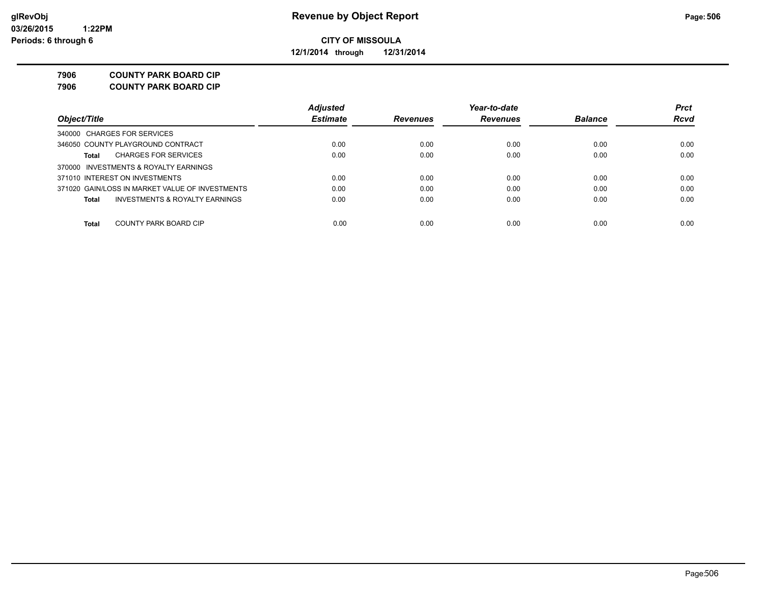# Revenue by Object Report

**CITY OF MISSOULA**

**12/1/2014 through 12/31/2014**

glRevObj
03/26/2015 1:22PM
Periods: 6 through 6

**7906 COUNTY PARK BOARD CIP**
**7906 COUNTY PARK BOARD CIP**

| Object/Title | Adjusted Estimate | Revenues | Year-to-date Revenues | Balance | Prct Rcvd |
|---|---|---|---|---|---|
| 340000 CHARGES FOR SERVICES | | | | | |
| 346050 COUNTY PLAYGROUND CONTRACT | 0.00 | 0.00 | 0.00 | 0.00 | 0.00 |
| **Total** CHARGES FOR SERVICES | 0.00 | 0.00 | 0.00 | 0.00 | 0.00 |
| 370000 INVESTMENTS & ROYALTY EARNINGS | | | | | |
| 371010 INTEREST ON INVESTMENTS | 0.00 | 0.00 | 0.00 | 0.00 | 0.00 |
| 371020 GAIN/LOSS IN MARKET VALUE OF INVESTMENTS | 0.00 | 0.00 | 0.00 | 0.00 | 0.00 |
| **Total** INVESTMENTS & ROYALTY EARNINGS | 0.00 | 0.00 | 0.00 | 0.00 | 0.00 |
| **Total** COUNTY PARK BOARD CIP | 0.00 | 0.00 | 0.00 | 0.00 | 0.00 |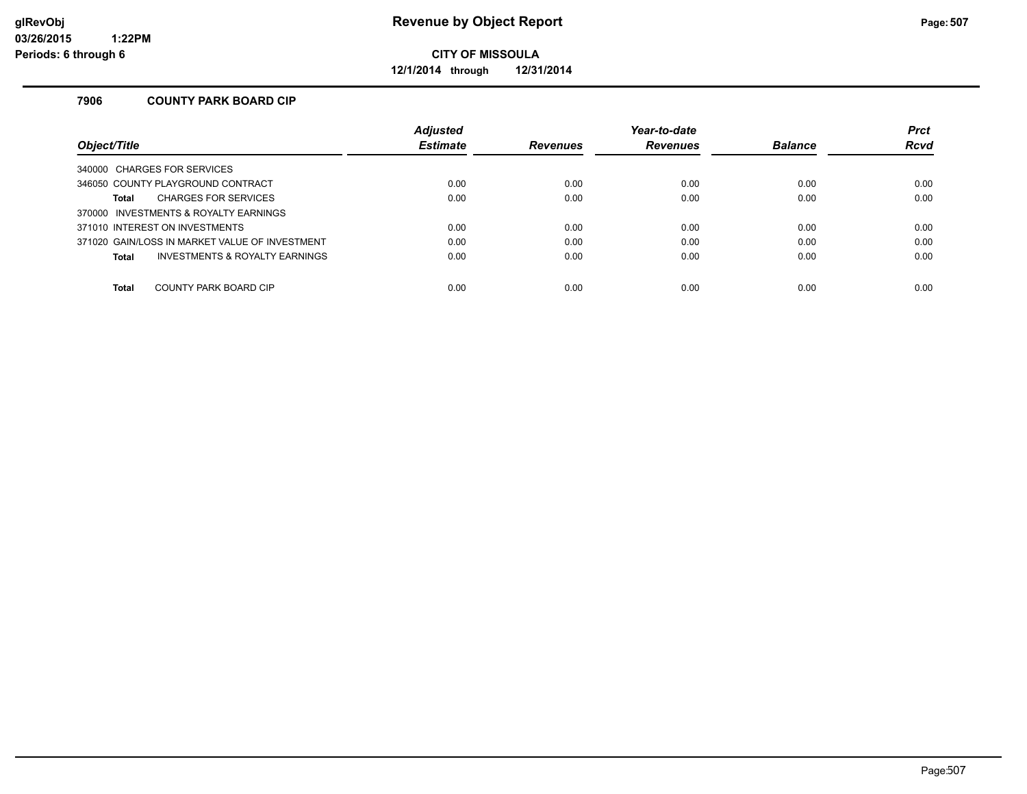# Revenue by Object Report

**CITY OF MISSOULA**

**12/1/2014 through 12/31/2014**

glRevObj
03/26/2015 1:22PM
Periods: 6 through 6

### 7906 COUNTY PARK BOARD CIP

| Object/Title | Adjusted Estimate | Revenues | Year-to-date Revenues | Balance | Prct Rcvd |
|---|---|---|---|---|---|
| 340000 CHARGES FOR SERVICES | | | | | |
| 346050 COUNTY PLAYGROUND CONTRACT | 0.00 | 0.00 | 0.00 | 0.00 | 0.00 |
| **Total** CHARGES FOR SERVICES | 0.00 | 0.00 | 0.00 | 0.00 | 0.00 |
| 370000 INVESTMENTS & ROYALTY EARNINGS | | | | | |
| 371010 INTEREST ON INVESTMENTS | 0.00 | 0.00 | 0.00 | 0.00 | 0.00 |
| 371020 GAIN/LOSS IN MARKET VALUE OF INVESTMENT | 0.00 | 0.00 | 0.00 | 0.00 | 0.00 |
| **Total** INVESTMENTS & ROYALTY EARNINGS | 0.00 | 0.00 | 0.00 | 0.00 | 0.00 |
| **Total** COUNTY PARK BOARD CIP | 0.00 | 0.00 | 0.00 | 0.00 | 0.00 |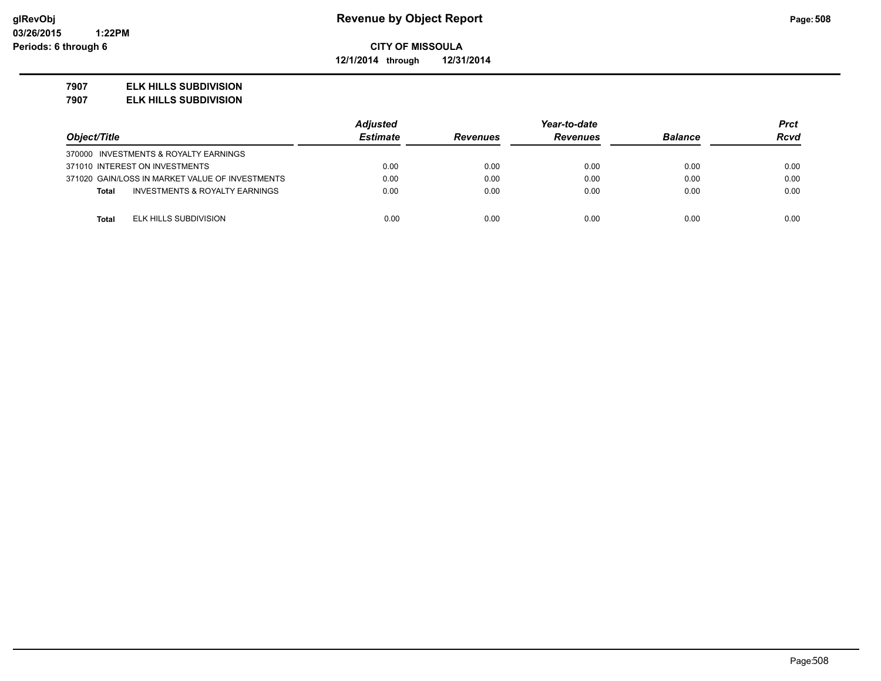**glRevObj**
**03/26/2015 1:22PM**
**Periods: 6 through 6**

# Revenue by Object Report

**CITY OF MISSOULA**

**12/1/2014 through 12/31/2014**

**7907 ELK HILLS SUBDIVISION**
**7907 ELK HILLS SUBDIVISION**

| Object/Title | Adjusted Estimate | Revenues | Year-to-date Revenues | Balance | Prct Rcvd |
|---|---|---|---|---|---|
| 370000 INVESTMENTS & ROYALTY EARNINGS | | | | | |
| 371010 INTEREST ON INVESTMENTS | 0.00 | 0.00 | 0.00 | 0.00 | 0.00 |
| 371020 GAIN/LOSS IN MARKET VALUE OF INVESTMENTS | 0.00 | 0.00 | 0.00 | 0.00 | 0.00 |
| **Total** INVESTMENTS & ROYALTY EARNINGS | 0.00 | 0.00 | 0.00 | 0.00 | 0.00 |
| **Total** ELK HILLS SUBDIVISION | 0.00 | 0.00 | 0.00 | 0.00 | 0.00 |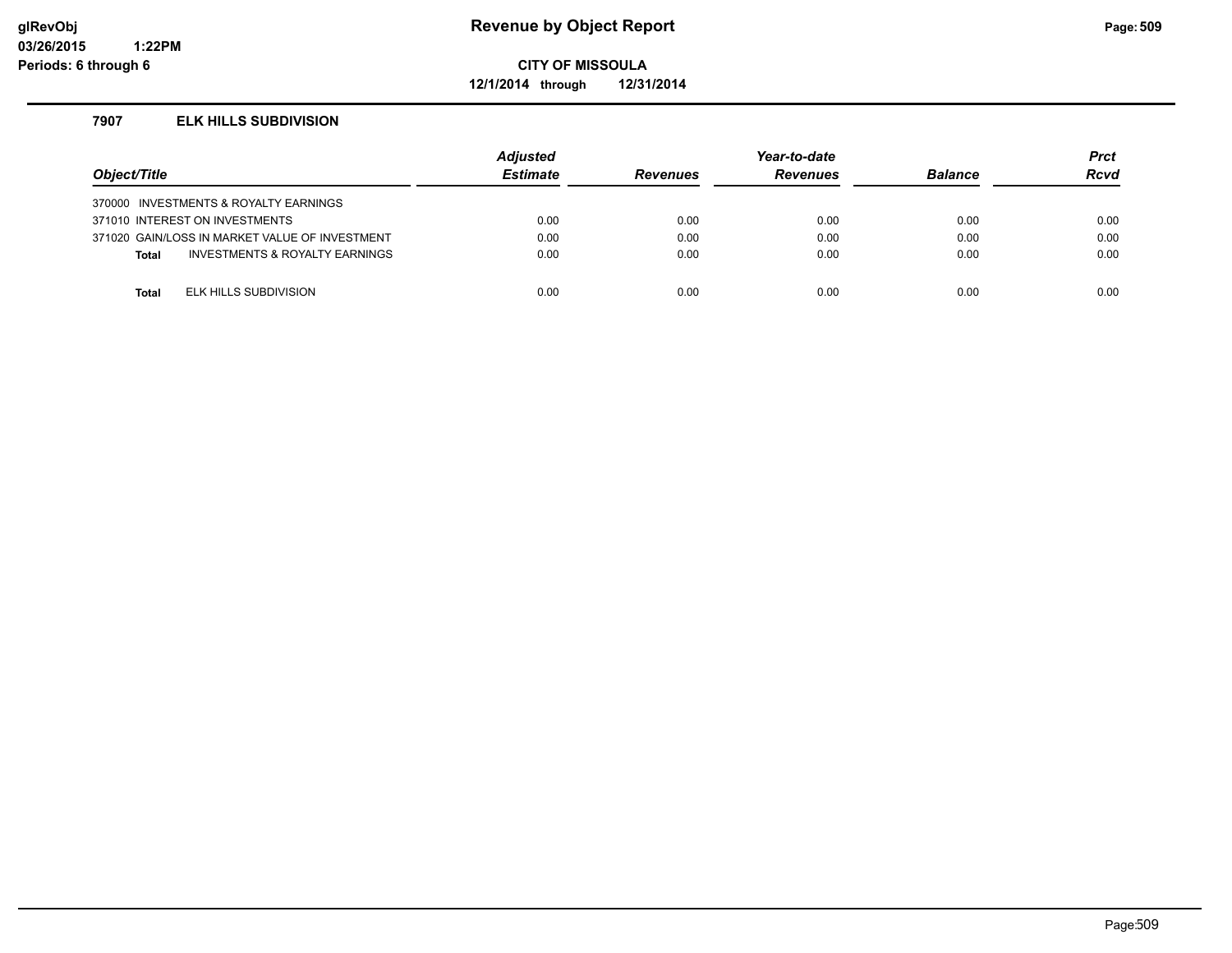# Revenue by Object Report

**CITY OF MISSOULA**

**12/1/2014 through 12/31/2014**

glRevObj
03/26/2015 1:22PM
Periods: 6 through 6

## 7907 ELK HILLS SUBDIVISION

| Object/Title | Adjusted Estimate | Revenues | Year-to-date Revenues | Balance | Prct Rcvd |
|---|---|---|---|---|---|
| 370000 INVESTMENTS & ROYALTY EARNINGS | | | | | |
| 371010 INTEREST ON INVESTMENTS | 0.00 | 0.00 | 0.00 | 0.00 | 0.00 |
| 371020 GAIN/LOSS IN MARKET VALUE OF INVESTMENT | 0.00 | 0.00 | 0.00 | 0.00 | 0.00 |
| **Total** INVESTMENTS & ROYALTY EARNINGS | 0.00 | 0.00 | 0.00 | 0.00 | 0.00 |
| **Total** ELK HILLS SUBDIVISION | 0.00 | 0.00 | 0.00 | 0.00 | 0.00 |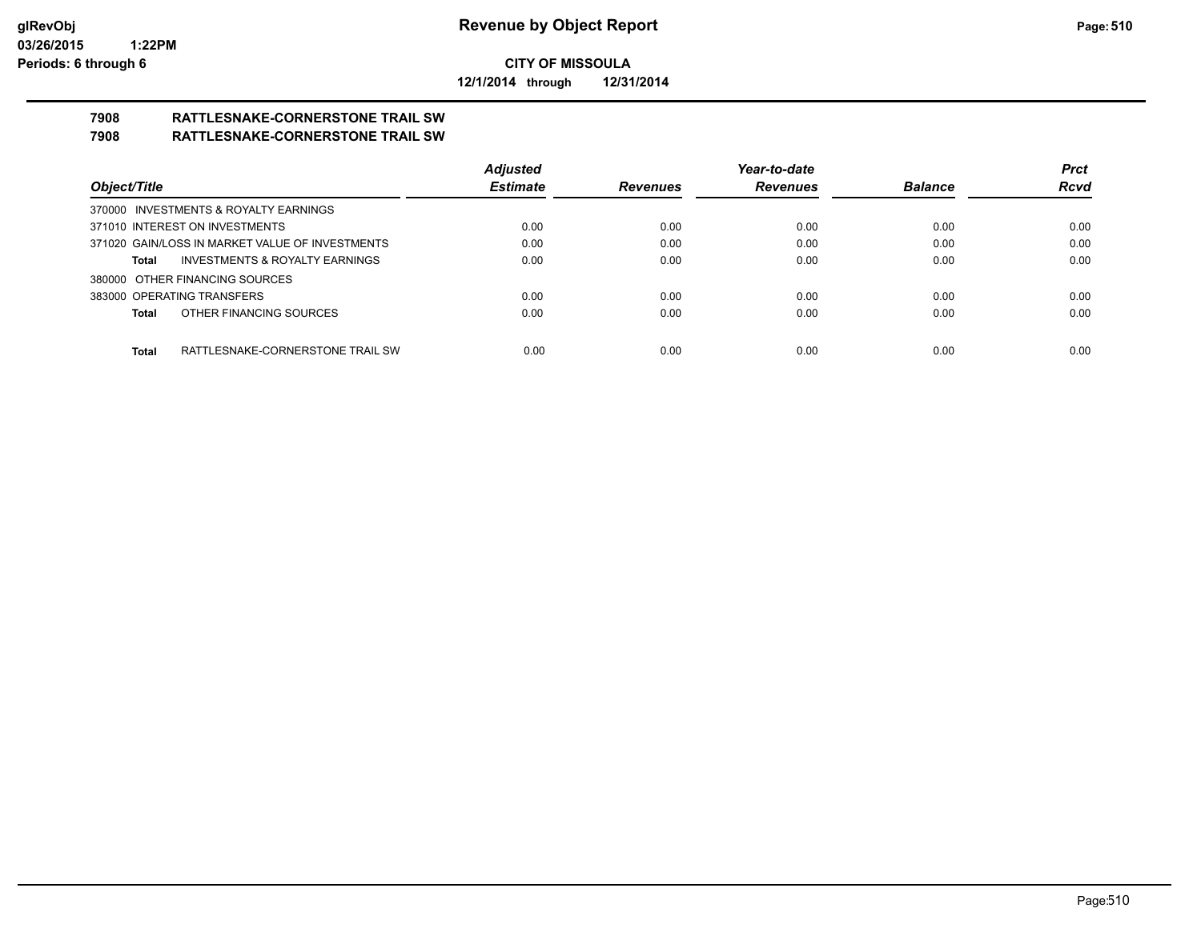**Revenue by Object Report**

**CITY OF MISSOULA**

**12/1/2014 through 12/31/2014**

glRevObj
03/26/2015 1:22PM
Periods: 6 through 6

## 7908 RATTLESNAKE-CORNERSTONE TRAIL SW
## 7908 RATTLESNAKE-CORNERSTONE TRAIL SW

| Object/Title | Adjusted Estimate | Revenues | Year-to-date Revenues | Balance | Prct Rcvd |
|---|---|---|---|---|---|
| 370000 INVESTMENTS & ROYALTY EARNINGS | | | | | |
| 371010 INTEREST ON INVESTMENTS | 0.00 | 0.00 | 0.00 | 0.00 | 0.00 |
| 371020 GAIN/LOSS IN MARKET VALUE OF INVESTMENTS | 0.00 | 0.00 | 0.00 | 0.00 | 0.00 |
| **Total** INVESTMENTS & ROYALTY EARNINGS | 0.00 | 0.00 | 0.00 | 0.00 | 0.00 |
| 380000 OTHER FINANCING SOURCES | | | | | |
| 383000 OPERATING TRANSFERS | 0.00 | 0.00 | 0.00 | 0.00 | 0.00 |
| **Total** OTHER FINANCING SOURCES | 0.00 | 0.00 | 0.00 | 0.00 | 0.00 |
| **Total** RATTLESNAKE-CORNERSTONE TRAIL SW | 0.00 | 0.00 | 0.00 | 0.00 | 0.00 |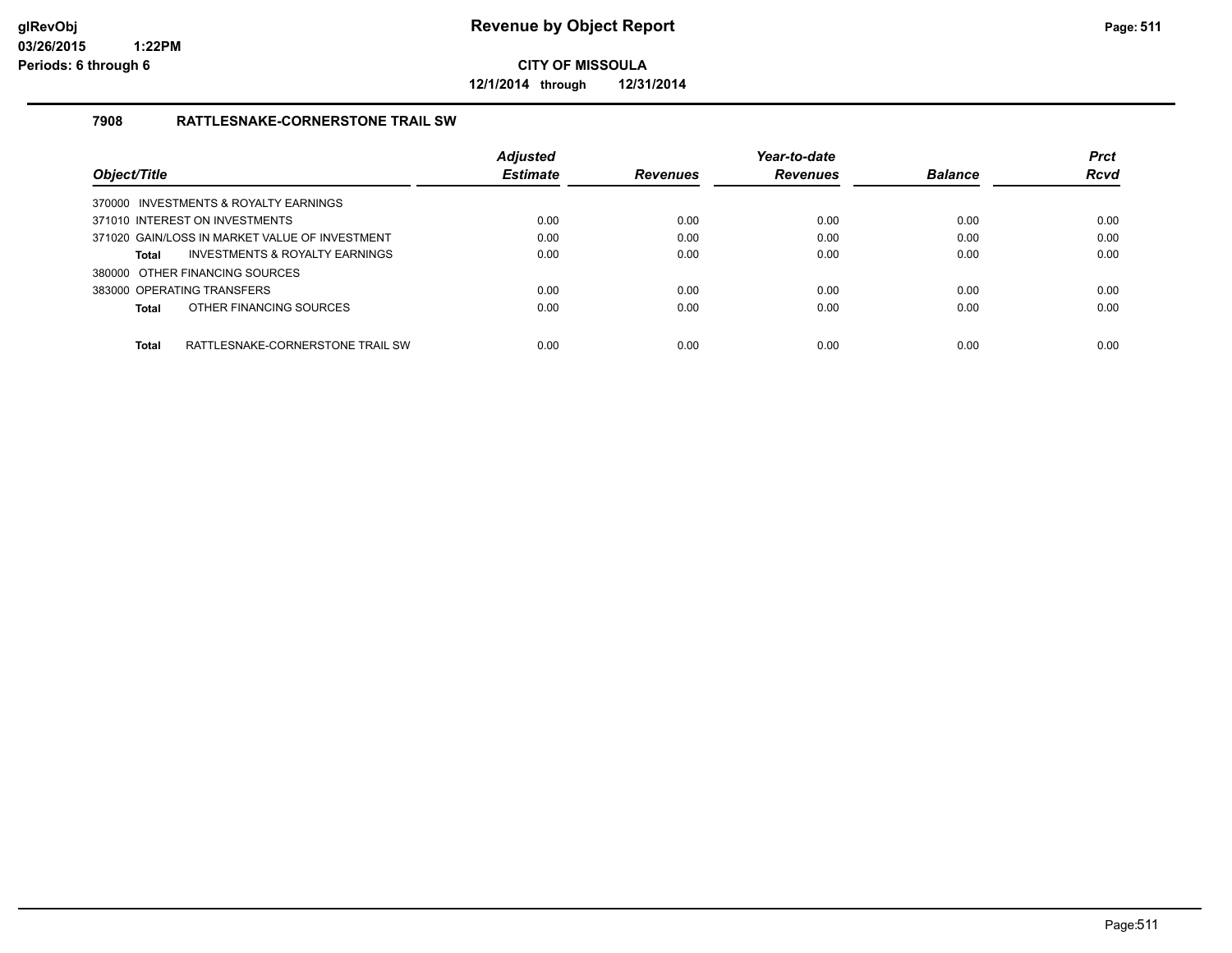# Revenue by Object Report

**CITY OF MISSOULA**

**12/1/2014 through 12/31/2014**

glRevObj
03/26/2015 1:22PM
Periods: 6 through 6

### 7908 RATTLESNAKE-CORNERSTONE TRAIL SW

| Object/Title | Adjusted Estimate | Revenues | Year-to-date Revenues | Balance | Prct Rcvd |
|---|---|---|---|---|---|
| 370000 INVESTMENTS & ROYALTY EARNINGS | | | | | |
| 371010 INTEREST ON INVESTMENTS | 0.00 | 0.00 | 0.00 | 0.00 | 0.00 |
| 371020 GAIN/LOSS IN MARKET VALUE OF INVESTMENT | 0.00 | 0.00 | 0.00 | 0.00 | 0.00 |
| **Total** INVESTMENTS & ROYALTY EARNINGS | 0.00 | 0.00 | 0.00 | 0.00 | 0.00 |
| 380000 OTHER FINANCING SOURCES | | | | | |
| 383000 OPERATING TRANSFERS | 0.00 | 0.00 | 0.00 | 0.00 | 0.00 |
| **Total** OTHER FINANCING SOURCES | 0.00 | 0.00 | 0.00 | 0.00 | 0.00 |
| **Total** RATTLESNAKE-CORNERSTONE TRAIL SW | 0.00 | 0.00 | 0.00 | 0.00 | 0.00 |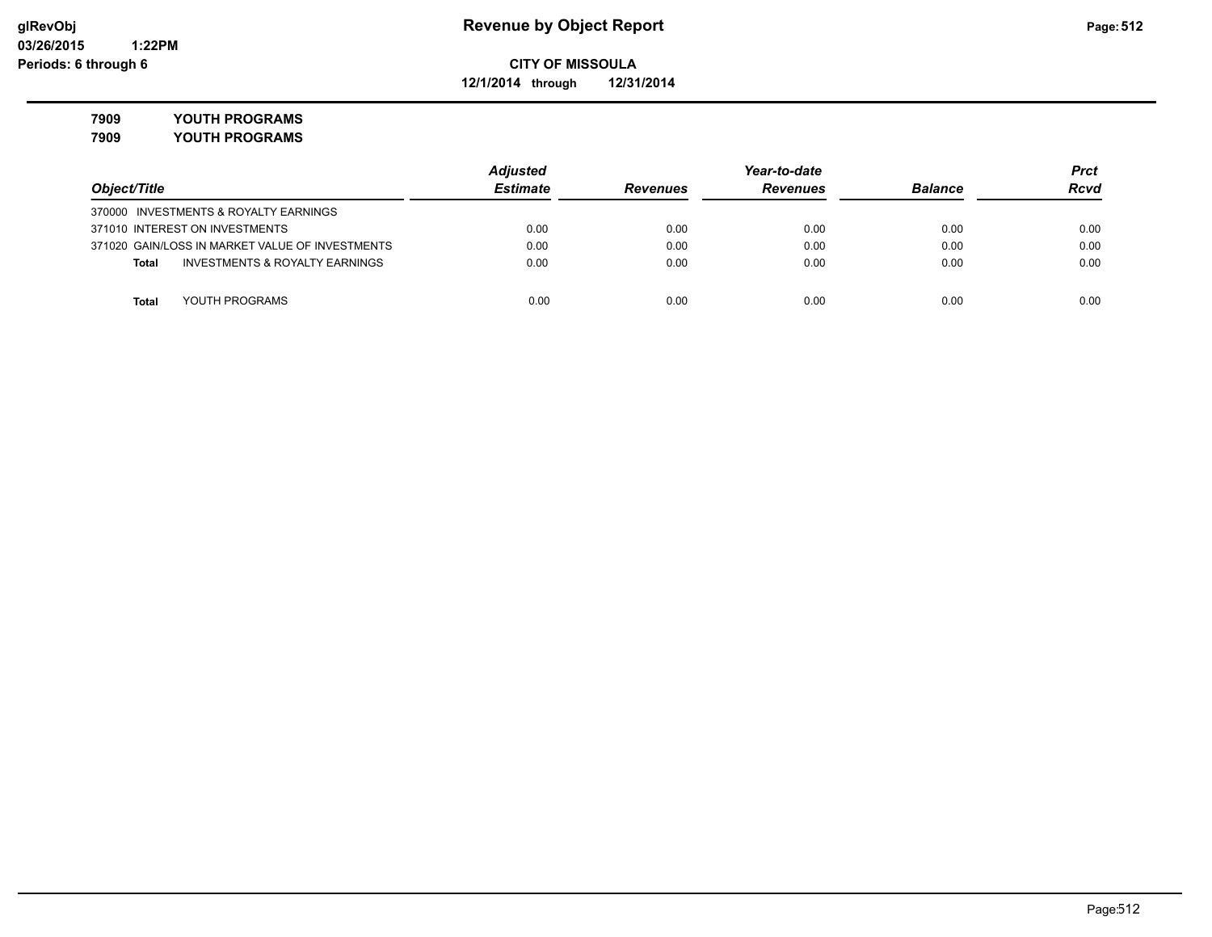glRevObj
03/26/2015 1:22PM
Periods: 6 through 6

# Revenue by Object Report

**CITY OF MISSOULA**

**12/1/2014 through 12/31/2014**

**7909 YOUTH PROGRAMS**

**7909 YOUTH PROGRAMS**

| Object/Title | Adjusted Estimate | Revenues | Year-to-date Revenues | Balance | Prct Rcvd |
|---|---|---|---|---|---|
| 370000 INVESTMENTS & ROYALTY EARNINGS | | | | | |
| 371010 INTEREST ON INVESTMENTS | 0.00 | 0.00 | 0.00 | 0.00 | 0.00 |
| 371020 GAIN/LOSS IN MARKET VALUE OF INVESTMENTS | 0.00 | 0.00 | 0.00 | 0.00 | 0.00 |
| **Total** INVESTMENTS & ROYALTY EARNINGS | 0.00 | 0.00 | 0.00 | 0.00 | 0.00 |
| **Total** YOUTH PROGRAMS | 0.00 | 0.00 | 0.00 | 0.00 | 0.00 |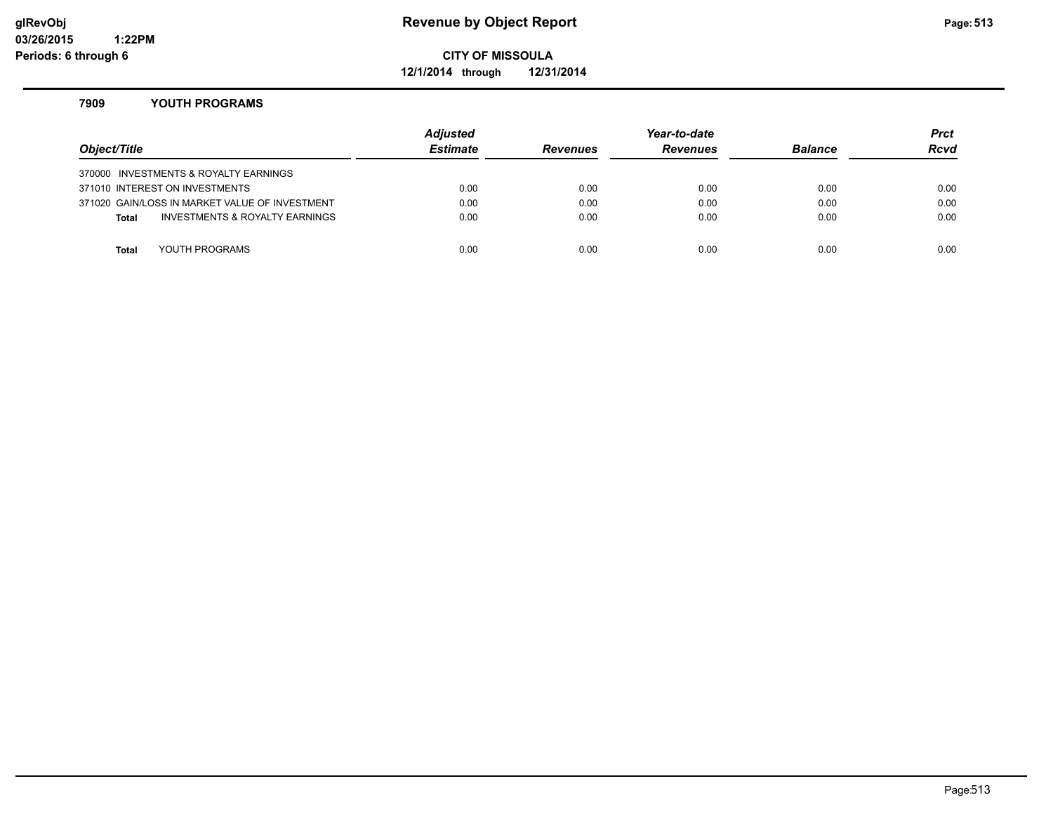# Revenue by Object Report

glRevObj
03/26/2015 1:22PM
Periods: 6 through 6

**CITY OF MISSOULA**

**12/1/2014 through 12/31/2014**

### 7909 YOUTH PROGRAMS

| Object/Title | Adjusted Estimate | Revenues | Year-to-date Revenues | Balance | Prct Rcvd |
|---|---|---|---|---|---|
| 370000 INVESTMENTS & ROYALTY EARNINGS | | | | | |
| 371010 INTEREST ON INVESTMENTS | 0.00 | 0.00 | 0.00 | 0.00 | 0.00 |
| 371020 GAIN/LOSS IN MARKET VALUE OF INVESTMENT | 0.00 | 0.00 | 0.00 | 0.00 | 0.00 |
| **Total** INVESTMENTS & ROYALTY EARNINGS | 0.00 | 0.00 | 0.00 | 0.00 | 0.00 |
| **Total** YOUTH PROGRAMS | 0.00 | 0.00 | 0.00 | 0.00 | 0.00 |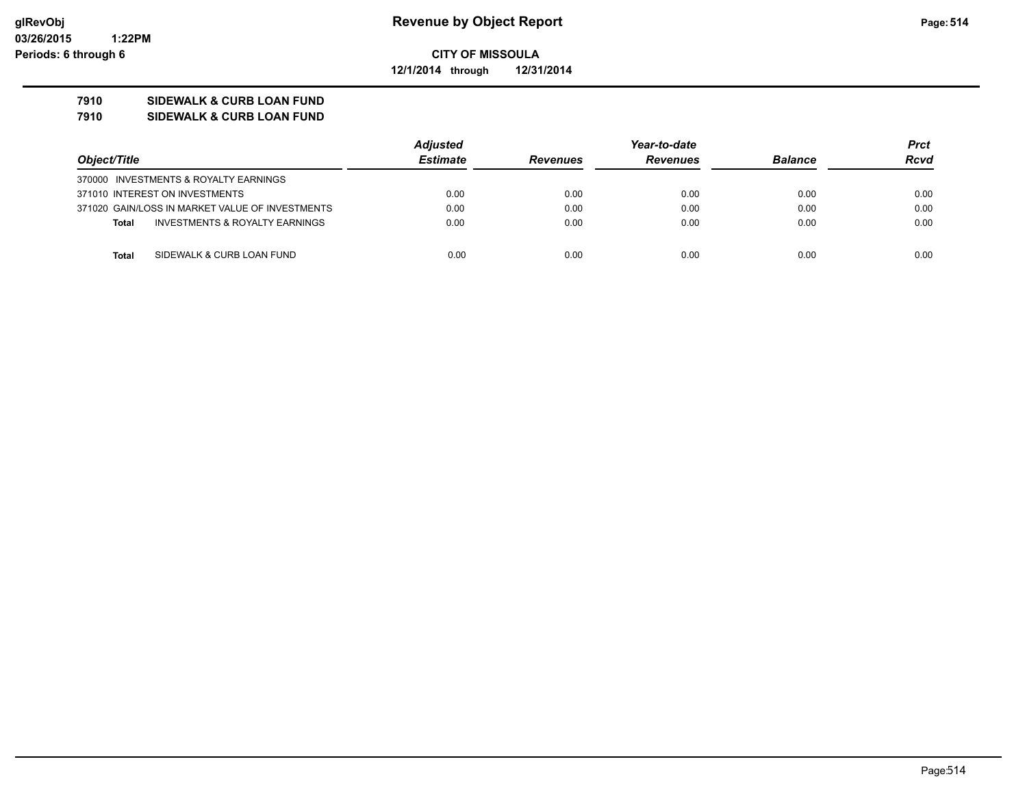# Revenue by Object Report

**CITY OF MISSOULA**

**12/1/2014 through 12/31/2014**

glRevObj
03/26/2015 1:22PM
Periods: 6 through 6

## 7910 SIDEWALK & CURB LOAN FUND
## 7910 SIDEWALK & CURB LOAN FUND

| Object/Title | Adjusted Estimate | Revenues | Year-to-date Revenues | Balance | Prct Rcvd |
|---|---|---|---|---|---|
| 370000 INVESTMENTS & ROYALTY EARNINGS | | | | | |
| 371010 INTEREST ON INVESTMENTS | 0.00 | 0.00 | 0.00 | 0.00 | 0.00 |
| 371020 GAIN/LOSS IN MARKET VALUE OF INVESTMENTS | 0.00 | 0.00 | 0.00 | 0.00 | 0.00 |
| **Total** INVESTMENTS & ROYALTY EARNINGS | 0.00 | 0.00 | 0.00 | 0.00 | 0.00 |
| **Total** SIDEWALK & CURB LOAN FUND | 0.00 | 0.00 | 0.00 | 0.00 | 0.00 |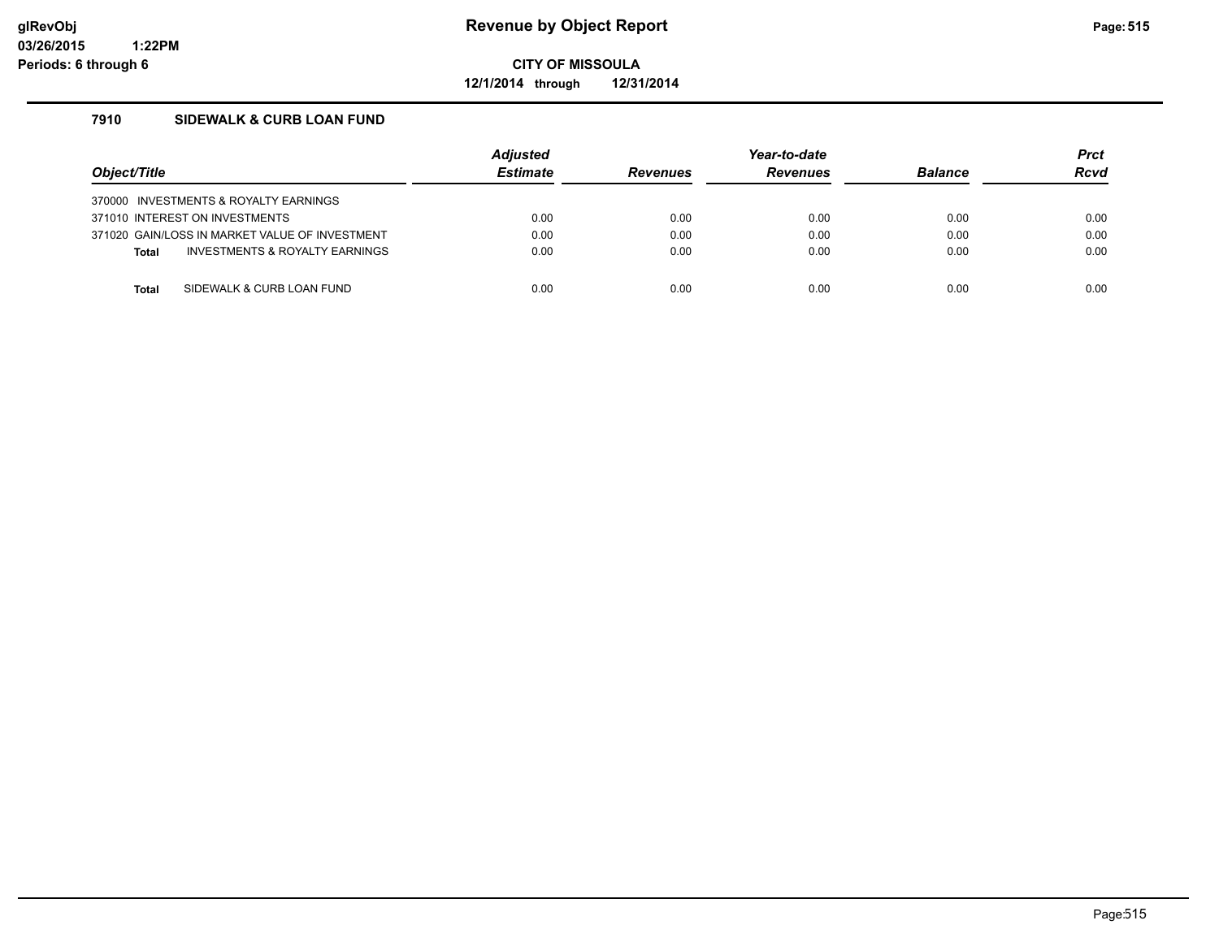# Revenue by Object Report

**CITY OF MISSOULA**

**12/1/2014 through 12/31/2014**

glRevObj
03/26/2015 1:22PM
Periods: 6 through 6

## 7910 SIDEWALK & CURB LOAN FUND

| Object/Title | Adjusted Estimate | Revenues | Year-to-date Revenues | Balance | Prct Rcvd |
|---|---|---|---|---|---|
| 370000 INVESTMENTS & ROYALTY EARNINGS | | | | | |
| 371010 INTEREST ON INVESTMENTS | 0.00 | 0.00 | 0.00 | 0.00 | 0.00 |
| 371020 GAIN/LOSS IN MARKET VALUE OF INVESTMENT | 0.00 | 0.00 | 0.00 | 0.00 | 0.00 |
| **Total** INVESTMENTS & ROYALTY EARNINGS | 0.00 | 0.00 | 0.00 | 0.00 | 0.00 |
| **Total** SIDEWALK & CURB LOAN FUND | 0.00 | 0.00 | 0.00 | 0.00 | 0.00 |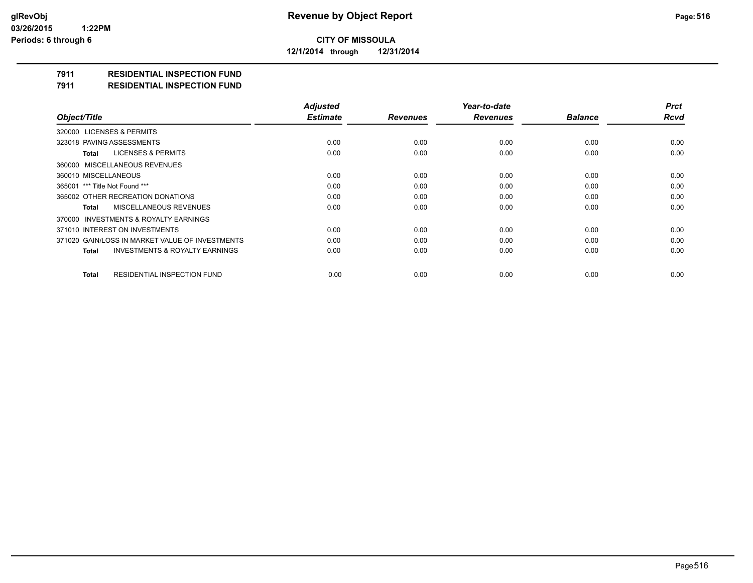**CITY OF MISSOULA**

**12/1/2014 through 12/31/2014**

## 7911 RESIDENTIAL INSPECTION FUND

## 7911 RESIDENTIAL INSPECTION FUND

| Object/Title | Adjusted Estimate | Revenues | Year-to-date Revenues | Balance | Prct Rcvd |
|---|---|---|---|---|---|
| 320000 LICENSES & PERMITS | | | | | |
| 323018 PAVING ASSESSMENTS | 0.00 | 0.00 | 0.00 | 0.00 | 0.00 |
| **Total** LICENSES & PERMITS | 0.00 | 0.00 | 0.00 | 0.00 | 0.00 |
| 360000 MISCELLANEOUS REVENUES | | | | | |
| 360010 MISCELLANEOUS | 0.00 | 0.00 | 0.00 | 0.00 | 0.00 |
| 365001 *** Title Not Found *** | 0.00 | 0.00 | 0.00 | 0.00 | 0.00 |
| 365002 OTHER RECREATION DONATIONS | 0.00 | 0.00 | 0.00 | 0.00 | 0.00 |
| **Total** MISCELLANEOUS REVENUES | 0.00 | 0.00 | 0.00 | 0.00 | 0.00 |
| 370000 INVESTMENTS & ROYALTY EARNINGS | | | | | |
| 371010 INTEREST ON INVESTMENTS | 0.00 | 0.00 | 0.00 | 0.00 | 0.00 |
| 371020 GAIN/LOSS IN MARKET VALUE OF INVESTMENTS | 0.00 | 0.00 | 0.00 | 0.00 | 0.00 |
| **Total** INVESTMENTS & ROYALTY EARNINGS | 0.00 | 0.00 | 0.00 | 0.00 | 0.00 |
| **Total** RESIDENTIAL INSPECTION FUND | 0.00 | 0.00 | 0.00 | 0.00 | 0.00 |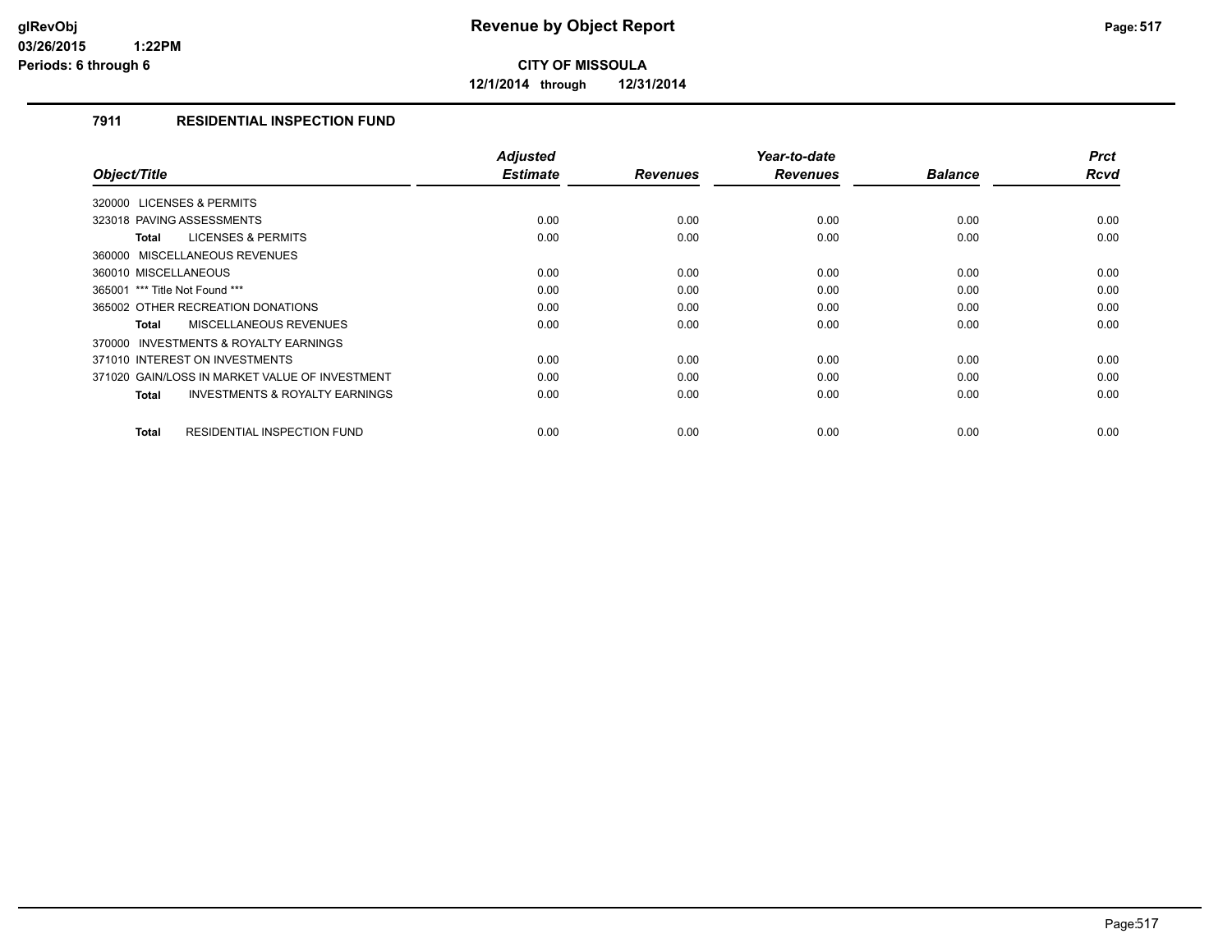# Revenue by Object Report

**CITY OF MISSOULA**

**12/1/2014 through 12/31/2014**

glRevObj
03/26/2015 1:22PM
Periods: 6 through 6

## 7911 RESIDENTIAL INSPECTION FUND

| Object/Title | Adjusted Estimate | Revenues | Year-to-date Revenues | Balance | Prct Rcvd |
|---|---|---|---|---|---|
| 320000 LICENSES & PERMITS | | | | | |
| 323018 PAVING ASSESSMENTS | 0.00 | 0.00 | 0.00 | 0.00 | 0.00 |
| **Total** LICENSES & PERMITS | 0.00 | 0.00 | 0.00 | 0.00 | 0.00 |
| 360000 MISCELLANEOUS REVENUES | | | | | |
| 360010 MISCELLANEOUS | 0.00 | 0.00 | 0.00 | 0.00 | 0.00 |
| 365001 *** Title Not Found *** | 0.00 | 0.00 | 0.00 | 0.00 | 0.00 |
| 365002 OTHER RECREATION DONATIONS | 0.00 | 0.00 | 0.00 | 0.00 | 0.00 |
| **Total** MISCELLANEOUS REVENUES | 0.00 | 0.00 | 0.00 | 0.00 | 0.00 |
| 370000 INVESTMENTS & ROYALTY EARNINGS | | | | | |
| 371010 INTEREST ON INVESTMENTS | 0.00 | 0.00 | 0.00 | 0.00 | 0.00 |
| 371020 GAIN/LOSS IN MARKET VALUE OF INVESTMENT | 0.00 | 0.00 | 0.00 | 0.00 | 0.00 |
| **Total** INVESTMENTS & ROYALTY EARNINGS | 0.00 | 0.00 | 0.00 | 0.00 | 0.00 |
| **Total** RESIDENTIAL INSPECTION FUND | 0.00 | 0.00 | 0.00 | 0.00 | 0.00 |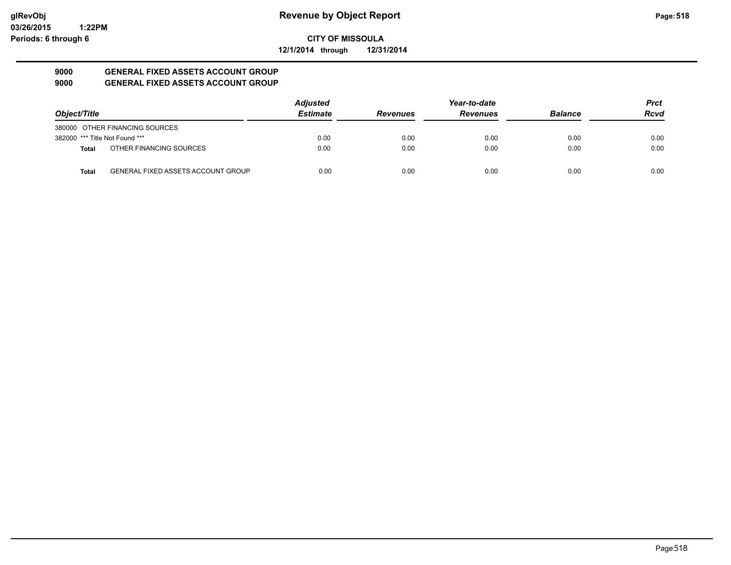# Revenue by Object Report

**CITY OF MISSOULA**

**12/1/2014 through 12/31/2014**

glRevObj
03/26/2015 1:22PM
Periods: 6 through 6

## 9000 GENERAL FIXED ASSETS ACCOUNT GROUP
## 9000 GENERAL FIXED ASSETS ACCOUNT GROUP

| Object/Title | | Adjusted Estimate | Revenues | Year-to-date Revenues | Balance | Prct Rcvd |
|---|---|---|---|---|---|---|
| 380000 OTHER FINANCING SOURCES | | | | | | |
| 382000 *** Title Not Found *** | | 0.00 | 0.00 | 0.00 | 0.00 | 0.00 |
| **Total** | OTHER FINANCING SOURCES | 0.00 | 0.00 | 0.00 | 0.00 | 0.00 |
| **Total** | GENERAL FIXED ASSETS ACCOUNT GROUP | 0.00 | 0.00 | 0.00 | 0.00 | 0.00 |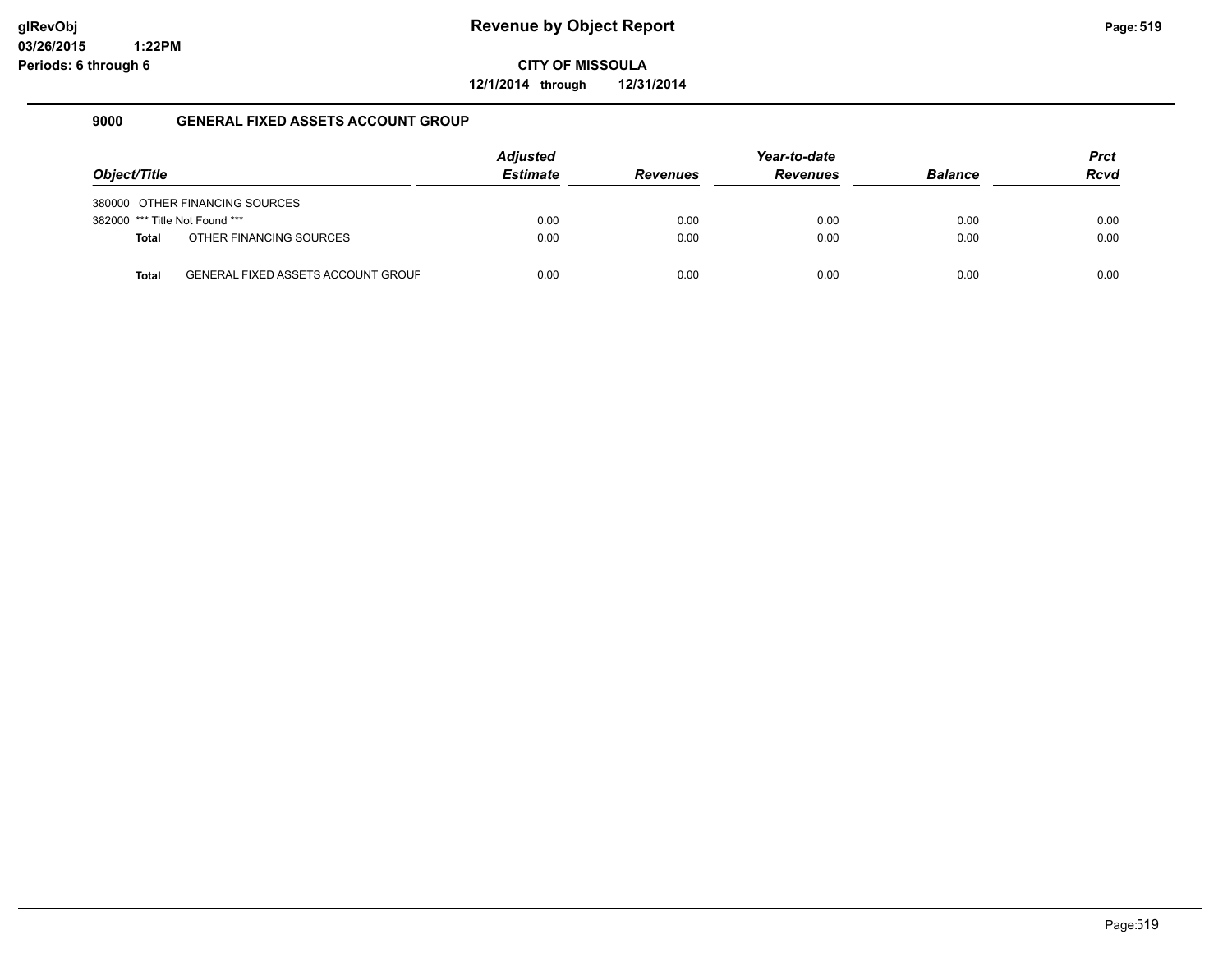# Revenue by Object Report

**CITY OF MISSOULA**

**12/1/2014 through 12/31/2014**

glRevObj
03/26/2015 1:22PM
Periods: 6 through 6

## 9000 GENERAL FIXED ASSETS ACCOUNT GROUP

| Object/Title | | Adjusted Estimate | Revenues | Year-to-date Revenues | Balance | Prct Rcvd |
|---|---|---|---|---|---|---|
| 380000 | OTHER FINANCING SOURCES | | | | | |
| 382000 | *** Title Not Found *** | 0.00 | 0.00 | 0.00 | 0.00 | 0.00 |
| **Total** | OTHER FINANCING SOURCES | 0.00 | 0.00 | 0.00 | 0.00 | 0.00 |
| **Total** | GENERAL FIXED ASSETS ACCOUNT GROUF | 0.00 | 0.00 | 0.00 | 0.00 | 0.00 |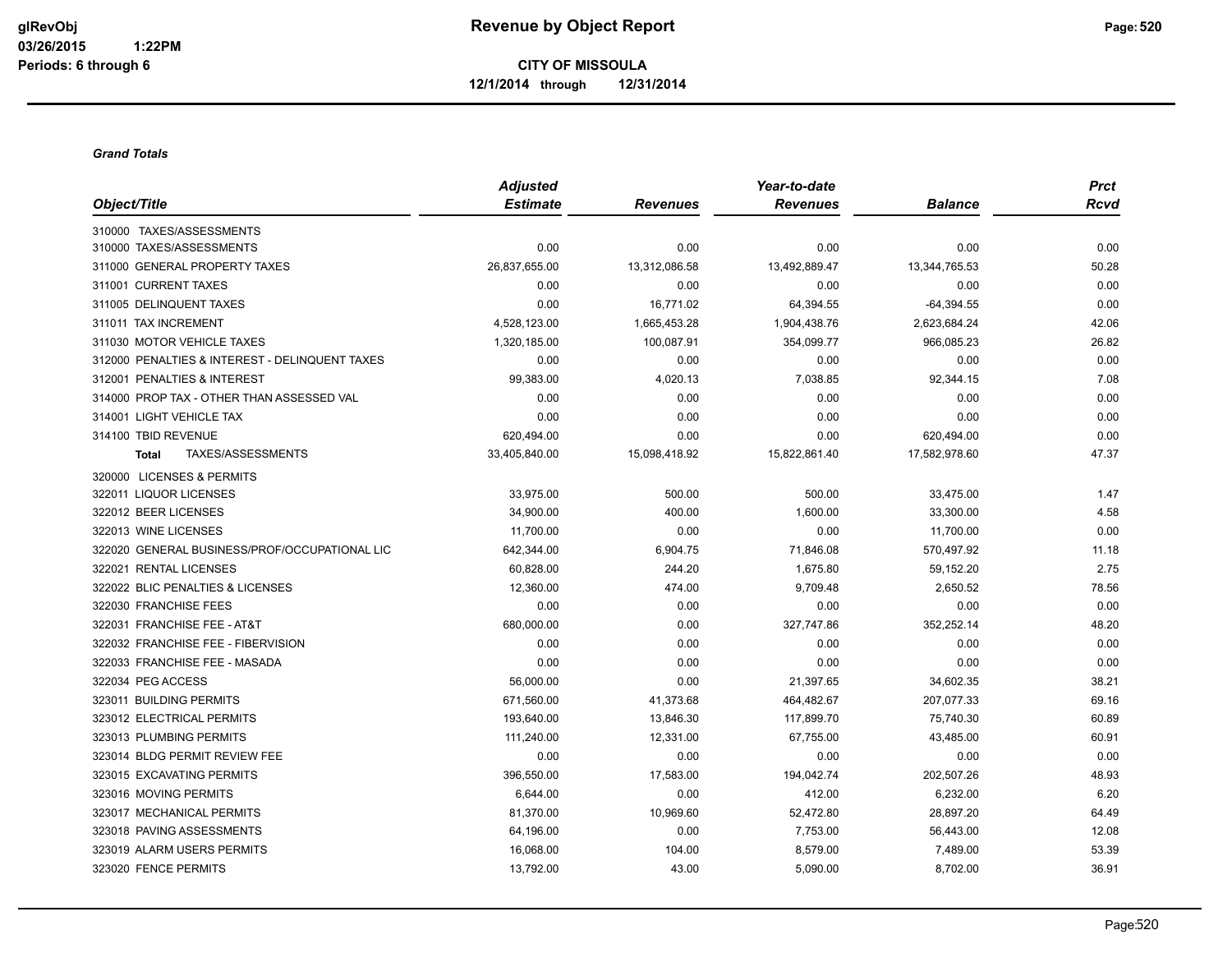# Revenue by Object Report

**CITY OF MISSOULA**

**12/1/2014 through 12/31/2014**

glRevObj
03/26/2015 1:22PM
Periods: 6 through 6

***Grand Totals***

| Object/Title | Adjusted Estimate | Revenues | Year-to-date Revenues | Balance | Prct Rcvd |
|---|---|---|---|---|---|
| 310000 TAXES/ASSESSMENTS | | | | | |
| 310000 TAXES/ASSESSMENTS | 0.00 | 0.00 | 0.00 | 0.00 | 0.00 |
| 311000 GENERAL PROPERTY TAXES | 26,837,655.00 | 13,312,086.58 | 13,492,889.47 | 13,344,765.53 | 50.28 |
| 311001 CURRENT TAXES | 0.00 | 0.00 | 0.00 | 0.00 | 0.00 |
| 311005 DELINQUENT TAXES | 0.00 | 16,771.02 | 64,394.55 | -64,394.55 | 0.00 |
| 311011 TAX INCREMENT | 4,528,123.00 | 1,665,453.28 | 1,904,438.76 | 2,623,684.24 | 42.06 |
| 311030 MOTOR VEHICLE TAXES | 1,320,185.00 | 100,087.91 | 354,099.77 | 966,085.23 | 26.82 |
| 312000 PENALTIES & INTEREST - DELINQUENT TAXES | 0.00 | 0.00 | 0.00 | 0.00 | 0.00 |
| 312001 PENALTIES & INTEREST | 99,383.00 | 4,020.13 | 7,038.85 | 92,344.15 | 7.08 |
| 314000 PROP TAX - OTHER THAN ASSESSED VAL | 0.00 | 0.00 | 0.00 | 0.00 | 0.00 |
| 314001 LIGHT VEHICLE TAX | 0.00 | 0.00 | 0.00 | 0.00 | 0.00 |
| 314100 TBID REVENUE | 620,494.00 | 0.00 | 0.00 | 620,494.00 | 0.00 |
| **Total** TAXES/ASSESSMENTS | 33,405,840.00 | 15,098,418.92 | 15,822,861.40 | 17,582,978.60 | 47.37 |
| 320000 LICENSES & PERMITS | | | | | |
| 322011 LIQUOR LICENSES | 33,975.00 | 500.00 | 500.00 | 33,475.00 | 1.47 |
| 322012 BEER LICENSES | 34,900.00 | 400.00 | 1,600.00 | 33,300.00 | 4.58 |
| 322013 WINE LICENSES | 11,700.00 | 0.00 | 0.00 | 11,700.00 | 0.00 |
| 322020 GENERAL BUSINESS/PROF/OCCUPATIONAL LIC | 642,344.00 | 6,904.75 | 71,846.08 | 570,497.92 | 11.18 |
| 322021 RENTAL LICENSES | 60,828.00 | 244.20 | 1,675.80 | 59,152.20 | 2.75 |
| 322022 BLIC PENALTIES & LICENSES | 12,360.00 | 474.00 | 9,709.48 | 2,650.52 | 78.56 |
| 322030 FRANCHISE FEES | 0.00 | 0.00 | 0.00 | 0.00 | 0.00 |
| 322031 FRANCHISE FEE - AT&T | 680,000.00 | 0.00 | 327,747.86 | 352,252.14 | 48.20 |
| 322032 FRANCHISE FEE - FIBERVISION | 0.00 | 0.00 | 0.00 | 0.00 | 0.00 |
| 322033 FRANCHISE FEE - MASADA | 0.00 | 0.00 | 0.00 | 0.00 | 0.00 |
| 322034 PEG ACCESS | 56,000.00 | 0.00 | 21,397.65 | 34,602.35 | 38.21 |
| 323011 BUILDING PERMITS | 671,560.00 | 41,373.68 | 464,482.67 | 207,077.33 | 69.16 |
| 323012 ELECTRICAL PERMITS | 193,640.00 | 13,846.30 | 117,899.70 | 75,740.30 | 60.89 |
| 323013 PLUMBING PERMITS | 111,240.00 | 12,331.00 | 67,755.00 | 43,485.00 | 60.91 |
| 323014 BLDG PERMIT REVIEW FEE | 0.00 | 0.00 | 0.00 | 0.00 | 0.00 |
| 323015 EXCAVATING PERMITS | 396,550.00 | 17,583.00 | 194,042.74 | 202,507.26 | 48.93 |
| 323016 MOVING PERMITS | 6,644.00 | 0.00 | 412.00 | 6,232.00 | 6.20 |
| 323017 MECHANICAL PERMITS | 81,370.00 | 10,969.60 | 52,472.80 | 28,897.20 | 64.49 |
| 323018 PAVING ASSESSMENTS | 64,196.00 | 0.00 | 7,753.00 | 56,443.00 | 12.08 |
| 323019 ALARM USERS PERMITS | 16,068.00 | 104.00 | 8,579.00 | 7,489.00 | 53.39 |
| 323020 FENCE PERMITS | 13,792.00 | 43.00 | 5,090.00 | 8,702.00 | 36.91 |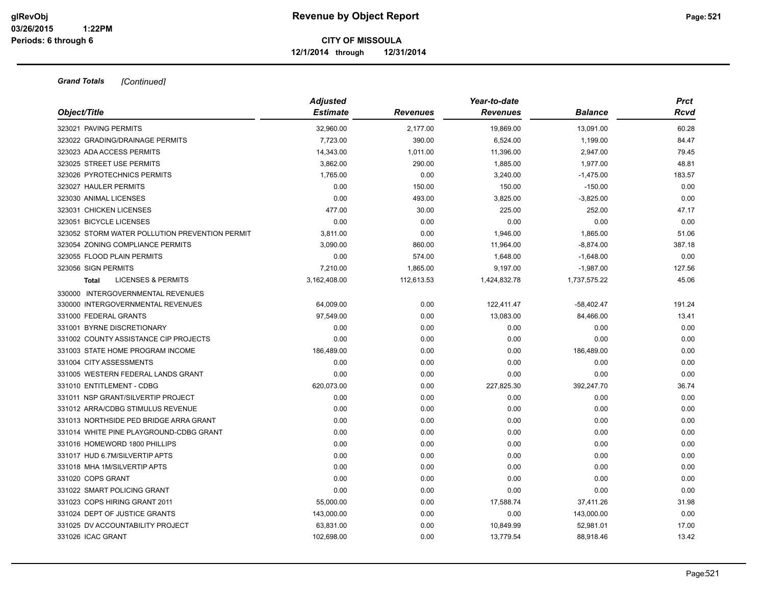**Grand Totals** *[Continued]*

| Object/Title | Adjusted Estimate | Revenues | Year-to-date Revenues | Balance | Prct Rcvd |
|---|---|---|---|---|---|
| 323021 PAVING PERMITS | 32,960.00 | 2,177.00 | 19,869.00 | 13,091.00 | 60.28 |
| 323022 GRADING/DRAINAGE PERMITS | 7,723.00 | 390.00 | 6,524.00 | 1,199.00 | 84.47 |
| 323023 ADA ACCESS PERMITS | 14,343.00 | 1,011.00 | 11,396.00 | 2,947.00 | 79.45 |
| 323025 STREET USE PERMITS | 3,862.00 | 290.00 | 1,885.00 | 1,977.00 | 48.81 |
| 323026 PYROTECHNICS PERMITS | 1,765.00 | 0.00 | 3,240.00 | -1,475.00 | 183.57 |
| 323027 HAULER PERMITS | 0.00 | 150.00 | 150.00 | -150.00 | 0.00 |
| 323030 ANIMAL LICENSES | 0.00 | 493.00 | 3,825.00 | -3,825.00 | 0.00 |
| 323031 CHICKEN LICENSES | 477.00 | 30.00 | 225.00 | 252.00 | 47.17 |
| 323051 BICYCLE LICENSES | 0.00 | 0.00 | 0.00 | 0.00 | 0.00 |
| 323052 STORM WATER POLLUTION PREVENTION PERMIT | 3,811.00 | 0.00 | 1,946.00 | 1,865.00 | 51.06 |
| 323054 ZONING COMPLIANCE PERMITS | 3,090.00 | 860.00 | 11,964.00 | -8,874.00 | 387.18 |
| 323055 FLOOD PLAIN PERMITS | 0.00 | 574.00 | 1,648.00 | -1,648.00 | 0.00 |
| 323056 SIGN PERMITS | 7,210.00 | 1,865.00 | 9,197.00 | -1,987.00 | 127.56 |
| **Total** LICENSES & PERMITS | 3,162,408.00 | 112,613.53 | 1,424,832.78 | 1,737,575.22 | 45.06 |
| 330000 INTERGOVERNMENTAL REVENUES | | | | | |
| 330000 INTERGOVERNMENTAL REVENUES | 64,009.00 | 0.00 | 122,411.47 | -58,402.47 | 191.24 |
| 331000 FEDERAL GRANTS | 97,549.00 | 0.00 | 13,083.00 | 84,466.00 | 13.41 |
| 331001 BYRNE DISCRETIONARY | 0.00 | 0.00 | 0.00 | 0.00 | 0.00 |
| 331002 COUNTY ASSISTANCE CIP PROJECTS | 0.00 | 0.00 | 0.00 | 0.00 | 0.00 |
| 331003 STATE HOME PROGRAM INCOME | 186,489.00 | 0.00 | 0.00 | 186,489.00 | 0.00 |
| 331004 CITY ASSESSMENTS | 0.00 | 0.00 | 0.00 | 0.00 | 0.00 |
| 331005 WESTERN FEDERAL LANDS GRANT | 0.00 | 0.00 | 0.00 | 0.00 | 0.00 |
| 331010 ENTITLEMENT - CDBG | 620,073.00 | 0.00 | 227,825.30 | 392,247.70 | 36.74 |
| 331011 NSP GRANT/SILVERTIP PROJECT | 0.00 | 0.00 | 0.00 | 0.00 | 0.00 |
| 331012 ARRA/CDBG STIMULUS REVENUE | 0.00 | 0.00 | 0.00 | 0.00 | 0.00 |
| 331013 NORTHSIDE PED BRIDGE ARRA GRANT | 0.00 | 0.00 | 0.00 | 0.00 | 0.00 |
| 331014 WHITE PINE PLAYGROUND-CDBG GRANT | 0.00 | 0.00 | 0.00 | 0.00 | 0.00 |
| 331016 HOMEWORD 1800 PHILLIPS | 0.00 | 0.00 | 0.00 | 0.00 | 0.00 |
| 331017 HUD 6.7M/SILVERTIP APTS | 0.00 | 0.00 | 0.00 | 0.00 | 0.00 |
| 331018 MHA 1M/SILVERTIP APTS | 0.00 | 0.00 | 0.00 | 0.00 | 0.00 |
| 331020 COPS GRANT | 0.00 | 0.00 | 0.00 | 0.00 | 0.00 |
| 331022 SMART POLICING GRANT | 0.00 | 0.00 | 0.00 | 0.00 | 0.00 |
| 331023 COPS HIRING GRANT 2011 | 55,000.00 | 0.00 | 17,588.74 | 37,411.26 | 31.98 |
| 331024 DEPT OF JUSTICE GRANTS | 143,000.00 | 0.00 | 0.00 | 143,000.00 | 0.00 |
| 331025 DV ACCOUNTABILITY PROJECT | 63,831.00 | 0.00 | 10,849.99 | 52,981.01 | 17.00 |
| 331026 ICAC GRANT | 102,698.00 | 0.00 | 13,779.54 | 88,918.46 | 13.42 |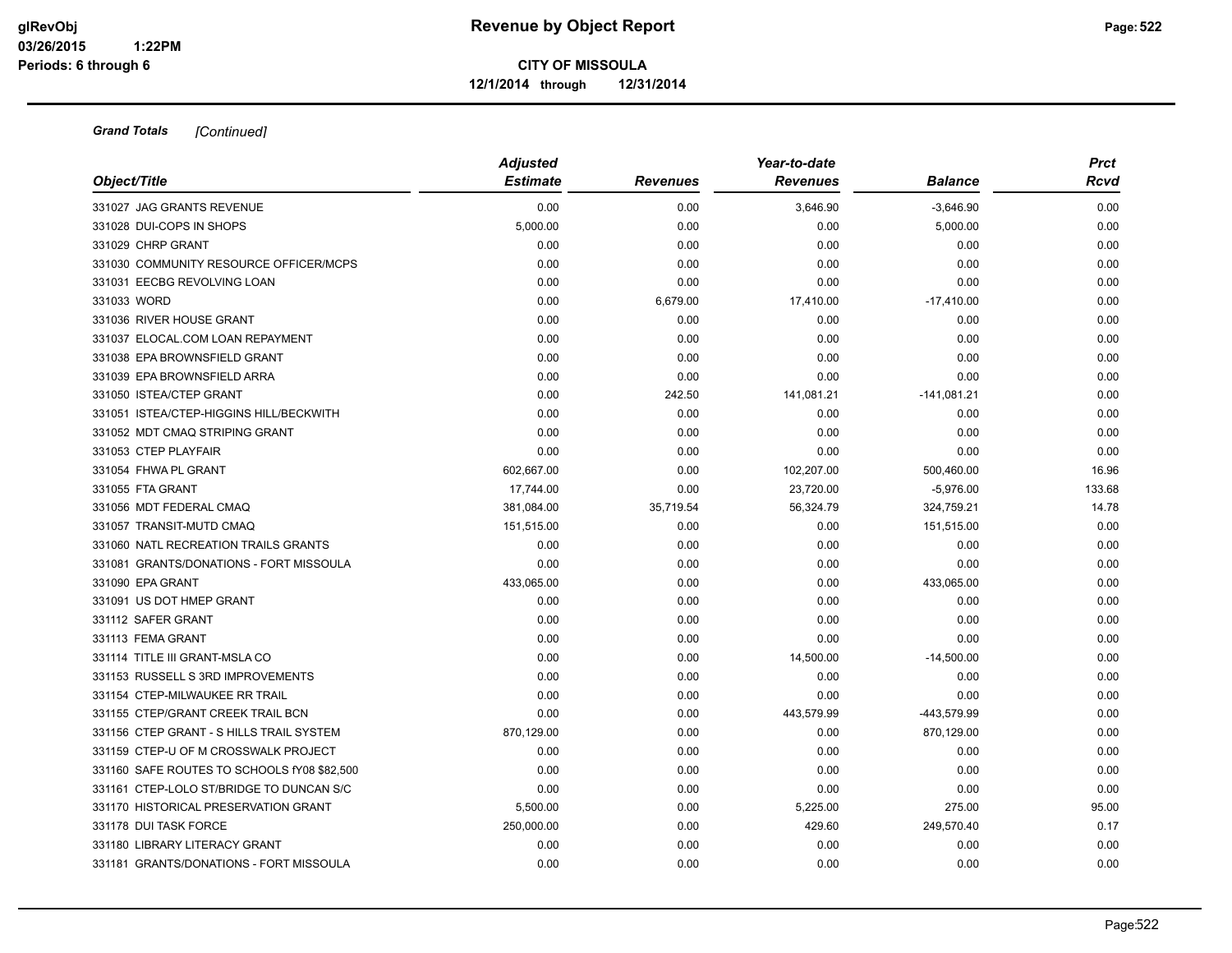**Revenue by Object Report**

**CITY OF MISSOULA**

**12/1/2014 through 12/31/2014**

***Grand Totals*** *[Continued]*

| Object/Title | Adjusted Estimate | Revenues | Year-to-date Revenues | Balance | Prct Rcvd |
|---|---|---|---|---|---|
| 331027 JAG GRANTS REVENUE | 0.00 | 0.00 | 3,646.90 | -3,646.90 | 0.00 |
| 331028 DUI-COPS IN SHOPS | 5,000.00 | 0.00 | 0.00 | 5,000.00 | 0.00 |
| 331029 CHRP GRANT | 0.00 | 0.00 | 0.00 | 0.00 | 0.00 |
| 331030 COMMUNITY RESOURCE OFFICER/MCPS | 0.00 | 0.00 | 0.00 | 0.00 | 0.00 |
| 331031 EECBG REVOLVING LOAN | 0.00 | 0.00 | 0.00 | 0.00 | 0.00 |
| 331033 WORD | 0.00 | 6,679.00 | 17,410.00 | -17,410.00 | 0.00 |
| 331036 RIVER HOUSE GRANT | 0.00 | 0.00 | 0.00 | 0.00 | 0.00 |
| 331037 ELOCAL.COM LOAN REPAYMENT | 0.00 | 0.00 | 0.00 | 0.00 | 0.00 |
| 331038 EPA BROWNSFIELD GRANT | 0.00 | 0.00 | 0.00 | 0.00 | 0.00 |
| 331039 EPA BROWNSFIELD ARRA | 0.00 | 0.00 | 0.00 | 0.00 | 0.00 |
| 331050 ISTEA/CTEP GRANT | 0.00 | 242.50 | 141,081.21 | -141,081.21 | 0.00 |
| 331051 ISTEA/CTEP-HIGGINS HILL/BECKWITH | 0.00 | 0.00 | 0.00 | 0.00 | 0.00 |
| 331052 MDT CMAQ STRIPING GRANT | 0.00 | 0.00 | 0.00 | 0.00 | 0.00 |
| 331053 CTEP PLAYFAIR | 0.00 | 0.00 | 0.00 | 0.00 | 0.00 |
| 331054 FHWA PL GRANT | 602,667.00 | 0.00 | 102,207.00 | 500,460.00 | 16.96 |
| 331055 FTA GRANT | 17,744.00 | 0.00 | 23,720.00 | -5,976.00 | 133.68 |
| 331056 MDT FEDERAL CMAQ | 381,084.00 | 35,719.54 | 56,324.79 | 324,759.21 | 14.78 |
| 331057 TRANSIT-MUTD CMAQ | 151,515.00 | 0.00 | 0.00 | 151,515.00 | 0.00 |
| 331060 NATL RECREATION TRAILS GRANTS | 0.00 | 0.00 | 0.00 | 0.00 | 0.00 |
| 331081 GRANTS/DONATIONS - FORT MISSOULA | 0.00 | 0.00 | 0.00 | 0.00 | 0.00 |
| 331090 EPA GRANT | 433,065.00 | 0.00 | 0.00 | 433,065.00 | 0.00 |
| 331091 US DOT HMEP GRANT | 0.00 | 0.00 | 0.00 | 0.00 | 0.00 |
| 331112 SAFER GRANT | 0.00 | 0.00 | 0.00 | 0.00 | 0.00 |
| 331113 FEMA GRANT | 0.00 | 0.00 | 0.00 | 0.00 | 0.00 |
| 331114 TITLE III GRANT-MSLA CO | 0.00 | 0.00 | 14,500.00 | -14,500.00 | 0.00 |
| 331153 RUSSELL S 3RD IMPROVEMENTS | 0.00 | 0.00 | 0.00 | 0.00 | 0.00 |
| 331154 CTEP-MILWAUKEE RR TRAIL | 0.00 | 0.00 | 0.00 | 0.00 | 0.00 |
| 331155 CTEP/GRANT CREEK TRAIL BCN | 0.00 | 0.00 | 443,579.99 | -443,579.99 | 0.00 |
| 331156 CTEP GRANT - S HILLS TRAIL SYSTEM | 870,129.00 | 0.00 | 0.00 | 870,129.00 | 0.00 |
| 331159 CTEP-U OF M CROSSWALK PROJECT | 0.00 | 0.00 | 0.00 | 0.00 | 0.00 |
| 331160 SAFE ROUTES TO SCHOOLS fY08 $82,500 | 0.00 | 0.00 | 0.00 | 0.00 | 0.00 |
| 331161 CTEP-LOLO ST/BRIDGE TO DUNCAN S/C | 0.00 | 0.00 | 0.00 | 0.00 | 0.00 |
| 331170 HISTORICAL PRESERVATION GRANT | 5,500.00 | 0.00 | 5,225.00 | 275.00 | 95.00 |
| 331178 DUI TASK FORCE | 250,000.00 | 0.00 | 429.60 | 249,570.40 | 0.17 |
| 331180 LIBRARY LITERACY GRANT | 0.00 | 0.00 | 0.00 | 0.00 | 0.00 |
| 331181 GRANTS/DONATIONS - FORT MISSOULA | 0.00 | 0.00 | 0.00 | 0.00 | 0.00 |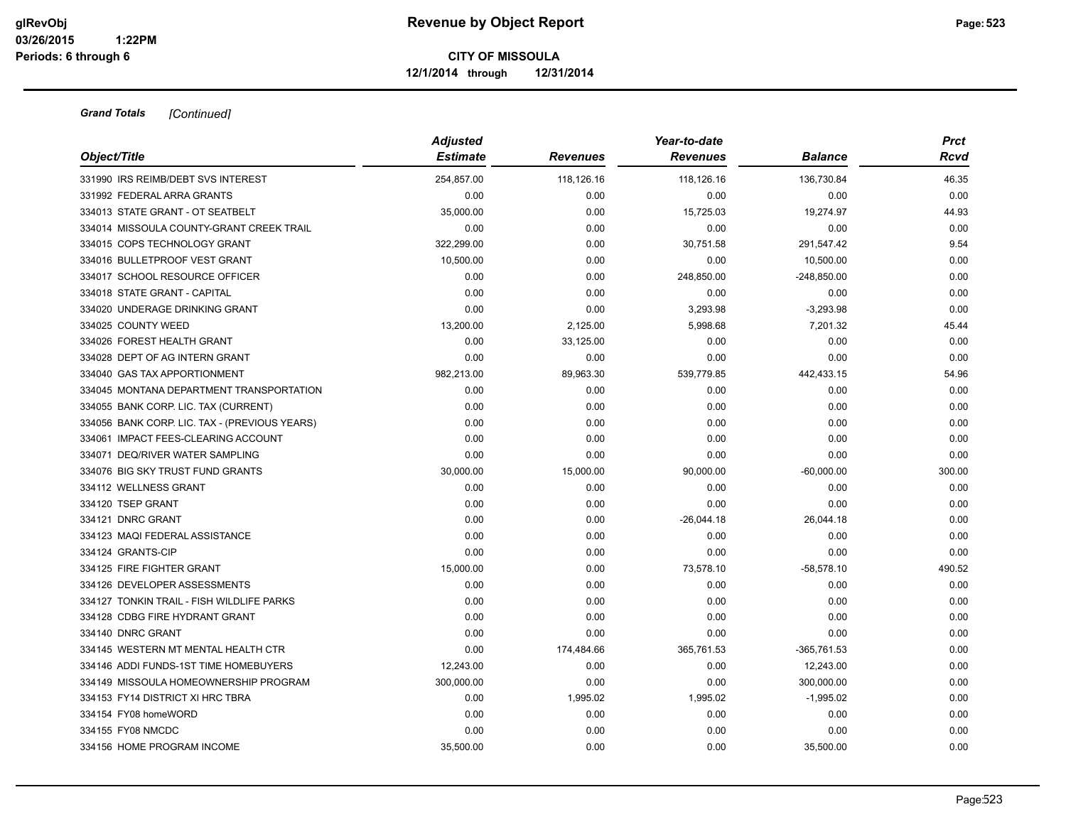**Grand Totals** *[Continued]*

| Object/Title | Adjusted Estimate | Revenues | Year-to-date Revenues | Balance | Prct Rcvd |
|---|---|---|---|---|---|
| 331990 IRS REIMB/DEBT SVS INTEREST | 254,857.00 | 118,126.16 | 118,126.16 | 136,730.84 | 46.35 |
| 331992 FEDERAL ARRA GRANTS | 0.00 | 0.00 | 0.00 | 0.00 | 0.00 |
| 334013 STATE GRANT - OT SEATBELT | 35,000.00 | 0.00 | 15,725.03 | 19,274.97 | 44.93 |
| 334014 MISSOULA COUNTY-GRANT CREEK TRAIL | 0.00 | 0.00 | 0.00 | 0.00 | 0.00 |
| 334015 COPS TECHNOLOGY GRANT | 322,299.00 | 0.00 | 30,751.58 | 291,547.42 | 9.54 |
| 334016 BULLETPROOF VEST GRANT | 10,500.00 | 0.00 | 0.00 | 10,500.00 | 0.00 |
| 334017 SCHOOL RESOURCE OFFICER | 0.00 | 0.00 | 248,850.00 | -248,850.00 | 0.00 |
| 334018 STATE GRANT - CAPITAL | 0.00 | 0.00 | 0.00 | 0.00 | 0.00 |
| 334020 UNDERAGE DRINKING GRANT | 0.00 | 0.00 | 3,293.98 | -3,293.98 | 0.00 |
| 334025 COUNTY WEED | 13,200.00 | 2,125.00 | 5,998.68 | 7,201.32 | 45.44 |
| 334026 FOREST HEALTH GRANT | 0.00 | 33,125.00 | 0.00 | 0.00 | 0.00 |
| 334028 DEPT OF AG INTERN GRANT | 0.00 | 0.00 | 0.00 | 0.00 | 0.00 |
| 334040 GAS TAX APPORTIONMENT | 982,213.00 | 89,963.30 | 539,779.85 | 442,433.15 | 54.96 |
| 334045 MONTANA DEPARTMENT TRANSPORTATION | 0.00 | 0.00 | 0.00 | 0.00 | 0.00 |
| 334055 BANK CORP. LIC. TAX (CURRENT) | 0.00 | 0.00 | 0.00 | 0.00 | 0.00 |
| 334056 BANK CORP. LIC. TAX - (PREVIOUS YEARS) | 0.00 | 0.00 | 0.00 | 0.00 | 0.00 |
| 334061 IMPACT FEES-CLEARING ACCOUNT | 0.00 | 0.00 | 0.00 | 0.00 | 0.00 |
| 334071 DEQ/RIVER WATER SAMPLING | 0.00 | 0.00 | 0.00 | 0.00 | 0.00 |
| 334076 BIG SKY TRUST FUND GRANTS | 30,000.00 | 15,000.00 | 90,000.00 | -60,000.00 | 300.00 |
| 334112 WELLNESS GRANT | 0.00 | 0.00 | 0.00 | 0.00 | 0.00 |
| 334120 TSEP GRANT | 0.00 | 0.00 | 0.00 | 0.00 | 0.00 |
| 334121 DNRC GRANT | 0.00 | 0.00 | -26,044.18 | 26,044.18 | 0.00 |
| 334123 MAQI FEDERAL ASSISTANCE | 0.00 | 0.00 | 0.00 | 0.00 | 0.00 |
| 334124 GRANTS-CIP | 0.00 | 0.00 | 0.00 | 0.00 | 0.00 |
| 334125 FIRE FIGHTER GRANT | 15,000.00 | 0.00 | 73,578.10 | -58,578.10 | 490.52 |
| 334126 DEVELOPER ASSESSMENTS | 0.00 | 0.00 | 0.00 | 0.00 | 0.00 |
| 334127 TONKIN TRAIL - FISH WILDLIFE PARKS | 0.00 | 0.00 | 0.00 | 0.00 | 0.00 |
| 334128 CDBG FIRE HYDRANT GRANT | 0.00 | 0.00 | 0.00 | 0.00 | 0.00 |
| 334140 DNRC GRANT | 0.00 | 0.00 | 0.00 | 0.00 | 0.00 |
| 334145 WESTERN MT MENTAL HEALTH CTR | 0.00 | 174,484.66 | 365,761.53 | -365,761.53 | 0.00 |
| 334146 ADDI FUNDS-1ST TIME HOMEBUYERS | 12,243.00 | 0.00 | 0.00 | 12,243.00 | 0.00 |
| 334149 MISSOULA HOMEOWNERSHIP PROGRAM | 300,000.00 | 0.00 | 0.00 | 300,000.00 | 0.00 |
| 334153 FY14 DISTRICT XI HRC TBRA | 0.00 | 1,995.02 | 1,995.02 | -1,995.02 | 0.00 |
| 334154 FY08 homeWORD | 0.00 | 0.00 | 0.00 | 0.00 | 0.00 |
| 334155 FY08 NMCDC | 0.00 | 0.00 | 0.00 | 0.00 | 0.00 |
| 334156 HOME PROGRAM INCOME | 35,500.00 | 0.00 | 0.00 | 35,500.00 | 0.00 |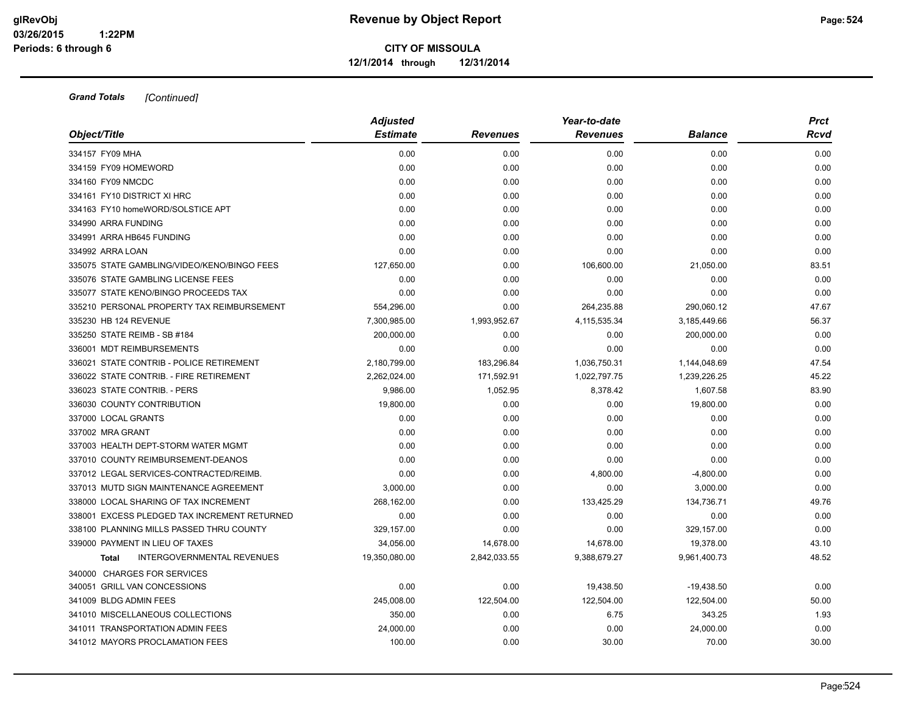**Grand Totals** *[Continued]*

| Object/Title | Adjusted Estimate | Revenues | Year-to-date Revenues | Balance | Prct Rcvd |
|---|---|---|---|---|---|
| 334157 FY09 MHA | 0.00 | 0.00 | 0.00 | 0.00 | 0.00 |
| 334159 FY09 HOMEWORD | 0.00 | 0.00 | 0.00 | 0.00 | 0.00 |
| 334160 FY09 NMCDC | 0.00 | 0.00 | 0.00 | 0.00 | 0.00 |
| 334161 FY10 DISTRICT XI HRC | 0.00 | 0.00 | 0.00 | 0.00 | 0.00 |
| 334163 FY10 homeWORD/SOLSTICE APT | 0.00 | 0.00 | 0.00 | 0.00 | 0.00 |
| 334990 ARRA FUNDING | 0.00 | 0.00 | 0.00 | 0.00 | 0.00 |
| 334991 ARRA HB645 FUNDING | 0.00 | 0.00 | 0.00 | 0.00 | 0.00 |
| 334992 ARRA LOAN | 0.00 | 0.00 | 0.00 | 0.00 | 0.00 |
| 335075 STATE GAMBLING/VIDEO/KENO/BINGO FEES | 127,650.00 | 0.00 | 106,600.00 | 21,050.00 | 83.51 |
| 335076 STATE GAMBLING LICENSE FEES | 0.00 | 0.00 | 0.00 | 0.00 | 0.00 |
| 335077 STATE KENO/BINGO PROCEEDS TAX | 0.00 | 0.00 | 0.00 | 0.00 | 0.00 |
| 335210 PERSONAL PROPERTY TAX REIMBURSEMENT | 554,296.00 | 0.00 | 264,235.88 | 290,060.12 | 47.67 |
| 335230 HB 124 REVENUE | 7,300,985.00 | 1,993,952.67 | 4,115,535.34 | 3,185,449.66 | 56.37 |
| 335250 STATE REIMB - SB #184 | 200,000.00 | 0.00 | 0.00 | 200,000.00 | 0.00 |
| 336001 MDT REIMBURSEMENTS | 0.00 | 0.00 | 0.00 | 0.00 | 0.00 |
| 336021 STATE CONTRIB - POLICE RETIREMENT | 2,180,799.00 | 183,296.84 | 1,036,750.31 | 1,144,048.69 | 47.54 |
| 336022 STATE CONTRIB. - FIRE RETIREMENT | 2,262,024.00 | 171,592.91 | 1,022,797.75 | 1,239,226.25 | 45.22 |
| 336023 STATE CONTRIB. - PERS | 9,986.00 | 1,052.95 | 8,378.42 | 1,607.58 | 83.90 |
| 336030 COUNTY CONTRIBUTION | 19,800.00 | 0.00 | 0.00 | 19,800.00 | 0.00 |
| 337000 LOCAL GRANTS | 0.00 | 0.00 | 0.00 | 0.00 | 0.00 |
| 337002 MRA GRANT | 0.00 | 0.00 | 0.00 | 0.00 | 0.00 |
| 337003 HEALTH DEPT-STORM WATER MGMT | 0.00 | 0.00 | 0.00 | 0.00 | 0.00 |
| 337010 COUNTY REIMBURSEMENT-DEANOS | 0.00 | 0.00 | 0.00 | 0.00 | 0.00 |
| 337012 LEGAL SERVICES-CONTRACTED/REIMB. | 0.00 | 0.00 | 4,800.00 | -4,800.00 | 0.00 |
| 337013 MUTD SIGN MAINTENANCE AGREEMENT | 3,000.00 | 0.00 | 0.00 | 3,000.00 | 0.00 |
| 338000 LOCAL SHARING OF TAX INCREMENT | 268,162.00 | 0.00 | 133,425.29 | 134,736.71 | 49.76 |
| 338001 EXCESS PLEDGED TAX INCREMENT RETURNED | 0.00 | 0.00 | 0.00 | 0.00 | 0.00 |
| 338100 PLANNING MILLS PASSED THRU COUNTY | 329,157.00 | 0.00 | 0.00 | 329,157.00 | 0.00 |
| 339000 PAYMENT IN LIEU OF TAXES | 34,056.00 | 14,678.00 | 14,678.00 | 19,378.00 | 43.10 |
| **Total** INTERGOVERNMENTAL REVENUES | 19,350,080.00 | 2,842,033.55 | 9,388,679.27 | 9,961,400.73 | 48.52 |
| 340000 CHARGES FOR SERVICES | | | | | |
| 340051 GRILL VAN CONCESSIONS | 0.00 | 0.00 | 19,438.50 | -19,438.50 | 0.00 |
| 341009 BLDG ADMIN FEES | 245,008.00 | 122,504.00 | 122,504.00 | 122,504.00 | 50.00 |
| 341010 MISCELLANEOUS COLLECTIONS | 350.00 | 0.00 | 6.75 | 343.25 | 1.93 |
| 341011 TRANSPORTATION ADMIN FEES | 24,000.00 | 0.00 | 0.00 | 24,000.00 | 0.00 |
| 341012 MAYORS PROCLAMATION FEES | 100.00 | 0.00 | 30.00 | 70.00 | 30.00 |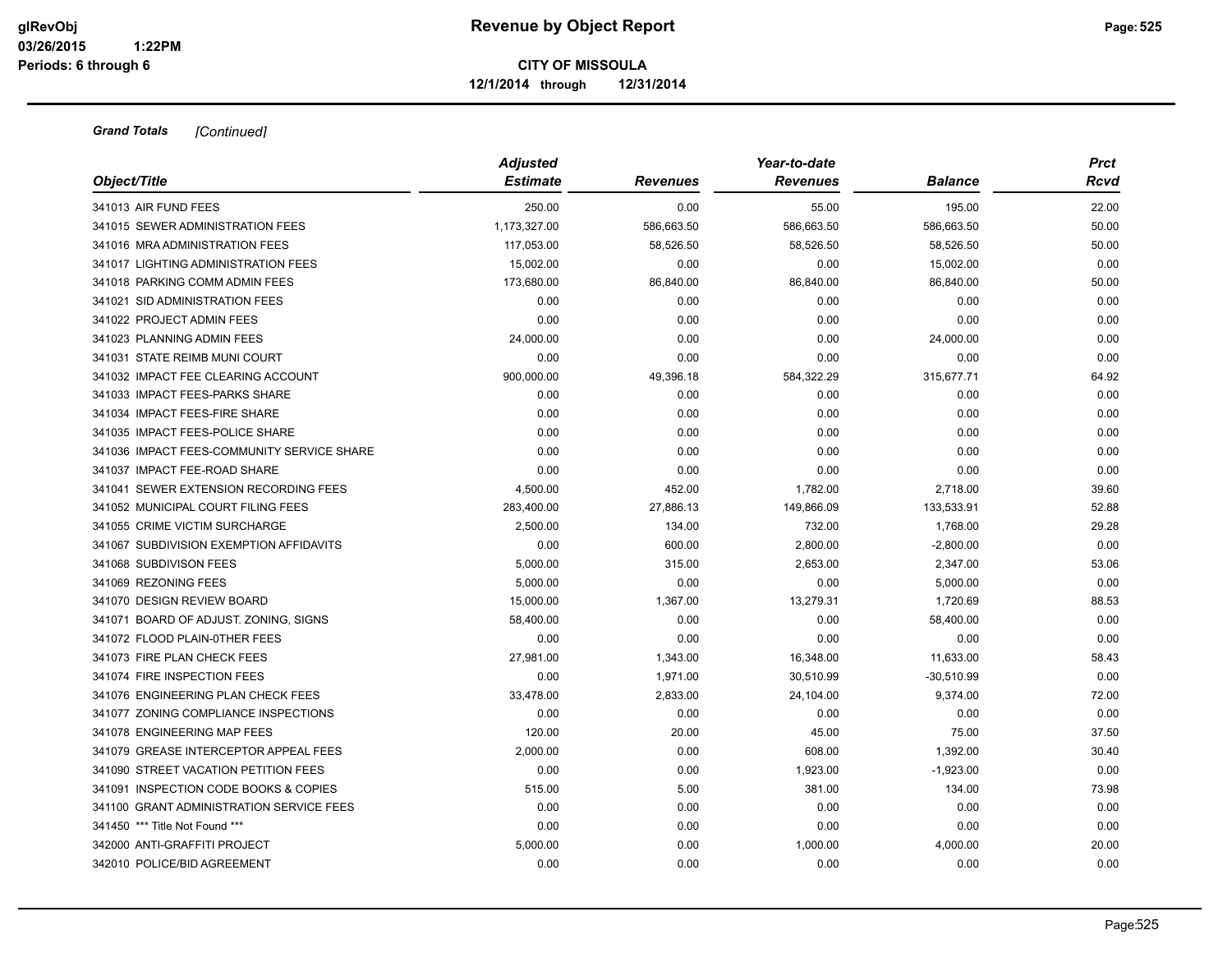# Revenue by Object Report

**CITY OF MISSOULA**

**12/1/2014 through 12/31/2014**

***Grand Totals*** *[Continued]*

| Object/Title | Adjusted Estimate | Revenues | Year-to-date Revenues | Balance | Prct Rcvd |
|---|---|---|---|---|---|
| 341013 AIR FUND FEES | 250.00 | 0.00 | 55.00 | 195.00 | 22.00 |
| 341015 SEWER ADMINISTRATION FEES | 1,173,327.00 | 586,663.50 | 586,663.50 | 586,663.50 | 50.00 |
| 341016 MRA ADMINISTRATION FEES | 117,053.00 | 58,526.50 | 58,526.50 | 58,526.50 | 50.00 |
| 341017 LIGHTING ADMINISTRATION FEES | 15,002.00 | 0.00 | 0.00 | 15,002.00 | 0.00 |
| 341018 PARKING COMM ADMIN FEES | 173,680.00 | 86,840.00 | 86,840.00 | 86,840.00 | 50.00 |
| 341021 SID ADMINISTRATION FEES | 0.00 | 0.00 | 0.00 | 0.00 | 0.00 |
| 341022 PROJECT ADMIN FEES | 0.00 | 0.00 | 0.00 | 0.00 | 0.00 |
| 341023 PLANNING ADMIN FEES | 24,000.00 | 0.00 | 0.00 | 24,000.00 | 0.00 |
| 341031 STATE REIMB MUNI COURT | 0.00 | 0.00 | 0.00 | 0.00 | 0.00 |
| 341032 IMPACT FEE CLEARING ACCOUNT | 900,000.00 | 49,396.18 | 584,322.29 | 315,677.71 | 64.92 |
| 341033 IMPACT FEES-PARKS SHARE | 0.00 | 0.00 | 0.00 | 0.00 | 0.00 |
| 341034 IMPACT FEES-FIRE SHARE | 0.00 | 0.00 | 0.00 | 0.00 | 0.00 |
| 341035 IMPACT FEES-POLICE SHARE | 0.00 | 0.00 | 0.00 | 0.00 | 0.00 |
| 341036 IMPACT FEES-COMMUNITY SERVICE SHARE | 0.00 | 0.00 | 0.00 | 0.00 | 0.00 |
| 341037 IMPACT FEE-ROAD SHARE | 0.00 | 0.00 | 0.00 | 0.00 | 0.00 |
| 341041 SEWER EXTENSION RECORDING FEES | 4,500.00 | 452.00 | 1,782.00 | 2,718.00 | 39.60 |
| 341052 MUNICIPAL COURT FILING FEES | 283,400.00 | 27,886.13 | 149,866.09 | 133,533.91 | 52.88 |
| 341055 CRIME VICTIM SURCHARGE | 2,500.00 | 134.00 | 732.00 | 1,768.00 | 29.28 |
| 341067 SUBDIVISION EXEMPTION AFFIDAVITS | 0.00 | 600.00 | 2,800.00 | -2,800.00 | 0.00 |
| 341068 SUBDIVISON FEES | 5,000.00 | 315.00 | 2,653.00 | 2,347.00 | 53.06 |
| 341069 REZONING FEES | 5,000.00 | 0.00 | 0.00 | 5,000.00 | 0.00 |
| 341070 DESIGN REVIEW BOARD | 15,000.00 | 1,367.00 | 13,279.31 | 1,720.69 | 88.53 |
| 341071 BOARD OF ADJUST. ZONING, SIGNS | 58,400.00 | 0.00 | 0.00 | 58,400.00 | 0.00 |
| 341072 FLOOD PLAIN-0THER FEES | 0.00 | 0.00 | 0.00 | 0.00 | 0.00 |
| 341073 FIRE PLAN CHECK FEES | 27,981.00 | 1,343.00 | 16,348.00 | 11,633.00 | 58.43 |
| 341074 FIRE INSPECTION FEES | 0.00 | 1,971.00 | 30,510.99 | -30,510.99 | 0.00 |
| 341076 ENGINEERING PLAN CHECK FEES | 33,478.00 | 2,833.00 | 24,104.00 | 9,374.00 | 72.00 |
| 341077 ZONING COMPLIANCE INSPECTIONS | 0.00 | 0.00 | 0.00 | 0.00 | 0.00 |
| 341078 ENGINEERING MAP FEES | 120.00 | 20.00 | 45.00 | 75.00 | 37.50 |
| 341079 GREASE INTERCEPTOR APPEAL FEES | 2,000.00 | 0.00 | 608.00 | 1,392.00 | 30.40 |
| 341090 STREET VACATION PETITION FEES | 0.00 | 0.00 | 1,923.00 | -1,923.00 | 0.00 |
| 341091 INSPECTION CODE BOOKS & COPIES | 515.00 | 5.00 | 381.00 | 134.00 | 73.98 |
| 341100 GRANT ADMINISTRATION SERVICE FEES | 0.00 | 0.00 | 0.00 | 0.00 | 0.00 |
| 341450 *** Title Not Found *** | 0.00 | 0.00 | 0.00 | 0.00 | 0.00 |
| 342000 ANTI-GRAFFITI PROJECT | 5,000.00 | 0.00 | 1,000.00 | 4,000.00 | 20.00 |
| 342010 POLICE/BID AGREEMENT | 0.00 | 0.00 | 0.00 | 0.00 | 0.00 |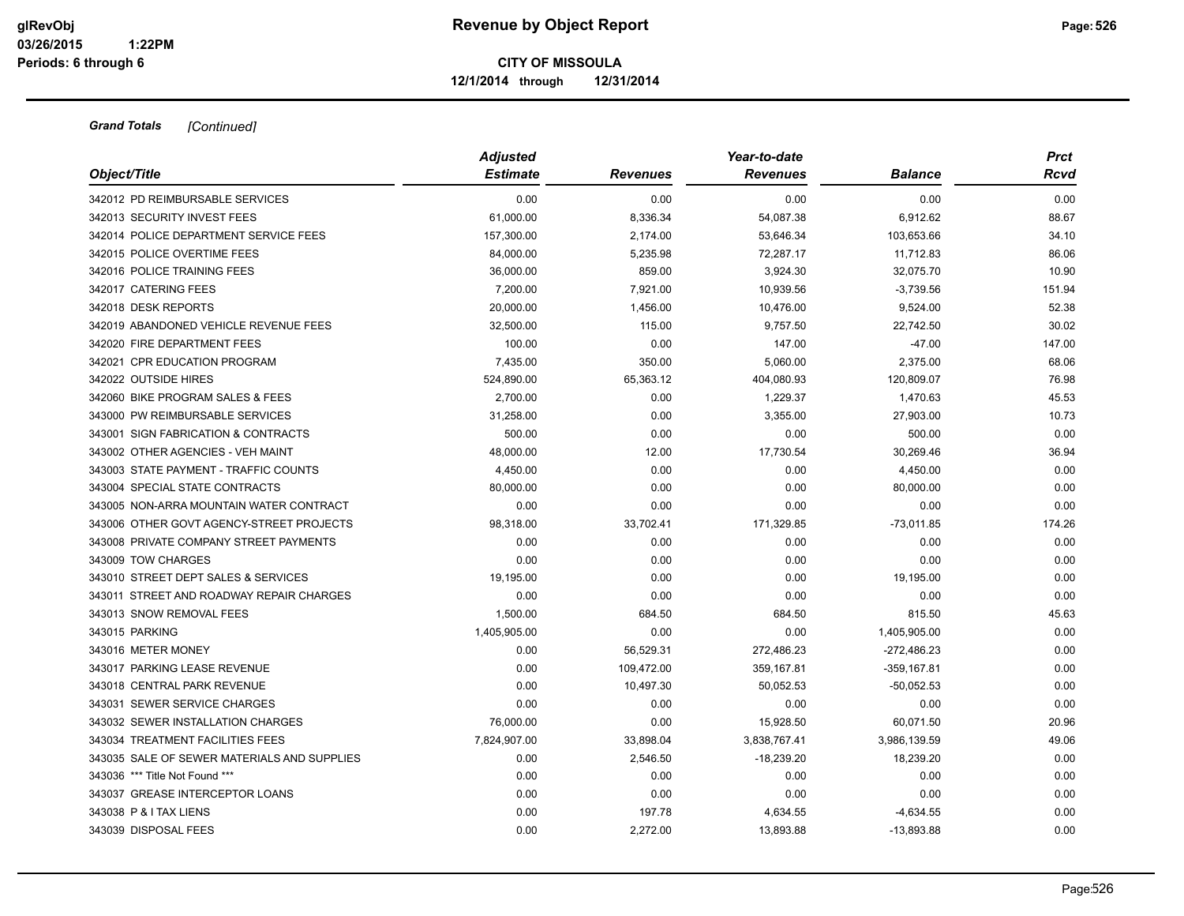**Revenue by Object Report**

**CITY OF MISSOULA**

**12/1/2014 through 12/31/2014**

***Grand Totals*** *[Continued]*

| Object/Title | Adjusted Estimate | Revenues | Year-to-date Revenues | Balance | Prct Rcvd |
|---|---|---|---|---|---|
| 342012 PD REIMBURSABLE SERVICES | 0.00 | 0.00 | 0.00 | 0.00 | 0.00 |
| 342013 SECURITY INVEST FEES | 61,000.00 | 8,336.34 | 54,087.38 | 6,912.62 | 88.67 |
| 342014 POLICE DEPARTMENT SERVICE FEES | 157,300.00 | 2,174.00 | 53,646.34 | 103,653.66 | 34.10 |
| 342015 POLICE OVERTIME FEES | 84,000.00 | 5,235.98 | 72,287.17 | 11,712.83 | 86.06 |
| 342016 POLICE TRAINING FEES | 36,000.00 | 859.00 | 3,924.30 | 32,075.70 | 10.90 |
| 342017 CATERING FEES | 7,200.00 | 7,921.00 | 10,939.56 | -3,739.56 | 151.94 |
| 342018 DESK REPORTS | 20,000.00 | 1,456.00 | 10,476.00 | 9,524.00 | 52.38 |
| 342019 ABANDONED VEHICLE REVENUE FEES | 32,500.00 | 115.00 | 9,757.50 | 22,742.50 | 30.02 |
| 342020 FIRE DEPARTMENT FEES | 100.00 | 0.00 | 147.00 | -47.00 | 147.00 |
| 342021 CPR EDUCATION PROGRAM | 7,435.00 | 350.00 | 5,060.00 | 2,375.00 | 68.06 |
| 342022 OUTSIDE HIRES | 524,890.00 | 65,363.12 | 404,080.93 | 120,809.07 | 76.98 |
| 342060 BIKE PROGRAM SALES & FEES | 2,700.00 | 0.00 | 1,229.37 | 1,470.63 | 45.53 |
| 343000 PW REIMBURSABLE SERVICES | 31,258.00 | 0.00 | 3,355.00 | 27,903.00 | 10.73 |
| 343001 SIGN FABRICATION & CONTRACTS | 500.00 | 0.00 | 0.00 | 500.00 | 0.00 |
| 343002 OTHER AGENCIES - VEH MAINT | 48,000.00 | 12.00 | 17,730.54 | 30,269.46 | 36.94 |
| 343003 STATE PAYMENT - TRAFFIC COUNTS | 4,450.00 | 0.00 | 0.00 | 4,450.00 | 0.00 |
| 343004 SPECIAL STATE CONTRACTS | 80,000.00 | 0.00 | 0.00 | 80,000.00 | 0.00 |
| 343005 NON-ARRA MOUNTAIN WATER CONTRACT | 0.00 | 0.00 | 0.00 | 0.00 | 0.00 |
| 343006 OTHER GOVT AGENCY-STREET PROJECTS | 98,318.00 | 33,702.41 | 171,329.85 | -73,011.85 | 174.26 |
| 343008 PRIVATE COMPANY STREET PAYMENTS | 0.00 | 0.00 | 0.00 | 0.00 | 0.00 |
| 343009 TOW CHARGES | 0.00 | 0.00 | 0.00 | 0.00 | 0.00 |
| 343010 STREET DEPT SALES & SERVICES | 19,195.00 | 0.00 | 0.00 | 19,195.00 | 0.00 |
| 343011 STREET AND ROADWAY REPAIR CHARGES | 0.00 | 0.00 | 0.00 | 0.00 | 0.00 |
| 343013 SNOW REMOVAL FEES | 1,500.00 | 684.50 | 684.50 | 815.50 | 45.63 |
| 343015 PARKING | 1,405,905.00 | 0.00 | 0.00 | 1,405,905.00 | 0.00 |
| 343016 METER MONEY | 0.00 | 56,529.31 | 272,486.23 | -272,486.23 | 0.00 |
| 343017 PARKING LEASE REVENUE | 0.00 | 109,472.00 | 359,167.81 | -359,167.81 | 0.00 |
| 343018 CENTRAL PARK REVENUE | 0.00 | 10,497.30 | 50,052.53 | -50,052.53 | 0.00 |
| 343031 SEWER SERVICE CHARGES | 0.00 | 0.00 | 0.00 | 0.00 | 0.00 |
| 343032 SEWER INSTALLATION CHARGES | 76,000.00 | 0.00 | 15,928.50 | 60,071.50 | 20.96 |
| 343034 TREATMENT FACILITIES FEES | 7,824,907.00 | 33,898.04 | 3,838,767.41 | 3,986,139.59 | 49.06 |
| 343035 SALE OF SEWER MATERIALS AND SUPPLIES | 0.00 | 2,546.50 | -18,239.20 | 18,239.20 | 0.00 |
| 343036 *** Title Not Found *** | 0.00 | 0.00 | 0.00 | 0.00 | 0.00 |
| 343037 GREASE INTERCEPTOR LOANS | 0.00 | 0.00 | 0.00 | 0.00 | 0.00 |
| 343038 P & I TAX LIENS | 0.00 | 197.78 | 4,634.55 | -4,634.55 | 0.00 |
| 343039 DISPOSAL FEES | 0.00 | 2,272.00 | 13,893.88 | -13,893.88 | 0.00 |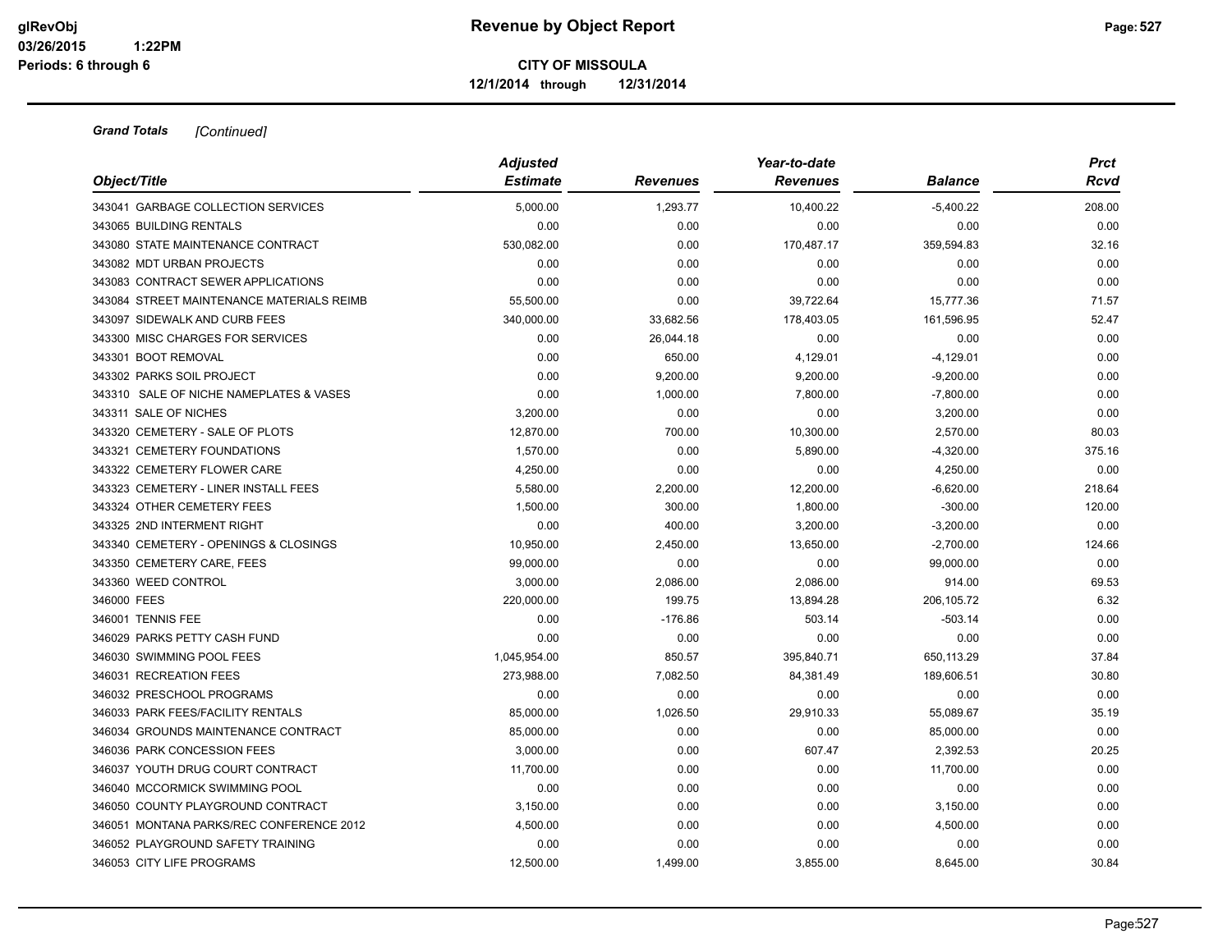**Revenue by Object Report**

**CITY OF MISSOULA**

**12/1/2014 through 12/31/2014**

***Grand Totals*** *[Continued]*

| Object/Title | Adjusted Estimate | Revenues | Year-to-date Revenues | Balance | Prct Rcvd |
|---|---|---|---|---|---|
| 343041 GARBAGE COLLECTION SERVICES | 5,000.00 | 1,293.77 | 10,400.22 | -5,400.22 | 208.00 |
| 343065 BUILDING RENTALS | 0.00 | 0.00 | 0.00 | 0.00 | 0.00 |
| 343080 STATE MAINTENANCE CONTRACT | 530,082.00 | 0.00 | 170,487.17 | 359,594.83 | 32.16 |
| 343082 MDT URBAN PROJECTS | 0.00 | 0.00 | 0.00 | 0.00 | 0.00 |
| 343083 CONTRACT SEWER APPLICATIONS | 0.00 | 0.00 | 0.00 | 0.00 | 0.00 |
| 343084 STREET MAINTENANCE MATERIALS REIMB | 55,500.00 | 0.00 | 39,722.64 | 15,777.36 | 71.57 |
| 343097 SIDEWALK AND CURB FEES | 340,000.00 | 33,682.56 | 178,403.05 | 161,596.95 | 52.47 |
| 343300 MISC CHARGES FOR SERVICES | 0.00 | 26,044.18 | 0.00 | 0.00 | 0.00 |
| 343301 BOOT REMOVAL | 0.00 | 650.00 | 4,129.01 | -4,129.01 | 0.00 |
| 343302 PARKS SOIL PROJECT | 0.00 | 9,200.00 | 9,200.00 | -9,200.00 | 0.00 |
| 343310 SALE OF NICHE NAMEPLATES & VASES | 0.00 | 1,000.00 | 7,800.00 | -7,800.00 | 0.00 |
| 343311 SALE OF NICHES | 3,200.00 | 0.00 | 0.00 | 3,200.00 | 0.00 |
| 343320 CEMETERY - SALE OF PLOTS | 12,870.00 | 700.00 | 10,300.00 | 2,570.00 | 80.03 |
| 343321 CEMETERY FOUNDATIONS | 1,570.00 | 0.00 | 5,890.00 | -4,320.00 | 375.16 |
| 343322 CEMETERY FLOWER CARE | 4,250.00 | 0.00 | 0.00 | 4,250.00 | 0.00 |
| 343323 CEMETERY - LINER INSTALL FEES | 5,580.00 | 2,200.00 | 12,200.00 | -6,620.00 | 218.64 |
| 343324 OTHER CEMETERY FEES | 1,500.00 | 300.00 | 1,800.00 | -300.00 | 120.00 |
| 343325 2ND INTERMENT RIGHT | 0.00 | 400.00 | 3,200.00 | -3,200.00 | 0.00 |
| 343340 CEMETERY - OPENINGS & CLOSINGS | 10,950.00 | 2,450.00 | 13,650.00 | -2,700.00 | 124.66 |
| 343350 CEMETERY CARE, FEES | 99,000.00 | 0.00 | 0.00 | 99,000.00 | 0.00 |
| 343360 WEED CONTROL | 3,000.00 | 2,086.00 | 2,086.00 | 914.00 | 69.53 |
| 346000 FEES | 220,000.00 | 199.75 | 13,894.28 | 206,105.72 | 6.32 |
| 346001 TENNIS FEE | 0.00 | -176.86 | 503.14 | -503.14 | 0.00 |
| 346029 PARKS PETTY CASH FUND | 0.00 | 0.00 | 0.00 | 0.00 | 0.00 |
| 346030 SWIMMING POOL FEES | 1,045,954.00 | 850.57 | 395,840.71 | 650,113.29 | 37.84 |
| 346031 RECREATION FEES | 273,988.00 | 7,082.50 | 84,381.49 | 189,606.51 | 30.80 |
| 346032 PRESCHOOL PROGRAMS | 0.00 | 0.00 | 0.00 | 0.00 | 0.00 |
| 346033 PARK FEES/FACILITY RENTALS | 85,000.00 | 1,026.50 | 29,910.33 | 55,089.67 | 35.19 |
| 346034 GROUNDS MAINTENANCE CONTRACT | 85,000.00 | 0.00 | 0.00 | 85,000.00 | 0.00 |
| 346036 PARK CONCESSION FEES | 3,000.00 | 0.00 | 607.47 | 2,392.53 | 20.25 |
| 346037 YOUTH DRUG COURT CONTRACT | 11,700.00 | 0.00 | 0.00 | 11,700.00 | 0.00 |
| 346040 MCCORMICK SWIMMING POOL | 0.00 | 0.00 | 0.00 | 0.00 | 0.00 |
| 346050 COUNTY PLAYGROUND CONTRACT | 3,150.00 | 0.00 | 0.00 | 3,150.00 | 0.00 |
| 346051 MONTANA PARKS/REC CONFERENCE 2012 | 4,500.00 | 0.00 | 0.00 | 4,500.00 | 0.00 |
| 346052 PLAYGROUND SAFETY TRAINING | 0.00 | 0.00 | 0.00 | 0.00 | 0.00 |
| 346053 CITY LIFE PROGRAMS | 12,500.00 | 1,499.00 | 3,855.00 | 8,645.00 | 30.84 |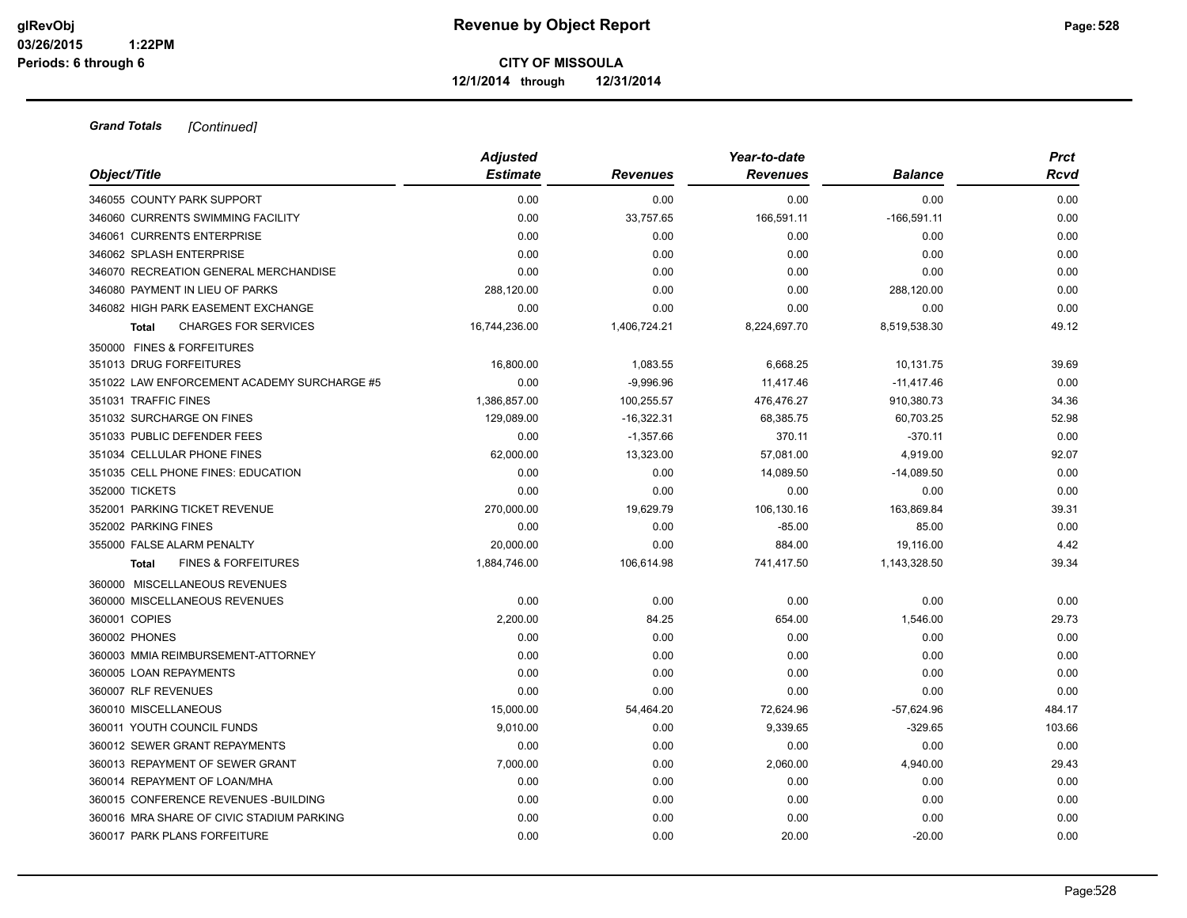**Grand Totals** *[Continued]*

| Object/Title | *Adjusted Estimate* | *Revenues* | *Year-to-date Revenues* | *Balance* | *Prct Rcvd* |
|---|---|---|---|---|---|
| 346055 COUNTY PARK SUPPORT | 0.00 | 0.00 | 0.00 | 0.00 | 0.00 |
| 346060 CURRENTS SWIMMING FACILITY | 0.00 | 33,757.65 | 166,591.11 | -166,591.11 | 0.00 |
| 346061 CURRENTS ENTERPRISE | 0.00 | 0.00 | 0.00 | 0.00 | 0.00 |
| 346062 SPLASH ENTERPRISE | 0.00 | 0.00 | 0.00 | 0.00 | 0.00 |
| 346070 RECREATION GENERAL MERCHANDISE | 0.00 | 0.00 | 0.00 | 0.00 | 0.00 |
| 346080 PAYMENT IN LIEU OF PARKS | 288,120.00 | 0.00 | 0.00 | 288,120.00 | 0.00 |
| 346082 HIGH PARK EASEMENT EXCHANGE | 0.00 | 0.00 | 0.00 | 0.00 | 0.00 |
| **Total** CHARGES FOR SERVICES | 16,744,236.00 | 1,406,724.21 | 8,224,697.70 | 8,519,538.30 | 49.12 |
| 350000 FINES & FORFEITURES | | | | | |
| 351013 DRUG FORFEITURES | 16,800.00 | 1,083.55 | 6,668.25 | 10,131.75 | 39.69 |
| 351022 LAW ENFORCEMENT ACADEMY SURCHARGE #5 | 0.00 | -9,996.96 | 11,417.46 | -11,417.46 | 0.00 |
| 351031 TRAFFIC FINES | 1,386,857.00 | 100,255.57 | 476,476.27 | 910,380.73 | 34.36 |
| 351032 SURCHARGE ON FINES | 129,089.00 | -16,322.31 | 68,385.75 | 60,703.25 | 52.98 |
| 351033 PUBLIC DEFENDER FEES | 0.00 | -1,357.66 | 370.11 | -370.11 | 0.00 |
| 351034 CELLULAR PHONE FINES | 62,000.00 | 13,323.00 | 57,081.00 | 4,919.00 | 92.07 |
| 351035 CELL PHONE FINES: EDUCATION | 0.00 | 0.00 | 14,089.50 | -14,089.50 | 0.00 |
| 352000 TICKETS | 0.00 | 0.00 | 0.00 | 0.00 | 0.00 |
| 352001 PARKING TICKET REVENUE | 270,000.00 | 19,629.79 | 106,130.16 | 163,869.84 | 39.31 |
| 352002 PARKING FINES | 0.00 | 0.00 | -85.00 | 85.00 | 0.00 |
| 355000 FALSE ALARM PENALTY | 20,000.00 | 0.00 | 884.00 | 19,116.00 | 4.42 |
| **Total** FINES & FORFEITURES | 1,884,746.00 | 106,614.98 | 741,417.50 | 1,143,328.50 | 39.34 |
| 360000 MISCELLANEOUS REVENUES | | | | | |
| 360000 MISCELLANEOUS REVENUES | 0.00 | 0.00 | 0.00 | 0.00 | 0.00 |
| 360001 COPIES | 2,200.00 | 84.25 | 654.00 | 1,546.00 | 29.73 |
| 360002 PHONES | 0.00 | 0.00 | 0.00 | 0.00 | 0.00 |
| 360003 MMIA REIMBURSEMENT-ATTORNEY | 0.00 | 0.00 | 0.00 | 0.00 | 0.00 |
| 360005 LOAN REPAYMENTS | 0.00 | 0.00 | 0.00 | 0.00 | 0.00 |
| 360007 RLF REVENUES | 0.00 | 0.00 | 0.00 | 0.00 | 0.00 |
| 360010 MISCELLANEOUS | 15,000.00 | 54,464.20 | 72,624.96 | -57,624.96 | 484.17 |
| 360011 YOUTH COUNCIL FUNDS | 9,010.00 | 0.00 | 9,339.65 | -329.65 | 103.66 |
| 360012 SEWER GRANT REPAYMENTS | 0.00 | 0.00 | 0.00 | 0.00 | 0.00 |
| 360013 REPAYMENT OF SEWER GRANT | 7,000.00 | 0.00 | 2,060.00 | 4,940.00 | 29.43 |
| 360014 REPAYMENT OF LOAN/MHA | 0.00 | 0.00 | 0.00 | 0.00 | 0.00 |
| 360015 CONFERENCE REVENUES -BUILDING | 0.00 | 0.00 | 0.00 | 0.00 | 0.00 |
| 360016 MRA SHARE OF CIVIC STADIUM PARKING | 0.00 | 0.00 | 0.00 | 0.00 | 0.00 |
| 360017 PARK PLANS FORFEITURE | 0.00 | 0.00 | 20.00 | -20.00 | 0.00 |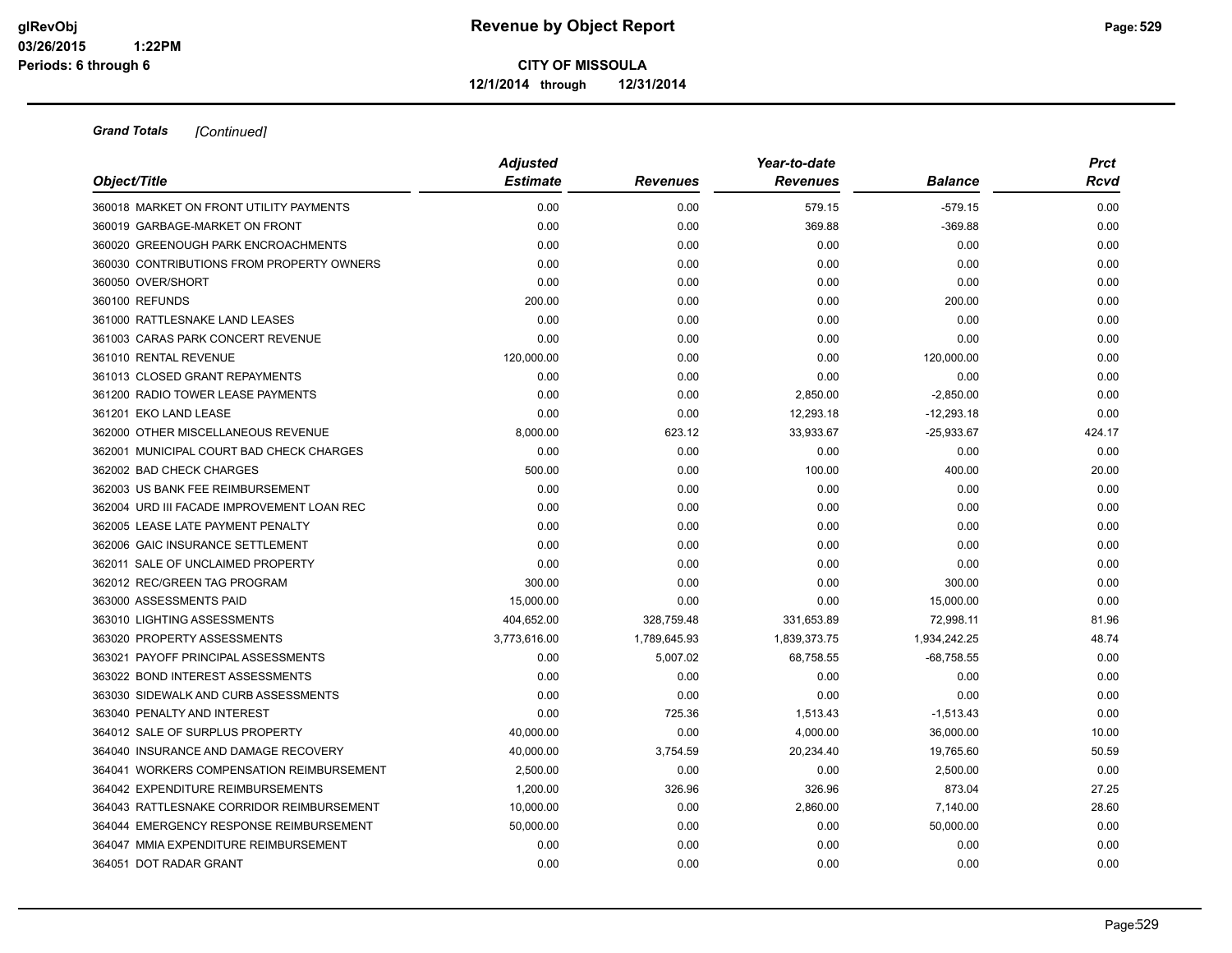**Grand Totals** *[Continued]*

| Object/Title | Adjusted Estimate | Revenues | Year-to-date Revenues | Balance | Prct Rcvd |
|---|---|---|---|---|---|
| 360018 MARKET ON FRONT UTILITY PAYMENTS | 0.00 | 0.00 | 579.15 | -579.15 | 0.00 |
| 360019 GARBAGE-MARKET ON FRONT | 0.00 | 0.00 | 369.88 | -369.88 | 0.00 |
| 360020 GREENOUGH PARK ENCROACHMENTS | 0.00 | 0.00 | 0.00 | 0.00 | 0.00 |
| 360030 CONTRIBUTIONS FROM PROPERTY OWNERS | 0.00 | 0.00 | 0.00 | 0.00 | 0.00 |
| 360050 OVER/SHORT | 0.00 | 0.00 | 0.00 | 0.00 | 0.00 |
| 360100 REFUNDS | 200.00 | 0.00 | 0.00 | 200.00 | 0.00 |
| 361000 RATTLESNAKE LAND LEASES | 0.00 | 0.00 | 0.00 | 0.00 | 0.00 |
| 361003 CARAS PARK CONCERT REVENUE | 0.00 | 0.00 | 0.00 | 0.00 | 0.00 |
| 361010 RENTAL REVENUE | 120,000.00 | 0.00 | 0.00 | 120,000.00 | 0.00 |
| 361013 CLOSED GRANT REPAYMENTS | 0.00 | 0.00 | 0.00 | 0.00 | 0.00 |
| 361200 RADIO TOWER LEASE PAYMENTS | 0.00 | 0.00 | 2,850.00 | -2,850.00 | 0.00 |
| 361201 EKO LAND LEASE | 0.00 | 0.00 | 12,293.18 | -12,293.18 | 0.00 |
| 362000 OTHER MISCELLANEOUS REVENUE | 8,000.00 | 623.12 | 33,933.67 | -25,933.67 | 424.17 |
| 362001 MUNICIPAL COURT BAD CHECK CHARGES | 0.00 | 0.00 | 0.00 | 0.00 | 0.00 |
| 362002 BAD CHECK CHARGES | 500.00 | 0.00 | 100.00 | 400.00 | 20.00 |
| 362003 US BANK FEE REIMBURSEMENT | 0.00 | 0.00 | 0.00 | 0.00 | 0.00 |
| 362004 URD III FACADE IMPROVEMENT LOAN REC | 0.00 | 0.00 | 0.00 | 0.00 | 0.00 |
| 362005 LEASE LATE PAYMENT PENALTY | 0.00 | 0.00 | 0.00 | 0.00 | 0.00 |
| 362006 GAIC INSURANCE SETTLEMENT | 0.00 | 0.00 | 0.00 | 0.00 | 0.00 |
| 362011 SALE OF UNCLAIMED PROPERTY | 0.00 | 0.00 | 0.00 | 0.00 | 0.00 |
| 362012 REC/GREEN TAG PROGRAM | 300.00 | 0.00 | 0.00 | 300.00 | 0.00 |
| 363000 ASSESSMENTS PAID | 15,000.00 | 0.00 | 0.00 | 15,000.00 | 0.00 |
| 363010 LIGHTING ASSESSMENTS | 404,652.00 | 328,759.48 | 331,653.89 | 72,998.11 | 81.96 |
| 363020 PROPERTY ASSESSMENTS | 3,773,616.00 | 1,789,645.93 | 1,839,373.75 | 1,934,242.25 | 48.74 |
| 363021 PAYOFF PRINCIPAL ASSESSMENTS | 0.00 | 5,007.02 | 68,758.55 | -68,758.55 | 0.00 |
| 363022 BOND INTEREST ASSESSMENTS | 0.00 | 0.00 | 0.00 | 0.00 | 0.00 |
| 363030 SIDEWALK AND CURB ASSESSMENTS | 0.00 | 0.00 | 0.00 | 0.00 | 0.00 |
| 363040 PENALTY AND INTEREST | 0.00 | 725.36 | 1,513.43 | -1,513.43 | 0.00 |
| 364012 SALE OF SURPLUS PROPERTY | 40,000.00 | 0.00 | 4,000.00 | 36,000.00 | 10.00 |
| 364040 INSURANCE AND DAMAGE RECOVERY | 40,000.00 | 3,754.59 | 20,234.40 | 19,765.60 | 50.59 |
| 364041 WORKERS COMPENSATION REIMBURSEMENT | 2,500.00 | 0.00 | 0.00 | 2,500.00 | 0.00 |
| 364042 EXPENDITURE REIMBURSEMENTS | 1,200.00 | 326.96 | 326.96 | 873.04 | 27.25 |
| 364043 RATTLESNAKE CORRIDOR REIMBURSEMENT | 10,000.00 | 0.00 | 2,860.00 | 7,140.00 | 28.60 |
| 364044 EMERGENCY RESPONSE REIMBURSEMENT | 50,000.00 | 0.00 | 0.00 | 50,000.00 | 0.00 |
| 364047 MMIA EXPENDITURE REIMBURSEMENT | 0.00 | 0.00 | 0.00 | 0.00 | 0.00 |
| 364051 DOT RADAR GRANT | 0.00 | 0.00 | 0.00 | 0.00 | 0.00 |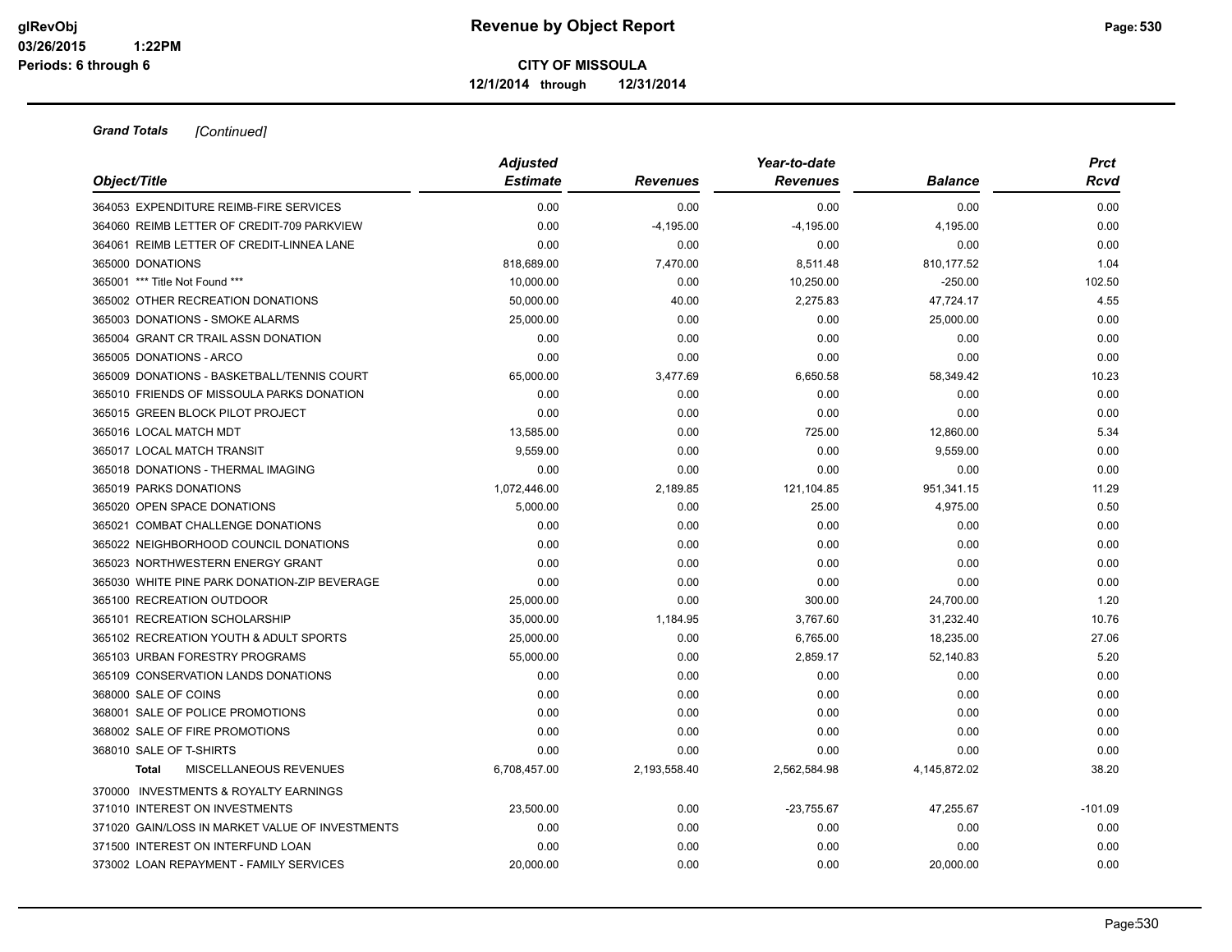**Grand Totals** *[Continued]*

| Object/Title | Adjusted Estimate | Revenues | Year-to-date Revenues | Balance | Prct Rcvd |
|---|---|---|---|---|---|
| 364053 EXPENDITURE REIMB-FIRE SERVICES | 0.00 | 0.00 | 0.00 | 0.00 | 0.00 |
| 364060 REIMB LETTER OF CREDIT-709 PARKVIEW | 0.00 | -4,195.00 | -4,195.00 | 4,195.00 | 0.00 |
| 364061 REIMB LETTER OF CREDIT-LINNEA LANE | 0.00 | 0.00 | 0.00 | 0.00 | 0.00 |
| 365000 DONATIONS | 818,689.00 | 7,470.00 | 8,511.48 | 810,177.52 | 1.04 |
| 365001 *** Title Not Found *** | 10,000.00 | 0.00 | 10,250.00 | -250.00 | 102.50 |
| 365002 OTHER RECREATION DONATIONS | 50,000.00 | 40.00 | 2,275.83 | 47,724.17 | 4.55 |
| 365003 DONATIONS - SMOKE ALARMS | 25,000.00 | 0.00 | 0.00 | 25,000.00 | 0.00 |
| 365004 GRANT CR TRAIL ASSN DONATION | 0.00 | 0.00 | 0.00 | 0.00 | 0.00 |
| 365005 DONATIONS - ARCO | 0.00 | 0.00 | 0.00 | 0.00 | 0.00 |
| 365009 DONATIONS - BASKETBALL/TENNIS COURT | 65,000.00 | 3,477.69 | 6,650.58 | 58,349.42 | 10.23 |
| 365010 FRIENDS OF MISSOULA PARKS DONATION | 0.00 | 0.00 | 0.00 | 0.00 | 0.00 |
| 365015 GREEN BLOCK PILOT PROJECT | 0.00 | 0.00 | 0.00 | 0.00 | 0.00 |
| 365016 LOCAL MATCH MDT | 13,585.00 | 0.00 | 725.00 | 12,860.00 | 5.34 |
| 365017 LOCAL MATCH TRANSIT | 9,559.00 | 0.00 | 0.00 | 9,559.00 | 0.00 |
| 365018 DONATIONS - THERMAL IMAGING | 0.00 | 0.00 | 0.00 | 0.00 | 0.00 |
| 365019 PARKS DONATIONS | 1,072,446.00 | 2,189.85 | 121,104.85 | 951,341.15 | 11.29 |
| 365020 OPEN SPACE DONATIONS | 5,000.00 | 0.00 | 25.00 | 4,975.00 | 0.50 |
| 365021 COMBAT CHALLENGE DONATIONS | 0.00 | 0.00 | 0.00 | 0.00 | 0.00 |
| 365022 NEIGHBORHOOD COUNCIL DONATIONS | 0.00 | 0.00 | 0.00 | 0.00 | 0.00 |
| 365023 NORTHWESTERN ENERGY GRANT | 0.00 | 0.00 | 0.00 | 0.00 | 0.00 |
| 365030 WHITE PINE PARK DONATION-ZIP BEVERAGE | 0.00 | 0.00 | 0.00 | 0.00 | 0.00 |
| 365100 RECREATION OUTDOOR | 25,000.00 | 0.00 | 300.00 | 24,700.00 | 1.20 |
| 365101 RECREATION SCHOLARSHIP | 35,000.00 | 1,184.95 | 3,767.60 | 31,232.40 | 10.76 |
| 365102 RECREATION YOUTH & ADULT SPORTS | 25,000.00 | 0.00 | 6,765.00 | 18,235.00 | 27.06 |
| 365103 URBAN FORESTRY PROGRAMS | 55,000.00 | 0.00 | 2,859.17 | 52,140.83 | 5.20 |
| 365109 CONSERVATION LANDS DONATIONS | 0.00 | 0.00 | 0.00 | 0.00 | 0.00 |
| 368000 SALE OF COINS | 0.00 | 0.00 | 0.00 | 0.00 | 0.00 |
| 368001 SALE OF POLICE PROMOTIONS | 0.00 | 0.00 | 0.00 | 0.00 | 0.00 |
| 368002 SALE OF FIRE PROMOTIONS | 0.00 | 0.00 | 0.00 | 0.00 | 0.00 |
| 368010 SALE OF T-SHIRTS | 0.00 | 0.00 | 0.00 | 0.00 | 0.00 |
| **Total** MISCELLANEOUS REVENUES | 6,708,457.00 | 2,193,558.40 | 2,562,584.98 | 4,145,872.02 | 38.20 |
| 370000 INVESTMENTS & ROYALTY EARNINGS | | | | | |
| 371010 INTEREST ON INVESTMENTS | 23,500.00 | 0.00 | -23,755.67 | 47,255.67 | -101.09 |
| 371020 GAIN/LOSS IN MARKET VALUE OF INVESTMENTS | 0.00 | 0.00 | 0.00 | 0.00 | 0.00 |
| 371500 INTEREST ON INTERFUND LOAN | 0.00 | 0.00 | 0.00 | 0.00 | 0.00 |
| 373002 LOAN REPAYMENT - FAMILY SERVICES | 20,000.00 | 0.00 | 0.00 | 20,000.00 | 0.00 |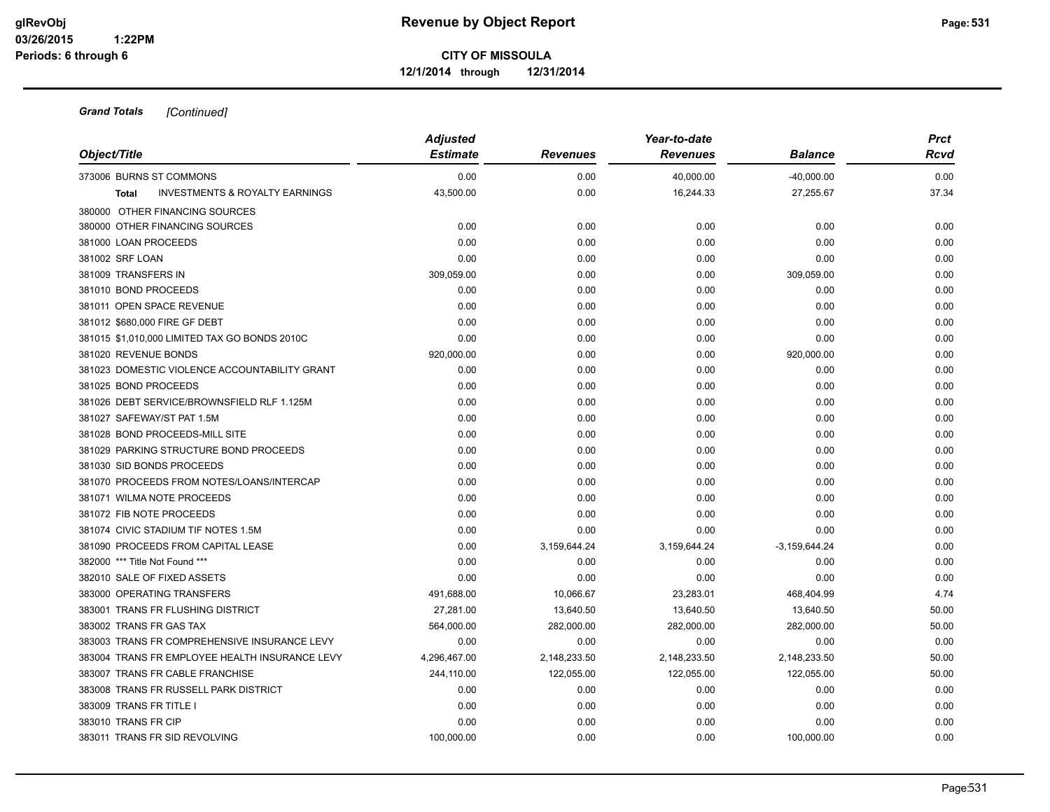**Grand Totals** *[Continued]*

| Object/Title | Adjusted Estimate | Revenues | Year-to-date Revenues | Balance | Prct Rcvd |
|---|---|---|---|---|---|
| 373006 BURNS ST COMMONS | 0.00 | 0.00 | 40,000.00 | -40,000.00 | 0.00 |
| **Total** INVESTMENTS & ROYALTY EARNINGS | 43,500.00 | 0.00 | 16,244.33 | 27,255.67 | 37.34 |
| 380000 OTHER FINANCING SOURCES | | | | | |
| 380000 OTHER FINANCING SOURCES | 0.00 | 0.00 | 0.00 | 0.00 | 0.00 |
| 381000 LOAN PROCEEDS | 0.00 | 0.00 | 0.00 | 0.00 | 0.00 |
| 381002 SRF LOAN | 0.00 | 0.00 | 0.00 | 0.00 | 0.00 |
| 381009 TRANSFERS IN | 309,059.00 | 0.00 | 0.00 | 309,059.00 | 0.00 |
| 381010 BOND PROCEEDS | 0.00 | 0.00 | 0.00 | 0.00 | 0.00 |
| 381011 OPEN SPACE REVENUE | 0.00 | 0.00 | 0.00 | 0.00 | 0.00 |
| 381012 $680,000 FIRE GF DEBT | 0.00 | 0.00 | 0.00 | 0.00 | 0.00 |
| 381015 $1,010,000 LIMITED TAX GO BONDS 2010C | 0.00 | 0.00 | 0.00 | 0.00 | 0.00 |
| 381020 REVENUE BONDS | 920,000.00 | 0.00 | 0.00 | 920,000.00 | 0.00 |
| 381023 DOMESTIC VIOLENCE ACCOUNTABILITY GRANT | 0.00 | 0.00 | 0.00 | 0.00 | 0.00 |
| 381025 BOND PROCEEDS | 0.00 | 0.00 | 0.00 | 0.00 | 0.00 |
| 381026 DEBT SERVICE/BROWNSFIELD RLF 1.125M | 0.00 | 0.00 | 0.00 | 0.00 | 0.00 |
| 381027 SAFEWAY/ST PAT 1.5M | 0.00 | 0.00 | 0.00 | 0.00 | 0.00 |
| 381028 BOND PROCEEDS-MILL SITE | 0.00 | 0.00 | 0.00 | 0.00 | 0.00 |
| 381029 PARKING STRUCTURE BOND PROCEEDS | 0.00 | 0.00 | 0.00 | 0.00 | 0.00 |
| 381030 SID BONDS PROCEEDS | 0.00 | 0.00 | 0.00 | 0.00 | 0.00 |
| 381070 PROCEEDS FROM NOTES/LOANS/INTERCAP | 0.00 | 0.00 | 0.00 | 0.00 | 0.00 |
| 381071 WILMA NOTE PROCEEDS | 0.00 | 0.00 | 0.00 | 0.00 | 0.00 |
| 381072 FIB NOTE PROCEEDS | 0.00 | 0.00 | 0.00 | 0.00 | 0.00 |
| 381074 CIVIC STADIUM TIF NOTES 1.5M | 0.00 | 0.00 | 0.00 | 0.00 | 0.00 |
| 381090 PROCEEDS FROM CAPITAL LEASE | 0.00 | 3,159,644.24 | 3,159,644.24 | -3,159,644.24 | 0.00 |
| 382000 *** Title Not Found *** | 0.00 | 0.00 | 0.00 | 0.00 | 0.00 |
| 382010 SALE OF FIXED ASSETS | 0.00 | 0.00 | 0.00 | 0.00 | 0.00 |
| 383000 OPERATING TRANSFERS | 491,688.00 | 10,066.67 | 23,283.01 | 468,404.99 | 4.74 |
| 383001 TRANS FR FLUSHING DISTRICT | 27,281.00 | 13,640.50 | 13,640.50 | 13,640.50 | 50.00 |
| 383002 TRANS FR GAS TAX | 564,000.00 | 282,000.00 | 282,000.00 | 282,000.00 | 50.00 |
| 383003 TRANS FR COMPREHENSIVE INSURANCE LEVY | 0.00 | 0.00 | 0.00 | 0.00 | 0.00 |
| 383004 TRANS FR EMPLOYEE HEALTH INSURANCE LEVY | 4,296,467.00 | 2,148,233.50 | 2,148,233.50 | 2,148,233.50 | 50.00 |
| 383007 TRANS FR CABLE FRANCHISE | 244,110.00 | 122,055.00 | 122,055.00 | 122,055.00 | 50.00 |
| 383008 TRANS FR RUSSELL PARK DISTRICT | 0.00 | 0.00 | 0.00 | 0.00 | 0.00 |
| 383009 TRANS FR TITLE I | 0.00 | 0.00 | 0.00 | 0.00 | 0.00 |
| 383010 TRANS FR CIP | 0.00 | 0.00 | 0.00 | 0.00 | 0.00 |
| 383011 TRANS FR SID REVOLVING | 100,000.00 | 0.00 | 0.00 | 100,000.00 | 0.00 |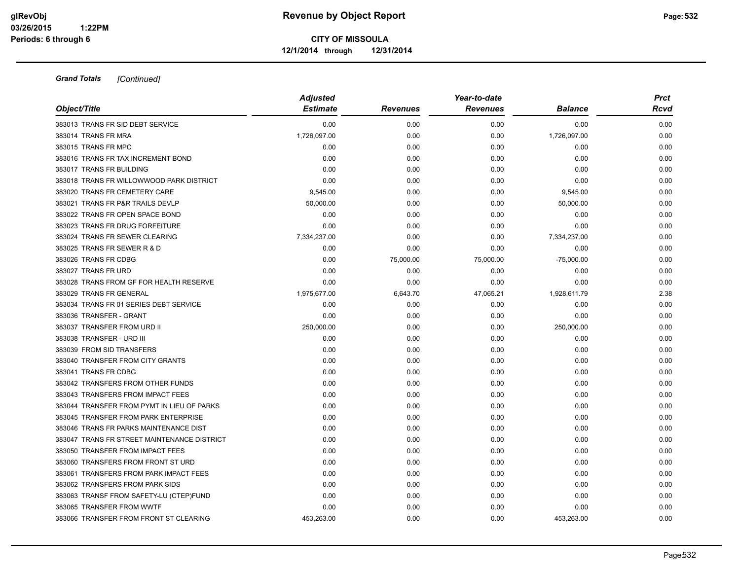**Grand Totals** *[Continued]*

| Object/Title | Adjusted Estimate | Revenues | Year-to-date Revenues | Balance | Prct Rcvd |
|---|---|---|---|---|---|
| 383013 TRANS FR SID DEBT SERVICE | 0.00 | 0.00 | 0.00 | 0.00 | 0.00 |
| 383014 TRANS FR MRA | 1,726,097.00 | 0.00 | 0.00 | 1,726,097.00 | 0.00 |
| 383015 TRANS FR MPC | 0.00 | 0.00 | 0.00 | 0.00 | 0.00 |
| 383016 TRANS FR TAX INCREMENT BOND | 0.00 | 0.00 | 0.00 | 0.00 | 0.00 |
| 383017 TRANS FR BUILDING | 0.00 | 0.00 | 0.00 | 0.00 | 0.00 |
| 383018 TRANS FR WILLOWWOOD PARK DISTRICT | 0.00 | 0.00 | 0.00 | 0.00 | 0.00 |
| 383020 TRANS FR CEMETERY CARE | 9,545.00 | 0.00 | 0.00 | 9,545.00 | 0.00 |
| 383021 TRANS FR P&R TRAILS DEVLP | 50,000.00 | 0.00 | 0.00 | 50,000.00 | 0.00 |
| 383022 TRANS FR OPEN SPACE BOND | 0.00 | 0.00 | 0.00 | 0.00 | 0.00 |
| 383023 TRANS FR DRUG FORFEITURE | 0.00 | 0.00 | 0.00 | 0.00 | 0.00 |
| 383024 TRANS FR SEWER CLEARING | 7,334,237.00 | 0.00 | 0.00 | 7,334,237.00 | 0.00 |
| 383025 TRANS FR SEWER R & D | 0.00 | 0.00 | 0.00 | 0.00 | 0.00 |
| 383026 TRANS FR CDBG | 0.00 | 75,000.00 | 75,000.00 | -75,000.00 | 0.00 |
| 383027 TRANS FR URD | 0.00 | 0.00 | 0.00 | 0.00 | 0.00 |
| 383028 TRANS FROM GF FOR HEALTH RESERVE | 0.00 | 0.00 | 0.00 | 0.00 | 0.00 |
| 383029 TRANS FR GENERAL | 1,975,677.00 | 6,643.70 | 47,065.21 | 1,928,611.79 | 2.38 |
| 383034 TRANS FR 01 SERIES DEBT SERVICE | 0.00 | 0.00 | 0.00 | 0.00 | 0.00 |
| 383036 TRANSFER - GRANT | 0.00 | 0.00 | 0.00 | 0.00 | 0.00 |
| 383037 TRANSFER FROM URD II | 250,000.00 | 0.00 | 0.00 | 250,000.00 | 0.00 |
| 383038 TRANSFER - URD III | 0.00 | 0.00 | 0.00 | 0.00 | 0.00 |
| 383039 FROM SID TRANSFERS | 0.00 | 0.00 | 0.00 | 0.00 | 0.00 |
| 383040 TRANSFER FROM CITY GRANTS | 0.00 | 0.00 | 0.00 | 0.00 | 0.00 |
| 383041 TRANS FR CDBG | 0.00 | 0.00 | 0.00 | 0.00 | 0.00 |
| 383042 TRANSFERS FROM OTHER FUNDS | 0.00 | 0.00 | 0.00 | 0.00 | 0.00 |
| 383043 TRANSFERS FROM IMPACT FEES | 0.00 | 0.00 | 0.00 | 0.00 | 0.00 |
| 383044 TRANSFER FROM PYMT IN LIEU OF PARKS | 0.00 | 0.00 | 0.00 | 0.00 | 0.00 |
| 383045 TRANSFER FROM PARK ENTERPRISE | 0.00 | 0.00 | 0.00 | 0.00 | 0.00 |
| 383046 TRANS FR PARKS MAINTENANCE DIST | 0.00 | 0.00 | 0.00 | 0.00 | 0.00 |
| 383047 TRANS FR STREET MAINTENANCE DISTRICT | 0.00 | 0.00 | 0.00 | 0.00 | 0.00 |
| 383050 TRANSFER FROM IMPACT FEES | 0.00 | 0.00 | 0.00 | 0.00 | 0.00 |
| 383060 TRANSFERS FROM FRONT ST URD | 0.00 | 0.00 | 0.00 | 0.00 | 0.00 |
| 383061 TRANSFERS FROM PARK IMPACT FEES | 0.00 | 0.00 | 0.00 | 0.00 | 0.00 |
| 383062 TRANSFERS FROM PARK SIDS | 0.00 | 0.00 | 0.00 | 0.00 | 0.00 |
| 383063 TRANSF FROM SAFETY-LU (CTEP)FUND | 0.00 | 0.00 | 0.00 | 0.00 | 0.00 |
| 383065 TRANSFER FROM WWTF | 0.00 | 0.00 | 0.00 | 0.00 | 0.00 |
| 383066 TRANSFER FROM FRONT ST CLEARING | 453,263.00 | 0.00 | 0.00 | 453,263.00 | 0.00 |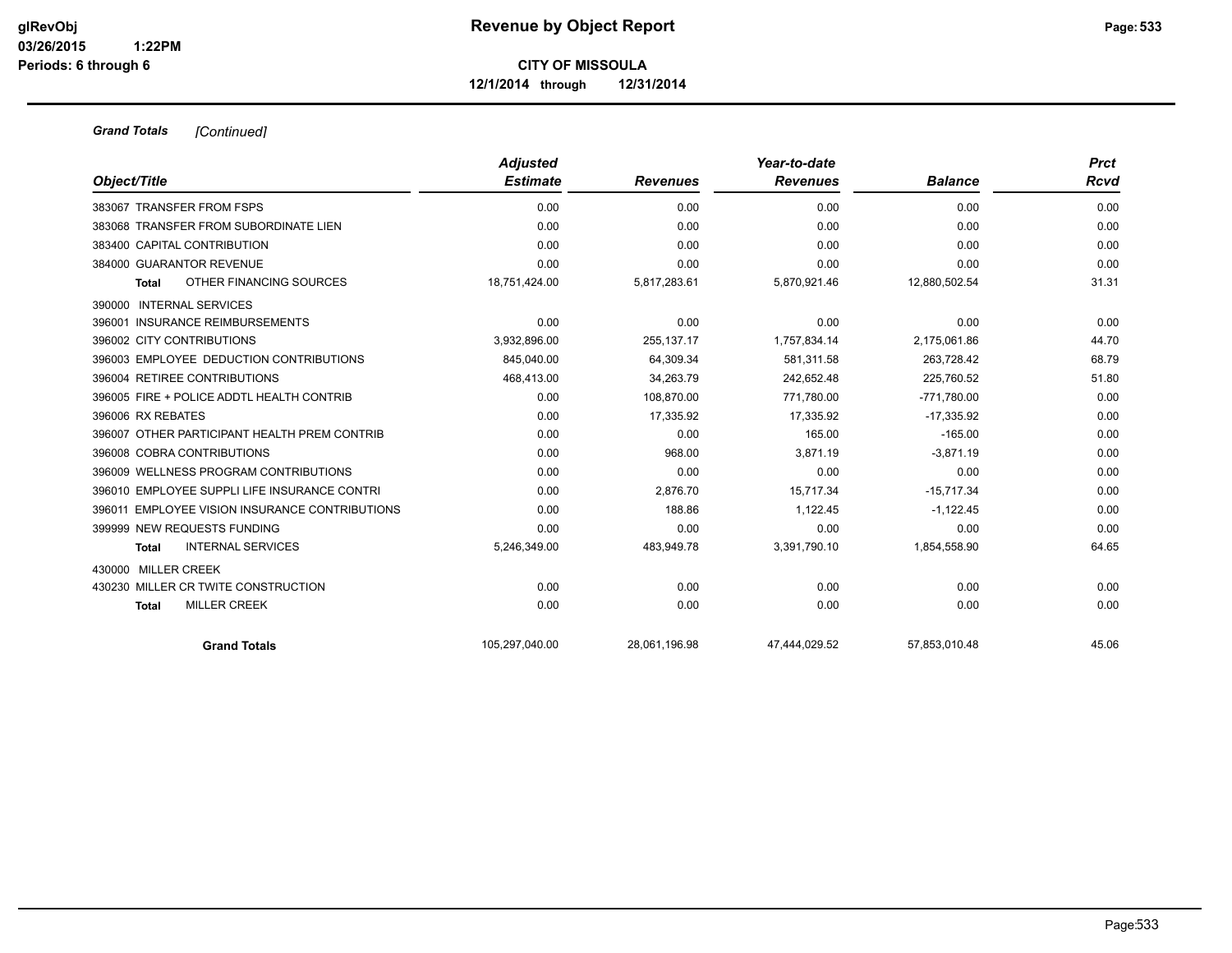**Revenue by Object Report**

**CITY OF MISSOULA**

**12/1/2014 through 12/31/2014**

glRevObj
03/26/2015 1:22PM
Periods: 6 through 6

***Grand Totals*** *[Continued]*

| *Object/Title* | *Adjusted Estimate* | *Revenues* | *Year-to-date Revenues* | *Balance* | *Prct Rcvd* |
|---|---|---|---|---|---|
| 383067 TRANSFER FROM FSPS | 0.00 | 0.00 | 0.00 | 0.00 | 0.00 |
| 383068 TRANSFER FROM SUBORDINATE LIEN | 0.00 | 0.00 | 0.00 | 0.00 | 0.00 |
| 383400 CAPITAL CONTRIBUTION | 0.00 | 0.00 | 0.00 | 0.00 | 0.00 |
| 384000 GUARANTOR REVENUE | 0.00 | 0.00 | 0.00 | 0.00 | 0.00 |
| **Total** OTHER FINANCING SOURCES | 18,751,424.00 | 5,817,283.61 | 5,870,921.46 | 12,880,502.54 | 31.31 |
| 390000 INTERNAL SERVICES | | | | | |
| 396001 INSURANCE REIMBURSEMENTS | 0.00 | 0.00 | 0.00 | 0.00 | 0.00 |
| 396002 CITY CONTRIBUTIONS | 3,932,896.00 | 255,137.17 | 1,757,834.14 | 2,175,061.86 | 44.70 |
| 396003 EMPLOYEE DEDUCTION CONTRIBUTIONS | 845,040.00 | 64,309.34 | 581,311.58 | 263,728.42 | 68.79 |
| 396004 RETIREE CONTRIBUTIONS | 468,413.00 | 34,263.79 | 242,652.48 | 225,760.52 | 51.80 |
| 396005 FIRE + POLICE ADDTL HEALTH CONTRIB | 0.00 | 108,870.00 | 771,780.00 | -771,780.00 | 0.00 |
| 396006 RX REBATES | 0.00 | 17,335.92 | 17,335.92 | -17,335.92 | 0.00 |
| 396007 OTHER PARTICIPANT HEALTH PREM CONTRIB | 0.00 | 0.00 | 165.00 | -165.00 | 0.00 |
| 396008 COBRA CONTRIBUTIONS | 0.00 | 968.00 | 3,871.19 | -3,871.19 | 0.00 |
| 396009 WELLNESS PROGRAM CONTRIBUTIONS | 0.00 | 0.00 | 0.00 | 0.00 | 0.00 |
| 396010 EMPLOYEE SUPPLI LIFE INSURANCE CONTRI | 0.00 | 2,876.70 | 15,717.34 | -15,717.34 | 0.00 |
| 396011 EMPLOYEE VISION INSURANCE CONTRIBUTIONS | 0.00 | 188.86 | 1,122.45 | -1,122.45 | 0.00 |
| 399999 NEW REQUESTS FUNDING | 0.00 | 0.00 | 0.00 | 0.00 | 0.00 |
| **Total** INTERNAL SERVICES | 5,246,349.00 | 483,949.78 | 3,391,790.10 | 1,854,558.90 | 64.65 |
| 430000 MILLER CREEK | | | | | |
| 430230 MILLER CR TWITE CONSTRUCTION | 0.00 | 0.00 | 0.00 | 0.00 | 0.00 |
| **Total** MILLER CREEK | 0.00 | 0.00 | 0.00 | 0.00 | 0.00 |
| **Grand Totals** | 105,297,040.00 | 28,061,196.98 | 47,444,029.52 | 57,853,010.48 | 45.06 |